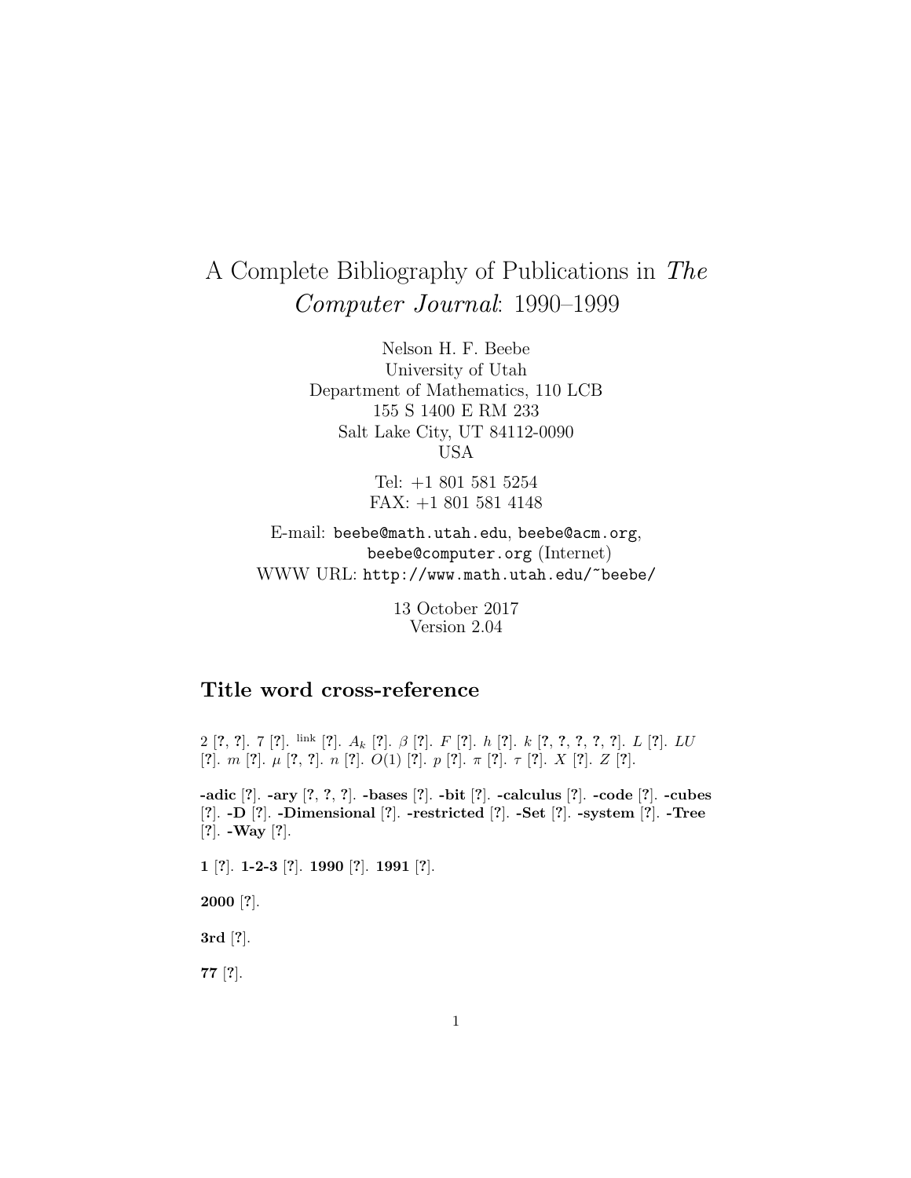# A Complete Bibliography of Publications in *The Computer Journal*: 1990–1999

Nelson H. F. Beebe
University of Utah
Department of Mathematics, 110 LCB
155 S 1400 E RM 233
Salt Lake City, UT 84112-0090
USA

Tel: +1 801 581 5254
FAX: +1 801 581 4148

E-mail: `beebe@math.utah.edu`, `beebe@acm.org`, `beebe@computer.org` (Internet)
WWW URL: `http://www.math.utah.edu/~beebe/`

13 October 2017
Version 2.04

## Title word cross-reference

2 [?, ?]. 7 [?]. $^{\mathrm{link}}$ [?]. $A_k$ [?]. $\beta$ [?]. $F$ [?]. $h$ [?]. $k$ [?, ?, ?, ?, ?]. $L$ [?]. $LU$ [?]. $m$ [?]. $\mu$ [?, ?]. $n$ [?]. $O(1)$ [?]. $p$ [?]. $\pi$ [?]. $\tau$ [?]. $X$ [?]. $Z$ [?].

**-adic** [?]. **-ary** [?, ?, ?]. **-bases** [?]. **-bit** [?]. **-calculus** [?]. **-code** [?]. **-cubes** [?]. **-D** [?]. **-Dimensional** [?]. **-restricted** [?]. **-Set** [?]. **-system** [?]. **-Tree** [?]. **-Way** [?].

**1** [?]. **1-2-3** [?]. **1990** [?]. **1991** [?].

**2000** [?].

**3rd** [?].

**77** [?].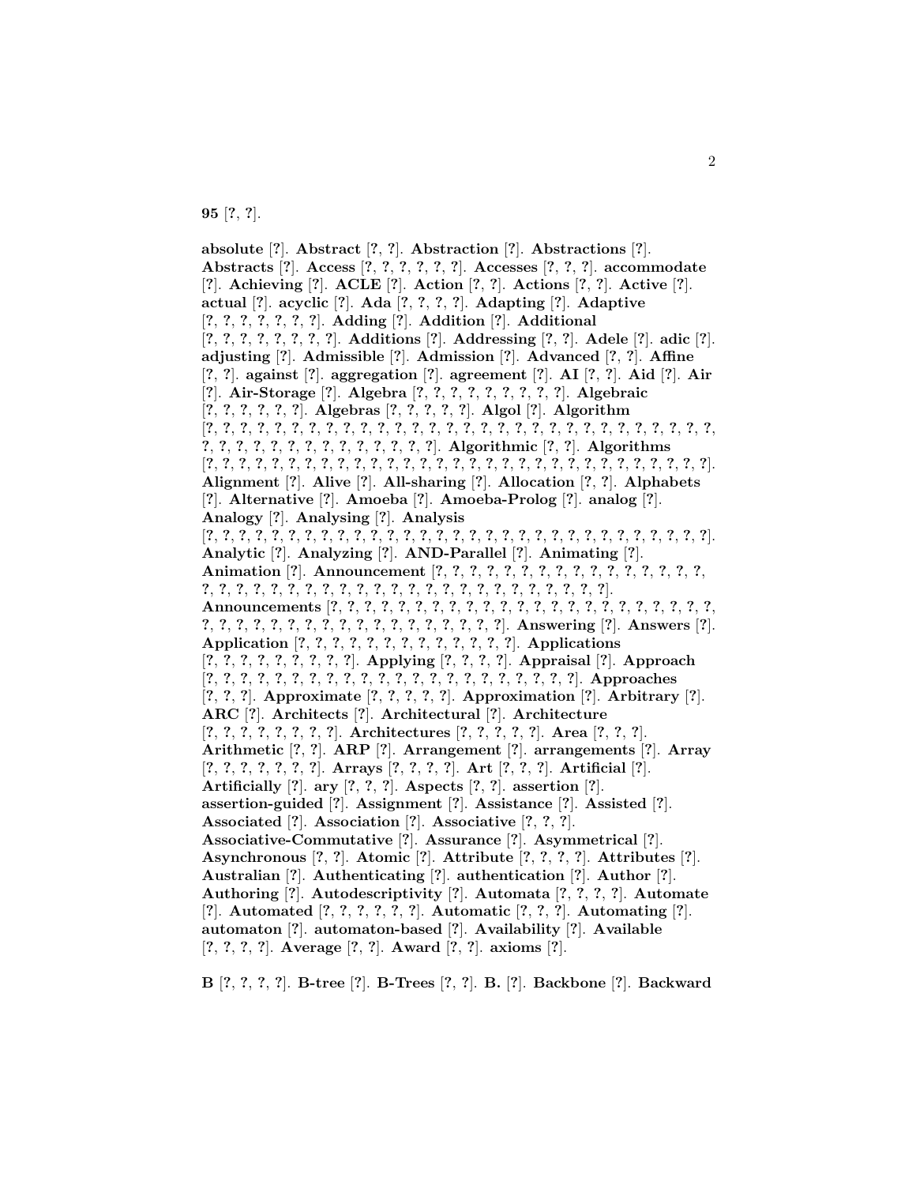**95** [?, ?].

**absolute** [?]. **Abstract** [?, ?]. **Abstraction** [?]. **Abstractions** [?]. **Abstracts** [?]. **Access** [?, ?, ?, ?, ?, ?]. **Accesses** [?, ?, ?]. **accommodate** [?]. **Achieving** [?]. **ACLE** [?]. **Action** [?, ?]. **Actions** [?, ?]. **Active** [?]. **actual** [?]. **acyclic** [?]. **Ada** [?, ?, ?, ?]. **Adapting** [?]. **Adaptive** [?, ?, ?, ?, ?, ?, ?, ?]. **Adding** [?]. **Addition** [?]. **Additional** [?, ?, ?, ?, ?, ?, ?, ?, ?]. **Additions** [?]. **Addressing** [?, ?]. **Adele** [?]. **adic** [?]. **adjusting** [?]. **Admissible** [?]. **Admission** [?]. **Advanced** [?, ?]. **Affine** [?, ?]. **against** [?]. **aggregation** [?]. **agreement** [?]. **AI** [?, ?]. **Aid** [?]. **Air** [?]. **Air-Storage** [?]. **Algebra** [?, ?, ?, ?, ?, ?, ?, ?, ?, ?]. **Algebraic** [?, ?, ?, ?, ?, ?]. **Algebras** [?, ?, ?, ?, ?]. **Algol** [?]. **Algorithm** [?, ?, ?, ?, ?, ?, ?, ?, ?, ?, ?, ?, ?, ?, ?, ?, ?, ?, ?, ?, ?, ?, ?, ?, ?, ?, ?, ?, ?, ?, ?, ?, ?, ?, ?, ?, ?, ?, ?, ?, ?, ?, ?, ?, ?, ?, ?, ?, ?]. **Algorithmic** [?, ?]. **Algorithms** [?, ?, ?, ?, ?, ?, ?, ?, ?, ?, ?, ?, ?, ?, ?, ?, ?, ?, ?, ?, ?, ?, ?, ?, ?, ?, ?, ?, ?, ?, ?, ?, ?]. **Alignment** [?]. **Alive** [?]. **All-sharing** [?]. **Allocation** [?, ?]. **Alphabets** [?]. **Alternative** [?]. **Amoeba** [?]. **Amoeba-Prolog** [?]. **analog** [?]. **Analogy** [?]. **Analysing** [?]. **Analysis** [?, ?, ?, ?, ?, ?, ?, ?, ?, ?, ?, ?, ?, ?, ?, ?, ?, ?, ?, ?, ?, ?, ?, ?, ?, ?, ?, ?, ?, ?, ?, ?, ?, ?]. **Analytic** [?]. **Analyzing** [?]. **AND-Parallel** [?]. **Animating** [?]. **Animation** [?]. **Announcement** [?, ?, ?, ?, ?, ?, ?, ?, ?, ?, ?, ?, ?, ?, ?, ?, ?, ?, ?, ?, ?, ?, ?, ?, ?, ?, ?, ?, ?, ?, ?, ?, ?, ?, ?, ?, ?, ?, ?, ?, ?, ?, ?, ?, ?, ?]. **Announcements** [?, ?, ?, ?, ?, ?, ?, ?, ?, ?, ?, ?, ?, ?, ?, ?, ?, ?, ?, ?, ?, ?, ?, ?, ?, ?, ?, ?, ?, ?, ?, ?, ?, ?, ?, ?, ?, ?, ?, ?, ?, ?, ?, ?, ?]. **Answering** [?]. **Answers** [?]. **Application** [?, ?, ?, ?, ?, ?, ?, ?, ?, ?, ?, ?, ?, ?, ?]. **Applications** [?, ?, ?, ?, ?, ?, ?, ?, ?]. **Applying** [?, ?, ?, ?]. **Appraisal** [?]. **Approach** [?, ?, ?, ?, ?, ?, ?, ?, ?, ?, ?, ?, ?, ?, ?, ?, ?, ?, ?, ?, ?, ?, ?, ?]. **Approaches** [?, ?, ?]. **Approximate** [?, ?, ?, ?, ?]. **Approximation** [?]. **Arbitrary** [?]. **ARC** [?]. **Architects** [?]. **Architectural** [?]. **Architecture** [?, ?, ?, ?, ?, ?, ?, ?, ?]. **Architectures** [?, ?, ?, ?, ?]. **Area** [?, ?, ?]. **Arithmetic** [?, ?]. **ARP** [?]. **Arrangement** [?]. **arrangements** [?]. **Array** [?, ?, ?, ?, ?, ?, ?, ?]. **Arrays** [?, ?, ?, ?]. **Art** [?, ?, ?]. **Artificial** [?]. **Artificially** [?]. **ary** [?, ?, ?]. **Aspects** [?, ?]. **assertion** [?]. **assertion-guided** [?]. **Assignment** [?]. **Assistance** [?]. **Assisted** [?]. **Associated** [?]. **Association** [?]. **Associative** [?, ?, ?]. **Associative-Commutative** [?]. **Assurance** [?]. **Asymmetrical** [?]. **Asynchronous** [?, ?]. **Atomic** [?]. **Attribute** [?, ?, ?, ?]. **Attributes** [?]. **Australian** [?]. **Authenticating** [?]. **authentication** [?]. **Author** [?]. **Authoring** [?]. **Autodescriptivity** [?]. **Automata** [?, ?, ?, ?]. **Automate** [?]. **Automated** [?, ?, ?, ?, ?, ?]. **Automatic** [?, ?, ?]. **Automating** [?]. **automaton** [?]. **automaton-based** [?]. **Availability** [?]. **Available** [?, ?, ?, ?]. **Average** [?, ?]. **Award** [?, ?]. **axioms** [?].

**B** [?, ?, ?, ?]. **B-tree** [?]. **B-Trees** [?, ?]. **B.** [?]. **Backbone** [?]. **Backward**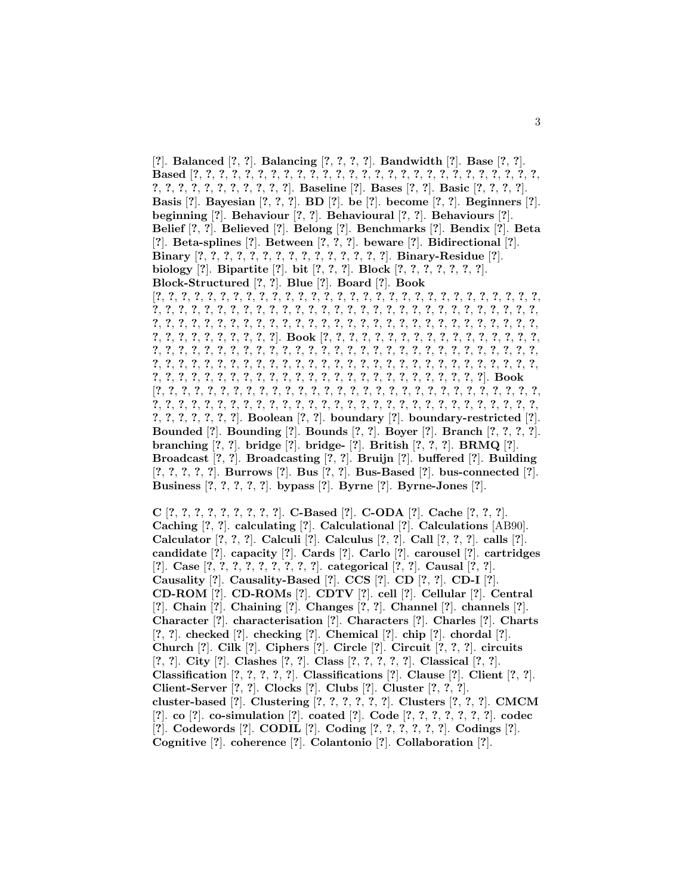[?]. **Balanced** [?, ?]. **Balancing** [?, ?, ?, ?]. **Bandwidth** [?]. **Base** [?, ?]. **Based** [?, ?, ?, ?, ?, ?, ?, ?, ?, ?, ?, ?, ?, ?, ?, ?, ?, ?, ?, ?, ?, ?, ?, ?, ?, ?, ?, ?, ?, ?, ?, ?, ?, ?, ?, ?, ?, ?, ?, ?, ?]. **Baseline** [?]. **Bases** [?, ?]. **Basic** [?, ?, ?, ?]. **Basis** [?]. **Bayesian** [?, ?, ?]. **BD** [?]. **be** [?]. **become** [?, ?]. **Beginners** [?]. **beginning** [?]. **Behaviour** [?, ?]. **Behavioural** [?, ?]. **Behaviours** [?]. **Belief** [?, ?]. **Believed** [?]. **Belong** [?]. **Benchmarks** [?]. **Bendix** [?]. **Beta** [?]. **Beta-splines** [?]. **Between** [?, ?, ?]. **beware** [?]. **Bidirectional** [?]. **Binary** [?, ?, ?, ?, ?, ?, ?, ?, ?, ?, ?, ?, ?, ?, ?, ?]. **Binary-Residue** [?]. **biology** [?]. **Bipartite** [?]. **bit** [?, ?, ?]. **Block** [?, ?, ?, ?, ?, ?, ?]. **Block-Structured** [?, ?]. **Blue** [?]. **Board** [?]. **Book** [?, ?, ?, ?, ?, ?, ?, ?, ?, ?, ?, ?, ?, ?, ?, ?, ?, ?, ?, ?, ?, ?, ?, ?, ?, ?, ?, ?, ?, ?, ?, ?, ?, ?, ?, ?, ?, ?, ?, ?, ?, ?, ?, ?, ?, ?, ?, ?, ?, ?, ?, ?, ?, ?, ?, ?, ?, ?, ?, ?, ?, ?, ?, ?, ?, ?, ?, ?, ?, ?, ?, ?, ?, ?, ?, ?, ?, ?, ?, ?, ?, ?, ?, ?, ?, ?, ?, ?, ?, ?, ?, ?, ?, ?, ?, ?, ?, ?, ?, ?, ?, ?, ?, ?, ?, ?, ?, ?, ?, ?]. **Book** [?, ?, ?, ?, ?, ?, ?, ?, ?, ?, ?, ?, ?, ?, ?, ?, ?, ?, ?, ?, ?, ?, ?, ?, ?, ?, ?, ?, ?, ?, ?, ?, ?, ?, ?, ?, ?, ?, ?, ?, ?, ?, ?, ?, ?, ?, ?, ?, ?, ?, ?, ?, ?, ?, ?, ?, ?, ?, ?, ?, ?, ?, ?, ?, ?, ?, ?, ?, ?, ?, ?, ?, ?, ?, ?, ?, ?, ?, ?, ?, ?, ?, ?, ?, ?, ?, ?, ?, ?, ?, ?, ?, ?, ?, ?, ?, ?, ?, ?, ?, ?, ?, ?, ?, ?, ?, ?, ?, ?, ?, ?, ?, ?]. **Book** [?, ?, ?, ?, ?, ?, ?, ?, ?, ?, ?, ?, ?, ?, ?, ?, ?, ?, ?, ?, ?, ?, ?, ?, ?, ?, ?, ?, ?, ?, ?, ?, ?, ?, ?, ?, ?, ?, ?, ?, ?, ?, ?, ?, ?, ?, ?, ?, ?, ?, ?, ?, ?, ?, ?, ?, ?, ?, ?, ?, ?, ?, ?, ?, ?, ?, ?, ?, ?, ?, ?, ?, ?]. **Boolean** [?, ?]. **boundary** [?]. **boundary-restricted** [?]. **Bounded** [?]. **Bounding** [?]. **Bounds** [?, ?]. **Boyer** [?]. **Branch** [?, ?, ?, ?]. **branching** [?, ?]. **bridge** [?]. **bridge-** [?]. **British** [?, ?, ?]. **BRMQ** [?]. **Broadcast** [?, ?]. **Broadcasting** [?, ?]. **Bruijn** [?]. **buffered** [?]. **Building** [?, ?, ?, ?, ?]. **Burrows** [?]. **Bus** [?, ?]. **Bus-Based** [?]. **bus-connected** [?]. **Business** [?, ?, ?, ?, ?]. **bypass** [?]. **Byrne** [?]. **Byrne-Jones** [?].

**C** [?, ?, ?, ?, ?, ?, ?, ?, ?, ?]. **C-Based** [?]. **C-ODA** [?]. **Cache** [?, ?, ?]. **Caching** [?, ?]. **calculating** [?]. **Calculational** [?]. **Calculations** [AB90]. **Calculator** [?, ?, ?]. **Calculi** [?]. **Calculus** [?, ?]. **Call** [?, ?, ?]. **calls** [?]. **candidate** [?]. **capacity** [?]. **Cards** [?]. **Carlo** [?]. **carousel** [?]. **cartridges** [?]. **Case** [?, ?, ?, ?, ?, ?, ?, ?, ?, ?]. **categorical** [?, ?]. **Causal** [?, ?]. **Causality** [?]. **Causality-Based** [?]. **CCS** [?]. **CD** [?, ?]. **CD-I** [?]. **CD-ROM** [?]. **CD-ROMs** [?]. **CDTV** [?]. **cell** [?]. **Cellular** [?]. **Central** [?]. **Chain** [?]. **Chaining** [?]. **Changes** [?, ?]. **Channel** [?]. **channels** [?]. **Character** [?]. **characterisation** [?]. **Characters** [?]. **Charles** [?]. **Charts** [?, ?]. **checked** [?]. **checking** [?]. **Chemical** [?]. **chip** [?]. **chordal** [?]. **Church** [?]. **Cilk** [?]. **Ciphers** [?]. **Circle** [?]. **Circuit** [?, ?, ?]. **circuits** [?, ?]. **City** [?]. **Clashes** [?, ?]. **Class** [?, ?, ?, ?, ?]. **Classical** [?, ?]. **Classification** [?, ?, ?, ?, ?]. **Classifications** [?]. **Clause** [?]. **Client** [?, ?]. **Client-Server** [?, ?]. **Clocks** [?]. **Clubs** [?]. **Cluster** [?, ?, ?]. **cluster-based** [?]. **Clustering** [?, ?, ?, ?, ?, ?]. **Clusters** [?, ?, ?]. **CMCM** [?]. **co** [?]. **co-simulation** [?]. **coated** [?]. **Code** [?, ?, ?, ?, ?, ?, ?]. **codec** [?]. **Codewords** [?]. **CODIL** [?]. **Coding** [?, ?, ?, ?, ?, ?]. **Codings** [?]. **Cognitive** [?]. **coherence** [?]. **Colantonio** [?]. **Collaboration** [?].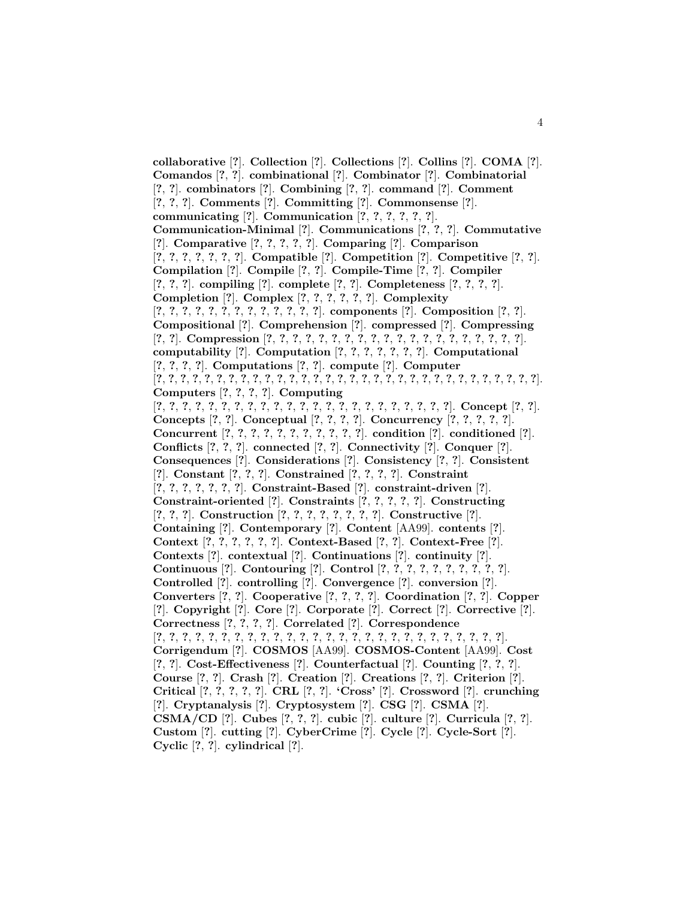**collaborative** [?]. **Collection** [?]. **Collections** [?]. **Collins** [?]. **COMA** [?]. **Comandos** [?, ?]. **combinational** [?]. **Combinator** [?]. **Combinatorial** [?, ?]. **combinators** [?]. **Combining** [?, ?]. **command** [?]. **Comment** [?, ?, ?]. **Comments** [?]. **Committing** [?]. **Commonsense** [?]. **communicating** [?]. **Communication** [?, ?, ?, ?, ?, ?]. **Communication-Minimal** [?]. **Communications** [?, ?, ?]. **Commutative** [?]. **Comparative** [?, ?, ?, ?, ?]. **Comparing** [?]. **Comparison** [?, ?, ?, ?, ?, ?, ?]. **Compatible** [?]. **Competition** [?]. **Competitive** [?, ?]. **Compilation** [?]. **Compile** [?, ?]. **Compile-Time** [?, ?]. **Compiler** [?, ?, ?]. **compiling** [?]. **complete** [?, ?]. **Completeness** [?, ?, ?, ?]. **Completion** [?]. **Complex** [?, ?, ?, ?, ?, ?]. **Complexity** [?, ?, ?, ?, ?, ?, ?, ?, ?, ?, ?, ?, ?, ?]. **components** [?]. **Composition** [?, ?]. **Compositional** [?]. **Comprehension** [?]. **compressed** [?]. **Compressing** [?, ?]. **Compression** [?, ?, ?, ?, ?, ?, ?, ?, ?, ?, ?, ?, ?, ?, ?, ?, ?, ?, ?, ?, ?, ?]. **computability** [?]. **Computation** [?, ?, ?, ?, ?, ?, ?]. **Computational** [?, ?, ?, ?]. **Computations** [?, ?]. **compute** [?]. **Computer** [?, ?, ?, ?, ?, ?, ?, ?, ?, ?, ?, ?, ?, ?, ?, ?, ?, ?, ?, ?, ?, ?, ?, ?, ?, ?, ?, ?, ?, ?, ?, ?, ?, ?]. **Computers** [?, ?, ?, ?]. **Computing** [?, ?, ?, ?, ?, ?, ?, ?, ?, ?, ?, ?, ?, ?, ?, ?, ?, ?, ?, ?, ?, ?, ?, ?, ?]. **Concept** [?, ?]. **Concepts** [?, ?]. **Conceptual** [?, ?, ?, ?]. **Concurrency** [?, ?, ?, ?, ?]. **Concurrent** [?, ?, ?, ?, ?, ?, ?, ?, ?, ?, ?]. **condition** [?]. **conditioned** [?]. **Conflicts** [?, ?, ?]. **connected** [?, ?]. **Connectivity** [?]. **Conquer** [?]. **Consequences** [?]. **Considerations** [?]. **Consistency** [?, ?]. **Consistent** [?]. **Constant** [?, ?, ?]. **Constrained** [?, ?, ?, ?]. **Constraint** [?, ?, ?, ?, ?, ?, ?]. **Constraint-Based** [?]. **constraint-driven** [?]. **Constraint-oriented** [?]. **Constraints** [?, ?, ?, ?, ?]. **Constructing** [?, ?, ?]. **Construction** [?, ?, ?, ?, ?, ?, ?, ?]. **Constructive** [?]. **Containing** [?]. **Contemporary** [?]. **Content** [AA99]. **contents** [?]. **Context** [?, ?, ?, ?, ?, ?]. **Context-Based** [?, ?]. **Context-Free** [?]. **Contexts** [?]. **contextual** [?]. **Continuations** [?]. **continuity** [?]. **Continuous** [?]. **Contouring** [?]. **Control** [?, ?, ?, ?, ?, ?, ?, ?, ?, ?]. **Controlled** [?]. **controlling** [?]. **Convergence** [?]. **conversion** [?]. **Converters** [?, ?]. **Cooperative** [?, ?, ?, ?]. **Coordination** [?, ?]. **Copper** [?]. **Copyright** [?]. **Core** [?]. **Corporate** [?]. **Correct** [?]. **Corrective** [?]. **Correctness** [?, ?, ?, ?]. **Correlated** [?]. **Correspondence** [?, ?, ?, ?, ?, ?, ?, ?, ?, ?, ?, ?, ?, ?, ?, ?, ?, ?, ?, ?, ?, ?, ?, ?, ?, ?, ?, ?, ?]. **Corrigendum** [?]. **COSMOS** [AA99]. **COSMOS-Content** [AA99]. **Cost** [?, ?]. **Cost-Effectiveness** [?]. **Counterfactual** [?]. **Counting** [?, ?, ?]. **Course** [?, ?]. **Crash** [?]. **Creation** [?]. **Creations** [?, ?]. **Criterion** [?]. **Critical** [?, ?, ?, ?, ?]. **CRL** [?, ?]. **'Cross'** [?]. **Crossword** [?]. **crunching** [?]. **Cryptanalysis** [?]. **Cryptosystem** [?]. **CSG** [?]. **CSMA** [?]. **CSMA/CD** [?]. **Cubes** [?, ?, ?]. **cubic** [?]. **culture** [?]. **Curricula** [?, ?]. **Custom** [?]. **cutting** [?]. **CyberCrime** [?]. **Cycle** [?]. **Cycle-Sort** [?]. **Cyclic** [?, ?]. **cylindrical** [?].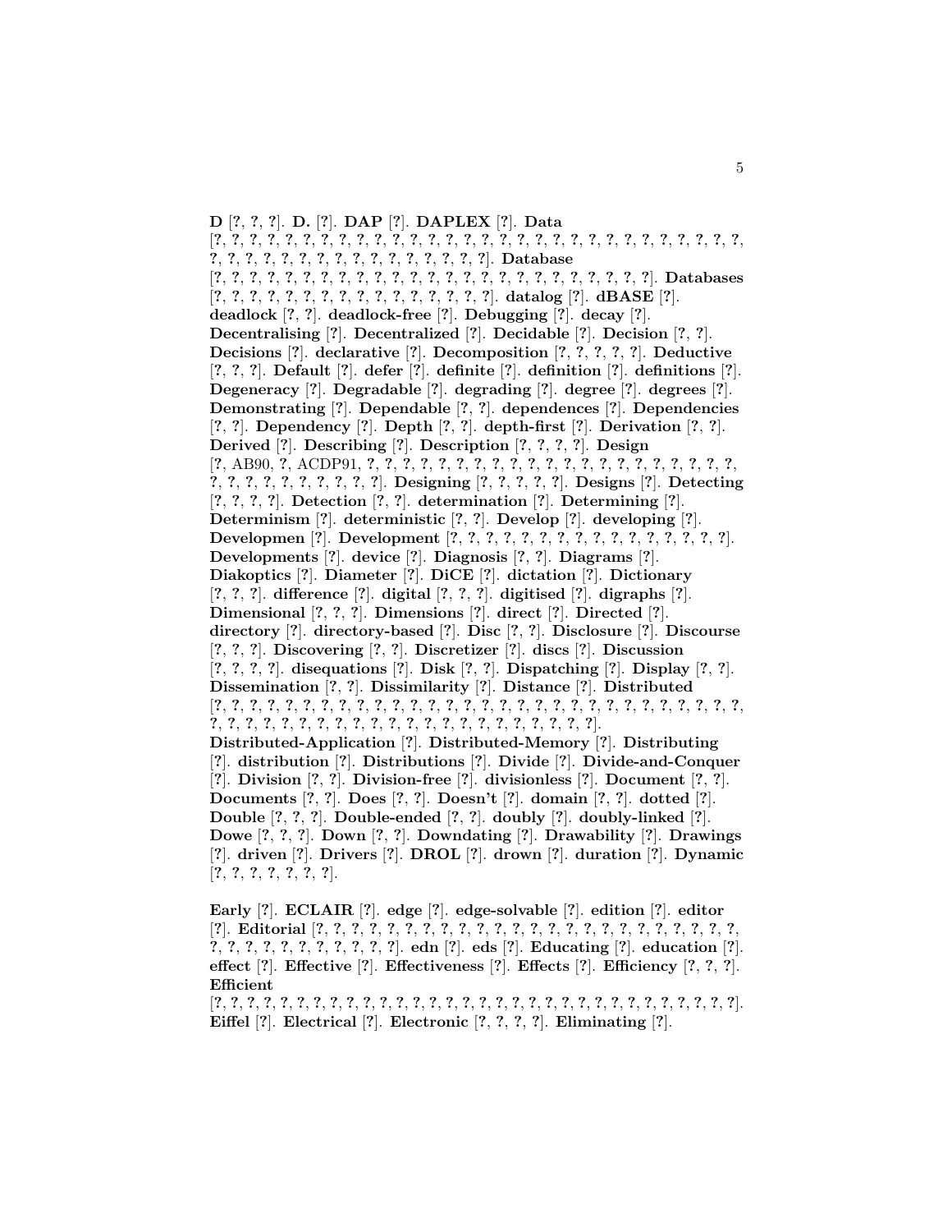**D** [?, ?, ?]. **D.** [?]. **DAP** [?]. **DAPLEX** [?]. **Data** [?, ?, ?, ?, ?, ?, ?, ?, ?, ?, ?, ?, ?, ?, ?, ?, ?, ?, ?, ?, ?, ?, ?, ?, ?, ?, ?, ?, ?, ?, ?, ?, ?, ?, ?, ?, ?, ?, ?, ?, ?, ?, ?, ?, ?, ?, ?, ?, ?, ?, ?, ?, ?]. **Database** [?, ?, ?, ?, ?, ?, ?, ?, ?, ?, ?, ?, ?, ?, ?, ?, ?, ?, ?, ?, ?, ?, ?, ?, ?, ?, ?, ?]. **Databases** [?, ?, ?, ?, ?, ?, ?, ?, ?, ?, ?, ?, ?, ?, ?, ?, ?]. **datalog** [?]. **dBASE** [?]. **deadlock** [?, ?]. **deadlock-free** [?]. **Debugging** [?]. **decay** [?]. **Decentralising** [?]. **Decentralized** [?]. **Decidable** [?]. **Decision** [?, ?]. **Decisions** [?]. **declarative** [?]. **Decomposition** [?, ?, ?, ?, ?]. **Deductive** [?, ?, ?]. **Default** [?]. **defer** [?]. **definite** [?]. **definition** [?]. **definitions** [?]. **Degeneracy** [?]. **Degradable** [?]. **degrading** [?]. **degree** [?]. **degrees** [?]. **Demonstrating** [?]. **Dependable** [?, ?]. **dependences** [?]. **Dependencies** [?, ?]. **Dependency** [?]. **Depth** [?, ?]. **depth-first** [?]. **Derivation** [?, ?]. **Derived** [?]. **Describing** [?]. **Description** [?, ?, ?, ?]. **Design** [?, AB90, ?, ACDP91, ?, ?, ?, ?, ?, ?, ?, ?, ?, ?, ?, ?, ?, ?, ?, ?, ?, ?, ?, ?, ?, ?, ?, ?, ?, ?, ?, ?, ?, ?, ?, ?, ?, ?, ?, ?]. **Designing** [?, ?, ?, ?, ?]. **Designs** [?]. **Detecting** [?, ?, ?, ?]. **Detection** [?, ?]. **determination** [?]. **Determining** [?]. **Determinism** [?]. **deterministic** [?, ?]. **Develop** [?]. **developing** [?]. **Developmen** [?]. **Development** [?, ?, ?, ?, ?, ?, ?, ?, ?, ?, ?, ?, ?, ?, ?, ?, ?, ?]. **Developments** [?]. **device** [?]. **Diagnosis** [?, ?]. **Diagrams** [?]. **Diakoptics** [?]. **Diameter** [?]. **DiCE** [?]. **dictation** [?]. **Dictionary** [?, ?, ?]. **difference** [?]. **digital** [?, ?, ?]. **digitised** [?]. **digraphs** [?]. **Dimensional** [?, ?, ?]. **Dimensions** [?]. **direct** [?]. **Directed** [?]. **directory** [?]. **directory-based** [?]. **Disc** [?, ?]. **Disclosure** [?]. **Discourse** [?, ?, ?]. **Discovering** [?, ?]. **Discretizer** [?]. **discs** [?]. **Discussion** [?, ?, ?, ?]. **disequations** [?]. **Disk** [?, ?]. **Dispatching** [?]. **Display** [?, ?]. **Dissemination** [?, ?]. **Dissimilarity** [?]. **Distance** [?]. **Distributed** [?, ?, ?, ?, ?, ?, ?, ?, ?, ?, ?, ?, ?, ?, ?, ?, ?, ?, ?, ?, ?, ?, ?, ?, ?, ?, ?, ?, ?, ?, ?, ?, ?, ?, ?, ?, ?, ?, ?, ?, ?, ?, ?, ?, ?, ?, ?, ?, ?, ?, ?, ?, ?, ?, ?, ?]. **Distributed-Application** [?]. **Distributed-Memory** [?]. **Distributing** [?]. **distribution** [?]. **Distributions** [?]. **Divide** [?]. **Divide-and-Conquer** [?]. **Division** [?, ?]. **Division-free** [?]. **divisionless** [?]. **Document** [?, ?]. **Documents** [?, ?]. **Does** [?, ?]. **Doesn't** [?]. **domain** [?, ?]. **dotted** [?]. **Double** [?, ?, ?]. **Double-ended** [?, ?]. **doubly** [?]. **doubly-linked** [?]. **Dowe** [?, ?, ?]. **Down** [?, ?]. **Downdating** [?]. **Drawability** [?]. **Drawings** [?]. **driven** [?]. **Drivers** [?]. **DROL** [?]. **drown** [?]. **duration** [?]. **Dynamic** [?, ?, ?, ?, ?, ?, ?].

**Early** [?]. **ECLAIR** [?]. **edge** [?]. **edge-solvable** [?]. **edition** [?]. **editor** [?]. **Editorial** [?, ?, ?, ?, ?, ?, ?, ?, ?, ?, ?, ?, ?, ?, ?, ?, ?, ?, ?, ?, ?, ?, ?, ?, ?, ?, ?, ?, ?, ?, ?, ?, ?, ?, ?, ?, ?, ?, ?, ?, ?]. **edn** [?]. **eds** [?]. **Educating** [?]. **education** [?]. **effect** [?]. **Effective** [?]. **Effectiveness** [?]. **Effects** [?]. **Efficiency** [?, ?, ?]. **Efficient** [?, ?, ?, ?, ?, ?, ?, ?, ?, ?, ?, ?, ?, ?, ?, ?, ?, ?, ?, ?, ?, ?, ?, ?, ?, ?, ?, ?, ?, ?, ?, ?, ?, ?, ?]. **Eiffel** [?]. **Electrical** [?]. **Electronic** [?, ?, ?, ?]. **Eliminating** [?].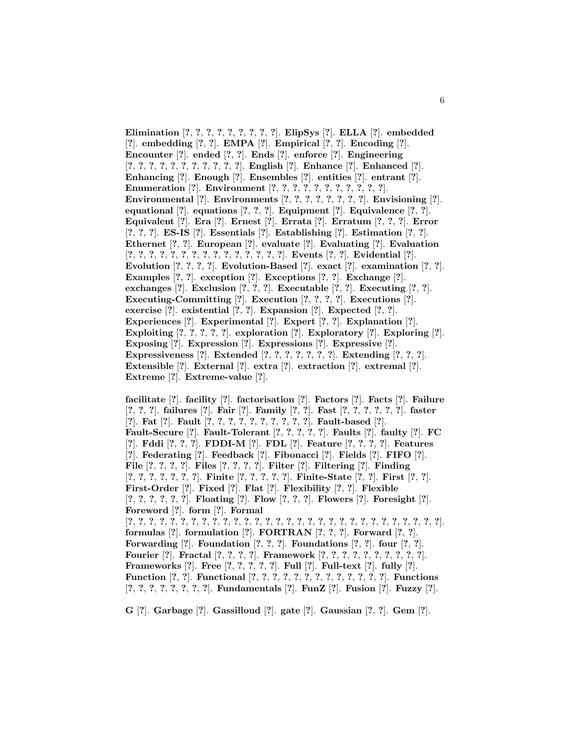**Elimination** [?, ?, ?, ?, ?, ?, ?, ?, ?, ?]. **ElipSys** [?]. **ELLA** [?]. **embedded** [?]. **embedding** [?, ?]. **EMPA** [?]. **Empirical** [?, ?]. **Encoding** [?]. **Encounter** [?]. **ended** [?, ?]. **Ends** [?]. **enforce** [?]. **Engineering** [?, ?, ?, ?, ?, ?, ?, ?, ?, ?, ?, ?]. **English** [?]. **Enhance** [?]. **Enhanced** [?]. **Enhancing** [?]. **Enough** [?]. **Ensembles** [?]. **entities** [?]. **entrant** [?]. **Enumeration** [?]. **Environment** [?, ?, ?, ?, ?, ?, ?, ?, ?, ?, ?, ?]. **Environmental** [?]. **Environments** [?, ?, ?, ?, ?, ?, ?, ?, ?]. **Envisioning** [?]. **equational** [?]. **equations** [?, ?, ?]. **Equipment** [?]. **Equivalence** [?, ?]. **Equivalent** [?]. **Era** [?]. **Ernest** [?]. **Errata** [?]. **Erratum** [?, ?, ?]. **Error** [?, ?, ?]. **ES-IS** [?]. **Essentials** [?]. **Establishing** [?]. **Estimation** [?, ?]. **Ethernet** [?, ?]. **European** [?]. **evaluate** [?]. **Evaluating** [?]. **Evaluation** [?, ?, ?, ?, ?, ?, ?, ?, ?, ?, ?, ?, ?, ?, ?, ?, ?]. **Events** [?, ?]. **Evidential** [?]. **Evolution** [?, ?, ?, ?]. **Evolution-Based** [?]. **exact** [?]. **examination** [?, ?]. **Examples** [?, ?]. **exception** [?]. **Exceptions** [?, ?]. **Exchange** [?]. **exchanges** [?]. **Exclusion** [?, ?, ?]. **Executable** [?, ?]. **Executing** [?, ?]. **Executing-Committing** [?]. **Execution** [?, ?, ?, ?]. **Executions** [?]. **exercise** [?]. **existential** [?, ?]. **Expansion** [?]. **Expected** [?, ?]. **Experiences** [?]. **Experimental** [?]. **Expert** [?, ?]. **Explanation** [?]. **Exploiting** [?, ?, ?, ?, ?]. **exploration** [?]. **Exploratory** [?]. **Exploring** [?]. **Exposing** [?]. **Expression** [?]. **Expressions** [?]. **Expressive** [?]. **Expressiveness** [?]. **Extended** [?, ?, ?, ?, ?, ?, ?]. **Extending** [?, ?, ?]. **Extensible** [?]. **External** [?]. **extra** [?]. **extraction** [?]. **extremal** [?]. **Extreme** [?]. **Extreme-value** [?].

**facilitate** [?]. **facility** [?]. **factorisation** [?]. **Factors** [?]. **Facts** [?]. **Failure** [?, ?, ?]. **failures** [?]. **Fair** [?]. **Family** [?, ?]. **Fast** [?, ?, ?, ?, ?, ?]. **faster** [?]. **Fat** [?]. **Fault** [?, ?, ?, ?, ?, ?, ?, ?, ?, ?, ?]. **Fault-based** [?]. **Fault-Secure** [?]. **Fault-Tolerant** [?, ?, ?, ?, ?]. **Faults** [?]. **faulty** [?]. **FC** [?]. **Fddi** [?, ?, ?]. **FDDI-M** [?]. **FDL** [?]. **Feature** [?, ?, ?, ?]. **Features** [?]. **Federating** [?]. **Feedback** [?]. **Fibonacci** [?]. **Fields** [?]. **FIFO** [?]. **File** [?, ?, ?, ?]. **Files** [?, ?, ?, ?]. **Filter** [?]. **Filtering** [?]. **Finding** [?, ?, ?, ?, ?, ?, ?]. **Finite** [?, ?, ?, ?, ?]. **Finite-State** [?, ?]. **First** [?, ?]. **First-Order** [?]. **Fixed** [?]. **Flat** [?]. **Flexibility** [?, ?]. **Flexible** [?, ?, ?, ?, ?, ?]. **Floating** [?]. **Flow** [?, ?, ?]. **Flowers** [?]. **Foresight** [?]. **Foreword** [?]. **form** [?]. **Formal** [?, ?, ?, ?, ?, ?, ?, ?, ?, ?, ?, ?, ?, ?, ?, ?, ?, ?, ?, ?, ?, ?, ?, ?, ?, ?, ?, ?, ?, ?, ?, ?]. **formulas** [?]. **formulation** [?]. **FORTRAN** [?, ?, ?]. **Forward** [?, ?]. **Forwarding** [?]. **Foundation** [?, ?, ?]. **Foundations** [?, ?]. **four** [?, ?]. **Fourier** [?]. **Fractal** [?, ?, ?, ?]. **Framework** [?, ?, ?, ?, ?, ?, ?, ?, ?, ?]. **Frameworks** [?]. **Free** [?, ?, ?, ?, ?]. **Full** [?]. **Full-text** [?]. **fully** [?]. **Function** [?, ?]. **Functional** [?, ?, ?, ?, ?, ?, ?, ?, ?, ?, ?, ?, ?, ?]. **Functions** [?, ?, ?, ?, ?, ?, ?, ?]. **Fundamentals** [?]. **FunZ** [?]. **Fusion** [?]. **Fuzzy** [?].

**G** [?]. **Garbage** [?]. **Gassilloud** [?]. **gate** [?]. **Gaussian** [?, ?]. **Gem** [?].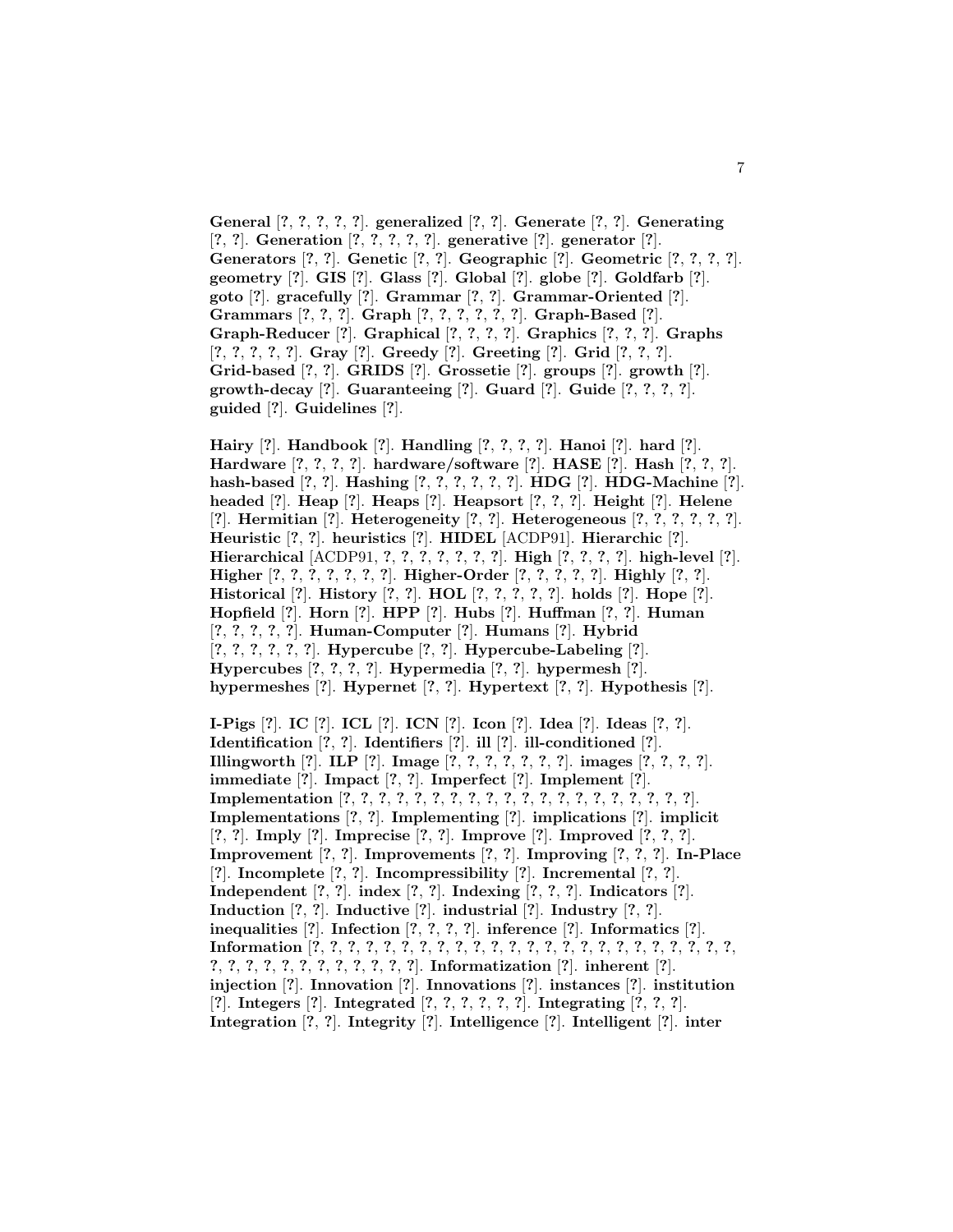**General** [?, ?, ?, ?, ?]. **generalized** [?, ?]. **Generate** [?, ?]. **Generating** [?, ?]. **Generation** [?, ?, ?, ?, ?]. **generative** [?]. **generator** [?]. **Generators** [?, ?]. **Genetic** [?, ?]. **Geographic** [?]. **Geometric** [?, ?, ?, ?]. **geometry** [?]. **GIS** [?]. **Glass** [?]. **Global** [?]. **globe** [?]. **Goldfarb** [?]. **goto** [?]. **gracefully** [?]. **Grammar** [?, ?]. **Grammar-Oriented** [?]. **Grammars** [?, ?, ?]. **Graph** [?, ?, ?, ?, ?, ?]. **Graph-Based** [?]. **Graph-Reducer** [?]. **Graphical** [?, ?, ?, ?]. **Graphics** [?, ?, ?]. **Graphs** [?, ?, ?, ?, ?]. **Gray** [?]. **Greedy** [?]. **Greeting** [?]. **Grid** [?, ?, ?]. **Grid-based** [?, ?]. **GRIDS** [?]. **Grossetie** [?]. **groups** [?]. **growth** [?]. **growth-decay** [?]. **Guaranteeing** [?]. **Guard** [?]. **Guide** [?, ?, ?, ?]. **guided** [?]. **Guidelines** [?].

**Hairy** [?]. **Handbook** [?]. **Handling** [?, ?, ?, ?]. **Hanoi** [?]. **hard** [?]. **Hardware** [?, ?, ?, ?]. **hardware/software** [?]. **HASE** [?]. **Hash** [?, ?, ?]. **hash-based** [?, ?]. **Hashing** [?, ?, ?, ?, ?, ?]. **HDG** [?]. **HDG-Machine** [?]. **headed** [?]. **Heap** [?]. **Heaps** [?]. **Heapsort** [?, ?, ?]. **Height** [?]. **Helene** [?]. **Hermitian** [?]. **Heterogeneity** [?, ?]. **Heterogeneous** [?, ?, ?, ?, ?, ?]. **Heuristic** [?, ?]. **heuristics** [?]. **HIDEL** [ACDP91]. **Hierarchic** [?]. **Hierarchical** [ACDP91, ?, ?, ?, ?, ?, ?, ?]. **High** [?, ?, ?, ?]. **high-level** [?]. **Higher** [?, ?, ?, ?, ?, ?, ?]. **Higher-Order** [?, ?, ?, ?, ?]. **Highly** [?, ?]. **Historical** [?]. **History** [?, ?]. **HOL** [?, ?, ?, ?, ?]. **holds** [?]. **Hope** [?]. **Hopfield** [?]. **Horn** [?]. **HPP** [?]. **Hubs** [?]. **Huffman** [?, ?]. **Human** [?, ?, ?, ?, ?]. **Human-Computer** [?]. **Humans** [?]. **Hybrid** [?, ?, ?, ?, ?, ?]. **Hypercube** [?, ?]. **Hypercube-Labeling** [?]. **Hypercubes** [?, ?, ?, ?]. **Hypermedia** [?, ?]. **hypermesh** [?]. **hypermeshes** [?]. **Hypernet** [?, ?]. **Hypertext** [?, ?]. **Hypothesis** [?].

**I-Pigs** [?]. **IC** [?]. **ICL** [?]. **ICN** [?]. **Icon** [?]. **Idea** [?]. **Ideas** [?, ?]. **Identification** [?, ?]. **Identifiers** [?]. **ill** [?]. **ill-conditioned** [?]. **Illingworth** [?]. **ILP** [?]. **Image** [?, ?, ?, ?, ?, ?, ?]. **images** [?, ?, ?, ?]. **immediate** [?]. **Impact** [?, ?]. **Imperfect** [?]. **Implement** [?]. **Implementation** [?, ?, ?, ?, ?, ?, ?, ?, ?, ?, ?, ?, ?, ?, ?, ?, ?, ?, ?, ?, ?]. **Implementations** [?, ?]. **Implementing** [?]. **implications** [?]. **implicit** [?, ?]. **Imply** [?]. **Imprecise** [?, ?]. **Improve** [?]. **Improved** [?, ?, ?]. **Improvement** [?, ?]. **Improvements** [?, ?]. **Improving** [?, ?, ?]. **In-Place** [?]. **Incomplete** [?, ?]. **Incompressibility** [?]. **Incremental** [?, ?]. **Independent** [?, ?]. **index** [?, ?]. **Indexing** [?, ?, ?]. **Indicators** [?]. **Induction** [?, ?]. **Inductive** [?]. **industrial** [?]. **Industry** [?, ?]. **inequalities** [?]. **Infection** [?, ?, ?, ?]. **inference** [?]. **Informatics** [?]. **Information** [?, ?, ?, ?, ?, ?, ?, ?, ?, ?, ?, ?, ?, ?, ?, ?, ?, ?, ?, ?, ?, ?, ?, ?, ?, ?, ?, ?, ?, ?, ?, ?, ?, ?, ?, ?, ?, ?]. **Informatization** [?]. **inherent** [?]. **injection** [?]. **Innovation** [?]. **Innovations** [?]. **instances** [?]. **institution** [?]. **Integers** [?]. **Integrated** [?, ?, ?, ?, ?, ?]. **Integrating** [?, ?, ?]. **Integration** [?, ?]. **Integrity** [?]. **Intelligence** [?]. **Intelligent** [?]. **inter**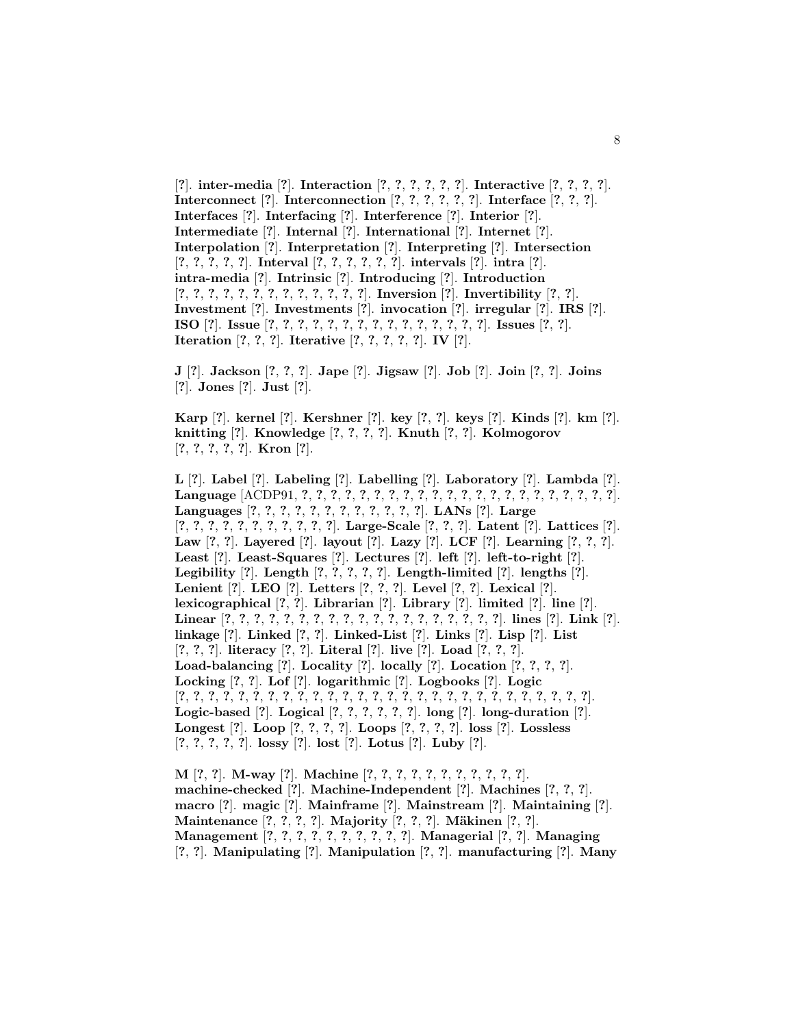[?]. **inter-media** [?]. **Interaction** [?, ?, ?, ?, ?, ?]. **Interactive** [?, ?, ?, ?]. **Interconnect** [?]. **Interconnection** [?, ?, ?, ?, ?, ?]. **Interface** [?, ?, ?]. **Interfaces** [?]. **Interfacing** [?]. **Interference** [?]. **Interior** [?]. **Intermediate** [?]. **Internal** [?]. **International** [?]. **Internet** [?]. **Interpolation** [?]. **Interpretation** [?]. **Interpreting** [?]. **Intersection** [?, ?, ?, ?, ?]. **Interval** [?, ?, ?, ?, ?, ?]. **intervals** [?]. **intra** [?]. **intra-media** [?]. **Intrinsic** [?]. **Introducing** [?]. **Introduction** [?, ?, ?, ?, ?, ?, ?, ?, ?, ?, ?, ?, ?]. **Inversion** [?]. **Invertibility** [?, ?]. **Investment** [?]. **Investments** [?]. **invocation** [?]. **irregular** [?]. **IRS** [?]. **ISO** [?]. **Issue** [?, ?, ?, ?, ?, ?, ?, ?, ?, ?, ?, ?, ?, ?, ?, ?]. **Issues** [?, ?]. **Iteration** [?, ?, ?]. **Iterative** [?, ?, ?, ?, ?]. **IV** [?].

**J** [?]. **Jackson** [?, ?, ?]. **Jape** [?]. **Jigsaw** [?]. **Job** [?]. **Join** [?, ?]. **Joins** [?]. **Jones** [?]. **Just** [?].

**Karp** [?]. **kernel** [?]. **Kershner** [?]. **key** [?, ?]. **keys** [?]. **Kinds** [?]. **km** [?]. **knitting** [?]. **Knowledge** [?, ?, ?, ?]. **Knuth** [?, ?]. **Kolmogorov** [?, ?, ?, ?, ?]. **Kron** [?].

**L** [?]. **Label** [?]. **Labeling** [?]. **Labelling** [?]. **Laboratory** [?]. **Lambda** [?]. **Language** [ACDP91, ?, ?, ?, ?, ?, ?, ?, ?, ?, ?, ?, ?, ?, ?, ?, ?, ?, ?, ?, ?, ?, ?, ?]. **Languages** [?, ?, ?, ?, ?, ?, ?, ?, ?, ?, ?, ?, ?]. **LANs** [?]. **Large** [?, ?, ?, ?, ?, ?, ?, ?, ?, ?, ?, ?]. **Large-Scale** [?, ?, ?]. **Latent** [?]. **Lattices** [?]. **Law** [?, ?]. **Layered** [?]. **layout** [?]. **Lazy** [?]. **LCF** [?]. **Learning** [?, ?, ?]. **Least** [?]. **Least-Squares** [?]. **Lectures** [?]. **left** [?]. **left-to-right** [?]. **Legibility** [?]. **Length** [?, ?, ?, ?, ?]. **Length-limited** [?]. **lengths** [?]. **Lenient** [?]. **LEO** [?]. **Letters** [?, ?, ?]. **Level** [?, ?]. **Lexical** [?]. **lexicographical** [?, ?]. **Librarian** [?]. **Library** [?]. **limited** [?]. **line** [?]. **Linear** [?, ?, ?, ?, ?, ?, ?, ?, ?, ?, ?, ?, ?, ?, ?, ?, ?, ?, ?, ?, ?, ?]. **lines** [?]. **Link** [?]. **linkage** [?]. **Linked** [?, ?]. **Linked-List** [?]. **Links** [?]. **Lisp** [?]. **List** [?, ?, ?]. **literacy** [?, ?]. **Literal** [?]. **live** [?]. **Load** [?, ?, ?]. **Load-balancing** [?]. **Locality** [?]. **locally** [?]. **Location** [?, ?, ?, ?]. **Locking** [?, ?]. **Lof** [?]. **logarithmic** [?]. **Logbooks** [?]. **Logic** [?, ?, ?, ?, ?, ?, ?, ?, ?, ?, ?, ?, ?, ?, ?, ?, ?, ?, ?, ?, ?, ?, ?, ?, ?, ?, ?, ?, ?, ?]. **Logic-based** [?]. **Logical** [?, ?, ?, ?, ?, ?]. **long** [?]. **long-duration** [?]. **Longest** [?]. **Loop** [?, ?, ?, ?]. **Loops** [?, ?, ?, ?]. **loss** [?]. **Lossless** [?, ?, ?, ?, ?]. **lossy** [?]. **lost** [?]. **Lotus** [?]. **Luby** [?].

**M** [?, ?]. **M-way** [?]. **Machine** [?, ?, ?, ?, ?, ?, ?, ?, ?, ?, ?]. **machine-checked** [?]. **Machine-Independent** [?]. **Machines** [?, ?, ?]. **macro** [?]. **magic** [?]. **Mainframe** [?]. **Mainstream** [?]. **Maintaining** [?]. **Maintenance** [?, ?, ?, ?]. **Majority** [?, ?, ?]. **Mäkinen** [?, ?]. **Management** [?, ?, ?, ?, ?, ?, ?, ?, ?, ?, ?]. **Managerial** [?, ?]. **Managing** [?, ?]. **Manipulating** [?]. **Manipulation** [?, ?]. **manufacturing** [?]. **Many**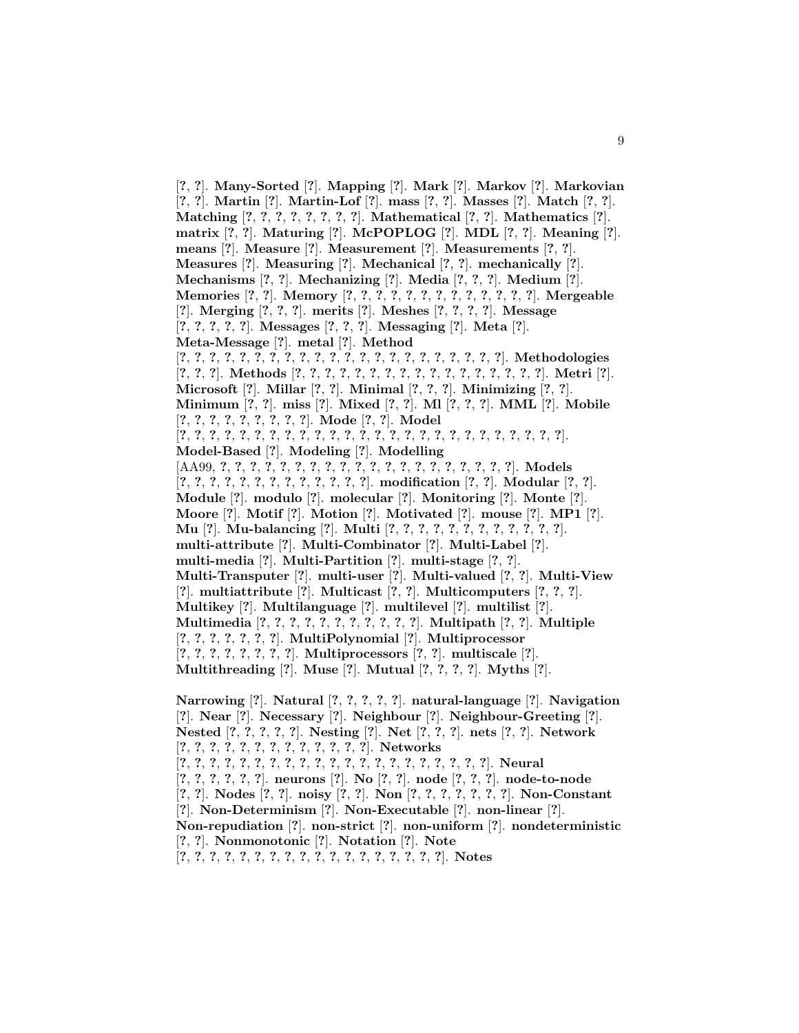[?, ?]. **Many-Sorted** [?]. **Mapping** [?]. **Mark** [?]. **Markov** [?]. **Markovian** [?, ?]. **Martin** [?]. **Martin-Lof** [?]. **mass** [?, ?]. **Masses** [?]. **Match** [?, ?]. **Matching** [?, ?, ?, ?, ?, ?, ?, ?]. **Mathematical** [?, ?]. **Mathematics** [?]. **matrix** [?, ?]. **Maturing** [?]. **McPOPLOG** [?]. **MDL** [?, ?]. **Meaning** [?]. **means** [?]. **Measure** [?]. **Measurement** [?]. **Measurements** [?, ?]. **Measures** [?]. **Measuring** [?]. **Mechanical** [?, ?]. **mechanically** [?]. **Mechanisms** [?, ?]. **Mechanizing** [?]. **Media** [?, ?, ?]. **Medium** [?]. **Memories** [?, ?]. **Memory** [?, ?, ?, ?, ?, ?, ?, ?, ?, ?, ?, ?, ?, ?]. **Mergeable** [?]. **Merging** [?, ?, ?]. **merits** [?]. **Meshes** [?, ?, ?, ?]. **Message** [?, ?, ?, ?, ?]. **Messages** [?, ?, ?]. **Messaging** [?]. **Meta** [?]. **Meta-Message** [?]. **metal** [?]. **Method** [?, ?, ?, ?, ?, ?, ?, ?, ?, ?, ?, ?, ?, ?, ?, ?, ?, ?, ?, ?, ?, ?, ?, ?]. **Methodologies** [?, ?, ?]. **Methods** [?, ?, ?, ?, ?, ?, ?, ?, ?, ?, ?, ?, ?, ?, ?, ?, ?, ?, ?]. **Metri** [?]. **Microsoft** [?]. **Millar** [?, ?]. **Minimal** [?, ?, ?]. **Minimizing** [?, ?]. **Minimum** [?, ?]. **miss** [?]. **Mixed** [?, ?]. **Ml** [?, ?, ?]. **MML** [?]. **Mobile** [?, ?, ?, ?, ?, ?, ?, ?, ?]. **Mode** [?, ?]. **Model** [?, ?, ?, ?, ?, ?, ?, ?, ?, ?, ?, ?, ?, ?, ?, ?, ?, ?, ?, ?, ?, ?, ?, ?, ?, ?, ?, ?]. **Model-Based** [?]. **Modeling** [?]. **Modelling** [AA99, ?, ?, ?, ?, ?, ?, ?, ?, ?, ?, ?, ?, ?, ?, ?, ?, ?, ?, ?, ?, ?, ?, ?]. **Models** [?, ?, ?, ?, ?, ?, ?, ?, ?, ?, ?, ?, ?, ?]. **modification** [?, ?]. **Modular** [?, ?]. **Module** [?]. **modulo** [?]. **molecular** [?]. **Monitoring** [?]. **Monte** [?]. **Moore** [?]. **Motif** [?]. **Motion** [?]. **Motivated** [?]. **mouse** [?]. **MP1** [?]. **Mu** [?]. **Mu-balancing** [?]. **Multi** [?, ?, ?, ?, ?, ?, ?, ?, ?, ?, ?, ?, ?]. **multi-attribute** [?]. **Multi-Combinator** [?]. **Multi-Label** [?]. **multi-media** [?]. **Multi-Partition** [?]. **multi-stage** [?, ?]. **Multi-Transputer** [?]. **multi-user** [?]. **Multi-valued** [?, ?]. **Multi-View** [?]. **multiattribute** [?]. **Multicast** [?, ?]. **Multicomputers** [?, ?, ?]. **Multikey** [?]. **Multilanguage** [?]. **multilevel** [?]. **multilist** [?]. **Multimedia** [?, ?, ?, ?, ?, ?, ?, ?, ?, ?, ?, ?]. **Multipath** [?, ?]. **Multiple** [?, ?, ?, ?, ?, ?, ?, ?]. **MultiPolynomial** [?]. **Multiprocessor** [?, ?, ?, ?, ?, ?, ?, ?]. **Multiprocessors** [?, ?]. **multiscale** [?]. **Multithreading** [?]. **Muse** [?]. **Mutual** [?, ?, ?, ?]. **Myths** [?].

**Narrowing** [?]. **Natural** [?, ?, ?, ?, ?]. **natural-language** [?]. **Navigation** [?]. **Near** [?]. **Necessary** [?]. **Neighbour** [?]. **Neighbour-Greeting** [?]. **Nested** [?, ?, ?, ?, ?]. **Nesting** [?]. **Net** [?, ?, ?]. **nets** [?, ?]. **Network** [?, ?, ?, ?, ?, ?, ?, ?, ?, ?, ?, ?, ?, ?]. **Networks** [?, ?, ?, ?, ?, ?, ?, ?, ?, ?, ?, ?, ?, ?, ?, ?, ?, ?, ?, ?, ?, ?]. **Neural** [?, ?, ?, ?, ?, ?]. **neurons** [?]. **No** [?, ?]. **node** [?, ?, ?]. **node-to-node** [?, ?]. **Nodes** [?, ?]. **noisy** [?, ?]. **Non** [?, ?, ?, ?, ?, ?, ?]. **Non-Constant** [?]. **Non-Determinism** [?]. **Non-Executable** [?]. **non-linear** [?]. **Non-repudiation** [?]. **non-strict** [?]. **non-uniform** [?]. **nondeterministic** [?, ?]. **Nonmonotonic** [?]. **Notation** [?]. **Note** [?, ?, ?, ?, ?, ?, ?, ?, ?, ?, ?, ?, ?, ?, ?, ?, ?, ?, ?, ?]. **Notes**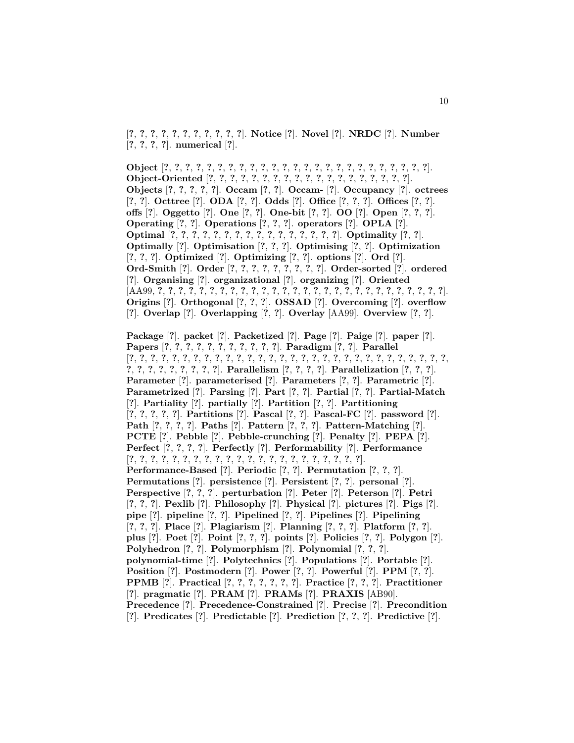[?, ?, ?, ?, ?, ?, ?, ?, ?, ?, ?, ?]. **Notice** [?]. **Novel** [?]. **NRDC** [?]. **Number** [?, ?, ?, ?]. **numerical** [?].

**Object** [?, ?, ?, ?, ?, ?, ?, ?, ?, ?, ?, ?, ?, ?, ?, ?, ?, ?, ?, ?, ?, ?, ?, ?, ?, ?, ?, ?]. **Object-Oriented** [?, ?, ?, ?, ?, ?, ?, ?, ?, ?, ?, ?, ?, ?, ?, ?, ?, ?, ?, ?, ?]. **Objects** [?, ?, ?, ?, ?]. **Occam** [?, ?]. **Occam-** [?]. **Occupancy** [?]. **octrees** [?, ?]. **Octtree** [?]. **ODA** [?, ?]. **Odds** [?]. **Office** [?, ?, ?]. **Offices** [?, ?]. **offs** [?]. **Oggetto** [?]. **One** [?, ?]. **One-bit** [?, ?]. **OO** [?]. **Open** [?, ?, ?]. **Operating** [?, ?]. **Operations** [?, ?, ?]. **operators** [?]. **OPLA** [?]. **Optimal** [?, ?, ?, ?, ?, ?, ?, ?, ?, ?, ?, ?, ?, ?, ?, ?, ?, ?]. **Optimality** [?, ?]. **Optimally** [?]. **Optimisation** [?, ?, ?]. **Optimising** [?, ?]. **Optimization** [?, ?, ?]. **Optimized** [?]. **Optimizing** [?, ?]. **options** [?]. **Ord** [?]. **Ord-Smith** [?]. **Order** [?, ?, ?, ?, ?, ?, ?, ?, ?, ?]. **Order-sorted** [?]. **ordered** [?]. **Organising** [?]. **organizational** [?]. **organizing** [?]. **Oriented** [AA99, ?, ?, ?, ?, ?, ?, ?, ?, ?, ?, ?, ?, ?, ?, ?, ?, ?, ?, ?, ?, ?, ?, ?, ?, ?, ?, ?, ?, ?, ?, ?]. **Origins** [?]. **Orthogonal** [?, ?, ?]. **OSSAD** [?]. **Overcoming** [?]. **overflow** [?]. **Overlap** [?]. **Overlapping** [?, ?]. **Overlay** [AA99]. **Overview** [?, ?].

**Package** [?]. **packet** [?]. **Packetized** [?]. **Page** [?]. **Paige** [?]. **paper** [?]. **Papers** [?, ?, ?, ?, ?, ?, ?, ?, ?, ?, ?, ?]. **Paradigm** [?, ?]. **Parallel** [?, ?, ?, ?, ?, ?, ?, ?, ?, ?, ?, ?, ?, ?, ?, ?, ?, ?, ?, ?, ?, ?, ?, ?, ?, ?, ?, ?, ?, ?, ?, ?, ?, ?, ?, ?, ?, ?, ?, ?, ?, ?, ?, ?]. **Parallelism** [?, ?, ?, ?]. **Parallelization** [?, ?, ?]. **Parameter** [?]. **parameterised** [?]. **Parameters** [?, ?]. **Parametric** [?]. **Parametrized** [?]. **Parsing** [?]. **Part** [?, ?]. **Partial** [?, ?]. **Partial-Match** [?]. **Partiality** [?]. **partially** [?]. **Partition** [?, ?]. **Partitioning** [?, ?, ?, ?, ?]. **Partitions** [?]. **Pascal** [?, ?]. **Pascal-FC** [?]. **password** [?]. **Path** [?, ?, ?, ?]. **Paths** [?]. **Pattern** [?, ?, ?]. **Pattern-Matching** [?]. **PCTE** [?]. **Pebble** [?]. **Pebble-crunching** [?]. **Penalty** [?]. **PEPA** [?]. **Perfect** [?, ?, ?, ?]. **Perfectly** [?]. **Performability** [?]. **Performance** [?, ?, ?, ?, ?, ?, ?, ?, ?, ?, ?, ?, ?, ?, ?, ?, ?, ?, ?, ?, ?, ?, ?, ?]. **Performance-Based** [?]. **Periodic** [?, ?]. **Permutation** [?, ?, ?]. **Permutations** [?]. **persistence** [?]. **Persistent** [?, ?]. **personal** [?]. **Perspective** [?, ?, ?]. **perturbation** [?]. **Peter** [?]. **Peterson** [?]. **Petri** [?, ?, ?]. **Pexlib** [?]. **Philosophy** [?]. **Physical** [?]. **pictures** [?]. **Pigs** [?]. **pipe** [?]. **pipeline** [?, ?]. **Pipelined** [?, ?]. **Pipelines** [?]. **Pipelining** [?, ?, ?]. **Place** [?]. **Plagiarism** [?]. **Planning** [?, ?, ?]. **Platform** [?, ?]. **plus** [?]. **Poet** [?]. **Point** [?, ?, ?]. **points** [?]. **Policies** [?, ?]. **Polygon** [?]. **Polyhedron** [?, ?]. **Polymorphism** [?]. **Polynomial** [?, ?, ?]. **polynomial-time** [?]. **Polytechnics** [?]. **Populations** [?]. **Portable** [?]. **Position** [?]. **Postmodern** [?]. **Power** [?, ?]. **Powerful** [?]. **PPM** [?, ?]. **PPMB** [?]. **Practical** [?, ?, ?, ?, ?, ?, ?, ?]. **Practice** [?, ?, ?]. **Practitioner** [?]. **pragmatic** [?]. **PRAM** [?]. **PRAMs** [?]. **PRAXIS** [AB90]. **Precedence** [?]. **Precedence-Constrained** [?]. **Precise** [?]. **Precondition** [?]. **Predicates** [?]. **Predictable** [?]. **Prediction** [?, ?, ?]. **Predictive** [?].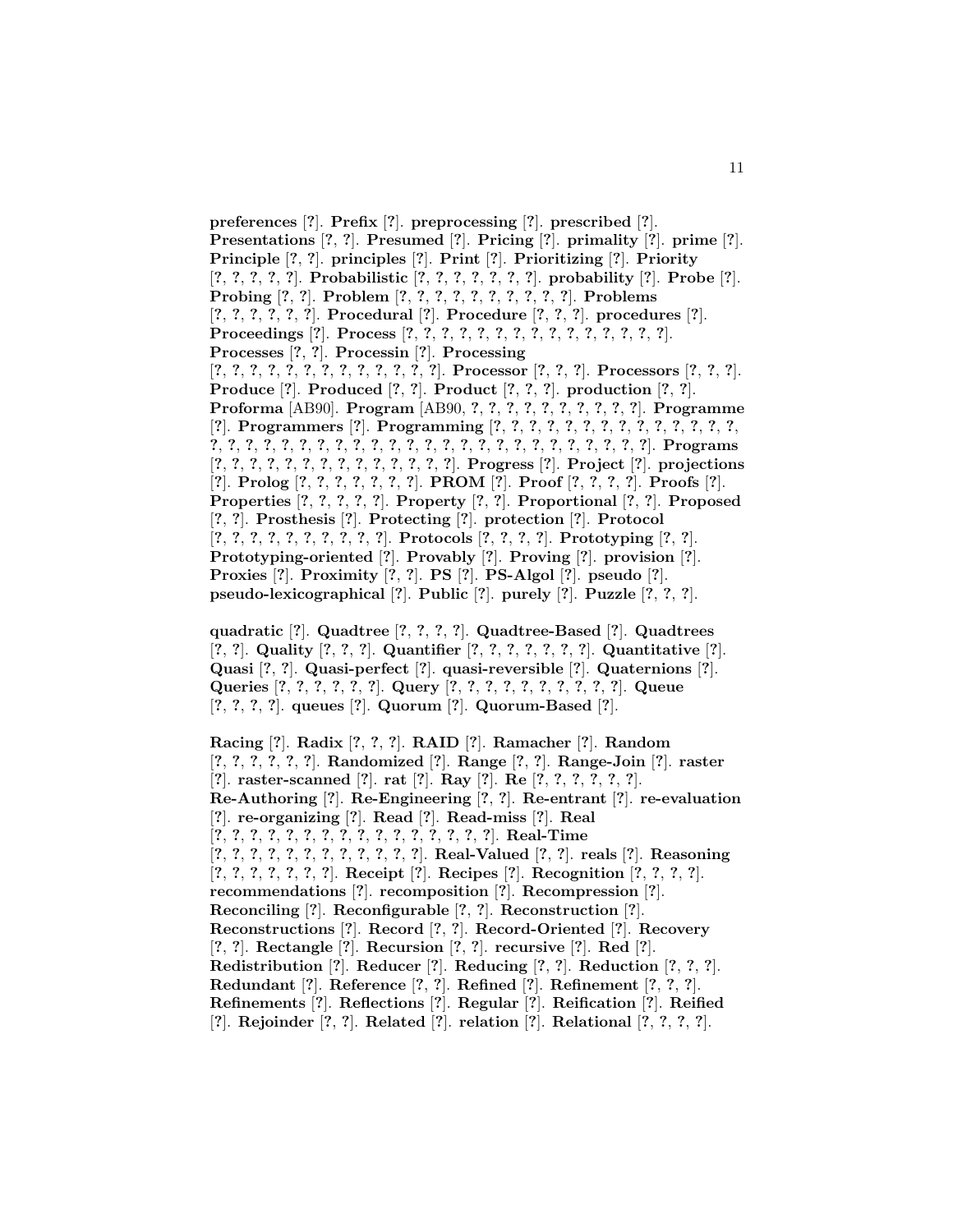**preferences** [?]. **Prefix** [?]. **preprocessing** [?]. **prescribed** [?]. **Presentations** [?, ?]. **Presumed** [?]. **Pricing** [?]. **primality** [?]. **prime** [?]. **Principle** [?, ?]. **principles** [?]. **Print** [?]. **Prioritizing** [?]. **Priority** [?, ?, ?, ?, ?]. **Probabilistic** [?, ?, ?, ?, ?, ?, ?]. **probability** [?]. **Probe** [?]. **Probing** [?, ?]. **Problem** [?, ?, ?, ?, ?, ?, ?, ?, ?, ?]. **Problems** [?, ?, ?, ?, ?, ?]. **Procedural** [?]. **Procedure** [?, ?, ?]. **procedures** [?]. **Proceedings** [?]. **Process** [?, ?, ?, ?, ?, ?, ?, ?, ?, ?, ?, ?, ?, ?, ?]. **Processes** [?, ?]. **Processin** [?]. **Processing** [?, ?, ?, ?, ?, ?, ?, ?, ?, ?, ?, ?, ?, ?]. **Processor** [?, ?, ?]. **Processors** [?, ?, ?]. **Produce** [?]. **Produced** [?, ?]. **Product** [?, ?, ?]. **production** [?, ?]. **Proforma** [AB90]. **Program** [AB90, ?, ?, ?, ?, ?, ?, ?, ?, ?, ?]. **Programme** [?]. **Programmers** [?]. **Programming** [?, ?, ?, ?, ?, ?, ?, ?, ?, ?, ?, ?, ?, ?, ?, ?, ?, ?, ?, ?, ?, ?, ?, ?, ?, ?, ?, ?, ?, ?, ?, ?, ?, ?, ?, ?, ?, ?, ?, ?, ?]. **Programs** [?, ?, ?, ?, ?, ?, ?, ?, ?, ?, ?, ?, ?, ?, ?]. **Progress** [?]. **Project** [?]. **projections** [?]. **Prolog** [?, ?, ?, ?, ?, ?, ?]. **PROM** [?]. **Proof** [?, ?, ?, ?]. **Proofs** [?]. **Properties** [?, ?, ?, ?, ?]. **Property** [?, ?]. **Proportional** [?, ?]. **Proposed** [?, ?]. **Prosthesis** [?]. **Protecting** [?]. **protection** [?]. **Protocol** [?, ?, ?, ?, ?, ?, ?, ?, ?, ?, ?]. **Protocols** [?, ?, ?, ?]. **Prototyping** [?, ?]. **Prototyping-oriented** [?]. **Provably** [?]. **Proving** [?]. **provision** [?]. **Proxies** [?]. **Proximity** [?, ?]. **PS** [?]. **PS-Algol** [?]. **pseudo** [?]. **pseudo-lexicographical** [?]. **Public** [?]. **purely** [?]. **Puzzle** [?, ?, ?].

**quadratic** [?]. **Quadtree** [?, ?, ?, ?]. **Quadtree-Based** [?]. **Quadtrees** [?, ?]. **Quality** [?, ?, ?]. **Quantifier** [?, ?, ?, ?, ?, ?, ?]. **Quantitative** [?]. **Quasi** [?, ?]. **Quasi-perfect** [?]. **quasi-reversible** [?]. **Quaternions** [?]. **Queries** [?, ?, ?, ?, ?, ?]. **Query** [?, ?, ?, ?, ?, ?, ?, ?, ?, ?]. **Queue** [?, ?, ?, ?]. **queues** [?]. **Quorum** [?]. **Quorum-Based** [?].

**Racing** [?]. **Radix** [?, ?, ?]. **RAID** [?]. **Ramacher** [?]. **Random** [?, ?, ?, ?, ?, ?]. **Randomized** [?]. **Range** [?, ?]. **Range-Join** [?]. **raster** [?]. **raster-scanned** [?]. **rat** [?]. **Ray** [?]. **Re** [?, ?, ?, ?, ?, ?]. **Re-Authoring** [?]. **Re-Engineering** [?, ?]. **Re-entrant** [?]. **re-evaluation** [?]. **re-organizing** [?]. **Read** [?]. **Read-miss** [?]. **Real** [?, ?, ?, ?, ?, ?, ?, ?, ?, ?, ?, ?, ?, ?, ?, ?, ?]. **Real-Time** [?, ?, ?, ?, ?, ?, ?, ?, ?, ?, ?, ?, ?]. **Real-Valued** [?, ?]. **reals** [?]. **Reasoning** [?, ?, ?, ?, ?, ?, ?]. **Receipt** [?]. **Recipes** [?]. **Recognition** [?, ?, ?, ?]. **recommendations** [?]. **recomposition** [?]. **Recompression** [?]. **Reconciling** [?]. **Reconfigurable** [?, ?]. **Reconstruction** [?]. **Reconstructions** [?]. **Record** [?, ?]. **Record-Oriented** [?]. **Recovery** [?, ?]. **Rectangle** [?]. **Recursion** [?, ?]. **recursive** [?]. **Red** [?]. **Redistribution** [?]. **Reducer** [?]. **Reducing** [?, ?]. **Reduction** [?, ?, ?]. **Redundant** [?]. **Reference** [?, ?]. **Refined** [?]. **Refinement** [?, ?, ?]. **Refinements** [?]. **Reflections** [?]. **Regular** [?]. **Reification** [?]. **Reified** [?]. **Rejoinder** [?, ?]. **Related** [?]. **relation** [?]. **Relational** [?, ?, ?, ?].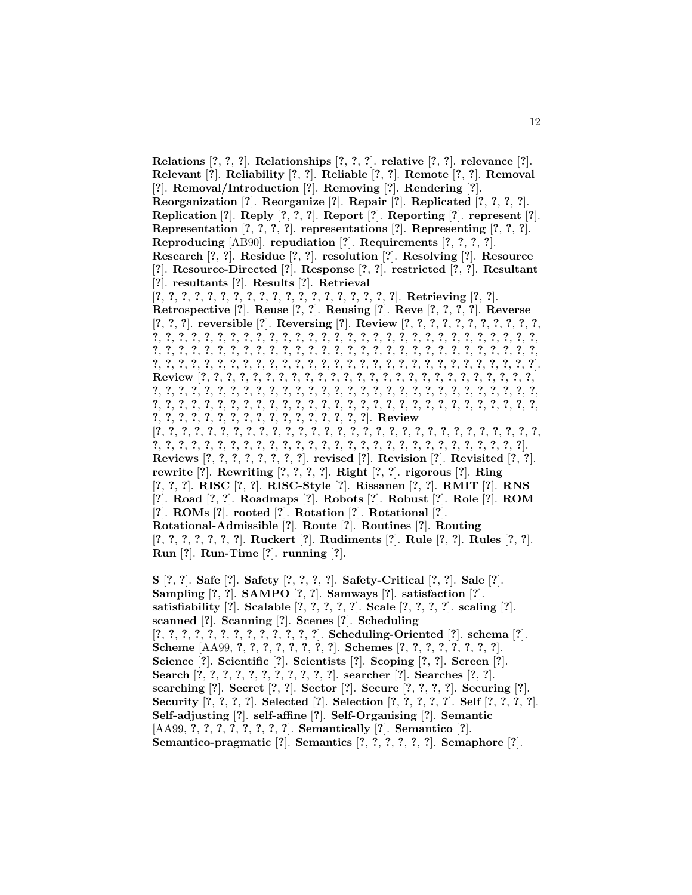**Relations** [?, ?, ?]. **Relationships** [?, ?, ?]. **relative** [?, ?]. **relevance** [?]. **Relevant** [?]. **Reliability** [?, ?]. **Reliable** [?, ?]. **Remote** [?, ?]. **Removal** [?]. **Removal/Introduction** [?]. **Removing** [?]. **Rendering** [?]. **Reorganization** [?]. **Reorganize** [?]. **Repair** [?]. **Replicated** [?, ?, ?, ?]. **Replication** [?]. **Reply** [?, ?, ?]. **Report** [?]. **Reporting** [?]. **represent** [?]. **Representation** [?, ?, ?, ?]. **representations** [?]. **Representing** [?, ?, ?]. **Reproducing** [AB90]. **repudiation** [?]. **Requirements** [?, ?, ?, ?]. **Research** [?, ?]. **Residue** [?, ?]. **resolution** [?]. **Resolving** [?]. **Resource** [?]. **Resource-Directed** [?]. **Response** [?, ?]. **restricted** [?, ?]. **Resultant** [?]. **resultants** [?]. **Results** [?]. **Retrieval** [?, ?, ?, ?, ?, ?, ?, ?, ?, ?, ?, ?, ?, ?, ?, ?, ?, ?, ?, ?]. **Retrieving** [?, ?]. **Retrospective** [?]. **Reuse** [?, ?]. **Reusing** [?]. **Reve** [?, ?, ?, ?]. **Reverse** [?, ?, ?]. **reversible** [?]. **Reversing** [?]. **Review** [?, ?, ?, ?, ?, ?, ?, ?, ?, ?, ?, ?, ?, ?, ?, ?, ?, ?, ?, ?, ?, ?, ?, ?, ?, ?, ?, ?, ?, ?, ?, ?, ?, ?, ?, ?, ?, ?, ?, ?, ?, ?, ?, ?, ?, ?, ?, ?, ?, ?, ?, ?, ?, ?, ?, ?, ?, ?, ?, ?, ?, ?, ?, ?, ?, ?, ?, ?, ?, ?, ?, ?, ?, ?, ?, ?, ?, ?, ?, ?, ?, ?, ?, ?, ?, ?, ?, ?, ?, ?, ?, ?, ?, ?, ?, ?, ?, ?, ?, ?, ?, ?, ?, ?, ?, ?, ?, ?, ?, ?, ?, ?, ?, ?, ?, ?, ?, ?]. **Review** [?, ?, ?, ?, ?, ?, ?, ?, ?, ?, ?, ?, ?, ?, ?, ?, ?, ?, ?, ?, ?, ?, ?, ?, ?, ?, ?, ?, ?, ?, ?, ?, ?, ?, ?, ?, ?, ?, ?, ?, ?, ?, ?, ?, ?, ?, ?, ?, ?, ?, ?, ?, ?, ?, ?, ?, ?, ?, ?, ?, ?, ?, ?, ?, ?, ?, ?, ?, ?, ?, ?, ?, ?, ?, ?, ?, ?, ?, ?, ?, ?, ?, ?, ?, ?, ?, ?, ?, ?, ?, ?, ?, ?, ?, ?, ?, ?, ?, ?, ?, ?, ?, ?, ?, ?, ?, ?, ?, ?, ?, ?, ?, ?, ?, ?, ?, ?, ?, ?]. **Review** [?, ?, ?, ?, ?, ?, ?, ?, ?, ?, ?, ?, ?, ?, ?, ?, ?, ?, ?, ?, ?, ?, ?, ?, ?, ?, ?, ?, ?, ?, ?, ?, ?, ?, ?, ?, ?, ?, ?, ?, ?, ?, ?, ?, ?, ?, ?, ?, ?, ?, ?, ?, ?, ?, ?, ?, ?, ?, ?, ?, ?, ?, ?, ?, ?, ?, ?, ?, ?, ?]. **Reviews** [?, ?, ?, ?, ?, ?, ?, ?]. **revised** [?]. **Revision** [?]. **Revisited** [?, ?]. **rewrite** [?]. **Rewriting** [?, ?, ?, ?]. **Right** [?, ?]. **rigorous** [?]. **Ring** [?, ?, ?]. **RISC** [?, ?]. **RISC-Style** [?]. **Rissanen** [?, ?]. **RMIT** [?]. **RNS** [?]. **Road** [?, ?]. **Roadmaps** [?]. **Robots** [?]. **Robust** [?]. **Role** [?]. **ROM** [?]. **ROMs** [?]. **rooted** [?]. **Rotation** [?]. **Rotational** [?]. **Rotational-Admissible** [?]. **Route** [?]. **Routines** [?]. **Routing** [?, ?, ?, ?, ?, ?, ?, ?]. **Ruckert** [?]. **Rudiments** [?]. **Rule** [?, ?]. **Rules** [?, ?]. **Run** [?]. **Run-Time** [?]. **running** [?].

**S** [?, ?]. **Safe** [?]. **Safety** [?, ?, ?, ?]. **Safety-Critical** [?, ?]. **Sale** [?]. **Sampling** [?, ?]. **SAMPO** [?, ?]. **Samways** [?]. **satisfaction** [?]. **satisfiability** [?]. **Scalable** [?, ?, ?, ?, ?]. **Scale** [?, ?, ?, ?]. **scaling** [?]. **scanned** [?]. **Scanning** [?]. **Scenes** [?]. **Scheduling** [?, ?, ?, ?, ?, ?, ?, ?, ?, ?, ?, ?, ?, ?]. **Scheduling-Oriented** [?]. **schema** [?]. **Scheme** [AA99, ?, ?, ?, ?, ?, ?, ?, ?, ?]. **Schemes** [?, ?, ?, ?, ?, ?, ?, ?, ?]. **Science** [?]. **Scientific** [?]. **Scientists** [?]. **Scoping** [?, ?]. **Screen** [?]. **Search** [?, ?, ?, ?, ?, ?, ?, ?, ?, ?, ?, ?]. **searcher** [?]. **Searches** [?, ?]. **searching** [?]. **Secret** [?, ?]. **Sector** [?]. **Secure** [?, ?, ?, ?]. **Securing** [?]. **Security** [?, ?, ?, ?]. **Selected** [?]. **Selection** [?, ?, ?, ?, ?]. **Self** [?, ?, ?, ?]. **Self-adjusting** [?]. **self-affine** [?]. **Self-Organising** [?]. **Semantic** [AA99, ?, ?, ?, ?, ?, ?, ?, ?]. **Semantically** [?]. **Semantico** [?]. **Semantico-pragmatic** [?]. **Semantics** [?, ?, ?, ?, ?, ?]. **Semaphore** [?].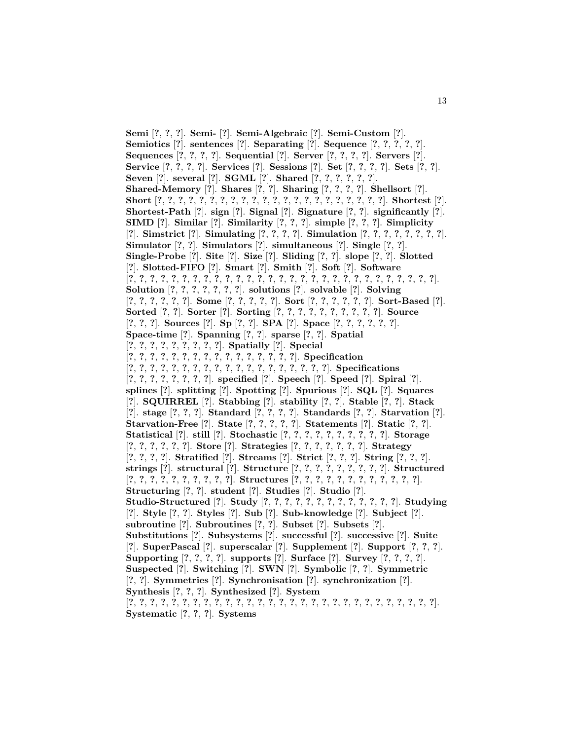**Semi** [?, ?, ?]. **Semi-** [?]. **Semi-Algebraic** [?]. **Semi-Custom** [?]. **Semiotics** [?]. **sentences** [?]. **Separating** [?]. **Sequence** [?, ?, ?, ?, ?]. **Sequences** [?, ?, ?, ?]. **Sequential** [?]. **Server** [?, ?, ?, ?]. **Servers** [?]. **Service** [?, ?, ?, ?]. **Services** [?]. **Sessions** [?]. **Set** [?, ?, ?, ?]. **Sets** [?, ?]. **Seven** [?]. **several** [?]. **SGML** [?]. **Shared** [?, ?, ?, ?, ?, ?]. **Shared-Memory** [?]. **Shares** [?, ?]. **Sharing** [?, ?, ?, ?]. **Shellsort** [?]. **Short** [?, ?, ?, ?, ?, ?, ?, ?, ?, ?, ?, ?, ?, ?, ?, ?, ?, ?, ?, ?, ?, ?, ?, ?]. **Shortest** [?]. **Shortest-Path** [?]. **sign** [?]. **Signal** [?]. **Signature** [?, ?]. **significantly** [?]. **SIMD** [?]. **Similar** [?]. **Similarity** [?, ?, ?]. **simple** [?, ?, ?]. **Simplicity** [?]. **Simstrict** [?]. **Simulating** [?, ?, ?, ?]. **Simulation** [?, ?, ?, ?, ?, ?, ?, ?]. **Simulator** [?, ?]. **Simulators** [?]. **simultaneous** [?]. **Single** [?, ?]. **Single-Probe** [?]. **Site** [?]. **Size** [?]. **Sliding** [?, ?]. **slope** [?, ?]. **Slotted** [?]. **Slotted-FIFO** [?]. **Smart** [?]. **Smith** [?]. **Soft** [?]. **Software** [?, ?, ?, ?, ?, ?, ?, ?, ?, ?, ?, ?, ?, ?, ?, ?, ?, ?, ?, ?, ?, ?, ?, ?, ?, ?, ?, ?, ?, ?, ?, ?, ?]. **Solution** [?, ?, ?, ?, ?, ?, ?]. **solutions** [?]. **solvable** [?]. **Solving** [?, ?, ?, ?, ?, ?]. **Some** [?, ?, ?, ?, ?]. **Sort** [?, ?, ?, ?, ?, ?]. **Sort-Based** [?]. **Sorted** [?, ?]. **Sorter** [?]. **Sorting** [?, ?, ?, ?, ?, ?, ?, ?, ?, ?, ?]. **Source** [?, ?, ?]. **Sources** [?]. **Sp** [?, ?]. **SPA** [?]. **Space** [?, ?, ?, ?, ?, ?]. **Space-time** [?]. **Spanning** [?, ?]. **sparse** [?, ?]. **Spatial** [?, ?, ?, ?, ?, ?, ?, ?, ?, ?]. **Spatially** [?]. **Special** [?, ?, ?, ?, ?, ?, ?, ?, ?, ?, ?, ?, ?, ?, ?, ?, ?]. **Specification** [?, ?, ?, ?, ?, ?, ?, ?, ?, ?, ?, ?, ?, ?, ?, ?, ?, ?, ?, ?]. **Specifications** [?, ?, ?, ?, ?, ?, ?, ?, ?]. **specified** [?]. **Speech** [?]. **Speed** [?]. **Spiral** [?]. **splines** [?]. **splitting** [?]. **Spotting** [?]. **Spurious** [?]. **SQL** [?]. **Squares** [?]. **SQUIRREL** [?]. **Stabbing** [?]. **stability** [?, ?]. **Stable** [?, ?]. **Stack** [?]. **stage** [?, ?, ?]. **Standard** [?, ?, ?, ?]. **Standards** [?, ?]. **Starvation** [?]. **Starvation-Free** [?]. **State** [?, ?, ?, ?, ?]. **Statements** [?]. **Static** [?, ?]. **Statistical** [?]. **still** [?]. **Stochastic** [?, ?, ?, ?, ?, ?, ?, ?, ?, ?, ?]. **Storage** [?, ?, ?, ?, ?, ?]. **Store** [?]. **Strategies** [?, ?, ?, ?, ?, ?, ?]. **Strategy** [?, ?, ?, ?]. **Stratified** [?]. **Streams** [?]. **Strict** [?, ?, ?]. **String** [?, ?, ?]. **strings** [?]. **structural** [?]. **Structure** [?, ?, ?, ?, ?, ?, ?, ?, ?, ?]. **Structured** [?, ?, ?, ?, ?, ?, ?, ?, ?, ?, ?]. **Structures** [?, ?, ?, ?, ?, ?, ?, ?, ?, ?, ?, ?, ?]. **Structuring** [?, ?]. **student** [?]. **Studies** [?]. **Studio** [?]. **Studio-Structured** [?]. **Study** [?, ?, ?, ?, ?, ?, ?, ?, ?, ?, ?, ?, ?, ?]. **Studying** [?]. **Style** [?, ?]. **Styles** [?]. **Sub** [?]. **Sub-knowledge** [?]. **Subject** [?]. **subroutine** [?]. **Subroutines** [?, ?]. **Subset** [?]. **Subsets** [?]. **Substitutions** [?]. **Subsystems** [?]. **successful** [?]. **successive** [?]. **Suite** [?]. **SuperPascal** [?]. **superscalar** [?]. **Supplement** [?]. **Support** [?, ?, ?]. **Supporting** [?, ?, ?, ?]. **supports** [?]. **Surface** [?]. **Survey** [?, ?, ?, ?]. **Suspected** [?]. **Switching** [?]. **SWN** [?]. **Symbolic** [?, ?]. **Symmetric** [?, ?]. **Symmetries** [?]. **Synchronisation** [?]. **synchronization** [?]. **Synthesis** [?, ?, ?]. **Synthesized** [?]. **System** [?, ?, ?, ?, ?, ?, ?, ?, ?, ?, ?, ?, ?, ?, ?, ?, ?, ?, ?, ?, ?, ?, ?, ?, ?, ?, ?, ?, ?, ?, ?, ?, ?]. **Systematic** [?, ?, ?]. **Systems**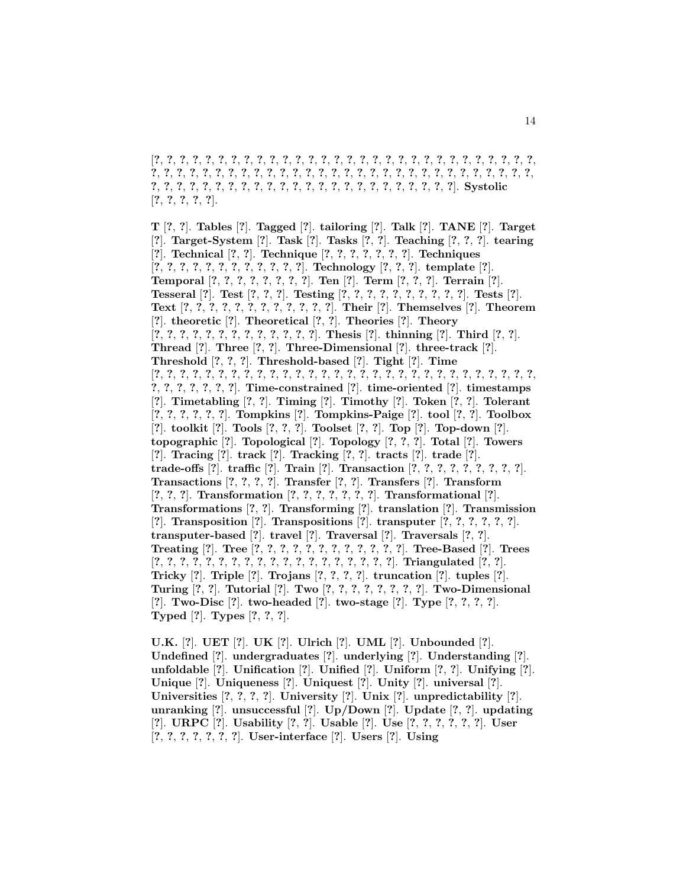[?, ?, ?, ?, ?, ?, ?, ?, ?, ?, ?, ?, ?, ?, ?, ?, ?, ?, ?, ?, ?, ?, ?, ?, ?, ?, ?, ?, ?, ?, ?, ?, ?, ?, ?, ?, ?, ?, ?, ?, ?, ?, ?, ?, ?, ?, ?, ?, ?, ?, ?, ?, ?, ?, ?, ?, ?, ?, ?, ?, ?, ?, ?, ?, ?, ?, ?, ?, ?, ?, ?, ?, ?, ?, ?, ?, ?, ?, ?, ?, ?, ?, ?, ?, ?, ?, ?, ?, ?, ?, ?, ?, ?, ?]. **Systolic** [?, ?, ?, ?, ?].

**T** [?, ?]. **Tables** [?]. **Tagged** [?]. **tailoring** [?]. **Talk** [?]. **TANE** [?]. **Target** [?]. **Target-System** [?]. **Task** [?]. **Tasks** [?, ?]. **Teaching** [?, ?, ?]. **tearing** [?]. **Technical** [?, ?]. **Technique** [?, ?, ?, ?, ?, ?, ?]. **Techniques** [?, ?, ?, ?, ?, ?, ?, ?, ?, ?, ?, ?, ?]. **Technology** [?, ?, ?]. **template** [?]. **Temporal** [?, ?, ?, ?, ?, ?, ?, ?]. **Ten** [?]. **Term** [?, ?, ?]. **Terrain** [?]. **Tesseral** [?]. **Test** [?, ?, ?]. **Testing** [?, ?, ?, ?, ?, ?, ?, ?, ?, ?, ?]. **Tests** [?]. **Text** [?, ?, ?, ?, ?, ?, ?, ?, ?, ?, ?, ?, ?]. **Their** [?]. **Themselves** [?]. **Theorem** [?]. **theoretic** [?]. **Theoretical** [?, ?]. **Theories** [?]. **Theory** [?, ?, ?, ?, ?, ?, ?, ?, ?, ?, ?, ?, ?, ?]. **Thesis** [?]. **thinning** [?]. **Third** [?, ?]. **Thread** [?]. **Three** [?, ?]. **Three-Dimensional** [?]. **three-track** [?]. **Threshold** [?, ?, ?]. **Threshold-based** [?]. **Tight** [?]. **Time** [?, ?, ?, ?, ?, ?, ?, ?, ?, ?, ?, ?, ?, ?, ?, ?, ?, ?, ?, ?, ?, ?, ?, ?, ?, ?, ?, ?, ?, ?, ?, ?, ?, ?, ?, ?, ?, ?, ?, ?, ?, ?]. **Time-constrained** [?]. **time-oriented** [?]. **timestamps** [?]. **Timetabling** [?, ?]. **Timing** [?]. **Timothy** [?]. **Token** [?, ?]. **Tolerant** [?, ?, ?, ?, ?, ?]. **Tompkins** [?]. **Tompkins-Paige** [?]. **tool** [?, ?]. **Toolbox** [?]. **toolkit** [?]. **Tools** [?, ?, ?]. **Toolset** [?, ?]. **Top** [?]. **Top-down** [?]. **topographic** [?]. **Topological** [?]. **Topology** [?, ?, ?]. **Total** [?]. **Towers** [?]. **Tracing** [?]. **track** [?]. **Tracking** [?, ?]. **tracts** [?]. **trade** [?]. **trade-offs** [?]. **traffic** [?]. **Train** [?]. **Transaction** [?, ?, ?, ?, ?, ?, ?, ?, ?, ?]. **Transactions** [?, ?, ?, ?]. **Transfer** [?, ?]. **Transfers** [?]. **Transform** [?, ?, ?]. **Transformation** [?, ?, ?, ?, ?, ?, ?]. **Transformational** [?]. **Transformations** [?, ?]. **Transforming** [?]. **translation** [?]. **Transmission** [?]. **Transposition** [?]. **Transpositions** [?]. **transputer** [?, ?, ?, ?, ?, ?]. **transputer-based** [?]. **travel** [?]. **Traversal** [?]. **Traversals** [?, ?]. **Treating** [?]. **Tree** [?, ?, ?, ?, ?, ?, ?, ?, ?, ?, ?, ?, ?]. **Tree-Based** [?]. **Trees** [?, ?, ?, ?, ?, ?, ?, ?, ?, ?, ?, ?, ?, ?, ?, ?, ?, ?, ?, ?]. **Triangulated** [?, ?]. **Tricky** [?]. **Triple** [?]. **Trojans** [?, ?, ?, ?]. **truncation** [?]. **tuples** [?]. **Turing** [?, ?]. **Tutorial** [?]. **Two** [?, ?, ?, ?, ?, ?, ?, ?]. **Two-Dimensional** [?]. **Two-Disc** [?]. **two-headed** [?]. **two-stage** [?]. **Type** [?, ?, ?, ?]. **Typed** [?]. **Types** [?, ?, ?].

**U.K.** [?]. **UET** [?]. **UK** [?]. **Ulrich** [?]. **UML** [?]. **Unbounded** [?]. **Undefined** [?]. **undergraduates** [?]. **underlying** [?]. **Understanding** [?]. **unfoldable** [?]. **Unification** [?]. **Unified** [?]. **Uniform** [?, ?]. **Unifying** [?]. **Unique** [?]. **Uniqueness** [?]. **Uniquest** [?]. **Unity** [?]. **universal** [?]. **Universities** [?, ?, ?, ?]. **University** [?]. **Unix** [?]. **unpredictability** [?]. **unranking** [?]. **unsuccessful** [?]. **Up/Down** [?]. **Update** [?, ?]. **updating** [?]. **URPC** [?]. **Usability** [?, ?]. **Usable** [?]. **Use** [?, ?, ?, ?, ?, ?]. **User** [?, ?, ?, ?, ?, ?, ?]. **User-interface** [?]. **Users** [?]. **Using**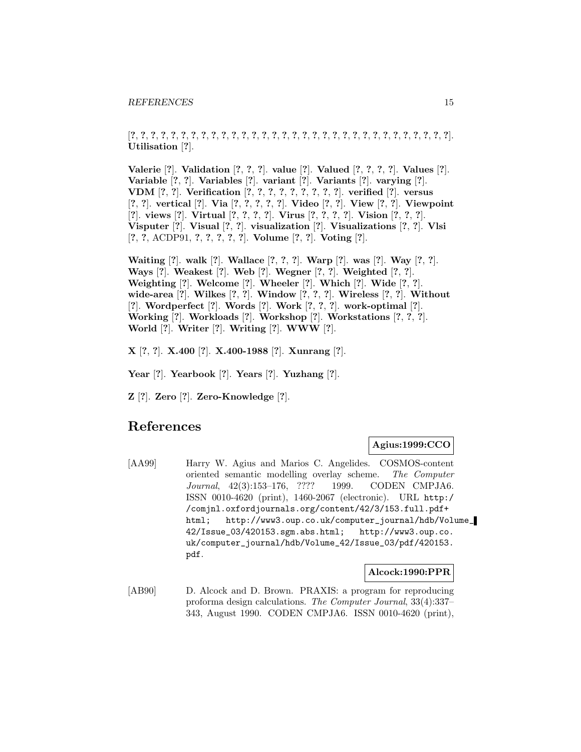[?, ?, ?, ?, ?, ?, ?, ?, ?, ?, ?, ?, ?, ?, ?, ?, ?, ?, ?, ?, ?, ?, ?, ?, ?, ?, ?, ?, ?, ?, ?, ?, ?, ?, ?, ?]. **Utilisation** [?].

**Valerie** [?]. **Validation** [?, ?, ?]. **value** [?]. **Valued** [?, ?, ?, ?]. **Values** [?]. **Variable** [?, ?]. **Variables** [?]. **variant** [?]. **Variants** [?]. **varying** [?]. **VDM** [?, ?]. **Verification** [?, ?, ?, ?, ?, ?, ?, ?, ?, ?]. **verified** [?]. **versus** [?, ?]. **vertical** [?]. **Via** [?, ?, ?, ?, ?]. **Video** [?, ?]. **View** [?, ?]. **Viewpoint** [?]. **views** [?]. **Virtual** [?, ?, ?, ?]. **Virus** [?, ?, ?, ?]. **Vision** [?, ?, ?]. **Visputer** [?]. **Visual** [?, ?]. **visualization** [?]. **Visualizations** [?, ?]. **Vlsi** [?, ?, ACDP91, ?, ?, ?, ?, ?]. **Volume** [?, ?]. **Voting** [?].

**Waiting** [?]. **walk** [?]. **Wallace** [?, ?, ?]. **Warp** [?]. **was** [?]. **Way** [?, ?]. **Ways** [?]. **Weakest** [?]. **Web** [?]. **Wegner** [?, ?]. **Weighted** [?, ?]. **Weighting** [?]. **Welcome** [?]. **Wheeler** [?]. **Which** [?]. **Wide** [?, ?]. **wide-area** [?]. **Wilkes** [?, ?]. **Window** [?, ?, ?]. **Wireless** [?, ?]. **Without** [?]. **Wordperfect** [?]. **Words** [?]. **Work** [?, ?, ?]. **work-optimal** [?]. **Working** [?]. **Workloads** [?]. **Workshop** [?]. **Workstations** [?, ?, ?]. **World** [?]. **Writer** [?]. **Writing** [?]. **WWW** [?].

**X** [?, ?]. **X.400** [?]. **X.400-1988** [?]. **Xunrang** [?].

**Year** [?]. **Yearbook** [?]. **Years** [?]. **Yuzhang** [?].

**Z** [?]. **Zero** [?]. **Zero-Knowledge** [?].

# References

**Agius:1999:CCO**

[AA99] Harry W. Agius and Marios C. Angelides. COSMOS-content oriented semantic modelling overlay scheme. *The Computer Journal*, 42(3):153–176, ???? 1999. CODEN CMPJA6. ISSN 0010-4620 (print), 1460-2067 (electronic). URL http://comjnl.oxfordjournals.org/content/42/3/153.full.pdf+html; http://www3.oup.co.uk/computer_journal/hdb/Volume_42/Issue_03/420153.sgm.abs.html; http://www3.oup.co.uk/computer_journal/hdb/Volume_42/Issue_03/pdf/420153.pdf.

**Alcock:1990:PPR**

[AB90] D. Alcock and D. Brown. PRAXIS: a program for reproducing proforma design calculations. *The Computer Journal*, 33(4):337–343, August 1990. CODEN CMPJA6. ISSN 0010-4620 (print),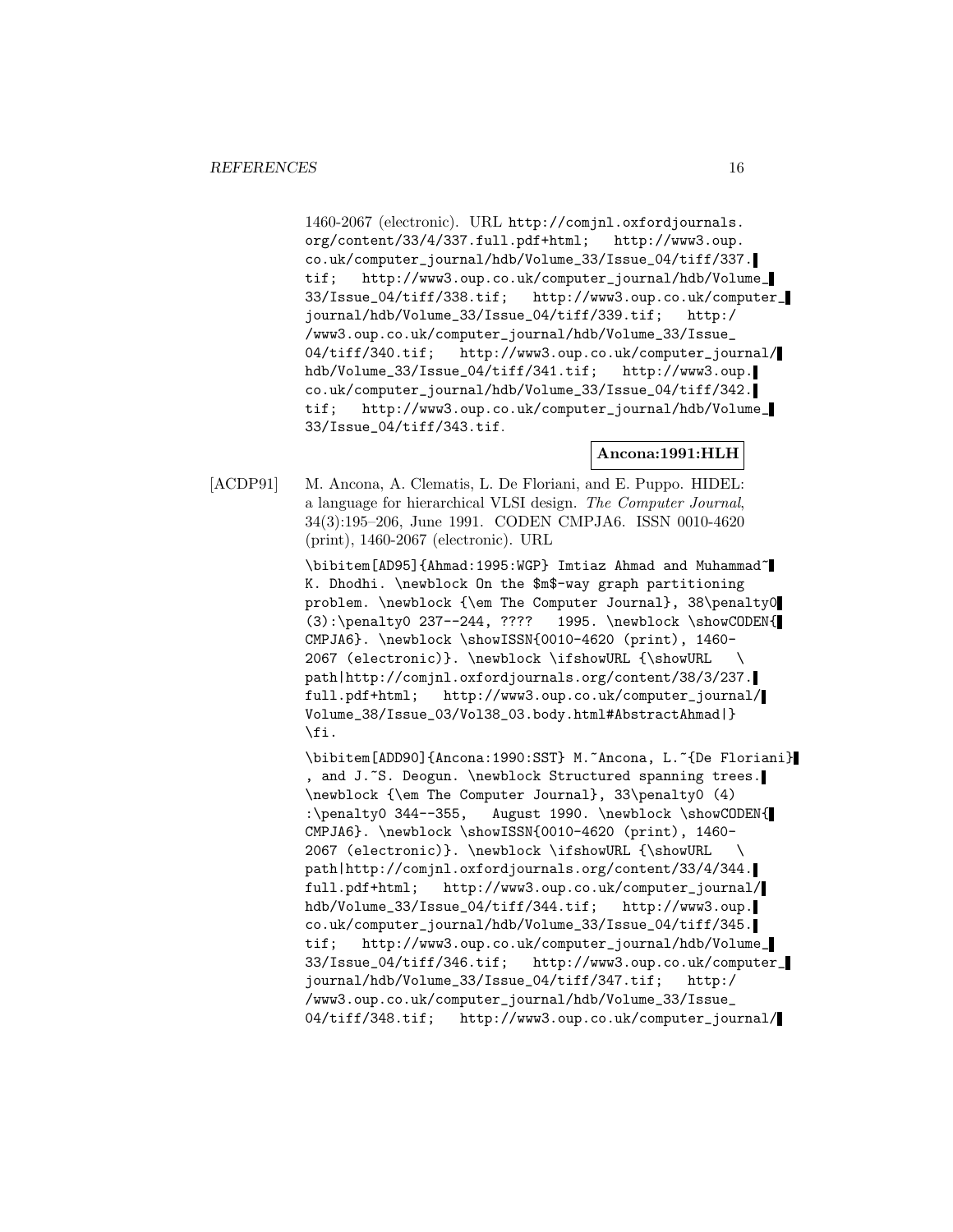1460-2067 (electronic). URL http://comjnl.oxfordjournals.org/content/33/4/337.full.pdf+html; http://www3.oup.co.uk/computer_journal/hdb/Volume_33/Issue_04/tiff/337.tif; http://www3.oup.co.uk/computer_journal/hdb/Volume_33/Issue_04/tiff/338.tif; http://www3.oup.co.uk/computer_journal/hdb/Volume_33/Issue_04/tiff/339.tif; http://www3.oup.co.uk/computer_journal/hdb/Volume_33/Issue_04/tiff/340.tif; http://www3.oup.co.uk/computer_journal/hdb/Volume_33/Issue_04/tiff/341.tif; http://www3.oup.co.uk/computer_journal/hdb/Volume_33/Issue_04/tiff/342.tif; http://www3.oup.co.uk/computer_journal/hdb/Volume_33/Issue_04/tiff/343.tif.

**Ancona:1991:HLH**

[ACDP91] M. Ancona, A. Clematis, L. De Floriani, and E. Puppo. HIDEL: a language for hierarchical VLSI design. *The Computer Journal*, 34(3):195–206, June 1991. CODEN CMPJA6. ISSN 0010-4620 (print), 1460-2067 (electronic). URL

```
\bibitem[AD95]{Ahmad:1995:WGP} Imtiaz Ahmad and Muhammad~
K. Dhodhi. \newblock On the $m$-way graph partitioning
problem. \newblock {\em The Computer Journal}, 38\penalty0
(3):\penalty0 237--244, ????   1995. \newblock \showCODEN{
CMPJA6}. \newblock \showISSN{0010-4620 (print), 1460-
2067 (electronic)}. \newblock \ifshowURL {\showURL   \
path|http://comjnl.oxfordjournals.org/content/38/3/237.
full.pdf+html;   http://www3.oup.co.uk/computer_journal/
Volume_38/Issue_03/Vol38_03.body.html#AbstractAhmad|}
\fi.
```

```
\bibitem[ADD90]{Ancona:1990:SST} M.~Ancona, L.~{De Floriani}
, and J.~S. Deogun. \newblock Structured spanning trees.
\newblock {\em The Computer Journal}, 33\penalty0 (4)
:\penalty0 344--355,   August 1990. \newblock \showCODEN{
CMPJA6}. \newblock \showISSN{0010-4620 (print), 1460-
2067 (electronic)}. \newblock \ifshowURL {\showURL   \
path|http://comjnl.oxfordjournals.org/content/33/4/344.
full.pdf+html;   http://www3.oup.co.uk/computer_journal/
hdb/Volume_33/Issue_04/tiff/344.tif;   http://www3.oup.
co.uk/computer_journal/hdb/Volume_33/Issue_04/tiff/345.
tif;   http://www3.oup.co.uk/computer_journal/hdb/Volume_
33/Issue_04/tiff/346.tif;   http://www3.oup.co.uk/computer_
journal/hdb/Volume_33/Issue_04/tiff/347.tif;   http:/
/www3.oup.co.uk/computer_journal/hdb/Volume_33/Issue_
04/tiff/348.tif;   http://www3.oup.co.uk/computer_journal/
```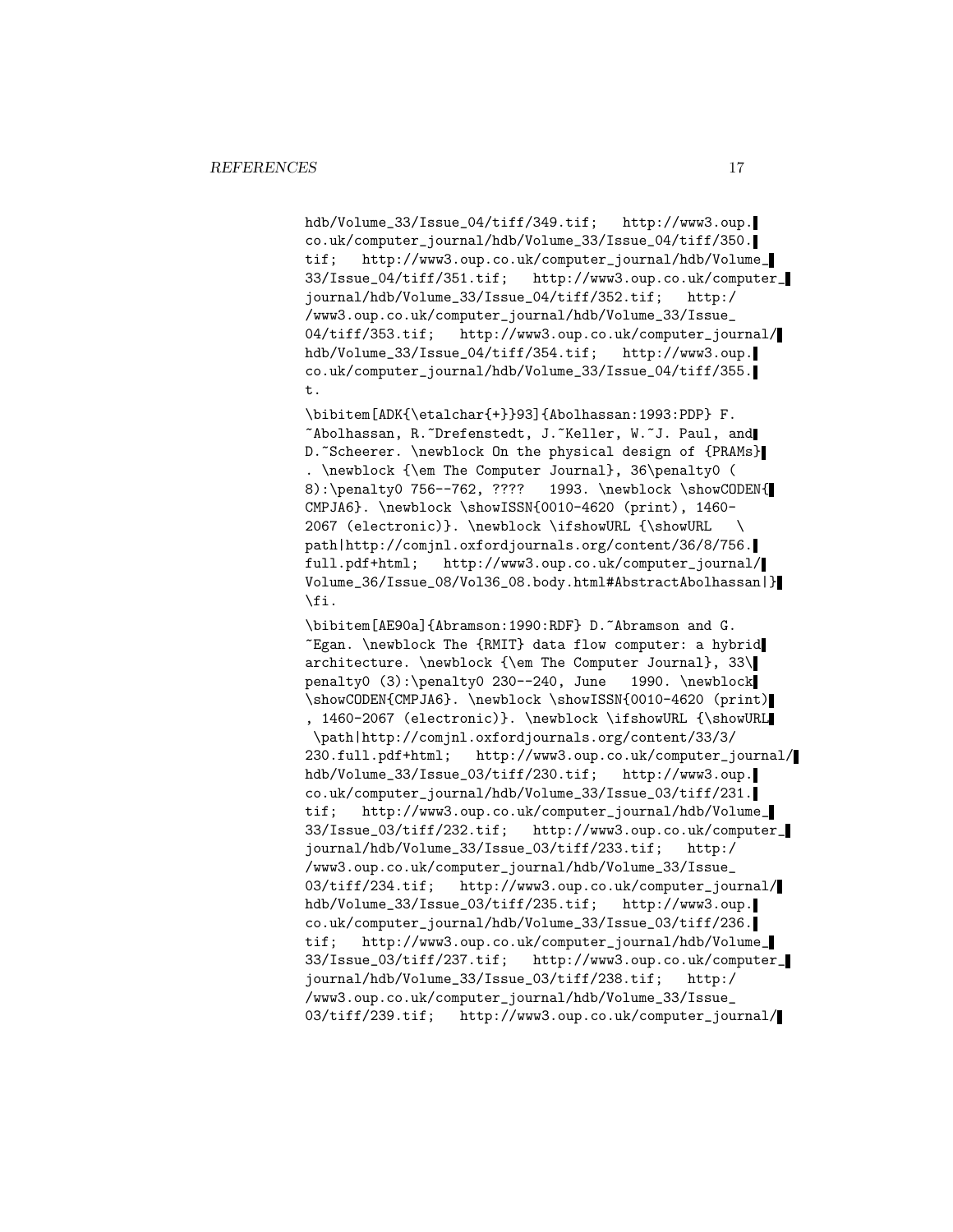hdb/Volume_33/Issue_04/tiff/349.tif;   http://www3.oup.
co.uk/computer_journal/hdb/Volume_33/Issue_04/tiff/350.
tif;   http://www3.oup.co.uk/computer_journal/hdb/Volume_
33/Issue_04/tiff/351.tif;   http://www3.oup.co.uk/computer_
journal/hdb/Volume_33/Issue_04/tiff/352.tif;   http:/
/www3.oup.co.uk/computer_journal/hdb/Volume_33/Issue_
04/tiff/353.tif;   http://www3.oup.co.uk/computer_journal/
hdb/Volume_33/Issue_04/tiff/354.tif;   http://www3.oup.
co.uk/computer_journal/hdb/Volume_33/Issue_04/tiff/355.
t.

\bibitem[ADK{\etalchar{+}}93]{Abolhassan:1993:PDP} F.
~Abolhassan, R.~Drefenstedt, J.~Keller, W.~J. Paul, and
D.~Scheerer. \newblock On the physical design of {PRAMs}
. \newblock {\em The Computer Journal}, 36\penalty0 (
8):\penalty0 756--762, ????   1993. \newblock \showCODEN{
CMPJA6}. \newblock \showISSN{0010-4620 (print), 1460-
2067 (electronic)}. \newblock \ifshowURL {\showURL   \
path|http://comjnl.oxfordjournals.org/content/36/8/756.
full.pdf+html;   http://www3.oup.co.uk/computer_journal/
Volume_36/Issue_08/Vol36_08.body.html#AbstractAbolhassan|}
\fi.

\bibitem[AE90a]{Abramson:1990:RDF} D.~Abramson and G.
~Egan. \newblock The {RMIT} data flow computer: a hybrid
architecture. \newblock {\em The Computer Journal}, 33\
penalty0 (3):\penalty0 230--240, June   1990. \newblock
\showCODEN{CMPJA6}. \newblock \showISSN{0010-4620 (print)
, 1460-2067 (electronic)}. \newblock \ifshowURL {\showURL
 \path|http://comjnl.oxfordjournals.org/content/33/3/
230.full.pdf+html;   http://www3.oup.co.uk/computer_journal/
hdb/Volume_33/Issue_03/tiff/230.tif;   http://www3.oup.
co.uk/computer_journal/hdb/Volume_33/Issue_03/tiff/231.
tif;   http://www3.oup.co.uk/computer_journal/hdb/Volume_
33/Issue_03/tiff/232.tif;   http://www3.oup.co.uk/computer_
journal/hdb/Volume_33/Issue_03/tiff/233.tif;   http:/
/www3.oup.co.uk/computer_journal/hdb/Volume_33/Issue_
03/tiff/234.tif;   http://www3.oup.co.uk/computer_journal/
hdb/Volume_33/Issue_03/tiff/235.tif;   http://www3.oup.
co.uk/computer_journal/hdb/Volume_33/Issue_03/tiff/236.
tif;   http://www3.oup.co.uk/computer_journal/hdb/Volume_
33/Issue_03/tiff/237.tif;   http://www3.oup.co.uk/computer_
journal/hdb/Volume_33/Issue_03/tiff/238.tif;   http:/
/www3.oup.co.uk/computer_journal/hdb/Volume_33/Issue_
03/tiff/239.tif;   http://www3.oup.co.uk/computer_journal/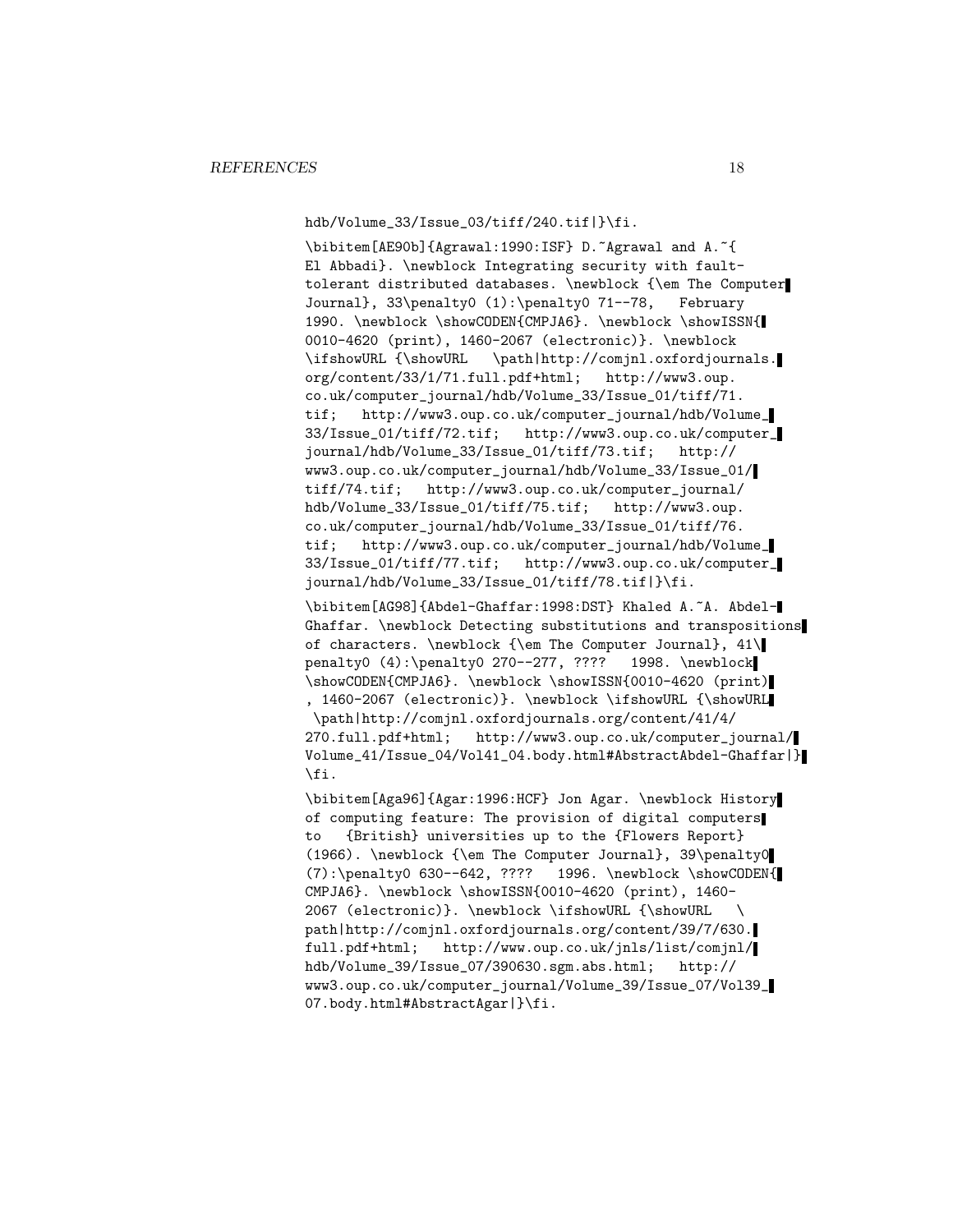```
hdb/Volume_33/Issue_03/tiff/240.tif|}\fi.

\bibitem[AE90b]{Agrawal:1990:ISF} D.~Agrawal and A.~{
El Abbadi}. \newblock Integrating security with fault-
tolerant distributed databases. \newblock {\em The Computer
Journal}, 33\penalty0 (1):\penalty0 71--78,   February
1990. \newblock \showCODEN{CMPJA6}. \newblock \showISSN{
0010-4620 (print), 1460-2067 (electronic)}. \newblock
\ifshowURL {\showURL   \path|http://comjnl.oxfordjournals.
org/content/33/1/71.full.pdf+html;   http://www3.oup.
co.uk/computer_journal/hdb/Volume_33/Issue_01/tiff/71.
tif;   http://www3.oup.co.uk/computer_journal/hdb/Volume_
33/Issue_01/tiff/72.tif;   http://www3.oup.co.uk/computer_
journal/hdb/Volume_33/Issue_01/tiff/73.tif;   http://
www3.oup.co.uk/computer_journal/hdb/Volume_33/Issue_01/
tiff/74.tif;   http://www3.oup.co.uk/computer_journal/
hdb/Volume_33/Issue_01/tiff/75.tif;   http://www3.oup.
co.uk/computer_journal/hdb/Volume_33/Issue_01/tiff/76.
tif;   http://www3.oup.co.uk/computer_journal/hdb/Volume_
33/Issue_01/tiff/77.tif;   http://www3.oup.co.uk/computer_
journal/hdb/Volume_33/Issue_01/tiff/78.tif|}\fi.

\bibitem[AG98]{Abdel-Ghaffar:1998:DST} Khaled A.~A. Abdel-
Ghaffar. \newblock Detecting substitutions and transpositions
of characters. \newblock {\em The Computer Journal}, 41\
penalty0 (4):\penalty0 270--277, ????   1998. \newblock
\showCODEN{CMPJA6}. \newblock \showISSN{0010-4620 (print)
, 1460-2067 (electronic)}. \newblock \ifshowURL {\showURL
 \path|http://comjnl.oxfordjournals.org/content/41/4/
270.full.pdf+html;   http://www3.oup.co.uk/computer_journal/
Volume_41/Issue_04/Vol41_04.body.html#AbstractAbdel-Ghaffar|}
\fi.

\bibitem[Aga96]{Agar:1996:HCF} Jon Agar. \newblock History
of computing feature: The provision of digital computers
to   {British} universities up to the {Flowers Report}
(1966). \newblock {\em The Computer Journal}, 39\penalty0
(7):\penalty0 630--642, ????   1996. \newblock \showCODEN{
CMPJA6}. \newblock \showISSN{0010-4620 (print), 1460-
2067 (electronic)}. \newblock \ifshowURL {\showURL   \
path|http://comjnl.oxfordjournals.org/content/39/7/630.
full.pdf+html;   http://www.oup.co.uk/jnls/list/comjnl/
hdb/Volume_39/Issue_07/390630.sgm.abs.html;   http://
www3.oup.co.uk/computer_journal/Volume_39/Issue_07/Vol39_
07.body.html#AbstractAgar|}\fi.
```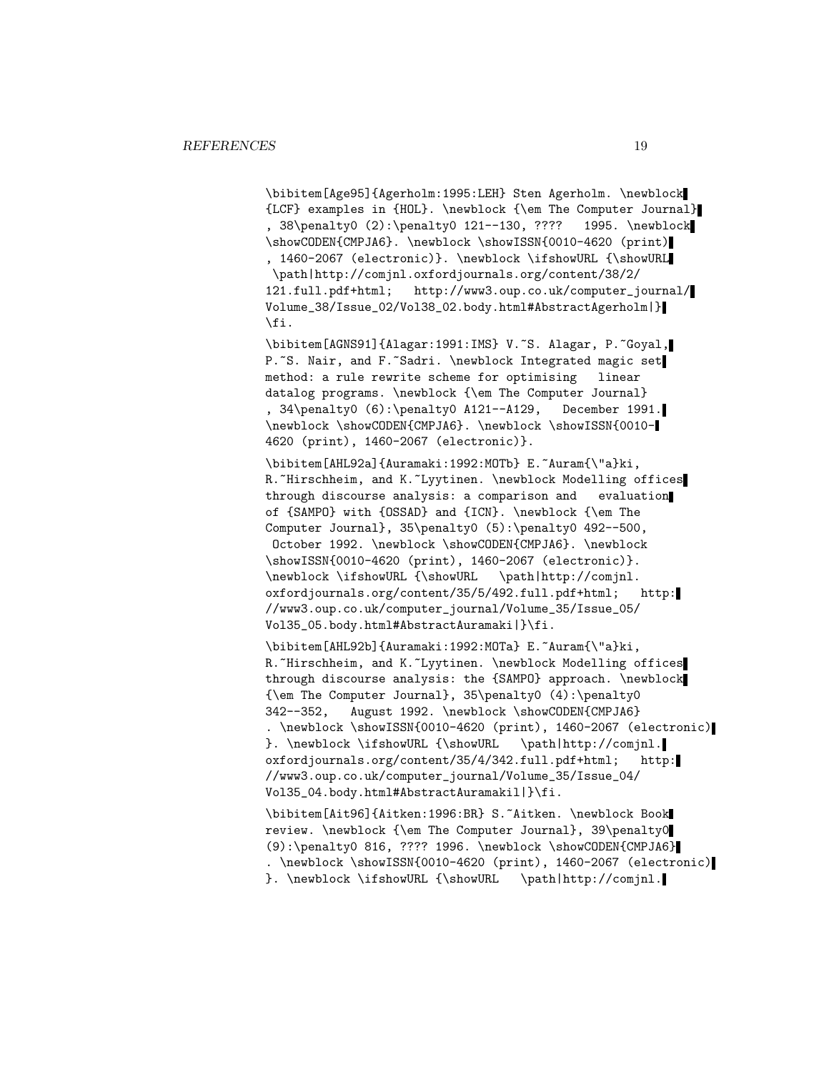```
\bibitem[Age95]{Agerholm:1995:LEH} Sten Agerholm. \newblock
{LCF} examples in {HOL}. \newblock {\em The Computer Journal}
, 38\penalty0 (2):\penalty0 121--130, ????   1995. \newblock
\showCODEN{CMPJA6}. \newblock \showISSN{0010-4620 (print)
, 1460-2067 (electronic)}. \newblock \ifshowURL {\showURL
 \path|http://comjnl.oxfordjournals.org/content/38/2/
121.full.pdf+html;   http://www3.oup.co.uk/computer_journal/
Volume_38/Issue_02/Vol38_02.body.html#AbstractAgerholm|}
\fi.

\bibitem[AGNS91]{Alagar:1991:IMS} V.~S. Alagar, P.~Goyal,
P.~S. Nair, and F.~Sadri. \newblock Integrated magic set
method: a rule rewrite scheme for optimising   linear
datalog programs. \newblock {\em The Computer Journal}
, 34\penalty0 (6):\penalty0 A121--A129,   December 1991.
\newblock \showCODEN{CMPJA6}. \newblock \showISSN{0010-
4620 (print), 1460-2067 (electronic)}.

\bibitem[AHL92a]{Auramaki:1992:MOTb} E.~Auram{\"a}ki,
R.~Hirschheim, and K.~Lyytinen. \newblock Modelling offices
through discourse analysis: a comparison and   evaluation
of {SAMPO} with {OSSAD} and {ICN}. \newblock {\em The
Computer Journal}, 35\penalty0 (5):\penalty0 492--500,
 October 1992. \newblock \showCODEN{CMPJA6}. \newblock
\showISSN{0010-4620 (print), 1460-2067 (electronic)}.
\newblock \ifshowURL {\showURL   \path|http://comjnl.
oxfordjournals.org/content/35/5/492.full.pdf+html;   http:
//www3.oup.co.uk/computer_journal/Volume_35/Issue_05/
Vol35_05.body.html#AbstractAuramaki|}\fi.

\bibitem[AHL92b]{Auramaki:1992:MOTa} E.~Auram{\"a}ki,
R.~Hirschheim, and K.~Lyytinen. \newblock Modelling offices
through discourse analysis: the {SAMPO} approach. \newblock
{\em The Computer Journal}, 35\penalty0 (4):\penalty0
342--352,   August 1992. \newblock \showCODEN{CMPJA6}
. \newblock \showISSN{0010-4620 (print), 1460-2067 (electronic)
}. \newblock \ifshowURL {\showURL   \path|http://comjnl.
oxfordjournals.org/content/35/4/342.full.pdf+html;   http:
//www3.oup.co.uk/computer_journal/Volume_35/Issue_04/
Vol35_04.body.html#AbstractAuramakil|}\fi.

\bibitem[Ait96]{Aitken:1996:BR} S.~Aitken. \newblock Book
review. \newblock {\em The Computer Journal}, 39\penalty0
(9):\penalty0 816, ???? 1996. \newblock \showCODEN{CMPJA6}
. \newblock \showISSN{0010-4620 (print), 1460-2067 (electronic)
}. \newblock \ifshowURL {\showURL   \path|http://comjnl.
```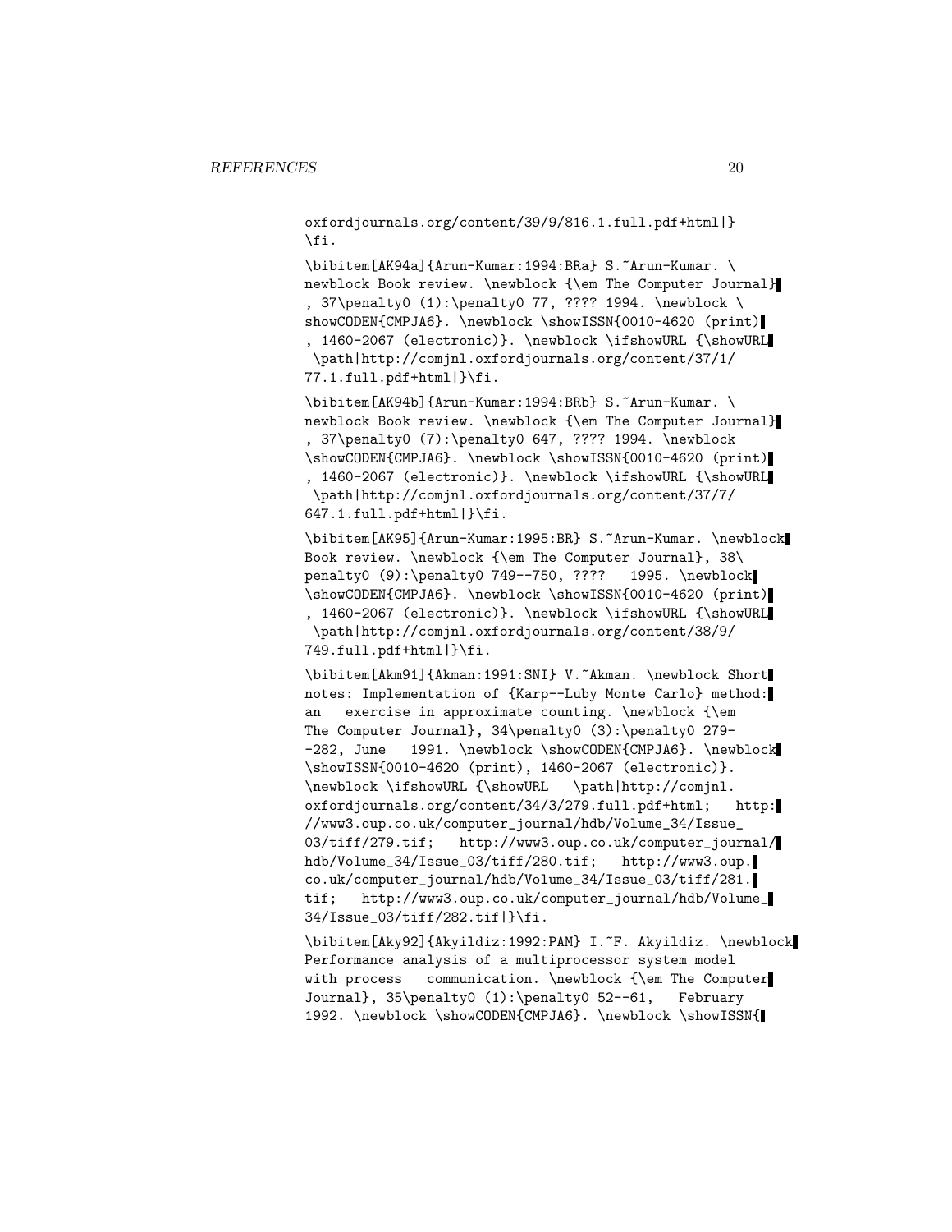```
oxfordjournals.org/content/39/9/816.1.full.pdf+html|}
\fi.

\bibitem[AK94a]{Arun-Kumar:1994:BRa} S.~Arun-Kumar. \
newblock Book review. \newblock {\em The Computer Journal}
, 37\penalty0 (1):\penalty0 77, ???? 1994. \newblock \
showCODEN{CMPJA6}. \newblock \showISSN{0010-4620 (print)
, 1460-2067 (electronic)}. \newblock \ifshowURL {\showURL
 \path|http://comjnl.oxfordjournals.org/content/37/1/
77.1.full.pdf+html|}\fi.

\bibitem[AK94b]{Arun-Kumar:1994:BRb} S.~Arun-Kumar. \
newblock Book review. \newblock {\em The Computer Journal}
, 37\penalty0 (7):\penalty0 647, ???? 1994. \newblock
\showCODEN{CMPJA6}. \newblock \showISSN{0010-4620 (print)
, 1460-2067 (electronic)}. \newblock \ifshowURL {\showURL
 \path|http://comjnl.oxfordjournals.org/content/37/7/
647.1.full.pdf+html|}\fi.

\bibitem[AK95]{Arun-Kumar:1995:BR} S.~Arun-Kumar. \newblock
Book review. \newblock {\em The Computer Journal}, 38\
penalty0 (9):\penalty0 749--750, ????   1995. \newblock
\showCODEN{CMPJA6}. \newblock \showISSN{0010-4620 (print)
, 1460-2067 (electronic)}. \newblock \ifshowURL {\showURL
 \path|http://comjnl.oxfordjournals.org/content/38/9/
749.full.pdf+html|}\fi.

\bibitem[Akm91]{Akman:1991:SNI} V.~Akman. \newblock Short
notes: Implementation of {Karp--Luby Monte Carlo} method:
an   exercise in approximate counting. \newblock {\em
The Computer Journal}, 34\penalty0 (3):\penalty0 279-
-282, June   1991. \newblock \showCODEN{CMPJA6}. \newblock
\showISSN{0010-4620 (print), 1460-2067 (electronic)}.
\newblock \ifshowURL {\showURL   \path|http://comjnl.
oxfordjournals.org/content/34/3/279.full.pdf+html;   http:
//www3.oup.co.uk/computer_journal/hdb/Volume_34/Issue_
03/tiff/279.tif;   http://www3.oup.co.uk/computer_journal/
hdb/Volume_34/Issue_03/tiff/280.tif;   http://www3.oup.
co.uk/computer_journal/hdb/Volume_34/Issue_03/tiff/281.
tif;   http://www3.oup.co.uk/computer_journal/hdb/Volume_
34/Issue_03/tiff/282.tif|}\fi.

\bibitem[Aky92]{Akyildiz:1992:PAM} I.~F. Akyildiz. \newblock
Performance analysis of a multiprocessor system model
with process   communication. \newblock {\em The Computer
Journal}, 35\penalty0 (1):\penalty0 52--61,   February
1992. \newblock \showCODEN{CMPJA6}. \newblock \showISSN{
```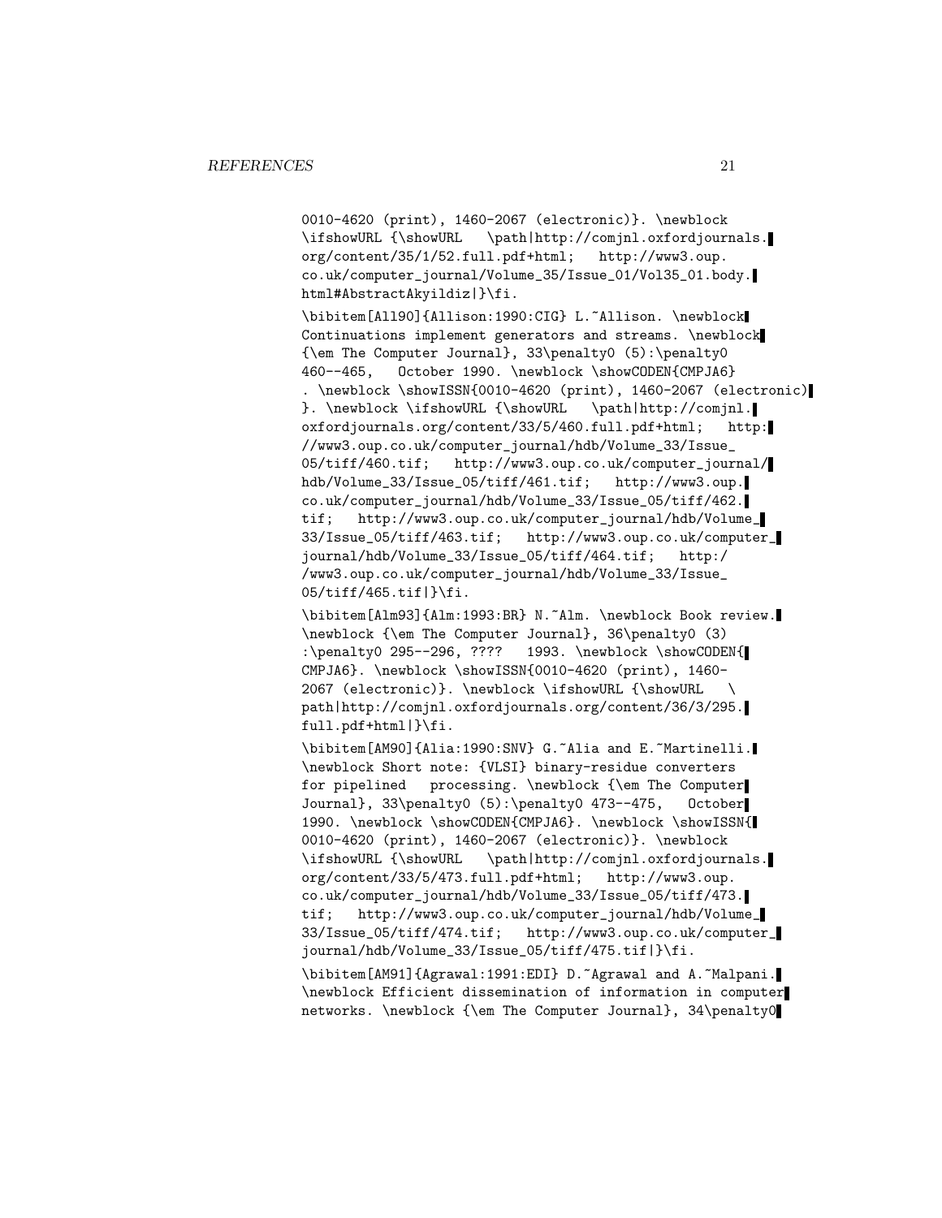```
0010-4620 (print), 1460-2067 (electronic)}. \newblock
\ifshowURL {\showURL   \path|http://comjnl.oxfordjournals.
org/content/35/1/52.full.pdf+html;   http://www3.oup.
co.uk/computer_journal/Volume_35/Issue_01/Vol35_01.body.
html#AbstractAkyildiz|}\fi.

\bibitem[All90]{Allison:1990:CIG} L.~Allison. \newblock
Continuations implement generators and streams. \newblock
{\em The Computer Journal}, 33\penalty0 (5):\penalty0
460--465,   October 1990. \newblock \showCODEN{CMPJA6}
. \newblock \showISSN{0010-4620 (print), 1460-2067 (electronic)
}. \newblock \ifshowURL {\showURL   \path|http://comjnl.
oxfordjournals.org/content/33/5/460.full.pdf+html;   http:
//www3.oup.co.uk/computer_journal/hdb/Volume_33/Issue_
05/tiff/460.tif;   http://www3.oup.co.uk/computer_journal/
hdb/Volume_33/Issue_05/tiff/461.tif;   http://www3.oup.
co.uk/computer_journal/hdb/Volume_33/Issue_05/tiff/462.
tif;   http://www3.oup.co.uk/computer_journal/hdb/Volume_
33/Issue_05/tiff/463.tif;   http://www3.oup.co.uk/computer_
journal/hdb/Volume_33/Issue_05/tiff/464.tif;   http:/
/www3.oup.co.uk/computer_journal/hdb/Volume_33/Issue_
05/tiff/465.tif|}\fi.

\bibitem[Alm93]{Alm:1993:BR} N.~Alm. \newblock Book review.
\newblock {\em The Computer Journal}, 36\penalty0 (3)
:\penalty0 295--296, ????   1993. \newblock \showCODEN{
CMPJA6}. \newblock \showISSN{0010-4620 (print), 1460-
2067 (electronic)}. \newblock \ifshowURL {\showURL   \
path|http://comjnl.oxfordjournals.org/content/36/3/295.
full.pdf+html|}\fi.

\bibitem[AM90]{Alia:1990:SNV} G.~Alia and E.~Martinelli.
\newblock Short note: {VLSI} binary-residue converters
for pipelined   processing. \newblock {\em The Computer
Journal}, 33\penalty0 (5):\penalty0 473--475,   October
1990. \newblock \showCODEN{CMPJA6}. \newblock \showISSN{
0010-4620 (print), 1460-2067 (electronic)}. \newblock
\ifshowURL {\showURL   \path|http://comjnl.oxfordjournals.
org/content/33/5/473.full.pdf+html;   http://www3.oup.
co.uk/computer_journal/hdb/Volume_33/Issue_05/tiff/473.
tif;   http://www3.oup.co.uk/computer_journal/hdb/Volume_
33/Issue_05/tiff/474.tif;   http://www3.oup.co.uk/computer_
journal/hdb/Volume_33/Issue_05/tiff/475.tif|}\fi.

\bibitem[AM91]{Agrawal:1991:EDI} D.~Agrawal and A.~Malpani.
\newblock Efficient dissemination of information in computer
networks. \newblock {\em The Computer Journal}, 34\penalty0
```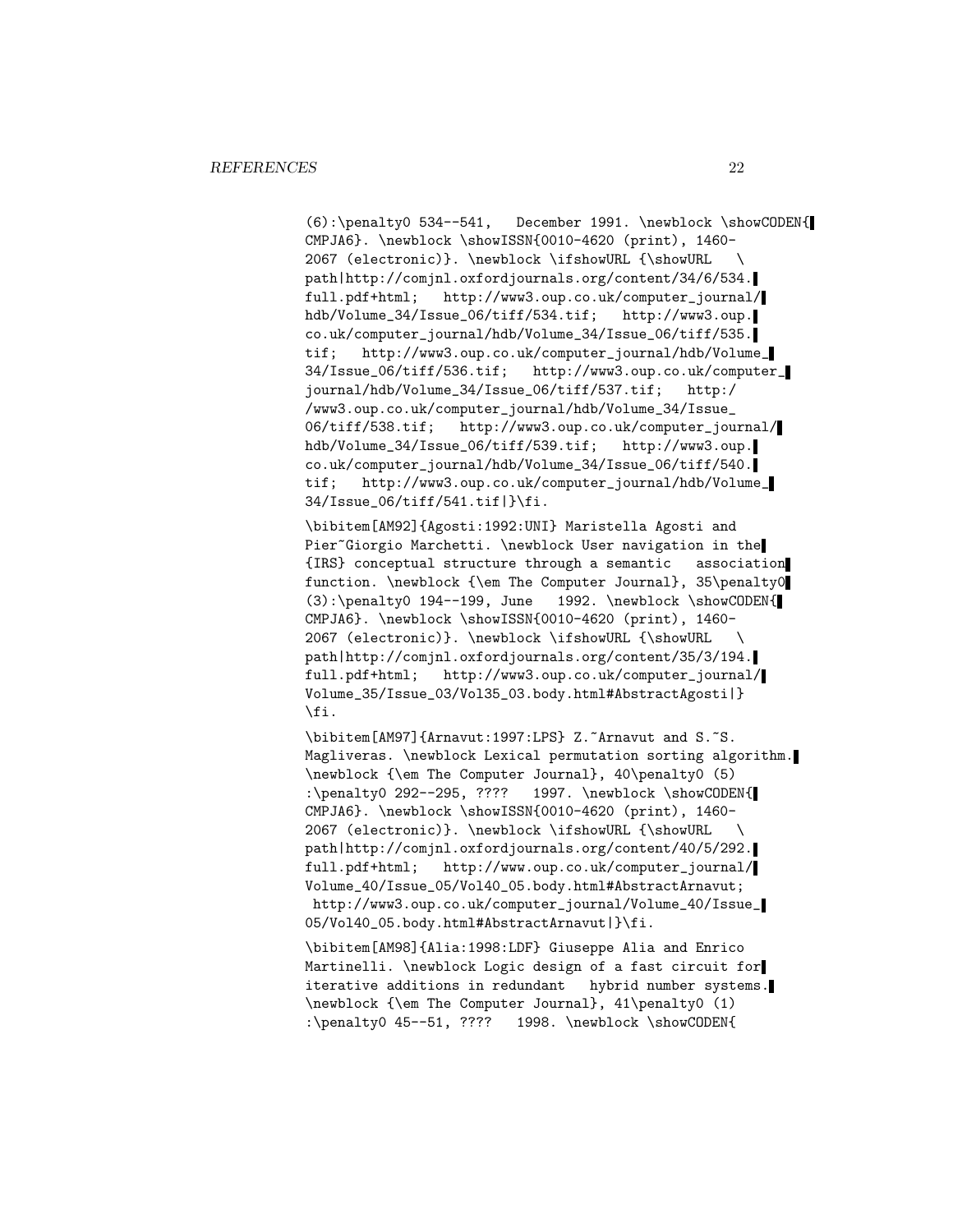(6):\penalty0 534--541, December 1991. \newblock \showCODEN{ CMPJA6}. \newblock \showISSN{0010-4620 (print), 1460- 2067 (electronic)}. \newblock \ifshowURL {\showURL \ path|http://comjnl.oxfordjournals.org/content/34/6/534. full.pdf+html; http://www3.oup.co.uk/computer_journal/ hdb/Volume_34/Issue_06/tiff/534.tif; http://www3.oup. co.uk/computer_journal/hdb/Volume_34/Issue_06/tiff/535. tif; http://www3.oup.co.uk/computer_journal/hdb/Volume_ 34/Issue_06/tiff/536.tif; http://www3.oup.co.uk/computer_ journal/hdb/Volume_34/Issue_06/tiff/537.tif; http:/ /www3.oup.co.uk/computer_journal/hdb/Volume_34/Issue_ 06/tiff/538.tif; http://www3.oup.co.uk/computer_journal/ hdb/Volume_34/Issue_06/tiff/539.tif; http://www3.oup. co.uk/computer_journal/hdb/Volume_34/Issue_06/tiff/540. tif; http://www3.oup.co.uk/computer_journal/hdb/Volume_ 34/Issue_06/tiff/541.tif|}\fi.

\bibitem[AM92]{Agosti:1992:UNI} Maristella Agosti and Pier~Giorgio Marchetti. \newblock User navigation in the {IRS} conceptual structure through a semantic association function. \newblock {\em The Computer Journal}, 35\penalty0 (3):\penalty0 194--199, June 1992. \newblock \showCODEN{ CMPJA6}. \newblock \showISSN{0010-4620 (print), 1460- 2067 (electronic)}. \newblock \ifshowURL {\showURL \ path|http://comjnl.oxfordjournals.org/content/35/3/194. full.pdf+html; http://www3.oup.co.uk/computer_journal/ Volume_35/Issue_03/Vol35_03.body.html#AbstractAgosti|} \fi.

\bibitem[AM97]{Arnavut:1997:LPS} Z.~Arnavut and S.~S. Magliveras. \newblock Lexical permutation sorting algorithm. \newblock {\em The Computer Journal}, 40\penalty0 (5) :\penalty0 292--295, ???? 1997. \newblock \showCODEN{ CMPJA6}. \newblock \showISSN{0010-4620 (print), 1460- 2067 (electronic)}. \newblock \ifshowURL {\showURL \ path|http://comjnl.oxfordjournals.org/content/40/5/292. full.pdf+html; http://www.oup.co.uk/computer_journal/ Volume_40/Issue_05/Vol40_05.body.html#AbstractArnavut; http://www3.oup.co.uk/computer_journal/Volume_40/Issue_ 05/Vol40_05.body.html#AbstractArnavut|}\fi.

\bibitem[AM98]{Alia:1998:LDF} Giuseppe Alia and Enrico Martinelli. \newblock Logic design of a fast circuit for iterative additions in redundant hybrid number systems. \newblock {\em The Computer Journal}, 41\penalty0 (1) :\penalty0 45--51, ???? 1998. \newblock \showCODEN{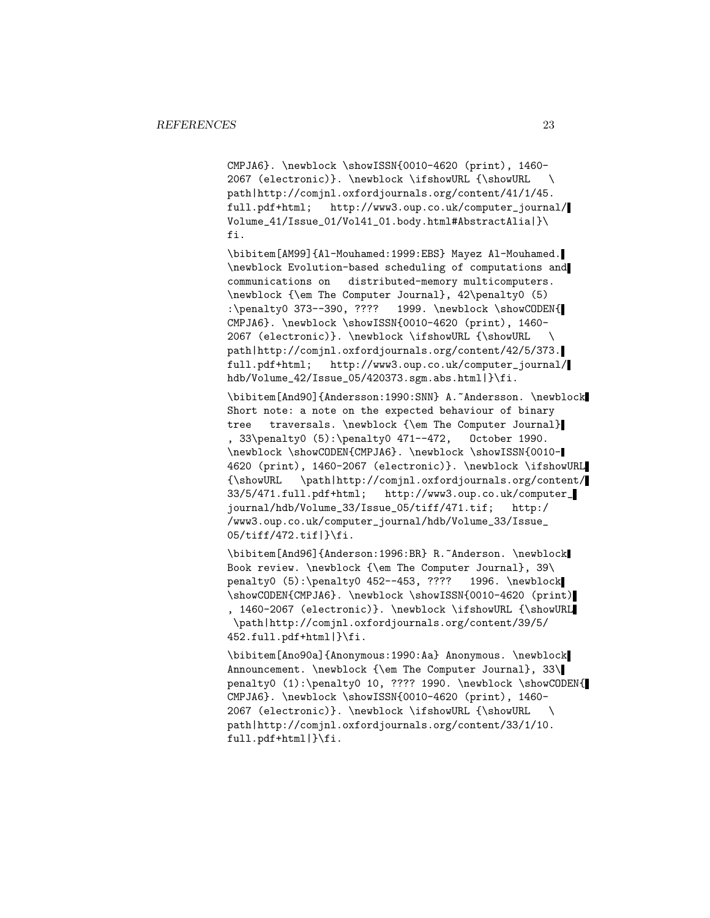```
CMPJA6}. \newblock \showISSN{0010-4620 (print), 1460-
2067 (electronic)}. \newblock \ifshowURL {\showURL   \
path|http://comjnl.oxfordjournals.org/content/41/1/45.
full.pdf+html;   http://www3.oup.co.uk/computer_journal/
Volume_41/Issue_01/Vol41_01.body.html#AbstractAlia|}\
fi.

\bibitem[AM99]{Al-Mouhamed:1999:EBS} Mayez Al-Mouhamed.
\newblock Evolution-based scheduling of computations and
communications on   distributed-memory multicomputers.
\newblock {\em The Computer Journal}, 42\penalty0 (5)
:\penalty0 373--390, ????   1999. \newblock \showCODEN{
CMPJA6}. \newblock \showISSN{0010-4620 (print), 1460-
2067 (electronic)}. \newblock \ifshowURL {\showURL   \
path|http://comjnl.oxfordjournals.org/content/42/5/373.
full.pdf+html;   http://www3.oup.co.uk/computer_journal/
hdb/Volume_42/Issue_05/420373.sgm.abs.html|}\fi.

\bibitem[And90]{Andersson:1990:SNN} A.~Andersson. \newblock
Short note: a note on the expected behaviour of binary
tree   traversals. \newblock {\em The Computer Journal}
, 33\penalty0 (5):\penalty0 471--472,   October 1990.
\newblock \showCODEN{CMPJA6}. \newblock \showISSN{0010-
4620 (print), 1460-2067 (electronic)}. \newblock \ifshowURL
{\showURL   \path|http://comjnl.oxfordjournals.org/content/
33/5/471.full.pdf+html;   http://www3.oup.co.uk/computer_
journal/hdb/Volume_33/Issue_05/tiff/471.tif;   http:/
/www3.oup.co.uk/computer_journal/hdb/Volume_33/Issue_
05/tiff/472.tif|}\fi.

\bibitem[And96]{Anderson:1996:BR} R.~Anderson. \newblock
Book review. \newblock {\em The Computer Journal}, 39\
penalty0 (5):\penalty0 452--453, ????   1996. \newblock
\showCODEN{CMPJA6}. \newblock \showISSN{0010-4620 (print)
, 1460-2067 (electronic)}. \newblock \ifshowURL {\showURL
 \path|http://comjnl.oxfordjournals.org/content/39/5/
452.full.pdf+html|}\fi.

\bibitem[Ano90a]{Anonymous:1990:Aa} Anonymous. \newblock
Announcement. \newblock {\em The Computer Journal}, 33\
penalty0 (1):\penalty0 10, ???? 1990. \newblock \showCODEN{
CMPJA6}. \newblock \showISSN{0010-4620 (print), 1460-
2067 (electronic)}. \newblock \ifshowURL {\showURL   \
path|http://comjnl.oxfordjournals.org/content/33/1/10.
full.pdf+html|}\fi.
```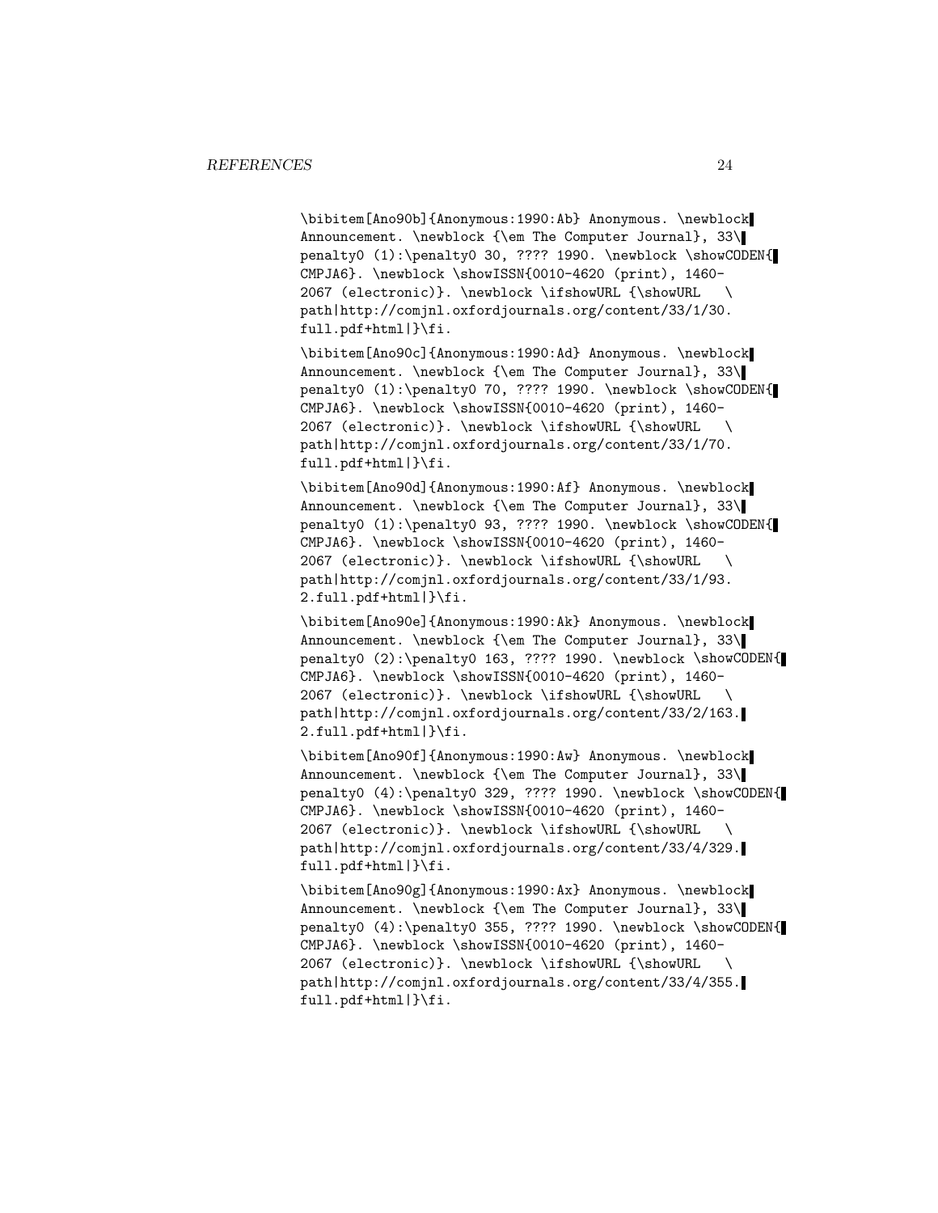```
\bibitem[Ano90b]{Anonymous:1990:Ab} Anonymous. \newblock
Announcement. \newblock {\em The Computer Journal}, 33\
penalty0 (1):\penalty0 30, ???? 1990. \newblock \showCODEN{
CMPJA6}. \newblock \showISSN{0010-4620 (print), 1460-
2067 (electronic)}. \newblock \ifshowURL {\showURL   \
path|http://comjnl.oxfordjournals.org/content/33/1/30.
full.pdf+html|}\fi.

\bibitem[Ano90c]{Anonymous:1990:Ad} Anonymous. \newblock
Announcement. \newblock {\em The Computer Journal}, 33\
penalty0 (1):\penalty0 70, ???? 1990. \newblock \showCODEN{
CMPJA6}. \newblock \showISSN{0010-4620 (print), 1460-
2067 (electronic)}. \newblock \ifshowURL {\showURL   \
path|http://comjnl.oxfordjournals.org/content/33/1/70.
full.pdf+html|}\fi.

\bibitem[Ano90d]{Anonymous:1990:Af} Anonymous. \newblock
Announcement. \newblock {\em The Computer Journal}, 33\
penalty0 (1):\penalty0 93, ???? 1990. \newblock \showCODEN{
CMPJA6}. \newblock \showISSN{0010-4620 (print), 1460-
2067 (electronic)}. \newblock \ifshowURL {\showURL   \
path|http://comjnl.oxfordjournals.org/content/33/1/93.
2.full.pdf+html|}\fi.

\bibitem[Ano90e]{Anonymous:1990:Ak} Anonymous. \newblock
Announcement. \newblock {\em The Computer Journal}, 33\
penalty0 (2):\penalty0 163, ???? 1990. \newblock \showCODEN{
CMPJA6}. \newblock \showISSN{0010-4620 (print), 1460-
2067 (electronic)}. \newblock \ifshowURL {\showURL   \
path|http://comjnl.oxfordjournals.org/content/33/2/163.
2.full.pdf+html|}\fi.

\bibitem[Ano90f]{Anonymous:1990:Aw} Anonymous. \newblock
Announcement. \newblock {\em The Computer Journal}, 33\
penalty0 (4):\penalty0 329, ???? 1990. \newblock \showCODEN{
CMPJA6}. \newblock \showISSN{0010-4620 (print), 1460-
2067 (electronic)}. \newblock \ifshowURL {\showURL   \
path|http://comjnl.oxfordjournals.org/content/33/4/329.
full.pdf+html|}\fi.

\bibitem[Ano90g]{Anonymous:1990:Ax} Anonymous. \newblock
Announcement. \newblock {\em The Computer Journal}, 33\
penalty0 (4):\penalty0 355, ???? 1990. \newblock \showCODEN{
CMPJA6}. \newblock \showISSN{0010-4620 (print), 1460-
2067 (electronic)}. \newblock \ifshowURL {\showURL   \
path|http://comjnl.oxfordjournals.org/content/33/4/355.
full.pdf+html|}\fi.
```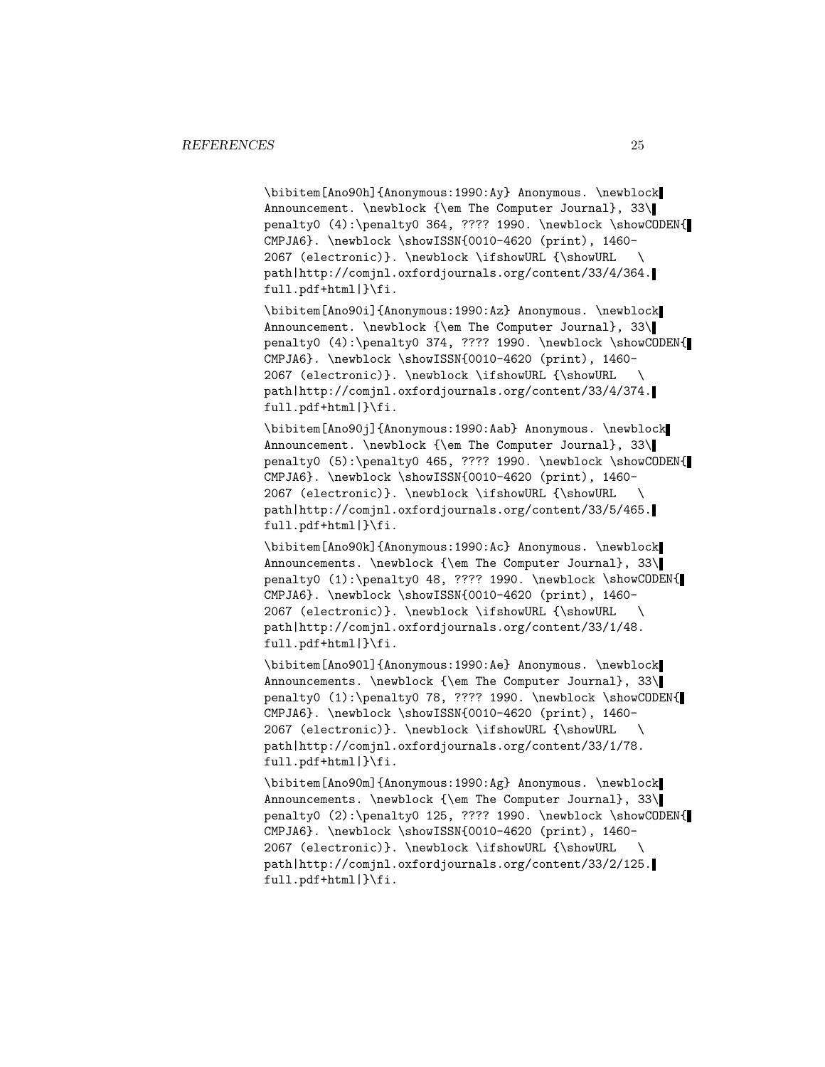```
\bibitem[Ano90h]{Anonymous:1990:Ay} Anonymous. \newblock
Announcement. \newblock {\em The Computer Journal}, 33\
penalty0 (4):\penalty0 364, ???? 1990. \newblock \showCODEN{
CMPJA6}. \newblock \showISSN{0010-4620 (print), 1460-
2067 (electronic)}. \newblock \ifshowURL {\showURL   \
path|http://comjnl.oxfordjournals.org/content/33/4/364.
full.pdf+html|}\fi.

\bibitem[Ano90i]{Anonymous:1990:Az} Anonymous. \newblock
Announcement. \newblock {\em The Computer Journal}, 33\
penalty0 (4):\penalty0 374, ???? 1990. \newblock \showCODEN{
CMPJA6}. \newblock \showISSN{0010-4620 (print), 1460-
2067 (electronic)}. \newblock \ifshowURL {\showURL   \
path|http://comjnl.oxfordjournals.org/content/33/4/374.
full.pdf+html|}\fi.

\bibitem[Ano90j]{Anonymous:1990:Aab} Anonymous. \newblock
Announcement. \newblock {\em The Computer Journal}, 33\
penalty0 (5):\penalty0 465, ???? 1990. \newblock \showCODEN{
CMPJA6}. \newblock \showISSN{0010-4620 (print), 1460-
2067 (electronic)}. \newblock \ifshowURL {\showURL   \
path|http://comjnl.oxfordjournals.org/content/33/5/465.
full.pdf+html|}\fi.

\bibitem[Ano90k]{Anonymous:1990:Ac} Anonymous. \newblock
Announcements. \newblock {\em The Computer Journal}, 33\
penalty0 (1):\penalty0 48, ???? 1990. \newblock \showCODEN{
CMPJA6}. \newblock \showISSN{0010-4620 (print), 1460-
2067 (electronic)}. \newblock \ifshowURL {\showURL   \
path|http://comjnl.oxfordjournals.org/content/33/1/48.
full.pdf+html|}\fi.

\bibitem[Ano90l]{Anonymous:1990:Ae} Anonymous. \newblock
Announcements. \newblock {\em The Computer Journal}, 33\
penalty0 (1):\penalty0 78, ???? 1990. \newblock \showCODEN{
CMPJA6}. \newblock \showISSN{0010-4620 (print), 1460-
2067 (electronic)}. \newblock \ifshowURL {\showURL   \
path|http://comjnl.oxfordjournals.org/content/33/1/78.
full.pdf+html|}\fi.

\bibitem[Ano90m]{Anonymous:1990:Ag} Anonymous. \newblock
Announcements. \newblock {\em The Computer Journal}, 33\
penalty0 (2):\penalty0 125, ???? 1990. \newblock \showCODEN{
CMPJA6}. \newblock \showISSN{0010-4620 (print), 1460-
2067 (electronic)}. \newblock \ifshowURL {\showURL   \
path|http://comjnl.oxfordjournals.org/content/33/2/125.
full.pdf+html|}\fi.
```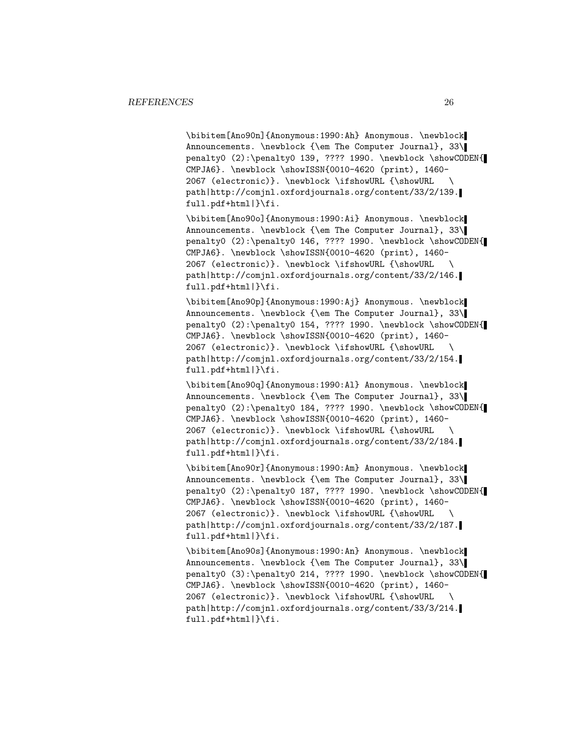```
\bibitem[Ano90n]{Anonymous:1990:Ah} Anonymous. \newblock
Announcements. \newblock {\em The Computer Journal}, 33\
penalty0 (2):\penalty0 139, ???? 1990. \newblock \showCODEN{
CMPJA6}. \newblock \showISSN{0010-4620 (print), 1460-
2067 (electronic)}. \newblock \ifshowURL {\showURL   \
path|http://comjnl.oxfordjournals.org/content/33/2/139.
full.pdf+html|}\fi.

\bibitem[Ano90o]{Anonymous:1990:Ai} Anonymous. \newblock
Announcements. \newblock {\em The Computer Journal}, 33\
penalty0 (2):\penalty0 146, ???? 1990. \newblock \showCODEN{
CMPJA6}. \newblock \showISSN{0010-4620 (print), 1460-
2067 (electronic)}. \newblock \ifshowURL {\showURL   \
path|http://comjnl.oxfordjournals.org/content/33/2/146.
full.pdf+html|}\fi.

\bibitem[Ano90p]{Anonymous:1990:Aj} Anonymous. \newblock
Announcements. \newblock {\em The Computer Journal}, 33\
penalty0 (2):\penalty0 154, ???? 1990. \newblock \showCODEN{
CMPJA6}. \newblock \showISSN{0010-4620 (print), 1460-
2067 (electronic)}. \newblock \ifshowURL {\showURL   \
path|http://comjnl.oxfordjournals.org/content/33/2/154.
full.pdf+html|}\fi.

\bibitem[Ano90q]{Anonymous:1990:Al} Anonymous. \newblock
Announcements. \newblock {\em The Computer Journal}, 33\
penalty0 (2):\penalty0 184, ???? 1990. \newblock \showCODEN{
CMPJA6}. \newblock \showISSN{0010-4620 (print), 1460-
2067 (electronic)}. \newblock \ifshowURL {\showURL   \
path|http://comjnl.oxfordjournals.org/content/33/2/184.
full.pdf+html|}\fi.

\bibitem[Ano90r]{Anonymous:1990:Am} Anonymous. \newblock
Announcements. \newblock {\em The Computer Journal}, 33\
penalty0 (2):\penalty0 187, ???? 1990. \newblock \showCODEN{
CMPJA6}. \newblock \showISSN{0010-4620 (print), 1460-
2067 (electronic)}. \newblock \ifshowURL {\showURL   \
path|http://comjnl.oxfordjournals.org/content/33/2/187.
full.pdf+html|}\fi.

\bibitem[Ano90s]{Anonymous:1990:An} Anonymous. \newblock
Announcements. \newblock {\em The Computer Journal}, 33\
penalty0 (3):\penalty0 214, ???? 1990. \newblock \showCODEN{
CMPJA6}. \newblock \showISSN{0010-4620 (print), 1460-
2067 (electronic)}. \newblock \ifshowURL {\showURL   \
path|http://comjnl.oxfordjournals.org/content/33/3/214.
full.pdf+html|}\fi.
```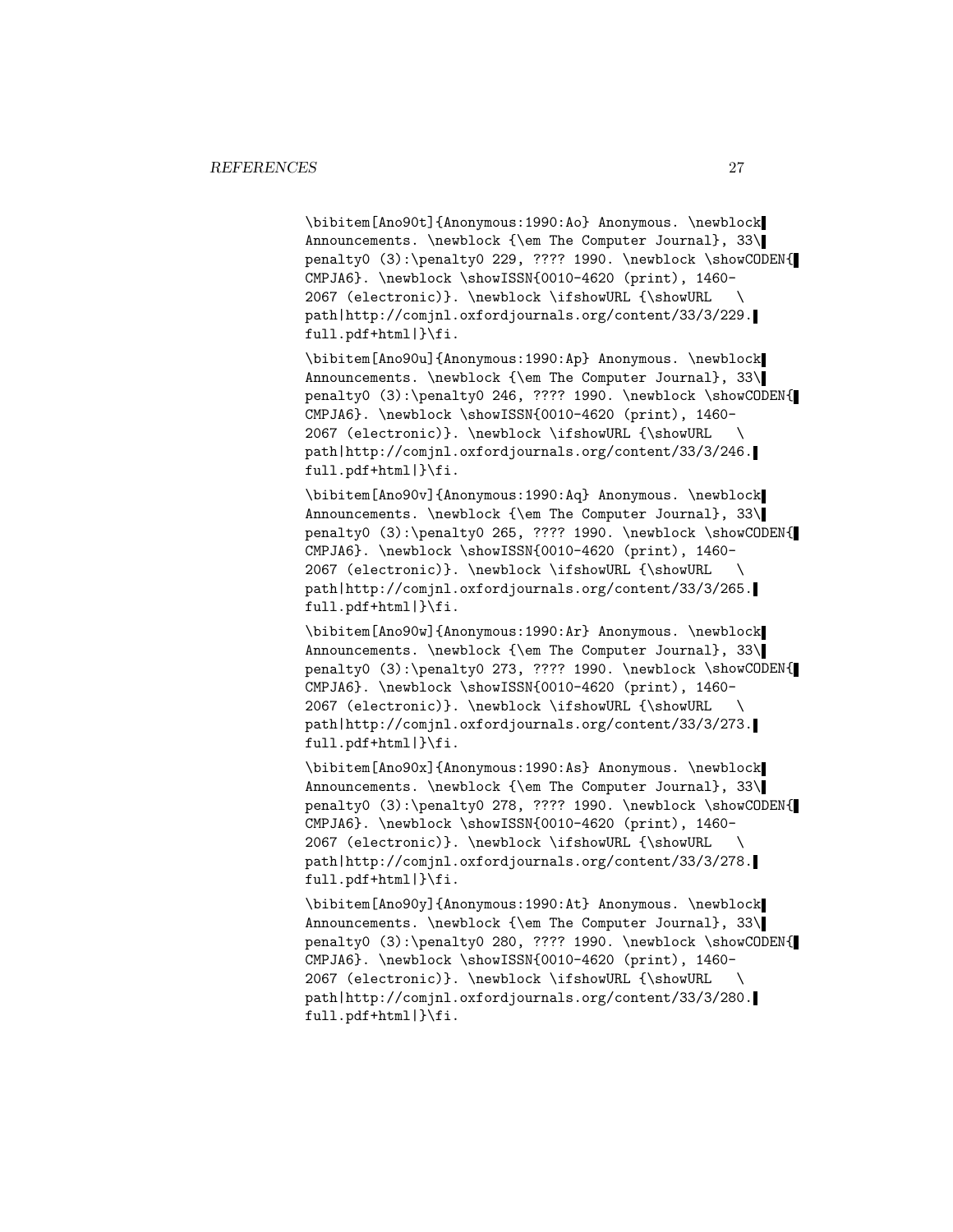```
\bibitem[Ano90t]{Anonymous:1990:Ao} Anonymous. \newblock
Announcements. \newblock {\em The Computer Journal}, 33\
penalty0 (3):\penalty0 229, ???? 1990. \newblock \showCODEN{
CMPJA6}. \newblock \showISSN{0010-4620 (print), 1460-
2067 (electronic)}. \newblock \ifshowURL {\showURL   \
path|http://comjnl.oxfordjournals.org/content/33/3/229.
full.pdf+html|}\fi.

\bibitem[Ano90u]{Anonymous:1990:Ap} Anonymous. \newblock
Announcements. \newblock {\em The Computer Journal}, 33\
penalty0 (3):\penalty0 246, ???? 1990. \newblock \showCODEN{
CMPJA6}. \newblock \showISSN{0010-4620 (print), 1460-
2067 (electronic)}. \newblock \ifshowURL {\showURL   \
path|http://comjnl.oxfordjournals.org/content/33/3/246.
full.pdf+html|}\fi.

\bibitem[Ano90v]{Anonymous:1990:Aq} Anonymous. \newblock
Announcements. \newblock {\em The Computer Journal}, 33\
penalty0 (3):\penalty0 265, ???? 1990. \newblock \showCODEN{
CMPJA6}. \newblock \showISSN{0010-4620 (print), 1460-
2067 (electronic)}. \newblock \ifshowURL {\showURL   \
path|http://comjnl.oxfordjournals.org/content/33/3/265.
full.pdf+html|}\fi.

\bibitem[Ano90w]{Anonymous:1990:Ar} Anonymous. \newblock
Announcements. \newblock {\em The Computer Journal}, 33\
penalty0 (3):\penalty0 273, ???? 1990. \newblock \showCODEN{
CMPJA6}. \newblock \showISSN{0010-4620 (print), 1460-
2067 (electronic)}. \newblock \ifshowURL {\showURL   \
path|http://comjnl.oxfordjournals.org/content/33/3/273.
full.pdf+html|}\fi.

\bibitem[Ano90x]{Anonymous:1990:As} Anonymous. \newblock
Announcements. \newblock {\em The Computer Journal}, 33\
penalty0 (3):\penalty0 278, ???? 1990. \newblock \showCODEN{
CMPJA6}. \newblock \showISSN{0010-4620 (print), 1460-
2067 (electronic)}. \newblock \ifshowURL {\showURL   \
path|http://comjnl.oxfordjournals.org/content/33/3/278.
full.pdf+html|}\fi.

\bibitem[Ano90y]{Anonymous:1990:At} Anonymous. \newblock
Announcements. \newblock {\em The Computer Journal}, 33\
penalty0 (3):\penalty0 280, ???? 1990. \newblock \showCODEN{
CMPJA6}. \newblock \showISSN{0010-4620 (print), 1460-
2067 (electronic)}. \newblock \ifshowURL {\showURL   \
path|http://comjnl.oxfordjournals.org/content/33/3/280.
full.pdf+html|}\fi.
```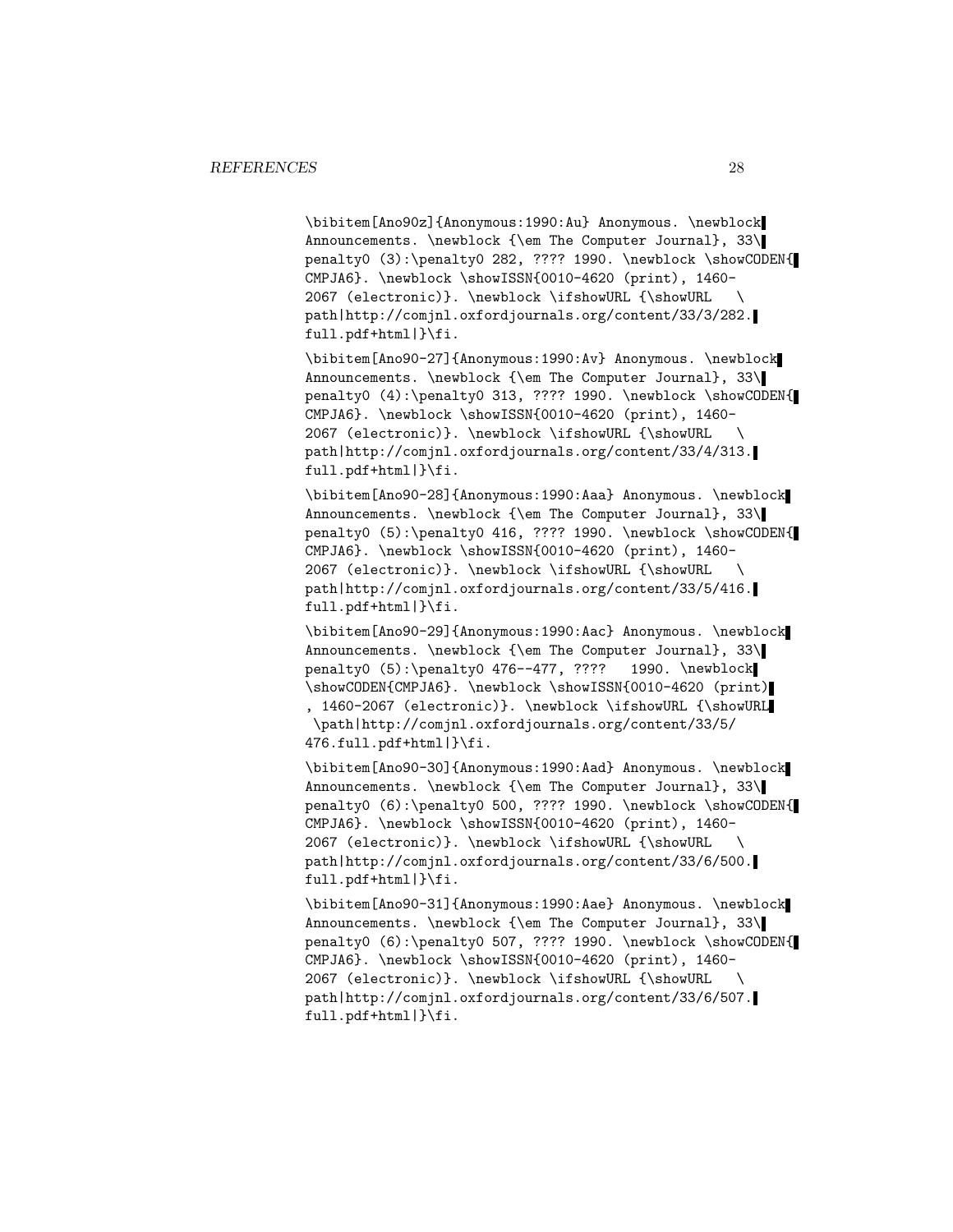```
\bibitem[Ano90z]{Anonymous:1990:Au} Anonymous. \newblock
Announcements. \newblock {\em The Computer Journal}, 33\
penalty0 (3):\penalty0 282, ???? 1990. \newblock \showCODEN{
CMPJA6}. \newblock \showISSN{0010-4620 (print), 1460-
2067 (electronic)}. \newblock \ifshowURL {\showURL   \
path|http://comjnl.oxfordjournals.org/content/33/3/282.
full.pdf+html|}\fi.

\bibitem[Ano90-27]{Anonymous:1990:Av} Anonymous. \newblock
Announcements. \newblock {\em The Computer Journal}, 33\
penalty0 (4):\penalty0 313, ???? 1990. \newblock \showCODEN{
CMPJA6}. \newblock \showISSN{0010-4620 (print), 1460-
2067 (electronic)}. \newblock \ifshowURL {\showURL   \
path|http://comjnl.oxfordjournals.org/content/33/4/313.
full.pdf+html|}\fi.

\bibitem[Ano90-28]{Anonymous:1990:Aaa} Anonymous. \newblock
Announcements. \newblock {\em The Computer Journal}, 33\
penalty0 (5):\penalty0 416, ???? 1990. \newblock \showCODEN{
CMPJA6}. \newblock \showISSN{0010-4620 (print), 1460-
2067 (electronic)}. \newblock \ifshowURL {\showURL   \
path|http://comjnl.oxfordjournals.org/content/33/5/416.
full.pdf+html|}\fi.

\bibitem[Ano90-29]{Anonymous:1990:Aac} Anonymous. \newblock
Announcements. \newblock {\em The Computer Journal}, 33\
penalty0 (5):\penalty0 476--477, ????   1990. \newblock
\showCODEN{CMPJA6}. \newblock \showISSN{0010-4620 (print)
, 1460-2067 (electronic)}. \newblock \ifshowURL {\showURL
 \path|http://comjnl.oxfordjournals.org/content/33/5/
476.full.pdf+html|}\fi.

\bibitem[Ano90-30]{Anonymous:1990:Aad} Anonymous. \newblock
Announcements. \newblock {\em The Computer Journal}, 33\
penalty0 (6):\penalty0 500, ???? 1990. \newblock \showCODEN{
CMPJA6}. \newblock \showISSN{0010-4620 (print), 1460-
2067 (electronic)}. \newblock \ifshowURL {\showURL   \
path|http://comjnl.oxfordjournals.org/content/33/6/500.
full.pdf+html|}\fi.

\bibitem[Ano90-31]{Anonymous:1990:Aae} Anonymous. \newblock
Announcements. \newblock {\em The Computer Journal}, 33\
penalty0 (6):\penalty0 507, ???? 1990. \newblock \showCODEN{
CMPJA6}. \newblock \showISSN{0010-4620 (print), 1460-
2067 (electronic)}. \newblock \ifshowURL {\showURL   \
path|http://comjnl.oxfordjournals.org/content/33/6/507.
full.pdf+html|}\fi.
```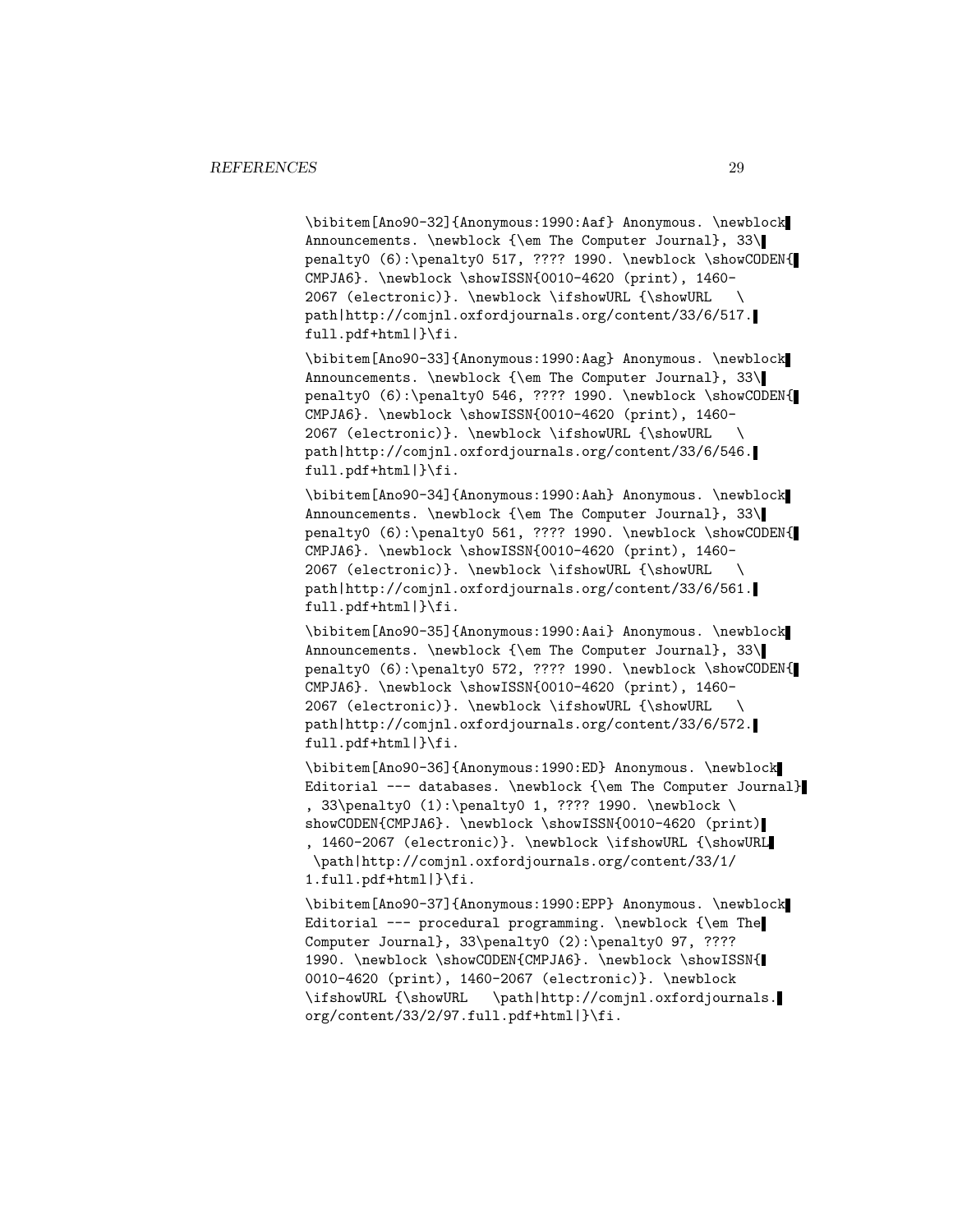```
\bibitem[Ano90-32]{Anonymous:1990:Aaf} Anonymous. \newblock
Announcements. \newblock {\em The Computer Journal}, 33\
penalty0 (6):\penalty0 517, ???? 1990. \newblock \showCODEN{
CMPJA6}. \newblock \showISSN{0010-4620 (print), 1460-
2067 (electronic)}. \newblock \ifshowURL {\showURL   \
path|http://comjnl.oxfordjournals.org/content/33/6/517.
full.pdf+html|}\fi.

\bibitem[Ano90-33]{Anonymous:1990:Aag} Anonymous. \newblock
Announcements. \newblock {\em The Computer Journal}, 33\
penalty0 (6):\penalty0 546, ???? 1990. \newblock \showCODEN{
CMPJA6}. \newblock \showISSN{0010-4620 (print), 1460-
2067 (electronic)}. \newblock \ifshowURL {\showURL   \
path|http://comjnl.oxfordjournals.org/content/33/6/546.
full.pdf+html|}\fi.

\bibitem[Ano90-34]{Anonymous:1990:Aah} Anonymous. \newblock
Announcements. \newblock {\em The Computer Journal}, 33\
penalty0 (6):\penalty0 561, ???? 1990. \newblock \showCODEN{
CMPJA6}. \newblock \showISSN{0010-4620 (print), 1460-
2067 (electronic)}. \newblock \ifshowURL {\showURL   \
path|http://comjnl.oxfordjournals.org/content/33/6/561.
full.pdf+html|}\fi.

\bibitem[Ano90-35]{Anonymous:1990:Aai} Anonymous. \newblock
Announcements. \newblock {\em The Computer Journal}, 33\
penalty0 (6):\penalty0 572, ???? 1990. \newblock \showCODEN{
CMPJA6}. \newblock \showISSN{0010-4620 (print), 1460-
2067 (electronic)}. \newblock \ifshowURL {\showURL   \
path|http://comjnl.oxfordjournals.org/content/33/6/572.
full.pdf+html|}\fi.

\bibitem[Ano90-36]{Anonymous:1990:ED} Anonymous. \newblock
Editorial --- databases. \newblock {\em The Computer Journal}
, 33\penalty0 (1):\penalty0 1, ???? 1990. \newblock \
showCODEN{CMPJA6}. \newblock \showISSN{0010-4620 (print)
, 1460-2067 (electronic)}. \newblock \ifshowURL {\showURL
 \path|http://comjnl.oxfordjournals.org/content/33/1/
1.full.pdf+html|}\fi.

\bibitem[Ano90-37]{Anonymous:1990:EPP} Anonymous. \newblock
Editorial --- procedural programming. \newblock {\em The
Computer Journal}, 33\penalty0 (2):\penalty0 97, ????
1990. \newblock \showCODEN{CMPJA6}. \newblock \showISSN{
0010-4620 (print), 1460-2067 (electronic)}. \newblock
\ifshowURL {\showURL   \path|http://comjnl.oxfordjournals.
org/content/33/2/97.full.pdf+html|}\fi.
```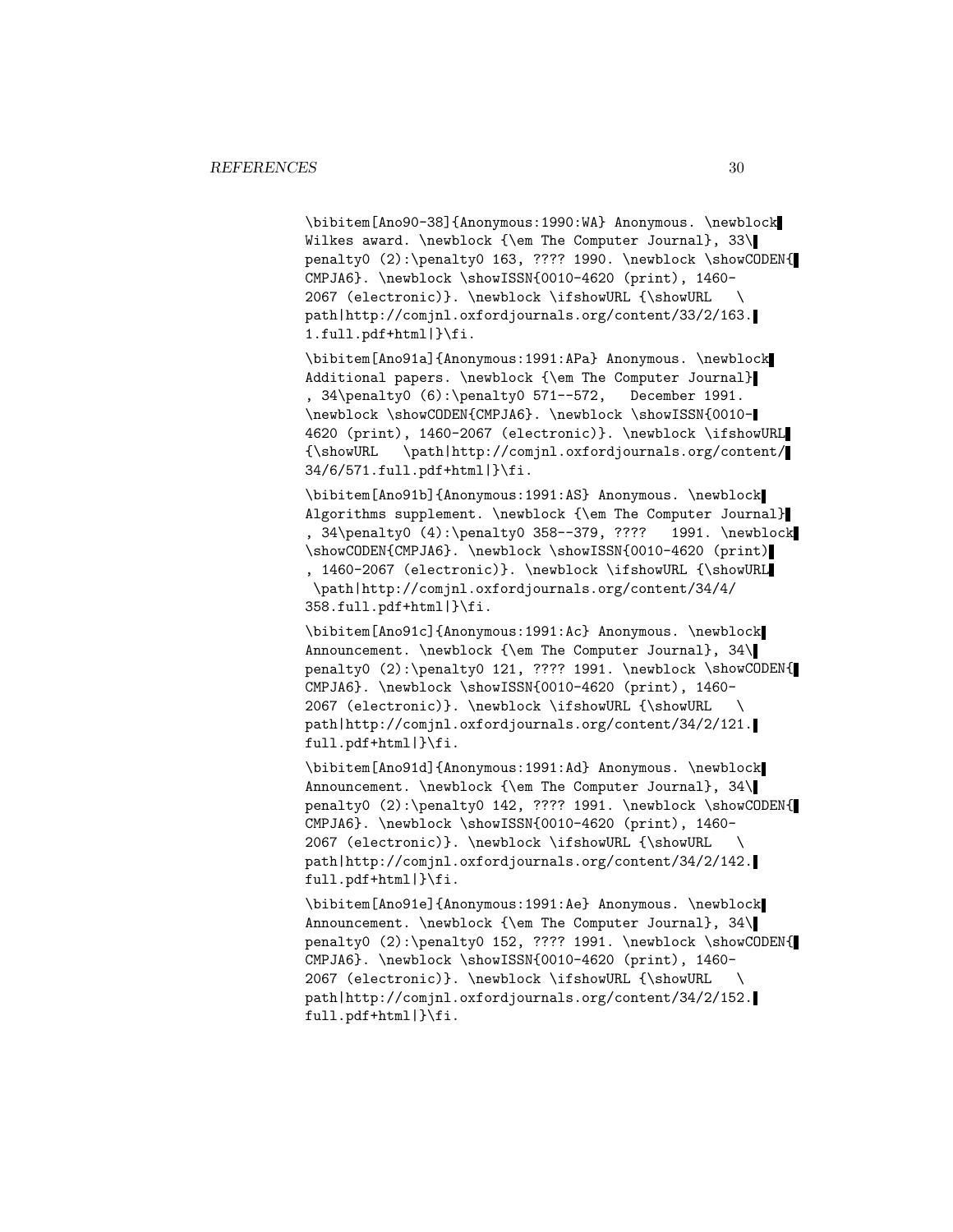```
\bibitem[Ano90-38]{Anonymous:1990:WA} Anonymous. \newblock
Wilkes award. \newblock {\em The Computer Journal}, 33\
penalty0 (2):\penalty0 163, ???? 1990. \newblock \showCODEN{
CMPJA6}. \newblock \showISSN{0010-4620 (print), 1460-
2067 (electronic)}. \newblock \ifshowURL {\showURL   \
path|http://comjnl.oxfordjournals.org/content/33/2/163.
1.full.pdf+html|}\fi.

\bibitem[Ano91a]{Anonymous:1991:APa} Anonymous. \newblock
Additional papers. \newblock {\em The Computer Journal}
, 34\penalty0 (6):\penalty0 571--572,   December 1991.
\newblock \showCODEN{CMPJA6}. \newblock \showISSN{0010-
4620 (print), 1460-2067 (electronic)}. \newblock \ifshowURL
{\showURL   \path|http://comjnl.oxfordjournals.org/content/
34/6/571.full.pdf+html|}\fi.

\bibitem[Ano91b]{Anonymous:1991:AS} Anonymous. \newblock
Algorithms supplement. \newblock {\em The Computer Journal}
, 34\penalty0 (4):\penalty0 358--379, ????   1991. \newblock
\showCODEN{CMPJA6}. \newblock \showISSN{0010-4620 (print)
, 1460-2067 (electronic)}. \newblock \ifshowURL {\showURL
 \path|http://comjnl.oxfordjournals.org/content/34/4/
358.full.pdf+html|}\fi.

\bibitem[Ano91c]{Anonymous:1991:Ac} Anonymous. \newblock
Announcement. \newblock {\em The Computer Journal}, 34\
penalty0 (2):\penalty0 121, ???? 1991. \newblock \showCODEN{
CMPJA6}. \newblock \showISSN{0010-4620 (print), 1460-
2067 (electronic)}. \newblock \ifshowURL {\showURL   \
path|http://comjnl.oxfordjournals.org/content/34/2/121.
full.pdf+html|}\fi.

\bibitem[Ano91d]{Anonymous:1991:Ad} Anonymous. \newblock
Announcement. \newblock {\em The Computer Journal}, 34\
penalty0 (2):\penalty0 142, ???? 1991. \newblock \showCODEN{
CMPJA6}. \newblock \showISSN{0010-4620 (print), 1460-
2067 (electronic)}. \newblock \ifshowURL {\showURL   \
path|http://comjnl.oxfordjournals.org/content/34/2/142.
full.pdf+html|}\fi.

\bibitem[Ano91e]{Anonymous:1991:Ae} Anonymous. \newblock
Announcement. \newblock {\em The Computer Journal}, 34\
penalty0 (2):\penalty0 152, ???? 1991. \newblock \showCODEN{
CMPJA6}. \newblock \showISSN{0010-4620 (print), 1460-
2067 (electronic)}. \newblock \ifshowURL {\showURL   \
path|http://comjnl.oxfordjournals.org/content/34/2/152.
full.pdf+html|}\fi.
```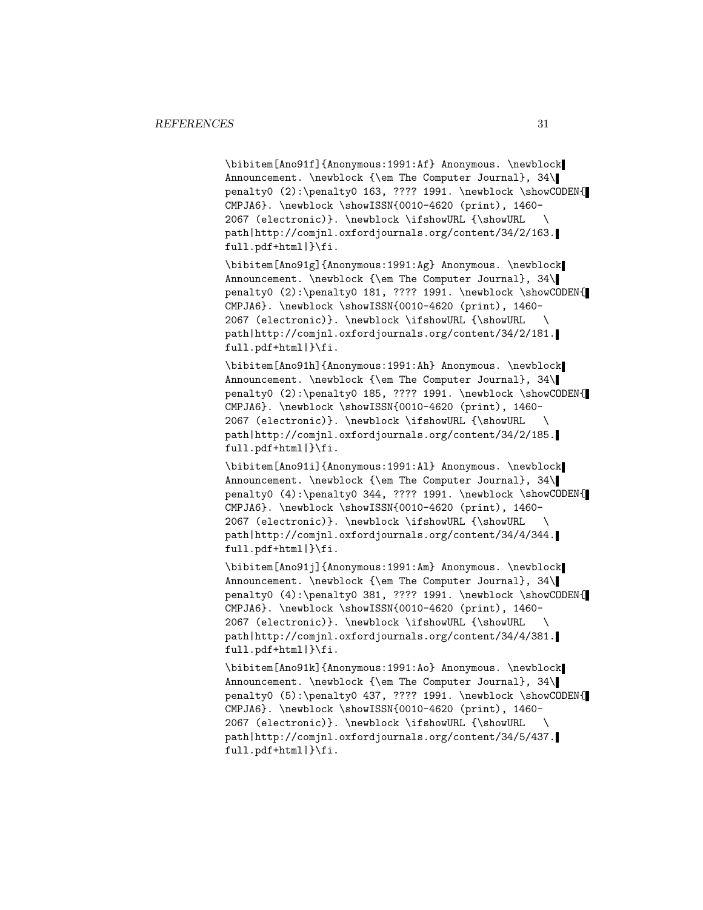```
\bibitem[Ano91f]{Anonymous:1991:Af} Anonymous. \newblock
Announcement. \newblock {\em The Computer Journal}, 34\
penalty0 (2):\penalty0 163, ???? 1991. \newblock \showCODEN{
CMPJA6}. \newblock \showISSN{0010-4620 (print), 1460-
2067 (electronic)}. \newblock \ifshowURL {\showURL   \
path|http://comjnl.oxfordjournals.org/content/34/2/163.
full.pdf+html|}\fi.

\bibitem[Ano91g]{Anonymous:1991:Ag} Anonymous. \newblock
Announcement. \newblock {\em The Computer Journal}, 34\
penalty0 (2):\penalty0 181, ???? 1991. \newblock \showCODEN{
CMPJA6}. \newblock \showISSN{0010-4620 (print), 1460-
2067 (electronic)}. \newblock \ifshowURL {\showURL   \
path|http://comjnl.oxfordjournals.org/content/34/2/181.
full.pdf+html|}\fi.

\bibitem[Ano91h]{Anonymous:1991:Ah} Anonymous. \newblock
Announcement. \newblock {\em The Computer Journal}, 34\
penalty0 (2):\penalty0 185, ???? 1991. \newblock \showCODEN{
CMPJA6}. \newblock \showISSN{0010-4620 (print), 1460-
2067 (electronic)}. \newblock \ifshowURL {\showURL   \
path|http://comjnl.oxfordjournals.org/content/34/2/185.
full.pdf+html|}\fi.

\bibitem[Ano91i]{Anonymous:1991:Al} Anonymous. \newblock
Announcement. \newblock {\em The Computer Journal}, 34\
penalty0 (4):\penalty0 344, ???? 1991. \newblock \showCODEN{
CMPJA6}. \newblock \showISSN{0010-4620 (print), 1460-
2067 (electronic)}. \newblock \ifshowURL {\showURL   \
path|http://comjnl.oxfordjournals.org/content/34/4/344.
full.pdf+html|}\fi.

\bibitem[Ano91j]{Anonymous:1991:Am} Anonymous. \newblock
Announcement. \newblock {\em The Computer Journal}, 34\
penalty0 (4):\penalty0 381, ???? 1991. \newblock \showCODEN{
CMPJA6}. \newblock \showISSN{0010-4620 (print), 1460-
2067 (electronic)}. \newblock \ifshowURL {\showURL   \
path|http://comjnl.oxfordjournals.org/content/34/4/381.
full.pdf+html|}\fi.

\bibitem[Ano91k]{Anonymous:1991:Ao} Anonymous. \newblock
Announcement. \newblock {\em The Computer Journal}, 34\
penalty0 (5):\penalty0 437, ???? 1991. \newblock \showCODEN{
CMPJA6}. \newblock \showISSN{0010-4620 (print), 1460-
2067 (electronic)}. \newblock \ifshowURL {\showURL   \
path|http://comjnl.oxfordjournals.org/content/34/5/437.
full.pdf+html|}\fi.
```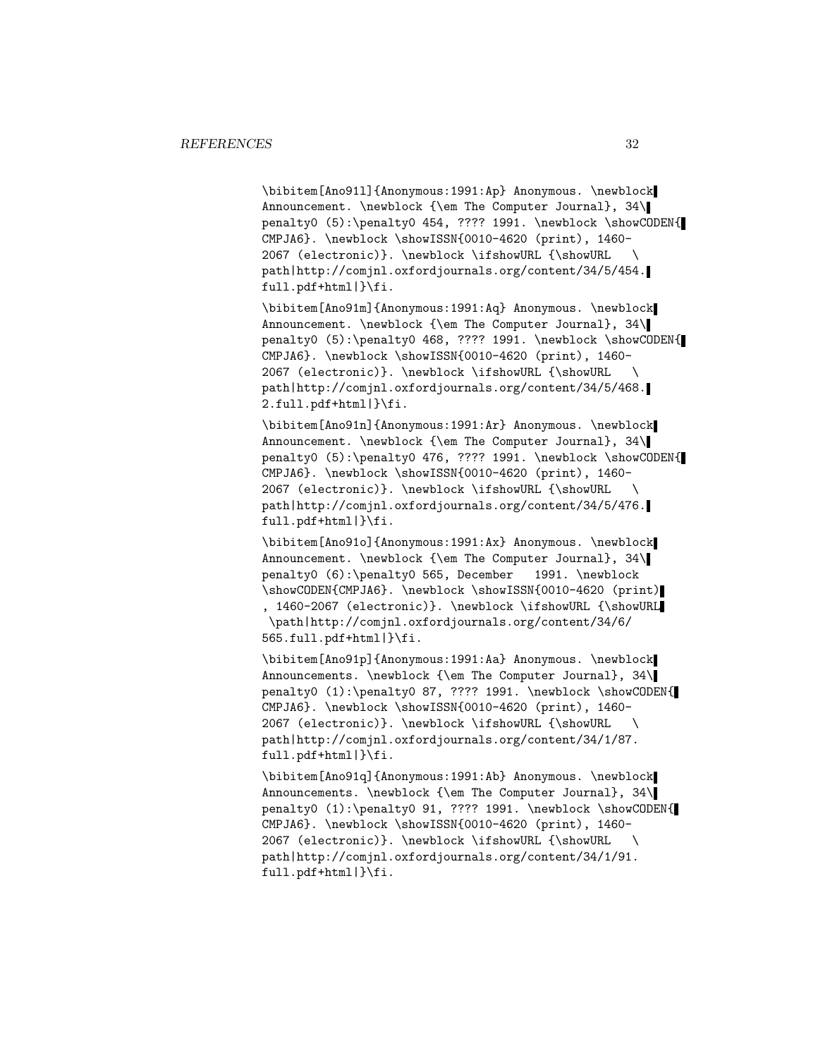```
\bibitem[Ano91l]{Anonymous:1991:Ap} Anonymous. \newblock
Announcement. \newblock {\em The Computer Journal}, 34\
penalty0 (5):\penalty0 454, ???? 1991. \newblock \showCODEN{
CMPJA6}. \newblock \showISSN{0010-4620 (print), 1460-
2067 (electronic)}. \newblock \ifshowURL {\showURL   \
path|http://comjnl.oxfordjournals.org/content/34/5/454.
full.pdf+html|}\fi.

\bibitem[Ano91m]{Anonymous:1991:Aq} Anonymous. \newblock
Announcement. \newblock {\em The Computer Journal}, 34\
penalty0 (5):\penalty0 468, ???? 1991. \newblock \showCODEN{
CMPJA6}. \newblock \showISSN{0010-4620 (print), 1460-
2067 (electronic)}. \newblock \ifshowURL {\showURL   \
path|http://comjnl.oxfordjournals.org/content/34/5/468.
2.full.pdf+html|}\fi.

\bibitem[Ano91n]{Anonymous:1991:Ar} Anonymous. \newblock
Announcement. \newblock {\em The Computer Journal}, 34\
penalty0 (5):\penalty0 476, ???? 1991. \newblock \showCODEN{
CMPJA6}. \newblock \showISSN{0010-4620 (print), 1460-
2067 (electronic)}. \newblock \ifshowURL {\showURL   \
path|http://comjnl.oxfordjournals.org/content/34/5/476.
full.pdf+html|}\fi.

\bibitem[Ano91o]{Anonymous:1991:Ax} Anonymous. \newblock
Announcement. \newblock {\em The Computer Journal}, 34\
penalty0 (6):\penalty0 565, December   1991. \newblock
\showCODEN{CMPJA6}. \newblock \showISSN{0010-4620 (print)
, 1460-2067 (electronic)}. \newblock \ifshowURL {\showURL
 \path|http://comjnl.oxfordjournals.org/content/34/6/
565.full.pdf+html|}\fi.

\bibitem[Ano91p]{Anonymous:1991:Aa} Anonymous. \newblock
Announcements. \newblock {\em The Computer Journal}, 34\
penalty0 (1):\penalty0 87, ???? 1991. \newblock \showCODEN{
CMPJA6}. \newblock \showISSN{0010-4620 (print), 1460-
2067 (electronic)}. \newblock \ifshowURL {\showURL   \
path|http://comjnl.oxfordjournals.org/content/34/1/87.
full.pdf+html|}\fi.

\bibitem[Ano91q]{Anonymous:1991:Ab} Anonymous. \newblock
Announcements. \newblock {\em The Computer Journal}, 34\
penalty0 (1):\penalty0 91, ???? 1991. \newblock \showCODEN{
CMPJA6}. \newblock \showISSN{0010-4620 (print), 1460-
2067 (electronic)}. \newblock \ifshowURL {\showURL   \
path|http://comjnl.oxfordjournals.org/content/34/1/91.
full.pdf+html|}\fi.
```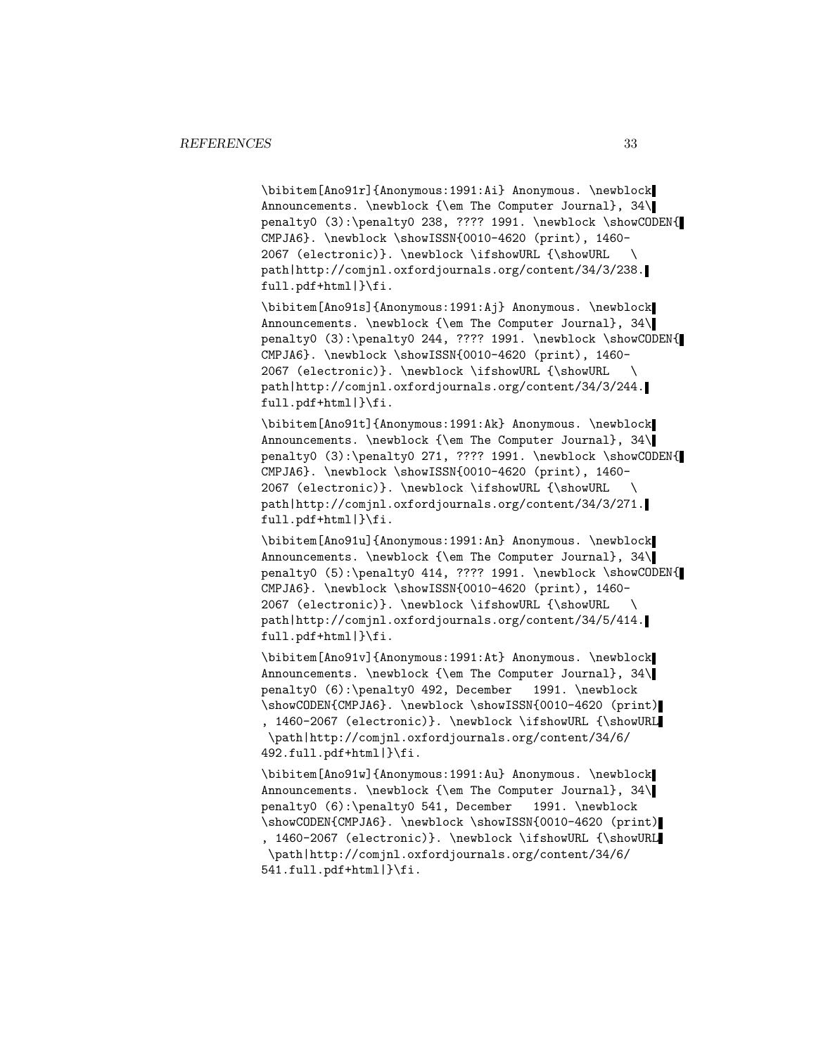```
\bibitem[Ano91r]{Anonymous:1991:Ai} Anonymous. \newblock
Announcements. \newblock {\em The Computer Journal}, 34\
penalty0 (3):\penalty0 238, ???? 1991. \newblock \showCODEN{
CMPJA6}. \newblock \showISSN{0010-4620 (print), 1460-
2067 (electronic)}. \newblock \ifshowURL {\showURL   \
path|http://comjnl.oxfordjournals.org/content/34/3/238.
full.pdf+html|}\fi.

\bibitem[Ano91s]{Anonymous:1991:Aj} Anonymous. \newblock
Announcements. \newblock {\em The Computer Journal}, 34\
penalty0 (3):\penalty0 244, ???? 1991. \newblock \showCODEN{
CMPJA6}. \newblock \showISSN{0010-4620 (print), 1460-
2067 (electronic)}. \newblock \ifshowURL {\showURL   \
path|http://comjnl.oxfordjournals.org/content/34/3/244.
full.pdf+html|}\fi.

\bibitem[Ano91t]{Anonymous:1991:Ak} Anonymous. \newblock
Announcements. \newblock {\em The Computer Journal}, 34\
penalty0 (3):\penalty0 271, ???? 1991. \newblock \showCODEN{
CMPJA6}. \newblock \showISSN{0010-4620 (print), 1460-
2067 (electronic)}. \newblock \ifshowURL {\showURL   \
path|http://comjnl.oxfordjournals.org/content/34/3/271.
full.pdf+html|}\fi.

\bibitem[Ano91u]{Anonymous:1991:An} Anonymous. \newblock
Announcements. \newblock {\em The Computer Journal}, 34\
penalty0 (5):\penalty0 414, ???? 1991. \newblock \showCODEN{
CMPJA6}. \newblock \showISSN{0010-4620 (print), 1460-
2067 (electronic)}. \newblock \ifshowURL {\showURL   \
path|http://comjnl.oxfordjournals.org/content/34/5/414.
full.pdf+html|}\fi.

\bibitem[Ano91v]{Anonymous:1991:At} Anonymous. \newblock
Announcements. \newblock {\em The Computer Journal}, 34\
penalty0 (6):\penalty0 492, December   1991. \newblock
\showCODEN{CMPJA6}. \newblock \showISSN{0010-4620 (print)
, 1460-2067 (electronic)}. \newblock \ifshowURL {\showURL
 \path|http://comjnl.oxfordjournals.org/content/34/6/
492.full.pdf+html|}\fi.

\bibitem[Ano91w]{Anonymous:1991:Au} Anonymous. \newblock
Announcements. \newblock {\em The Computer Journal}, 34\
penalty0 (6):\penalty0 541, December   1991. \newblock
\showCODEN{CMPJA6}. \newblock \showISSN{0010-4620 (print)
, 1460-2067 (electronic)}. \newblock \ifshowURL {\showURL
 \path|http://comjnl.oxfordjournals.org/content/34/6/
541.full.pdf+html|}\fi.
```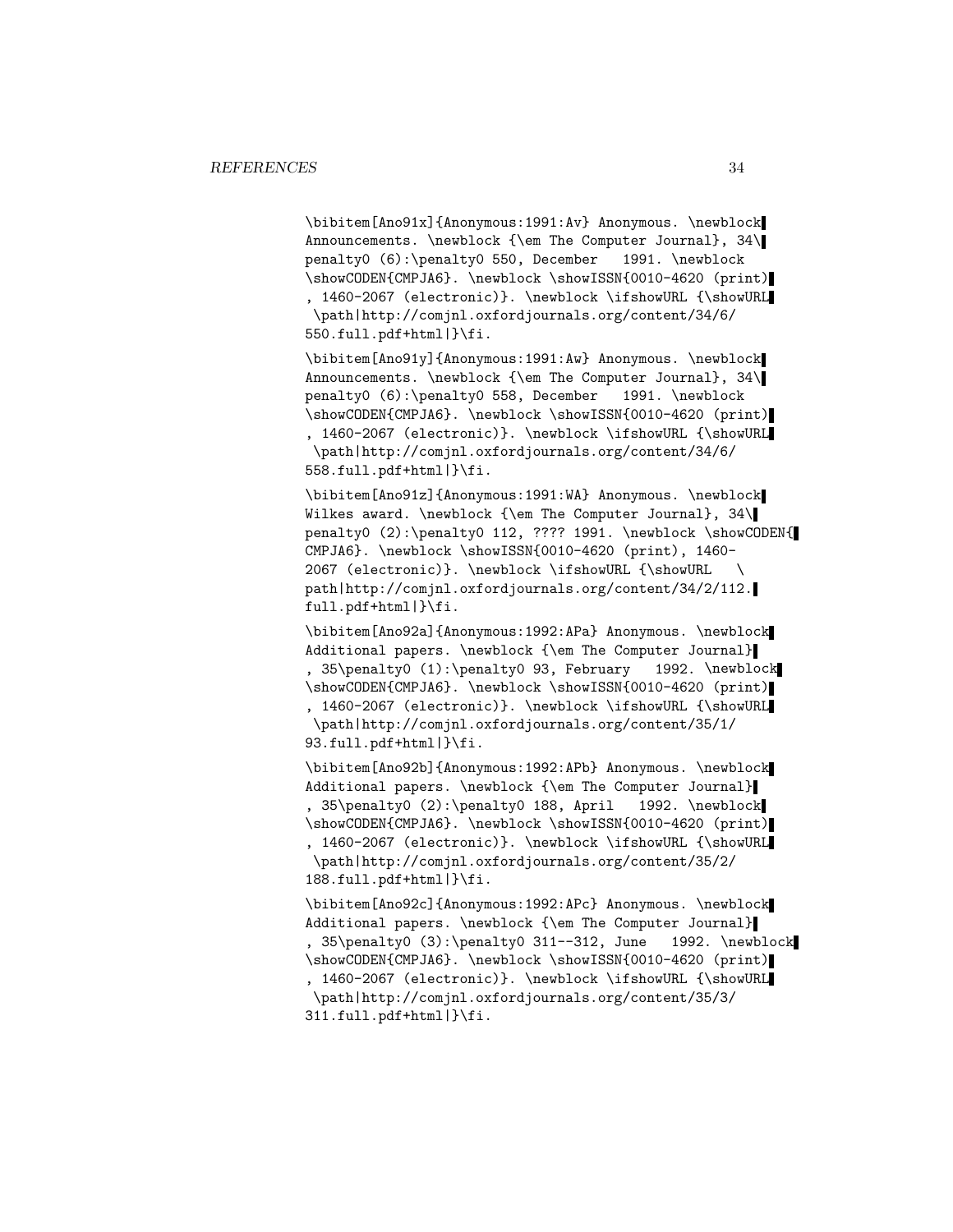```
\bibitem[Ano91x]{Anonymous:1991:Av} Anonymous. \newblock
Announcements. \newblock {\em The Computer Journal}, 34\
penalty0 (6):\penalty0 550, December   1991. \newblock
\showCODEN{CMPJA6}. \newblock \showISSN{0010-4620 (print)
, 1460-2067 (electronic)}. \newblock \ifshowURL {\showURL
 \path|http://comjnl.oxfordjournals.org/content/34/6/
550.full.pdf+html|}\fi.

\bibitem[Ano91y]{Anonymous:1991:Aw} Anonymous. \newblock
Announcements. \newblock {\em The Computer Journal}, 34\
penalty0 (6):\penalty0 558, December   1991. \newblock
\showCODEN{CMPJA6}. \newblock \showISSN{0010-4620 (print)
, 1460-2067 (electronic)}. \newblock \ifshowURL {\showURL
 \path|http://comjnl.oxfordjournals.org/content/34/6/
558.full.pdf+html|}\fi.

\bibitem[Ano91z]{Anonymous:1991:WA} Anonymous. \newblock
Wilkes award. \newblock {\em The Computer Journal}, 34\
penalty0 (2):\penalty0 112, ???? 1991. \newblock \showCODEN{
CMPJA6}. \newblock \showISSN{0010-4620 (print), 1460-
2067 (electronic)}. \newblock \ifshowURL {\showURL   \
path|http://comjnl.oxfordjournals.org/content/34/2/112.
full.pdf+html|}\fi.

\bibitem[Ano92a]{Anonymous:1992:APa} Anonymous. \newblock
Additional papers. \newblock {\em The Computer Journal}
, 35\penalty0 (1):\penalty0 93, February   1992. \newblock
\showCODEN{CMPJA6}. \newblock \showISSN{0010-4620 (print)
, 1460-2067 (electronic)}. \newblock \ifshowURL {\showURL
 \path|http://comjnl.oxfordjournals.org/content/35/1/
93.full.pdf+html|}\fi.

\bibitem[Ano92b]{Anonymous:1992:APb} Anonymous. \newblock
Additional papers. \newblock {\em The Computer Journal}
, 35\penalty0 (2):\penalty0 188, April   1992. \newblock
\showCODEN{CMPJA6}. \newblock \showISSN{0010-4620 (print)
, 1460-2067 (electronic)}. \newblock \ifshowURL {\showURL
 \path|http://comjnl.oxfordjournals.org/content/35/2/
188.full.pdf+html|}\fi.

\bibitem[Ano92c]{Anonymous:1992:APc} Anonymous. \newblock
Additional papers. \newblock {\em The Computer Journal}
, 35\penalty0 (3):\penalty0 311--312, June   1992. \newblock
\showCODEN{CMPJA6}. \newblock \showISSN{0010-4620 (print)
, 1460-2067 (electronic)}. \newblock \ifshowURL {\showURL
 \path|http://comjnl.oxfordjournals.org/content/35/3/
311.full.pdf+html|}\fi.
```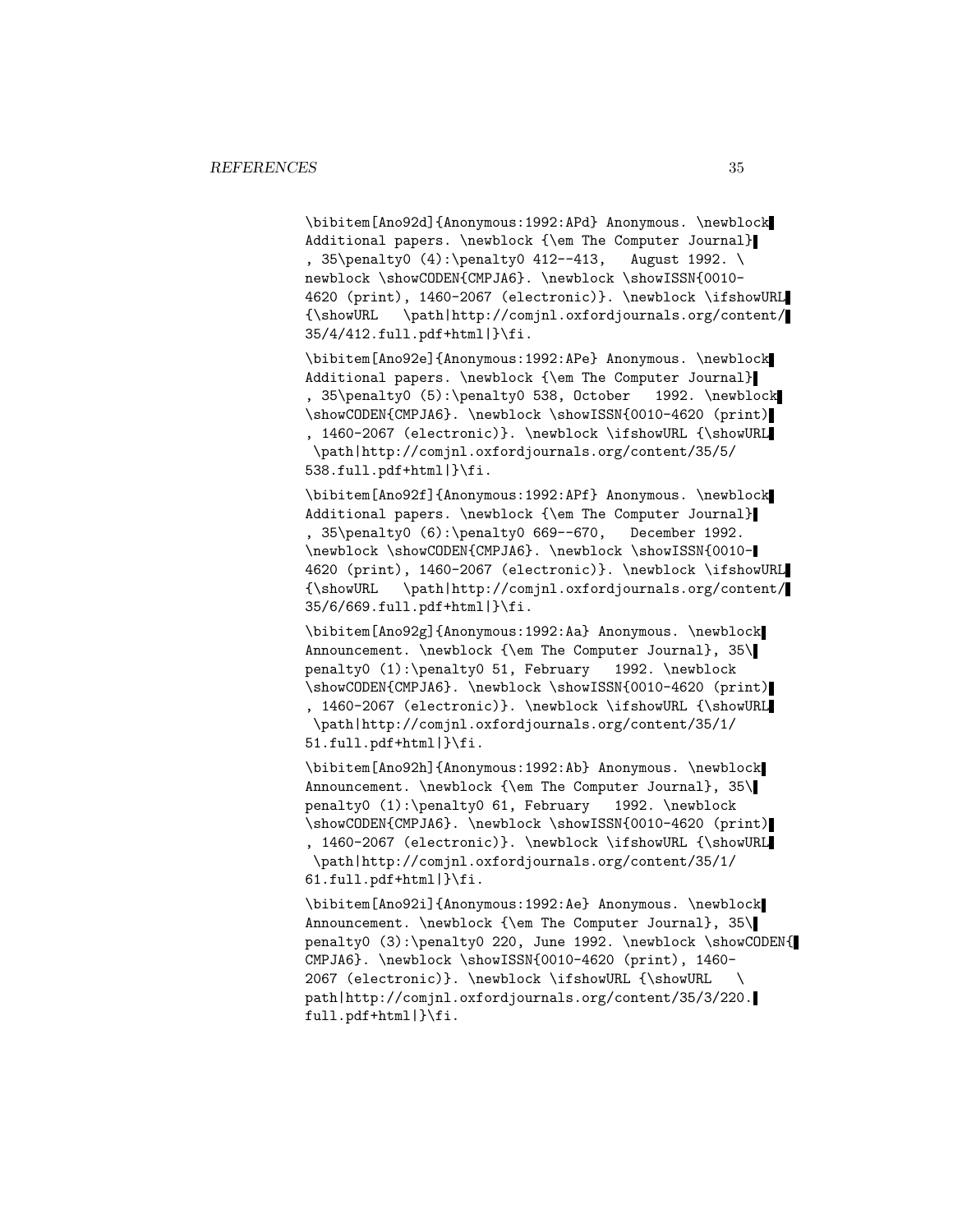\bibitem[Ano92d]{Anonymous:1992:APd} Anonymous. \newblock Additional papers. \newblock {\em The Computer Journal}, 35\penalty0 (4):\penalty0 412--413, August 1992. \newblock \showCODEN{CMPJA6}. \newblock \showISSN{0010-4620 (print), 1460-2067 (electronic)}. \newblock \ifshowURL {\showURL \path|http://comjnl.oxfordjournals.org/content/35/4/412.full.pdf+html|}\fi.

\bibitem[Ano92e]{Anonymous:1992:APe} Anonymous. \newblock Additional papers. \newblock {\em The Computer Journal}, 35\penalty0 (5):\penalty0 538, October 1992. \newblock \showCODEN{CMPJA6}. \newblock \showISSN{0010-4620 (print), 1460-2067 (electronic)}. \newblock \ifshowURL {\showURL \path|http://comjnl.oxfordjournals.org/content/35/5/538.full.pdf+html|}\fi.

\bibitem[Ano92f]{Anonymous:1992:APf} Anonymous. \newblock Additional papers. \newblock {\em The Computer Journal}, 35\penalty0 (6):\penalty0 669--670, December 1992. \newblock \showCODEN{CMPJA6}. \newblock \showISSN{0010-4620 (print), 1460-2067 (electronic)}. \newblock \ifshowURL {\showURL \path|http://comjnl.oxfordjournals.org/content/35/6/669.full.pdf+html|}\fi.

\bibitem[Ano92g]{Anonymous:1992:Aa} Anonymous. \newblock Announcement. \newblock {\em The Computer Journal}, 35\penalty0 (1):\penalty0 51, February 1992. \newblock \showCODEN{CMPJA6}. \newblock \showISSN{0010-4620 (print), 1460-2067 (electronic)}. \newblock \ifshowURL {\showURL \path|http://comjnl.oxfordjournals.org/content/35/1/51.full.pdf+html|}\fi.

\bibitem[Ano92h]{Anonymous:1992:Ab} Anonymous. \newblock Announcement. \newblock {\em The Computer Journal}, 35\penalty0 (1):\penalty0 61, February 1992. \newblock \showCODEN{CMPJA6}. \newblock \showISSN{0010-4620 (print), 1460-2067 (electronic)}. \newblock \ifshowURL {\showURL \path|http://comjnl.oxfordjournals.org/content/35/1/61.full.pdf+html|}\fi.

\bibitem[Ano92i]{Anonymous:1992:Ae} Anonymous. \newblock Announcement. \newblock {\em The Computer Journal}, 35\penalty0 (3):\penalty0 220, June 1992. \newblock \showCODEN{CMPJA6}. \newblock \showISSN{0010-4620 (print), 1460-2067 (electronic)}. \newblock \ifshowURL {\showURL \path|http://comjnl.oxfordjournals.org/content/35/3/220.full.pdf+html|}\fi.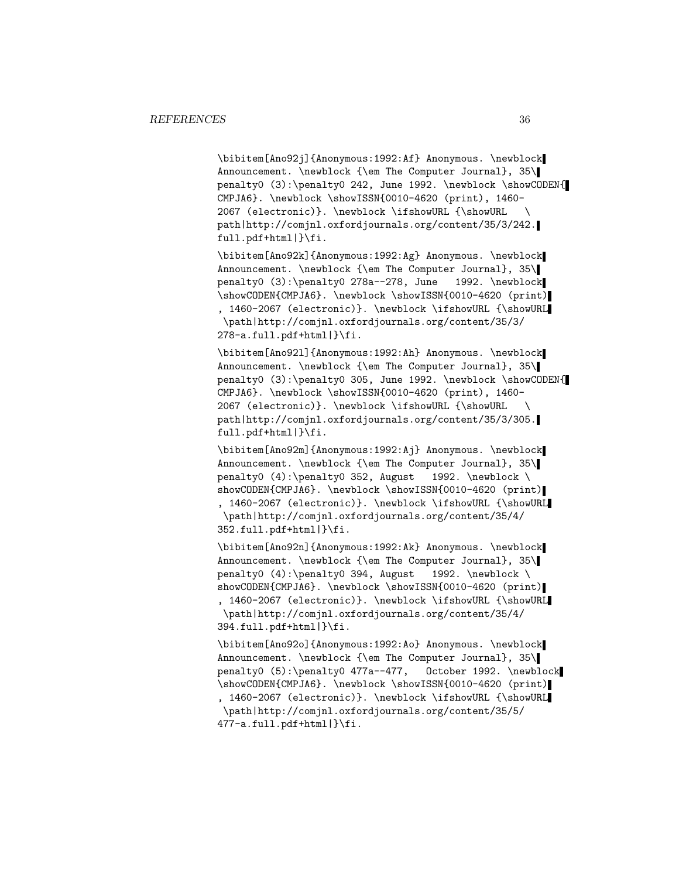```
\bibitem[Ano92j]{Anonymous:1992:Af} Anonymous. \newblock
Announcement. \newblock {\em The Computer Journal}, 35\
penalty0 (3):\penalty0 242, June 1992. \newblock \showCODEN{
CMPJA6}. \newblock \showISSN{0010-4620 (print), 1460-
2067 (electronic)}. \newblock \ifshowURL {\showURL   \
path|http://comjnl.oxfordjournals.org/content/35/3/242.
full.pdf+html|}\fi.

\bibitem[Ano92k]{Anonymous:1992:Ag} Anonymous. \newblock
Announcement. \newblock {\em The Computer Journal}, 35\
penalty0 (3):\penalty0 278a--278, June   1992. \newblock
\showCODEN{CMPJA6}. \newblock \showISSN{0010-4620 (print)
, 1460-2067 (electronic)}. \newblock \ifshowURL {\showURL
 \path|http://comjnl.oxfordjournals.org/content/35/3/
278-a.full.pdf+html|}\fi.

\bibitem[Ano92l]{Anonymous:1992:Ah} Anonymous. \newblock
Announcement. \newblock {\em The Computer Journal}, 35\
penalty0 (3):\penalty0 305, June 1992. \newblock \showCODEN{
CMPJA6}. \newblock \showISSN{0010-4620 (print), 1460-
2067 (electronic)}. \newblock \ifshowURL {\showURL   \
path|http://comjnl.oxfordjournals.org/content/35/3/305.
full.pdf+html|}\fi.

\bibitem[Ano92m]{Anonymous:1992:Aj} Anonymous. \newblock
Announcement. \newblock {\em The Computer Journal}, 35\
penalty0 (4):\penalty0 352, August   1992. \newblock \
showCODEN{CMPJA6}. \newblock \showISSN{0010-4620 (print)
, 1460-2067 (electronic)}. \newblock \ifshowURL {\showURL
 \path|http://comjnl.oxfordjournals.org/content/35/4/
352.full.pdf+html|}\fi.

\bibitem[Ano92n]{Anonymous:1992:Ak} Anonymous. \newblock
Announcement. \newblock {\em The Computer Journal}, 35\
penalty0 (4):\penalty0 394, August   1992. \newblock \
showCODEN{CMPJA6}. \newblock \showISSN{0010-4620 (print)
, 1460-2067 (electronic)}. \newblock \ifshowURL {\showURL
 \path|http://comjnl.oxfordjournals.org/content/35/4/
394.full.pdf+html|}\fi.

\bibitem[Ano92o]{Anonymous:1992:Ao} Anonymous. \newblock
Announcement. \newblock {\em The Computer Journal}, 35\
penalty0 (5):\penalty0 477a--477,   October 1992. \newblock
\showCODEN{CMPJA6}. \newblock \showISSN{0010-4620 (print)
, 1460-2067 (electronic)}. \newblock \ifshowURL {\showURL
 \path|http://comjnl.oxfordjournals.org/content/35/5/
477-a.full.pdf+html|}\fi.
```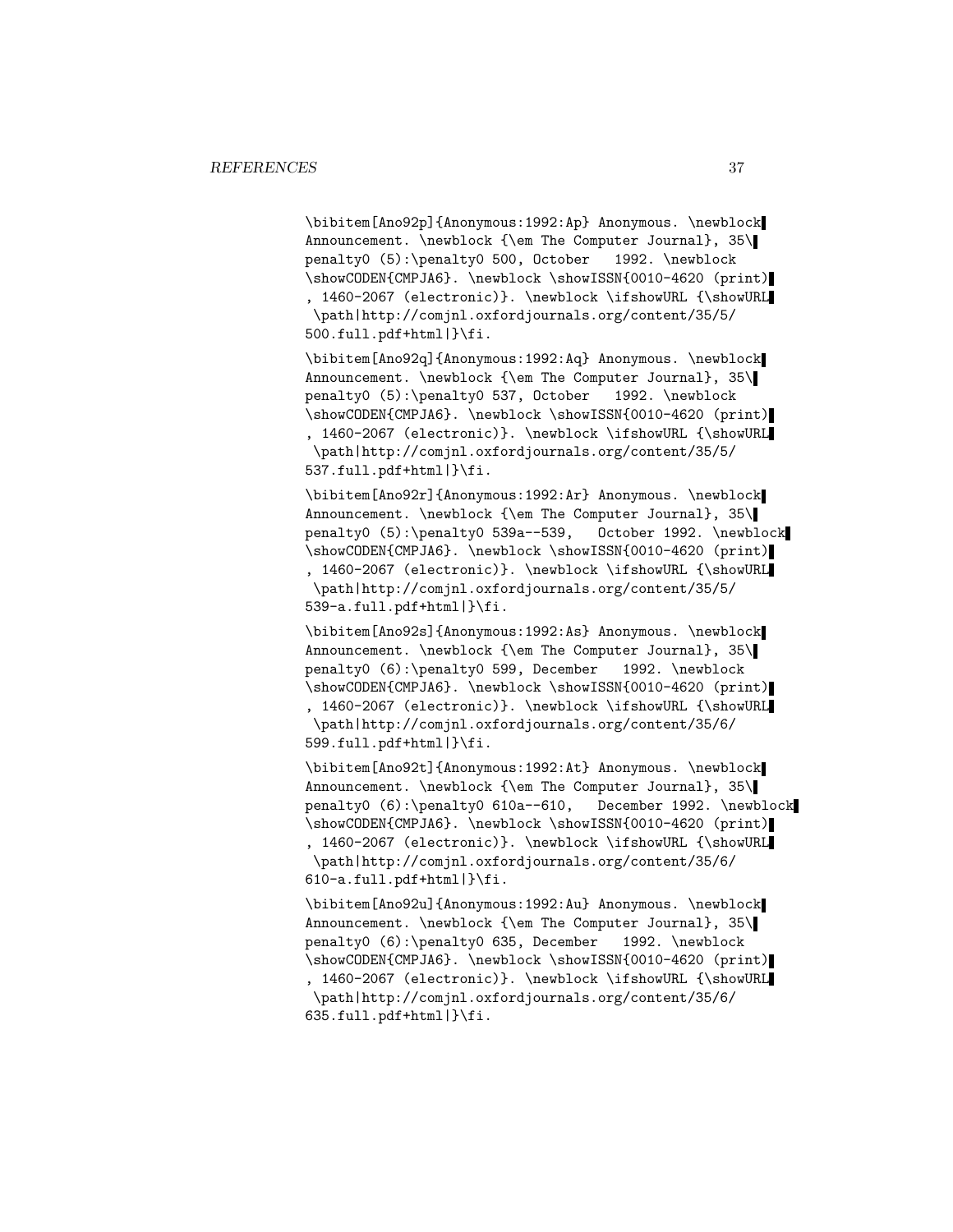```
\bibitem[Ano92p]{Anonymous:1992:Ap} Anonymous. \newblock
Announcement. \newblock {\em The Computer Journal}, 35\
penalty0 (5):\penalty0 500, October   1992. \newblock
\showCODEN{CMPJA6}. \newblock \showISSN{0010-4620 (print)
, 1460-2067 (electronic)}. \newblock \ifshowURL {\showURL
 \path|http://comjnl.oxfordjournals.org/content/35/5/
500.full.pdf+html|}\fi.

\bibitem[Ano92q]{Anonymous:1992:Aq} Anonymous. \newblock
Announcement. \newblock {\em The Computer Journal}, 35\
penalty0 (5):\penalty0 537, October   1992. \newblock
\showCODEN{CMPJA6}. \newblock \showISSN{0010-4620 (print)
, 1460-2067 (electronic)}. \newblock \ifshowURL {\showURL
 \path|http://comjnl.oxfordjournals.org/content/35/5/
537.full.pdf+html|}\fi.

\bibitem[Ano92r]{Anonymous:1992:Ar} Anonymous. \newblock
Announcement. \newblock {\em The Computer Journal}, 35\
penalty0 (5):\penalty0 539a--539,   October 1992. \newblock
\showCODEN{CMPJA6}. \newblock \showISSN{0010-4620 (print)
, 1460-2067 (electronic)}. \newblock \ifshowURL {\showURL
 \path|http://comjnl.oxfordjournals.org/content/35/5/
539-a.full.pdf+html|}\fi.

\bibitem[Ano92s]{Anonymous:1992:As} Anonymous. \newblock
Announcement. \newblock {\em The Computer Journal}, 35\
penalty0 (6):\penalty0 599, December   1992. \newblock
\showCODEN{CMPJA6}. \newblock \showISSN{0010-4620 (print)
, 1460-2067 (electronic)}. \newblock \ifshowURL {\showURL
 \path|http://comjnl.oxfordjournals.org/content/35/6/
599.full.pdf+html|}\fi.

\bibitem[Ano92t]{Anonymous:1992:At} Anonymous. \newblock
Announcement. \newblock {\em The Computer Journal}, 35\
penalty0 (6):\penalty0 610a--610,   December 1992. \newblock
\showCODEN{CMPJA6}. \newblock \showISSN{0010-4620 (print)
, 1460-2067 (electronic)}. \newblock \ifshowURL {\showURL
 \path|http://comjnl.oxfordjournals.org/content/35/6/
610-a.full.pdf+html|}\fi.

\bibitem[Ano92u]{Anonymous:1992:Au} Anonymous. \newblock
Announcement. \newblock {\em The Computer Journal}, 35\
penalty0 (6):\penalty0 635, December   1992. \newblock
\showCODEN{CMPJA6}. \newblock \showISSN{0010-4620 (print)
, 1460-2067 (electronic)}. \newblock \ifshowURL {\showURL
 \path|http://comjnl.oxfordjournals.org/content/35/6/
635.full.pdf+html|}\fi.
```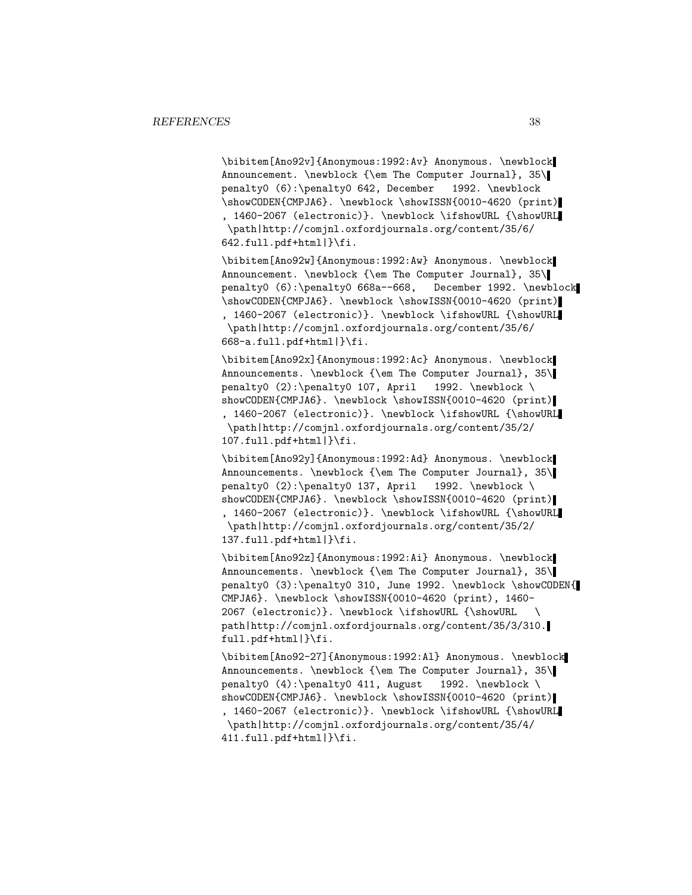```
\bibitem[Ano92v]{Anonymous:1992:Av} Anonymous. \newblock
Announcement. \newblock {\em The Computer Journal}, 35\
penalty0 (6):\penalty0 642, December   1992. \newblock
\showCODEN{CMPJA6}. \newblock \showISSN{0010-4620 (print)
, 1460-2067 (electronic)}. \newblock \ifshowURL {\showURL
 \path|http://comjnl.oxfordjournals.org/content/35/6/
642.full.pdf+html|}\fi.

\bibitem[Ano92w]{Anonymous:1992:Aw} Anonymous. \newblock
Announcement. \newblock {\em The Computer Journal}, 35\
penalty0 (6):\penalty0 668a--668,   December 1992. \newblock
\showCODEN{CMPJA6}. \newblock \showISSN{0010-4620 (print)
, 1460-2067 (electronic)}. \newblock \ifshowURL {\showURL
 \path|http://comjnl.oxfordjournals.org/content/35/6/
668-a.full.pdf+html|}\fi.

\bibitem[Ano92x]{Anonymous:1992:Ac} Anonymous. \newblock
Announcements. \newblock {\em The Computer Journal}, 35\
penalty0 (2):\penalty0 107, April   1992. \newblock \
showCODEN{CMPJA6}. \newblock \showISSN{0010-4620 (print)
, 1460-2067 (electronic)}. \newblock \ifshowURL {\showURL
 \path|http://comjnl.oxfordjournals.org/content/35/2/
107.full.pdf+html|}\fi.

\bibitem[Ano92y]{Anonymous:1992:Ad} Anonymous. \newblock
Announcements. \newblock {\em The Computer Journal}, 35\
penalty0 (2):\penalty0 137, April   1992. \newblock \
showCODEN{CMPJA6}. \newblock \showISSN{0010-4620 (print)
, 1460-2067 (electronic)}. \newblock \ifshowURL {\showURL
 \path|http://comjnl.oxfordjournals.org/content/35/2/
137.full.pdf+html|}\fi.

\bibitem[Ano92z]{Anonymous:1992:Ai} Anonymous. \newblock
Announcements. \newblock {\em The Computer Journal}, 35\
penalty0 (3):\penalty0 310, June 1992. \newblock \showCODEN{
CMPJA6}. \newblock \showISSN{0010-4620 (print), 1460-
2067 (electronic)}. \newblock \ifshowURL {\showURL   \
path|http://comjnl.oxfordjournals.org/content/35/3/310.
full.pdf+html|}\fi.

\bibitem[Ano92-27]{Anonymous:1992:Al} Anonymous. \newblock
Announcements. \newblock {\em The Computer Journal}, 35\
penalty0 (4):\penalty0 411, August   1992. \newblock \
showCODEN{CMPJA6}. \newblock \showISSN{0010-4620 (print)
, 1460-2067 (electronic)}. \newblock \ifshowURL {\showURL
 \path|http://comjnl.oxfordjournals.org/content/35/4/
411.full.pdf+html|}\fi.
```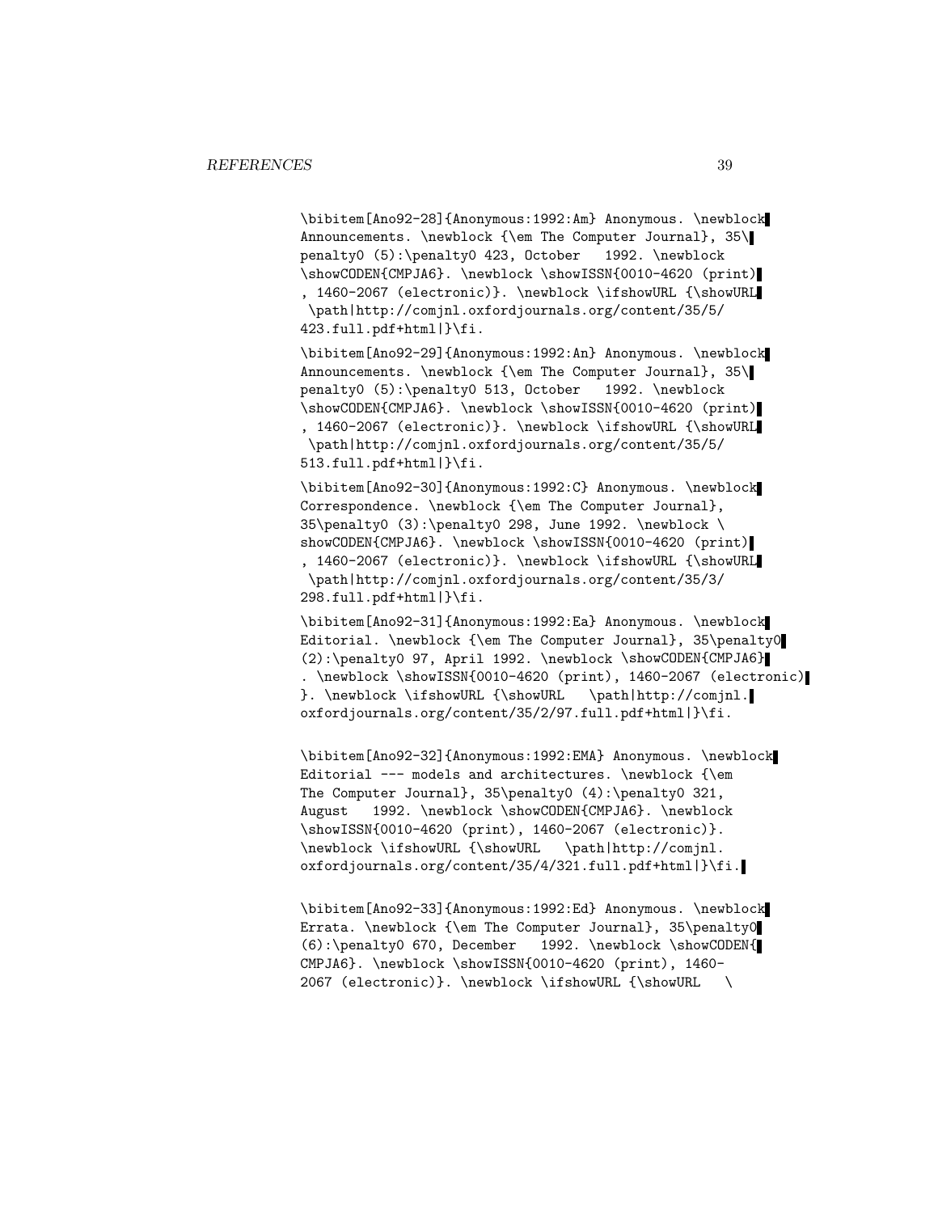```
\bibitem[Ano92-28]{Anonymous:1992:Am} Anonymous. \newblock
Announcements. \newblock {\em The Computer Journal}, 35\
penalty0 (5):\penalty0 423, October   1992. \newblock
\showCODEN{CMPJA6}. \newblock \showISSN{0010-4620 (print)
, 1460-2067 (electronic)}. \newblock \ifshowURL {\showURL
 \path|http://comjnl.oxfordjournals.org/content/35/5/
423.full.pdf+html|}\fi.

\bibitem[Ano92-29]{Anonymous:1992:An} Anonymous. \newblock
Announcements. \newblock {\em The Computer Journal}, 35\
penalty0 (5):\penalty0 513, October   1992. \newblock
\showCODEN{CMPJA6}. \newblock \showISSN{0010-4620 (print)
, 1460-2067 (electronic)}. \newblock \ifshowURL {\showURL
 \path|http://comjnl.oxfordjournals.org/content/35/5/
513.full.pdf+html|}\fi.

\bibitem[Ano92-30]{Anonymous:1992:C} Anonymous. \newblock
Correspondence. \newblock {\em The Computer Journal},
35\penalty0 (3):\penalty0 298, June 1992. \newblock \
showCODEN{CMPJA6}. \newblock \showISSN{0010-4620 (print)
, 1460-2067 (electronic)}. \newblock \ifshowURL {\showURL
 \path|http://comjnl.oxfordjournals.org/content/35/3/
298.full.pdf+html|}\fi.

\bibitem[Ano92-31]{Anonymous:1992:Ea} Anonymous. \newblock
Editorial. \newblock {\em The Computer Journal}, 35\penalty0
(2):\penalty0 97, April 1992. \newblock \showCODEN{CMPJA6}
. \newblock \showISSN{0010-4620 (print), 1460-2067 (electronic)
}. \newblock \ifshowURL {\showURL   \path|http://comjnl.
oxfordjournals.org/content/35/2/97.full.pdf+html|}\fi.

\bibitem[Ano92-32]{Anonymous:1992:EMA} Anonymous. \newblock
Editorial --- models and architectures. \newblock {\em
The Computer Journal}, 35\penalty0 (4):\penalty0 321,
August   1992. \newblock \showCODEN{CMPJA6}. \newblock
\showISSN{0010-4620 (print), 1460-2067 (electronic)}.
\newblock \ifshowURL {\showURL   \path|http://comjnl.
oxfordjournals.org/content/35/4/321.full.pdf+html|}\fi.

\bibitem[Ano92-33]{Anonymous:1992:Ed} Anonymous. \newblock
Errata. \newblock {\em The Computer Journal}, 35\penalty0
(6):\penalty0 670, December   1992. \newblock \showCODEN{
CMPJA6}. \newblock \showISSN{0010-4620 (print), 1460-
2067 (electronic)}. \newblock \ifshowURL {\showURL   \
```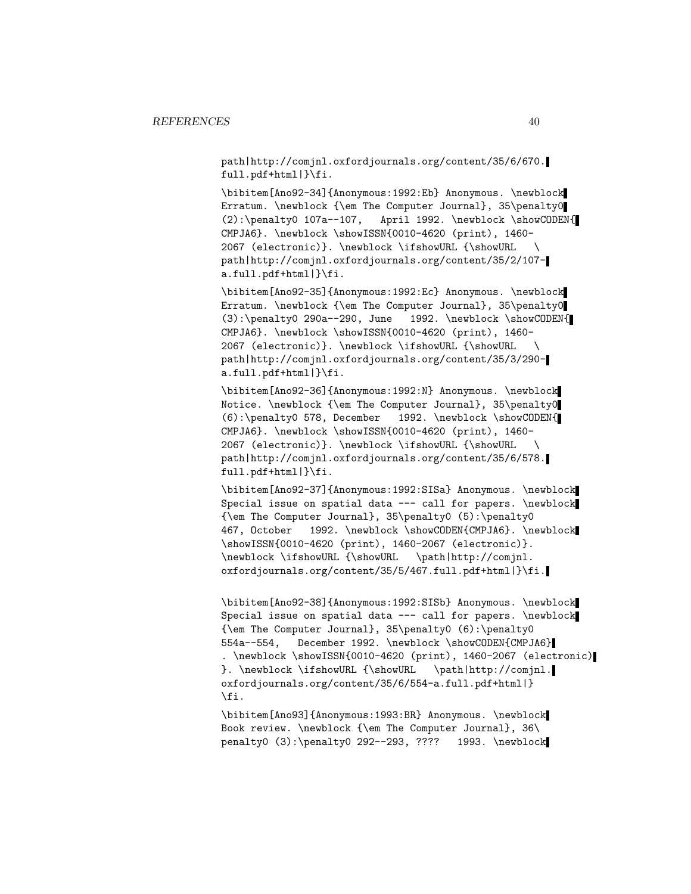```
path|http://comjnl.oxfordjournals.org/content/35/6/670.
full.pdf+html|}\fi.

\bibitem[Ano92-34]{Anonymous:1992:Eb} Anonymous. \newblock
Erratum. \newblock {\em The Computer Journal}, 35\penalty0
(2):\penalty0 107a--107,   April 1992. \newblock \showCODEN{
CMPJA6}. \newblock \showISSN{0010-4620 (print), 1460-
2067 (electronic)}. \newblock \ifshowURL {\showURL   \
path|http://comjnl.oxfordjournals.org/content/35/2/107-
a.full.pdf+html|}\fi.

\bibitem[Ano92-35]{Anonymous:1992:Ec} Anonymous. \newblock
Erratum. \newblock {\em The Computer Journal}, 35\penalty0
(3):\penalty0 290a--290, June   1992. \newblock \showCODEN{
CMPJA6}. \newblock \showISSN{0010-4620 (print), 1460-
2067 (electronic)}. \newblock \ifshowURL {\showURL   \
path|http://comjnl.oxfordjournals.org/content/35/3/290-
a.full.pdf+html|}\fi.

\bibitem[Ano92-36]{Anonymous:1992:N} Anonymous. \newblock
Notice. \newblock {\em The Computer Journal}, 35\penalty0
(6):\penalty0 578, December   1992. \newblock \showCODEN{
CMPJA6}. \newblock \showISSN{0010-4620 (print), 1460-
2067 (electronic)}. \newblock \ifshowURL {\showURL   \
path|http://comjnl.oxfordjournals.org/content/35/6/578.
full.pdf+html|}\fi.

\bibitem[Ano92-37]{Anonymous:1992:SISa} Anonymous. \newblock
Special issue on spatial data --- call for papers. \newblock
{\em The Computer Journal}, 35\penalty0 (5):\penalty0
467, October   1992. \newblock \showCODEN{CMPJA6}. \newblock
\showISSN{0010-4620 (print), 1460-2067 (electronic)}.
\newblock \ifshowURL {\showURL   \path|http://comjnl.
oxfordjournals.org/content/35/5/467.full.pdf+html|}\fi.

\bibitem[Ano92-38]{Anonymous:1992:SISb} Anonymous. \newblock
Special issue on spatial data --- call for papers. \newblock
{\em The Computer Journal}, 35\penalty0 (6):\penalty0
554a--554,   December 1992. \newblock \showCODEN{CMPJA6}
. \newblock \showISSN{0010-4620 (print), 1460-2067 (electronic)
}. \newblock \ifshowURL {\showURL   \path|http://comjnl.
oxfordjournals.org/content/35/6/554-a.full.pdf+html|}
\fi.

\bibitem[Ano93]{Anonymous:1993:BR} Anonymous. \newblock
Book review. \newblock {\em The Computer Journal}, 36\
penalty0 (3):\penalty0 292--293, ????   1993. \newblock
```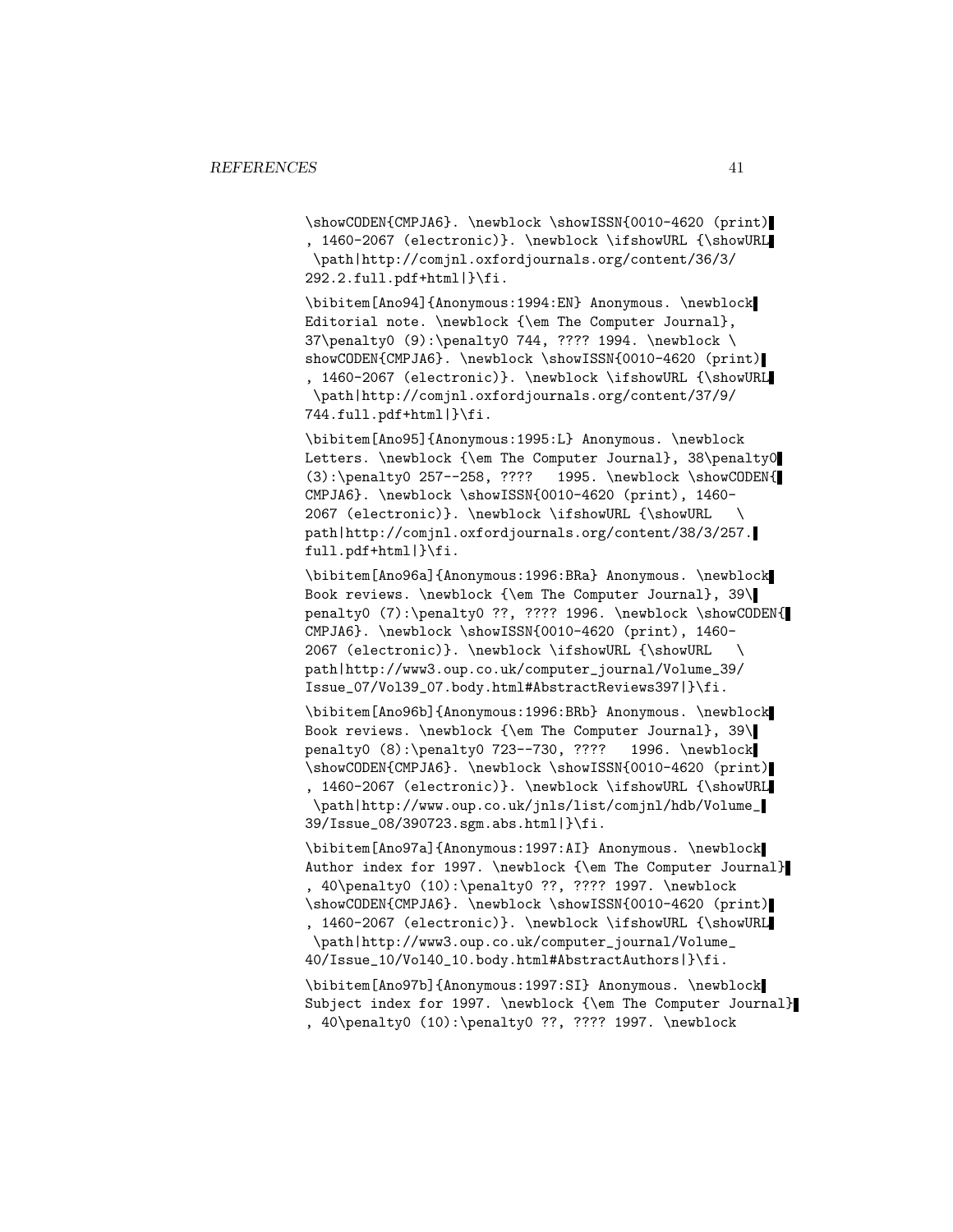```
\showCODEN{CMPJA6}. \newblock \showISSN{0010-4620 (print)
, 1460-2067 (electronic)}. \newblock \ifshowURL {\showURL
 \path|http://comjnl.oxfordjournals.org/content/36/3/
292.2.full.pdf+html|}\fi.

\bibitem[Ano94]{Anonymous:1994:EN} Anonymous. \newblock
Editorial note. \newblock {\em The Computer Journal},
37\penalty0 (9):\penalty0 744, ???? 1994. \newblock \
showCODEN{CMPJA6}. \newblock \showISSN{0010-4620 (print)
, 1460-2067 (electronic)}. \newblock \ifshowURL {\showURL
 \path|http://comjnl.oxfordjournals.org/content/37/9/
744.full.pdf+html|}\fi.

\bibitem[Ano95]{Anonymous:1995:L} Anonymous. \newblock
Letters. \newblock {\em The Computer Journal}, 38\penalty0
(3):\penalty0 257--258, ????   1995. \newblock \showCODEN{
CMPJA6}. \newblock \showISSN{0010-4620 (print), 1460-
2067 (electronic)}. \newblock \ifshowURL {\showURL   \
path|http://comjnl.oxfordjournals.org/content/38/3/257.
full.pdf+html|}\fi.

\bibitem[Ano96a]{Anonymous:1996:BRa} Anonymous. \newblock
Book reviews. \newblock {\em The Computer Journal}, 39\
penalty0 (7):\penalty0 ??, ???? 1996. \newblock \showCODEN{
CMPJA6}. \newblock \showISSN{0010-4620 (print), 1460-
2067 (electronic)}. \newblock \ifshowURL {\showURL   \
path|http://www3.oup.co.uk/computer_journal/Volume_39/
Issue_07/Vol39_07.body.html#AbstractReviews397|}\fi.

\bibitem[Ano96b]{Anonymous:1996:BRb} Anonymous. \newblock
Book reviews. \newblock {\em The Computer Journal}, 39\
penalty0 (8):\penalty0 723--730, ????   1996. \newblock
\showCODEN{CMPJA6}. \newblock \showISSN{0010-4620 (print)
, 1460-2067 (electronic)}. \newblock \ifshowURL {\showURL
 \path|http://www.oup.co.uk/jnls/list/comjnl/hdb/Volume_
39/Issue_08/390723.sgm.abs.html|}\fi.

\bibitem[Ano97a]{Anonymous:1997:AI} Anonymous. \newblock
Author index for 1997. \newblock {\em The Computer Journal}
, 40\penalty0 (10):\penalty0 ??, ???? 1997. \newblock
\showCODEN{CMPJA6}. \newblock \showISSN{0010-4620 (print)
, 1460-2067 (electronic)}. \newblock \ifshowURL {\showURL
 \path|http://www3.oup.co.uk/computer_journal/Volume_
40/Issue_10/Vol40_10.body.html#AbstractAuthors|}\fi.

\bibitem[Ano97b]{Anonymous:1997:SI} Anonymous. \newblock
Subject index for 1997. \newblock {\em The Computer Journal}
, 40\penalty0 (10):\penalty0 ??, ???? 1997. \newblock
```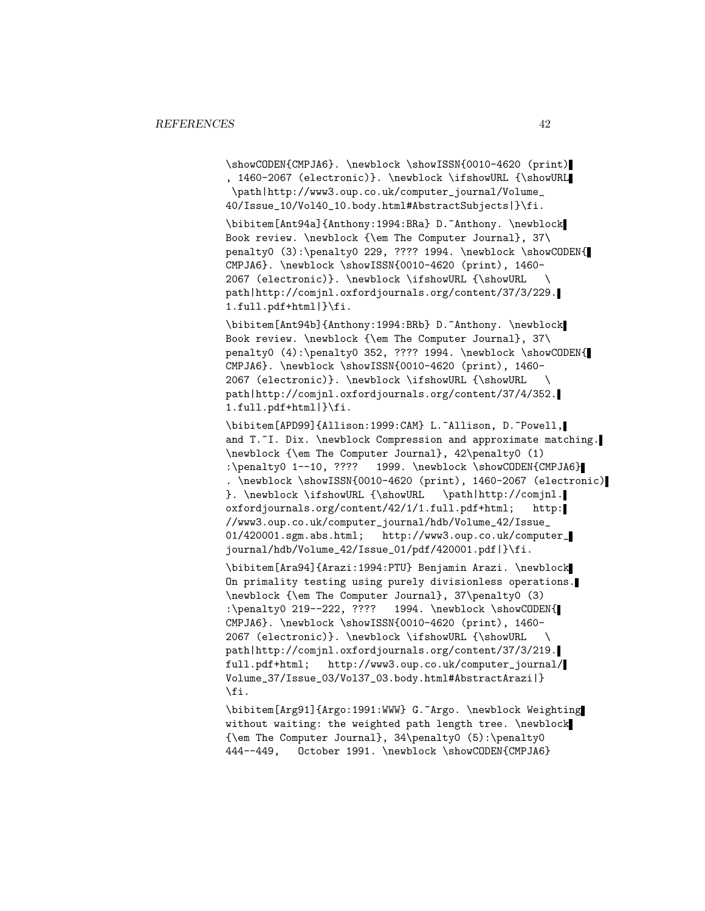```
\showCODEN{CMPJA6}. \newblock \showISSN{0010-4620 (print)
, 1460-2067 (electronic)}. \newblock \ifshowURL {\showURL
 \path|http://www3.oup.co.uk/computer_journal/Volume_
40/Issue_10/Vol40_10.body.html#AbstractSubjects|}\fi.

\bibitem[Ant94a]{Anthony:1994:BRa} D.~Anthony. \newblock
Book review. \newblock {\em The Computer Journal}, 37\
penalty0 (3):\penalty0 229, ???? 1994. \newblock \showCODEN{
CMPJA6}. \newblock \showISSN{0010-4620 (print), 1460-
2067 (electronic)}. \newblock \ifshowURL {\showURL   \
path|http://comjnl.oxfordjournals.org/content/37/3/229.
1.full.pdf+html|}\fi.

\bibitem[Ant94b]{Anthony:1994:BRb} D.~Anthony. \newblock
Book review. \newblock {\em The Computer Journal}, 37\
penalty0 (4):\penalty0 352, ???? 1994. \newblock \showCODEN{
CMPJA6}. \newblock \showISSN{0010-4620 (print), 1460-
2067 (electronic)}. \newblock \ifshowURL {\showURL   \
path|http://comjnl.oxfordjournals.org/content/37/4/352.
1.full.pdf+html|}\fi.

\bibitem[APD99]{Allison:1999:CAM} L.~Allison, D.~Powell,
and T.~I. Dix. \newblock Compression and approximate matching.
\newblock {\em The Computer Journal}, 42\penalty0 (1)
:\penalty0 1--10, ????   1999. \newblock \showCODEN{CMPJA6}
. \newblock \showISSN{0010-4620 (print), 1460-2067 (electronic)
}. \newblock \ifshowURL {\showURL   \path|http://comjnl.
oxfordjournals.org/content/42/1/1.full.pdf+html;   http:
//www3.oup.co.uk/computer_journal/hdb/Volume_42/Issue_
01/420001.sgm.abs.html;   http://www3.oup.co.uk/computer_
journal/hdb/Volume_42/Issue_01/pdf/420001.pdf|}\fi.

\bibitem[Ara94]{Arazi:1994:PTU} Benjamin Arazi. \newblock
On primality testing using purely divisionless operations.
\newblock {\em The Computer Journal}, 37\penalty0 (3)
:\penalty0 219--222, ????   1994. \newblock \showCODEN{
CMPJA6}. \newblock \showISSN{0010-4620 (print), 1460-
2067 (electronic)}. \newblock \ifshowURL {\showURL   \
path|http://comjnl.oxfordjournals.org/content/37/3/219.
full.pdf+html;   http://www3.oup.co.uk/computer_journal/
Volume_37/Issue_03/Vol37_03.body.html#AbstractArazi|}
\fi.

\bibitem[Arg91]{Argo:1991:WWW} G.~Argo. \newblock Weighting
without waiting: the weighted path length tree. \newblock
{\em The Computer Journal}, 34\penalty0 (5):\penalty0
444--449,   October 1991. \newblock \showCODEN{CMPJA6}
```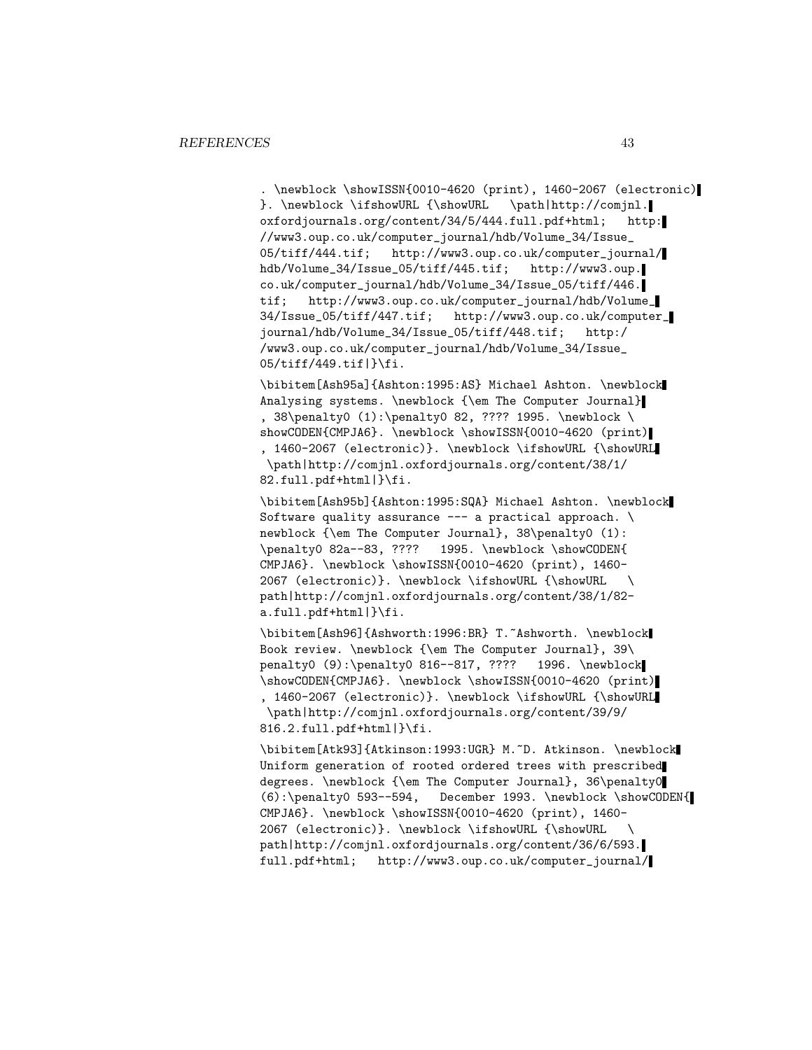```
. \newblock \showISSN{0010-4620 (print), 1460-2067 (electronic)
}. \newblock \ifshowURL {\showURL   \path|http://comjnl.
oxfordjournals.org/content/34/5/444.full.pdf+html;   http:
//www3.oup.co.uk/computer_journal/hdb/Volume_34/Issue_
05/tiff/444.tif;   http://www3.oup.co.uk/computer_journal/
hdb/Volume_34/Issue_05/tiff/445.tif;   http://www3.oup.
co.uk/computer_journal/hdb/Volume_34/Issue_05/tiff/446.
tif;   http://www3.oup.co.uk/computer_journal/hdb/Volume_
34/Issue_05/tiff/447.tif;   http://www3.oup.co.uk/computer_
journal/hdb/Volume_34/Issue_05/tiff/448.tif;   http:/
/www3.oup.co.uk/computer_journal/hdb/Volume_34/Issue_
05/tiff/449.tif|}\fi.

\bibitem[Ash95a]{Ashton:1995:AS} Michael Ashton. \newblock
Analysing systems. \newblock {\em The Computer Journal}
, 38\penalty0 (1):\penalty0 82, ???? 1995. \newblock \
showCODEN{CMPJA6}. \newblock \showISSN{0010-4620 (print)
, 1460-2067 (electronic)}. \newblock \ifshowURL {\showURL
 \path|http://comjnl.oxfordjournals.org/content/38/1/
82.full.pdf+html|}\fi.

\bibitem[Ash95b]{Ashton:1995:SQA} Michael Ashton. \newblock
Software quality assurance --- a practical approach. \
newblock {\em The Computer Journal}, 38\penalty0 (1):
\penalty0 82a--83, ????   1995. \newblock \showCODEN{
CMPJA6}. \newblock \showISSN{0010-4620 (print), 1460-
2067 (electronic)}. \newblock \ifshowURL {\showURL   \
path|http://comjnl.oxfordjournals.org/content/38/1/82-
a.full.pdf+html|}\fi.

\bibitem[Ash96]{Ashworth:1996:BR} T.~Ashworth. \newblock
Book review. \newblock {\em The Computer Journal}, 39\
penalty0 (9):\penalty0 816--817, ????   1996. \newblock
\showCODEN{CMPJA6}. \newblock \showISSN{0010-4620 (print)
, 1460-2067 (electronic)}. \newblock \ifshowURL {\showURL
 \path|http://comjnl.oxfordjournals.org/content/39/9/
816.2.full.pdf+html|}\fi.

\bibitem[Atk93]{Atkinson:1993:UGR} M.~D. Atkinson. \newblock
Uniform generation of rooted ordered trees with prescribed
degrees. \newblock {\em The Computer Journal}, 36\penalty0
(6):\penalty0 593--594,   December 1993. \newblock \showCODEN{
CMPJA6}. \newblock \showISSN{0010-4620 (print), 1460-
2067 (electronic)}. \newblock \ifshowURL {\showURL   \
path|http://comjnl.oxfordjournals.org/content/36/6/593.
full.pdf+html;   http://www3.oup.co.uk/computer_journal/
```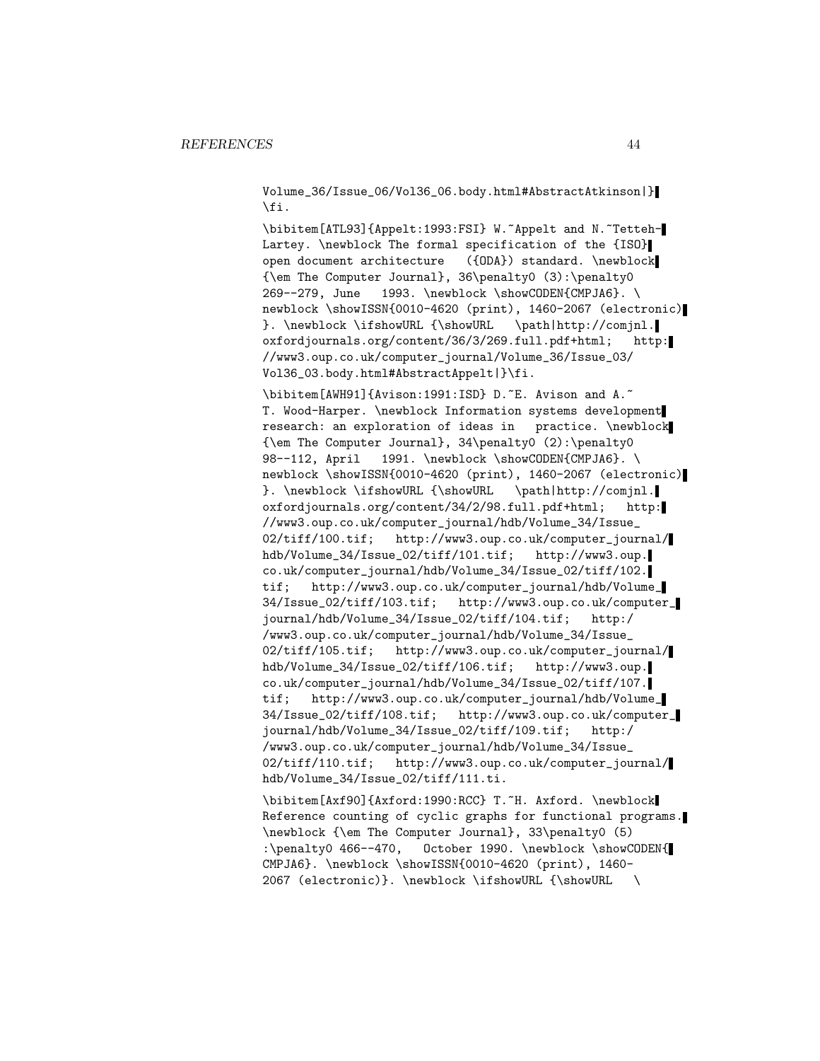```
Volume_36/Issue_06/Vol36_06.body.html#AbstractAtkinson|}
\fi.

\bibitem[ATL93]{Appelt:1993:FSI} W.~Appelt and N.~Tetteh-
Lartey. \newblock The formal specification of the {ISO}
open document architecture   ({ODA}) standard. \newblock
{\em The Computer Journal}, 36\penalty0 (3):\penalty0
269--279, June   1993. \newblock \showCODEN{CMPJA6}. \
newblock \showISSN{0010-4620 (print), 1460-2067 (electronic)
}. \newblock \ifshowURL {\showURL   \path|http://comjnl.
oxfordjournals.org/content/36/3/269.full.pdf+html;   http:
//www3.oup.co.uk/computer_journal/Volume_36/Issue_03/
Vol36_03.body.html#AbstractAppelt|}\fi.

\bibitem[AWH91]{Avison:1991:ISD} D.~E. Avison and A.~
T. Wood-Harper. \newblock Information systems development
research: an exploration of ideas in   practice. \newblock
{\em The Computer Journal}, 34\penalty0 (2):\penalty0
98--112, April   1991. \newblock \showCODEN{CMPJA6}. \
newblock \showISSN{0010-4620 (print), 1460-2067 (electronic)
}. \newblock \ifshowURL {\showURL   \path|http://comjnl.
oxfordjournals.org/content/34/2/98.full.pdf+html;   http:
//www3.oup.co.uk/computer_journal/hdb/Volume_34/Issue_
02/tiff/100.tif;   http://www3.oup.co.uk/computer_journal/
hdb/Volume_34/Issue_02/tiff/101.tif;   http://www3.oup.
co.uk/computer_journal/hdb/Volume_34/Issue_02/tiff/102.
tif;   http://www3.oup.co.uk/computer_journal/hdb/Volume_
34/Issue_02/tiff/103.tif;   http://www3.oup.co.uk/computer_
journal/hdb/Volume_34/Issue_02/tiff/104.tif;   http:/
/www3.oup.co.uk/computer_journal/hdb/Volume_34/Issue_
02/tiff/105.tif;   http://www3.oup.co.uk/computer_journal/
hdb/Volume_34/Issue_02/tiff/106.tif;   http://www3.oup.
co.uk/computer_journal/hdb/Volume_34/Issue_02/tiff/107.
tif;   http://www3.oup.co.uk/computer_journal/hdb/Volume_
34/Issue_02/tiff/108.tif;   http://www3.oup.co.uk/computer_
journal/hdb/Volume_34/Issue_02/tiff/109.tif;   http:/
/www3.oup.co.uk/computer_journal/hdb/Volume_34/Issue_
02/tiff/110.tif;   http://www3.oup.co.uk/computer_journal/
hdb/Volume_34/Issue_02/tiff/111.ti.

\bibitem[Axf90]{Axford:1990:RCC} T.~H. Axford. \newblock
Reference counting of cyclic graphs for functional programs.
\newblock {\em The Computer Journal}, 33\penalty0 (5)
:\penalty0 466--470,   October 1990. \newblock \showCODEN{
CMPJA6}. \newblock \showISSN{0010-4620 (print), 1460-
2067 (electronic)}. \newblock \ifshowURL {\showURL   \
```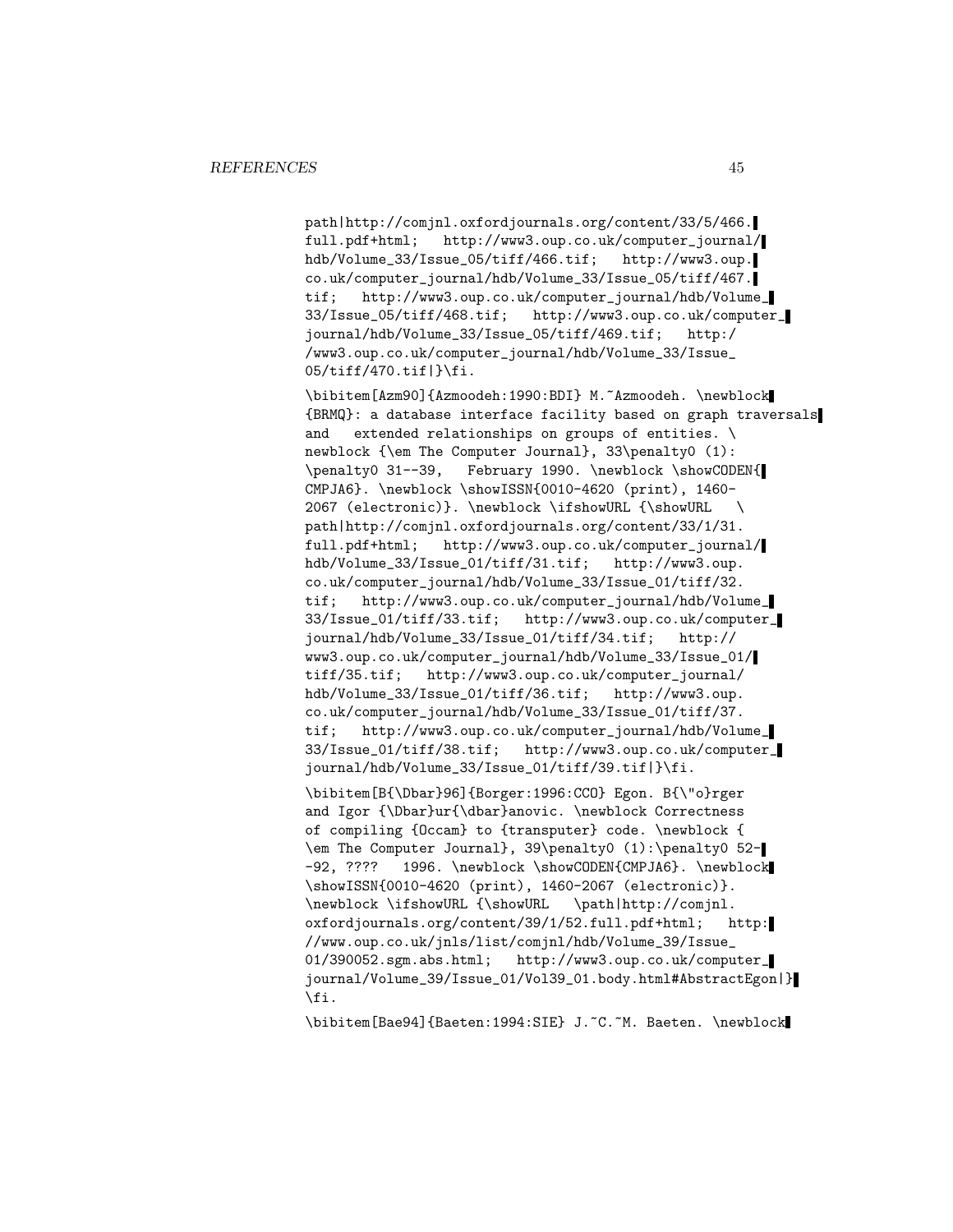```
path|http://comjnl.oxfordjournals.org/content/33/5/466.
full.pdf+html;   http://www3.oup.co.uk/computer_journal/
hdb/Volume_33/Issue_05/tiff/466.tif;   http://www3.oup.
co.uk/computer_journal/hdb/Volume_33/Issue_05/tiff/467.
tif;   http://www3.oup.co.uk/computer_journal/hdb/Volume_
33/Issue_05/tiff/468.tif;   http://www3.oup.co.uk/computer_
journal/hdb/Volume_33/Issue_05/tiff/469.tif;   http:/
/www3.oup.co.uk/computer_journal/hdb/Volume_33/Issue_
05/tiff/470.tif|}\fi.

\bibitem[Azm90]{Azmoodeh:1990:BDI} M.~Azmoodeh. \newblock
{BRMQ}: a database interface facility based on graph traversals
and   extended relationships on groups of entities. \
newblock {\em The Computer Journal}, 33\penalty0 (1):
\penalty0 31--39,   February 1990. \newblock \showCODEN{
CMPJA6}. \newblock \showISSN{0010-4620 (print), 1460-
2067 (electronic)}. \newblock \ifshowURL {\showURL   \
path|http://comjnl.oxfordjournals.org/content/33/1/31.
full.pdf+html;   http://www3.oup.co.uk/computer_journal/
hdb/Volume_33/Issue_01/tiff/31.tif;   http://www3.oup.
co.uk/computer_journal/hdb/Volume_33/Issue_01/tiff/32.
tif;   http://www3.oup.co.uk/computer_journal/hdb/Volume_
33/Issue_01/tiff/33.tif;   http://www3.oup.co.uk/computer_
journal/hdb/Volume_33/Issue_01/tiff/34.tif;   http://
www3.oup.co.uk/computer_journal/hdb/Volume_33/Issue_01/
tiff/35.tif;   http://www3.oup.co.uk/computer_journal/
hdb/Volume_33/Issue_01/tiff/36.tif;   http://www3.oup.
co.uk/computer_journal/hdb/Volume_33/Issue_01/tiff/37.
tif;   http://www3.oup.co.uk/computer_journal/hdb/Volume_
33/Issue_01/tiff/38.tif;   http://www3.oup.co.uk/computer_
journal/hdb/Volume_33/Issue_01/tiff/39.tif|}\fi.

\bibitem[B{\Dbar}96]{Borger:1996:CCO} Egon. B{\"o}rger
and Igor {\Dbar}ur{\dbar}anovic. \newblock Correctness
of compiling {Occam} to {transputer} code. \newblock {
\em The Computer Journal}, 39\penalty0 (1):\penalty0 52-
-92, ????   1996. \newblock \showCODEN{CMPJA6}. \newblock
\showISSN{0010-4620 (print), 1460-2067 (electronic)}.
\newblock \ifshowURL {\showURL   \path|http://comjnl.
oxfordjournals.org/content/39/1/52.full.pdf+html;   http:
//www.oup.co.uk/jnls/list/comjnl/hdb/Volume_39/Issue_
01/390052.sgm.abs.html;   http://www3.oup.co.uk/computer_
journal/Volume_39/Issue_01/Vol39_01.body.html#AbstractEgon|}
\fi.

\bibitem[Bae94]{Baeten:1994:SIE} J.~C.~M. Baeten. \newblock
```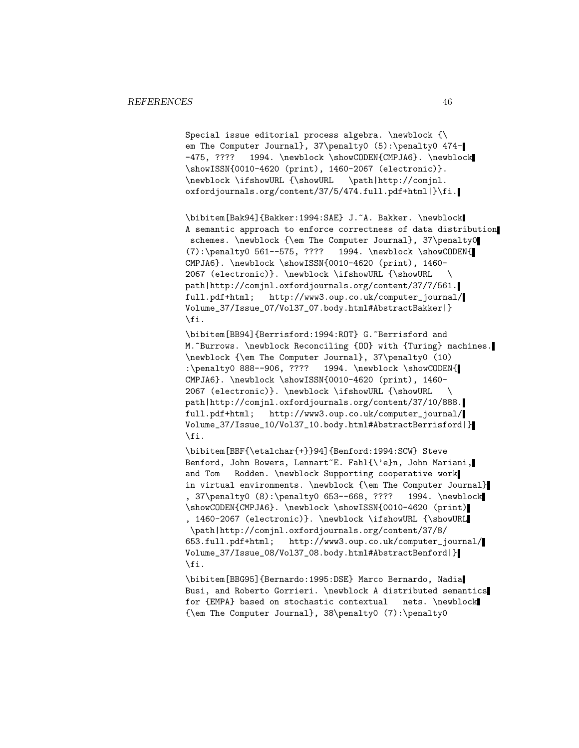```
Special issue editorial process algebra. \newblock {\
em The Computer Journal}, 37\penalty0 (5):\penalty0 474-
-475, ????   1994. \newblock \showCODEN{CMPJA6}. \newblock
\showISSN{0010-4620 (print), 1460-2067 (electronic)}.
\newblock \ifshowURL {\showURL   \path|http://comjnl.
oxfordjournals.org/content/37/5/474.full.pdf+html|}\fi.

\bibitem[Bak94]{Bakker:1994:SAE} J.~A. Bakker. \newblock
A semantic approach to enforce correctness of data distribution
 schemes. \newblock {\em The Computer Journal}, 37\penalty0
(7):\penalty0 561--575, ????   1994. \newblock \showCODEN{
CMPJA6}. \newblock \showISSN{0010-4620 (print), 1460-
2067 (electronic)}. \newblock \ifshowURL {\showURL   \
path|http://comjnl.oxfordjournals.org/content/37/7/561.
full.pdf+html;   http://www3.oup.co.uk/computer_journal/
Volume_37/Issue_07/Vol37_07.body.html#AbstractBakker|}
\fi.

\bibitem[BB94]{Berrisford:1994:ROT} G.~Berrisford and
M.~Burrows. \newblock Reconciling {OO} with {Turing} machines.
\newblock {\em The Computer Journal}, 37\penalty0 (10)
:\penalty0 888--906, ????   1994. \newblock \showCODEN{
CMPJA6}. \newblock \showISSN{0010-4620 (print), 1460-
2067 (electronic)}. \newblock \ifshowURL {\showURL   \
path|http://comjnl.oxfordjournals.org/content/37/10/888.
full.pdf+html;   http://www3.oup.co.uk/computer_journal/
Volume_37/Issue_10/Vol37_10.body.html#AbstractBerrisford|}
\fi.

\bibitem[BBF{\etalchar{+}}94]{Benford:1994:SCW} Steve
Benford, John Bowers, Lennart~E. Fahl{\'e}n, John Mariani,
and Tom   Rodden. \newblock Supporting cooperative work
in virtual environments. \newblock {\em The Computer Journal}
, 37\penalty0 (8):\penalty0 653--668, ????   1994. \newblock
\showCODEN{CMPJA6}. \newblock \showISSN{0010-4620 (print)
, 1460-2067 (electronic)}. \newblock \ifshowURL {\showURL
 \path|http://comjnl.oxfordjournals.org/content/37/8/
653.full.pdf+html;   http://www3.oup.co.uk/computer_journal/
Volume_37/Issue_08/Vol37_08.body.html#AbstractBenford|}
\fi.

\bibitem[BBG95]{Bernardo:1995:DSE} Marco Bernardo, Nadia
Busi, and Roberto Gorrieri. \newblock A distributed semantics
for {EMPA} based on stochastic contextual   nets. \newblock
{\em The Computer Journal}, 38\penalty0 (7):\penalty0
```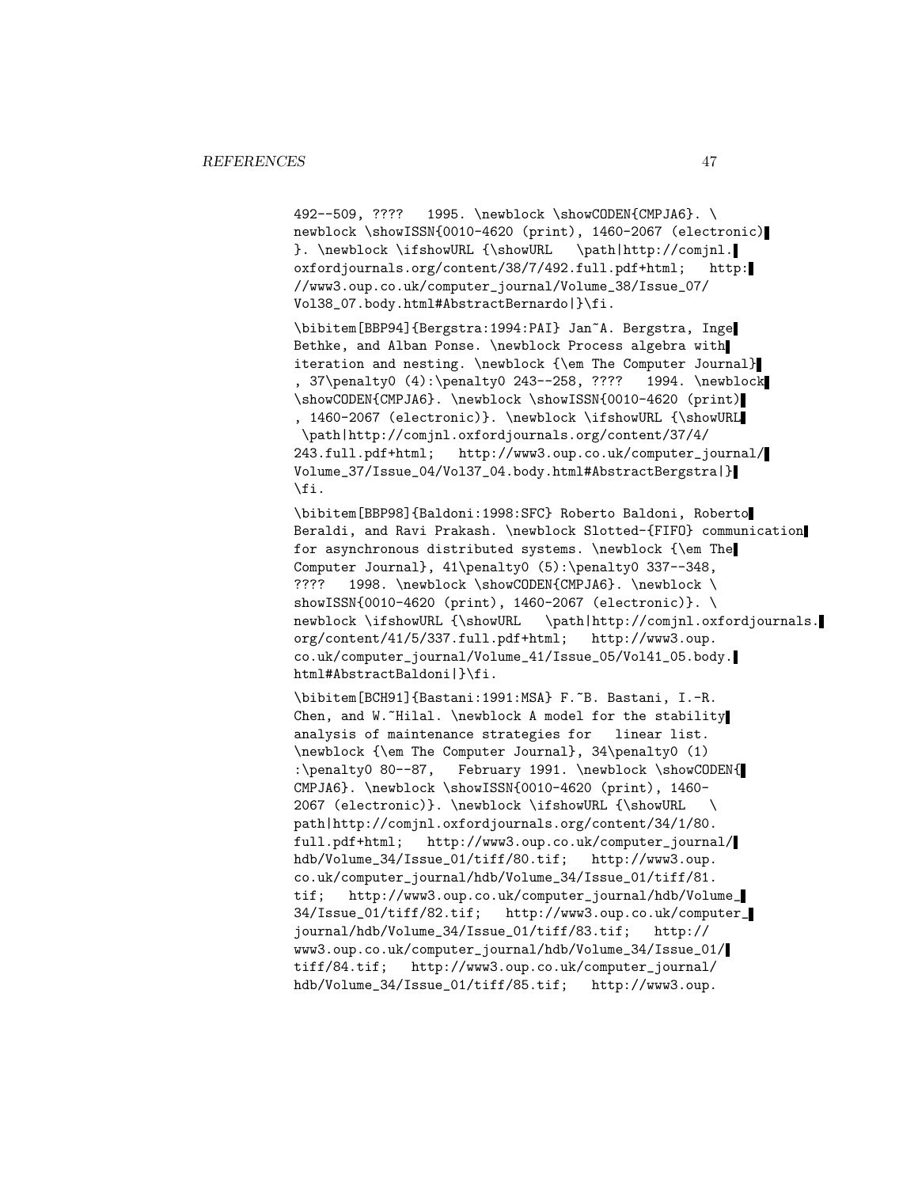```
492--509, ????   1995. \newblock \showCODEN{CMPJA6}. \
newblock \showISSN{0010-4620 (print), 1460-2067 (electronic)
}. \newblock \ifshowURL {\showURL   \path|http://comjnl.
oxfordjournals.org/content/38/7/492.full.pdf+html;   http:
//www3.oup.co.uk/computer_journal/Volume_38/Issue_07/
Vol38_07.body.html#AbstractBernardo|}\fi.

\bibitem[BBP94]{Bergstra:1994:PAI} Jan~A. Bergstra, Inge
Bethke, and Alban Ponse. \newblock Process algebra with
iteration and nesting. \newblock {\em The Computer Journal}
, 37\penalty0 (4):\penalty0 243--258, ????   1994. \newblock
\showCODEN{CMPJA6}. \newblock \showISSN{0010-4620 (print)
, 1460-2067 (electronic)}. \newblock \ifshowURL {\showURL
 \path|http://comjnl.oxfordjournals.org/content/37/4/
243.full.pdf+html;   http://www3.oup.co.uk/computer_journal/
Volume_37/Issue_04/Vol37_04.body.html#AbstractBergstra|}
\fi.

\bibitem[BBP98]{Baldoni:1998:SFC} Roberto Baldoni, Roberto
Beraldi, and Ravi Prakash. \newblock Slotted-{FIFO} communication
for asynchronous distributed systems. \newblock {\em The
Computer Journal}, 41\penalty0 (5):\penalty0 337--348,
????   1998. \newblock \showCODEN{CMPJA6}. \newblock \
showISSN{0010-4620 (print), 1460-2067 (electronic)}. \
newblock \ifshowURL {\showURL   \path|http://comjnl.oxfordjournals.
org/content/41/5/337.full.pdf+html;   http://www3.oup.
co.uk/computer_journal/Volume_41/Issue_05/Vol41_05.body.
html#AbstractBaldoni|}\fi.

\bibitem[BCH91]{Bastani:1991:MSA} F.~B. Bastani, I.-R.
Chen, and W.~Hilal. \newblock A model for the stability
analysis of maintenance strategies for   linear list.
\newblock {\em The Computer Journal}, 34\penalty0 (1)
:\penalty0 80--87,   February 1991. \newblock \showCODEN{
CMPJA6}. \newblock \showISSN{0010-4620 (print), 1460-
2067 (electronic)}. \newblock \ifshowURL {\showURL   \
path|http://comjnl.oxfordjournals.org/content/34/1/80.
full.pdf+html;   http://www3.oup.co.uk/computer_journal/
hdb/Volume_34/Issue_01/tiff/80.tif;   http://www3.oup.
co.uk/computer_journal/hdb/Volume_34/Issue_01/tiff/81.
tif;   http://www3.oup.co.uk/computer_journal/hdb/Volume_
34/Issue_01/tiff/82.tif;   http://www3.oup.co.uk/computer_
journal/hdb/Volume_34/Issue_01/tiff/83.tif;   http://
www3.oup.co.uk/computer_journal/hdb/Volume_34/Issue_01/
tiff/84.tif;   http://www3.oup.co.uk/computer_journal/
hdb/Volume_34/Issue_01/tiff/85.tif;   http://www3.oup.
```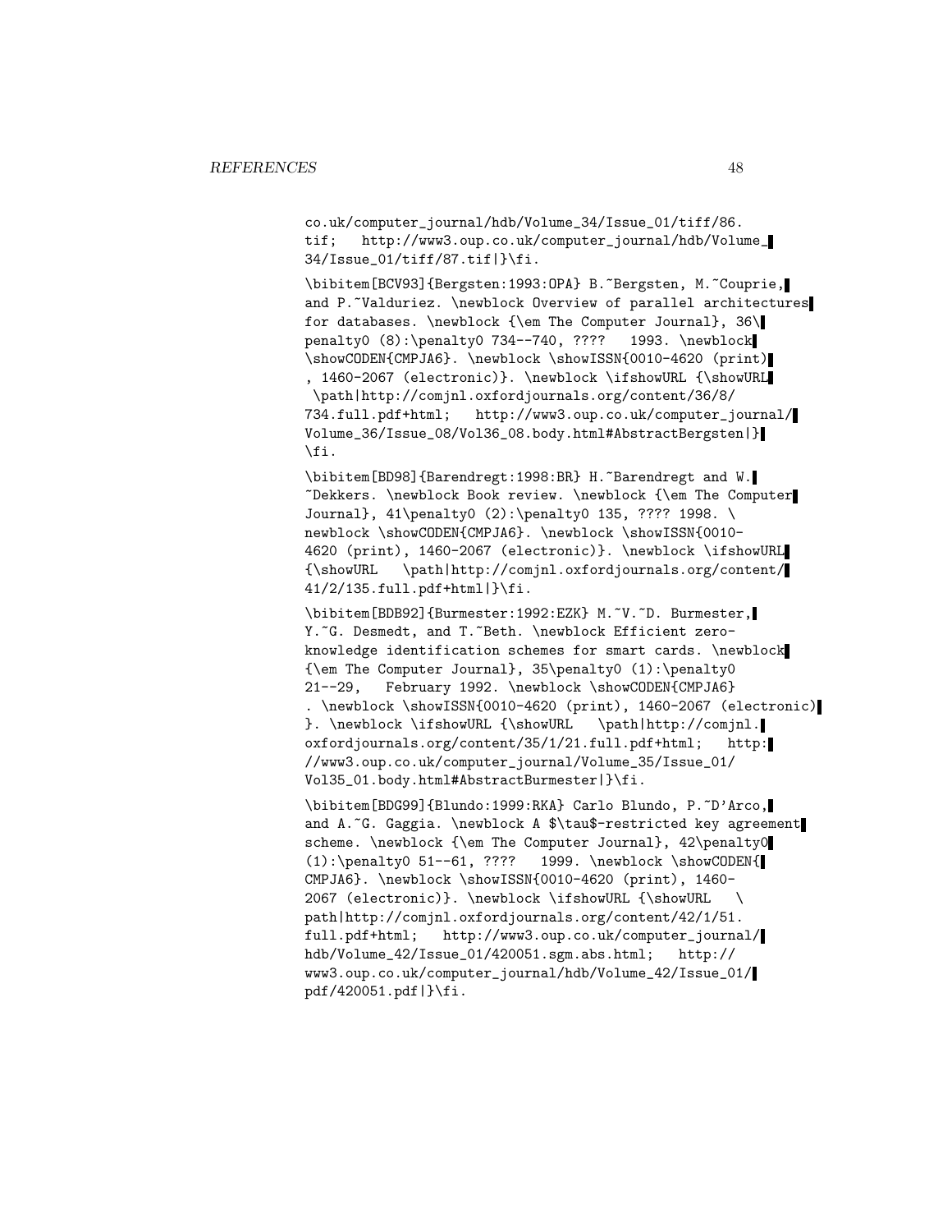co.uk/computer_journal/hdb/Volume_34/Issue_01/tiff/86.
tif; http://www3.oup.co.uk/computer_journal/hdb/Volume_
34/Issue_01/tiff/87.tif|}\fi.

\bibitem[BCV93]{Bergsten:1993:OPA} B.~Bergsten, M.~Couprie,
and P.~Valduriez. \newblock Overview of parallel architectures
for databases. \newblock {\em The Computer Journal}, 36\
penalty0 (8):\penalty0 734--740, ???? 1993. \newblock
\showCODEN{CMPJA6}. \newblock \showISSN{0010-4620 (print)
, 1460-2067 (electronic)}. \newblock \ifshowURL {\showURL
\path|http://comjnl.oxfordjournals.org/content/36/8/
734.full.pdf+html; http://www3.oup.co.uk/computer_journal/
Volume_36/Issue_08/Vol36_08.body.html#AbstractBergsten|}
\fi.

\bibitem[BD98]{Barendregt:1998:BR} H.~Barendregt and W.
~Dekkers. \newblock Book review. \newblock {\em The Computer
Journal}, 41\penalty0 (2):\penalty0 135, ???? 1998. \
newblock \showCODEN{CMPJA6}. \newblock \showISSN{0010-
4620 (print), 1460-2067 (electronic)}. \newblock \ifshowURL
{\showURL \path|http://comjnl.oxfordjournals.org/content/
41/2/135.full.pdf+html|}\fi.

\bibitem[BDB92]{Burmester:1992:EZK} M.~V.~D. Burmester,
Y.~G. Desmedt, and T.~Beth. \newblock Efficient zero-
knowledge identification schemes for smart cards. \newblock
{\em The Computer Journal}, 35\penalty0 (1):\penalty0
21--29, February 1992. \newblock \showCODEN{CMPJA6}
. \newblock \showISSN{0010-4620 (print), 1460-2067 (electronic)
}. \newblock \ifshowURL {\showURL \path|http://comjnl.
oxfordjournals.org/content/35/1/21.full.pdf+html; http:
//www3.oup.co.uk/computer_journal/Volume_35/Issue_01/
Vol35_01.body.html#AbstractBurmester|}\fi.

\bibitem[BDG99]{Blundo:1999:RKA} Carlo Blundo, P.~D'Arco,
and A.~G. Gaggia. \newblock A $\tau$-restricted key agreement
scheme. \newblock {\em The Computer Journal}, 42\penalty0
(1):\penalty0 51--61, ???? 1999. \newblock \showCODEN{
CMPJA6}. \newblock \showISSN{0010-4620 (print), 1460-
2067 (electronic)}. \newblock \ifshowURL {\showURL \
path|http://comjnl.oxfordjournals.org/content/42/1/51.
full.pdf+html; http://www3.oup.co.uk/computer_journal/
hdb/Volume_42/Issue_01/420051.sgm.abs.html; http://
www3.oup.co.uk/computer_journal/hdb/Volume_42/Issue_01/
pdf/420051.pdf|}\fi.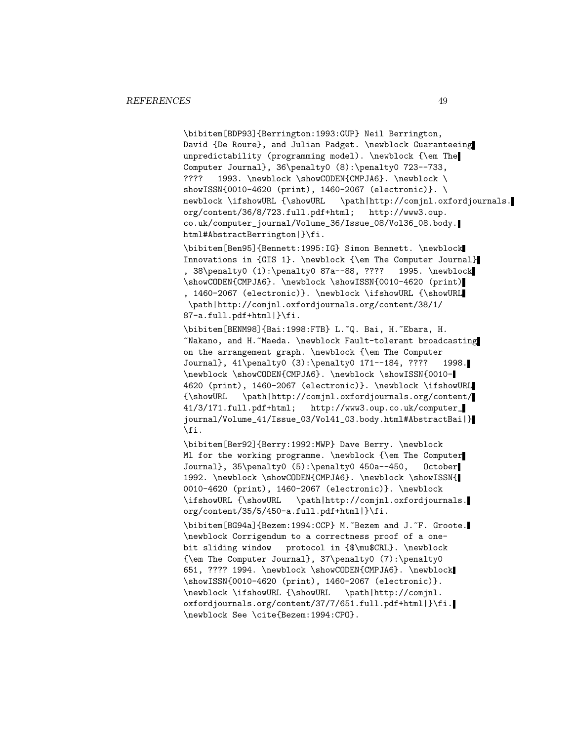```
\bibitem[BDP93]{Berrington:1993:GUP} Neil Berrington,
David {De Roure}, and Julian Padget. \newblock Guaranteeing
unpredictability (programming model). \newblock {\em The
Computer Journal}, 36\penalty0 (8):\penalty0 723--733,
????   1993. \newblock \showCODEN{CMPJA6}. \newblock \
showISSN{0010-4620 (print), 1460-2067 (electronic)}. \
newblock \ifshowURL {\showURL   \path|http://comjnl.oxfordjournals.
org/content/36/8/723.full.pdf+html;   http://www3.oup.
co.uk/computer_journal/Volume_36/Issue_08/Vol36_08.body.
html#AbstractBerrington|}\fi.

\bibitem[Ben95]{Bennett:1995:IG} Simon Bennett. \newblock
Innovations in {GIS 1}. \newblock {\em The Computer Journal}
, 38\penalty0 (1):\penalty0 87a--88, ????   1995. \newblock
\showCODEN{CMPJA6}. \newblock \showISSN{0010-4620 (print)
, 1460-2067 (electronic)}. \newblock \ifshowURL {\showURL
 \path|http://comjnl.oxfordjournals.org/content/38/1/
87-a.full.pdf+html|}\fi.

\bibitem[BENM98]{Bai:1998:FTB} L.~Q. Bai, H.~Ebara, H.
~Nakano, and H.~Maeda. \newblock Fault-tolerant broadcasting
on the arrangement graph. \newblock {\em The Computer
Journal}, 41\penalty0 (3):\penalty0 171--184, ????   1998.
\newblock \showCODEN{CMPJA6}. \newblock \showISSN{0010-
4620 (print), 1460-2067 (electronic)}. \newblock \ifshowURL
{\showURL   \path|http://comjnl.oxfordjournals.org/content/
41/3/171.full.pdf+html;   http://www3.oup.co.uk/computer_
journal/Volume_41/Issue_03/Vol41_03.body.html#AbstractBai|}
\fi.

\bibitem[Ber92]{Berry:1992:MWP} Dave Berry. \newblock
Ml for the working programme. \newblock {\em The Computer
Journal}, 35\penalty0 (5):\penalty0 450a--450,   October
1992. \newblock \showCODEN{CMPJA6}. \newblock \showISSN{
0010-4620 (print), 1460-2067 (electronic)}. \newblock
\ifshowURL {\showURL   \path|http://comjnl.oxfordjournals.
org/content/35/5/450-a.full.pdf+html|}\fi.

\bibitem[BG94a]{Bezem:1994:CCP} M.~Bezem and J.~F. Groote.
\newblock Corrigendum to a correctness proof of a one-
bit sliding window   protocol in {$\mu$CRL}. \newblock
{\em The Computer Journal}, 37\penalty0 (7):\penalty0
651, ???? 1994. \newblock \showCODEN{CMPJA6}. \newblock
\showISSN{0010-4620 (print), 1460-2067 (electronic)}.
\newblock \ifshowURL {\showURL   \path|http://comjnl.
oxfordjournals.org/content/37/7/651.full.pdf+html|}\fi.
\newblock See \cite{Bezem:1994:CPO}.
```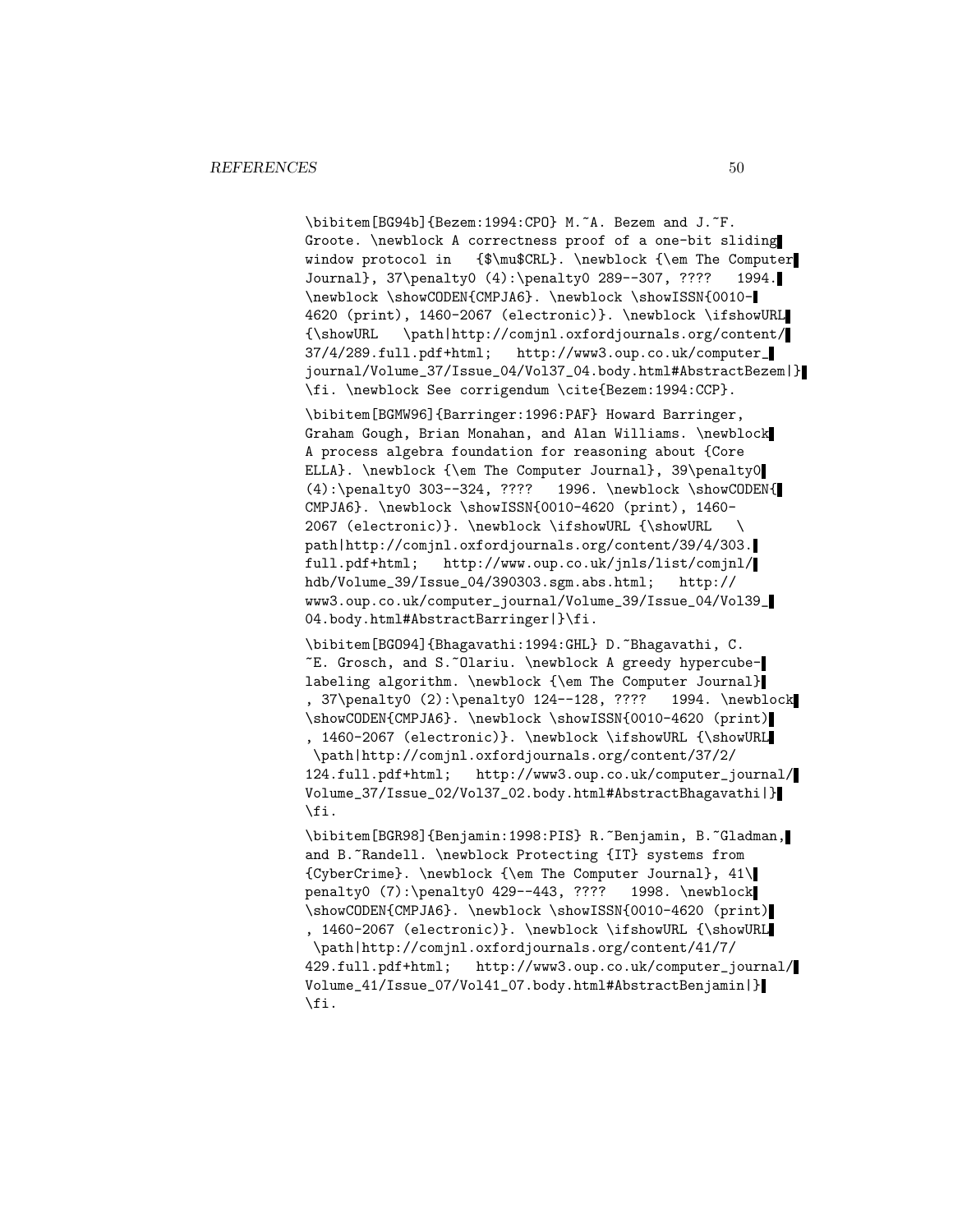```
\bibitem[BG94b]{Bezem:1994:CPO} M.~A. Bezem and J.~F.
Groote. \newblock A correctness proof of a one-bit sliding
window protocol in   {$\mu$CRL}. \newblock {\em The Computer
Journal}, 37\penalty0 (4):\penalty0 289--307, ????   1994.
\newblock \showCODEN{CMPJA6}. \newblock \showISSN{0010-
4620 (print), 1460-2067 (electronic)}. \newblock \ifshowURL
{\showURL   \path|http://comjnl.oxfordjournals.org/content/
37/4/289.full.pdf+html;   http://www3.oup.co.uk/computer_
journal/Volume_37/Issue_04/Vol37_04.body.html#AbstractBezem|}
\fi. \newblock See corrigendum \cite{Bezem:1994:CCP}.

\bibitem[BGMW96]{Barringer:1996:PAF} Howard Barringer,
Graham Gough, Brian Monahan, and Alan Williams. \newblock
A process algebra foundation for reasoning about {Core
ELLA}. \newblock {\em The Computer Journal}, 39\penalty0
(4):\penalty0 303--324, ????   1996. \newblock \showCODEN{
CMPJA6}. \newblock \showISSN{0010-4620 (print), 1460-
2067 (electronic)}. \newblock \ifshowURL {\showURL   \
path|http://comjnl.oxfordjournals.org/content/39/4/303.
full.pdf+html;   http://www.oup.co.uk/jnls/list/comjnl/
hdb/Volume_39/Issue_04/390303.sgm.abs.html;   http://
www3.oup.co.uk/computer_journal/Volume_39/Issue_04/Vol39_
04.body.html#AbstractBarringer|}\fi.

\bibitem[BGO94]{Bhagavathi:1994:GHL} D.~Bhagavathi, C.
~E. Grosch, and S.~Olariu. \newblock A greedy hypercube-
labeling algorithm. \newblock {\em The Computer Journal}
, 37\penalty0 (2):\penalty0 124--128, ????   1994. \newblock
\showCODEN{CMPJA6}. \newblock \showISSN{0010-4620 (print)
, 1460-2067 (electronic)}. \newblock \ifshowURL {\showURL
 \path|http://comjnl.oxfordjournals.org/content/37/2/
124.full.pdf+html;   http://www3.oup.co.uk/computer_journal/
Volume_37/Issue_02/Vol37_02.body.html#AbstractBhagavathi|}
\fi.

\bibitem[BGR98]{Benjamin:1998:PIS} R.~Benjamin, B.~Gladman,
and B.~Randell. \newblock Protecting {IT} systems from
{CyberCrime}. \newblock {\em The Computer Journal}, 41\
penalty0 (7):\penalty0 429--443, ????   1998. \newblock
\showCODEN{CMPJA6}. \newblock \showISSN{0010-4620 (print)
, 1460-2067 (electronic)}. \newblock \ifshowURL {\showURL
 \path|http://comjnl.oxfordjournals.org/content/41/7/
429.full.pdf+html;   http://www3.oup.co.uk/computer_journal/
Volume_41/Issue_07/Vol41_07.body.html#AbstractBenjamin|}
\fi.
```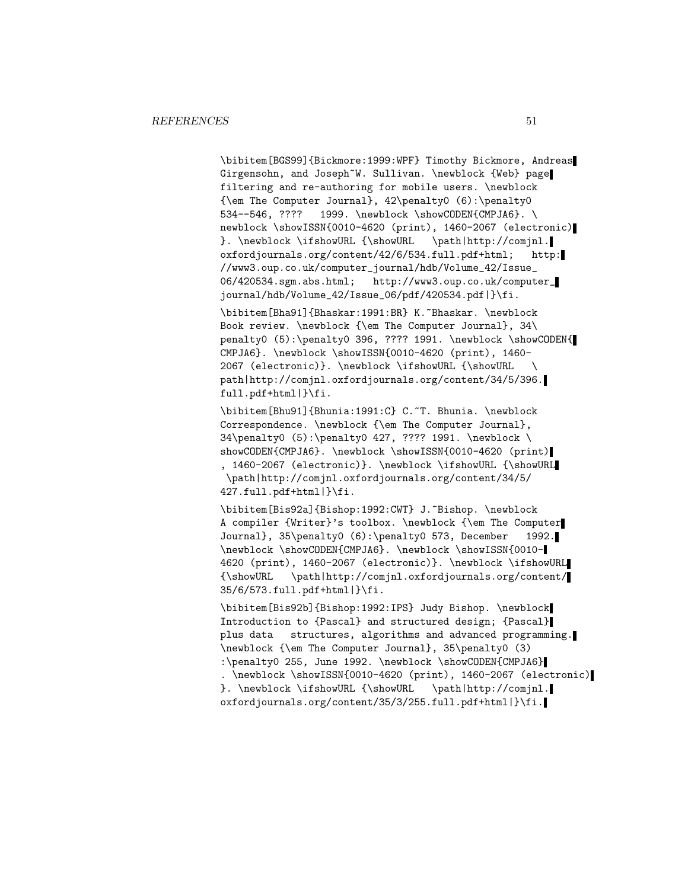```
\bibitem[BGS99]{Bickmore:1999:WPF} Timothy Bickmore, Andreas
Girgensohn, and Joseph~W. Sullivan. \newblock {Web} page
filtering and re-authoring for mobile users. \newblock
{\em The Computer Journal}, 42\penalty0 (6):\penalty0
534--546, ????   1999. \newblock \showCODEN{CMPJA6}. \
newblock \showISSN{0010-4620 (print), 1460-2067 (electronic)
}. \newblock \ifshowURL {\showURL   \path|http://comjnl.
oxfordjournals.org/content/42/6/534.full.pdf+html;   http:
//www3.oup.co.uk/computer_journal/hdb/Volume_42/Issue_
06/420534.sgm.abs.html;   http://www3.oup.co.uk/computer_
journal/hdb/Volume_42/Issue_06/pdf/420534.pdf|}\fi.

\bibitem[Bha91]{Bhaskar:1991:BR} K.~Bhaskar. \newblock
Book review. \newblock {\em The Computer Journal}, 34\
penalty0 (5):\penalty0 396, ???? 1991. \newblock \showCODEN{
CMPJA6}. \newblock \showISSN{0010-4620 (print), 1460-
2067 (electronic)}. \newblock \ifshowURL {\showURL   \
path|http://comjnl.oxfordjournals.org/content/34/5/396.
full.pdf+html|}\fi.

\bibitem[Bhu91]{Bhunia:1991:C} C.~T. Bhunia. \newblock
Correspondence. \newblock {\em The Computer Journal},
34\penalty0 (5):\penalty0 427, ???? 1991. \newblock \
showCODEN{CMPJA6}. \newblock \showISSN{0010-4620 (print)
, 1460-2067 (electronic)}. \newblock \ifshowURL {\showURL
 \path|http://comjnl.oxfordjournals.org/content/34/5/
427.full.pdf+html|}\fi.

\bibitem[Bis92a]{Bishop:1992:CWT} J.~Bishop. \newblock
A compiler {Writer}'s toolbox. \newblock {\em The Computer
Journal}, 35\penalty0 (6):\penalty0 573, December   1992.
\newblock \showCODEN{CMPJA6}. \newblock \showISSN{0010-
4620 (print), 1460-2067 (electronic)}. \newblock \ifshowURL
{\showURL   \path|http://comjnl.oxfordjournals.org/content/
35/6/573.full.pdf+html|}\fi.

\bibitem[Bis92b]{Bishop:1992:IPS} Judy Bishop. \newblock
Introduction to {Pascal} and structured design; {Pascal}
plus data   structures, algorithms and advanced programming.
\newblock {\em The Computer Journal}, 35\penalty0 (3)
:\penalty0 255, June 1992. \newblock \showCODEN{CMPJA6}
. \newblock \showISSN{0010-4620 (print), 1460-2067 (electronic)
}. \newblock \ifshowURL {\showURL   \path|http://comjnl.
oxfordjournals.org/content/35/3/255.full.pdf+html|}\fi.
```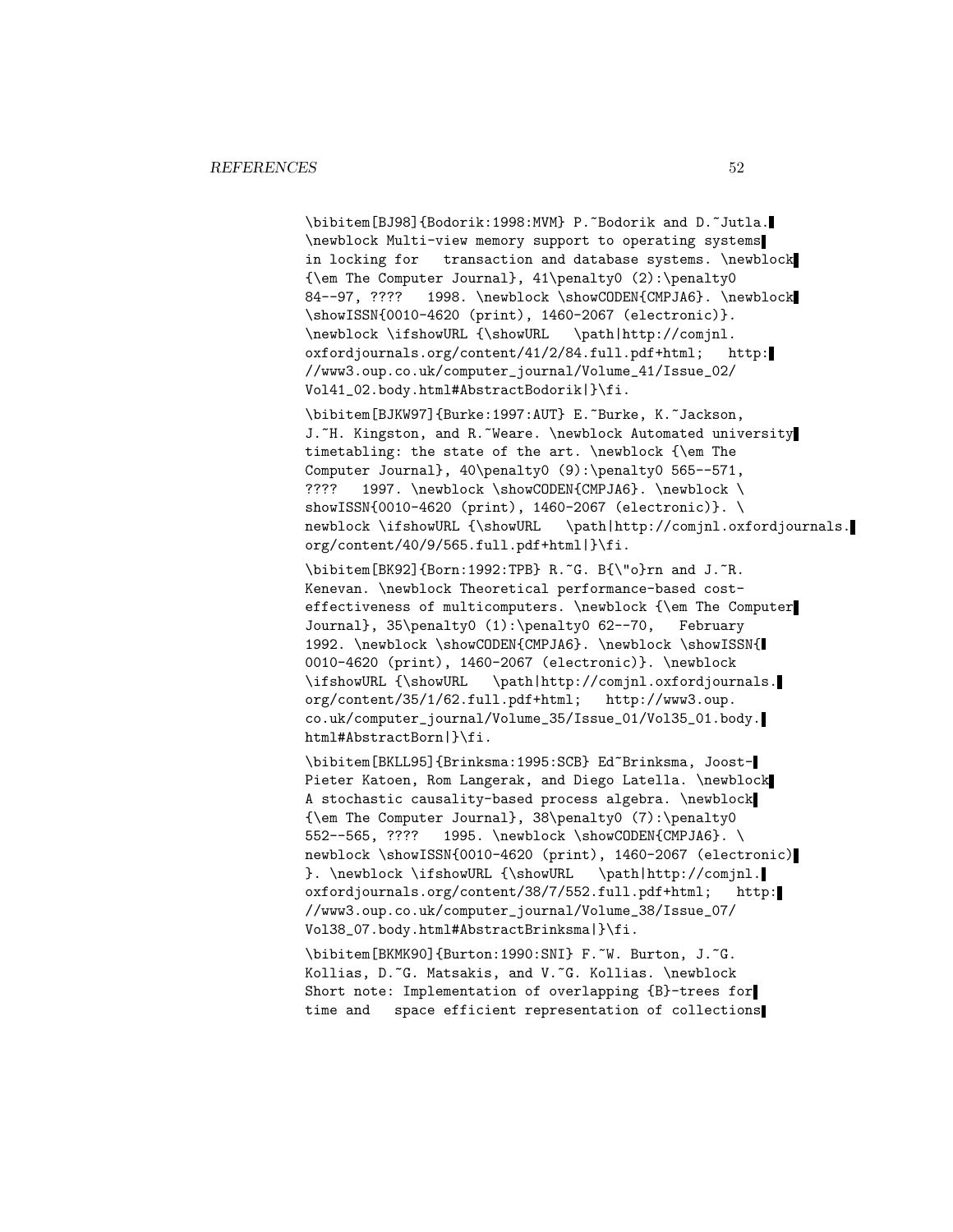```
\bibitem[BJ98]{Bodorik:1998:MVM} P.~Bodorik and D.~Jutla.
\newblock Multi-view memory support to operating systems
in locking for   transaction and database systems. \newblock
{\em The Computer Journal}, 41\penalty0 (2):\penalty0
84--97, ????   1998. \newblock \showCODEN{CMPJA6}. \newblock
\showISSN{0010-4620 (print), 1460-2067 (electronic)}.
\newblock \ifshowURL {\showURL   \path|http://comjnl.
oxfordjournals.org/content/41/2/84.full.pdf+html;   http:
//www3.oup.co.uk/computer_journal/Volume_41/Issue_02/
Vol41_02.body.html#AbstractBodorik|}\fi.

\bibitem[BJKW97]{Burke:1997:AUT} E.~Burke, K.~Jackson,
J.~H. Kingston, and R.~Weare. \newblock Automated university
timetabling: the state of the art. \newblock {\em The
Computer Journal}, 40\penalty0 (9):\penalty0 565--571,
????   1997. \newblock \showCODEN{CMPJA6}. \newblock \
showISSN{0010-4620 (print), 1460-2067 (electronic)}. \
newblock \ifshowURL {\showURL   \path|http://comjnl.oxfordjournals.
org/content/40/9/565.full.pdf+html|}\fi.

\bibitem[BK92]{Born:1992:TPB} R.~G. B{\"o}rn and J.~R.
Kenevan. \newblock Theoretical performance-based cost-
effectiveness of multicomputers. \newblock {\em The Computer
Journal}, 35\penalty0 (1):\penalty0 62--70,   February
1992. \newblock \showCODEN{CMPJA6}. \newblock \showISSN{
0010-4620 (print), 1460-2067 (electronic)}. \newblock
\ifshowURL {\showURL   \path|http://comjnl.oxfordjournals.
org/content/35/1/62.full.pdf+html;   http://www3.oup.
co.uk/computer_journal/Volume_35/Issue_01/Vol35_01.body.
html#AbstractBorn|}\fi.

\bibitem[BKLL95]{Brinksma:1995:SCB} Ed~Brinksma, Joost-
Pieter Katoen, Rom Langerak, and Diego Latella. \newblock
A stochastic causality-based process algebra. \newblock
{\em The Computer Journal}, 38\penalty0 (7):\penalty0
552--565, ????   1995. \newblock \showCODEN{CMPJA6}. \
newblock \showISSN{0010-4620 (print), 1460-2067 (electronic)
}. \newblock \ifshowURL {\showURL   \path|http://comjnl.
oxfordjournals.org/content/38/7/552.full.pdf+html;   http:
//www3.oup.co.uk/computer_journal/Volume_38/Issue_07/
Vol38_07.body.html#AbstractBrinksma|}\fi.

\bibitem[BKMK90]{Burton:1990:SNI} F.~W. Burton, J.~G.
Kollias, D.~G. Matsakis, and V.~G. Kollias. \newblock
Short note: Implementation of overlapping {B}-trees for
time and   space efficient representation of collections
```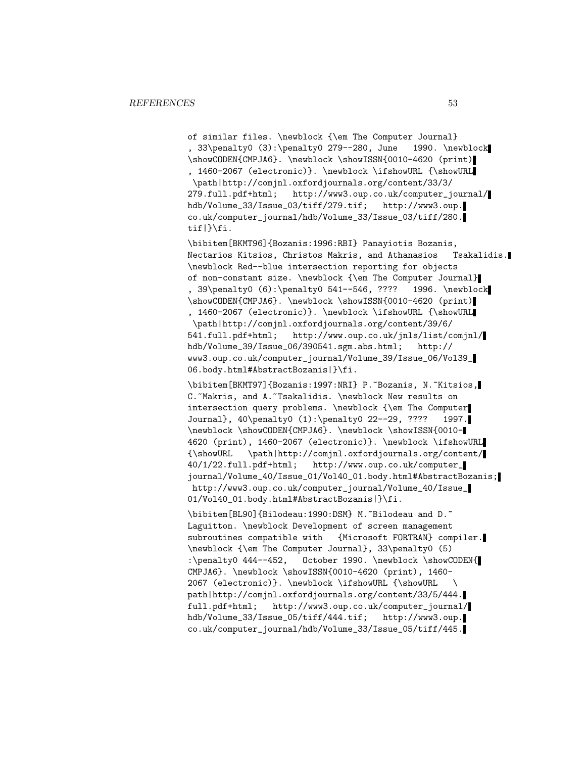```
of similar files. \newblock {\em The Computer Journal}
, 33\penalty0 (3):\penalty0 279--280, June   1990. \newblock
\showCODEN{CMPJA6}. \newblock \showISSN{0010-4620 (print)
, 1460-2067 (electronic)}. \newblock \ifshowURL {\showURL
 \path|http://comjnl.oxfordjournals.org/content/33/3/
279.full.pdf+html;   http://www3.oup.co.uk/computer_journal/
hdb/Volume_33/Issue_03/tiff/279.tif;   http://www3.oup.
co.uk/computer_journal/hdb/Volume_33/Issue_03/tiff/280.
tif|}\fi.

\bibitem[BKMT96]{Bozanis:1996:RBI} Panayiotis Bozanis,
Nectarios Kitsios, Christos Makris, and Athanasios   Tsakalidis.
\newblock Red--blue intersection reporting for objects
of non-constant size. \newblock {\em The Computer Journal}
, 39\penalty0 (6):\penalty0 541--546, ????   1996. \newblock
\showCODEN{CMPJA6}. \newblock \showISSN{0010-4620 (print)
, 1460-2067 (electronic)}. \newblock \ifshowURL {\showURL
 \path|http://comjnl.oxfordjournals.org/content/39/6/
541.full.pdf+html;   http://www.oup.co.uk/jnls/list/comjnl/
hdb/Volume_39/Issue_06/390541.sgm.abs.html;   http://
www3.oup.co.uk/computer_journal/Volume_39/Issue_06/Vol39_
06.body.html#AbstractBozanis|}\fi.

\bibitem[BKMT97]{Bozanis:1997:NRI} P.~Bozanis, N.~Kitsios,
C.~Makris, and A.~Tsakalidis. \newblock New results on
intersection query problems. \newblock {\em The Computer
Journal}, 40\penalty0 (1):\penalty0 22--29, ????   1997.
\newblock \showCODEN{CMPJA6}. \newblock \showISSN{0010-
4620 (print), 1460-2067 (electronic)}. \newblock \ifshowURL
{\showURL   \path|http://comjnl.oxfordjournals.org/content/
40/1/22.full.pdf+html;   http://www.oup.co.uk/computer_
journal/Volume_40/Issue_01/Vol40_01.body.html#AbstractBozanis;
 http://www3.oup.co.uk/computer_journal/Volume_40/Issue_
01/Vol40_01.body.html#AbstractBozanis|}\fi.

\bibitem[BL90]{Bilodeau:1990:DSM} M.~Bilodeau and D.~
Laguitton. \newblock Development of screen management
subroutines compatible with   {Microsoft FORTRAN} compiler.
\newblock {\em The Computer Journal}, 33\penalty0 (5)
:\penalty0 444--452,   October 1990. \newblock \showCODEN{
CMPJA6}. \newblock \showISSN{0010-4620 (print), 1460-
2067 (electronic)}. \newblock \ifshowURL {\showURL   \
path|http://comjnl.oxfordjournals.org/content/33/5/444.
full.pdf+html;   http://www3.oup.co.uk/computer_journal/
hdb/Volume_33/Issue_05/tiff/444.tif;   http://www3.oup.
co.uk/computer_journal/hdb/Volume_33/Issue_05/tiff/445.
```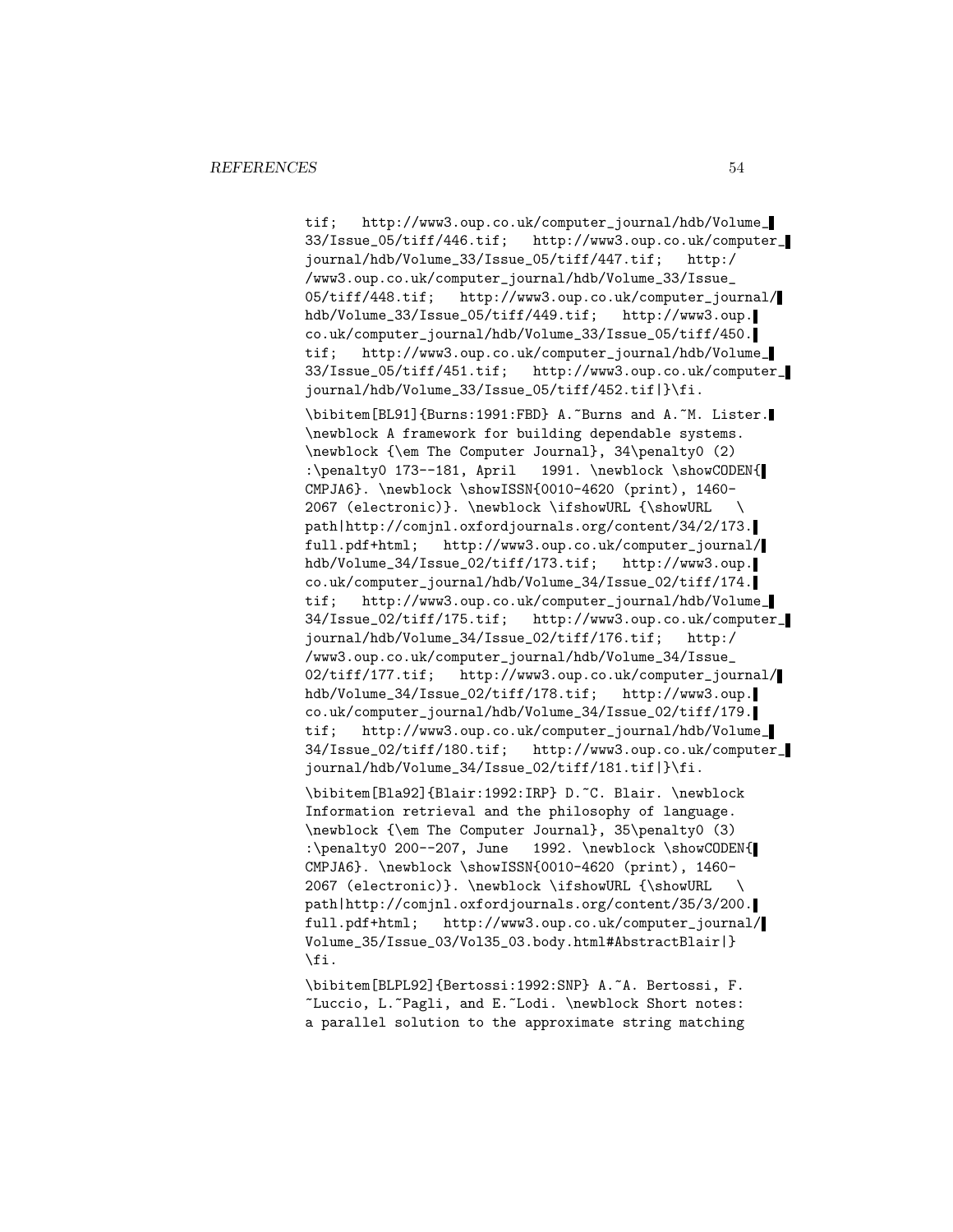tif; http://www3.oup.co.uk/computer_journal/hdb/Volume_33/Issue_05/tiff/446.tif; http://www3.oup.co.uk/computer_journal/hdb/Volume_33/Issue_05/tiff/447.tif; http://www3.oup.co.uk/computer_journal/hdb/Volume_33/Issue_05/tiff/448.tif; http://www3.oup.co.uk/computer_journal/hdb/Volume_33/Issue_05/tiff/449.tif; http://www3.oup.co.uk/computer_journal/hdb/Volume_33/Issue_05/tiff/450.tif; http://www3.oup.co.uk/computer_journal/hdb/Volume_33/Issue_05/tiff/451.tif; http://www3.oup.co.uk/computer_journal/hdb/Volume_33/Issue_05/tiff/452.tif|}\fi.

\bibitem[BL91]{Burns:1991:FBD} A.~Burns and A.~M. Lister. \newblock A framework for building dependable systems. \newblock {\em The Computer Journal}, 34\penalty0 (2) :\penalty0 173--181, April 1991. \newblock \showCODEN{CMPJA6}. \newblock \showISSN{0010-4620 (print), 1460-2067 (electronic)}. \newblock \ifshowURL {\showURL \path|http://comjnl.oxfordjournals.org/content/34/2/173.full.pdf+html; http://www3.oup.co.uk/computer_journal/hdb/Volume_34/Issue_02/tiff/173.tif; http://www3.oup.co.uk/computer_journal/hdb/Volume_34/Issue_02/tiff/174.tif; http://www3.oup.co.uk/computer_journal/hdb/Volume_34/Issue_02/tiff/175.tif; http://www3.oup.co.uk/computer_journal/hdb/Volume_34/Issue_02/tiff/176.tif; http://www3.oup.co.uk/computer_journal/hdb/Volume_34/Issue_02/tiff/177.tif; http://www3.oup.co.uk/computer_journal/hdb/Volume_34/Issue_02/tiff/178.tif; http://www3.oup.co.uk/computer_journal/hdb/Volume_34/Issue_02/tiff/179.tif; http://www3.oup.co.uk/computer_journal/hdb/Volume_34/Issue_02/tiff/180.tif; http://www3.oup.co.uk/computer_journal/hdb/Volume_34/Issue_02/tiff/181.tif|}\fi.

\bibitem[Bla92]{Blair:1992:IRP} D.~C. Blair. \newblock Information retrieval and the philosophy of language. \newblock {\em The Computer Journal}, 35\penalty0 (3) :\penalty0 200--207, June 1992. \newblock \showCODEN{CMPJA6}. \newblock \showISSN{0010-4620 (print), 1460-2067 (electronic)}. \newblock \ifshowURL {\showURL \path|http://comjnl.oxfordjournals.org/content/35/3/200.full.pdf+html; http://www3.oup.co.uk/computer_journal/Volume_35/Issue_03/Vol35_03.body.html#AbstractBlair|} \fi.

\bibitem[BLPL92]{Bertossi:1992:SNP} A.~A. Bertossi, F.~Luccio, L.~Pagli, and E.~Lodi. \newblock Short notes: a parallel solution to the approximate string matching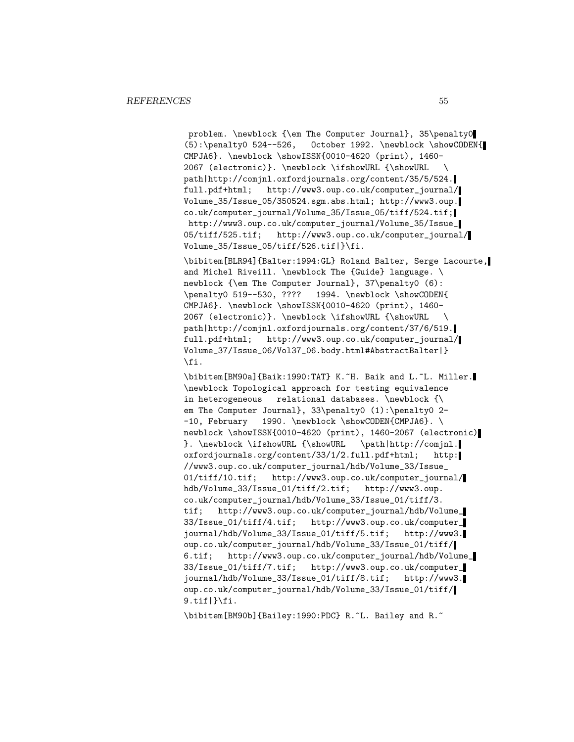problem. \newblock {\em The Computer Journal}, 35\penalty0 (5):\penalty0 524--526, October 1992. \newblock \showCODEN{ CMPJA6}. \newblock \showISSN{0010-4620 (print), 1460-2067 (electronic)}. \newblock \ifshowURL {\showURL \path|http://comjnl.oxfordjournals.org/content/35/5/524.full.pdf+html; http://www3.oup.co.uk/computer_journal/Volume_35/Issue_05/350524.sgm.abs.html; http://www3.oup.co.uk/computer_journal/Volume_35/Issue_05/tiff/524.tif; http://www3.oup.co.uk/computer_journal/Volume_35/Issue_05/tiff/525.tif; http://www3.oup.co.uk/computer_journal/Volume_35/Issue_05/tiff/526.tif|}\fi.

\bibitem[BLR94]{Balter:1994:GL} Roland Balter, Serge Lacourte, and Michel Riveill. \newblock The {Guide} language. \newblock {\em The Computer Journal}, 37\penalty0 (6):\penalty0 519--530, ???? 1994. \newblock \showCODEN{ CMPJA6}. \newblock \showISSN{0010-4620 (print), 1460-2067 (electronic)}. \newblock \ifshowURL {\showURL \path|http://comjnl.oxfordjournals.org/content/37/6/519.full.pdf+html; http://www3.oup.co.uk/computer_journal/Volume_37/Issue_06/Vol37_06.body.html#AbstractBalter|}\fi.

\bibitem[BM90a]{Baik:1990:TAT} K.~H. Baik and L.~L. Miller. \newblock Topological approach for testing equivalence in heterogeneous relational databases. \newblock {\em The Computer Journal}, 33\penalty0 (1):\penalty0 2--10, February 1990. \newblock \showCODEN{CMPJA6}. \newblock \showISSN{0010-4620 (print), 1460-2067 (electronic)}. \newblock \ifshowURL {\showURL \path|http://comjnl.oxfordjournals.org/content/33/1/2.full.pdf+html; http://www3.oup.co.uk/computer_journal/hdb/Volume_33/Issue_01/tiff/10.tif; http://www3.oup.co.uk/computer_journal/hdb/Volume_33/Issue_01/tiff/2.tif; http://www3.oup.co.uk/computer_journal/hdb/Volume_33/Issue_01/tiff/3.tif; http://www3.oup.co.uk/computer_journal/hdb/Volume_33/Issue_01/tiff/4.tif; http://www3.oup.co.uk/computer_journal/hdb/Volume_33/Issue_01/tiff/5.tif; http://www3.oup.co.uk/computer_journal/hdb/Volume_33/Issue_01/tiff/6.tif; http://www3.oup.co.uk/computer_journal/hdb/Volume_33/Issue_01/tiff/7.tif; http://www3.oup.co.uk/computer_journal/hdb/Volume_33/Issue_01/tiff/8.tif; http://www3.oup.co.uk/computer_journal/hdb/Volume_33/Issue_01/tiff/9.tif|}\fi.

\bibitem[BM90b]{Bailey:1990:PDC} R.~L. Bailey and R.~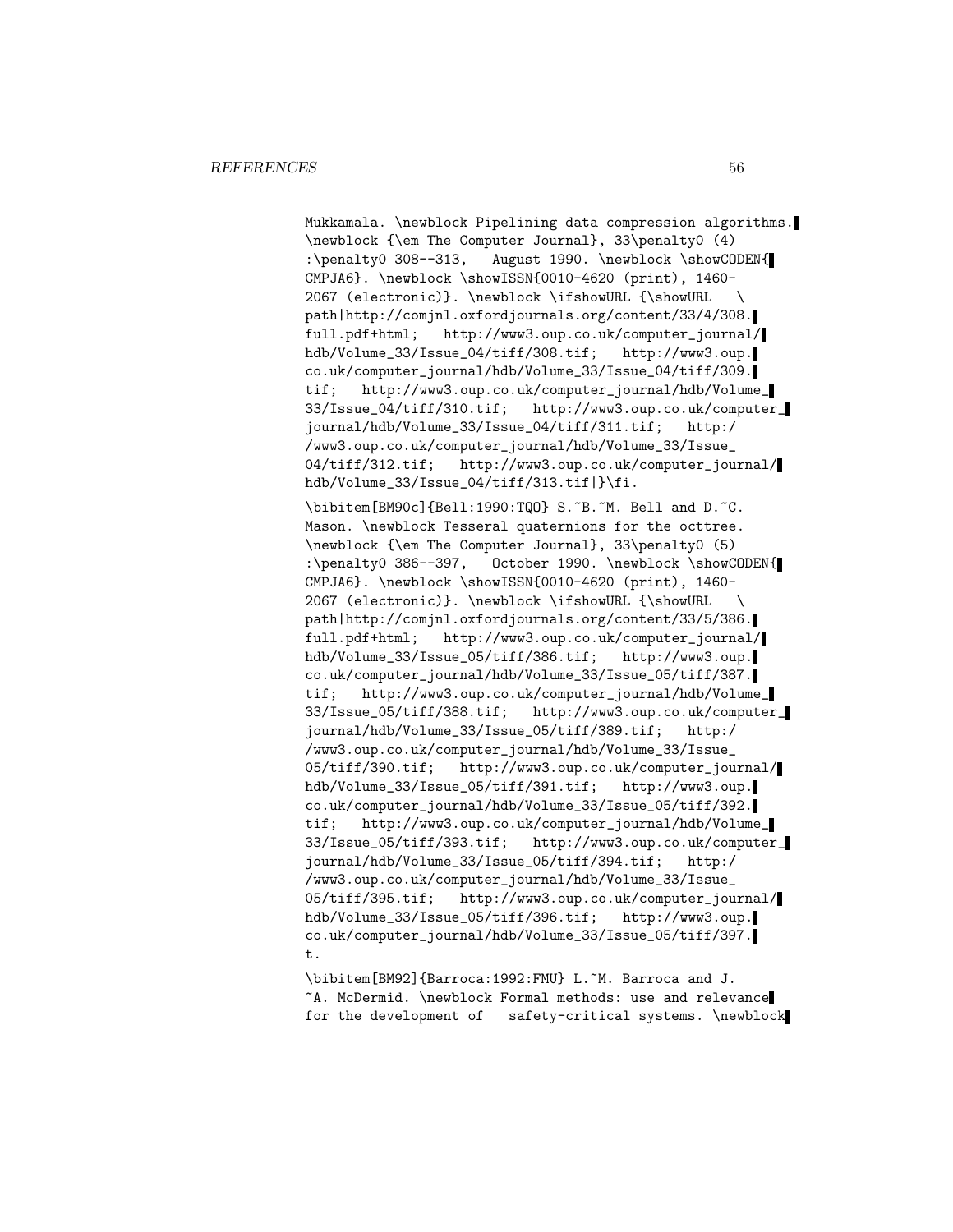Mukkamala. \newblock Pipelining data compression algorithms. \newblock {\em The Computer Journal}, 33\penalty0 (4) :\penalty0 308--313, August 1990. \newblock \showCODEN{ CMPJA6}. \newblock \showISSN{0010-4620 (print), 1460-2067 (electronic)}. \newblock \ifshowURL {\showURL \path|http://comjnl.oxfordjournals.org/content/33/4/308.full.pdf+html; http://www3.oup.co.uk/computer_journal/hdb/Volume_33/Issue_04/tiff/308.tif; http://www3.oup.co.uk/computer_journal/hdb/Volume_33/Issue_04/tiff/309.tif; http://www3.oup.co.uk/computer_journal/hdb/Volume_33/Issue_04/tiff/310.tif; http://www3.oup.co.uk/computer_journal/hdb/Volume_33/Issue_04/tiff/311.tif; http://www3.oup.co.uk/computer_journal/hdb/Volume_33/Issue_04/tiff/312.tif; http://www3.oup.co.uk/computer_journal/hdb/Volume_33/Issue_04/tiff/313.tif|}\fi.

\bibitem[BM90c]{Bell:1990:TQO} S.~B.~M. Bell and D.~C. Mason. \newblock Tesseral quaternions for the octtree. \newblock {\em The Computer Journal}, 33\penalty0 (5) :\penalty0 386--397, October 1990. \newblock \showCODEN{ CMPJA6}. \newblock \showISSN{0010-4620 (print), 1460-2067 (electronic)}. \newblock \ifshowURL {\showURL \path|http://comjnl.oxfordjournals.org/content/33/5/386.full.pdf+html; http://www3.oup.co.uk/computer_journal/hdb/Volume_33/Issue_05/tiff/386.tif; http://www3.oup.co.uk/computer_journal/hdb/Volume_33/Issue_05/tiff/387.tif; http://www3.oup.co.uk/computer_journal/hdb/Volume_33/Issue_05/tiff/388.tif; http://www3.oup.co.uk/computer_journal/hdb/Volume_33/Issue_05/tiff/389.tif; http://www3.oup.co.uk/computer_journal/hdb/Volume_33/Issue_05/tiff/390.tif; http://www3.oup.co.uk/computer_journal/hdb/Volume_33/Issue_05/tiff/391.tif; http://www3.oup.co.uk/computer_journal/hdb/Volume_33/Issue_05/tiff/392.tif; http://www3.oup.co.uk/computer_journal/hdb/Volume_33/Issue_05/tiff/393.tif; http://www3.oup.co.uk/computer_journal/hdb/Volume_33/Issue_05/tiff/394.tif; http://www3.oup.co.uk/computer_journal/hdb/Volume_33/Issue_05/tiff/395.tif; http://www3.oup.co.uk/computer_journal/hdb/Volume_33/Issue_05/tiff/396.tif; http://www3.oup.co.uk/computer_journal/hdb/Volume_33/Issue_05/tiff/397.t.

\bibitem[BM92]{Barroca:1992:FMU} L.~M. Barroca and J. ~A. McDermid. \newblock Formal methods: use and relevance for the development of safety-critical systems. \newblock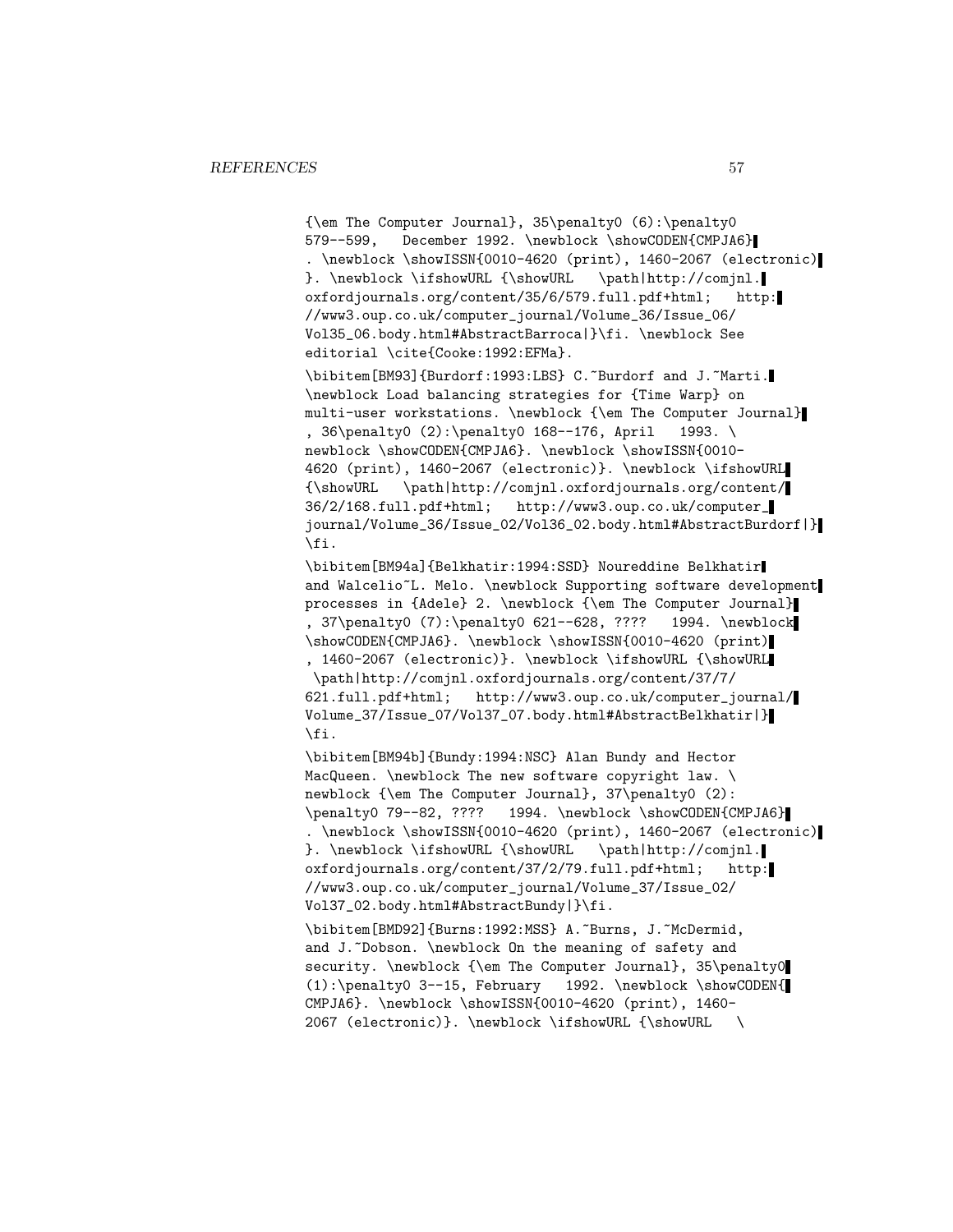```
{\em The Computer Journal}, 35\penalty0 (6):\penalty0
579--599,   December 1992. \newblock \showCODEN{CMPJA6}
. \newblock \showISSN{0010-4620 (print), 1460-2067 (electronic)
}. \newblock \ifshowURL {\showURL   \path|http://comjnl.
oxfordjournals.org/content/35/6/579.full.pdf+html;   http:
//www3.oup.co.uk/computer_journal/Volume_36/Issue_06/
Vol35_06.body.html#AbstractBarroca|}\fi. \newblock See
editorial \cite{Cooke:1992:EFMa}.

\bibitem[BM93]{Burdorf:1993:LBS} C.~Burdorf and J.~Marti.
\newblock Load balancing strategies for {Time Warp} on
multi-user workstations. \newblock {\em The Computer Journal}
, 36\penalty0 (2):\penalty0 168--176, April   1993. \
newblock \showCODEN{CMPJA6}. \newblock \showISSN{0010-
4620 (print), 1460-2067 (electronic)}. \newblock \ifshowURL
{\showURL   \path|http://comjnl.oxfordjournals.org/content/
36/2/168.full.pdf+html;   http://www3.oup.co.uk/computer_
journal/Volume_36/Issue_02/Vol36_02.body.html#AbstractBurdorf|}
\fi.

\bibitem[BM94a]{Belkhatir:1994:SSD} Noureddine Belkhatir
and Walcelio~L. Melo. \newblock Supporting software development
processes in {Adele} 2. \newblock {\em The Computer Journal}
, 37\penalty0 (7):\penalty0 621--628, ????   1994. \newblock
\showCODEN{CMPJA6}. \newblock \showISSN{0010-4620 (print)
, 1460-2067 (electronic)}. \newblock \ifshowURL {\showURL
 \path|http://comjnl.oxfordjournals.org/content/37/7/
621.full.pdf+html;   http://www3.oup.co.uk/computer_journal/
Volume_37/Issue_07/Vol37_07.body.html#AbstractBelkhatir|}
\fi.

\bibitem[BM94b]{Bundy:1994:NSC} Alan Bundy and Hector
MacQueen. \newblock The new software copyright law. \
newblock {\em The Computer Journal}, 37\penalty0 (2):
\penalty0 79--82, ????   1994. \newblock \showCODEN{CMPJA6}
. \newblock \showISSN{0010-4620 (print), 1460-2067 (electronic)
}. \newblock \ifshowURL {\showURL   \path|http://comjnl.
oxfordjournals.org/content/37/2/79.full.pdf+html;   http:
//www3.oup.co.uk/computer_journal/Volume_37/Issue_02/
Vol37_02.body.html#AbstractBundy|}\fi.

\bibitem[BMD92]{Burns:1992:MSS} A.~Burns, J.~McDermid,
and J.~Dobson. \newblock On the meaning of safety and
security. \newblock {\em The Computer Journal}, 35\penalty0
(1):\penalty0 3--15, February   1992. \newblock \showCODEN{
CMPJA6}. \newblock \showISSN{0010-4620 (print), 1460-
2067 (electronic)}. \newblock \ifshowURL {\showURL   \
```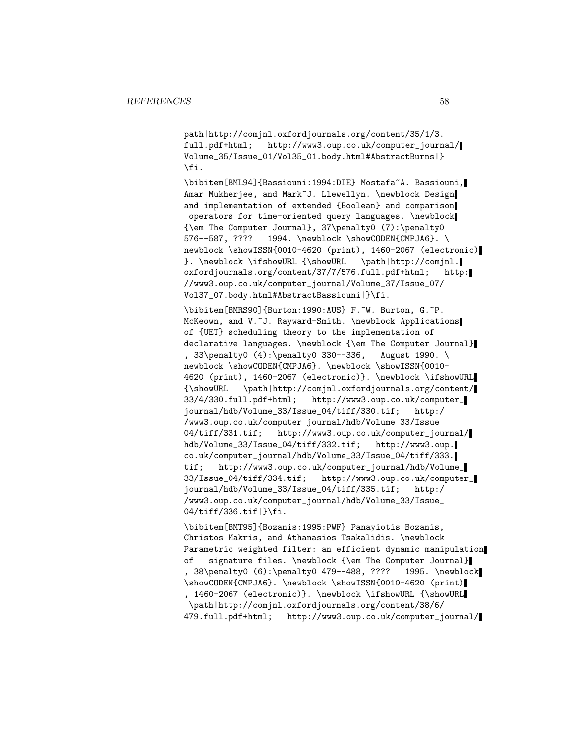```
path|http://comjnl.oxfordjournals.org/content/35/1/3.
full.pdf+html;   http://www3.oup.co.uk/computer_journal/
Volume_35/Issue_01/Vol35_01.body.html#AbstractBurns|}
\fi.

\bibitem[BML94]{Bassiouni:1994:DIE} Mostafa~A. Bassiouni,
Amar Mukherjee, and Mark~J. Llewellyn. \newblock Design
and implementation of extended {Boolean} and comparison
 operators for time-oriented query languages. \newblock
{\em The Computer Journal}, 37\penalty0 (7):\penalty0
576--587, ????   1994. \newblock \showCODEN{CMPJA6}. \
newblock \showISSN{0010-4620 (print), 1460-2067 (electronic)
}. \newblock \ifshowURL {\showURL   \path|http://comjnl.
oxfordjournals.org/content/37/7/576.full.pdf+html;   http:
//www3.oup.co.uk/computer_journal/Volume_37/Issue_07/
Vol37_07.body.html#AbstractBassiouni|}\fi.

\bibitem[BMRS90]{Burton:1990:AUS} F.~W. Burton, G.~P.
McKeown, and V.~J. Rayward-Smith. \newblock Applications
of {UET} scheduling theory to the implementation of
declarative languages. \newblock {\em The Computer Journal}
, 33\penalty0 (4):\penalty0 330--336,   August 1990. \
newblock \showCODEN{CMPJA6}. \newblock \showISSN{0010-
4620 (print), 1460-2067 (electronic)}. \newblock \ifshowURL
{\showURL   \path|http://comjnl.oxfordjournals.org/content/
33/4/330.full.pdf+html;   http://www3.oup.co.uk/computer_
journal/hdb/Volume_33/Issue_04/tiff/330.tif;   http:/
/www3.oup.co.uk/computer_journal/hdb/Volume_33/Issue_
04/tiff/331.tif;   http://www3.oup.co.uk/computer_journal/
hdb/Volume_33/Issue_04/tiff/332.tif;   http://www3.oup.
co.uk/computer_journal/hdb/Volume_33/Issue_04/tiff/333.
tif;   http://www3.oup.co.uk/computer_journal/hdb/Volume_
33/Issue_04/tiff/334.tif;   http://www3.oup.co.uk/computer_
journal/hdb/Volume_33/Issue_04/tiff/335.tif;   http:/
/www3.oup.co.uk/computer_journal/hdb/Volume_33/Issue_
04/tiff/336.tif|}\fi.

\bibitem[BMT95]{Bozanis:1995:PWF} Panayiotis Bozanis,
Christos Makris, and Athanasios Tsakalidis. \newblock
Parametric weighted filter: an efficient dynamic manipulation
of   signature files. \newblock {\em The Computer Journal}
, 38\penalty0 (6):\penalty0 479--488, ????   1995. \newblock
\showCODEN{CMPJA6}. \newblock \showISSN{0010-4620 (print)
, 1460-2067 (electronic)}. \newblock \ifshowURL {\showURL
 \path|http://comjnl.oxfordjournals.org/content/38/6/
479.full.pdf+html;   http://www3.oup.co.uk/computer_journal/
```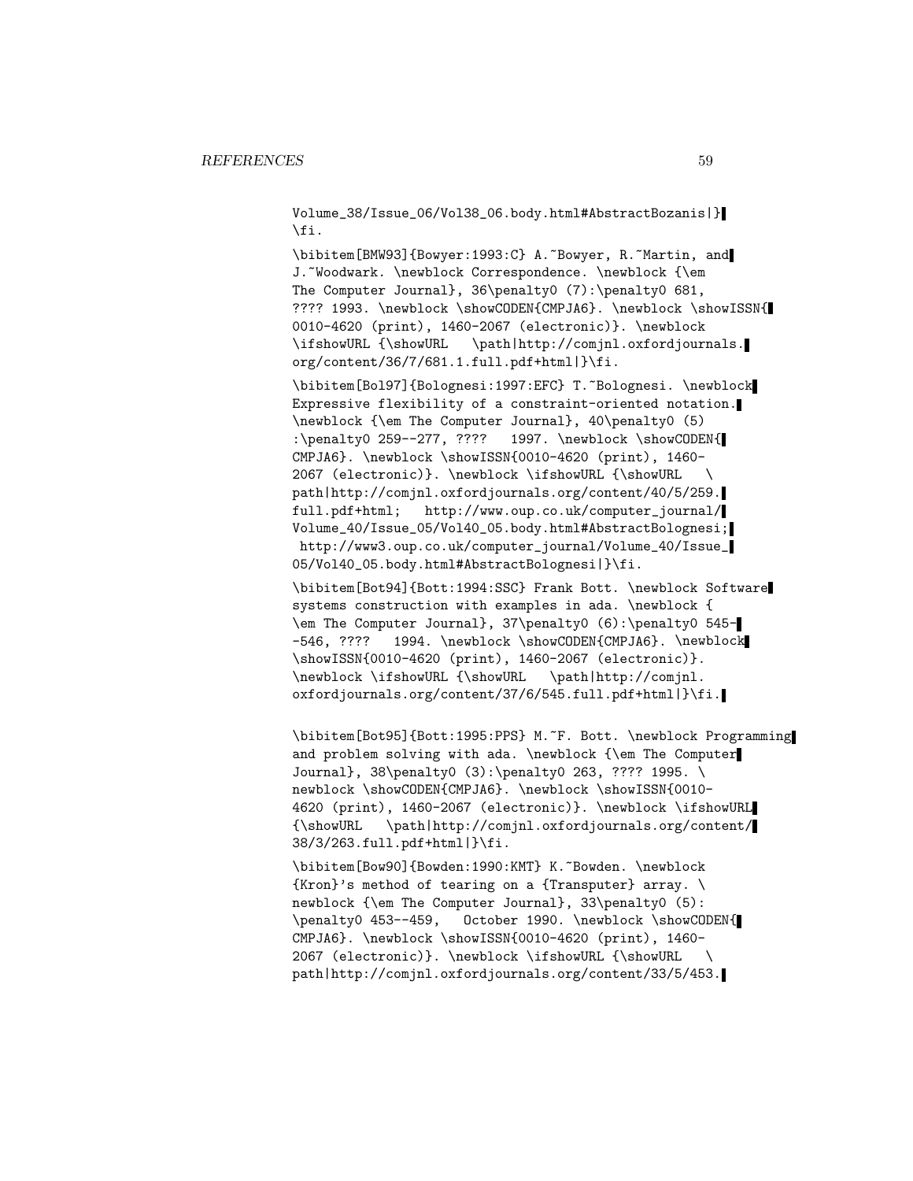```
Volume_38/Issue_06/Vol38_06.body.html#AbstractBozanis|}
\fi.

\bibitem[BMW93]{Bowyer:1993:C} A.~Bowyer, R.~Martin, and
J.~Woodwark. \newblock Correspondence. \newblock {\em
The Computer Journal}, 36\penalty0 (7):\penalty0 681,
???? 1993. \newblock \showCODEN{CMPJA6}. \newblock \showISSN{
0010-4620 (print), 1460-2067 (electronic)}. \newblock
\ifshowURL {\showURL   \path|http://comjnl.oxfordjournals.
org/content/36/7/681.1.full.pdf+html|}\fi.

\bibitem[Bol97]{Bolognesi:1997:EFC} T.~Bolognesi. \newblock
Expressive flexibility of a constraint-oriented notation.
\newblock {\em The Computer Journal}, 40\penalty0 (5)
:\penalty0 259--277, ????   1997. \newblock \showCODEN{
CMPJA6}. \newblock \showISSN{0010-4620 (print), 1460-
2067 (electronic)}. \newblock \ifshowURL {\showURL   \
path|http://comjnl.oxfordjournals.org/content/40/5/259.
full.pdf+html;   http://www.oup.co.uk/computer_journal/
Volume_40/Issue_05/Vol40_05.body.html#AbstractBolognesi;
 http://www3.oup.co.uk/computer_journal/Volume_40/Issue_
05/Vol40_05.body.html#AbstractBolognesi|}\fi.

\bibitem[Bot94]{Bott:1994:SSC} Frank Bott. \newblock Software
systems construction with examples in ada. \newblock {
\em The Computer Journal}, 37\penalty0 (6):\penalty0 545-
-546, ????   1994. \newblock \showCODEN{CMPJA6}. \newblock
\showISSN{0010-4620 (print), 1460-2067 (electronic)}.
\newblock \ifshowURL {\showURL   \path|http://comjnl.
oxfordjournals.org/content/37/6/545.full.pdf+html|}\fi.


\bibitem[Bot95]{Bott:1995:PPS} M.~F. Bott. \newblock Programming
and problem solving with ada. \newblock {\em The Computer
Journal}, 38\penalty0 (3):\penalty0 263, ???? 1995. \
newblock \showCODEN{CMPJA6}. \newblock \showISSN{0010-
4620 (print), 1460-2067 (electronic)}. \newblock \ifshowURL
{\showURL   \path|http://comjnl.oxfordjournals.org/content/
38/3/263.full.pdf+html|}\fi.

\bibitem[Bow90]{Bowden:1990:KMT} K.~Bowden. \newblock
{Kron}'s method of tearing on a {Transputer} array. \
newblock {\em The Computer Journal}, 33\penalty0 (5):
\penalty0 453--459,   October 1990. \newblock \showCODEN{
CMPJA6}. \newblock \showISSN{0010-4620 (print), 1460-
2067 (electronic)}. \newblock \ifshowURL {\showURL   \
path|http://comjnl.oxfordjournals.org/content/33/5/453.
```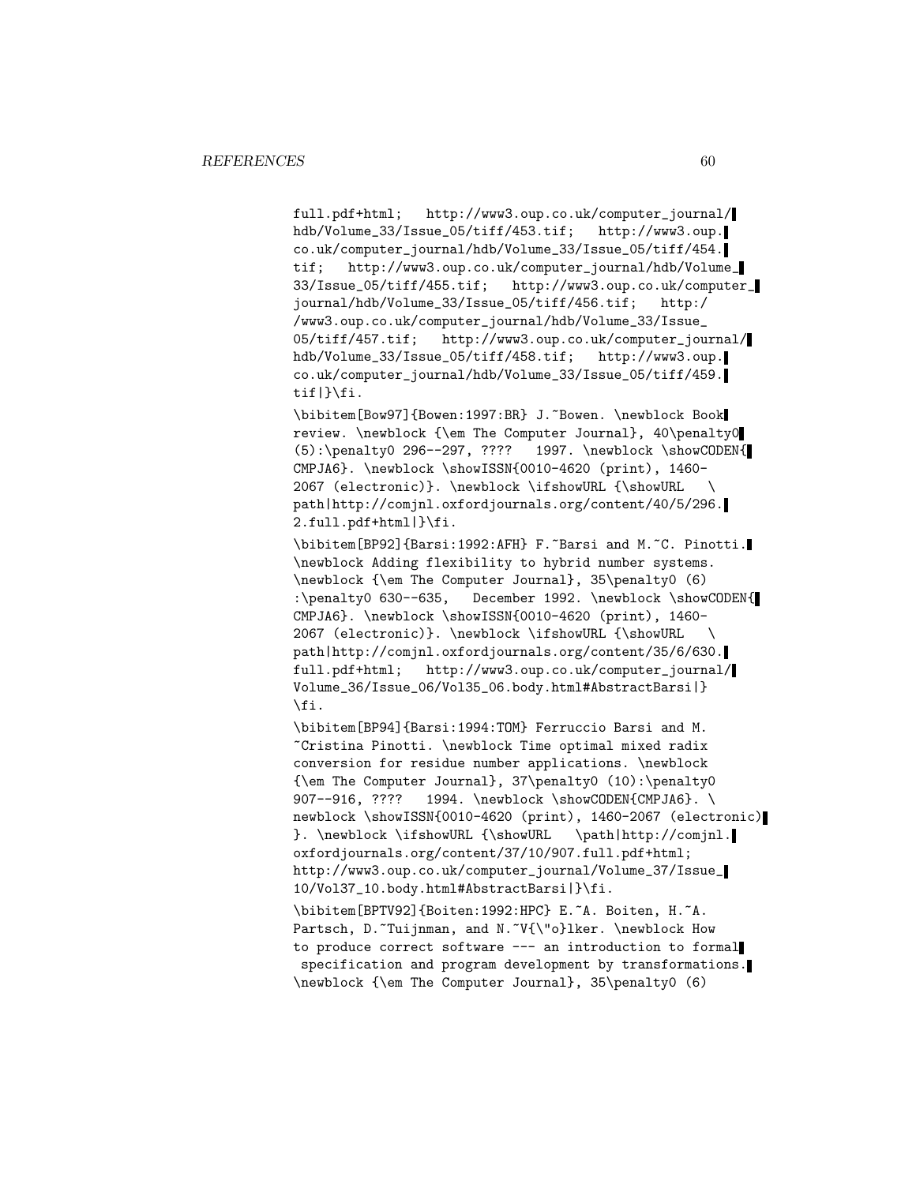```
full.pdf+html;   http://www3.oup.co.uk/computer_journal/
hdb/Volume_33/Issue_05/tiff/453.tif;   http://www3.oup.
co.uk/computer_journal/hdb/Volume_33/Issue_05/tiff/454.
tif;   http://www3.oup.co.uk/computer_journal/hdb/Volume_
33/Issue_05/tiff/455.tif;   http://www3.oup.co.uk/computer_
journal/hdb/Volume_33/Issue_05/tiff/456.tif;   http:/
/www3.oup.co.uk/computer_journal/hdb/Volume_33/Issue_
05/tiff/457.tif;   http://www3.oup.co.uk/computer_journal/
hdb/Volume_33/Issue_05/tiff/458.tif;   http://www3.oup.
co.uk/computer_journal/hdb/Volume_33/Issue_05/tiff/459.
tif|}\fi.

\bibitem[Bow97]{Bowen:1997:BR} J.~Bowen. \newblock Book
review. \newblock {\em The Computer Journal}, 40\penalty0
(5):\penalty0 296--297, ????   1997. \newblock \showCODEN{
CMPJA6}. \newblock \showISSN{0010-4620 (print), 1460-
2067 (electronic)}. \newblock \ifshowURL {\showURL   \
path|http://comjnl.oxfordjournals.org/content/40/5/296.
2.full.pdf+html|}\fi.

\bibitem[BP92]{Barsi:1992:AFH} F.~Barsi and M.~C. Pinotti.
\newblock Adding flexibility to hybrid number systems.
\newblock {\em The Computer Journal}, 35\penalty0 (6)
:\penalty0 630--635,   December 1992. \newblock \showCODEN{
CMPJA6}. \newblock \showISSN{0010-4620 (print), 1460-
2067 (electronic)}. \newblock \ifshowURL {\showURL   \
path|http://comjnl.oxfordjournals.org/content/35/6/630.
full.pdf+html;   http://www3.oup.co.uk/computer_journal/
Volume_36/Issue_06/Vol35_06.body.html#AbstractBarsi|}
\fi.

\bibitem[BP94]{Barsi:1994:TOM} Ferruccio Barsi and M.
~Cristina Pinotti. \newblock Time optimal mixed radix
conversion for residue number applications. \newblock
{\em The Computer Journal}, 37\penalty0 (10):\penalty0
907--916, ????   1994. \newblock \showCODEN{CMPJA6}. \
newblock \showISSN{0010-4620 (print), 1460-2067 (electronic)
}. \newblock \ifshowURL {\showURL   \path|http://comjnl.
oxfordjournals.org/content/37/10/907.full.pdf+html;
http://www3.oup.co.uk/computer_journal/Volume_37/Issue_
10/Vol37_10.body.html#AbstractBarsi|}\fi.

\bibitem[BPTV92]{Boiten:1992:HPC} E.~A. Boiten, H.~A.
Partsch, D.~Tuijnman, and N.~V{\"o}lker. \newblock How
to produce correct software --- an introduction to formal
 specification and program development by transformations.
\newblock {\em The Computer Journal}, 35\penalty0 (6)
```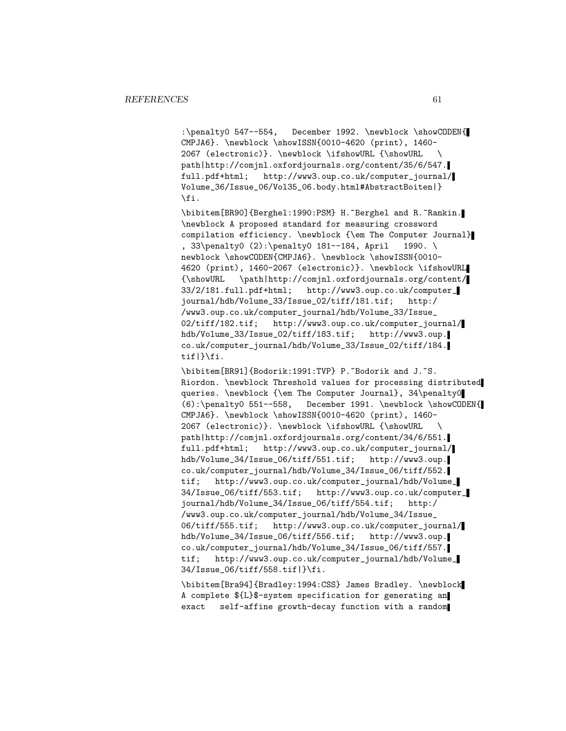:\penalty0 547--554, December 1992. \newblock \showCODEN{ CMPJA6}. \newblock \showISSN{0010-4620 (print), 1460-2067 (electronic)}. \newblock \ifshowURL {\showURL \path|http://comjnl.oxfordjournals.org/content/35/6/547.full.pdf+html; http://www3.oup.co.uk/computer_journal/Volume_36/Issue_06/Vol35_06.body.html#AbstractBoiten|} \fi.

\bibitem[BR90]{Berghel:1990:PSM} H.~Berghel and R.~Rankin. \newblock A proposed standard for measuring crossword compilation efficiency. \newblock {\em The Computer Journal} , 33\penalty0 (2):\penalty0 181--184, April 1990. \newblock \showCODEN{CMPJA6}. \newblock \showISSN{0010-4620 (print), 1460-2067 (electronic)}. \newblock \ifshowURL {\showURL \path|http://comjnl.oxfordjournals.org/content/33/2/181.full.pdf+html; http://www3.oup.co.uk/computer_journal/hdb/Volume_33/Issue_02/tiff/181.tif; http://www3.oup.co.uk/computer_journal/hdb/Volume_33/Issue_02/tiff/182.tif; http://www3.oup.co.uk/computer_journal/hdb/Volume_33/Issue_02/tiff/183.tif; http://www3.oup.co.uk/computer_journal/hdb/Volume_33/Issue_02/tiff/184.tif|}\fi.

\bibitem[BR91]{Bodorik:1991:TVP} P.~Bodorik and J.~S. Riordon. \newblock Threshold values for processing distributed queries. \newblock {\em The Computer Journal}, 34\penalty0 (6):\penalty0 551--558, December 1991. \newblock \showCODEN{ CMPJA6}. \newblock \showISSN{0010-4620 (print), 1460-2067 (electronic)}. \newblock \ifshowURL {\showURL \path|http://comjnl.oxfordjournals.org/content/34/6/551.full.pdf+html; http://www3.oup.co.uk/computer_journal/hdb/Volume_34/Issue_06/tiff/551.tif; http://www3.oup.co.uk/computer_journal/hdb/Volume_34/Issue_06/tiff/552.tif; http://www3.oup.co.uk/computer_journal/hdb/Volume_34/Issue_06/tiff/553.tif; http://www3.oup.co.uk/computer_journal/hdb/Volume_34/Issue_06/tiff/554.tif; http://www3.oup.co.uk/computer_journal/hdb/Volume_34/Issue_06/tiff/555.tif; http://www3.oup.co.uk/computer_journal/hdb/Volume_34/Issue_06/tiff/556.tif; http://www3.oup.co.uk/computer_journal/hdb/Volume_34/Issue_06/tiff/557.tif; http://www3.oup.co.uk/computer_journal/hdb/Volume_34/Issue_06/tiff/558.tif|}\fi.

\bibitem[Bra94]{Bradley:1994:CSS} James Bradley. \newblock A complete ${L}$-system specification for generating an exact self-affine growth-decay function with a random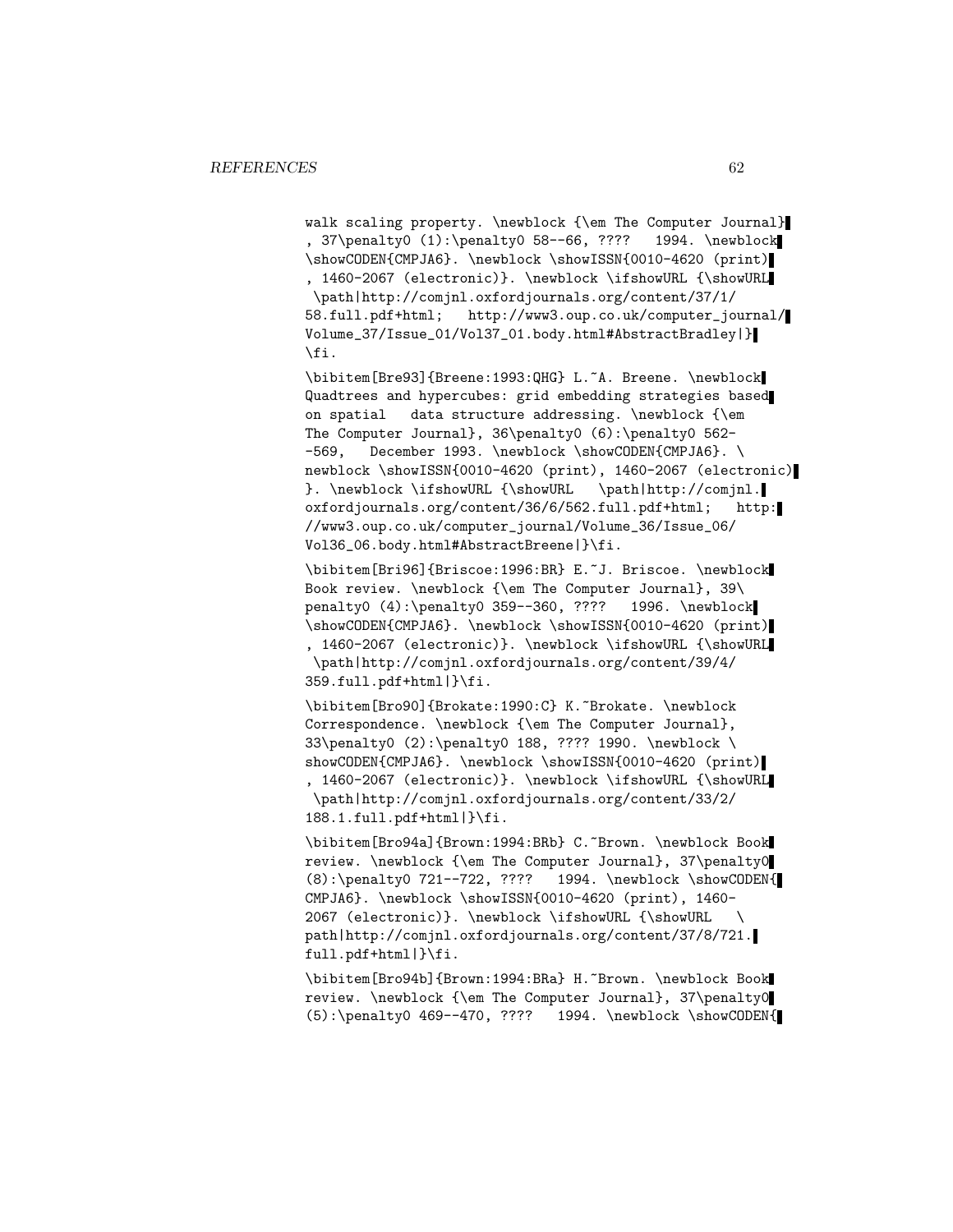walk scaling property. \newblock {\em The Computer Journal}, 37\penalty0 (1):\penalty0 58--66, ???? 1994. \newblock \showCODEN{CMPJA6}. \newblock \showISSN{0010-4620 (print), 1460-2067 (electronic)}. \newblock \ifshowURL {\showURL \path|http://comjnl.oxfordjournals.org/content/37/1/58.full.pdf+html; http://www3.oup.co.uk/computer_journal/Volume_37/Issue_01/Vol37_01.body.html#AbstractBradley|}\fi.

\bibitem[Bre93]{Breene:1993:QHG} L.~A. Breene. \newblock Quadtrees and hypercubes: grid embedding strategies based on spatial data structure addressing. \newblock {\em The Computer Journal}, 36\penalty0 (6):\penalty0 562--569, December 1993. \newblock \showCODEN{CMPJA6}. \newblock \showISSN{0010-4620 (print), 1460-2067 (electronic)}. \newblock \ifshowURL {\showURL \path|http://comjnl.oxfordjournals.org/content/36/6/562.full.pdf+html; http://www3.oup.co.uk/computer_journal/Volume_36/Issue_06/Vol36_06.body.html#AbstractBreene|}\fi.

\bibitem[Bri96]{Briscoe:1996:BR} E.~J. Briscoe. \newblock Book review. \newblock {\em The Computer Journal}, 39\penalty0 (4):\penalty0 359--360, ???? 1996. \newblock \showCODEN{CMPJA6}. \newblock \showISSN{0010-4620 (print), 1460-2067 (electronic)}. \newblock \ifshowURL {\showURL \path|http://comjnl.oxfordjournals.org/content/39/4/359.full.pdf+html|}\fi.

\bibitem[Bro90]{Brokate:1990:C} K.~Brokate. \newblock Correspondence. \newblock {\em The Computer Journal}, 33\penalty0 (2):\penalty0 188, ???? 1990. \newblock \showCODEN{CMPJA6}. \newblock \showISSN{0010-4620 (print), 1460-2067 (electronic)}. \newblock \ifshowURL {\showURL \path|http://comjnl.oxfordjournals.org/content/33/2/188.1.full.pdf+html|}\fi.

\bibitem[Bro94a]{Brown:1994:BRb} C.~Brown. \newblock Book review. \newblock {\em The Computer Journal}, 37\penalty0 (8):\penalty0 721--722, ???? 1994. \newblock \showCODEN{CMPJA6}. \newblock \showISSN{0010-4620 (print), 1460-2067 (electronic)}. \newblock \ifshowURL {\showURL \path|http://comjnl.oxfordjournals.org/content/37/8/721.full.pdf+html|}\fi.

\bibitem[Bro94b]{Brown:1994:BRa} H.~Brown. \newblock Book review. \newblock {\em The Computer Journal}, 37\penalty0 (5):\penalty0 469--470, ???? 1994. \newblock \showCODEN{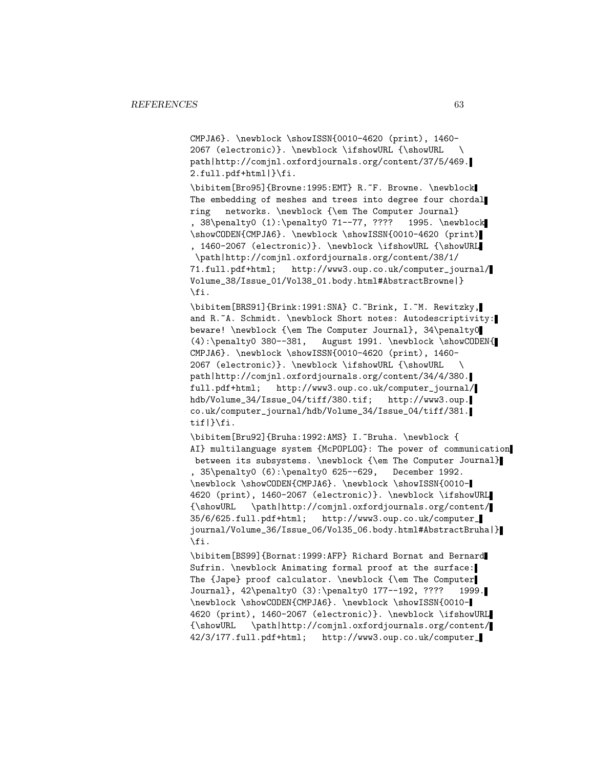CMPJA6}. \newblock \showISSN{0010-4620 (print), 1460-2067 (electronic)}. \newblock \ifshowURL {\showURL \path|http://comjnl.oxfordjournals.org/content/37/5/469.2.full.pdf+html|}\fi.

\bibitem[Bro95]{Browne:1995:EMT} R.~F. Browne. \newblock The embedding of meshes and trees into degree four chordal ring networks. \newblock {\em The Computer Journal} , 38\penalty0 (1):\penalty0 71--77, ???? 1995. \newblock \showCODEN{CMPJA6}. \newblock \showISSN{0010-4620 (print) , 1460-2067 (electronic)}. \newblock \ifshowURL {\showURL \path|http://comjnl.oxfordjournals.org/content/38/1/71.full.pdf+html; http://www3.oup.co.uk/computer_journal/Volume_38/Issue_01/Vol38_01.body.html#AbstractBrowne|} \fi.

\bibitem[BRS91]{Brink:1991:SNA} C.~Brink, I.~M. Rewitzky, and R.~A. Schmidt. \newblock Short notes: Autodescriptivity: beware! \newblock {\em The Computer Journal}, 34\penalty0 (4):\penalty0 380--381, August 1991. \newblock \showCODEN{CMPJA6}. \newblock \showISSN{0010-4620 (print), 1460-2067 (electronic)}. \newblock \ifshowURL {\showURL \path|http://comjnl.oxfordjournals.org/content/34/4/380.full.pdf+html; http://www3.oup.co.uk/computer_journal/hdb/Volume_34/Issue_04/tiff/380.tif; http://www3.oup.co.uk/computer_journal/hdb/Volume_34/Issue_04/tiff/381.tif|}\fi.

\bibitem[Bru92]{Bruha:1992:AMS} I.~Bruha. \newblock { AI} multilanguage system {McPOPLOG}: The power of communication between its subsystems. \newblock {\em The Computer Journal} , 35\penalty0 (6):\penalty0 625--629, December 1992. \newblock \showCODEN{CMPJA6}. \newblock \showISSN{0010-4620 (print), 1460-2067 (electronic)}. \newblock \ifshowURL {\showURL \path|http://comjnl.oxfordjournals.org/content/35/6/625.full.pdf+html; http://www3.oup.co.uk/computer_journal/Volume_36/Issue_06/Vol35_06.body.html#AbstractBruha|} \fi.

\bibitem[BS99]{Bornat:1999:AFP} Richard Bornat and Bernard Sufrin. \newblock Animating formal proof at the surface: The {Jape} proof calculator. \newblock {\em The Computer Journal}, 42\penalty0 (3):\penalty0 177--192, ???? 1999. \newblock \showCODEN{CMPJA6}. \newblock \showISSN{0010-4620 (print), 1460-2067 (electronic)}. \newblock \ifshowURL {\showURL \path|http://comjnl.oxfordjournals.org/content/42/3/177.full.pdf+html; http://www3.oup.co.uk/computer_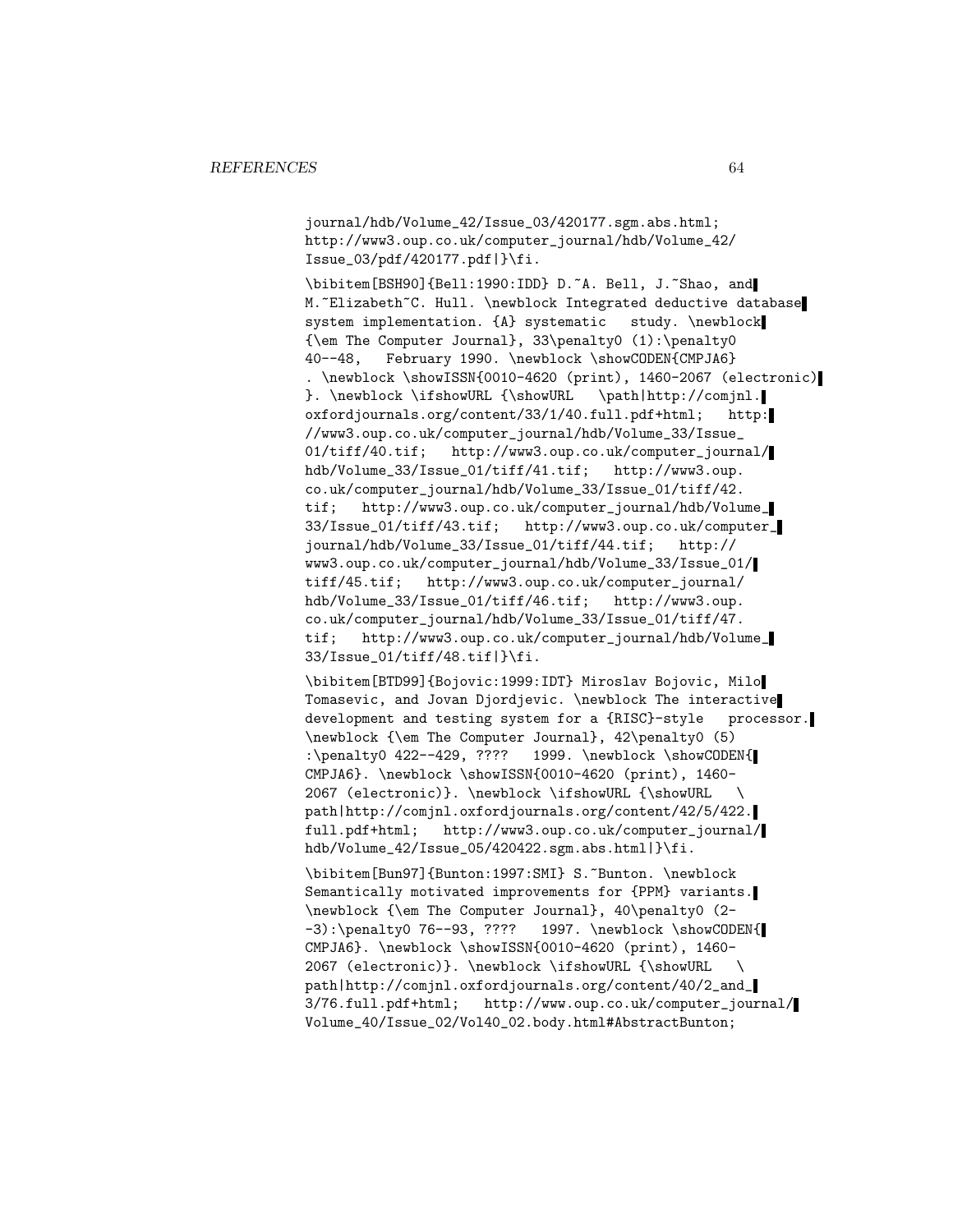journal/hdb/Volume_42/Issue_03/420177.sgm.abs.html; http://www3.oup.co.uk/computer_journal/hdb/Volume_42/ Issue_03/pdf/420177.pdf|}\fi.

\bibitem[BSH90]{Bell:1990:IDD} D.~A. Bell, J.~Shao, and M.~Elizabeth~C. Hull. \newblock Integrated deductive database system implementation. {A} systematic study. \newblock {\em The Computer Journal}, 33\penalty0 (1):\penalty0 40--48, February 1990. \newblock \showCODEN{CMPJA6} . \newblock \showISSN{0010-4620 (print), 1460-2067 (electronic) }. \newblock \ifshowURL {\showURL \path|http://comjnl. oxfordjournals.org/content/33/1/40.full.pdf+html; http: //www3.oup.co.uk/computer_journal/hdb/Volume_33/Issue_ 01/tiff/40.tif; http://www3.oup.co.uk/computer_journal/ hdb/Volume_33/Issue_01/tiff/41.tif; http://www3.oup. co.uk/computer_journal/hdb/Volume_33/Issue_01/tiff/42. tif; http://www3.oup.co.uk/computer_journal/hdb/Volume_ 33/Issue_01/tiff/43.tif; http://www3.oup.co.uk/computer_ journal/hdb/Volume_33/Issue_01/tiff/44.tif; http:// www3.oup.co.uk/computer_journal/hdb/Volume_33/Issue_01/ tiff/45.tif; http://www3.oup.co.uk/computer_journal/ hdb/Volume_33/Issue_01/tiff/46.tif; http://www3.oup. co.uk/computer_journal/hdb/Volume_33/Issue_01/tiff/47. tif; http://www3.oup.co.uk/computer_journal/hdb/Volume_ 33/Issue_01/tiff/48.tif|}\fi.

\bibitem[BTD99]{Bojovic:1999:IDT} Miroslav Bojovic, Milo Tomasevic, and Jovan Djordjevic. \newblock The interactive development and testing system for a {RISC}-style processor. \newblock {\em The Computer Journal}, 42\penalty0 (5) :\penalty0 422--429, ???? 1999. \newblock \showCODEN{ CMPJA6}. \newblock \showISSN{0010-4620 (print), 1460- 2067 (electronic)}. \newblock \ifshowURL {\showURL \ path|http://comjnl.oxfordjournals.org/content/42/5/422. full.pdf+html; http://www3.oup.co.uk/computer_journal/ hdb/Volume_42/Issue_05/420422.sgm.abs.html|}\fi.

\bibitem[Bun97]{Bunton:1997:SMI} S.~Bunton. \newblock Semantically motivated improvements for {PPM} variants. \newblock {\em The Computer Journal}, 40\penalty0 (2- -3):\penalty0 76--93, ???? 1997. \newblock \showCODEN{ CMPJA6}. \newblock \showISSN{0010-4620 (print), 1460- 2067 (electronic)}. \newblock \ifshowURL {\showURL \ path|http://comjnl.oxfordjournals.org/content/40/2_and_ 3/76.full.pdf+html; http://www.oup.co.uk/computer_journal/ Volume_40/Issue_02/Vol40_02.body.html#AbstractBunton;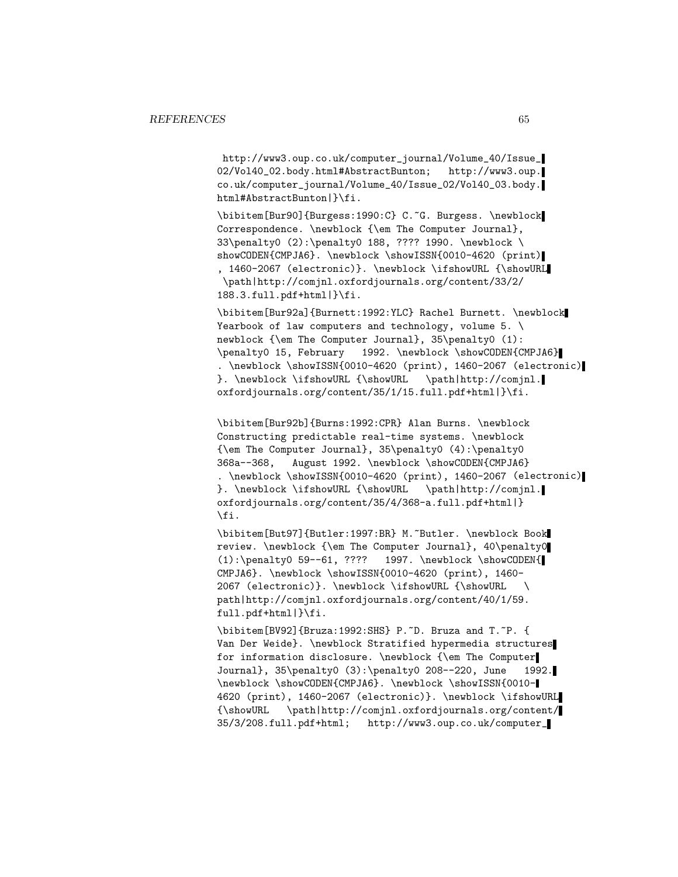http://www3.oup.co.uk/computer_journal/Volume_40/Issue_02/Vol40_02.body.html#AbstractBunton; http://www3.oup.co.uk/computer_journal/Volume_40/Issue_02/Vol40_03.body.html#AbstractBunton|}\fi.

\bibitem[Bur90]{Burgess:1990:C} C.~G. Burgess. \newblock Correspondence. \newblock {\em The Computer Journal}, 33\penalty0 (2):\penalty0 188, ???? 1990. \newblock \showCODEN{CMPJA6}. \newblock \showISSN{0010-4620 (print), 1460-2067 (electronic)}. \newblock \ifshowURL {\showURL \path|http://comjnl.oxfordjournals.org/content/33/2/188.3.full.pdf+html|}\fi.

\bibitem[Bur92a]{Burnett:1992:YLC} Rachel Burnett. \newblock Yearbook of law computers and technology, volume 5. \newblock {\em The Computer Journal}, 35\penalty0 (1):\penalty0 15, February 1992. \newblock \showCODEN{CMPJA6}. \newblock \showISSN{0010-4620 (print), 1460-2067 (electronic)}. \newblock \ifshowURL {\showURL \path|http://comjnl.oxfordjournals.org/content/35/1/15.full.pdf+html|}\fi.

\bibitem[Bur92b]{Burns:1992:CPR} Alan Burns. \newblock Constructing predictable real-time systems. \newblock {\em The Computer Journal}, 35\penalty0 (4):\penalty0 368a--368, August 1992. \newblock \showCODEN{CMPJA6}. \newblock \showISSN{0010-4620 (print), 1460-2067 (electronic)}. \newblock \ifshowURL {\showURL \path|http://comjnl.oxfordjournals.org/content/35/4/368-a.full.pdf+html|}\fi.

\bibitem[But97]{Butler:1997:BR} M.~Butler. \newblock Book review. \newblock {\em The Computer Journal}, 40\penalty0 (1):\penalty0 59--61, ???? 1997. \newblock \showCODEN{CMPJA6}. \newblock \showISSN{0010-4620 (print), 1460-2067 (electronic)}. \newblock \ifshowURL {\showURL \path|http://comjnl.oxfordjournals.org/content/40/1/59.full.pdf+html|}\fi.

\bibitem[BV92]{Bruza:1992:SHS} P.~D. Bruza and T.~P. {Van Der Weide}. \newblock Stratified hypermedia structures for information disclosure. \newblock {\em The Computer Journal}, 35\penalty0 (3):\penalty0 208--220, June 1992. \newblock \showCODEN{CMPJA6}. \newblock \showISSN{0010-4620 (print), 1460-2067 (electronic)}. \newblock \ifshowURL {\showURL \path|http://comjnl.oxfordjournals.org/content/35/3/208.full.pdf+html; http://www3.oup.co.uk/computer_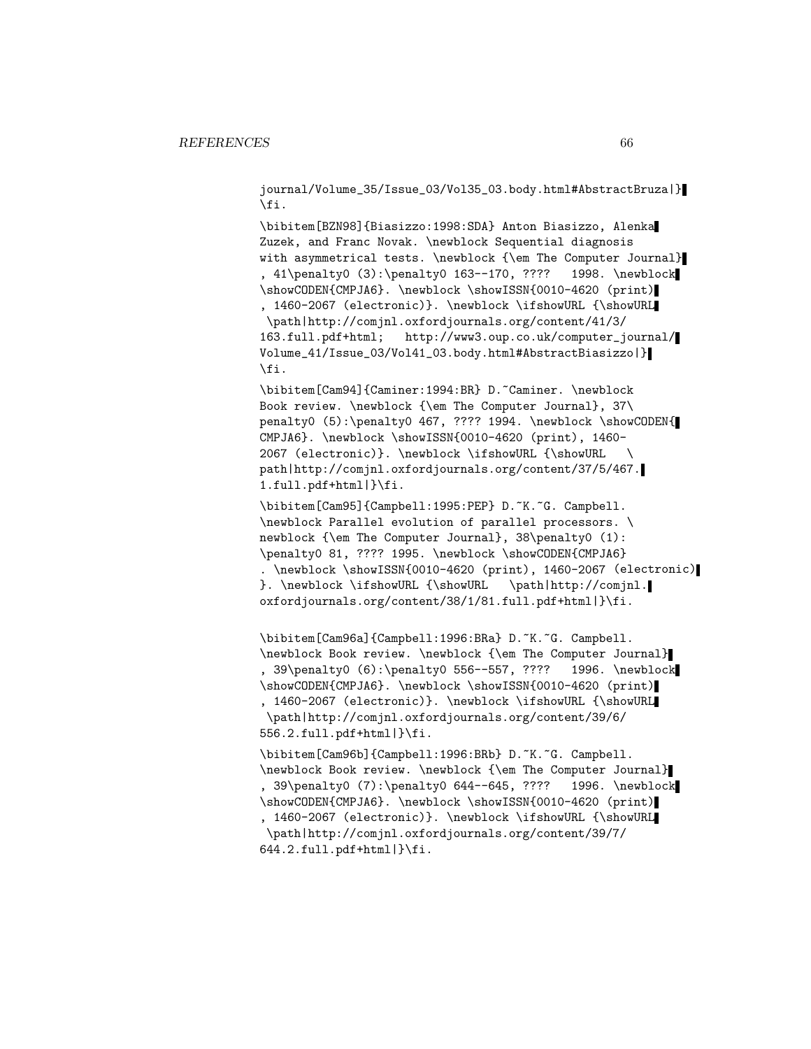```
journal/Volume_35/Issue_03/Vol35_03.body.html#AbstractBruza|}
\fi.

\bibitem[BZN98]{Biasizzo:1998:SDA} Anton Biasizzo, Alenka
Zuzek, and Franc Novak. \newblock Sequential diagnosis
with asymmetrical tests. \newblock {\em The Computer Journal}
, 41\penalty0 (3):\penalty0 163--170, ????   1998. \newblock
\showCODEN{CMPJA6}. \newblock \showISSN{0010-4620 (print)
, 1460-2067 (electronic)}. \newblock \ifshowURL {\showURL
 \path|http://comjnl.oxfordjournals.org/content/41/3/
163.full.pdf+html;   http://www3.oup.co.uk/computer_journal/
Volume_41/Issue_03/Vol41_03.body.html#AbstractBiasizzo|}
\fi.

\bibitem[Cam94]{Caminer:1994:BR} D.~Caminer. \newblock
Book review. \newblock {\em The Computer Journal}, 37\
penalty0 (5):\penalty0 467, ???? 1994. \newblock \showCODEN{
CMPJA6}. \newblock \showISSN{0010-4620 (print), 1460-
2067 (electronic)}. \newblock \ifshowURL {\showURL   \
path|http://comjnl.oxfordjournals.org/content/37/5/467.
1.full.pdf+html|}\fi.

\bibitem[Cam95]{Campbell:1995:PEP} D.~K.~G. Campbell.
\newblock Parallel evolution of parallel processors. \
newblock {\em The Computer Journal}, 38\penalty0 (1):
\penalty0 81, ???? 1995. \newblock \showCODEN{CMPJA6}
. \newblock \showISSN{0010-4620 (print), 1460-2067 (electronic)
}. \newblock \ifshowURL {\showURL   \path|http://comjnl.
oxfordjournals.org/content/38/1/81.full.pdf+html|}\fi.


\bibitem[Cam96a]{Campbell:1996:BRa} D.~K.~G. Campbell.
\newblock Book review. \newblock {\em The Computer Journal}
, 39\penalty0 (6):\penalty0 556--557, ????   1996. \newblock
\showCODEN{CMPJA6}. \newblock \showISSN{0010-4620 (print)
, 1460-2067 (electronic)}. \newblock \ifshowURL {\showURL
 \path|http://comjnl.oxfordjournals.org/content/39/6/
556.2.full.pdf+html|}\fi.

\bibitem[Cam96b]{Campbell:1996:BRb} D.~K.~G. Campbell.
\newblock Book review. \newblock {\em The Computer Journal}
, 39\penalty0 (7):\penalty0 644--645, ????   1996. \newblock
\showCODEN{CMPJA6}. \newblock \showISSN{0010-4620 (print)
, 1460-2067 (electronic)}. \newblock \ifshowURL {\showURL
 \path|http://comjnl.oxfordjournals.org/content/39/7/
644.2.full.pdf+html|}\fi.
```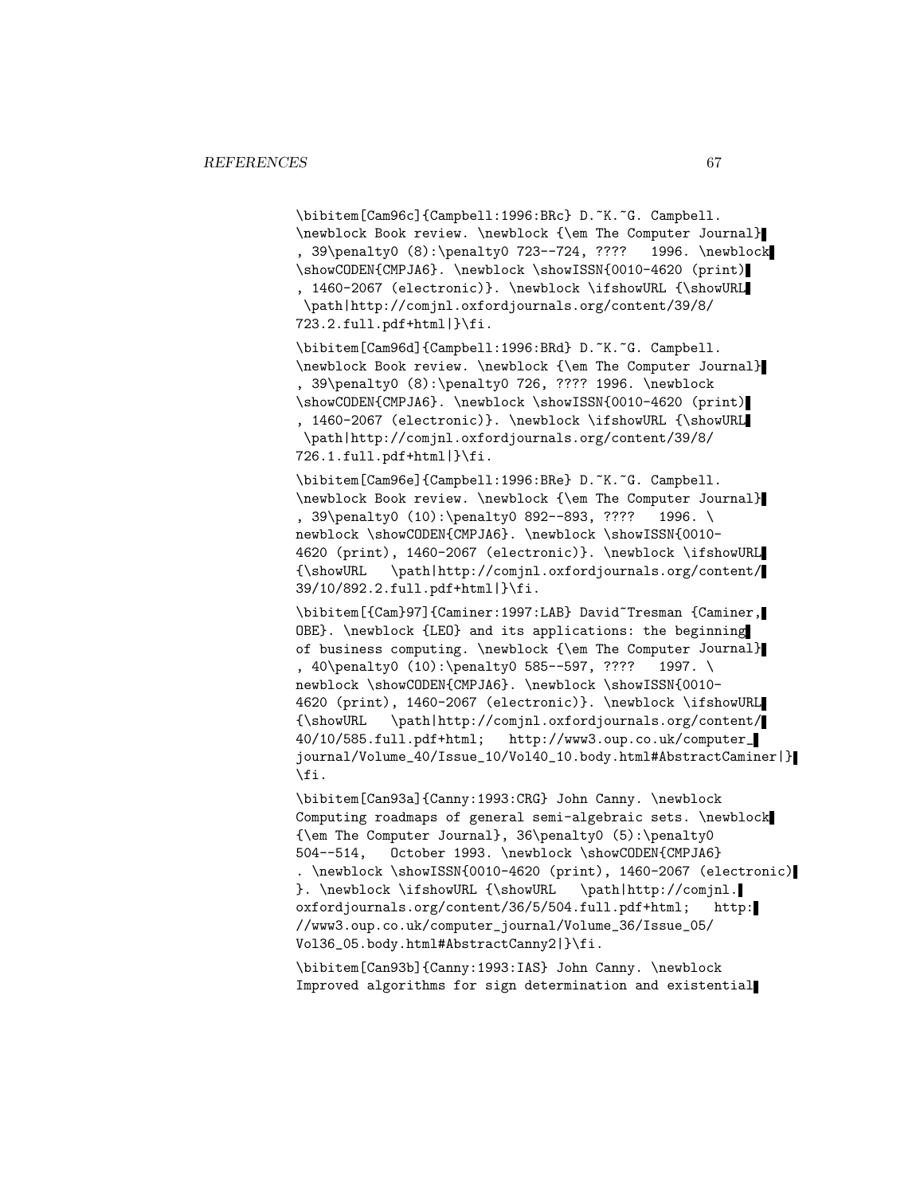```
\bibitem[Cam96c]{Campbell:1996:BRc} D.~K.~G. Campbell.
\newblock Book review. \newblock {\em The Computer Journal}
, 39\penalty0 (8):\penalty0 723--724, ????   1996. \newblock
\showCODEN{CMPJA6}. \newblock \showISSN{0010-4620 (print)
, 1460-2067 (electronic)}. \newblock \ifshowURL {\showURL
 \path|http://comjnl.oxfordjournals.org/content/39/8/
723.2.full.pdf+html|}\fi.

\bibitem[Cam96d]{Campbell:1996:BRd} D.~K.~G. Campbell.
\newblock Book review. \newblock {\em The Computer Journal}
, 39\penalty0 (8):\penalty0 726, ???? 1996. \newblock
\showCODEN{CMPJA6}. \newblock \showISSN{0010-4620 (print)
, 1460-2067 (electronic)}. \newblock \ifshowURL {\showURL
 \path|http://comjnl.oxfordjournals.org/content/39/8/
726.1.full.pdf+html|}\fi.

\bibitem[Cam96e]{Campbell:1996:BRe} D.~K.~G. Campbell.
\newblock Book review. \newblock {\em The Computer Journal}
, 39\penalty0 (10):\penalty0 892--893, ????   1996. \
newblock \showCODEN{CMPJA6}. \newblock \showISSN{0010-
4620 (print), 1460-2067 (electronic)}. \newblock \ifshowURL
{\showURL   \path|http://comjnl.oxfordjournals.org/content/
39/10/892.2.full.pdf+html|}\fi.

\bibitem[{Cam}97]{Caminer:1997:LAB} David~Tresman {Caminer,
OBE}. \newblock {LEO} and its applications: the beginning
of business computing. \newblock {\em The Computer Journal}
, 40\penalty0 (10):\penalty0 585--597, ????   1997. \
newblock \showCODEN{CMPJA6}. \newblock \showISSN{0010-
4620 (print), 1460-2067 (electronic)}. \newblock \ifshowURL
{\showURL   \path|http://comjnl.oxfordjournals.org/content/
40/10/585.full.pdf+html;   http://www3.oup.co.uk/computer_
journal/Volume_40/Issue_10/Vol40_10.body.html#AbstractCaminer|}
\fi.

\bibitem[Can93a]{Canny:1993:CRG} John Canny. \newblock
Computing roadmaps of general semi-algebraic sets. \newblock
{\em The Computer Journal}, 36\penalty0 (5):\penalty0
504--514,   October 1993. \newblock \showCODEN{CMPJA6}
. \newblock \showISSN{0010-4620 (print), 1460-2067 (electronic)
}. \newblock \ifshowURL {\showURL   \path|http://comjnl.
oxfordjournals.org/content/36/5/504.full.pdf+html;   http:
//www3.oup.co.uk/computer_journal/Volume_36/Issue_05/
Vol36_05.body.html#AbstractCanny2|}\fi.

\bibitem[Can93b]{Canny:1993:IAS} John Canny. \newblock
Improved algorithms for sign determination and existential
```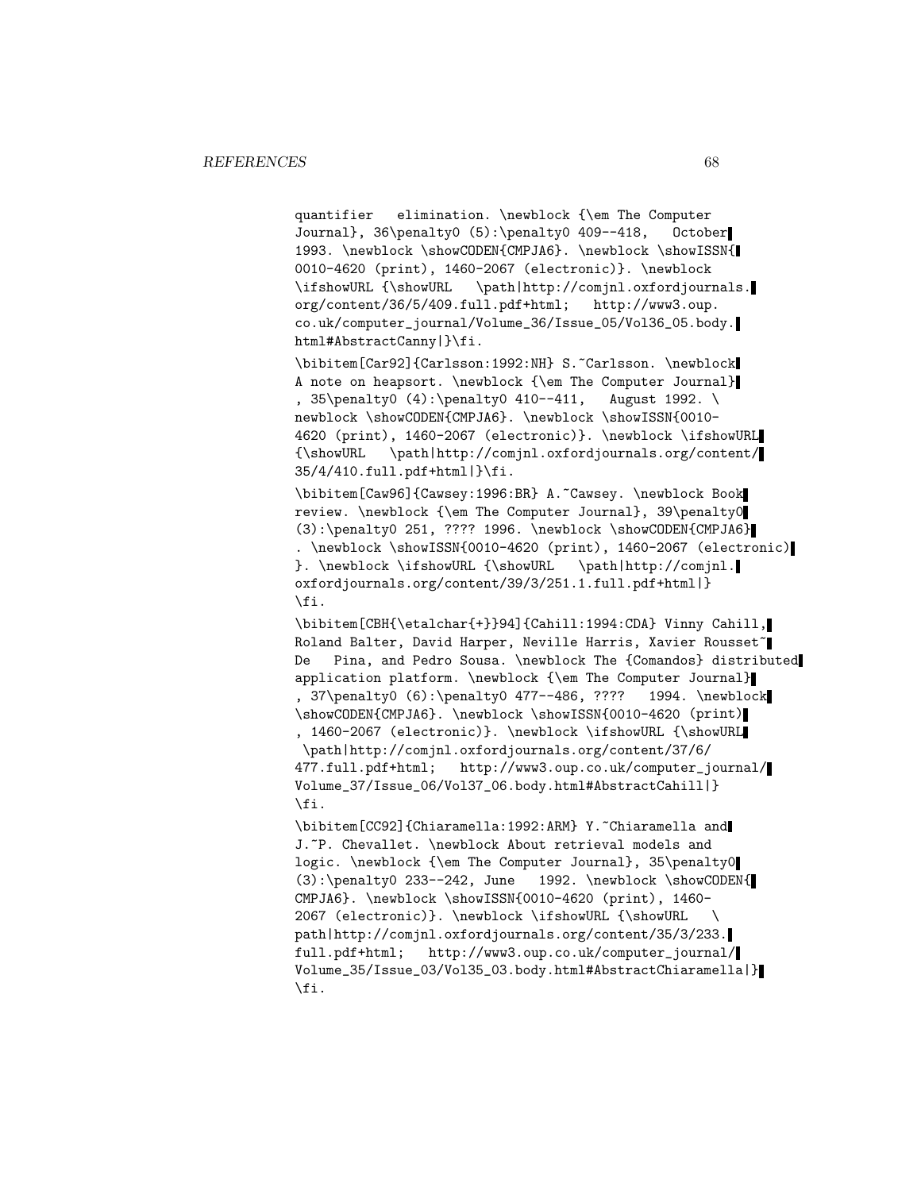```
quantifier   elimination. \newblock {\em The Computer
Journal}, 36\penalty0 (5):\penalty0 409--418,   October
1993. \newblock \showCODEN{CMPJA6}. \newblock \showISSN{
0010-4620 (print), 1460-2067 (electronic)}. \newblock
\ifshowURL {\showURL   \path|http://comjnl.oxfordjournals.
org/content/36/5/409.full.pdf+html;   http://www3.oup.
co.uk/computer_journal/Volume_36/Issue_05/Vol36_05.body.
html#AbstractCanny|}\fi.

\bibitem[Car92]{Carlsson:1992:NH} S.~Carlsson. \newblock
A note on heapsort. \newblock {\em The Computer Journal}
, 35\penalty0 (4):\penalty0 410--411,   August 1992. \
newblock \showCODEN{CMPJA6}. \newblock \showISSN{0010-
4620 (print), 1460-2067 (electronic)}. \newblock \ifshowURL
{\showURL   \path|http://comjnl.oxfordjournals.org/content/
35/4/410.full.pdf+html|}\fi.

\bibitem[Caw96]{Cawsey:1996:BR} A.~Cawsey. \newblock Book
review. \newblock {\em The Computer Journal}, 39\penalty0
(3):\penalty0 251, ???? 1996. \newblock \showCODEN{CMPJA6}
. \newblock \showISSN{0010-4620 (print), 1460-2067 (electronic)
}. \newblock \ifshowURL {\showURL   \path|http://comjnl.
oxfordjournals.org/content/39/3/251.1.full.pdf+html|}
\fi.

\bibitem[CBH{\etalchar{+}}94]{Cahill:1994:CDA} Vinny Cahill,
Roland Balter, David Harper, Neville Harris, Xavier Rousset~
De   Pina, and Pedro Sousa. \newblock The {Comandos} distributed
application platform. \newblock {\em The Computer Journal}
, 37\penalty0 (6):\penalty0 477--486, ????   1994. \newblock
\showCODEN{CMPJA6}. \newblock \showISSN{0010-4620 (print)
, 1460-2067 (electronic)}. \newblock \ifshowURL {\showURL
 \path|http://comjnl.oxfordjournals.org/content/37/6/
477.full.pdf+html;   http://www3.oup.co.uk/computer_journal/
Volume_37/Issue_06/Vol37_06.body.html#AbstractCahill|}
\fi.

\bibitem[CC92]{Chiaramella:1992:ARM} Y.~Chiaramella and
J.~P. Chevallet. \newblock About retrieval models and
logic. \newblock {\em The Computer Journal}, 35\penalty0
(3):\penalty0 233--242, June   1992. \newblock \showCODEN{
CMPJA6}. \newblock \showISSN{0010-4620 (print), 1460-
2067 (electronic)}. \newblock \ifshowURL {\showURL   \
path|http://comjnl.oxfordjournals.org/content/35/3/233.
full.pdf+html;   http://www3.oup.co.uk/computer_journal/
Volume_35/Issue_03/Vol35_03.body.html#AbstractChiaramella|}
\fi.
```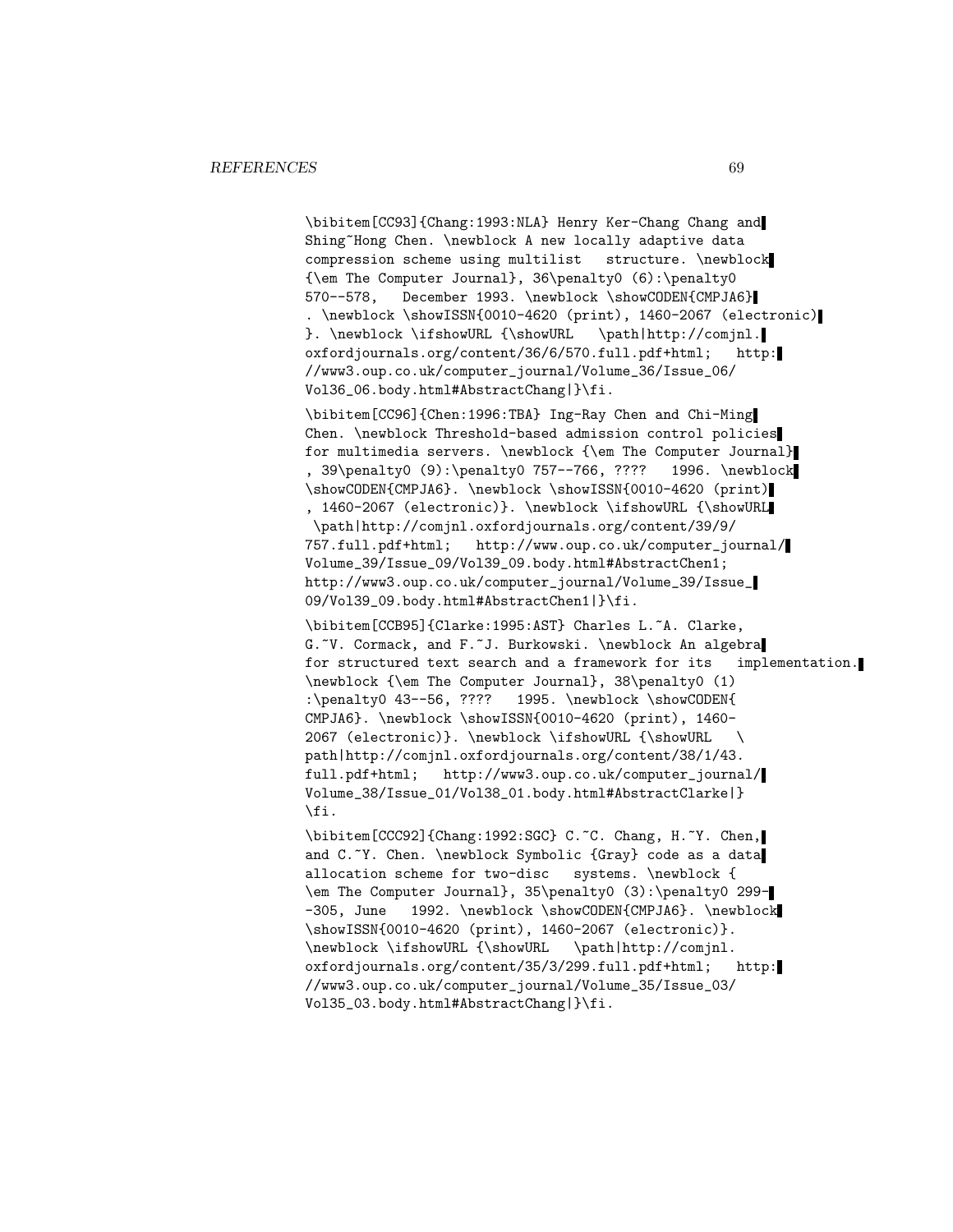```
\bibitem[CC93]{Chang:1993:NLA} Henry Ker-Chang Chang and
Shing~Hong Chen. \newblock A new locally adaptive data
compression scheme using multilist   structure. \newblock
{\em The Computer Journal}, 36\penalty0 (6):\penalty0
570--578,   December 1993. \newblock \showCODEN{CMPJA6}
. \newblock \showISSN{0010-4620 (print), 1460-2067 (electronic)
}. \newblock \ifshowURL {\showURL   \path|http://comjnl.
oxfordjournals.org/content/36/6/570.full.pdf+html;   http:
//www3.oup.co.uk/computer_journal/Volume_36/Issue_06/
Vol36_06.body.html#AbstractChang|}\fi.

\bibitem[CC96]{Chen:1996:TBA} Ing-Ray Chen and Chi-Ming
Chen. \newblock Threshold-based admission control policies
for multimedia servers. \newblock {\em The Computer Journal}
, 39\penalty0 (9):\penalty0 757--766, ????   1996. \newblock
\showCODEN{CMPJA6}. \newblock \showISSN{0010-4620 (print)
, 1460-2067 (electronic)}. \newblock \ifshowURL {\showURL
 \path|http://comjnl.oxfordjournals.org/content/39/9/
757.full.pdf+html;   http://www.oup.co.uk/computer_journal/
Volume_39/Issue_09/Vol39_09.body.html#AbstractChen1;
http://www3.oup.co.uk/computer_journal/Volume_39/Issue_
09/Vol39_09.body.html#AbstractChen1|}\fi.

\bibitem[CCB95]{Clarke:1995:AST} Charles L.~A. Clarke,
G.~V. Cormack, and F.~J. Burkowski. \newblock An algebra
for structured text search and a framework for its   implementation.
\newblock {\em The Computer Journal}, 38\penalty0 (1)
:\penalty0 43--56, ????   1995. \newblock \showCODEN{
CMPJA6}. \newblock \showISSN{0010-4620 (print), 1460-
2067 (electronic)}. \newblock \ifshowURL {\showURL   \
path|http://comjnl.oxfordjournals.org/content/38/1/43.
full.pdf+html;   http://www3.oup.co.uk/computer_journal/
Volume_38/Issue_01/Vol38_01.body.html#AbstractClarke|}
\fi.

\bibitem[CCC92]{Chang:1992:SGC} C.~C. Chang, H.~Y. Chen,
and C.~Y. Chen. \newblock Symbolic {Gray} code as a data
allocation scheme for two-disc   systems. \newblock {
\em The Computer Journal}, 35\penalty0 (3):\penalty0 299-
-305, June   1992. \newblock \showCODEN{CMPJA6}. \newblock
\showISSN{0010-4620 (print), 1460-2067 (electronic)}.
\newblock \ifshowURL {\showURL   \path|http://comjnl.
oxfordjournals.org/content/35/3/299.full.pdf+html;   http:
//www3.oup.co.uk/computer_journal/Volume_35/Issue_03/
Vol35_03.body.html#AbstractChang|}\fi.
```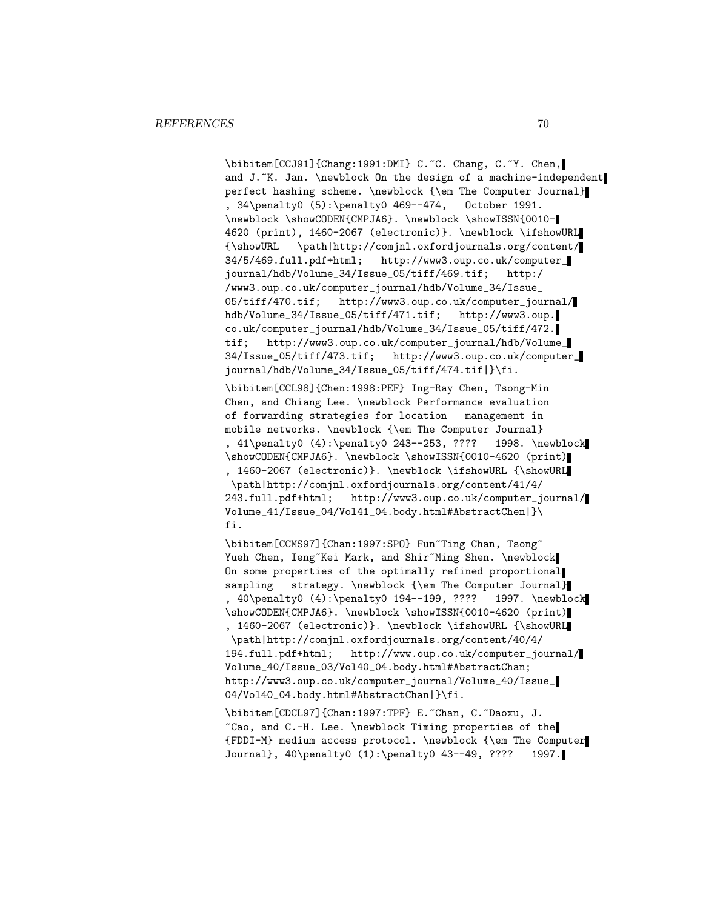```
\bibitem[CCJ91]{Chang:1991:DMI} C.~C. Chang, C.~Y. Chen,
and J.~K. Jan. \newblock On the design of a machine-independent
perfect hashing scheme. \newblock {\em The Computer Journal}
, 34\penalty0 (5):\penalty0 469--474,   October 1991.
\newblock \showCODEN{CMPJA6}. \newblock \showISSN{0010-
4620 (print), 1460-2067 (electronic)}. \newblock \ifshowURL
{\showURL   \path|http://comjnl.oxfordjournals.org/content/
34/5/469.full.pdf+html;   http://www3.oup.co.uk/computer_
journal/hdb/Volume_34/Issue_05/tiff/469.tif;   http:/
/www3.oup.co.uk/computer_journal/hdb/Volume_34/Issue_
05/tiff/470.tif;   http://www3.oup.co.uk/computer_journal/
hdb/Volume_34/Issue_05/tiff/471.tif;   http://www3.oup.
co.uk/computer_journal/hdb/Volume_34/Issue_05/tiff/472.
tif;   http://www3.oup.co.uk/computer_journal/hdb/Volume_
34/Issue_05/tiff/473.tif;   http://www3.oup.co.uk/computer_
journal/hdb/Volume_34/Issue_05/tiff/474.tif|}\fi.

\bibitem[CCL98]{Chen:1998:PEF} Ing-Ray Chen, Tsong-Min
Chen, and Chiang Lee. \newblock Performance evaluation
of forwarding strategies for location   management in
mobile networks. \newblock {\em The Computer Journal}
, 41\penalty0 (4):\penalty0 243--253, ????   1998. \newblock
\showCODEN{CMPJA6}. \newblock \showISSN{0010-4620 (print)
, 1460-2067 (electronic)}. \newblock \ifshowURL {\showURL
 \path|http://comjnl.oxfordjournals.org/content/41/4/
243.full.pdf+html;   http://www3.oup.co.uk/computer_journal/
Volume_41/Issue_04/Vol41_04.body.html#AbstractChen|}\
fi.

\bibitem[CCMS97]{Chan:1997:SPO} Fun~Ting Chan, Tsong~
Yueh Chen, Ieng~Kei Mark, and Shir~Ming Shen. \newblock
On some properties of the optimally refined proportional
sampling   strategy. \newblock {\em The Computer Journal}
, 40\penalty0 (4):\penalty0 194--199, ????   1997. \newblock
\showCODEN{CMPJA6}. \newblock \showISSN{0010-4620 (print)
, 1460-2067 (electronic)}. \newblock \ifshowURL {\showURL
 \path|http://comjnl.oxfordjournals.org/content/40/4/
194.full.pdf+html;   http://www.oup.co.uk/computer_journal/
Volume_40/Issue_03/Vol40_04.body.html#AbstractChan;
http://www3.oup.co.uk/computer_journal/Volume_40/Issue_
04/Vol40_04.body.html#AbstractChan|}\fi.

\bibitem[CDCL97]{Chan:1997:TPF} E.~Chan, C.~Daoxu, J.
~Cao, and C.-H. Lee. \newblock Timing properties of the
{FDDI-M} medium access protocol. \newblock {\em The Computer
Journal}, 40\penalty0 (1):\penalty0 43--49, ????   1997.
```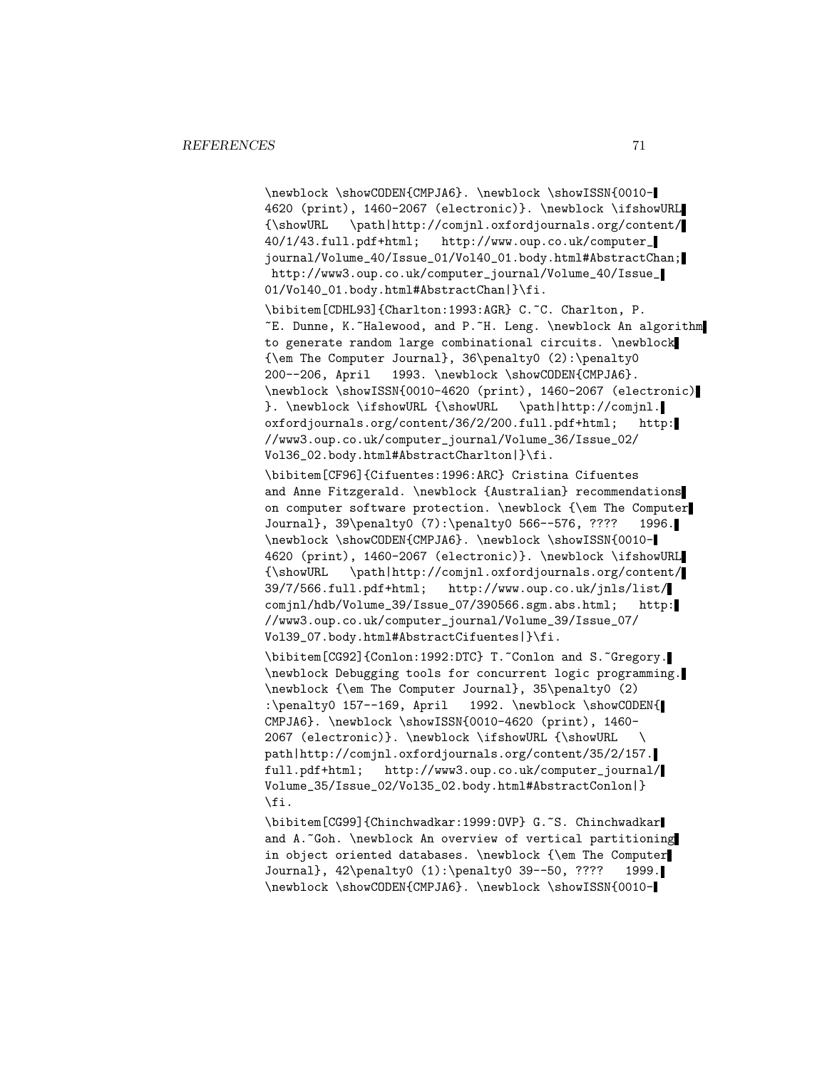```
\newblock \showCODEN{CMPJA6}. \newblock \showISSN{0010-
4620 (print), 1460-2067 (electronic)}. \newblock \ifshowURL
{\showURL   \path|http://comjnl.oxfordjournals.org/content/
40/1/43.full.pdf+html;   http://www.oup.co.uk/computer_
journal/Volume_40/Issue_01/Vol40_01.body.html#AbstractChan;
 http://www3.oup.co.uk/computer_journal/Volume_40/Issue_
01/Vol40_01.body.html#AbstractChan|}\fi.

\bibitem[CDHL93]{Charlton:1993:AGR} C.~C. Charlton, P.
~E. Dunne, K.~Halewood, and P.~H. Leng. \newblock An algorithm
to generate random large combinational circuits. \newblock
{\em The Computer Journal}, 36\penalty0 (2):\penalty0
200--206, April   1993. \newblock \showCODEN{CMPJA6}.
\newblock \showISSN{0010-4620 (print), 1460-2067 (electronic)
}. \newblock \ifshowURL {\showURL   \path|http://comjnl.
oxfordjournals.org/content/36/2/200.full.pdf+html;   http:
//www3.oup.co.uk/computer_journal/Volume_36/Issue_02/
Vol36_02.body.html#AbstractCharlton|}\fi.

\bibitem[CF96]{Cifuentes:1996:ARC} Cristina Cifuentes
and Anne Fitzgerald. \newblock {Australian} recommendations
on computer software protection. \newblock {\em The Computer
Journal}, 39\penalty0 (7):\penalty0 566--576, ????   1996.
\newblock \showCODEN{CMPJA6}. \newblock \showISSN{0010-
4620 (print), 1460-2067 (electronic)}. \newblock \ifshowURL
{\showURL   \path|http://comjnl.oxfordjournals.org/content/
39/7/566.full.pdf+html;   http://www.oup.co.uk/jnls/list/
comjnl/hdb/Volume_39/Issue_07/390566.sgm.abs.html;   http:
//www3.oup.co.uk/computer_journal/Volume_39/Issue_07/
Vol39_07.body.html#AbstractCifuentes|}\fi.

\bibitem[CG92]{Conlon:1992:DTC} T.~Conlon and S.~Gregory.
\newblock Debugging tools for concurrent logic programming.
\newblock {\em The Computer Journal}, 35\penalty0 (2)
:\penalty0 157--169, April   1992. \newblock \showCODEN{
CMPJA6}. \newblock \showISSN{0010-4620 (print), 1460-
2067 (electronic)}. \newblock \ifshowURL {\showURL   \
path|http://comjnl.oxfordjournals.org/content/35/2/157.
full.pdf+html;   http://www3.oup.co.uk/computer_journal/
Volume_35/Issue_02/Vol35_02.body.html#AbstractConlon|}
\fi.

\bibitem[CG99]{Chinchwadkar:1999:OVP} G.~S. Chinchwadkar
and A.~Goh. \newblock An overview of vertical partitioning
in object oriented databases. \newblock {\em The Computer
Journal}, 42\penalty0 (1):\penalty0 39--50, ????   1999.
\newblock \showCODEN{CMPJA6}. \newblock \showISSN{0010-
```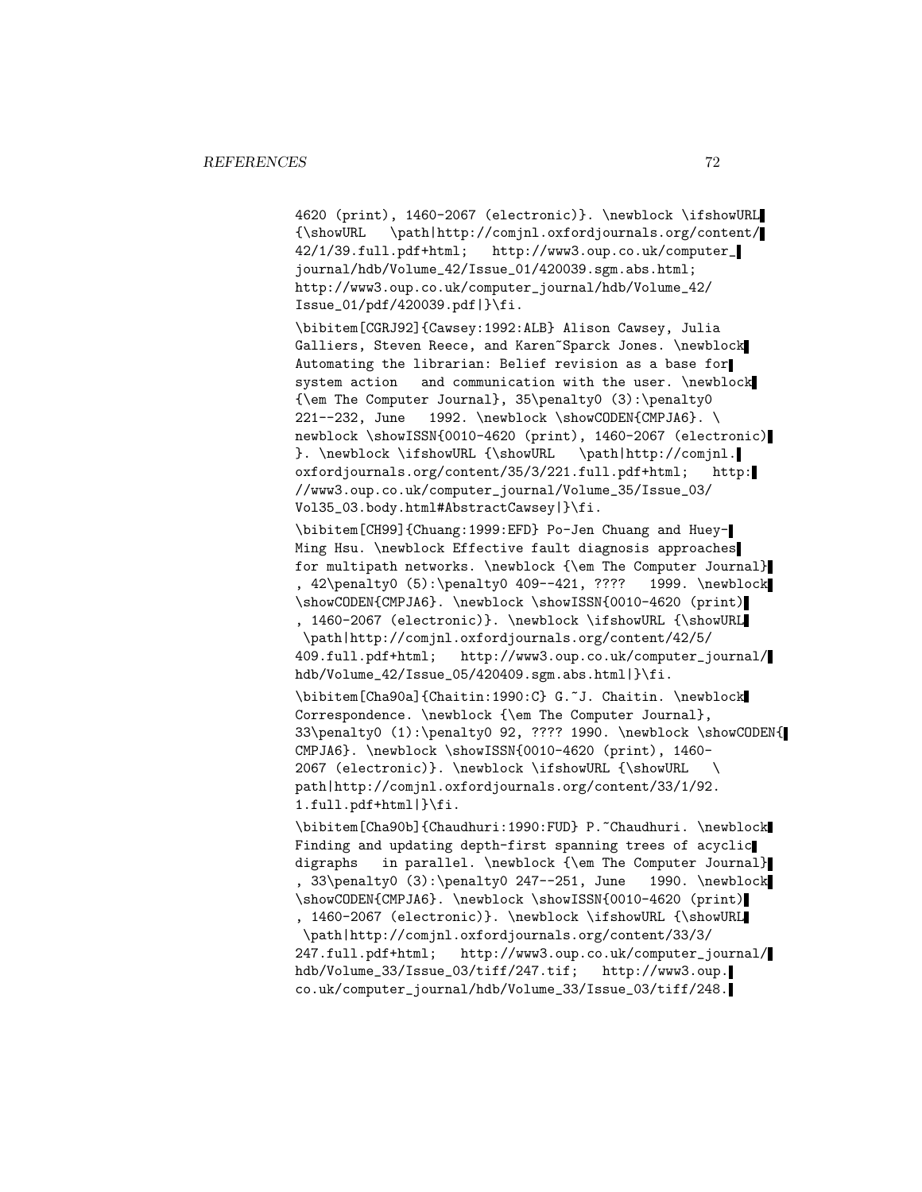```
4620 (print), 1460-2067 (electronic)}. \newblock \ifshowURL
{\showURL   \path|http://comjnl.oxfordjournals.org/content/
42/1/39.full.pdf+html;   http://www3.oup.co.uk/computer_
journal/hdb/Volume_42/Issue_01/420039.sgm.abs.html;
http://www3.oup.co.uk/computer_journal/hdb/Volume_42/
Issue_01/pdf/420039.pdf|}\fi.

\bibitem[CGRJ92]{Cawsey:1992:ALB} Alison Cawsey, Julia
Galliers, Steven Reece, and Karen~Sparck Jones. \newblock
Automating the librarian: Belief revision as a base for
system action   and communication with the user. \newblock
{\em The Computer Journal}, 35\penalty0 (3):\penalty0
221--232, June   1992. \newblock \showCODEN{CMPJA6}. \
newblock \showISSN{0010-4620 (print), 1460-2067 (electronic)
}. \newblock \ifshowURL {\showURL   \path|http://comjnl.
oxfordjournals.org/content/35/3/221.full.pdf+html;   http:
//www3.oup.co.uk/computer_journal/Volume_35/Issue_03/
Vol35_03.body.html#AbstractCawsey|}\fi.

\bibitem[CH99]{Chuang:1999:EFD} Po-Jen Chuang and Huey-
Ming Hsu. \newblock Effective fault diagnosis approaches
for multipath networks. \newblock {\em The Computer Journal}
, 42\penalty0 (5):\penalty0 409--421, ????   1999. \newblock
\showCODEN{CMPJA6}. \newblock \showISSN{0010-4620 (print)
, 1460-2067 (electronic)}. \newblock \ifshowURL {\showURL
 \path|http://comjnl.oxfordjournals.org/content/42/5/
409.full.pdf+html;   http://www3.oup.co.uk/computer_journal/
hdb/Volume_42/Issue_05/420409.sgm.abs.html|}\fi.

\bibitem[Cha90a]{Chaitin:1990:C} G.~J. Chaitin. \newblock
Correspondence. \newblock {\em The Computer Journal},
33\penalty0 (1):\penalty0 92, ???? 1990. \newblock \showCODEN{
CMPJA6}. \newblock \showISSN{0010-4620 (print), 1460-
2067 (electronic)}. \newblock \ifshowURL {\showURL   \
path|http://comjnl.oxfordjournals.org/content/33/1/92.
1.full.pdf+html|}\fi.

\bibitem[Cha90b]{Chaudhuri:1990:FUD} P.~Chaudhuri. \newblock
Finding and updating depth-first spanning trees of acyclic
digraphs   in parallel. \newblock {\em The Computer Journal}
, 33\penalty0 (3):\penalty0 247--251, June   1990. \newblock
\showCODEN{CMPJA6}. \newblock \showISSN{0010-4620 (print)
, 1460-2067 (electronic)}. \newblock \ifshowURL {\showURL
 \path|http://comjnl.oxfordjournals.org/content/33/3/
247.full.pdf+html;   http://www3.oup.co.uk/computer_journal/
hdb/Volume_33/Issue_03/tiff/247.tif;   http://www3.oup.
co.uk/computer_journal/hdb/Volume_33/Issue_03/tiff/248.
```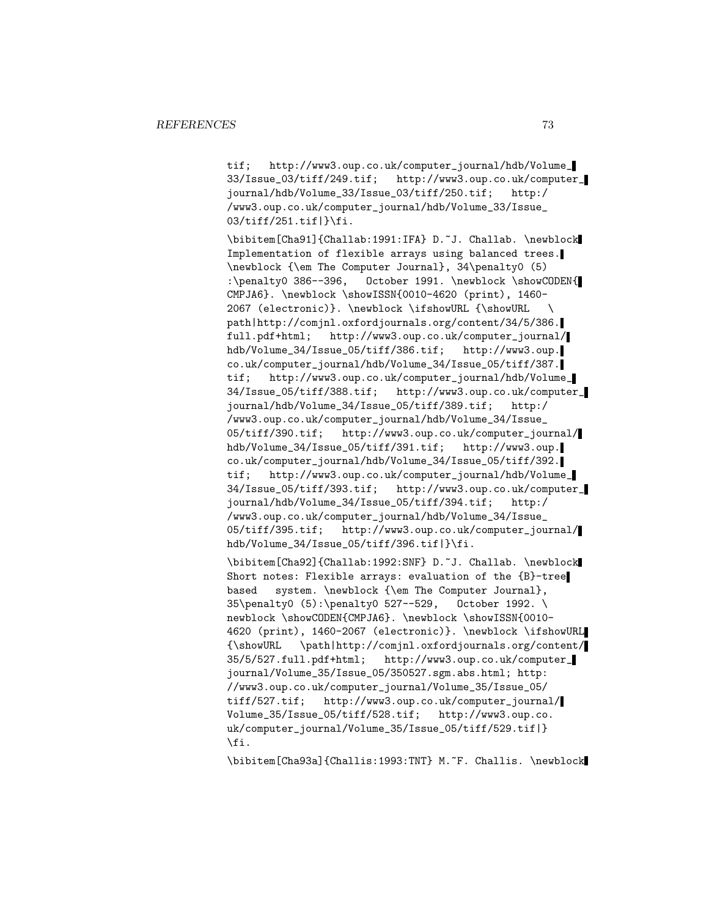tif; http://www3.oup.co.uk/computer_journal/hdb/Volume_33/Issue_03/tiff/249.tif; http://www3.oup.co.uk/computer_journal/hdb/Volume_33/Issue_03/tiff/250.tif; http://www3.oup.co.uk/computer_journal/hdb/Volume_33/Issue_03/tiff/251.tif|}\fi.

\bibitem[Cha91]{Challab:1991:IFA} D.~J. Challab. \newblock Implementation of flexible arrays using balanced trees. \newblock {\em The Computer Journal}, 34\penalty0 (5) :\penalty0 386--396, October 1991. \newblock \showCODEN{CMPJA6}. \newblock \showISSN{0010-4620 (print), 1460-2067 (electronic)}. \newblock \ifshowURL {\showURL \path|http://comjnl.oxfordjournals.org/content/34/5/386.full.pdf+html; http://www3.oup.co.uk/computer_journal/hdb/Volume_34/Issue_05/tiff/386.tif; http://www3.oup.co.uk/computer_journal/hdb/Volume_34/Issue_05/tiff/387.tif; http://www3.oup.co.uk/computer_journal/hdb/Volume_34/Issue_05/tiff/388.tif; http://www3.oup.co.uk/computer_journal/hdb/Volume_34/Issue_05/tiff/389.tif; http://www3.oup.co.uk/computer_journal/hdb/Volume_34/Issue_05/tiff/390.tif; http://www3.oup.co.uk/computer_journal/hdb/Volume_34/Issue_05/tiff/391.tif; http://www3.oup.co.uk/computer_journal/hdb/Volume_34/Issue_05/tiff/392.tif; http://www3.oup.co.uk/computer_journal/hdb/Volume_34/Issue_05/tiff/393.tif; http://www3.oup.co.uk/computer_journal/hdb/Volume_34/Issue_05/tiff/394.tif; http://www3.oup.co.uk/computer_journal/hdb/Volume_34/Issue_05/tiff/395.tif; http://www3.oup.co.uk/computer_journal/hdb/Volume_34/Issue_05/tiff/396.tif|}\fi.

\bibitem[Cha92]{Challab:1992:SNF} D.~J. Challab. \newblock Short notes: Flexible arrays: evaluation of the {B}-tree based system. \newblock {\em The Computer Journal}, 35\penalty0 (5):\penalty0 527--529, October 1992. \newblock \showCODEN{CMPJA6}. \newblock \showISSN{0010-4620 (print), 1460-2067 (electronic)}. \newblock \ifshowURL {\showURL \path|http://comjnl.oxfordjournals.org/content/35/5/527.full.pdf+html; http://www3.oup.co.uk/computer_journal/Volume_35/Issue_05/350527.sgm.abs.html; http://www3.oup.co.uk/computer_journal/Volume_35/Issue_05/tiff/527.tif; http://www3.oup.co.uk/computer_journal/Volume_35/Issue_05/tiff/528.tif; http://www3.oup.co.uk/computer_journal/Volume_35/Issue_05/tiff/529.tif|}\fi.

\bibitem[Cha93a]{Challis:1993:TNT} M.~F. Challis. \newblock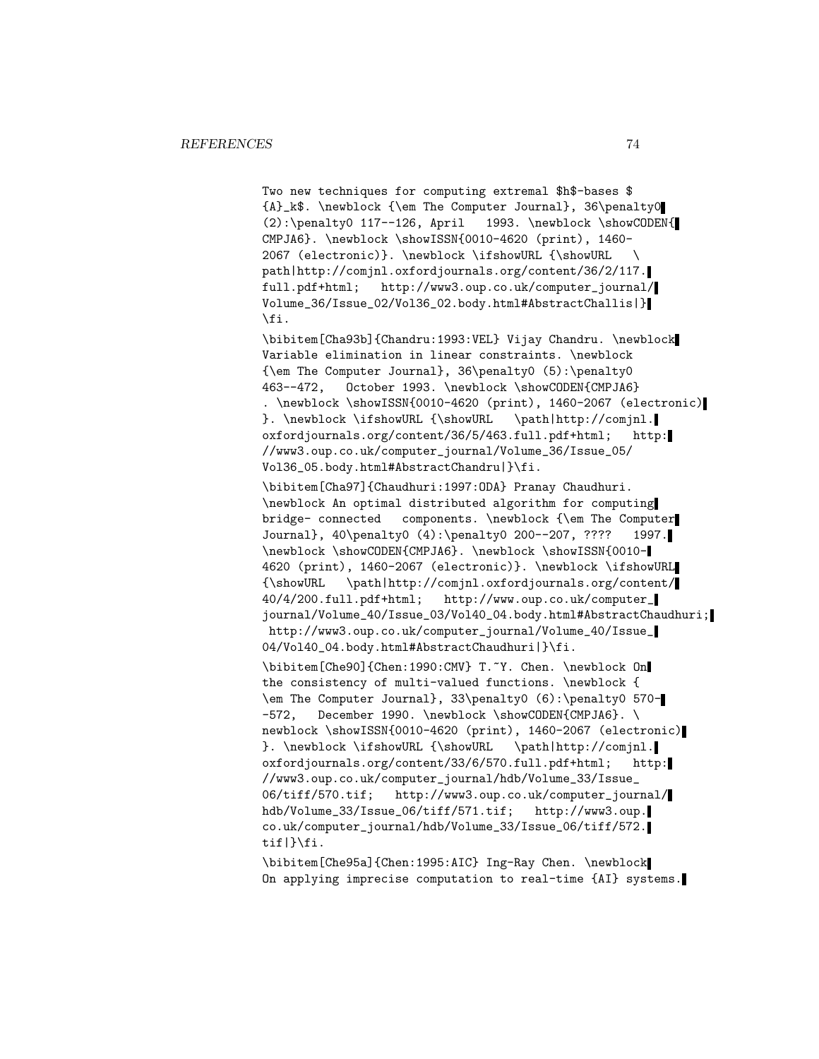Two new techniques for computing extremal $h$-bases $
{A}_k$. \newblock {\em The Computer Journal}, 36\penalty0
(2):\penalty0 117--126, April 1993. \newblock \showCODEN{
CMPJA6}. \newblock \showISSN{0010-4620 (print), 1460-
2067 (electronic)}. \newblock \ifshowURL {\showURL \
path|http://comjnl.oxfordjournals.org/content/36/2/117.
full.pdf+html; http://www3.oup.co.uk/computer_journal/
Volume_36/Issue_02/Vol36_02.body.html#AbstractChallis|}
\fi.

\bibitem[Cha93b]{Chandru:1993:VEL} Vijay Chandru. \newblock
Variable elimination in linear constraints. \newblock
{\em The Computer Journal}, 36\penalty0 (5):\penalty0
463--472, October 1993. \newblock \showCODEN{CMPJA6}
. \newblock \showISSN{0010-4620 (print), 1460-2067 (electronic)
}. \newblock \ifshowURL {\showURL \path|http://comjnl.
oxfordjournals.org/content/36/5/463.full.pdf+html; http:
//www3.oup.co.uk/computer_journal/Volume_36/Issue_05/
Vol36_05.body.html#AbstractChandru|}\fi.

\bibitem[Cha97]{Chaudhuri:1997:ODA} Pranay Chaudhuri.
\newblock An optimal distributed algorithm for computing
bridge- connected components. \newblock {\em The Computer
Journal}, 40\penalty0 (4):\penalty0 200--207, ???? 1997.
\newblock \showCODEN{CMPJA6}. \newblock \showISSN{0010-
4620 (print), 1460-2067 (electronic)}. \newblock \ifshowURL
{\showURL \path|http://comjnl.oxfordjournals.org/content/
40/4/200.full.pdf+html; http://www.oup.co.uk/computer_
journal/Volume_40/Issue_03/Vol40_04.body.html#AbstractChaudhuri;
http://www3.oup.co.uk/computer_journal/Volume_40/Issue_
04/Vol40_04.body.html#AbstractChaudhuri|}\fi.

\bibitem[Che90]{Chen:1990:CMV} T.~Y. Chen. \newblock On
the consistency of multi-valued functions. \newblock {
\em The Computer Journal}, 33\penalty0 (6):\penalty0 570-
-572, December 1990. \newblock \showCODEN{CMPJA6}. \
newblock \showISSN{0010-4620 (print), 1460-2067 (electronic)
}. \newblock \ifshowURL {\showURL \path|http://comjnl.
oxfordjournals.org/content/33/6/570.full.pdf+html; http:
//www3.oup.co.uk/computer_journal/hdb/Volume_33/Issue_
06/tiff/570.tif; http://www3.oup.co.uk/computer_journal/
hdb/Volume_33/Issue_06/tiff/571.tif; http://www3.oup.
co.uk/computer_journal/hdb/Volume_33/Issue_06/tiff/572.
tif|}\fi.

\bibitem[Che95a]{Chen:1995:AIC} Ing-Ray Chen. \newblock
On applying imprecise computation to real-time {AI} systems.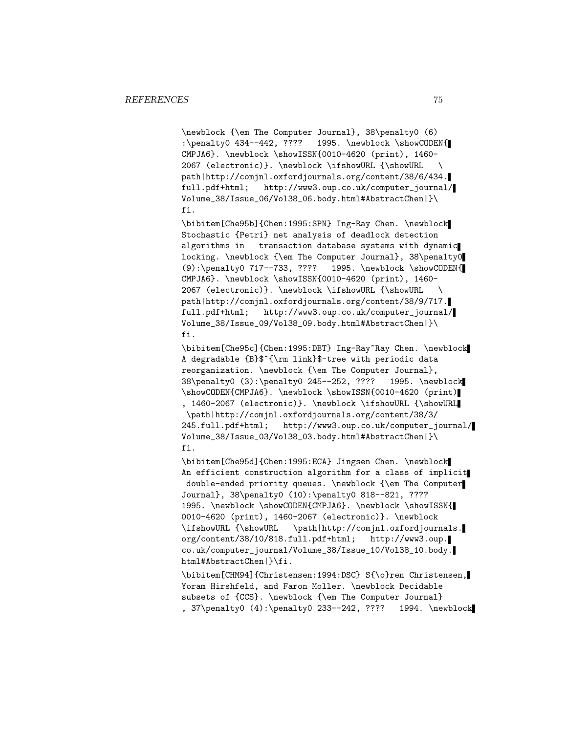```
\newblock {\em The Computer Journal}, 38\penalty0 (6)
:\penalty0 434--442, ????   1995. \newblock \showCODEN{
CMPJA6}. \newblock \showISSN{0010-4620 (print), 1460-
2067 (electronic)}. \newblock \ifshowURL {\showURL   \
path|http://comjnl.oxfordjournals.org/content/38/6/434.
full.pdf+html;   http://www3.oup.co.uk/computer_journal/
Volume_38/Issue_06/Vol38_06.body.html#AbstractChen|}\
fi.

\bibitem[Che95b]{Chen:1995:SPN} Ing-Ray Chen. \newblock
Stochastic {Petri} net analysis of deadlock detection
algorithms in   transaction database systems with dynamic
locking. \newblock {\em The Computer Journal}, 38\penalty0
(9):\penalty0 717--733, ????   1995. \newblock \showCODEN{
CMPJA6}. \newblock \showISSN{0010-4620 (print), 1460-
2067 (electronic)}. \newblock \ifshowURL {\showURL   \
path|http://comjnl.oxfordjournals.org/content/38/9/717.
full.pdf+html;   http://www3.oup.co.uk/computer_journal/
Volume_38/Issue_09/Vol38_09.body.html#AbstractChen|}\
fi.

\bibitem[Che95c]{Chen:1995:DBT} Ing-Ray~Ray Chen. \newblock
A degradable {B}$^{\rm link}$-tree with periodic data
reorganization. \newblock {\em The Computer Journal},
38\penalty0 (3):\penalty0 245--252, ????   1995. \newblock
\showCODEN{CMPJA6}. \newblock \showISSN{0010-4620 (print)
, 1460-2067 (electronic)}. \newblock \ifshowURL {\showURL
 \path|http://comjnl.oxfordjournals.org/content/38/3/
245.full.pdf+html;   http://www3.oup.co.uk/computer_journal/
Volume_38/Issue_03/Vol38_03.body.html#AbstractChen|}\
fi.

\bibitem[Che95d]{Chen:1995:ECA} Jingsen Chen. \newblock
An efficient construction algorithm for a class of implicit
 double-ended priority queues. \newblock {\em The Computer
Journal}, 38\penalty0 (10):\penalty0 818--821, ????
1995. \newblock \showCODEN{CMPJA6}. \newblock \showISSN{
0010-4620 (print), 1460-2067 (electronic)}. \newblock
\ifshowURL {\showURL   \path|http://comjnl.oxfordjournals.
org/content/38/10/818.full.pdf+html;   http://www3.oup.
co.uk/computer_journal/Volume_38/Issue_10/Vol38_10.body.
html#AbstractChen|}\fi.

\bibitem[CHM94]{Christensen:1994:DSC} S{\o}ren Christensen,
Yoram Hirshfeld, and Faron Moller. \newblock Decidable
subsets of {CCS}. \newblock {\em The Computer Journal}
, 37\penalty0 (4):\penalty0 233--242, ????   1994. \newblock
```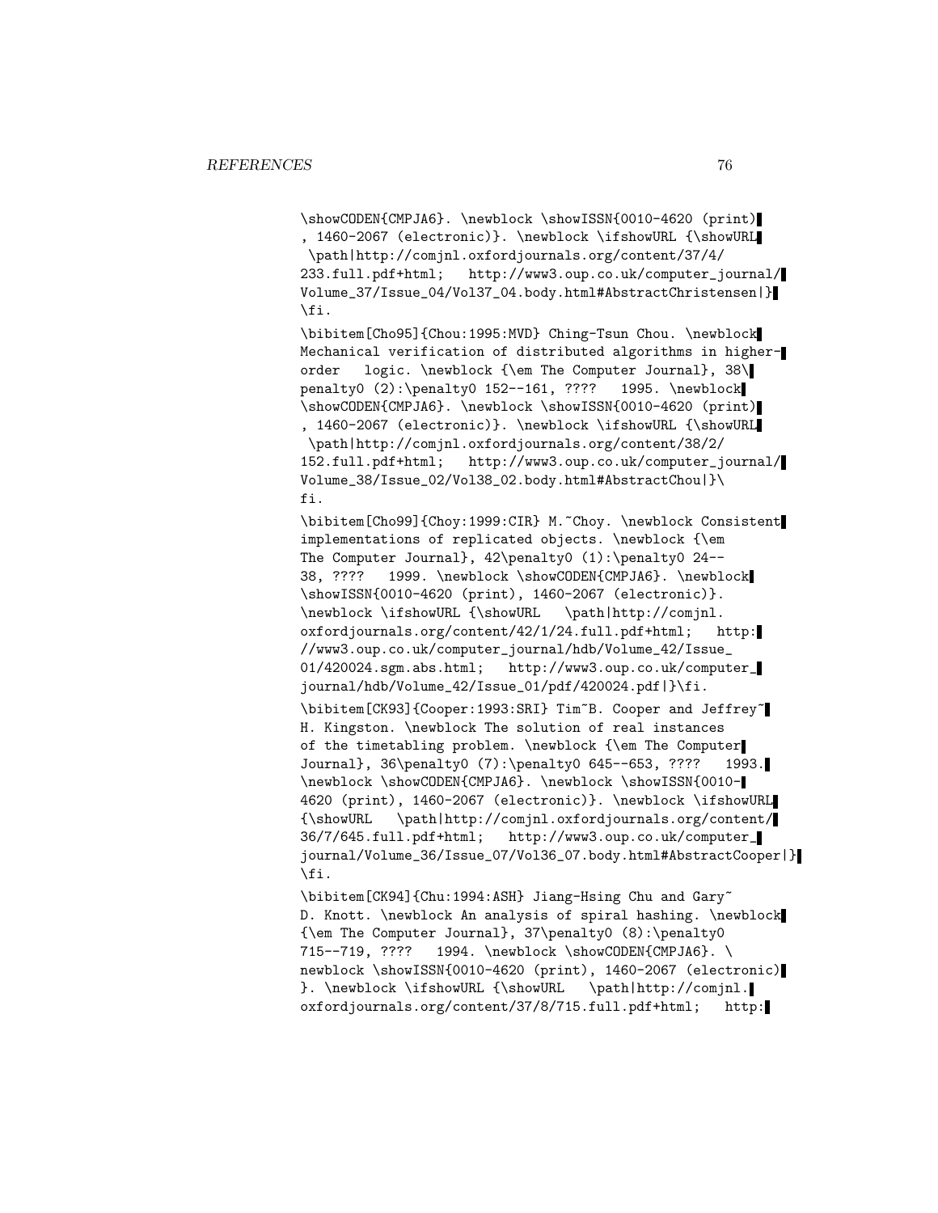```
\showCODEN{CMPJA6}. \newblock \showISSN{0010-4620 (print)
, 1460-2067 (electronic)}. \newblock \ifshowURL {\showURL
 \path|http://comjnl.oxfordjournals.org/content/37/4/
233.full.pdf+html;   http://www3.oup.co.uk/computer_journal/
Volume_37/Issue_04/Vol37_04.body.html#AbstractChristensen|}
\fi.

\bibitem[Cho95]{Chou:1995:MVD} Ching-Tsun Chou. \newblock
Mechanical verification of distributed algorithms in higher-
order   logic. \newblock {\em The Computer Journal}, 38\
penalty0 (2):\penalty0 152--161, ????   1995. \newblock
\showCODEN{CMPJA6}. \newblock \showISSN{0010-4620 (print)
, 1460-2067 (electronic)}. \newblock \ifshowURL {\showURL
 \path|http://comjnl.oxfordjournals.org/content/38/2/
152.full.pdf+html;   http://www3.oup.co.uk/computer_journal/
Volume_38/Issue_02/Vol38_02.body.html#AbstractChou|}\
fi.

\bibitem[Cho99]{Choy:1999:CIR} M.~Choy. \newblock Consistent
implementations of replicated objects. \newblock {\em
The Computer Journal}, 42\penalty0 (1):\penalty0 24--
38, ????   1999. \newblock \showCODEN{CMPJA6}. \newblock
\showISSN{0010-4620 (print), 1460-2067 (electronic)}.
\newblock \ifshowURL {\showURL   \path|http://comjnl.
oxfordjournals.org/content/42/1/24.full.pdf+html;   http:
//www3.oup.co.uk/computer_journal/hdb/Volume_42/Issue_
01/420024.sgm.abs.html;   http://www3.oup.co.uk/computer_
journal/hdb/Volume_42/Issue_01/pdf/420024.pdf|}\fi.

\bibitem[CK93]{Cooper:1993:SRI} Tim~B. Cooper and Jeffrey~
H. Kingston. \newblock The solution of real instances
of the timetabling problem. \newblock {\em The Computer
Journal}, 36\penalty0 (7):\penalty0 645--653, ????   1993.
\newblock \showCODEN{CMPJA6}. \newblock \showISSN{0010-
4620 (print), 1460-2067 (electronic)}. \newblock \ifshowURL
{\showURL   \path|http://comjnl.oxfordjournals.org/content/
36/7/645.full.pdf+html;   http://www3.oup.co.uk/computer_
journal/Volume_36/Issue_07/Vol36_07.body.html#AbstractCooper|}
\fi.

\bibitem[CK94]{Chu:1994:ASH} Jiang-Hsing Chu and Gary~
D. Knott. \newblock An analysis of spiral hashing. \newblock
{\em The Computer Journal}, 37\penalty0 (8):\penalty0
715--719, ????   1994. \newblock \showCODEN{CMPJA6}. \
newblock \showISSN{0010-4620 (print), 1460-2067 (electronic)
}. \newblock \ifshowURL {\showURL   \path|http://comjnl.
oxfordjournals.org/content/37/8/715.full.pdf+html;   http:
```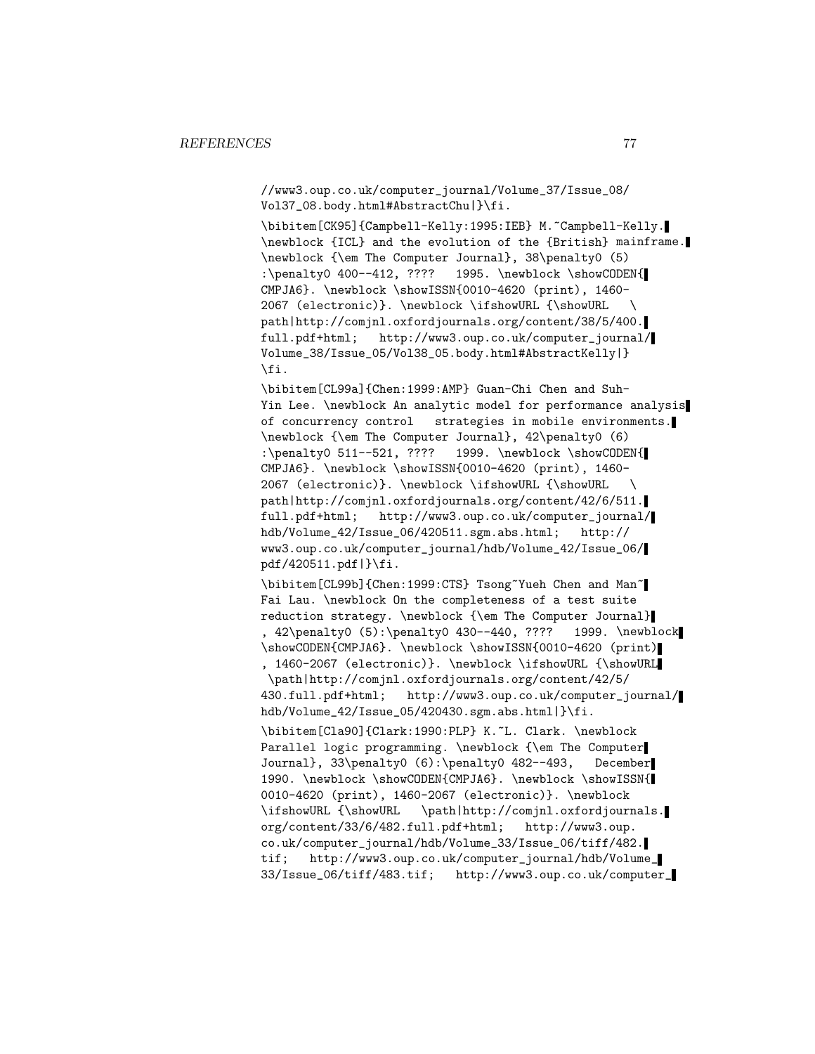```
//www3.oup.co.uk/computer_journal/Volume_37/Issue_08/
Vol37_08.body.html#AbstractChu|}\fi.

\bibitem[CK95]{Campbell-Kelly:1995:IEB} M.~Campbell-Kelly.
\newblock {ICL} and the evolution of the {British} mainframe.
\newblock {\em The Computer Journal}, 38\penalty0 (5)
:\penalty0 400--412, ????   1995. \newblock \showCODEN{
CMPJA6}. \newblock \showISSN{0010-4620 (print), 1460-
2067 (electronic)}. \newblock \ifshowURL {\showURL   \
path|http://comjnl.oxfordjournals.org/content/38/5/400.
full.pdf+html;   http://www3.oup.co.uk/computer_journal/
Volume_38/Issue_05/Vol38_05.body.html#AbstractKelly|}
\fi.

\bibitem[CL99a]{Chen:1999:AMP} Guan-Chi Chen and Suh-
Yin Lee. \newblock An analytic model for performance analysis
of concurrency control   strategies in mobile environments.
\newblock {\em The Computer Journal}, 42\penalty0 (6)
:\penalty0 511--521, ????   1999. \newblock \showCODEN{
CMPJA6}. \newblock \showISSN{0010-4620 (print), 1460-
2067 (electronic)}. \newblock \ifshowURL {\showURL   \
path|http://comjnl.oxfordjournals.org/content/42/6/511.
full.pdf+html;   http://www3.oup.co.uk/computer_journal/
hdb/Volume_42/Issue_06/420511.sgm.abs.html;   http://
www3.oup.co.uk/computer_journal/hdb/Volume_42/Issue_06/
pdf/420511.pdf|}\fi.

\bibitem[CL99b]{Chen:1999:CTS} Tsong~Yueh Chen and Man~
Fai Lau. \newblock On the completeness of a test suite
reduction strategy. \newblock {\em The Computer Journal}
, 42\penalty0 (5):\penalty0 430--440, ????   1999. \newblock
\showCODEN{CMPJA6}. \newblock \showISSN{0010-4620 (print)
, 1460-2067 (electronic)}. \newblock \ifshowURL {\showURL
 \path|http://comjnl.oxfordjournals.org/content/42/5/
430.full.pdf+html;   http://www3.oup.co.uk/computer_journal/
hdb/Volume_42/Issue_05/420430.sgm.abs.html|}\fi.

\bibitem[Cla90]{Clark:1990:PLP} K.~L. Clark. \newblock
Parallel logic programming. \newblock {\em The Computer
Journal}, 33\penalty0 (6):\penalty0 482--493,   December
1990. \newblock \showCODEN{CMPJA6}. \newblock \showISSN{
0010-4620 (print), 1460-2067 (electronic)}. \newblock
\ifshowURL {\showURL   \path|http://comjnl.oxfordjournals.
org/content/33/6/482.full.pdf+html;   http://www3.oup.
co.uk/computer_journal/hdb/Volume_33/Issue_06/tiff/482.
tif;   http://www3.oup.co.uk/computer_journal/hdb/Volume_
33/Issue_06/tiff/483.tif;   http://www3.oup.co.uk/computer_
```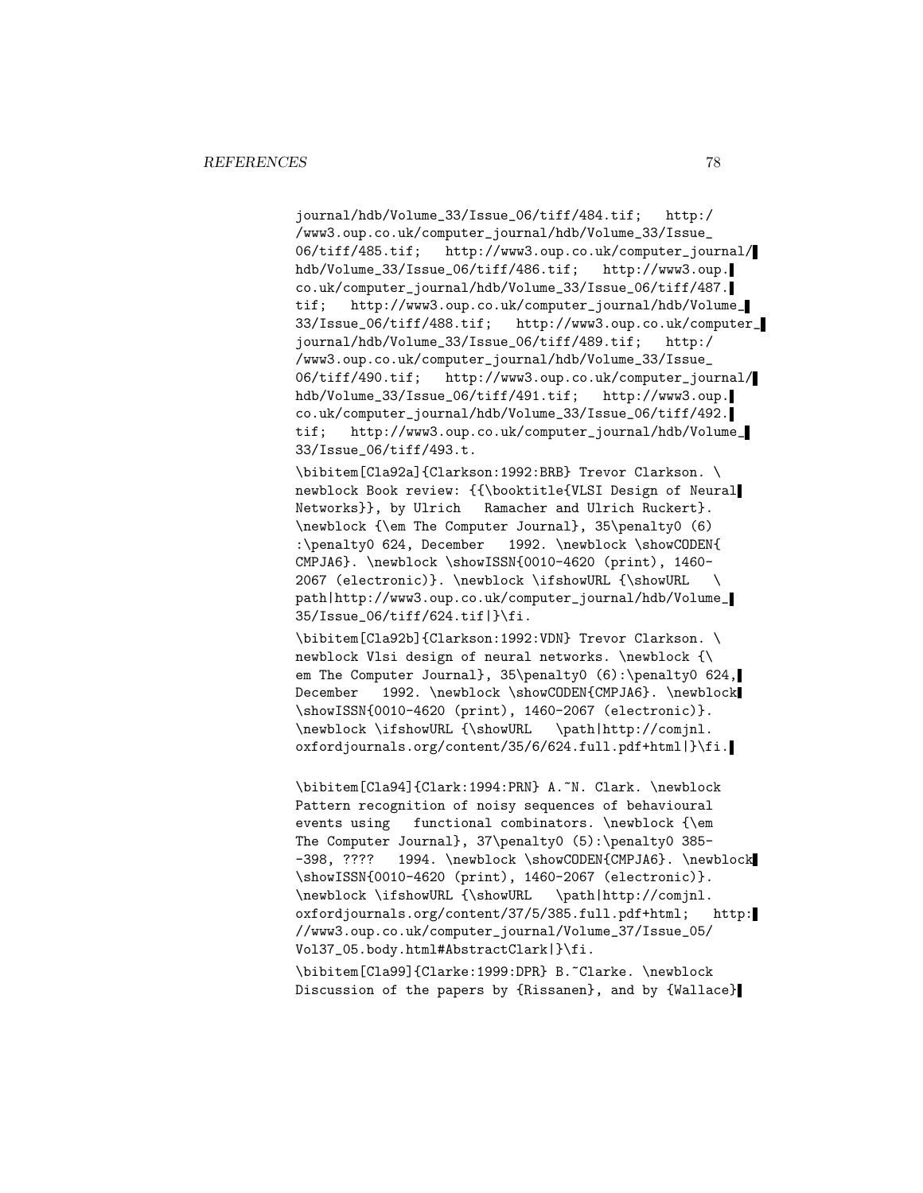```
journal/hdb/Volume_33/Issue_06/tiff/484.tif;   http:/
/www3.oup.co.uk/computer_journal/hdb/Volume_33/Issue_
06/tiff/485.tif;   http://www3.oup.co.uk/computer_journal/
hdb/Volume_33/Issue_06/tiff/486.tif;   http://www3.oup.
co.uk/computer_journal/hdb/Volume_33/Issue_06/tiff/487.
tif;   http://www3.oup.co.uk/computer_journal/hdb/Volume_
33/Issue_06/tiff/488.tif;   http://www3.oup.co.uk/computer_
journal/hdb/Volume_33/Issue_06/tiff/489.tif;   http:/
/www3.oup.co.uk/computer_journal/hdb/Volume_33/Issue_
06/tiff/490.tif;   http://www3.oup.co.uk/computer_journal/
hdb/Volume_33/Issue_06/tiff/491.tif;   http://www3.oup.
co.uk/computer_journal/hdb/Volume_33/Issue_06/tiff/492.
tif;   http://www3.oup.co.uk/computer_journal/hdb/Volume_
33/Issue_06/tiff/493.t.

\bibitem[Cla92a]{Clarkson:1992:BRB} Trevor Clarkson. \
newblock Book review: {{\booktitle{VLSI Design of Neural
Networks}}, by Ulrich   Ramacher and Ulrich Ruckert}.
\newblock {\em The Computer Journal}, 35\penalty0 (6)
:\penalty0 624, December   1992. \newblock \showCODEN{
CMPJA6}. \newblock \showISSN{0010-4620 (print), 1460-
2067 (electronic)}. \newblock \ifshowURL {\showURL   \
path|http://www3.oup.co.uk/computer_journal/hdb/Volume_
35/Issue_06/tiff/624.tif|}\fi.

\bibitem[Cla92b]{Clarkson:1992:VDN} Trevor Clarkson. \
newblock Vlsi design of neural networks. \newblock {\
em The Computer Journal}, 35\penalty0 (6):\penalty0 624,
December   1992. \newblock \showCODEN{CMPJA6}. \newblock
\showISSN{0010-4620 (print), 1460-2067 (electronic)}.
\newblock \ifshowURL {\showURL   \path|http://comjnl.
oxfordjournals.org/content/35/6/624.full.pdf+html|}\fi.

\bibitem[Cla94]{Clark:1994:PRN} A.~N. Clark. \newblock
Pattern recognition of noisy sequences of behavioural
events using   functional combinators. \newblock {\em
The Computer Journal}, 37\penalty0 (5):\penalty0 385-
-398, ????   1994. \newblock \showCODEN{CMPJA6}. \newblock
\showISSN{0010-4620 (print), 1460-2067 (electronic)}.
\newblock \ifshowURL {\showURL   \path|http://comjnl.
oxfordjournals.org/content/37/5/385.full.pdf+html;   http:
//www3.oup.co.uk/computer_journal/Volume_37/Issue_05/
Vol37_05.body.html#AbstractClark|}\fi.

\bibitem[Cla99]{Clarke:1999:DPR} B.~Clarke. \newblock
Discussion of the papers by {Rissanen}, and by {Wallace}
```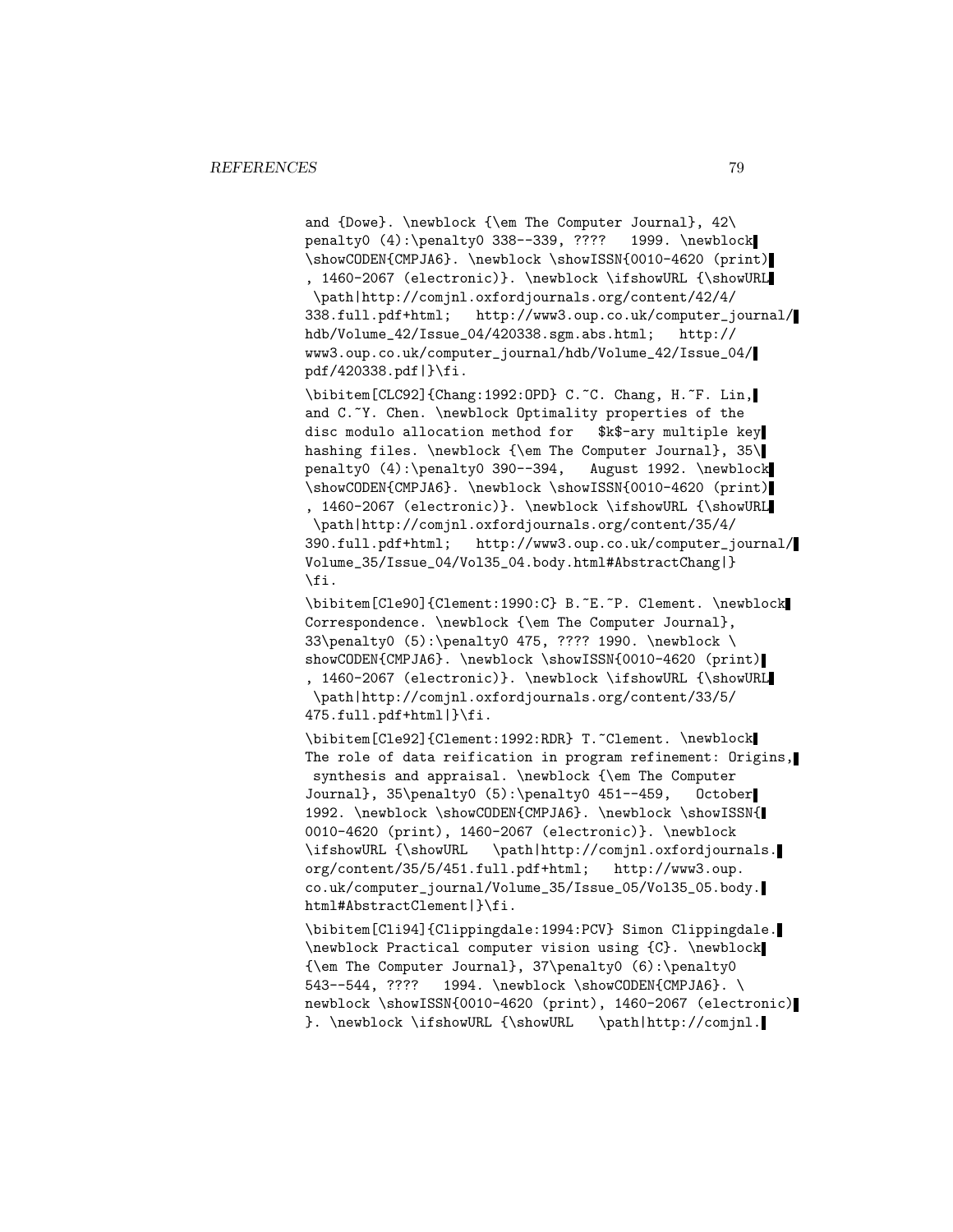```
and {Dowe}. \newblock {\em The Computer Journal}, 42\
penalty0 (4):\penalty0 338--339, ????   1999. \newblock
\showCODEN{CMPJA6}. \newblock \showISSN{0010-4620 (print)
, 1460-2067 (electronic)}. \newblock \ifshowURL {\showURL
 \path|http://comjnl.oxfordjournals.org/content/42/4/
338.full.pdf+html;   http://www3.oup.co.uk/computer_journal/
hdb/Volume_42/Issue_04/420338.sgm.abs.html;   http://
www3.oup.co.uk/computer_journal/hdb/Volume_42/Issue_04/
pdf/420338.pdf|}\fi.

\bibitem[CLC92]{Chang:1992:OPD} C.~C. Chang, H.~F. Lin,
and C.~Y. Chen. \newblock Optimality properties of the
disc modulo allocation method for   $k$-ary multiple key
hashing files. \newblock {\em The Computer Journal}, 35\
penalty0 (4):\penalty0 390--394,   August 1992. \newblock
\showCODEN{CMPJA6}. \newblock \showISSN{0010-4620 (print)
, 1460-2067 (electronic)}. \newblock \ifshowURL {\showURL
 \path|http://comjnl.oxfordjournals.org/content/35/4/
390.full.pdf+html;   http://www3.oup.co.uk/computer_journal/
Volume_35/Issue_04/Vol35_04.body.html#AbstractChang|}
\fi.

\bibitem[Cle90]{Clement:1990:C} B.~E.~P. Clement. \newblock
Correspondence. \newblock {\em The Computer Journal},
33\penalty0 (5):\penalty0 475, ???? 1990. \newblock \
showCODEN{CMPJA6}. \newblock \showISSN{0010-4620 (print)
, 1460-2067 (electronic)}. \newblock \ifshowURL {\showURL
 \path|http://comjnl.oxfordjournals.org/content/33/5/
475.full.pdf+html|}\fi.

\bibitem[Cle92]{Clement:1992:RDR} T.~Clement. \newblock
The role of data reification in program refinement: Origins,
 synthesis and appraisal. \newblock {\em The Computer
Journal}, 35\penalty0 (5):\penalty0 451--459,   October
1992. \newblock \showCODEN{CMPJA6}. \newblock \showISSN{
0010-4620 (print), 1460-2067 (electronic)}. \newblock
\ifshowURL {\showURL   \path|http://comjnl.oxfordjournals.
org/content/35/5/451.full.pdf+html;   http://www3.oup.
co.uk/computer_journal/Volume_35/Issue_05/Vol35_05.body.
html#AbstractClement|}\fi.

\bibitem[Cli94]{Clippingdale:1994:PCV} Simon Clippingdale.
\newblock Practical computer vision using {C}. \newblock
{\em The Computer Journal}, 37\penalty0 (6):\penalty0
543--544, ????   1994. \newblock \showCODEN{CMPJA6}. \
newblock \showISSN{0010-4620 (print), 1460-2067 (electronic)
}. \newblock \ifshowURL {\showURL   \path|http://comjnl.
```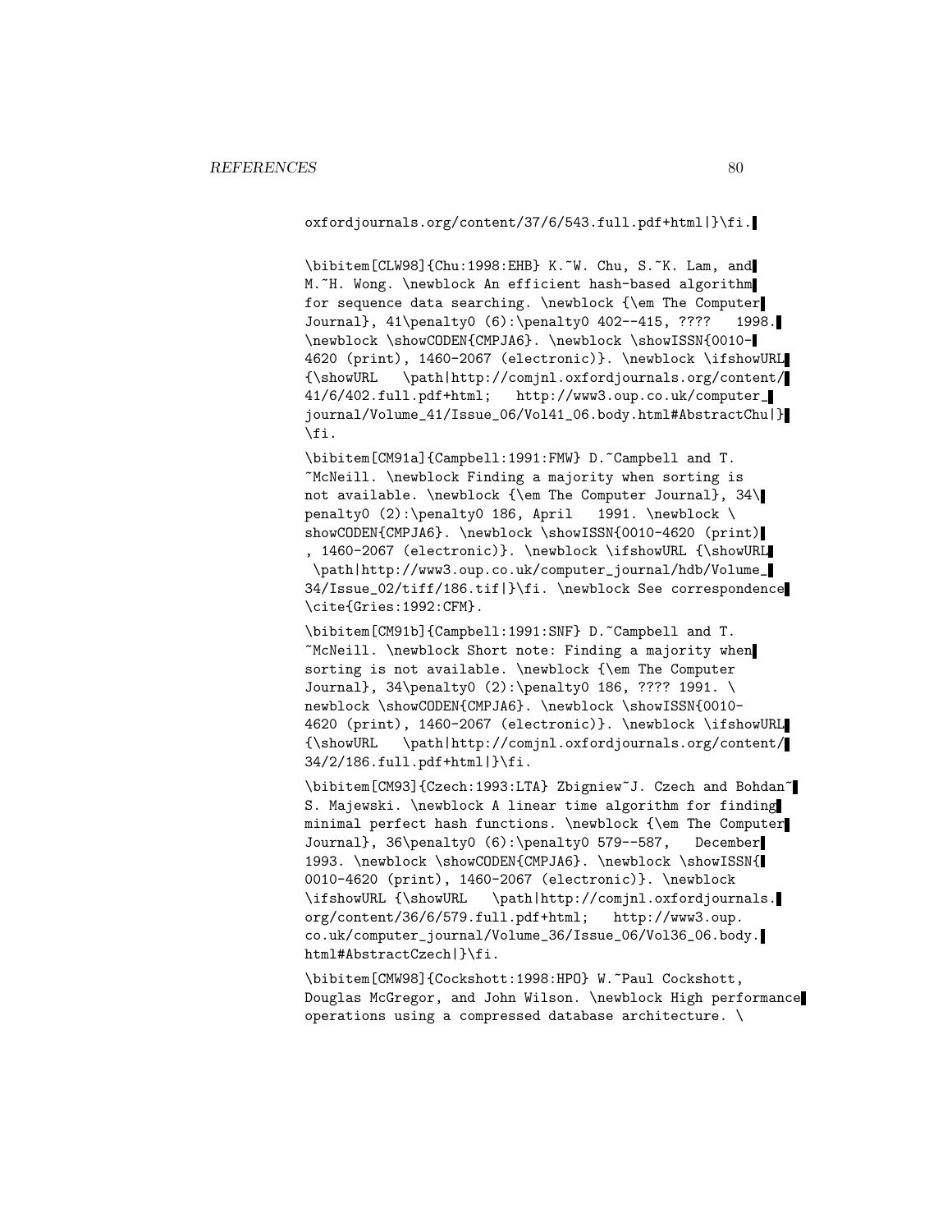```
oxfordjournals.org/content/37/6/543.full.pdf+html|}\fi.

\bibitem[CLW98]{Chu:1998:EHB} K.~W. Chu, S.~K. Lam, and
M.~H. Wong. \newblock An efficient hash-based algorithm
for sequence data searching. \newblock {\em The Computer
Journal}, 41\penalty0 (6):\penalty0 402--415, ????   1998.
\newblock \showCODEN{CMPJA6}. \newblock \showISSN{0010-
4620 (print), 1460-2067 (electronic)}. \newblock \ifshowURL
{\showURL   \path|http://comjnl.oxfordjournals.org/content/
41/6/402.full.pdf+html;   http://www3.oup.co.uk/computer_
journal/Volume_41/Issue_06/Vol41_06.body.html#AbstractChu|}
\fi.

\bibitem[CM91a]{Campbell:1991:FMW} D.~Campbell and T.
~McNeill. \newblock Finding a majority when sorting is
not available. \newblock {\em The Computer Journal}, 34\
penalty0 (2):\penalty0 186, April   1991. \newblock \
showCODEN{CMPJA6}. \newblock \showISSN{0010-4620 (print)
, 1460-2067 (electronic)}. \newblock \ifshowURL {\showURL
 \path|http://www3.oup.co.uk/computer_journal/hdb/Volume_
34/Issue_02/tiff/186.tif|}\fi. \newblock See correspondence
\cite{Gries:1992:CFM}.

\bibitem[CM91b]{Campbell:1991:SNF} D.~Campbell and T.
~McNeill. \newblock Short note: Finding a majority when
sorting is not available. \newblock {\em The Computer
Journal}, 34\penalty0 (2):\penalty0 186, ???? 1991. \
newblock \showCODEN{CMPJA6}. \newblock \showISSN{0010-
4620 (print), 1460-2067 (electronic)}. \newblock \ifshowURL
{\showURL   \path|http://comjnl.oxfordjournals.org/content/
34/2/186.full.pdf+html|}\fi.

\bibitem[CM93]{Czech:1993:LTA} Zbigniew~J. Czech and Bohdan~
S. Majewski. \newblock A linear time algorithm for finding
minimal perfect hash functions. \newblock {\em The Computer
Journal}, 36\penalty0 (6):\penalty0 579--587,   December
1993. \newblock \showCODEN{CMPJA6}. \newblock \showISSN{
0010-4620 (print), 1460-2067 (electronic)}. \newblock
\ifshowURL {\showURL   \path|http://comjnl.oxfordjournals.
org/content/36/6/579.full.pdf+html;   http://www3.oup.
co.uk/computer_journal/Volume_36/Issue_06/Vol36_06.body.
html#AbstractCzech|}\fi.

\bibitem[CMW98]{Cockshott:1998:HPO} W.~Paul Cockshott,
Douglas McGregor, and John Wilson. \newblock High performance
operations using a compressed database architecture. \
```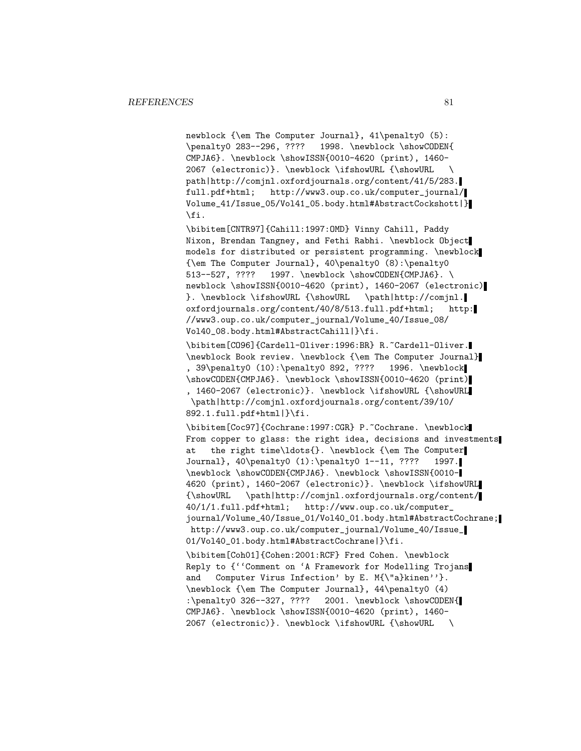newblock {\em The Computer Journal}, 41\penalty0 (5): \penalty0 283--296, ???? 1998. \newblock \showCODEN{ CMPJA6}. \newblock \showISSN{0010-4620 (print), 1460-2067 (electronic)}. \newblock \ifshowURL {\showURL \ path|http://comjnl.oxfordjournals.org/content/41/5/283. full.pdf+html; http://www3.oup.co.uk/computer_journal/ Volume_41/Issue_05/Vol41_05.body.html#AbstractCockshott|} \fi.

\bibitem[CNTR97]{Cahill:1997:OMD} Vinny Cahill, Paddy Nixon, Brendan Tangney, and Fethi Rabhi. \newblock Object models for distributed or persistent programming. \newblock {\em The Computer Journal}, 40\penalty0 (8):\penalty0 513--527, ???? 1997. \newblock \showCODEN{CMPJA6}. \ newblock \showISSN{0010-4620 (print), 1460-2067 (electronic) }. \newblock \ifshowURL {\showURL \path|http://comjnl. oxfordjournals.org/content/40/8/513.full.pdf+html; http: //www3.oup.co.uk/computer_journal/Volume_40/Issue_08/ Vol40_08.body.html#AbstractCahill|}\fi.

\bibitem[CO96]{Cardell-Oliver:1996:BR} R.~Cardell-Oliver. \newblock Book review. \newblock {\em The Computer Journal} , 39\penalty0 (10):\penalty0 892, ???? 1996. \newblock \showCODEN{CMPJA6}. \newblock \showISSN{0010-4620 (print) , 1460-2067 (electronic)}. \newblock \ifshowURL {\showURL \path|http://comjnl.oxfordjournals.org/content/39/10/ 892.1.full.pdf+html|}\fi.

\bibitem[Coc97]{Cochrane:1997:CGR} P.~Cochrane. \newblock From copper to glass: the right idea, decisions and investments at the right time\ldots{}. \newblock {\em The Computer Journal}, 40\penalty0 (1):\penalty0 1--11, ???? 1997. \newblock \showCODEN{CMPJA6}. \newblock \showISSN{0010-4620 (print), 1460-2067 (electronic)}. \newblock \ifshowURL {\showURL \path|http://comjnl.oxfordjournals.org/content/ 40/1/1.full.pdf+html; http://www.oup.co.uk/computer_ journal/Volume_40/Issue_01/Vol40_01.body.html#AbstractCochrane; http://www3.oup.co.uk/computer_journal/Volume_40/Issue_ 01/Vol40_01.body.html#AbstractCochrane|}\fi.

\bibitem[Coh01]{Cohen:2001:RCF} Fred Cohen. \newblock Reply to {‘‘Comment on ‘A Framework for Modelling Trojans and Computer Virus Infection’ by E. M{\"a}kinen’’}. \newblock {\em The Computer Journal}, 44\penalty0 (4) :\penalty0 326--327, ???? 2001. \newblock \showCODEN{ CMPJA6}. \newblock \showISSN{0010-4620 (print), 1460-2067 (electronic)}. \newblock \ifshowURL {\showURL \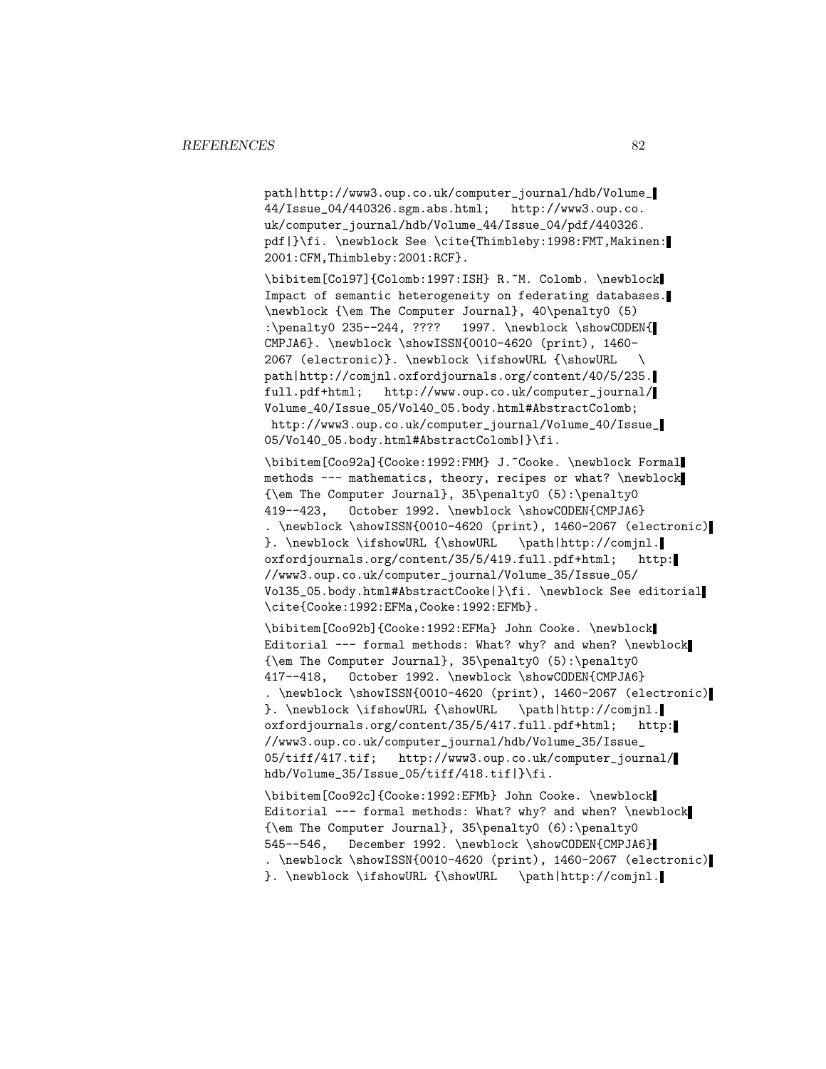```
path|http://www3.oup.co.uk/computer_journal/hdb/Volume_
44/Issue_04/440326.sgm.abs.html;   http://www3.oup.co.
uk/computer_journal/hdb/Volume_44/Issue_04/pdf/440326.
pdf|}\fi. \newblock See \cite{Thimbleby:1998:FMT,Makinen:
2001:CFM,Thimbleby:2001:RCF}.

\bibitem[Col97]{Colomb:1997:ISH} R.~M. Colomb. \newblock
Impact of semantic heterogeneity on federating databases.
\newblock {\em The Computer Journal}, 40\penalty0 (5)
:\penalty0 235--244, ????   1997. \newblock \showCODEN{
CMPJA6}. \newblock \showISSN{0010-4620 (print), 1460-
2067 (electronic)}. \newblock \ifshowURL {\showURL   \
path|http://comjnl.oxfordjournals.org/content/40/5/235.
full.pdf+html;   http://www.oup.co.uk/computer_journal/
Volume_40/Issue_05/Vol40_05.body.html#AbstractColomb;
 http://www3.oup.co.uk/computer_journal/Volume_40/Issue_
05/Vol40_05.body.html#AbstractColomb|}\fi.

\bibitem[Coo92a]{Cooke:1992:FMM} J.~Cooke. \newblock Formal
methods --- mathematics, theory, recipes or what? \newblock
{\em The Computer Journal}, 35\penalty0 (5):\penalty0
419--423,   October 1992. \newblock \showCODEN{CMPJA6}
. \newblock \showISSN{0010-4620 (print), 1460-2067 (electronic)
}. \newblock \ifshowURL {\showURL   \path|http://comjnl.
oxfordjournals.org/content/35/5/419.full.pdf+html;   http:
//www3.oup.co.uk/computer_journal/Volume_35/Issue_05/
Vol35_05.body.html#AbstractCooke|}\fi. \newblock See editorial
\cite{Cooke:1992:EFMa,Cooke:1992:EFMb}.

\bibitem[Coo92b]{Cooke:1992:EFMa} John Cooke. \newblock
Editorial --- formal methods: What? why? and when? \newblock
{\em The Computer Journal}, 35\penalty0 (5):\penalty0
417--418,   October 1992. \newblock \showCODEN{CMPJA6}
. \newblock \showISSN{0010-4620 (print), 1460-2067 (electronic)
}. \newblock \ifshowURL {\showURL   \path|http://comjnl.
oxfordjournals.org/content/35/5/417.full.pdf+html;   http:
//www3.oup.co.uk/computer_journal/hdb/Volume_35/Issue_
05/tiff/417.tif;   http://www3.oup.co.uk/computer_journal/
hdb/Volume_35/Issue_05/tiff/418.tif|}\fi.

\bibitem[Coo92c]{Cooke:1992:EFMb} John Cooke. \newblock
Editorial --- formal methods: What? why? and when? \newblock
{\em The Computer Journal}, 35\penalty0 (6):\penalty0
545--546,   December 1992. \newblock \showCODEN{CMPJA6}
. \newblock \showISSN{0010-4620 (print), 1460-2067 (electronic)
}. \newblock \ifshowURL {\showURL   \path|http://comjnl.
```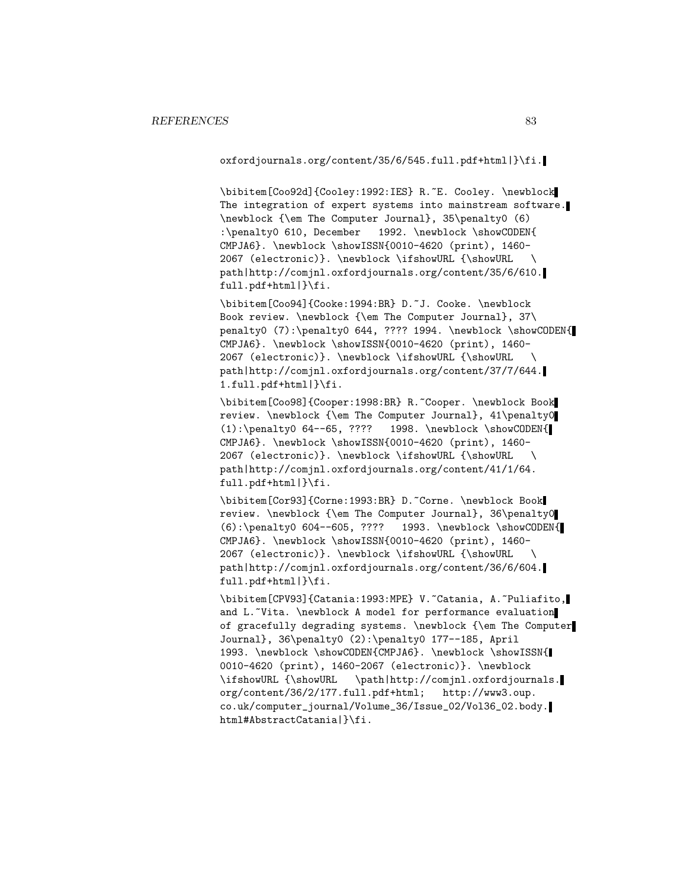```
oxfordjournals.org/content/35/6/545.full.pdf+html|}\fi.

\bibitem[Coo92d]{Cooley:1992:IES} R.~E. Cooley. \newblock
The integration of expert systems into mainstream software.
\newblock {\em The Computer Journal}, 35\penalty0 (6)
:\penalty0 610, December   1992. \newblock \showCODEN{
CMPJA6}. \newblock \showISSN{0010-4620 (print), 1460-
2067 (electronic)}. \newblock \ifshowURL {\showURL   \
path|http://comjnl.oxfordjournals.org/content/35/6/610.
full.pdf+html|}\fi.

\bibitem[Coo94]{Cooke:1994:BR} D.~J. Cooke. \newblock
Book review. \newblock {\em The Computer Journal}, 37\
penalty0 (7):\penalty0 644, ???? 1994. \newblock \showCODEN{
CMPJA6}. \newblock \showISSN{0010-4620 (print), 1460-
2067 (electronic)}. \newblock \ifshowURL {\showURL   \
path|http://comjnl.oxfordjournals.org/content/37/7/644.
1.full.pdf+html|}\fi.

\bibitem[Coo98]{Cooper:1998:BR} R.~Cooper. \newblock Book
review. \newblock {\em The Computer Journal}, 41\penalty0
(1):\penalty0 64--65, ????   1998. \newblock \showCODEN{
CMPJA6}. \newblock \showISSN{0010-4620 (print), 1460-
2067 (electronic)}. \newblock \ifshowURL {\showURL   \
path|http://comjnl.oxfordjournals.org/content/41/1/64.
full.pdf+html|}\fi.

\bibitem[Cor93]{Corne:1993:BR} D.~Corne. \newblock Book
review. \newblock {\em The Computer Journal}, 36\penalty0
(6):\penalty0 604--605, ????   1993. \newblock \showCODEN{
CMPJA6}. \newblock \showISSN{0010-4620 (print), 1460-
2067 (electronic)}. \newblock \ifshowURL {\showURL   \
path|http://comjnl.oxfordjournals.org/content/36/6/604.
full.pdf+html|}\fi.

\bibitem[CPV93]{Catania:1993:MPE} V.~Catania, A.~Puliafito,
and L.~Vita. \newblock A model for performance evaluation
of gracefully degrading systems. \newblock {\em The Computer
Journal}, 36\penalty0 (2):\penalty0 177--185, April
1993. \newblock \showCODEN{CMPJA6}. \newblock \showISSN{
0010-4620 (print), 1460-2067 (electronic)}. \newblock
\ifshowURL {\showURL   \path|http://comjnl.oxfordjournals.
org/content/36/2/177.full.pdf+html;   http://www3.oup.
co.uk/computer_journal/Volume_36/Issue_02/Vol36_02.body.
html#AbstractCatania|}\fi.
```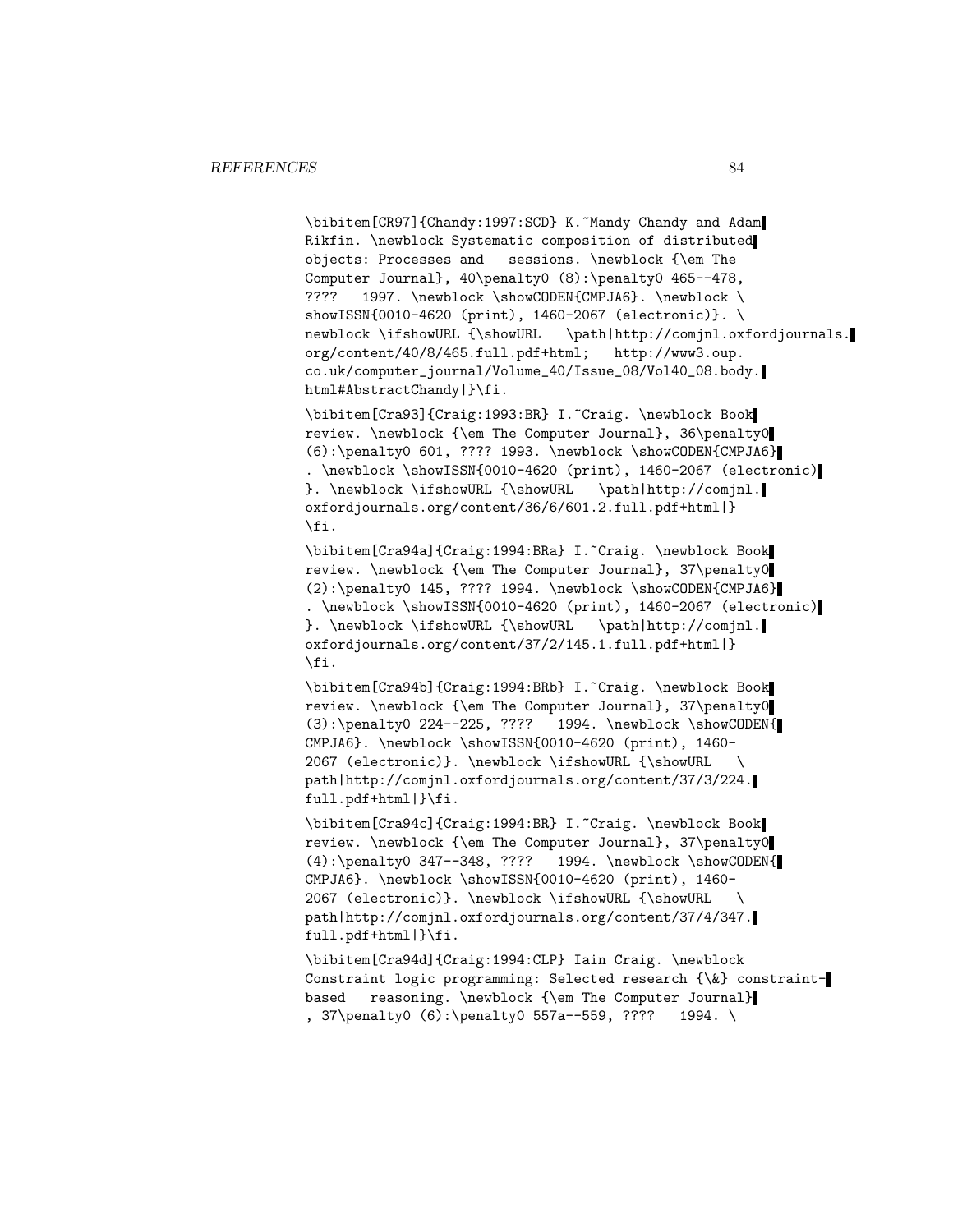```
\bibitem[CR97]{Chandy:1997:SCD} K.~Mandy Chandy and Adam
Rikfin. \newblock Systematic composition of distributed
objects: Processes and   sessions. \newblock {\em The
Computer Journal}, 40\penalty0 (8):\penalty0 465--478,
????   1997. \newblock \showCODEN{CMPJA6}. \newblock \
showISSN{0010-4620 (print), 1460-2067 (electronic)}. \
newblock \ifshowURL {\showURL   \path|http://comjnl.oxfordjournals.
org/content/40/8/465.full.pdf+html;   http://www3.oup.
co.uk/computer_journal/Volume_40/Issue_08/Vol40_08.body.
html#AbstractChandy|}\fi.

\bibitem[Cra93]{Craig:1993:BR} I.~Craig. \newblock Book
review. \newblock {\em The Computer Journal}, 36\penalty0
(6):\penalty0 601, ???? 1993. \newblock \showCODEN{CMPJA6}
. \newblock \showISSN{0010-4620 (print), 1460-2067 (electronic)
}. \newblock \ifshowURL {\showURL   \path|http://comjnl.
oxfordjournals.org/content/36/6/601.2.full.pdf+html|}
\fi.

\bibitem[Cra94a]{Craig:1994:BRa} I.~Craig. \newblock Book
review. \newblock {\em The Computer Journal}, 37\penalty0
(2):\penalty0 145, ???? 1994. \newblock \showCODEN{CMPJA6}
. \newblock \showISSN{0010-4620 (print), 1460-2067 (electronic)
}. \newblock \ifshowURL {\showURL   \path|http://comjnl.
oxfordjournals.org/content/37/2/145.1.full.pdf+html|}
\fi.

\bibitem[Cra94b]{Craig:1994:BRb} I.~Craig. \newblock Book
review. \newblock {\em The Computer Journal}, 37\penalty0
(3):\penalty0 224--225, ????   1994. \newblock \showCODEN{
CMPJA6}. \newblock \showISSN{0010-4620 (print), 1460-
2067 (electronic)}. \newblock \ifshowURL {\showURL   \
path|http://comjnl.oxfordjournals.org/content/37/3/224.
full.pdf+html|}\fi.

\bibitem[Cra94c]{Craig:1994:BR} I.~Craig. \newblock Book
review. \newblock {\em The Computer Journal}, 37\penalty0
(4):\penalty0 347--348, ????   1994. \newblock \showCODEN{
CMPJA6}. \newblock \showISSN{0010-4620 (print), 1460-
2067 (electronic)}. \newblock \ifshowURL {\showURL   \
path|http://comjnl.oxfordjournals.org/content/37/4/347.
full.pdf+html|}\fi.

\bibitem[Cra94d]{Craig:1994:CLP} Iain Craig. \newblock
Constraint logic programming: Selected research {\&} constraint-
based   reasoning. \newblock {\em The Computer Journal}
, 37\penalty0 (6):\penalty0 557a--559, ????   1994. \
```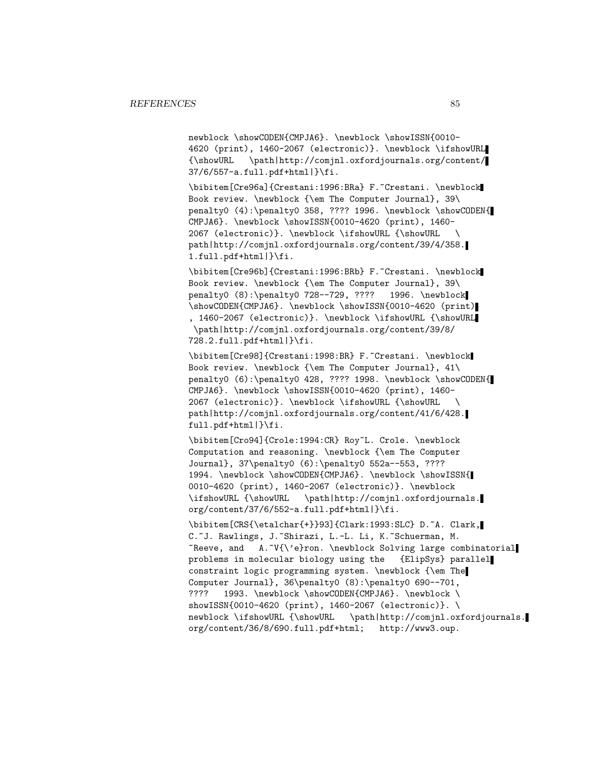newblock \showCODEN{CMPJA6}. \newblock \showISSN{0010-
4620 (print), 1460-2067 (electronic)}. \newblock \ifshowURL
{\showURL \path|http://comjnl.oxfordjournals.org/content/
37/6/557-a.full.pdf+html|}\fi.

\bibitem[Cre96a]{Crestani:1996:BRa} F.~Crestani. \newblock
Book review. \newblock {\em The Computer Journal}, 39\
penalty0 (4):\penalty0 358, ???? 1996. \newblock \showCODEN{
CMPJA6}. \newblock \showISSN{0010-4620 (print), 1460-
2067 (electronic)}. \newblock \ifshowURL {\showURL \
path|http://comjnl.oxfordjournals.org/content/39/4/358.
1.full.pdf+html|}\fi.

\bibitem[Cre96b]{Crestani:1996:BRb} F.~Crestani. \newblock
Book review. \newblock {\em The Computer Journal}, 39\
penalty0 (8):\penalty0 728--729, ???? 1996. \newblock
\showCODEN{CMPJA6}. \newblock \showISSN{0010-4620 (print)
, 1460-2067 (electronic)}. \newblock \ifshowURL {\showURL
\path|http://comjnl.oxfordjournals.org/content/39/8/
728.2.full.pdf+html|}\fi.

\bibitem[Cre98]{Crestani:1998:BR} F.~Crestani. \newblock
Book review. \newblock {\em The Computer Journal}, 41\
penalty0 (6):\penalty0 428, ???? 1998. \newblock \showCODEN{
CMPJA6}. \newblock \showISSN{0010-4620 (print), 1460-
2067 (electronic)}. \newblock \ifshowURL {\showURL \
path|http://comjnl.oxfordjournals.org/content/41/6/428.
full.pdf+html|}\fi.

\bibitem[Cro94]{Crole:1994:CR} Roy~L. Crole. \newblock
Computation and reasoning. \newblock {\em The Computer
Journal}, 37\penalty0 (6):\penalty0 552a--553, ????
1994. \newblock \showCODEN{CMPJA6}. \newblock \showISSN{
0010-4620 (print), 1460-2067 (electronic)}. \newblock
\ifshowURL {\showURL \path|http://comjnl.oxfordjournals.
org/content/37/6/552-a.full.pdf+html|}\fi.

\bibitem[CRS{\etalchar{+}}93]{Clark:1993:SLC} D.~A. Clark,
C.~J. Rawlings, J.~Shirazi, L.-L. Li, K.~Schuerman, M.
~Reeve, and A.~V{\'e}ron. \newblock Solving large combinatorial
problems in molecular biology using the {ElipSys} parallel
constraint logic programming system. \newblock {\em The
Computer Journal}, 36\penalty0 (8):\penalty0 690--701,
???? 1993. \newblock \showCODEN{CMPJA6}. \newblock \
showISSN{0010-4620 (print), 1460-2067 (electronic)}. \
newblock \ifshowURL {\showURL \path|http://comjnl.oxfordjournals.
org/content/36/8/690.full.pdf+html; http://www3.oup.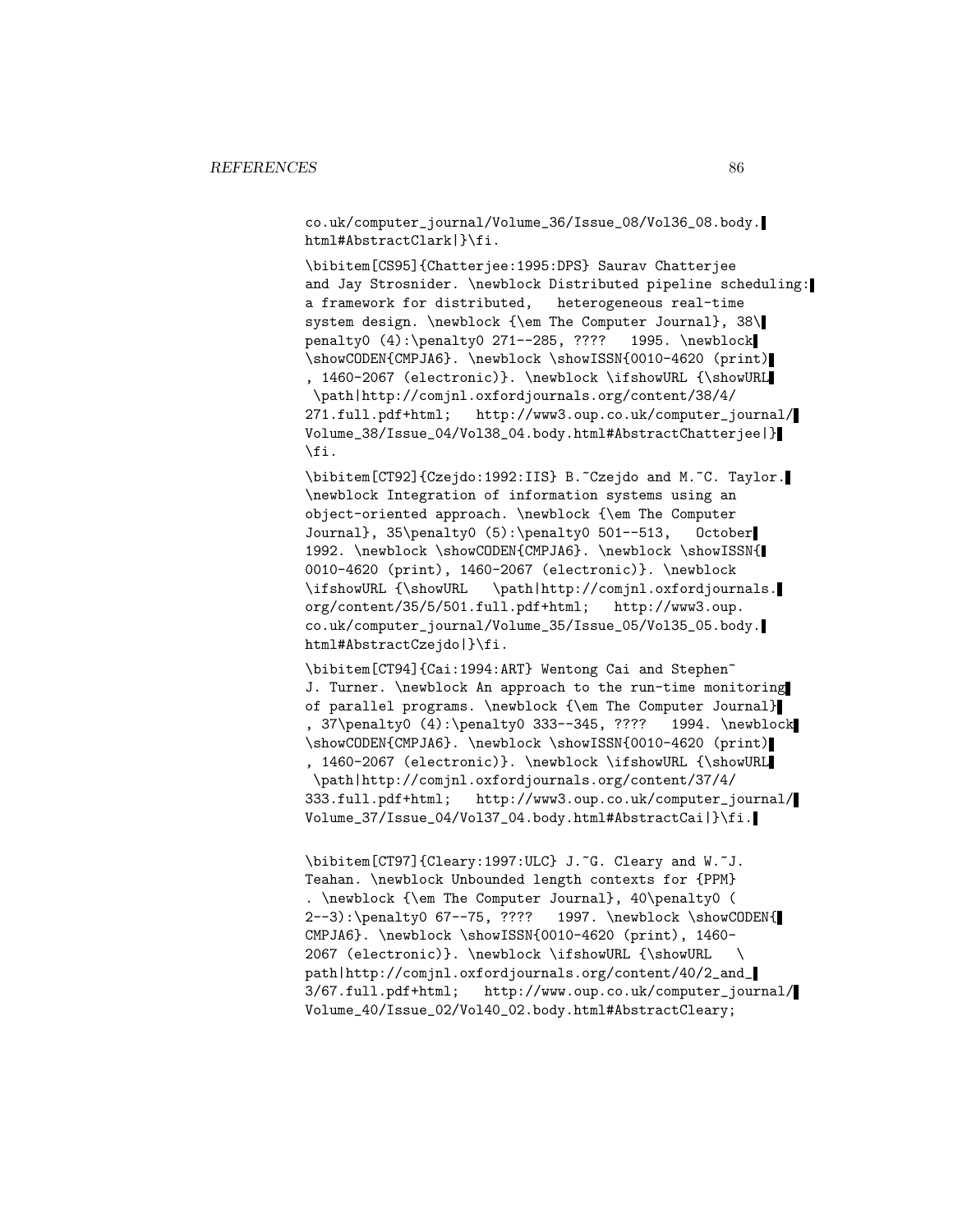co.uk/computer_journal/Volume_36/Issue_08/Vol36_08.body.
html#AbstractClark|}\fi.

\bibitem[CS95]{Chatterjee:1995:DPS} Saurav Chatterjee and Jay Strosnider. \newblock Distributed pipeline scheduling: a framework for distributed, heterogeneous real-time system design. \newblock {\em The Computer Journal}, 38\penalty0 (4):\penalty0 271--285, ???? 1995. \newblock \showCODEN{CMPJA6}. \newblock \showISSN{0010-4620 (print), 1460-2067 (electronic)}. \newblock \ifshowURL {\showURL \path|http://comjnl.oxfordjournals.org/content/38/4/271.full.pdf+html; http://www3.oup.co.uk/computer_journal/Volume_38/Issue_04/Vol38_04.body.html#AbstractChatterjee|}\fi.

\bibitem[CT92]{Czejdo:1992:IIS} B.~Czejdo and M.~C. Taylor. \newblock Integration of information systems using an object-oriented approach. \newblock {\em The Computer Journal}, 35\penalty0 (5):\penalty0 501--513, October 1992. \newblock \showCODEN{CMPJA6}. \newblock \showISSN{0010-4620 (print), 1460-2067 (electronic)}. \newblock \ifshowURL {\showURL \path|http://comjnl.oxfordjournals.org/content/35/5/501.full.pdf+html; http://www3.oup.co.uk/computer_journal/Volume_35/Issue_05/Vol35_05.body.html#AbstractCzejdo|}\fi.

\bibitem[CT94]{Cai:1994:ART} Wentong Cai and Stephen~J. Turner. \newblock An approach to the run-time monitoring of parallel programs. \newblock {\em The Computer Journal}, 37\penalty0 (4):\penalty0 333--345, ???? 1994. \newblock \showCODEN{CMPJA6}. \newblock \showISSN{0010-4620 (print), 1460-2067 (electronic)}. \newblock \ifshowURL {\showURL \path|http://comjnl.oxfordjournals.org/content/37/4/333.full.pdf+html; http://www3.oup.co.uk/computer_journal/Volume_37/Issue_04/Vol37_04.body.html#AbstractCai|}\fi.

\bibitem[CT97]{Cleary:1997:ULC} J.~G. Cleary and W.~J. Teahan. \newblock Unbounded length contexts for {PPM}. \newblock {\em The Computer Journal}, 40\penalty0 (2--3):\penalty0 67--75, ???? 1997. \newblock \showCODEN{CMPJA6}. \newblock \showISSN{0010-4620 (print), 1460-2067 (electronic)}. \newblock \ifshowURL {\showURL \path|http://comjnl.oxfordjournals.org/content/40/2_and_3/67.full.pdf+html; http://www.oup.co.uk/computer_journal/Volume_40/Issue_02/Vol40_02.body.html#AbstractCleary;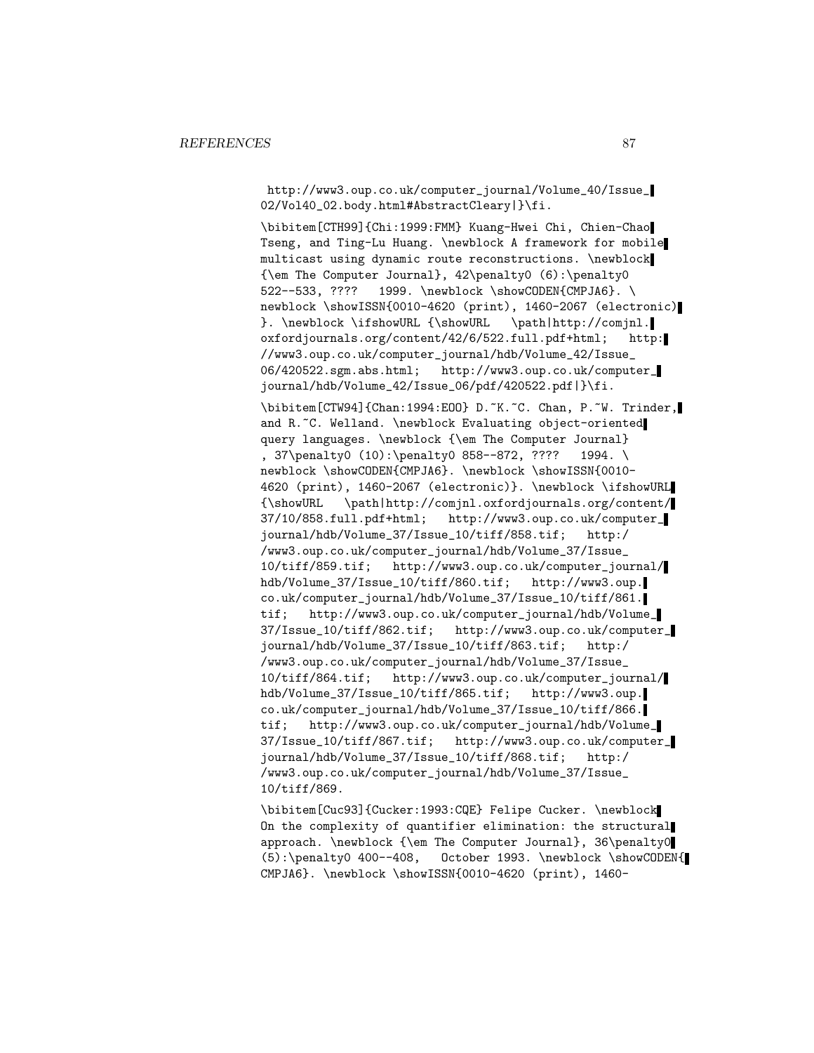http://www3.oup.co.uk/computer_journal/Volume_40/Issue_02/Vol40_02.body.html#AbstractCleary|}\fi.

\bibitem[CTH99]{Chi:1999:FMM} Kuang-Hwei Chi, Chien-Chao Tseng, and Ting-Lu Huang. \newblock A framework for mobile multicast using dynamic route reconstructions. \newblock {\em The Computer Journal}, 42\penalty0 (6):\penalty0 522--533, ???? 1999. \newblock \showCODEN{CMPJA6}. \newblock \showISSN{0010-4620 (print), 1460-2067 (electronic)}. \newblock \ifshowURL {\showURL \path|http://comjnl.oxfordjournals.org/content/42/6/522.full.pdf+html; http://www3.oup.co.uk/computer_journal/hdb/Volume_42/Issue_06/420522.sgm.abs.html; http://www3.oup.co.uk/computer_journal/hdb/Volume_42/Issue_06/pdf/420522.pdf|}\fi.

\bibitem[CTW94]{Chan:1994:EOO} D.~K.~C. Chan, P.~W. Trinder, and R.~C. Welland. \newblock Evaluating object-oriented query languages. \newblock {\em The Computer Journal}, 37\penalty0 (10):\penalty0 858--872, ???? 1994. \newblock \showCODEN{CMPJA6}. \newblock \showISSN{0010-4620 (print), 1460-2067 (electronic)}. \newblock \ifshowURL {\showURL \path|http://comjnl.oxfordjournals.org/content/37/10/858.full.pdf+html; http://www3.oup.co.uk/computer_journal/hdb/Volume_37/Issue_10/tiff/858.tif; http://www3.oup.co.uk/computer_journal/hdb/Volume_37/Issue_10/tiff/859.tif; http://www3.oup.co.uk/computer_journal/hdb/Volume_37/Issue_10/tiff/860.tif; http://www3.oup.co.uk/computer_journal/hdb/Volume_37/Issue_10/tiff/861.tif; http://www3.oup.co.uk/computer_journal/hdb/Volume_37/Issue_10/tiff/862.tif; http://www3.oup.co.uk/computer_journal/hdb/Volume_37/Issue_10/tiff/863.tif; http://www3.oup.co.uk/computer_journal/hdb/Volume_37/Issue_10/tiff/864.tif; http://www3.oup.co.uk/computer_journal/hdb/Volume_37/Issue_10/tiff/865.tif; http://www3.oup.co.uk/computer_journal/hdb/Volume_37/Issue_10/tiff/866.tif; http://www3.oup.co.uk/computer_journal/hdb/Volume_37/Issue_10/tiff/867.tif; http://www3.oup.co.uk/computer_journal/hdb/Volume_37/Issue_10/tiff/868.tif; http://www3.oup.co.uk/computer_journal/hdb/Volume_37/Issue_10/tiff/869.

\bibitem[Cuc93]{Cucker:1993:CQE} Felipe Cucker. \newblock On the complexity of quantifier elimination: the structural approach. \newblock {\em The Computer Journal}, 36\penalty0 (5):\penalty0 400--408, October 1993. \newblock \showCODEN{CMPJA6}. \newblock \showISSN{0010-4620 (print), 1460-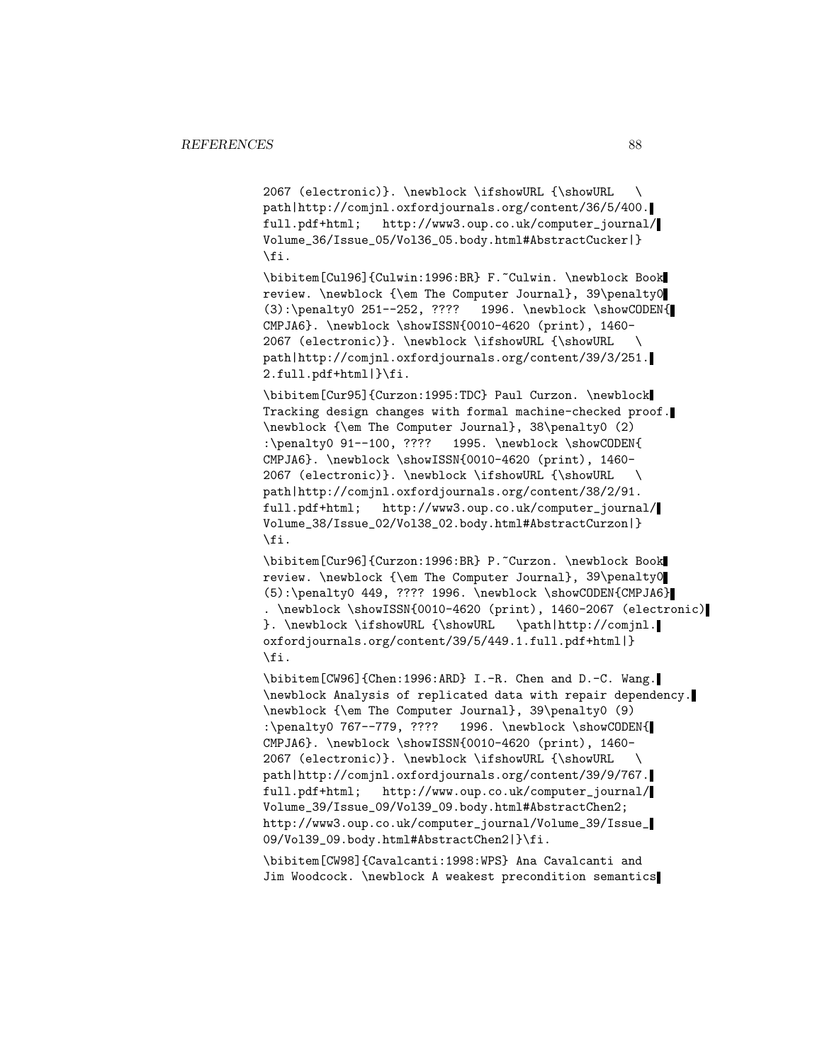```
2067 (electronic)}. \newblock \ifshowURL {\showURL   \
path|http://comjnl.oxfordjournals.org/content/36/5/400.
full.pdf+html;   http://www3.oup.co.uk/computer_journal/
Volume_36/Issue_05/Vol36_05.body.html#AbstractCucker|}
\fi.

\bibitem[Cul96]{Culwin:1996:BR} F.~Culwin. \newblock Book
review. \newblock {\em The Computer Journal}, 39\penalty0
(3):\penalty0 251--252, ????   1996. \newblock \showCODEN{
CMPJA6}. \newblock \showISSN{0010-4620 (print), 1460-
2067 (electronic)}. \newblock \ifshowURL {\showURL   \
path|http://comjnl.oxfordjournals.org/content/39/3/251.
2.full.pdf+html|}\fi.

\bibitem[Cur95]{Curzon:1995:TDC} Paul Curzon. \newblock
Tracking design changes with formal machine-checked proof.
\newblock {\em The Computer Journal}, 38\penalty0 (2)
:\penalty0 91--100, ????   1995. \newblock \showCODEN{
CMPJA6}. \newblock \showISSN{0010-4620 (print), 1460-
2067 (electronic)}. \newblock \ifshowURL {\showURL   \
path|http://comjnl.oxfordjournals.org/content/38/2/91.
full.pdf+html;   http://www3.oup.co.uk/computer_journal/
Volume_38/Issue_02/Vol38_02.body.html#AbstractCurzon|}
\fi.

\bibitem[Cur96]{Curzon:1996:BR} P.~Curzon. \newblock Book
review. \newblock {\em The Computer Journal}, 39\penalty0
(5):\penalty0 449, ???? 1996. \newblock \showCODEN{CMPJA6}
. \newblock \showISSN{0010-4620 (print), 1460-2067 (electronic)
}. \newblock \ifshowURL {\showURL   \path|http://comjnl.
oxfordjournals.org/content/39/5/449.1.full.pdf+html|}
\fi.

\bibitem[CW96]{Chen:1996:ARD} I.-R. Chen and D.-C. Wang.
\newblock Analysis of replicated data with repair dependency.
\newblock {\em The Computer Journal}, 39\penalty0 (9)
:\penalty0 767--779, ????   1996. \newblock \showCODEN{
CMPJA6}. \newblock \showISSN{0010-4620 (print), 1460-
2067 (electronic)}. \newblock \ifshowURL {\showURL   \
path|http://comjnl.oxfordjournals.org/content/39/9/767.
full.pdf+html;   http://www.oup.co.uk/computer_journal/
Volume_39/Issue_09/Vol39_09.body.html#AbstractChen2;
http://www3.oup.co.uk/computer_journal/Volume_39/Issue_
09/Vol39_09.body.html#AbstractChen2|}\fi.

\bibitem[CW98]{Cavalcanti:1998:WPS} Ana Cavalcanti and
Jim Woodcock. \newblock A weakest precondition semantics
```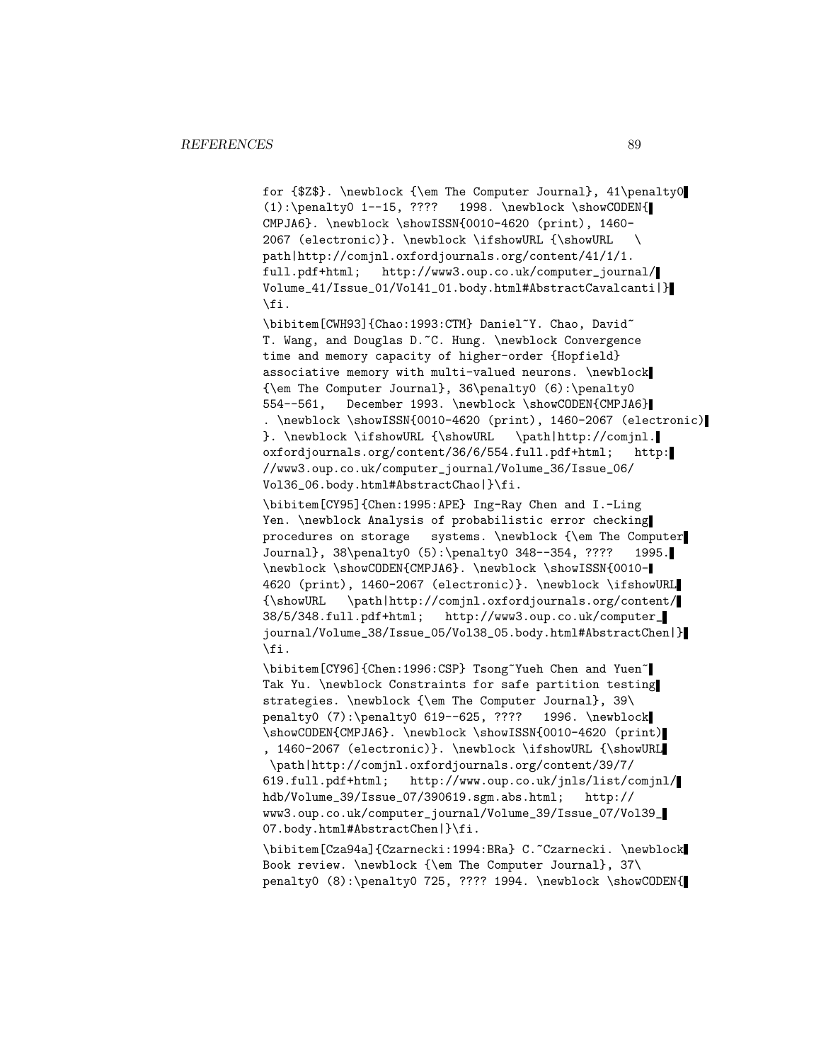```
for {$Z$}. \newblock {\em The Computer Journal}, 41\penalty0
(1):\penalty0 1--15, ????   1998. \newblock \showCODEN{
CMPJA6}. \newblock \showISSN{0010-4620 (print), 1460-
2067 (electronic)}. \newblock \ifshowURL {\showURL   \
path|http://comjnl.oxfordjournals.org/content/41/1/1.
full.pdf+html;   http://www3.oup.co.uk/computer_journal/
Volume_41/Issue_01/Vol41_01.body.html#AbstractCavalcanti|}
\fi.

\bibitem[CWH93]{Chao:1993:CTM} Daniel~Y. Chao, David~
T. Wang, and Douglas D.~C. Hung. \newblock Convergence
time and memory capacity of higher-order {Hopfield}
associative memory with multi-valued neurons. \newblock
{\em The Computer Journal}, 36\penalty0 (6):\penalty0
554--561,   December 1993. \newblock \showCODEN{CMPJA6}
. \newblock \showISSN{0010-4620 (print), 1460-2067 (electronic)
}. \newblock \ifshowURL {\showURL   \path|http://comjnl.
oxfordjournals.org/content/36/6/554.full.pdf+html;   http:
//www3.oup.co.uk/computer_journal/Volume_36/Issue_06/
Vol36_06.body.html#AbstractChao|}\fi.

\bibitem[CY95]{Chen:1995:APE} Ing-Ray Chen and I.-Ling
Yen. \newblock Analysis of probabilistic error checking
procedures on storage   systems. \newblock {\em The Computer
Journal}, 38\penalty0 (5):\penalty0 348--354, ????   1995.
\newblock \showCODEN{CMPJA6}. \newblock \showISSN{0010-
4620 (print), 1460-2067 (electronic)}. \newblock \ifshowURL
{\showURL   \path|http://comjnl.oxfordjournals.org/content/
38/5/348.full.pdf+html;   http://www3.oup.co.uk/computer_
journal/Volume_38/Issue_05/Vol38_05.body.html#AbstractChen|}
\fi.

\bibitem[CY96]{Chen:1996:CSP} Tsong~Yueh Chen and Yuen~
Tak Yu. \newblock Constraints for safe partition testing
strategies. \newblock {\em The Computer Journal}, 39\
penalty0 (7):\penalty0 619--625, ????   1996. \newblock
\showCODEN{CMPJA6}. \newblock \showISSN{0010-4620 (print)
, 1460-2067 (electronic)}. \newblock \ifshowURL {\showURL
 \path|http://comjnl.oxfordjournals.org/content/39/7/
619.full.pdf+html;   http://www.oup.co.uk/jnls/list/comjnl/
hdb/Volume_39/Issue_07/390619.sgm.abs.html;   http://
www3.oup.co.uk/computer_journal/Volume_39/Issue_07/Vol39_
07.body.html#AbstractChen|}\fi.

\bibitem[Cza94a]{Czarnecki:1994:BRa} C.~Czarnecki. \newblock
Book review. \newblock {\em The Computer Journal}, 37\
penalty0 (8):\penalty0 725, ???? 1994. \newblock \showCODEN{
```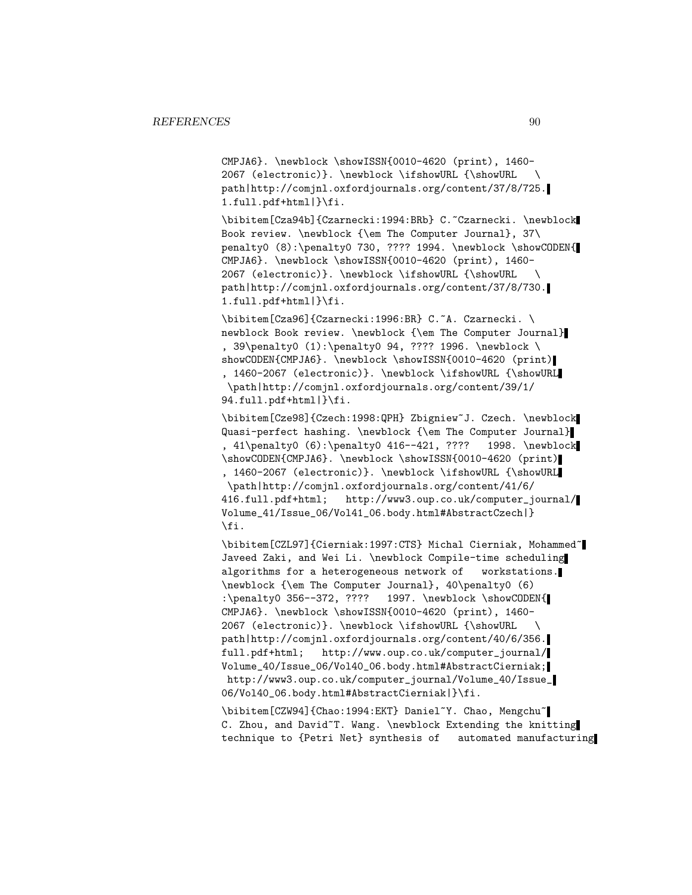```
CMPJA6}. \newblock \showISSN{0010-4620 (print), 1460-
2067 (electronic)}. \newblock \ifshowURL {\showURL   \
path|http://comjnl.oxfordjournals.org/content/37/8/725.
1.full.pdf+html|}\fi.

\bibitem[Cza94b]{Czarnecki:1994:BRb} C.~Czarnecki. \newblock
Book review. \newblock {\em The Computer Journal}, 37\
penalty0 (8):\penalty0 730, ???? 1994. \newblock \showCODEN{
CMPJA6}. \newblock \showISSN{0010-4620 (print), 1460-
2067 (electronic)}. \newblock \ifshowURL {\showURL   \
path|http://comjnl.oxfordjournals.org/content/37/8/730.
1.full.pdf+html|}\fi.

\bibitem[Cza96]{Czarnecki:1996:BR} C.~A. Czarnecki. \
newblock Book review. \newblock {\em The Computer Journal}
, 39\penalty0 (1):\penalty0 94, ???? 1996. \newblock \
showCODEN{CMPJA6}. \newblock \showISSN{0010-4620 (print)
, 1460-2067 (electronic)}. \newblock \ifshowURL {\showURL
 \path|http://comjnl.oxfordjournals.org/content/39/1/
94.full.pdf+html|}\fi.

\bibitem[Cze98]{Czech:1998:QPH} Zbigniew~J. Czech. \newblock
Quasi-perfect hashing. \newblock {\em The Computer Journal}
, 41\penalty0 (6):\penalty0 416--421, ????   1998. \newblock
\showCODEN{CMPJA6}. \newblock \showISSN{0010-4620 (print)
, 1460-2067 (electronic)}. \newblock \ifshowURL {\showURL
 \path|http://comjnl.oxfordjournals.org/content/41/6/
416.full.pdf+html;   http://www3.oup.co.uk/computer_journal/
Volume_41/Issue_06/Vol41_06.body.html#AbstractCzech|}
\fi.

\bibitem[CZL97]{Cierniak:1997:CTS} Michal Cierniak, Mohammed~
Javeed Zaki, and Wei Li. \newblock Compile-time scheduling
algorithms for a heterogeneous network of   workstations.
\newblock {\em The Computer Journal}, 40\penalty0 (6)
:\penalty0 356--372, ????   1997. \newblock \showCODEN{
CMPJA6}. \newblock \showISSN{0010-4620 (print), 1460-
2067 (electronic)}. \newblock \ifshowURL {\showURL   \
path|http://comjnl.oxfordjournals.org/content/40/6/356.
full.pdf+html;   http://www.oup.co.uk/computer_journal/
Volume_40/Issue_06/Vol40_06.body.html#AbstractCierniak;
 http://www3.oup.co.uk/computer_journal/Volume_40/Issue_
06/Vol40_06.body.html#AbstractCierniak|}\fi.

\bibitem[CZW94]{Chao:1994:EKT} Daniel~Y. Chao, Mengchu~
C. Zhou, and David~T. Wang. \newblock Extending the knitting
technique to {Petri Net} synthesis of   automated manufacturing
```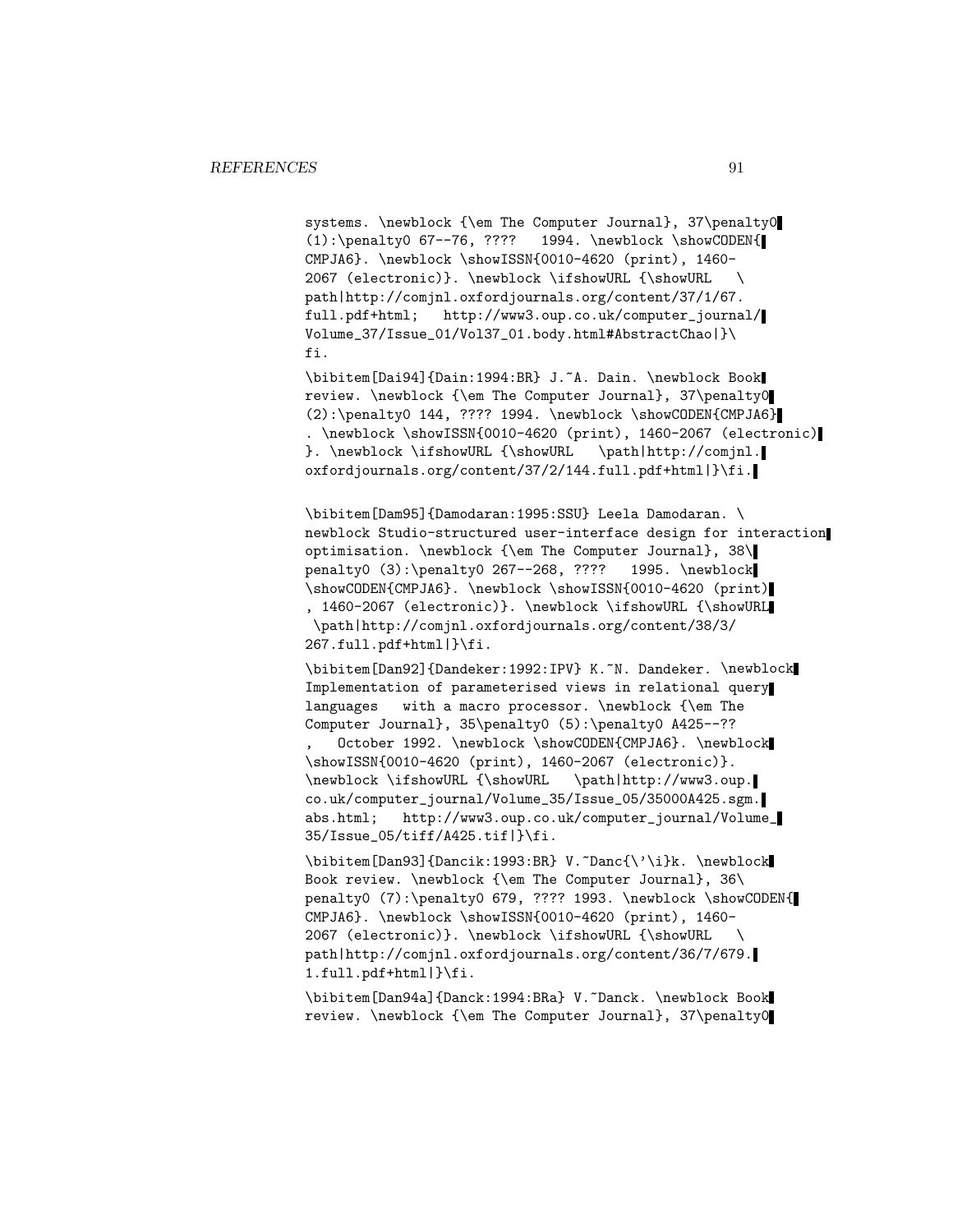systems. \newblock {\em The Computer Journal}, 37\penalty0 (1):\penalty0 67--76, ???? 1994. \newblock \showCODEN{CMPJA6}. \newblock \showISSN{0010-4620 (print), 1460-2067 (electronic)}. \newblock \ifshowURL {\showURL \path|http://comjnl.oxfordjournals.org/content/37/1/67.full.pdf+html; http://www3.oup.co.uk/computer_journal/Volume_37/Issue_01/Vol37_01.body.html#AbstractChao|}\fi.

\bibitem[Dai94]{Dain:1994:BR} J.~A. Dain. \newblock Book review. \newblock {\em The Computer Journal}, 37\penalty0 (2):\penalty0 144, ???? 1994. \newblock \showCODEN{CMPJA6}. \newblock \showISSN{0010-4620 (print), 1460-2067 (electronic)}. \newblock \ifshowURL {\showURL \path|http://comjnl.oxfordjournals.org/content/37/2/144.full.pdf+html|}\fi.

\bibitem[Dam95]{Damodaran:1995:SSU} Leela Damodaran. \newblock Studio-structured user-interface design for interaction optimisation. \newblock {\em The Computer Journal}, 38\penalty0 (3):\penalty0 267--268, ???? 1995. \newblock \showCODEN{CMPJA6}. \newblock \showISSN{0010-4620 (print), 1460-2067 (electronic)}. \newblock \ifshowURL {\showURL \path|http://comjnl.oxfordjournals.org/content/38/3/267.full.pdf+html|}\fi.

\bibitem[Dan92]{Dandeker:1992:IPV} K.~N. Dandeker. \newblock Implementation of parameterised views in relational query languages with a macro processor. \newblock {\em The Computer Journal}, 35\penalty0 (5):\penalty0 A425--??, October 1992. \newblock \showCODEN{CMPJA6}. \newblock \showISSN{0010-4620 (print), 1460-2067 (electronic)}. \newblock \ifshowURL {\showURL \path|http://www3.oup.co.uk/computer_journal/Volume_35/Issue_05/35000A425.sgm.abs.html; http://www3.oup.co.uk/computer_journal/Volume_35/Issue_05/tiff/A425.tif|}\fi.

\bibitem[Dan93]{Dancik:1993:BR} V.~Danc{\'\i}k. \newblock Book review. \newblock {\em The Computer Journal}, 36\penalty0 (7):\penalty0 679, ???? 1993. \newblock \showCODEN{CMPJA6}. \newblock \showISSN{0010-4620 (print), 1460-2067 (electronic)}. \newblock \ifshowURL {\showURL \path|http://comjnl.oxfordjournals.org/content/36/7/679.1.full.pdf+html|}\fi.

\bibitem[Dan94a]{Danck:1994:BRa} V.~Danck. \newblock Book review. \newblock {\em The Computer Journal}, 37\penalty0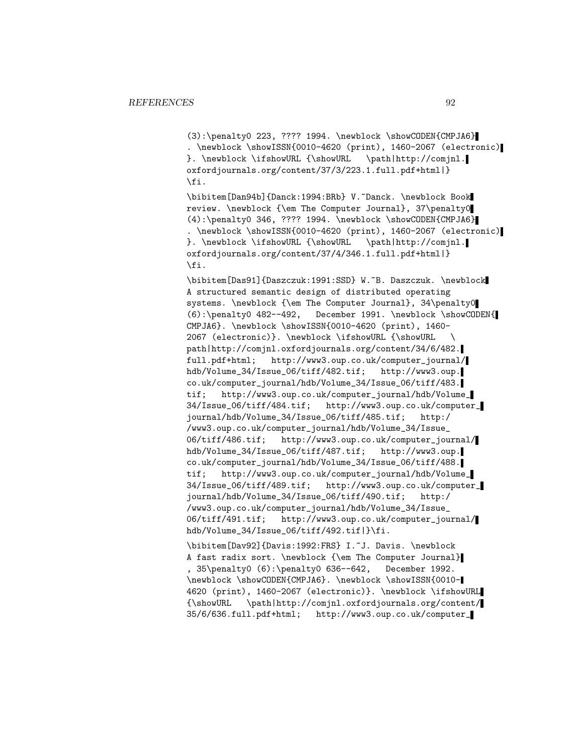```
(3):\penalty0 223, ???? 1994. \newblock \showCODEN{CMPJA6}
. \newblock \showISSN{0010-4620 (print), 1460-2067 (electronic)
}. \newblock \ifshowURL {\showURL   \path|http://comjnl.
oxfordjournals.org/content/37/3/223.1.full.pdf+html|}
\fi.

\bibitem[Dan94b]{Danck:1994:BRb} V.~Danck. \newblock Book
review. \newblock {\em The Computer Journal}, 37\penalty0
(4):\penalty0 346, ???? 1994. \newblock \showCODEN{CMPJA6}
. \newblock \showISSN{0010-4620 (print), 1460-2067 (electronic)
}. \newblock \ifshowURL {\showURL   \path|http://comjnl.
oxfordjournals.org/content/37/4/346.1.full.pdf+html|}
\fi.

\bibitem[Das91]{Daszczuk:1991:SSD} W.~B. Daszczuk. \newblock
A structured semantic design of distributed operating
systems. \newblock {\em The Computer Journal}, 34\penalty0
(6):\penalty0 482--492,   December 1991. \newblock \showCODEN{
CMPJA6}. \newblock \showISSN{0010-4620 (print), 1460-
2067 (electronic)}. \newblock \ifshowURL {\showURL   \
path|http://comjnl.oxfordjournals.org/content/34/6/482.
full.pdf+html;   http://www3.oup.co.uk/computer_journal/
hdb/Volume_34/Issue_06/tiff/482.tif;   http://www3.oup.
co.uk/computer_journal/hdb/Volume_34/Issue_06/tiff/483.
tif;   http://www3.oup.co.uk/computer_journal/hdb/Volume_
34/Issue_06/tiff/484.tif;   http://www3.oup.co.uk/computer_
journal/hdb/Volume_34/Issue_06/tiff/485.tif;   http:/
/www3.oup.co.uk/computer_journal/hdb/Volume_34/Issue_
06/tiff/486.tif;   http://www3.oup.co.uk/computer_journal/
hdb/Volume_34/Issue_06/tiff/487.tif;   http://www3.oup.
co.uk/computer_journal/hdb/Volume_34/Issue_06/tiff/488.
tif;   http://www3.oup.co.uk/computer_journal/hdb/Volume_
34/Issue_06/tiff/489.tif;   http://www3.oup.co.uk/computer_
journal/hdb/Volume_34/Issue_06/tiff/490.tif;   http:/
/www3.oup.co.uk/computer_journal/hdb/Volume_34/Issue_
06/tiff/491.tif;   http://www3.oup.co.uk/computer_journal/
hdb/Volume_34/Issue_06/tiff/492.tif|}\fi.

\bibitem[Dav92]{Davis:1992:FRS} I.~J. Davis. \newblock
A fast radix sort. \newblock {\em The Computer Journal}
, 35\penalty0 (6):\penalty0 636--642,   December 1992.
\newblock \showCODEN{CMPJA6}. \newblock \showISSN{0010-
4620 (print), 1460-2067 (electronic)}. \newblock \ifshowURL
{\showURL   \path|http://comjnl.oxfordjournals.org/content/
35/6/636.full.pdf+html;   http://www3.oup.co.uk/computer_
```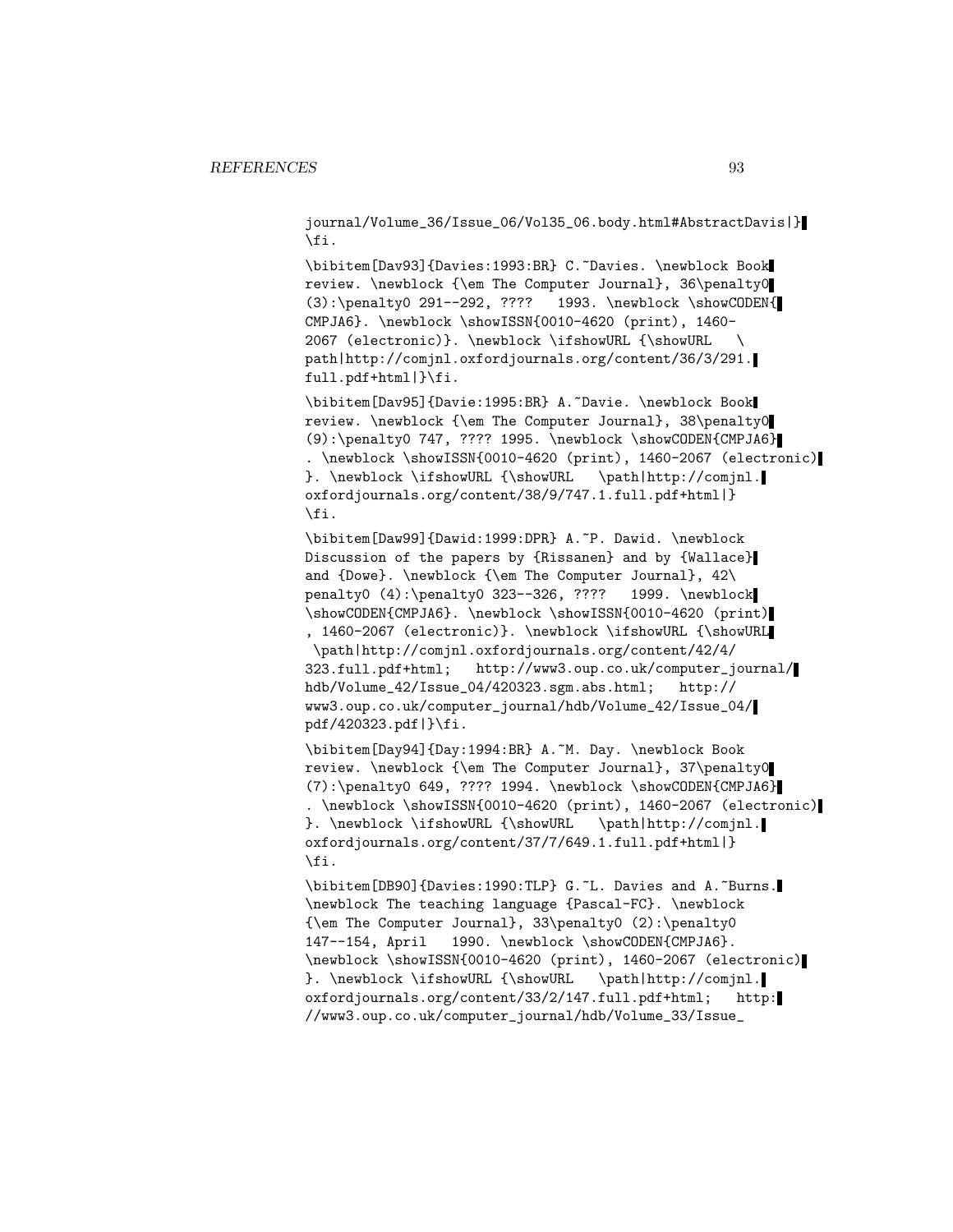journal/Volume_36/Issue_06/Vol35_06.body.html#AbstractDavis|}
\fi.

\bibitem[Dav93]{Davies:1993:BR} C.~Davies. \newblock Book review. \newblock {\em The Computer Journal}, 36\penalty0 (3):\penalty0 291--292, ???? 1993. \newblock \showCODEN{CMPJA6}. \newblock \showISSN{0010-4620 (print), 1460-2067 (electronic)}. \newblock \ifshowURL {\showURL \path|http://comjnl.oxfordjournals.org/content/36/3/291.full.pdf+html|}\fi.

\bibitem[Dav95]{Davie:1995:BR} A.~Davie. \newblock Book review. \newblock {\em The Computer Journal}, 38\penalty0 (9):\penalty0 747, ???? 1995. \newblock \showCODEN{CMPJA6}. \newblock \showISSN{0010-4620 (print), 1460-2067 (electronic)}. \newblock \ifshowURL {\showURL \path|http://comjnl.oxfordjournals.org/content/38/9/747.1.full.pdf+html|}
\fi.

\bibitem[Daw99]{Dawid:1999:DPR} A.~P. Dawid. \newblock Discussion of the papers by {Rissanen} and by {Wallace} and {Dowe}. \newblock {\em The Computer Journal}, 42\penalty0 (4):\penalty0 323--326, ???? 1999. \newblock \showCODEN{CMPJA6}. \newblock \showISSN{0010-4620 (print), 1460-2067 (electronic)}. \newblock \ifshowURL {\showURL \path|http://comjnl.oxfordjournals.org/content/42/4/323.full.pdf+html; http://www3.oup.co.uk/computer_journal/hdb/Volume_42/Issue_04/420323.sgm.abs.html; http://www3.oup.co.uk/computer_journal/hdb/Volume_42/Issue_04/pdf/420323.pdf|}\fi.

\bibitem[Day94]{Day:1994:BR} A.~M. Day. \newblock Book review. \newblock {\em The Computer Journal}, 37\penalty0 (7):\penalty0 649, ???? 1994. \newblock \showCODEN{CMPJA6}. \newblock \showISSN{0010-4620 (print), 1460-2067 (electronic)}. \newblock \ifshowURL {\showURL \path|http://comjnl.oxfordjournals.org/content/37/7/649.1.full.pdf+html|}
\fi.

\bibitem[DB90]{Davies:1990:TLP} G.~L. Davies and A.~Burns. \newblock The teaching language {Pascal-FC}. \newblock {\em The Computer Journal}, 33\penalty0 (2):\penalty0 147--154, April 1990. \newblock \showCODEN{CMPJA6}. \newblock \showISSN{0010-4620 (print), 1460-2067 (electronic)}. \newblock \ifshowURL {\showURL \path|http://comjnl.oxfordjournals.org/content/33/2/147.full.pdf+html; http://www3.oup.co.uk/computer_journal/hdb/Volume_33/Issue_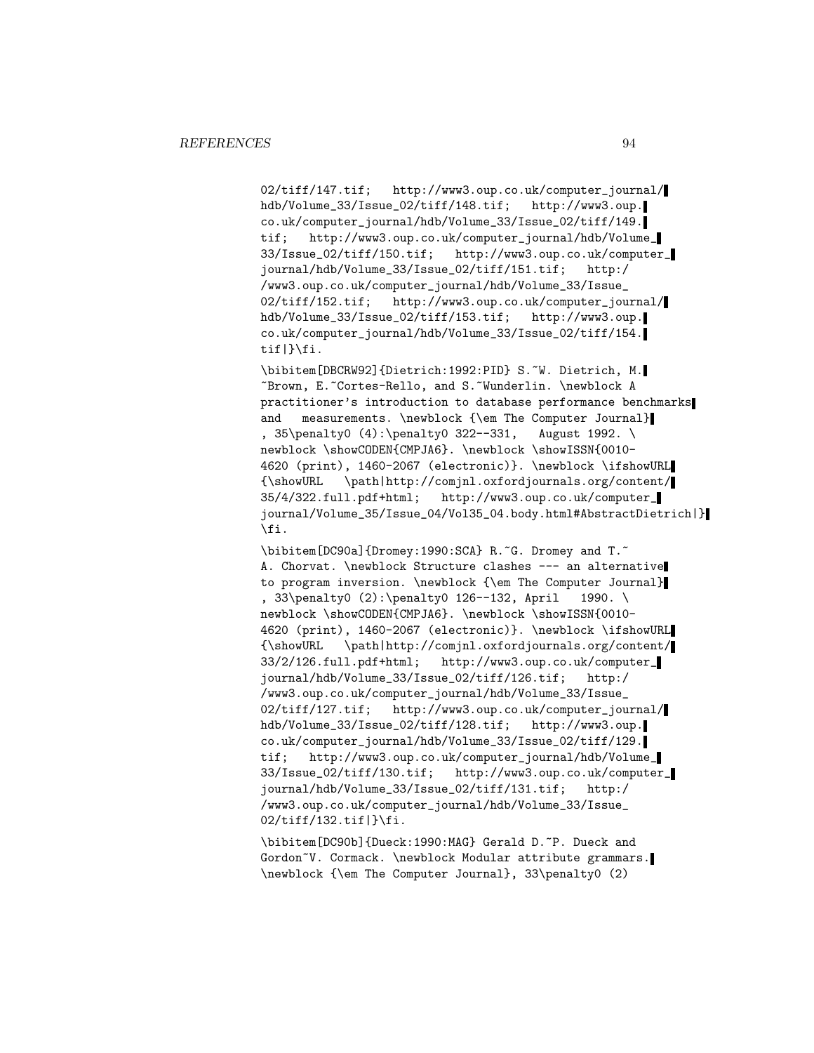02/tiff/147.tif; http://www3.oup.co.uk/computer_journal/hdb/Volume_33/Issue_02/tiff/148.tif; http://www3.oup.co.uk/computer_journal/hdb/Volume_33/Issue_02/tiff/149.tif; http://www3.oup.co.uk/computer_journal/hdb/Volume_33/Issue_02/tiff/150.tif; http://www3.oup.co.uk/computer_journal/hdb/Volume_33/Issue_02/tiff/151.tif; http://www3.oup.co.uk/computer_journal/hdb/Volume_33/Issue_02/tiff/152.tif; http://www3.oup.co.uk/computer_journal/hdb/Volume_33/Issue_02/tiff/153.tif; http://www3.oup.co.uk/computer_journal/hdb/Volume_33/Issue_02/tiff/154.tif|}\fi.

\bibitem[DBCRW92]{Dietrich:1992:PID} S.~W. Dietrich, M.~Brown, E.~Cortes-Rello, and S.~Wunderlin. \newblock A practitioner's introduction to database performance benchmarks and measurements. \newblock {\em The Computer Journal}, 35\penalty0 (4):\penalty0 322--331, August 1992. \newblock \showCODEN{CMPJA6}. \newblock \showISSN{0010-4620 (print), 1460-2067 (electronic)}. \newblock \ifshowURL {\showURL \path|http://comjnl.oxfordjournals.org/content/35/4/322.full.pdf+html; http://www3.oup.co.uk/computer_journal/Volume_35/Issue_04/Vol35_04.body.html#AbstractDietrich|}\fi.

\bibitem[DC90a]{Dromey:1990:SCA} R.~G. Dromey and T.~A. Chorvat. \newblock Structure clashes --- an alternative to program inversion. \newblock {\em The Computer Journal}, 33\penalty0 (2):\penalty0 126--132, April 1990. \newblock \showCODEN{CMPJA6}. \newblock \showISSN{0010-4620 (print), 1460-2067 (electronic)}. \newblock \ifshowURL {\showURL \path|http://comjnl.oxfordjournals.org/content/33/2/126.full.pdf+html; http://www3.oup.co.uk/computer_journal/hdb/Volume_33/Issue_02/tiff/126.tif; http://www3.oup.co.uk/computer_journal/hdb/Volume_33/Issue_02/tiff/127.tif; http://www3.oup.co.uk/computer_journal/hdb/Volume_33/Issue_02/tiff/128.tif; http://www3.oup.co.uk/computer_journal/hdb/Volume_33/Issue_02/tiff/129.tif; http://www3.oup.co.uk/computer_journal/hdb/Volume_33/Issue_02/tiff/130.tif; http://www3.oup.co.uk/computer_journal/hdb/Volume_33/Issue_02/tiff/131.tif; http://www3.oup.co.uk/computer_journal/hdb/Volume_33/Issue_02/tiff/132.tif|}\fi.

\bibitem[DC90b]{Dueck:1990:MAG} Gerald D.~P. Dueck and Gordon~V. Cormack. \newblock Modular attribute grammars. \newblock {\em The Computer Journal}, 33\penalty0 (2)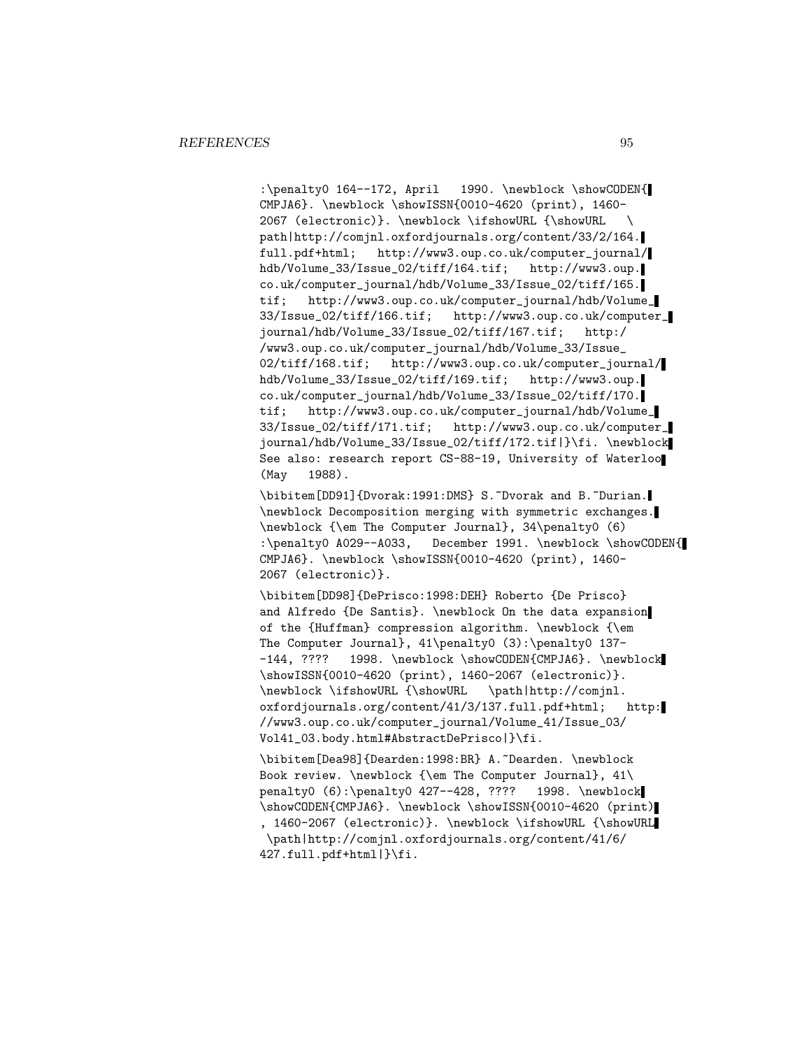:\penalty0 164--172, April 1990. \newblock \showCODEN{CMPJA6}. \newblock \showISSN{0010-4620 (print), 1460-2067 (electronic)}. \newblock \ifshowURL {\showURL \path|http://comjnl.oxfordjournals.org/content/33/2/164.full.pdf+html; http://www3.oup.co.uk/computer_journal/hdb/Volume_33/Issue_02/tiff/164.tif; http://www3.oup.co.uk/computer_journal/hdb/Volume_33/Issue_02/tiff/165.tif; http://www3.oup.co.uk/computer_journal/hdb/Volume_33/Issue_02/tiff/166.tif; http://www3.oup.co.uk/computer_journal/hdb/Volume_33/Issue_02/tiff/167.tif; http://www3.oup.co.uk/computer_journal/hdb/Volume_33/Issue_02/tiff/168.tif; http://www3.oup.co.uk/computer_journal/hdb/Volume_33/Issue_02/tiff/169.tif; http://www3.oup.co.uk/computer_journal/hdb/Volume_33/Issue_02/tiff/170.tif; http://www3.oup.co.uk/computer_journal/hdb/Volume_33/Issue_02/tiff/171.tif; http://www3.oup.co.uk/computer_journal/hdb/Volume_33/Issue_02/tiff/172.tif|}\fi. \newblock See also: research report CS-88-19, University of Waterloo (May 1988).

\bibitem[DD91]{Dvorak:1991:DMS} S.~Dvorak and B.~Durian. \newblock Decomposition merging with symmetric exchanges. \newblock {\em The Computer Journal}, 34\penalty0 (6):\penalty0 A029--A033, December 1991. \newblock \showCODEN{CMPJA6}. \newblock \showISSN{0010-4620 (print), 1460-2067 (electronic)}.

\bibitem[DD98]{DePrisco:1998:DEH} Roberto {De Prisco} and Alfredo {De Santis}. \newblock On the data expansion of the {Huffman} compression algorithm. \newblock {\em The Computer Journal}, 41\penalty0 (3):\penalty0 137--144, ???? 1998. \newblock \showCODEN{CMPJA6}. \newblock \showISSN{0010-4620 (print), 1460-2067 (electronic)}. \newblock \ifshowURL {\showURL \path|http://comjnl.oxfordjournals.org/content/41/3/137.full.pdf+html; http://www3.oup.co.uk/computer_journal/Volume_41/Issue_03/Vol41_03.body.html#AbstractDePrisco|}\fi.

\bibitem[Dea98]{Dearden:1998:BR} A.~Dearden. \newblock Book review. \newblock {\em The Computer Journal}, 41\penalty0 (6):\penalty0 427--428, ???? 1998. \newblock \showCODEN{CMPJA6}. \newblock \showISSN{0010-4620 (print), 1460-2067 (electronic)}. \newblock \ifshowURL {\showURL \path|http://comjnl.oxfordjournals.org/content/41/6/427.full.pdf+html|}\fi.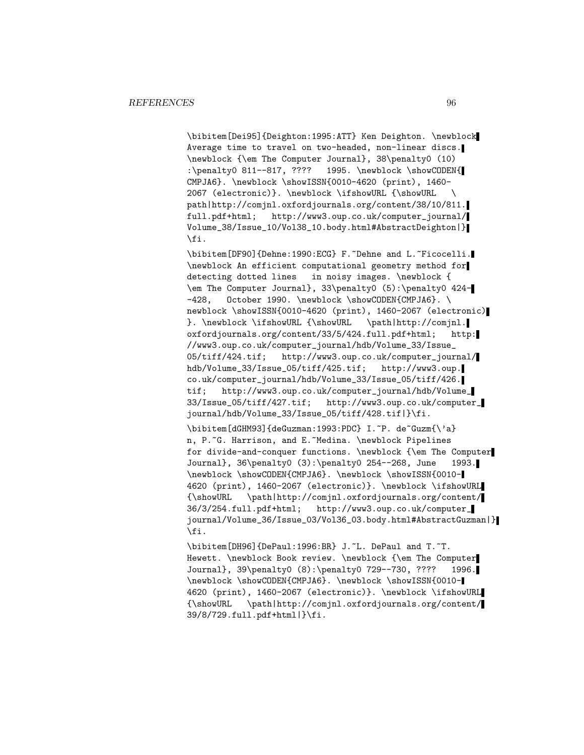```
\bibitem[Dei95]{Deighton:1995:ATT} Ken Deighton. \newblock
Average time to travel on two-headed, non-linear discs.
\newblock {\em The Computer Journal}, 38\penalty0 (10)
:\penalty0 811--817, ????   1995. \newblock \showCODEN{
CMPJA6}. \newblock \showISSN{0010-4620 (print), 1460-
2067 (electronic)}. \newblock \ifshowURL {\showURL   \
path|http://comjnl.oxfordjournals.org/content/38/10/811.
full.pdf+html;   http://www3.oup.co.uk/computer_journal/
Volume_38/Issue_10/Vol38_10.body.html#AbstractDeighton|}
\fi.

\bibitem[DF90]{Dehne:1990:ECG} F.~Dehne and L.~Ficocelli.
\newblock An efficient computational geometry method for
detecting dotted lines   in noisy images. \newblock {
\em The Computer Journal}, 33\penalty0 (5):\penalty0 424-
-428,   October 1990. \newblock \showCODEN{CMPJA6}. \
newblock \showISSN{0010-4620 (print), 1460-2067 (electronic)
}. \newblock \ifshowURL {\showURL   \path|http://comjnl.
oxfordjournals.org/content/33/5/424.full.pdf+html;   http:
//www3.oup.co.uk/computer_journal/hdb/Volume_33/Issue_
05/tiff/424.tif;   http://www3.oup.co.uk/computer_journal/
hdb/Volume_33/Issue_05/tiff/425.tif;   http://www3.oup.
co.uk/computer_journal/hdb/Volume_33/Issue_05/tiff/426.
tif;   http://www3.oup.co.uk/computer_journal/hdb/Volume_
33/Issue_05/tiff/427.tif;   http://www3.oup.co.uk/computer_
journal/hdb/Volume_33/Issue_05/tiff/428.tif|}\fi.

\bibitem[dGHM93]{deGuzman:1993:PDC} I.~P. de~Guzm{\'a}
n, P.~G. Harrison, and E.~Medina. \newblock Pipelines
for divide-and-conquer functions. \newblock {\em The Computer
Journal}, 36\penalty0 (3):\penalty0 254--268, June   1993.
\newblock \showCODEN{CMPJA6}. \newblock \showISSN{0010-
4620 (print), 1460-2067 (electronic)}. \newblock \ifshowURL
{\showURL   \path|http://comjnl.oxfordjournals.org/content/
36/3/254.full.pdf+html;   http://www3.oup.co.uk/computer_
journal/Volume_36/Issue_03/Vol36_03.body.html#AbstractGuzman|}
\fi.

\bibitem[DH96]{DePaul:1996:BR} J.~L. DePaul and T.~T.
Hewett. \newblock Book review. \newblock {\em The Computer
Journal}, 39\penalty0 (8):\penalty0 729--730, ????   1996.
\newblock \showCODEN{CMPJA6}. \newblock \showISSN{0010-
4620 (print), 1460-2067 (electronic)}. \newblock \ifshowURL
{\showURL   \path|http://comjnl.oxfordjournals.org/content/
39/8/729.full.pdf+html|}\fi.
```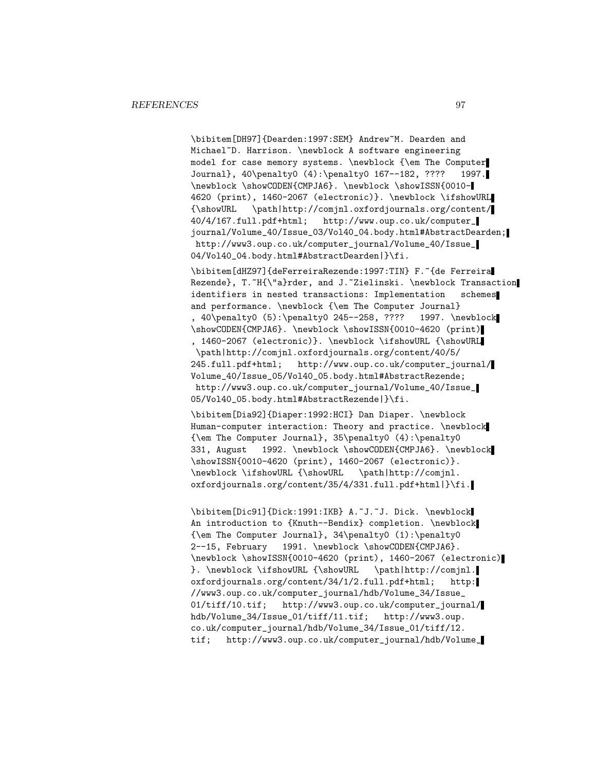```
\bibitem[DH97]{Dearden:1997:SEM} Andrew~M. Dearden and
Michael~D. Harrison. \newblock A software engineering
model for case memory systems. \newblock {\em The Computer
Journal}, 40\penalty0 (4):\penalty0 167--182, ????   1997.
\newblock \showCODEN{CMPJA6}. \newblock \showISSN{0010-
4620 (print), 1460-2067 (electronic)}. \newblock \ifshowURL
{\showURL   \path|http://comjnl.oxfordjournals.org/content/
40/4/167.full.pdf+html;   http://www.oup.co.uk/computer_
journal/Volume_40/Issue_03/Vol40_04.body.html#AbstractDearden;
 http://www3.oup.co.uk/computer_journal/Volume_40/Issue_
04/Vol40_04.body.html#AbstractDearden|}\fi.

\bibitem[dHZ97]{deFerreiraRezende:1997:TIN} F.~{de Ferreira
Rezende}, T.~H{\"a}rder, and J.~Zielinski. \newblock Transaction
identifiers in nested transactions: Implementation   schemes
and performance. \newblock {\em The Computer Journal}
, 40\penalty0 (5):\penalty0 245--258, ????   1997. \newblock
\showCODEN{CMPJA6}. \newblock \showISSN{0010-4620 (print)
, 1460-2067 (electronic)}. \newblock \ifshowURL {\showURL
 \path|http://comjnl.oxfordjournals.org/content/40/5/
245.full.pdf+html;   http://www.oup.co.uk/computer_journal/
Volume_40/Issue_05/Vol40_05.body.html#AbstractRezende;
 http://www3.oup.co.uk/computer_journal/Volume_40/Issue_
05/Vol40_05.body.html#AbstractRezende|}\fi.

\bibitem[Dia92]{Diaper:1992:HCI} Dan Diaper. \newblock
Human-computer interaction: Theory and practice. \newblock
{\em The Computer Journal}, 35\penalty0 (4):\penalty0
331, August   1992. \newblock \showCODEN{CMPJA6}. \newblock
\showISSN{0010-4620 (print), 1460-2067 (electronic)}.
\newblock \ifshowURL {\showURL   \path|http://comjnl.
oxfordjournals.org/content/35/4/331.full.pdf+html|}\fi.

\bibitem[Dic91]{Dick:1991:IKB} A.~J.~J. Dick. \newblock
An introduction to {Knuth--Bendix} completion. \newblock
{\em The Computer Journal}, 34\penalty0 (1):\penalty0
2--15, February   1991. \newblock \showCODEN{CMPJA6}.
\newblock \showISSN{0010-4620 (print), 1460-2067 (electronic)
}. \newblock \ifshowURL {\showURL   \path|http://comjnl.
oxfordjournals.org/content/34/1/2.full.pdf+html;   http:
//www3.oup.co.uk/computer_journal/hdb/Volume_34/Issue_
01/tiff/10.tif;   http://www3.oup.co.uk/computer_journal/
hdb/Volume_34/Issue_01/tiff/11.tif;   http://www3.oup.
co.uk/computer_journal/hdb/Volume_34/Issue_01/tiff/12.
tif;   http://www3.oup.co.uk/computer_journal/hdb/Volume_
```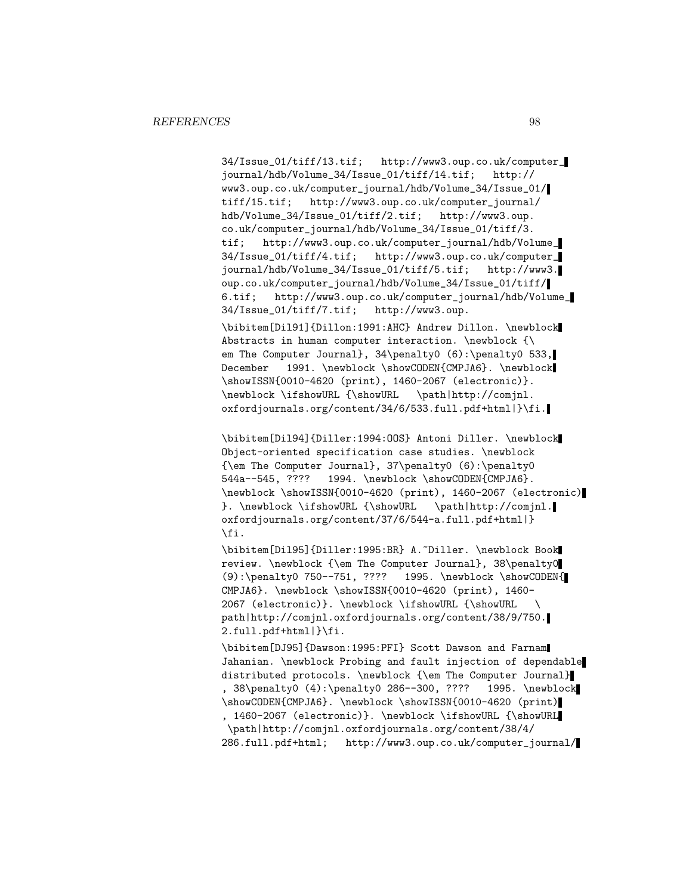```
34/Issue_01/tiff/13.tif;   http://www3.oup.co.uk/computer_
journal/hdb/Volume_34/Issue_01/tiff/14.tif;   http://
www3.oup.co.uk/computer_journal/hdb/Volume_34/Issue_01/
tiff/15.tif;   http://www3.oup.co.uk/computer_journal/
hdb/Volume_34/Issue_01/tiff/2.tif;   http://www3.oup.
co.uk/computer_journal/hdb/Volume_34/Issue_01/tiff/3.
tif;   http://www3.oup.co.uk/computer_journal/hdb/Volume_
34/Issue_01/tiff/4.tif;   http://www3.oup.co.uk/computer_
journal/hdb/Volume_34/Issue_01/tiff/5.tif;   http://www3.
oup.co.uk/computer_journal/hdb/Volume_34/Issue_01/tiff/
6.tif;   http://www3.oup.co.uk/computer_journal/hdb/Volume_
34/Issue_01/tiff/7.tif;   http://www3.oup.

\bibitem[Dil91]{Dillon:1991:AHC} Andrew Dillon. \newblock
Abstracts in human computer interaction. \newblock {\
em The Computer Journal}, 34\penalty0 (6):\penalty0 533,
December   1991. \newblock \showCODEN{CMPJA6}. \newblock
\showISSN{0010-4620 (print), 1460-2067 (electronic)}.
\newblock \ifshowURL {\showURL   \path|http://comjnl.
oxfordjournals.org/content/34/6/533.full.pdf+html|}\fi.

\bibitem[Dil94]{Diller:1994:OOS} Antoni Diller. \newblock
Object-oriented specification case studies. \newblock
{\em The Computer Journal}, 37\penalty0 (6):\penalty0
544a--545, ????   1994. \newblock \showCODEN{CMPJA6}.
\newblock \showISSN{0010-4620 (print), 1460-2067 (electronic)
}. \newblock \ifshowURL {\showURL   \path|http://comjnl.
oxfordjournals.org/content/37/6/544-a.full.pdf+html|}
\fi.

\bibitem[Dil95]{Diller:1995:BR} A.~Diller. \newblock Book
review. \newblock {\em The Computer Journal}, 38\penalty0
(9):\penalty0 750--751, ????   1995. \newblock \showCODEN{
CMPJA6}. \newblock \showISSN{0010-4620 (print), 1460-
2067 (electronic)}. \newblock \ifshowURL {\showURL   \
path|http://comjnl.oxfordjournals.org/content/38/9/750.
2.full.pdf+html|}\fi.

\bibitem[DJ95]{Dawson:1995:PFI} Scott Dawson and Farnam
Jahanian. \newblock Probing and fault injection of dependable
distributed protocols. \newblock {\em The Computer Journal}
, 38\penalty0 (4):\penalty0 286--300, ????   1995. \newblock
\showCODEN{CMPJA6}. \newblock \showISSN{0010-4620 (print)
, 1460-2067 (electronic)}. \newblock \ifshowURL {\showURL
 \path|http://comjnl.oxfordjournals.org/content/38/4/
286.full.pdf+html;   http://www3.oup.co.uk/computer_journal/
```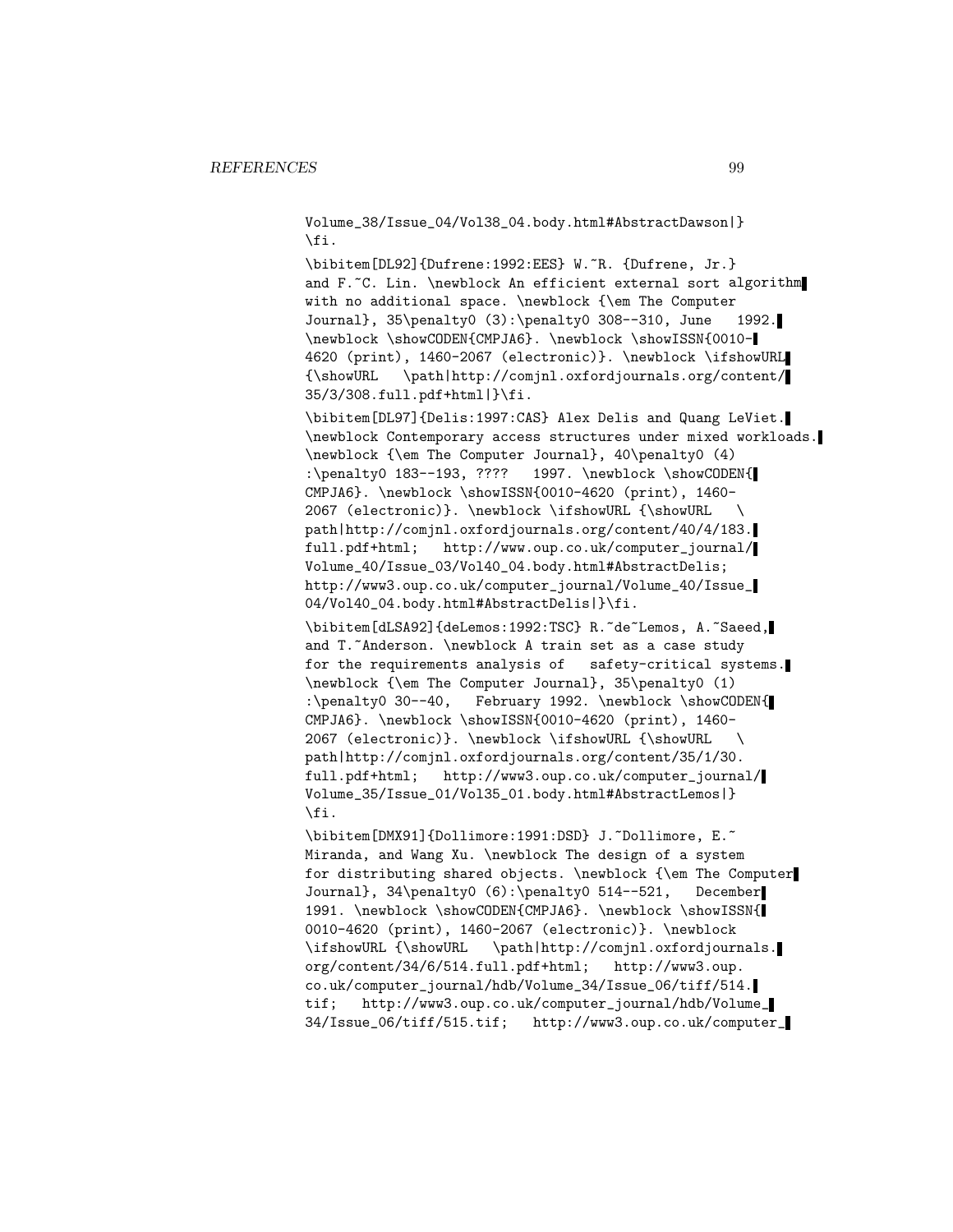```
Volume_38/Issue_04/Vol38_04.body.html#AbstractDawson|}
\fi.

\bibitem[DL92]{Dufrene:1992:EES} W.~R. {Dufrene, Jr.}
and F.~C. Lin. \newblock An efficient external sort algorithm
with no additional space. \newblock {\em The Computer
Journal}, 35\penalty0 (3):\penalty0 308--310, June   1992.
\newblock \showCODEN{CMPJA6}. \newblock \showISSN{0010-
4620 (print), 1460-2067 (electronic)}. \newblock \ifshowURL
{\showURL   \path|http://comjnl.oxfordjournals.org/content/
35/3/308.full.pdf+html|}\fi.

\bibitem[DL97]{Delis:1997:CAS} Alex Delis and Quang LeViet.
\newblock Contemporary access structures under mixed workloads.
\newblock {\em The Computer Journal}, 40\penalty0 (4)
:\penalty0 183--193, ????   1997. \newblock \showCODEN{
CMPJA6}. \newblock \showISSN{0010-4620 (print), 1460-
2067 (electronic)}. \newblock \ifshowURL {\showURL   \
path|http://comjnl.oxfordjournals.org/content/40/4/183.
full.pdf+html;   http://www.oup.co.uk/computer_journal/
Volume_40/Issue_03/Vol40_04.body.html#AbstractDelis;
http://www3.oup.co.uk/computer_journal/Volume_40/Issue_
04/Vol40_04.body.html#AbstractDelis|}\fi.

\bibitem[dLSA92]{deLemos:1992:TSC} R.~de~Lemos, A.~Saeed,
and T.~Anderson. \newblock A train set as a case study
for the requirements analysis of   safety-critical systems.
\newblock {\em The Computer Journal}, 35\penalty0 (1)
:\penalty0 30--40,   February 1992. \newblock \showCODEN{
CMPJA6}. \newblock \showISSN{0010-4620 (print), 1460-
2067 (electronic)}. \newblock \ifshowURL {\showURL   \
path|http://comjnl.oxfordjournals.org/content/35/1/30.
full.pdf+html;   http://www3.oup.co.uk/computer_journal/
Volume_35/Issue_01/Vol35_01.body.html#AbstractLemos|}
\fi.

\bibitem[DMX91]{Dollimore:1991:DSD} J.~Dollimore, E.~
Miranda, and Wang Xu. \newblock The design of a system
for distributing shared objects. \newblock {\em The Computer
Journal}, 34\penalty0 (6):\penalty0 514--521,   December
1991. \newblock \showCODEN{CMPJA6}. \newblock \showISSN{
0010-4620 (print), 1460-2067 (electronic)}. \newblock
\ifshowURL {\showURL   \path|http://comjnl.oxfordjournals.
org/content/34/6/514.full.pdf+html;   http://www3.oup.
co.uk/computer_journal/hdb/Volume_34/Issue_06/tiff/514.
tif;   http://www3.oup.co.uk/computer_journal/hdb/Volume_
34/Issue_06/tiff/515.tif;   http://www3.oup.co.uk/computer_
```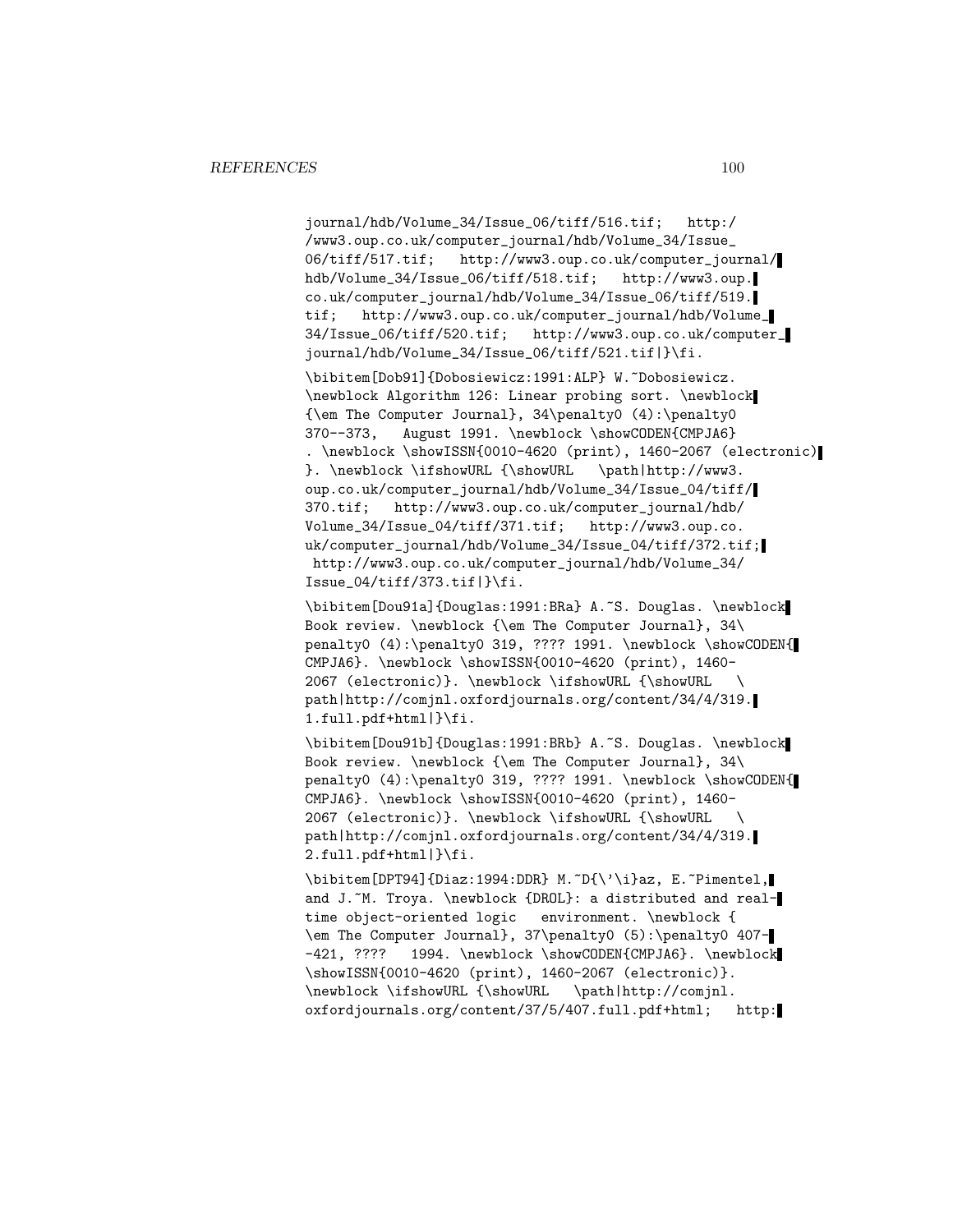journal/hdb/Volume_34/Issue_06/tiff/516.tif; http://www3.oup.co.uk/computer_journal/hdb/Volume_34/Issue_06/tiff/517.tif; http://www3.oup.co.uk/computer_journal/hdb/Volume_34/Issue_06/tiff/518.tif; http://www3.oup.co.uk/computer_journal/hdb/Volume_34/Issue_06/tiff/519.tif; http://www3.oup.co.uk/computer_journal/hdb/Volume_34/Issue_06/tiff/520.tif; http://www3.oup.co.uk/computer_journal/hdb/Volume_34/Issue_06/tiff/521.tif|}\fi.

```
\bibitem[Dob91]{Dobosiewicz:1991:ALP} W.~Dobosiewicz.
\newblock Algorithm 126: Linear probing sort. \newblock
{\em The Computer Journal}, 34\penalty0 (4):\penalty0
370--373,   August 1991. \newblock \showCODEN{CMPJA6}
. \newblock \showISSN{0010-4620 (print), 1460-2067 (electronic)
}. \newblock \ifshowURL {\showURL   \path|http://www3.oup.co.uk/computer_journal/hdb/Volume_34/Issue_04/tiff/370.tif;   http://www3.oup.co.uk/computer_journal/hdb/Volume_34/Issue_04/tiff/371.tif;   http://www3.oup.co.uk/computer_journal/hdb/Volume_34/Issue_04/tiff/372.tif;  http://www3.oup.co.uk/computer_journal/hdb/Volume_34/Issue_04/tiff/373.tif|}\fi.

\bibitem[Dou91a]{Douglas:1991:BRa} A.~S. Douglas. \newblock
Book review. \newblock {\em The Computer Journal}, 34\penalty0 (4):\penalty0 319, ???? 1991. \newblock \showCODEN{CMPJA6}. \newblock \showISSN{0010-4620 (print), 1460-2067 (electronic)}. \newblock \ifshowURL {\showURL   \path|http://comjnl.oxfordjournals.org/content/34/4/319.1.full.pdf+html|}\fi.

\bibitem[Dou91b]{Douglas:1991:BRb} A.~S. Douglas. \newblock
Book review. \newblock {\em The Computer Journal}, 34\penalty0 (4):\penalty0 319, ???? 1991. \newblock \showCODEN{CMPJA6}. \newblock \showISSN{0010-4620 (print), 1460-2067 (electronic)}. \newblock \ifshowURL {\showURL   \path|http://comjnl.oxfordjournals.org/content/34/4/319.2.full.pdf+html|}\fi.

\bibitem[DPT94]{Diaz:1994:DDR} M.~D{\'\i}az, E.~Pimentel,
and J.~M. Troya. \newblock {DROL}: a distributed and real-time object-oriented logic   environment. \newblock {\em The Computer Journal}, 37\penalty0 (5):\penalty0 407--421, ????   1994. \newblock \showCODEN{CMPJA6}. \newblock
\showISSN{0010-4620 (print), 1460-2067 (electronic)}.
\newblock \ifshowURL {\showURL   \path|http://comjnl.oxfordjournals.org/content/37/5/407.full.pdf+html;   http:
```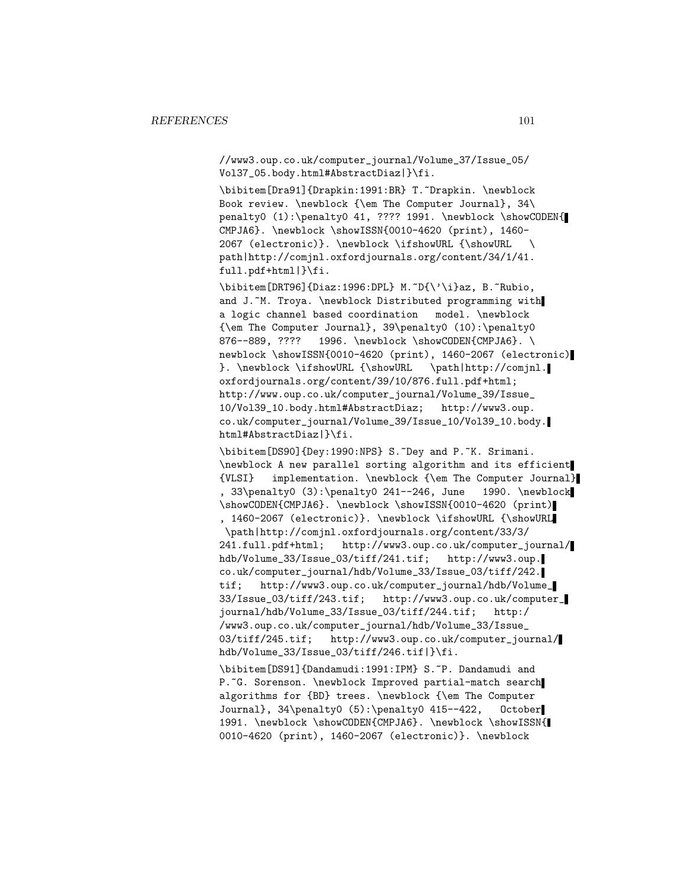//www3.oup.co.uk/computer_journal/Volume_37/Issue_05/
Vol37_05.body.html#AbstractDiaz|}\fi.

\bibitem[Dra91]{Drapkin:1991:BR} T.~Drapkin. \newblock
Book review. \newblock {\em The Computer Journal}, 34\
penalty0 (1):\penalty0 41, ???? 1991. \newblock \showCODEN{
CMPJA6}. \newblock \showISSN{0010-4620 (print), 1460-
2067 (electronic)}. \newblock \ifshowURL {\showURL \
path|http://comjnl.oxfordjournals.org/content/34/1/41.
full.pdf+html|}\fi.

\bibitem[DRT96]{Diaz:1996:DPL} M.~D{\'\i}az, B.~Rubio,
and J.~M. Troya. \newblock Distributed programming with
a logic channel based coordination model. \newblock
{\em The Computer Journal}, 39\penalty0 (10):\penalty0
876--889, ???? 1996. \newblock \showCODEN{CMPJA6}. \
newblock \showISSN{0010-4620 (print), 1460-2067 (electronic)
}. \newblock \ifshowURL {\showURL \path|http://comjnl.
oxfordjournals.org/content/39/10/876.full.pdf+html;
http://www.oup.co.uk/computer_journal/Volume_39/Issue_
10/Vol39_10.body.html#AbstractDiaz; http://www3.oup.
co.uk/computer_journal/Volume_39/Issue_10/Vol39_10.body.
html#AbstractDiaz|}\fi.

\bibitem[DS90]{Dey:1990:NPS} S.~Dey and P.~K. Srimani.
\newblock A new parallel sorting algorithm and its efficient
{VLSI} implementation. \newblock {\em The Computer Journal}
, 33\penalty0 (3):\penalty0 241--246, June 1990. \newblock
\showCODEN{CMPJA6}. \newblock \showISSN{0010-4620 (print)
, 1460-2067 (electronic)}. \newblock \ifshowURL {\showURL
\path|http://comjnl.oxfordjournals.org/content/33/3/
241.full.pdf+html; http://www3.oup.co.uk/computer_journal/
hdb/Volume_33/Issue_03/tiff/241.tif; http://www3.oup.
co.uk/computer_journal/hdb/Volume_33/Issue_03/tiff/242.
tif; http://www3.oup.co.uk/computer_journal/hdb/Volume_
33/Issue_03/tiff/243.tif; http://www3.oup.co.uk/computer_
journal/hdb/Volume_33/Issue_03/tiff/244.tif; http:/
/www3.oup.co.uk/computer_journal/hdb/Volume_33/Issue_
03/tiff/245.tif; http://www3.oup.co.uk/computer_journal/
hdb/Volume_33/Issue_03/tiff/246.tif|}\fi.

\bibitem[DS91]{Dandamudi:1991:IPM} S.~P. Dandamudi and
P.~G. Sorenson. \newblock Improved partial-match search
algorithms for {BD} trees. \newblock {\em The Computer
Journal}, 34\penalty0 (5):\penalty0 415--422, October
1991. \newblock \showCODEN{CMPJA6}. \newblock \showISSN{
0010-4620 (print), 1460-2067 (electronic)}. \newblock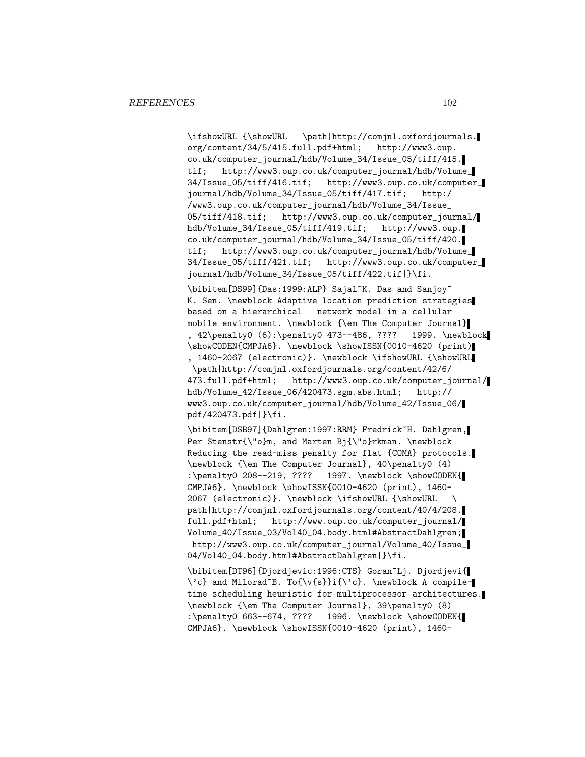```
\ifshowURL {\showURL   \path|http://comjnl.oxfordjournals.
org/content/34/5/415.full.pdf+html;   http://www3.oup.
co.uk/computer_journal/hdb/Volume_34/Issue_05/tiff/415.
tif;   http://www3.oup.co.uk/computer_journal/hdb/Volume_
34/Issue_05/tiff/416.tif;   http://www3.oup.co.uk/computer_
journal/hdb/Volume_34/Issue_05/tiff/417.tif;   http:/
/www3.oup.co.uk/computer_journal/hdb/Volume_34/Issue_
05/tiff/418.tif;   http://www3.oup.co.uk/computer_journal/
hdb/Volume_34/Issue_05/tiff/419.tif;   http://www3.oup.
co.uk/computer_journal/hdb/Volume_34/Issue_05/tiff/420.
tif;   http://www3.oup.co.uk/computer_journal/hdb/Volume_
34/Issue_05/tiff/421.tif;   http://www3.oup.co.uk/computer_
journal/hdb/Volume_34/Issue_05/tiff/422.tif|}\fi.

\bibitem[DS99]{Das:1999:ALP} Sajal~K. Das and Sanjoy~
K. Sen. \newblock Adaptive location prediction strategies
based on a hierarchical   network model in a cellular
mobile environment. \newblock {\em The Computer Journal}
, 42\penalty0 (6):\penalty0 473--486, ????   1999. \newblock
\showCODEN{CMPJA6}. \newblock \showISSN{0010-4620 (print)
, 1460-2067 (electronic)}. \newblock \ifshowURL {\showURL
 \path|http://comjnl.oxfordjournals.org/content/42/6/
473.full.pdf+html;   http://www3.oup.co.uk/computer_journal/
hdb/Volume_42/Issue_06/420473.sgm.abs.html;   http://
www3.oup.co.uk/computer_journal/hdb/Volume_42/Issue_06/
pdf/420473.pdf|}\fi.

\bibitem[DSB97]{Dahlgren:1997:RRM} Fredrick~H. Dahlgren,
Per Stenstr{\"o}m, and Marten Bj{\"o}rkman. \newblock
Reducing the read-miss penalty for flat {COMA} protocols.
\newblock {\em The Computer Journal}, 40\penalty0 (4)
:\penalty0 208--219, ????   1997. \newblock \showCODEN{
CMPJA6}. \newblock \showISSN{0010-4620 (print), 1460-
2067 (electronic)}. \newblock \ifshowURL {\showURL   \
path|http://comjnl.oxfordjournals.org/content/40/4/208.
full.pdf+html;   http://www.oup.co.uk/computer_journal/
Volume_40/Issue_03/Vol40_04.body.html#AbstractDahlgren;
 http://www3.oup.co.uk/computer_journal/Volume_40/Issue_
04/Vol40_04.body.html#AbstractDahlgren|}\fi.

\bibitem[DT96]{Djordjevic:1996:CTS} Goran~Lj. Djordjevi{
\'c} and Milorad~B. To{\v{s}}i{\'c}. \newblock A compile-
time scheduling heuristic for multiprocessor architectures.
\newblock {\em The Computer Journal}, 39\penalty0 (8)
:\penalty0 663--674, ????   1996. \newblock \showCODEN{
CMPJA6}. \newblock \showISSN{0010-4620 (print), 1460-
```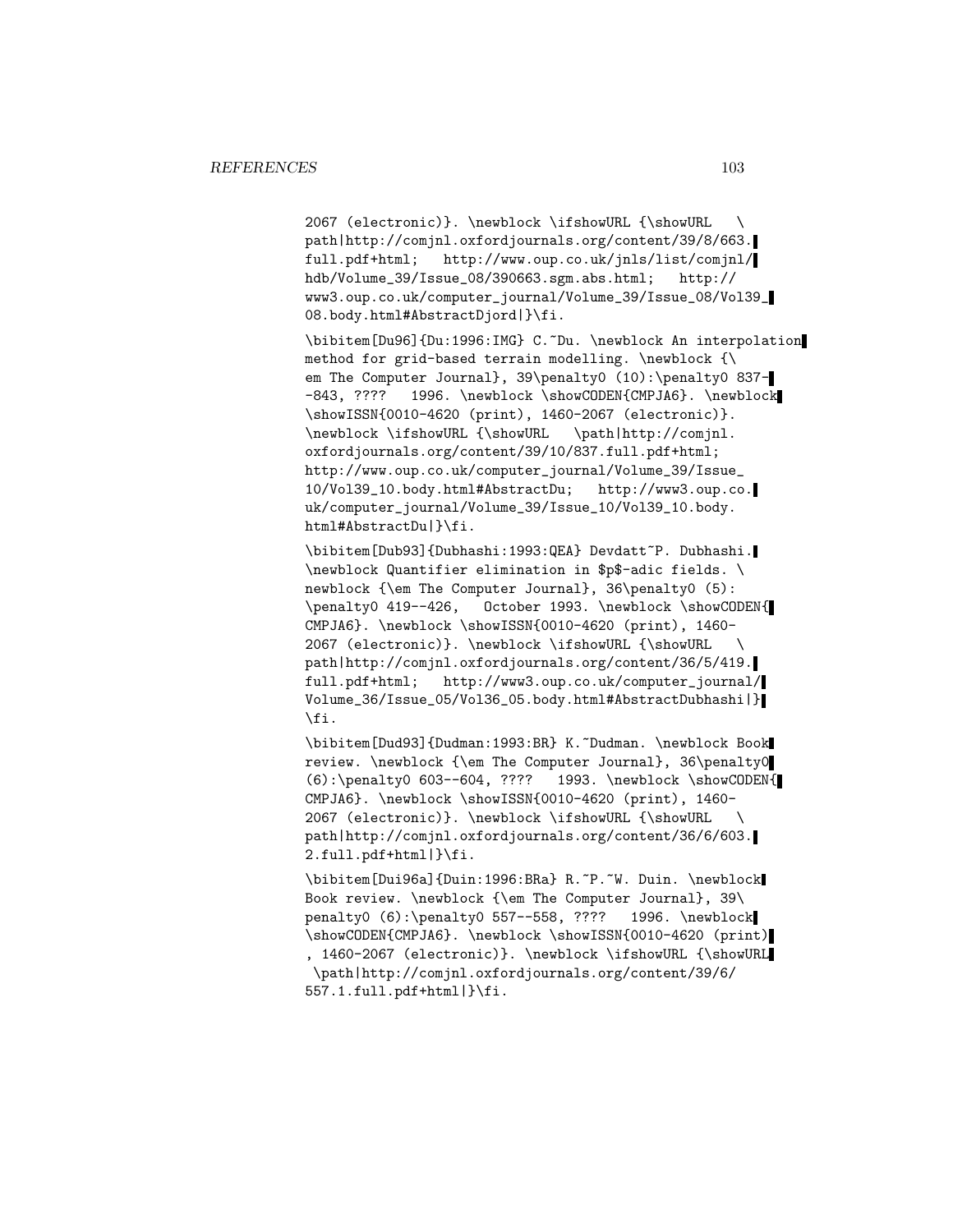```
2067 (electronic)}. \newblock \ifshowURL {\showURL   \
path|http://comjnl.oxfordjournals.org/content/39/8/663.
full.pdf+html;   http://www.oup.co.uk/jnls/list/comjnl/
hdb/Volume_39/Issue_08/390663.sgm.abs.html;   http://
www3.oup.co.uk/computer_journal/Volume_39/Issue_08/Vol39_
08.body.html#AbstractDjord|}\fi.

\bibitem[Du96]{Du:1996:IMG} C.~Du. \newblock An interpolation
method for grid-based terrain modelling. \newblock {\
em The Computer Journal}, 39\penalty0 (10):\penalty0 837-
-843, ????   1996. \newblock \showCODEN{CMPJA6}. \newblock
\showISSN{0010-4620 (print), 1460-2067 (electronic)}.
\newblock \ifshowURL {\showURL   \path|http://comjnl.
oxfordjournals.org/content/39/10/837.full.pdf+html;
http://www.oup.co.uk/computer_journal/Volume_39/Issue_
10/Vol39_10.body.html#AbstractDu;   http://www3.oup.co.
uk/computer_journal/Volume_39/Issue_10/Vol39_10.body.
html#AbstractDu|}\fi.

\bibitem[Dub93]{Dubhashi:1993:QEA} Devdatt~P. Dubhashi.
\newblock Quantifier elimination in $p$-adic fields. \
newblock {\em The Computer Journal}, 36\penalty0 (5):
\penalty0 419--426,   October 1993. \newblock \showCODEN{
CMPJA6}. \newblock \showISSN{0010-4620 (print), 1460-
2067 (electronic)}. \newblock \ifshowURL {\showURL   \
path|http://comjnl.oxfordjournals.org/content/36/5/419.
full.pdf+html;   http://www3.oup.co.uk/computer_journal/
Volume_36/Issue_05/Vol36_05.body.html#AbstractDubhashi|}
\fi.

\bibitem[Dud93]{Dudman:1993:BR} K.~Dudman. \newblock Book
review. \newblock {\em The Computer Journal}, 36\penalty0
(6):\penalty0 603--604, ????   1993. \newblock \showCODEN{
CMPJA6}. \newblock \showISSN{0010-4620 (print), 1460-
2067 (electronic)}. \newblock \ifshowURL {\showURL   \
path|http://comjnl.oxfordjournals.org/content/36/6/603.
2.full.pdf+html|}\fi.

\bibitem[Dui96a]{Duin:1996:BRa} R.~P.~W. Duin. \newblock
Book review. \newblock {\em The Computer Journal}, 39\
penalty0 (6):\penalty0 557--558, ????   1996. \newblock
\showCODEN{CMPJA6}. \newblock \showISSN{0010-4620 (print)
, 1460-2067 (electronic)}. \newblock \ifshowURL {\showURL
 \path|http://comjnl.oxfordjournals.org/content/39/6/
557.1.full.pdf+html|}\fi.
```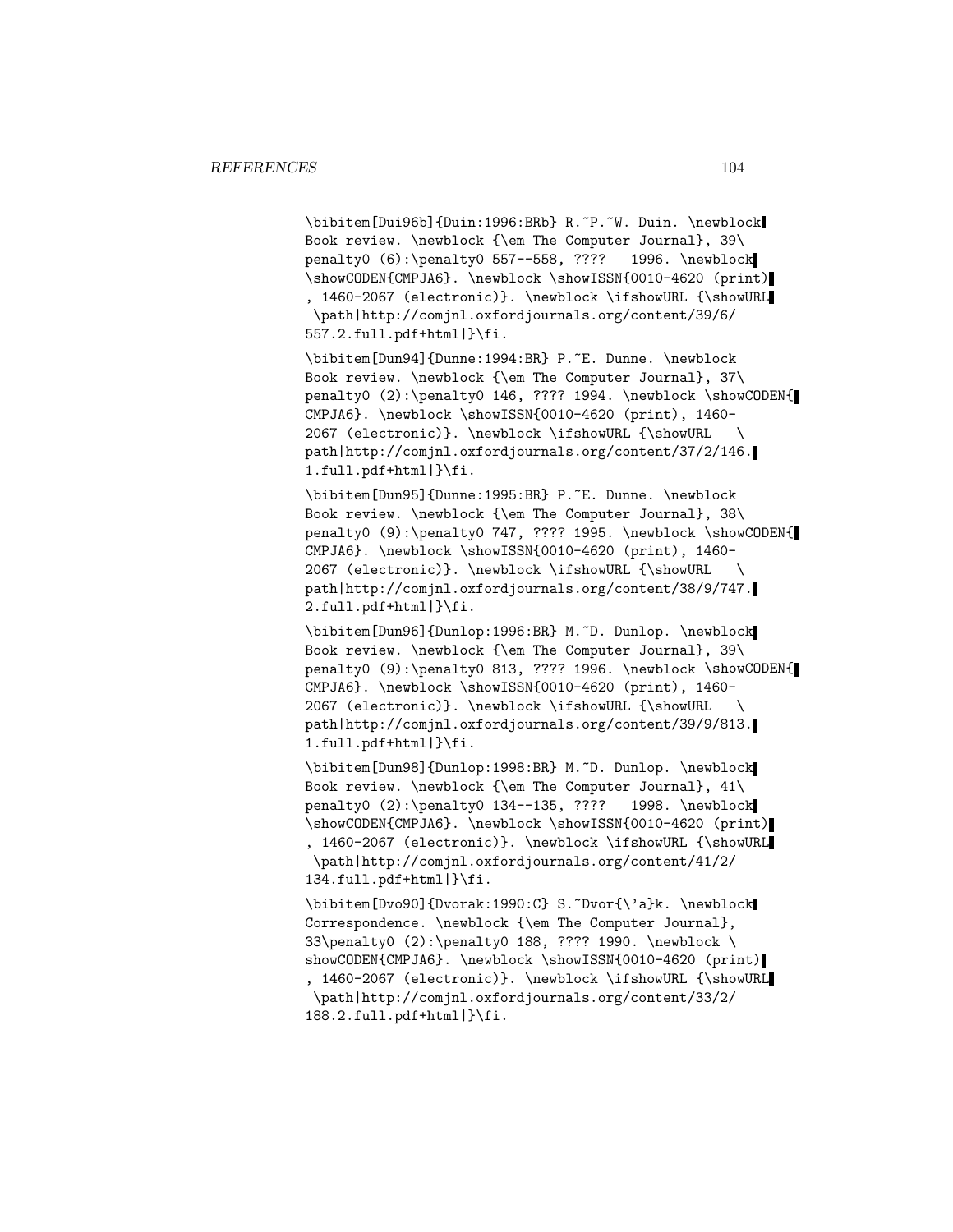\bibitem[Dui96b]{Duin:1996:BRb} R.~P.~W. Duin. \newblock Book review. \newblock {\em The Computer Journal}, 39\ penalty0 (6):\penalty0 557--558, ???? 1996. \newblock \showCODEN{CMPJA6}. \newblock \showISSN{0010-4620 (print) , 1460-2067 (electronic)}. \newblock \ifshowURL {\showURL \path|http://comjnl.oxfordjournals.org/content/39/6/ 557.2.full.pdf+html|}\fi.

\bibitem[Dun94]{Dunne:1994:BR} P.~E. Dunne. \newblock Book review. \newblock {\em The Computer Journal}, 37\ penalty0 (2):\penalty0 146, ???? 1994. \newblock \showCODEN{ CMPJA6}. \newblock \showISSN{0010-4620 (print), 1460- 2067 (electronic)}. \newblock \ifshowURL {\showURL \ path|http://comjnl.oxfordjournals.org/content/37/2/146. 1.full.pdf+html|}\fi.

\bibitem[Dun95]{Dunne:1995:BR} P.~E. Dunne. \newblock Book review. \newblock {\em The Computer Journal}, 38\ penalty0 (9):\penalty0 747, ???? 1995. \newblock \showCODEN{ CMPJA6}. \newblock \showISSN{0010-4620 (print), 1460- 2067 (electronic)}. \newblock \ifshowURL {\showURL \ path|http://comjnl.oxfordjournals.org/content/38/9/747. 2.full.pdf+html|}\fi.

\bibitem[Dun96]{Dunlop:1996:BR} M.~D. Dunlop. \newblock Book review. \newblock {\em The Computer Journal}, 39\ penalty0 (9):\penalty0 813, ???? 1996. \newblock \showCODEN{ CMPJA6}. \newblock \showISSN{0010-4620 (print), 1460- 2067 (electronic)}. \newblock \ifshowURL {\showURL \ path|http://comjnl.oxfordjournals.org/content/39/9/813. 1.full.pdf+html|}\fi.

\bibitem[Dun98]{Dunlop:1998:BR} M.~D. Dunlop. \newblock Book review. \newblock {\em The Computer Journal}, 41\ penalty0 (2):\penalty0 134--135, ???? 1998. \newblock \showCODEN{CMPJA6}. \newblock \showISSN{0010-4620 (print) , 1460-2067 (electronic)}. \newblock \ifshowURL {\showURL \path|http://comjnl.oxfordjournals.org/content/41/2/ 134.full.pdf+html|}\fi.

\bibitem[Dvo90]{Dvorak:1990:C} S.~Dvor{\'a}k. \newblock Correspondence. \newblock {\em The Computer Journal}, 33\penalty0 (2):\penalty0 188, ???? 1990. \newblock \ showCODEN{CMPJA6}. \newblock \showISSN{0010-4620 (print) , 1460-2067 (electronic)}. \newblock \ifshowURL {\showURL \path|http://comjnl.oxfordjournals.org/content/33/2/ 188.2.full.pdf+html|}\fi.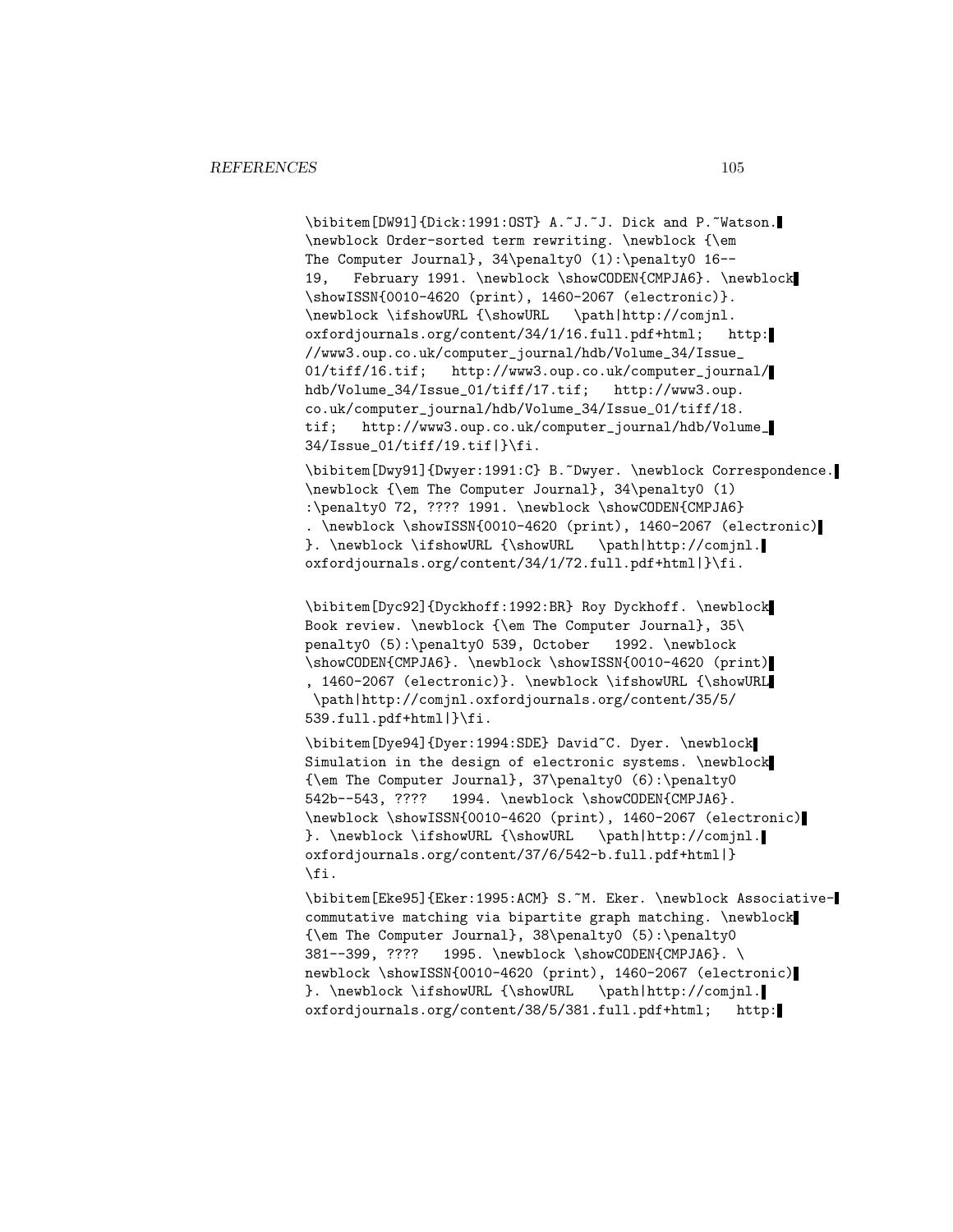```
\bibitem[DW91]{Dick:1991:OST} A.~J.~J. Dick and P.~Watson.
\newblock Order-sorted term rewriting. \newblock {\em
The Computer Journal}, 34\penalty0 (1):\penalty0 16--
19,   February 1991. \newblock \showCODEN{CMPJA6}. \newblock
\showISSN{0010-4620 (print), 1460-2067 (electronic)}.
\newblock \ifshowURL {\showURL   \path|http://comjnl.
oxfordjournals.org/content/34/1/16.full.pdf+html;   http:
//www3.oup.co.uk/computer_journal/hdb/Volume_34/Issue_
01/tiff/16.tif;   http://www3.oup.co.uk/computer_journal/
hdb/Volume_34/Issue_01/tiff/17.tif;   http://www3.oup.
co.uk/computer_journal/hdb/Volume_34/Issue_01/tiff/18.
tif;   http://www3.oup.co.uk/computer_journal/hdb/Volume_
34/Issue_01/tiff/19.tif|}\fi.

\bibitem[Dwy91]{Dwyer:1991:C} B.~Dwyer. \newblock Correspondence.
\newblock {\em The Computer Journal}, 34\penalty0 (1)
:\penalty0 72, ???? 1991. \newblock \showCODEN{CMPJA6}
. \newblock \showISSN{0010-4620 (print), 1460-2067 (electronic)
}. \newblock \ifshowURL {\showURL   \path|http://comjnl.
oxfordjournals.org/content/34/1/72.full.pdf+html|}\fi.

\bibitem[Dyc92]{Dyckhoff:1992:BR} Roy Dyckhoff. \newblock
Book review. \newblock {\em The Computer Journal}, 35\
penalty0 (5):\penalty0 539, October   1992. \newblock
\showCODEN{CMPJA6}. \newblock \showISSN{0010-4620 (print)
, 1460-2067 (electronic)}. \newblock \ifshowURL {\showURL
 \path|http://comjnl.oxfordjournals.org/content/35/5/
539.full.pdf+html|}\fi.

\bibitem[Dye94]{Dyer:1994:SDE} David~C. Dyer. \newblock
Simulation in the design of electronic systems. \newblock
{\em The Computer Journal}, 37\penalty0 (6):\penalty0
542b--543, ????   1994. \newblock \showCODEN{CMPJA6}.
\newblock \showISSN{0010-4620 (print), 1460-2067 (electronic)
}. \newblock \ifshowURL {\showURL   \path|http://comjnl.
oxfordjournals.org/content/37/6/542-b.full.pdf+html|}
\fi.

\bibitem[Eke95]{Eker:1995:ACM} S.~M. Eker. \newblock Associative-
commutative matching via bipartite graph matching. \newblock
{\em The Computer Journal}, 38\penalty0 (5):\penalty0
381--399, ????   1995. \newblock \showCODEN{CMPJA6}. \
newblock \showISSN{0010-4620 (print), 1460-2067 (electronic)
}. \newblock \ifshowURL {\showURL   \path|http://comjnl.
oxfordjournals.org/content/38/5/381.full.pdf+html;   http:
```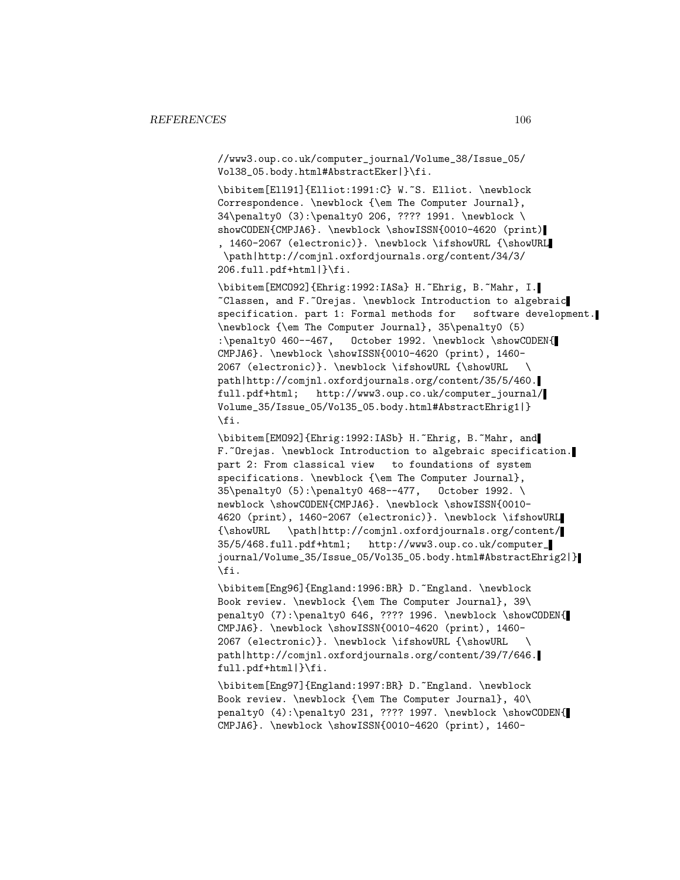```
//www3.oup.co.uk/computer_journal/Volume_38/Issue_05/
Vol38_05.body.html#AbstractEker|}\fi.

\bibitem[Ell91]{Elliot:1991:C} W.~S. Elliot. \newblock
Correspondence. \newblock {\em The Computer Journal},
34\penalty0 (3):\penalty0 206, ???? 1991. \newblock \
showCODEN{CMPJA6}. \newblock \showISSN{0010-4620 (print)
, 1460-2067 (electronic)}. \newblock \ifshowURL {\showURL
 \path|http://comjnl.oxfordjournals.org/content/34/3/
206.full.pdf+html|}\fi.

\bibitem[EMCO92]{Ehrig:1992:IASa} H.~Ehrig, B.~Mahr, I.
~Classen, and F.~Orejas. \newblock Introduction to algebraic
specification. part 1: Formal methods for   software development.
\newblock {\em The Computer Journal}, 35\penalty0 (5)
:\penalty0 460--467,   October 1992. \newblock \showCODEN{
CMPJA6}. \newblock \showISSN{0010-4620 (print), 1460-
2067 (electronic)}. \newblock \ifshowURL {\showURL   \
path|http://comjnl.oxfordjournals.org/content/35/5/460.
full.pdf+html;   http://www3.oup.co.uk/computer_journal/
Volume_35/Issue_05/Vol35_05.body.html#AbstractEhrig1|}
\fi.

\bibitem[EMO92]{Ehrig:1992:IASb} H.~Ehrig, B.~Mahr, and
F.~Orejas. \newblock Introduction to algebraic specification.
part 2: From classical view   to foundations of system
specifications. \newblock {\em The Computer Journal},
35\penalty0 (5):\penalty0 468--477,   October 1992. \
newblock \showCODEN{CMPJA6}. \newblock \showISSN{0010-
4620 (print), 1460-2067 (electronic)}. \newblock \ifshowURL
{\showURL   \path|http://comjnl.oxfordjournals.org/content/
35/5/468.full.pdf+html;   http://www3.oup.co.uk/computer_
journal/Volume_35/Issue_05/Vol35_05.body.html#AbstractEhrig2|}
\fi.

\bibitem[Eng96]{England:1996:BR} D.~England. \newblock
Book review. \newblock {\em The Computer Journal}, 39\
penalty0 (7):\penalty0 646, ???? 1996. \newblock \showCODEN{
CMPJA6}. \newblock \showISSN{0010-4620 (print), 1460-
2067 (electronic)}. \newblock \ifshowURL {\showURL   \
path|http://comjnl.oxfordjournals.org/content/39/7/646.
full.pdf+html|}\fi.

\bibitem[Eng97]{England:1997:BR} D.~England. \newblock
Book review. \newblock {\em The Computer Journal}, 40\
penalty0 (4):\penalty0 231, ???? 1997. \newblock \showCODEN{
CMPJA6}. \newblock \showISSN{0010-4620 (print), 1460-
```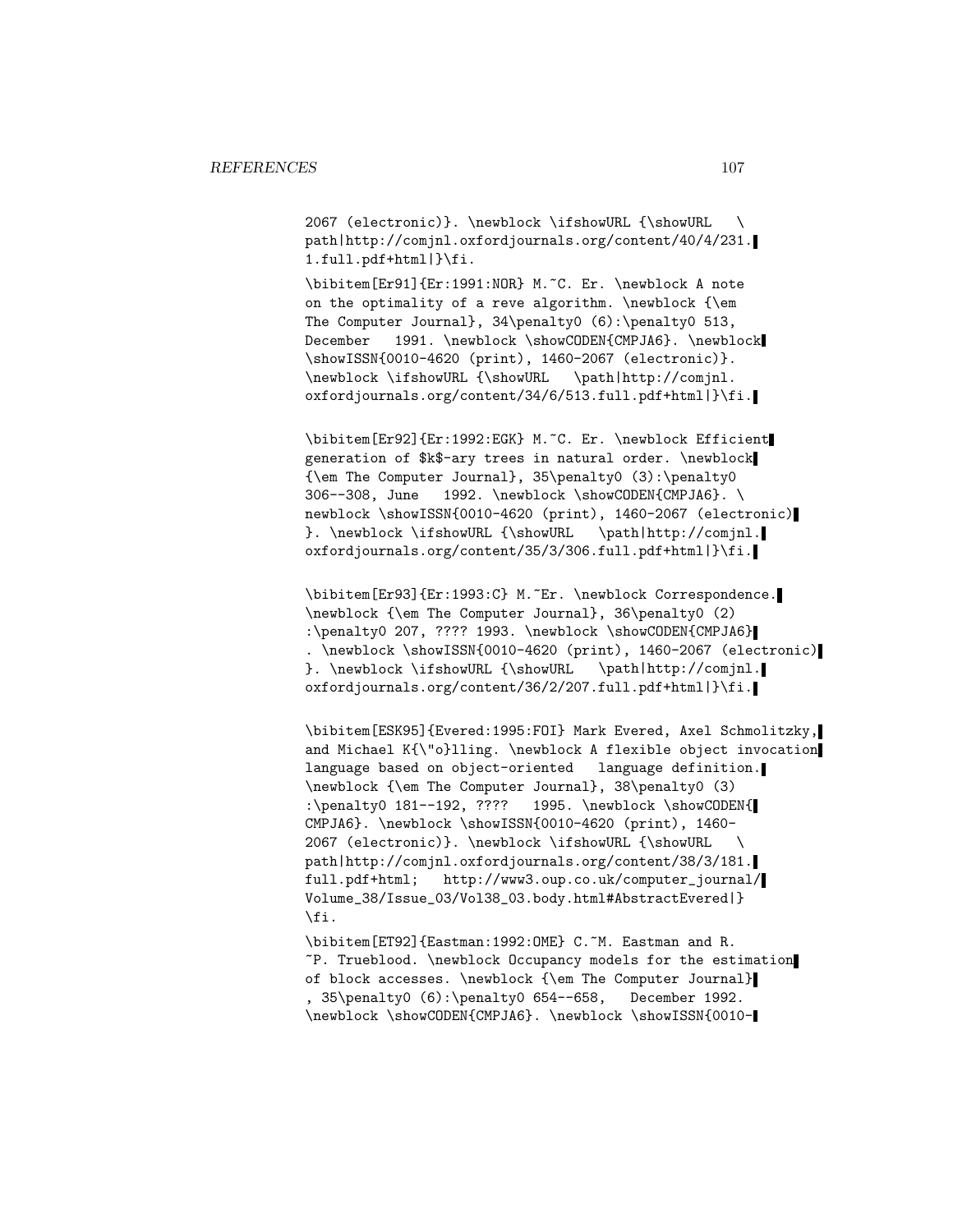2067 (electronic)}. \newblock \ifshowURL {\showURL \
path|http://comjnl.oxfordjournals.org/content/40/4/231.
1.full.pdf+html|}\fi.

\bibitem[Er91]{Er:1991:NOR} M.~C. Er. \newblock A note
on the optimality of a reve algorithm. \newblock {\em
The Computer Journal}, 34\penalty0 (6):\penalty0 513,
December 1991. \newblock \showCODEN{CMPJA6}. \newblock
\showISSN{0010-4620 (print), 1460-2067 (electronic)}.
\newblock \ifshowURL {\showURL \path|http://comjnl.
oxfordjournals.org/content/34/6/513.full.pdf+html|}\fi.

\bibitem[Er92]{Er:1992:EGK} M.~C. Er. \newblock Efficient
generation of $k$-ary trees in natural order. \newblock
{\em The Computer Journal}, 35\penalty0 (3):\penalty0
306--308, June 1992. \newblock \showCODEN{CMPJA6}. \
newblock \showISSN{0010-4620 (print), 1460-2067 (electronic)
}. \newblock \ifshowURL {\showURL \path|http://comjnl.
oxfordjournals.org/content/35/3/306.full.pdf+html|}\fi.

\bibitem[Er93]{Er:1993:C} M.~Er. \newblock Correspondence.
\newblock {\em The Computer Journal}, 36\penalty0 (2)
:\penalty0 207, ???? 1993. \newblock \showCODEN{CMPJA6}
. \newblock \showISSN{0010-4620 (print), 1460-2067 (electronic)
}. \newblock \ifshowURL {\showURL \path|http://comjnl.
oxfordjournals.org/content/36/2/207.full.pdf+html|}\fi.

\bibitem[ESK95]{Evered:1995:FOI} Mark Evered, Axel Schmolitzky,
and Michael K{\"o}lling. \newblock A flexible object invocation
language based on object-oriented language definition.
\newblock {\em The Computer Journal}, 38\penalty0 (3)
:\penalty0 181--192, ???? 1995. \newblock \showCODEN{
CMPJA6}. \newblock \showISSN{0010-4620 (print), 1460-
2067 (electronic)}. \newblock \ifshowURL {\showURL \
path|http://comjnl.oxfordjournals.org/content/38/3/181.
full.pdf+html; http://www3.oup.co.uk/computer_journal/
Volume_38/Issue_03/Vol38_03.body.html#AbstractEvered|}
\fi.

\bibitem[ET92]{Eastman:1992:OME} C.~M. Eastman and R.
~P. Trueblood. \newblock Occupancy models for the estimation
of block accesses. \newblock {\em The Computer Journal}
, 35\penalty0 (6):\penalty0 654--658, December 1992.
\newblock \showCODEN{CMPJA6}. \newblock \showISSN{0010-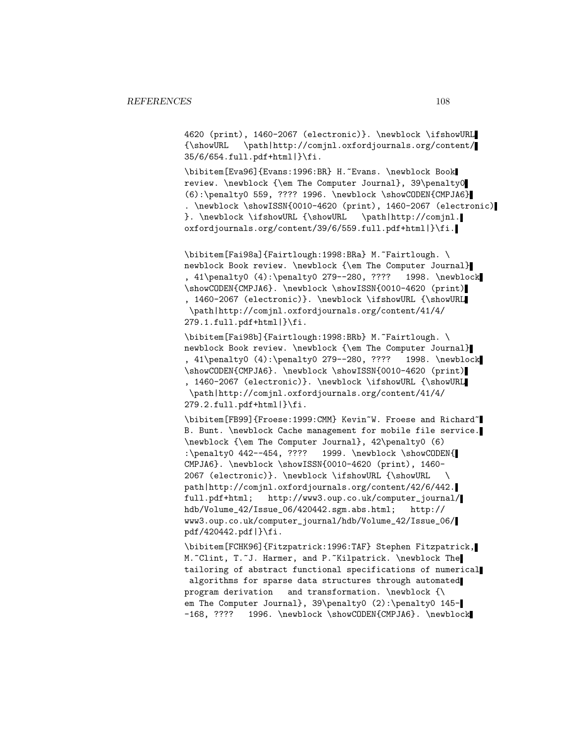```
4620 (print), 1460-2067 (electronic)}. \newblock \ifshowURL
{\showURL   \path|http://comjnl.oxfordjournals.org/content/
35/6/654.full.pdf+html|}\fi.

\bibitem[Eva96]{Evans:1996:BR} H.~Evans. \newblock Book
review. \newblock {\em The Computer Journal}, 39\penalty0
(6):\penalty0 559, ???? 1996. \newblock \showCODEN{CMPJA6}
. \newblock \showISSN{0010-4620 (print), 1460-2067 (electronic)
}. \newblock \ifshowURL {\showURL   \path|http://comjnl.
oxfordjournals.org/content/39/6/559.full.pdf+html|}\fi.


\bibitem[Fai98a]{Fairtlough:1998:BRa} M.~Fairtlough. \
newblock Book review. \newblock {\em The Computer Journal}
, 41\penalty0 (4):\penalty0 279--280, ????   1998. \newblock
\showCODEN{CMPJA6}. \newblock \showISSN{0010-4620 (print)
, 1460-2067 (electronic)}. \newblock \ifshowURL {\showURL
 \path|http://comjnl.oxfordjournals.org/content/41/4/
279.1.full.pdf+html|}\fi.

\bibitem[Fai98b]{Fairtlough:1998:BRb} M.~Fairtlough. \
newblock Book review. \newblock {\em The Computer Journal}
, 41\penalty0 (4):\penalty0 279--280, ????   1998. \newblock
\showCODEN{CMPJA6}. \newblock \showISSN{0010-4620 (print)
, 1460-2067 (electronic)}. \newblock \ifshowURL {\showURL
 \path|http://comjnl.oxfordjournals.org/content/41/4/
279.2.full.pdf+html|}\fi.

\bibitem[FB99]{Froese:1999:CMM} Kevin~W. Froese and Richard~
B. Bunt. \newblock Cache management for mobile file service.
\newblock {\em The Computer Journal}, 42\penalty0 (6)
:\penalty0 442--454, ????   1999. \newblock \showCODEN{
CMPJA6}. \newblock \showISSN{0010-4620 (print), 1460-
2067 (electronic)}. \newblock \ifshowURL {\showURL   \
path|http://comjnl.oxfordjournals.org/content/42/6/442.
full.pdf+html;   http://www3.oup.co.uk/computer_journal/
hdb/Volume_42/Issue_06/420442.sgm.abs.html;   http://
www3.oup.co.uk/computer_journal/hdb/Volume_42/Issue_06/
pdf/420442.pdf|}\fi.

\bibitem[FCHK96]{Fitzpatrick:1996:TAF} Stephen Fitzpatrick,
M.~Clint, T.~J. Harmer, and P.~Kilpatrick. \newblock The
tailoring of abstract functional specifications of numerical
 algorithms for sparse data structures through automated
program derivation   and transformation. \newblock {\
em The Computer Journal}, 39\penalty0 (2):\penalty0 145-
-168, ????   1996. \newblock \showCODEN{CMPJA6}. \newblock
```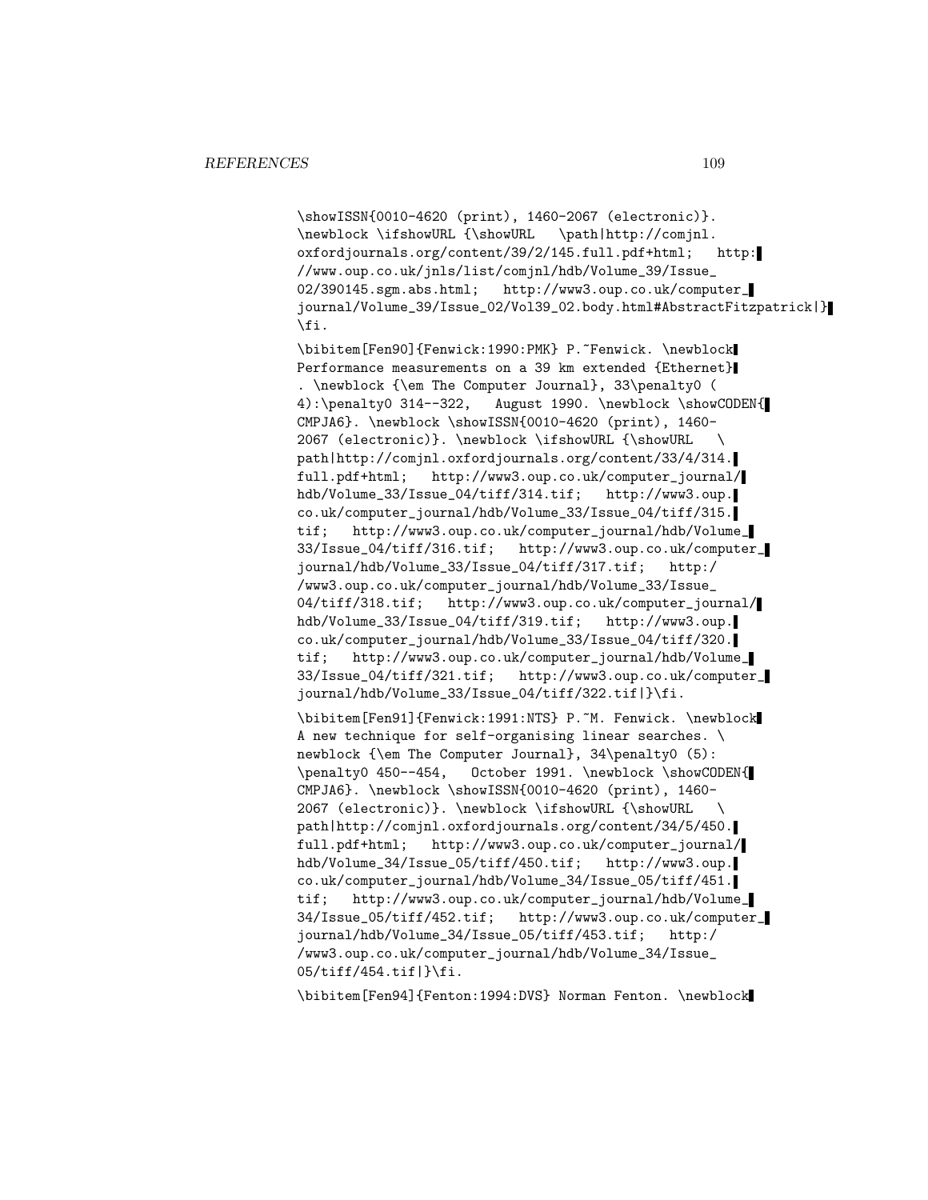```
\showISSN{0010-4620 (print), 1460-2067 (electronic)}.
\newblock \ifshowURL {\showURL   \path|http://comjnl.
oxfordjournals.org/content/39/2/145.full.pdf+html;   http:
//www.oup.co.uk/jnls/list/comjnl/hdb/Volume_39/Issue_
02/390145.sgm.abs.html;   http://www3.oup.co.uk/computer_
journal/Volume_39/Issue_02/Vol39_02.body.html#AbstractFitzpatrick|}
\fi.

\bibitem[Fen90]{Fenwick:1990:PMK} P.~Fenwick. \newblock
Performance measurements on a 39 km extended {Ethernet}
. \newblock {\em The Computer Journal}, 33\penalty0 (
4):\penalty0 314--322,   August 1990. \newblock \showCODEN{
CMPJA6}. \newblock \showISSN{0010-4620 (print), 1460-
2067 (electronic)}. \newblock \ifshowURL {\showURL   \
path|http://comjnl.oxfordjournals.org/content/33/4/314.
full.pdf+html;   http://www3.oup.co.uk/computer_journal/
hdb/Volume_33/Issue_04/tiff/314.tif;   http://www3.oup.
co.uk/computer_journal/hdb/Volume_33/Issue_04/tiff/315.
tif;   http://www3.oup.co.uk/computer_journal/hdb/Volume_
33/Issue_04/tiff/316.tif;   http://www3.oup.co.uk/computer_
journal/hdb/Volume_33/Issue_04/tiff/317.tif;   http:/
/www3.oup.co.uk/computer_journal/hdb/Volume_33/Issue_
04/tiff/318.tif;   http://www3.oup.co.uk/computer_journal/
hdb/Volume_33/Issue_04/tiff/319.tif;   http://www3.oup.
co.uk/computer_journal/hdb/Volume_33/Issue_04/tiff/320.
tif;   http://www3.oup.co.uk/computer_journal/hdb/Volume_
33/Issue_04/tiff/321.tif;   http://www3.oup.co.uk/computer_
journal/hdb/Volume_33/Issue_04/tiff/322.tif|}\fi.

\bibitem[Fen91]{Fenwick:1991:NTS} P.~M. Fenwick. \newblock
A new technique for self-organising linear searches. \
newblock {\em The Computer Journal}, 34\penalty0 (5):
\penalty0 450--454,   October 1991. \newblock \showCODEN{
CMPJA6}. \newblock \showISSN{0010-4620 (print), 1460-
2067 (electronic)}. \newblock \ifshowURL {\showURL   \
path|http://comjnl.oxfordjournals.org/content/34/5/450.
full.pdf+html;   http://www3.oup.co.uk/computer_journal/
hdb/Volume_34/Issue_05/tiff/450.tif;   http://www3.oup.
co.uk/computer_journal/hdb/Volume_34/Issue_05/tiff/451.
tif;   http://www3.oup.co.uk/computer_journal/hdb/Volume_
34/Issue_05/tiff/452.tif;   http://www3.oup.co.uk/computer_
journal/hdb/Volume_34/Issue_05/tiff/453.tif;   http:/
/www3.oup.co.uk/computer_journal/hdb/Volume_34/Issue_
05/tiff/454.tif|}\fi.

\bibitem[Fen94]{Fenton:1994:DVS} Norman Fenton. \newblock
```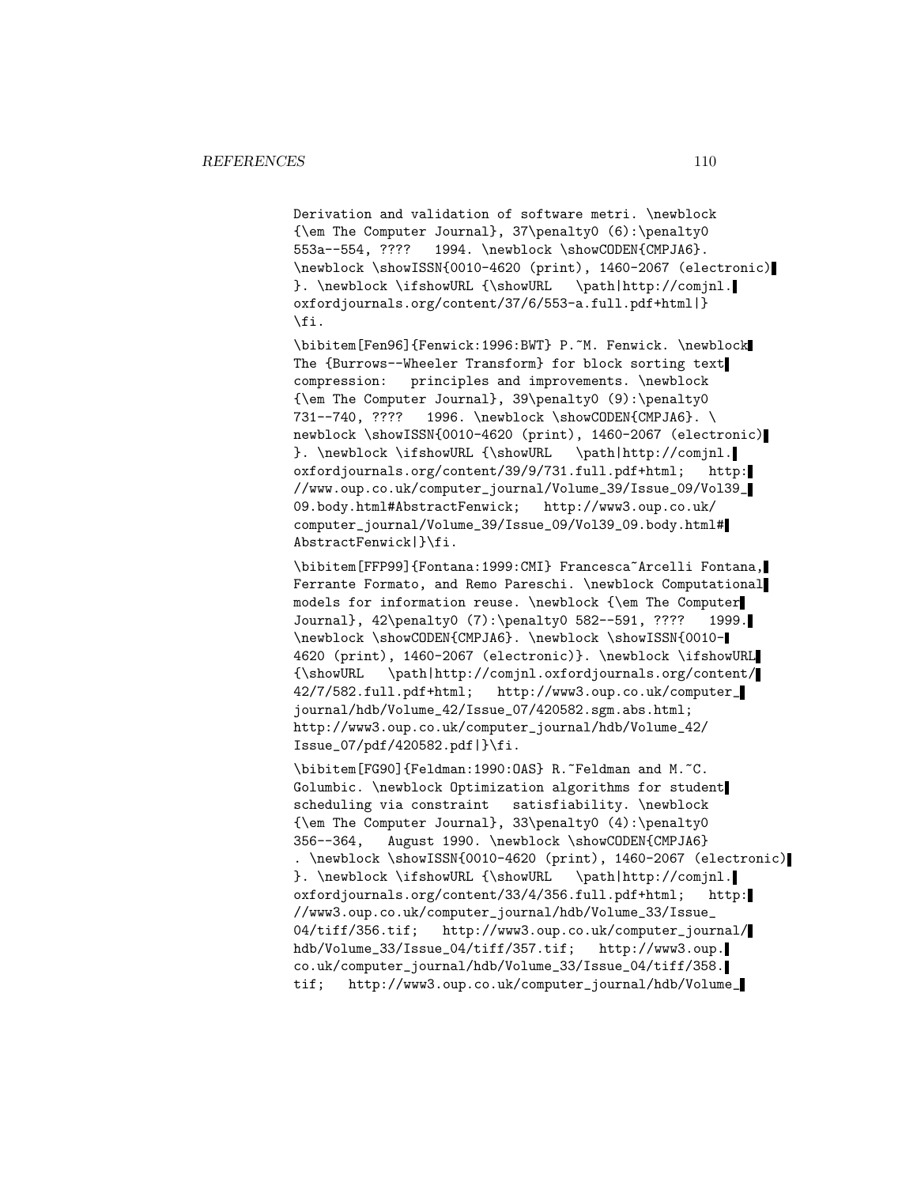```
Derivation and validation of software metri. \newblock
{\em The Computer Journal}, 37\penalty0 (6):\penalty0
553a--554, ????   1994. \newblock \showCODEN{CMPJA6}.
\newblock \showISSN{0010-4620 (print), 1460-2067 (electronic)
}. \newblock \ifshowURL {\showURL   \path|http://comjnl.
oxfordjournals.org/content/37/6/553-a.full.pdf+html|}
\fi.

\bibitem[Fen96]{Fenwick:1996:BWT} P.~M. Fenwick. \newblock
The {Burrows--Wheeler Transform} for block sorting text
compression:   principles and improvements. \newblock
{\em The Computer Journal}, 39\penalty0 (9):\penalty0
731--740, ????   1996. \newblock \showCODEN{CMPJA6}. \
newblock \showISSN{0010-4620 (print), 1460-2067 (electronic)
}. \newblock \ifshowURL {\showURL   \path|http://comjnl.
oxfordjournals.org/content/39/9/731.full.pdf+html;   http:
//www.oup.co.uk/computer_journal/Volume_39/Issue_09/Vol39_
09.body.html#AbstractFenwick;   http://www3.oup.co.uk/
computer_journal/Volume_39/Issue_09/Vol39_09.body.html#
AbstractFenwick|}\fi.

\bibitem[FFP99]{Fontana:1999:CMI} Francesca~Arcelli Fontana,
Ferrante Formato, and Remo Pareschi. \newblock Computational
models for information reuse. \newblock {\em The Computer
Journal}, 42\penalty0 (7):\penalty0 582--591, ????   1999.
\newblock \showCODEN{CMPJA6}. \newblock \showISSN{0010-
4620 (print), 1460-2067 (electronic)}. \newblock \ifshowURL
{\showURL   \path|http://comjnl.oxfordjournals.org/content/
42/7/582.full.pdf+html;   http://www3.oup.co.uk/computer_
journal/hdb/Volume_42/Issue_07/420582.sgm.abs.html;
http://www3.oup.co.uk/computer_journal/hdb/Volume_42/
Issue_07/pdf/420582.pdf|}\fi.

\bibitem[FG90]{Feldman:1990:OAS} R.~Feldman and M.~C.
Golumbic. \newblock Optimization algorithms for student
scheduling via constraint   satisfiability. \newblock
{\em The Computer Journal}, 33\penalty0 (4):\penalty0
356--364,   August 1990. \newblock \showCODEN{CMPJA6}
. \newblock \showISSN{0010-4620 (print), 1460-2067 (electronic)
}. \newblock \ifshowURL {\showURL   \path|http://comjnl.
oxfordjournals.org/content/33/4/356.full.pdf+html;   http:
//www3.oup.co.uk/computer_journal/hdb/Volume_33/Issue_
04/tiff/356.tif;   http://www3.oup.co.uk/computer_journal/
hdb/Volume_33/Issue_04/tiff/357.tif;   http://www3.oup.
co.uk/computer_journal/hdb/Volume_33/Issue_04/tiff/358.
tif;   http://www3.oup.co.uk/computer_journal/hdb/Volume_
```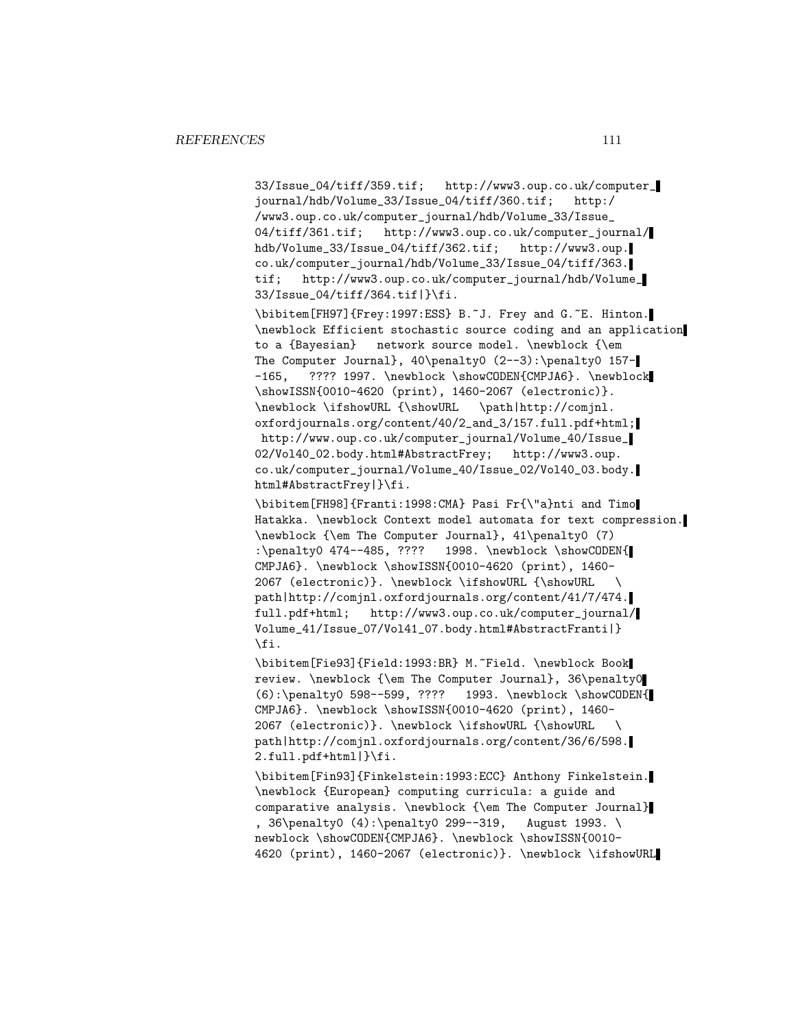```
33/Issue_04/tiff/359.tif;   http://www3.oup.co.uk/computer_
journal/hdb/Volume_33/Issue_04/tiff/360.tif;   http:/
/www3.oup.co.uk/computer_journal/hdb/Volume_33/Issue_
04/tiff/361.tif;   http://www3.oup.co.uk/computer_journal/
hdb/Volume_33/Issue_04/tiff/362.tif;   http://www3.oup.
co.uk/computer_journal/hdb/Volume_33/Issue_04/tiff/363.
tif;   http://www3.oup.co.uk/computer_journal/hdb/Volume_
33/Issue_04/tiff/364.tif|}\fi.

\bibitem[FH97]{Frey:1997:ESS} B.~J. Frey and G.~E. Hinton.
\newblock Efficient stochastic source coding and an application
to a {Bayesian}   network source model. \newblock {\em
The Computer Journal}, 40\penalty0 (2--3):\penalty0 157-
-165,   ???? 1997. \newblock \showCODEN{CMPJA6}. \newblock
\showISSN{0010-4620 (print), 1460-2067 (electronic)}.
\newblock \ifshowURL {\showURL   \path|http://comjnl.
oxfordjournals.org/content/40/2_and_3/157.full.pdf+html;
 http://www.oup.co.uk/computer_journal/Volume_40/Issue_
02/Vol40_02.body.html#AbstractFrey;   http://www3.oup.
co.uk/computer_journal/Volume_40/Issue_02/Vol40_03.body.
html#AbstractFrey|}\fi.

\bibitem[FH98]{Franti:1998:CMA} Pasi Fr{\"a}nti and Timo
Hatakka. \newblock Context model automata for text compression.
\newblock {\em The Computer Journal}, 41\penalty0 (7)
:\penalty0 474--485, ????   1998. \newblock \showCODEN{
CMPJA6}. \newblock \showISSN{0010-4620 (print), 1460-
2067 (electronic)}. \newblock \ifshowURL {\showURL   \
path|http://comjnl.oxfordjournals.org/content/41/7/474.
full.pdf+html;   http://www3.oup.co.uk/computer_journal/
Volume_41/Issue_07/Vol41_07.body.html#AbstractFranti|}
\fi.

\bibitem[Fie93]{Field:1993:BR} M.~Field. \newblock Book
review. \newblock {\em The Computer Journal}, 36\penalty0
(6):\penalty0 598--599, ????   1993. \newblock \showCODEN{
CMPJA6}. \newblock \showISSN{0010-4620 (print), 1460-
2067 (electronic)}. \newblock \ifshowURL {\showURL   \
path|http://comjnl.oxfordjournals.org/content/36/6/598.
2.full.pdf+html|}\fi.

\bibitem[Fin93]{Finkelstein:1993:ECC} Anthony Finkelstein.
\newblock {European} computing curricula: a guide and
comparative analysis. \newblock {\em The Computer Journal}
, 36\penalty0 (4):\penalty0 299--319,   August 1993. \
newblock \showCODEN{CMPJA6}. \newblock \showISSN{0010-
4620 (print), 1460-2067 (electronic)}. \newblock \ifshowURL
```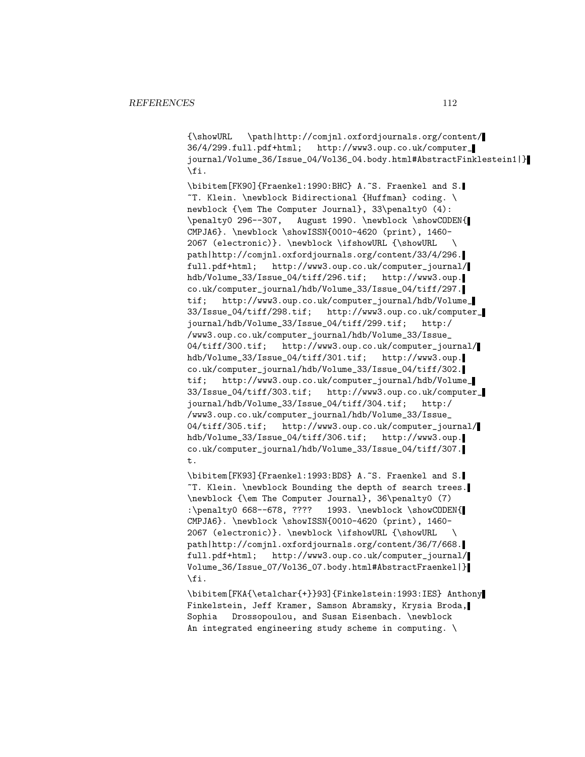{\showURL \path|http://comjnl.oxfordjournals.org/content/36/4/299.full.pdf+html; http://www3.oup.co.uk/computer_journal/Volume_36/Issue_04/Vol36_04.body.html#AbstractFinklestein1|}\fi.

\bibitem[FK90]{Fraenkel:1990:BHC} A.~S. Fraenkel and S.~T. Klein. \newblock Bidirectional {Huffman} coding. \newblock {\em The Computer Journal}, 33\penalty0 (4):\penalty0 296--307, August 1990. \newblock \showCODEN{CMPJA6}. \newblock \showISSN{0010-4620 (print), 1460-2067 (electronic)}. \newblock \ifshowURL {\showURL \path|http://comjnl.oxfordjournals.org/content/33/4/296.full.pdf+html; http://www3.oup.co.uk/computer_journal/hdb/Volume_33/Issue_04/tiff/296.tif; http://www3.oup.co.uk/computer_journal/hdb/Volume_33/Issue_04/tiff/297.tif; http://www3.oup.co.uk/computer_journal/hdb/Volume_33/Issue_04/tiff/298.tif; http://www3.oup.co.uk/computer_journal/hdb/Volume_33/Issue_04/tiff/299.tif; http://www3.oup.co.uk/computer_journal/hdb/Volume_33/Issue_04/tiff/300.tif; http://www3.oup.co.uk/computer_journal/hdb/Volume_33/Issue_04/tiff/301.tif; http://www3.oup.co.uk/computer_journal/hdb/Volume_33/Issue_04/tiff/302.tif; http://www3.oup.co.uk/computer_journal/hdb/Volume_33/Issue_04/tiff/303.tif; http://www3.oup.co.uk/computer_journal/hdb/Volume_33/Issue_04/tiff/304.tif; http://www3.oup.co.uk/computer_journal/hdb/Volume_33/Issue_04/tiff/305.tif; http://www3.oup.co.uk/computer_journal/hdb/Volume_33/Issue_04/tiff/306.tif; http://www3.oup.co.uk/computer_journal/hdb/Volume_33/Issue_04/tiff/307.t.

\bibitem[FK93]{Fraenkel:1993:BDS} A.~S. Fraenkel and S.~T. Klein. \newblock Bounding the depth of search trees. \newblock {\em The Computer Journal}, 36\penalty0 (7):\penalty0 668--678, ???? 1993. \newblock \showCODEN{CMPJA6}. \newblock \showISSN{0010-4620 (print), 1460-2067 (electronic)}. \newblock \ifshowURL {\showURL \path|http://comjnl.oxfordjournals.org/content/36/7/668.full.pdf+html; http://www3.oup.co.uk/computer_journal/Volume_36/Issue_07/Vol36_07.body.html#AbstractFraenkel|}\fi.

\bibitem[FKA{\etalchar{+}}93]{Finkelstein:1993:IES} Anthony Finkelstein, Jeff Kramer, Samson Abramsky, Krysia Broda, Sophia Drossopoulou, and Susan Eisenbach. \newblock An integrated engineering study scheme in computing. \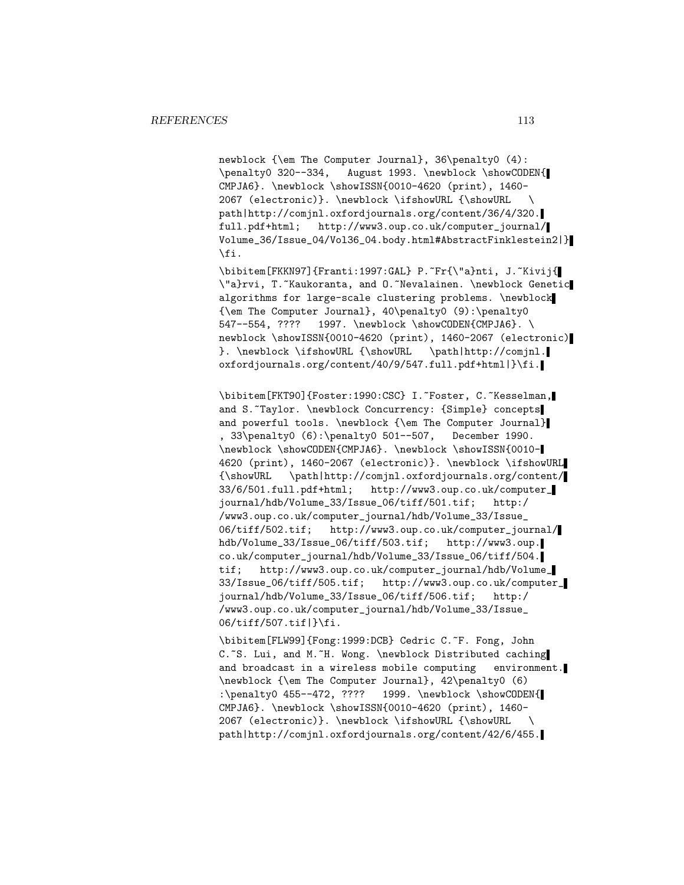```
newblock {\em The Computer Journal}, 36\penalty0 (4):
\penalty0 320--334,   August 1993. \newblock \showCODEN{
CMPJA6}. \newblock \showISSN{0010-4620 (print), 1460-
2067 (electronic)}. \newblock \ifshowURL {\showURL   \
path|http://comjnl.oxfordjournals.org/content/36/4/320.
full.pdf+html;   http://www3.oup.co.uk/computer_journal/
Volume_36/Issue_04/Vol36_04.body.html#AbstractFinklestein2|}
\fi.

\bibitem[FKKN97]{Franti:1997:GAL} P.~Fr{\"a}nti, J.~Kivij{
\"a}rvi, T.~Kaukoranta, and O.~Nevalainen. \newblock Genetic
algorithms for large-scale clustering problems. \newblock
{\em The Computer Journal}, 40\penalty0 (9):\penalty0
547--554, ????   1997. \newblock \showCODEN{CMPJA6}. \
newblock \showISSN{0010-4620 (print), 1460-2067 (electronic)
}. \newblock \ifshowURL {\showURL   \path|http://comjnl.
oxfordjournals.org/content/40/9/547.full.pdf+html|}\fi.

\bibitem[FKT90]{Foster:1990:CSC} I.~Foster, C.~Kesselman,
and S.~Taylor. \newblock Concurrency: {Simple} concepts
and powerful tools. \newblock {\em The Computer Journal}
, 33\penalty0 (6):\penalty0 501--507,   December 1990.
\newblock \showCODEN{CMPJA6}. \newblock \showISSN{0010-
4620 (print), 1460-2067 (electronic)}. \newblock \ifshowURL
{\showURL   \path|http://comjnl.oxfordjournals.org/content/
33/6/501.full.pdf+html;   http://www3.oup.co.uk/computer_
journal/hdb/Volume_33/Issue_06/tiff/501.tif;   http:/
/www3.oup.co.uk/computer_journal/hdb/Volume_33/Issue_
06/tiff/502.tif;   http://www3.oup.co.uk/computer_journal/
hdb/Volume_33/Issue_06/tiff/503.tif;   http://www3.oup.
co.uk/computer_journal/hdb/Volume_33/Issue_06/tiff/504.
tif;   http://www3.oup.co.uk/computer_journal/hdb/Volume_
33/Issue_06/tiff/505.tif;   http://www3.oup.co.uk/computer_
journal/hdb/Volume_33/Issue_06/tiff/506.tif;   http:/
/www3.oup.co.uk/computer_journal/hdb/Volume_33/Issue_
06/tiff/507.tif|}\fi.

\bibitem[FLW99]{Fong:1999:DCB} Cedric C.~F. Fong, John
C.~S. Lui, and M.~H. Wong. \newblock Distributed caching
and broadcast in a wireless mobile computing   environment.
\newblock {\em The Computer Journal}, 42\penalty0 (6)
:\penalty0 455--472, ????   1999. \newblock \showCODEN{
CMPJA6}. \newblock \showISSN{0010-4620 (print), 1460-
2067 (electronic)}. \newblock \ifshowURL {\showURL   \
path|http://comjnl.oxfordjournals.org/content/42/6/455.
```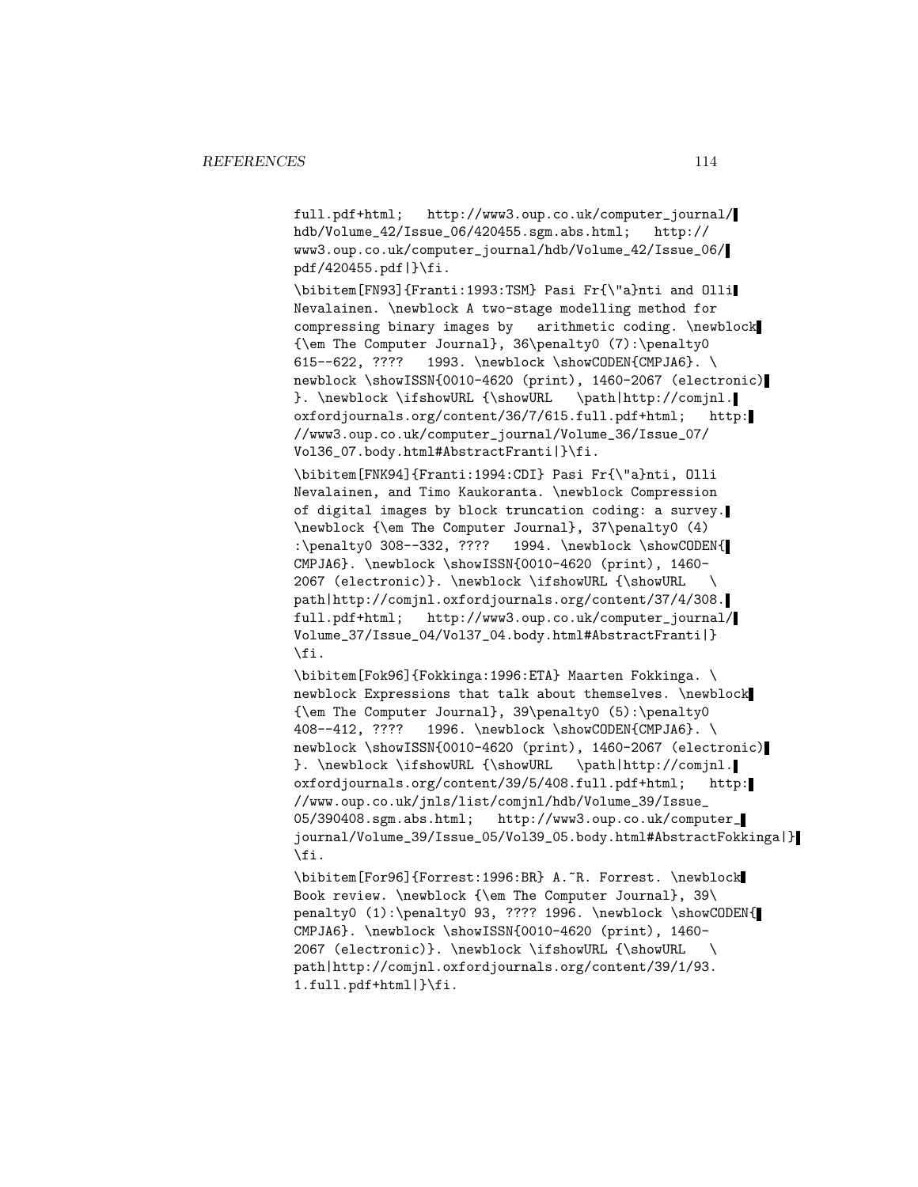full.pdf+html; http://www3.oup.co.uk/computer_journal/
hdb/Volume_42/Issue_06/420455.sgm.abs.html; http://
www3.oup.co.uk/computer_journal/hdb/Volume_42/Issue_06/
pdf/420455.pdf|}\fi.

\bibitem[FN93]{Franti:1993:TSM} Pasi Fr{\"a}nti and Olli
Nevalainen. \newblock A two-stage modelling method for
compressing binary images by arithmetic coding. \newblock
{\em The Computer Journal}, 36\penalty0 (7):\penalty0
615--622, ???? 1993. \newblock \showCODEN{CMPJA6}. \
newblock \showISSN{0010-4620 (print), 1460-2067 (electronic)
}. \newblock \ifshowURL {\showURL \path|http://comjnl.
oxfordjournals.org/content/36/7/615.full.pdf+html; http:
//www3.oup.co.uk/computer_journal/Volume_36/Issue_07/
Vol36_07.body.html#AbstractFranti|}\fi.

\bibitem[FNK94]{Franti:1994:CDI} Pasi Fr{\"a}nti, Olli
Nevalainen, and Timo Kaukoranta. \newblock Compression
of digital images by block truncation coding: a survey.
\newblock {\em The Computer Journal}, 37\penalty0 (4)
:\penalty0 308--332, ???? 1994. \newblock \showCODEN{
CMPJA6}. \newblock \showISSN{0010-4620 (print), 1460-
2067 (electronic)}. \newblock \ifshowURL {\showURL \
path|http://comjnl.oxfordjournals.org/content/37/4/308.
full.pdf+html; http://www3.oup.co.uk/computer_journal/
Volume_37/Issue_04/Vol37_04.body.html#AbstractFranti|}
\fi.

\bibitem[Fok96]{Fokkinga:1996:ETA} Maarten Fokkinga. \
newblock Expressions that talk about themselves. \newblock
{\em The Computer Journal}, 39\penalty0 (5):\penalty0
408--412, ???? 1996. \newblock \showCODEN{CMPJA6}. \
newblock \showISSN{0010-4620 (print), 1460-2067 (electronic)
}. \newblock \ifshowURL {\showURL \path|http://comjnl.
oxfordjournals.org/content/39/5/408.full.pdf+html; http:
//www.oup.co.uk/jnls/list/comjnl/hdb/Volume_39/Issue_
05/390408.sgm.abs.html; http://www3.oup.co.uk/computer_
journal/Volume_39/Issue_05/Vol39_05.body.html#AbstractFokkinga|}
\fi.

\bibitem[For96]{Forrest:1996:BR} A.~R. Forrest. \newblock
Book review. \newblock {\em The Computer Journal}, 39\
penalty0 (1):\penalty0 93, ???? 1996. \newblock \showCODEN{
CMPJA6}. \newblock \showISSN{0010-4620 (print), 1460-
2067 (electronic)}. \newblock \ifshowURL {\showURL \
path|http://comjnl.oxfordjournals.org/content/39/1/93.
1.full.pdf+html|}\fi.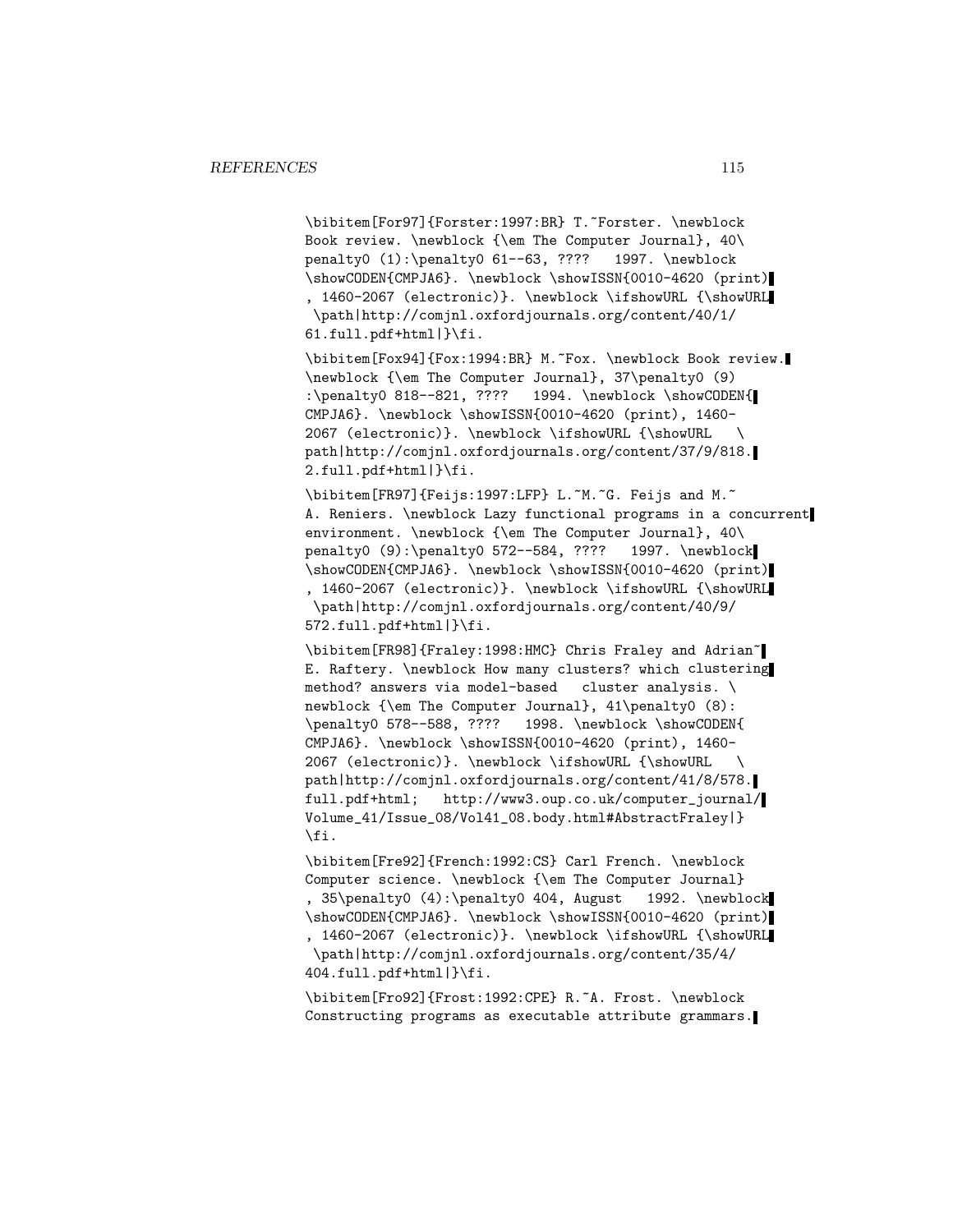```
\bibitem[For97]{Forster:1997:BR} T.~Forster. \newblock
Book review. \newblock {\em The Computer Journal}, 40\
penalty0 (1):\penalty0 61--63, ????   1997. \newblock
\showCODEN{CMPJA6}. \newblock \showISSN{0010-4620 (print)
, 1460-2067 (electronic)}. \newblock \ifshowURL {\showURL
 \path|http://comjnl.oxfordjournals.org/content/40/1/
61.full.pdf+html|}\fi.

\bibitem[Fox94]{Fox:1994:BR} M.~Fox. \newblock Book review.
\newblock {\em The Computer Journal}, 37\penalty0 (9)
:\penalty0 818--821, ????   1994. \newblock \showCODEN{
CMPJA6}. \newblock \showISSN{0010-4620 (print), 1460-
2067 (electronic)}. \newblock \ifshowURL {\showURL   \
path|http://comjnl.oxfordjournals.org/content/37/9/818.
2.full.pdf+html|}\fi.

\bibitem[FR97]{Feijs:1997:LFP} L.~M.~G. Feijs and M.~
A. Reniers. \newblock Lazy functional programs in a concurrent
environment. \newblock {\em The Computer Journal}, 40\
penalty0 (9):\penalty0 572--584, ????   1997. \newblock
\showCODEN{CMPJA6}. \newblock \showISSN{0010-4620 (print)
, 1460-2067 (electronic)}. \newblock \ifshowURL {\showURL
 \path|http://comjnl.oxfordjournals.org/content/40/9/
572.full.pdf+html|}\fi.

\bibitem[FR98]{Fraley:1998:HMC} Chris Fraley and Adrian~
E. Raftery. \newblock How many clusters? which clustering
method? answers via model-based   cluster analysis. \
newblock {\em The Computer Journal}, 41\penalty0 (8):
\penalty0 578--588, ????   1998. \newblock \showCODEN{
CMPJA6}. \newblock \showISSN{0010-4620 (print), 1460-
2067 (electronic)}. \newblock \ifshowURL {\showURL   \
path|http://comjnl.oxfordjournals.org/content/41/8/578.
full.pdf+html;   http://www3.oup.co.uk/computer_journal/
Volume_41/Issue_08/Vol41_08.body.html#AbstractFraley|}
\fi.

\bibitem[Fre92]{French:1992:CS} Carl French. \newblock
Computer science. \newblock {\em The Computer Journal}
, 35\penalty0 (4):\penalty0 404, August   1992. \newblock
\showCODEN{CMPJA6}. \newblock \showISSN{0010-4620 (print)
, 1460-2067 (electronic)}. \newblock \ifshowURL {\showURL
 \path|http://comjnl.oxfordjournals.org/content/35/4/
404.full.pdf+html|}\fi.

\bibitem[Fro92]{Frost:1992:CPE} R.~A. Frost. \newblock
Constructing programs as executable attribute grammars.
```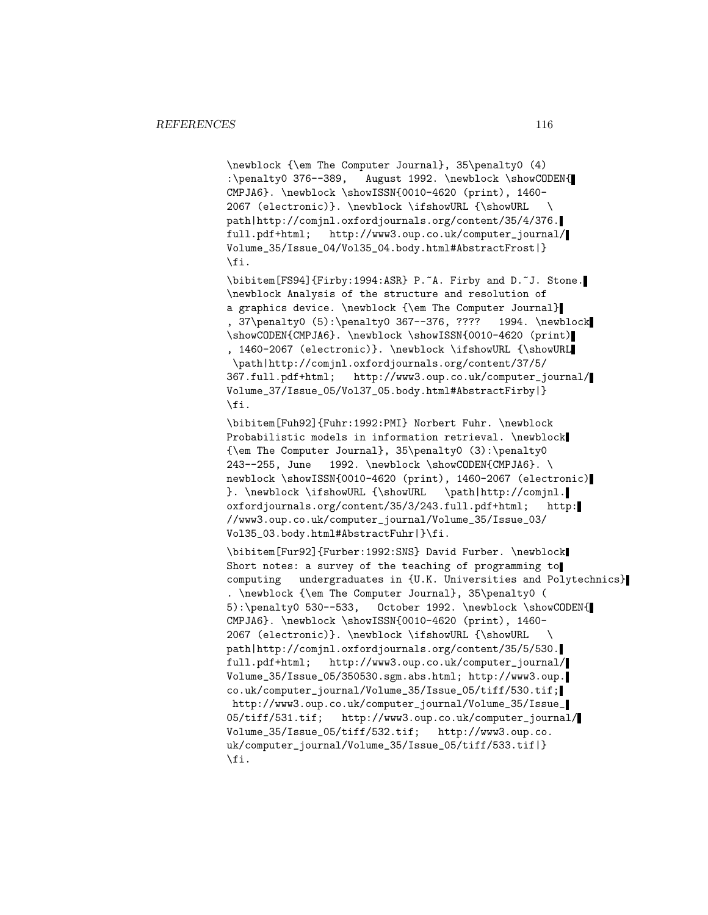```
\newblock {\em The Computer Journal}, 35\penalty0 (4)
:\penalty0 376--389,   August 1992. \newblock \showCODEN{
CMPJA6}. \newblock \showISSN{0010-4620 (print), 1460-
2067 (electronic)}. \newblock \ifshowURL {\showURL   \
path|http://comjnl.oxfordjournals.org/content/35/4/376.
full.pdf+html;   http://www3.oup.co.uk/computer_journal/
Volume_35/Issue_04/Vol35_04.body.html#AbstractFrost|}
\fi.

\bibitem[FS94]{Firby:1994:ASR} P.~A. Firby and D.~J. Stone.
\newblock Analysis of the structure and resolution of
a graphics device. \newblock {\em The Computer Journal}
, 37\penalty0 (5):\penalty0 367--376, ????   1994. \newblock
\showCODEN{CMPJA6}. \newblock \showISSN{0010-4620 (print)
, 1460-2067 (electronic)}. \newblock \ifshowURL {\showURL
 \path|http://comjnl.oxfordjournals.org/content/37/5/
367.full.pdf+html;   http://www3.oup.co.uk/computer_journal/
Volume_37/Issue_05/Vol37_05.body.html#AbstractFirby|}
\fi.

\bibitem[Fuh92]{Fuhr:1992:PMI} Norbert Fuhr. \newblock
Probabilistic models in information retrieval. \newblock
{\em The Computer Journal}, 35\penalty0 (3):\penalty0
243--255, June   1992. \newblock \showCODEN{CMPJA6}. \
newblock \showISSN{0010-4620 (print), 1460-2067 (electronic)
}. \newblock \ifshowURL {\showURL   \path|http://comjnl.
oxfordjournals.org/content/35/3/243.full.pdf+html;   http:
//www3.oup.co.uk/computer_journal/Volume_35/Issue_03/
Vol35_03.body.html#AbstractFuhr|}\fi.

\bibitem[Fur92]{Furber:1992:SNS} David Furber. \newblock
Short notes: a survey of the teaching of programming to
computing   undergraduates in {U.K. Universities and Polytechnics}
. \newblock {\em The Computer Journal}, 35\penalty0 (
5):\penalty0 530--533,   October 1992. \newblock \showCODEN{
CMPJA6}. \newblock \showISSN{0010-4620 (print), 1460-
2067 (electronic)}. \newblock \ifshowURL {\showURL   \
path|http://comjnl.oxfordjournals.org/content/35/5/530.
full.pdf+html;   http://www3.oup.co.uk/computer_journal/
Volume_35/Issue_05/350530.sgm.abs.html; http://www3.oup.
co.uk/computer_journal/Volume_35/Issue_05/tiff/530.tif;
 http://www3.oup.co.uk/computer_journal/Volume_35/Issue_
05/tiff/531.tif;   http://www3.oup.co.uk/computer_journal/
Volume_35/Issue_05/tiff/532.tif;   http://www3.oup.co.
uk/computer_journal/Volume_35/Issue_05/tiff/533.tif|}
\fi.
```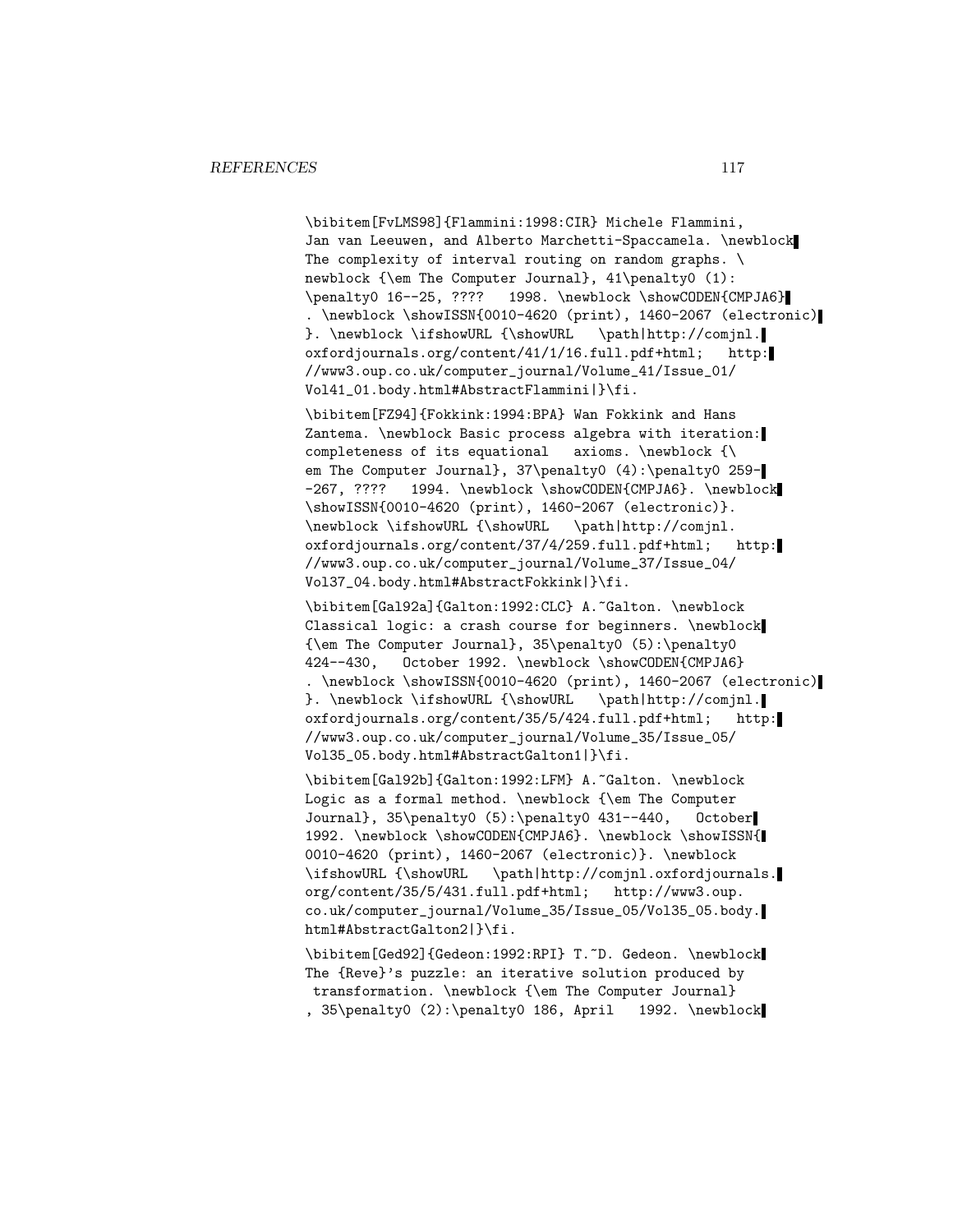```
\bibitem[FvLMS98]{Flammini:1998:CIR} Michele Flammini,
Jan van Leeuwen, and Alberto Marchetti-Spaccamela. \newblock
The complexity of interval routing on random graphs. \
newblock {\em The Computer Journal}, 41\penalty0 (1):
\penalty0 16--25, ????   1998. \newblock \showCODEN{CMPJA6}
. \newblock \showISSN{0010-4620 (print), 1460-2067 (electronic)
}. \newblock \ifshowURL {\showURL   \path|http://comjnl.
oxfordjournals.org/content/41/1/16.full.pdf+html;   http:
//www3.oup.co.uk/computer_journal/Volume_41/Issue_01/
Vol41_01.body.html#AbstractFlammini|}\fi.

\bibitem[FZ94]{Fokkink:1994:BPA} Wan Fokkink and Hans
Zantema. \newblock Basic process algebra with iteration:
completeness of its equational   axioms. \newblock {\
em The Computer Journal}, 37\penalty0 (4):\penalty0 259-
-267, ????   1994. \newblock \showCODEN{CMPJA6}. \newblock
\showISSN{0010-4620 (print), 1460-2067 (electronic)}.
\newblock \ifshowURL {\showURL   \path|http://comjnl.
oxfordjournals.org/content/37/4/259.full.pdf+html;   http:
//www3.oup.co.uk/computer_journal/Volume_37/Issue_04/
Vol37_04.body.html#AbstractFokkink|}\fi.

\bibitem[Gal92a]{Galton:1992:CLC} A.~Galton. \newblock
Classical logic: a crash course for beginners. \newblock
{\em The Computer Journal}, 35\penalty0 (5):\penalty0
424--430,   October 1992. \newblock \showCODEN{CMPJA6}
. \newblock \showISSN{0010-4620 (print), 1460-2067 (electronic)
}. \newblock \ifshowURL {\showURL   \path|http://comjnl.
oxfordjournals.org/content/35/5/424.full.pdf+html;   http:
//www3.oup.co.uk/computer_journal/Volume_35/Issue_05/
Vol35_05.body.html#AbstractGalton1|}\fi.

\bibitem[Gal92b]{Galton:1992:LFM} A.~Galton. \newblock
Logic as a formal method. \newblock {\em The Computer
Journal}, 35\penalty0 (5):\penalty0 431--440,   October
1992. \newblock \showCODEN{CMPJA6}. \newblock \showISSN{
0010-4620 (print), 1460-2067 (electronic)}. \newblock
\ifshowURL {\showURL   \path|http://comjnl.oxfordjournals.
org/content/35/5/431.full.pdf+html;   http://www3.oup.
co.uk/computer_journal/Volume_35/Issue_05/Vol35_05.body.
html#AbstractGalton2|}\fi.

\bibitem[Ged92]{Gedeon:1992:RPI} T.~D. Gedeon. \newblock
The {Reve}'s puzzle: an iterative solution produced by
 transformation. \newblock {\em The Computer Journal}
, 35\penalty0 (2):\penalty0 186, April   1992. \newblock
```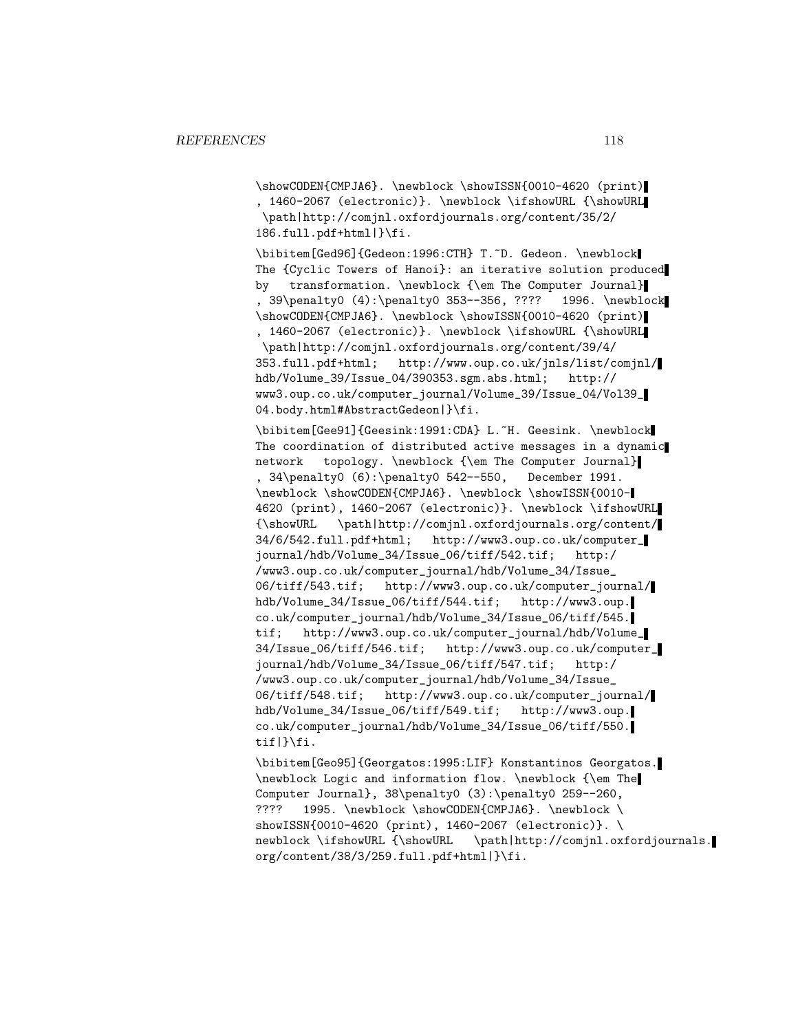```
\showCODEN{CMPJA6}. \newblock \showISSN{0010-4620 (print)
, 1460-2067 (electronic)}. \newblock \ifshowURL {\showURL
 \path|http://comjnl.oxfordjournals.org/content/35/2/
186.full.pdf+html|}\fi.

\bibitem[Ged96]{Gedeon:1996:CTH} T.~D. Gedeon. \newblock
The {Cyclic Towers of Hanoi}: an iterative solution produced
by   transformation. \newblock {\em The Computer Journal}
, 39\penalty0 (4):\penalty0 353--356, ????   1996. \newblock
\showCODEN{CMPJA6}. \newblock \showISSN{0010-4620 (print)
, 1460-2067 (electronic)}. \newblock \ifshowURL {\showURL
 \path|http://comjnl.oxfordjournals.org/content/39/4/
353.full.pdf+html;   http://www.oup.co.uk/jnls/list/comjnl/
hdb/Volume_39/Issue_04/390353.sgm.abs.html;   http://
www3.oup.co.uk/computer_journal/Volume_39/Issue_04/Vol39_
04.body.html#AbstractGedeon|}\fi.

\bibitem[Gee91]{Geesink:1991:CDA} L.~H. Geesink. \newblock
The coordination of distributed active messages in a dynamic
network   topology. \newblock {\em The Computer Journal}
, 34\penalty0 (6):\penalty0 542--550,   December 1991.
\newblock \showCODEN{CMPJA6}. \newblock \showISSN{0010-
4620 (print), 1460-2067 (electronic)}. \newblock \ifshowURL
{\showURL   \path|http://comjnl.oxfordjournals.org/content/
34/6/542.full.pdf+html;   http://www3.oup.co.uk/computer_
journal/hdb/Volume_34/Issue_06/tiff/542.tif;   http:/
/www3.oup.co.uk/computer_journal/hdb/Volume_34/Issue_
06/tiff/543.tif;   http://www3.oup.co.uk/computer_journal/
hdb/Volume_34/Issue_06/tiff/544.tif;   http://www3.oup.
co.uk/computer_journal/hdb/Volume_34/Issue_06/tiff/545.
tif;   http://www3.oup.co.uk/computer_journal/hdb/Volume_
34/Issue_06/tiff/546.tif;   http://www3.oup.co.uk/computer_
journal/hdb/Volume_34/Issue_06/tiff/547.tif;   http:/
/www3.oup.co.uk/computer_journal/hdb/Volume_34/Issue_
06/tiff/548.tif;   http://www3.oup.co.uk/computer_journal/
hdb/Volume_34/Issue_06/tiff/549.tif;   http://www3.oup.
co.uk/computer_journal/hdb/Volume_34/Issue_06/tiff/550.
tif|}\fi.

\bibitem[Geo95]{Georgatos:1995:LIF} Konstantinos Georgatos.
\newblock Logic and information flow. \newblock {\em The
Computer Journal}, 38\penalty0 (3):\penalty0 259--260,
????   1995. \newblock \showCODEN{CMPJA6}. \newblock \
showISSN{0010-4620 (print), 1460-2067 (electronic)}. \
newblock \ifshowURL {\showURL   \path|http://comjnl.oxfordjournals.
org/content/38/3/259.full.pdf+html|}\fi.
```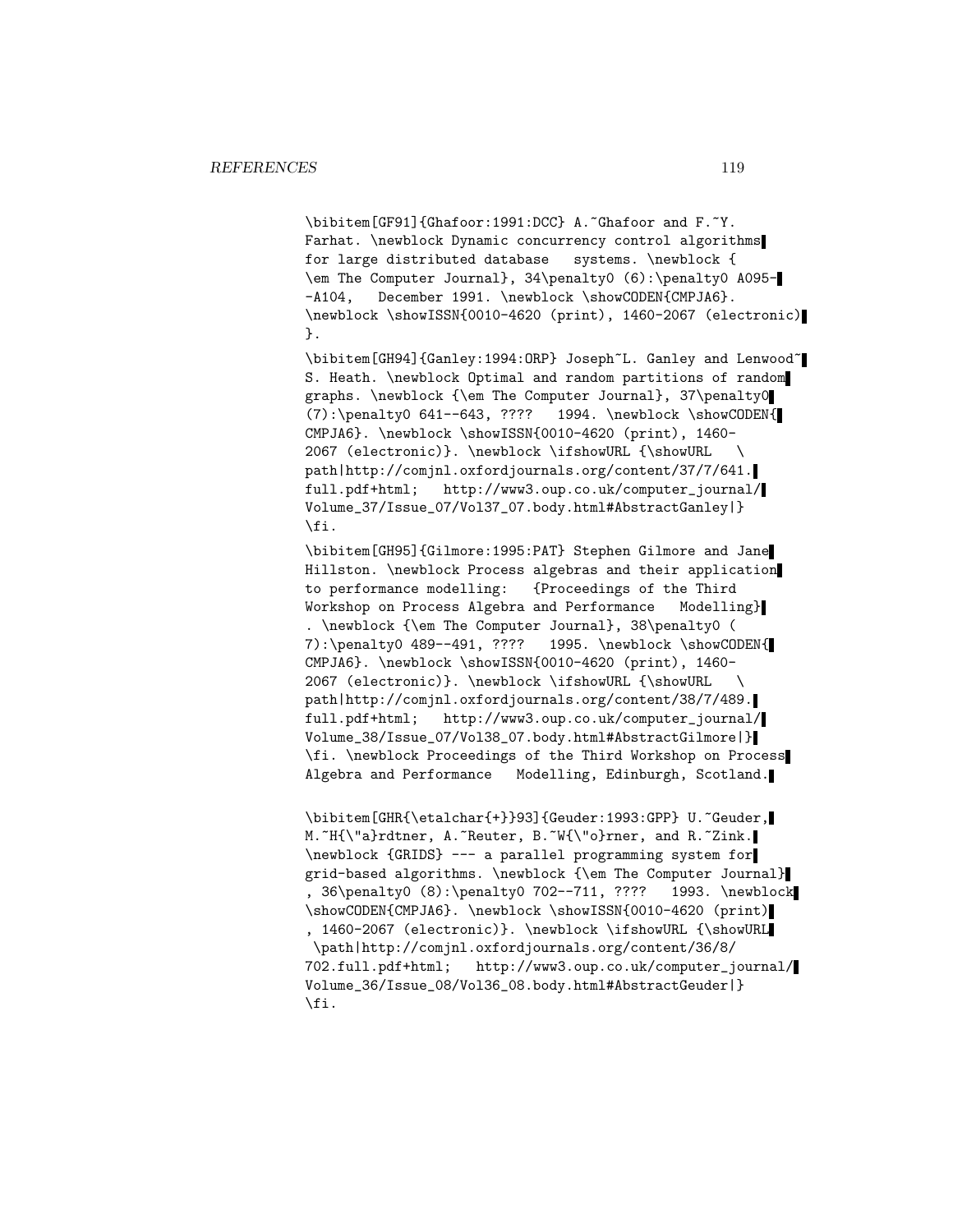```
\bibitem[GF91]{Ghafoor:1991:DCC} A.~Ghafoor and F.~Y.
Farhat. \newblock Dynamic concurrency control algorithms
for large distributed database   systems. \newblock {
\em The Computer Journal}, 34\penalty0 (6):\penalty0 A095-
-A104,   December 1991. \newblock \showCODEN{CMPJA6}.
\newblock \showISSN{0010-4620 (print), 1460-2067 (electronic)
}.

\bibitem[GH94]{Ganley:1994:ORP} Joseph~L. Ganley and Lenwood~
S. Heath. \newblock Optimal and random partitions of random
graphs. \newblock {\em The Computer Journal}, 37\penalty0
(7):\penalty0 641--643, ????   1994. \newblock \showCODEN{
CMPJA6}. \newblock \showISSN{0010-4620 (print), 1460-
2067 (electronic)}. \newblock \ifshowURL {\showURL   \
path|http://comjnl.oxfordjournals.org/content/37/7/641.
full.pdf+html;   http://www3.oup.co.uk/computer_journal/
Volume_37/Issue_07/Vol37_07.body.html#AbstractGanley|}
\fi.

\bibitem[GH95]{Gilmore:1995:PAT} Stephen Gilmore and Jane
Hillston. \newblock Process algebras and their application
to performance modelling:   {Proceedings of the Third
Workshop on Process Algebra and Performance   Modelling}
. \newblock {\em The Computer Journal}, 38\penalty0 (
7):\penalty0 489--491, ????   1995. \newblock \showCODEN{
CMPJA6}. \newblock \showISSN{0010-4620 (print), 1460-
2067 (electronic)}. \newblock \ifshowURL {\showURL   \
path|http://comjnl.oxfordjournals.org/content/38/7/489.
full.pdf+html;   http://www3.oup.co.uk/computer_journal/
Volume_38/Issue_07/Vol38_07.body.html#AbstractGilmore|}
\fi. \newblock Proceedings of the Third Workshop on Process
Algebra and Performance   Modelling, Edinburgh, Scotland.

\bibitem[GHR{\etalchar{+}}93]{Geuder:1993:GPP} U.~Geuder,
M.~H{\"a}rdtner, A.~Reuter, B.~W{\"o}rner, and R.~Zink.
\newblock {GRIDS} --- a parallel programming system for
grid-based algorithms. \newblock {\em The Computer Journal}
, 36\penalty0 (8):\penalty0 702--711, ????   1993. \newblock
\showCODEN{CMPJA6}. \newblock \showISSN{0010-4620 (print)
, 1460-2067 (electronic)}. \newblock \ifshowURL {\showURL
 \path|http://comjnl.oxfordjournals.org/content/36/8/
702.full.pdf+html;   http://www3.oup.co.uk/computer_journal/
Volume_36/Issue_08/Vol36_08.body.html#AbstractGeuder|}
\fi.
```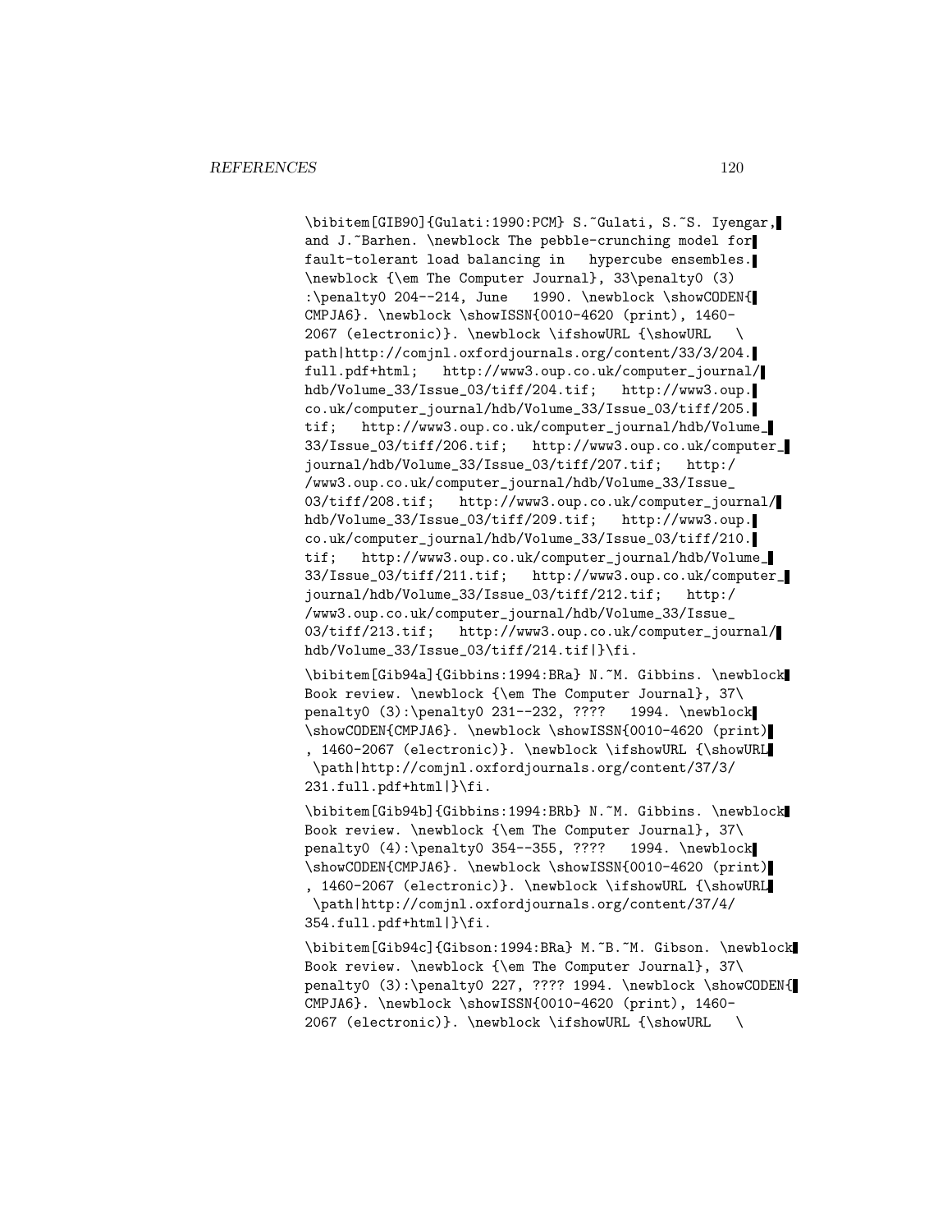```
\bibitem[GIB90]{Gulati:1990:PCM} S.~Gulati, S.~S. Iyengar,
and J.~Barhen. \newblock The pebble-crunching model for
fault-tolerant load balancing in   hypercube ensembles.
\newblock {\em The Computer Journal}, 33\penalty0 (3)
:\penalty0 204--214, June   1990. \newblock \showCODEN{
CMPJA6}. \newblock \showISSN{0010-4620 (print), 1460-
2067 (electronic)}. \newblock \ifshowURL {\showURL   \
path|http://comjnl.oxfordjournals.org/content/33/3/204.
full.pdf+html;   http://www3.oup.co.uk/computer_journal/
hdb/Volume_33/Issue_03/tiff/204.tif;   http://www3.oup.
co.uk/computer_journal/hdb/Volume_33/Issue_03/tiff/205.
tif;   http://www3.oup.co.uk/computer_journal/hdb/Volume_
33/Issue_03/tiff/206.tif;   http://www3.oup.co.uk/computer_
journal/hdb/Volume_33/Issue_03/tiff/207.tif;   http:/
/www3.oup.co.uk/computer_journal/hdb/Volume_33/Issue_
03/tiff/208.tif;   http://www3.oup.co.uk/computer_journal/
hdb/Volume_33/Issue_03/tiff/209.tif;   http://www3.oup.
co.uk/computer_journal/hdb/Volume_33/Issue_03/tiff/210.
tif;   http://www3.oup.co.uk/computer_journal/hdb/Volume_
33/Issue_03/tiff/211.tif;   http://www3.oup.co.uk/computer_
journal/hdb/Volume_33/Issue_03/tiff/212.tif;   http:/
/www3.oup.co.uk/computer_journal/hdb/Volume_33/Issue_
03/tiff/213.tif;   http://www3.oup.co.uk/computer_journal/
hdb/Volume_33/Issue_03/tiff/214.tif|}\fi.

\bibitem[Gib94a]{Gibbins:1994:BRa} N.~M. Gibbins. \newblock
Book review. \newblock {\em The Computer Journal}, 37\
penalty0 (3):\penalty0 231--232, ????   1994. \newblock
\showCODEN{CMPJA6}. \newblock \showISSN{0010-4620 (print)
, 1460-2067 (electronic)}. \newblock \ifshowURL {\showURL
 \path|http://comjnl.oxfordjournals.org/content/37/3/
231.full.pdf+html|}\fi.

\bibitem[Gib94b]{Gibbins:1994:BRb} N.~M. Gibbins. \newblock
Book review. \newblock {\em The Computer Journal}, 37\
penalty0 (4):\penalty0 354--355, ????   1994. \newblock
\showCODEN{CMPJA6}. \newblock \showISSN{0010-4620 (print)
, 1460-2067 (electronic)}. \newblock \ifshowURL {\showURL
 \path|http://comjnl.oxfordjournals.org/content/37/4/
354.full.pdf+html|}\fi.

\bibitem[Gib94c]{Gibson:1994:BRa} M.~B.~M. Gibson. \newblock
Book review. \newblock {\em The Computer Journal}, 37\
penalty0 (3):\penalty0 227, ???? 1994. \newblock \showCODEN{
CMPJA6}. \newblock \showISSN{0010-4620 (print), 1460-
2067 (electronic)}. \newblock \ifshowURL {\showURL   \
```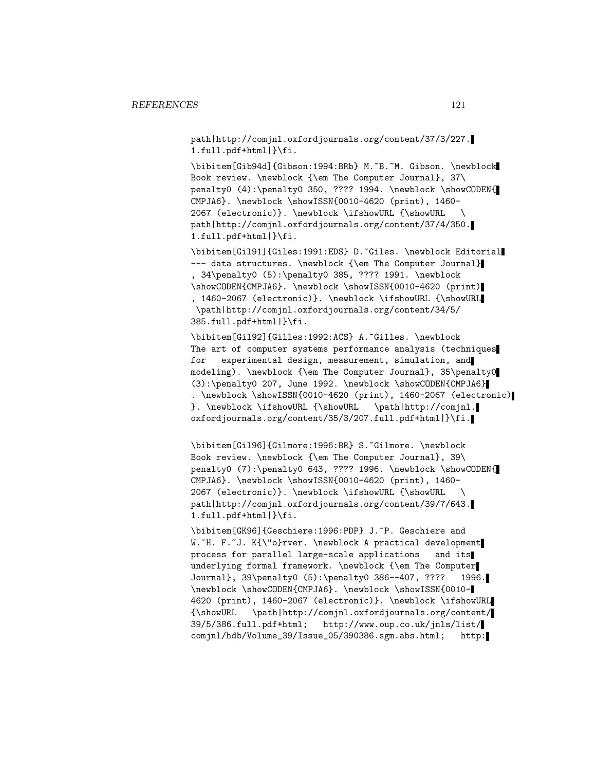path|http://comjnl.oxfordjournals.org/content/37/3/227.
1.full.pdf+html|}\fi.

\bibitem[Gib94d]{Gibson:1994:BRb} M.~B.~M. Gibson. \newblock
Book review. \newblock {\em The Computer Journal}, 37\
penalty0 (4):\penalty0 350, ???? 1994. \newblock \showCODEN{
CMPJA6}. \newblock \showISSN{0010-4620 (print), 1460-
2067 (electronic)}. \newblock \ifshowURL {\showURL \
path|http://comjnl.oxfordjournals.org/content/37/4/350.
1.full.pdf+html|}\fi.

\bibitem[Gil91]{Giles:1991:EDS} D.~Giles. \newblock Editorial
--- data structures. \newblock {\em The Computer Journal}
, 34\penalty0 (5):\penalty0 385, ???? 1991. \newblock
\showCODEN{CMPJA6}. \newblock \showISSN{0010-4620 (print)
, 1460-2067 (electronic)}. \newblock \ifshowURL {\showURL
\path|http://comjnl.oxfordjournals.org/content/34/5/
385.full.pdf+html|}\fi.

\bibitem[Gil92]{Gilles:1992:ACS} A.~Gilles. \newblock
The art of computer systems performance analysis (techniques
for experimental design, measurement, simulation, and
modeling). \newblock {\em The Computer Journal}, 35\penalty0
(3):\penalty0 207, June 1992. \newblock \showCODEN{CMPJA6}
. \newblock \showISSN{0010-4620 (print), 1460-2067 (electronic)
}. \newblock \ifshowURL {\showURL \path|http://comjnl.
oxfordjournals.org/content/35/3/207.full.pdf+html|}\fi.

\bibitem[Gil96]{Gilmore:1996:BR} S.~Gilmore. \newblock
Book review. \newblock {\em The Computer Journal}, 39\
penalty0 (7):\penalty0 643, ???? 1996. \newblock \showCODEN{
CMPJA6}. \newblock \showISSN{0010-4620 (print), 1460-
2067 (electronic)}. \newblock \ifshowURL {\showURL \
path|http://comjnl.oxfordjournals.org/content/39/7/643.
1.full.pdf+html|}\fi.

\bibitem[GK96]{Geschiere:1996:PDP} J.~P. Geschiere and
W.~H. F.~J. K{\"o}rver. \newblock A practical development
process for parallel large-scale applications and its
underlying formal framework. \newblock {\em The Computer
Journal}, 39\penalty0 (5):\penalty0 386--407, ???? 1996.
\newblock \showCODEN{CMPJA6}. \newblock \showISSN{0010-
4620 (print), 1460-2067 (electronic)}. \newblock \ifshowURL
{\showURL \path|http://comjnl.oxfordjournals.org/content/
39/5/386.full.pdf+html; http://www.oup.co.uk/jnls/list/
comjnl/hdb/Volume_39/Issue_05/390386.sgm.abs.html; http: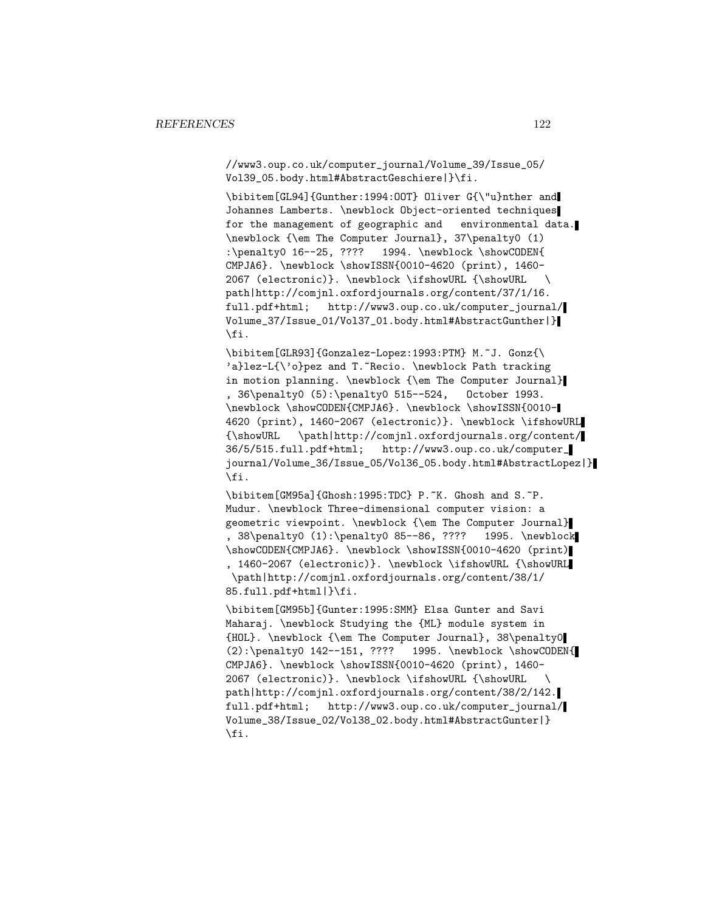```
//www3.oup.co.uk/computer_journal/Volume_39/Issue_05/
Vol39_05.body.html#AbstractGeschiere|}\fi.

\bibitem[GL94]{Gunther:1994:OOT} Oliver G{\"u}nther and
Johannes Lamberts. \newblock Object-oriented techniques
for the management of geographic and   environmental data.
\newblock {\em The Computer Journal}, 37\penalty0 (1)
:\penalty0 16--25, ????   1994. \newblock \showCODEN{
CMPJA6}. \newblock \showISSN{0010-4620 (print), 1460-
2067 (electronic)}. \newblock \ifshowURL {\showURL   \
path|http://comjnl.oxfordjournals.org/content/37/1/16.
full.pdf+html;   http://www3.oup.co.uk/computer_journal/
Volume_37/Issue_01/Vol37_01.body.html#AbstractGunther|}
\fi.

\bibitem[GLR93]{Gonzalez-Lopez:1993:PTM} M.~J. Gonz{\
'a}lez-L{\'o}pez and T.~Recio. \newblock Path tracking
in motion planning. \newblock {\em The Computer Journal}
, 36\penalty0 (5):\penalty0 515--524,   October 1993.
\newblock \showCODEN{CMPJA6}. \newblock \showISSN{0010-
4620 (print), 1460-2067 (electronic)}. \newblock \ifshowURL
{\showURL   \path|http://comjnl.oxfordjournals.org/content/
36/5/515.full.pdf+html;   http://www3.oup.co.uk/computer_
journal/Volume_36/Issue_05/Vol36_05.body.html#AbstractLopez|}
\fi.

\bibitem[GM95a]{Ghosh:1995:TDC} P.~K. Ghosh and S.~P.
Mudur. \newblock Three-dimensional computer vision: a
geometric viewpoint. \newblock {\em The Computer Journal}
, 38\penalty0 (1):\penalty0 85--86, ????   1995. \newblock
\showCODEN{CMPJA6}. \newblock \showISSN{0010-4620 (print)
, 1460-2067 (electronic)}. \newblock \ifshowURL {\showURL
 \path|http://comjnl.oxfordjournals.org/content/38/1/
85.full.pdf+html|}\fi.

\bibitem[GM95b]{Gunter:1995:SMM} Elsa Gunter and Savi
Maharaj. \newblock Studying the {ML} module system in
{HOL}. \newblock {\em The Computer Journal}, 38\penalty0
(2):\penalty0 142--151, ????   1995. \newblock \showCODEN{
CMPJA6}. \newblock \showISSN{0010-4620 (print), 1460-
2067 (electronic)}. \newblock \ifshowURL {\showURL   \
path|http://comjnl.oxfordjournals.org/content/38/2/142.
full.pdf+html;   http://www3.oup.co.uk/computer_journal/
Volume_38/Issue_02/Vol38_02.body.html#AbstractGunter|}
\fi.
```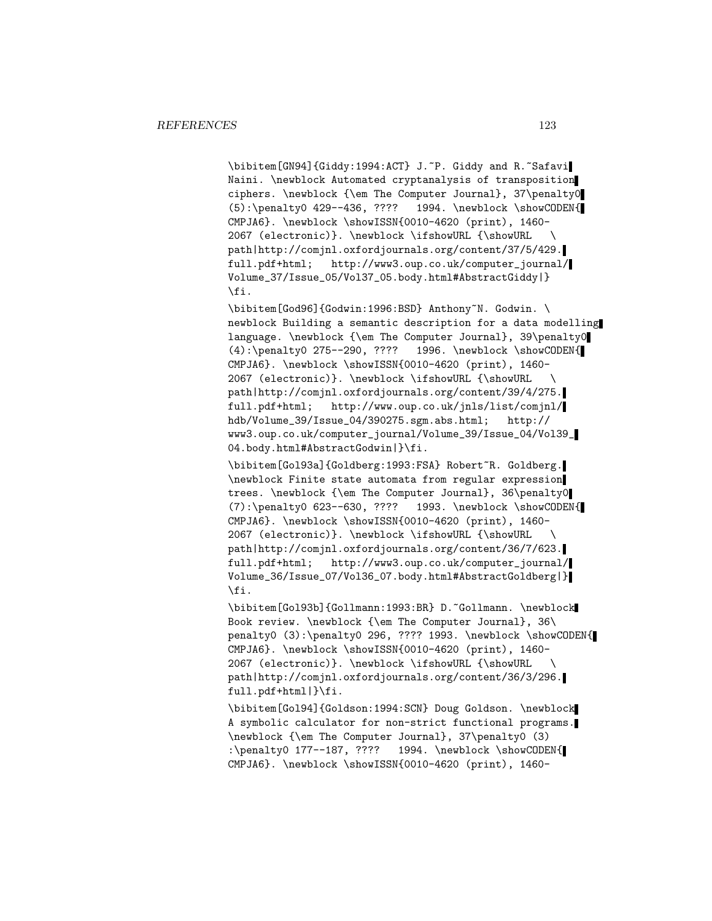```
\bibitem[GN94]{Giddy:1994:ACT} J.~P. Giddy and R.~Safavi
Naini. \newblock Automated cryptanalysis of transposition
ciphers. \newblock {\em The Computer Journal}, 37\penalty0
(5):\penalty0 429--436, ????   1994. \newblock \showCODEN{
CMPJA6}. \newblock \showISSN{0010-4620 (print), 1460-
2067 (electronic)}. \newblock \ifshowURL {\showURL   \
path|http://comjnl.oxfordjournals.org/content/37/5/429.
full.pdf+html;   http://www3.oup.co.uk/computer_journal/
Volume_37/Issue_05/Vol37_05.body.html#AbstractGiddy|}
\fi.

\bibitem[God96]{Godwin:1996:BSD} Anthony~N. Godwin. \
newblock Building a semantic description for a data modelling
language. \newblock {\em The Computer Journal}, 39\penalty0
(4):\penalty0 275--290, ????   1996. \newblock \showCODEN{
CMPJA6}. \newblock \showISSN{0010-4620 (print), 1460-
2067 (electronic)}. \newblock \ifshowURL {\showURL   \
path|http://comjnl.oxfordjournals.org/content/39/4/275.
full.pdf+html;   http://www.oup.co.uk/jnls/list/comjnl/
hdb/Volume_39/Issue_04/390275.sgm.abs.html;   http://
www3.oup.co.uk/computer_journal/Volume_39/Issue_04/Vol39_
04.body.html#AbstractGodwin|}\fi.

\bibitem[Gol93a]{Goldberg:1993:FSA} Robert~R. Goldberg.
\newblock Finite state automata from regular expression
trees. \newblock {\em The Computer Journal}, 36\penalty0
(7):\penalty0 623--630, ????   1993. \newblock \showCODEN{
CMPJA6}. \newblock \showISSN{0010-4620 (print), 1460-
2067 (electronic)}. \newblock \ifshowURL {\showURL   \
path|http://comjnl.oxfordjournals.org/content/36/7/623.
full.pdf+html;   http://www3.oup.co.uk/computer_journal/
Volume_36/Issue_07/Vol36_07.body.html#AbstractGoldberg|}
\fi.

\bibitem[Gol93b]{Gollmann:1993:BR} D.~Gollmann. \newblock
Book review. \newblock {\em The Computer Journal}, 36\
penalty0 (3):\penalty0 296, ???? 1993. \newblock \showCODEN{
CMPJA6}. \newblock \showISSN{0010-4620 (print), 1460-
2067 (electronic)}. \newblock \ifshowURL {\showURL   \
path|http://comjnl.oxfordjournals.org/content/36/3/296.
full.pdf+html|}\fi.

\bibitem[Gol94]{Goldson:1994:SCN} Doug Goldson. \newblock
A symbolic calculator for non-strict functional programs.
\newblock {\em The Computer Journal}, 37\penalty0 (3)
:\penalty0 177--187, ????   1994. \newblock \showCODEN{
CMPJA6}. \newblock \showISSN{0010-4620 (print), 1460-
```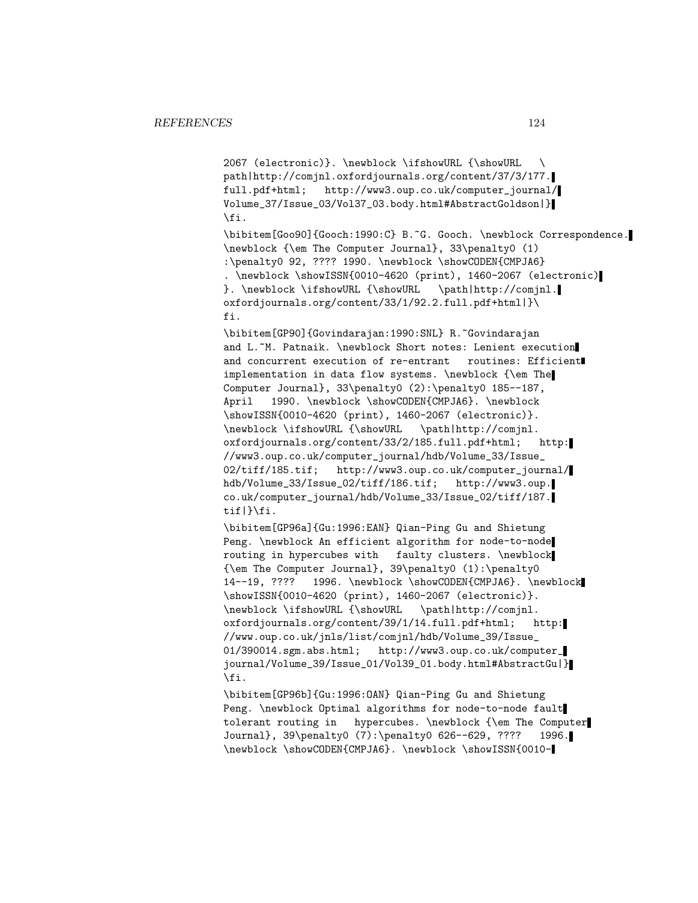```
2067 (electronic)}. \newblock \ifshowURL {\showURL   \
path|http://comjnl.oxfordjournals.org/content/37/3/177.
full.pdf+html;   http://www3.oup.co.uk/computer_journal/
Volume_37/Issue_03/Vol37_03.body.html#AbstractGoldson|}
\fi.

\bibitem[Goo90]{Gooch:1990:C} B.~G. Gooch. \newblock Correspondence.
\newblock {\em The Computer Journal}, 33\penalty0 (1)
:\penalty0 92, ???? 1990. \newblock \showCODEN{CMPJA6}
. \newblock \showISSN{0010-4620 (print), 1460-2067 (electronic)
}. \newblock \ifshowURL {\showURL   \path|http://comjnl.
oxfordjournals.org/content/33/1/92.2.full.pdf+html|}\
fi.

\bibitem[GP90]{Govindarajan:1990:SNL} R.~Govindarajan
and L.~M. Patnaik. \newblock Short notes: Lenient execution
and concurrent execution of re-entrant   routines: Efficient
implementation in data flow systems. \newblock {\em The
Computer Journal}, 33\penalty0 (2):\penalty0 185--187,
April   1990. \newblock \showCODEN{CMPJA6}. \newblock
\showISSN{0010-4620 (print), 1460-2067 (electronic)}.
\newblock \ifshowURL {\showURL   \path|http://comjnl.
oxfordjournals.org/content/33/2/185.full.pdf+html;   http:
//www3.oup.co.uk/computer_journal/hdb/Volume_33/Issue_
02/tiff/185.tif;   http://www3.oup.co.uk/computer_journal/
hdb/Volume_33/Issue_02/tiff/186.tif;   http://www3.oup.
co.uk/computer_journal/hdb/Volume_33/Issue_02/tiff/187.
tif|}\fi.

\bibitem[GP96a]{Gu:1996:EAN} Qian-Ping Gu and Shietung
Peng. \newblock An efficient algorithm for node-to-node
routing in hypercubes with   faulty clusters. \newblock
{\em The Computer Journal}, 39\penalty0 (1):\penalty0
14--19, ????   1996. \newblock \showCODEN{CMPJA6}. \newblock
\showISSN{0010-4620 (print), 1460-2067 (electronic)}.
\newblock \ifshowURL {\showURL   \path|http://comjnl.
oxfordjournals.org/content/39/1/14.full.pdf+html;   http:
//www.oup.co.uk/jnls/list/comjnl/hdb/Volume_39/Issue_
01/390014.sgm.abs.html;   http://www3.oup.co.uk/computer_
journal/Volume_39/Issue_01/Vol39_01.body.html#AbstractGu|}
\fi.

\bibitem[GP96b]{Gu:1996:OAN} Qian-Ping Gu and Shietung
Peng. \newblock Optimal algorithms for node-to-node fault
tolerant routing in   hypercubes. \newblock {\em The Computer
Journal}, 39\penalty0 (7):\penalty0 626--629, ????   1996.
\newblock \showCODEN{CMPJA6}. \newblock \showISSN{0010-
```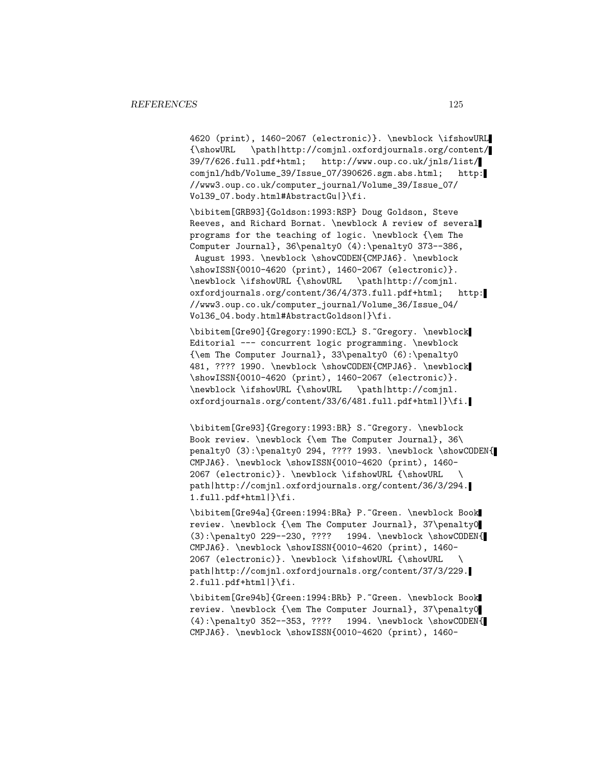```
4620 (print), 1460-2067 (electronic)}. \newblock \ifshowURL
{\showURL   \path|http://comjnl.oxfordjournals.org/content/
39/7/626.full.pdf+html;   http://www.oup.co.uk/jnls/list/
comjnl/hdb/Volume_39/Issue_07/390626.sgm.abs.html;   http:
//www3.oup.co.uk/computer_journal/Volume_39/Issue_07/
Vol39_07.body.html#AbstractGu|}\fi.

\bibitem[GRB93]{Goldson:1993:RSP} Doug Goldson, Steve
Reeves, and Richard Bornat. \newblock A review of several
programs for the teaching of logic. \newblock {\em The
Computer Journal}, 36\penalty0 (4):\penalty0 373--386,
 August 1993. \newblock \showCODEN{CMPJA6}. \newblock
\showISSN{0010-4620 (print), 1460-2067 (electronic)}.
\newblock \ifshowURL {\showURL   \path|http://comjnl.
oxfordjournals.org/content/36/4/373.full.pdf+html;   http:
//www3.oup.co.uk/computer_journal/Volume_36/Issue_04/
Vol36_04.body.html#AbstractGoldson|}\fi.

\bibitem[Gre90]{Gregory:1990:ECL} S.~Gregory. \newblock
Editorial --- concurrent logic programming. \newblock
{\em The Computer Journal}, 33\penalty0 (6):\penalty0
481, ???? 1990. \newblock \showCODEN{CMPJA6}. \newblock
\showISSN{0010-4620 (print), 1460-2067 (electronic)}.
\newblock \ifshowURL {\showURL   \path|http://comjnl.
oxfordjournals.org/content/33/6/481.full.pdf+html|}\fi.

\bibitem[Gre93]{Gregory:1993:BR} S.~Gregory. \newblock
Book review. \newblock {\em The Computer Journal}, 36\
penalty0 (3):\penalty0 294, ???? 1993. \newblock \showCODEN{
CMPJA6}. \newblock \showISSN{0010-4620 (print), 1460-
2067 (electronic)}. \newblock \ifshowURL {\showURL   \
path|http://comjnl.oxfordjournals.org/content/36/3/294.
1.full.pdf+html|}\fi.

\bibitem[Gre94a]{Green:1994:BRa} P.~Green. \newblock Book
review. \newblock {\em The Computer Journal}, 37\penalty0
(3):\penalty0 229--230, ????   1994. \newblock \showCODEN{
CMPJA6}. \newblock \showISSN{0010-4620 (print), 1460-
2067 (electronic)}. \newblock \ifshowURL {\showURL   \
path|http://comjnl.oxfordjournals.org/content/37/3/229.
2.full.pdf+html|}\fi.

\bibitem[Gre94b]{Green:1994:BRb} P.~Green. \newblock Book
review. \newblock {\em The Computer Journal}, 37\penalty0
(4):\penalty0 352--353, ????   1994. \newblock \showCODEN{
CMPJA6}. \newblock \showISSN{0010-4620 (print), 1460-
```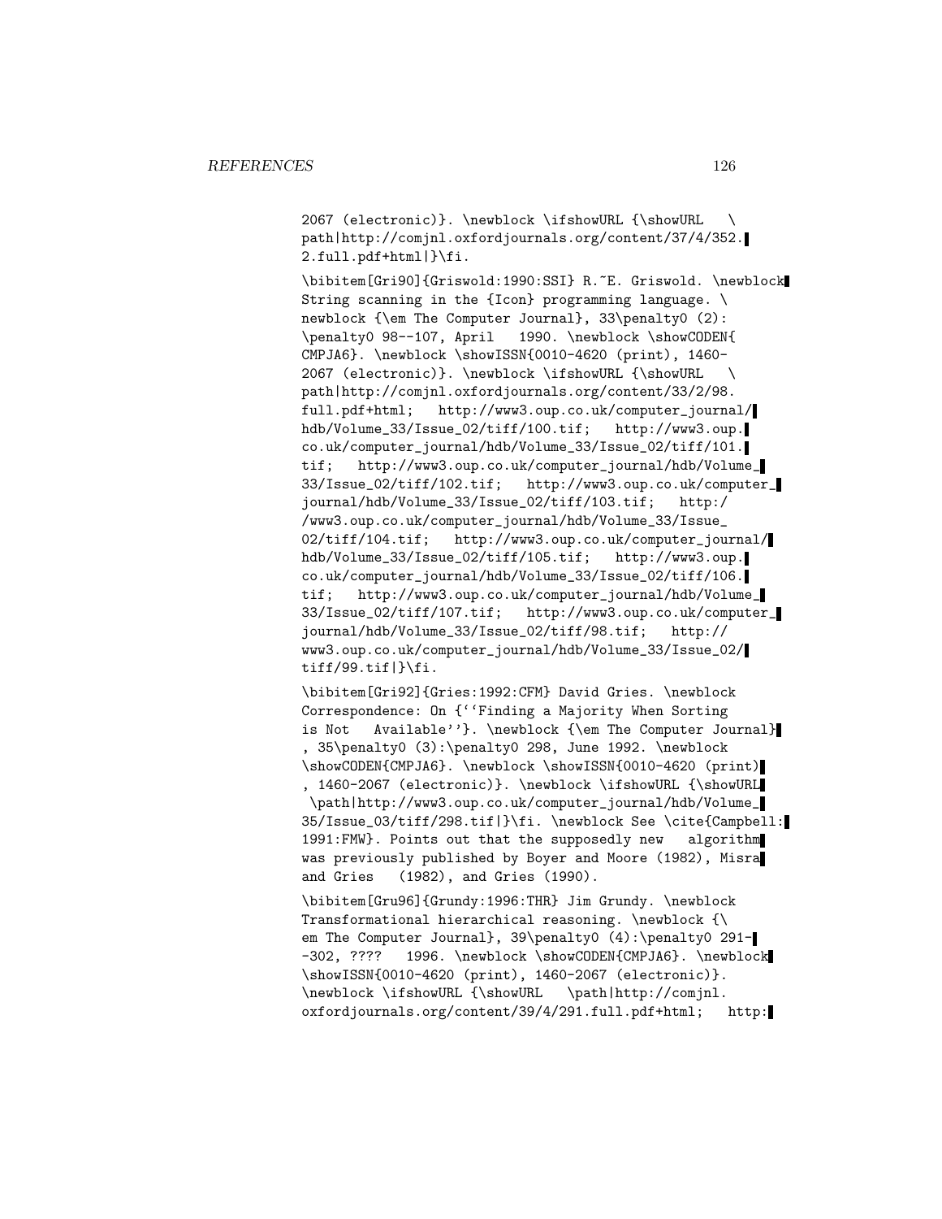2067 (electronic)}. \newblock \ifshowURL {\showURL \ path|http://comjnl.oxfordjournals.org/content/37/4/352.2.full.pdf+html|}\fi.

\bibitem[Gri90]{Griswold:1990:SSI} R.~E. Griswold. \newblock String scanning in the {Icon} programming language. \ newblock {\em The Computer Journal}, 33\penalty0 (2): \penalty0 98--107, April 1990. \newblock \showCODEN{ CMPJA6}. \newblock \showISSN{0010-4620 (print), 1460-2067 (electronic)}. \newblock \ifshowURL {\showURL \ path|http://comjnl.oxfordjournals.org/content/33/2/98.full.pdf+html; http://www3.oup.co.uk/computer_journal/hdb/Volume_33/Issue_02/tiff/100.tif; http://www3.oup.co.uk/computer_journal/hdb/Volume_33/Issue_02/tiff/101.tif; http://www3.oup.co.uk/computer_journal/hdb/Volume_33/Issue_02/tiff/102.tif; http://www3.oup.co.uk/computer_journal/hdb/Volume_33/Issue_02/tiff/103.tif; http://www3.oup.co.uk/computer_journal/hdb/Volume_33/Issue_02/tiff/104.tif; http://www3.oup.co.uk/computer_journal/hdb/Volume_33/Issue_02/tiff/105.tif; http://www3.oup.co.uk/computer_journal/hdb/Volume_33/Issue_02/tiff/106.tif; http://www3.oup.co.uk/computer_journal/hdb/Volume_33/Issue_02/tiff/107.tif; http://www3.oup.co.uk/computer_journal/hdb/Volume_33/Issue_02/tiff/98.tif; http://www3.oup.co.uk/computer_journal/hdb/Volume_33/Issue_02/tiff/99.tif|}\fi.

\bibitem[Gri92]{Gries:1992:CFM} David Gries. \newblock Correspondence: On {``Finding a Majority When Sorting is Not Available''}. \newblock {\em The Computer Journal}, 35\penalty0 (3):\penalty0 298, June 1992. \newblock \showCODEN{CMPJA6}. \newblock \showISSN{0010-4620 (print), 1460-2067 (electronic)}. \newblock \ifshowURL {\showURL \path|http://www3.oup.co.uk/computer_journal/hdb/Volume_35/Issue_03/tiff/298.tif|}\fi. \newblock See \cite{Campbell:1991:FMW}. Points out that the supposedly new algorithm was previously published by Boyer and Moore (1982), Misra and Gries (1982), and Gries (1990).

\bibitem[Gru96]{Grundy:1996:THR} Jim Grundy. \newblock Transformational hierarchical reasoning. \newblock {\ em The Computer Journal}, 39\penalty0 (4):\penalty0 291--302, ???? 1996. \newblock \showCODEN{CMPJA6}. \newblock \showISSN{0010-4620 (print), 1460-2067 (electronic)}. \newblock \ifshowURL {\showURL \path|http://comjnl.oxfordjournals.org/content/39/4/291.full.pdf+html; http: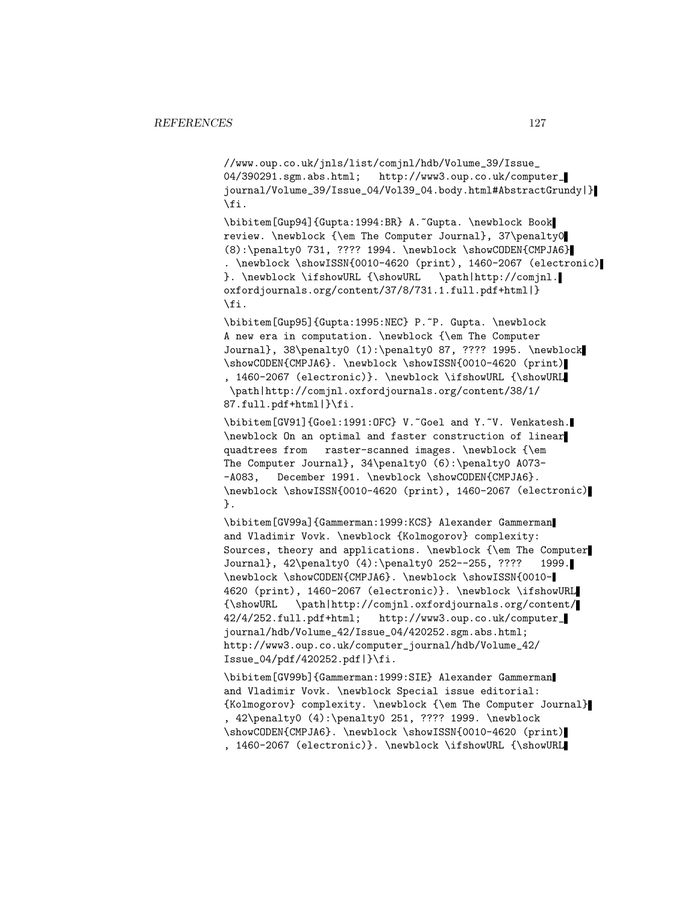```
//www.oup.co.uk/jnls/list/comjnl/hdb/Volume_39/Issue_
04/390291.sgm.abs.html;   http://www3.oup.co.uk/computer_
journal/Volume_39/Issue_04/Vol39_04.body.html#AbstractGrundy|}
\fi.

\bibitem[Gup94]{Gupta:1994:BR} A.~Gupta. \newblock Book
review. \newblock {\em The Computer Journal}, 37\penalty0
(8):\penalty0 731, ???? 1994. \newblock \showCODEN{CMPJA6}
. \newblock \showISSN{0010-4620 (print), 1460-2067 (electronic)
}. \newblock \ifshowURL {\showURL   \path|http://comjnl.
oxfordjournals.org/content/37/8/731.1.full.pdf+html|}
\fi.

\bibitem[Gup95]{Gupta:1995:NEC} P.~P. Gupta. \newblock
A new era in computation. \newblock {\em The Computer
Journal}, 38\penalty0 (1):\penalty0 87, ???? 1995. \newblock
\showCODEN{CMPJA6}. \newblock \showISSN{0010-4620 (print)
, 1460-2067 (electronic)}. \newblock \ifshowURL {\showURL
 \path|http://comjnl.oxfordjournals.org/content/38/1/
87.full.pdf+html|}\fi.

\bibitem[GV91]{Goel:1991:OFC} V.~Goel and Y.~V. Venkatesh.
\newblock On an optimal and faster construction of linear
quadtrees from   raster-scanned images. \newblock {\em
The Computer Journal}, 34\penalty0 (6):\penalty0 A073-
-A083,   December 1991. \newblock \showCODEN{CMPJA6}.
\newblock \showISSN{0010-4620 (print), 1460-2067 (electronic)
}.

\bibitem[GV99a]{Gammerman:1999:KCS} Alexander Gammerman
and Vladimir Vovk. \newblock {Kolmogorov} complexity:
Sources, theory and applications. \newblock {\em The Computer
Journal}, 42\penalty0 (4):\penalty0 252--255, ????   1999.
\newblock \showCODEN{CMPJA6}. \newblock \showISSN{0010-
4620 (print), 1460-2067 (electronic)}. \newblock \ifshowURL
{\showURL   \path|http://comjnl.oxfordjournals.org/content/
42/4/252.full.pdf+html;   http://www3.oup.co.uk/computer_
journal/hdb/Volume_42/Issue_04/420252.sgm.abs.html;
http://www3.oup.co.uk/computer_journal/hdb/Volume_42/
Issue_04/pdf/420252.pdf|}\fi.

\bibitem[GV99b]{Gammerman:1999:SIE} Alexander Gammerman
and Vladimir Vovk. \newblock Special issue editorial:
{Kolmogorov} complexity. \newblock {\em The Computer Journal}
, 42\penalty0 (4):\penalty0 251, ???? 1999. \newblock
\showCODEN{CMPJA6}. \newblock \showISSN{0010-4620 (print)
, 1460-2067 (electronic)}. \newblock \ifshowURL {\showURL
```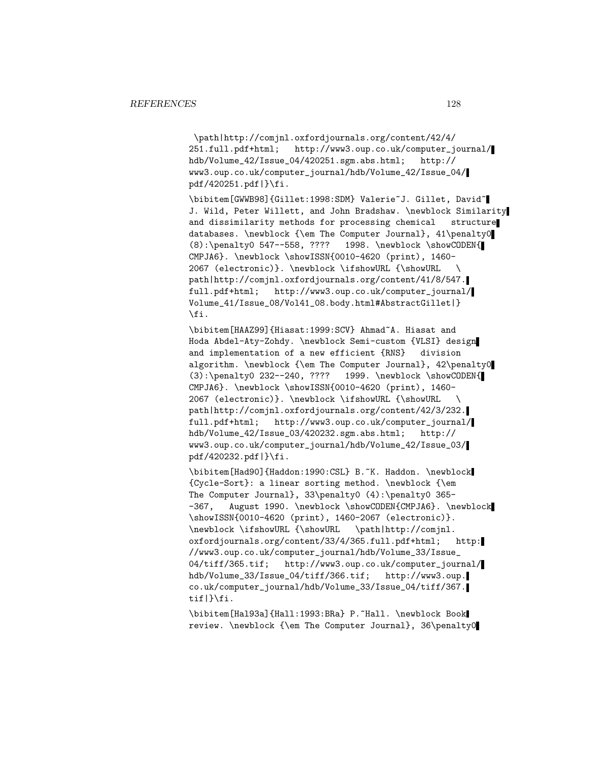\path|http://comjnl.oxfordjournals.org/content/42/4/251.full.pdf+html; http://www3.oup.co.uk/computer_journal/hdb/Volume_42/Issue_04/420251.sgm.abs.html; http://www3.oup.co.uk/computer_journal/hdb/Volume_42/Issue_04/pdf/420251.pdf|}\fi.

\bibitem[GWWB98]{Gillet:1998:SDM} Valerie~J. Gillet, David~J. Wild, Peter Willett, and John Bradshaw. \newblock Similarity and dissimilarity methods for processing chemical structure databases. \newblock {\em The Computer Journal}, 41\penalty0 (8):\penalty0 547--558, ???? 1998. \newblock \showCODEN{CMPJA6}. \newblock \showISSN{0010-4620 (print), 1460-2067 (electronic)}. \newblock \ifshowURL {\showURL \path|http://comjnl.oxfordjournals.org/content/41/8/547.full.pdf+html; http://www3.oup.co.uk/computer_journal/Volume_41/Issue_08/Vol41_08.body.html#AbstractGillet|}\fi.

\bibitem[HAAZ99]{Hiasat:1999:SCV} Ahmad~A. Hiasat and Hoda Abdel-Aty-Zohdy. \newblock Semi-custom {VLSI} design and implementation of a new efficient {RNS} division algorithm. \newblock {\em The Computer Journal}, 42\penalty0 (3):\penalty0 232--240, ???? 1999. \newblock \showCODEN{CMPJA6}. \newblock \showISSN{0010-4620 (print), 1460-2067 (electronic)}. \newblock \ifshowURL {\showURL \path|http://comjnl.oxfordjournals.org/content/42/3/232.full.pdf+html; http://www3.oup.co.uk/computer_journal/hdb/Volume_42/Issue_03/420232.sgm.abs.html; http://www3.oup.co.uk/computer_journal/hdb/Volume_42/Issue_03/pdf/420232.pdf|}\fi.

\bibitem[Had90]{Haddon:1990:CSL} B.~K. Haddon. \newblock {Cycle-Sort}: a linear sorting method. \newblock {\em The Computer Journal}, 33\penalty0 (4):\penalty0 365--367, August 1990. \newblock \showCODEN{CMPJA6}. \newblock \showISSN{0010-4620 (print), 1460-2067 (electronic)}. \newblock \ifshowURL {\showURL \path|http://comjnl.oxfordjournals.org/content/33/4/365.full.pdf+html; http://www3.oup.co.uk/computer_journal/hdb/Volume_33/Issue_04/tiff/365.tif; http://www3.oup.co.uk/computer_journal/hdb/Volume_33/Issue_04/tiff/366.tif; http://www3.oup.co.uk/computer_journal/hdb/Volume_33/Issue_04/tiff/367.tif|}\fi.

\bibitem[Hal93a]{Hall:1993:BRa} P.~Hall. \newblock Book review. \newblock {\em The Computer Journal}, 36\penalty0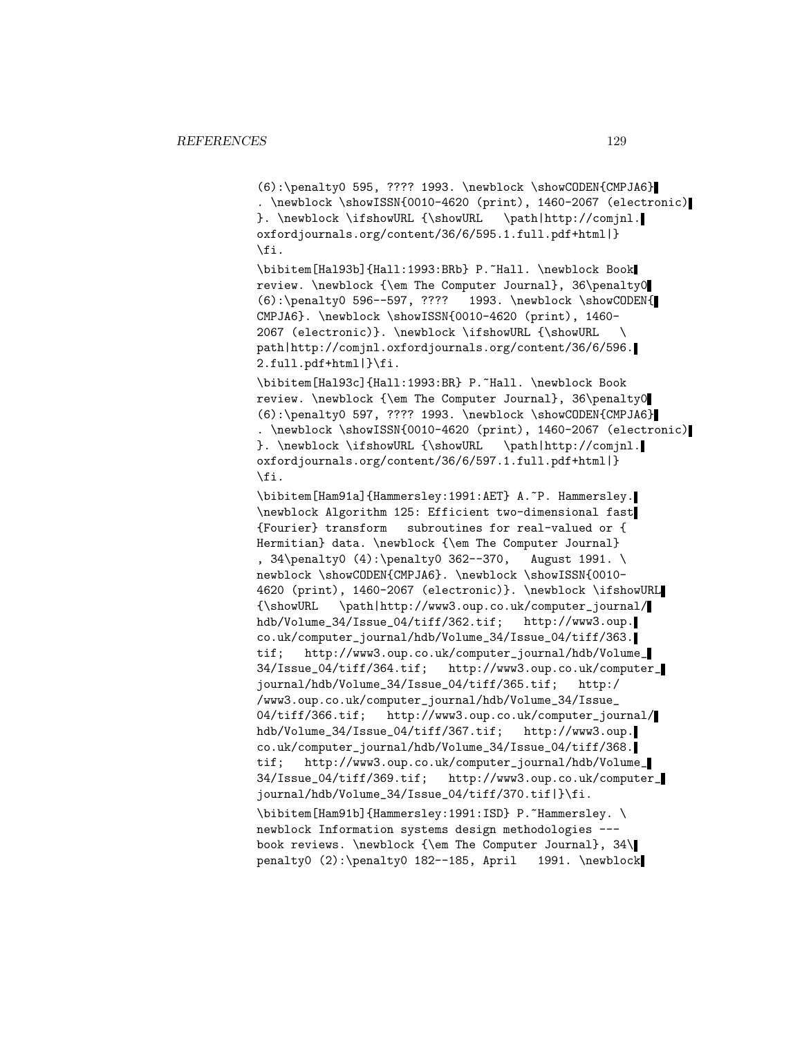```
(6):\penalty0 595, ???? 1993. \newblock \showCODEN{CMPJA6}
. \newblock \showISSN{0010-4620 (print), 1460-2067 (electronic)
}. \newblock \ifshowURL {\showURL   \path|http://comjnl.
oxfordjournals.org/content/36/6/595.1.full.pdf+html|}
\fi.

\bibitem[Hal93b]{Hall:1993:BRb} P.~Hall. \newblock Book
review. \newblock {\em The Computer Journal}, 36\penalty0
(6):\penalty0 596--597, ????   1993. \newblock \showCODEN{
CMPJA6}. \newblock \showISSN{0010-4620 (print), 1460-
2067 (electronic)}. \newblock \ifshowURL {\showURL   \
path|http://comjnl.oxfordjournals.org/content/36/6/596.
2.full.pdf+html|}\fi.

\bibitem[Hal93c]{Hall:1993:BR} P.~Hall. \newblock Book
review. \newblock {\em The Computer Journal}, 36\penalty0
(6):\penalty0 597, ???? 1993. \newblock \showCODEN{CMPJA6}
. \newblock \showISSN{0010-4620 (print), 1460-2067 (electronic)
}. \newblock \ifshowURL {\showURL   \path|http://comjnl.
oxfordjournals.org/content/36/6/597.1.full.pdf+html|}
\fi.

\bibitem[Ham91a]{Hammersley:1991:AET} A.~P. Hammersley.
\newblock Algorithm 125: Efficient two-dimensional fast
{Fourier} transform   subroutines for real-valued or {
Hermitian} data. \newblock {\em The Computer Journal}
, 34\penalty0 (4):\penalty0 362--370,   August 1991. \
newblock \showCODEN{CMPJA6}. \newblock \showISSN{0010-
4620 (print), 1460-2067 (electronic)}. \newblock \ifshowURL
{\showURL   \path|http://www3.oup.co.uk/computer_journal/
hdb/Volume_34/Issue_04/tiff/362.tif;   http://www3.oup.
co.uk/computer_journal/hdb/Volume_34/Issue_04/tiff/363.
tif;   http://www3.oup.co.uk/computer_journal/hdb/Volume_
34/Issue_04/tiff/364.tif;   http://www3.oup.co.uk/computer_
journal/hdb/Volume_34/Issue_04/tiff/365.tif;   http:/
/www3.oup.co.uk/computer_journal/hdb/Volume_34/Issue_
04/tiff/366.tif;   http://www3.oup.co.uk/computer_journal/
hdb/Volume_34/Issue_04/tiff/367.tif;   http://www3.oup.
co.uk/computer_journal/hdb/Volume_34/Issue_04/tiff/368.
tif;   http://www3.oup.co.uk/computer_journal/hdb/Volume_
34/Issue_04/tiff/369.tif;   http://www3.oup.co.uk/computer_
journal/hdb/Volume_34/Issue_04/tiff/370.tif|}\fi.

\bibitem[Ham91b]{Hammersley:1991:ISD} P.~Hammersley. \
newblock Information systems design methodologies ---
book reviews. \newblock {\em The Computer Journal}, 34\
penalty0 (2):\penalty0 182--185, April   1991. \newblock
```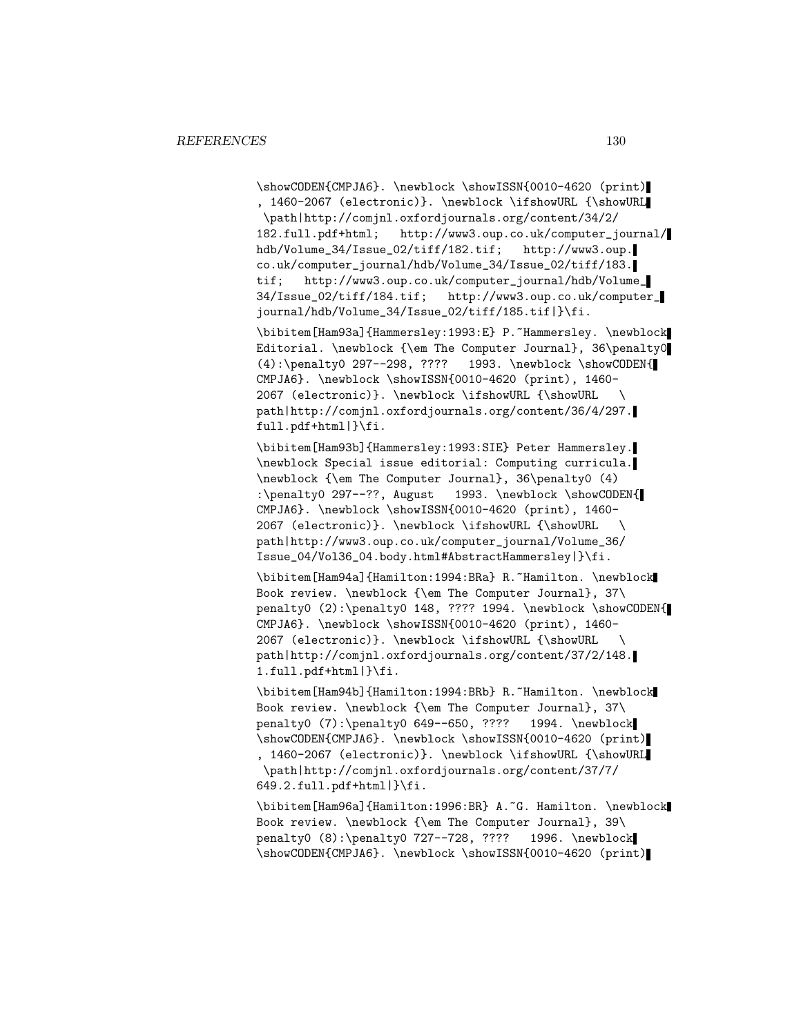\showCODEN{CMPJA6}. \newblock \showISSN{0010-4620 (print), 1460-2067 (electronic)}. \newblock \ifshowURL {\showURL \path|http://comjnl.oxfordjournals.org/content/34/2/182.full.pdf+html; http://www3.oup.co.uk/computer_journal/hdb/Volume_34/Issue_02/tiff/182.tif; http://www3.oup.co.uk/computer_journal/hdb/Volume_34/Issue_02/tiff/183.tif; http://www3.oup.co.uk/computer_journal/hdb/Volume_34/Issue_02/tiff/184.tif; http://www3.oup.co.uk/computer_journal/hdb/Volume_34/Issue_02/tiff/185.tif|}\fi.

\bibitem[Ham93a]{Hammersley:1993:E} P.~Hammersley. \newblock Editorial. \newblock {\em The Computer Journal}, 36\penalty0 (4):\penalty0 297--298, ???? 1993. \newblock \showCODEN{CMPJA6}. \newblock \showISSN{0010-4620 (print), 1460-2067 (electronic)}. \newblock \ifshowURL {\showURL \path|http://comjnl.oxfordjournals.org/content/36/4/297.full.pdf+html|}\fi.

\bibitem[Ham93b]{Hammersley:1993:SIE} Peter Hammersley. \newblock Special issue editorial: Computing curricula. \newblock {\em The Computer Journal}, 36\penalty0 (4):\penalty0 297--??, August 1993. \newblock \showCODEN{CMPJA6}. \newblock \showISSN{0010-4620 (print), 1460-2067 (electronic)}. \newblock \ifshowURL {\showURL \path|http://www3.oup.co.uk/computer_journal/Volume_36/Issue_04/Vol36_04.body.html#AbstractHammersley|}\fi.

\bibitem[Ham94a]{Hamilton:1994:BRa} R.~Hamilton. \newblock Book review. \newblock {\em The Computer Journal}, 37\penalty0 (2):\penalty0 148, ???? 1994. \newblock \showCODEN{CMPJA6}. \newblock \showISSN{0010-4620 (print), 1460-2067 (electronic)}. \newblock \ifshowURL {\showURL \path|http://comjnl.oxfordjournals.org/content/37/2/148.1.full.pdf+html|}\fi.

\bibitem[Ham94b]{Hamilton:1994:BRb} R.~Hamilton. \newblock Book review. \newblock {\em The Computer Journal}, 37\penalty0 (7):\penalty0 649--650, ???? 1994. \newblock \showCODEN{CMPJA6}. \newblock \showISSN{0010-4620 (print), 1460-2067 (electronic)}. \newblock \ifshowURL {\showURL \path|http://comjnl.oxfordjournals.org/content/37/7/649.2.full.pdf+html|}\fi.

\bibitem[Ham96a]{Hamilton:1996:BR} A.~G. Hamilton. \newblock Book review. \newblock {\em The Computer Journal}, 39\penalty0 (8):\penalty0 727--728, ???? 1996. \newblock \showCODEN{CMPJA6}. \newblock \showISSN{0010-4620 (print)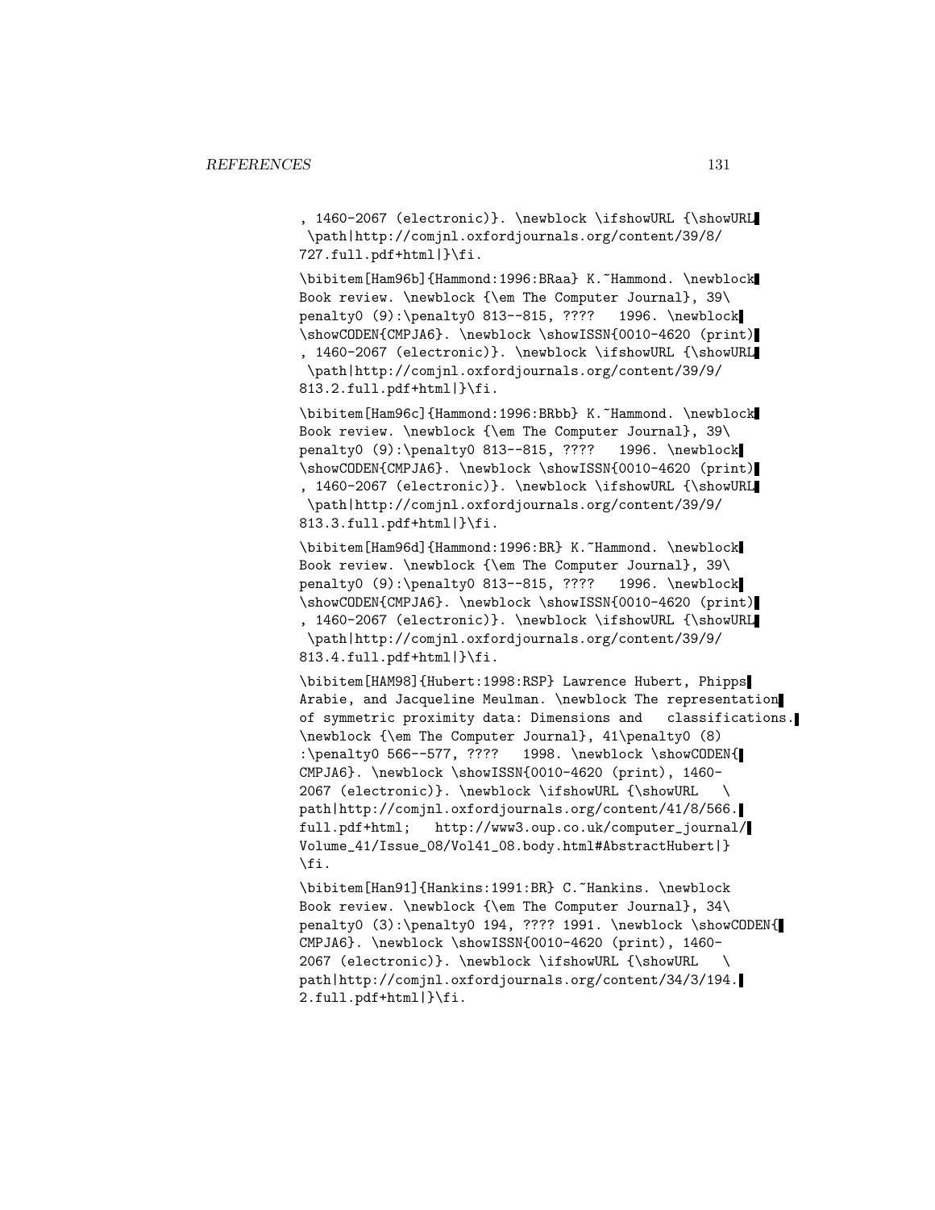```
, 1460-2067 (electronic)}. \newblock \ifshowURL {\showURL
 \path|http://comjnl.oxfordjournals.org/content/39/8/
727.full.pdf+html|}\fi.

\bibitem[Ham96b]{Hammond:1996:BRaa} K.~Hammond. \newblock
Book review. \newblock {\em The Computer Journal}, 39\
penalty0 (9):\penalty0 813--815, ????   1996. \newblock
\showCODEN{CMPJA6}. \newblock \showISSN{0010-4620 (print)
, 1460-2067 (electronic)}. \newblock \ifshowURL {\showURL
 \path|http://comjnl.oxfordjournals.org/content/39/9/
813.2.full.pdf+html|}\fi.

\bibitem[Ham96c]{Hammond:1996:BRbb} K.~Hammond. \newblock
Book review. \newblock {\em The Computer Journal}, 39\
penalty0 (9):\penalty0 813--815, ????   1996. \newblock
\showCODEN{CMPJA6}. \newblock \showISSN{0010-4620 (print)
, 1460-2067 (electronic)}. \newblock \ifshowURL {\showURL
 \path|http://comjnl.oxfordjournals.org/content/39/9/
813.3.full.pdf+html|}\fi.

\bibitem[Ham96d]{Hammond:1996:BR} K.~Hammond. \newblock
Book review. \newblock {\em The Computer Journal}, 39\
penalty0 (9):\penalty0 813--815, ????   1996. \newblock
\showCODEN{CMPJA6}. \newblock \showISSN{0010-4620 (print)
, 1460-2067 (electronic)}. \newblock \ifshowURL {\showURL
 \path|http://comjnl.oxfordjournals.org/content/39/9/
813.4.full.pdf+html|}\fi.

\bibitem[HAM98]{Hubert:1998:RSP} Lawrence Hubert, Phipps
Arabie, and Jacqueline Meulman. \newblock The representation
of symmetric proximity data: Dimensions and   classifications.
\newblock {\em The Computer Journal}, 41\penalty0 (8)
:\penalty0 566--577, ????   1998. \newblock \showCODEN{
CMPJA6}. \newblock \showISSN{0010-4620 (print), 1460-
2067 (electronic)}. \newblock \ifshowURL {\showURL   \
path|http://comjnl.oxfordjournals.org/content/41/8/566.
full.pdf+html;   http://www3.oup.co.uk/computer_journal/
Volume_41/Issue_08/Vol41_08.body.html#AbstractHubert|}
\fi.

\bibitem[Han91]{Hankins:1991:BR} C.~Hankins. \newblock
Book review. \newblock {\em The Computer Journal}, 34\
penalty0 (3):\penalty0 194, ???? 1991. \newblock \showCODEN{
CMPJA6}. \newblock \showISSN{0010-4620 (print), 1460-
2067 (electronic)}. \newblock \ifshowURL {\showURL   \
path|http://comjnl.oxfordjournals.org/content/34/3/194.
2.full.pdf+html|}\fi.
```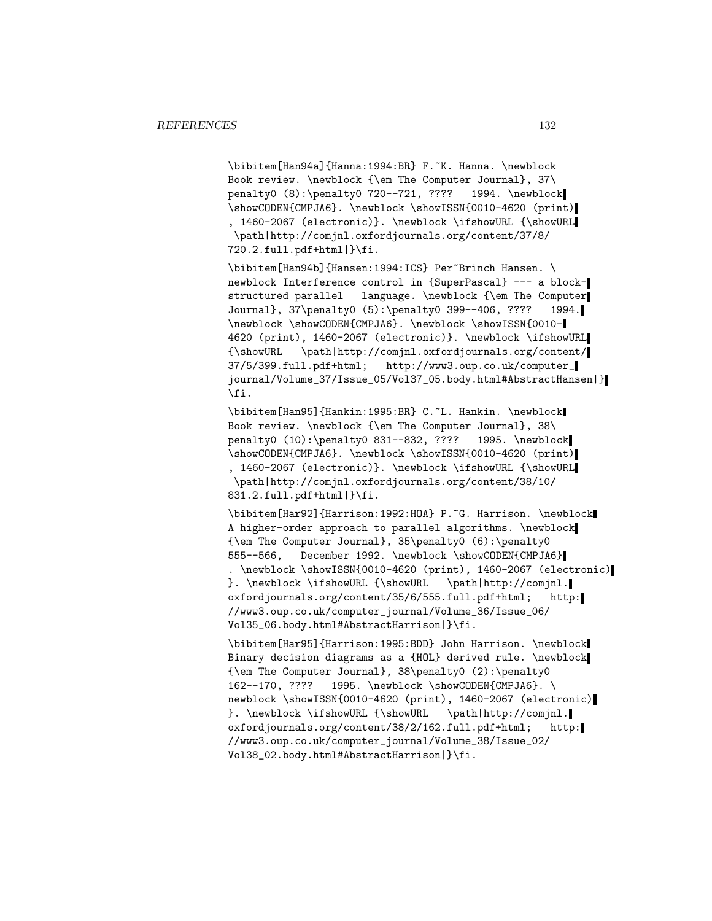```
\bibitem[Han94a]{Hanna:1994:BR} F.~K. Hanna. \newblock
Book review. \newblock {\em The Computer Journal}, 37\
penalty0 (8):\penalty0 720--721, ????   1994. \newblock
\showCODEN{CMPJA6}. \newblock \showISSN{0010-4620 (print)
, 1460-2067 (electronic)}. \newblock \ifshowURL {\showURL
 \path|http://comjnl.oxfordjournals.org/content/37/8/
720.2.full.pdf+html|}\fi.

\bibitem[Han94b]{Hansen:1994:ICS} Per~Brinch Hansen. \
newblock Interference control in {SuperPascal} --- a block-
structured parallel   language. \newblock {\em The Computer
Journal}, 37\penalty0 (5):\penalty0 399--406, ????   1994.
\newblock \showCODEN{CMPJA6}. \newblock \showISSN{0010-
4620 (print), 1460-2067 (electronic)}. \newblock \ifshowURL
{\showURL   \path|http://comjnl.oxfordjournals.org/content/
37/5/399.full.pdf+html;   http://www3.oup.co.uk/computer_
journal/Volume_37/Issue_05/Vol37_05.body.html#AbstractHansen|}
\fi.

\bibitem[Han95]{Hankin:1995:BR} C.~L. Hankin. \newblock
Book review. \newblock {\em The Computer Journal}, 38\
penalty0 (10):\penalty0 831--832, ????   1995. \newblock
\showCODEN{CMPJA6}. \newblock \showISSN{0010-4620 (print)
, 1460-2067 (electronic)}. \newblock \ifshowURL {\showURL
 \path|http://comjnl.oxfordjournals.org/content/38/10/
831.2.full.pdf+html|}\fi.

\bibitem[Har92]{Harrison:1992:HOA} P.~G. Harrison. \newblock
A higher-order approach to parallel algorithms. \newblock
{\em The Computer Journal}, 35\penalty0 (6):\penalty0
555--566,   December 1992. \newblock \showCODEN{CMPJA6}
. \newblock \showISSN{0010-4620 (print), 1460-2067 (electronic)
}. \newblock \ifshowURL {\showURL   \path|http://comjnl.
oxfordjournals.org/content/35/6/555.full.pdf+html;   http:
//www3.oup.co.uk/computer_journal/Volume_36/Issue_06/
Vol35_06.body.html#AbstractHarrison|}\fi.

\bibitem[Har95]{Harrison:1995:BDD} John Harrison. \newblock
Binary decision diagrams as a {HOL} derived rule. \newblock
{\em The Computer Journal}, 38\penalty0 (2):\penalty0
162--170, ????   1995. \newblock \showCODEN{CMPJA6}. \
newblock \showISSN{0010-4620 (print), 1460-2067 (electronic)
}. \newblock \ifshowURL {\showURL   \path|http://comjnl.
oxfordjournals.org/content/38/2/162.full.pdf+html;   http:
//www3.oup.co.uk/computer_journal/Volume_38/Issue_02/
Vol38_02.body.html#AbstractHarrison|}\fi.
```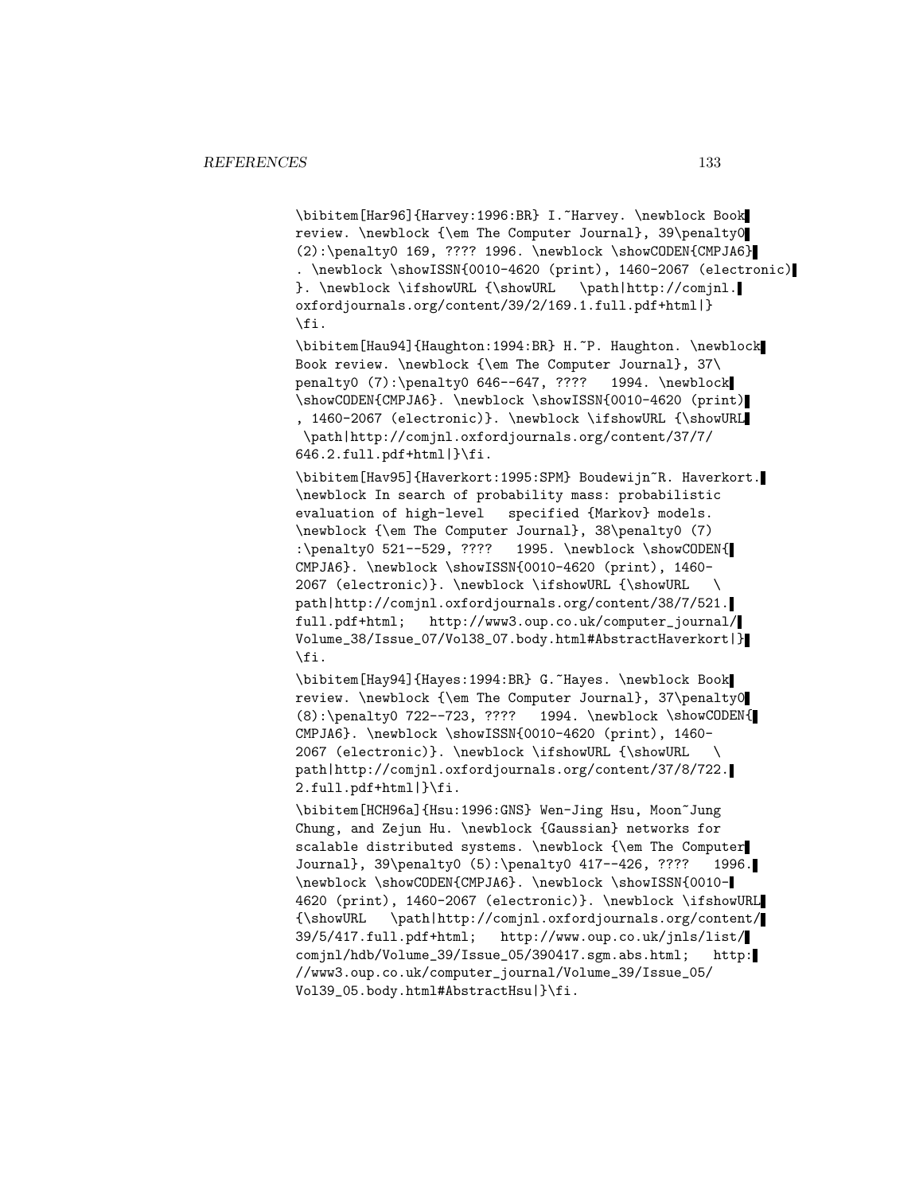```
\bibitem[Har96]{Harvey:1996:BR} I.~Harvey. \newblock Book
review. \newblock {\em The Computer Journal}, 39\penalty0
(2):\penalty0 169, ???? 1996. \newblock \showCODEN{CMPJA6}
. \newblock \showISSN{0010-4620 (print), 1460-2067 (electronic)
}. \newblock \ifshowURL {\showURL   \path|http://comjnl.
oxfordjournals.org/content/39/2/169.1.full.pdf+html|}
\fi.

\bibitem[Hau94]{Haughton:1994:BR} H.~P. Haughton. \newblock
Book review. \newblock {\em The Computer Journal}, 37\
penalty0 (7):\penalty0 646--647, ????   1994. \newblock
\showCODEN{CMPJA6}. \newblock \showISSN{0010-4620 (print)
, 1460-2067 (electronic)}. \newblock \ifshowURL {\showURL
 \path|http://comjnl.oxfordjournals.org/content/37/7/
646.2.full.pdf+html|}\fi.

\bibitem[Hav95]{Haverkort:1995:SPM} Boudewijn~R. Haverkort.
\newblock In search of probability mass: probabilistic
evaluation of high-level   specified {Markov} models.
\newblock {\em The Computer Journal}, 38\penalty0 (7)
:\penalty0 521--529, ????   1995. \newblock \showCODEN{
CMPJA6}. \newblock \showISSN{0010-4620 (print), 1460-
2067 (electronic)}. \newblock \ifshowURL {\showURL   \
path|http://comjnl.oxfordjournals.org/content/38/7/521.
full.pdf+html;   http://www3.oup.co.uk/computer_journal/
Volume_38/Issue_07/Vol38_07.body.html#AbstractHaverkort|}
\fi.

\bibitem[Hay94]{Hayes:1994:BR} G.~Hayes. \newblock Book
review. \newblock {\em The Computer Journal}, 37\penalty0
(8):\penalty0 722--723, ????   1994. \newblock \showCODEN{
CMPJA6}. \newblock \showISSN{0010-4620 (print), 1460-
2067 (electronic)}. \newblock \ifshowURL {\showURL   \
path|http://comjnl.oxfordjournals.org/content/37/8/722.
2.full.pdf+html|}\fi.

\bibitem[HCH96a]{Hsu:1996:GNS} Wen-Jing Hsu, Moon~Jung
Chung, and Zejun Hu. \newblock {Gaussian} networks for
scalable distributed systems. \newblock {\em The Computer
Journal}, 39\penalty0 (5):\penalty0 417--426, ????   1996.
\newblock \showCODEN{CMPJA6}. \newblock \showISSN{0010-
4620 (print), 1460-2067 (electronic)}. \newblock \ifshowURL
{\showURL   \path|http://comjnl.oxfordjournals.org/content/
39/5/417.full.pdf+html;   http://www.oup.co.uk/jnls/list/
comjnl/hdb/Volume_39/Issue_05/390417.sgm.abs.html;   http:
//www3.oup.co.uk/computer_journal/Volume_39/Issue_05/
Vol39_05.body.html#AbstractHsu|}\fi.
```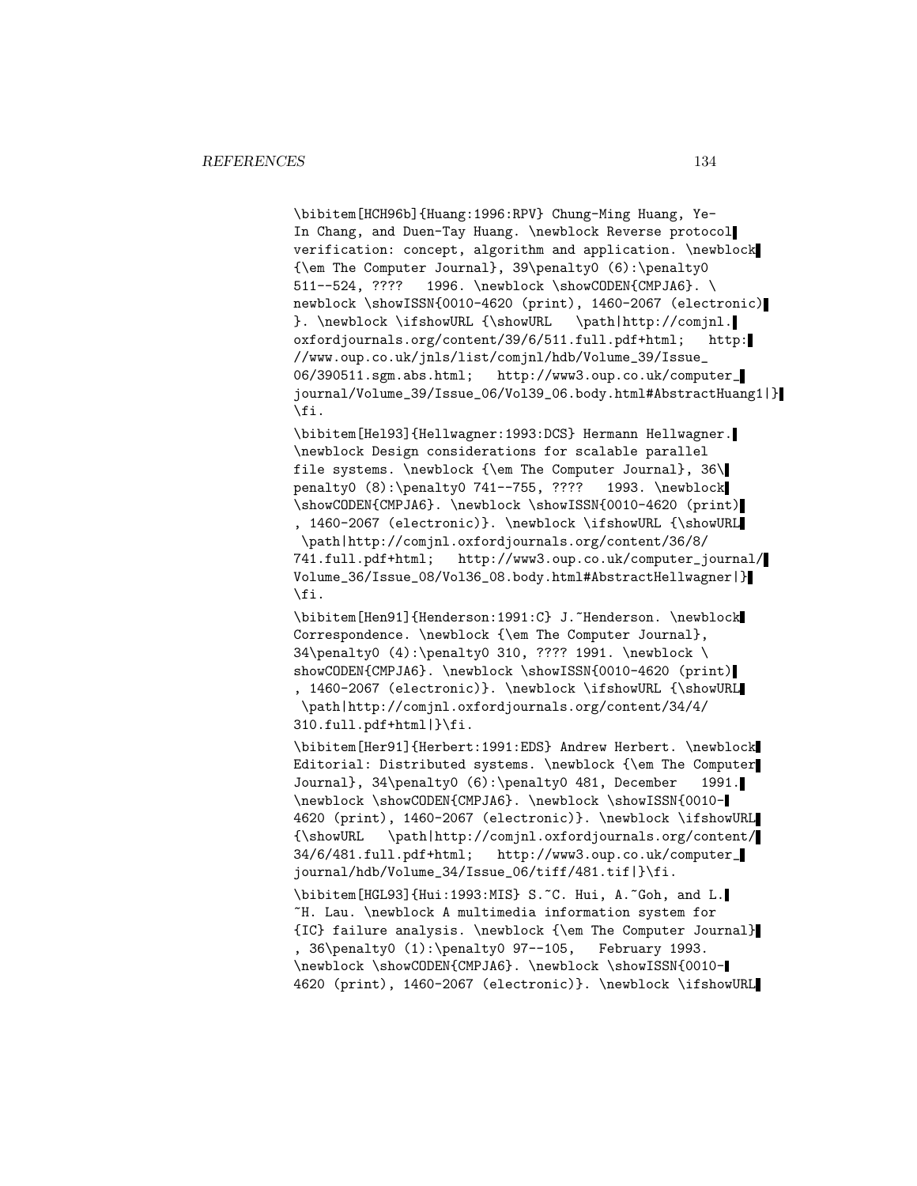\bibitem[HCH96b]{Huang:1996:RPV} Chung-Ming Huang, Ye-In Chang, and Duen-Tay Huang. \newblock Reverse protocol verification: concept, algorithm and application. \newblock {\em The Computer Journal}, 39\penalty0 (6):\penalty0 511--524, ???? 1996. \newblock \showCODEN{CMPJA6}. \newblock \showISSN{0010-4620 (print), 1460-2067 (electronic)}. \newblock \ifshowURL {\showURL \path|http://comjnl.oxfordjournals.org/content/39/6/511.full.pdf+html; http://www.oup.co.uk/jnls/list/comjnl/hdb/Volume_39/Issue_06/390511.sgm.abs.html; http://www3.oup.co.uk/computer_journal/Volume_39/Issue_06/Vol39_06.body.html#AbstractHuang1|}\fi.

\bibitem[Hel93]{Hellwagner:1993:DCS} Hermann Hellwagner. \newblock Design considerations for scalable parallel file systems. \newblock {\em The Computer Journal}, 36\penalty0 (8):\penalty0 741--755, ???? 1993. \newblock \showCODEN{CMPJA6}. \newblock \showISSN{0010-4620 (print), 1460-2067 (electronic)}. \newblock \ifshowURL {\showURL \path|http://comjnl.oxfordjournals.org/content/36/8/741.full.pdf+html; http://www3.oup.co.uk/computer_journal/Volume_36/Issue_08/Vol36_08.body.html#AbstractHellwagner|}\fi.

\bibitem[Hen91]{Henderson:1991:C} J.~Henderson. \newblock Correspondence. \newblock {\em The Computer Journal}, 34\penalty0 (4):\penalty0 310, ???? 1991. \newblock \showCODEN{CMPJA6}. \newblock \showISSN{0010-4620 (print), 1460-2067 (electronic)}. \newblock \ifshowURL {\showURL \path|http://comjnl.oxfordjournals.org/content/34/4/310.full.pdf+html|}\fi.

\bibitem[Her91]{Herbert:1991:EDS} Andrew Herbert. \newblock Editorial: Distributed systems. \newblock {\em The Computer Journal}, 34\penalty0 (6):\penalty0 481, December 1991. \newblock \showCODEN{CMPJA6}. \newblock \showISSN{0010-4620 (print), 1460-2067 (electronic)}. \newblock \ifshowURL {\showURL \path|http://comjnl.oxfordjournals.org/content/34/6/481.full.pdf+html; http://www3.oup.co.uk/computer_journal/hdb/Volume_34/Issue_06/tiff/481.tif|}\fi.

\bibitem[HGL93]{Hui:1993:MIS} S.~C. Hui, A.~Goh, and L.~H. Lau. \newblock A multimedia information system for {IC} failure analysis. \newblock {\em The Computer Journal}, 36\penalty0 (1):\penalty0 97--105, February 1993. \newblock \showCODEN{CMPJA6}. \newblock \showISSN{0010-4620 (print), 1460-2067 (electronic)}. \newblock \ifshowURL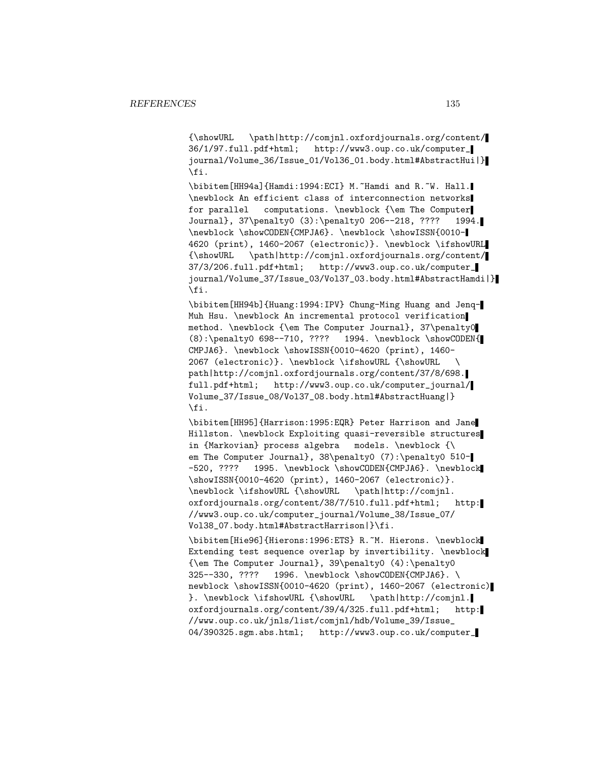```
{\showURL   \path|http://comjnl.oxfordjournals.org/content/
36/1/97.full.pdf+html;   http://www3.oup.co.uk/computer_
journal/Volume_36/Issue_01/Vol36_01.body.html#AbstractHui|}
\fi.

\bibitem[HH94a]{Hamdi:1994:ECI} M.~Hamdi and R.~W. Hall.
\newblock An efficient class of interconnection networks
for parallel   computations. \newblock {\em The Computer
Journal}, 37\penalty0 (3):\penalty0 206--218, ????   1994.
\newblock \showCODEN{CMPJA6}. \newblock \showISSN{0010-
4620 (print), 1460-2067 (electronic)}. \newblock \ifshowURL
{\showURL   \path|http://comjnl.oxfordjournals.org/content/
37/3/206.full.pdf+html;   http://www3.oup.co.uk/computer_
journal/Volume_37/Issue_03/Vol37_03.body.html#AbstractHamdi|}
\fi.

\bibitem[HH94b]{Huang:1994:IPV} Chung-Ming Huang and Jenq-
Muh Hsu. \newblock An incremental protocol verification
method. \newblock {\em The Computer Journal}, 37\penalty0
(8):\penalty0 698--710, ????   1994. \newblock \showCODEN{
CMPJA6}. \newblock \showISSN{0010-4620 (print), 1460-
2067 (electronic)}. \newblock \ifshowURL {\showURL   \
path|http://comjnl.oxfordjournals.org/content/37/8/698.
full.pdf+html;   http://www3.oup.co.uk/computer_journal/
Volume_37/Issue_08/Vol37_08.body.html#AbstractHuang|}
\fi.

\bibitem[HH95]{Harrison:1995:EQR} Peter Harrison and Jane
Hillston. \newblock Exploiting quasi-reversible structures
in {Markovian} process algebra   models. \newblock {\
em The Computer Journal}, 38\penalty0 (7):\penalty0 510-
-520, ????   1995. \newblock \showCODEN{CMPJA6}. \newblock
\showISSN{0010-4620 (print), 1460-2067 (electronic)}.
\newblock \ifshowURL {\showURL   \path|http://comjnl.
oxfordjournals.org/content/38/7/510.full.pdf+html;   http:
//www3.oup.co.uk/computer_journal/Volume_38/Issue_07/
Vol38_07.body.html#AbstractHarrison|}\fi.

\bibitem[Hie96]{Hierons:1996:ETS} R.~M. Hierons. \newblock
Extending test sequence overlap by invertibility. \newblock
{\em The Computer Journal}, 39\penalty0 (4):\penalty0
325--330, ????   1996. \newblock \showCODEN{CMPJA6}. \
newblock \showISSN{0010-4620 (print), 1460-2067 (electronic)
}. \newblock \ifshowURL {\showURL   \path|http://comjnl.
oxfordjournals.org/content/39/4/325.full.pdf+html;   http:
//www.oup.co.uk/jnls/list/comjnl/hdb/Volume_39/Issue_
04/390325.sgm.abs.html;   http://www3.oup.co.uk/computer_
```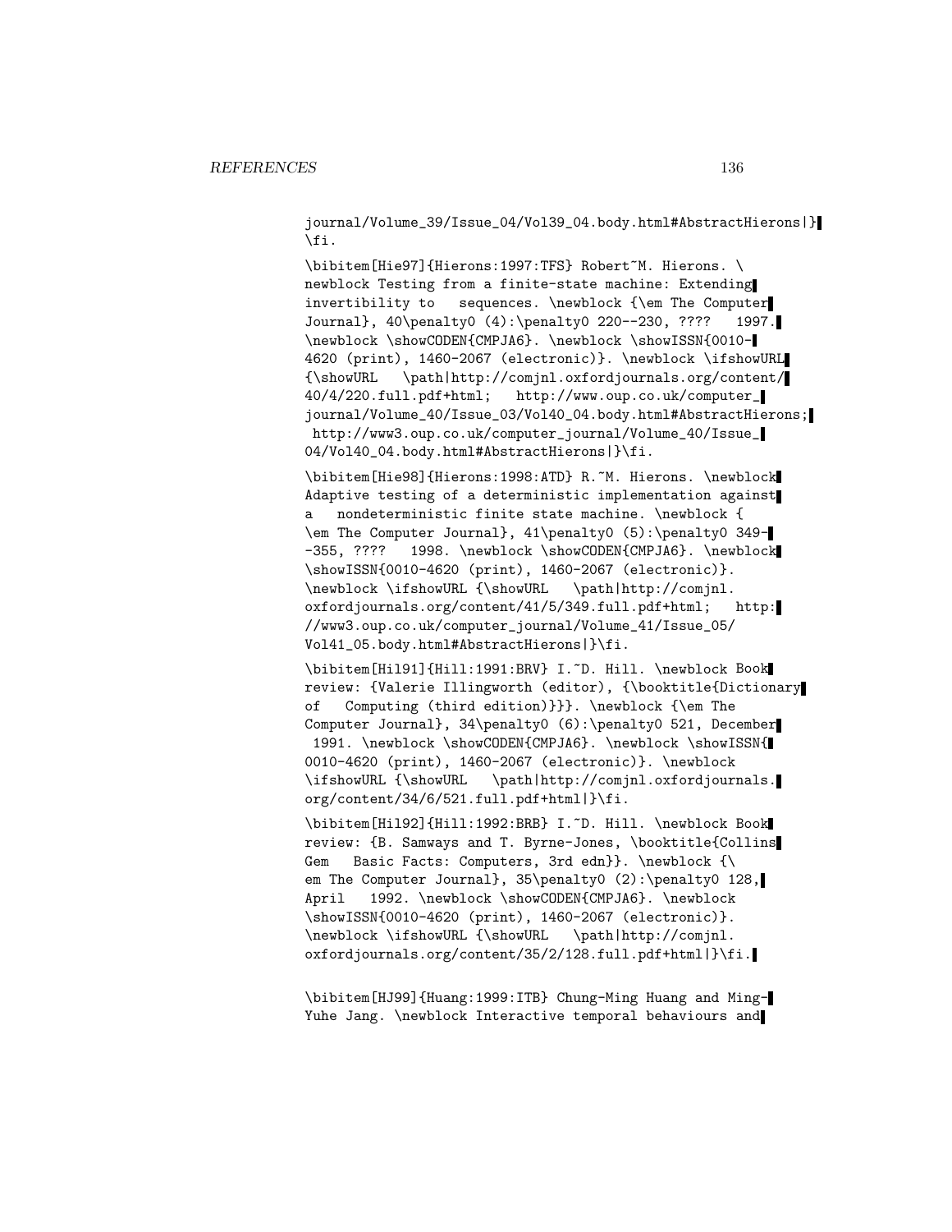```
journal/Volume_39/Issue_04/Vol39_04.body.html#AbstractHierons|}
\fi.

\bibitem[Hie97]{Hierons:1997:TFS} Robert~M. Hierons. \
newblock Testing from a finite-state machine: Extending
invertibility to   sequences. \newblock {\em The Computer
Journal}, 40\penalty0 (4):\penalty0 220--230, ????   1997.
\newblock \showCODEN{CMPJA6}. \newblock \showISSN{0010-
4620 (print), 1460-2067 (electronic)}. \newblock \ifshowURL
{\showURL   \path|http://comjnl.oxfordjournals.org/content/
40/4/220.full.pdf+html;   http://www.oup.co.uk/computer_
journal/Volume_40/Issue_03/Vol40_04.body.html#AbstractHierons;
 http://www3.oup.co.uk/computer_journal/Volume_40/Issue_
04/Vol40_04.body.html#AbstractHierons|}\fi.

\bibitem[Hie98]{Hierons:1998:ATD} R.~M. Hierons. \newblock
Adaptive testing of a deterministic implementation against
a   nondeterministic finite state machine. \newblock {
\em The Computer Journal}, 41\penalty0 (5):\penalty0 349-
-355, ????   1998. \newblock \showCODEN{CMPJA6}. \newblock
\showISSN{0010-4620 (print), 1460-2067 (electronic)}.
\newblock \ifshowURL {\showURL   \path|http://comjnl.
oxfordjournals.org/content/41/5/349.full.pdf+html;   http:
//www3.oup.co.uk/computer_journal/Volume_41/Issue_05/
Vol41_05.body.html#AbstractHierons|}\fi.

\bibitem[Hil91]{Hill:1991:BRV} I.~D. Hill. \newblock Book
review: {Valerie Illingworth (editor), {\booktitle{Dictionary
of   Computing (third edition)}}}. \newblock {\em The
Computer Journal}, 34\penalty0 (6):\penalty0 521, December
 1991. \newblock \showCODEN{CMPJA6}. \newblock \showISSN{
0010-4620 (print), 1460-2067 (electronic)}. \newblock
\ifshowURL {\showURL   \path|http://comjnl.oxfordjournals.
org/content/34/6/521.full.pdf+html|}\fi.

\bibitem[Hil92]{Hill:1992:BRB} I.~D. Hill. \newblock Book
review: {B. Samways and T. Byrne-Jones, \booktitle{Collins
Gem   Basic Facts: Computers, 3rd edn}}. \newblock {\
em The Computer Journal}, 35\penalty0 (2):\penalty0 128,
April   1992. \newblock \showCODEN{CMPJA6}. \newblock
\showISSN{0010-4620 (print), 1460-2067 (electronic)}.
\newblock \ifshowURL {\showURL   \path|http://comjnl.
oxfordjournals.org/content/35/2/128.full.pdf+html|}\fi.

\bibitem[HJ99]{Huang:1999:ITB} Chung-Ming Huang and Ming-
Yuhe Jang. \newblock Interactive temporal behaviours and
```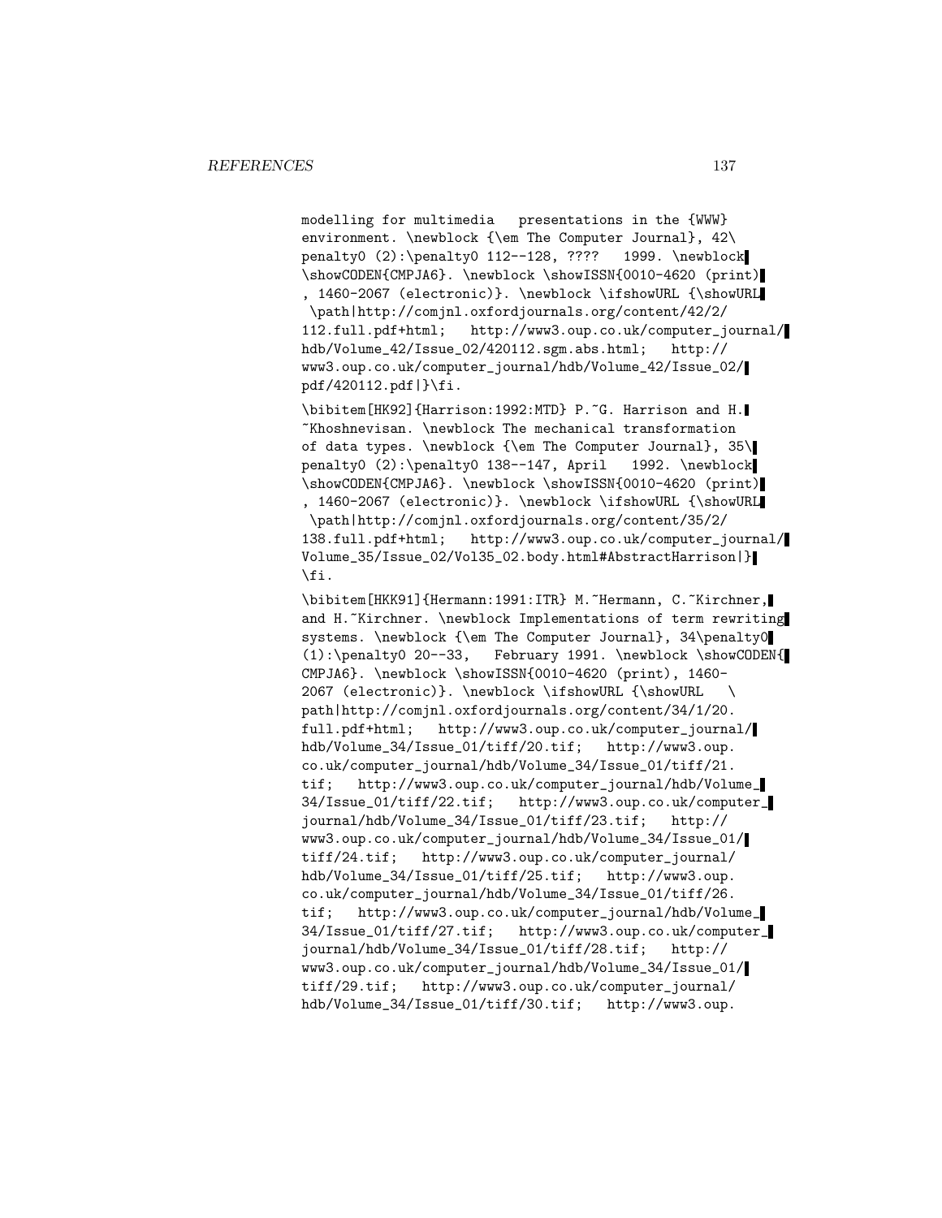```
modelling for multimedia   presentations in the {WWW}
environment. \newblock {\em The Computer Journal}, 42\
penalty0 (2):\penalty0 112--128, ????   1999. \newblock
\showCODEN{CMPJA6}. \newblock \showISSN{0010-4620 (print)
, 1460-2067 (electronic)}. \newblock \ifshowURL {\showURL
 \path|http://comjnl.oxfordjournals.org/content/42/2/
112.full.pdf+html;   http://www3.oup.co.uk/computer_journal/
hdb/Volume_42/Issue_02/420112.sgm.abs.html;   http://
www3.oup.co.uk/computer_journal/hdb/Volume_42/Issue_02/
pdf/420112.pdf|}\fi.

\bibitem[HK92]{Harrison:1992:MTD} P.~G. Harrison and H.
~Khoshnevisan. \newblock The mechanical transformation
of data types. \newblock {\em The Computer Journal}, 35\
penalty0 (2):\penalty0 138--147, April   1992. \newblock
\showCODEN{CMPJA6}. \newblock \showISSN{0010-4620 (print)
, 1460-2067 (electronic)}. \newblock \ifshowURL {\showURL
 \path|http://comjnl.oxfordjournals.org/content/35/2/
138.full.pdf+html;   http://www3.oup.co.uk/computer_journal/
Volume_35/Issue_02/Vol35_02.body.html#AbstractHarrison|}
\fi.

\bibitem[HKK91]{Hermann:1991:ITR} M.~Hermann, C.~Kirchner,
and H.~Kirchner. \newblock Implementations of term rewriting
systems. \newblock {\em The Computer Journal}, 34\penalty0
(1):\penalty0 20--33,   February 1991. \newblock \showCODEN{
CMPJA6}. \newblock \showISSN{0010-4620 (print), 1460-
2067 (electronic)}. \newblock \ifshowURL {\showURL   \
path|http://comjnl.oxfordjournals.org/content/34/1/20.
full.pdf+html;   http://www3.oup.co.uk/computer_journal/
hdb/Volume_34/Issue_01/tiff/20.tif;   http://www3.oup.
co.uk/computer_journal/hdb/Volume_34/Issue_01/tiff/21.
tif;   http://www3.oup.co.uk/computer_journal/hdb/Volume_
34/Issue_01/tiff/22.tif;   http://www3.oup.co.uk/computer_
journal/hdb/Volume_34/Issue_01/tiff/23.tif;   http://
www3.oup.co.uk/computer_journal/hdb/Volume_34/Issue_01/
tiff/24.tif;   http://www3.oup.co.uk/computer_journal/
hdb/Volume_34/Issue_01/tiff/25.tif;   http://www3.oup.
co.uk/computer_journal/hdb/Volume_34/Issue_01/tiff/26.
tif;   http://www3.oup.co.uk/computer_journal/hdb/Volume_
34/Issue_01/tiff/27.tif;   http://www3.oup.co.uk/computer_
journal/hdb/Volume_34/Issue_01/tiff/28.tif;   http://
www3.oup.co.uk/computer_journal/hdb/Volume_34/Issue_01/
tiff/29.tif;   http://www3.oup.co.uk/computer_journal/
hdb/Volume_34/Issue_01/tiff/30.tif;   http://www3.oup.
```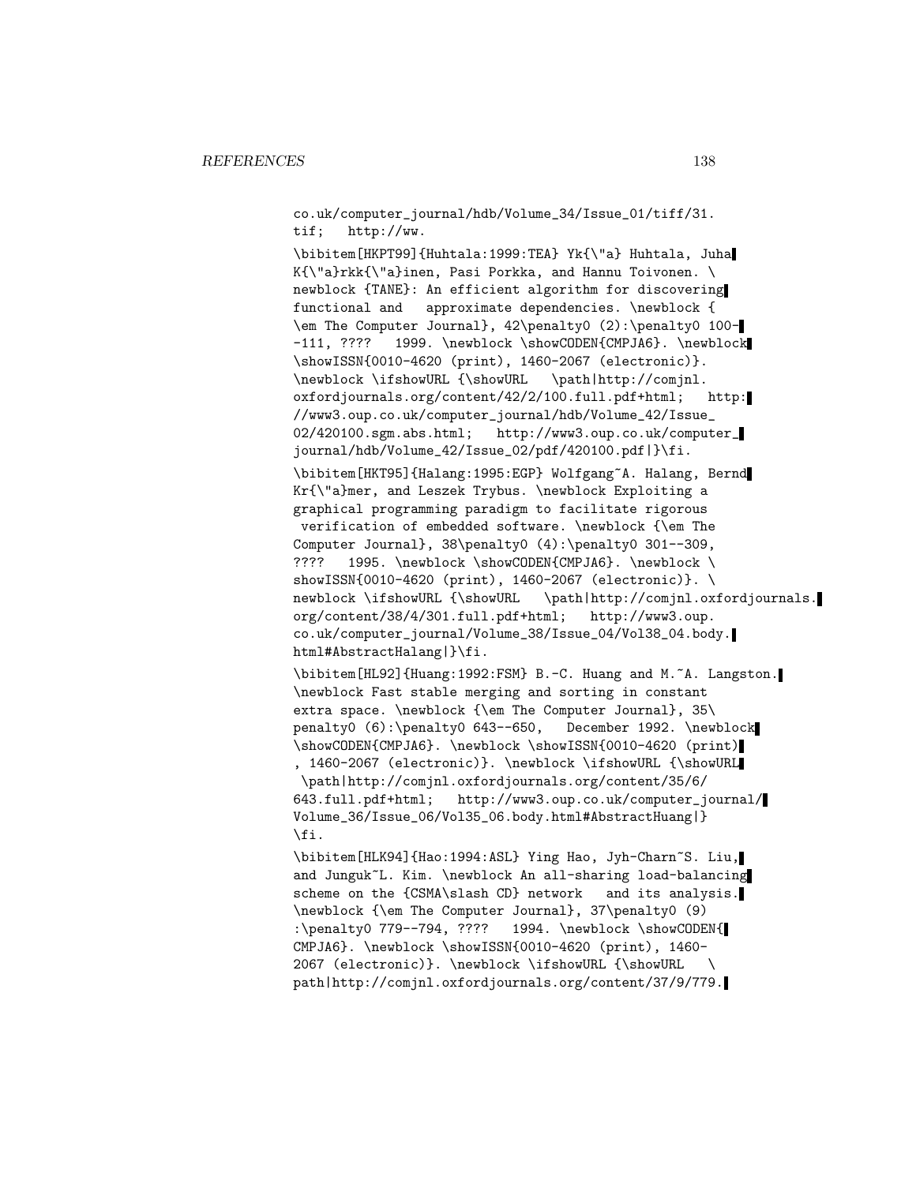co.uk/computer_journal/hdb/Volume_34/Issue_01/tiff/31.
tif;   http://ww.

\bibitem[HKPT99]{Huhtala:1999:TEA} Yk{\"a} Huhtala, Juha K{\"a}rkk{\"a}inen, Pasi Porkka, and Hannu Toivonen. \newblock {TANE}: An efficient algorithm for discovering functional and   approximate dependencies. \newblock {\em The Computer Journal}, 42\penalty0 (2):\penalty0 100--111, ????   1999. \newblock \showCODEN{CMPJA6}. \newblock \showISSN{0010-4620 (print), 1460-2067 (electronic)}. \newblock \ifshowURL {\showURL   \path|http://comjnl.oxfordjournals.org/content/42/2/100.full.pdf+html;   http://www3.oup.co.uk/computer_journal/hdb/Volume_42/Issue_02/420100.sgm.abs.html;   http://www3.oup.co.uk/computer_journal/hdb/Volume_42/Issue_02/pdf/420100.pdf|}\fi.

\bibitem[HKT95]{Halang:1995:EGP} Wolfgang~A. Halang, Bernd Kr{\"a}mer, and Leszek Trybus. \newblock Exploiting a graphical programming paradigm to facilitate rigorous verification of embedded software. \newblock {\em The Computer Journal}, 38\penalty0 (4):\penalty0 301--309, ????   1995. \newblock \showCODEN{CMPJA6}. \newblock \showISSN{0010-4620 (print), 1460-2067 (electronic)}. \newblock \ifshowURL {\showURL   \path|http://comjnl.oxfordjournals.org/content/38/4/301.full.pdf+html;   http://www3.oup.co.uk/computer_journal/Volume_38/Issue_04/Vol38_04.body.html#AbstractHalang|}\fi.

\bibitem[HL92]{Huang:1992:FSM} B.-C. Huang and M.~A. Langston. \newblock Fast stable merging and sorting in constant extra space. \newblock {\em The Computer Journal}, 35\penalty0 (6):\penalty0 643--650,   December 1992. \newblock \showCODEN{CMPJA6}. \newblock \showISSN{0010-4620 (print), 1460-2067 (electronic)}. \newblock \ifshowURL {\showURL \path|http://comjnl.oxfordjournals.org/content/35/6/643.full.pdf+html;   http://www3.oup.co.uk/computer_journal/Volume_36/Issue_06/Vol35_06.body.html#AbstractHuang|}\fi.

\bibitem[HLK94]{Hao:1994:ASL} Ying Hao, Jyh-Charn~S. Liu, and Junguk~L. Kim. \newblock An all-sharing load-balancing scheme on the {CSMA\slash CD} network   and its analysis. \newblock {\em The Computer Journal}, 37\penalty0 (9):\penalty0 779--794, ????   1994. \newblock \showCODEN{CMPJA6}. \newblock \showISSN{0010-4620 (print), 1460-2067 (electronic)}. \newblock \ifshowURL {\showURL   \path|http://comjnl.oxfordjournals.org/content/37/9/779.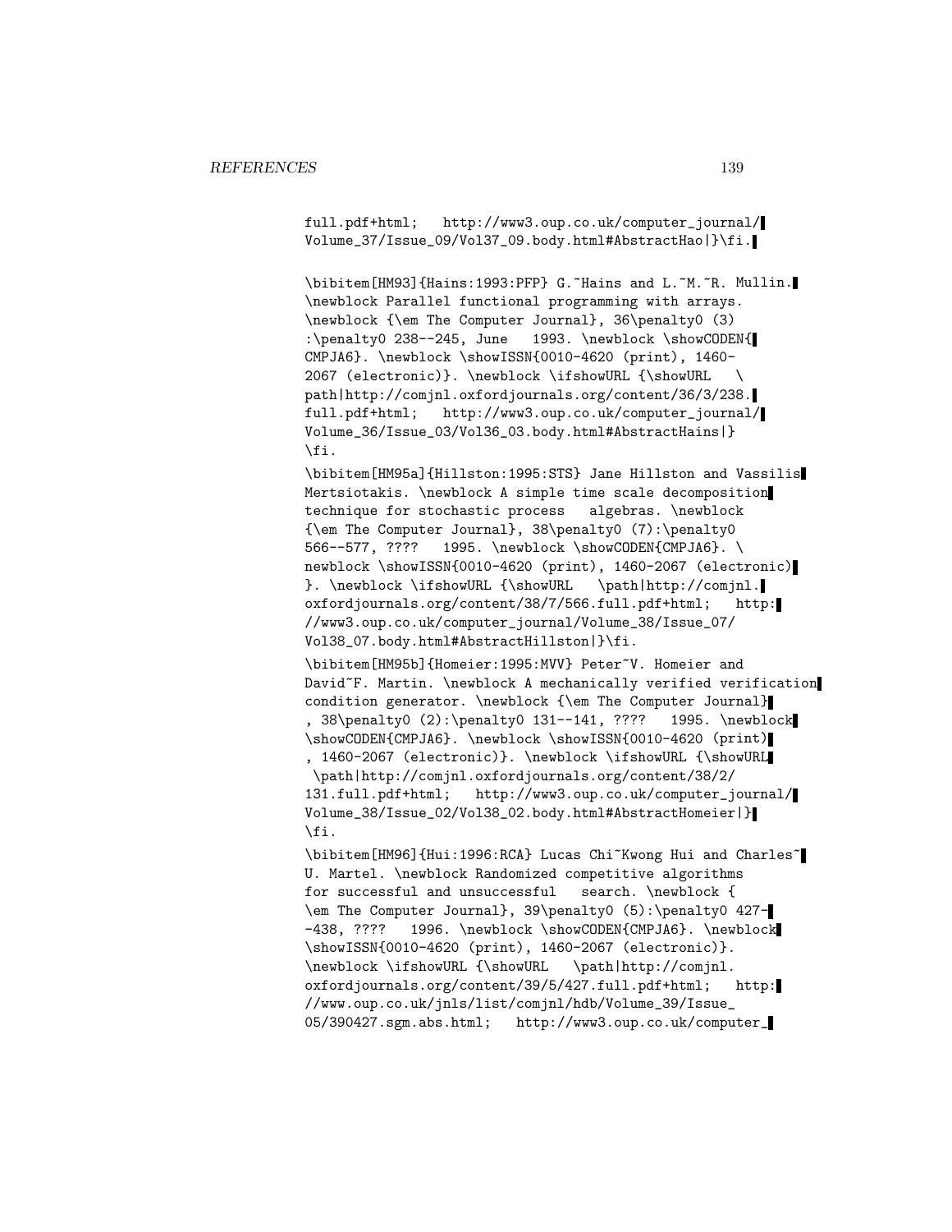```
full.pdf+html;   http://www3.oup.co.uk/computer_journal/
Volume_37/Issue_09/Vol37_09.body.html#AbstractHao|}\fi.

\bibitem[HM93]{Hains:1993:PFP} G.~Hains and L.~M.~R. Mullin.
\newblock Parallel functional programming with arrays.
\newblock {\em The Computer Journal}, 36\penalty0 (3)
:\penalty0 238--245, June   1993. \newblock \showCODEN{
CMPJA6}. \newblock \showISSN{0010-4620 (print), 1460-
2067 (electronic)}. \newblock \ifshowURL {\showURL   \
path|http://comjnl.oxfordjournals.org/content/36/3/238.
full.pdf+html;   http://www3.oup.co.uk/computer_journal/
Volume_36/Issue_03/Vol36_03.body.html#AbstractHains|}
\fi.

\bibitem[HM95a]{Hillston:1995:STS} Jane Hillston and Vassilis
Mertsiotakis. \newblock A simple time scale decomposition
technique for stochastic process   algebras. \newblock
{\em The Computer Journal}, 38\penalty0 (7):\penalty0
566--577, ????   1995. \newblock \showCODEN{CMPJA6}. \
newblock \showISSN{0010-4620 (print), 1460-2067 (electronic)
}. \newblock \ifshowURL {\showURL   \path|http://comjnl.
oxfordjournals.org/content/38/7/566.full.pdf+html;   http:
//www3.oup.co.uk/computer_journal/Volume_38/Issue_07/
Vol38_07.body.html#AbstractHillston|}\fi.

\bibitem[HM95b]{Homeier:1995:MVV} Peter~V. Homeier and
David~F. Martin. \newblock A mechanically verified verification
condition generator. \newblock {\em The Computer Journal}
, 38\penalty0 (2):\penalty0 131--141, ????   1995. \newblock
\showCODEN{CMPJA6}. \newblock \showISSN{0010-4620 (print)
, 1460-2067 (electronic)}. \newblock \ifshowURL {\showURL
 \path|http://comjnl.oxfordjournals.org/content/38/2/
131.full.pdf+html;   http://www3.oup.co.uk/computer_journal/
Volume_38/Issue_02/Vol38_02.body.html#AbstractHomeier|}
\fi.

\bibitem[HM96]{Hui:1996:RCA} Lucas Chi~Kwong Hui and Charles~
U. Martel. \newblock Randomized competitive algorithms
for successful and unsuccessful   search. \newblock {
\em The Computer Journal}, 39\penalty0 (5):\penalty0 427-
-438, ????   1996. \newblock \showCODEN{CMPJA6}. \newblock
\showISSN{0010-4620 (print), 1460-2067 (electronic)}.
\newblock \ifshowURL {\showURL   \path|http://comjnl.
oxfordjournals.org/content/39/5/427.full.pdf+html;   http:
//www.oup.co.uk/jnls/list/comjnl/hdb/Volume_39/Issue_
05/390427.sgm.abs.html;   http://www3.oup.co.uk/computer_
```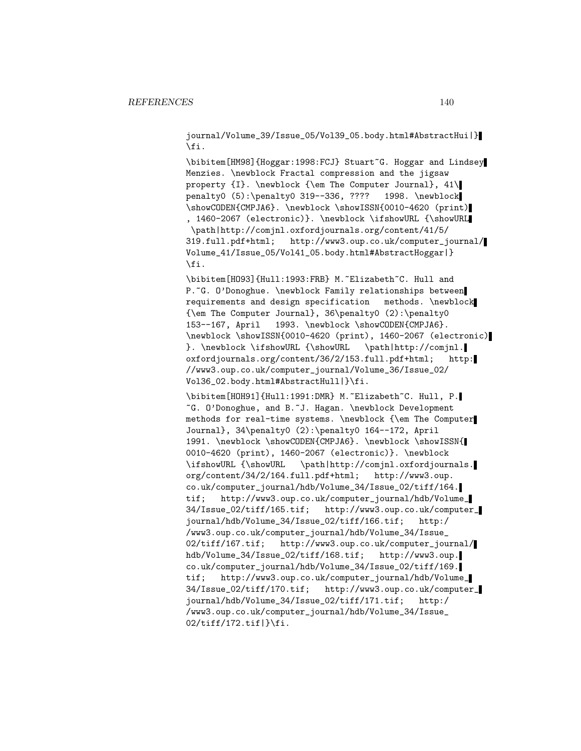journal/Volume_39/Issue_05/Vol39_05.body.html#AbstractHui|}
\fi.

\bibitem[HM98]{Hoggar:1998:FCJ} Stuart~G. Hoggar and Lindsey Menzies. \newblock Fractal compression and the jigsaw property {I}. \newblock {\em The Computer Journal}, 41\ penalty0 (5):\penalty0 319--336, ???? 1998. \newblock \showCODEN{CMPJA6}. \newblock \showISSN{0010-4620 (print), 1460-2067 (electronic)}. \newblock \ifshowURL {\showURL \path|http://comjnl.oxfordjournals.org/content/41/5/319.full.pdf+html; http://www3.oup.co.uk/computer_journal/Volume_41/Issue_05/Vol41_05.body.html#AbstractHoggar|}
\fi.

\bibitem[HO93]{Hull:1993:FRB} M.~Elizabeth~C. Hull and P.~G. O'Donoghue. \newblock Family relationships between requirements and design specification methods. \newblock {\em The Computer Journal}, 36\penalty0 (2):\penalty0 153--167, April 1993. \newblock \showCODEN{CMPJA6}. \newblock \showISSN{0010-4620 (print), 1460-2067 (electronic)}. \newblock \ifshowURL {\showURL \path|http://comjnl.oxfordjournals.org/content/36/2/153.full.pdf+html; http://www3.oup.co.uk/computer_journal/Volume_36/Issue_02/Vol36_02.body.html#AbstractHull|}\fi.

\bibitem[HOH91]{Hull:1991:DMR} M.~Elizabeth~C. Hull, P.~G. O'Donoghue, and B.~J. Hagan. \newblock Development methods for real-time systems. \newblock {\em The Computer Journal}, 34\penalty0 (2):\penalty0 164--172, April 1991. \newblock \showCODEN{CMPJA6}. \newblock \showISSN{0010-4620 (print), 1460-2067 (electronic)}. \newblock \ifshowURL {\showURL \path|http://comjnl.oxfordjournals.org/content/34/2/164.full.pdf+html; http://www3.oup.co.uk/computer_journal/hdb/Volume_34/Issue_02/tiff/164.tif; http://www3.oup.co.uk/computer_journal/hdb/Volume_34/Issue_02/tiff/165.tif; http://www3.oup.co.uk/computer_journal/hdb/Volume_34/Issue_02/tiff/166.tif; http://www3.oup.co.uk/computer_journal/hdb/Volume_34/Issue_02/tiff/167.tif; http://www3.oup.co.uk/computer_journal/hdb/Volume_34/Issue_02/tiff/168.tif; http://www3.oup.co.uk/computer_journal/hdb/Volume_34/Issue_02/tiff/169.tif; http://www3.oup.co.uk/computer_journal/hdb/Volume_34/Issue_02/tiff/170.tif; http://www3.oup.co.uk/computer_journal/hdb/Volume_34/Issue_02/tiff/171.tif; http://www3.oup.co.uk/computer_journal/hdb/Volume_34/Issue_02/tiff/172.tif|}\fi.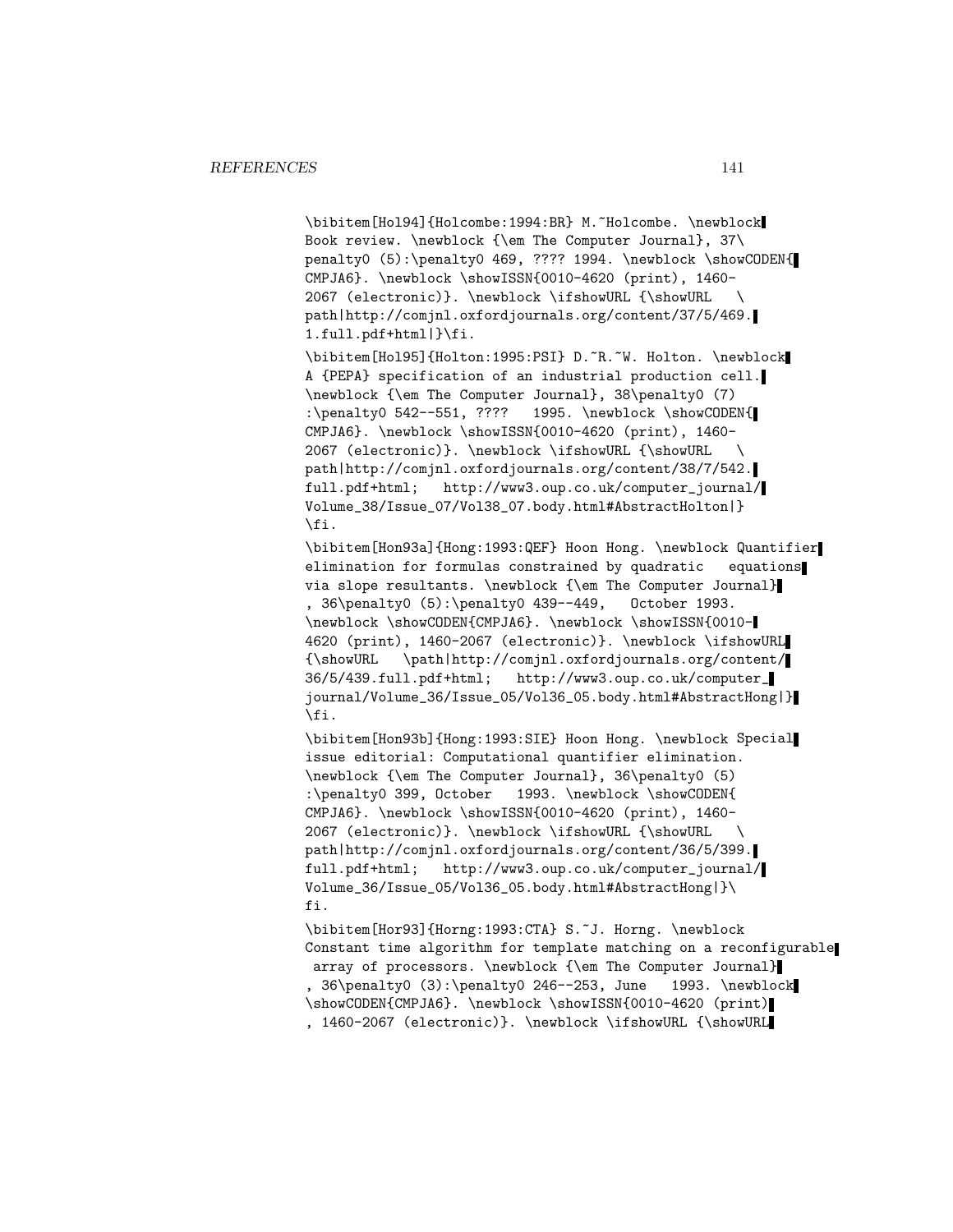```
\bibitem[Hol94]{Holcombe:1994:BR} M.~Holcombe. \newblock
Book review. \newblock {\em The Computer Journal}, 37\
penalty0 (5):\penalty0 469, ???? 1994. \newblock \showCODEN{
CMPJA6}. \newblock \showISSN{0010-4620 (print), 1460-
2067 (electronic)}. \newblock \ifshowURL {\showURL   \
path|http://comjnl.oxfordjournals.org/content/37/5/469.
1.full.pdf+html|}\fi.

\bibitem[Hol95]{Holton:1995:PSI} D.~R.~W. Holton. \newblock
A {PEPA} specification of an industrial production cell.
\newblock {\em The Computer Journal}, 38\penalty0 (7)
:\penalty0 542--551, ????   1995. \newblock \showCODEN{
CMPJA6}. \newblock \showISSN{0010-4620 (print), 1460-
2067 (electronic)}. \newblock \ifshowURL {\showURL   \
path|http://comjnl.oxfordjournals.org/content/38/7/542.
full.pdf+html;   http://www3.oup.co.uk/computer_journal/
Volume_38/Issue_07/Vol38_07.body.html#AbstractHolton|}
\fi.

\bibitem[Hon93a]{Hong:1993:QEF} Hoon Hong. \newblock Quantifier
elimination for formulas constrained by quadratic   equations
via slope resultants. \newblock {\em The Computer Journal}
, 36\penalty0 (5):\penalty0 439--449,   October 1993.
\newblock \showCODEN{CMPJA6}. \newblock \showISSN{0010-
4620 (print), 1460-2067 (electronic)}. \newblock \ifshowURL
{\showURL   \path|http://comjnl.oxfordjournals.org/content/
36/5/439.full.pdf+html;   http://www3.oup.co.uk/computer_
journal/Volume_36/Issue_05/Vol36_05.body.html#AbstractHong|}
\fi.

\bibitem[Hon93b]{Hong:1993:SIE} Hoon Hong. \newblock Special
issue editorial: Computational quantifier elimination.
\newblock {\em The Computer Journal}, 36\penalty0 (5)
:\penalty0 399, October   1993. \newblock \showCODEN{
CMPJA6}. \newblock \showISSN{0010-4620 (print), 1460-
2067 (electronic)}. \newblock \ifshowURL {\showURL   \
path|http://comjnl.oxfordjournals.org/content/36/5/399.
full.pdf+html;   http://www3.oup.co.uk/computer_journal/
Volume_36/Issue_05/Vol36_05.body.html#AbstractHong|}\
fi.

\bibitem[Hor93]{Horng:1993:CTA} S.~J. Horng. \newblock
Constant time algorithm for template matching on a reconfigurable
 array of processors. \newblock {\em The Computer Journal}
, 36\penalty0 (3):\penalty0 246--253, June   1993. \newblock
\showCODEN{CMPJA6}. \newblock \showISSN{0010-4620 (print)
, 1460-2067 (electronic)}. \newblock \ifshowURL {\showURL
```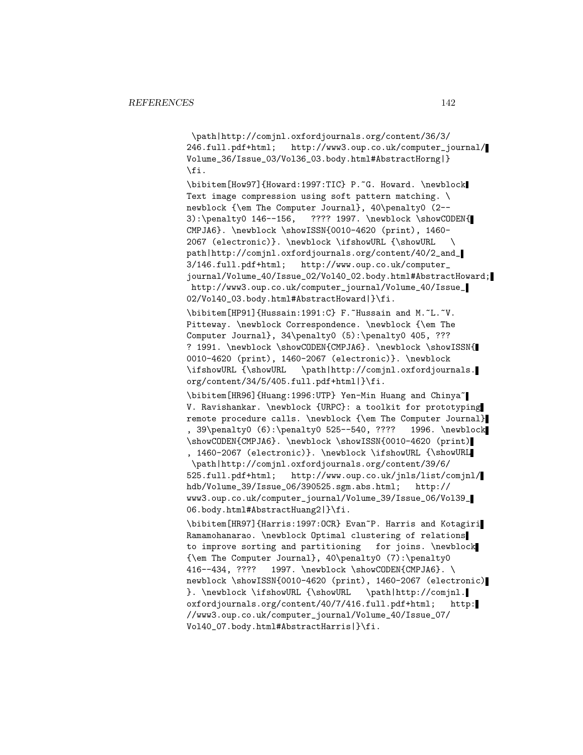```
\path|http://comjnl.oxfordjournals.org/content/36/3/
246.full.pdf+html;   http://www3.oup.co.uk/computer_journal/
Volume_36/Issue_03/Vol36_03.body.html#AbstractHorng|}
\fi.

\bibitem[How97]{Howard:1997:TIC} P.~G. Howard. \newblock
Text image compression using soft pattern matching. \
newblock {\em The Computer Journal}, 40\penalty0 (2--
3):\penalty0 146--156,   ???? 1997. \newblock \showCODEN{
CMPJA6}. \newblock \showISSN{0010-4620 (print), 1460-
2067 (electronic)}. \newblock \ifshowURL {\showURL   \
path|http://comjnl.oxfordjournals.org/content/40/2_and_
3/146.full.pdf+html;   http://www.oup.co.uk/computer_
journal/Volume_40/Issue_02/Vol40_02.body.html#AbstractHoward;
 http://www3.oup.co.uk/computer_journal/Volume_40/Issue_
02/Vol40_03.body.html#AbstractHoward|}\fi.

\bibitem[HP91]{Hussain:1991:C} F.~Hussain and M.~L.~V.
Pitteway. \newblock Correspondence. \newblock {\em The
Computer Journal}, 34\penalty0 (5):\penalty0 405, ???
? 1991. \newblock \showCODEN{CMPJA6}. \newblock \showISSN{
0010-4620 (print), 1460-2067 (electronic)}. \newblock
\ifshowURL {\showURL   \path|http://comjnl.oxfordjournals.
org/content/34/5/405.full.pdf+html|}\fi.

\bibitem[HR96]{Huang:1996:UTP} Yen-Min Huang and Chinya~
V. Ravishankar. \newblock {URPC}: a toolkit for prototyping
remote procedure calls. \newblock {\em The Computer Journal}
, 39\penalty0 (6):\penalty0 525--540, ????   1996. \newblock
\showCODEN{CMPJA6}. \newblock \showISSN{0010-4620 (print)
, 1460-2067 (electronic)}. \newblock \ifshowURL {\showURL
 \path|http://comjnl.oxfordjournals.org/content/39/6/
525.full.pdf+html;   http://www.oup.co.uk/jnls/list/comjnl/
hdb/Volume_39/Issue_06/390525.sgm.abs.html;   http://
www3.oup.co.uk/computer_journal/Volume_39/Issue_06/Vol39_
06.body.html#AbstractHuang2|}\fi.

\bibitem[HR97]{Harris:1997:OCR} Evan~P. Harris and Kotagiri
Ramamohanarao. \newblock Optimal clustering of relations
to improve sorting and partitioning   for joins. \newblock
{\em The Computer Journal}, 40\penalty0 (7):\penalty0
416--434, ????   1997. \newblock \showCODEN{CMPJA6}. \
newblock \showISSN{0010-4620 (print), 1460-2067 (electronic)
}. \newblock \ifshowURL {\showURL   \path|http://comjnl.
oxfordjournals.org/content/40/7/416.full.pdf+html;   http:
//www3.oup.co.uk/computer_journal/Volume_40/Issue_07/
Vol40_07.body.html#AbstractHarris|}\fi.
```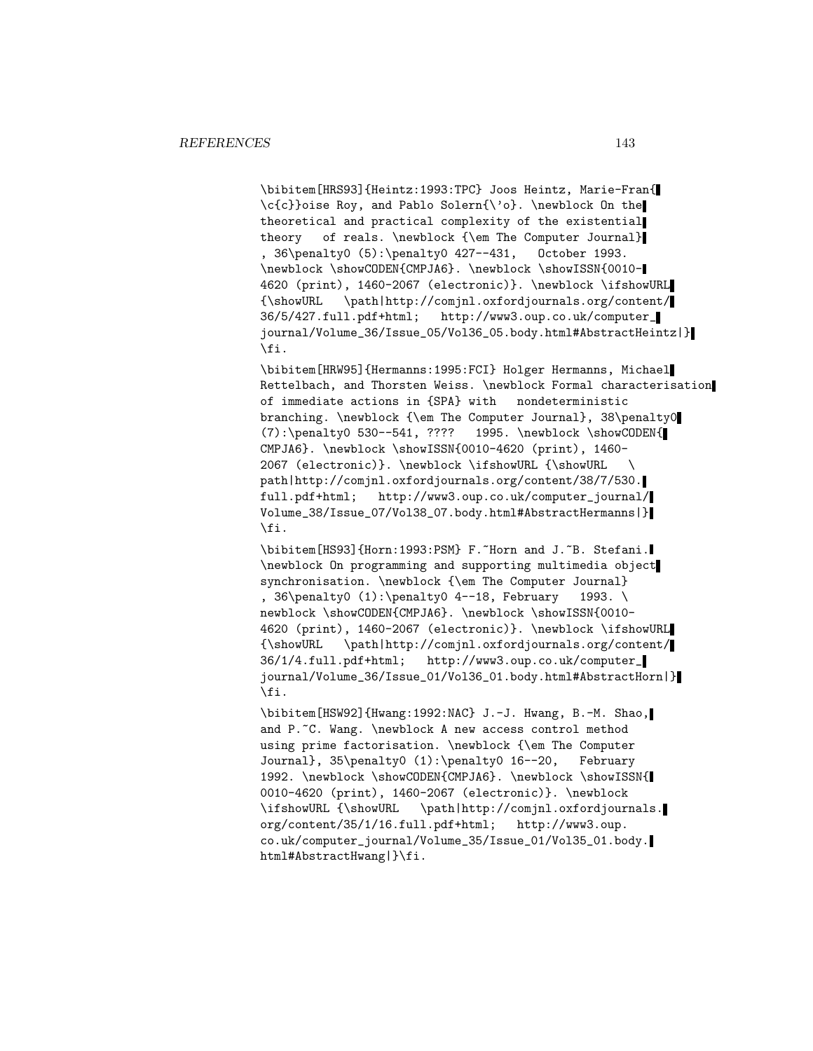```
\bibitem[HRS93]{Heintz:1993:TPC} Joos Heintz, Marie-Fran{
\c{c}}oise Roy, and Pablo Solern{\'o}. \newblock On the
theoretical and practical complexity of the existential
theory   of reals. \newblock {\em The Computer Journal}
, 36\penalty0 (5):\penalty0 427--431,   October 1993.
\newblock \showCODEN{CMPJA6}. \newblock \showISSN{0010-
4620 (print), 1460-2067 (electronic)}. \newblock \ifshowURL
{\showURL   \path|http://comjnl.oxfordjournals.org/content/
36/5/427.full.pdf+html;   http://www3.oup.co.uk/computer_
journal/Volume_36/Issue_05/Vol36_05.body.html#AbstractHeintz|}
\fi.

\bibitem[HRW95]{Hermanns:1995:FCI} Holger Hermanns, Michael
Rettelbach, and Thorsten Weiss. \newblock Formal characterisation
of immediate actions in {SPA} with   nondeterministic
branching. \newblock {\em The Computer Journal}, 38\penalty0
(7):\penalty0 530--541, ????   1995. \newblock \showCODEN{
CMPJA6}. \newblock \showISSN{0010-4620 (print), 1460-
2067 (electronic)}. \newblock \ifshowURL {\showURL   \
path|http://comjnl.oxfordjournals.org/content/38/7/530.
full.pdf+html;   http://www3.oup.co.uk/computer_journal/
Volume_38/Issue_07/Vol38_07.body.html#AbstractHermanns|}
\fi.

\bibitem[HS93]{Horn:1993:PSM} F.~Horn and J.~B. Stefani.
\newblock On programming and supporting multimedia object
synchronisation. \newblock {\em The Computer Journal}
, 36\penalty0 (1):\penalty0 4--18, February   1993. \
newblock \showCODEN{CMPJA6}. \newblock \showISSN{0010-
4620 (print), 1460-2067 (electronic)}. \newblock \ifshowURL
{\showURL   \path|http://comjnl.oxfordjournals.org/content/
36/1/4.full.pdf+html;   http://www3.oup.co.uk/computer_
journal/Volume_36/Issue_01/Vol36_01.body.html#AbstractHorn|}
\fi.

\bibitem[HSW92]{Hwang:1992:NAC} J.-J. Hwang, B.-M. Shao,
and P.~C. Wang. \newblock A new access control method
using prime factorisation. \newblock {\em The Computer
Journal}, 35\penalty0 (1):\penalty0 16--20,   February
1992. \newblock \showCODEN{CMPJA6}. \newblock \showISSN{
0010-4620 (print), 1460-2067 (electronic)}. \newblock
\ifshowURL {\showURL   \path|http://comjnl.oxfordjournals.
org/content/35/1/16.full.pdf+html;   http://www3.oup.
co.uk/computer_journal/Volume_35/Issue_01/Vol35_01.body.
html#AbstractHwang|}\fi.
```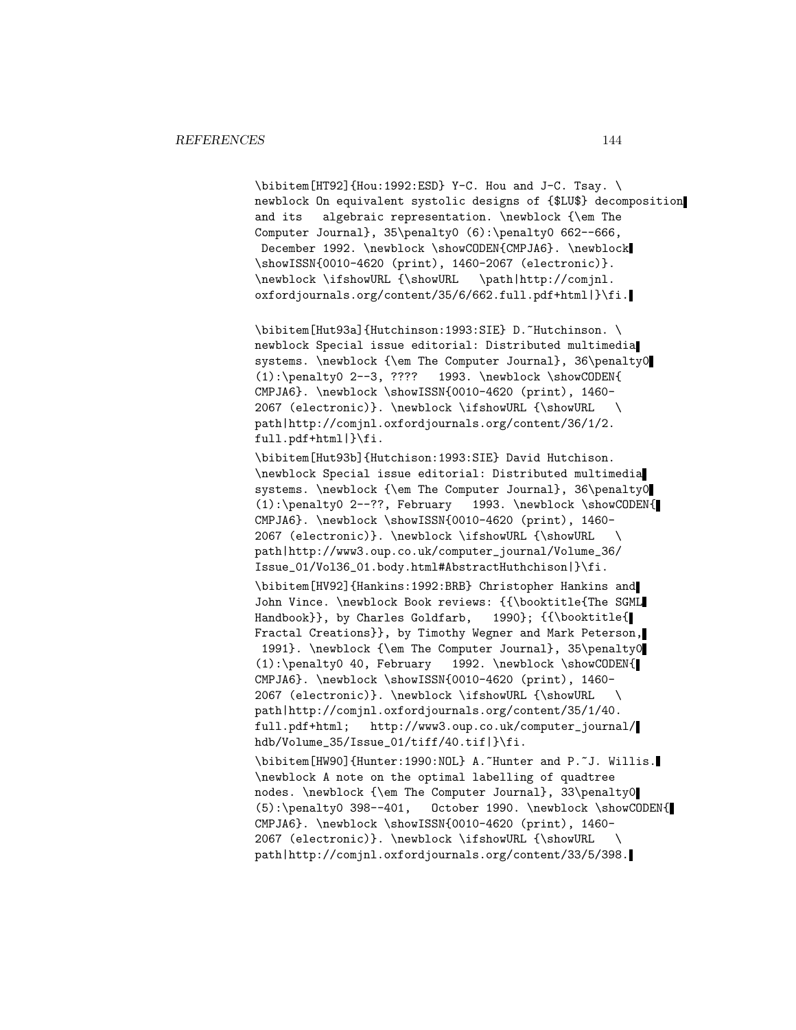```
\bibitem[HT92]{Hou:1992:ESD} Y-C. Hou and J-C. Tsay. \
newblock On equivalent systolic designs of {$LU$} decomposition
and its   algebraic representation. \newblock {\em The
Computer Journal}, 35\penalty0 (6):\penalty0 662--666,
 December 1992. \newblock \showCODEN{CMPJA6}. \newblock
\showISSN{0010-4620 (print), 1460-2067 (electronic)}.
\newblock \ifshowURL {\showURL   \path|http://comjnl.
oxfordjournals.org/content/35/6/662.full.pdf+html|}\fi.

\bibitem[Hut93a]{Hutchinson:1993:SIE} D.~Hutchinson. \
newblock Special issue editorial: Distributed multimedia
systems. \newblock {\em The Computer Journal}, 36\penalty0
(1):\penalty0 2--3, ????   1993. \newblock \showCODEN{
CMPJA6}. \newblock \showISSN{0010-4620 (print), 1460-
2067 (electronic)}. \newblock \ifshowURL {\showURL   \
path|http://comjnl.oxfordjournals.org/content/36/1/2.
full.pdf+html|}\fi.

\bibitem[Hut93b]{Hutchison:1993:SIE} David Hutchison.
\newblock Special issue editorial: Distributed multimedia
systems. \newblock {\em The Computer Journal}, 36\penalty0
(1):\penalty0 2--??, February   1993. \newblock \showCODEN{
CMPJA6}. \newblock \showISSN{0010-4620 (print), 1460-
2067 (electronic)}. \newblock \ifshowURL {\showURL   \
path|http://www3.oup.co.uk/computer_journal/Volume_36/
Issue_01/Vol36_01.body.html#AbstractHuthchison|}\fi.

\bibitem[HV92]{Hankins:1992:BRB} Christopher Hankins and
John Vince. \newblock Book reviews: {{\booktitle{The SGML
Handbook}}, by Charles Goldfarb,   1990}; {{\booktitle{
Fractal Creations}}, by Timothy Wegner and Mark Peterson,
 1991}. \newblock {\em The Computer Journal}, 35\penalty0
(1):\penalty0 40, February   1992. \newblock \showCODEN{
CMPJA6}. \newblock \showISSN{0010-4620 (print), 1460-
2067 (electronic)}. \newblock \ifshowURL {\showURL   \
path|http://comjnl.oxfordjournals.org/content/35/1/40.
full.pdf+html;   http://www3.oup.co.uk/computer_journal/
hdb/Volume_35/Issue_01/tiff/40.tif|}\fi.

\bibitem[HW90]{Hunter:1990:NOL} A.~Hunter and P.~J. Willis.
\newblock A note on the optimal labelling of quadtree
nodes. \newblock {\em The Computer Journal}, 33\penalty0
(5):\penalty0 398--401,   October 1990. \newblock \showCODEN{
CMPJA6}. \newblock \showISSN{0010-4620 (print), 1460-
2067 (electronic)}. \newblock \ifshowURL {\showURL   \
path|http://comjnl.oxfordjournals.org/content/33/5/398.
```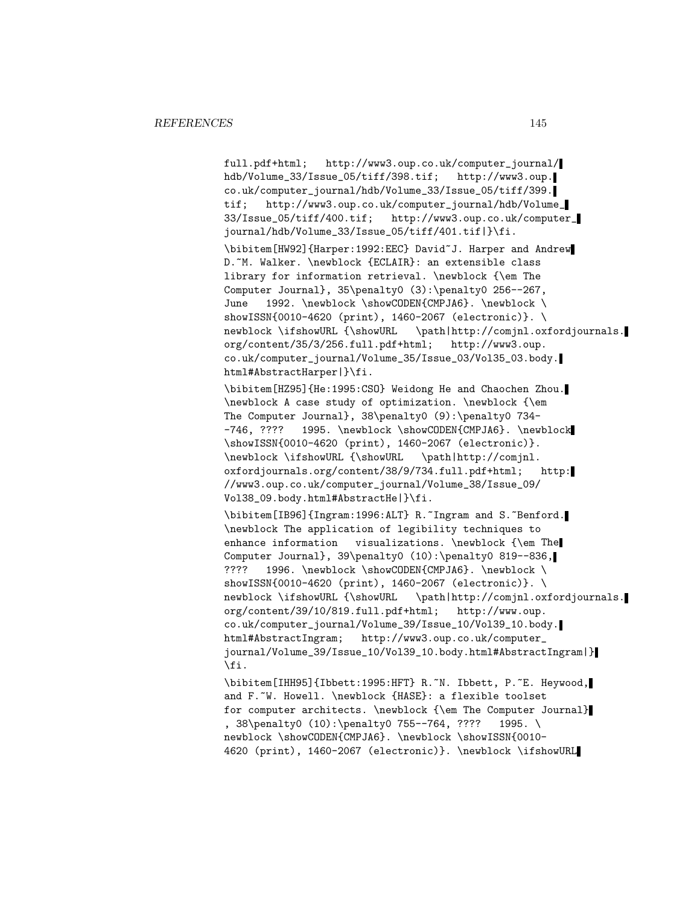```
full.pdf+html;   http://www3.oup.co.uk/computer_journal/
hdb/Volume_33/Issue_05/tiff/398.tif;   http://www3.oup.
co.uk/computer_journal/hdb/Volume_33/Issue_05/tiff/399.
tif;   http://www3.oup.co.uk/computer_journal/hdb/Volume_
33/Issue_05/tiff/400.tif;   http://www3.oup.co.uk/computer_
journal/hdb/Volume_33/Issue_05/tiff/401.tif|}\fi.

\bibitem[HW92]{Harper:1992:EEC} David~J. Harper and Andrew
D.~M. Walker. \newblock {ECLAIR}: an extensible class
library for information retrieval. \newblock {\em The
Computer Journal}, 35\penalty0 (3):\penalty0 256--267,
June   1992. \newblock \showCODEN{CMPJA6}. \newblock \
showISSN{0010-4620 (print), 1460-2067 (electronic)}. \
newblock \ifshowURL {\showURL   \path|http://comjnl.oxfordjournals.
org/content/35/3/256.full.pdf+html;   http://www3.oup.
co.uk/computer_journal/Volume_35/Issue_03/Vol35_03.body.
html#AbstractHarper|}\fi.

\bibitem[HZ95]{He:1995:CSO} Weidong He and Chaochen Zhou.
\newblock A case study of optimization. \newblock {\em
The Computer Journal}, 38\penalty0 (9):\penalty0 734-
-746, ????   1995. \newblock \showCODEN{CMPJA6}. \newblock
\showISSN{0010-4620 (print), 1460-2067 (electronic)}.
\newblock \ifshowURL {\showURL   \path|http://comjnl.
oxfordjournals.org/content/38/9/734.full.pdf+html;   http:
//www3.oup.co.uk/computer_journal/Volume_38/Issue_09/
Vol38_09.body.html#AbstractHe|}\fi.

\bibitem[IB96]{Ingram:1996:ALT} R.~Ingram and S.~Benford.
\newblock The application of legibility techniques to
enhance information   visualizations. \newblock {\em The
Computer Journal}, 39\penalty0 (10):\penalty0 819--836,
????   1996. \newblock \showCODEN{CMPJA6}. \newblock \
showISSN{0010-4620 (print), 1460-2067 (electronic)}. \
newblock \ifshowURL {\showURL   \path|http://comjnl.oxfordjournals.
org/content/39/10/819.full.pdf+html;   http://www.oup.
co.uk/computer_journal/Volume_39/Issue_10/Vol39_10.body.
html#AbstractIngram;   http://www3.oup.co.uk/computer_
journal/Volume_39/Issue_10/Vol39_10.body.html#AbstractIngram|}
\fi.

\bibitem[IHH95]{Ibbett:1995:HFT} R.~N. Ibbett, P.~E. Heywood,
and F.~W. Howell. \newblock {HASE}: a flexible toolset
for computer architects. \newblock {\em The Computer Journal}
, 38\penalty0 (10):\penalty0 755--764, ????   1995. \
newblock \showCODEN{CMPJA6}. \newblock \showISSN{0010-
4620 (print), 1460-2067 (electronic)}. \newblock \ifshowURL
```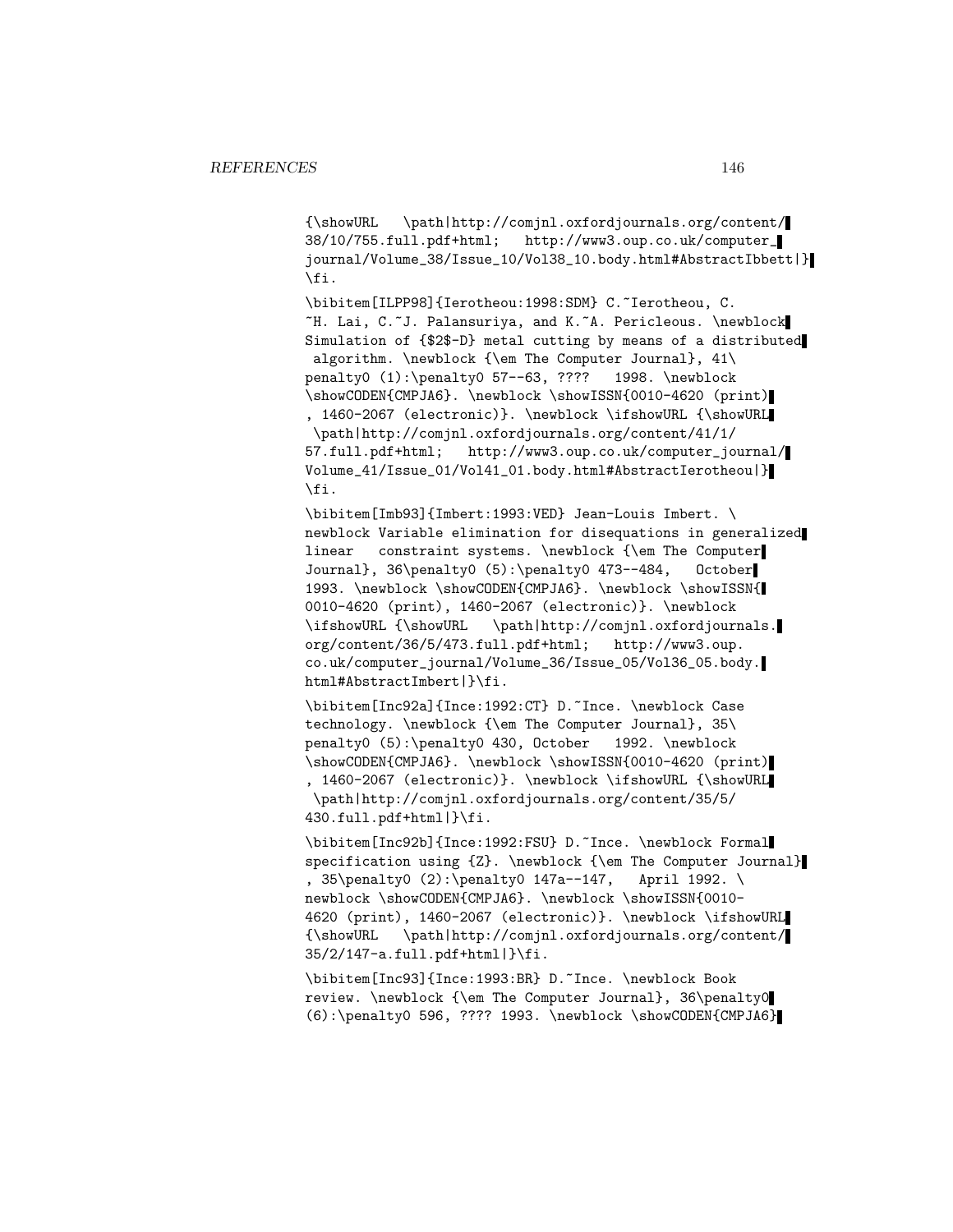```
{\showURL   \path|http://comjnl.oxfordjournals.org/content/
38/10/755.full.pdf+html;   http://www3.oup.co.uk/computer_
journal/Volume_38/Issue_10/Vol38_10.body.html#AbstractIbbett|}
\fi.

\bibitem[ILPP98]{Ierotheou:1998:SDM} C.~Ierotheou, C.
~H. Lai, C.~J. Palansuriya, and K.~A. Pericleous. \newblock
Simulation of {$2$-D} metal cutting by means of a distributed
 algorithm. \newblock {\em The Computer Journal}, 41\
penalty0 (1):\penalty0 57--63, ????  1998. \newblock
\showCODEN{CMPJA6}. \newblock \showISSN{0010-4620 (print)
, 1460-2067 (electronic)}. \newblock \ifshowURL {\showURL
 \path|http://comjnl.oxfordjournals.org/content/41/1/
57.full.pdf+html;   http://www3.oup.co.uk/computer_journal/
Volume_41/Issue_01/Vol41_01.body.html#AbstractIerotheou|}
\fi.

\bibitem[Imb93]{Imbert:1993:VED} Jean-Louis Imbert. \
newblock Variable elimination for disequations in generalized
linear   constraint systems. \newblock {\em The Computer
Journal}, 36\penalty0 (5):\penalty0 473--484,   October
1993. \newblock \showCODEN{CMPJA6}. \newblock \showISSN{
0010-4620 (print), 1460-2067 (electronic)}. \newblock
\ifshowURL {\showURL   \path|http://comjnl.oxfordjournals.
org/content/36/5/473.full.pdf+html;   http://www3.oup.
co.uk/computer_journal/Volume_36/Issue_05/Vol36_05.body.
html#AbstractImbert|}\fi.

\bibitem[Inc92a]{Ince:1992:CT} D.~Ince. \newblock Case
technology. \newblock {\em The Computer Journal}, 35\
penalty0 (5):\penalty0 430, October   1992. \newblock
\showCODEN{CMPJA6}. \newblock \showISSN{0010-4620 (print)
, 1460-2067 (electronic)}. \newblock \ifshowURL {\showURL
 \path|http://comjnl.oxfordjournals.org/content/35/5/
430.full.pdf+html|}\fi.

\bibitem[Inc92b]{Ince:1992:FSU} D.~Ince. \newblock Formal
specification using {Z}. \newblock {\em The Computer Journal}
, 35\penalty0 (2):\penalty0 147a--147,   April 1992. \
newblock \showCODEN{CMPJA6}. \newblock \showISSN{0010-
4620 (print), 1460-2067 (electronic)}. \newblock \ifshowURL
{\showURL   \path|http://comjnl.oxfordjournals.org/content/
35/2/147-a.full.pdf+html|}\fi.

\bibitem[Inc93]{Ince:1993:BR} D.~Ince. \newblock Book
review. \newblock {\em The Computer Journal}, 36\penalty0
(6):\penalty0 596, ???? 1993. \newblock \showCODEN{CMPJA6}
```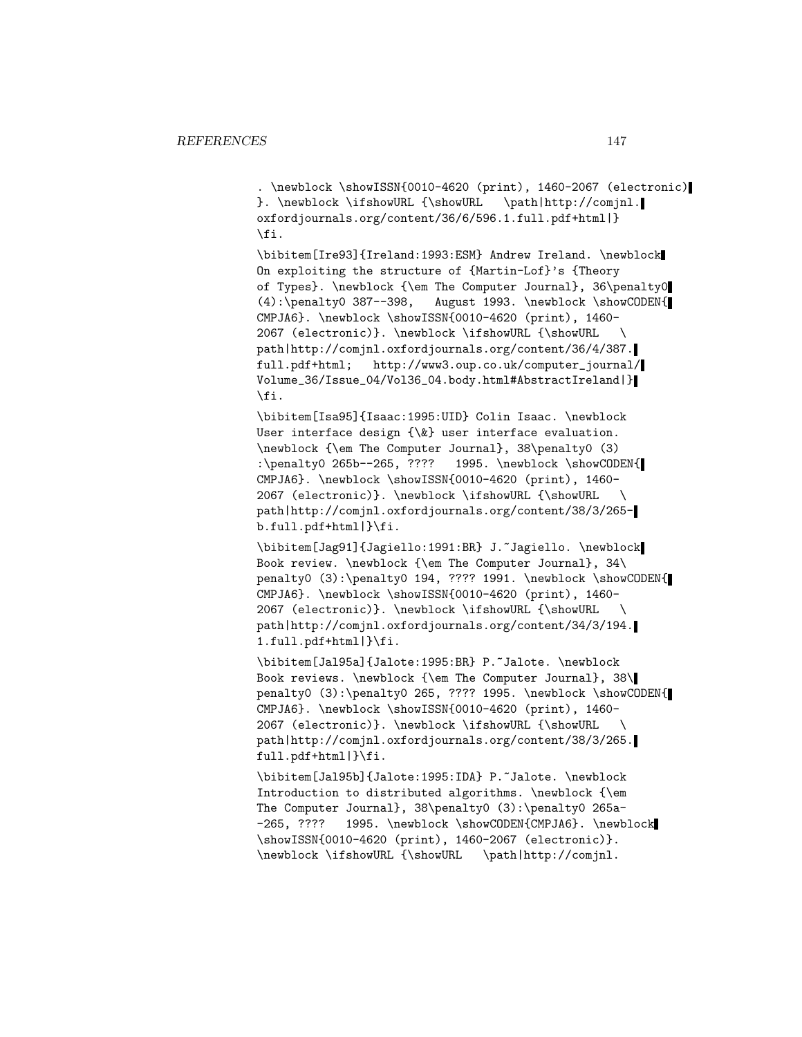```
. \newblock \showISSN{0010-4620 (print), 1460-2067 (electronic)
}. \newblock \ifshowURL {\showURL   \path|http://comjnl.
oxfordjournals.org/content/36/6/596.1.full.pdf+html|}
\fi.

\bibitem[Ire93]{Ireland:1993:ESM} Andrew Ireland. \newblock
On exploiting the structure of {Martin-Lof}'s {Theory
of Types}. \newblock {\em The Computer Journal}, 36\penalty0
(4):\penalty0 387--398,   August 1993. \newblock \showCODEN{
CMPJA6}. \newblock \showISSN{0010-4620 (print), 1460-
2067 (electronic)}. \newblock \ifshowURL {\showURL   \
path|http://comjnl.oxfordjournals.org/content/36/4/387.
full.pdf+html;   http://www3.oup.co.uk/computer_journal/
Volume_36/Issue_04/Vol36_04.body.html#AbstractIreland|}
\fi.

\bibitem[Isa95]{Isaac:1995:UID} Colin Isaac. \newblock
User interface design {\&} user interface evaluation.
\newblock {\em The Computer Journal}, 38\penalty0 (3)
:\penalty0 265b--265, ????   1995. \newblock \showCODEN{
CMPJA6}. \newblock \showISSN{0010-4620 (print), 1460-
2067 (electronic)}. \newblock \ifshowURL {\showURL   \
path|http://comjnl.oxfordjournals.org/content/38/3/265-
b.full.pdf+html|}\fi.

\bibitem[Jag91]{Jagiello:1991:BR} J.~Jagiello. \newblock
Book review. \newblock {\em The Computer Journal}, 34\
penalty0 (3):\penalty0 194, ???? 1991. \newblock \showCODEN{
CMPJA6}. \newblock \showISSN{0010-4620 (print), 1460-
2067 (electronic)}. \newblock \ifshowURL {\showURL   \
path|http://comjnl.oxfordjournals.org/content/34/3/194.
1.full.pdf+html|}\fi.

\bibitem[Jal95a]{Jalote:1995:BR} P.~Jalote. \newblock
Book reviews. \newblock {\em The Computer Journal}, 38\
penalty0 (3):\penalty0 265, ???? 1995. \newblock \showCODEN{
CMPJA6}. \newblock \showISSN{0010-4620 (print), 1460-
2067 (electronic)}. \newblock \ifshowURL {\showURL   \
path|http://comjnl.oxfordjournals.org/content/38/3/265.
full.pdf+html|}\fi.

\bibitem[Jal95b]{Jalote:1995:IDA} P.~Jalote. \newblock
Introduction to distributed algorithms. \newblock {\em
The Computer Journal}, 38\penalty0 (3):\penalty0 265a-
-265, ????   1995. \newblock \showCODEN{CMPJA6}. \newblock
\showISSN{0010-4620 (print), 1460-2067 (electronic)}.
\newblock \ifshowURL {\showURL   \path|http://comjnl.
```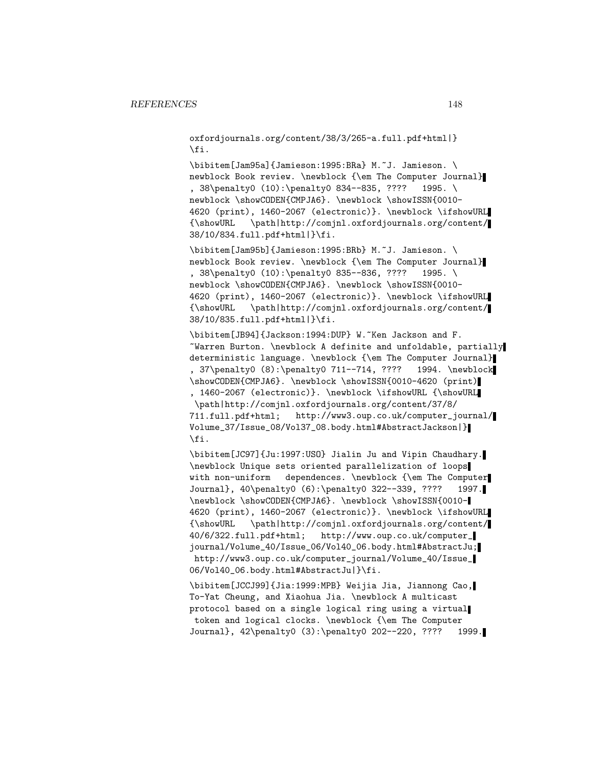```
oxfordjournals.org/content/38/3/265-a.full.pdf+html|}
\fi.

\bibitem[Jam95a]{Jamieson:1995:BRa} M.~J. Jamieson. \
newblock Book review. \newblock {\em The Computer Journal}
, 38\penalty0 (10):\penalty0 834--835, ????   1995. \
newblock \showCODEN{CMPJA6}. \newblock \showISSN{0010-
4620 (print), 1460-2067 (electronic)}. \newblock \ifshowURL
{\showURL   \path|http://comjnl.oxfordjournals.org/content/
38/10/834.full.pdf+html|}\fi.

\bibitem[Jam95b]{Jamieson:1995:BRb} M.~J. Jamieson. \
newblock Book review. \newblock {\em The Computer Journal}
, 38\penalty0 (10):\penalty0 835--836, ????   1995. \
newblock \showCODEN{CMPJA6}. \newblock \showISSN{0010-
4620 (print), 1460-2067 (electronic)}. \newblock \ifshowURL
{\showURL   \path|http://comjnl.oxfordjournals.org/content/
38/10/835.full.pdf+html|}\fi.

\bibitem[JB94]{Jackson:1994:DUP} W.~Ken Jackson and F.
~Warren Burton. \newblock A definite and unfoldable, partially
deterministic language. \newblock {\em The Computer Journal}
, 37\penalty0 (8):\penalty0 711--714, ????   1994. \newblock
\showCODEN{CMPJA6}. \newblock \showISSN{0010-4620 (print)
, 1460-2067 (electronic)}. \newblock \ifshowURL {\showURL
 \path|http://comjnl.oxfordjournals.org/content/37/8/
711.full.pdf+html;   http://www3.oup.co.uk/computer_journal/
Volume_37/Issue_08/Vol37_08.body.html#AbstractJackson|}
\fi.

\bibitem[JC97]{Ju:1997:USO} Jialin Ju and Vipin Chaudhary.
\newblock Unique sets oriented parallelization of loops
with non-uniform   dependences. \newblock {\em The Computer
Journal}, 40\penalty0 (6):\penalty0 322--339, ????   1997.
\newblock \showCODEN{CMPJA6}. \newblock \showISSN{0010-
4620 (print), 1460-2067 (electronic)}. \newblock \ifshowURL
{\showURL   \path|http://comjnl.oxfordjournals.org/content/
40/6/322.full.pdf+html;   http://www.oup.co.uk/computer_
journal/Volume_40/Issue_06/Vol40_06.body.html#AbstractJu;
 http://www3.oup.co.uk/computer_journal/Volume_40/Issue_
06/Vol40_06.body.html#AbstractJu|}\fi.

\bibitem[JCCJ99]{Jia:1999:MPB} Weijia Jia, Jiannong Cao,
To-Yat Cheung, and Xiaohua Jia. \newblock A multicast
protocol based on a single logical ring using a virtual
 token and logical clocks. \newblock {\em The Computer
Journal}, 42\penalty0 (3):\penalty0 202--220, ????   1999.
```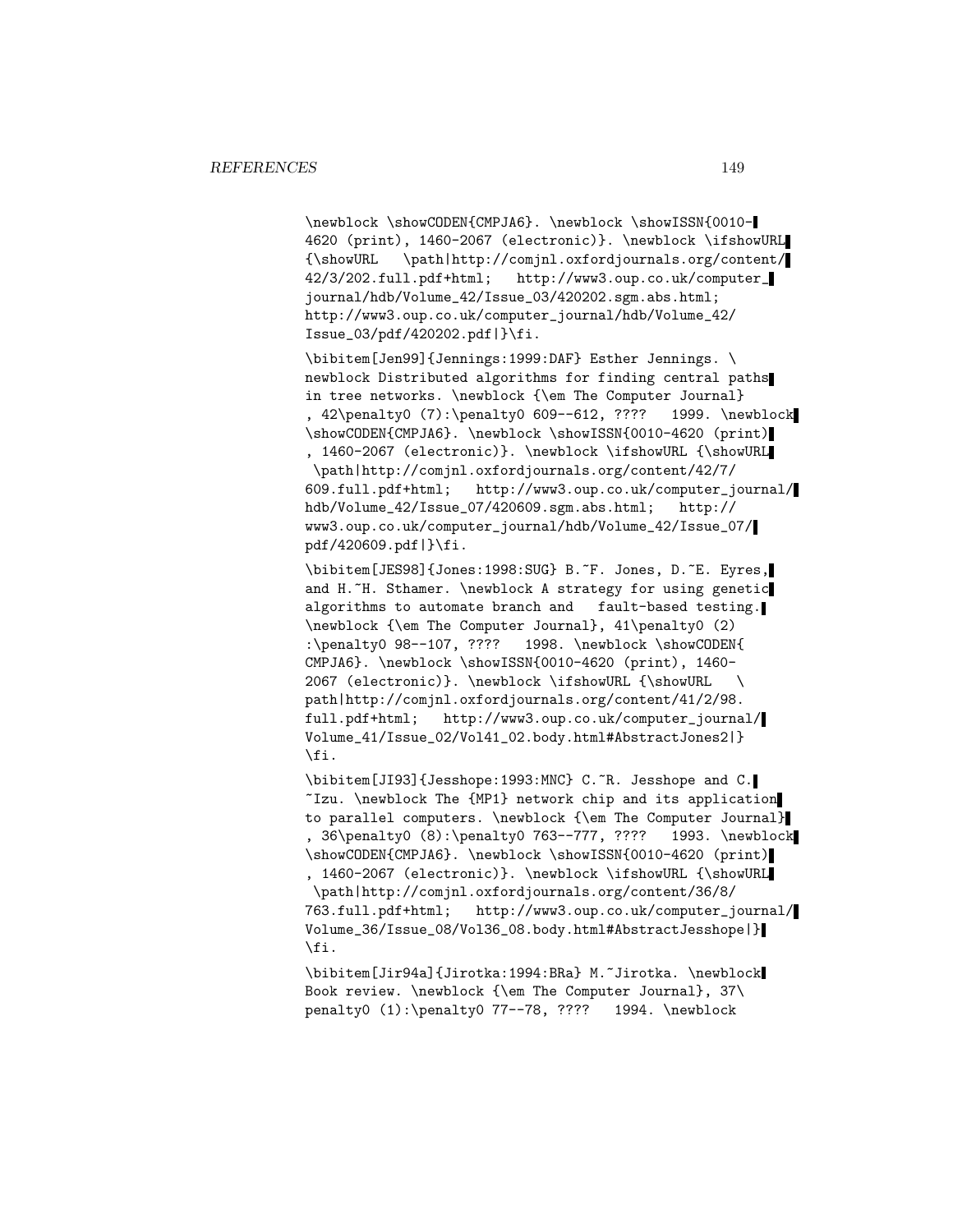```
\newblock \showCODEN{CMPJA6}. \newblock \showISSN{0010-
4620 (print), 1460-2067 (electronic)}. \newblock \ifshowURL
{\showURL   \path|http://comjnl.oxfordjournals.org/content/
42/3/202.full.pdf+html;   http://www3.oup.co.uk/computer_
journal/hdb/Volume_42/Issue_03/420202.sgm.abs.html;
http://www3.oup.co.uk/computer_journal/hdb/Volume_42/
Issue_03/pdf/420202.pdf|}\fi.

\bibitem[Jen99]{Jennings:1999:DAF} Esther Jennings. \
newblock Distributed algorithms for finding central paths
in tree networks. \newblock {\em The Computer Journal}
, 42\penalty0 (7):\penalty0 609--612, ????   1999. \newblock
\showCODEN{CMPJA6}. \newblock \showISSN{0010-4620 (print)
, 1460-2067 (electronic)}. \newblock \ifshowURL {\showURL
 \path|http://comjnl.oxfordjournals.org/content/42/7/
609.full.pdf+html;   http://www3.oup.co.uk/computer_journal/
hdb/Volume_42/Issue_07/420609.sgm.abs.html;   http://
www3.oup.co.uk/computer_journal/hdb/Volume_42/Issue_07/
pdf/420609.pdf|}\fi.

\bibitem[JES98]{Jones:1998:SUG} B.~F. Jones, D.~E. Eyres,
and H.~H. Sthamer. \newblock A strategy for using genetic
algorithms to automate branch and   fault-based testing.
\newblock {\em The Computer Journal}, 41\penalty0 (2)
:\penalty0 98--107, ????   1998. \newblock \showCODEN{
CMPJA6}. \newblock \showISSN{0010-4620 (print), 1460-
2067 (electronic)}. \newblock \ifshowURL {\showURL   \
path|http://comjnl.oxfordjournals.org/content/41/2/98.
full.pdf+html;   http://www3.oup.co.uk/computer_journal/
Volume_41/Issue_02/Vol41_02.body.html#AbstractJones2|}
\fi.

\bibitem[JI93]{Jesshope:1993:MNC} C.~R. Jesshope and C.
~Izu. \newblock The {MP1} network chip and its application
to parallel computers. \newblock {\em The Computer Journal}
, 36\penalty0 (8):\penalty0 763--777, ????   1993. \newblock
\showCODEN{CMPJA6}. \newblock \showISSN{0010-4620 (print)
, 1460-2067 (electronic)}. \newblock \ifshowURL {\showURL
 \path|http://comjnl.oxfordjournals.org/content/36/8/
763.full.pdf+html;   http://www3.oup.co.uk/computer_journal/
Volume_36/Issue_08/Vol36_08.body.html#AbstractJesshope|}
\fi.

\bibitem[Jir94a]{Jirotka:1994:BRa} M.~Jirotka. \newblock
Book review. \newblock {\em The Computer Journal}, 37\
penalty0 (1):\penalty0 77--78, ????   1994. \newblock
```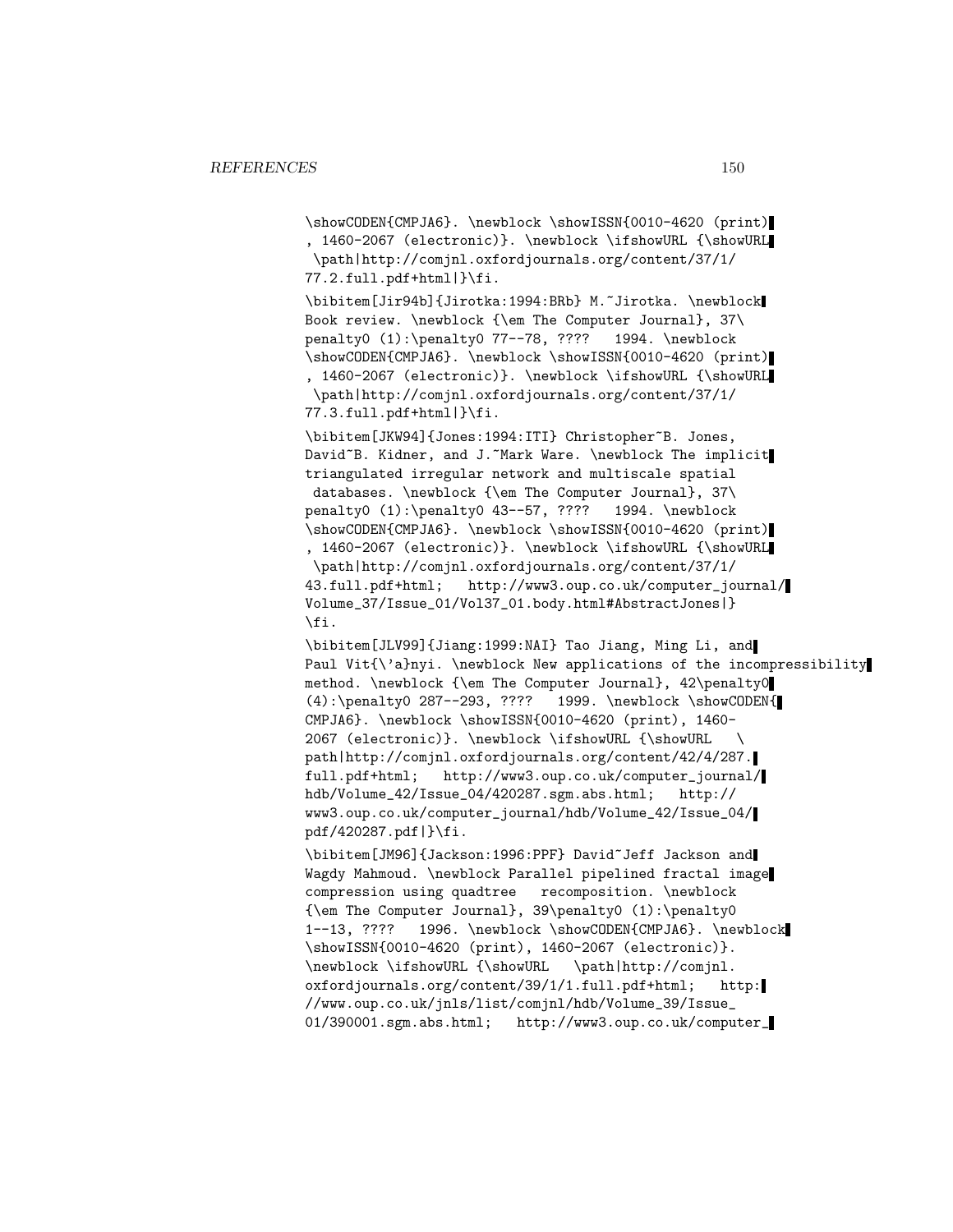```
\showCODEN{CMPJA6}. \newblock \showISSN{0010-4620 (print)
, 1460-2067 (electronic)}. \newblock \ifshowURL {\showURL
 \path|http://comjnl.oxfordjournals.org/content/37/1/
77.2.full.pdf+html|}\fi.

\bibitem[Jir94b]{Jirotka:1994:BRb} M.~Jirotka. \newblock
Book review. \newblock {\em The Computer Journal}, 37\
penalty0 (1):\penalty0 77--78, ????   1994. \newblock
\showCODEN{CMPJA6}. \newblock \showISSN{0010-4620 (print)
, 1460-2067 (electronic)}. \newblock \ifshowURL {\showURL
 \path|http://comjnl.oxfordjournals.org/content/37/1/
77.3.full.pdf+html|}\fi.

\bibitem[JKW94]{Jones:1994:ITI} Christopher~B. Jones,
David~B. Kidner, and J.~Mark Ware. \newblock The implicit
triangulated irregular network and multiscale spatial
 databases. \newblock {\em The Computer Journal}, 37\
penalty0 (1):\penalty0 43--57, ????   1994. \newblock
\showCODEN{CMPJA6}. \newblock \showISSN{0010-4620 (print)
, 1460-2067 (electronic)}. \newblock \ifshowURL {\showURL
 \path|http://comjnl.oxfordjournals.org/content/37/1/
43.full.pdf+html;   http://www3.oup.co.uk/computer_journal/
Volume_37/Issue_01/Vol37_01.body.html#AbstractJones|}
\fi.

\bibitem[JLV99]{Jiang:1999:NAI} Tao Jiang, Ming Li, and
Paul Vit{\'a}nyi. \newblock New applications of the incompressibility
method. \newblock {\em The Computer Journal}, 42\penalty0
(4):\penalty0 287--293, ????   1999. \newblock \showCODEN{
CMPJA6}. \newblock \showISSN{0010-4620 (print), 1460-
2067 (electronic)}. \newblock \ifshowURL {\showURL   \
path|http://comjnl.oxfordjournals.org/content/42/4/287.
full.pdf+html;   http://www3.oup.co.uk/computer_journal/
hdb/Volume_42/Issue_04/420287.sgm.abs.html;   http://
www3.oup.co.uk/computer_journal/hdb/Volume_42/Issue_04/
pdf/420287.pdf|}\fi.

\bibitem[JM96]{Jackson:1996:PPF} David~Jeff Jackson and
Wagdy Mahmoud. \newblock Parallel pipelined fractal image
compression using quadtree   recomposition. \newblock
{\em The Computer Journal}, 39\penalty0 (1):\penalty0
1--13, ????   1996. \newblock \showCODEN{CMPJA6}. \newblock
\showISSN{0010-4620 (print), 1460-2067 (electronic)}.
\newblock \ifshowURL {\showURL   \path|http://comjnl.
oxfordjournals.org/content/39/1/1.full.pdf+html;   http:
//www.oup.co.uk/jnls/list/comjnl/hdb/Volume_39/Issue_
01/390001.sgm.abs.html;   http://www3.oup.co.uk/computer_
```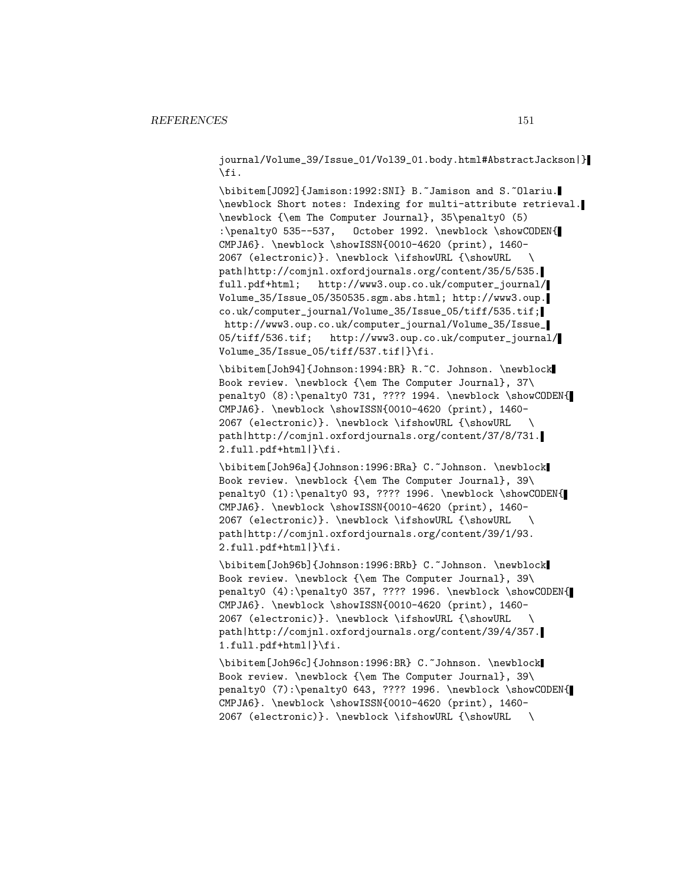```
journal/Volume_39/Issue_01/Vol39_01.body.html#AbstractJackson|}
\fi.

\bibitem[JO92]{Jamison:1992:SNI} B.~Jamison and S.~Olariu.
\newblock Short notes: Indexing for multi-attribute retrieval.
\newblock {\em The Computer Journal}, 35\penalty0 (5)
:\penalty0 535--537,   October 1992. \newblock \showCODEN{
CMPJA6}. \newblock \showISSN{0010-4620 (print), 1460-
2067 (electronic)}. \newblock \ifshowURL {\showURL   \
path|http://comjnl.oxfordjournals.org/content/35/5/535.
full.pdf+html;   http://www3.oup.co.uk/computer_journal/
Volume_35/Issue_05/350535.sgm.abs.html; http://www3.oup.
co.uk/computer_journal/Volume_35/Issue_05/tiff/535.tif;
 http://www3.oup.co.uk/computer_journal/Volume_35/Issue_
05/tiff/536.tif;   http://www3.oup.co.uk/computer_journal/
Volume_35/Issue_05/tiff/537.tif|}\fi.

\bibitem[Joh94]{Johnson:1994:BR} R.~C. Johnson. \newblock
Book review. \newblock {\em The Computer Journal}, 37\
penalty0 (8):\penalty0 731, ???? 1994. \newblock \showCODEN{
CMPJA6}. \newblock \showISSN{0010-4620 (print), 1460-
2067 (electronic)}. \newblock \ifshowURL {\showURL   \
path|http://comjnl.oxfordjournals.org/content/37/8/731.
2.full.pdf+html|}\fi.

\bibitem[Joh96a]{Johnson:1996:BRa} C.~Johnson. \newblock
Book review. \newblock {\em The Computer Journal}, 39\
penalty0 (1):\penalty0 93, ???? 1996. \newblock \showCODEN{
CMPJA6}. \newblock \showISSN{0010-4620 (print), 1460-
2067 (electronic)}. \newblock \ifshowURL {\showURL   \
path|http://comjnl.oxfordjournals.org/content/39/1/93.
2.full.pdf+html|}\fi.

\bibitem[Joh96b]{Johnson:1996:BRb} C.~Johnson. \newblock
Book review. \newblock {\em The Computer Journal}, 39\
penalty0 (4):\penalty0 357, ???? 1996. \newblock \showCODEN{
CMPJA6}. \newblock \showISSN{0010-4620 (print), 1460-
2067 (electronic)}. \newblock \ifshowURL {\showURL   \
path|http://comjnl.oxfordjournals.org/content/39/4/357.
1.full.pdf+html|}\fi.

\bibitem[Joh96c]{Johnson:1996:BR} C.~Johnson. \newblock
Book review. \newblock {\em The Computer Journal}, 39\
penalty0 (7):\penalty0 643, ???? 1996. \newblock \showCODEN{
CMPJA6}. \newblock \showISSN{0010-4620 (print), 1460-
2067 (electronic)}. \newblock \ifshowURL {\showURL   \
```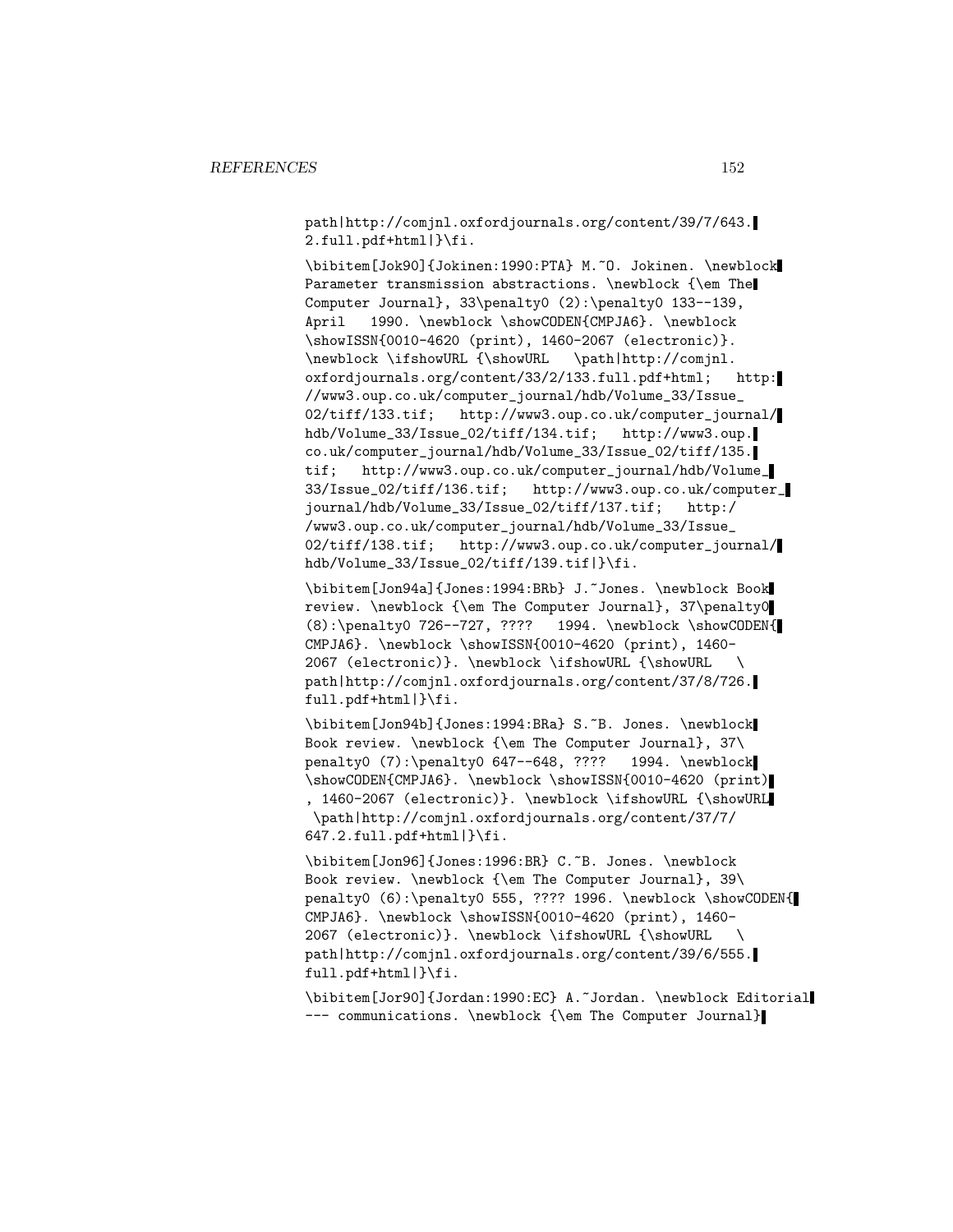path|http://comjnl.oxfordjournals.org/content/39/7/643.
2.full.pdf+html|}\fi.

\bibitem[Jok90]{Jokinen:1990:PTA} M.~O. Jokinen. \newblock Parameter transmission abstractions. \newblock {\em The Computer Journal}, 33\penalty0 (2):\penalty0 133--139, April 1990. \newblock \showCODEN{CMPJA6}. \newblock \showISSN{0010-4620 (print), 1460-2067 (electronic)}. \newblock \ifshowURL {\showURL \path|http://comjnl.oxfordjournals.org/content/33/2/133.full.pdf+html; http://www3.oup.co.uk/computer_journal/hdb/Volume_33/Issue_02/tiff/133.tif; http://www3.oup.co.uk/computer_journal/hdb/Volume_33/Issue_02/tiff/134.tif; http://www3.oup.co.uk/computer_journal/hdb/Volume_33/Issue_02/tiff/135.tif; http://www3.oup.co.uk/computer_journal/hdb/Volume_33/Issue_02/tiff/136.tif; http://www3.oup.co.uk/computer_journal/hdb/Volume_33/Issue_02/tiff/137.tif; http://www3.oup.co.uk/computer_journal/hdb/Volume_33/Issue_02/tiff/138.tif; http://www3.oup.co.uk/computer_journal/hdb/Volume_33/Issue_02/tiff/139.tif|}\fi.

\bibitem[Jon94a]{Jones:1994:BRb} J.~Jones. \newblock Book review. \newblock {\em The Computer Journal}, 37\penalty0 (8):\penalty0 726--727, ???? 1994. \newblock \showCODEN{CMPJA6}. \newblock \showISSN{0010-4620 (print), 1460-2067 (electronic)}. \newblock \ifshowURL {\showURL \path|http://comjnl.oxfordjournals.org/content/37/8/726.full.pdf+html|}\fi.

\bibitem[Jon94b]{Jones:1994:BRa} S.~B. Jones. \newblock Book review. \newblock {\em The Computer Journal}, 37\penalty0 (7):\penalty0 647--648, ???? 1994. \newblock \showCODEN{CMPJA6}. \newblock \showISSN{0010-4620 (print), 1460-2067 (electronic)}. \newblock \ifshowURL {\showURL \path|http://comjnl.oxfordjournals.org/content/37/7/647.2.full.pdf+html|}\fi.

\bibitem[Jon96]{Jones:1996:BR} C.~B. Jones. \newblock Book review. \newblock {\em The Computer Journal}, 39\penalty0 (6):\penalty0 555, ???? 1996. \newblock \showCODEN{CMPJA6}. \newblock \showISSN{0010-4620 (print), 1460-2067 (electronic)}. \newblock \ifshowURL {\showURL \path|http://comjnl.oxfordjournals.org/content/39/6/555.full.pdf+html|}\fi.

\bibitem[Jor90]{Jordan:1990:EC} A.~Jordan. \newblock Editorial --- communications. \newblock {\em The Computer Journal}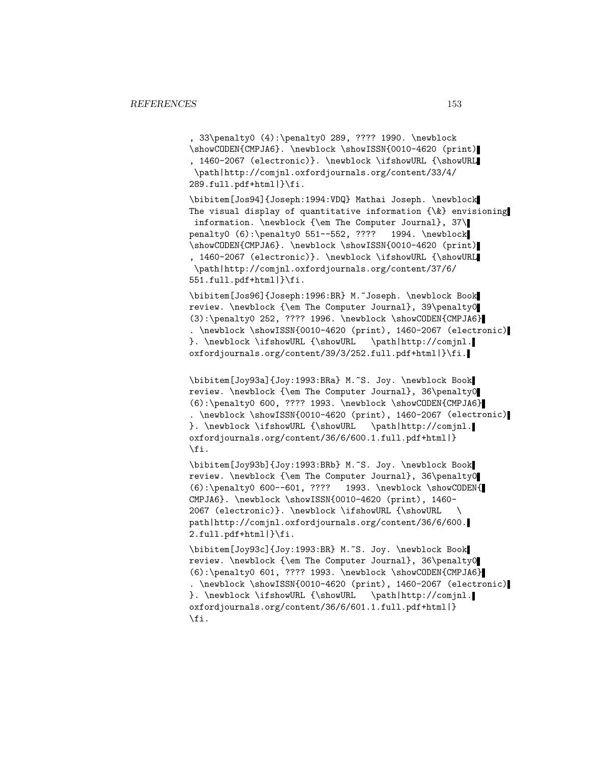```
, 33\penalty0 (4):\penalty0 289, ???? 1990. \newblock
\showCODEN{CMPJA6}. \newblock \showISSN{0010-4620 (print)
, 1460-2067 (electronic)}. \newblock \ifshowURL {\showURL
 \path|http://comjnl.oxfordjournals.org/content/33/4/
289.full.pdf+html|}\fi.

\bibitem[Jos94]{Joseph:1994:VDQ} Mathai Joseph. \newblock
The visual display of quantitative information {\&} envisioning
 information. \newblock {\em The Computer Journal}, 37\
penalty0 (6):\penalty0 551--552, ????   1994. \newblock
\showCODEN{CMPJA6}. \newblock \showISSN{0010-4620 (print)
, 1460-2067 (electronic)}. \newblock \ifshowURL {\showURL
 \path|http://comjnl.oxfordjournals.org/content/37/6/
551.full.pdf+html|}\fi.

\bibitem[Jos96]{Joseph:1996:BR} M.~Joseph. \newblock Book
review. \newblock {\em The Computer Journal}, 39\penalty0
(3):\penalty0 252, ???? 1996. \newblock \showCODEN{CMPJA6}
. \newblock \showISSN{0010-4620 (print), 1460-2067 (electronic)
}. \newblock \ifshowURL {\showURL   \path|http://comjnl.
oxfordjournals.org/content/39/3/252.full.pdf+html|}\fi.


\bibitem[Joy93a]{Joy:1993:BRa} M.~S. Joy. \newblock Book
review. \newblock {\em The Computer Journal}, 36\penalty0
(6):\penalty0 600, ???? 1993. \newblock \showCODEN{CMPJA6}
. \newblock \showISSN{0010-4620 (print), 1460-2067 (electronic)
}. \newblock \ifshowURL {\showURL   \path|http://comjnl.
oxfordjournals.org/content/36/6/600.1.full.pdf+html|}
\fi.

\bibitem[Joy93b]{Joy:1993:BRb} M.~S. Joy. \newblock Book
review. \newblock {\em The Computer Journal}, 36\penalty0
(6):\penalty0 600--601, ????   1993. \newblock \showCODEN{
CMPJA6}. \newblock \showISSN{0010-4620 (print), 1460-
2067 (electronic)}. \newblock \ifshowURL {\showURL   \
path|http://comjnl.oxfordjournals.org/content/36/6/600.
2.full.pdf+html|}\fi.

\bibitem[Joy93c]{Joy:1993:BR} M.~S. Joy. \newblock Book
review. \newblock {\em The Computer Journal}, 36\penalty0
(6):\penalty0 601, ???? 1993. \newblock \showCODEN{CMPJA6}
. \newblock \showISSN{0010-4620 (print), 1460-2067 (electronic)
}. \newblock \ifshowURL {\showURL   \path|http://comjnl.
oxfordjournals.org/content/36/6/601.1.full.pdf+html|}
\fi.
```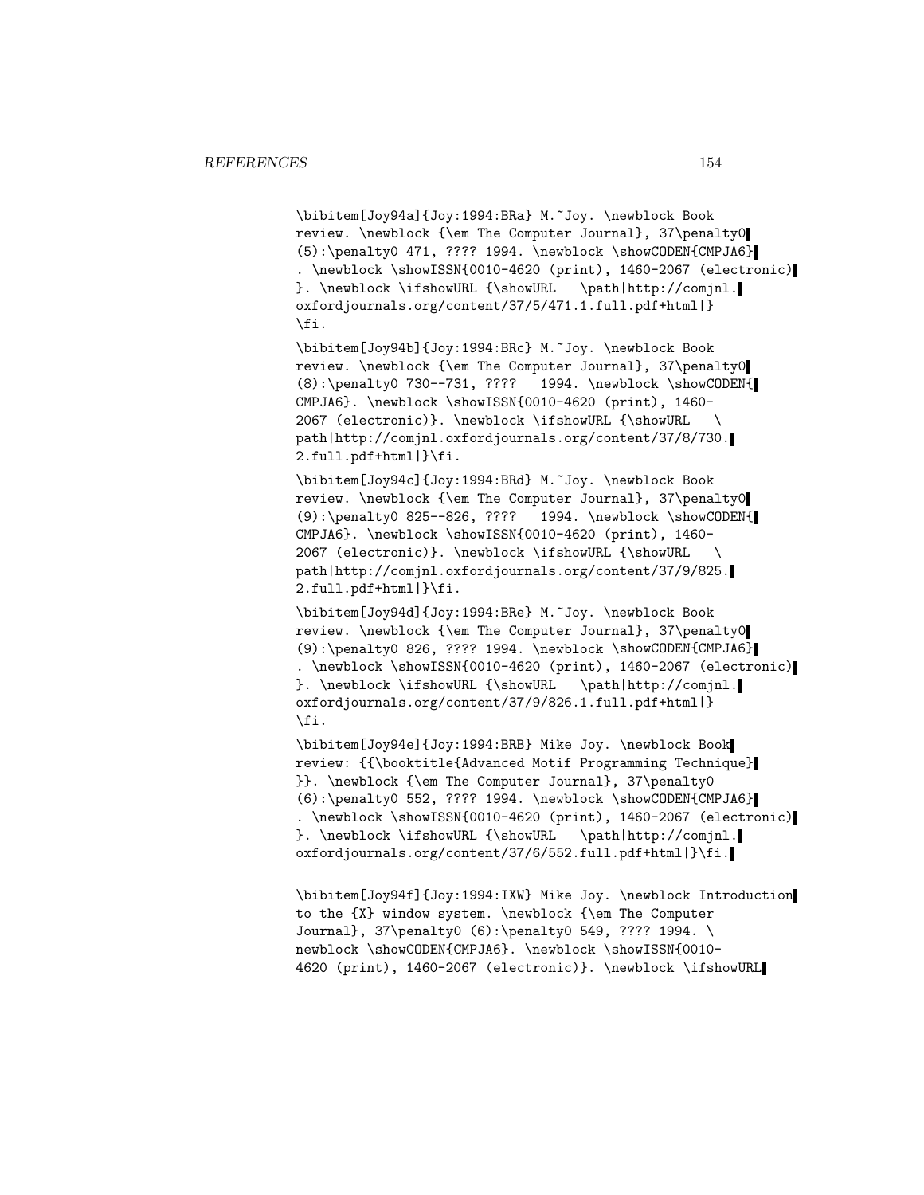```
\bibitem[Joy94a]{Joy:1994:BRa} M.~Joy. \newblock Book
review. \newblock {\em The Computer Journal}, 37\penalty0
(5):\penalty0 471, ???? 1994. \newblock \showCODEN{CMPJA6}
. \newblock \showISSN{0010-4620 (print), 1460-2067 (electronic)
}. \newblock \ifshowURL {\showURL   \path|http://comjnl.
oxfordjournals.org/content/37/5/471.1.full.pdf+html|}
\fi.

\bibitem[Joy94b]{Joy:1994:BRc} M.~Joy. \newblock Book
review. \newblock {\em The Computer Journal}, 37\penalty0
(8):\penalty0 730--731, ????   1994. \newblock \showCODEN{
CMPJA6}. \newblock \showISSN{0010-4620 (print), 1460-
2067 (electronic)}. \newblock \ifshowURL {\showURL   \
path|http://comjnl.oxfordjournals.org/content/37/8/730.
2.full.pdf+html|}\fi.

\bibitem[Joy94c]{Joy:1994:BRd} M.~Joy. \newblock Book
review. \newblock {\em The Computer Journal}, 37\penalty0
(9):\penalty0 825--826, ????   1994. \newblock \showCODEN{
CMPJA6}. \newblock \showISSN{0010-4620 (print), 1460-
2067 (electronic)}. \newblock \ifshowURL {\showURL   \
path|http://comjnl.oxfordjournals.org/content/37/9/825.
2.full.pdf+html|}\fi.

\bibitem[Joy94d]{Joy:1994:BRe} M.~Joy. \newblock Book
review. \newblock {\em The Computer Journal}, 37\penalty0
(9):\penalty0 826, ???? 1994. \newblock \showCODEN{CMPJA6}
. \newblock \showISSN{0010-4620 (print), 1460-2067 (electronic)
}. \newblock \ifshowURL {\showURL   \path|http://comjnl.
oxfordjournals.org/content/37/9/826.1.full.pdf+html|}
\fi.

\bibitem[Joy94e]{Joy:1994:BRB} Mike Joy. \newblock Book
review: {{\booktitle{Advanced Motif Programming Technique}
}}. \newblock {\em The Computer Journal}, 37\penalty0
(6):\penalty0 552, ???? 1994. \newblock \showCODEN{CMPJA6}
. \newblock \showISSN{0010-4620 (print), 1460-2067 (electronic)
}. \newblock \ifshowURL {\showURL   \path|http://comjnl.
oxfordjournals.org/content/37/6/552.full.pdf+html|}\fi.

\bibitem[Joy94f]{Joy:1994:IXW} Mike Joy. \newblock Introduction
to the {X} window system. \newblock {\em The Computer
Journal}, 37\penalty0 (6):\penalty0 549, ???? 1994. \
newblock \showCODEN{CMPJA6}. \newblock \showISSN{0010-
4620 (print), 1460-2067 (electronic)}. \newblock \ifshowURL
```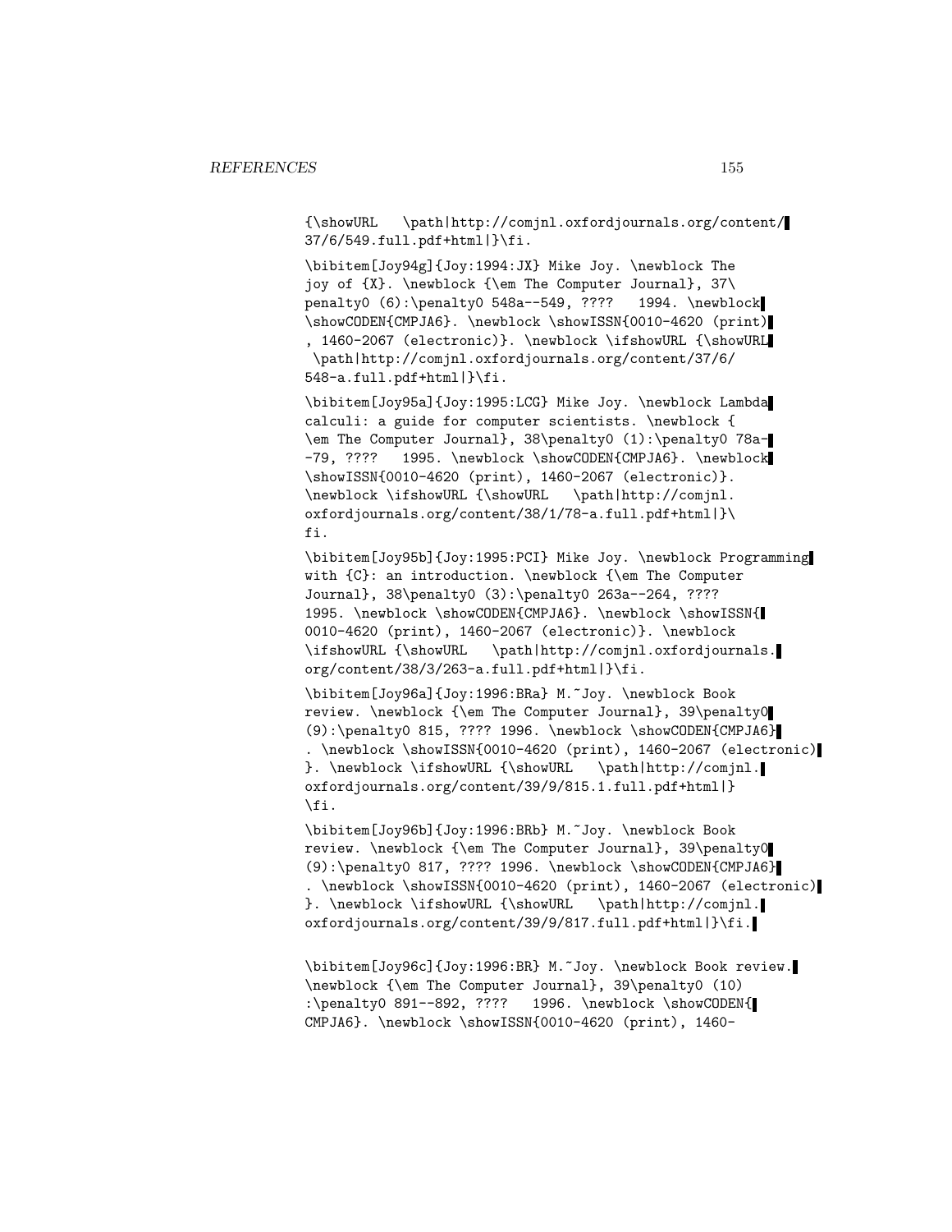```
{\showURL   \path|http://comjnl.oxfordjournals.org/content/
37/6/549.full.pdf+html|}\fi.

\bibitem[Joy94g]{Joy:1994:JX} Mike Joy. \newblock The
joy of {X}. \newblock {\em The Computer Journal}, 37\
penalty0 (6):\penalty0 548a--549, ????   1994. \newblock
\showCODEN{CMPJA6}. \newblock \showISSN{0010-4620 (print)
, 1460-2067 (electronic)}. \newblock \ifshowURL {\showURL
 \path|http://comjnl.oxfordjournals.org/content/37/6/
548-a.full.pdf+html|}\fi.

\bibitem[Joy95a]{Joy:1995:LCG} Mike Joy. \newblock Lambda
calculi: a guide for computer scientists. \newblock {
\em The Computer Journal}, 38\penalty0 (1):\penalty0 78a-
-79, ????   1995. \newblock \showCODEN{CMPJA6}. \newblock
\showISSN{0010-4620 (print), 1460-2067 (electronic)}.
\newblock \ifshowURL {\showURL   \path|http://comjnl.
oxfordjournals.org/content/38/1/78-a.full.pdf+html|}\
fi.

\bibitem[Joy95b]{Joy:1995:PCI} Mike Joy. \newblock Programming
with {C}: an introduction. \newblock {\em The Computer
Journal}, 38\penalty0 (3):\penalty0 263a--264, ????
1995. \newblock \showCODEN{CMPJA6}. \newblock \showISSN{
0010-4620 (print), 1460-2067 (electronic)}. \newblock
\ifshowURL {\showURL   \path|http://comjnl.oxfordjournals.
org/content/38/3/263-a.full.pdf+html|}\fi.

\bibitem[Joy96a]{Joy:1996:BRa} M.~Joy. \newblock Book
review. \newblock {\em The Computer Journal}, 39\penalty0
(9):\penalty0 815, ???? 1996. \newblock \showCODEN{CMPJA6}
. \newblock \showISSN{0010-4620 (print), 1460-2067 (electronic)
}. \newblock \ifshowURL {\showURL   \path|http://comjnl.
oxfordjournals.org/content/39/9/815.1.full.pdf+html|}
\fi.

\bibitem[Joy96b]{Joy:1996:BRb} M.~Joy. \newblock Book
review. \newblock {\em The Computer Journal}, 39\penalty0
(9):\penalty0 817, ???? 1996. \newblock \showCODEN{CMPJA6}
. \newblock \showISSN{0010-4620 (print), 1460-2067 (electronic)
}. \newblock \ifshowURL {\showURL   \path|http://comjnl.
oxfordjournals.org/content/39/9/817.full.pdf+html|}\fi.

\bibitem[Joy96c]{Joy:1996:BR} M.~Joy. \newblock Book review.
\newblock {\em The Computer Journal}, 39\penalty0 (10)
:\penalty0 891--892, ????   1996. \newblock \showCODEN{
CMPJA6}. \newblock \showISSN{0010-4620 (print), 1460-
```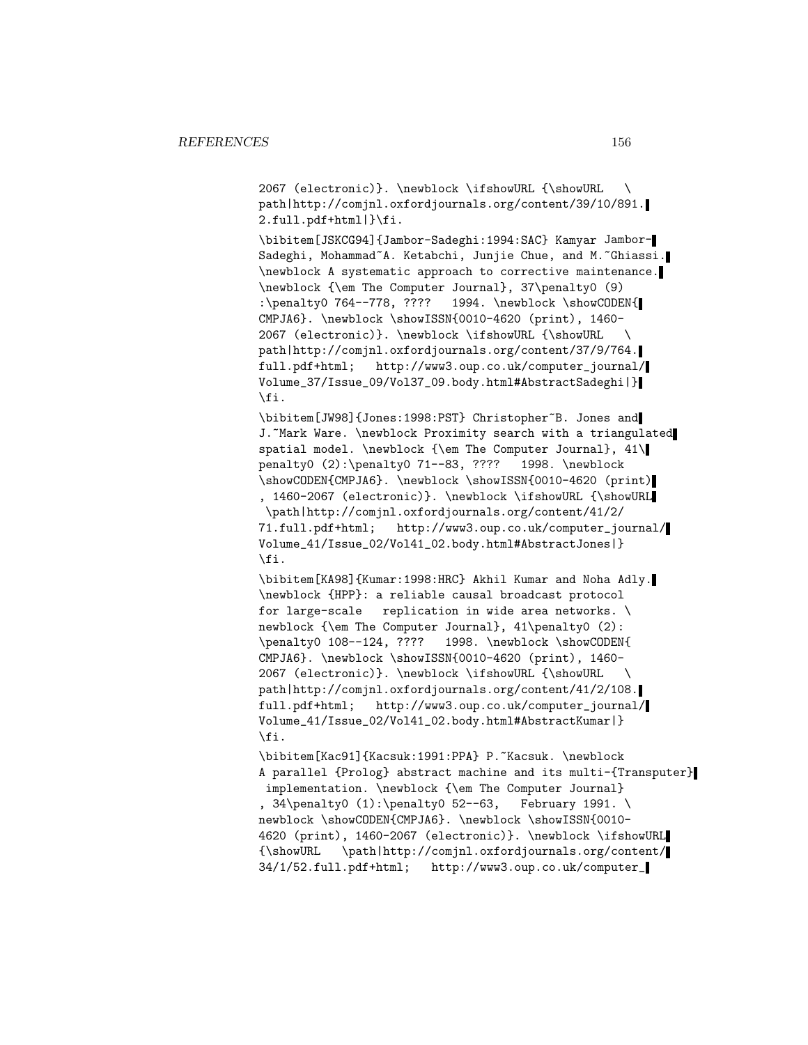```
2067 (electronic)}. \newblock \ifshowURL {\showURL   \
path|http://comjnl.oxfordjournals.org/content/39/10/891.
2.full.pdf+html|}\fi.

\bibitem[JSKCG94]{Jambor-Sadeghi:1994:SAC} Kamyar Jambor-
Sadeghi, Mohammad~A. Ketabchi, Junjie Chue, and M.~Ghiassi.
\newblock A systematic approach to corrective maintenance.
\newblock {\em The Computer Journal}, 37\penalty0 (9)
:\penalty0 764--778, ????   1994. \newblock \showCODEN{
CMPJA6}. \newblock \showISSN{0010-4620 (print), 1460-
2067 (electronic)}. \newblock \ifshowURL {\showURL   \
path|http://comjnl.oxfordjournals.org/content/37/9/764.
full.pdf+html;   http://www3.oup.co.uk/computer_journal/
Volume_37/Issue_09/Vol37_09.body.html#AbstractSadeghi|}
\fi.

\bibitem[JW98]{Jones:1998:PST} Christopher~B. Jones and
J.~Mark Ware. \newblock Proximity search with a triangulated
spatial model. \newblock {\em The Computer Journal}, 41\
penalty0 (2):\penalty0 71--83, ????   1998. \newblock
\showCODEN{CMPJA6}. \newblock \showISSN{0010-4620 (print)
, 1460-2067 (electronic)}. \newblock \ifshowURL {\showURL
 \path|http://comjnl.oxfordjournals.org/content/41/2/
71.full.pdf+html;   http://www3.oup.co.uk/computer_journal/
Volume_41/Issue_02/Vol41_02.body.html#AbstractJones|}
\fi.

\bibitem[KA98]{Kumar:1998:HRC} Akhil Kumar and Noha Adly.
\newblock {HPP}: a reliable causal broadcast protocol
for large-scale   replication in wide area networks. \
newblock {\em The Computer Journal}, 41\penalty0 (2):
\penalty0 108--124, ????   1998. \newblock \showCODEN{
CMPJA6}. \newblock \showISSN{0010-4620 (print), 1460-
2067 (electronic)}. \newblock \ifshowURL {\showURL   \
path|http://comjnl.oxfordjournals.org/content/41/2/108.
full.pdf+html;   http://www3.oup.co.uk/computer_journal/
Volume_41/Issue_02/Vol41_02.body.html#AbstractKumar|}
\fi.

\bibitem[Kac91]{Kacsuk:1991:PPA} P.~Kacsuk. \newblock
A parallel {Prolog} abstract machine and its multi-{Transputer}
 implementation. \newblock {\em The Computer Journal}
, 34\penalty0 (1):\penalty0 52--63,   February 1991. \
newblock \showCODEN{CMPJA6}. \newblock \showISSN{0010-
4620 (print), 1460-2067 (electronic)}. \newblock \ifshowURL
{\showURL   \path|http://comjnl.oxfordjournals.org/content/
34/1/52.full.pdf+html;   http://www3.oup.co.uk/computer_
```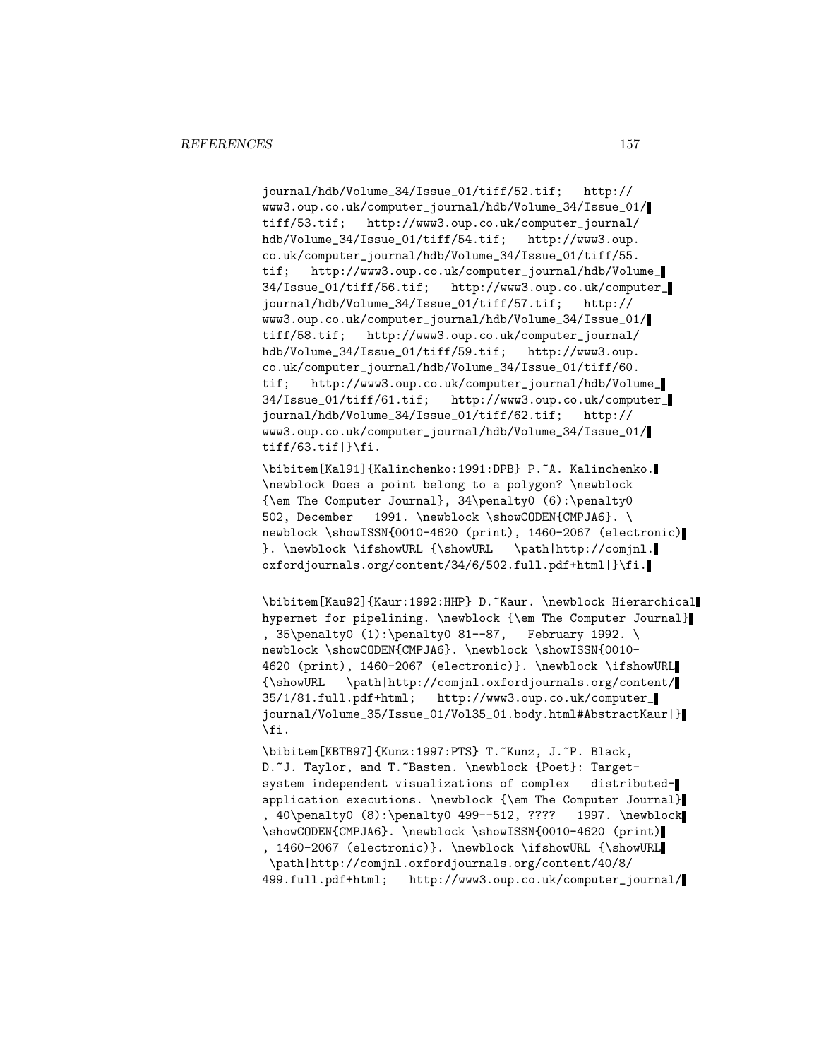```
journal/hdb/Volume_34/Issue_01/tiff/52.tif;   http://
www3.oup.co.uk/computer_journal/hdb/Volume_34/Issue_01/
tiff/53.tif;   http://www3.oup.co.uk/computer_journal/
hdb/Volume_34/Issue_01/tiff/54.tif;   http://www3.oup.
co.uk/computer_journal/hdb/Volume_34/Issue_01/tiff/55.
tif;   http://www3.oup.co.uk/computer_journal/hdb/Volume_
34/Issue_01/tiff/56.tif;   http://www3.oup.co.uk/computer_
journal/hdb/Volume_34/Issue_01/tiff/57.tif;   http://
www3.oup.co.uk/computer_journal/hdb/Volume_34/Issue_01/
tiff/58.tif;   http://www3.oup.co.uk/computer_journal/
hdb/Volume_34/Issue_01/tiff/59.tif;   http://www3.oup.
co.uk/computer_journal/hdb/Volume_34/Issue_01/tiff/60.
tif;   http://www3.oup.co.uk/computer_journal/hdb/Volume_
34/Issue_01/tiff/61.tif;   http://www3.oup.co.uk/computer_
journal/hdb/Volume_34/Issue_01/tiff/62.tif;   http://
www3.oup.co.uk/computer_journal/hdb/Volume_34/Issue_01/
tiff/63.tif|}\fi.

\bibitem[Kal91]{Kalinchenko:1991:DPB} P.~A. Kalinchenko.
\newblock Does a point belong to a polygon? \newblock
{\em The Computer Journal}, 34\penalty0 (6):\penalty0
502, December   1991. \newblock \showCODEN{CMPJA6}. \
newblock \showISSN{0010-4620 (print), 1460-2067 (electronic)
}. \newblock \ifshowURL {\showURL   \path|http://comjnl.
oxfordjournals.org/content/34/6/502.full.pdf+html|}\fi.

\bibitem[Kau92]{Kaur:1992:HHP} D.~Kaur. \newblock Hierarchical
hypernet for pipelining. \newblock {\em The Computer Journal}
, 35\penalty0 (1):\penalty0 81--87,   February 1992. \
newblock \showCODEN{CMPJA6}. \newblock \showISSN{0010-
4620 (print), 1460-2067 (electronic)}. \newblock \ifshowURL
{\showURL   \path|http://comjnl.oxfordjournals.org/content/
35/1/81.full.pdf+html;   http://www3.oup.co.uk/computer_
journal/Volume_35/Issue_01/Vol35_01.body.html#AbstractKaur|}
\fi.

\bibitem[KBTB97]{Kunz:1997:PTS} T.~Kunz, J.~P. Black,
D.~J. Taylor, and T.~Basten. \newblock {Poet}: Target-
system independent visualizations of complex   distributed-
application executions. \newblock {\em The Computer Journal}
, 40\penalty0 (8):\penalty0 499--512, ????   1997. \newblock
\showCODEN{CMPJA6}. \newblock \showISSN{0010-4620 (print)
, 1460-2067 (electronic)}. \newblock \ifshowURL {\showURL
 \path|http://comjnl.oxfordjournals.org/content/40/8/
499.full.pdf+html;   http://www3.oup.co.uk/computer_journal/
```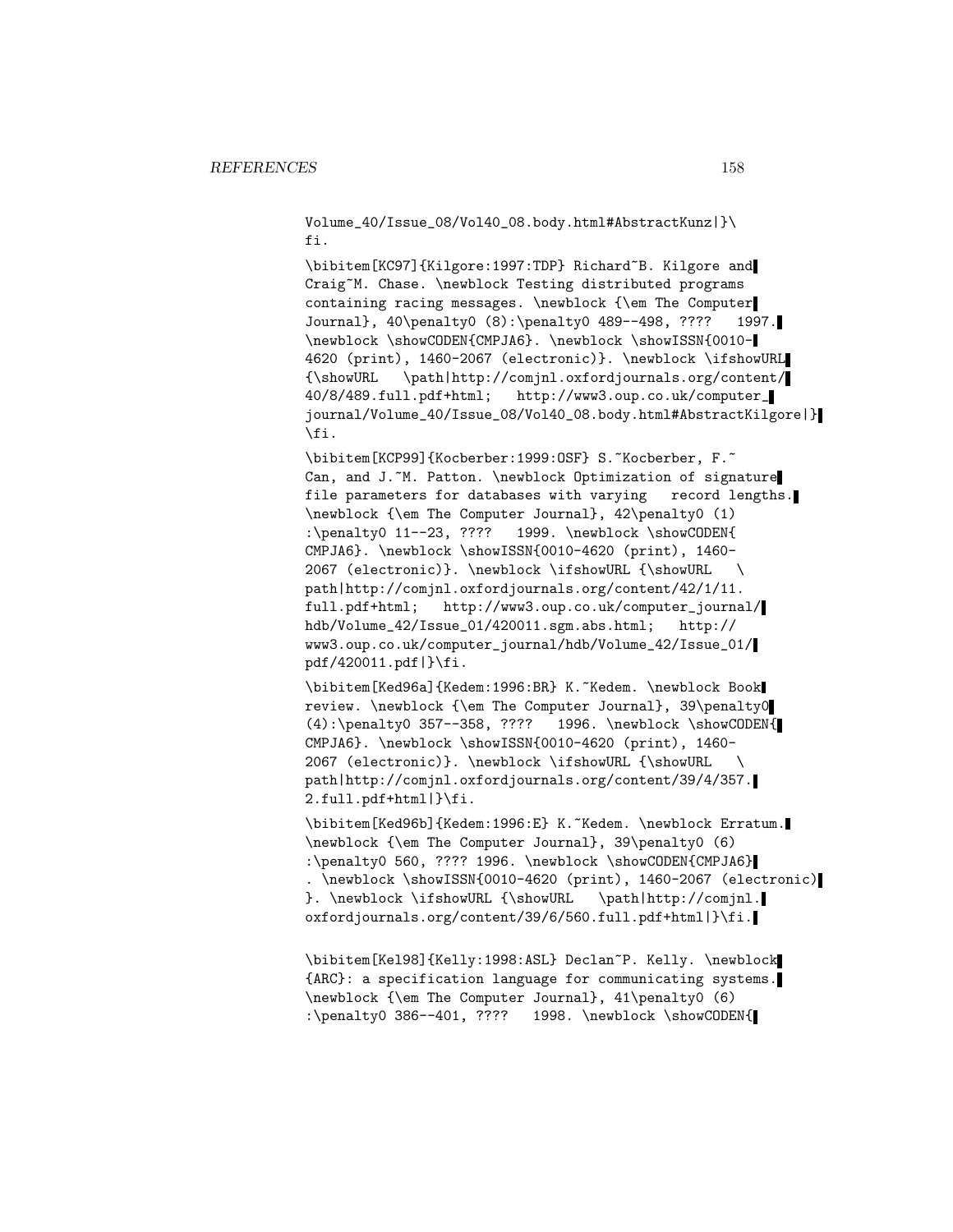```
Volume_40/Issue_08/Vol40_08.body.html#AbstractKunz|}\
fi.

\bibitem[KC97]{Kilgore:1997:TDP} Richard~B. Kilgore and
Craig~M. Chase. \newblock Testing distributed programs
containing racing messages. \newblock {\em The Computer
Journal}, 40\penalty0 (8):\penalty0 489--498, ????   1997.
\newblock \showCODEN{CMPJA6}. \newblock \showISSN{0010-
4620 (print), 1460-2067 (electronic)}. \newblock \ifshowURL
{\showURL   \path|http://comjnl.oxfordjournals.org/content/
40/8/489.full.pdf+html;   http://www3.oup.co.uk/computer_
journal/Volume_40/Issue_08/Vol40_08.body.html#AbstractKilgore|}
\fi.

\bibitem[KCP99]{Kocberber:1999:OSF} S.~Kocberber, F.~
Can, and J.~M. Patton. \newblock Optimization of signature
file parameters for databases with varying   record lengths.
\newblock {\em The Computer Journal}, 42\penalty0 (1)
:\penalty0 11--23, ????   1999. \newblock \showCODEN{
CMPJA6}. \newblock \showISSN{0010-4620 (print), 1460-
2067 (electronic)}. \newblock \ifshowURL {\showURL   \
path|http://comjnl.oxfordjournals.org/content/42/1/11.
full.pdf+html;   http://www3.oup.co.uk/computer_journal/
hdb/Volume_42/Issue_01/420011.sgm.abs.html;   http://
www3.oup.co.uk/computer_journal/hdb/Volume_42/Issue_01/
pdf/420011.pdf|}\fi.

\bibitem[Ked96a]{Kedem:1996:BR} K.~Kedem. \newblock Book
review. \newblock {\em The Computer Journal}, 39\penalty0
(4):\penalty0 357--358, ????   1996. \newblock \showCODEN{
CMPJA6}. \newblock \showISSN{0010-4620 (print), 1460-
2067 (electronic)}. \newblock \ifshowURL {\showURL   \
path|http://comjnl.oxfordjournals.org/content/39/4/357.
2.full.pdf+html|}\fi.

\bibitem[Ked96b]{Kedem:1996:E} K.~Kedem. \newblock Erratum.
\newblock {\em The Computer Journal}, 39\penalty0 (6)
:\penalty0 560, ???? 1996. \newblock \showCODEN{CMPJA6}
. \newblock \showISSN{0010-4620 (print), 1460-2067 (electronic)
}. \newblock \ifshowURL {\showURL   \path|http://comjnl.
oxfordjournals.org/content/39/6/560.full.pdf+html|}\fi.

\bibitem[Kel98]{Kelly:1998:ASL} Declan~P. Kelly. \newblock
{ARC}: a specification language for communicating systems.
\newblock {\em The Computer Journal}, 41\penalty0 (6)
:\penalty0 386--401, ????   1998. \newblock \showCODEN{
```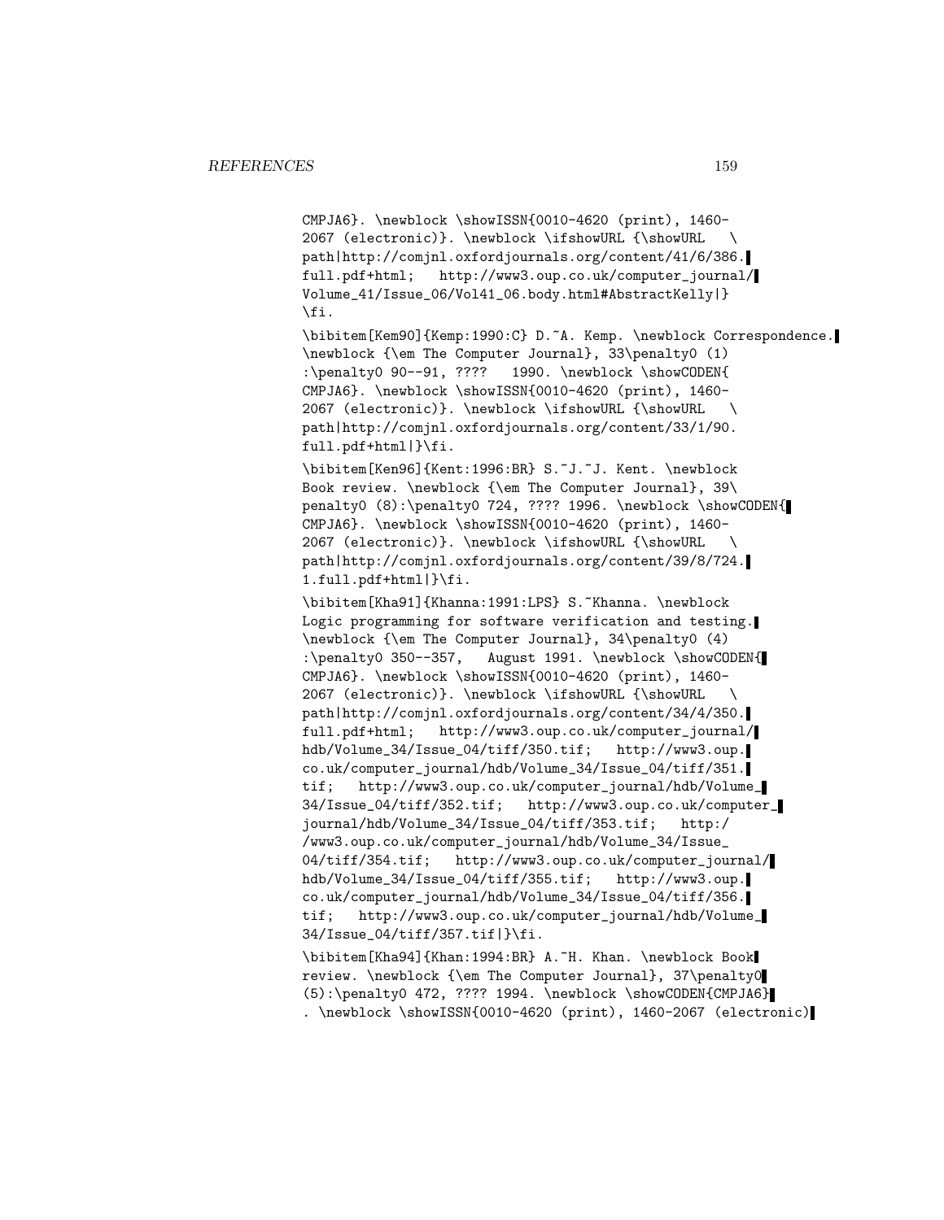```
CMPJA6}. \newblock \showISSN{0010-4620 (print), 1460-
2067 (electronic)}. \newblock \ifshowURL {\showURL   \
path|http://comjnl.oxfordjournals.org/content/41/6/386.
full.pdf+html;   http://www3.oup.co.uk/computer_journal/
Volume_41/Issue_06/Vol41_06.body.html#AbstractKelly|}
\fi.

\bibitem[Kem90]{Kemp:1990:C} D.~A. Kemp. \newblock Correspondence.
\newblock {\em The Computer Journal}, 33\penalty0 (1)
:\penalty0 90--91, ????   1990. \newblock \showCODEN{
CMPJA6}. \newblock \showISSN{0010-4620 (print), 1460-
2067 (electronic)}. \newblock \ifshowURL {\showURL   \
path|http://comjnl.oxfordjournals.org/content/33/1/90.
full.pdf+html|}\fi.

\bibitem[Ken96]{Kent:1996:BR} S.~J.~J. Kent. \newblock
Book review. \newblock {\em The Computer Journal}, 39\
penalty0 (8):\penalty0 724, ???? 1996. \newblock \showCODEN{
CMPJA6}. \newblock \showISSN{0010-4620 (print), 1460-
2067 (electronic)}. \newblock \ifshowURL {\showURL   \
path|http://comjnl.oxfordjournals.org/content/39/8/724.
1.full.pdf+html|}\fi.

\bibitem[Kha91]{Khanna:1991:LPS} S.~Khanna. \newblock
Logic programming for software verification and testing.
\newblock {\em The Computer Journal}, 34\penalty0 (4)
:\penalty0 350--357,   August 1991. \newblock \showCODEN{
CMPJA6}. \newblock \showISSN{0010-4620 (print), 1460-
2067 (electronic)}. \newblock \ifshowURL {\showURL   \
path|http://comjnl.oxfordjournals.org/content/34/4/350.
full.pdf+html;   http://www3.oup.co.uk/computer_journal/
hdb/Volume_34/Issue_04/tiff/350.tif;   http://www3.oup.
co.uk/computer_journal/hdb/Volume_34/Issue_04/tiff/351.
tif;   http://www3.oup.co.uk/computer_journal/hdb/Volume_
34/Issue_04/tiff/352.tif;   http://www3.oup.co.uk/computer_
journal/hdb/Volume_34/Issue_04/tiff/353.tif;   http:/
/www3.oup.co.uk/computer_journal/hdb/Volume_34/Issue_
04/tiff/354.tif;   http://www3.oup.co.uk/computer_journal/
hdb/Volume_34/Issue_04/tiff/355.tif;   http://www3.oup.
co.uk/computer_journal/hdb/Volume_34/Issue_04/tiff/356.
tif;   http://www3.oup.co.uk/computer_journal/hdb/Volume_
34/Issue_04/tiff/357.tif|}\fi.

\bibitem[Kha94]{Khan:1994:BR} A.~H. Khan. \newblock Book
review. \newblock {\em The Computer Journal}, 37\penalty0
(5):\penalty0 472, ???? 1994. \newblock \showCODEN{CMPJA6}
. \newblock \showISSN{0010-4620 (print), 1460-2067 (electronic)
```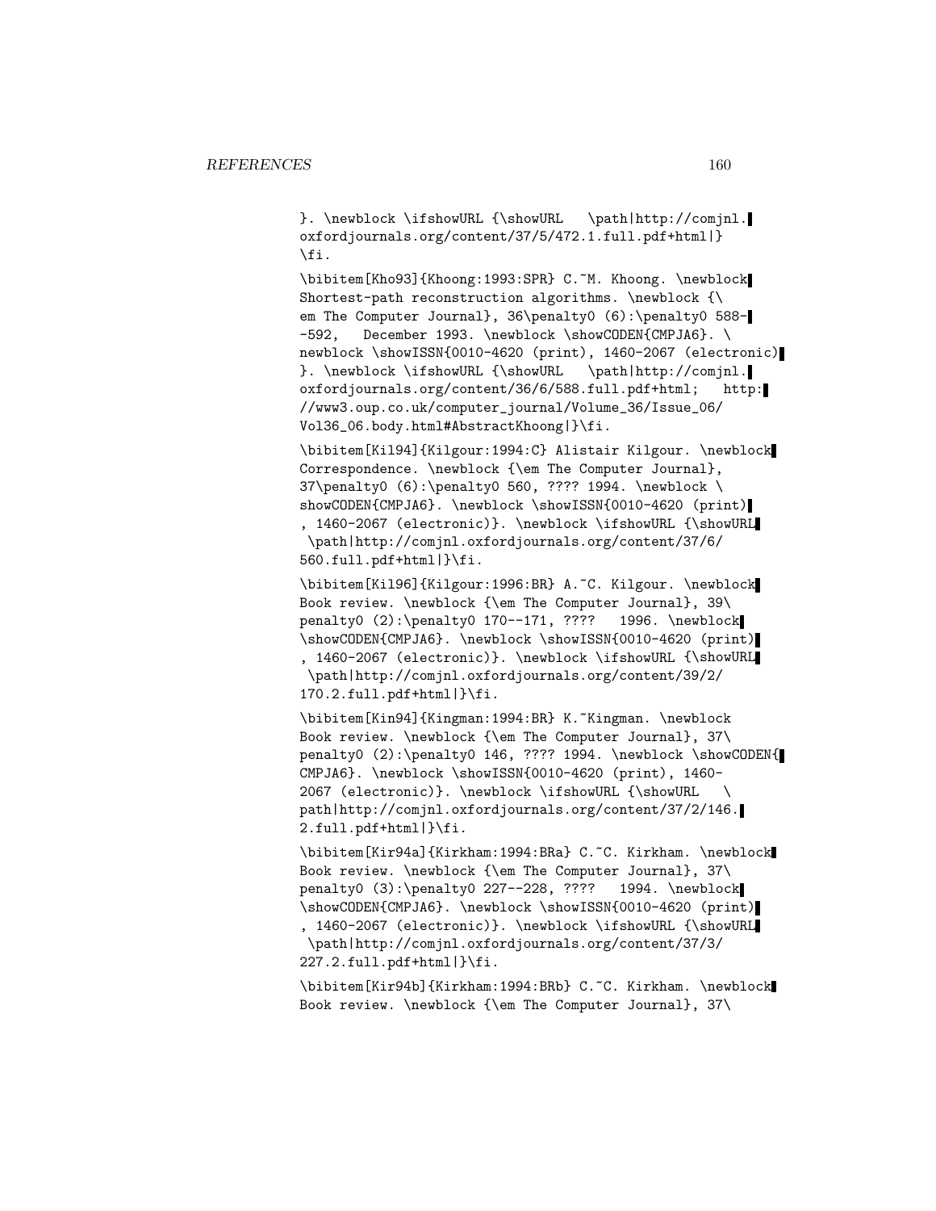```
}. \newblock \ifshowURL {\showURL   \path|http://comjnl.
oxfordjournals.org/content/37/5/472.1.full.pdf+html|}
\fi.

\bibitem[Kho93]{Khoong:1993:SPR} C.~M. Khoong. \newblock
Shortest-path reconstruction algorithms. \newblock {\
em The Computer Journal}, 36\penalty0 (6):\penalty0 588-
-592,   December 1993. \newblock \showCODEN{CMPJA6}. \
newblock \showISSN{0010-4620 (print), 1460-2067 (electronic)
}. \newblock \ifshowURL {\showURL   \path|http://comjnl.
oxfordjournals.org/content/36/6/588.full.pdf+html;   http:
//www3.oup.co.uk/computer_journal/Volume_36/Issue_06/
Vol36_06.body.html#AbstractKhoong|}\fi.

\bibitem[Kil94]{Kilgour:1994:C} Alistair Kilgour. \newblock
Correspondence. \newblock {\em The Computer Journal},
37\penalty0 (6):\penalty0 560, ???? 1994. \newblock \
showCODEN{CMPJA6}. \newblock \showISSN{0010-4620 (print)
, 1460-2067 (electronic)}. \newblock \ifshowURL {\showURL
 \path|http://comjnl.oxfordjournals.org/content/37/6/
560.full.pdf+html|}\fi.

\bibitem[Kil96]{Kilgour:1996:BR} A.~C. Kilgour. \newblock
Book review. \newblock {\em The Computer Journal}, 39\
penalty0 (2):\penalty0 170--171, ????   1996. \newblock
\showCODEN{CMPJA6}. \newblock \showISSN{0010-4620 (print)
, 1460-2067 (electronic)}. \newblock \ifshowURL {\showURL
 \path|http://comjnl.oxfordjournals.org/content/39/2/
170.2.full.pdf+html|}\fi.

\bibitem[Kin94]{Kingman:1994:BR} K.~Kingman. \newblock
Book review. \newblock {\em The Computer Journal}, 37\
penalty0 (2):\penalty0 146, ???? 1994. \newblock \showCODEN{
CMPJA6}. \newblock \showISSN{0010-4620 (print), 1460-
2067 (electronic)}. \newblock \ifshowURL {\showURL   \
path|http://comjnl.oxfordjournals.org/content/37/2/146.
2.full.pdf+html|}\fi.

\bibitem[Kir94a]{Kirkham:1994:BRa} C.~C. Kirkham. \newblock
Book review. \newblock {\em The Computer Journal}, 37\
penalty0 (3):\penalty0 227--228, ????   1994. \newblock
\showCODEN{CMPJA6}. \newblock \showISSN{0010-4620 (print)
, 1460-2067 (electronic)}. \newblock \ifshowURL {\showURL
 \path|http://comjnl.oxfordjournals.org/content/37/3/
227.2.full.pdf+html|}\fi.

\bibitem[Kir94b]{Kirkham:1994:BRb} C.~C. Kirkham. \newblock
Book review. \newblock {\em The Computer Journal}, 37\
```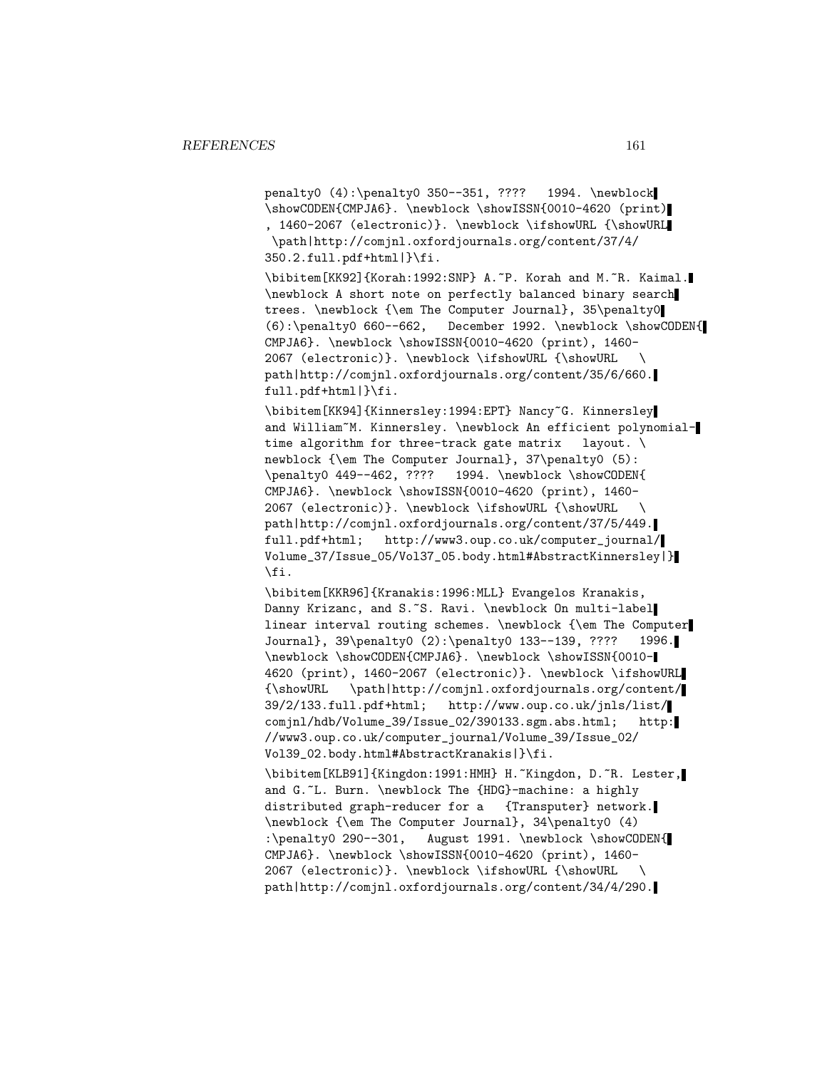```
penalty0 (4):\penalty0 350--351, ????   1994. \newblock
\showCODEN{CMPJA6}. \newblock \showISSN{0010-4620 (print)
, 1460-2067 (electronic)}. \newblock \ifshowURL {\showURL
 \path|http://comjnl.oxfordjournals.org/content/37/4/
350.2.full.pdf+html|}\fi.

\bibitem[KK92]{Korah:1992:SNP} A.~P. Korah and M.~R. Kaimal.
\newblock A short note on perfectly balanced binary search
trees. \newblock {\em The Computer Journal}, 35\penalty0
(6):\penalty0 660--662,   December 1992. \newblock \showCODEN{
CMPJA6}. \newblock \showISSN{0010-4620 (print), 1460-
2067 (electronic)}. \newblock \ifshowURL {\showURL   \
path|http://comjnl.oxfordjournals.org/content/35/6/660.
full.pdf+html|}\fi.

\bibitem[KK94]{Kinnersley:1994:EPT} Nancy~G. Kinnersley
and William~M. Kinnersley. \newblock An efficient polynomial-
time algorithm for three-track gate matrix   layout. \
newblock {\em The Computer Journal}, 37\penalty0 (5):
\penalty0 449--462, ????   1994. \newblock \showCODEN{
CMPJA6}. \newblock \showISSN{0010-4620 (print), 1460-
2067 (electronic)}. \newblock \ifshowURL {\showURL   \
path|http://comjnl.oxfordjournals.org/content/37/5/449.
full.pdf+html;   http://www3.oup.co.uk/computer_journal/
Volume_37/Issue_05/Vol37_05.body.html#AbstractKinnersley|}
\fi.

\bibitem[KKR96]{Kranakis:1996:MLL} Evangelos Kranakis,
Danny Krizanc, and S.~S. Ravi. \newblock On multi-label
linear interval routing schemes. \newblock {\em The Computer
Journal}, 39\penalty0 (2):\penalty0 133--139, ????   1996.
\newblock \showCODEN{CMPJA6}. \newblock \showISSN{0010-
4620 (print), 1460-2067 (electronic)}. \newblock \ifshowURL
{\showURL   \path|http://comjnl.oxfordjournals.org/content/
39/2/133.full.pdf+html;   http://www.oup.co.uk/jnls/list/
comjnl/hdb/Volume_39/Issue_02/390133.sgm.abs.html;   http:
//www3.oup.co.uk/computer_journal/Volume_39/Issue_02/
Vol39_02.body.html#AbstractKranakis|}\fi.

\bibitem[KLB91]{Kingdon:1991:HMH} H.~Kingdon, D.~R. Lester,
and G.~L. Burn. \newblock The {HDG}-machine: a highly
distributed graph-reducer for a   {Transputer} network.
\newblock {\em The Computer Journal}, 34\penalty0 (4)
:\penalty0 290--301,   August 1991. \newblock \showCODEN{
CMPJA6}. \newblock \showISSN{0010-4620 (print), 1460-
2067 (electronic)}. \newblock \ifshowURL {\showURL   \
path|http://comjnl.oxfordjournals.org/content/34/4/290.
```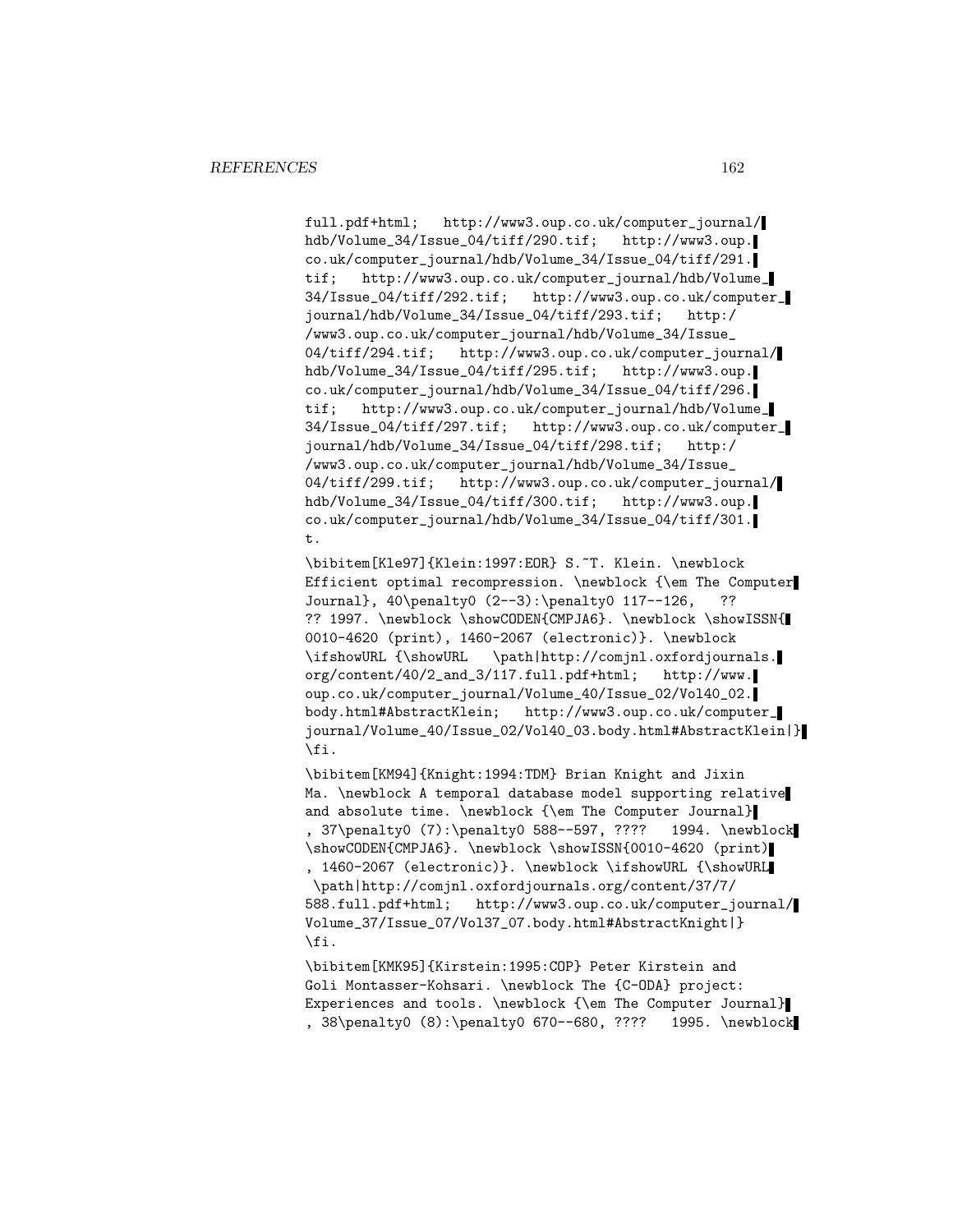```
full.pdf+html;   http://www3.oup.co.uk/computer_journal/
hdb/Volume_34/Issue_04/tiff/290.tif;   http://www3.oup.
co.uk/computer_journal/hdb/Volume_34/Issue_04/tiff/291.
tif;   http://www3.oup.co.uk/computer_journal/hdb/Volume_
34/Issue_04/tiff/292.tif;   http://www3.oup.co.uk/computer_
journal/hdb/Volume_34/Issue_04/tiff/293.tif;   http:/
/www3.oup.co.uk/computer_journal/hdb/Volume_34/Issue_
04/tiff/294.tif;   http://www3.oup.co.uk/computer_journal/
hdb/Volume_34/Issue_04/tiff/295.tif;   http://www3.oup.
co.uk/computer_journal/hdb/Volume_34/Issue_04/tiff/296.
tif;   http://www3.oup.co.uk/computer_journal/hdb/Volume_
34/Issue_04/tiff/297.tif;   http://www3.oup.co.uk/computer_
journal/hdb/Volume_34/Issue_04/tiff/298.tif;   http:/
/www3.oup.co.uk/computer_journal/hdb/Volume_34/Issue_
04/tiff/299.tif;   http://www3.oup.co.uk/computer_journal/
hdb/Volume_34/Issue_04/tiff/300.tif;   http://www3.oup.
co.uk/computer_journal/hdb/Volume_34/Issue_04/tiff/301.
t.

\bibitem[Kle97]{Klein:1997:EOR} S.~T. Klein. \newblock
Efficient optimal recompression. \newblock {\em The Computer
Journal}, 40\penalty0 (2--3):\penalty0 117--126,   ??
?? 1997. \newblock \showCODEN{CMPJA6}. \newblock \showISSN{
0010-4620 (print), 1460-2067 (electronic)}. \newblock
\ifshowURL {\showURL   \path|http://comjnl.oxfordjournals.
org/content/40/2_and_3/117.full.pdf+html;   http://www.
oup.co.uk/computer_journal/Volume_40/Issue_02/Vol40_02.
body.html#AbstractKlein;   http://www3.oup.co.uk/computer_
journal/Volume_40/Issue_02/Vol40_03.body.html#AbstractKlein|}
\fi.

\bibitem[KM94]{Knight:1994:TDM} Brian Knight and Jixin
Ma. \newblock A temporal database model supporting relative
and absolute time. \newblock {\em The Computer Journal}
, 37\penalty0 (7):\penalty0 588--597, ????   1994. \newblock
\showCODEN{CMPJA6}. \newblock \showISSN{0010-4620 (print)
, 1460-2067 (electronic)}. \newblock \ifshowURL {\showURL
 \path|http://comjnl.oxfordjournals.org/content/37/7/
588.full.pdf+html;   http://www3.oup.co.uk/computer_journal/
Volume_37/Issue_07/Vol37_07.body.html#AbstractKnight|}
\fi.

\bibitem[KMK95]{Kirstein:1995:COP} Peter Kirstein and
Goli Montasser-Kohsari. \newblock The {C-ODA} project:
Experiences and tools. \newblock {\em The Computer Journal}
, 38\penalty0 (8):\penalty0 670--680, ????   1995. \newblock
```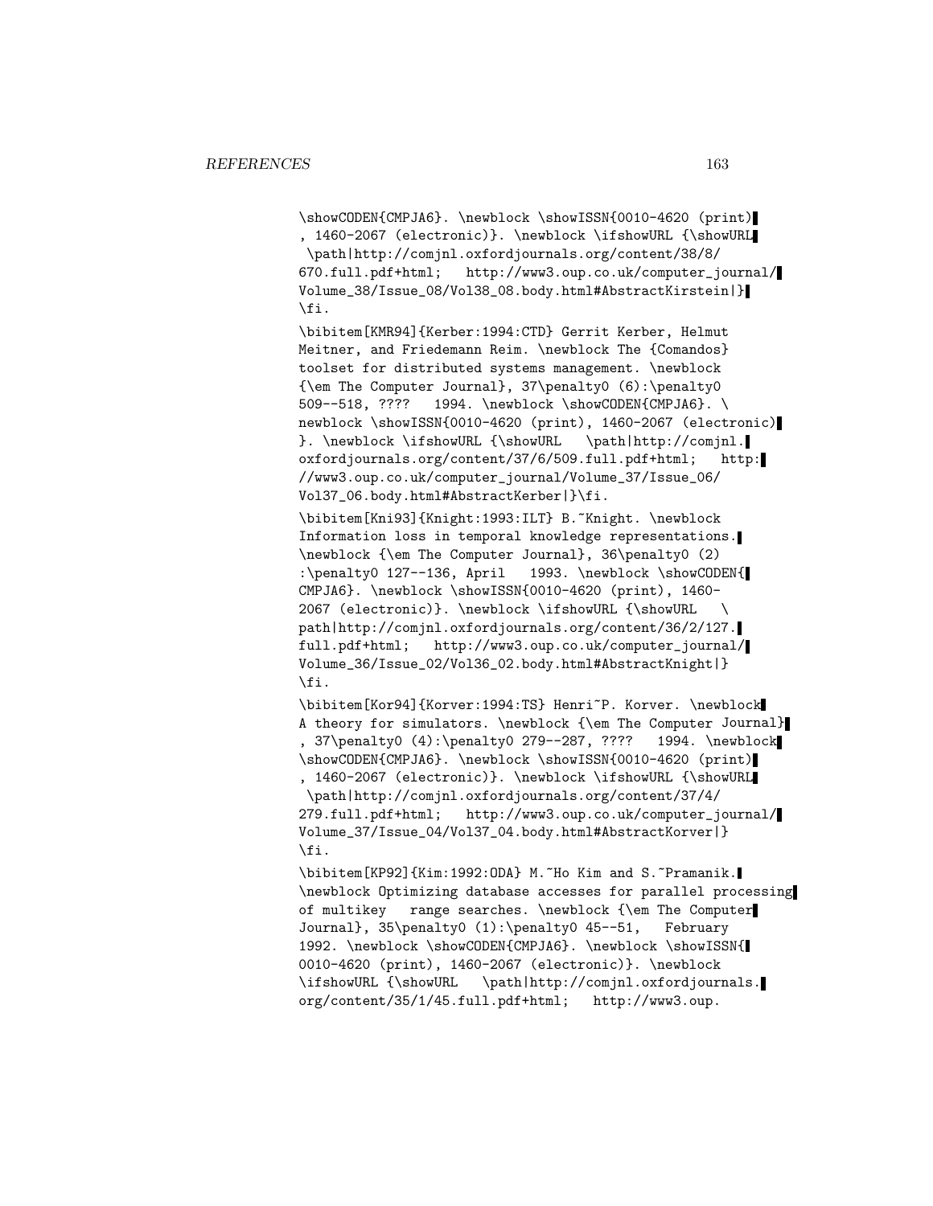```
\showCODEN{CMPJA6}. \newblock \showISSN{0010-4620 (print)
, 1460-2067 (electronic)}. \newblock \ifshowURL {\showURL
 \path|http://comjnl.oxfordjournals.org/content/38/8/
670.full.pdf+html;   http://www3.oup.co.uk/computer_journal/
Volume_38/Issue_08/Vol38_08.body.html#AbstractKirstein|}
\fi.

\bibitem[KMR94]{Kerber:1994:CTD} Gerrit Kerber, Helmut
Meitner, and Friedemann Reim. \newblock The {Comandos}
toolset for distributed systems management. \newblock
{\em The Computer Journal}, 37\penalty0 (6):\penalty0
509--518, ????   1994. \newblock \showCODEN{CMPJA6}. \
newblock \showISSN{0010-4620 (print), 1460-2067 (electronic)
}. \newblock \ifshowURL {\showURL   \path|http://comjnl.
oxfordjournals.org/content/37/6/509.full.pdf+html;   http:
//www3.oup.co.uk/computer_journal/Volume_37/Issue_06/
Vol37_06.body.html#AbstractKerber|}\fi.

\bibitem[Kni93]{Knight:1993:ILT} B.~Knight. \newblock
Information loss in temporal knowledge representations.
\newblock {\em The Computer Journal}, 36\penalty0 (2)
:\penalty0 127--136, April   1993. \newblock \showCODEN{
CMPJA6}. \newblock \showISSN{0010-4620 (print), 1460-
2067 (electronic)}. \newblock \ifshowURL {\showURL   \
path|http://comjnl.oxfordjournals.org/content/36/2/127.
full.pdf+html;   http://www3.oup.co.uk/computer_journal/
Volume_36/Issue_02/Vol36_02.body.html#AbstractKnight|}
\fi.

\bibitem[Kor94]{Korver:1994:TS} Henri~P. Korver. \newblock
A theory for simulators. \newblock {\em The Computer Journal}
, 37\penalty0 (4):\penalty0 279--287, ????   1994. \newblock
\showCODEN{CMPJA6}. \newblock \showISSN{0010-4620 (print)
, 1460-2067 (electronic)}. \newblock \ifshowURL {\showURL
 \path|http://comjnl.oxfordjournals.org/content/37/4/
279.full.pdf+html;   http://www3.oup.co.uk/computer_journal/
Volume_37/Issue_04/Vol37_04.body.html#AbstractKorver|}
\fi.

\bibitem[KP92]{Kim:1992:ODA} M.~Ho Kim and S.~Pramanik.
\newblock Optimizing database accesses for parallel processing
of multikey   range searches. \newblock {\em The Computer
Journal}, 35\penalty0 (1):\penalty0 45--51,   February
1992. \newblock \showCODEN{CMPJA6}. \newblock \showISSN{
0010-4620 (print), 1460-2067 (electronic)}. \newblock
\ifshowURL {\showURL   \path|http://comjnl.oxfordjournals.
org/content/35/1/45.full.pdf+html;   http://www3.oup.
```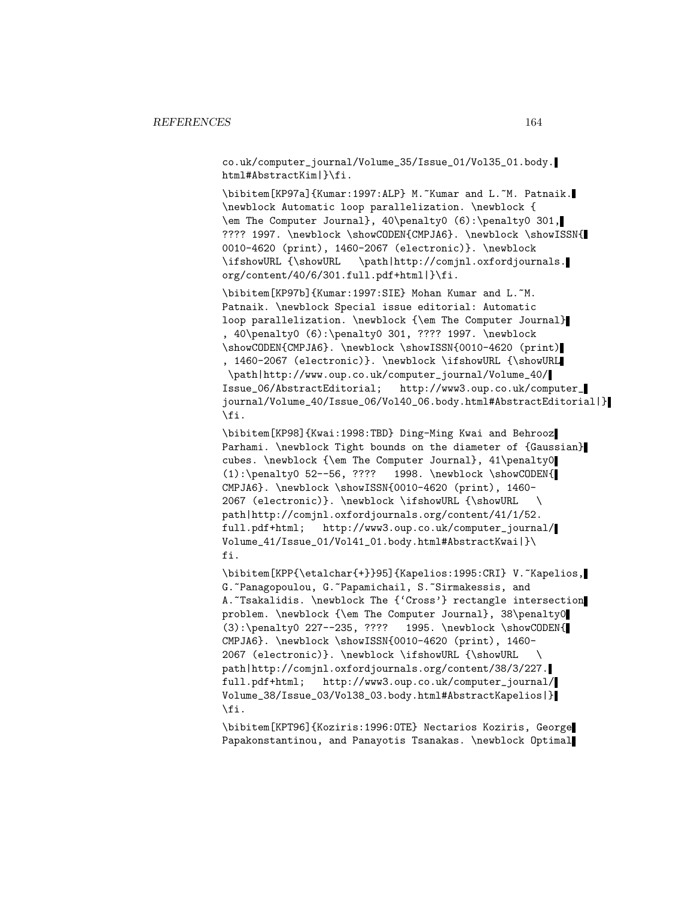co.uk/computer_journal/Volume_35/Issue_01/Vol35_01.body.
html#AbstractKim|}\fi.

\bibitem[KP97a]{Kumar:1997:ALP} M.~Kumar and L.~M. Patnaik.
\newblock Automatic loop parallelization. \newblock {
\em The Computer Journal}, 40\penalty0 (6):\penalty0 301,
???? 1997. \newblock \showCODEN{CMPJA6}. \newblock \showISSN{
0010-4620 (print), 1460-2067 (electronic)}. \newblock
\ifshowURL {\showURL   \path|http://comjnl.oxfordjournals.
org/content/40/6/301.full.pdf+html|}\fi.

\bibitem[KP97b]{Kumar:1997:SIE} Mohan Kumar and L.~M.
Patnaik. \newblock Special issue editorial: Automatic
loop parallelization. \newblock {\em The Computer Journal}
, 40\penalty0 (6):\penalty0 301, ???? 1997. \newblock
\showCODEN{CMPJA6}. \newblock \showISSN{0010-4620 (print)
, 1460-2067 (electronic)}. \newblock \ifshowURL {\showURL
 \path|http://www.oup.co.uk/computer_journal/Volume_40/
Issue_06/AbstractEditorial;   http://www3.oup.co.uk/computer_
journal/Volume_40/Issue_06/Vol40_06.body.html#AbstractEditorial|}
\fi.

\bibitem[KP98]{Kwai:1998:TBD} Ding-Ming Kwai and Behrooz
Parhami. \newblock Tight bounds on the diameter of {Gaussian}
cubes. \newblock {\em The Computer Journal}, 41\penalty0
(1):\penalty0 52--56, ????  1998. \newblock \showCODEN{
CMPJA6}. \newblock \showISSN{0010-4620 (print), 1460-
2067 (electronic)}. \newblock \ifshowURL {\showURL   \
path|http://comjnl.oxfordjournals.org/content/41/1/52.
full.pdf+html;   http://www3.oup.co.uk/computer_journal/
Volume_41/Issue_01/Vol41_01.body.html#AbstractKwai|}\
fi.

\bibitem[KPP{\etalchar{+}}95]{Kapelios:1995:CRI} V.~Kapelios,
G.~Panagopoulou, G.~Papamichail, S.~Sirmakessis, and
A.~Tsakalidis. \newblock The {`Cross'} rectangle intersection
problem. \newblock {\em The Computer Journal}, 38\penalty0
(3):\penalty0 227--235, ????   1995. \newblock \showCODEN{
CMPJA6}. \newblock \showISSN{0010-4620 (print), 1460-
2067 (electronic)}. \newblock \ifshowURL {\showURL   \
path|http://comjnl.oxfordjournals.org/content/38/3/227.
full.pdf+html;   http://www3.oup.co.uk/computer_journal/
Volume_38/Issue_03/Vol38_03.body.html#AbstractKapelios|}
\fi.

\bibitem[KPT96]{Koziris:1996:OTE} Nectarios Koziris, George
Papakonstantinou, and Panayotis Tsanakas. \newblock Optimal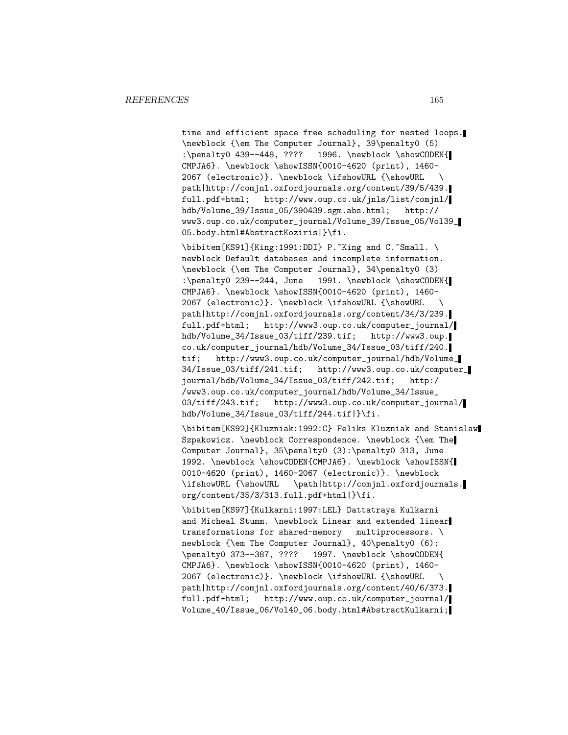```
time and efficient space free scheduling for nested loops.
\newblock {\em The Computer Journal}, 39\penalty0 (5)
:\penalty0 439--448, ????   1996. \newblock \showCODEN{
CMPJA6}. \newblock \showISSN{0010-4620 (print), 1460-
2067 (electronic)}. \newblock \ifshowURL {\showURL   \
path|http://comjnl.oxfordjournals.org/content/39/5/439.
full.pdf+html;   http://www.oup.co.uk/jnls/list/comjnl/
hdb/Volume_39/Issue_05/390439.sgm.abs.html;   http://
www3.oup.co.uk/computer_journal/Volume_39/Issue_05/Vol39_
05.body.html#AbstractKoziris|}\fi.

\bibitem[KS91]{King:1991:DDI} P.~King and C.~Small. \
newblock Default databases and incomplete information.
\newblock {\em The Computer Journal}, 34\penalty0 (3)
:\penalty0 239--244, June   1991. \newblock \showCODEN{
CMPJA6}. \newblock \showISSN{0010-4620 (print), 1460-
2067 (electronic)}. \newblock \ifshowURL {\showURL   \
path|http://comjnl.oxfordjournals.org/content/34/3/239.
full.pdf+html;   http://www3.oup.co.uk/computer_journal/
hdb/Volume_34/Issue_03/tiff/239.tif;   http://www3.oup.
co.uk/computer_journal/hdb/Volume_34/Issue_03/tiff/240.
tif;   http://www3.oup.co.uk/computer_journal/hdb/Volume_
34/Issue_03/tiff/241.tif;   http://www3.oup.co.uk/computer_
journal/hdb/Volume_34/Issue_03/tiff/242.tif;   http:/
/www3.oup.co.uk/computer_journal/hdb/Volume_34/Issue_
03/tiff/243.tif;   http://www3.oup.co.uk/computer_journal/
hdb/Volume_34/Issue_03/tiff/244.tif|}\fi.

\bibitem[KS92]{Kluzniak:1992:C} Feliks Kluzniak and Stanislaw
Szpakowicz. \newblock Correspondence. \newblock {\em The
Computer Journal}, 35\penalty0 (3):\penalty0 313, June
1992. \newblock \showCODEN{CMPJA6}. \newblock \showISSN{
0010-4620 (print), 1460-2067 (electronic)}. \newblock
\ifshowURL {\showURL   \path|http://comjnl.oxfordjournals.
org/content/35/3/313.full.pdf+html|}\fi.

\bibitem[KS97]{Kulkarni:1997:LEL} Dattatraya Kulkarni
and Micheal Stumm. \newblock Linear and extended linear
transformations for shared-memory   multiprocessors. \
newblock {\em The Computer Journal}, 40\penalty0 (6):
\penalty0 373--387, ????   1997. \newblock \showCODEN{
CMPJA6}. \newblock \showISSN{0010-4620 (print), 1460-
2067 (electronic)}. \newblock \ifshowURL {\showURL   \
path|http://comjnl.oxfordjournals.org/content/40/6/373.
full.pdf+html;   http://www.oup.co.uk/computer_journal/
Volume_40/Issue_06/Vol40_06.body.html#AbstractKulkarni;
```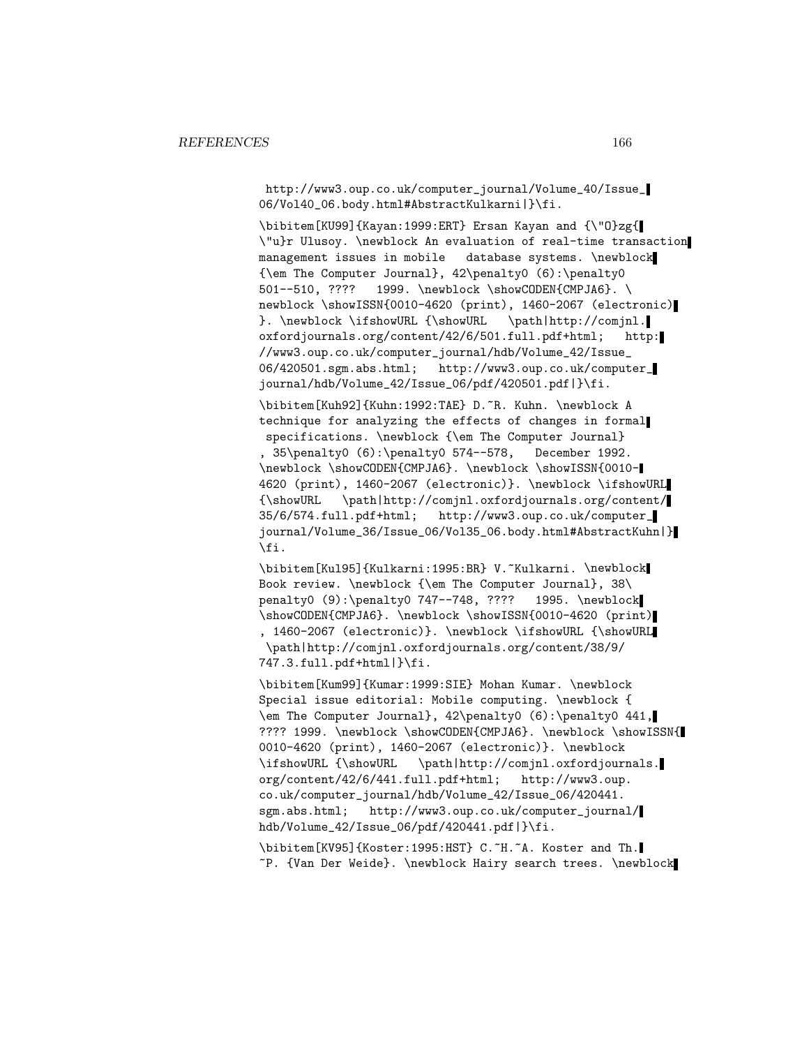http://www3.oup.co.uk/computer_journal/Volume_40/Issue_06/Vol40_06.body.html#AbstractKulkarni|}\fi.

```
\bibitem[KU99]{Kayan:1999:ERT} Ersan Kayan and {\"O}zg{\"u}r Ulusoy. \newblock An evaluation of real-time transaction management issues in mobile   database systems. \newblock {\em The Computer Journal}, 42\penalty0 (6):\penalty0 501--510, ????   1999. \newblock \showCODEN{CMPJA6}. \newblock \showISSN{0010-4620 (print), 1460-2067 (electronic)}. \newblock \ifshowURL {\showURL   \path|http://comjnl.oxfordjournals.org/content/42/6/501.full.pdf+html;   http://www3.oup.co.uk/computer_journal/hdb/Volume_42/Issue_06/420501.sgm.abs.html;   http://www3.oup.co.uk/computer_journal/hdb/Volume_42/Issue_06/pdf/420501.pdf|}\fi.
```

```
\bibitem[Kuh92]{Kuhn:1992:TAE} D.~R. Kuhn. \newblock A technique for analyzing the effects of changes in formal specifications. \newblock {\em The Computer Journal}, 35\penalty0 (6):\penalty0 574--578,   December 1992. \newblock \showCODEN{CMPJA6}. \newblock \showISSN{0010-4620 (print), 1460-2067 (electronic)}. \newblock \ifshowURL {\showURL   \path|http://comjnl.oxfordjournals.org/content/35/6/574.full.pdf+html;   http://www3.oup.co.uk/computer_journal/Volume_36/Issue_06/Vol35_06.body.html#AbstractKuhn|}\fi.
```

```
\bibitem[Kul95]{Kulkarni:1995:BR} V.~Kulkarni. \newblock Book review. \newblock {\em The Computer Journal}, 38\penalty0 (9):\penalty0 747--748, ????   1995. \newblock \showCODEN{CMPJA6}. \newblock \showISSN{0010-4620 (print), 1460-2067 (electronic)}. \newblock \ifshowURL {\showURL \path|http://comjnl.oxfordjournals.org/content/38/9/747.3.full.pdf+html|}\fi.
```

```
\bibitem[Kum99]{Kumar:1999:SIE} Mohan Kumar. \newblock Special issue editorial: Mobile computing. \newblock {\em The Computer Journal}, 42\penalty0 (6):\penalty0 441, ???? 1999. \newblock \showCODEN{CMPJA6}. \newblock \showISSN{0010-4620 (print), 1460-2067 (electronic)}. \newblock \ifshowURL {\showURL   \path|http://comjnl.oxfordjournals.org/content/42/6/441.full.pdf+html;   http://www3.oup.co.uk/computer_journal/hdb/Volume_42/Issue_06/420441.sgm.abs.html;   http://www3.oup.co.uk/computer_journal/hdb/Volume_42/Issue_06/pdf/420441.pdf|}\fi.
```

```
\bibitem[KV95]{Koster:1995:HST} C.~H.~A. Koster and Th.~P. {Van Der Weide}. \newblock Hairy search trees. \newblock
```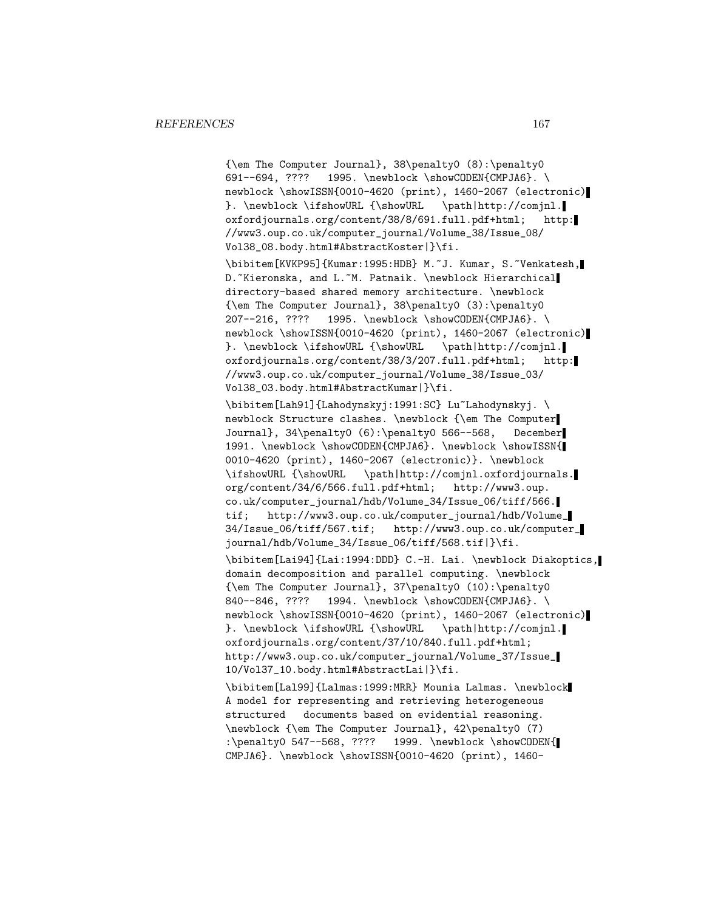{\em The Computer Journal}, 38\penalty0 (8):\penalty0 691--694, ???? 1995. \newblock \showCODEN{CMPJA6}. \newblock \showISSN{0010-4620 (print), 1460-2067 (electronic)}. \newblock \ifshowURL {\showURL \path|http://comjnl.oxfordjournals.org/content/38/8/691.full.pdf+html; http://www3.oup.co.uk/computer_journal/Volume_38/Issue_08/Vol38_08.body.html#AbstractKoster|}\fi.

\bibitem[KVKP95]{Kumar:1995:HDB} M.~J. Kumar, S.~Venkatesh, D.~Kieronska, and L.~M. Patnaik. \newblock Hierarchical directory-based shared memory architecture. \newblock {\em The Computer Journal}, 38\penalty0 (3):\penalty0 207--216, ???? 1995. \newblock \showCODEN{CMPJA6}. \newblock \showISSN{0010-4620 (print), 1460-2067 (electronic)}. \newblock \ifshowURL {\showURL \path|http://comjnl.oxfordjournals.org/content/38/3/207.full.pdf+html; http://www3.oup.co.uk/computer_journal/Volume_38/Issue_03/Vol38_03.body.html#AbstractKumar|}\fi.

\bibitem[Lah91]{Lahodynskyj:1991:SC} Lu~Lahodynskyj. \newblock Structure clashes. \newblock {\em The Computer Journal}, 34\penalty0 (6):\penalty0 566--568, December 1991. \newblock \showCODEN{CMPJA6}. \newblock \showISSN{0010-4620 (print), 1460-2067 (electronic)}. \newblock \ifshowURL {\showURL \path|http://comjnl.oxfordjournals.org/content/34/6/566.full.pdf+html; http://www3.oup.co.uk/computer_journal/hdb/Volume_34/Issue_06/tiff/566.tif; http://www3.oup.co.uk/computer_journal/hdb/Volume_34/Issue_06/tiff/567.tif; http://www3.oup.co.uk/computer_journal/hdb/Volume_34/Issue_06/tiff/568.tif|}\fi.

\bibitem[Lai94]{Lai:1994:DDD} C.-H. Lai. \newblock Diakoptics, domain decomposition and parallel computing. \newblock {\em The Computer Journal}, 37\penalty0 (10):\penalty0 840--846, ???? 1994. \newblock \showCODEN{CMPJA6}. \newblock \showISSN{0010-4620 (print), 1460-2067 (electronic)}. \newblock \ifshowURL {\showURL \path|http://comjnl.oxfordjournals.org/content/37/10/840.full.pdf+html; http://www3.oup.co.uk/computer_journal/Volume_37/Issue_10/Vol37_10.body.html#AbstractLai|}\fi.

\bibitem[Lal99]{Lalmas:1999:MRR} Mounia Lalmas. \newblock A model for representing and retrieving heterogeneous structured documents based on evidential reasoning. \newblock {\em The Computer Journal}, 42\penalty0 (7):\penalty0 547--568, ???? 1999. \newblock \showCODEN{CMPJA6}. \newblock \showISSN{0010-4620 (print), 1460-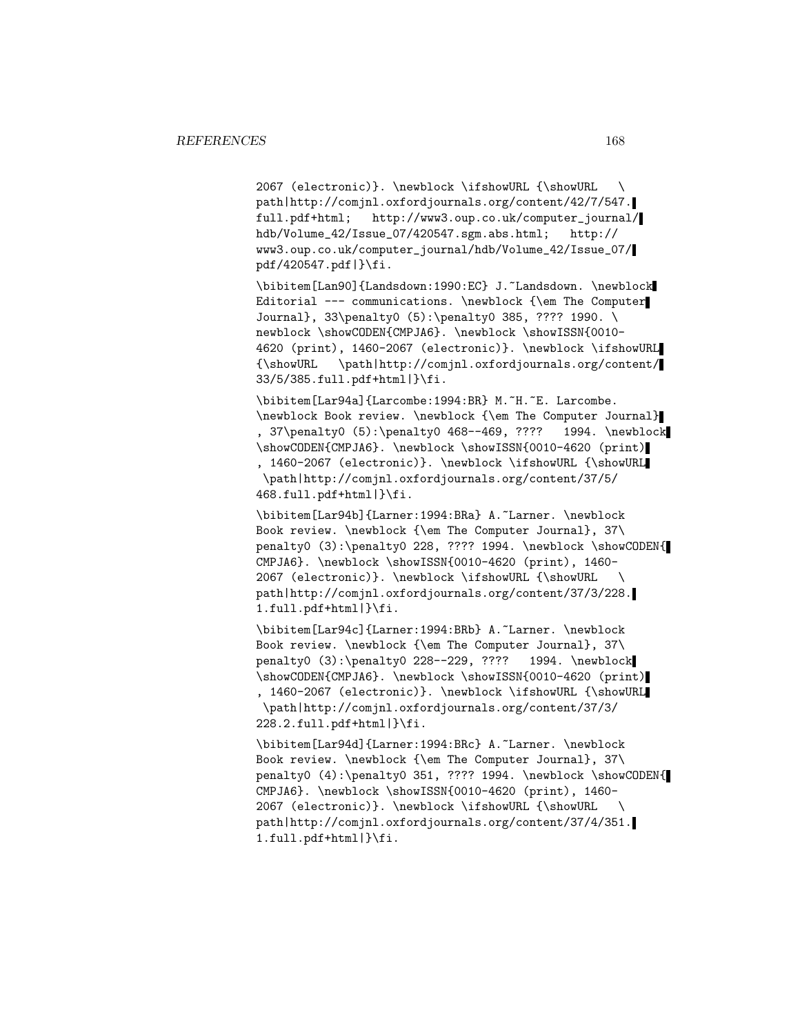```
2067 (electronic)}. \newblock \ifshowURL {\showURL   \
path|http://comjnl.oxfordjournals.org/content/42/7/547.
full.pdf+html;   http://www3.oup.co.uk/computer_journal/
hdb/Volume_42/Issue_07/420547.sgm.abs.html;   http://
www3.oup.co.uk/computer_journal/hdb/Volume_42/Issue_07/
pdf/420547.pdf|}\fi.

\bibitem[Lan90]{Landsdown:1990:EC} J.~Landsdown. \newblock
Editorial --- communications. \newblock {\em The Computer
Journal}, 33\penalty0 (5):\penalty0 385, ???? 1990. \
newblock \showCODEN{CMPJA6}. \newblock \showISSN{0010-
4620 (print), 1460-2067 (electronic)}. \newblock \ifshowURL
{\showURL   \path|http://comjnl.oxfordjournals.org/content/
33/5/385.full.pdf+html|}\fi.

\bibitem[Lar94a]{Larcombe:1994:BR} M.~H.~E. Larcombe.
\newblock Book review. \newblock {\em The Computer Journal}
, 37\penalty0 (5):\penalty0 468--469, ????   1994. \newblock
\showCODEN{CMPJA6}. \newblock \showISSN{0010-4620 (print)
, 1460-2067 (electronic)}. \newblock \ifshowURL {\showURL
 \path|http://comjnl.oxfordjournals.org/content/37/5/
468.full.pdf+html|}\fi.

\bibitem[Lar94b]{Larner:1994:BRa} A.~Larner. \newblock
Book review. \newblock {\em The Computer Journal}, 37\
penalty0 (3):\penalty0 228, ???? 1994. \newblock \showCODEN{
CMPJA6}. \newblock \showISSN{0010-4620 (print), 1460-
2067 (electronic)}. \newblock \ifshowURL {\showURL   \
path|http://comjnl.oxfordjournals.org/content/37/3/228.
1.full.pdf+html|}\fi.

\bibitem[Lar94c]{Larner:1994:BRb} A.~Larner. \newblock
Book review. \newblock {\em The Computer Journal}, 37\
penalty0 (3):\penalty0 228--229, ????   1994. \newblock
\showCODEN{CMPJA6}. \newblock \showISSN{0010-4620 (print)
, 1460-2067 (electronic)}. \newblock \ifshowURL {\showURL
 \path|http://comjnl.oxfordjournals.org/content/37/3/
228.2.full.pdf+html|}\fi.

\bibitem[Lar94d]{Larner:1994:BRc} A.~Larner. \newblock
Book review. \newblock {\em The Computer Journal}, 37\
penalty0 (4):\penalty0 351, ???? 1994. \newblock \showCODEN{
CMPJA6}. \newblock \showISSN{0010-4620 (print), 1460-
2067 (electronic)}. \newblock \ifshowURL {\showURL   \
path|http://comjnl.oxfordjournals.org/content/37/4/351.
1.full.pdf+html|}\fi.
```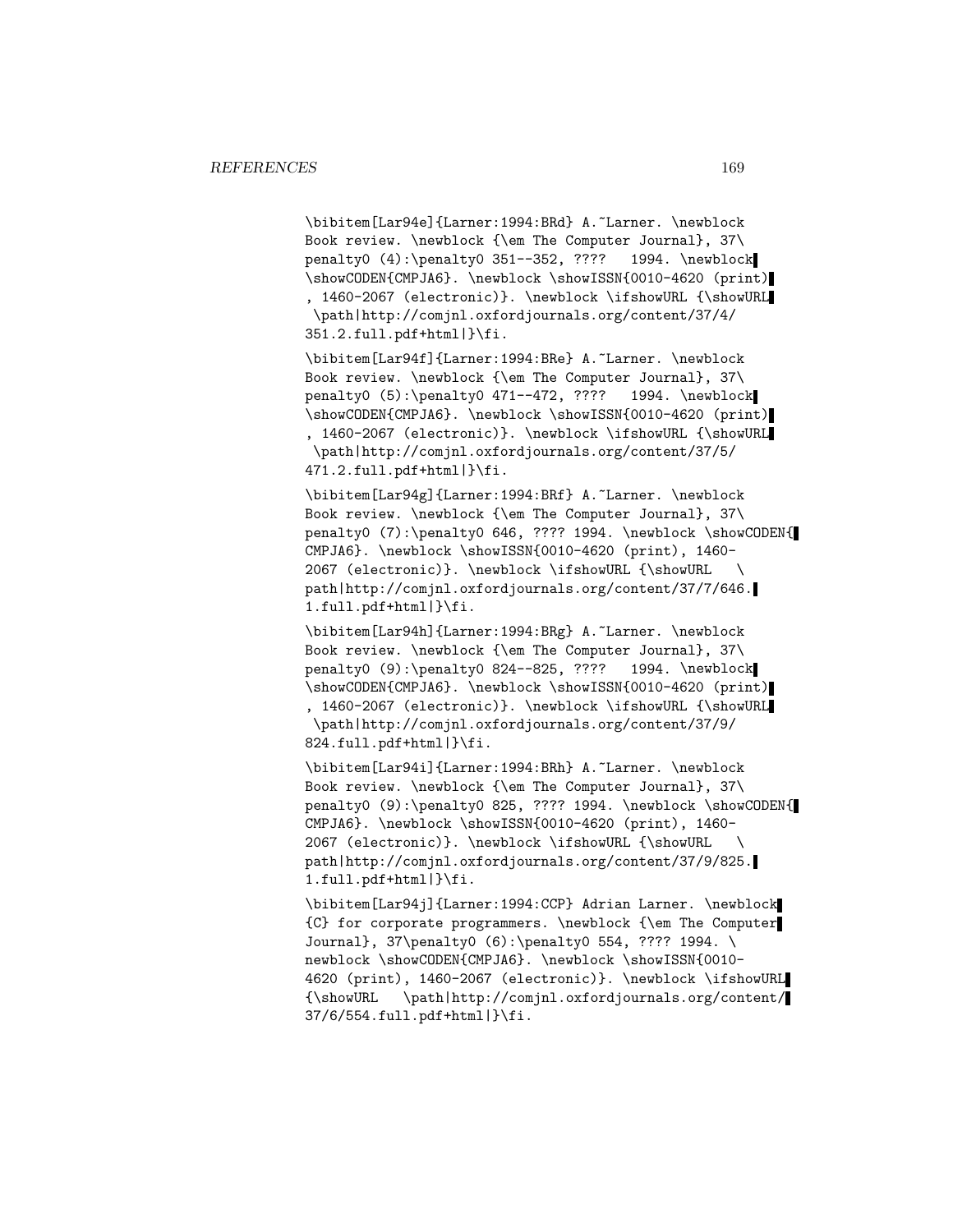```
\bibitem[Lar94e]{Larner:1994:BRd} A.~Larner. \newblock
Book review. \newblock {\em The Computer Journal}, 37\
penalty0 (4):\penalty0 351--352, ????   1994. \newblock
\showCODEN{CMPJA6}. \newblock \showISSN{0010-4620 (print)
, 1460-2067 (electronic)}. \newblock \ifshowURL {\showURL
 \path|http://comjnl.oxfordjournals.org/content/37/4/
351.2.full.pdf+html|}\fi.

\bibitem[Lar94f]{Larner:1994:BRe} A.~Larner. \newblock
Book review. \newblock {\em The Computer Journal}, 37\
penalty0 (5):\penalty0 471--472, ????   1994. \newblock
\showCODEN{CMPJA6}. \newblock \showISSN{0010-4620 (print)
, 1460-2067 (electronic)}. \newblock \ifshowURL {\showURL
 \path|http://comjnl.oxfordjournals.org/content/37/5/
471.2.full.pdf+html|}\fi.

\bibitem[Lar94g]{Larner:1994:BRf} A.~Larner. \newblock
Book review. \newblock {\em The Computer Journal}, 37\
penalty0 (7):\penalty0 646, ???? 1994. \newblock \showCODEN{
CMPJA6}. \newblock \showISSN{0010-4620 (print), 1460-
2067 (electronic)}. \newblock \ifshowURL {\showURL   \
path|http://comjnl.oxfordjournals.org/content/37/7/646.
1.full.pdf+html|}\fi.

\bibitem[Lar94h]{Larner:1994:BRg} A.~Larner. \newblock
Book review. \newblock {\em The Computer Journal}, 37\
penalty0 (9):\penalty0 824--825, ????   1994. \newblock
\showCODEN{CMPJA6}. \newblock \showISSN{0010-4620 (print)
, 1460-2067 (electronic)}. \newblock \ifshowURL {\showURL
 \path|http://comjnl.oxfordjournals.org/content/37/9/
824.full.pdf+html|}\fi.

\bibitem[Lar94i]{Larner:1994:BRh} A.~Larner. \newblock
Book review. \newblock {\em The Computer Journal}, 37\
penalty0 (9):\penalty0 825, ???? 1994. \newblock \showCODEN{
CMPJA6}. \newblock \showISSN{0010-4620 (print), 1460-
2067 (electronic)}. \newblock \ifshowURL {\showURL   \
path|http://comjnl.oxfordjournals.org/content/37/9/825.
1.full.pdf+html|}\fi.

\bibitem[Lar94j]{Larner:1994:CCP} Adrian Larner. \newblock
{C} for corporate programmers. \newblock {\em The Computer
Journal}, 37\penalty0 (6):\penalty0 554, ???? 1994. \
newblock \showCODEN{CMPJA6}. \newblock \showISSN{0010-
4620 (print), 1460-2067 (electronic)}. \newblock \ifshowURL
{\showURL   \path|http://comjnl.oxfordjournals.org/content/
37/6/554.full.pdf+html|}\fi.
```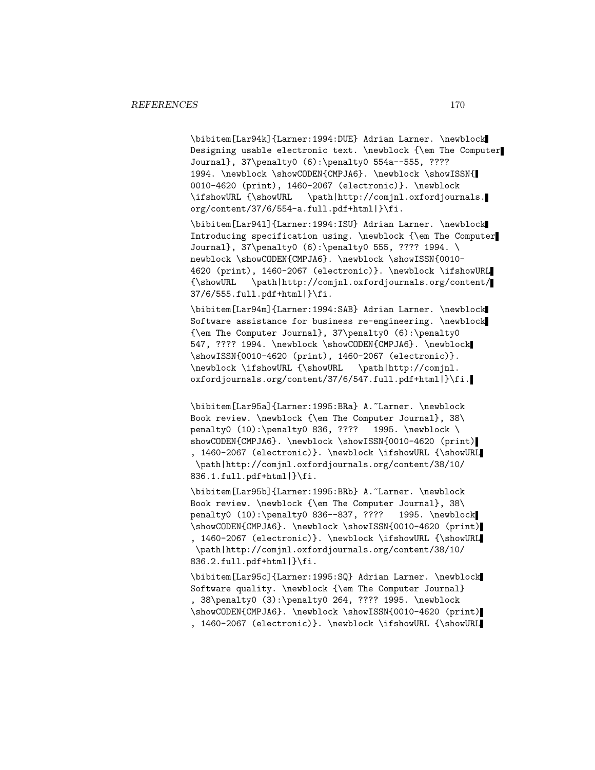```
\bibitem[Lar94k]{Larner:1994:DUE} Adrian Larner. \newblock
Designing usable electronic text. \newblock {\em The Computer
Journal}, 37\penalty0 (6):\penalty0 554a--555, ????
1994. \newblock \showCODEN{CMPJA6}. \newblock \showISSN{
0010-4620 (print), 1460-2067 (electronic)}. \newblock
\ifshowURL {\showURL   \path|http://comjnl.oxfordjournals.
org/content/37/6/554-a.full.pdf+html|}\fi.

\bibitem[Lar94l]{Larner:1994:ISU} Adrian Larner. \newblock
Introducing specification using. \newblock {\em The Computer
Journal}, 37\penalty0 (6):\penalty0 555, ???? 1994. \
newblock \showCODEN{CMPJA6}. \newblock \showISSN{0010-
4620 (print), 1460-2067 (electronic)}. \newblock \ifshowURL
{\showURL   \path|http://comjnl.oxfordjournals.org/content/
37/6/555.full.pdf+html|}\fi.

\bibitem[Lar94m]{Larner:1994:SAB} Adrian Larner. \newblock
Software assistance for business re-engineering. \newblock
{\em The Computer Journal}, 37\penalty0 (6):\penalty0
547, ???? 1994. \newblock \showCODEN{CMPJA6}. \newblock
\showISSN{0010-4620 (print), 1460-2067 (electronic)}.
\newblock \ifshowURL {\showURL   \path|http://comjnl.
oxfordjournals.org/content/37/6/547.full.pdf+html|}\fi.


\bibitem[Lar95a]{Larner:1995:BRa} A.~Larner. \newblock
Book review. \newblock {\em The Computer Journal}, 38\
penalty0 (10):\penalty0 836, ????   1995. \newblock \
showCODEN{CMPJA6}. \newblock \showISSN{0010-4620 (print)
, 1460-2067 (electronic)}. \newblock \ifshowURL {\showURL
 \path|http://comjnl.oxfordjournals.org/content/38/10/
836.1.full.pdf+html|}\fi.

\bibitem[Lar95b]{Larner:1995:BRb} A.~Larner. \newblock
Book review. \newblock {\em The Computer Journal}, 38\
penalty0 (10):\penalty0 836--837, ????   1995. \newblock
\showCODEN{CMPJA6}. \newblock \showISSN{0010-4620 (print)
, 1460-2067 (electronic)}. \newblock \ifshowURL {\showURL
 \path|http://comjnl.oxfordjournals.org/content/38/10/
836.2.full.pdf+html|}\fi.

\bibitem[Lar95c]{Larner:1995:SQ} Adrian Larner. \newblock
Software quality. \newblock {\em The Computer Journal}
, 38\penalty0 (3):\penalty0 264, ???? 1995. \newblock
\showCODEN{CMPJA6}. \newblock \showISSN{0010-4620 (print)
, 1460-2067 (electronic)}. \newblock \ifshowURL {\showURL
```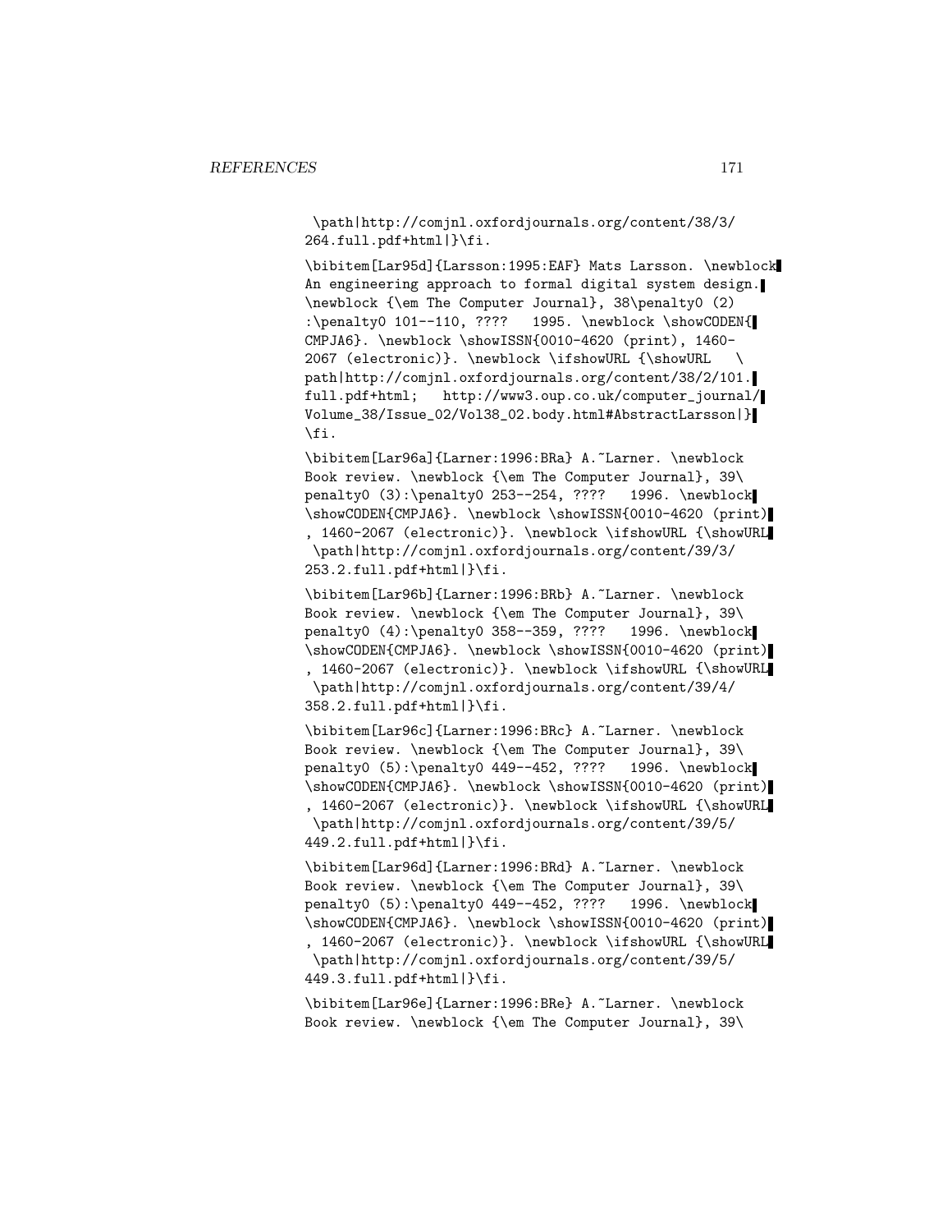\path|http://comjnl.oxfordjournals.org/content/38/3/264.full.pdf+html|}\fi.

\bibitem[Lar95d]{Larsson:1995:EAF} Mats Larsson. \newblock An engineering approach to formal digital system design. \newblock {\em The Computer Journal}, 38\penalty0 (2) :\penalty0 101--110, ???? 1995. \newblock \showCODEN{CMPJA6}. \newblock \showISSN{0010-4620 (print), 1460-2067 (electronic)}. \newblock \ifshowURL {\showURL \path|http://comjnl.oxfordjournals.org/content/38/2/101.full.pdf+html; http://www3.oup.co.uk/computer_journal/Volume_38/Issue_02/Vol38_02.body.html#AbstractLarsson|}\fi.

\bibitem[Lar96a]{Larner:1996:BRa} A.~Larner. \newblock Book review. \newblock {\em The Computer Journal}, 39\penalty0 (3):\penalty0 253--254, ???? 1996. \newblock \showCODEN{CMPJA6}. \newblock \showISSN{0010-4620 (print), 1460-2067 (electronic)}. \newblock \ifshowURL {\showURL \path|http://comjnl.oxfordjournals.org/content/39/3/253.2.full.pdf+html|}\fi.

\bibitem[Lar96b]{Larner:1996:BRb} A.~Larner. \newblock Book review. \newblock {\em The Computer Journal}, 39\penalty0 (4):\penalty0 358--359, ???? 1996. \newblock \showCODEN{CMPJA6}. \newblock \showISSN{0010-4620 (print), 1460-2067 (electronic)}. \newblock \ifshowURL {\showURL \path|http://comjnl.oxfordjournals.org/content/39/4/358.2.full.pdf+html|}\fi.

\bibitem[Lar96c]{Larner:1996:BRc} A.~Larner. \newblock Book review. \newblock {\em The Computer Journal}, 39\penalty0 (5):\penalty0 449--452, ???? 1996. \newblock \showCODEN{CMPJA6}. \newblock \showISSN{0010-4620 (print), 1460-2067 (electronic)}. \newblock \ifshowURL {\showURL \path|http://comjnl.oxfordjournals.org/content/39/5/449.2.full.pdf+html|}\fi.

\bibitem[Lar96d]{Larner:1996:BRd} A.~Larner. \newblock Book review. \newblock {\em The Computer Journal}, 39\penalty0 (5):\penalty0 449--452, ???? 1996. \newblock \showCODEN{CMPJA6}. \newblock \showISSN{0010-4620 (print), 1460-2067 (electronic)}. \newblock \ifshowURL {\showURL \path|http://comjnl.oxfordjournals.org/content/39/5/449.3.full.pdf+html|}\fi.

\bibitem[Lar96e]{Larner:1996:BRe} A.~Larner. \newblock Book review. \newblock {\em The Computer Journal}, 39\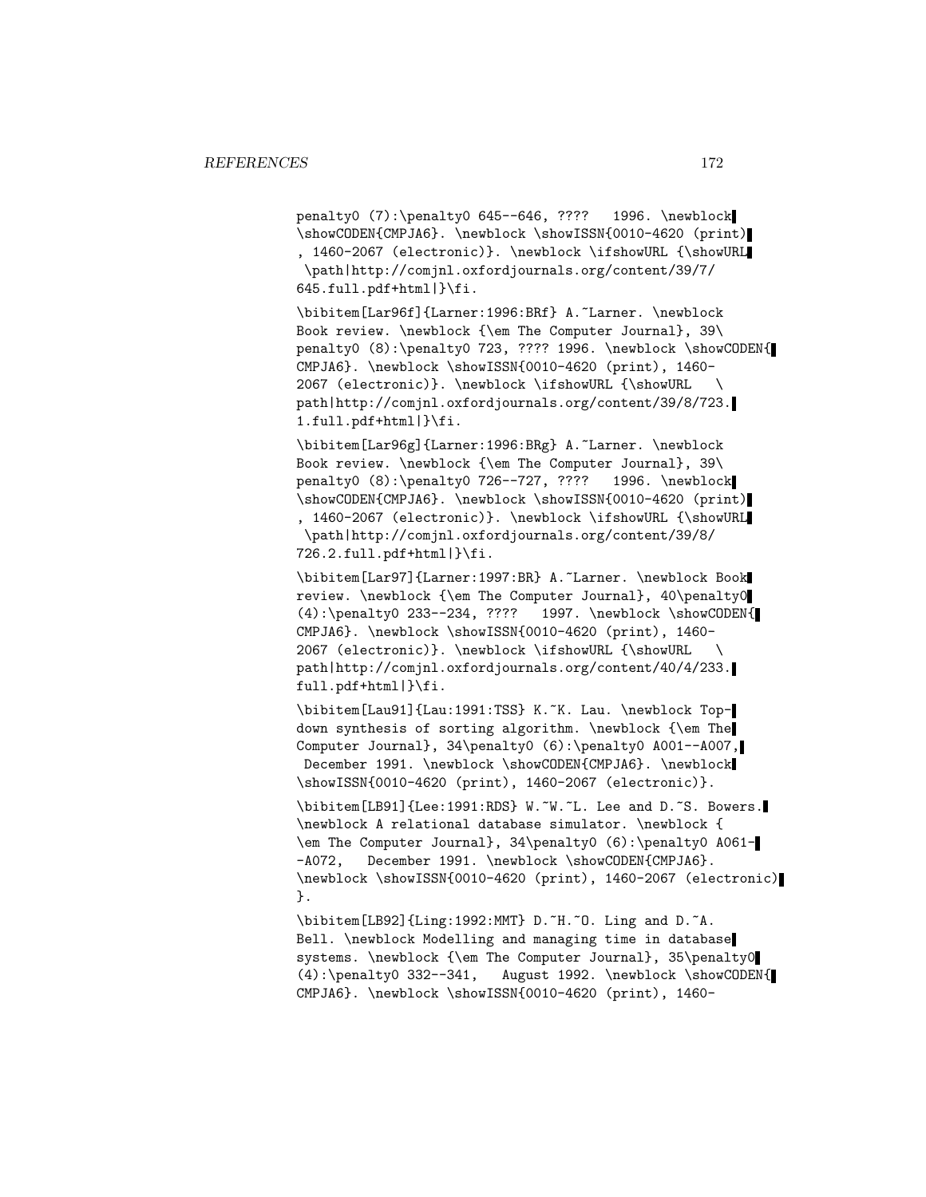penalty0 (7):\penalty0 645--646, ???? 1996. \newblock \showCODEN{CMPJA6}. \newblock \showISSN{0010-4620 (print), 1460-2067 (electronic)}. \newblock \ifshowURL {\showURL \path|http://comjnl.oxfordjournals.org/content/39/7/645.full.pdf+html|}\fi.

\bibitem[Lar96f]{Larner:1996:BRf} A.~Larner. \newblock Book review. \newblock {\em The Computer Journal}, 39\penalty0 (8):\penalty0 723, ???? 1996. \newblock \showCODEN{CMPJA6}. \newblock \showISSN{0010-4620 (print), 1460-2067 (electronic)}. \newblock \ifshowURL {\showURL \path|http://comjnl.oxfordjournals.org/content/39/8/723.1.full.pdf+html|}\fi.

\bibitem[Lar96g]{Larner:1996:BRg} A.~Larner. \newblock Book review. \newblock {\em The Computer Journal}, 39\penalty0 (8):\penalty0 726--727, ???? 1996. \newblock \showCODEN{CMPJA6}. \newblock \showISSN{0010-4620 (print), 1460-2067 (electronic)}. \newblock \ifshowURL {\showURL \path|http://comjnl.oxfordjournals.org/content/39/8/726.2.full.pdf+html|}\fi.

\bibitem[Lar97]{Larner:1997:BR} A.~Larner. \newblock Book review. \newblock {\em The Computer Journal}, 40\penalty0 (4):\penalty0 233--234, ???? 1997. \newblock \showCODEN{CMPJA6}. \newblock \showISSN{0010-4620 (print), 1460-2067 (electronic)}. \newblock \ifshowURL {\showURL \path|http://comjnl.oxfordjournals.org/content/40/4/233.full.pdf+html|}\fi.

\bibitem[Lau91]{Lau:1991:TSS} K.~K. Lau. \newblock Top-down synthesis of sorting algorithm. \newblock {\em The Computer Journal}, 34\penalty0 (6):\penalty0 A001--A007, December 1991. \newblock \showCODEN{CMPJA6}. \newblock \showISSN{0010-4620 (print), 1460-2067 (electronic)}.

\bibitem[LB91]{Lee:1991:RDS} W.~W.~L. Lee and D.~S. Bowers. \newblock A relational database simulator. \newblock {\em The Computer Journal}, 34\penalty0 (6):\penalty0 A061--A072, December 1991. \newblock \showCODEN{CMPJA6}. \newblock \showISSN{0010-4620 (print), 1460-2067 (electronic)}.

\bibitem[LB92]{Ling:1992:MMT} D.~H.~O. Ling and D.~A. Bell. \newblock Modelling and managing time in database systems. \newblock {\em The Computer Journal}, 35\penalty0 (4):\penalty0 332--341, August 1992. \newblock \showCODEN{CMPJA6}. \newblock \showISSN{0010-4620 (print), 1460-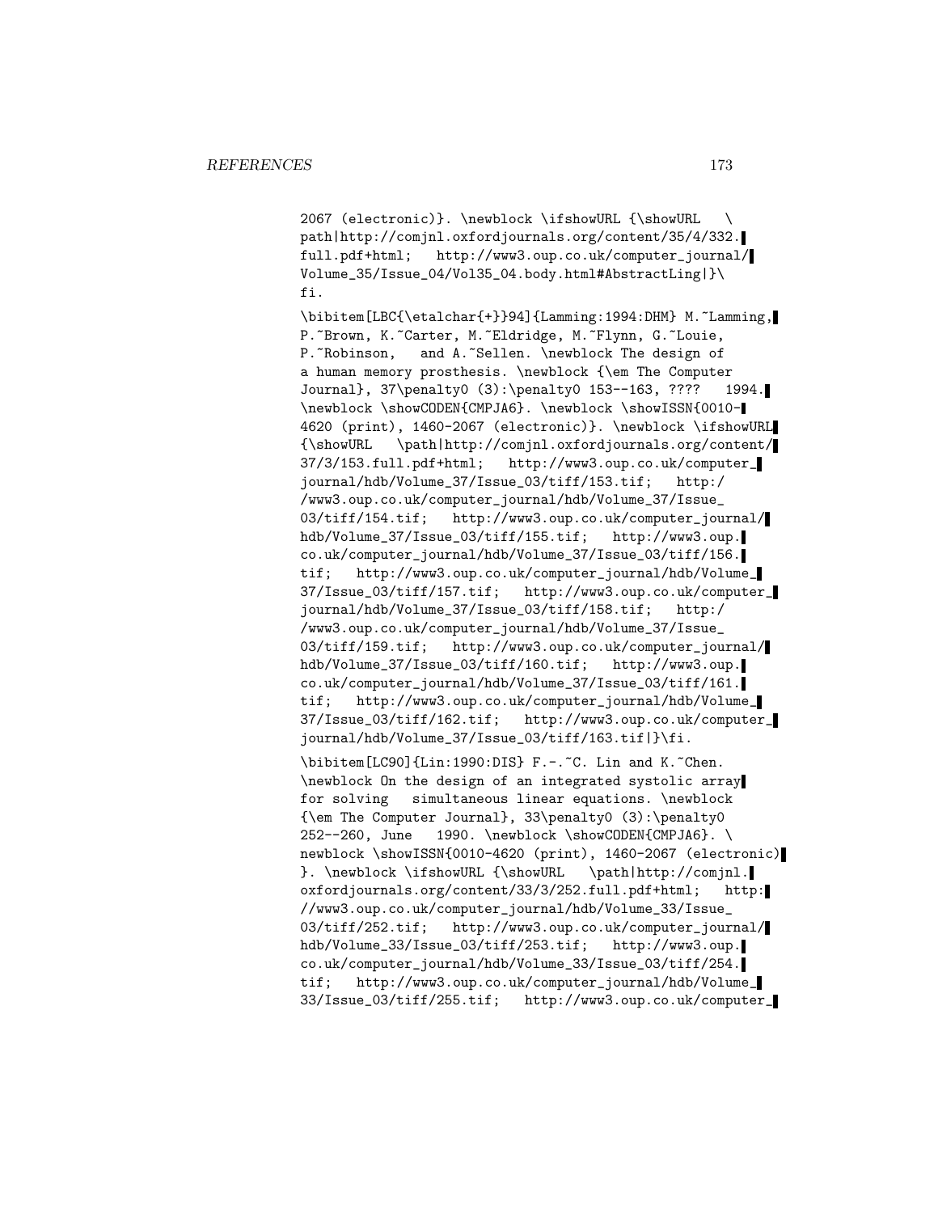```
2067 (electronic)}. \newblock \ifshowURL {\showURL   \
path|http://comjnl.oxfordjournals.org/content/35/4/332.
full.pdf+html;   http://www3.oup.co.uk/computer_journal/
Volume_35/Issue_04/Vol35_04.body.html#AbstractLing|}\
fi.

\bibitem[LBC{\etalchar{+}}94]{Lamming:1994:DHM} M.~Lamming,
P.~Brown, K.~Carter, M.~Eldridge, M.~Flynn, G.~Louie,
P.~Robinson,   and A.~Sellen. \newblock The design of
a human memory prosthesis. \newblock {\em The Computer
Journal}, 37\penalty0 (3):\penalty0 153--163, ????   1994.
\newblock \showCODEN{CMPJA6}. \newblock \showISSN{0010-
4620 (print), 1460-2067 (electronic)}. \newblock \ifshowURL
{\showURL   \path|http://comjnl.oxfordjournals.org/content/
37/3/153.full.pdf+html;   http://www3.oup.co.uk/computer_
journal/hdb/Volume_37/Issue_03/tiff/153.tif;   http:/
/www3.oup.co.uk/computer_journal/hdb/Volume_37/Issue_
03/tiff/154.tif;   http://www3.oup.co.uk/computer_journal/
hdb/Volume_37/Issue_03/tiff/155.tif;   http://www3.oup.
co.uk/computer_journal/hdb/Volume_37/Issue_03/tiff/156.
tif;   http://www3.oup.co.uk/computer_journal/hdb/Volume_
37/Issue_03/tiff/157.tif;   http://www3.oup.co.uk/computer_
journal/hdb/Volume_37/Issue_03/tiff/158.tif;   http:/
/www3.oup.co.uk/computer_journal/hdb/Volume_37/Issue_
03/tiff/159.tif;   http://www3.oup.co.uk/computer_journal/
hdb/Volume_37/Issue_03/tiff/160.tif;   http://www3.oup.
co.uk/computer_journal/hdb/Volume_37/Issue_03/tiff/161.
tif;   http://www3.oup.co.uk/computer_journal/hdb/Volume_
37/Issue_03/tiff/162.tif;   http://www3.oup.co.uk/computer_
journal/hdb/Volume_37/Issue_03/tiff/163.tif|}\fi.

\bibitem[LC90]{Lin:1990:DIS} F.-.~C. Lin and K.~Chen.
\newblock On the design of an integrated systolic array
for solving   simultaneous linear equations. \newblock
{\em The Computer Journal}, 33\penalty0 (3):\penalty0
252--260, June   1990. \newblock \showCODEN{CMPJA6}. \
newblock \showISSN{0010-4620 (print), 1460-2067 (electronic)
}. \newblock \ifshowURL {\showURL   \path|http://comjnl.
oxfordjournals.org/content/33/3/252.full.pdf+html;   http:
//www3.oup.co.uk/computer_journal/hdb/Volume_33/Issue_
03/tiff/252.tif;   http://www3.oup.co.uk/computer_journal/
hdb/Volume_33/Issue_03/tiff/253.tif;   http://www3.oup.
co.uk/computer_journal/hdb/Volume_33/Issue_03/tiff/254.
tif;   http://www3.oup.co.uk/computer_journal/hdb/Volume_
33/Issue_03/tiff/255.tif;   http://www3.oup.co.uk/computer_
```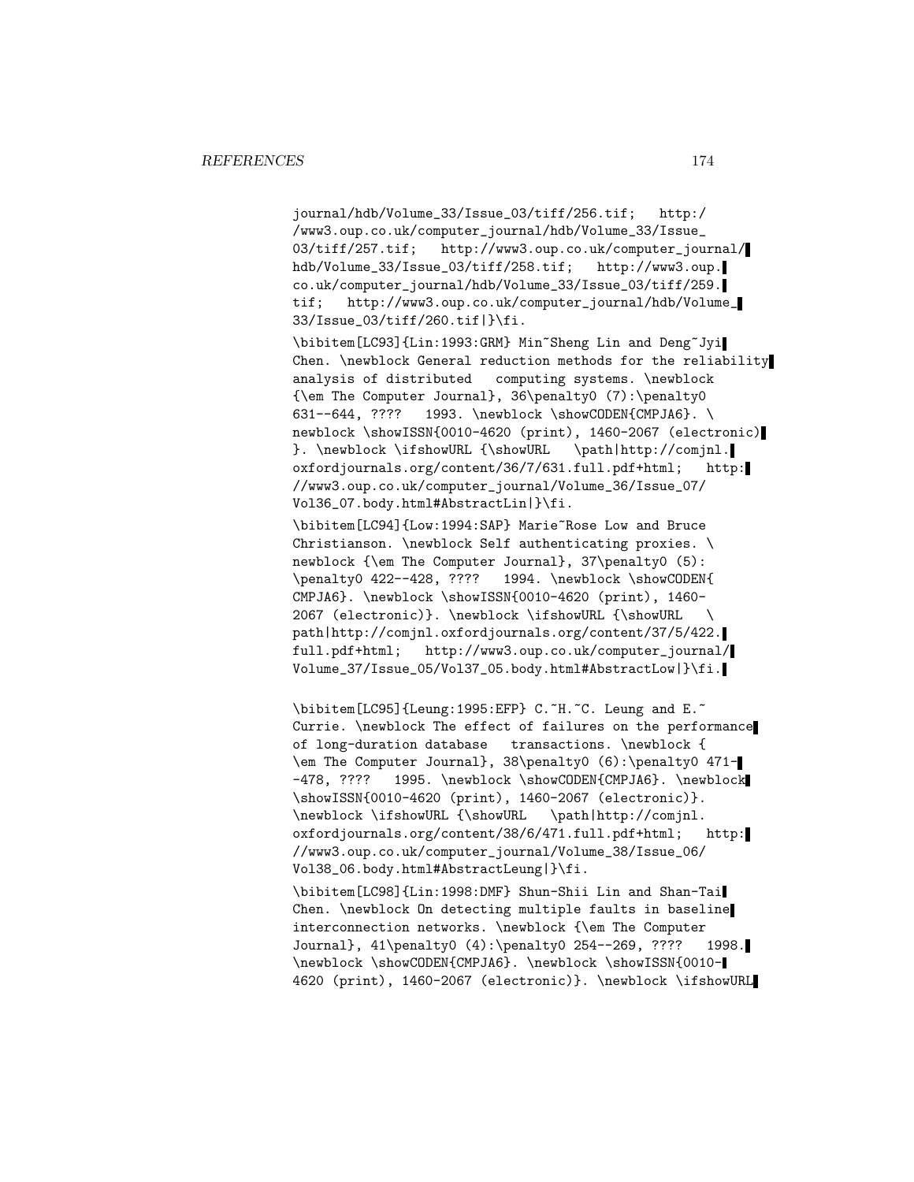```
journal/hdb/Volume_33/Issue_03/tiff/256.tif;   http:/
/www3.oup.co.uk/computer_journal/hdb/Volume_33/Issue_
03/tiff/257.tif;   http://www3.oup.co.uk/computer_journal/
hdb/Volume_33/Issue_03/tiff/258.tif;   http://www3.oup.
co.uk/computer_journal/hdb/Volume_33/Issue_03/tiff/259.
tif;   http://www3.oup.co.uk/computer_journal/hdb/Volume_
33/Issue_03/tiff/260.tif|}\fi.

\bibitem[LC93]{Lin:1993:GRM} Min~Sheng Lin and Deng~Jyi
Chen. \newblock General reduction methods for the reliability
analysis of distributed   computing systems. \newblock
{\em The Computer Journal}, 36\penalty0 (7):\penalty0
631--644, ????   1993. \newblock \showCODEN{CMPJA6}. \
newblock \showISSN{0010-4620 (print), 1460-2067 (electronic)
}. \newblock \ifshowURL {\showURL   \path|http://comjnl.
oxfordjournals.org/content/36/7/631.full.pdf+html;   http:
//www3.oup.co.uk/computer_journal/Volume_36/Issue_07/
Vol36_07.body.html#AbstractLin|}\fi.

\bibitem[LC94]{Low:1994:SAP} Marie~Rose Low and Bruce
Christianson. \newblock Self authenticating proxies. \
newblock {\em The Computer Journal}, 37\penalty0 (5):
\penalty0 422--428, ????   1994. \newblock \showCODEN{
CMPJA6}. \newblock \showISSN{0010-4620 (print), 1460-
2067 (electronic)}. \newblock \ifshowURL {\showURL   \
path|http://comjnl.oxfordjournals.org/content/37/5/422.
full.pdf+html;   http://www3.oup.co.uk/computer_journal/
Volume_37/Issue_05/Vol37_05.body.html#AbstractLow|}\fi.

\bibitem[LC95]{Leung:1995:EFP} C.~H.~C. Leung and E.~
Currie. \newblock The effect of failures on the performance
of long-duration database   transactions. \newblock {
\em The Computer Journal}, 38\penalty0 (6):\penalty0 471-
-478, ????   1995. \newblock \showCODEN{CMPJA6}. \newblock
\showISSN{0010-4620 (print), 1460-2067 (electronic)}.
\newblock \ifshowURL {\showURL   \path|http://comjnl.
oxfordjournals.org/content/38/6/471.full.pdf+html;   http:
//www3.oup.co.uk/computer_journal/Volume_38/Issue_06/
Vol38_06.body.html#AbstractLeung|}\fi.

\bibitem[LC98]{Lin:1998:DMF} Shun-Shii Lin and Shan-Tai
Chen. \newblock On detecting multiple faults in baseline
interconnection networks. \newblock {\em The Computer
Journal}, 41\penalty0 (4):\penalty0 254--269, ????   1998.
\newblock \showCODEN{CMPJA6}. \newblock \showISSN{0010-
4620 (print), 1460-2067 (electronic)}. \newblock \ifshowURL
```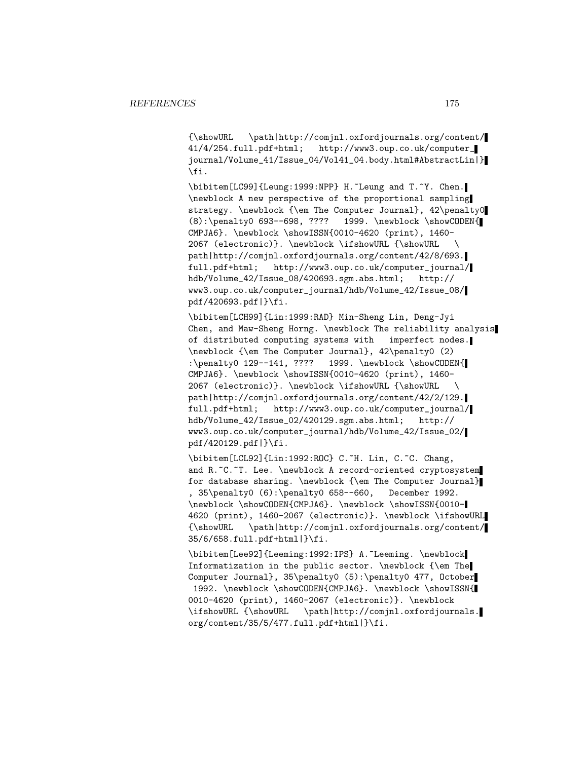```
{\showURL   \path|http://comjnl.oxfordjournals.org/content/
41/4/254.full.pdf+html;   http://www3.oup.co.uk/computer_
journal/Volume_41/Issue_04/Vol41_04.body.html#AbstractLin|}
\fi.

\bibitem[LC99]{Leung:1999:NPP} H.~Leung and T.~Y. Chen.
\newblock A new perspective of the proportional sampling
strategy. \newblock {\em The Computer Journal}, 42\penalty0
(8):\penalty0 693--698, ????   1999. \newblock \showCODEN{
CMPJA6}. \newblock \showISSN{0010-4620 (print), 1460-
2067 (electronic)}. \newblock \ifshowURL {\showURL   \
path|http://comjnl.oxfordjournals.org/content/42/8/693.
full.pdf+html;   http://www3.oup.co.uk/computer_journal/
hdb/Volume_42/Issue_08/420693.sgm.abs.html;   http://
www3.oup.co.uk/computer_journal/hdb/Volume_42/Issue_08/
pdf/420693.pdf|}\fi.

\bibitem[LCH99]{Lin:1999:RAD} Min-Sheng Lin, Deng-Jyi
Chen, and Maw-Sheng Horng. \newblock The reliability analysis
of distributed computing systems with   imperfect nodes.
\newblock {\em The Computer Journal}, 42\penalty0 (2)
:\penalty0 129--141, ????   1999. \newblock \showCODEN{
CMPJA6}. \newblock \showISSN{0010-4620 (print), 1460-
2067 (electronic)}. \newblock \ifshowURL {\showURL   \
path|http://comjnl.oxfordjournals.org/content/42/2/129.
full.pdf+html;   http://www3.oup.co.uk/computer_journal/
hdb/Volume_42/Issue_02/420129.sgm.abs.html;   http://
www3.oup.co.uk/computer_journal/hdb/Volume_42/Issue_02/
pdf/420129.pdf|}\fi.

\bibitem[LCL92]{Lin:1992:ROC} C.~H. Lin, C.~C. Chang,
and R.~C.~T. Lee. \newblock A record-oriented cryptosystem
for database sharing. \newblock {\em The Computer Journal}
, 35\penalty0 (6):\penalty0 658--660,   December 1992.
\newblock \showCODEN{CMPJA6}. \newblock \showISSN{0010-
4620 (print), 1460-2067 (electronic)}. \newblock \ifshowURL
{\showURL   \path|http://comjnl.oxfordjournals.org/content/
35/6/658.full.pdf+html|}\fi.

\bibitem[Lee92]{Leeming:1992:IPS} A.~Leeming. \newblock
Informatization in the public sector. \newblock {\em The
Computer Journal}, 35\penalty0 (5):\penalty0 477, October
 1992. \newblock \showCODEN{CMPJA6}. \newblock \showISSN{
0010-4620 (print), 1460-2067 (electronic)}. \newblock
\ifshowURL {\showURL   \path|http://comjnl.oxfordjournals.
org/content/35/5/477.full.pdf+html|}\fi.
```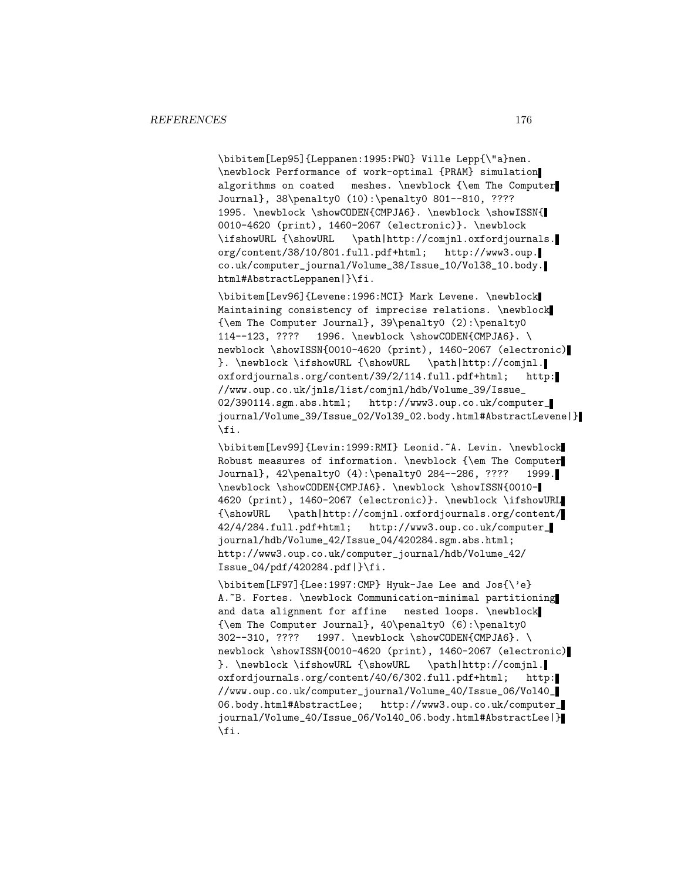```
\bibitem[Lep95]{Leppanen:1995:PWO} Ville Lepp{\"a}nen.
\newblock Performance of work-optimal {PRAM} simulation
algorithms on coated   meshes. \newblock {\em The Computer
Journal}, 38\penalty0 (10):\penalty0 801--810, ????
1995. \newblock \showCODEN{CMPJA6}. \newblock \showISSN{
0010-4620 (print), 1460-2067 (electronic)}. \newblock
\ifshowURL {\showURL   \path|http://comjnl.oxfordjournals.
org/content/38/10/801.full.pdf+html;   http://www3.oup.
co.uk/computer_journal/Volume_38/Issue_10/Vol38_10.body.
html#AbstractLeppanen|}\fi.

\bibitem[Lev96]{Levene:1996:MCI} Mark Levene. \newblock
Maintaining consistency of imprecise relations. \newblock
{\em The Computer Journal}, 39\penalty0 (2):\penalty0
114--123, ????   1996. \newblock \showCODEN{CMPJA6}. \
newblock \showISSN{0010-4620 (print), 1460-2067 (electronic)
}. \newblock \ifshowURL {\showURL   \path|http://comjnl.
oxfordjournals.org/content/39/2/114.full.pdf+html;   http:
//www.oup.co.uk/jnls/list/comjnl/hdb/Volume_39/Issue_
02/390114.sgm.abs.html;   http://www3.oup.co.uk/computer_
journal/Volume_39/Issue_02/Vol39_02.body.html#AbstractLevene|}
\fi.

\bibitem[Lev99]{Levin:1999:RMI} Leonid.~A. Levin. \newblock
Robust measures of information. \newblock {\em The Computer
Journal}, 42\penalty0 (4):\penalty0 284--286, ????   1999.
\newblock \showCODEN{CMPJA6}. \newblock \showISSN{0010-
4620 (print), 1460-2067 (electronic)}. \newblock \ifshowURL
{\showURL   \path|http://comjnl.oxfordjournals.org/content/
42/4/284.full.pdf+html;   http://www3.oup.co.uk/computer_
journal/hdb/Volume_42/Issue_04/420284.sgm.abs.html;
http://www3.oup.co.uk/computer_journal/hdb/Volume_42/
Issue_04/pdf/420284.pdf|}\fi.

\bibitem[LF97]{Lee:1997:CMP} Hyuk-Jae Lee and Jos{\'e}
A.~B. Fortes. \newblock Communication-minimal partitioning
and data alignment for affine   nested loops. \newblock
{\em The Computer Journal}, 40\penalty0 (6):\penalty0
302--310, ????   1997. \newblock \showCODEN{CMPJA6}. \
newblock \showISSN{0010-4620 (print), 1460-2067 (electronic)
}. \newblock \ifshowURL {\showURL   \path|http://comjnl.
oxfordjournals.org/content/40/6/302.full.pdf+html;   http:
//www.oup.co.uk/computer_journal/Volume_40/Issue_06/Vol40_
06.body.html#AbstractLee;   http://www3.oup.co.uk/computer_
journal/Volume_40/Issue_06/Vol40_06.body.html#AbstractLee|}
\fi.
```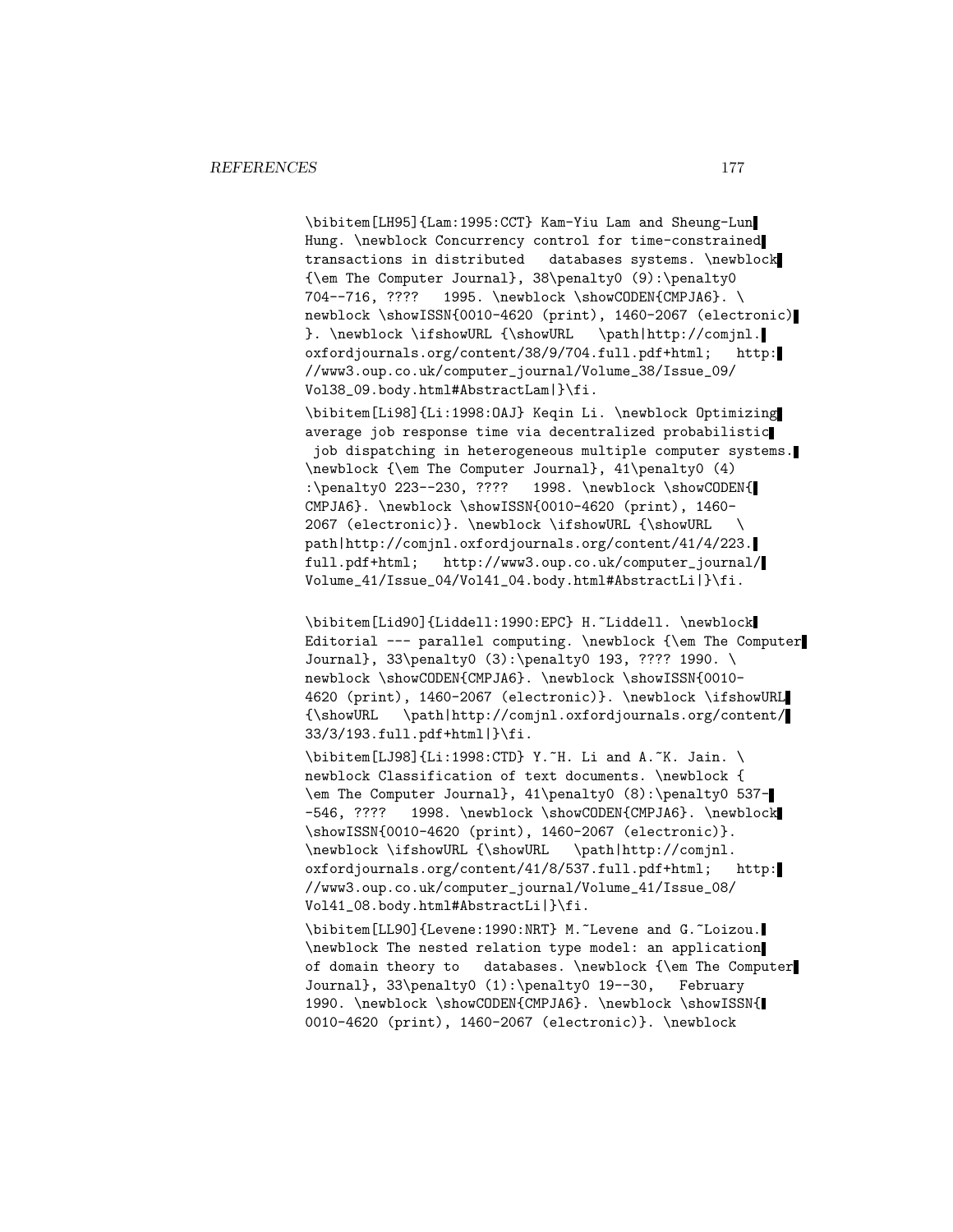```
\bibitem[LH95]{Lam:1995:CCT} Kam-Yiu Lam and Sheung-Lun
Hung. \newblock Concurrency control for time-constrained
transactions in distributed   databases systems. \newblock
{\em The Computer Journal}, 38\penalty0 (9):\penalty0
704--716, ????   1995. \newblock \showCODEN{CMPJA6}. \
newblock \showISSN{0010-4620 (print), 1460-2067 (electronic)
}. \newblock \ifshowURL {\showURL   \path|http://comjnl.
oxfordjournals.org/content/38/9/704.full.pdf+html;   http:
//www3.oup.co.uk/computer_journal/Volume_38/Issue_09/
Vol38_09.body.html#AbstractLam|}\fi.

\bibitem[Li98]{Li:1998:OAJ} Keqin Li. \newblock Optimizing
average job response time via decentralized probabilistic
 job dispatching in heterogeneous multiple computer systems.
\newblock {\em The Computer Journal}, 41\penalty0 (4)
:\penalty0 223--230, ????   1998. \newblock \showCODEN{
CMPJA6}. \newblock \showISSN{0010-4620 (print), 1460-
2067 (electronic)}. \newblock \ifshowURL {\showURL   \
path|http://comjnl.oxfordjournals.org/content/41/4/223.
full.pdf+html;   http://www3.oup.co.uk/computer_journal/
Volume_41/Issue_04/Vol41_04.body.html#AbstractLi|}\fi.

\bibitem[Lid90]{Liddell:1990:EPC} H.~Liddell. \newblock
Editorial --- parallel computing. \newblock {\em The Computer
Journal}, 33\penalty0 (3):\penalty0 193, ???? 1990. \
newblock \showCODEN{CMPJA6}. \newblock \showISSN{0010-
4620 (print), 1460-2067 (electronic)}. \newblock \ifshowURL
{\showURL   \path|http://comjnl.oxfordjournals.org/content/
33/3/193.full.pdf+html|}\fi.

\bibitem[LJ98]{Li:1998:CTD} Y.~H. Li and A.~K. Jain. \
newblock Classification of text documents. \newblock {
\em The Computer Journal}, 41\penalty0 (8):\penalty0 537-
-546, ????   1998. \newblock \showCODEN{CMPJA6}. \newblock
\showISSN{0010-4620 (print), 1460-2067 (electronic)}.
\newblock \ifshowURL {\showURL   \path|http://comjnl.
oxfordjournals.org/content/41/8/537.full.pdf+html;   http:
//www3.oup.co.uk/computer_journal/Volume_41/Issue_08/
Vol41_08.body.html#AbstractLi|}\fi.

\bibitem[LL90]{Levene:1990:NRT} M.~Levene and G.~Loizou.
\newblock The nested relation type model: an application
of domain theory to   databases. \newblock {\em The Computer
Journal}, 33\penalty0 (1):\penalty0 19--30,   February
1990. \newblock \showCODEN{CMPJA6}. \newblock \showISSN{
0010-4620 (print), 1460-2067 (electronic)}. \newblock
```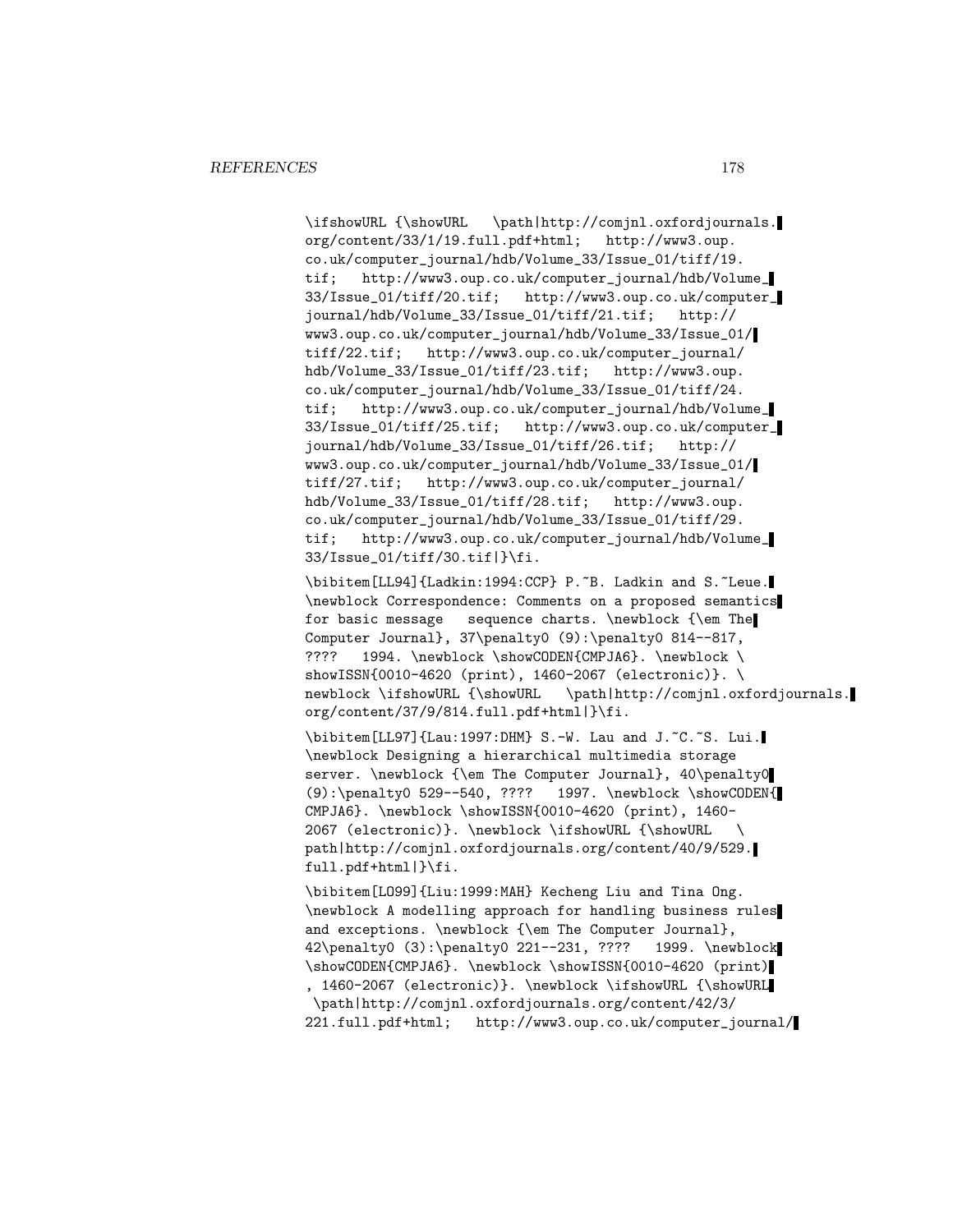```
\ifshowURL {\showURL   \path|http://comjnl.oxfordjournals.
org/content/33/1/19.full.pdf+html;   http://www3.oup.
co.uk/computer_journal/hdb/Volume_33/Issue_01/tiff/19.
tif;   http://www3.oup.co.uk/computer_journal/hdb/Volume_
33/Issue_01/tiff/20.tif;   http://www3.oup.co.uk/computer_
journal/hdb/Volume_33/Issue_01/tiff/21.tif;   http://
www3.oup.co.uk/computer_journal/hdb/Volume_33/Issue_01/
tiff/22.tif;   http://www3.oup.co.uk/computer_journal/
hdb/Volume_33/Issue_01/tiff/23.tif;   http://www3.oup.
co.uk/computer_journal/hdb/Volume_33/Issue_01/tiff/24.
tif;   http://www3.oup.co.uk/computer_journal/hdb/Volume_
33/Issue_01/tiff/25.tif;   http://www3.oup.co.uk/computer_
journal/hdb/Volume_33/Issue_01/tiff/26.tif;   http://
www3.oup.co.uk/computer_journal/hdb/Volume_33/Issue_01/
tiff/27.tif;   http://www3.oup.co.uk/computer_journal/
hdb/Volume_33/Issue_01/tiff/28.tif;   http://www3.oup.
co.uk/computer_journal/hdb/Volume_33/Issue_01/tiff/29.
tif;   http://www3.oup.co.uk/computer_journal/hdb/Volume_
33/Issue_01/tiff/30.tif|}\fi.

\bibitem[LL94]{Ladkin:1994:CCP} P.~B. Ladkin and S.~Leue.
\newblock Correspondence: Comments on a proposed semantics
for basic message   sequence charts. \newblock {\em The
Computer Journal}, 37\penalty0 (9):\penalty0 814--817,
????   1994. \newblock \showCODEN{CMPJA6}. \newblock \
showISSN{0010-4620 (print), 1460-2067 (electronic)}. \
newblock \ifshowURL {\showURL   \path|http://comjnl.oxfordjournals.
org/content/37/9/814.full.pdf+html|}\fi.

\bibitem[LL97]{Lau:1997:DHM} S.-W. Lau and J.~C.~S. Lui.
\newblock Designing a hierarchical multimedia storage
server. \newblock {\em The Computer Journal}, 40\penalty0
(9):\penalty0 529--540, ????   1997. \newblock \showCODEN{
CMPJA6}. \newblock \showISSN{0010-4620 (print), 1460-
2067 (electronic)}. \newblock \ifshowURL {\showURL   \
path|http://comjnl.oxfordjournals.org/content/40/9/529.
full.pdf+html|}\fi.

\bibitem[LO99]{Liu:1999:MAH} Kecheng Liu and Tina Ong.
\newblock A modelling approach for handling business rules
and exceptions. \newblock {\em The Computer Journal},
42\penalty0 (3):\penalty0 221--231, ????   1999. \newblock
\showCODEN{CMPJA6}. \newblock \showISSN{0010-4620 (print)
, 1460-2067 (electronic)}. \newblock \ifshowURL {\showURL
 \path|http://comjnl.oxfordjournals.org/content/42/3/
221.full.pdf+html;   http://www3.oup.co.uk/computer_journal/
```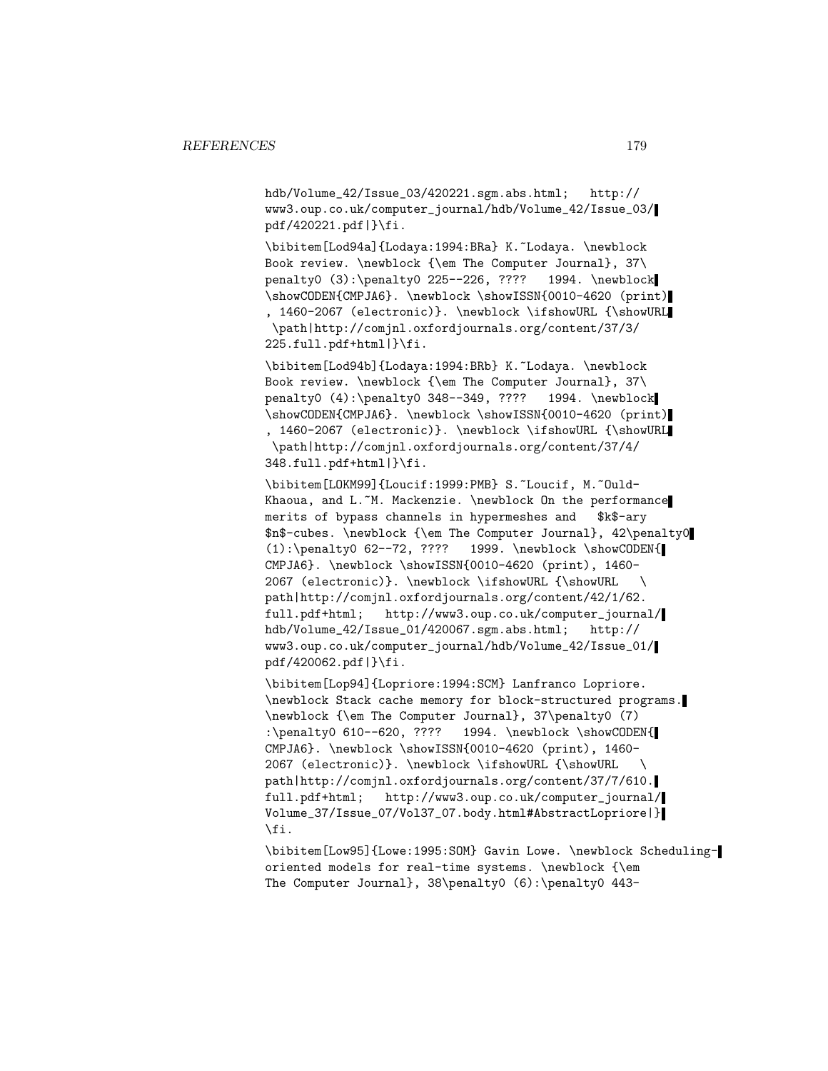```
hdb/Volume_42/Issue_03/420221.sgm.abs.html;   http://
www3.oup.co.uk/computer_journal/hdb/Volume_42/Issue_03/
pdf/420221.pdf|}\fi.

\bibitem[Lod94a]{Lodaya:1994:BRa} K.~Lodaya. \newblock
Book review. \newblock {\em The Computer Journal}, 37\
penalty0 (3):\penalty0 225--226, ????   1994. \newblock
\showCODEN{CMPJA6}. \newblock \showISSN{0010-4620 (print)
, 1460-2067 (electronic)}. \newblock \ifshowURL {\showURL
 \path|http://comjnl.oxfordjournals.org/content/37/3/
225.full.pdf+html|}\fi.

\bibitem[Lod94b]{Lodaya:1994:BRb} K.~Lodaya. \newblock
Book review. \newblock {\em The Computer Journal}, 37\
penalty0 (4):\penalty0 348--349, ????   1994. \newblock
\showCODEN{CMPJA6}. \newblock \showISSN{0010-4620 (print)
, 1460-2067 (electronic)}. \newblock \ifshowURL {\showURL
 \path|http://comjnl.oxfordjournals.org/content/37/4/
348.full.pdf+html|}\fi.

\bibitem[LOKM99]{Loucif:1999:PMB} S.~Loucif, M.~Ould-
Khaoua, and L.~M. Mackenzie. \newblock On the performance
merits of bypass channels in hypermeshes and   $k$-ary
$n$-cubes. \newblock {\em The Computer Journal}, 42\penalty0
(1):\penalty0 62--72, ????   1999. \newblock \showCODEN{
CMPJA6}. \newblock \showISSN{0010-4620 (print), 1460-
2067 (electronic)}. \newblock \ifshowURL {\showURL   \
path|http://comjnl.oxfordjournals.org/content/42/1/62.
full.pdf+html;   http://www3.oup.co.uk/computer_journal/
hdb/Volume_42/Issue_01/420067.sgm.abs.html;   http://
www3.oup.co.uk/computer_journal/hdb/Volume_42/Issue_01/
pdf/420062.pdf|}\fi.

\bibitem[Lop94]{Lopriore:1994:SCM} Lanfranco Lopriore.
\newblock Stack cache memory for block-structured programs.
\newblock {\em The Computer Journal}, 37\penalty0 (7)
:\penalty0 610--620, ????   1994. \newblock \showCODEN{
CMPJA6}. \newblock \showISSN{0010-4620 (print), 1460-
2067 (electronic)}. \newblock \ifshowURL {\showURL   \
path|http://comjnl.oxfordjournals.org/content/37/7/610.
full.pdf+html;   http://www3.oup.co.uk/computer_journal/
Volume_37/Issue_07/Vol37_07.body.html#AbstractLopriore|}
\fi.

\bibitem[Low95]{Lowe:1995:SOM} Gavin Lowe. \newblock Scheduling-
oriented models for real-time systems. \newblock {\em
The Computer Journal}, 38\penalty0 (6):\penalty0 443-
```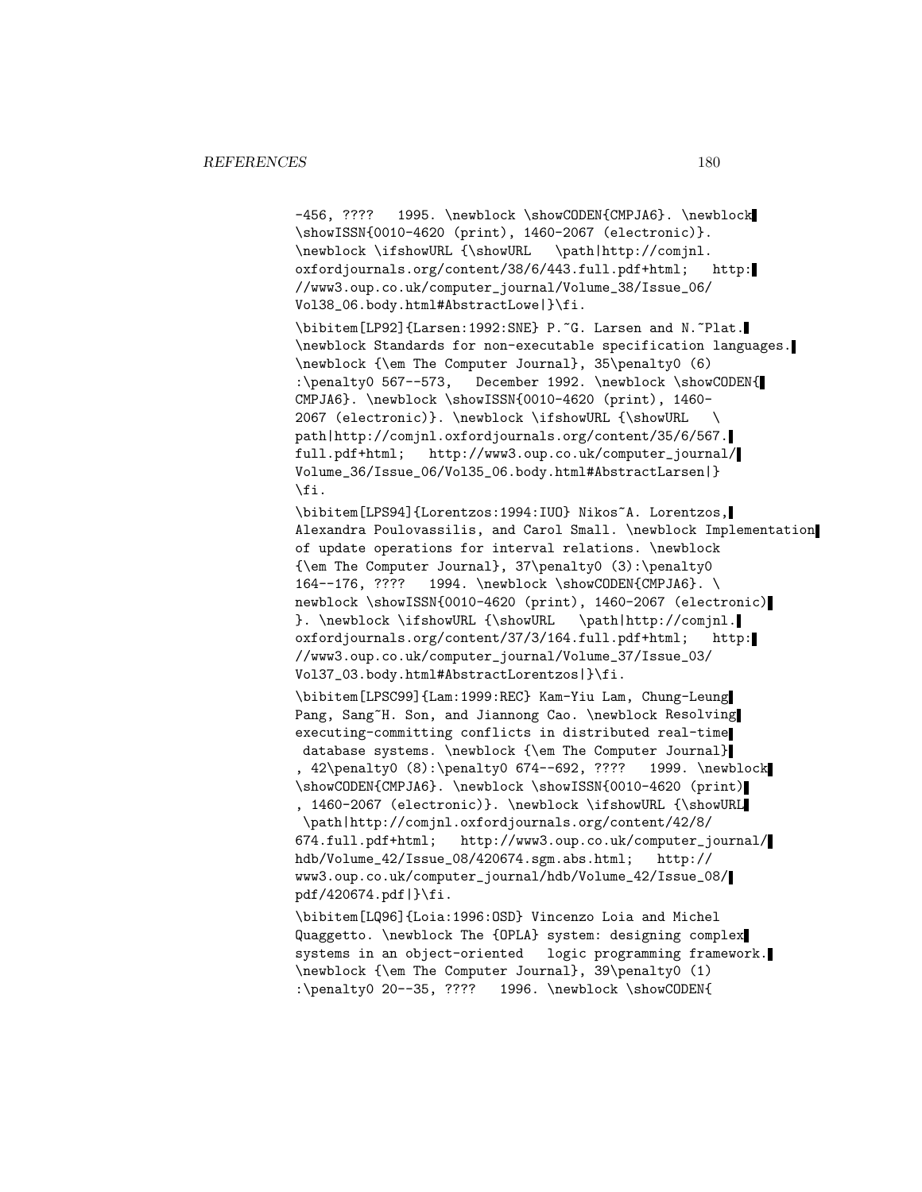-456, ???? 1995. \newblock \showCODEN{CMPJA6}. \newblock \showISSN{0010-4620 (print), 1460-2067 (electronic)}. \newblock \ifshowURL {\showURL \path|http://comjnl.oxfordjournals.org/content/38/6/443.full.pdf+html; http://www3.oup.co.uk/computer_journal/Volume_38/Issue_06/Vol38_06.body.html#AbstractLowe|}\fi.

\bibitem[LP92]{Larsen:1992:SNE} P.~G. Larsen and N.~Plat. \newblock Standards for non-executable specification languages. \newblock {\em The Computer Journal}, 35\penalty0 (6):\penalty0 567--573, December 1992. \newblock \showCODEN{CMPJA6}. \newblock \showISSN{0010-4620 (print), 1460-2067 (electronic)}. \newblock \ifshowURL {\showURL \path|http://comjnl.oxfordjournals.org/content/35/6/567.full.pdf+html; http://www3.oup.co.uk/computer_journal/Volume_36/Issue_06/Vol35_06.body.html#AbstractLarsen|}\fi.

\bibitem[LPS94]{Lorentzos:1994:IUO} Nikos~A. Lorentzos, Alexandra Poulovassilis, and Carol Small. \newblock Implementation of update operations for interval relations. \newblock {\em The Computer Journal}, 37\penalty0 (3):\penalty0 164--176, ???? 1994. \newblock \showCODEN{CMPJA6}. \newblock \showISSN{0010-4620 (print), 1460-2067 (electronic)}. \newblock \ifshowURL {\showURL \path|http://comjnl.oxfordjournals.org/content/37/3/164.full.pdf+html; http://www3.oup.co.uk/computer_journal/Volume_37/Issue_03/Vol37_03.body.html#AbstractLorentzos|}\fi.

\bibitem[LPSC99]{Lam:1999:REC} Kam-Yiu Lam, Chung-Leung Pang, Sang~H. Son, and Jiannong Cao. \newblock Resolving executing-committing conflicts in distributed real-time database systems. \newblock {\em The Computer Journal}, 42\penalty0 (8):\penalty0 674--692, ???? 1999. \newblock \showCODEN{CMPJA6}. \newblock \showISSN{0010-4620 (print), 1460-2067 (electronic)}. \newblock \ifshowURL {\showURL \path|http://comjnl.oxfordjournals.org/content/42/8/674.full.pdf+html; http://www3.oup.co.uk/computer_journal/hdb/Volume_42/Issue_08/420674.sgm.abs.html; http://www3.oup.co.uk/computer_journal/hdb/Volume_42/Issue_08/pdf/420674.pdf|}\fi.

\bibitem[LQ96]{Loia:1996:OSD} Vincenzo Loia and Michel Quaggetto. \newblock The {OPLA} system: designing complex systems in an object-oriented logic programming framework. \newblock {\em The Computer Journal}, 39\penalty0 (1):\penalty0 20--35, ???? 1996. \newblock \showCODEN{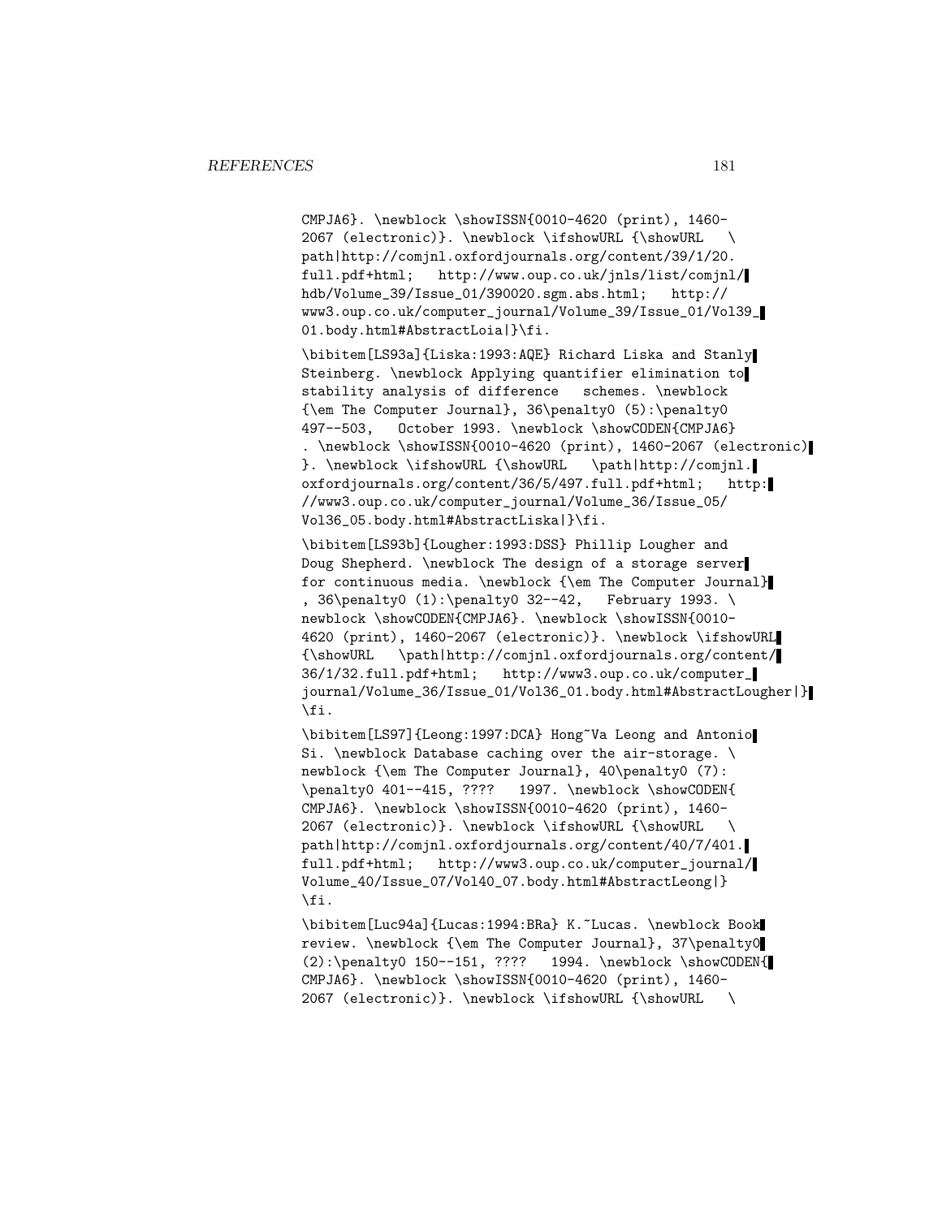CMPJA6}. \newblock \showISSN{0010-4620 (print), 1460-2067 (electronic)}. \newblock \ifshowURL {\showURL \path|http://comjnl.oxfordjournals.org/content/39/1/20.full.pdf+html; http://www.oup.co.uk/jnls/list/comjnl/hdb/Volume_39/Issue_01/390020.sgm.abs.html; http://www3.oup.co.uk/computer_journal/Volume_39/Issue_01/Vol39_01.body.html#AbstractLoia|}\fi.

\bibitem[LS93a]{Liska:1993:AQE} Richard Liska and Stanly Steinberg. \newblock Applying quantifier elimination to stability analysis of difference schemes. \newblock {\em The Computer Journal}, 36\penalty0 (5):\penalty0 497--503, October 1993. \newblock \showCODEN{CMPJA6}. \newblock \showISSN{0010-4620 (print), 1460-2067 (electronic)}. \newblock \ifshowURL {\showURL \path|http://comjnl.oxfordjournals.org/content/36/5/497.full.pdf+html; http://www3.oup.co.uk/computer_journal/Volume_36/Issue_05/Vol36_05.body.html#AbstractLiska|}\fi.

\bibitem[LS93b]{Lougher:1993:DSS} Phillip Lougher and Doug Shepherd. \newblock The design of a storage server for continuous media. \newblock {\em The Computer Journal}, 36\penalty0 (1):\penalty0 32--42, February 1993. \newblock \showCODEN{CMPJA6}. \newblock \showISSN{0010-4620 (print), 1460-2067 (electronic)}. \newblock \ifshowURL {\showURL \path|http://comjnl.oxfordjournals.org/content/36/1/32.full.pdf+html; http://www3.oup.co.uk/computer_journal/Volume_36/Issue_01/Vol36_01.body.html#AbstractLougher|}\fi.

\bibitem[LS97]{Leong:1997:DCA} Hong~Va Leong and Antonio Si. \newblock Database caching over the air-storage. \newblock {\em The Computer Journal}, 40\penalty0 (7):\penalty0 401--415, ???? 1997. \newblock \showCODEN{CMPJA6}. \newblock \showISSN{0010-4620 (print), 1460-2067 (electronic)}. \newblock \ifshowURL {\showURL \path|http://comjnl.oxfordjournals.org/content/40/7/401.full.pdf+html; http://www3.oup.co.uk/computer_journal/Volume_40/Issue_07/Vol40_07.body.html#AbstractLeong|}\fi.

\bibitem[Luc94a]{Lucas:1994:BRa} K.~Lucas. \newblock Book review. \newblock {\em The Computer Journal}, 37\penalty0 (2):\penalty0 150--151, ???? 1994. \newblock \showCODEN{CMPJA6}. \newblock \showISSN{0010-4620 (print), 1460-2067 (electronic)}. \newblock \ifshowURL {\showURL \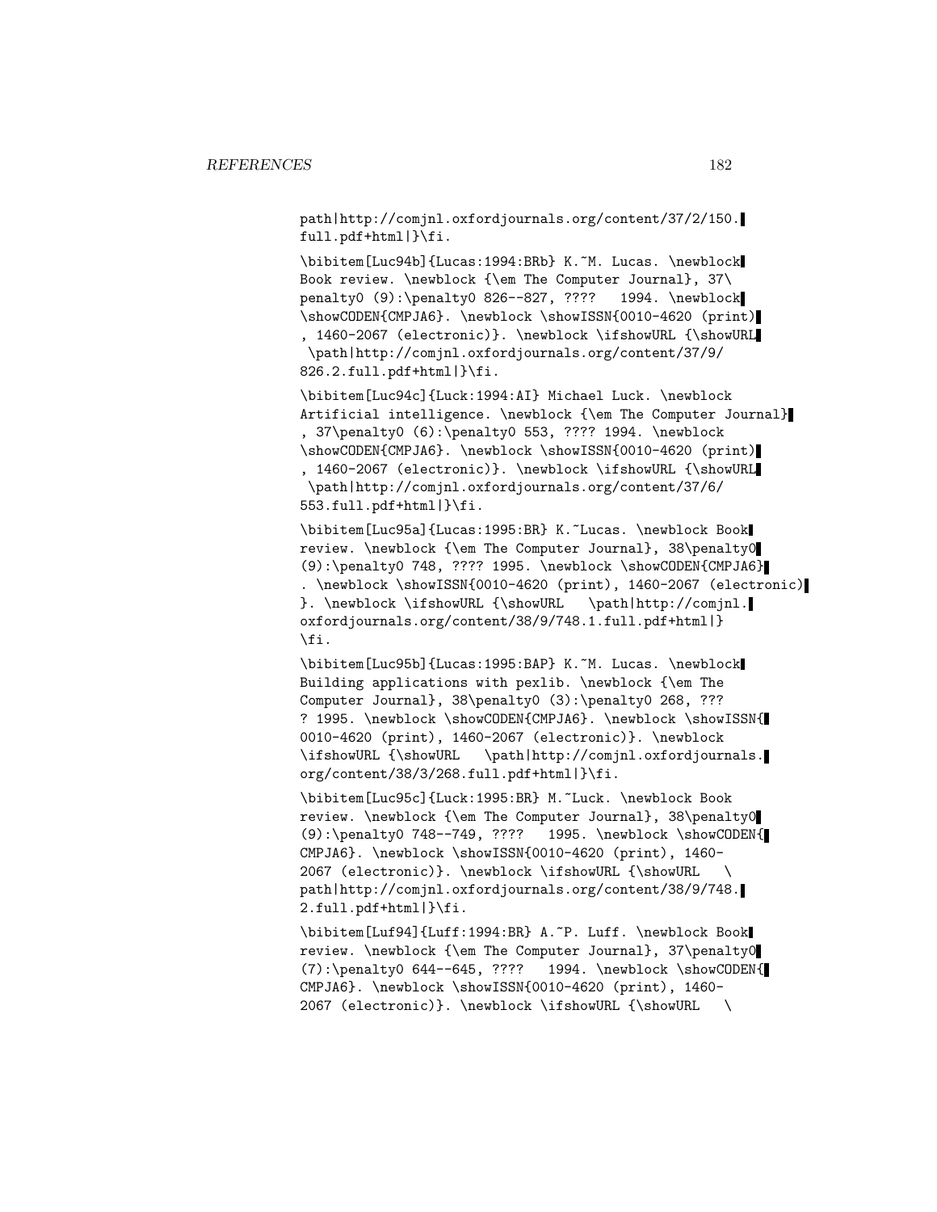```
path|http://comjnl.oxfordjournals.org/content/37/2/150.
full.pdf+html|}\fi.

\bibitem[Luc94b]{Lucas:1994:BRb} K.~M. Lucas. \newblock
Book review. \newblock {\em The Computer Journal}, 37\
penalty0 (9):\penalty0 826--827, ????   1994. \newblock
\showCODEN{CMPJA6}. \newblock \showISSN{0010-4620 (print)
, 1460-2067 (electronic)}. \newblock \ifshowURL {\showURL
 \path|http://comjnl.oxfordjournals.org/content/37/9/
826.2.full.pdf+html|}\fi.

\bibitem[Luc94c]{Luck:1994:AI} Michael Luck. \newblock
Artificial intelligence. \newblock {\em The Computer Journal}
, 37\penalty0 (6):\penalty0 553, ???? 1994. \newblock
\showCODEN{CMPJA6}. \newblock \showISSN{0010-4620 (print)
, 1460-2067 (electronic)}. \newblock \ifshowURL {\showURL
 \path|http://comjnl.oxfordjournals.org/content/37/6/
553.full.pdf+html|}\fi.

\bibitem[Luc95a]{Lucas:1995:BR} K.~Lucas. \newblock Book
review. \newblock {\em The Computer Journal}, 38\penalty0
(9):\penalty0 748, ???? 1995. \newblock \showCODEN{CMPJA6}
. \newblock \showISSN{0010-4620 (print), 1460-2067 (electronic)
}. \newblock \ifshowURL {\showURL   \path|http://comjnl.
oxfordjournals.org/content/38/9/748.1.full.pdf+html|}
\fi.

\bibitem[Luc95b]{Lucas:1995:BAP} K.~M. Lucas. \newblock
Building applications with pexlib. \newblock {\em The
Computer Journal}, 38\penalty0 (3):\penalty0 268, ???
? 1995. \newblock \showCODEN{CMPJA6}. \newblock \showISSN{
0010-4620 (print), 1460-2067 (electronic)}. \newblock
\ifshowURL {\showURL   \path|http://comjnl.oxfordjournals.
org/content/38/3/268.full.pdf+html|}\fi.

\bibitem[Luc95c]{Luck:1995:BR} M.~Luck. \newblock Book
review. \newblock {\em The Computer Journal}, 38\penalty0
(9):\penalty0 748--749, ????   1995. \newblock \showCODEN{
CMPJA6}. \newblock \showISSN{0010-4620 (print), 1460-
2067 (electronic)}. \newblock \ifshowURL {\showURL   \
path|http://comjnl.oxfordjournals.org/content/38/9/748.
2.full.pdf+html|}\fi.

\bibitem[Luf94]{Luff:1994:BR} A.~P. Luff. \newblock Book
review. \newblock {\em The Computer Journal}, 37\penalty0
(7):\penalty0 644--645, ????   1994. \newblock \showCODEN{
CMPJA6}. \newblock \showISSN{0010-4620 (print), 1460-
2067 (electronic)}. \newblock \ifshowURL {\showURL   \
```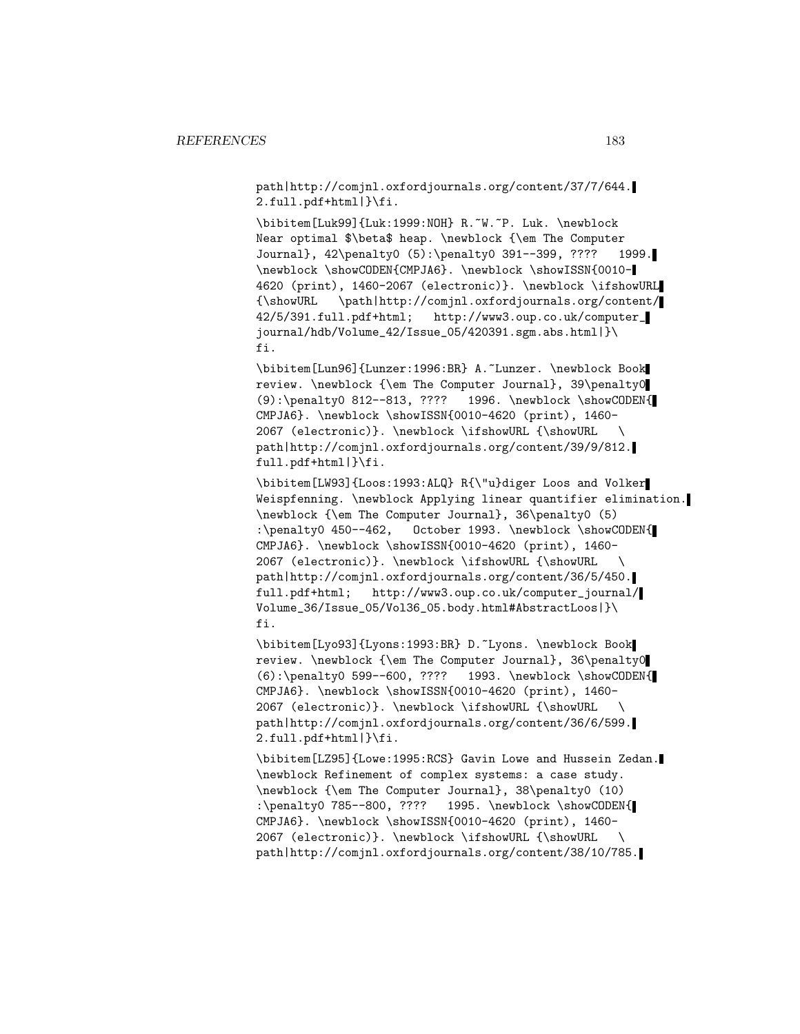```
path|http://comjnl.oxfordjournals.org/content/37/7/644.
2.full.pdf+html|}\fi.

\bibitem[Luk99]{Luk:1999:NOH} R.~W.~P. Luk. \newblock
Near optimal $\beta$ heap. \newblock {\em The Computer
Journal}, 42\penalty0 (5):\penalty0 391--399, ????   1999.
\newblock \showCODEN{CMPJA6}. \newblock \showISSN{0010-
4620 (print), 1460-2067 (electronic)}. \newblock \ifshowURL
{\showURL   \path|http://comjnl.oxfordjournals.org/content/
42/5/391.full.pdf+html;   http://www3.oup.co.uk/computer_
journal/hdb/Volume_42/Issue_05/420391.sgm.abs.html|}\
fi.

\bibitem[Lun96]{Lunzer:1996:BR} A.~Lunzer. \newblock Book
review. \newblock {\em The Computer Journal}, 39\penalty0
(9):\penalty0 812--813, ????   1996. \newblock \showCODEN{
CMPJA6}. \newblock \showISSN{0010-4620 (print), 1460-
2067 (electronic)}. \newblock \ifshowURL {\showURL   \
path|http://comjnl.oxfordjournals.org/content/39/9/812.
full.pdf+html|}\fi.

\bibitem[LW93]{Loos:1993:ALQ} R{\"u}diger Loos and Volker
Weispfenning. \newblock Applying linear quantifier elimination.
\newblock {\em The Computer Journal}, 36\penalty0 (5)
:\penalty0 450--462,   October 1993. \newblock \showCODEN{
CMPJA6}. \newblock \showISSN{0010-4620 (print), 1460-
2067 (electronic)}. \newblock \ifshowURL {\showURL   \
path|http://comjnl.oxfordjournals.org/content/36/5/450.
full.pdf+html;   http://www3.oup.co.uk/computer_journal/
Volume_36/Issue_05/Vol36_05.body.html#AbstractLoos|}\
fi.

\bibitem[Lyo93]{Lyons:1993:BR} D.~Lyons. \newblock Book
review. \newblock {\em The Computer Journal}, 36\penalty0
(6):\penalty0 599--600, ????   1993. \newblock \showCODEN{
CMPJA6}. \newblock \showISSN{0010-4620 (print), 1460-
2067 (electronic)}. \newblock \ifshowURL {\showURL   \
path|http://comjnl.oxfordjournals.org/content/36/6/599.
2.full.pdf+html|}\fi.

\bibitem[LZ95]{Lowe:1995:RCS} Gavin Lowe and Hussein Zedan.
\newblock Refinement of complex systems: a case study.
\newblock {\em The Computer Journal}, 38\penalty0 (10)
:\penalty0 785--800, ????   1995. \newblock \showCODEN{
CMPJA6}. \newblock \showISSN{0010-4620 (print), 1460-
2067 (electronic)}. \newblock \ifshowURL {\showURL   \
path|http://comjnl.oxfordjournals.org/content/38/10/785.
```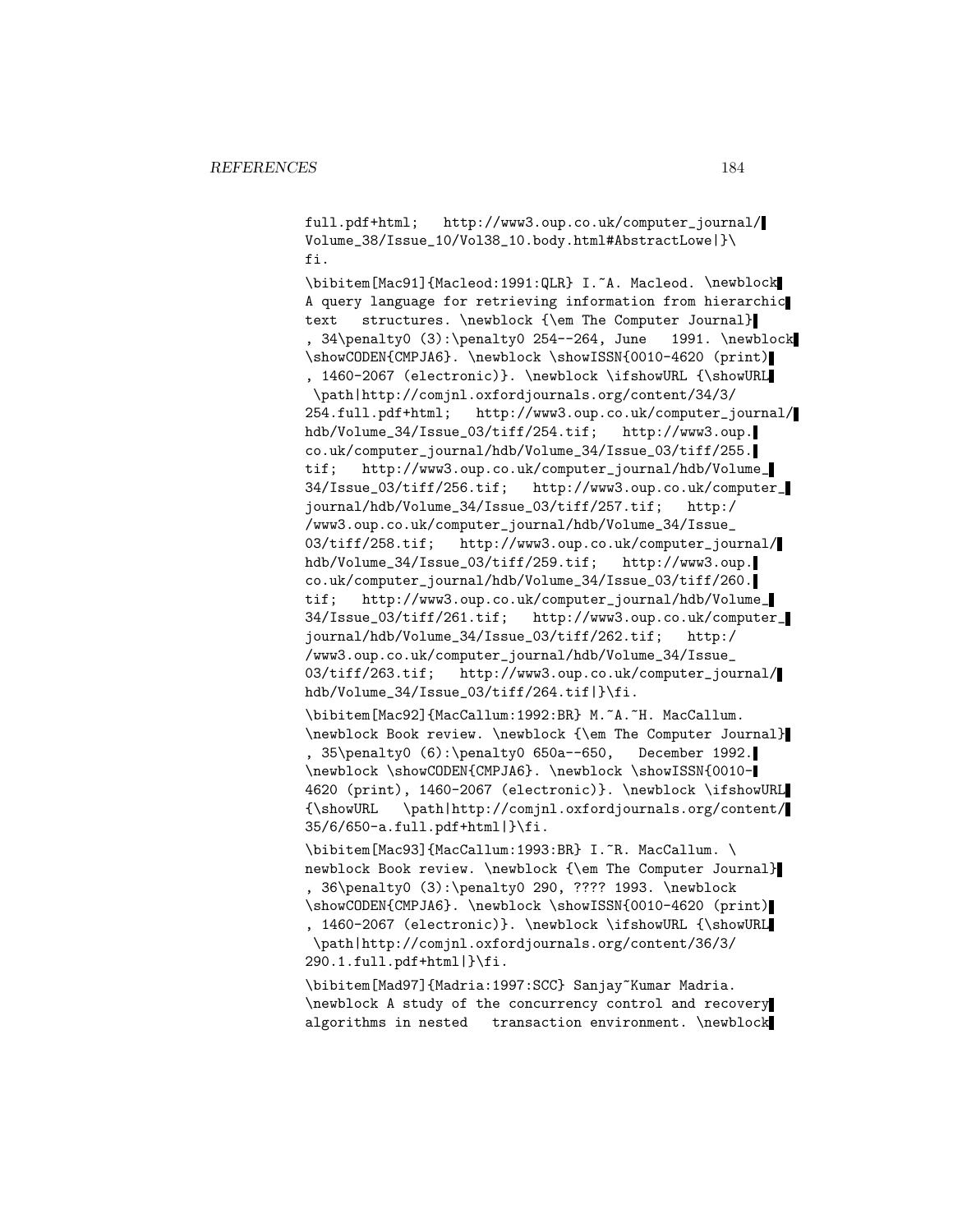```
full.pdf+html;   http://www3.oup.co.uk/computer_journal/
Volume_38/Issue_10/Vol38_10.body.html#AbstractLowe|}\
fi.

\bibitem[Mac91]{Macleod:1991:QLR} I.~A. Macleod. \newblock
A query language for retrieving information from hierarchic
text   structures. \newblock {\em The Computer Journal}
, 34\penalty0 (3):\penalty0 254--264, June   1991. \newblock
\showCODEN{CMPJA6}. \newblock \showISSN{0010-4620 (print)
, 1460-2067 (electronic)}. \newblock \ifshowURL {\showURL
 \path|http://comjnl.oxfordjournals.org/content/34/3/
254.full.pdf+html;   http://www3.oup.co.uk/computer_journal/
hdb/Volume_34/Issue_03/tiff/254.tif;   http://www3.oup.
co.uk/computer_journal/hdb/Volume_34/Issue_03/tiff/255.
tif;   http://www3.oup.co.uk/computer_journal/hdb/Volume_
34/Issue_03/tiff/256.tif;   http://www3.oup.co.uk/computer_
journal/hdb/Volume_34/Issue_03/tiff/257.tif;   http:/
/www3.oup.co.uk/computer_journal/hdb/Volume_34/Issue_
03/tiff/258.tif;   http://www3.oup.co.uk/computer_journal/
hdb/Volume_34/Issue_03/tiff/259.tif;   http://www3.oup.
co.uk/computer_journal/hdb/Volume_34/Issue_03/tiff/260.
tif;   http://www3.oup.co.uk/computer_journal/hdb/Volume_
34/Issue_03/tiff/261.tif;   http://www3.oup.co.uk/computer_
journal/hdb/Volume_34/Issue_03/tiff/262.tif;   http:/
/www3.oup.co.uk/computer_journal/hdb/Volume_34/Issue_
03/tiff/263.tif;   http://www3.oup.co.uk/computer_journal/
hdb/Volume_34/Issue_03/tiff/264.tif|}\fi.

\bibitem[Mac92]{MacCallum:1992:BR} M.~A.~H. MacCallum.
\newblock Book review. \newblock {\em The Computer Journal}
, 35\penalty0 (6):\penalty0 650a--650,   December 1992.
\newblock \showCODEN{CMPJA6}. \newblock \showISSN{0010-
4620 (print), 1460-2067 (electronic)}. \newblock \ifshowURL
{\showURL   \path|http://comjnl.oxfordjournals.org/content/
35/6/650-a.full.pdf+html|}\fi.

\bibitem[Mac93]{MacCallum:1993:BR} I.~R. MacCallum. \
newblock Book review. \newblock {\em The Computer Journal}
, 36\penalty0 (3):\penalty0 290, ???? 1993. \newblock
\showCODEN{CMPJA6}. \newblock \showISSN{0010-4620 (print)
, 1460-2067 (electronic)}. \newblock \ifshowURL {\showURL
 \path|http://comjnl.oxfordjournals.org/content/36/3/
290.1.full.pdf+html|}\fi.

\bibitem[Mad97]{Madria:1997:SCC} Sanjay~Kumar Madria.
\newblock A study of the concurrency control and recovery
algorithms in nested   transaction environment. \newblock
```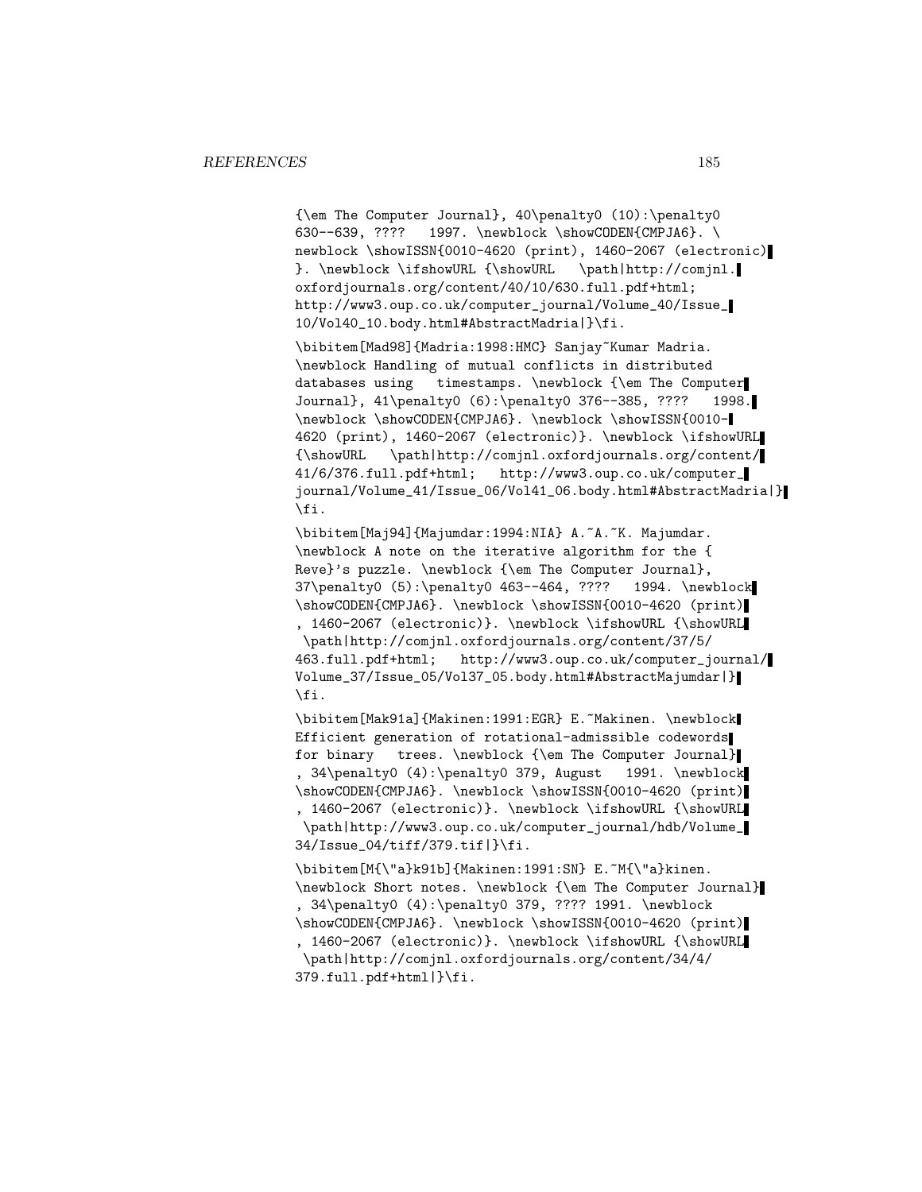```
{\em The Computer Journal}, 40\penalty0 (10):\penalty0
630--639, ????   1997. \newblock \showCODEN{CMPJA6}. \
newblock \showISSN{0010-4620 (print), 1460-2067 (electronic)
}. \newblock \ifshowURL {\showURL   \path|http://comjnl.
oxfordjournals.org/content/40/10/630.full.pdf+html;
http://www3.oup.co.uk/computer_journal/Volume_40/Issue_
10/Vol40_10.body.html#AbstractMadria|}\fi.

\bibitem[Mad98]{Madria:1998:HMC} Sanjay~Kumar Madria.
\newblock Handling of mutual conflicts in distributed
databases using   timestamps. \newblock {\em The Computer
Journal}, 41\penalty0 (6):\penalty0 376--385, ????   1998.
\newblock \showCODEN{CMPJA6}. \newblock \showISSN{0010-
4620 (print), 1460-2067 (electronic)}. \newblock \ifshowURL
{\showURL   \path|http://comjnl.oxfordjournals.org/content/
41/6/376.full.pdf+html;   http://www3.oup.co.uk/computer_
journal/Volume_41/Issue_06/Vol41_06.body.html#AbstractMadria|}
\fi.

\bibitem[Maj94]{Majumdar:1994:NIA} A.~A.~K. Majumdar.
\newblock A note on the iterative algorithm for the {
Reve}'s puzzle. \newblock {\em The Computer Journal},
37\penalty0 (5):\penalty0 463--464, ????   1994. \newblock
\showCODEN{CMPJA6}. \newblock \showISSN{0010-4620 (print)
, 1460-2067 (electronic)}. \newblock \ifshowURL {\showURL
 \path|http://comjnl.oxfordjournals.org/content/37/5/
463.full.pdf+html;   http://www3.oup.co.uk/computer_journal/
Volume_37/Issue_05/Vol37_05.body.html#AbstractMajumdar|}
\fi.

\bibitem[Mak91a]{Makinen:1991:EGR} E.~Makinen. \newblock
Efficient generation of rotational-admissible codewords
for binary   trees. \newblock {\em The Computer Journal}
, 34\penalty0 (4):\penalty0 379, August   1991. \newblock
\showCODEN{CMPJA6}. \newblock \showISSN{0010-4620 (print)
, 1460-2067 (electronic)}. \newblock \ifshowURL {\showURL
 \path|http://www3.oup.co.uk/computer_journal/hdb/Volume_
34/Issue_04/tiff/379.tif|}\fi.

\bibitem[M{\"a}k91b]{Makinen:1991:SN} E.~M{\"a}kinen.
\newblock Short notes. \newblock {\em The Computer Journal}
, 34\penalty0 (4):\penalty0 379, ???? 1991. \newblock
\showCODEN{CMPJA6}. \newblock \showISSN{0010-4620 (print)
, 1460-2067 (electronic)}. \newblock \ifshowURL {\showURL
 \path|http://comjnl.oxfordjournals.org/content/34/4/
379.full.pdf+html|}\fi.
```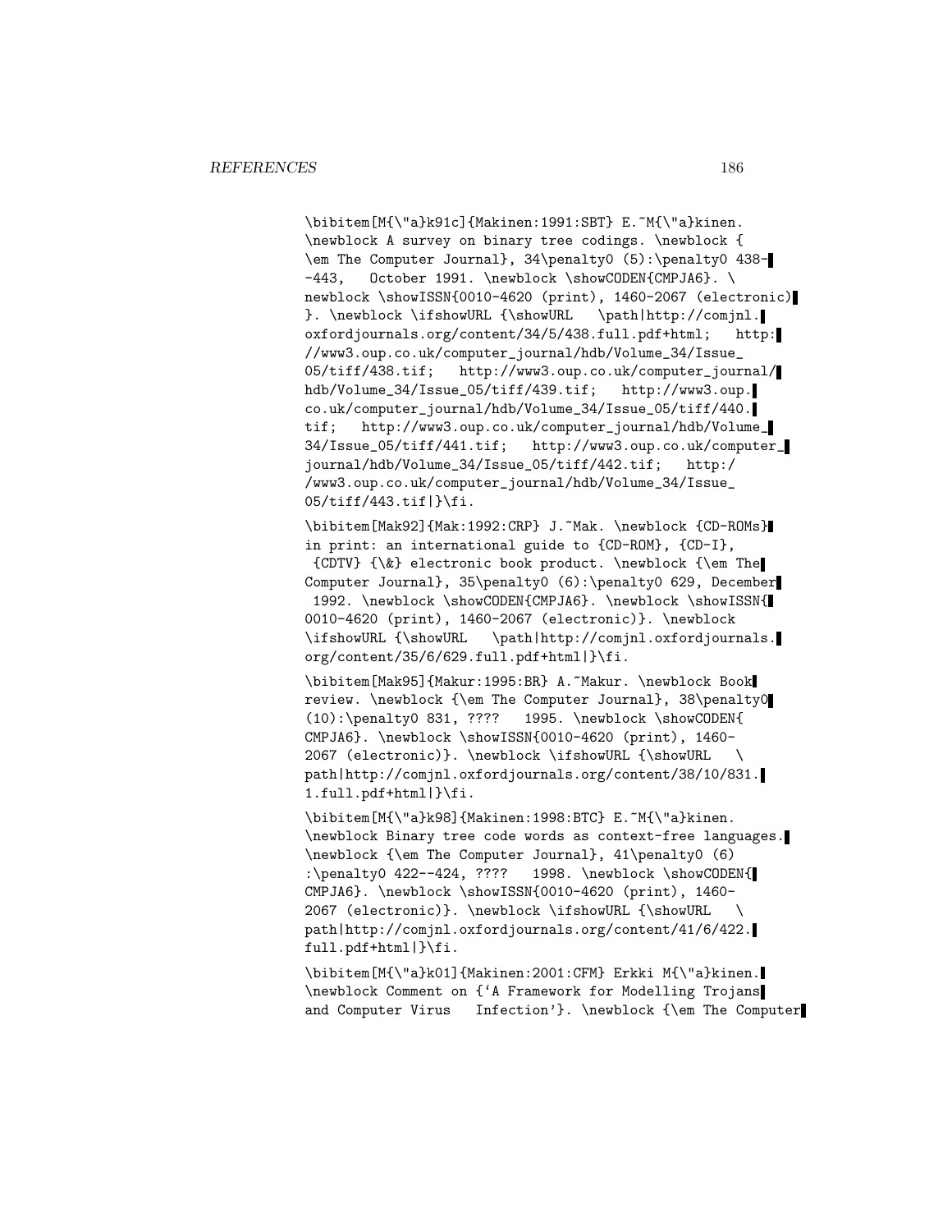```
\bibitem[M{\"a}k91c]{Makinen:1991:SBT} E.~M{\"a}kinen.
\newblock A survey on binary tree codings. \newblock {
\em The Computer Journal}, 34\penalty0 (5):\penalty0 438-
-443,   October 1991. \newblock \showCODEN{CMPJA6}. \
newblock \showISSN{0010-4620 (print), 1460-2067 (electronic)
}. \newblock \ifshowURL {\showURL   \path|http://comjnl.
oxfordjournals.org/content/34/5/438.full.pdf+html;   http:
//www3.oup.co.uk/computer_journal/hdb/Volume_34/Issue_
05/tiff/438.tif;   http://www3.oup.co.uk/computer_journal/
hdb/Volume_34/Issue_05/tiff/439.tif;   http://www3.oup.
co.uk/computer_journal/hdb/Volume_34/Issue_05/tiff/440.
tif;   http://www3.oup.co.uk/computer_journal/hdb/Volume_
34/Issue_05/tiff/441.tif;   http://www3.oup.co.uk/computer_
journal/hdb/Volume_34/Issue_05/tiff/442.tif;   http:/
/www3.oup.co.uk/computer_journal/hdb/Volume_34/Issue_
05/tiff/443.tif|}\fi.

\bibitem[Mak92]{Mak:1992:CRP} J.~Mak. \newblock {CD-ROMs}
in print: an international guide to {CD-ROM}, {CD-I},
 {CDTV} {\&} electronic book product. \newblock {\em The
Computer Journal}, 35\penalty0 (6):\penalty0 629, December
 1992. \newblock \showCODEN{CMPJA6}. \newblock \showISSN{
0010-4620 (print), 1460-2067 (electronic)}. \newblock
\ifshowURL {\showURL   \path|http://comjnl.oxfordjournals.
org/content/35/6/629.full.pdf+html|}\fi.

\bibitem[Mak95]{Makur:1995:BR} A.~Makur. \newblock Book
review. \newblock {\em The Computer Journal}, 38\penalty0
(10):\penalty0 831, ????   1995. \newblock \showCODEN{
CMPJA6}. \newblock \showISSN{0010-4620 (print), 1460-
2067 (electronic)}. \newblock \ifshowURL {\showURL   \
path|http://comjnl.oxfordjournals.org/content/38/10/831.
1.full.pdf+html|}\fi.

\bibitem[M{\"a}k98]{Makinen:1998:BTC} E.~M{\"a}kinen.
\newblock Binary tree code words as context-free languages.
\newblock {\em The Computer Journal}, 41\penalty0 (6)
:\penalty0 422--424, ????   1998. \newblock \showCODEN{
CMPJA6}. \newblock \showISSN{0010-4620 (print), 1460-
2067 (electronic)}. \newblock \ifshowURL {\showURL   \
path|http://comjnl.oxfordjournals.org/content/41/6/422.
full.pdf+html|}\fi.

\bibitem[M{\"a}k01]{Makinen:2001:CFM} Erkki M{\"a}kinen.
\newblock Comment on {`A Framework for Modelling Trojans
and Computer Virus   Infection'}. \newblock {\em The Computer
```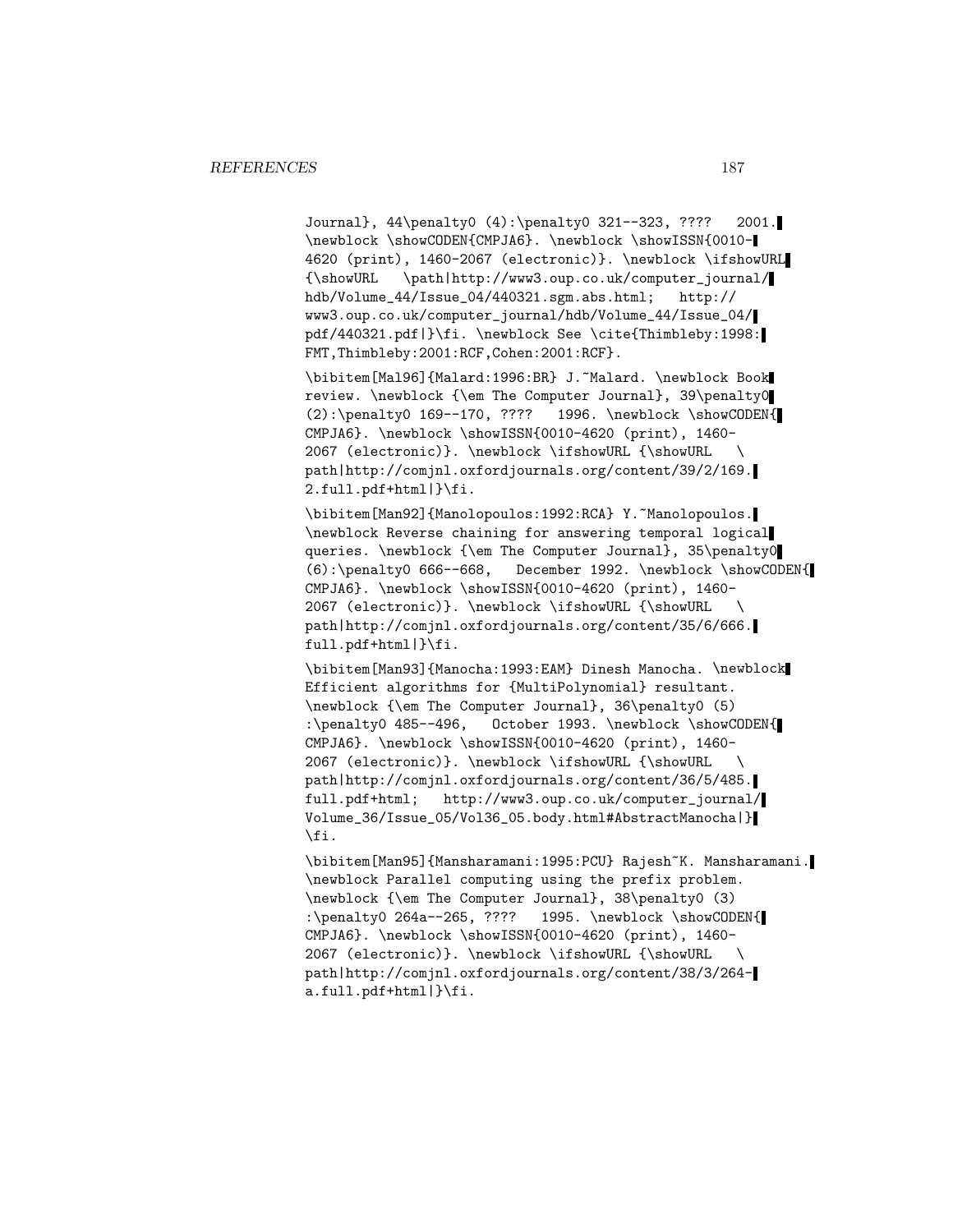Journal}, 44\penalty0 (4):\penalty0 321--323, ???? 2001. \newblock \showCODEN{CMPJA6}. \newblock \showISSN{0010-4620 (print), 1460-2067 (electronic)}. \newblock \ifshowURL {\showURL \path|http://www3.oup.co.uk/computer_journal/hdb/Volume_44/Issue_04/440321.sgm.abs.html; http://www3.oup.co.uk/computer_journal/hdb/Volume_44/Issue_04/pdf/440321.pdf|}\fi. \newblock See \cite{Thimbleby:1998:FMT,Thimbleby:2001:RCF,Cohen:2001:RCF}.

\bibitem[Mal96]{Malard:1996:BR} J.~Malard. \newblock Book review. \newblock {\em The Computer Journal}, 39\penalty0 (2):\penalty0 169--170, ???? 1996. \newblock \showCODEN{CMPJA6}. \newblock \showISSN{0010-4620 (print), 1460-2067 (electronic)}. \newblock \ifshowURL {\showURL \path|http://comjnl.oxfordjournals.org/content/39/2/169.2.full.pdf+html|}\fi.

\bibitem[Man92]{Manolopoulos:1992:RCA} Y.~Manolopoulos. \newblock Reverse chaining for answering temporal logical queries. \newblock {\em The Computer Journal}, 35\penalty0 (6):\penalty0 666--668, December 1992. \newblock \showCODEN{CMPJA6}. \newblock \showISSN{0010-4620 (print), 1460-2067 (electronic)}. \newblock \ifshowURL {\showURL \path|http://comjnl.oxfordjournals.org/content/35/6/666.full.pdf+html|}\fi.

\bibitem[Man93]{Manocha:1993:EAM} Dinesh Manocha. \newblock Efficient algorithms for {MultiPolynomial} resultant. \newblock {\em The Computer Journal}, 36\penalty0 (5):\penalty0 485--496, October 1993. \newblock \showCODEN{CMPJA6}. \newblock \showISSN{0010-4620 (print), 1460-2067 (electronic)}. \newblock \ifshowURL {\showURL \path|http://comjnl.oxfordjournals.org/content/36/5/485.full.pdf+html; http://www3.oup.co.uk/computer_journal/Volume_36/Issue_05/Vol36_05.body.html#AbstractManocha|}\fi.

\bibitem[Man95]{Mansharamani:1995:PCU} Rajesh~K. Mansharamani. \newblock Parallel computing using the prefix problem. \newblock {\em The Computer Journal}, 38\penalty0 (3):\penalty0 264a--265, ???? 1995. \newblock \showCODEN{CMPJA6}. \newblock \showISSN{0010-4620 (print), 1460-2067 (electronic)}. \newblock \ifshowURL {\showURL \path|http://comjnl.oxfordjournals.org/content/38/3/264-a.full.pdf+html|}\fi.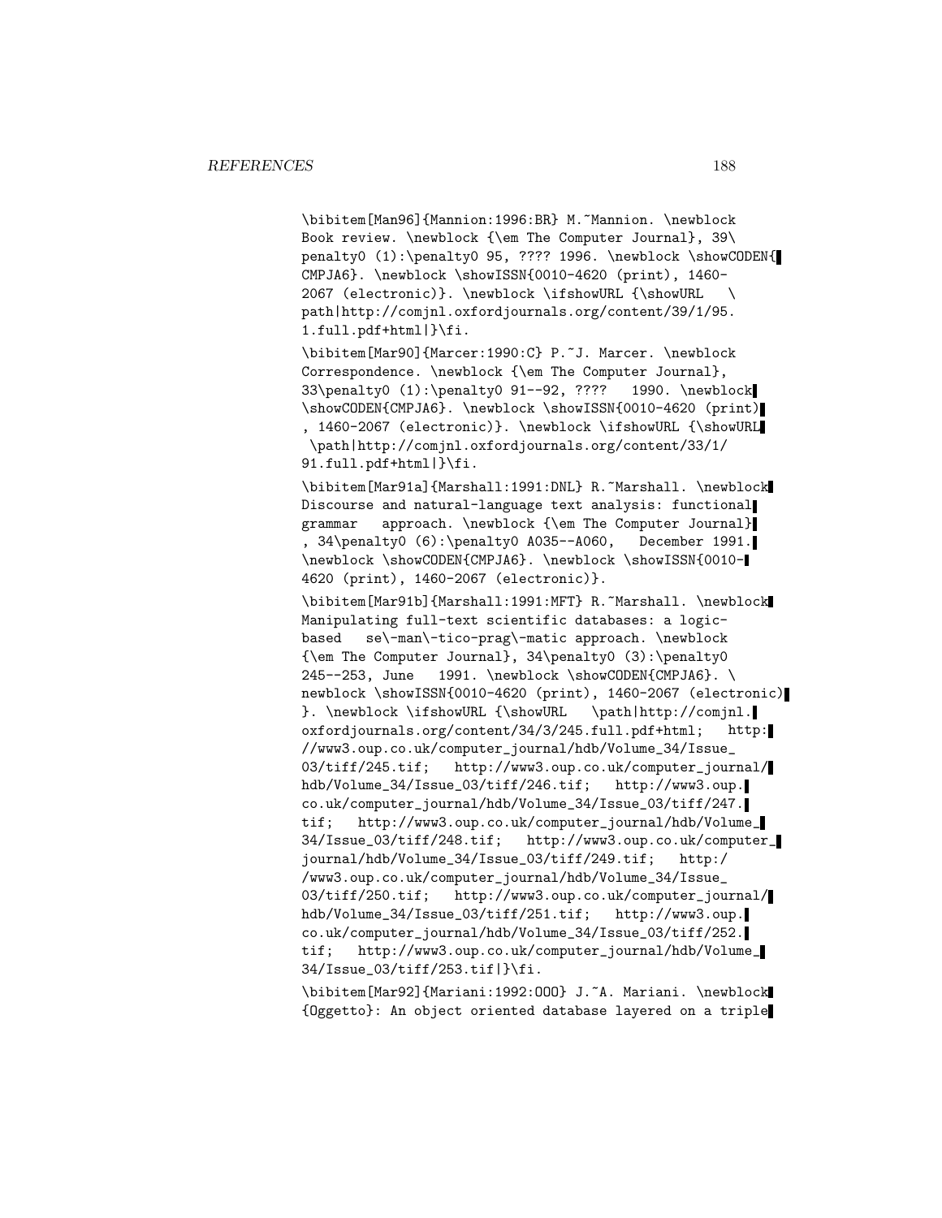```
\bibitem[Man96]{Mannion:1996:BR} M.~Mannion. \newblock
Book review. \newblock {\em The Computer Journal}, 39\
penalty0 (1):\penalty0 95, ???? 1996. \newblock \showCODEN{
CMPJA6}. \newblock \showISSN{0010-4620 (print), 1460-
2067 (electronic)}. \newblock \ifshowURL {\showURL   \
path|http://comjnl.oxfordjournals.org/content/39/1/95.
1.full.pdf+html|}\fi.

\bibitem[Mar90]{Marcer:1990:C} P.~J. Marcer. \newblock
Correspondence. \newblock {\em The Computer Journal},
33\penalty0 (1):\penalty0 91--92, ????   1990. \newblock
\showCODEN{CMPJA6}. \newblock \showISSN{0010-4620 (print)
, 1460-2067 (electronic)}. \newblock \ifshowURL {\showURL
 \path|http://comjnl.oxfordjournals.org/content/33/1/
91.full.pdf+html|}\fi.

\bibitem[Mar91a]{Marshall:1991:DNL} R.~Marshall. \newblock
Discourse and natural-language text analysis: functional
grammar   approach. \newblock {\em The Computer Journal}
, 34\penalty0 (6):\penalty0 A035--A060,   December 1991.
\newblock \showCODEN{CMPJA6}. \newblock \showISSN{0010-
4620 (print), 1460-2067 (electronic)}.

\bibitem[Mar91b]{Marshall:1991:MFT} R.~Marshall. \newblock
Manipulating full-text scientific databases: a logic-
based   se\-man\-tico-prag\-matic approach. \newblock
{\em The Computer Journal}, 34\penalty0 (3):\penalty0
245--253, June   1991. \newblock \showCODEN{CMPJA6}. \
newblock \showISSN{0010-4620 (print), 1460-2067 (electronic)
}. \newblock \ifshowURL {\showURL   \path|http://comjnl.
oxfordjournals.org/content/34/3/245.full.pdf+html;   http:
//www3.oup.co.uk/computer_journal/hdb/Volume_34/Issue_
03/tiff/245.tif;   http://www3.oup.co.uk/computer_journal/
hdb/Volume_34/Issue_03/tiff/246.tif;   http://www3.oup.
co.uk/computer_journal/hdb/Volume_34/Issue_03/tiff/247.
tif;   http://www3.oup.co.uk/computer_journal/hdb/Volume_
34/Issue_03/tiff/248.tif;   http://www3.oup.co.uk/computer_
journal/hdb/Volume_34/Issue_03/tiff/249.tif;   http:/
/www3.oup.co.uk/computer_journal/hdb/Volume_34/Issue_
03/tiff/250.tif;   http://www3.oup.co.uk/computer_journal/
hdb/Volume_34/Issue_03/tiff/251.tif;   http://www3.oup.
co.uk/computer_journal/hdb/Volume_34/Issue_03/tiff/252.
tif;   http://www3.oup.co.uk/computer_journal/hdb/Volume_
34/Issue_03/tiff/253.tif|}\fi.

\bibitem[Mar92]{Mariani:1992:OOO} J.~A. Mariani. \newblock
{Oggetto}: An object oriented database layered on a triple
```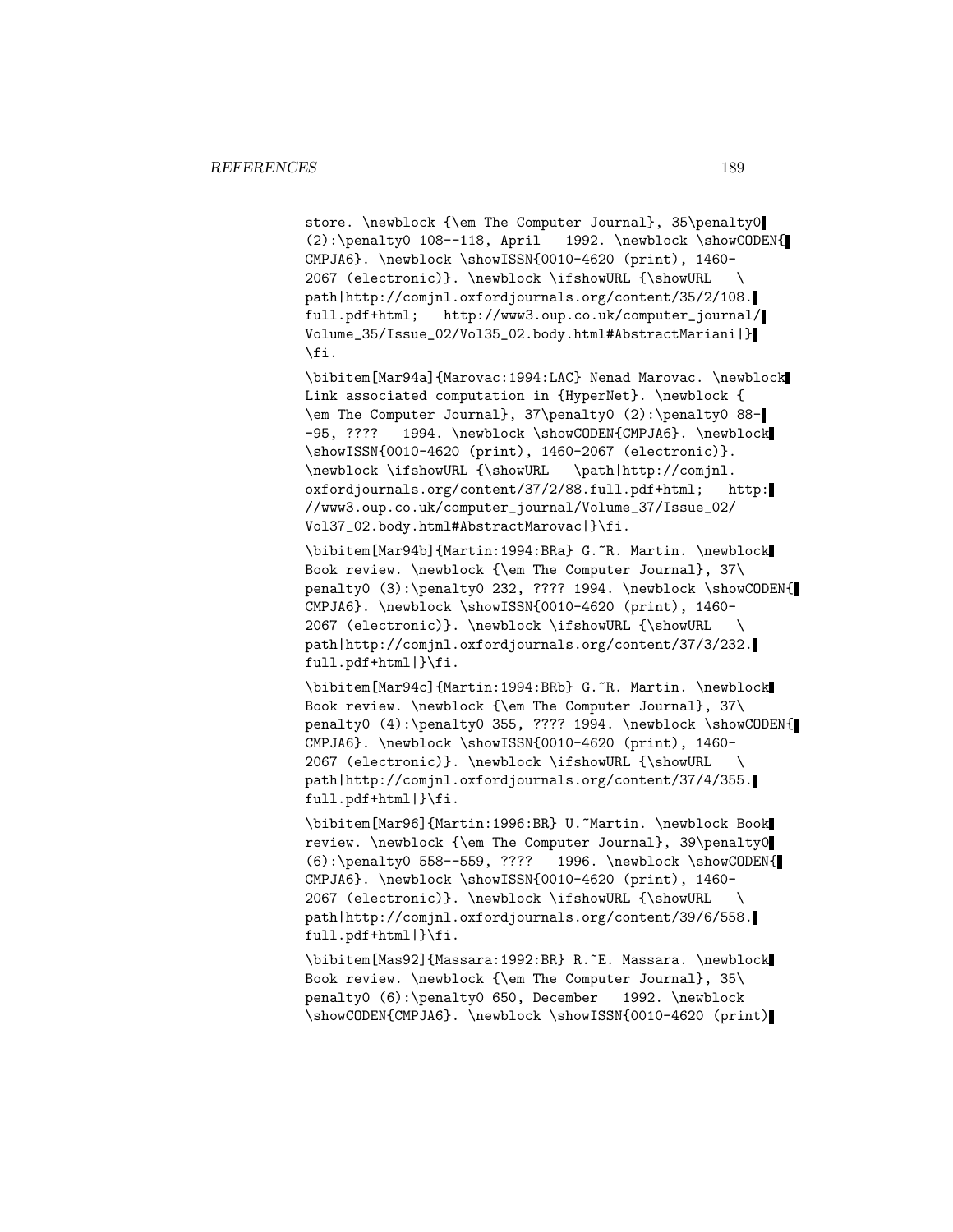```
store. \newblock {\em The Computer Journal}, 35\penalty0
(2):\penalty0 108--118, April   1992. \newblock \showCODEN{
CMPJA6}. \newblock \showISSN{0010-4620 (print), 1460-
2067 (electronic)}. \newblock \ifshowURL {\showURL   \
path|http://comjnl.oxfordjournals.org/content/35/2/108.
full.pdf+html;   http://www3.oup.co.uk/computer_journal/
Volume_35/Issue_02/Vol35_02.body.html#AbstractMariani|}
\fi.

\bibitem[Mar94a]{Marovac:1994:LAC} Nenad Marovac. \newblock
Link associated computation in {HyperNet}. \newblock {
\em The Computer Journal}, 37\penalty0 (2):\penalty0 88-
-95, ????   1994. \newblock \showCODEN{CMPJA6}. \newblock
\showISSN{0010-4620 (print), 1460-2067 (electronic)}.
\newblock \ifshowURL {\showURL   \path|http://comjnl.
oxfordjournals.org/content/37/2/88.full.pdf+html;   http:
//www3.oup.co.uk/computer_journal/Volume_37/Issue_02/
Vol37_02.body.html#AbstractMarovac|}\fi.

\bibitem[Mar94b]{Martin:1994:BRa} G.~R. Martin. \newblock
Book review. \newblock {\em The Computer Journal}, 37\
penalty0 (3):\penalty0 232, ???? 1994. \newblock \showCODEN{
CMPJA6}. \newblock \showISSN{0010-4620 (print), 1460-
2067 (electronic)}. \newblock \ifshowURL {\showURL   \
path|http://comjnl.oxfordjournals.org/content/37/3/232.
full.pdf+html|}\fi.

\bibitem[Mar94c]{Martin:1994:BRb} G.~R. Martin. \newblock
Book review. \newblock {\em The Computer Journal}, 37\
penalty0 (4):\penalty0 355, ???? 1994. \newblock \showCODEN{
CMPJA6}. \newblock \showISSN{0010-4620 (print), 1460-
2067 (electronic)}. \newblock \ifshowURL {\showURL   \
path|http://comjnl.oxfordjournals.org/content/37/4/355.
full.pdf+html|}\fi.

\bibitem[Mar96]{Martin:1996:BR} U.~Martin. \newblock Book
review. \newblock {\em The Computer Journal}, 39\penalty0
(6):\penalty0 558--559, ????   1996. \newblock \showCODEN{
CMPJA6}. \newblock \showISSN{0010-4620 (print), 1460-
2067 (electronic)}. \newblock \ifshowURL {\showURL   \
path|http://comjnl.oxfordjournals.org/content/39/6/558.
full.pdf+html|}\fi.

\bibitem[Mas92]{Massara:1992:BR} R.~E. Massara. \newblock
Book review. \newblock {\em The Computer Journal}, 35\
penalty0 (6):\penalty0 650, December   1992. \newblock
\showCODEN{CMPJA6}. \newblock \showISSN{0010-4620 (print)
```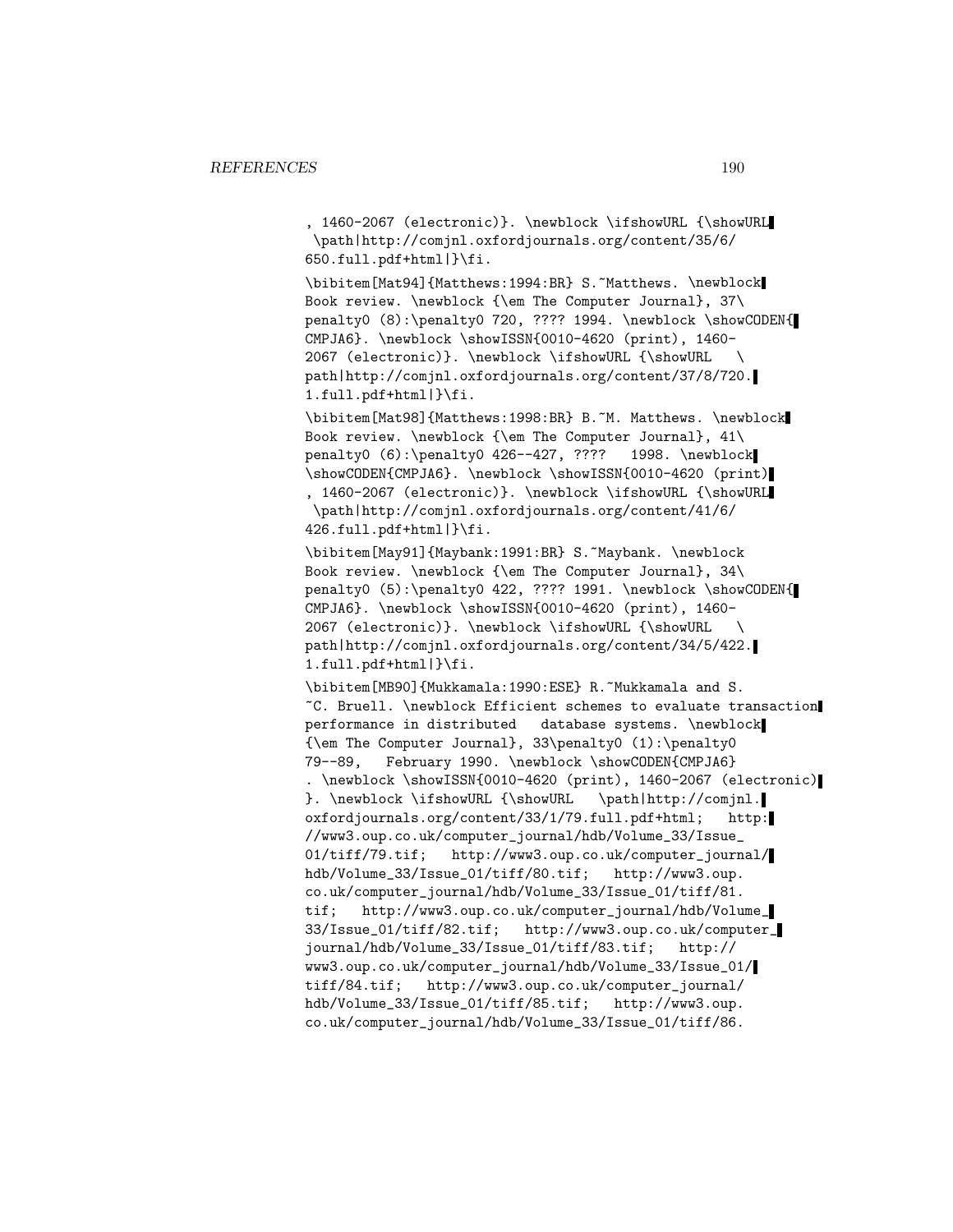, 1460-2067 (electronic)}. \newblock \ifshowURL {\showURL \path|http://comjnl.oxfordjournals.org/content/35/6/ 650.full.pdf+html|}\fi.

\bibitem[Mat94]{Matthews:1994:BR} S.~Matthews. \newblock Book review. \newblock {\em The Computer Journal}, 37\ penalty0 (8):\penalty0 720, ???? 1994. \newblock \showCODEN{ CMPJA6}. \newblock \showISSN{0010-4620 (print), 1460- 2067 (electronic)}. \newblock \ifshowURL {\showURL \ path|http://comjnl.oxfordjournals.org/content/37/8/720. 1.full.pdf+html|}\fi.

\bibitem[Mat98]{Matthews:1998:BR} B.~M. Matthews. \newblock Book review. \newblock {\em The Computer Journal}, 41\ penalty0 (6):\penalty0 426--427, ???? 1998. \newblock \showCODEN{CMPJA6}. \newblock \showISSN{0010-4620 (print) , 1460-2067 (electronic)}. \newblock \ifshowURL {\showURL \path|http://comjnl.oxfordjournals.org/content/41/6/ 426.full.pdf+html|}\fi.

\bibitem[May91]{Maybank:1991:BR} S.~Maybank. \newblock Book review. \newblock {\em The Computer Journal}, 34\ penalty0 (5):\penalty0 422, ???? 1991. \newblock \showCODEN{ CMPJA6}. \newblock \showISSN{0010-4620 (print), 1460- 2067 (electronic)}. \newblock \ifshowURL {\showURL \ path|http://comjnl.oxfordjournals.org/content/34/5/422. 1.full.pdf+html|}\fi.

\bibitem[MB90]{Mukkamala:1990:ESE} R.~Mukkamala and S. ~C. Bruell. \newblock Efficient schemes to evaluate transaction performance in distributed database systems. \newblock {\em The Computer Journal}, 33\penalty0 (1):\penalty0 79--89, February 1990. \newblock \showCODEN{CMPJA6} . \newblock \showISSN{0010-4620 (print), 1460-2067 (electronic) }. \newblock \ifshowURL {\showURL \path|http://comjnl. oxfordjournals.org/content/33/1/79.full.pdf+html; http: //www3.oup.co.uk/computer_journal/hdb/Volume_33/Issue_ 01/tiff/79.tif; http://www3.oup.co.uk/computer_journal/ hdb/Volume_33/Issue_01/tiff/80.tif; http://www3.oup. co.uk/computer_journal/hdb/Volume_33/Issue_01/tiff/81. tif; http://www3.oup.co.uk/computer_journal/hdb/Volume_ 33/Issue_01/tiff/82.tif; http://www3.oup.co.uk/computer_ journal/hdb/Volume_33/Issue_01/tiff/83.tif; http:// www3.oup.co.uk/computer_journal/hdb/Volume_33/Issue_01/ tiff/84.tif; http://www3.oup.co.uk/computer_journal/ hdb/Volume_33/Issue_01/tiff/85.tif; http://www3.oup. co.uk/computer_journal/hdb/Volume_33/Issue_01/tiff/86.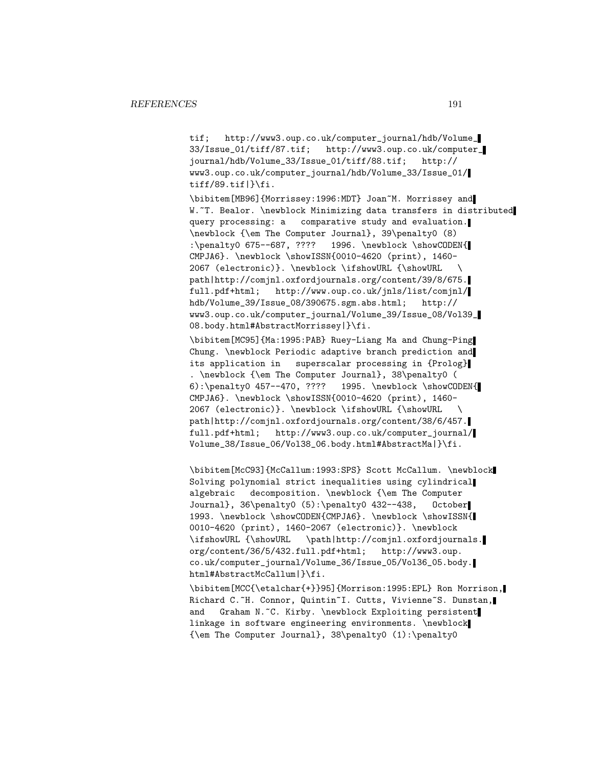```
tif;   http://www3.oup.co.uk/computer_journal/hdb/Volume_
33/Issue_01/tiff/87.tif;   http://www3.oup.co.uk/computer_
journal/hdb/Volume_33/Issue_01/tiff/88.tif;   http://
www3.oup.co.uk/computer_journal/hdb/Volume_33/Issue_01/
tiff/89.tif|}\fi.

\bibitem[MB96]{Morrissey:1996:MDT} Joan~M. Morrissey and
W.~T. Bealor. \newblock Minimizing data transfers in distributed
query processing: a   comparative study and evaluation.
\newblock {\em The Computer Journal}, 39\penalty0 (8)
:\penalty0 675--687, ????   1996. \newblock \showCODEN{
CMPJA6}. \newblock \showISSN{0010-4620 (print), 1460-
2067 (electronic)}. \newblock \ifshowURL {\showURL   \
path|http://comjnl.oxfordjournals.org/content/39/8/675.
full.pdf+html;   http://www.oup.co.uk/jnls/list/comjnl/
hdb/Volume_39/Issue_08/390675.sgm.abs.html;   http://
www3.oup.co.uk/computer_journal/Volume_39/Issue_08/Vol39_
08.body.html#AbstractMorrissey|}\fi.

\bibitem[MC95]{Ma:1995:PAB} Ruey-Liang Ma and Chung-Ping
Chung. \newblock Periodic adaptive branch prediction and
its application in   superscalar processing in {Prolog}
. \newblock {\em The Computer Journal}, 38\penalty0 (
6):\penalty0 457--470, ????   1995. \newblock \showCODEN{
CMPJA6}. \newblock \showISSN{0010-4620 (print), 1460-
2067 (electronic)}. \newblock \ifshowURL {\showURL   \
path|http://comjnl.oxfordjournals.org/content/38/6/457.
full.pdf+html;   http://www3.oup.co.uk/computer_journal/
Volume_38/Issue_06/Vol38_06.body.html#AbstractMa|}\fi.

\bibitem[McC93]{McCallum:1993:SPS} Scott McCallum. \newblock
Solving polynomial strict inequalities using cylindrical
algebraic   decomposition. \newblock {\em The Computer
Journal}, 36\penalty0 (5):\penalty0 432--438,   October
1993. \newblock \showCODEN{CMPJA6}. \newblock \showISSN{
0010-4620 (print), 1460-2067 (electronic)}. \newblock
\ifshowURL {\showURL   \path|http://comjnl.oxfordjournals.
org/content/36/5/432.full.pdf+html;   http://www3.oup.
co.uk/computer_journal/Volume_36/Issue_05/Vol36_05.body.
html#AbstractMcCallum|}\fi.

\bibitem[MCC{\etalchar{+}}95]{Morrison:1995:EPL} Ron Morrison,
Richard C.~H. Connor, Quintin~I. Cutts, Vivienne~S. Dunstan,
and   Graham N.~C. Kirby. \newblock Exploiting persistent
linkage in software engineering environments. \newblock
{\em The Computer Journal}, 38\penalty0 (1):\penalty0
```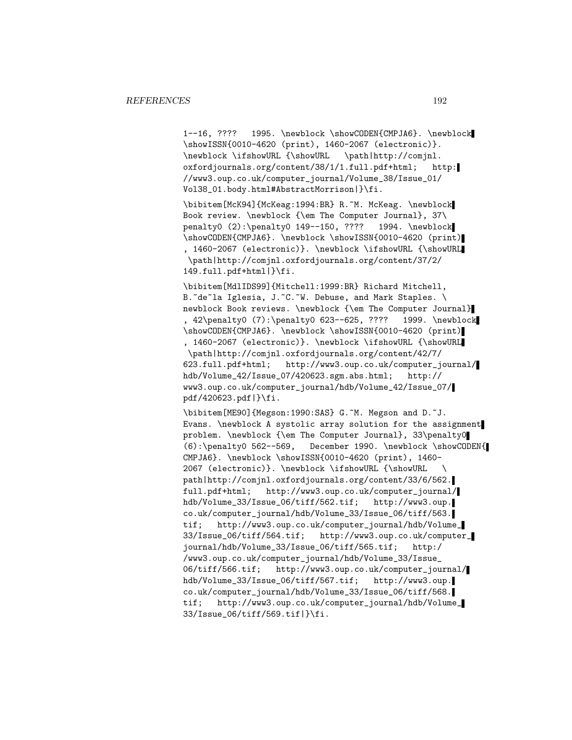1--16, ???? 1995. \newblock \showCODEN{CMPJA6}. \newblock \showISSN{0010-4620 (print), 1460-2067 (electronic)}. \newblock \ifshowURL {\showURL \path|http://comjnl.oxfordjournals.org/content/38/1/1.full.pdf+html; http://www3.oup.co.uk/computer_journal/Volume_38/Issue_01/Vol38_01.body.html#AbstractMorrison|}\fi.

\bibitem[McK94]{McKeag:1994:BR} R.~M. McKeag. \newblock Book review. \newblock {\em The Computer Journal}, 37\penalty0 (2):\penalty0 149--150, ???? 1994. \newblock \showCODEN{CMPJA6}. \newblock \showISSN{0010-4620 (print), 1460-2067 (electronic)}. \newblock \ifshowURL {\showURL \path|http://comjnl.oxfordjournals.org/content/37/2/149.full.pdf+html|}\fi.

\bibitem[MdlIDS99]{Mitchell:1999:BR} Richard Mitchell, B.~de~la Iglesia, J.~C.~W. Debuse, and Mark Staples. \newblock Book reviews. \newblock {\em The Computer Journal}, 42\penalty0 (7):\penalty0 623--625, ???? 1999. \newblock \showCODEN{CMPJA6}. \newblock \showISSN{0010-4620 (print), 1460-2067 (electronic)}. \newblock \ifshowURL {\showURL \path|http://comjnl.oxfordjournals.org/content/42/7/623.full.pdf+html; http://www3.oup.co.uk/computer_journal/hdb/Volume_42/Issue_07/420623.sgm.abs.html; http://www3.oup.co.uk/computer_journal/hdb/Volume_42/Issue_07/pdf/420623.pdf|}\fi.

\bibitem[ME90]{Megson:1990:SAS} G.~M. Megson and D.~J. Evans. \newblock A systolic array solution for the assignment problem. \newblock {\em The Computer Journal}, 33\penalty0 (6):\penalty0 562--569, December 1990. \newblock \showCODEN{CMPJA6}. \newblock \showISSN{0010-4620 (print), 1460-2067 (electronic)}. \newblock \ifshowURL {\showURL \path|http://comjnl.oxfordjournals.org/content/33/6/562.full.pdf+html; http://www3.oup.co.uk/computer_journal/hdb/Volume_33/Issue_06/tiff/562.tif; http://www3.oup.co.uk/computer_journal/hdb/Volume_33/Issue_06/tiff/563.tif; http://www3.oup.co.uk/computer_journal/hdb/Volume_33/Issue_06/tiff/564.tif; http://www3.oup.co.uk/computer_journal/hdb/Volume_33/Issue_06/tiff/565.tif; http://www3.oup.co.uk/computer_journal/hdb/Volume_33/Issue_06/tiff/566.tif; http://www3.oup.co.uk/computer_journal/hdb/Volume_33/Issue_06/tiff/567.tif; http://www3.oup.co.uk/computer_journal/hdb/Volume_33/Issue_06/tiff/568.tif; http://www3.oup.co.uk/computer_journal/hdb/Volume_33/Issue_06/tiff/569.tif|}\fi.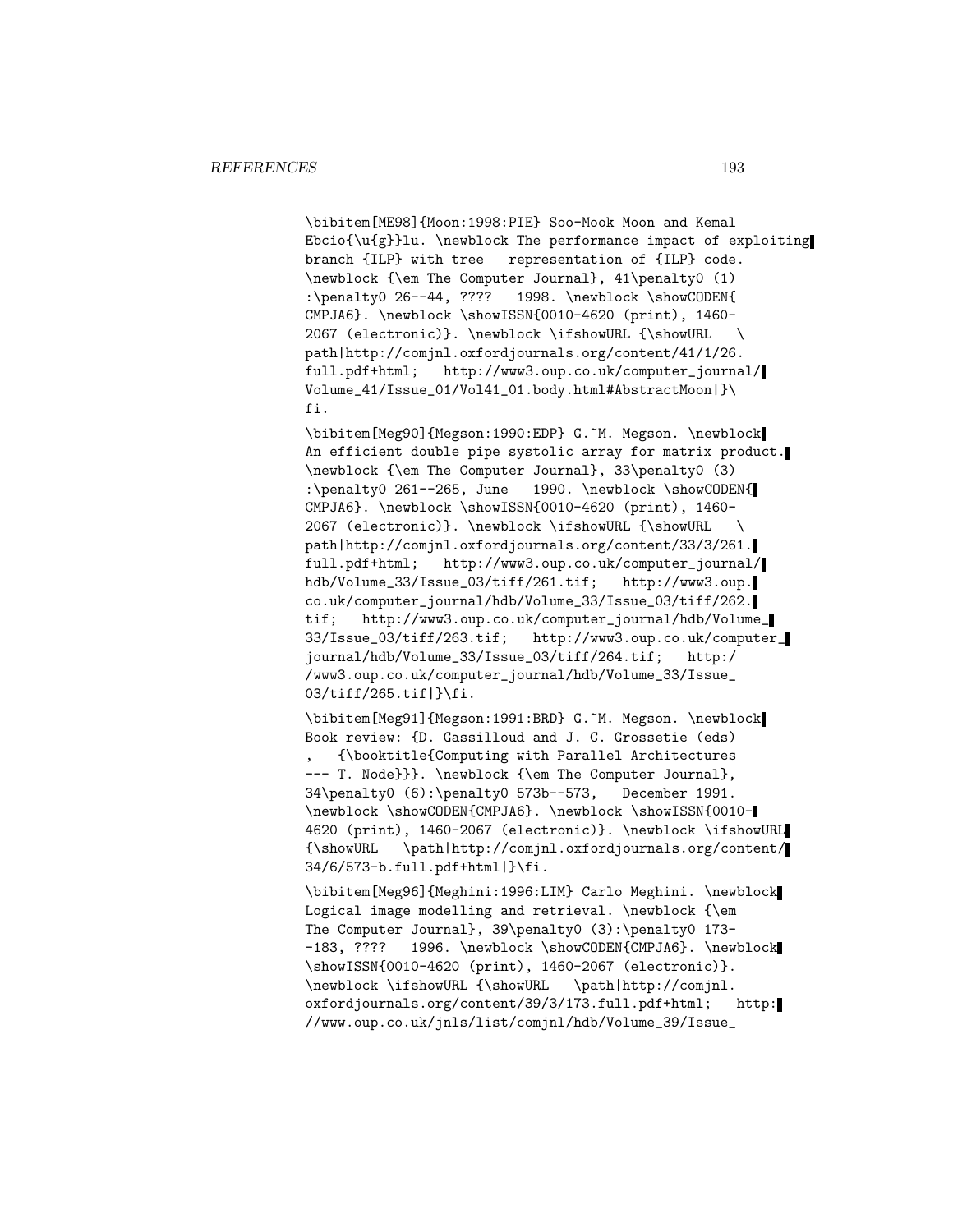```
\bibitem[ME98]{Moon:1998:PIE} Soo-Mook Moon and Kemal
Ebcio{\u{g}}lu. \newblock The performance impact of exploiting
branch {ILP} with tree   representation of {ILP} code.
\newblock {\em The Computer Journal}, 41\penalty0 (1)
:\penalty0 26--44, ????   1998. \newblock \showCODEN{
CMPJA6}. \newblock \showISSN{0010-4620 (print), 1460-
2067 (electronic)}. \newblock \ifshowURL {\showURL   \
path|http://comjnl.oxfordjournals.org/content/41/1/26.
full.pdf+html;   http://www3.oup.co.uk/computer_journal/
Volume_41/Issue_01/Vol41_01.body.html#AbstractMoon|}\
fi.

\bibitem[Meg90]{Megson:1990:EDP} G.~M. Megson. \newblock
An efficient double pipe systolic array for matrix product.
\newblock {\em The Computer Journal}, 33\penalty0 (3)
:\penalty0 261--265, June   1990. \newblock \showCODEN{
CMPJA6}. \newblock \showISSN{0010-4620 (print), 1460-
2067 (electronic)}. \newblock \ifshowURL {\showURL   \
path|http://comjnl.oxfordjournals.org/content/33/3/261.
full.pdf+html;   http://www3.oup.co.uk/computer_journal/
hdb/Volume_33/Issue_03/tiff/261.tif;   http://www3.oup.
co.uk/computer_journal/hdb/Volume_33/Issue_03/tiff/262.
tif;   http://www3.oup.co.uk/computer_journal/hdb/Volume_
33/Issue_03/tiff/263.tif;   http://www3.oup.co.uk/computer_
journal/hdb/Volume_33/Issue_03/tiff/264.tif;   http:/
/www3.oup.co.uk/computer_journal/hdb/Volume_33/Issue_
03/tiff/265.tif|}\fi.

\bibitem[Meg91]{Megson:1991:BRD} G.~M. Megson. \newblock
Book review: {D. Gassilloud and J. C. Grossetie (eds)
,   {\booktitle{Computing with Parallel Architectures
--- T. Node}}}. \newblock {\em The Computer Journal},
34\penalty0 (6):\penalty0 573b--573,   December 1991.
\newblock \showCODEN{CMPJA6}. \newblock \showISSN{0010-
4620 (print), 1460-2067 (electronic)}. \newblock \ifshowURL
{\showURL   \path|http://comjnl.oxfordjournals.org/content/
34/6/573-b.full.pdf+html|}\fi.

\bibitem[Meg96]{Meghini:1996:LIM} Carlo Meghini. \newblock
Logical image modelling and retrieval. \newblock {\em
The Computer Journal}, 39\penalty0 (3):\penalty0 173-
-183, ????   1996. \newblock \showCODEN{CMPJA6}. \newblock
\showISSN{0010-4620 (print), 1460-2067 (electronic)}.
\newblock \ifshowURL {\showURL   \path|http://comjnl.
oxfordjournals.org/content/39/3/173.full.pdf+html;   http:
//www.oup.co.uk/jnls/list/comjnl/hdb/Volume_39/Issue_
```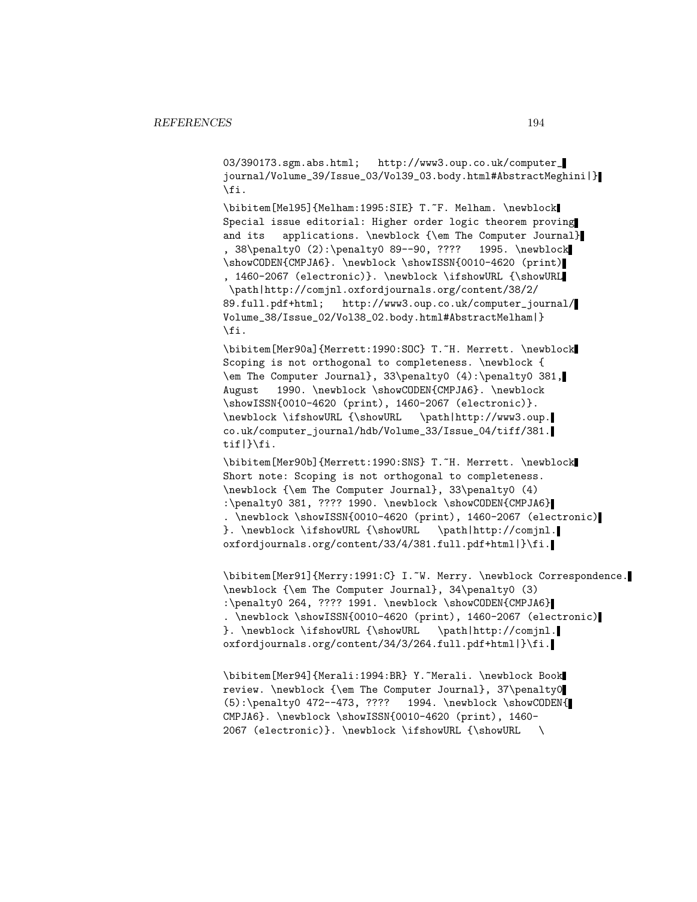```
03/390173.sgm.abs.html;   http://www3.oup.co.uk/computer_
journal/Volume_39/Issue_03/Vol39_03.body.html#AbstractMeghini|}
\fi.

\bibitem[Mel95]{Melham:1995:SIE} T.~F. Melham. \newblock
Special issue editorial: Higher order logic theorem proving
and its   applications. \newblock {\em The Computer Journal}
, 38\penalty0 (2):\penalty0 89--90, ????   1995. \newblock
\showCODEN{CMPJA6}. \newblock \showISSN{0010-4620 (print)
, 1460-2067 (electronic)}. \newblock \ifshowURL {\showURL
 \path|http://comjnl.oxfordjournals.org/content/38/2/
89.full.pdf+html;   http://www3.oup.co.uk/computer_journal/
Volume_38/Issue_02/Vol38_02.body.html#AbstractMelham|}
\fi.

\bibitem[Mer90a]{Merrett:1990:SOC} T.~H. Merrett. \newblock
Scoping is not orthogonal to completeness. \newblock {
\em The Computer Journal}, 33\penalty0 (4):\penalty0 381,
August   1990. \newblock \showCODEN{CMPJA6}. \newblock
\showISSN{0010-4620 (print), 1460-2067 (electronic)}.
\newblock \ifshowURL {\showURL   \path|http://www3.oup.
co.uk/computer_journal/hdb/Volume_33/Issue_04/tiff/381.
tif|}\fi.

\bibitem[Mer90b]{Merrett:1990:SNS} T.~H. Merrett. \newblock
Short note: Scoping is not orthogonal to completeness.
\newblock {\em The Computer Journal}, 33\penalty0 (4)
:\penalty0 381, ???? 1990. \newblock \showCODEN{CMPJA6}
. \newblock \showISSN{0010-4620 (print), 1460-2067 (electronic)
}. \newblock \ifshowURL {\showURL   \path|http://comjnl.
oxfordjournals.org/content/33/4/381.full.pdf+html|}\fi.

\bibitem[Mer91]{Merry:1991:C} I.~W. Merry. \newblock Correspondence.
\newblock {\em The Computer Journal}, 34\penalty0 (3)
:\penalty0 264, ???? 1991. \newblock \showCODEN{CMPJA6}
. \newblock \showISSN{0010-4620 (print), 1460-2067 (electronic)
}. \newblock \ifshowURL {\showURL   \path|http://comjnl.
oxfordjournals.org/content/34/3/264.full.pdf+html|}\fi.

\bibitem[Mer94]{Merali:1994:BR} Y.~Merali. \newblock Book
review. \newblock {\em The Computer Journal}, 37\penalty0
(5):\penalty0 472--473, ????   1994. \newblock \showCODEN{
CMPJA6}. \newblock \showISSN{0010-4620 (print), 1460-
2067 (electronic)}. \newblock \ifshowURL {\showURL   \
```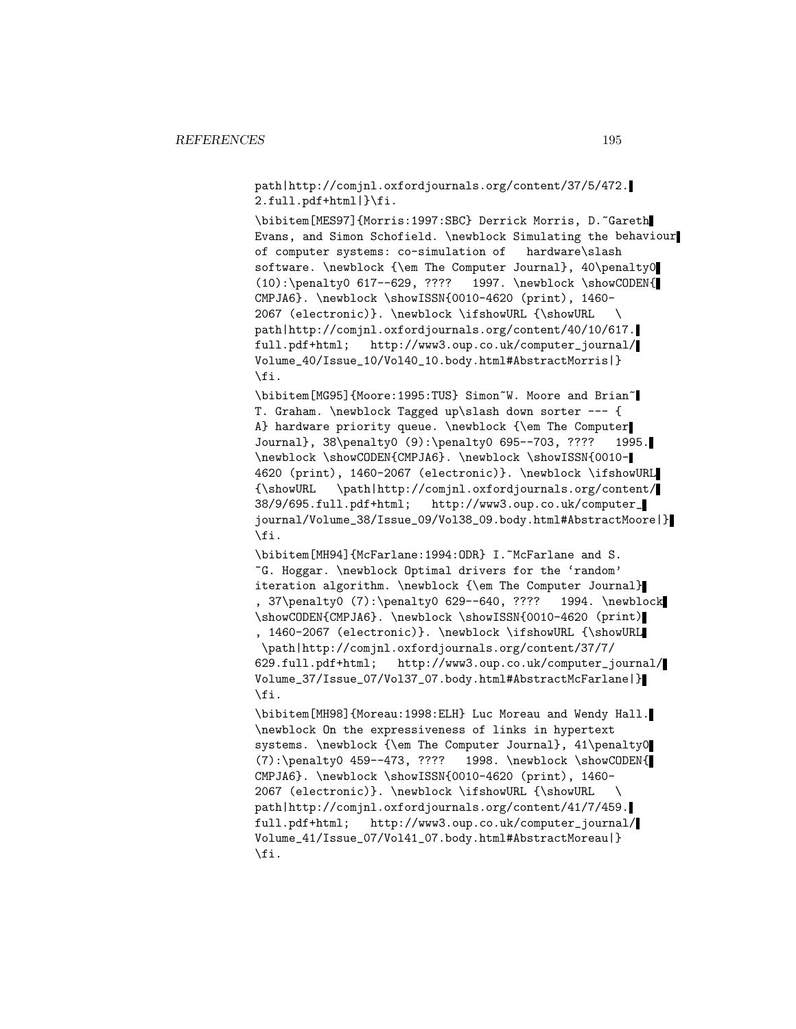```
path|http://comjnl.oxfordjournals.org/content/37/5/472.
2.full.pdf+html|}\fi.

\bibitem[MES97]{Morris:1997:SBC} Derrick Morris, D.~Gareth
Evans, and Simon Schofield. \newblock Simulating the behaviour
of computer systems: co-simulation of   hardware\slash
software. \newblock {\em The Computer Journal}, 40\penalty0
(10):\penalty0 617--629, ????   1997. \newblock \showCODEN{
CMPJA6}. \newblock \showISSN{0010-4620 (print), 1460-
2067 (electronic)}. \newblock \ifshowURL {\showURL   \
path|http://comjnl.oxfordjournals.org/content/40/10/617.
full.pdf+html;   http://www3.oup.co.uk/computer_journal/
Volume_40/Issue_10/Vol40_10.body.html#AbstractMorris|}
\fi.

\bibitem[MG95]{Moore:1995:TUS} Simon~W. Moore and Brian~
T. Graham. \newblock Tagged up\slash down sorter --- {
A} hardware priority queue. \newblock {\em The Computer
Journal}, 38\penalty0 (9):\penalty0 695--703, ????   1995.
\newblock \showCODEN{CMPJA6}. \newblock \showISSN{0010-
4620 (print), 1460-2067 (electronic)}. \newblock \ifshowURL
{\showURL   \path|http://comjnl.oxfordjournals.org/content/
38/9/695.full.pdf+html;   http://www3.oup.co.uk/computer_
journal/Volume_38/Issue_09/Vol38_09.body.html#AbstractMoore|}
\fi.

\bibitem[MH94]{McFarlane:1994:ODR} I.~McFarlane and S.
~G. Hoggar. \newblock Optimal drivers for the ‘random’
iteration algorithm. \newblock {\em The Computer Journal}
, 37\penalty0 (7):\penalty0 629--640, ????   1994. \newblock
\showCODEN{CMPJA6}. \newblock \showISSN{0010-4620 (print)
, 1460-2067 (electronic)}. \newblock \ifshowURL {\showURL
 \path|http://comjnl.oxfordjournals.org/content/37/7/
629.full.pdf+html;   http://www3.oup.co.uk/computer_journal/
Volume_37/Issue_07/Vol37_07.body.html#AbstractMcFarlane|}
\fi.

\bibitem[MH98]{Moreau:1998:ELH} Luc Moreau and Wendy Hall.
\newblock On the expressiveness of links in hypertext
systems. \newblock {\em The Computer Journal}, 41\penalty0
(7):\penalty0 459--473, ????   1998. \newblock \showCODEN{
CMPJA6}. \newblock \showISSN{0010-4620 (print), 1460-
2067 (electronic)}. \newblock \ifshowURL {\showURL   \
path|http://comjnl.oxfordjournals.org/content/41/7/459.
full.pdf+html;   http://www3.oup.co.uk/computer_journal/
Volume_41/Issue_07/Vol41_07.body.html#AbstractMoreau|}
\fi.
```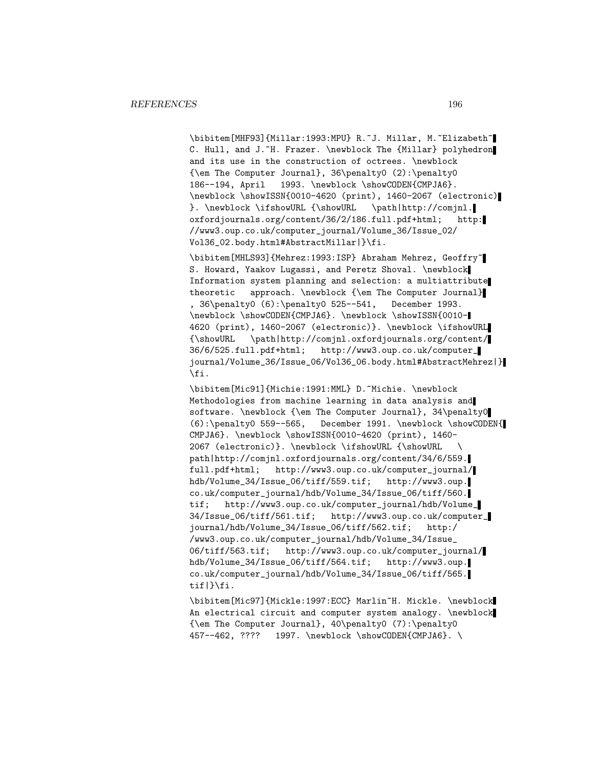```
\bibitem[MHF93]{Millar:1993:MPU} R.~J. Millar, M.~Elizabeth~
C. Hull, and J.~H. Frazer. \newblock The {Millar} polyhedron
and its use in the construction of octrees. \newblock
{\em The Computer Journal}, 36\penalty0 (2):\penalty0
186--194, April   1993. \newblock \showCODEN{CMPJA6}.
\newblock \showISSN{0010-4620 (print), 1460-2067 (electronic)
}. \newblock \ifshowURL {\showURL   \path|http://comjnl.
oxfordjournals.org/content/36/2/186.full.pdf+html;   http:
//www3.oup.co.uk/computer_journal/Volume_36/Issue_02/
Vol36_02.body.html#AbstractMillar|}\fi.

\bibitem[MHLS93]{Mehrez:1993:ISP} Abraham Mehrez, Geoffry~
S. Howard, Yaakov Lugassi, and Peretz Shoval. \newblock
Information system planning and selection: a multiattribute
theoretic   approach. \newblock {\em The Computer Journal}
, 36\penalty0 (6):\penalty0 525--541,   December 1993.
\newblock \showCODEN{CMPJA6}. \newblock \showISSN{0010-
4620 (print), 1460-2067 (electronic)}. \newblock \ifshowURL
{\showURL   \path|http://comjnl.oxfordjournals.org/content/
36/6/525.full.pdf+html;   http://www3.oup.co.uk/computer_
journal/Volume_36/Issue_06/Vol36_06.body.html#AbstractMehrez|}
\fi.

\bibitem[Mic91]{Michie:1991:MML} D.~Michie. \newblock
Methodologies from machine learning in data analysis and
software. \newblock {\em The Computer Journal}, 34\penalty0
(6):\penalty0 559--565,   December 1991. \newblock \showCODEN{
CMPJA6}. \newblock \showISSN{0010-4620 (print), 1460-
2067 (electronic)}. \newblock \ifshowURL {\showURL   \
path|http://comjnl.oxfordjournals.org/content/34/6/559.
full.pdf+html;   http://www3.oup.co.uk/computer_journal/
hdb/Volume_34/Issue_06/tiff/559.tif;   http://www3.oup.
co.uk/computer_journal/hdb/Volume_34/Issue_06/tiff/560.
tif;   http://www3.oup.co.uk/computer_journal/hdb/Volume_
34/Issue_06/tiff/561.tif;   http://www3.oup.co.uk/computer_
journal/hdb/Volume_34/Issue_06/tiff/562.tif;   http:/
/www3.oup.co.uk/computer_journal/hdb/Volume_34/Issue_
06/tiff/563.tif;   http://www3.oup.co.uk/computer_journal/
hdb/Volume_34/Issue_06/tiff/564.tif;   http://www3.oup.
co.uk/computer_journal/hdb/Volume_34/Issue_06/tiff/565.
tif|}\fi.

\bibitem[Mic97]{Mickle:1997:ECC} Marlin~H. Mickle. \newblock
An electrical circuit and computer system analogy. \newblock
{\em The Computer Journal}, 40\penalty0 (7):\penalty0
457--462, ????   1997. \newblock \showCODEN{CMPJA6}. \
```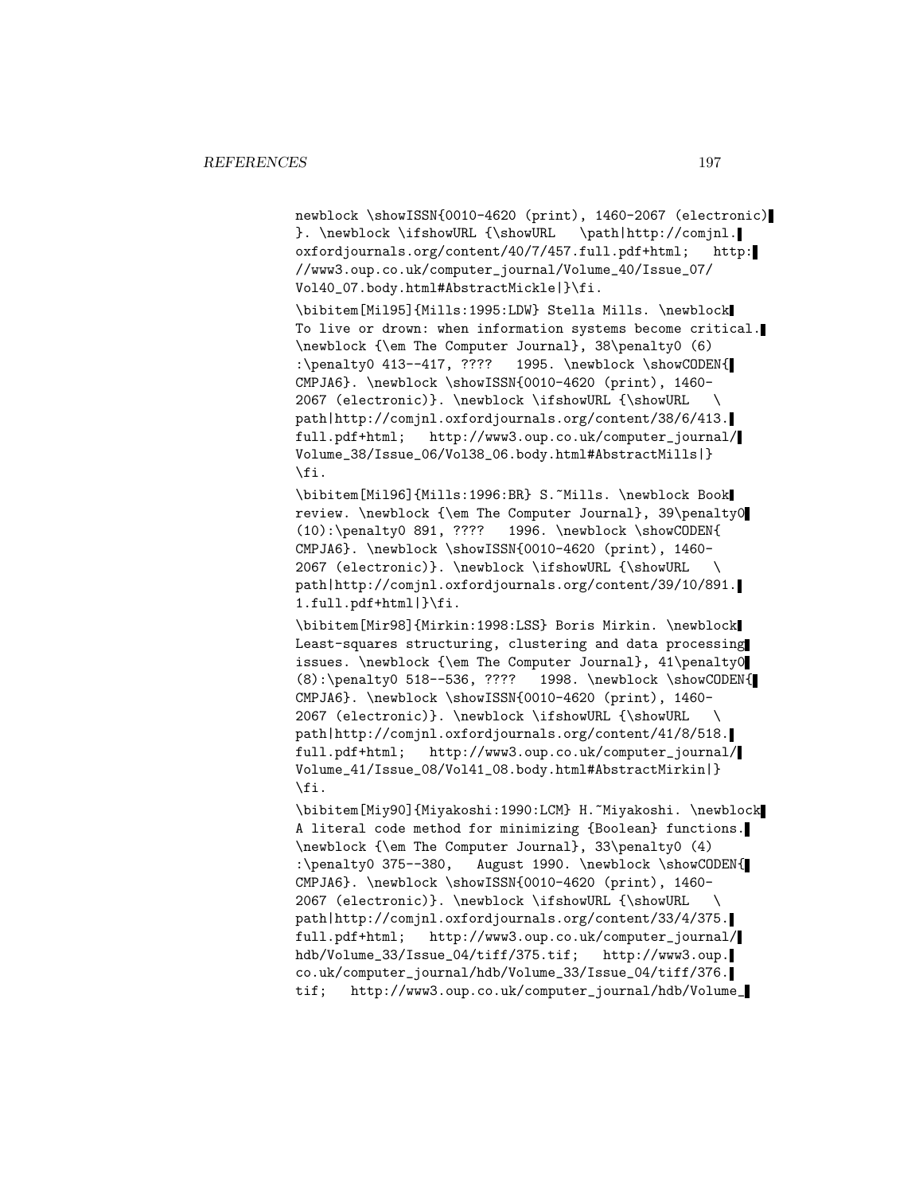```
newblock \showISSN{0010-4620 (print), 1460-2067 (electronic)
}. \newblock \ifshowURL {\showURL   \path|http://comjnl.
oxfordjournals.org/content/40/7/457.full.pdf+html;   http:
//www3.oup.co.uk/computer_journal/Volume_40/Issue_07/
Vol40_07.body.html#AbstractMickle|}\fi.

\bibitem[Mil95]{Mills:1995:LDW} Stella Mills. \newblock
To live or drown: when information systems become critical.
\newblock {\em The Computer Journal}, 38\penalty0 (6)
:\penalty0 413--417, ????   1995. \newblock \showCODEN{
CMPJA6}. \newblock \showISSN{0010-4620 (print), 1460-
2067 (electronic)}. \newblock \ifshowURL {\showURL   \
path|http://comjnl.oxfordjournals.org/content/38/6/413.
full.pdf+html;   http://www3.oup.co.uk/computer_journal/
Volume_38/Issue_06/Vol38_06.body.html#AbstractMills|}
\fi.

\bibitem[Mil96]{Mills:1996:BR} S.~Mills. \newblock Book
review. \newblock {\em The Computer Journal}, 39\penalty0
(10):\penalty0 891, ????   1996. \newblock \showCODEN{
CMPJA6}. \newblock \showISSN{0010-4620 (print), 1460-
2067 (electronic)}. \newblock \ifshowURL {\showURL   \
path|http://comjnl.oxfordjournals.org/content/39/10/891.
1.full.pdf+html|}\fi.

\bibitem[Mir98]{Mirkin:1998:LSS} Boris Mirkin. \newblock
Least-squares structuring, clustering and data processing
issues. \newblock {\em The Computer Journal}, 41\penalty0
(8):\penalty0 518--536, ????   1998. \newblock \showCODEN{
CMPJA6}. \newblock \showISSN{0010-4620 (print), 1460-
2067 (electronic)}. \newblock \ifshowURL {\showURL   \
path|http://comjnl.oxfordjournals.org/content/41/8/518.
full.pdf+html;   http://www3.oup.co.uk/computer_journal/
Volume_41/Issue_08/Vol41_08.body.html#AbstractMirkin|}
\fi.

\bibitem[Miy90]{Miyakoshi:1990:LCM} H.~Miyakoshi. \newblock
A literal code method for minimizing {Boolean} functions.
\newblock {\em The Computer Journal}, 33\penalty0 (4)
:\penalty0 375--380,   August 1990. \newblock \showCODEN{
CMPJA6}. \newblock \showISSN{0010-4620 (print), 1460-
2067 (electronic)}. \newblock \ifshowURL {\showURL   \
path|http://comjnl.oxfordjournals.org/content/33/4/375.
full.pdf+html;   http://www3.oup.co.uk/computer_journal/
hdb/Volume_33/Issue_04/tiff/375.tif;   http://www3.oup.
co.uk/computer_journal/hdb/Volume_33/Issue_04/tiff/376.
tif;   http://www3.oup.co.uk/computer_journal/hdb/Volume_
```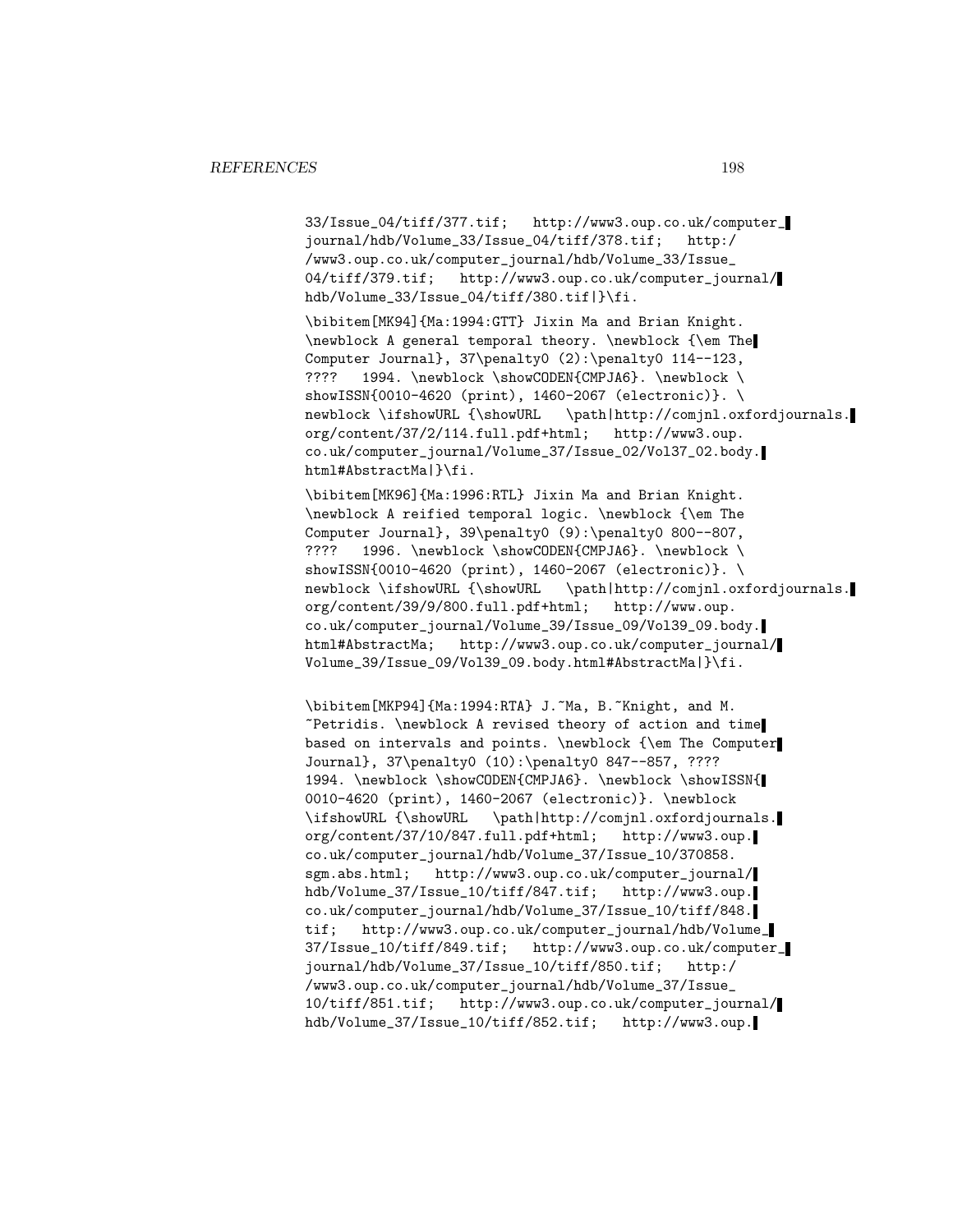```
33/Issue_04/tiff/377.tif;   http://www3.oup.co.uk/computer_
journal/hdb/Volume_33/Issue_04/tiff/378.tif;   http:/
/www3.oup.co.uk/computer_journal/hdb/Volume_33/Issue_
04/tiff/379.tif;   http://www3.oup.co.uk/computer_journal/
hdb/Volume_33/Issue_04/tiff/380.tif|}\fi.

\bibitem[MK94]{Ma:1994:GTT} Jixin Ma and Brian Knight.
\newblock A general temporal theory. \newblock {\em The
Computer Journal}, 37\penalty0 (2):\penalty0 114--123,
????   1994. \newblock \showCODEN{CMPJA6}. \newblock \
showISSN{0010-4620 (print), 1460-2067 (electronic)}. \
newblock \ifshowURL {\showURL   \path|http://comjnl.oxfordjournals.
org/content/37/2/114.full.pdf+html;   http://www3.oup.
co.uk/computer_journal/Volume_37/Issue_02/Vol37_02.body.
html#AbstractMa|}\fi.

\bibitem[MK96]{Ma:1996:RTL} Jixin Ma and Brian Knight.
\newblock A reified temporal logic. \newblock {\em The
Computer Journal}, 39\penalty0 (9):\penalty0 800--807,
????   1996. \newblock \showCODEN{CMPJA6}. \newblock \
showISSN{0010-4620 (print), 1460-2067 (electronic)}. \
newblock \ifshowURL {\showURL   \path|http://comjnl.oxfordjournals.
org/content/39/9/800.full.pdf+html;   http://www.oup.
co.uk/computer_journal/Volume_39/Issue_09/Vol39_09.body.
html#AbstractMa;   http://www3.oup.co.uk/computer_journal/
Volume_39/Issue_09/Vol39_09.body.html#AbstractMa|}\fi.

\bibitem[MKP94]{Ma:1994:RTA} J.~Ma, B.~Knight, and M.
~Petridis. \newblock A revised theory of action and time
based on intervals and points. \newblock {\em The Computer
Journal}, 37\penalty0 (10):\penalty0 847--857, ????
1994. \newblock \showCODEN{CMPJA6}. \newblock \showISSN{
0010-4620 (print), 1460-2067 (electronic)}. \newblock
\ifshowURL {\showURL   \path|http://comjnl.oxfordjournals.
org/content/37/10/847.full.pdf+html;   http://www3.oup.
co.uk/computer_journal/hdb/Volume_37/Issue_10/370858.
sgm.abs.html;   http://www3.oup.co.uk/computer_journal/
hdb/Volume_37/Issue_10/tiff/847.tif;   http://www3.oup.
co.uk/computer_journal/hdb/Volume_37/Issue_10/tiff/848.
tif;   http://www3.oup.co.uk/computer_journal/hdb/Volume_
37/Issue_10/tiff/849.tif;   http://www3.oup.co.uk/computer_
journal/hdb/Volume_37/Issue_10/tiff/850.tif;   http:/
/www3.oup.co.uk/computer_journal/hdb/Volume_37/Issue_
10/tiff/851.tif;   http://www3.oup.co.uk/computer_journal/
hdb/Volume_37/Issue_10/tiff/852.tif;   http://www3.oup.
```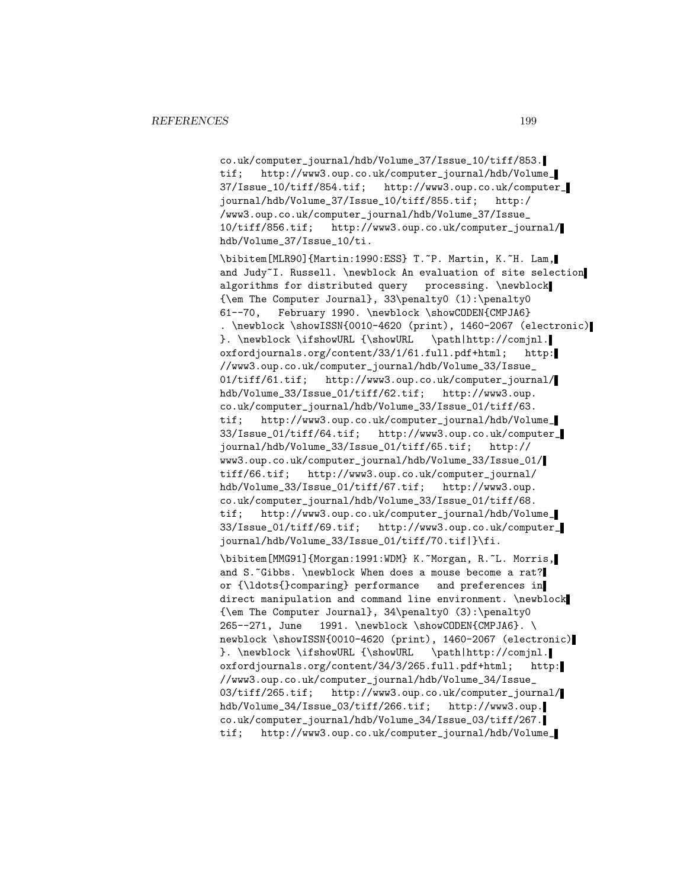```
co.uk/computer_journal/hdb/Volume_37/Issue_10/tiff/853.
tif;   http://www3.oup.co.uk/computer_journal/hdb/Volume_
37/Issue_10/tiff/854.tif;   http://www3.oup.co.uk/computer_
journal/hdb/Volume_37/Issue_10/tiff/855.tif;   http:/
/www3.oup.co.uk/computer_journal/hdb/Volume_37/Issue_
10/tiff/856.tif;   http://www3.oup.co.uk/computer_journal/
hdb/Volume_37/Issue_10/ti.

\bibitem[MLR90]{Martin:1990:ESS} T.~P. Martin, K.~H. Lam,
and Judy~I. Russell. \newblock An evaluation of site selection
algorithms for distributed query   processing. \newblock
{\em The Computer Journal}, 33\penalty0 (1):\penalty0
61--70,   February 1990. \newblock \showCODEN{CMPJA6}
. \newblock \showISSN{0010-4620 (print), 1460-2067 (electronic)
}. \newblock \ifshowURL {\showURL   \path|http://comjnl.
oxfordjournals.org/content/33/1/61.full.pdf+html;   http:
//www3.oup.co.uk/computer_journal/hdb/Volume_33/Issue_
01/tiff/61.tif;   http://www3.oup.co.uk/computer_journal/
hdb/Volume_33/Issue_01/tiff/62.tif;   http://www3.oup.
co.uk/computer_journal/hdb/Volume_33/Issue_01/tiff/63.
tif;   http://www3.oup.co.uk/computer_journal/hdb/Volume_
33/Issue_01/tiff/64.tif;   http://www3.oup.co.uk/computer_
journal/hdb/Volume_33/Issue_01/tiff/65.tif;   http://
www3.oup.co.uk/computer_journal/hdb/Volume_33/Issue_01/
tiff/66.tif;   http://www3.oup.co.uk/computer_journal/
hdb/Volume_33/Issue_01/tiff/67.tif;   http://www3.oup.
co.uk/computer_journal/hdb/Volume_33/Issue_01/tiff/68.
tif;   http://www3.oup.co.uk/computer_journal/hdb/Volume_
33/Issue_01/tiff/69.tif;   http://www3.oup.co.uk/computer_
journal/hdb/Volume_33/Issue_01/tiff/70.tif|}\fi.

\bibitem[MMG91]{Morgan:1991:WDM} K.~Morgan, R.~L. Morris,
and S.~Gibbs. \newblock When does a mouse become a rat?
or {\ldots{}comparing} performance   and preferences in
direct manipulation and command line environment. \newblock
{\em The Computer Journal}, 34\penalty0 (3):\penalty0
265--271, June   1991. \newblock \showCODEN{CMPJA6}. \
newblock \showISSN{0010-4620 (print), 1460-2067 (electronic)
}. \newblock \ifshowURL {\showURL   \path|http://comjnl.
oxfordjournals.org/content/34/3/265.full.pdf+html;   http:
//www3.oup.co.uk/computer_journal/hdb/Volume_34/Issue_
03/tiff/265.tif;   http://www3.oup.co.uk/computer_journal/
hdb/Volume_34/Issue_03/tiff/266.tif;   http://www3.oup.
co.uk/computer_journal/hdb/Volume_34/Issue_03/tiff/267.
tif;   http://www3.oup.co.uk/computer_journal/hdb/Volume_
```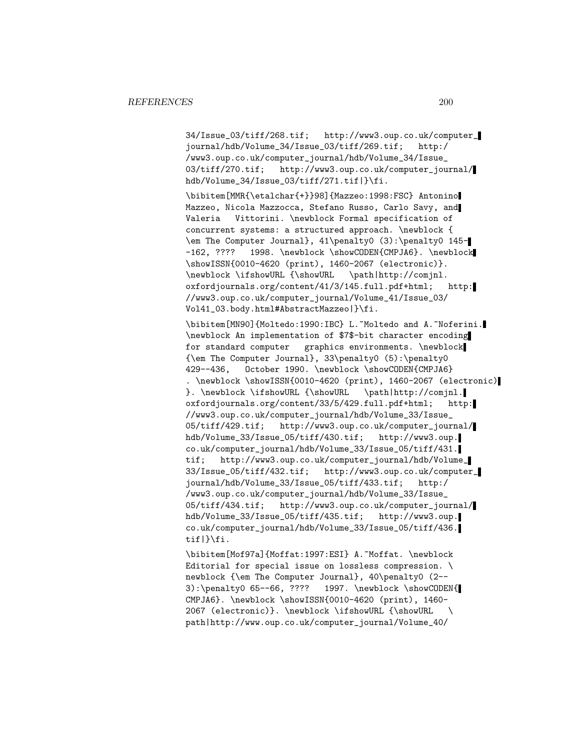```
34/Issue_03/tiff/268.tif;   http://www3.oup.co.uk/computer_
journal/hdb/Volume_34/Issue_03/tiff/269.tif;   http:/
/www3.oup.co.uk/computer_journal/hdb/Volume_34/Issue_
03/tiff/270.tif;   http://www3.oup.co.uk/computer_journal/
hdb/Volume_34/Issue_03/tiff/271.tif|}\fi.

\bibitem[MMR{\etalchar{+}}98]{Mazzeo:1998:FSC} Antonino
Mazzeo, Nicola Mazzocca, Stefano Russo, Carlo Savy, and
Valeria   Vittorini. \newblock Formal specification of
concurrent systems: a structured approach. \newblock {
\em The Computer Journal}, 41\penalty0 (3):\penalty0 145-
-162, ????   1998. \newblock \showCODEN{CMPJA6}. \newblock
\showISSN{0010-4620 (print), 1460-2067 (electronic)}.
\newblock \ifshowURL {\showURL   \path|http://comjnl.
oxfordjournals.org/content/41/3/145.full.pdf+html;   http:
//www3.oup.co.uk/computer_journal/Volume_41/Issue_03/
Vol41_03.body.html#AbstractMazzeo|}\fi.

\bibitem[MN90]{Moltedo:1990:IBC} L.~Moltedo and A.~Noferini.
\newblock An implementation of $7$-bit character encoding
for standard computer   graphics environments. \newblock
{\em The Computer Journal}, 33\penalty0 (5):\penalty0
429--436,   October 1990. \newblock \showCODEN{CMPJA6}
. \newblock \showISSN{0010-4620 (print), 1460-2067 (electronic)
}. \newblock \ifshowURL {\showURL   \path|http://comjnl.
oxfordjournals.org/content/33/5/429.full.pdf+html;   http:
//www3.oup.co.uk/computer_journal/hdb/Volume_33/Issue_
05/tiff/429.tif;   http://www3.oup.co.uk/computer_journal/
hdb/Volume_33/Issue_05/tiff/430.tif;   http://www3.oup.
co.uk/computer_journal/hdb/Volume_33/Issue_05/tiff/431.
tif;   http://www3.oup.co.uk/computer_journal/hdb/Volume_
33/Issue_05/tiff/432.tif;   http://www3.oup.co.uk/computer_
journal/hdb/Volume_33/Issue_05/tiff/433.tif;   http:/
/www3.oup.co.uk/computer_journal/hdb/Volume_33/Issue_
05/tiff/434.tif;   http://www3.oup.co.uk/computer_journal/
hdb/Volume_33/Issue_05/tiff/435.tif;   http://www3.oup.
co.uk/computer_journal/hdb/Volume_33/Issue_05/tiff/436.
tif|}\fi.

\bibitem[Mof97a]{Moffat:1997:ESI} A.~Moffat. \newblock
Editorial for special issue on lossless compression. \
newblock {\em The Computer Journal}, 40\penalty0 (2--
3):\penalty0 65--66, ????   1997. \newblock \showCODEN{
CMPJA6}. \newblock \showISSN{0010-4620 (print), 1460-
2067 (electronic)}. \newblock \ifshowURL {\showURL   \
path|http://www.oup.co.uk/computer_journal/Volume_40/
```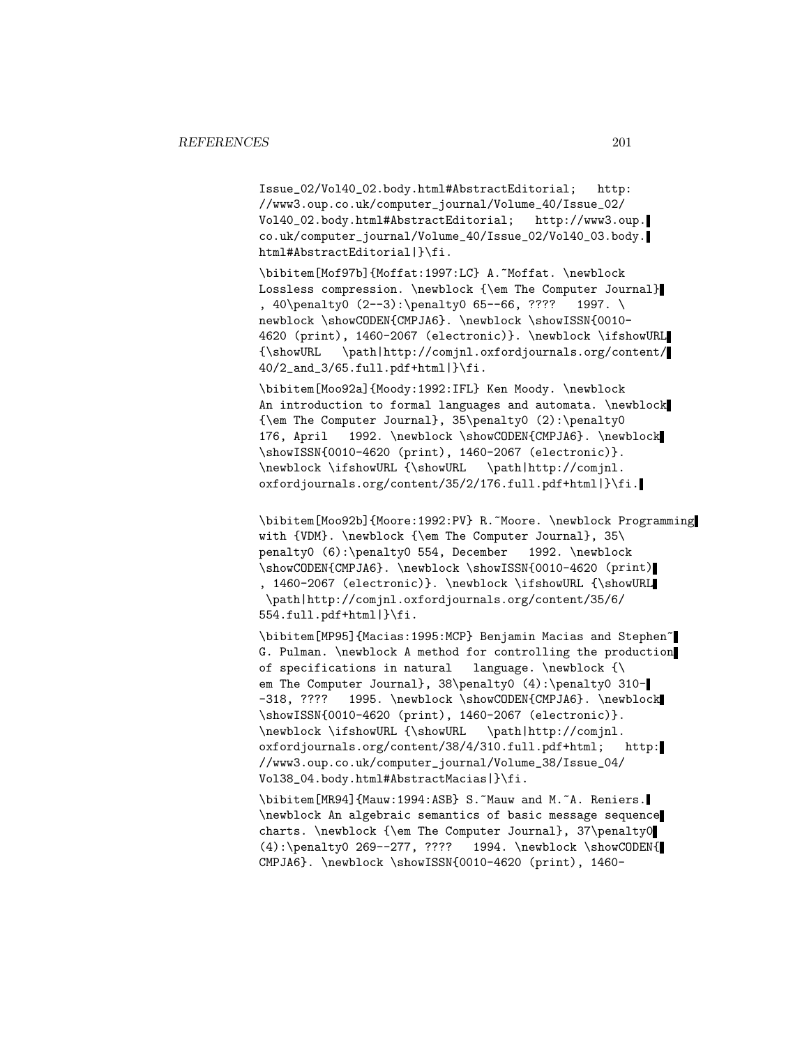```
Issue_02/Vol40_02.body.html#AbstractEditorial;   http:
//www3.oup.co.uk/computer_journal/Volume_40/Issue_02/
Vol40_02.body.html#AbstractEditorial;   http://www3.oup.
co.uk/computer_journal/Volume_40/Issue_02/Vol40_03.body.
html#AbstractEditorial|}\fi.

\bibitem[Mof97b]{Moffat:1997:LC} A.~Moffat. \newblock
Lossless compression. \newblock {\em The Computer Journal}
, 40\penalty0 (2--3):\penalty0 65--66, ????   1997. \
newblock \showCODEN{CMPJA6}. \newblock \showISSN{0010-
4620 (print), 1460-2067 (electronic)}. \newblock \ifshowURL
{\showURL   \path|http://comjnl.oxfordjournals.org/content/
40/2_and_3/65.full.pdf+html|}\fi.

\bibitem[Moo92a]{Moody:1992:IFL} Ken Moody. \newblock
An introduction to formal languages and automata. \newblock
{\em The Computer Journal}, 35\penalty0 (2):\penalty0
176, April   1992. \newblock \showCODEN{CMPJA6}. \newblock
\showISSN{0010-4620 (print), 1460-2067 (electronic)}.
\newblock \ifshowURL {\showURL   \path|http://comjnl.
oxfordjournals.org/content/35/2/176.full.pdf+html|}\fi.

\bibitem[Moo92b]{Moore:1992:PV} R.~Moore. \newblock Programming
with {VDM}. \newblock {\em The Computer Journal}, 35\
penalty0 (6):\penalty0 554, December   1992. \newblock
\showCODEN{CMPJA6}. \newblock \showISSN{0010-4620 (print)
, 1460-2067 (electronic)}. \newblock \ifshowURL {\showURL
 \path|http://comjnl.oxfordjournals.org/content/35/6/
554.full.pdf+html|}\fi.

\bibitem[MP95]{Macias:1995:MCP} Benjamin Macias and Stephen~
G. Pulman. \newblock A method for controlling the production
of specifications in natural   language. \newblock {\
em The Computer Journal}, 38\penalty0 (4):\penalty0 310-
-318, ????   1995. \newblock \showCODEN{CMPJA6}. \newblock
\showISSN{0010-4620 (print), 1460-2067 (electronic)}.
\newblock \ifshowURL {\showURL   \path|http://comjnl.
oxfordjournals.org/content/38/4/310.full.pdf+html;   http:
//www3.oup.co.uk/computer_journal/Volume_38/Issue_04/
Vol38_04.body.html#AbstractMacias|}\fi.

\bibitem[MR94]{Mauw:1994:ASB} S.~Mauw and M.~A. Reniers.
\newblock An algebraic semantics of basic message sequence
charts. \newblock {\em The Computer Journal}, 37\penalty0
(4):\penalty0 269--277, ????   1994. \newblock \showCODEN{
CMPJA6}. \newblock \showISSN{0010-4620 (print), 1460-
```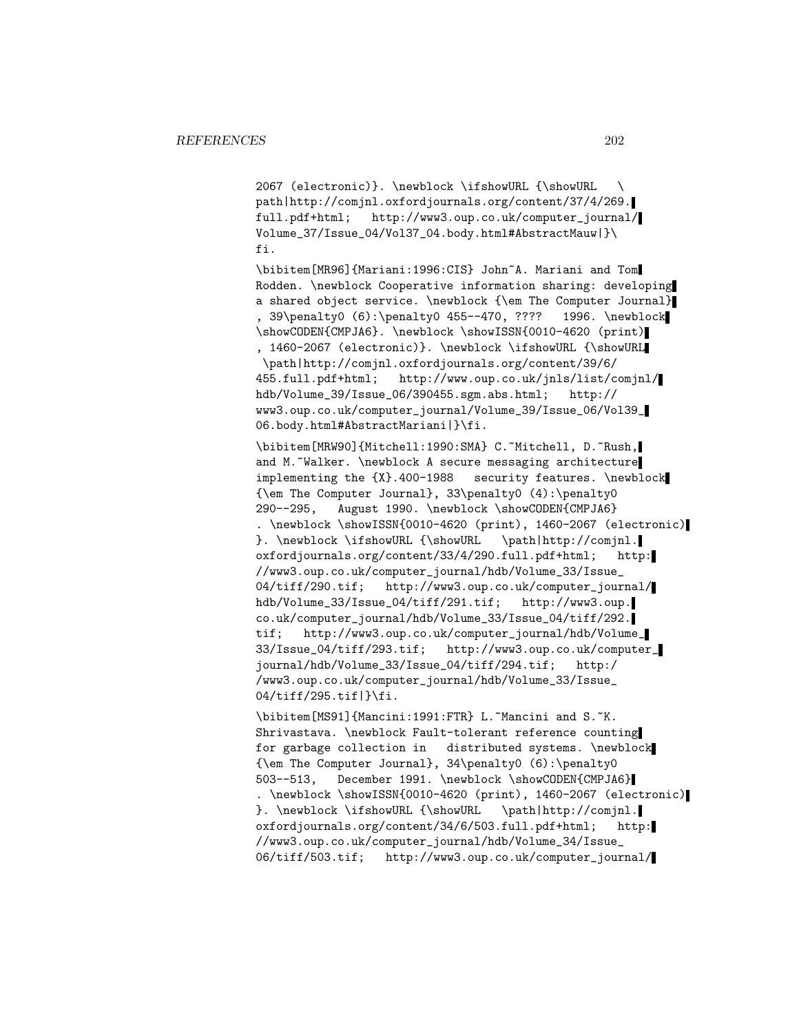2067 (electronic)}. \newblock \ifshowURL {\showURL \
path|http://comjnl.oxfordjournals.org/content/37/4/269.
full.pdf+html; http://www3.oup.co.uk/computer_journal/
Volume_37/Issue_04/Vol37_04.body.html#AbstractMauw|}\
fi.

\bibitem[MR96]{Mariani:1996:CIS} John~A. Mariani and Tom
Rodden. \newblock Cooperative information sharing: developing
a shared object service. \newblock {\em The Computer Journal}
, 39\penalty0 (6):\penalty0 455--470, ???? 1996. \newblock
\showCODEN{CMPJA6}. \newblock \showISSN{0010-4620 (print)
, 1460-2067 (electronic)}. \newblock \ifshowURL {\showURL
\path|http://comjnl.oxfordjournals.org/content/39/6/
455.full.pdf+html; http://www.oup.co.uk/jnls/list/comjnl/
hdb/Volume_39/Issue_06/390455.sgm.abs.html; http://
www3.oup.co.uk/computer_journal/Volume_39/Issue_06/Vol39_
06.body.html#AbstractMariani|}\fi.

\bibitem[MRW90]{Mitchell:1990:SMA} C.~Mitchell, D.~Rush,
and M.~Walker. \newblock A secure messaging architecture
implementing the {X}.400-1988 security features. \newblock
{\em The Computer Journal}, 33\penalty0 (4):\penalty0
290--295, August 1990. \newblock \showCODEN{CMPJA6}
. \newblock \showISSN{0010-4620 (print), 1460-2067 (electronic)
}. \newblock \ifshowURL {\showURL \path|http://comjnl.
oxfordjournals.org/content/33/4/290.full.pdf+html; http:
//www3.oup.co.uk/computer_journal/hdb/Volume_33/Issue_
04/tiff/290.tif; http://www3.oup.co.uk/computer_journal/
hdb/Volume_33/Issue_04/tiff/291.tif; http://www3.oup.
co.uk/computer_journal/hdb/Volume_33/Issue_04/tiff/292.
tif; http://www3.oup.co.uk/computer_journal/hdb/Volume_
33/Issue_04/tiff/293.tif; http://www3.oup.co.uk/computer_
journal/hdb/Volume_33/Issue_04/tiff/294.tif; http:/
/www3.oup.co.uk/computer_journal/hdb/Volume_33/Issue_
04/tiff/295.tif|}\fi.

\bibitem[MS91]{Mancini:1991:FTR} L.~Mancini and S.~K.
Shrivastava. \newblock Fault-tolerant reference counting
for garbage collection in distributed systems. \newblock
{\em The Computer Journal}, 34\penalty0 (6):\penalty0
503--513, December 1991. \newblock \showCODEN{CMPJA6}
. \newblock \showISSN{0010-4620 (print), 1460-2067 (electronic)
}. \newblock \ifshowURL {\showURL \path|http://comjnl.
oxfordjournals.org/content/34/6/503.full.pdf+html; http:
//www3.oup.co.uk/computer_journal/hdb/Volume_34/Issue_
06/tiff/503.tif; http://www3.oup.co.uk/computer_journal/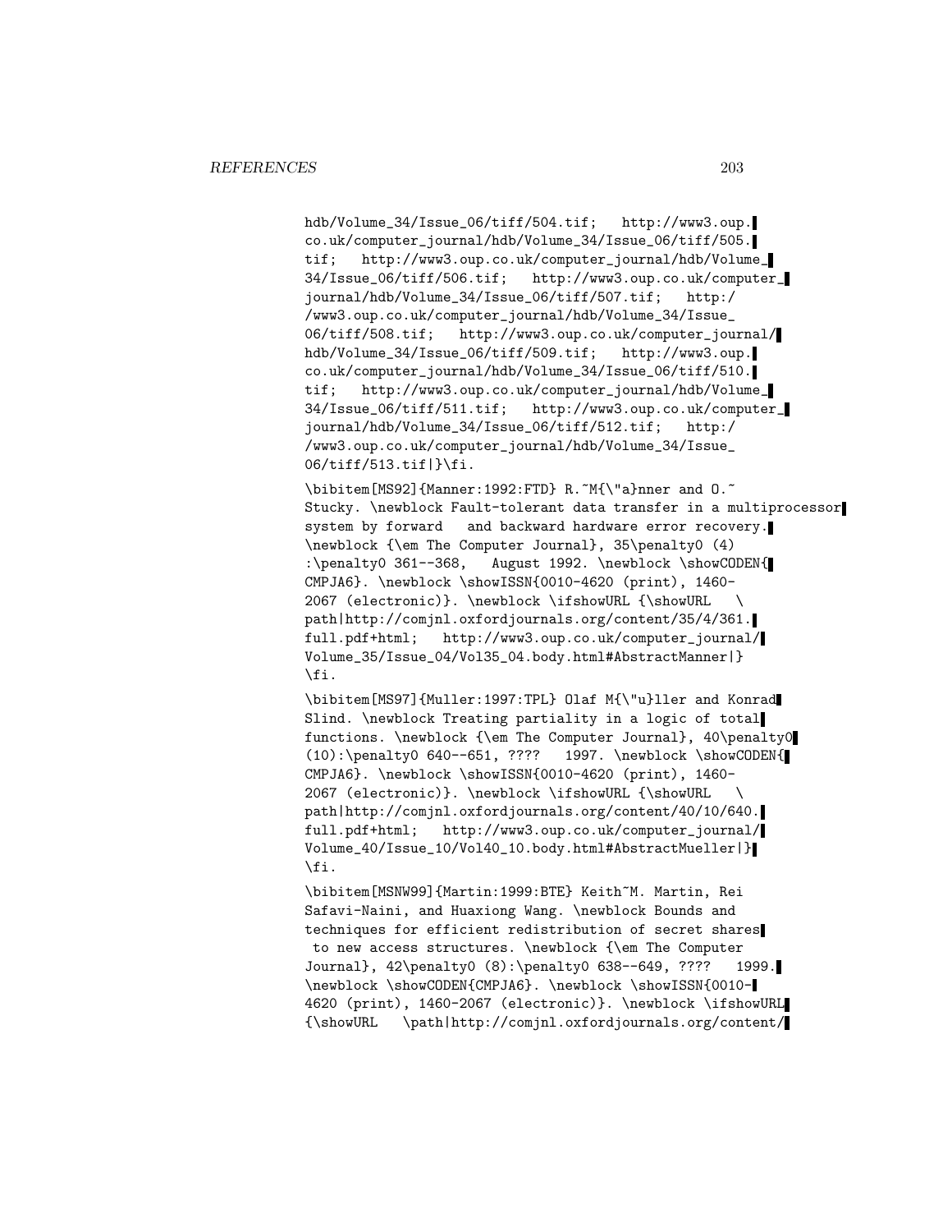hdb/Volume_34/Issue_06/tiff/504.tif; http://www3.oup.co.uk/computer_journal/hdb/Volume_34/Issue_06/tiff/505.tif; http://www3.oup.co.uk/computer_journal/hdb/Volume_34/Issue_06/tiff/506.tif; http://www3.oup.co.uk/computer_journal/hdb/Volume_34/Issue_06/tiff/507.tif; http://www3.oup.co.uk/computer_journal/hdb/Volume_34/Issue_06/tiff/508.tif; http://www3.oup.co.uk/computer_journal/hdb/Volume_34/Issue_06/tiff/509.tif; http://www3.oup.co.uk/computer_journal/hdb/Volume_34/Issue_06/tiff/510.tif; http://www3.oup.co.uk/computer_journal/hdb/Volume_34/Issue_06/tiff/511.tif; http://www3.oup.co.uk/computer_journal/hdb/Volume_34/Issue_06/tiff/512.tif; http://www3.oup.co.uk/computer_journal/hdb/Volume_34/Issue_06/tiff/513.tif|}\fi.

```
\bibitem[MS92]{Manner:1992:FTD} R.~M{\"a}nner and O.~Stucky. \newblock Fault-tolerant data transfer in a multiprocessor system by forward and backward hardware error recovery. \newblock {\em The Computer Journal}, 35\penalty0 (4):\penalty0 361--368, August 1992. \newblock \showCODEN{CMPJA6}. \newblock \showISSN{0010-4620 (print), 1460-2067 (electronic)}. \newblock \ifshowURL {\showURL \path|http://comjnl.oxfordjournals.org/content/35/4/361.full.pdf+html; http://www3.oup.co.uk/computer_journal/Volume_35/Issue_04/Vol35_04.body.html#AbstractManner|}\fi.

\bibitem[MS97]{Muller:1997:TPL} Olaf M{\"u}ller and Konrad Slind. \newblock Treating partiality in a logic of total functions. \newblock {\em The Computer Journal}, 40\penalty0 (10):\penalty0 640--651, ???? 1997. \newblock \showCODEN{CMPJA6}. \newblock \showISSN{0010-4620 (print), 1460-2067 (electronic)}. \newblock \ifshowURL {\showURL \path|http://comjnl.oxfordjournals.org/content/40/10/640.full.pdf+html; http://www3.oup.co.uk/computer_journal/Volume_40/Issue_10/Vol40_10.body.html#AbstractMueller|}\fi.

\bibitem[MSNW99]{Martin:1999:BTE} Keith~M. Martin, Rei Safavi-Naini, and Huaxiong Wang. \newblock Bounds and techniques for efficient redistribution of secret shares to new access structures. \newblock {\em The Computer Journal}, 42\penalty0 (8):\penalty0 638--649, ???? 1999. \newblock \showCODEN{CMPJA6}. \newblock \showISSN{0010-4620 (print), 1460-2067 (electronic)}. \newblock \ifshowURL {\showURL \path|http://comjnl.oxfordjournals.org/content/
```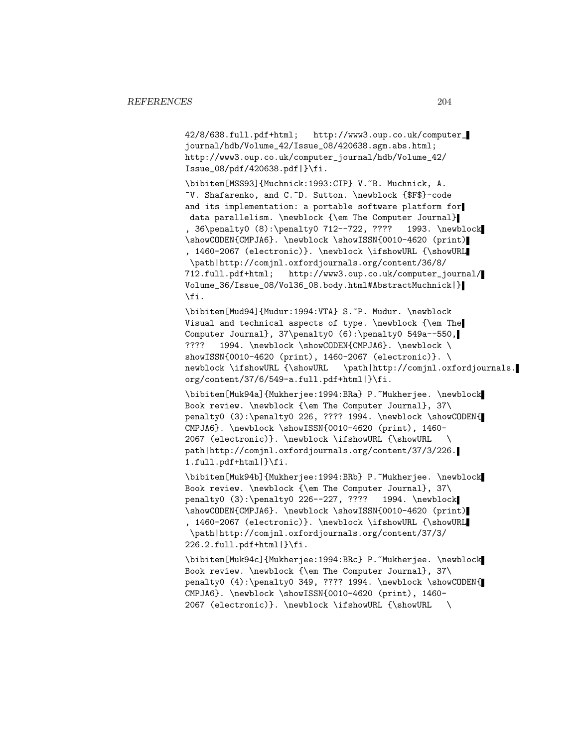```
42/8/638.full.pdf+html;   http://www3.oup.co.uk/computer_
journal/hdb/Volume_42/Issue_08/420638.sgm.abs.html;
http://www3.oup.co.uk/computer_journal/hdb/Volume_42/
Issue_08/pdf/420638.pdf|}\fi.

\bibitem[MSS93]{Muchnick:1993:CIP} V.~B. Muchnick, A.
~V. Shafarenko, and C.~D. Sutton. \newblock {$F$}-code
and its implementation: a portable software platform for
 data parallelism. \newblock {\em The Computer Journal}
, 36\penalty0 (8):\penalty0 712--722, ????   1993. \newblock
\showCODEN{CMPJA6}. \newblock \showISSN{0010-4620 (print)
, 1460-2067 (electronic)}. \newblock \ifshowURL {\showURL
 \path|http://comjnl.oxfordjournals.org/content/36/8/
712.full.pdf+html;   http://www3.oup.co.uk/computer_journal/
Volume_36/Issue_08/Vol36_08.body.html#AbstractMuchnick|}
\fi.

\bibitem[Mud94]{Mudur:1994:VTA} S.~P. Mudur. \newblock
Visual and technical aspects of type. \newblock {\em The
Computer Journal}, 37\penalty0 (6):\penalty0 549a--550,
????   1994. \newblock \showCODEN{CMPJA6}. \newblock \
showISSN{0010-4620 (print), 1460-2067 (electronic)}. \
newblock \ifshowURL {\showURL   \path|http://comjnl.oxfordjournals.
org/content/37/6/549-a.full.pdf+html|}\fi.

\bibitem[Muk94a]{Mukherjee:1994:BRa} P.~Mukherjee. \newblock
Book review. \newblock {\em The Computer Journal}, 37\
penalty0 (3):\penalty0 226, ???? 1994. \newblock \showCODEN{
CMPJA6}. \newblock \showISSN{0010-4620 (print), 1460-
2067 (electronic)}. \newblock \ifshowURL {\showURL   \
path|http://comjnl.oxfordjournals.org/content/37/3/226.
1.full.pdf+html|}\fi.

\bibitem[Muk94b]{Mukherjee:1994:BRb} P.~Mukherjee. \newblock
Book review. \newblock {\em The Computer Journal}, 37\
penalty0 (3):\penalty0 226--227, ????   1994. \newblock
\showCODEN{CMPJA6}. \newblock \showISSN{0010-4620 (print)
, 1460-2067 (electronic)}. \newblock \ifshowURL {\showURL
 \path|http://comjnl.oxfordjournals.org/content/37/3/
226.2.full.pdf+html|}\fi.

\bibitem[Muk94c]{Mukherjee:1994:BRc} P.~Mukherjee. \newblock
Book review. \newblock {\em The Computer Journal}, 37\
penalty0 (4):\penalty0 349, ???? 1994. \newblock \showCODEN{
CMPJA6}. \newblock \showISSN{0010-4620 (print), 1460-
2067 (electronic)}. \newblock \ifshowURL {\showURL   \
```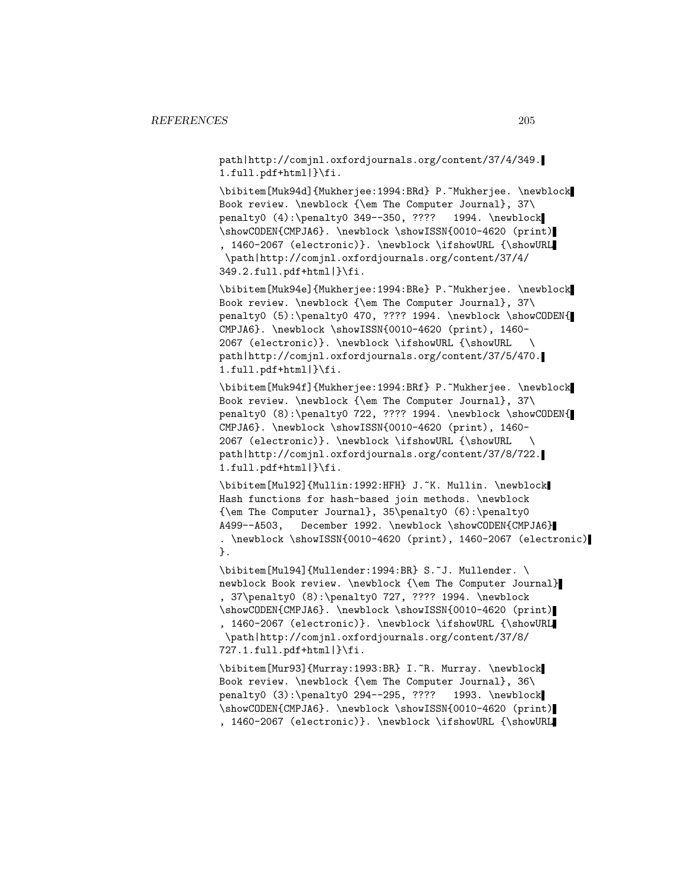```
path|http://comjnl.oxfordjournals.org/content/37/4/349.
1.full.pdf+html|}\fi.

\bibitem[Muk94d]{Mukherjee:1994:BRd} P.~Mukherjee. \newblock
Book review. \newblock {\em The Computer Journal}, 37\
penalty0 (4):\penalty0 349--350, ????   1994. \newblock
\showCODEN{CMPJA6}. \newblock \showISSN{0010-4620 (print)
, 1460-2067 (electronic)}. \newblock \ifshowURL {\showURL
 \path|http://comjnl.oxfordjournals.org/content/37/4/
349.2.full.pdf+html|}\fi.

\bibitem[Muk94e]{Mukherjee:1994:BRe} P.~Mukherjee. \newblock
Book review. \newblock {\em The Computer Journal}, 37\
penalty0 (5):\penalty0 470, ???? 1994. \newblock \showCODEN{
CMPJA6}. \newblock \showISSN{0010-4620 (print), 1460-
2067 (electronic)}. \newblock \ifshowURL {\showURL   \
path|http://comjnl.oxfordjournals.org/content/37/5/470.
1.full.pdf+html|}\fi.

\bibitem[Muk94f]{Mukherjee:1994:BRf} P.~Mukherjee. \newblock
Book review. \newblock {\em The Computer Journal}, 37\
penalty0 (8):\penalty0 722, ???? 1994. \newblock \showCODEN{
CMPJA6}. \newblock \showISSN{0010-4620 (print), 1460-
2067 (electronic)}. \newblock \ifshowURL {\showURL   \
path|http://comjnl.oxfordjournals.org/content/37/8/722.
1.full.pdf+html|}\fi.

\bibitem[Mul92]{Mullin:1992:HFH} J.~K. Mullin. \newblock
Hash functions for hash-based join methods. \newblock
{\em The Computer Journal}, 35\penalty0 (6):\penalty0
A499--A503,   December 1992. \newblock \showCODEN{CMPJA6}
. \newblock \showISSN{0010-4620 (print), 1460-2067 (electronic)
}.

\bibitem[Mul94]{Mullender:1994:BR} S.~J. Mullender. \
newblock Book review. \newblock {\em The Computer Journal}
, 37\penalty0 (8):\penalty0 727, ???? 1994. \newblock
\showCODEN{CMPJA6}. \newblock \showISSN{0010-4620 (print)
, 1460-2067 (electronic)}. \newblock \ifshowURL {\showURL
 \path|http://comjnl.oxfordjournals.org/content/37/8/
727.1.full.pdf+html|}\fi.

\bibitem[Mur93]{Murray:1993:BR} I.~R. Murray. \newblock
Book review. \newblock {\em The Computer Journal}, 36\
penalty0 (3):\penalty0 294--295, ????   1993. \newblock
\showCODEN{CMPJA6}. \newblock \showISSN{0010-4620 (print)
, 1460-2067 (electronic)}. \newblock \ifshowURL {\showURL
```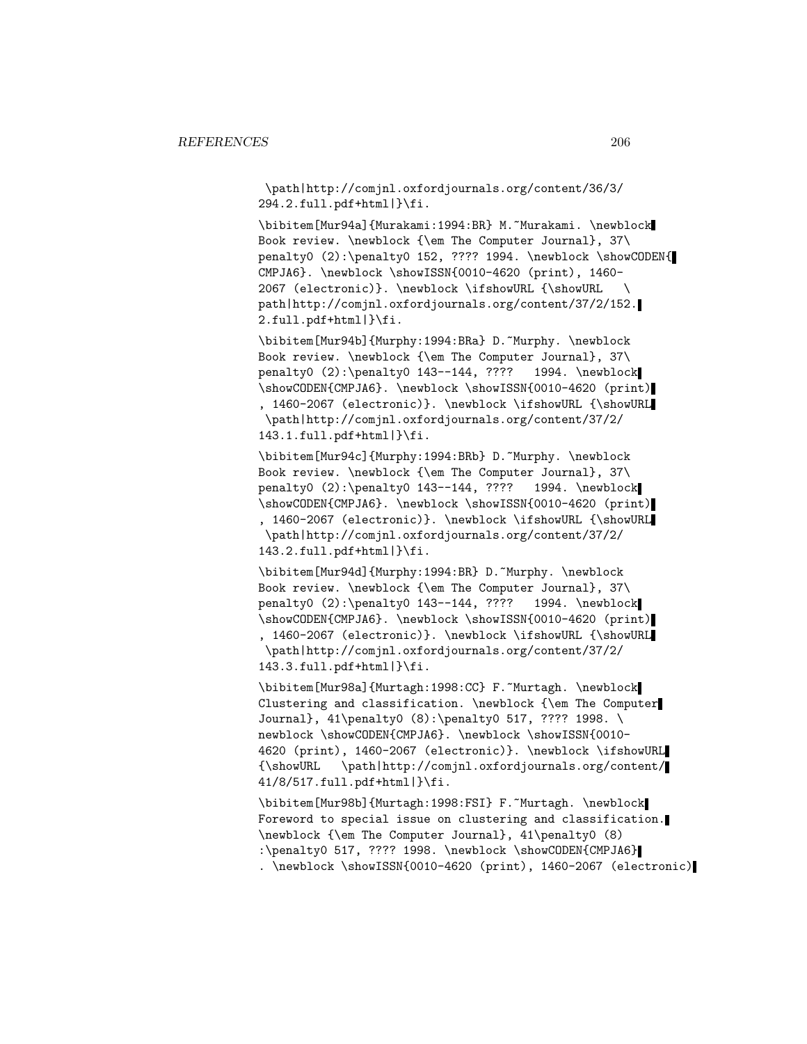```
\path|http://comjnl.oxfordjournals.org/content/36/3/
294.2.full.pdf+html|}\fi.

\bibitem[Mur94a]{Murakami:1994:BR} M.~Murakami. \newblock
Book review. \newblock {\em The Computer Journal}, 37\
penalty0 (2):\penalty0 152, ???? 1994. \newblock \showCODEN{
CMPJA6}. \newblock \showISSN{0010-4620 (print), 1460-
2067 (electronic)}. \newblock \ifshowURL {\showURL   \
path|http://comjnl.oxfordjournals.org/content/37/2/152.
2.full.pdf+html|}\fi.

\bibitem[Mur94b]{Murphy:1994:BRa} D.~Murphy. \newblock
Book review. \newblock {\em The Computer Journal}, 37\
penalty0 (2):\penalty0 143--144, ????   1994. \newblock
\showCODEN{CMPJA6}. \newblock \showISSN{0010-4620 (print)
, 1460-2067 (electronic)}. \newblock \ifshowURL {\showURL
 \path|http://comjnl.oxfordjournals.org/content/37/2/
143.1.full.pdf+html|}\fi.

\bibitem[Mur94c]{Murphy:1994:BRb} D.~Murphy. \newblock
Book review. \newblock {\em The Computer Journal}, 37\
penalty0 (2):\penalty0 143--144, ????   1994. \newblock
\showCODEN{CMPJA6}. \newblock \showISSN{0010-4620 (print)
, 1460-2067 (electronic)}. \newblock \ifshowURL {\showURL
 \path|http://comjnl.oxfordjournals.org/content/37/2/
143.2.full.pdf+html|}\fi.

\bibitem[Mur94d]{Murphy:1994:BR} D.~Murphy. \newblock
Book review. \newblock {\em The Computer Journal}, 37\
penalty0 (2):\penalty0 143--144, ????   1994. \newblock
\showCODEN{CMPJA6}. \newblock \showISSN{0010-4620 (print)
, 1460-2067 (electronic)}. \newblock \ifshowURL {\showURL
 \path|http://comjnl.oxfordjournals.org/content/37/2/
143.3.full.pdf+html|}\fi.

\bibitem[Mur98a]{Murtagh:1998:CC} F.~Murtagh. \newblock
Clustering and classification. \newblock {\em The Computer
Journal}, 41\penalty0 (8):\penalty0 517, ???? 1998. \
newblock \showCODEN{CMPJA6}. \newblock \showISSN{0010-
4620 (print), 1460-2067 (electronic)}. \newblock \ifshowURL
{\showURL   \path|http://comjnl.oxfordjournals.org/content/
41/8/517.full.pdf+html|}\fi.

\bibitem[Mur98b]{Murtagh:1998:FSI} F.~Murtagh. \newblock
Foreword to special issue on clustering and classification.
\newblock {\em The Computer Journal}, 41\penalty0 (8)
:\penalty0 517, ???? 1998. \newblock \showCODEN{CMPJA6}
. \newblock \showISSN{0010-4620 (print), 1460-2067 (electronic)
```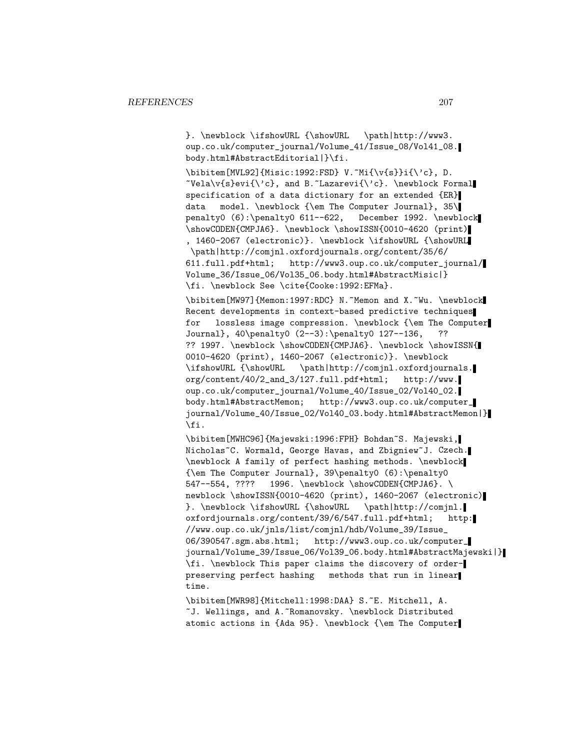}. \newblock \ifshowURL {\showURL \path|http://www3.oup.co.uk/computer_journal/Volume_41/Issue_08/Vol41_08.body.html#AbstractEditorial|}\fi.

\bibitem[MVL92]{Misic:1992:FSD} V.~Mi{\v{s}}i{\'c}, D.~Vela\v{s}evi{\'c}, and B.~Lazarevi{\'c}. \newblock Formal specification of a data dictionary for an extended {ER} data model. \newblock {\em The Computer Journal}, 35\penalty0 (6):\penalty0 611--622, December 1992. \newblock \showCODEN{CMPJA6}. \newblock \showISSN{0010-4620 (print), 1460-2067 (electronic)}. \newblock \ifshowURL {\showURL \path|http://comjnl.oxfordjournals.org/content/35/6/611.full.pdf+html; http://www3.oup.co.uk/computer_journal/Volume_36/Issue_06/Vol35_06.body.html#AbstractMisic|} \fi. \newblock See \cite{Cooke:1992:EFMa}.

\bibitem[MW97]{Memon:1997:RDC} N.~Memon and X.~Wu. \newblock Recent developments in context-based predictive techniques for lossless image compression. \newblock {\em The Computer Journal}, 40\penalty0 (2--3):\penalty0 127--136, ?? ?? 1997. \newblock \showCODEN{CMPJA6}. \newblock \showISSN{0010-4620 (print), 1460-2067 (electronic)}. \newblock \ifshowURL {\showURL \path|http://comjnl.oxfordjournals.org/content/40/2_and_3/127.full.pdf+html; http://www.oup.co.uk/computer_journal/Volume_40/Issue_02/Vol40_02.body.html#AbstractMemon; http://www3.oup.co.uk/computer_journal/Volume_40/Issue_02/Vol40_03.body.html#AbstractMemon|}\fi.

\bibitem[MWHC96]{Majewski:1996:FPH} Bohdan~S. Majewski, Nicholas~C. Wormald, George Havas, and Zbigniew~J. Czech. \newblock A family of perfect hashing methods. \newblock {\em The Computer Journal}, 39\penalty0 (6):\penalty0 547--554, ???? 1996. \newblock \showCODEN{CMPJA6}. \newblock \showISSN{0010-4620 (print), 1460-2067 (electronic)}. \newblock \ifshowURL {\showURL \path|http://comjnl.oxfordjournals.org/content/39/6/547.full.pdf+html; http://www.oup.co.uk/jnls/list/comjnl/hdb/Volume_39/Issue_06/390547.sgm.abs.html; http://www3.oup.co.uk/computer_journal/Volume_39/Issue_06/Vol39_06.body.html#AbstractMajewski|}\fi. \newblock This paper claims the discovery of order-preserving perfect hashing methods that run in linear time.

\bibitem[MWR98]{Mitchell:1998:DAA} S.~E. Mitchell, A.~J. Wellings, and A.~Romanovsky. \newblock Distributed atomic actions in {Ada 95}. \newblock {\em The Computer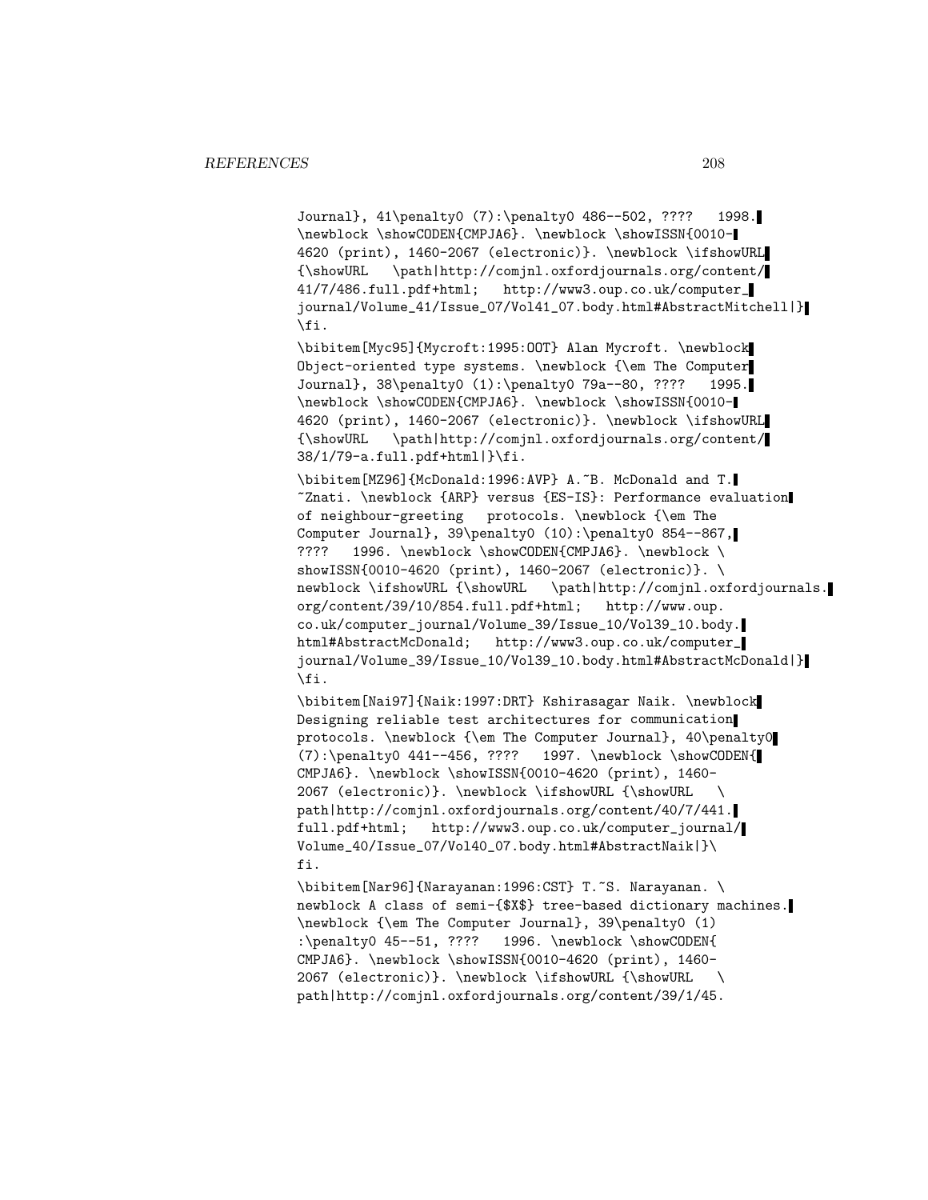```
Journal}, 41\penalty0 (7):\penalty0 486--502, ????   1998.
\newblock \showCODEN{CMPJA6}. \newblock \showISSN{0010-
4620 (print), 1460-2067 (electronic)}. \newblock \ifshowURL
{\showURL   \path|http://comjnl.oxfordjournals.org/content/
41/7/486.full.pdf+html;   http://www3.oup.co.uk/computer_
journal/Volume_41/Issue_07/Vol41_07.body.html#AbstractMitchell|}
\fi.

\bibitem[Myc95]{Mycroft:1995:OOT} Alan Mycroft. \newblock
Object-oriented type systems. \newblock {\em The Computer
Journal}, 38\penalty0 (1):\penalty0 79a--80, ????   1995.
\newblock \showCODEN{CMPJA6}. \newblock \showISSN{0010-
4620 (print), 1460-2067 (electronic)}. \newblock \ifshowURL
{\showURL   \path|http://comjnl.oxfordjournals.org/content/
38/1/79-a.full.pdf+html|}\fi.

\bibitem[MZ96]{McDonald:1996:AVP} A.~B. McDonald and T.
~Znati. \newblock {ARP} versus {ES-IS}: Performance evaluation
of neighbour-greeting   protocols. \newblock {\em The
Computer Journal}, 39\penalty0 (10):\penalty0 854--867,
????   1996. \newblock \showCODEN{CMPJA6}. \newblock \
showISSN{0010-4620 (print), 1460-2067 (electronic)}. \
newblock \ifshowURL {\showURL   \path|http://comjnl.oxfordjournals.
org/content/39/10/854.full.pdf+html;   http://www.oup.
co.uk/computer_journal/Volume_39/Issue_10/Vol39_10.body.
html#AbstractMcDonald;   http://www3.oup.co.uk/computer_
journal/Volume_39/Issue_10/Vol39_10.body.html#AbstractMcDonald|}
\fi.

\bibitem[Nai97]{Naik:1997:DRT} Kshirasagar Naik. \newblock
Designing reliable test architectures for communication
protocols. \newblock {\em The Computer Journal}, 40\penalty0
(7):\penalty0 441--456, ????   1997. \newblock \showCODEN{
CMPJA6}. \newblock \showISSN{0010-4620 (print), 1460-
2067 (electronic)}. \newblock \ifshowURL {\showURL   \
path|http://comjnl.oxfordjournals.org/content/40/7/441.
full.pdf+html;   http://www3.oup.co.uk/computer_journal/
Volume_40/Issue_07/Vol40_07.body.html#AbstractNaik|}\
fi.

\bibitem[Nar96]{Narayanan:1996:CST} T.~S. Narayanan. \
newblock A class of semi-{$X$} tree-based dictionary machines.
\newblock {\em The Computer Journal}, 39\penalty0 (1)
:\penalty0 45--51, ????   1996. \newblock \showCODEN{
CMPJA6}. \newblock \showISSN{0010-4620 (print), 1460-
2067 (electronic)}. \newblock \ifshowURL {\showURL   \
path|http://comjnl.oxfordjournals.org/content/39/1/45.
```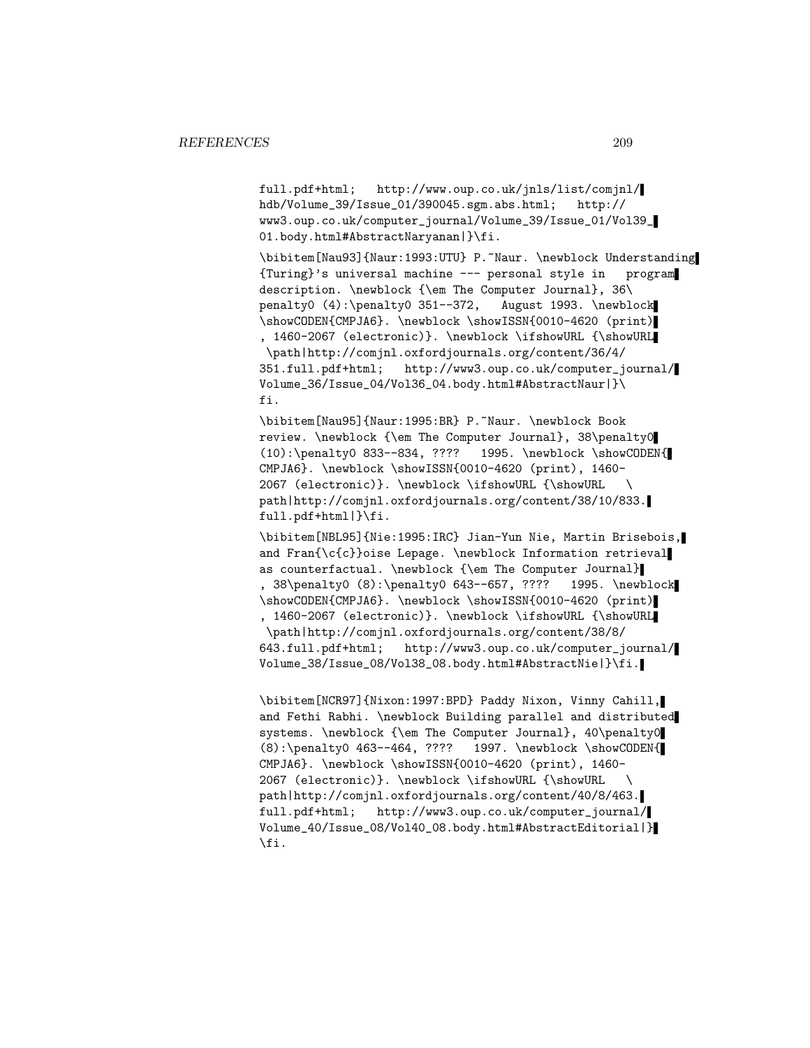```
full.pdf+html;   http://www.oup.co.uk/jnls/list/comjnl/
hdb/Volume_39/Issue_01/390045.sgm.abs.html;   http://
www3.oup.co.uk/computer_journal/Volume_39/Issue_01/Vol39_
01.body.html#AbstractNaryanan|}\fi.

\bibitem[Nau93]{Naur:1993:UTU} P.~Naur. \newblock Understanding
{Turing}'s universal machine --- personal style in   program
description. \newblock {\em The Computer Journal}, 36\
penalty0 (4):\penalty0 351--372,   August 1993. \newblock
\showCODEN{CMPJA6}. \newblock \showISSN{0010-4620 (print)
, 1460-2067 (electronic)}. \newblock \ifshowURL {\showURL
 \path|http://comjnl.oxfordjournals.org/content/36/4/
351.full.pdf+html;   http://www3.oup.co.uk/computer_journal/
Volume_36/Issue_04/Vol36_04.body.html#AbstractNaur|}\
fi.

\bibitem[Nau95]{Naur:1995:BR} P.~Naur. \newblock Book
review. \newblock {\em The Computer Journal}, 38\penalty0
(10):\penalty0 833--834, ????   1995. \newblock \showCODEN{
CMPJA6}. \newblock \showISSN{0010-4620 (print), 1460-
2067 (electronic)}. \newblock \ifshowURL {\showURL   \
path|http://comjnl.oxfordjournals.org/content/38/10/833.
full.pdf+html|}\fi.

\bibitem[NBL95]{Nie:1995:IRC} Jian-Yun Nie, Martin Brisebois,
and Fran{\c{c}}oise Lepage. \newblock Information retrieval
as counterfactual. \newblock {\em The Computer Journal}
, 38\penalty0 (8):\penalty0 643--657, ????   1995. \newblock
\showCODEN{CMPJA6}. \newblock \showISSN{0010-4620 (print)
, 1460-2067 (electronic)}. \newblock \ifshowURL {\showURL
 \path|http://comjnl.oxfordjournals.org/content/38/8/
643.full.pdf+html;   http://www3.oup.co.uk/computer_journal/
Volume_38/Issue_08/Vol38_08.body.html#AbstractNie|}\fi.

\bibitem[NCR97]{Nixon:1997:BPD} Paddy Nixon, Vinny Cahill,
and Fethi Rabhi. \newblock Building parallel and distributed
systems. \newblock {\em The Computer Journal}, 40\penalty0
(8):\penalty0 463--464, ????   1997. \newblock \showCODEN{
CMPJA6}. \newblock \showISSN{0010-4620 (print), 1460-
2067 (electronic)}. \newblock \ifshowURL {\showURL   \
path|http://comjnl.oxfordjournals.org/content/40/8/463.
full.pdf+html;   http://www3.oup.co.uk/computer_journal/
Volume_40/Issue_08/Vol40_08.body.html#AbstractEditorial|}
\fi.
```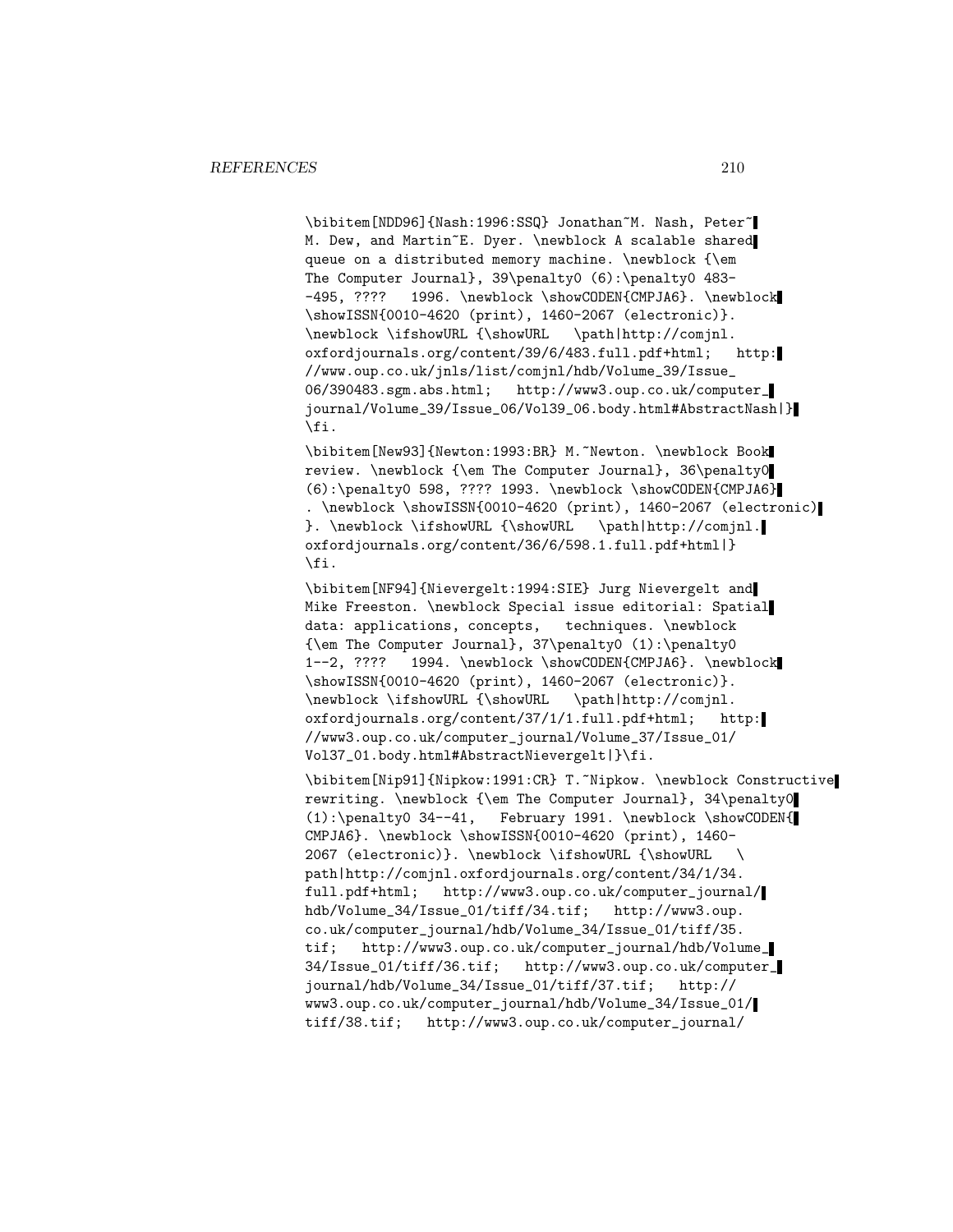```
\bibitem[NDD96]{Nash:1996:SSQ} Jonathan~M. Nash, Peter~
M. Dew, and Martin~E. Dyer. \newblock A scalable shared
queue on a distributed memory machine. \newblock {\em
The Computer Journal}, 39\penalty0 (6):\penalty0 483-
-495, ????   1996. \newblock \showCODEN{CMPJA6}. \newblock
\showISSN{0010-4620 (print), 1460-2067 (electronic)}.
\newblock \ifshowURL {\showURL   \path|http://comjnl.
oxfordjournals.org/content/39/6/483.full.pdf+html;   http:
//www.oup.co.uk/jnls/list/comjnl/hdb/Volume_39/Issue_
06/390483.sgm.abs.html;   http://www3.oup.co.uk/computer_
journal/Volume_39/Issue_06/Vol39_06.body.html#AbstractNash|}
\fi.

\bibitem[New93]{Newton:1993:BR} M.~Newton. \newblock Book
review. \newblock {\em The Computer Journal}, 36\penalty0
(6):\penalty0 598, ???? 1993. \newblock \showCODEN{CMPJA6}
. \newblock \showISSN{0010-4620 (print), 1460-2067 (electronic)
}. \newblock \ifshowURL {\showURL   \path|http://comjnl.
oxfordjournals.org/content/36/6/598.1.full.pdf+html|}
\fi.

\bibitem[NF94]{Nievergelt:1994:SIE} Jurg Nievergelt and
Mike Freeston. \newblock Special issue editorial: Spatial
data: applications, concepts,   techniques. \newblock
{\em The Computer Journal}, 37\penalty0 (1):\penalty0
1--2, ????   1994. \newblock \showCODEN{CMPJA6}. \newblock
\showISSN{0010-4620 (print), 1460-2067 (electronic)}.
\newblock \ifshowURL {\showURL   \path|http://comjnl.
oxfordjournals.org/content/37/1/1.full.pdf+html;   http:
//www3.oup.co.uk/computer_journal/Volume_37/Issue_01/
Vol37_01.body.html#AbstractNievergelt|}\fi.

\bibitem[Nip91]{Nipkow:1991:CR} T.~Nipkow. \newblock Constructive
rewriting. \newblock {\em The Computer Journal}, 34\penalty0
(1):\penalty0 34--41,   February 1991. \newblock \showCODEN{
CMPJA6}. \newblock \showISSN{0010-4620 (print), 1460-
2067 (electronic)}. \newblock \ifshowURL {\showURL   \
path|http://comjnl.oxfordjournals.org/content/34/1/34.
full.pdf+html;   http://www3.oup.co.uk/computer_journal/
hdb/Volume_34/Issue_01/tiff/34.tif;   http://www3.oup.
co.uk/computer_journal/hdb/Volume_34/Issue_01/tiff/35.
tif;   http://www3.oup.co.uk/computer_journal/hdb/Volume_
34/Issue_01/tiff/36.tif;   http://www3.oup.co.uk/computer_
journal/hdb/Volume_34/Issue_01/tiff/37.tif;   http://
www3.oup.co.uk/computer_journal/hdb/Volume_34/Issue_01/
tiff/38.tif;   http://www3.oup.co.uk/computer_journal/
```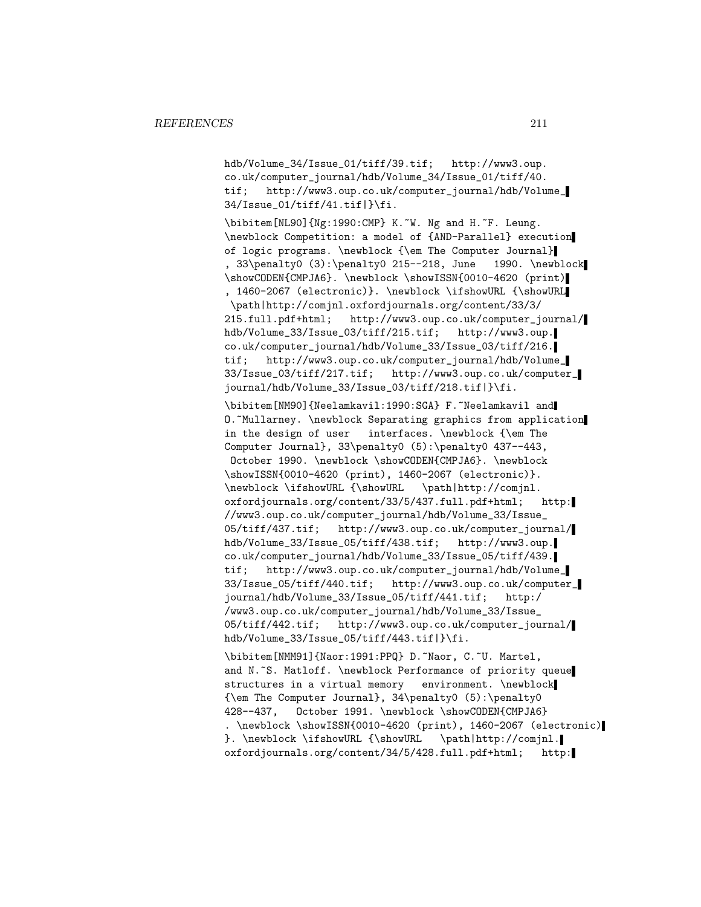```
hdb/Volume_34/Issue_01/tiff/39.tif;   http://www3.oup.
co.uk/computer_journal/hdb/Volume_34/Issue_01/tiff/40.
tif;   http://www3.oup.co.uk/computer_journal/hdb/Volume_
34/Issue_01/tiff/41.tif|}\fi.

\bibitem[NL90]{Ng:1990:CMP} K.~W. Ng and H.~F. Leung.
\newblock Competition: a model of {AND-Parallel} execution
of logic programs. \newblock {\em The Computer Journal}
, 33\penalty0 (3):\penalty0 215--218, June   1990. \newblock
\showCODEN{CMPJA6}. \newblock \showISSN{0010-4620 (print)
, 1460-2067 (electronic)}. \newblock \ifshowURL {\showURL
 \path|http://comjnl.oxfordjournals.org/content/33/3/
215.full.pdf+html;   http://www3.oup.co.uk/computer_journal/
hdb/Volume_33/Issue_03/tiff/215.tif;   http://www3.oup.
co.uk/computer_journal/hdb/Volume_33/Issue_03/tiff/216.
tif;   http://www3.oup.co.uk/computer_journal/hdb/Volume_
33/Issue_03/tiff/217.tif;   http://www3.oup.co.uk/computer_
journal/hdb/Volume_33/Issue_03/tiff/218.tif|}\fi.

\bibitem[NM90]{Neelamkavil:1990:SGA} F.~Neelamkavil and
O.~Mullarney. \newblock Separating graphics from application
in the design of user   interfaces. \newblock {\em The
Computer Journal}, 33\penalty0 (5):\penalty0 437--443,
 October 1990. \newblock \showCODEN{CMPJA6}. \newblock
\showISSN{0010-4620 (print), 1460-2067 (electronic)}.
\newblock \ifshowURL {\showURL   \path|http://comjnl.
oxfordjournals.org/content/33/5/437.full.pdf+html;   http:
//www3.oup.co.uk/computer_journal/hdb/Volume_33/Issue_
05/tiff/437.tif;   http://www3.oup.co.uk/computer_journal/
hdb/Volume_33/Issue_05/tiff/438.tif;   http://www3.oup.
co.uk/computer_journal/hdb/Volume_33/Issue_05/tiff/439.
tif;   http://www3.oup.co.uk/computer_journal/hdb/Volume_
33/Issue_05/tiff/440.tif;   http://www3.oup.co.uk/computer_
journal/hdb/Volume_33/Issue_05/tiff/441.tif;   http:/
/www3.oup.co.uk/computer_journal/hdb/Volume_33/Issue_
05/tiff/442.tif;   http://www3.oup.co.uk/computer_journal/
hdb/Volume_33/Issue_05/tiff/443.tif|}\fi.

\bibitem[NMM91]{Naor:1991:PPQ} D.~Naor, C.~U. Martel,
and N.~S. Matloff. \newblock Performance of priority queue
structures in a virtual memory   environment. \newblock
{\em The Computer Journal}, 34\penalty0 (5):\penalty0
428--437,   October 1991. \newblock \showCODEN{CMPJA6}
. \newblock \showISSN{0010-4620 (print), 1460-2067 (electronic)
}. \newblock \ifshowURL {\showURL   \path|http://comjnl.
oxfordjournals.org/content/34/5/428.full.pdf+html;   http:
```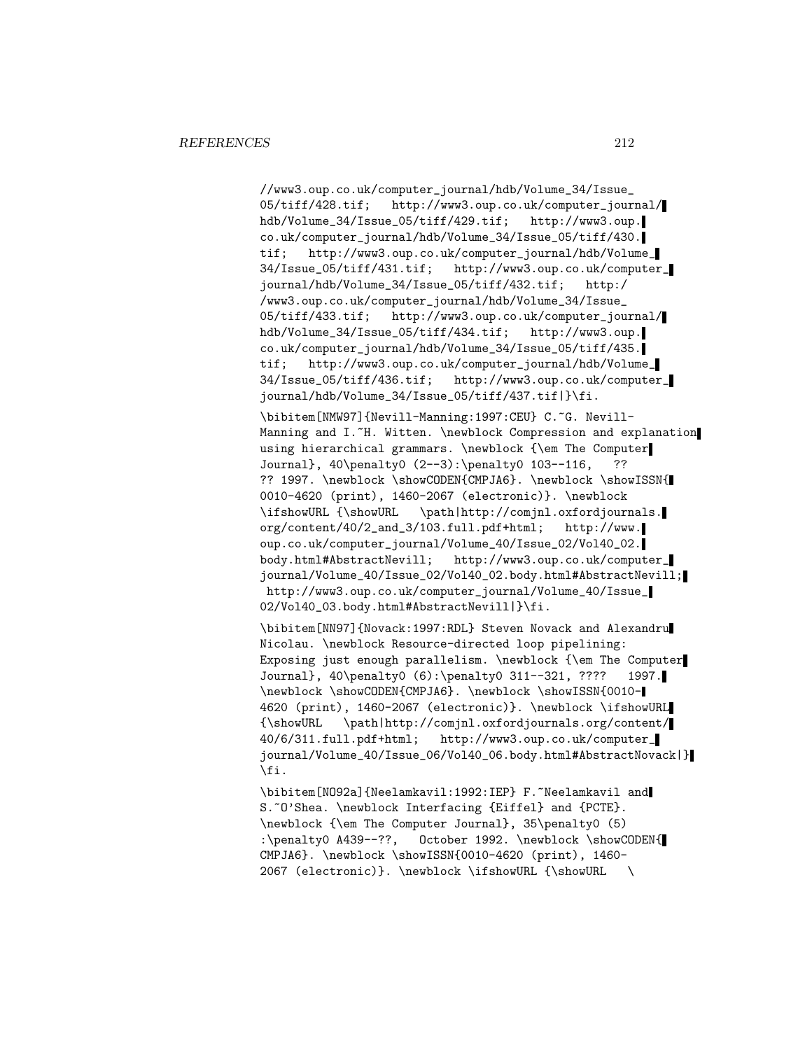//www3.oup.co.uk/computer_journal/hdb/Volume_34/Issue_05/tiff/428.tif; http://www3.oup.co.uk/computer_journal/hdb/Volume_34/Issue_05/tiff/429.tif; http://www3.oup.co.uk/computer_journal/hdb/Volume_34/Issue_05/tiff/430.tif; http://www3.oup.co.uk/computer_journal/hdb/Volume_34/Issue_05/tiff/431.tif; http://www3.oup.co.uk/computer_journal/hdb/Volume_34/Issue_05/tiff/432.tif; http://www3.oup.co.uk/computer_journal/hdb/Volume_34/Issue_05/tiff/433.tif; http://www3.oup.co.uk/computer_journal/hdb/Volume_34/Issue_05/tiff/434.tif; http://www3.oup.co.uk/computer_journal/hdb/Volume_34/Issue_05/tiff/435.tif; http://www3.oup.co.uk/computer_journal/hdb/Volume_34/Issue_05/tiff/436.tif; http://www3.oup.co.uk/computer_journal/hdb/Volume_34/Issue_05/tiff/437.tif|}\fi.

\bibitem[NMW97]{Nevill-Manning:1997:CEU} C.~G. Nevill-Manning and I.~H. Witten. \newblock Compression and explanation using hierarchical grammars. \newblock {\em The Computer Journal}, 40\penalty0 (2--3):\penalty0 103--116, ?? ?? 1997. \newblock \showCODEN{CMPJA6}. \newblock \showISSN{0010-4620 (print), 1460-2067 (electronic)}. \newblock \ifshowURL {\showURL \path|http://comjnl.oxfordjournals.org/content/40/2_and_3/103.full.pdf+html; http://www.oup.co.uk/computer_journal/Volume_40/Issue_02/Vol40_02.body.html#AbstractNevill; http://www3.oup.co.uk/computer_journal/Volume_40/Issue_02/Vol40_02.body.html#AbstractNevill; http://www3.oup.co.uk/computer_journal/Volume_40/Issue_02/Vol40_03.body.html#AbstractNevill|}\fi.

\bibitem[NN97]{Novack:1997:RDL} Steven Novack and Alexandru Nicolau. \newblock Resource-directed loop pipelining: Exposing just enough parallelism. \newblock {\em The Computer Journal}, 40\penalty0 (6):\penalty0 311--321, ???? 1997. \newblock \showCODEN{CMPJA6}. \newblock \showISSN{0010-4620 (print), 1460-2067 (electronic)}. \newblock \ifshowURL {\showURL \path|http://comjnl.oxfordjournals.org/content/40/6/311.full.pdf+html; http://www3.oup.co.uk/computer_journal/Volume_40/Issue_06/Vol40_06.body.html#AbstractNovack|}\fi.

\bibitem[NO92a]{Neelamkavil:1992:IEP} F.~Neelamkavil and S.~O'Shea. \newblock Interfacing {Eiffel} and {PCTE}. \newblock {\em The Computer Journal}, 35\penalty0 (5):\penalty0 A439--??, October 1992. \newblock \showCODEN{CMPJA6}. \newblock \showISSN{0010-4620 (print), 1460-2067 (electronic)}. \newblock \ifshowURL {\showURL \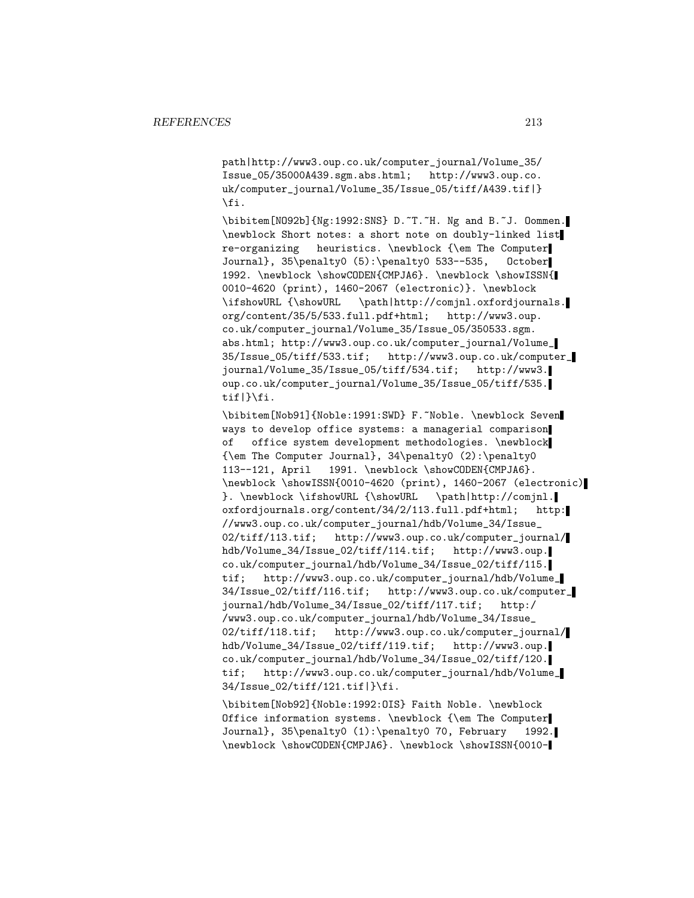```
path|http://www3.oup.co.uk/computer_journal/Volume_35/
Issue_05/35000A439.sgm.abs.html;   http://www3.oup.co.
uk/computer_journal/Volume_35/Issue_05/tiff/A439.tif|}
\fi.

\bibitem[NO92b]{Ng:1992:SNS} D.~T.~H. Ng and B.~J. Oommen.
\newblock Short notes: a short note on doubly-linked list
re-organizing   heuristics. \newblock {\em The Computer
Journal}, 35\penalty0 (5):\penalty0 533--535,   October
1992. \newblock \showCODEN{CMPJA6}. \newblock \showISSN{
0010-4620 (print), 1460-2067 (electronic)}. \newblock
\ifshowURL {\showURL   \path|http://comjnl.oxfordjournals.
org/content/35/5/533.full.pdf+html;   http://www3.oup.
co.uk/computer_journal/Volume_35/Issue_05/350533.sgm.
abs.html; http://www3.oup.co.uk/computer_journal/Volume_
35/Issue_05/tiff/533.tif;   http://www3.oup.co.uk/computer_
journal/Volume_35/Issue_05/tiff/534.tif;   http://www3.
oup.co.uk/computer_journal/Volume_35/Issue_05/tiff/535.
tif|}\fi.

\bibitem[Nob91]{Noble:1991:SWD} F.~Noble. \newblock Seven
ways to develop office systems: a managerial comparison
of   office system development methodologies. \newblock
{\em The Computer Journal}, 34\penalty0 (2):\penalty0
113--121, April   1991. \newblock \showCODEN{CMPJA6}.
\newblock \showISSN{0010-4620 (print), 1460-2067 (electronic)
}. \newblock \ifshowURL {\showURL   \path|http://comjnl.
oxfordjournals.org/content/34/2/113.full.pdf+html;   http:
//www3.oup.co.uk/computer_journal/hdb/Volume_34/Issue_
02/tiff/113.tif;   http://www3.oup.co.uk/computer_journal/
hdb/Volume_34/Issue_02/tiff/114.tif;   http://www3.oup.
co.uk/computer_journal/hdb/Volume_34/Issue_02/tiff/115.
tif;   http://www3.oup.co.uk/computer_journal/hdb/Volume_
34/Issue_02/tiff/116.tif;   http://www3.oup.co.uk/computer_
journal/hdb/Volume_34/Issue_02/tiff/117.tif;   http:/
/www3.oup.co.uk/computer_journal/hdb/Volume_34/Issue_
02/tiff/118.tif;   http://www3.oup.co.uk/computer_journal/
hdb/Volume_34/Issue_02/tiff/119.tif;   http://www3.oup.
co.uk/computer_journal/hdb/Volume_34/Issue_02/tiff/120.
tif;   http://www3.oup.co.uk/computer_journal/hdb/Volume_
34/Issue_02/tiff/121.tif|}\fi.

\bibitem[Nob92]{Noble:1992:OIS} Faith Noble. \newblock
Office information systems. \newblock {\em The Computer
Journal}, 35\penalty0 (1):\penalty0 70, February   1992.
\newblock \showCODEN{CMPJA6}. \newblock \showISSN{0010-
```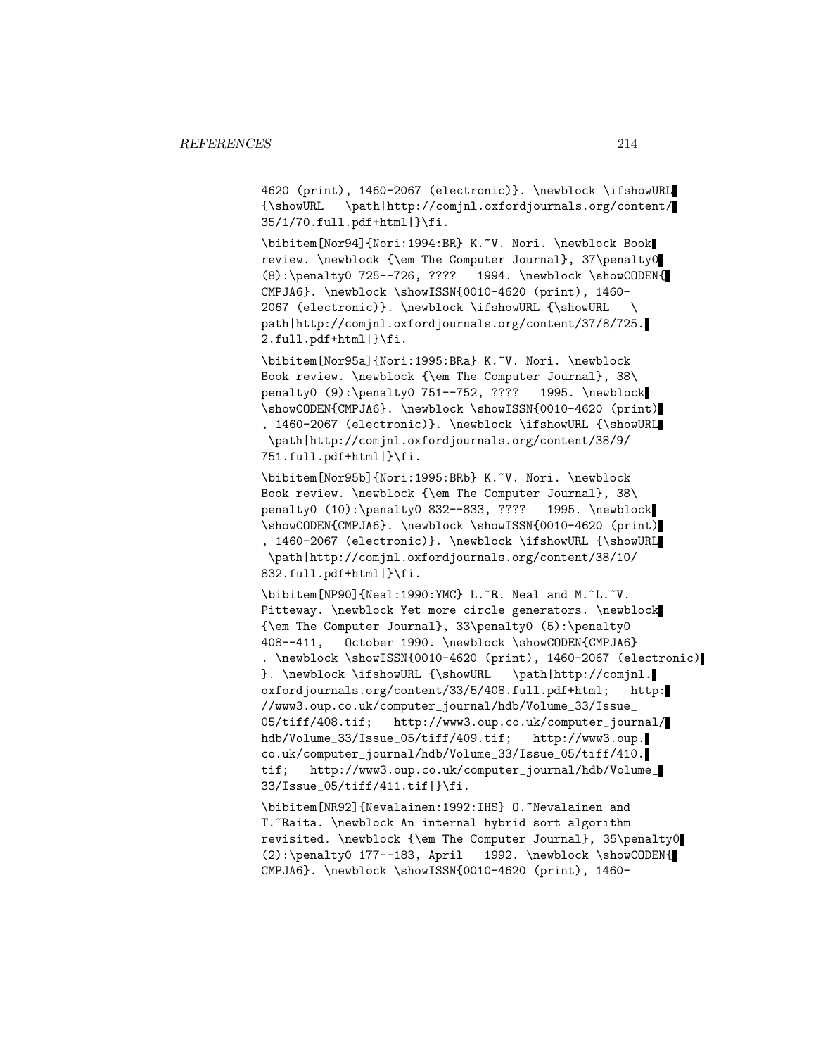4620 (print), 1460-2067 (electronic)}. \newblock \ifshowURL {\showURL \path|http://comjnl.oxfordjournals.org/content/35/1/70.full.pdf+html|}\fi.

\bibitem[Nor94]{Nori:1994:BR} K.~V. Nori. \newblock Book review. \newblock {\em The Computer Journal}, 37\penalty0 (8):\penalty0 725--726, ???? 1994. \newblock \showCODEN{CMPJA6}. \newblock \showISSN{0010-4620 (print), 1460-2067 (electronic)}. \newblock \ifshowURL {\showURL \path|http://comjnl.oxfordjournals.org/content/37/8/725.2.full.pdf+html|}\fi.

\bibitem[Nor95a]{Nori:1995:BRa} K.~V. Nori. \newblock Book review. \newblock {\em The Computer Journal}, 38\penalty0 (9):\penalty0 751--752, ???? 1995. \newblock \showCODEN{CMPJA6}. \newblock \showISSN{0010-4620 (print), 1460-2067 (electronic)}. \newblock \ifshowURL {\showURL \path|http://comjnl.oxfordjournals.org/content/38/9/751.full.pdf+html|}\fi.

\bibitem[Nor95b]{Nori:1995:BRb} K.~V. Nori. \newblock Book review. \newblock {\em The Computer Journal}, 38\penalty0 (10):\penalty0 832--833, ???? 1995. \newblock \showCODEN{CMPJA6}. \newblock \showISSN{0010-4620 (print), 1460-2067 (electronic)}. \newblock \ifshowURL {\showURL \path|http://comjnl.oxfordjournals.org/content/38/10/832.full.pdf+html|}\fi.

\bibitem[NP90]{Neal:1990:YMC} L.~R. Neal and M.~L.~V. Pitteway. \newblock Yet more circle generators. \newblock {\em The Computer Journal}, 33\penalty0 (5):\penalty0 408--411, October 1990. \newblock \showCODEN{CMPJA6}. \newblock \showISSN{0010-4620 (print), 1460-2067 (electronic)}. \newblock \ifshowURL {\showURL \path|http://comjnl.oxfordjournals.org/content/33/5/408.full.pdf+html; http://www3.oup.co.uk/computer_journal/hdb/Volume_33/Issue_05/tiff/408.tif; http://www3.oup.co.uk/computer_journal/hdb/Volume_33/Issue_05/tiff/409.tif; http://www3.oup.co.uk/computer_journal/hdb/Volume_33/Issue_05/tiff/410.tif; http://www3.oup.co.uk/computer_journal/hdb/Volume_33/Issue_05/tiff/411.tif|}\fi.

\bibitem[NR92]{Nevalainen:1992:IHS} O.~Nevalainen and T.~Raita. \newblock An internal hybrid sort algorithm revisited. \newblock {\em The Computer Journal}, 35\penalty0 (2):\penalty0 177--183, April 1992. \newblock \showCODEN{CMPJA6}. \newblock \showISSN{0010-4620 (print), 1460-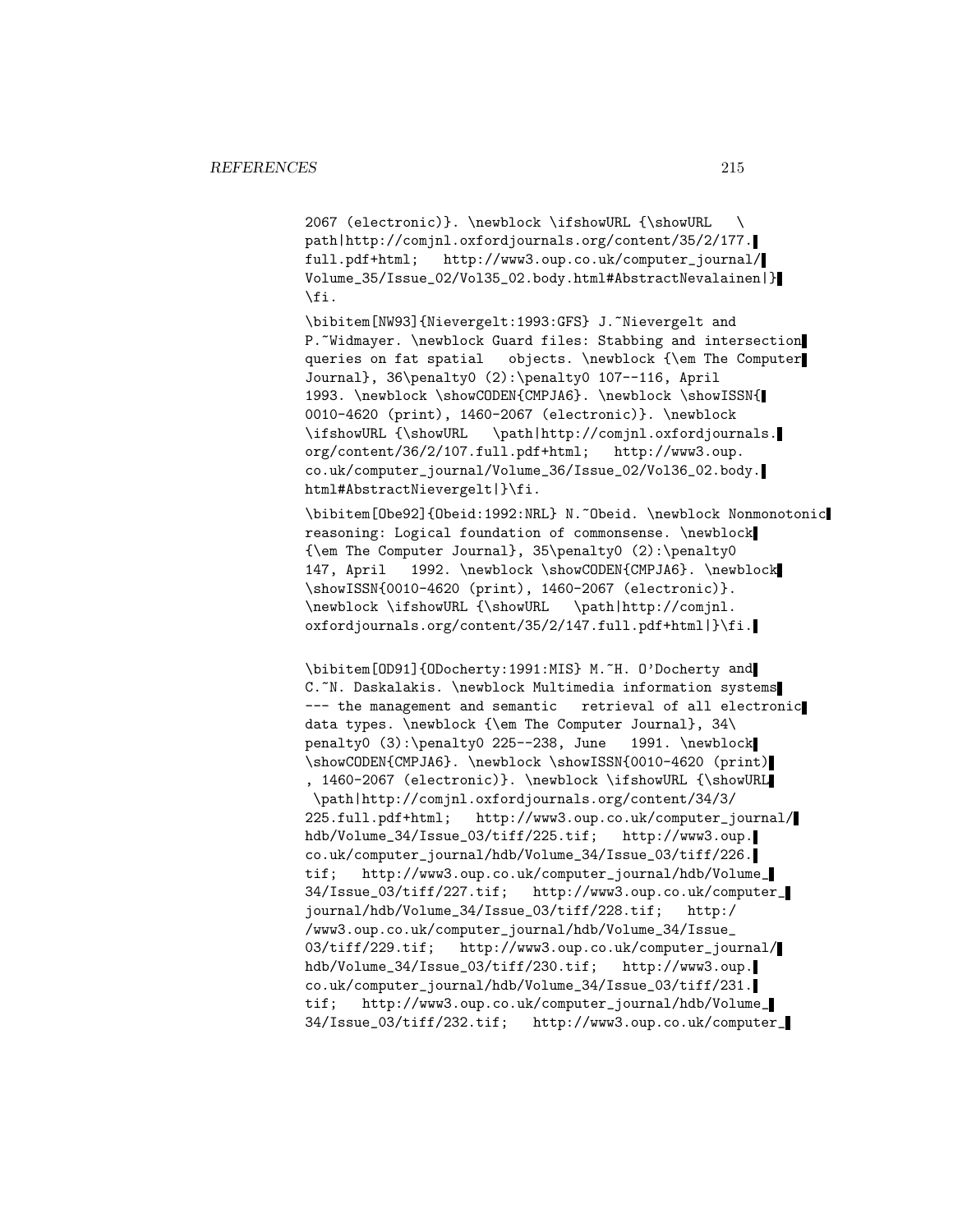```
2067 (electronic)}. \newblock \ifshowURL {\showURL   \
path|http://comjnl.oxfordjournals.org/content/35/2/177.
full.pdf+html;   http://www3.oup.co.uk/computer_journal/
Volume_35/Issue_02/Vol35_02.body.html#AbstractNevalainen|}
\fi.

\bibitem[NW93]{Nievergelt:1993:GFS} J.~Nievergelt and
P.~Widmayer. \newblock Guard files: Stabbing and intersection
queries on fat spatial   objects. \newblock {\em The Computer
Journal}, 36\penalty0 (2):\penalty0 107--116, April
1993. \newblock \showCODEN{CMPJA6}. \newblock \showISSN{
0010-4620 (print), 1460-2067 (electronic)}. \newblock
\ifshowURL {\showURL   \path|http://comjnl.oxfordjournals.
org/content/36/2/107.full.pdf+html;   http://www3.oup.
co.uk/computer_journal/Volume_36/Issue_02/Vol36_02.body.
html#AbstractNievergelt|}\fi.

\bibitem[Obe92]{Obeid:1992:NRL} N.~Obeid. \newblock Nonmonotonic
reasoning: Logical foundation of commonsense. \newblock
{\em The Computer Journal}, 35\penalty0 (2):\penalty0
147, April   1992. \newblock \showCODEN{CMPJA6}. \newblock
\showISSN{0010-4620 (print), 1460-2067 (electronic)}.
\newblock \ifshowURL {\showURL   \path|http://comjnl.
oxfordjournals.org/content/35/2/147.full.pdf+html|}\fi.


\bibitem[OD91]{ODocherty:1991:MIS} M.~H. O'Docherty and
C.~N. Daskalakis. \newblock Multimedia information systems
--- the management and semantic   retrieval of all electronic
data types. \newblock {\em The Computer Journal}, 34\
penalty0 (3):\penalty0 225--238, June   1991. \newblock
\showCODEN{CMPJA6}. \newblock \showISSN{0010-4620 (print)
, 1460-2067 (electronic)}. \newblock \ifshowURL {\showURL
 \path|http://comjnl.oxfordjournals.org/content/34/3/
225.full.pdf+html;   http://www3.oup.co.uk/computer_journal/
hdb/Volume_34/Issue_03/tiff/225.tif;   http://www3.oup.
co.uk/computer_journal/hdb/Volume_34/Issue_03/tiff/226.
tif;   http://www3.oup.co.uk/computer_journal/hdb/Volume_
34/Issue_03/tiff/227.tif;   http://www3.oup.co.uk/computer_
journal/hdb/Volume_34/Issue_03/tiff/228.tif;   http:/
/www3.oup.co.uk/computer_journal/hdb/Volume_34/Issue_
03/tiff/229.tif;   http://www3.oup.co.uk/computer_journal/
hdb/Volume_34/Issue_03/tiff/230.tif;   http://www3.oup.
co.uk/computer_journal/hdb/Volume_34/Issue_03/tiff/231.
tif;   http://www3.oup.co.uk/computer_journal/hdb/Volume_
34/Issue_03/tiff/232.tif;   http://www3.oup.co.uk/computer_
```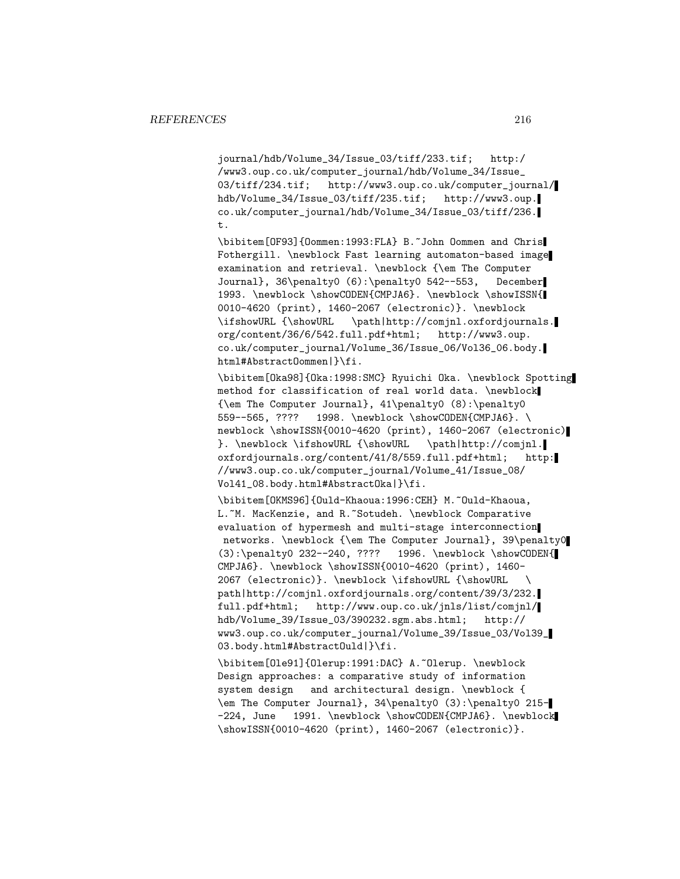journal/hdb/Volume_34/Issue_03/tiff/233.tif; http:/
/www3.oup.co.uk/computer_journal/hdb/Volume_34/Issue_
03/tiff/234.tif; http://www3.oup.co.uk/computer_journal/
hdb/Volume_34/Issue_03/tiff/235.tif; http://www3.oup.
co.uk/computer_journal/hdb/Volume_34/Issue_03/tiff/236.
t.

```
\bibitem[OF93]{Oommen:1993:FLA} B.~John Oommen and Chris
Fothergill. \newblock Fast learning automaton-based image
examination and retrieval. \newblock {\em The Computer
Journal}, 36\penalty0 (6):\penalty0 542--553,  December
1993. \newblock \showCODEN{CMPJA6}. \newblock \showISSN{
0010-4620 (print), 1460-2067 (electronic)}. \newblock
\ifshowURL {\showURL  \path|http://comjnl.oxfordjournals.
org/content/36/6/542.full.pdf+html;  http://www3.oup.
co.uk/computer_journal/Volume_36/Issue_06/Vol36_06.body.
html#AbstractOommen|}\fi.

\bibitem[Oka98]{Oka:1998:SMC} Ryuichi Oka. \newblock Spotting
method for classification of real world data. \newblock
{\em The Computer Journal}, 41\penalty0 (8):\penalty0
559--565, ????  1998. \newblock \showCODEN{CMPJA6}. \
newblock \showISSN{0010-4620 (print), 1460-2067 (electronic)
}. \newblock \ifshowURL {\showURL  \path|http://comjnl.
oxfordjournals.org/content/41/8/559.full.pdf+html;  http:
//www3.oup.co.uk/computer_journal/Volume_41/Issue_08/
Vol41_08.body.html#AbstractOka|}\fi.

\bibitem[OKMS96]{Ould-Khaoua:1996:CEH} M.~Ould-Khaoua,
L.~M. MacKenzie, and R.~Sotudeh. \newblock Comparative
evaluation of hypermesh and multi-stage interconnection
 networks. \newblock {\em The Computer Journal}, 39\penalty0
(3):\penalty0 232--240, ????  1996. \newblock \showCODEN{
CMPJA6}. \newblock \showISSN{0010-4620 (print), 1460-
2067 (electronic)}. \newblock \ifshowURL {\showURL  \
path|http://comjnl.oxfordjournals.org/content/39/3/232.
full.pdf+html;  http://www.oup.co.uk/jnls/list/comjnl/
hdb/Volume_39/Issue_03/390232.sgm.abs.html;  http://
www3.oup.co.uk/computer_journal/Volume_39/Issue_03/Vol39_
03.body.html#AbstractOuld|}\fi.

\bibitem[Ole91]{Olerup:1991:DAC} A.~Olerup. \newblock
Design approaches: a comparative study of information
system design  and architectural design. \newblock {
\em The Computer Journal}, 34\penalty0 (3):\penalty0 215-
-224, June  1991. \newblock \showCODEN{CMPJA6}. \newblock
\showISSN{0010-4620 (print), 1460-2067 (electronic)}.
```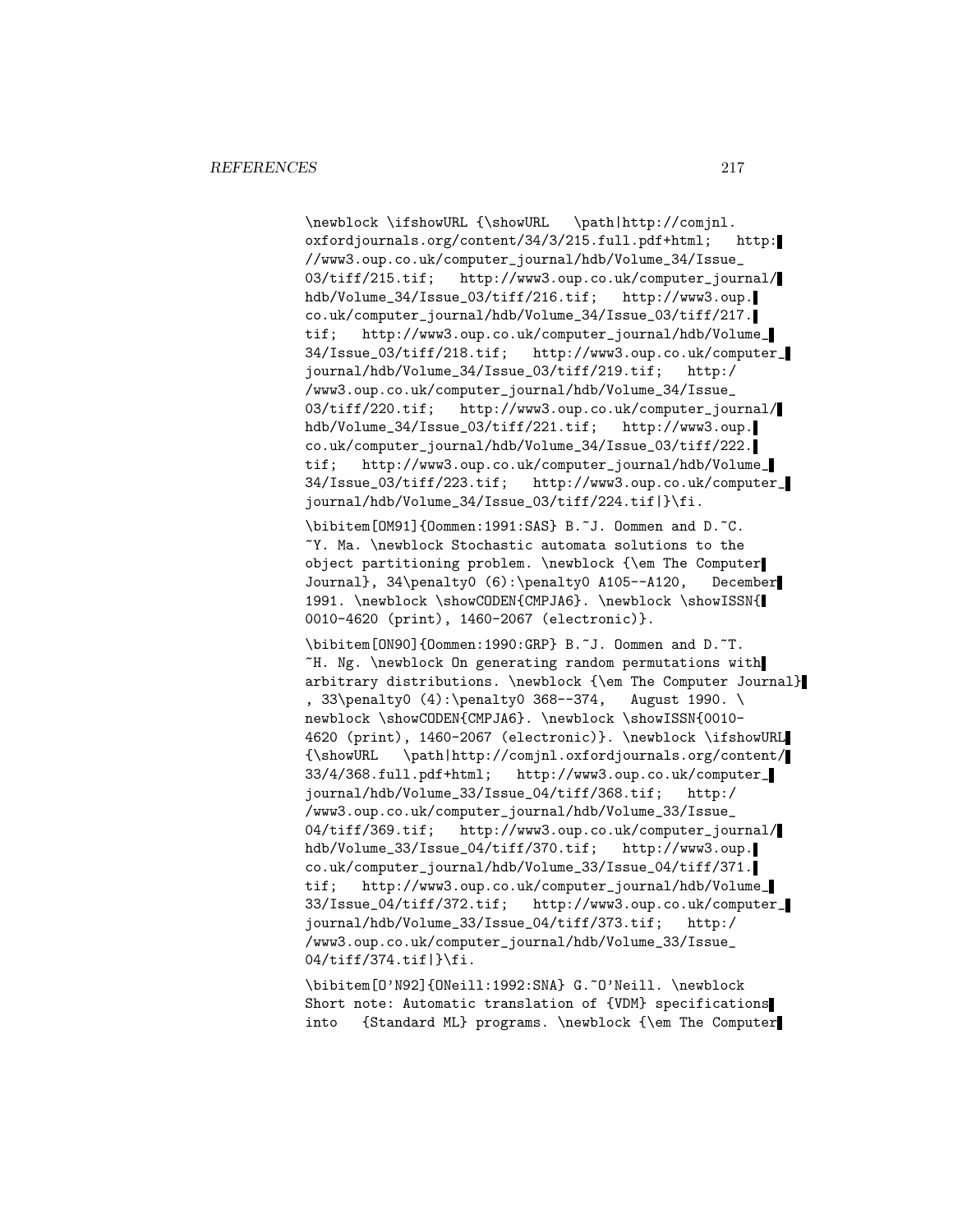```
\newblock \ifshowURL {\showURL   \path|http://comjnl.
oxfordjournals.org/content/34/3/215.full.pdf+html;   http:
//www3.oup.co.uk/computer_journal/hdb/Volume_34/Issue_
03/tiff/215.tif;   http://www3.oup.co.uk/computer_journal/
hdb/Volume_34/Issue_03/tiff/216.tif;   http://www3.oup.
co.uk/computer_journal/hdb/Volume_34/Issue_03/tiff/217.
tif;   http://www3.oup.co.uk/computer_journal/hdb/Volume_
34/Issue_03/tiff/218.tif;   http://www3.oup.co.uk/computer_
journal/hdb/Volume_34/Issue_03/tiff/219.tif;   http:/
/www3.oup.co.uk/computer_journal/hdb/Volume_34/Issue_
03/tiff/220.tif;   http://www3.oup.co.uk/computer_journal/
hdb/Volume_34/Issue_03/tiff/221.tif;   http://www3.oup.
co.uk/computer_journal/hdb/Volume_34/Issue_03/tiff/222.
tif;   http://www3.oup.co.uk/computer_journal/hdb/Volume_
34/Issue_03/tiff/223.tif;   http://www3.oup.co.uk/computer_
journal/hdb/Volume_34/Issue_03/tiff/224.tif|}\fi.

\bibitem[OM91]{Oommen:1991:SAS} B.~J. Oommen and D.~C.
~Y. Ma. \newblock Stochastic automata solutions to the
object partitioning problem. \newblock {\em The Computer
Journal}, 34\penalty0 (6):\penalty0 A105--A120,   December
1991. \newblock \showCODEN{CMPJA6}. \newblock \showISSN{
0010-4620 (print), 1460-2067 (electronic)}.

\bibitem[ON90]{Oommen:1990:GRP} B.~J. Oommen and D.~T.
~H. Ng. \newblock On generating random permutations with
arbitrary distributions. \newblock {\em The Computer Journal}
, 33\penalty0 (4):\penalty0 368--374,   August 1990. \
newblock \showCODEN{CMPJA6}. \newblock \showISSN{0010-
4620 (print), 1460-2067 (electronic)}. \newblock \ifshowURL
{\showURL   \path|http://comjnl.oxfordjournals.org/content/
33/4/368.full.pdf+html;   http://www3.oup.co.uk/computer_
journal/hdb/Volume_33/Issue_04/tiff/368.tif;   http:/
/www3.oup.co.uk/computer_journal/hdb/Volume_33/Issue_
04/tiff/369.tif;   http://www3.oup.co.uk/computer_journal/
hdb/Volume_33/Issue_04/tiff/370.tif;   http://www3.oup.
co.uk/computer_journal/hdb/Volume_33/Issue_04/tiff/371.
tif;   http://www3.oup.co.uk/computer_journal/hdb/Volume_
33/Issue_04/tiff/372.tif;   http://www3.oup.co.uk/computer_
journal/hdb/Volume_33/Issue_04/tiff/373.tif;   http:/
/www3.oup.co.uk/computer_journal/hdb/Volume_33/Issue_
04/tiff/374.tif|}\fi.

\bibitem[O'N92]{ONeill:1992:SNA} G.~O'Neill. \newblock
Short note: Automatic translation of {VDM} specifications
into   {Standard ML} programs. \newblock {\em The Computer
```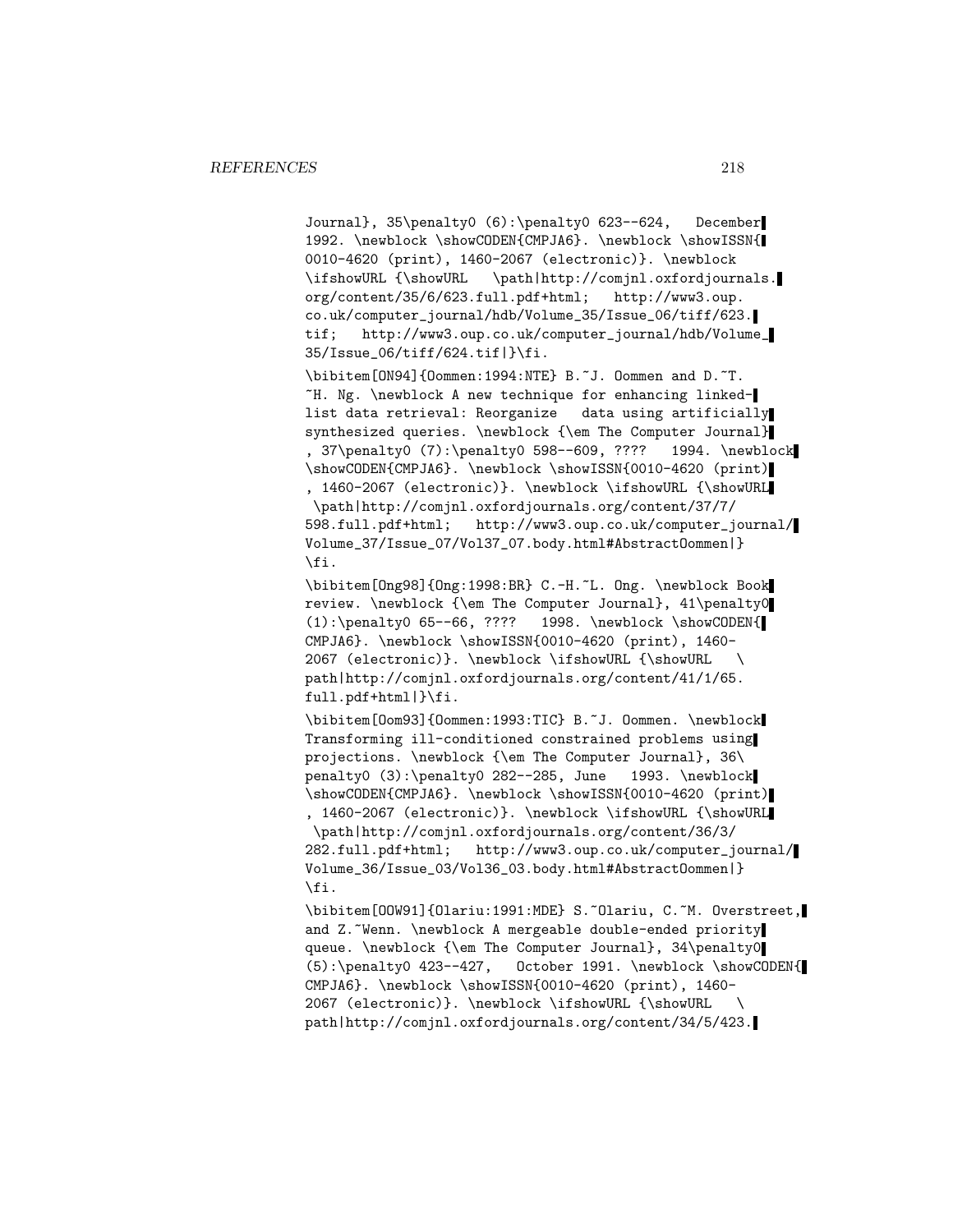```
Journal}, 35\penalty0 (6):\penalty0 623--624,   December
1992. \newblock \showCODEN{CMPJA6}. \newblock \showISSN{
0010-4620 (print), 1460-2067 (electronic)}. \newblock
\ifshowURL {\showURL   \path|http://comjnl.oxfordjournals.
org/content/35/6/623.full.pdf+html;   http://www3.oup.
co.uk/computer_journal/hdb/Volume_35/Issue_06/tiff/623.
tif;   http://www3.oup.co.uk/computer_journal/hdb/Volume_
35/Issue_06/tiff/624.tif|}\fi.

\bibitem[ON94]{Oommen:1994:NTE} B.~J. Oommen and D.~T.
~H. Ng. \newblock A new technique for enhancing linked-
list data retrieval: Reorganize   data using artificially
synthesized queries. \newblock {\em The Computer Journal}
, 37\penalty0 (7):\penalty0 598--609, ????   1994. \newblock
\showCODEN{CMPJA6}. \newblock \showISSN{0010-4620 (print)
, 1460-2067 (electronic)}. \newblock \ifshowURL {\showURL
 \path|http://comjnl.oxfordjournals.org/content/37/7/
598.full.pdf+html;   http://www3.oup.co.uk/computer_journal/
Volume_37/Issue_07/Vol37_07.body.html#AbstractOommen|}
\fi.

\bibitem[Ong98]{Ong:1998:BR} C.-H.~L. Ong. \newblock Book
review. \newblock {\em The Computer Journal}, 41\penalty0
(1):\penalty0 65--66, ????   1998. \newblock \showCODEN{
CMPJA6}. \newblock \showISSN{0010-4620 (print), 1460-
2067 (electronic)}. \newblock \ifshowURL {\showURL   \
path|http://comjnl.oxfordjournals.org/content/41/1/65.
full.pdf+html|}\fi.

\bibitem[Oom93]{Oommen:1993:TIC} B.~J. Oommen. \newblock
Transforming ill-conditioned constrained problems using
projections. \newblock {\em The Computer Journal}, 36\
penalty0 (3):\penalty0 282--285, June   1993. \newblock
\showCODEN{CMPJA6}. \newblock \showISSN{0010-4620 (print)
, 1460-2067 (electronic)}. \newblock \ifshowURL {\showURL
 \path|http://comjnl.oxfordjournals.org/content/36/3/
282.full.pdf+html;   http://www3.oup.co.uk/computer_journal/
Volume_36/Issue_03/Vol36_03.body.html#AbstractOommen|}
\fi.

\bibitem[OOW91]{Olariu:1991:MDE} S.~Olariu, C.~M. Overstreet,
and Z.~Wenn. \newblock A mergeable double-ended priority
queue. \newblock {\em The Computer Journal}, 34\penalty0
(5):\penalty0 423--427,   October 1991. \newblock \showCODEN{
CMPJA6}. \newblock \showISSN{0010-4620 (print), 1460-
2067 (electronic)}. \newblock \ifshowURL {\showURL   \
path|http://comjnl.oxfordjournals.org/content/34/5/423.
```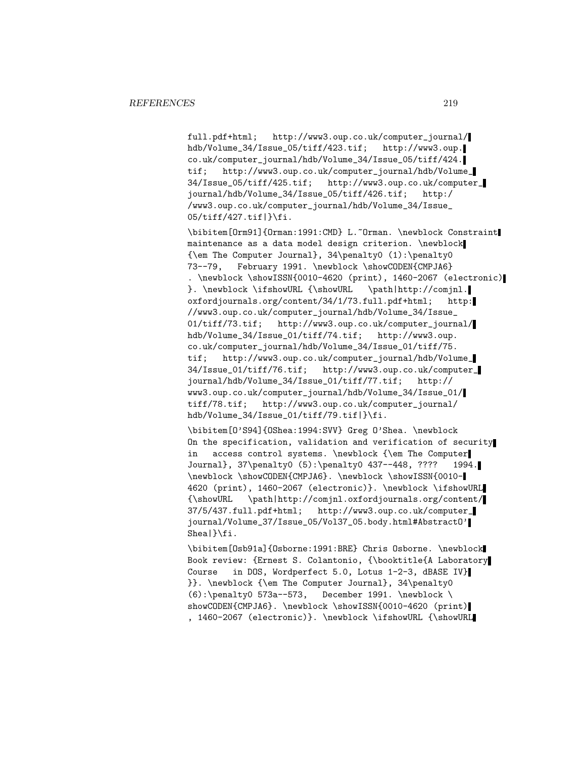```
full.pdf+html;   http://www3.oup.co.uk/computer_journal/
hdb/Volume_34/Issue_05/tiff/423.tif;   http://www3.oup.
co.uk/computer_journal/hdb/Volume_34/Issue_05/tiff/424.
tif;   http://www3.oup.co.uk/computer_journal/hdb/Volume_
34/Issue_05/tiff/425.tif;   http://www3.oup.co.uk/computer_
journal/hdb/Volume_34/Issue_05/tiff/426.tif;   http:/
/www3.oup.co.uk/computer_journal/hdb/Volume_34/Issue_
05/tiff/427.tif|}\fi.

\bibitem[Orm91]{Orman:1991:CMD} L.~Orman. \newblock Constraint
maintenance as a data model design criterion. \newblock
{\em The Computer Journal}, 34\penalty0 (1):\penalty0
73--79,   February 1991. \newblock \showCODEN{CMPJA6}
. \newblock \showISSN{0010-4620 (print), 1460-2067 (electronic)
}. \newblock \ifshowURL {\showURL   \path|http://comjnl.
oxfordjournals.org/content/34/1/73.full.pdf+html;   http:
//www3.oup.co.uk/computer_journal/hdb/Volume_34/Issue_
01/tiff/73.tif;   http://www3.oup.co.uk/computer_journal/
hdb/Volume_34/Issue_01/tiff/74.tif;   http://www3.oup.
co.uk/computer_journal/hdb/Volume_34/Issue_01/tiff/75.
tif;   http://www3.oup.co.uk/computer_journal/hdb/Volume_
34/Issue_01/tiff/76.tif;   http://www3.oup.co.uk/computer_
journal/hdb/Volume_34/Issue_01/tiff/77.tif;   http://
www3.oup.co.uk/computer_journal/hdb/Volume_34/Issue_01/
tiff/78.tif;   http://www3.oup.co.uk/computer_journal/
hdb/Volume_34/Issue_01/tiff/79.tif|}\fi.

\bibitem[O'S94]{OShea:1994:SVV} Greg O'Shea. \newblock
On the specification, validation and verification of security
in   access control systems. \newblock {\em The Computer
Journal}, 37\penalty0 (5):\penalty0 437--448, ????   1994.
\newblock \showCODEN{CMPJA6}. \newblock \showISSN{0010-
4620 (print), 1460-2067 (electronic)}. \newblock \ifshowURL
{\showURL   \path|http://comjnl.oxfordjournals.org/content/
37/5/437.full.pdf+html;   http://www3.oup.co.uk/computer_
journal/Volume_37/Issue_05/Vol37_05.body.html#AbstractO'
Shea|}\fi.

\bibitem[Osb91a]{Osborne:1991:BRE} Chris Osborne. \newblock
Book review: {Ernest S. Colantonio, {\booktitle{A Laboratory
Course   in DOS, Wordperfect 5.0, Lotus 1-2-3, dBASE IV}
}}. \newblock {\em The Computer Journal}, 34\penalty0
(6):\penalty0 573a--573,   December 1991. \newblock \
showCODEN{CMPJA6}. \newblock \showISSN{0010-4620 (print)
, 1460-2067 (electronic)}. \newblock \ifshowURL {\showURL
```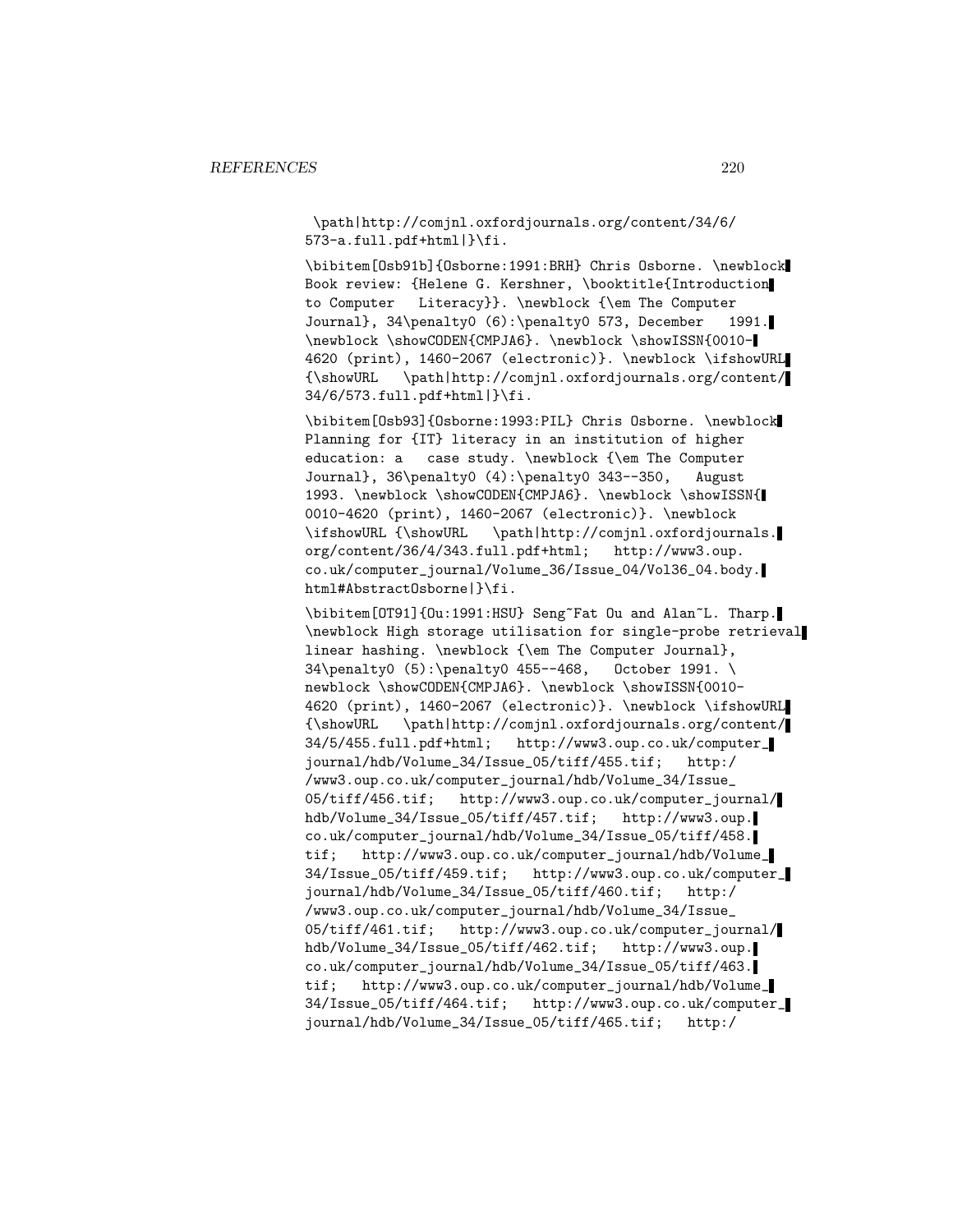\path|http://comjnl.oxfordjournals.org/content/34/6/573-a.full.pdf+html|}\fi.

\bibitem[Osb91b]{Osborne:1991:BRH} Chris Osborne. \newblock Book review: {Helene G. Kershner, \booktitle{Introduction to Computer Literacy}}. \newblock {\em The Computer Journal}, 34\penalty0 (6):\penalty0 573, December 1991. \newblock \showCODEN{CMPJA6}. \newblock \showISSN{0010-4620 (print), 1460-2067 (electronic)}. \newblock \ifshowURL {\showURL \path|http://comjnl.oxfordjournals.org/content/34/6/573.full.pdf+html|}\fi.

\bibitem[Osb93]{Osborne:1993:PIL} Chris Osborne. \newblock Planning for {IT} literacy in an institution of higher education: a case study. \newblock {\em The Computer Journal}, 36\penalty0 (4):\penalty0 343--350, August 1993. \newblock \showCODEN{CMPJA6}. \newblock \showISSN{0010-4620 (print), 1460-2067 (electronic)}. \newblock \ifshowURL {\showURL \path|http://comjnl.oxfordjournals.org/content/36/4/343.full.pdf+html; http://www3.oup.co.uk/computer_journal/Volume_36/Issue_04/Vol36_04.body.html#AbstractOsborne|}\fi.

\bibitem[OT91]{Ou:1991:HSU} Seng~Fat Ou and Alan~L. Tharp. \newblock High storage utilisation for single-probe retrieval linear hashing. \newblock {\em The Computer Journal}, 34\penalty0 (5):\penalty0 455--468, October 1991. \newblock \showCODEN{CMPJA6}. \newblock \showISSN{0010-4620 (print), 1460-2067 (electronic)}. \newblock \ifshowURL {\showURL \path|http://comjnl.oxfordjournals.org/content/34/5/455.full.pdf+html; http://www3.oup.co.uk/computer_journal/hdb/Volume_34/Issue_05/tiff/455.tif; http://www3.oup.co.uk/computer_journal/hdb/Volume_34/Issue_05/tiff/456.tif; http://www3.oup.co.uk/computer_journal/hdb/Volume_34/Issue_05/tiff/457.tif; http://www3.oup.co.uk/computer_journal/hdb/Volume_34/Issue_05/tiff/458.tif; http://www3.oup.co.uk/computer_journal/hdb/Volume_34/Issue_05/tiff/459.tif; http://www3.oup.co.uk/computer_journal/hdb/Volume_34/Issue_05/tiff/460.tif; http://www3.oup.co.uk/computer_journal/hdb/Volume_34/Issue_05/tiff/461.tif; http://www3.oup.co.uk/computer_journal/hdb/Volume_34/Issue_05/tiff/462.tif; http://www3.oup.co.uk/computer_journal/hdb/Volume_34/Issue_05/tiff/463.tif; http://www3.oup.co.uk/computer_journal/hdb/Volume_34/Issue_05/tiff/464.tif; http://www3.oup.co.uk/computer_journal/hdb/Volume_34/Issue_05/tiff/465.tif; http:/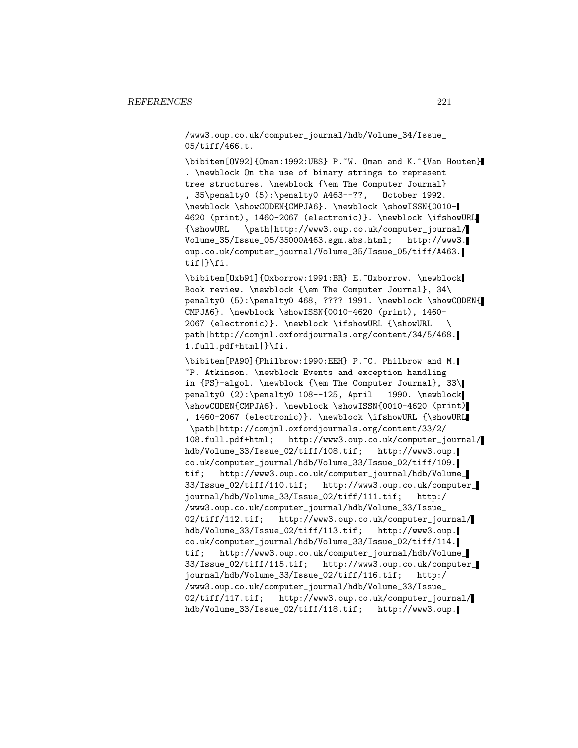```
/www3.oup.co.uk/computer_journal/hdb/Volume_34/Issue_
05/tiff/466.t.

\bibitem[OV92]{Oman:1992:UBS} P.~W. Oman and K.~{Van Houten}
. \newblock On the use of binary strings to represent
tree structures. \newblock {\em The Computer Journal}
, 35\penalty0 (5):\penalty0 A463--??,   October 1992.
\newblock \showCODEN{CMPJA6}. \newblock \showISSN{0010-
4620 (print), 1460-2067 (electronic)}. \newblock \ifshowURL
{\showURL   \path|http://www3.oup.co.uk/computer_journal/
Volume_35/Issue_05/35000A463.sgm.abs.html;   http://www3.
oup.co.uk/computer_journal/Volume_35/Issue_05/tiff/A463.
tif|}\fi.

\bibitem[Oxb91]{Oxborrow:1991:BR} E.~Oxborrow. \newblock
Book review. \newblock {\em The Computer Journal}, 34\
penalty0 (5):\penalty0 468, ???? 1991. \newblock \showCODEN{
CMPJA6}. \newblock \showISSN{0010-4620 (print), 1460-
2067 (electronic)}. \newblock \ifshowURL {\showURL   \
path|http://comjnl.oxfordjournals.org/content/34/5/468.
1.full.pdf+html|}\fi.

\bibitem[PA90]{Philbrow:1990:EEH} P.~C. Philbrow and M.
~P. Atkinson. \newblock Events and exception handling
in {PS}-algol. \newblock {\em The Computer Journal}, 33\
penalty0 (2):\penalty0 108--125, April   1990. \newblock
\showCODEN{CMPJA6}. \newblock \showISSN{0010-4620 (print)
, 1460-2067 (electronic)}. \newblock \ifshowURL {\showURL
 \path|http://comjnl.oxfordjournals.org/content/33/2/
108.full.pdf+html;   http://www3.oup.co.uk/computer_journal/
hdb/Volume_33/Issue_02/tiff/108.tif;   http://www3.oup.
co.uk/computer_journal/hdb/Volume_33/Issue_02/tiff/109.
tif;   http://www3.oup.co.uk/computer_journal/hdb/Volume_
33/Issue_02/tiff/110.tif;   http://www3.oup.co.uk/computer_
journal/hdb/Volume_33/Issue_02/tiff/111.tif;   http:/
/www3.oup.co.uk/computer_journal/hdb/Volume_33/Issue_
02/tiff/112.tif;   http://www3.oup.co.uk/computer_journal/
hdb/Volume_33/Issue_02/tiff/113.tif;   http://www3.oup.
co.uk/computer_journal/hdb/Volume_33/Issue_02/tiff/114.
tif;   http://www3.oup.co.uk/computer_journal/hdb/Volume_
33/Issue_02/tiff/115.tif;   http://www3.oup.co.uk/computer_
journal/hdb/Volume_33/Issue_02/tiff/116.tif;   http:/
/www3.oup.co.uk/computer_journal/hdb/Volume_33/Issue_
02/tiff/117.tif;   http://www3.oup.co.uk/computer_journal/
hdb/Volume_33/Issue_02/tiff/118.tif;   http://www3.oup.
```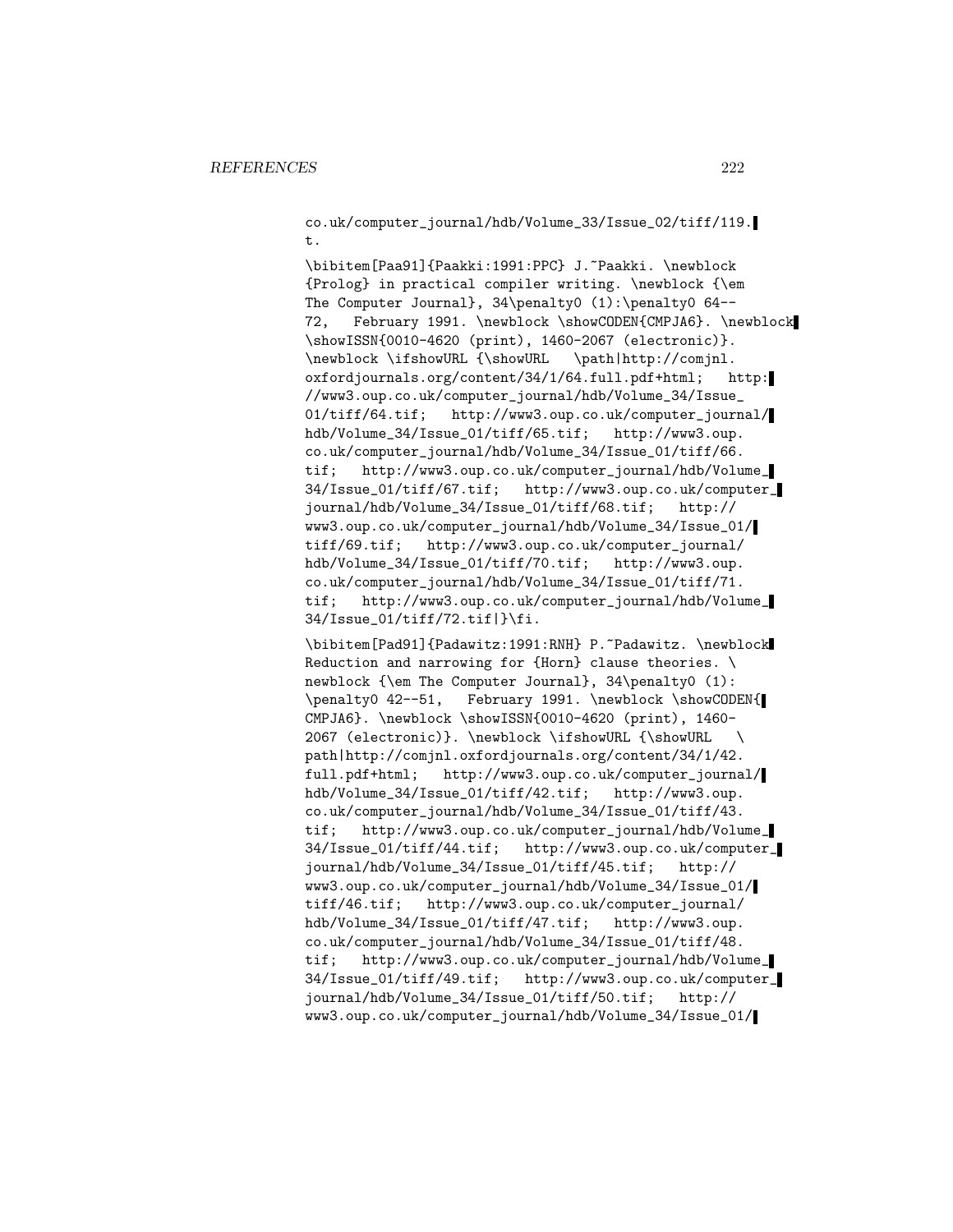```
co.uk/computer_journal/hdb/Volume_33/Issue_02/tiff/119.
t.

\bibitem[Paa91]{Paakki:1991:PPC} J.~Paakki. \newblock
{Prolog} in practical compiler writing. \newblock {\em
The Computer Journal}, 34\penalty0 (1):\penalty0 64--
72,   February 1991. \newblock \showCODEN{CMPJA6}. \newblock
\showISSN{0010-4620 (print), 1460-2067 (electronic)}.
\newblock \ifshowURL {\showURL   \path|http://comjnl.
oxfordjournals.org/content/34/1/64.full.pdf+html;   http:
//www3.oup.co.uk/computer_journal/hdb/Volume_34/Issue_
01/tiff/64.tif;   http://www3.oup.co.uk/computer_journal/
hdb/Volume_34/Issue_01/tiff/65.tif;   http://www3.oup.
co.uk/computer_journal/hdb/Volume_34/Issue_01/tiff/66.
tif;   http://www3.oup.co.uk/computer_journal/hdb/Volume_
34/Issue_01/tiff/67.tif;   http://www3.oup.co.uk/computer_
journal/hdb/Volume_34/Issue_01/tiff/68.tif;   http://
www3.oup.co.uk/computer_journal/hdb/Volume_34/Issue_01/
tiff/69.tif;   http://www3.oup.co.uk/computer_journal/
hdb/Volume_34/Issue_01/tiff/70.tif;   http://www3.oup.
co.uk/computer_journal/hdb/Volume_34/Issue_01/tiff/71.
tif;   http://www3.oup.co.uk/computer_journal/hdb/Volume_
34/Issue_01/tiff/72.tif|}\fi.

\bibitem[Pad91]{Padawitz:1991:RNH} P.~Padawitz. \newblock
Reduction and narrowing for {Horn} clause theories. \
newblock {\em The Computer Journal}, 34\penalty0 (1):
\penalty0 42--51,   February 1991. \newblock \showCODEN{
CMPJA6}. \newblock \showISSN{0010-4620 (print), 1460-
2067 (electronic)}. \newblock \ifshowURL {\showURL   \
path|http://comjnl.oxfordjournals.org/content/34/1/42.
full.pdf+html;   http://www3.oup.co.uk/computer_journal/
hdb/Volume_34/Issue_01/tiff/42.tif;   http://www3.oup.
co.uk/computer_journal/hdb/Volume_34/Issue_01/tiff/43.
tif;   http://www3.oup.co.uk/computer_journal/hdb/Volume_
34/Issue_01/tiff/44.tif;   http://www3.oup.co.uk/computer_
journal/hdb/Volume_34/Issue_01/tiff/45.tif;   http://
www3.oup.co.uk/computer_journal/hdb/Volume_34/Issue_01/
tiff/46.tif;   http://www3.oup.co.uk/computer_journal/
hdb/Volume_34/Issue_01/tiff/47.tif;   http://www3.oup.
co.uk/computer_journal/hdb/Volume_34/Issue_01/tiff/48.
tif;   http://www3.oup.co.uk/computer_journal/hdb/Volume_
34/Issue_01/tiff/49.tif;   http://www3.oup.co.uk/computer_
journal/hdb/Volume_34/Issue_01/tiff/50.tif;   http://
www3.oup.co.uk/computer_journal/hdb/Volume_34/Issue_01/
```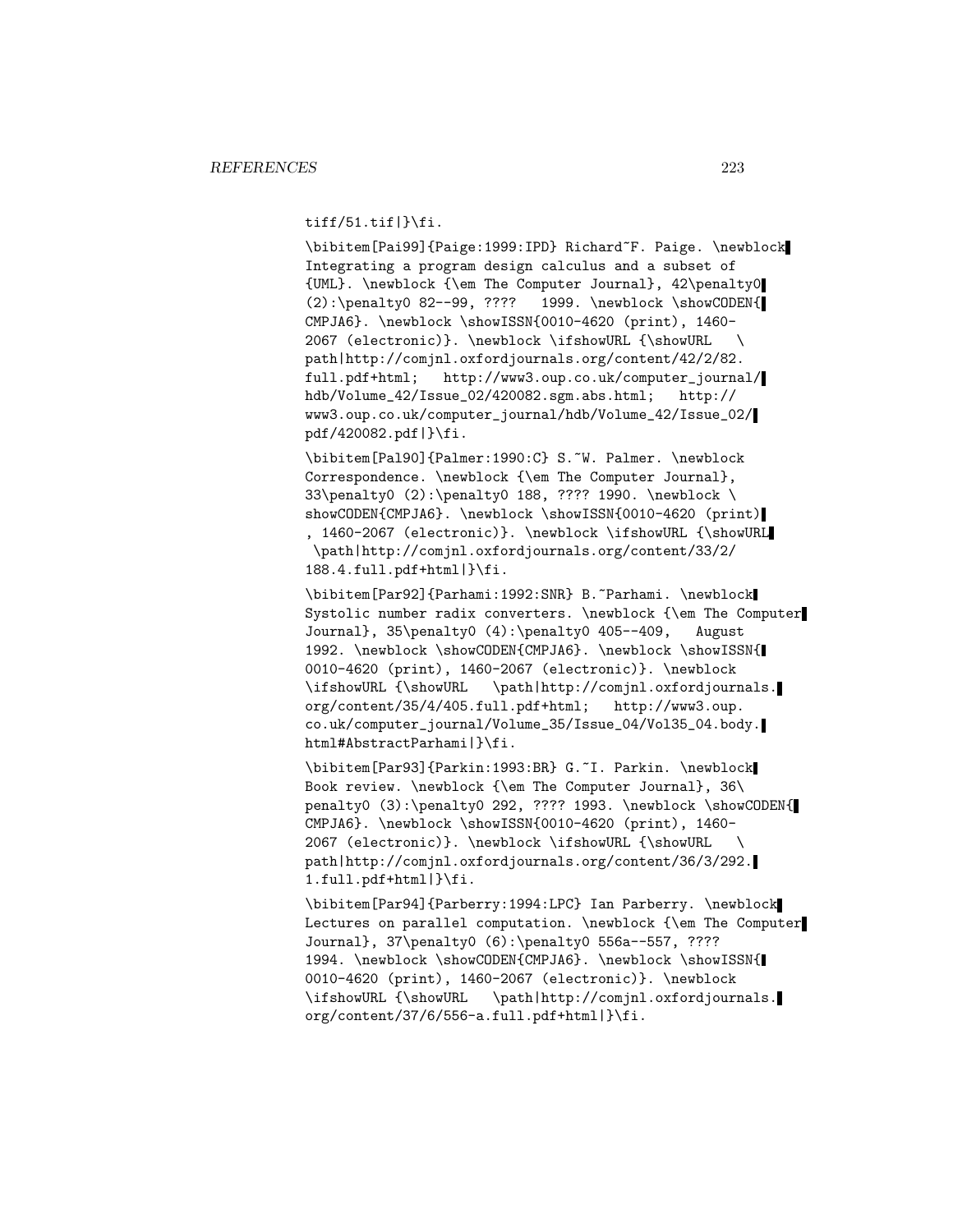```
tiff/51.tif|}\fi.

\bibitem[Pai99]{Paige:1999:IPD} Richard~F. Paige. \newblock
Integrating a program design calculus and a subset of
{UML}. \newblock {\em The Computer Journal}, 42\penalty0
(2):\penalty0 82--99, ????   1999. \newblock \showCODEN{
CMPJA6}. \newblock \showISSN{0010-4620 (print), 1460-
2067 (electronic)}. \newblock \ifshowURL {\showURL   \
path|http://comjnl.oxfordjournals.org/content/42/2/82.
full.pdf+html;   http://www3.oup.co.uk/computer_journal/
hdb/Volume_42/Issue_02/420082.sgm.abs.html;   http://
www3.oup.co.uk/computer_journal/hdb/Volume_42/Issue_02/
pdf/420082.pdf|}\fi.

\bibitem[Pal90]{Palmer:1990:C} S.~W. Palmer. \newblock
Correspondence. \newblock {\em The Computer Journal},
33\penalty0 (2):\penalty0 188, ???? 1990. \newblock \
showCODEN{CMPJA6}. \newblock \showISSN{0010-4620 (print)
, 1460-2067 (electronic)}. \newblock \ifshowURL {\showURL
 \path|http://comjnl.oxfordjournals.org/content/33/2/
188.4.full.pdf+html|}\fi.

\bibitem[Par92]{Parhami:1992:SNR} B.~Parhami. \newblock
Systolic number radix converters. \newblock {\em The Computer
Journal}, 35\penalty0 (4):\penalty0 405--409,   August
1992. \newblock \showCODEN{CMPJA6}. \newblock \showISSN{
0010-4620 (print), 1460-2067 (electronic)}. \newblock
\ifshowURL {\showURL   \path|http://comjnl.oxfordjournals.
org/content/35/4/405.full.pdf+html;   http://www3.oup.
co.uk/computer_journal/Volume_35/Issue_04/Vol35_04.body.
html#AbstractParhami|}\fi.

\bibitem[Par93]{Parkin:1993:BR} G.~I. Parkin. \newblock
Book review. \newblock {\em The Computer Journal}, 36\
penalty0 (3):\penalty0 292, ???? 1993. \newblock \showCODEN{
CMPJA6}. \newblock \showISSN{0010-4620 (print), 1460-
2067 (electronic)}. \newblock \ifshowURL {\showURL   \
path|http://comjnl.oxfordjournals.org/content/36/3/292.
1.full.pdf+html|}\fi.

\bibitem[Par94]{Parberry:1994:LPC} Ian Parberry. \newblock
Lectures on parallel computation. \newblock {\em The Computer
Journal}, 37\penalty0 (6):\penalty0 556a--557, ????
1994. \newblock \showCODEN{CMPJA6}. \newblock \showISSN{
0010-4620 (print), 1460-2067 (electronic)}. \newblock
\ifshowURL {\showURL   \path|http://comjnl.oxfordjournals.
org/content/37/6/556-a.full.pdf+html|}\fi.
```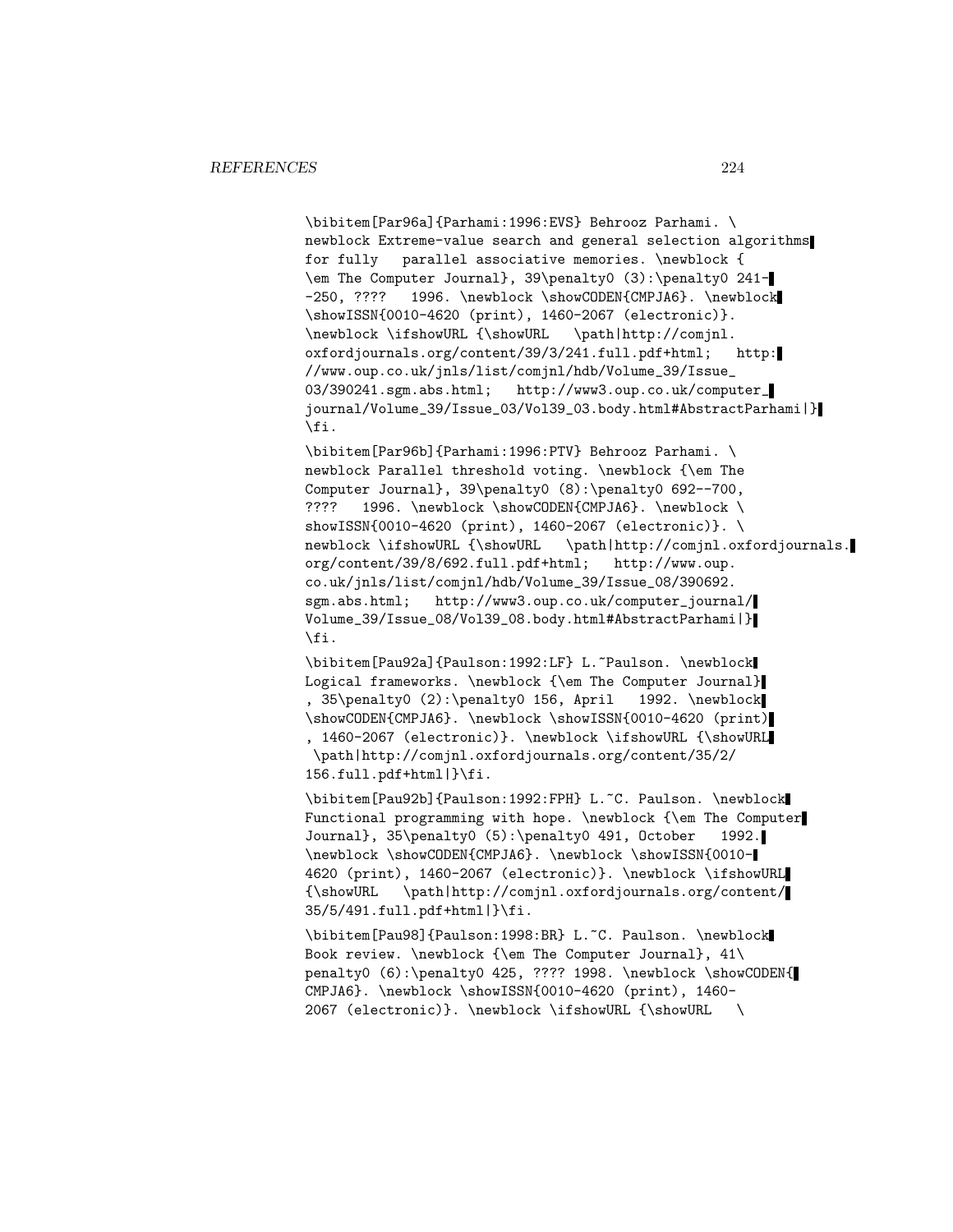```
\bibitem[Par96a]{Parhami:1996:EVS} Behrooz Parhami. \
newblock Extreme-value search and general selection algorithms
for fully   parallel associative memories. \newblock {
\em The Computer Journal}, 39\penalty0 (3):\penalty0 241-
-250, ????   1996. \newblock \showCODEN{CMPJA6}. \newblock
\showISSN{0010-4620 (print), 1460-2067 (electronic)}.
\newblock \ifshowURL {\showURL   \path|http://comjnl.
oxfordjournals.org/content/39/3/241.full.pdf+html;   http:
//www.oup.co.uk/jnls/list/comjnl/hdb/Volume_39/Issue_
03/390241.sgm.abs.html;   http://www3.oup.co.uk/computer_
journal/Volume_39/Issue_03/Vol39_03.body.html#AbstractParhami|}
\fi.

\bibitem[Par96b]{Parhami:1996:PTV} Behrooz Parhami. \
newblock Parallel threshold voting. \newblock {\em The
Computer Journal}, 39\penalty0 (8):\penalty0 692--700,
????   1996. \newblock \showCODEN{CMPJA6}. \newblock \
showISSN{0010-4620 (print), 1460-2067 (electronic)}. \
newblock \ifshowURL {\showURL   \path|http://comjnl.oxfordjournals.
org/content/39/8/692.full.pdf+html;   http://www.oup.
co.uk/jnls/list/comjnl/hdb/Volume_39/Issue_08/390692.
sgm.abs.html;   http://www3.oup.co.uk/computer_journal/
Volume_39/Issue_08/Vol39_08.body.html#AbstractParhami|}
\fi.

\bibitem[Pau92a]{Paulson:1992:LF} L.~Paulson. \newblock
Logical frameworks. \newblock {\em The Computer Journal}
, 35\penalty0 (2):\penalty0 156, April   1992. \newblock
\showCODEN{CMPJA6}. \newblock \showISSN{0010-4620 (print)
, 1460-2067 (electronic)}. \newblock \ifshowURL {\showURL
 \path|http://comjnl.oxfordjournals.org/content/35/2/
156.full.pdf+html|}\fi.

\bibitem[Pau92b]{Paulson:1992:FPH} L.~C. Paulson. \newblock
Functional programming with hope. \newblock {\em The Computer
Journal}, 35\penalty0 (5):\penalty0 491, October   1992.
\newblock \showCODEN{CMPJA6}. \newblock \showISSN{0010-
4620 (print), 1460-2067 (electronic)}. \newblock \ifshowURL
{\showURL   \path|http://comjnl.oxfordjournals.org/content/
35/5/491.full.pdf+html|}\fi.

\bibitem[Pau98]{Paulson:1998:BR} L.~C. Paulson. \newblock
Book review. \newblock {\em The Computer Journal}, 41\
penalty0 (6):\penalty0 425, ???? 1998. \newblock \showCODEN{
CMPJA6}. \newblock \showISSN{0010-4620 (print), 1460-
2067 (electronic)}. \newblock \ifshowURL {\showURL   \
```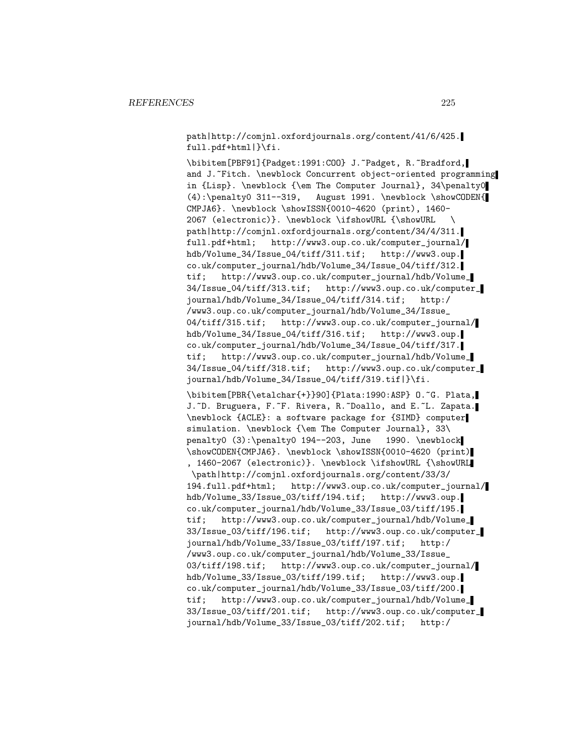```
path|http://comjnl.oxfordjournals.org/content/41/6/425.
full.pdf+html|}\fi.

\bibitem[PBF91]{Padget:1991:COO} J.~Padget, R.~Bradford,
and J.~Fitch. \newblock Concurrent object-oriented programming
in {Lisp}. \newblock {\em The Computer Journal}, 34\penalty0
(4):\penalty0 311--319,   August 1991. \newblock \showCODEN{
CMPJA6}. \newblock \showISSN{0010-4620 (print), 1460-
2067 (electronic)}. \newblock \ifshowURL {\showURL   \
path|http://comjnl.oxfordjournals.org/content/34/4/311.
full.pdf+html;   http://www3.oup.co.uk/computer_journal/
hdb/Volume_34/Issue_04/tiff/311.tif;   http://www3.oup.
co.uk/computer_journal/hdb/Volume_34/Issue_04/tiff/312.
tif;   http://www3.oup.co.uk/computer_journal/hdb/Volume_
34/Issue_04/tiff/313.tif;   http://www3.oup.co.uk/computer_
journal/hdb/Volume_34/Issue_04/tiff/314.tif;   http:/
/www3.oup.co.uk/computer_journal/hdb/Volume_34/Issue_
04/tiff/315.tif;   http://www3.oup.co.uk/computer_journal/
hdb/Volume_34/Issue_04/tiff/316.tif;   http://www3.oup.
co.uk/computer_journal/hdb/Volume_34/Issue_04/tiff/317.
tif;   http://www3.oup.co.uk/computer_journal/hdb/Volume_
34/Issue_04/tiff/318.tif;   http://www3.oup.co.uk/computer_
journal/hdb/Volume_34/Issue_04/tiff/319.tif|}\fi.

\bibitem[PBR{\etalchar{+}}90]{Plata:1990:ASP} O.~G. Plata,
J.~D. Bruguera, F.~F. Rivera, R.~Doallo, and E.~L. Zapata.
\newblock {ACLE}: a software package for {SIMD} computer
simulation. \newblock {\em The Computer Journal}, 33\
penalty0 (3):\penalty0 194--203, June   1990. \newblock
\showCODEN{CMPJA6}. \newblock \showISSN{0010-4620 (print)
, 1460-2067 (electronic)}. \newblock \ifshowURL {\showURL
 \path|http://comjnl.oxfordjournals.org/content/33/3/
194.full.pdf+html;   http://www3.oup.co.uk/computer_journal/
hdb/Volume_33/Issue_03/tiff/194.tif;   http://www3.oup.
co.uk/computer_journal/hdb/Volume_33/Issue_03/tiff/195.
tif;   http://www3.oup.co.uk/computer_journal/hdb/Volume_
33/Issue_03/tiff/196.tif;   http://www3.oup.co.uk/computer_
journal/hdb/Volume_33/Issue_03/tiff/197.tif;   http:/
/www3.oup.co.uk/computer_journal/hdb/Volume_33/Issue_
03/tiff/198.tif;   http://www3.oup.co.uk/computer_journal/
hdb/Volume_33/Issue_03/tiff/199.tif;   http://www3.oup.
co.uk/computer_journal/hdb/Volume_33/Issue_03/tiff/200.
tif;   http://www3.oup.co.uk/computer_journal/hdb/Volume_
33/Issue_03/tiff/201.tif;   http://www3.oup.co.uk/computer_
journal/hdb/Volume_33/Issue_03/tiff/202.tif;   http:/
```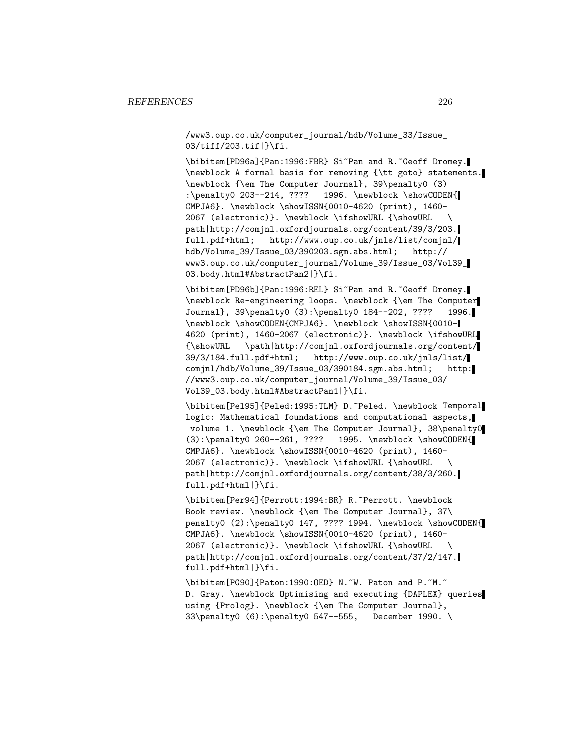```
/www3.oup.co.uk/computer_journal/hdb/Volume_33/Issue_
03/tiff/203.tif|}\fi.

\bibitem[PD96a]{Pan:1996:FBR} Si~Pan and R.~Geoff Dromey.
\newblock A formal basis for removing {\tt goto} statements.
\newblock {\em The Computer Journal}, 39\penalty0 (3)
:\penalty0 203--214, ????  1996. \newblock \showCODEN{
CMPJA6}. \newblock \showISSN{0010-4620 (print), 1460-
2067 (electronic)}. \newblock \ifshowURL {\showURL  \
path|http://comjnl.oxfordjournals.org/content/39/3/203.
full.pdf+html;  http://www.oup.co.uk/jnls/list/comjnl/
hdb/Volume_39/Issue_03/390203.sgm.abs.html;  http://
www3.oup.co.uk/computer_journal/Volume_39/Issue_03/Vol39_
03.body.html#AbstractPan2|}\fi.

\bibitem[PD96b]{Pan:1996:REL} Si~Pan and R.~Geoff Dromey.
\newblock Re-engineering loops. \newblock {\em The Computer
Journal}, 39\penalty0 (3):\penalty0 184--202, ????  1996.
\newblock \showCODEN{CMPJA6}. \newblock \showISSN{0010-
4620 (print), 1460-2067 (electronic)}. \newblock \ifshowURL
{\showURL  \path|http://comjnl.oxfordjournals.org/content/
39/3/184.full.pdf+html;  http://www.oup.co.uk/jnls/list/
comjnl/hdb/Volume_39/Issue_03/390184.sgm.abs.html;  http:
//www3.oup.co.uk/computer_journal/Volume_39/Issue_03/
Vol39_03.body.html#AbstractPan1|}\fi.

\bibitem[Pel95]{Peled:1995:TLM} D.~Peled. \newblock Temporal
logic: Mathematical foundations and computational aspects,
 volume 1. \newblock {\em The Computer Journal}, 38\penalty0
(3):\penalty0 260--261, ????  1995. \newblock \showCODEN{
CMPJA6}. \newblock \showISSN{0010-4620 (print), 1460-
2067 (electronic)}. \newblock \ifshowURL {\showURL  \
path|http://comjnl.oxfordjournals.org/content/38/3/260.
full.pdf+html|}\fi.

\bibitem[Per94]{Perrott:1994:BR} R.~Perrott. \newblock
Book review. \newblock {\em The Computer Journal}, 37\
penalty0 (2):\penalty0 147, ???? 1994. \newblock \showCODEN{
CMPJA6}. \newblock \showISSN{0010-4620 (print), 1460-
2067 (electronic)}. \newblock \ifshowURL {\showURL  \
path|http://comjnl.oxfordjournals.org/content/37/2/147.
full.pdf+html|}\fi.

\bibitem[PG90]{Paton:1990:OED} N.~W. Paton and P.~M.~
D. Gray. \newblock Optimising and executing {DAPLEX} queries
using {Prolog}. \newblock {\em The Computer Journal},
33\penalty0 (6):\penalty0 547--555,  December 1990. \
```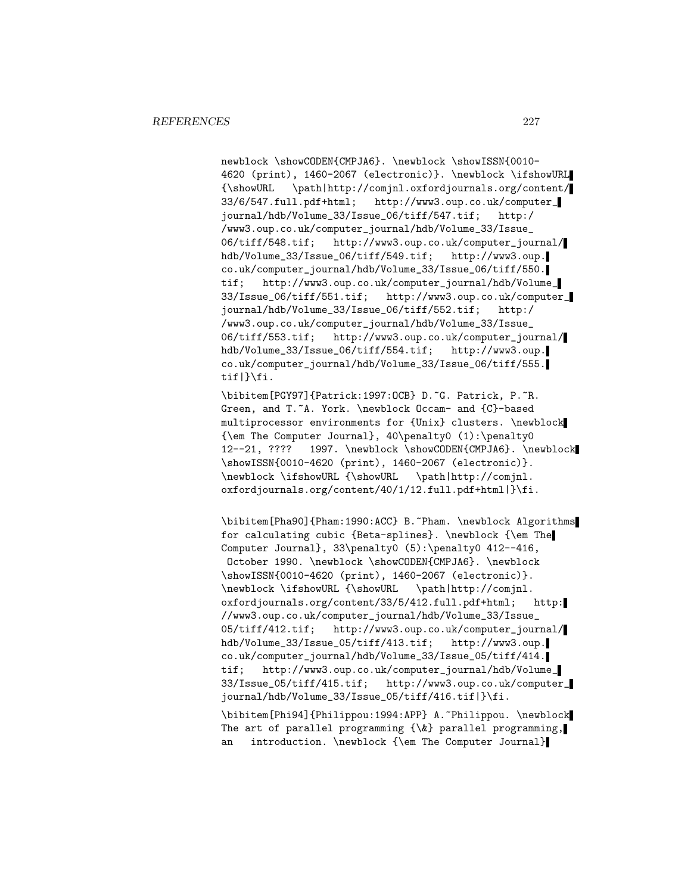```
newblock \showCODEN{CMPJA6}. \newblock \showISSN{0010-
4620 (print), 1460-2067 (electronic)}. \newblock \ifshowURL
{\showURL   \path|http://comjnl.oxfordjournals.org/content/
33/6/547.full.pdf+html;   http://www3.oup.co.uk/computer_
journal/hdb/Volume_33/Issue_06/tiff/547.tif;   http:/
/www3.oup.co.uk/computer_journal/hdb/Volume_33/Issue_
06/tiff/548.tif;   http://www3.oup.co.uk/computer_journal/
hdb/Volume_33/Issue_06/tiff/549.tif;   http://www3.oup.
co.uk/computer_journal/hdb/Volume_33/Issue_06/tiff/550.
tif;   http://www3.oup.co.uk/computer_journal/hdb/Volume_
33/Issue_06/tiff/551.tif;   http://www3.oup.co.uk/computer_
journal/hdb/Volume_33/Issue_06/tiff/552.tif;   http:/
/www3.oup.co.uk/computer_journal/hdb/Volume_33/Issue_
06/tiff/553.tif;   http://www3.oup.co.uk/computer_journal/
hdb/Volume_33/Issue_06/tiff/554.tif;   http://www3.oup.
co.uk/computer_journal/hdb/Volume_33/Issue_06/tiff/555.
tif|}\fi.

\bibitem[PGY97]{Patrick:1997:OCB} D.~G. Patrick, P.~R.
Green, and T.~A. York. \newblock Occam- and {C}-based
multiprocessor environments for {Unix} clusters. \newblock
{\em The Computer Journal}, 40\penalty0 (1):\penalty0
12--21, ????   1997. \newblock \showCODEN{CMPJA6}. \newblock
\showISSN{0010-4620 (print), 1460-2067 (electronic)}.
\newblock \ifshowURL {\showURL   \path|http://comjnl.
oxfordjournals.org/content/40/1/12.full.pdf+html|}\fi.

\bibitem[Pha90]{Pham:1990:ACC} B.~Pham. \newblock Algorithms
for calculating cubic {Beta-splines}. \newblock {\em The
Computer Journal}, 33\penalty0 (5):\penalty0 412--416,
 October 1990. \newblock \showCODEN{CMPJA6}. \newblock
\showISSN{0010-4620 (print), 1460-2067 (electronic)}.
\newblock \ifshowURL {\showURL   \path|http://comjnl.
oxfordjournals.org/content/33/5/412.full.pdf+html;   http:
//www3.oup.co.uk/computer_journal/hdb/Volume_33/Issue_
05/tiff/412.tif;   http://www3.oup.co.uk/computer_journal/
hdb/Volume_33/Issue_05/tiff/413.tif;   http://www3.oup.
co.uk/computer_journal/hdb/Volume_33/Issue_05/tiff/414.
tif;   http://www3.oup.co.uk/computer_journal/hdb/Volume_
33/Issue_05/tiff/415.tif;   http://www3.oup.co.uk/computer_
journal/hdb/Volume_33/Issue_05/tiff/416.tif|}\fi.

\bibitem[Phi94]{Philippou:1994:APP} A.~Philippou. \newblock
The art of parallel programming {\&} parallel programming,
an   introduction. \newblock {\em The Computer Journal}
```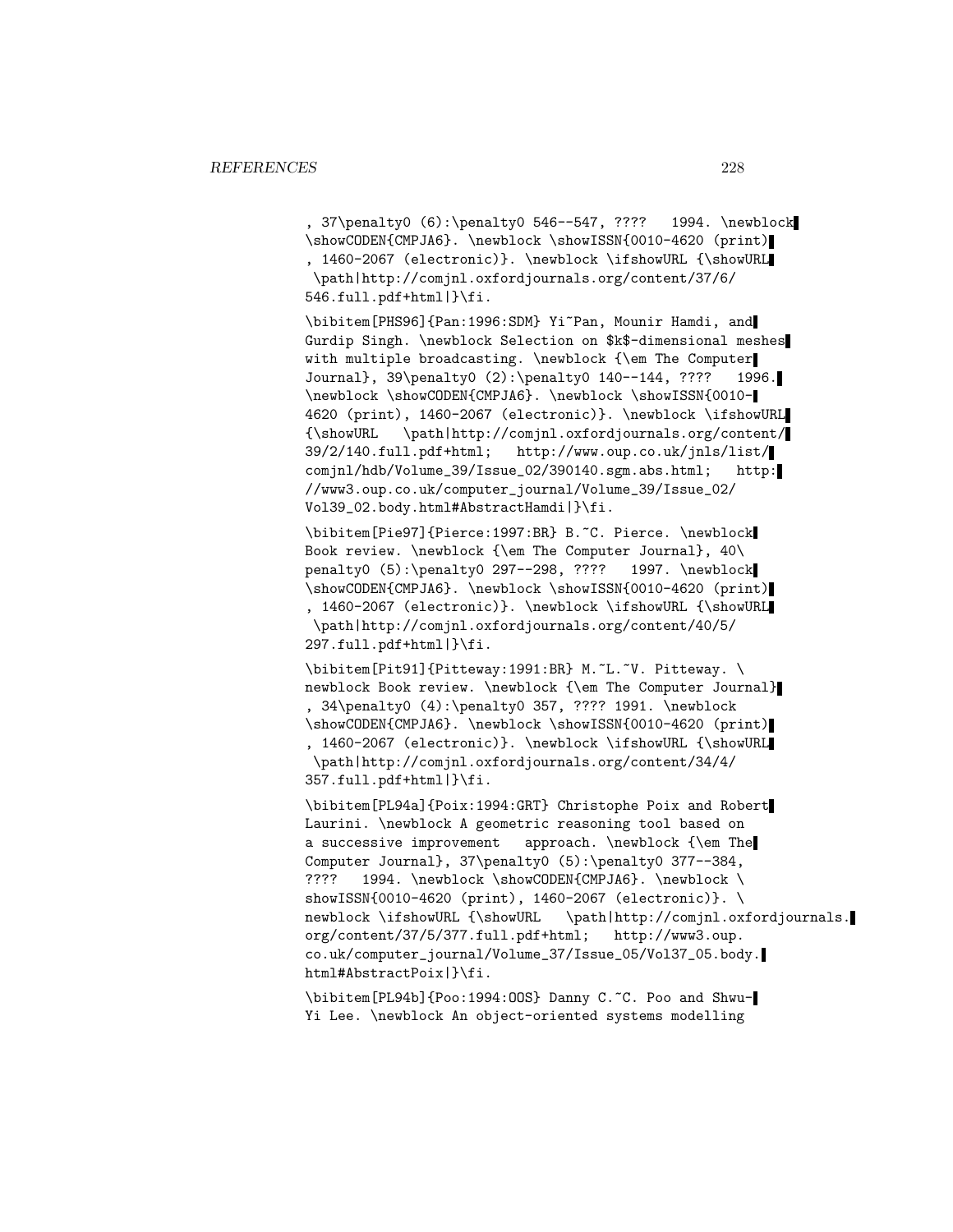```
, 37\penalty0 (6):\penalty0 546--547, ????   1994. \newblock
\showCODEN{CMPJA6}. \newblock \showISSN{0010-4620 (print)
, 1460-2067 (electronic)}. \newblock \ifshowURL {\showURL
 \path|http://comjnl.oxfordjournals.org/content/37/6/
546.full.pdf+html|}\fi.

\bibitem[PHS96]{Pan:1996:SDM} Yi~Pan, Mounir Hamdi, and
Gurdip Singh. \newblock Selection on $k$-dimensional meshes
with multiple broadcasting. \newblock {\em The Computer
Journal}, 39\penalty0 (2):\penalty0 140--144, ????   1996.
\newblock \showCODEN{CMPJA6}. \newblock \showISSN{0010-
4620 (print), 1460-2067 (electronic)}. \newblock \ifshowURL
{\showURL   \path|http://comjnl.oxfordjournals.org/content/
39/2/140.full.pdf+html;   http://www.oup.co.uk/jnls/list/
comjnl/hdb/Volume_39/Issue_02/390140.sgm.abs.html;   http:
//www3.oup.co.uk/computer_journal/Volume_39/Issue_02/
Vol39_02.body.html#AbstractHamdi|}\fi.

\bibitem[Pie97]{Pierce:1997:BR} B.~C. Pierce. \newblock
Book review. \newblock {\em The Computer Journal}, 40\
penalty0 (5):\penalty0 297--298, ????   1997. \newblock
\showCODEN{CMPJA6}. \newblock \showISSN{0010-4620 (print)
, 1460-2067 (electronic)}. \newblock \ifshowURL {\showURL
 \path|http://comjnl.oxfordjournals.org/content/40/5/
297.full.pdf+html|}\fi.

\bibitem[Pit91]{Pitteway:1991:BR} M.~L.~V. Pitteway. \
newblock Book review. \newblock {\em The Computer Journal}
, 34\penalty0 (4):\penalty0 357, ???? 1991. \newblock
\showCODEN{CMPJA6}. \newblock \showISSN{0010-4620 (print)
, 1460-2067 (electronic)}. \newblock \ifshowURL {\showURL
 \path|http://comjnl.oxfordjournals.org/content/34/4/
357.full.pdf+html|}\fi.

\bibitem[PL94a]{Poix:1994:GRT} Christophe Poix and Robert
Laurini. \newblock A geometric reasoning tool based on
a successive improvement   approach. \newblock {\em The
Computer Journal}, 37\penalty0 (5):\penalty0 377--384,
????   1994. \newblock \showCODEN{CMPJA6}. \newblock \
showISSN{0010-4620 (print), 1460-2067 (electronic)}. \
newblock \ifshowURL {\showURL   \path|http://comjnl.oxfordjournals.
org/content/37/5/377.full.pdf+html;   http://www3.oup.
co.uk/computer_journal/Volume_37/Issue_05/Vol37_05.body.
html#AbstractPoix|}\fi.

\bibitem[PL94b]{Poo:1994:OOS} Danny C.~C. Poo and Shwu-
Yi Lee. \newblock An object-oriented systems modelling
```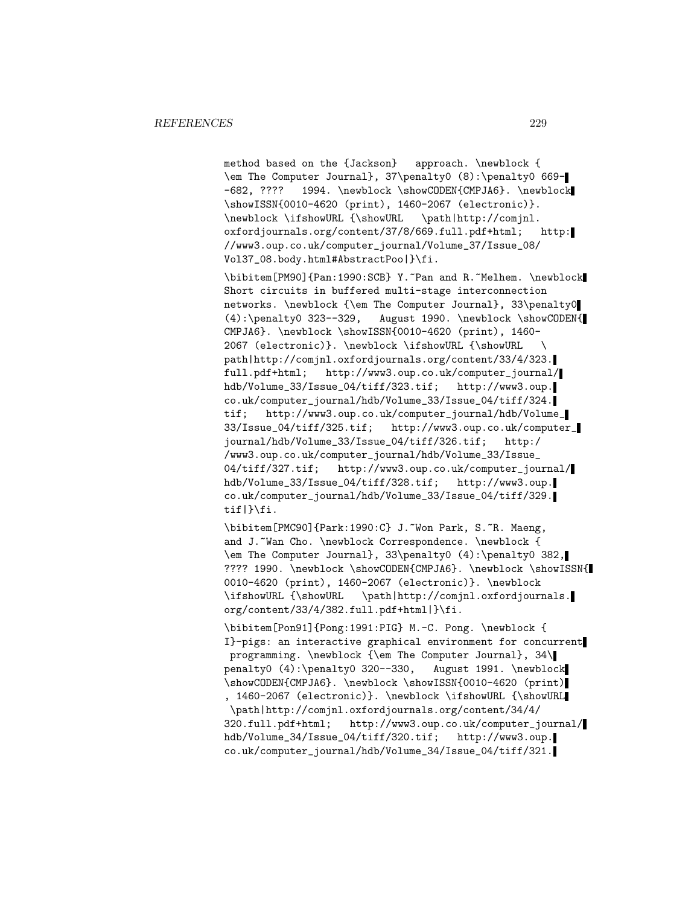method based on the {Jackson} approach. \newblock {
\em The Computer Journal}, 37\penalty0 (8):\penalty0 669-
-682, ???? 1994. \newblock \showCODEN{CMPJA6}. \newblock
\showISSN{0010-4620 (print), 1460-2067 (electronic)}.
\newblock \ifshowURL {\showURL \path|http://comjnl.
oxfordjournals.org/content/37/8/669.full.pdf+html; http:
//www3.oup.co.uk/computer_journal/Volume_37/Issue_08/
Vol37_08.body.html#AbstractPoo|}\fi.

\bibitem[PM90]{Pan:1990:SCB} Y.~Pan and R.~Melhem. \newblock
Short circuits in buffered multi-stage interconnection
networks. \newblock {\em The Computer Journal}, 33\penalty0
(4):\penalty0 323--329, August 1990. \newblock \showCODEN{
CMPJA6}. \newblock \showISSN{0010-4620 (print), 1460-
2067 (electronic)}. \newblock \ifshowURL {\showURL \
path|http://comjnl.oxfordjournals.org/content/33/4/323.
full.pdf+html; http://www3.oup.co.uk/computer_journal/
hdb/Volume_33/Issue_04/tiff/323.tif; http://www3.oup.
co.uk/computer_journal/hdb/Volume_33/Issue_04/tiff/324.
tif; http://www3.oup.co.uk/computer_journal/hdb/Volume_
33/Issue_04/tiff/325.tif; http://www3.oup.co.uk/computer_
journal/hdb/Volume_33/Issue_04/tiff/326.tif; http:/
/www3.oup.co.uk/computer_journal/hdb/Volume_33/Issue_
04/tiff/327.tif; http://www3.oup.co.uk/computer_journal/
hdb/Volume_33/Issue_04/tiff/328.tif; http://www3.oup.
co.uk/computer_journal/hdb/Volume_33/Issue_04/tiff/329.
tif|}\fi.

\bibitem[PMC90]{Park:1990:C} J.~Won Park, S.~R. Maeng,
and J.~Wan Cho. \newblock Correspondence. \newblock {
\em The Computer Journal}, 33\penalty0 (4):\penalty0 382,
???? 1990. \newblock \showCODEN{CMPJA6}. \newblock \showISSN{
0010-4620 (print), 1460-2067 (electronic)}. \newblock
\ifshowURL {\showURL \path|http://comjnl.oxfordjournals.
org/content/33/4/382.full.pdf+html|}\fi.

\bibitem[Pon91]{Pong:1991:PIG} M.-C. Pong. \newblock {
I}-pigs: an interactive graphical environment for concurrent
programming. \newblock {\em The Computer Journal}, 34\
penalty0 (4):\penalty0 320--330, August 1991. \newblock
\showCODEN{CMPJA6}. \newblock \showISSN{0010-4620 (print)
, 1460-2067 (electronic)}. \newblock \ifshowURL {\showURL
\path|http://comjnl.oxfordjournals.org/content/34/4/
320.full.pdf+html; http://www3.oup.co.uk/computer_journal/
hdb/Volume_34/Issue_04/tiff/320.tif; http://www3.oup.
co.uk/computer_journal/hdb/Volume_34/Issue_04/tiff/321.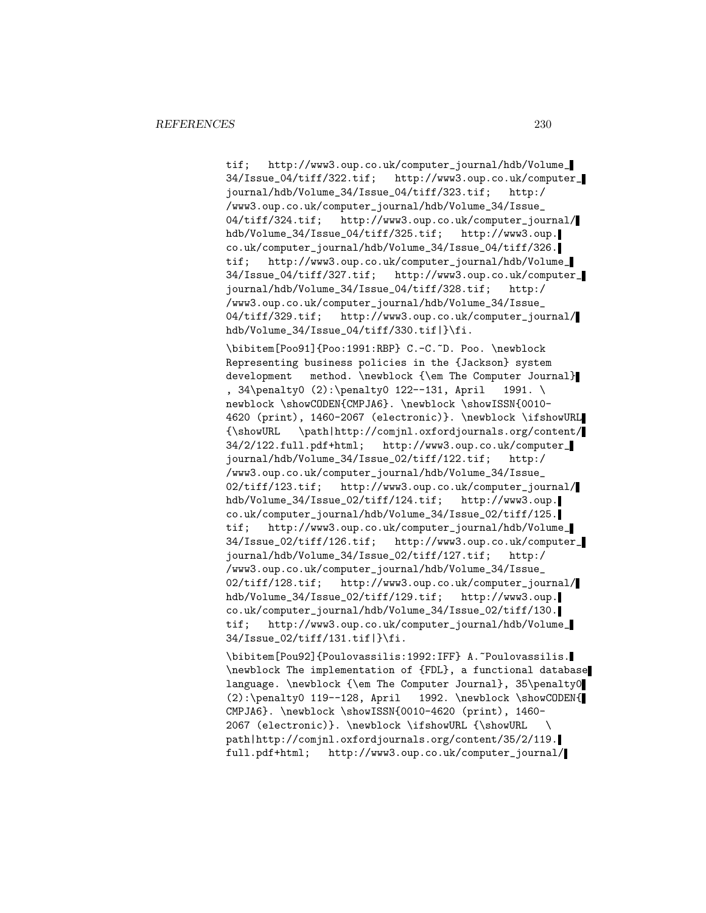tif; http://www3.oup.co.uk/computer_journal/hdb/Volume_34/Issue_04/tiff/322.tif; http://www3.oup.co.uk/computer_journal/hdb/Volume_34/Issue_04/tiff/323.tif; http://www3.oup.co.uk/computer_journal/hdb/Volume_34/Issue_04/tiff/324.tif; http://www3.oup.co.uk/computer_journal/hdb/Volume_34/Issue_04/tiff/325.tif; http://www3.oup.co.uk/computer_journal/hdb/Volume_34/Issue_04/tiff/326.tif; http://www3.oup.co.uk/computer_journal/hdb/Volume_34/Issue_04/tiff/327.tif; http://www3.oup.co.uk/computer_journal/hdb/Volume_34/Issue_04/tiff/328.tif; http://www3.oup.co.uk/computer_journal/hdb/Volume_34/Issue_04/tiff/329.tif; http://www3.oup.co.uk/computer_journal/hdb/Volume_34/Issue_04/tiff/330.tif|}\fi.

\bibitem[Poo91]{Poo:1991:RBP} C.-C.~D. Poo. \newblock Representing business policies in the {Jackson} system development method. \newblock {\em The Computer Journal}, 34\penalty0 (2):\penalty0 122--131, April 1991. \newblock \showCODEN{CMPJA6}. \newblock \showISSN{0010-4620 (print), 1460-2067 (electronic)}. \newblock \ifshowURL {\showURL \path|http://comjnl.oxfordjournals.org/content/34/2/122.full.pdf+html; http://www3.oup.co.uk/computer_journal/hdb/Volume_34/Issue_02/tiff/122.tif; http://www3.oup.co.uk/computer_journal/hdb/Volume_34/Issue_02/tiff/123.tif; http://www3.oup.co.uk/computer_journal/hdb/Volume_34/Issue_02/tiff/124.tif; http://www3.oup.co.uk/computer_journal/hdb/Volume_34/Issue_02/tiff/125.tif; http://www3.oup.co.uk/computer_journal/hdb/Volume_34/Issue_02/tiff/126.tif; http://www3.oup.co.uk/computer_journal/hdb/Volume_34/Issue_02/tiff/127.tif; http://www3.oup.co.uk/computer_journal/hdb/Volume_34/Issue_02/tiff/128.tif; http://www3.oup.co.uk/computer_journal/hdb/Volume_34/Issue_02/tiff/129.tif; http://www3.oup.co.uk/computer_journal/hdb/Volume_34/Issue_02/tiff/130.tif; http://www3.oup.co.uk/computer_journal/hdb/Volume_34/Issue_02/tiff/131.tif|}\fi.

\bibitem[Pou92]{Poulovassilis:1992:IFF} A.~Poulovassilis. \newblock The implementation of {FDL}, a functional database language. \newblock {\em The Computer Journal}, 35\penalty0 (2):\penalty0 119--128, April 1992. \newblock \showCODEN{CMPJA6}. \newblock \showISSN{0010-4620 (print), 1460-2067 (electronic)}. \newblock \ifshowURL {\showURL \path|http://comjnl.oxfordjournals.org/content/35/2/119.full.pdf+html; http://www3.oup.co.uk/computer_journal/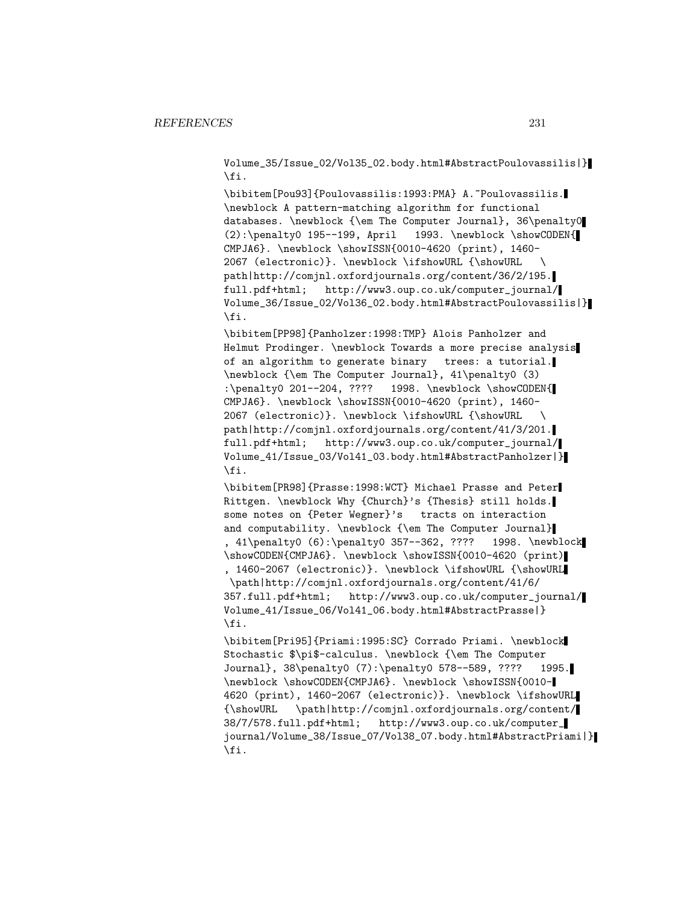```
Volume_35/Issue_02/Vol35_02.body.html#AbstractPoulovassilis|}
\fi.

\bibitem[Pou93]{Poulovassilis:1993:PMA} A.~Poulovassilis.
\newblock A pattern-matching algorithm for functional
databases. \newblock {\em The Computer Journal}, 36\penalty0
(2):\penalty0 195--199, April   1993. \newblock \showCODEN{
CMPJA6}. \newblock \showISSN{0010-4620 (print), 1460-
2067 (electronic)}. \newblock \ifshowURL {\showURL   \
path|http://comjnl.oxfordjournals.org/content/36/2/195.
full.pdf+html;   http://www3.oup.co.uk/computer_journal/
Volume_36/Issue_02/Vol36_02.body.html#AbstractPoulovassilis|}
\fi.

\bibitem[PP98]{Panholzer:1998:TMP} Alois Panholzer and
Helmut Prodinger. \newblock Towards a more precise analysis
of an algorithm to generate binary   trees: a tutorial.
\newblock {\em The Computer Journal}, 41\penalty0 (3)
:\penalty0 201--204, ????   1998. \newblock \showCODEN{
CMPJA6}. \newblock \showISSN{0010-4620 (print), 1460-
2067 (electronic)}. \newblock \ifshowURL {\showURL   \
path|http://comjnl.oxfordjournals.org/content/41/3/201.
full.pdf+html;   http://www3.oup.co.uk/computer_journal/
Volume_41/Issue_03/Vol41_03.body.html#AbstractPanholzer|}
\fi.

\bibitem[PR98]{Prasse:1998:WCT} Michael Prasse and Peter
Rittgen. \newblock Why {Church}'s {Thesis} still holds.
some notes on {Peter Wegner}'s   tracts on interaction
and computability. \newblock {\em The Computer Journal}
, 41\penalty0 (6):\penalty0 357--362, ????   1998. \newblock
\showCODEN{CMPJA6}. \newblock \showISSN{0010-4620 (print)
, 1460-2067 (electronic)}. \newblock \ifshowURL {\showURL
 \path|http://comjnl.oxfordjournals.org/content/41/6/
357.full.pdf+html;   http://www3.oup.co.uk/computer_journal/
Volume_41/Issue_06/Vol41_06.body.html#AbstractPrasse|}
\fi.

\bibitem[Pri95]{Priami:1995:SC} Corrado Priami. \newblock
Stochastic $\pi$-calculus. \newblock {\em The Computer
Journal}, 38\penalty0 (7):\penalty0 578--589, ????   1995.
\newblock \showCODEN{CMPJA6}. \newblock \showISSN{0010-
4620 (print), 1460-2067 (electronic)}. \newblock \ifshowURL
{\showURL   \path|http://comjnl.oxfordjournals.org/content/
38/7/578.full.pdf+html;   http://www3.oup.co.uk/computer_
journal/Volume_38/Issue_07/Vol38_07.body.html#AbstractPriami|}
\fi.
```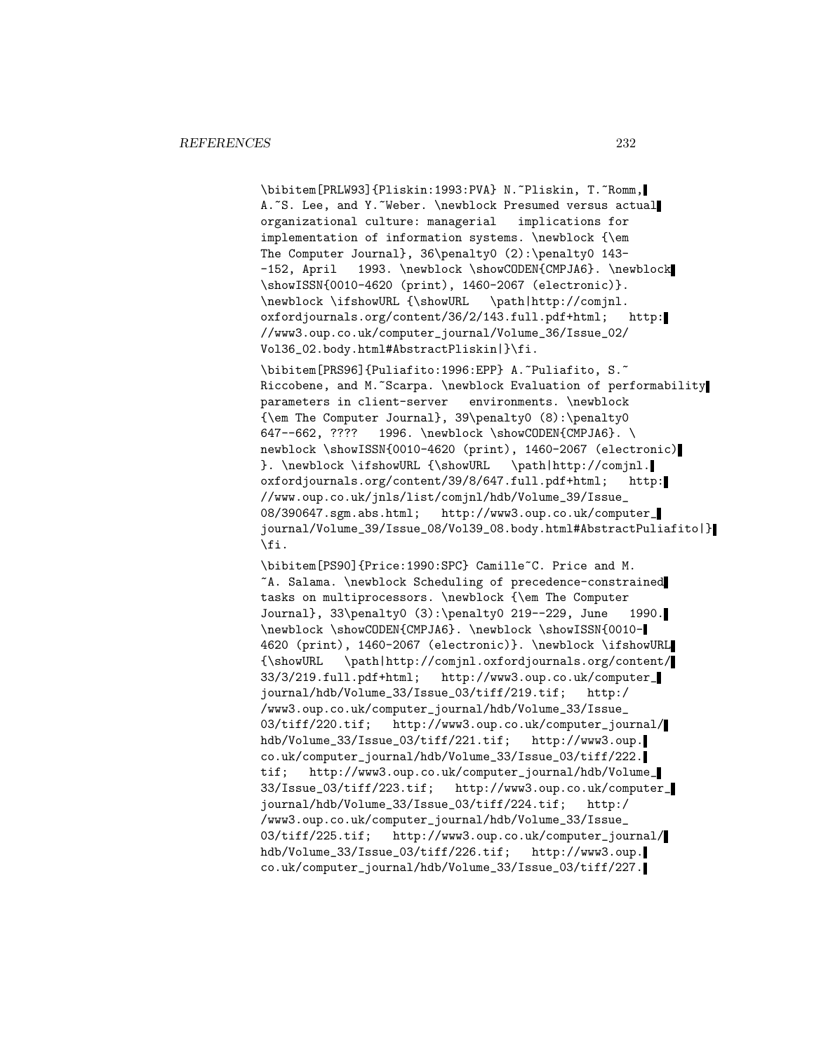```
\bibitem[PRLW93]{Pliskin:1993:PVA} N.~Pliskin, T.~Romm,
A.~S. Lee, and Y.~Weber. \newblock Presumed versus actual
organizational culture: managerial   implications for
implementation of information systems. \newblock {\em
The Computer Journal}, 36\penalty0 (2):\penalty0 143-
-152, April   1993. \newblock \showCODEN{CMPJA6}. \newblock
\showISSN{0010-4620 (print), 1460-2067 (electronic)}.
\newblock \ifshowURL {\showURL   \path|http://comjnl.
oxfordjournals.org/content/36/2/143.full.pdf+html;   http:
//www3.oup.co.uk/computer_journal/Volume_36/Issue_02/
Vol36_02.body.html#AbstractPliskin|}\fi.

\bibitem[PRS96]{Puliafito:1996:EPP} A.~Puliafito, S.~
Riccobene, and M.~Scarpa. \newblock Evaluation of performability
parameters in client-server   environments. \newblock
{\em The Computer Journal}, 39\penalty0 (8):\penalty0
647--662, ????   1996. \newblock \showCODEN{CMPJA6}. \
newblock \showISSN{0010-4620 (print), 1460-2067 (electronic)
}. \newblock \ifshowURL {\showURL   \path|http://comjnl.
oxfordjournals.org/content/39/8/647.full.pdf+html;   http:
//www.oup.co.uk/jnls/list/comjnl/hdb/Volume_39/Issue_
08/390647.sgm.abs.html;   http://www3.oup.co.uk/computer_
journal/Volume_39/Issue_08/Vol39_08.body.html#AbstractPuliafito|}
\fi.

\bibitem[PS90]{Price:1990:SPC} Camille~C. Price and M.
~A. Salama. \newblock Scheduling of precedence-constrained
tasks on multiprocessors. \newblock {\em The Computer
Journal}, 33\penalty0 (3):\penalty0 219--229, June   1990.
\newblock \showCODEN{CMPJA6}. \newblock \showISSN{0010-
4620 (print), 1460-2067 (electronic)}. \newblock \ifshowURL
{\showURL   \path|http://comjnl.oxfordjournals.org/content/
33/3/219.full.pdf+html;   http://www3.oup.co.uk/computer_
journal/hdb/Volume_33/Issue_03/tiff/219.tif;   http:/
/www3.oup.co.uk/computer_journal/hdb/Volume_33/Issue_
03/tiff/220.tif;   http://www3.oup.co.uk/computer_journal/
hdb/Volume_33/Issue_03/tiff/221.tif;   http://www3.oup.
co.uk/computer_journal/hdb/Volume_33/Issue_03/tiff/222.
tif;   http://www3.oup.co.uk/computer_journal/hdb/Volume_
33/Issue_03/tiff/223.tif;   http://www3.oup.co.uk/computer_
journal/hdb/Volume_33/Issue_03/tiff/224.tif;   http:/
/www3.oup.co.uk/computer_journal/hdb/Volume_33/Issue_
03/tiff/225.tif;   http://www3.oup.co.uk/computer_journal/
hdb/Volume_33/Issue_03/tiff/226.tif;   http://www3.oup.
co.uk/computer_journal/hdb/Volume_33/Issue_03/tiff/227.
```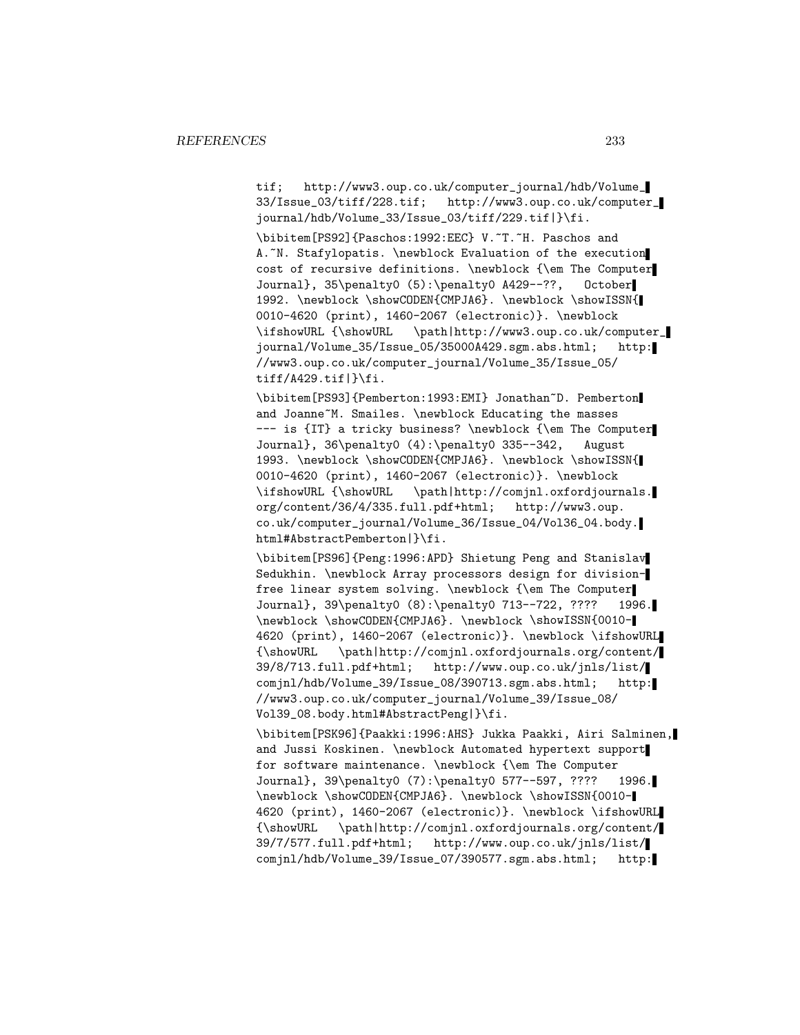```
tif;   http://www3.oup.co.uk/computer_journal/hdb/Volume_
33/Issue_03/tiff/228.tif;   http://www3.oup.co.uk/computer_
journal/hdb/Volume_33/Issue_03/tiff/229.tif|}\fi.

\bibitem[PS92]{Paschos:1992:EEC} V.~T.~H. Paschos and
A.~N. Stafylopatis. \newblock Evaluation of the execution
cost of recursive definitions. \newblock {\em The Computer
Journal}, 35\penalty0 (5):\penalty0 A429--??,   October
1992. \newblock \showCODEN{CMPJA6}. \newblock \showISSN{
0010-4620 (print), 1460-2067 (electronic)}. \newblock
\ifshowURL {\showURL   \path|http://www3.oup.co.uk/computer_
journal/Volume_35/Issue_05/35000A429.sgm.abs.html;   http:
//www3.oup.co.uk/computer_journal/Volume_35/Issue_05/
tiff/A429.tif|}\fi.

\bibitem[PS93]{Pemberton:1993:EMI} Jonathan~D. Pemberton
and Joanne~M. Smailes. \newblock Educating the masses
--- is {IT} a tricky business? \newblock {\em The Computer
Journal}, 36\penalty0 (4):\penalty0 335--342,   August
1993. \newblock \showCODEN{CMPJA6}. \newblock \showISSN{
0010-4620 (print), 1460-2067 (electronic)}. \newblock
\ifshowURL {\showURL   \path|http://comjnl.oxfordjournals.
org/content/36/4/335.full.pdf+html;   http://www3.oup.
co.uk/computer_journal/Volume_36/Issue_04/Vol36_04.body.
html#AbstractPemberton|}\fi.

\bibitem[PS96]{Peng:1996:APD} Shietung Peng and Stanislav
Sedukhin. \newblock Array processors design for division-
free linear system solving. \newblock {\em The Computer
Journal}, 39\penalty0 (8):\penalty0 713--722, ????   1996.
\newblock \showCODEN{CMPJA6}. \newblock \showISSN{0010-
4620 (print), 1460-2067 (electronic)}. \newblock \ifshowURL
{\showURL   \path|http://comjnl.oxfordjournals.org/content/
39/8/713.full.pdf+html;   http://www.oup.co.uk/jnls/list/
comjnl/hdb/Volume_39/Issue_08/390713.sgm.abs.html;   http:
//www3.oup.co.uk/computer_journal/Volume_39/Issue_08/
Vol39_08.body.html#AbstractPeng|}\fi.

\bibitem[PSK96]{Paakki:1996:AHS} Jukka Paakki, Airi Salminen,
and Jussi Koskinen. \newblock Automated hypertext support
for software maintenance. \newblock {\em The Computer
Journal}, 39\penalty0 (7):\penalty0 577--597, ????   1996.
\newblock \showCODEN{CMPJA6}. \newblock \showISSN{0010-
4620 (print), 1460-2067 (electronic)}. \newblock \ifshowURL
{\showURL   \path|http://comjnl.oxfordjournals.org/content/
39/7/577.full.pdf+html;   http://www.oup.co.uk/jnls/list/
comjnl/hdb/Volume_39/Issue_07/390577.sgm.abs.html;   http:
```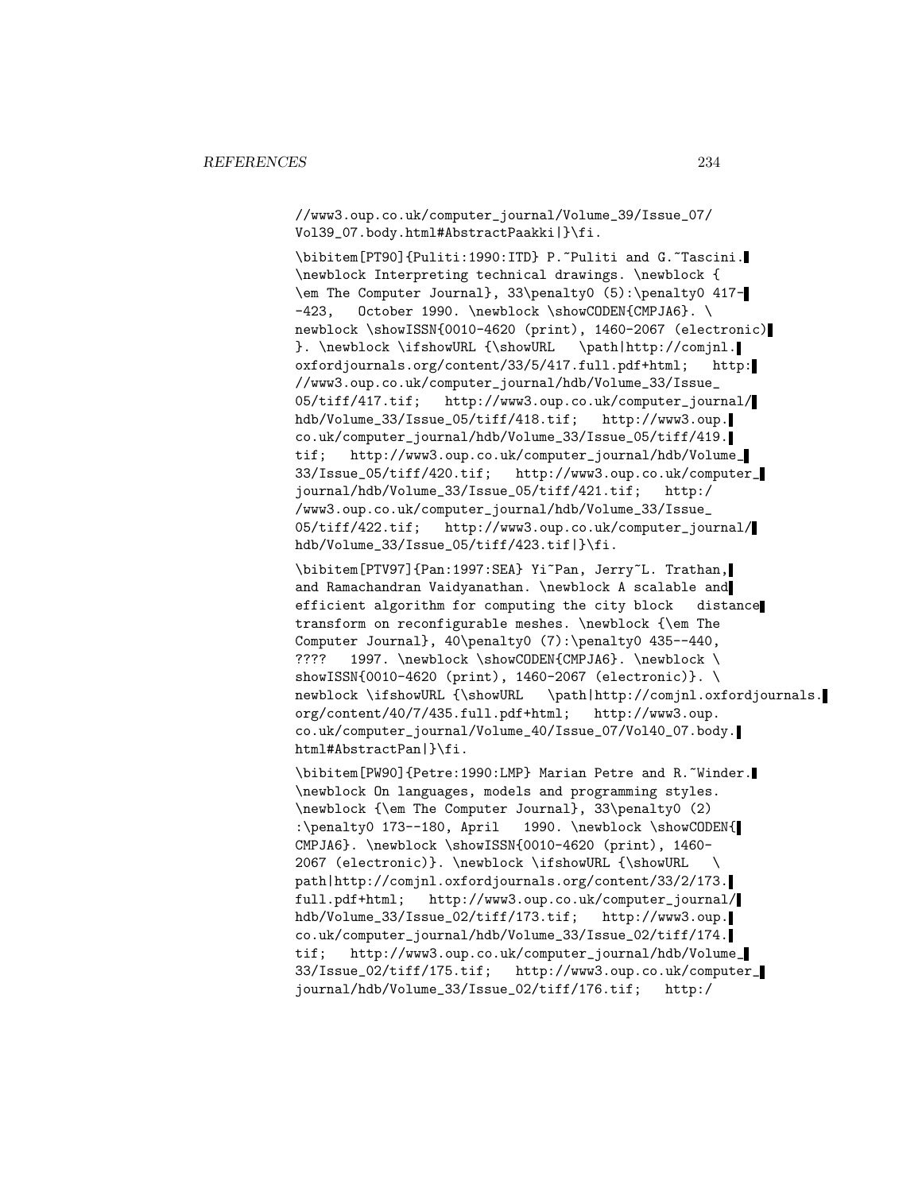```
//www3.oup.co.uk/computer_journal/Volume_39/Issue_07/
Vol39_07.body.html#AbstractPaakki|}\fi.

\bibitem[PT90]{Puliti:1990:ITD} P.~Puliti and G.~Tascini.
\newblock Interpreting technical drawings. \newblock {
\em The Computer Journal}, 33\penalty0 (5):\penalty0 417-
-423,   October 1990. \newblock \showCODEN{CMPJA6}. \
newblock \showISSN{0010-4620 (print), 1460-2067 (electronic)
}. \newblock \ifshowURL {\showURL   \path|http://comjnl.
oxfordjournals.org/content/33/5/417.full.pdf+html;   http:
//www3.oup.co.uk/computer_journal/hdb/Volume_33/Issue_
05/tiff/417.tif;   http://www3.oup.co.uk/computer_journal/
hdb/Volume_33/Issue_05/tiff/418.tif;   http://www3.oup.
co.uk/computer_journal/hdb/Volume_33/Issue_05/tiff/419.
tif;   http://www3.oup.co.uk/computer_journal/hdb/Volume_
33/Issue_05/tiff/420.tif;   http://www3.oup.co.uk/computer_
journal/hdb/Volume_33/Issue_05/tiff/421.tif;   http:/
/www3.oup.co.uk/computer_journal/hdb/Volume_33/Issue_
05/tiff/422.tif;   http://www3.oup.co.uk/computer_journal/
hdb/Volume_33/Issue_05/tiff/423.tif|}\fi.

\bibitem[PTV97]{Pan:1997:SEA} Yi~Pan, Jerry~L. Trathan,
and Ramachandran Vaidyanathan. \newblock A scalable and
efficient algorithm for computing the city block   distance
transform on reconfigurable meshes. \newblock {\em The
Computer Journal}, 40\penalty0 (7):\penalty0 435--440,
????   1997. \newblock \showCODEN{CMPJA6}. \newblock \
showISSN{0010-4620 (print), 1460-2067 (electronic)}. \
newblock \ifshowURL {\showURL   \path|http://comjnl.oxfordjournals.
org/content/40/7/435.full.pdf+html;   http://www3.oup.
co.uk/computer_journal/Volume_40/Issue_07/Vol40_07.body.
html#AbstractPan|}\fi.

\bibitem[PW90]{Petre:1990:LMP} Marian Petre and R.~Winder.
\newblock On languages, models and programming styles.
\newblock {\em The Computer Journal}, 33\penalty0 (2)
:\penalty0 173--180, April   1990. \newblock \showCODEN{
CMPJA6}. \newblock \showISSN{0010-4620 (print), 1460-
2067 (electronic)}. \newblock \ifshowURL {\showURL   \
path|http://comjnl.oxfordjournals.org/content/33/2/173.
full.pdf+html;   http://www3.oup.co.uk/computer_journal/
hdb/Volume_33/Issue_02/tiff/173.tif;   http://www3.oup.
co.uk/computer_journal/hdb/Volume_33/Issue_02/tiff/174.
tif;   http://www3.oup.co.uk/computer_journal/hdb/Volume_
33/Issue_02/tiff/175.tif;   http://www3.oup.co.uk/computer_
journal/hdb/Volume_33/Issue_02/tiff/176.tif;   http:/
```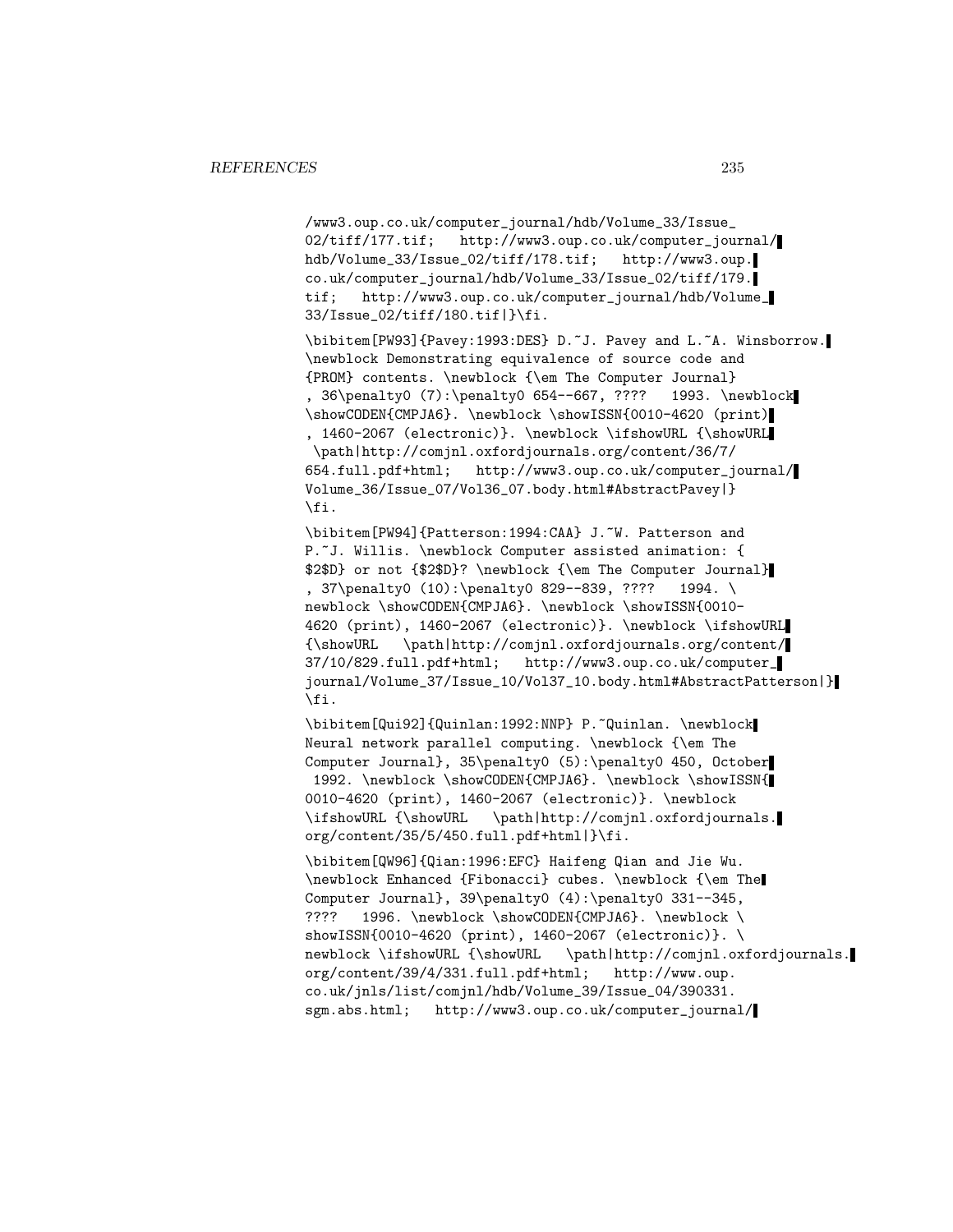```
/www3.oup.co.uk/computer_journal/hdb/Volume_33/Issue_
02/tiff/177.tif;   http://www3.oup.co.uk/computer_journal/
hdb/Volume_33/Issue_02/tiff/178.tif;   http://www3.oup.
co.uk/computer_journal/hdb/Volume_33/Issue_02/tiff/179.
tif;   http://www3.oup.co.uk/computer_journal/hdb/Volume_
33/Issue_02/tiff/180.tif|}\fi.

\bibitem[PW93]{Pavey:1993:DES} D.~J. Pavey and L.~A. Winsborrow.
\newblock Demonstrating equivalence of source code and
{PROM} contents. \newblock {\em The Computer Journal}
, 36\penalty0 (7):\penalty0 654--667, ????   1993. \newblock
\showCODEN{CMPJA6}. \newblock \showISSN{0010-4620 (print)
, 1460-2067 (electronic)}. \newblock \ifshowURL {\showURL
 \path|http://comjnl.oxfordjournals.org/content/36/7/
654.full.pdf+html;   http://www3.oup.co.uk/computer_journal/
Volume_36/Issue_07/Vol36_07.body.html#AbstractPavey|}
\fi.

\bibitem[PW94]{Patterson:1994:CAA} J.~W. Patterson and
P.~J. Willis. \newblock Computer assisted animation: {
$2$D} or not {$2$D}? \newblock {\em The Computer Journal}
, 37\penalty0 (10):\penalty0 829--839, ????   1994. \
newblock \showCODEN{CMPJA6}. \newblock \showISSN{0010-
4620 (print), 1460-2067 (electronic)}. \newblock \ifshowURL
{\showURL   \path|http://comjnl.oxfordjournals.org/content/
37/10/829.full.pdf+html;   http://www3.oup.co.uk/computer_
journal/Volume_37/Issue_10/Vol37_10.body.html#AbstractPatterson|}
\fi.

\bibitem[Qui92]{Quinlan:1992:NNP} P.~Quinlan. \newblock
Neural network parallel computing. \newblock {\em The
Computer Journal}, 35\penalty0 (5):\penalty0 450, October
 1992. \newblock \showCODEN{CMPJA6}. \newblock \showISSN{
0010-4620 (print), 1460-2067 (electronic)}. \newblock
\ifshowURL {\showURL   \path|http://comjnl.oxfordjournals.
org/content/35/5/450.full.pdf+html|}\fi.

\bibitem[QW96]{Qian:1996:EFC} Haifeng Qian and Jie Wu.
\newblock Enhanced {Fibonacci} cubes. \newblock {\em The
Computer Journal}, 39\penalty0 (4):\penalty0 331--345,
????   1996. \newblock \showCODEN{CMPJA6}. \newblock \
showISSN{0010-4620 (print), 1460-2067 (electronic)}. \
newblock \ifshowURL {\showURL   \path|http://comjnl.oxfordjournals.
org/content/39/4/331.full.pdf+html;   http://www.oup.
co.uk/jnls/list/comjnl/hdb/Volume_39/Issue_04/390331.
sgm.abs.html;   http://www3.oup.co.uk/computer_journal/
```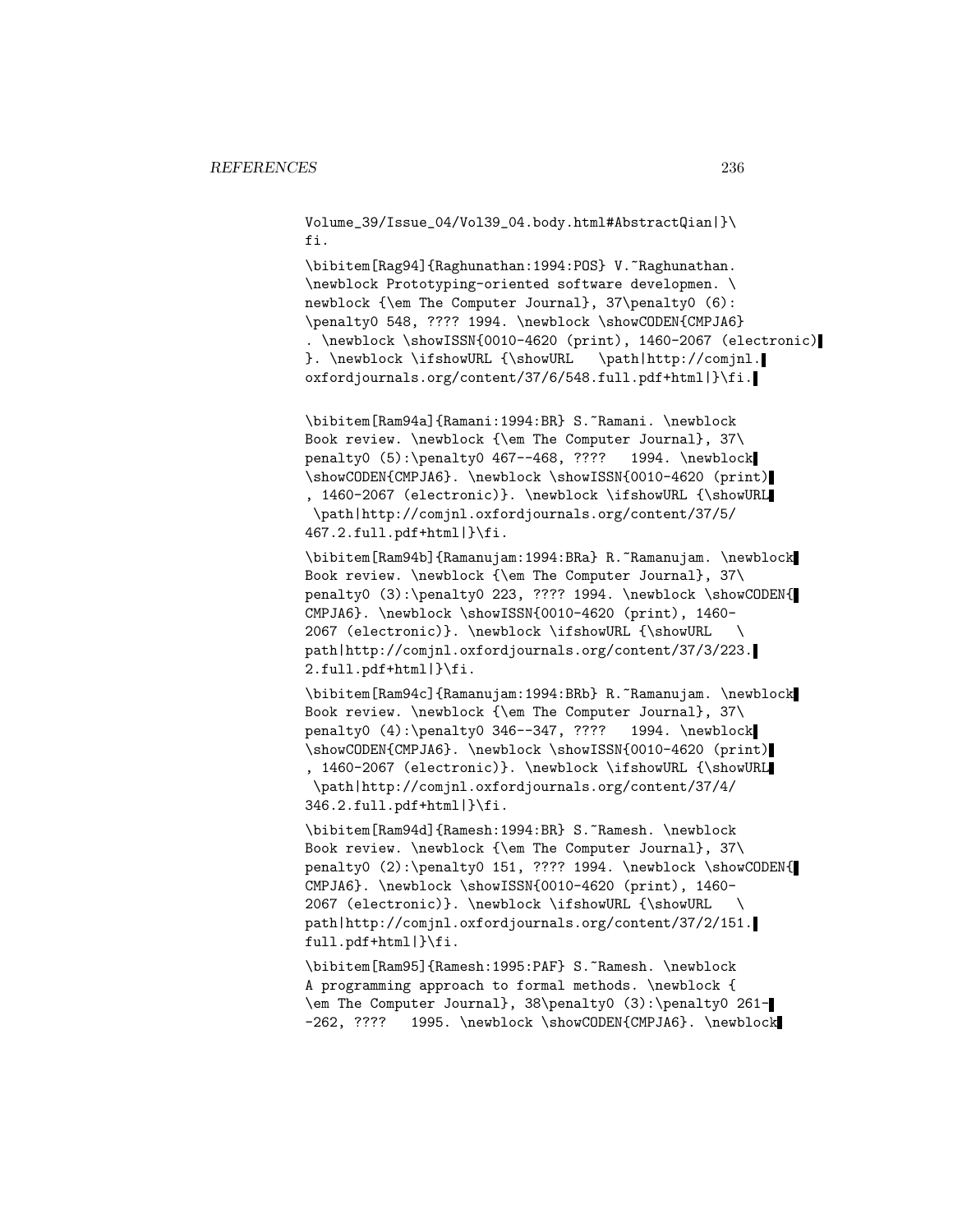```
Volume_39/Issue_04/Vol39_04.body.html#AbstractQian|}\
fi.

\bibitem[Rag94]{Raghunathan:1994:POS} V.~Raghunathan.
\newblock Prototyping-oriented software developmen. \
newblock {\em The Computer Journal}, 37\penalty0 (6):
\penalty0 548, ???? 1994. \newblock \showCODEN{CMPJA6}
. \newblock \showISSN{0010-4620 (print), 1460-2067 (electronic)
}. \newblock \ifshowURL {\showURL   \path|http://comjnl.
oxfordjournals.org/content/37/6/548.full.pdf+html|}\fi.

\bibitem[Ram94a]{Ramani:1994:BR} S.~Ramani. \newblock
Book review. \newblock {\em The Computer Journal}, 37\
penalty0 (5):\penalty0 467--468, ????   1994. \newblock
\showCODEN{CMPJA6}. \newblock \showISSN{0010-4620 (print)
, 1460-2067 (electronic)}. \newblock \ifshowURL {\showURL
 \path|http://comjnl.oxfordjournals.org/content/37/5/
467.2.full.pdf+html|}\fi.

\bibitem[Ram94b]{Ramanujam:1994:BRa} R.~Ramanujam. \newblock
Book review. \newblock {\em The Computer Journal}, 37\
penalty0 (3):\penalty0 223, ???? 1994. \newblock \showCODEN{
CMPJA6}. \newblock \showISSN{0010-4620 (print), 1460-
2067 (electronic)}. \newblock \ifshowURL {\showURL   \
path|http://comjnl.oxfordjournals.org/content/37/3/223.
2.full.pdf+html|}\fi.

\bibitem[Ram94c]{Ramanujam:1994:BRb} R.~Ramanujam. \newblock
Book review. \newblock {\em The Computer Journal}, 37\
penalty0 (4):\penalty0 346--347, ????   1994. \newblock
\showCODEN{CMPJA6}. \newblock \showISSN{0010-4620 (print)
, 1460-2067 (electronic)}. \newblock \ifshowURL {\showURL
 \path|http://comjnl.oxfordjournals.org/content/37/4/
346.2.full.pdf+html|}\fi.

\bibitem[Ram94d]{Ramesh:1994:BR} S.~Ramesh. \newblock
Book review. \newblock {\em The Computer Journal}, 37\
penalty0 (2):\penalty0 151, ???? 1994. \newblock \showCODEN{
CMPJA6}. \newblock \showISSN{0010-4620 (print), 1460-
2067 (electronic)}. \newblock \ifshowURL {\showURL   \
path|http://comjnl.oxfordjournals.org/content/37/2/151.
full.pdf+html|}\fi.

\bibitem[Ram95]{Ramesh:1995:PAF} S.~Ramesh. \newblock
A programming approach to formal methods. \newblock {
\em The Computer Journal}, 38\penalty0 (3):\penalty0 261-
-262, ????   1995. \newblock \showCODEN{CMPJA6}. \newblock
```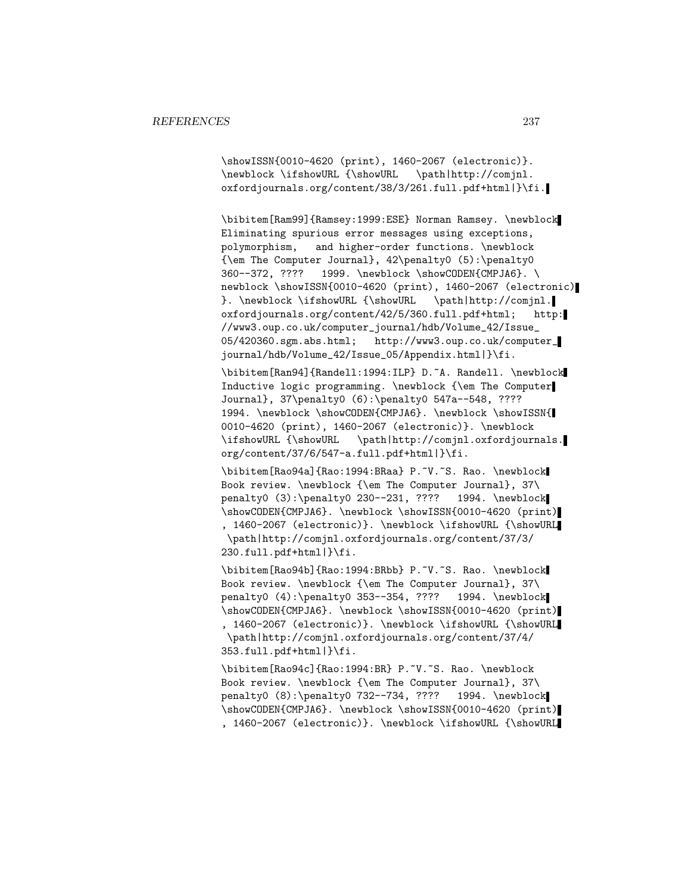```
\showISSN{0010-4620 (print), 1460-2067 (electronic)}.
\newblock \ifshowURL {\showURL   \path|http://comjnl.
oxfordjournals.org/content/38/3/261.full.pdf+html|}\fi.

\bibitem[Ram99]{Ramsey:1999:ESE} Norman Ramsey. \newblock
Eliminating spurious error messages using exceptions,
polymorphism,   and higher-order functions. \newblock
{\em The Computer Journal}, 42\penalty0 (5):\penalty0
360--372, ????   1999. \newblock \showCODEN{CMPJA6}. \
newblock \showISSN{0010-4620 (print), 1460-2067 (electronic)
}. \newblock \ifshowURL {\showURL   \path|http://comjnl.
oxfordjournals.org/content/42/5/360.full.pdf+html;   http:
//www3.oup.co.uk/computer_journal/hdb/Volume_42/Issue_
05/420360.sgm.abs.html;   http://www3.oup.co.uk/computer_
journal/hdb/Volume_42/Issue_05/Appendix.html|}\fi.

\bibitem[Ran94]{Randell:1994:ILP} D.~A. Randell. \newblock
Inductive logic programming. \newblock {\em The Computer
Journal}, 37\penalty0 (6):\penalty0 547a--548, ????
1994. \newblock \showCODEN{CMPJA6}. \newblock \showISSN{
0010-4620 (print), 1460-2067 (electronic)}. \newblock
\ifshowURL {\showURL   \path|http://comjnl.oxfordjournals.
org/content/37/6/547-a.full.pdf+html|}\fi.

\bibitem[Rao94a]{Rao:1994:BRaa} P.~V.~S. Rao. \newblock
Book review. \newblock {\em The Computer Journal}, 37\
penalty0 (3):\penalty0 230--231, ????   1994. \newblock
\showCODEN{CMPJA6}. \newblock \showISSN{0010-4620 (print)
, 1460-2067 (electronic)}. \newblock \ifshowURL {\showURL
 \path|http://comjnl.oxfordjournals.org/content/37/3/
230.full.pdf+html|}\fi.

\bibitem[Rao94b]{Rao:1994:BRbb} P.~V.~S. Rao. \newblock
Book review. \newblock {\em The Computer Journal}, 37\
penalty0 (4):\penalty0 353--354, ????   1994. \newblock
\showCODEN{CMPJA6}. \newblock \showISSN{0010-4620 (print)
, 1460-2067 (electronic)}. \newblock \ifshowURL {\showURL
 \path|http://comjnl.oxfordjournals.org/content/37/4/
353.full.pdf+html|}\fi.

\bibitem[Rao94c]{Rao:1994:BR} P.~V.~S. Rao. \newblock
Book review. \newblock {\em The Computer Journal}, 37\
penalty0 (8):\penalty0 732--734, ????   1994. \newblock
\showCODEN{CMPJA6}. \newblock \showISSN{0010-4620 (print)
, 1460-2067 (electronic)}. \newblock \ifshowURL {\showURL
```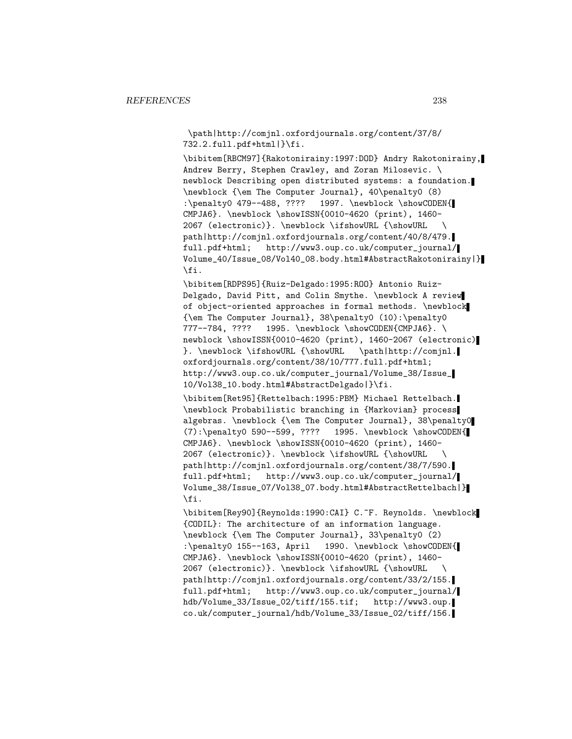```
\path|http://comjnl.oxfordjournals.org/content/37/8/
732.2.full.pdf+html|}\fi.

\bibitem[RBCM97]{Rakotonirainy:1997:DOD} Andry Rakotonirainy,
Andrew Berry, Stephen Crawley, and Zoran Milosevic. \
newblock Describing open distributed systems: a foundation.
\newblock {\em The Computer Journal}, 40\penalty0 (8)
:\penalty0 479--488, ????   1997. \newblock \showCODEN{
CMPJA6}. \newblock \showISSN{0010-4620 (print), 1460-
2067 (electronic)}. \newblock \ifshowURL {\showURL   \
path|http://comjnl.oxfordjournals.org/content/40/8/479.
full.pdf+html;   http://www3.oup.co.uk/computer_journal/
Volume_40/Issue_08/Vol40_08.body.html#AbstractRakotonirainy|}
\fi.

\bibitem[RDPS95]{Ruiz-Delgado:1995:ROO} Antonio Ruiz-
Delgado, David Pitt, and Colin Smythe. \newblock A review
of object-oriented approaches in formal methods. \newblock
{\em The Computer Journal}, 38\penalty0 (10):\penalty0
777--784, ????   1995. \newblock \showCODEN{CMPJA6}. \
newblock \showISSN{0010-4620 (print), 1460-2067 (electronic)
}. \newblock \ifshowURL {\showURL   \path|http://comjnl.
oxfordjournals.org/content/38/10/777.full.pdf+html;
http://www3.oup.co.uk/computer_journal/Volume_38/Issue_
10/Vol38_10.body.html#AbstractDelgado|}\fi.

\bibitem[Ret95]{Rettelbach:1995:PBM} Michael Rettelbach.
\newblock Probabilistic branching in {Markovian} process
algebras. \newblock {\em The Computer Journal}, 38\penalty0
(7):\penalty0 590--599, ????   1995. \newblock \showCODEN{
CMPJA6}. \newblock \showISSN{0010-4620 (print), 1460-
2067 (electronic)}. \newblock \ifshowURL {\showURL   \
path|http://comjnl.oxfordjournals.org/content/38/7/590.
full.pdf+html;   http://www3.oup.co.uk/computer_journal/
Volume_38/Issue_07/Vol38_07.body.html#AbstractRettelbach|}
\fi.

\bibitem[Rey90]{Reynolds:1990:CAI} C.~F. Reynolds. \newblock
{CODIL}: The architecture of an information language.
\newblock {\em The Computer Journal}, 33\penalty0 (2)
:\penalty0 155--163, April   1990. \newblock \showCODEN{
CMPJA6}. \newblock \showISSN{0010-4620 (print), 1460-
2067 (electronic)}. \newblock \ifshowURL {\showURL   \
path|http://comjnl.oxfordjournals.org/content/33/2/155.
full.pdf+html;   http://www3.oup.co.uk/computer_journal/
hdb/Volume_33/Issue_02/tiff/155.tif;   http://www3.oup.
co.uk/computer_journal/hdb/Volume_33/Issue_02/tiff/156.
```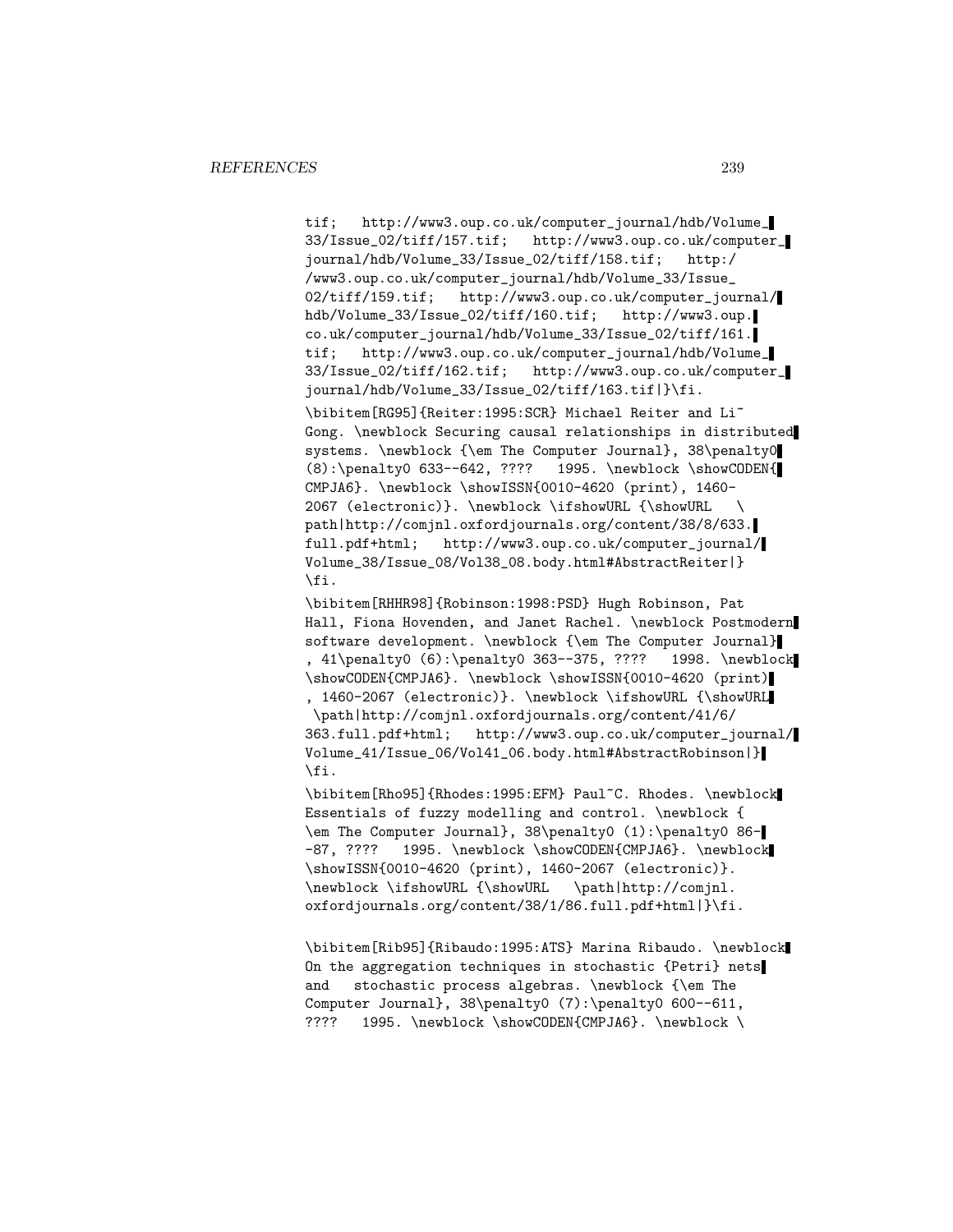tif; http://www3.oup.co.uk/computer_journal/hdb/Volume_33/Issue_02/tiff/157.tif; http://www3.oup.co.uk/computer_journal/hdb/Volume_33/Issue_02/tiff/158.tif; http://www3.oup.co.uk/computer_journal/hdb/Volume_33/Issue_02/tiff/159.tif; http://www3.oup.co.uk/computer_journal/hdb/Volume_33/Issue_02/tiff/160.tif; http://www3.oup.co.uk/computer_journal/hdb/Volume_33/Issue_02/tiff/161.tif; http://www3.oup.co.uk/computer_journal/hdb/Volume_33/Issue_02/tiff/162.tif; http://www3.oup.co.uk/computer_journal/hdb/Volume_33/Issue_02/tiff/163.tif|}\fi.

\bibitem[RG95]{Reiter:1995:SCR} Michael Reiter and Li~Gong. \newblock Securing causal relationships in distributed systems. \newblock {\em The Computer Journal}, 38\penalty0 (8):\penalty0 633--642, ???? 1995. \newblock \showCODEN{CMPJA6}. \newblock \showISSN{0010-4620 (print), 1460-2067 (electronic)}. \newblock \ifshowURL {\showURL \path|http://comjnl.oxfordjournals.org/content/38/8/633.full.pdf+html; http://www3.oup.co.uk/computer_journal/Volume_38/Issue_08/Vol38_08.body.html#AbstractReiter|}\fi.

\bibitem[RHHR98]{Robinson:1998:PSD} Hugh Robinson, Pat Hall, Fiona Hovenden, and Janet Rachel. \newblock Postmodern software development. \newblock {\em The Computer Journal}, 41\penalty0 (6):\penalty0 363--375, ???? 1998. \newblock \showCODEN{CMPJA6}. \newblock \showISSN{0010-4620 (print), 1460-2067 (electronic)}. \newblock \ifshowURL {\showURL \path|http://comjnl.oxfordjournals.org/content/41/6/363.full.pdf+html; http://www3.oup.co.uk/computer_journal/Volume_41/Issue_06/Vol41_06.body.html#AbstractRobinson|}\fi.

\bibitem[Rho95]{Rhodes:1995:EFM} Paul~C. Rhodes. \newblock Essentials of fuzzy modelling and control. \newblock {\em The Computer Journal}, 38\penalty0 (1):\penalty0 86--87, ???? 1995. \newblock \showCODEN{CMPJA6}. \newblock \showISSN{0010-4620 (print), 1460-2067 (electronic)}. \newblock \ifshowURL {\showURL \path|http://comjnl.oxfordjournals.org/content/38/1/86.full.pdf+html|}\fi.

\bibitem[Rib95]{Ribaudo:1995:ATS} Marina Ribaudo. \newblock On the aggregation techniques in stochastic {Petri} nets and stochastic process algebras. \newblock {\em The Computer Journal}, 38\penalty0 (7):\penalty0 600--611, ???? 1995. \newblock \showCODEN{CMPJA6}. \newblock \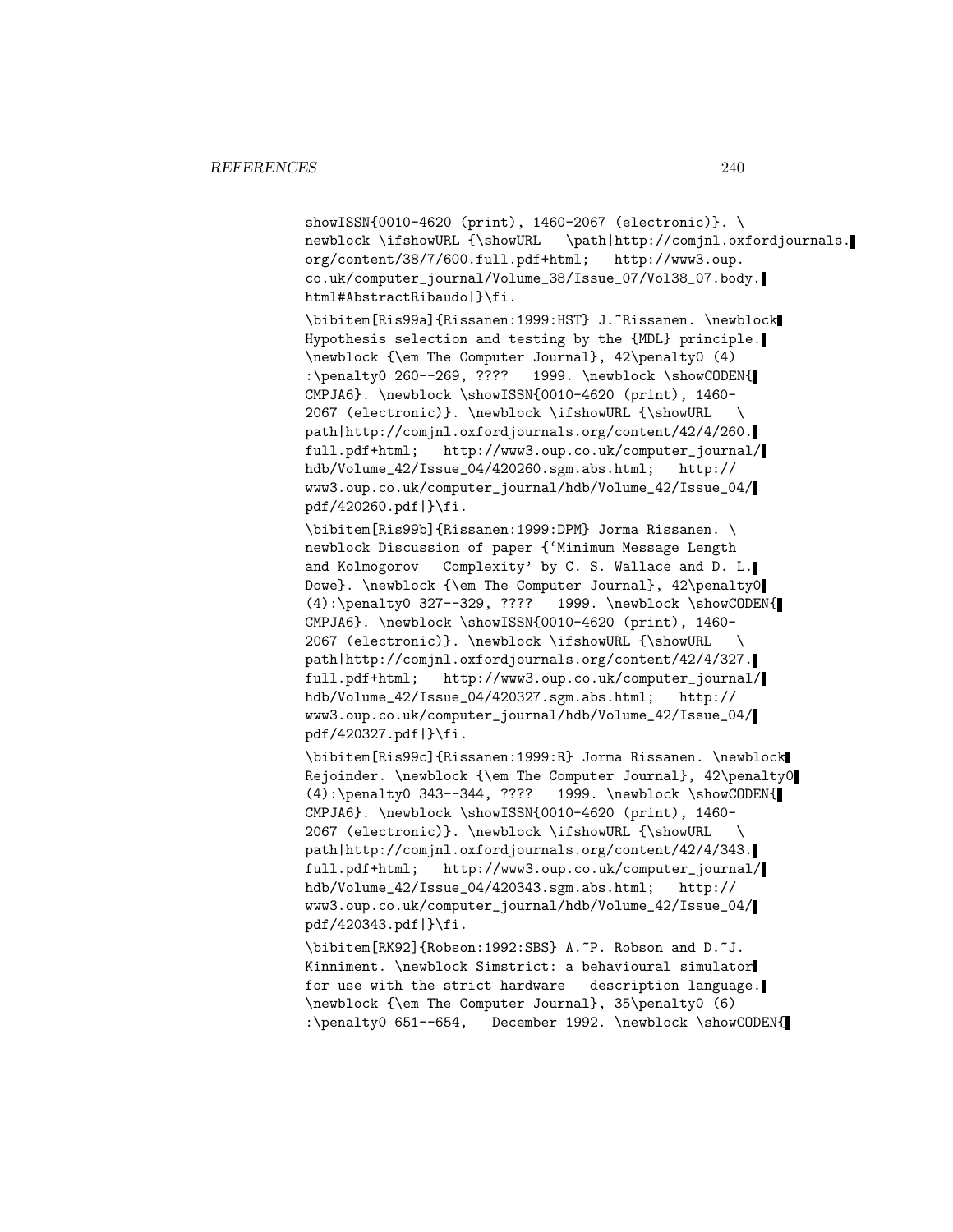showISSN{0010-4620 (print), 1460-2067 (electronic)}. \newblock \ifshowURL {\showURL \path|http://comjnl.oxfordjournals.org/content/38/7/600.full.pdf+html; http://www3.oup.co.uk/computer_journal/Volume_38/Issue_07/Vol38_07.body.html#AbstractRibaudo|}\fi.

\bibitem[Ris99a]{Rissanen:1999:HST} J.~Rissanen. \newblock Hypothesis selection and testing by the {MDL} principle. \newblock {\em The Computer Journal}, 42\penalty0 (4) :\penalty0 260--269, ???? 1999. \newblock \showCODEN{CMPJA6}. \newblock \showISSN{0010-4620 (print), 1460-2067 (electronic)}. \newblock \ifshowURL {\showURL \path|http://comjnl.oxfordjournals.org/content/42/4/260.full.pdf+html; http://www3.oup.co.uk/computer_journal/hdb/Volume_42/Issue_04/420260.sgm.abs.html; http://www3.oup.co.uk/computer_journal/hdb/Volume_42/Issue_04/pdf/420260.pdf|}\fi.

\bibitem[Ris99b]{Rissanen:1999:DPM} Jorma Rissanen. \newblock Discussion of paper {`Minimum Message Length and Kolmogorov Complexity' by C. S. Wallace and D. L. Dowe}. \newblock {\em The Computer Journal}, 42\penalty0 (4):\penalty0 327--329, ???? 1999. \newblock \showCODEN{CMPJA6}. \newblock \showISSN{0010-4620 (print), 1460-2067 (electronic)}. \newblock \ifshowURL {\showURL \path|http://comjnl.oxfordjournals.org/content/42/4/327.full.pdf+html; http://www3.oup.co.uk/computer_journal/hdb/Volume_42/Issue_04/420327.sgm.abs.html; http://www3.oup.co.uk/computer_journal/hdb/Volume_42/Issue_04/pdf/420327.pdf|}\fi.

\bibitem[Ris99c]{Rissanen:1999:R} Jorma Rissanen. \newblock Rejoinder. \newblock {\em The Computer Journal}, 42\penalty0 (4):\penalty0 343--344, ???? 1999. \newblock \showCODEN{CMPJA6}. \newblock \showISSN{0010-4620 (print), 1460-2067 (electronic)}. \newblock \ifshowURL {\showURL \path|http://comjnl.oxfordjournals.org/content/42/4/343.full.pdf+html; http://www3.oup.co.uk/computer_journal/hdb/Volume_42/Issue_04/420343.sgm.abs.html; http://www3.oup.co.uk/computer_journal/hdb/Volume_42/Issue_04/pdf/420343.pdf|}\fi.

\bibitem[RK92]{Robson:1992:SBS} A.~P. Robson and D.~J. Kinniment. \newblock Simstrict: a behavioural simulator for use with the strict hardware description language. \newblock {\em The Computer Journal}, 35\penalty0 (6) :\penalty0 651--654, December 1992. \newblock \showCODEN{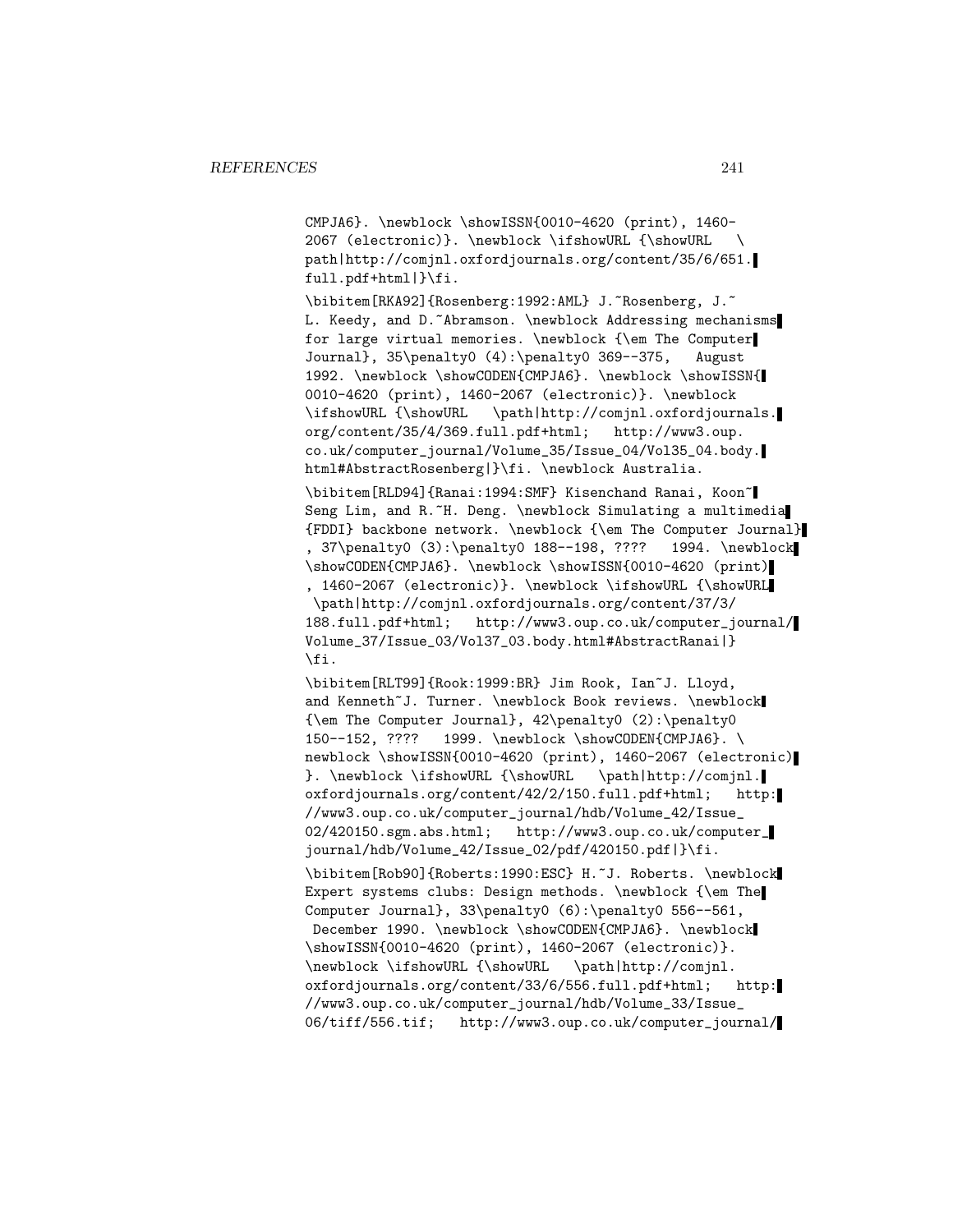CMPJA6}. \newblock \showISSN{0010-4620 (print), 1460-2067 (electronic)}. \newblock \ifshowURL {\showURL \path|http://comjnl.oxfordjournals.org/content/35/6/651.full.pdf+html|}\fi.

\bibitem[RKA92]{Rosenberg:1992:AML} J.~Rosenberg, J.~L. Keedy, and D.~Abramson. \newblock Addressing mechanisms for large virtual memories. \newblock {\em The Computer Journal}, 35\penalty0 (4):\penalty0 369--375, August 1992. \newblock \showCODEN{CMPJA6}. \newblock \showISSN{0010-4620 (print), 1460-2067 (electronic)}. \newblock \ifshowURL {\showURL \path|http://comjnl.oxfordjournals.org/content/35/4/369.full.pdf+html; http://www3.oup.co.uk/computer_journal/Volume_35/Issue_04/Vol35_04.body.html#AbstractRosenberg|}\fi. \newblock Australia.

\bibitem[RLD94]{Ranai:1994:SMF} Kisenchand Ranai, Koon~Seng Lim, and R.~H. Deng. \newblock Simulating a multimedia {FDDI} backbone network. \newblock {\em The Computer Journal}, 37\penalty0 (3):\penalty0 188--198, ???? 1994. \newblock \showCODEN{CMPJA6}. \newblock \showISSN{0010-4620 (print), 1460-2067 (electronic)}. \newblock \ifshowURL {\showURL \path|http://comjnl.oxfordjournals.org/content/37/3/188.full.pdf+html; http://www3.oup.co.uk/computer_journal/Volume_37/Issue_03/Vol37_03.body.html#AbstractRanai|}\fi.

\bibitem[RLT99]{Rook:1999:BR} Jim Rook, Ian~J. Lloyd, and Kenneth~J. Turner. \newblock Book reviews. \newblock {\em The Computer Journal}, 42\penalty0 (2):\penalty0 150--152, ???? 1999. \newblock \showCODEN{CMPJA6}. \newblock \showISSN{0010-4620 (print), 1460-2067 (electronic)}. \newblock \ifshowURL {\showURL \path|http://comjnl.oxfordjournals.org/content/42/2/150.full.pdf+html; http://www3.oup.co.uk/computer_journal/hdb/Volume_42/Issue_02/420150.sgm.abs.html; http://www3.oup.co.uk/computer_journal/hdb/Volume_42/Issue_02/pdf/420150.pdf|}\fi.

\bibitem[Rob90]{Roberts:1990:ESC} H.~J. Roberts. \newblock Expert systems clubs: Design methods. \newblock {\em The Computer Journal}, 33\penalty0 (6):\penalty0 556--561, December 1990. \newblock \showCODEN{CMPJA6}. \newblock \showISSN{0010-4620 (print), 1460-2067 (electronic)}. \newblock \ifshowURL {\showURL \path|http://comjnl.oxfordjournals.org/content/33/6/556.full.pdf+html; http://www3.oup.co.uk/computer_journal/hdb/Volume_33/Issue_06/tiff/556.tif; http://www3.oup.co.uk/computer_journal/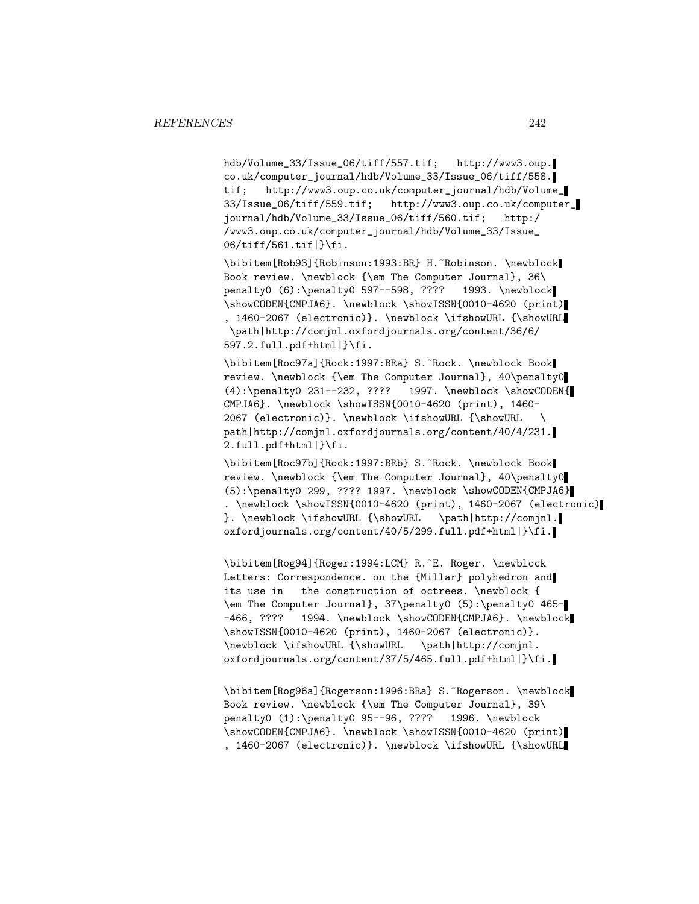```
hdb/Volume_33/Issue_06/tiff/557.tif;   http://www3.oup.
co.uk/computer_journal/hdb/Volume_33/Issue_06/tiff/558.
tif;   http://www3.oup.co.uk/computer_journal/hdb/Volume_
33/Issue_06/tiff/559.tif;   http://www3.oup.co.uk/computer_
journal/hdb/Volume_33/Issue_06/tiff/560.tif;   http:/
/www3.oup.co.uk/computer_journal/hdb/Volume_33/Issue_
06/tiff/561.tif|}\fi.

\bibitem[Rob93]{Robinson:1993:BR} H.~Robinson. \newblock
Book review. \newblock {\em The Computer Journal}, 36\
penalty0 (6):\penalty0 597--598, ????   1993. \newblock
\showCODEN{CMPJA6}. \newblock \showISSN{0010-4620 (print)
, 1460-2067 (electronic)}. \newblock \ifshowURL {\showURL
 \path|http://comjnl.oxfordjournals.org/content/36/6/
597.2.full.pdf+html|}\fi.

\bibitem[Roc97a]{Rock:1997:BRa} S.~Rock. \newblock Book
review. \newblock {\em The Computer Journal}, 40\penalty0
(4):\penalty0 231--232, ????   1997. \newblock \showCODEN{
CMPJA6}. \newblock \showISSN{0010-4620 (print), 1460-
2067 (electronic)}. \newblock \ifshowURL {\showURL   \
path|http://comjnl.oxfordjournals.org/content/40/4/231.
2.full.pdf+html|}\fi.

\bibitem[Roc97b]{Rock:1997:BRb} S.~Rock. \newblock Book
review. \newblock {\em The Computer Journal}, 40\penalty0
(5):\penalty0 299, ???? 1997. \newblock \showCODEN{CMPJA6}
. \newblock \showISSN{0010-4620 (print), 1460-2067 (electronic)
}. \newblock \ifshowURL {\showURL   \path|http://comjnl.
oxfordjournals.org/content/40/5/299.full.pdf+html|}\fi.

\bibitem[Rog94]{Roger:1994:LCM} R.~E. Roger. \newblock
Letters: Correspondence. on the {Millar} polyhedron and
its use in   the construction of octrees. \newblock {
\em The Computer Journal}, 37\penalty0 (5):\penalty0 465-
-466, ????   1994. \newblock \showCODEN{CMPJA6}. \newblock
\showISSN{0010-4620 (print), 1460-2067 (electronic)}.
\newblock \ifshowURL {\showURL   \path|http://comjnl.
oxfordjournals.org/content/37/5/465.full.pdf+html|}\fi.

\bibitem[Rog96a]{Rogerson:1996:BRa} S.~Rogerson. \newblock
Book review. \newblock {\em The Computer Journal}, 39\
penalty0 (1):\penalty0 95--96, ????   1996. \newblock
\showCODEN{CMPJA6}. \newblock \showISSN{0010-4620 (print)
, 1460-2067 (electronic)}. \newblock \ifshowURL {\showURL
```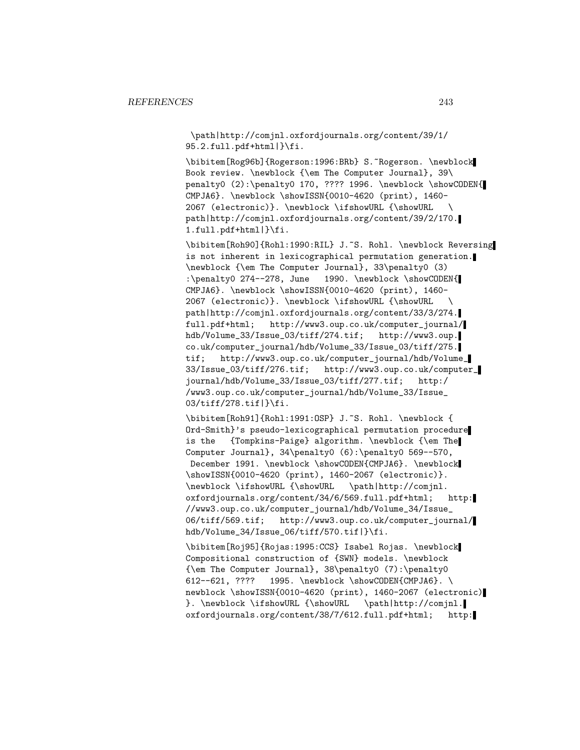```
\path|http://comjnl.oxfordjournals.org/content/39/1/
95.2.full.pdf+html|}\fi.

\bibitem[Rog96b]{Rogerson:1996:BRb} S.~Rogerson. \newblock
Book review. \newblock {\em The Computer Journal}, 39\
penalty0 (2):\penalty0 170, ???? 1996. \newblock \showCODEN{
CMPJA6}. \newblock \showISSN{0010-4620 (print), 1460-
2067 (electronic)}. \newblock \ifshowURL {\showURL   \
path|http://comjnl.oxfordjournals.org/content/39/2/170.
1.full.pdf+html|}\fi.

\bibitem[Roh90]{Rohl:1990:RIL} J.~S. Rohl. \newblock Reversing
is not inherent in lexicographical permutation generation.
\newblock {\em The Computer Journal}, 33\penalty0 (3)
:\penalty0 274--278, June   1990. \newblock \showCODEN{
CMPJA6}. \newblock \showISSN{0010-4620 (print), 1460-
2067 (electronic)}. \newblock \ifshowURL {\showURL   \
path|http://comjnl.oxfordjournals.org/content/33/3/274.
full.pdf+html;   http://www3.oup.co.uk/computer_journal/
hdb/Volume_33/Issue_03/tiff/274.tif;   http://www3.oup.
co.uk/computer_journal/hdb/Volume_33/Issue_03/tiff/275.
tif;   http://www3.oup.co.uk/computer_journal/hdb/Volume_
33/Issue_03/tiff/276.tif;   http://www3.oup.co.uk/computer_
journal/hdb/Volume_33/Issue_03/tiff/277.tif;   http:/
/www3.oup.co.uk/computer_journal/hdb/Volume_33/Issue_
03/tiff/278.tif|}\fi.

\bibitem[Roh91]{Rohl:1991:OSP} J.~S. Rohl. \newblock {
Ord-Smith}'s pseudo-lexicographical permutation procedure
is the   {Tompkins-Paige} algorithm. \newblock {\em The
Computer Journal}, 34\penalty0 (6):\penalty0 569--570,
 December 1991. \newblock \showCODEN{CMPJA6}. \newblock
\showISSN{0010-4620 (print), 1460-2067 (electronic)}.
\newblock \ifshowURL {\showURL   \path|http://comjnl.
oxfordjournals.org/content/34/6/569.full.pdf+html;   http:
//www3.oup.co.uk/computer_journal/hdb/Volume_34/Issue_
06/tiff/569.tif;   http://www3.oup.co.uk/computer_journal/
hdb/Volume_34/Issue_06/tiff/570.tif|}\fi.

\bibitem[Roj95]{Rojas:1995:CCS} Isabel Rojas. \newblock
Compositional construction of {SWN} models. \newblock
{\em The Computer Journal}, 38\penalty0 (7):\penalty0
612--621, ????   1995. \newblock \showCODEN{CMPJA6}. \
newblock \showISSN{0010-4620 (print), 1460-2067 (electronic)
}. \newblock \ifshowURL {\showURL   \path|http://comjnl.
oxfordjournals.org/content/38/7/612.full.pdf+html;   http:
```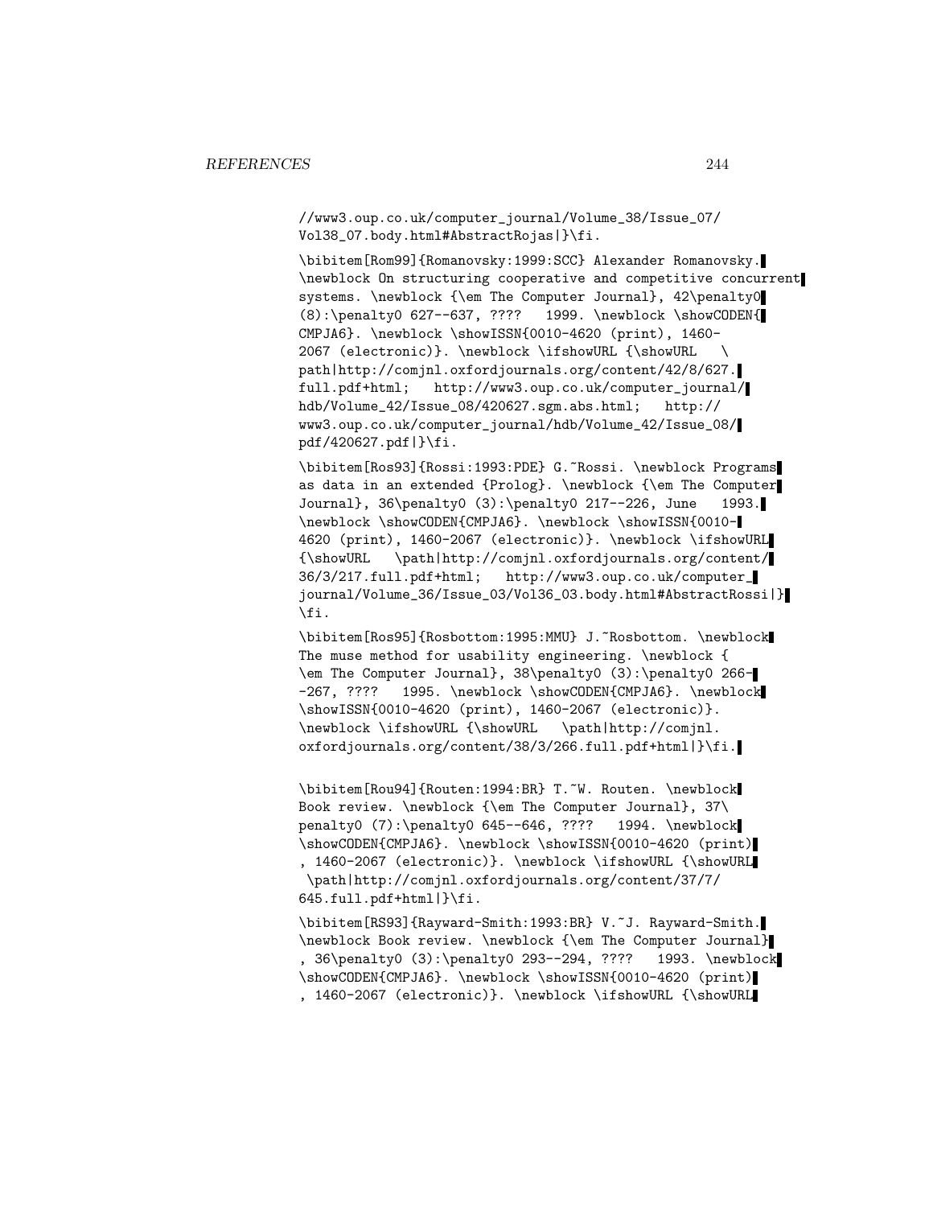//www3.oup.co.uk/computer_journal/Volume_38/Issue_07/
Vol38_07.body.html#AbstractRojas|}\fi.

```
\bibitem[Rom99]{Romanovsky:1999:SCC} Alexander Romanovsky.
\newblock On structuring cooperative and competitive concurrent
systems. \newblock {\em The Computer Journal}, 42\penalty0
(8):\penalty0 627--637, ????   1999. \newblock \showCODEN{
CMPJA6}. \newblock \showISSN{0010-4620 (print), 1460-
2067 (electronic)}. \newblock \ifshowURL {\showURL   \
path|http://comjnl.oxfordjournals.org/content/42/8/627.
full.pdf+html;   http://www3.oup.co.uk/computer_journal/
hdb/Volume_42/Issue_08/420627.sgm.abs.html;   http://
www3.oup.co.uk/computer_journal/hdb/Volume_42/Issue_08/
pdf/420627.pdf|}\fi.

\bibitem[Ros93]{Rossi:1993:PDE} G.~Rossi. \newblock Programs
as data in an extended {Prolog}. \newblock {\em The Computer
Journal}, 36\penalty0 (3):\penalty0 217--226, June   1993.
\newblock \showCODEN{CMPJA6}. \newblock \showISSN{0010-
4620 (print), 1460-2067 (electronic)}. \newblock \ifshowURL
{\showURL   \path|http://comjnl.oxfordjournals.org/content/
36/3/217.full.pdf+html;   http://www3.oup.co.uk/computer_
journal/Volume_36/Issue_03/Vol36_03.body.html#AbstractRossi|}
\fi.

\bibitem[Ros95]{Rosbottom:1995:MMU} J.~Rosbottom. \newblock
The muse method for usability engineering. \newblock {
\em The Computer Journal}, 38\penalty0 (3):\penalty0 266-
-267, ????   1995. \newblock \showCODEN{CMPJA6}. \newblock
\showISSN{0010-4620 (print), 1460-2067 (electronic)}.
\newblock \ifshowURL {\showURL   \path|http://comjnl.
oxfordjournals.org/content/38/3/266.full.pdf+html|}\fi.

\bibitem[Rou94]{Routen:1994:BR} T.~W. Routen. \newblock
Book review. \newblock {\em The Computer Journal}, 37\
penalty0 (7):\penalty0 645--646, ????   1994. \newblock
\showCODEN{CMPJA6}. \newblock \showISSN{0010-4620 (print)
, 1460-2067 (electronic)}. \newblock \ifshowURL {\showURL
 \path|http://comjnl.oxfordjournals.org/content/37/7/
645.full.pdf+html|}\fi.

\bibitem[RS93]{Rayward-Smith:1993:BR} V.~J. Rayward-Smith.
\newblock Book review. \newblock {\em The Computer Journal}
, 36\penalty0 (3):\penalty0 293--294, ????   1993. \newblock
\showCODEN{CMPJA6}. \newblock \showISSN{0010-4620 (print)
, 1460-2067 (electronic)}. \newblock \ifshowURL {\showURL
```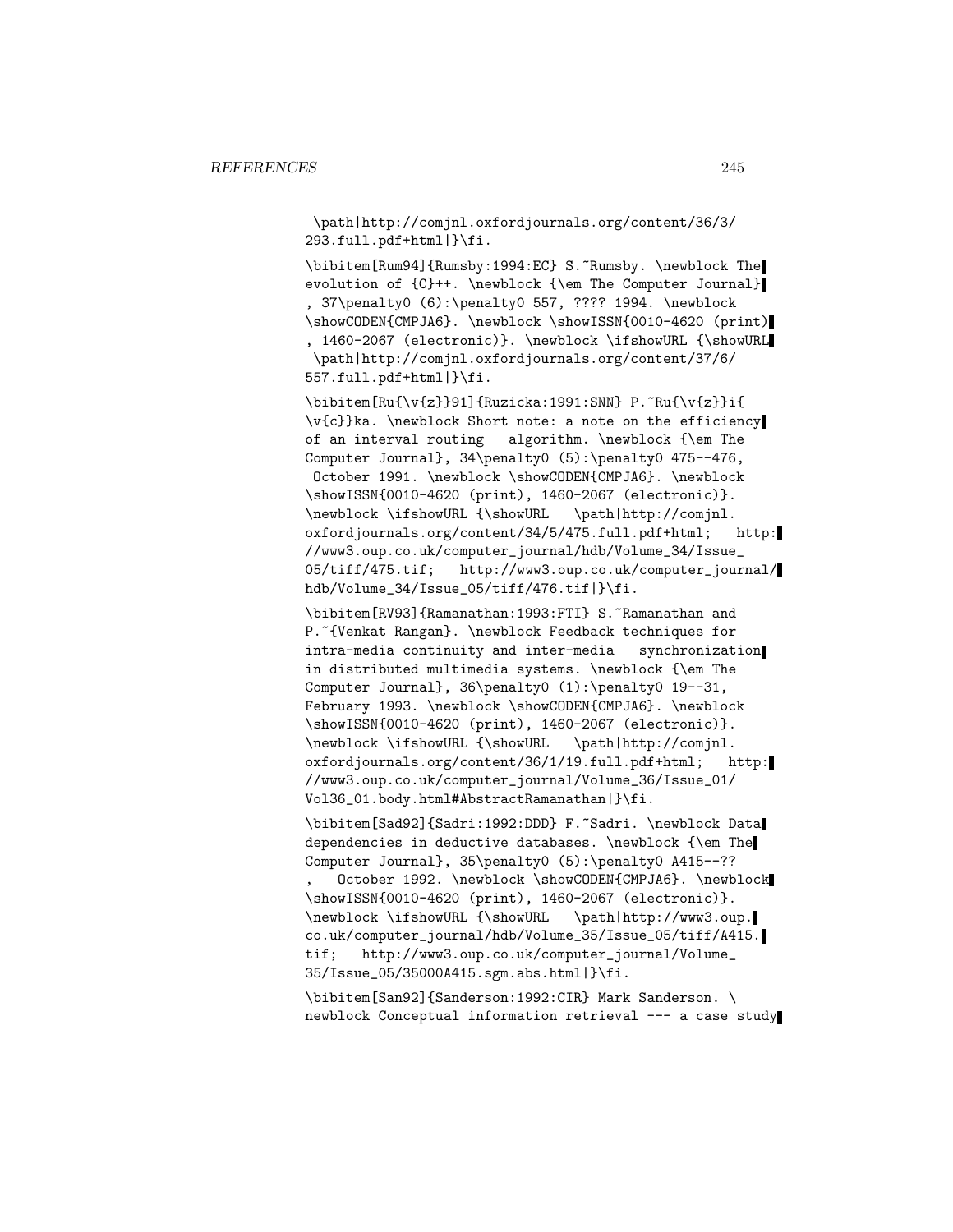\path|http://comjnl.oxfordjournals.org/content/36/3/
293.full.pdf+html|}\fi.

\bibitem[Rum94]{Rumsby:1994:EC} S.~Rumsby. \newblock The evolution of {C}++. \newblock {\em The Computer Journal}, 37\penalty0 (6):\penalty0 557, ???? 1994. \newblock \showCODEN{CMPJA6}. \newblock \showISSN{0010-4620 (print), 1460-2067 (electronic)}. \newblock \ifshowURL {\showURL \path|http://comjnl.oxfordjournals.org/content/37/6/
557.full.pdf+html|}\fi.

\bibitem[Ru{\v{z}}91]{Ruzicka:1991:SNN} P.~Ru{\v{z}}i{\v{c}}ka. \newblock Short note: a note on the efficiency of an interval routing   algorithm. \newblock {\em The Computer Journal}, 34\penalty0 (5):\penalty0 475--476, October 1991. \newblock \showCODEN{CMPJA6}. \newblock \showISSN{0010-4620 (print), 1460-2067 (electronic)}. \newblock \ifshowURL {\showURL   \path|http://comjnl.oxfordjournals.org/content/34/5/475.full.pdf+html;   http://www3.oup.co.uk/computer_journal/hdb/Volume_34/Issue_05/tiff/475.tif;   http://www3.oup.co.uk/computer_journal/hdb/Volume_34/Issue_05/tiff/476.tif|}\fi.

\bibitem[RV93]{Ramanathan:1993:FTI} S.~Ramanathan and P.~{Venkat Rangan}. \newblock Feedback techniques for intra-media continuity and inter-media   synchronization in distributed multimedia systems. \newblock {\em The Computer Journal}, 36\penalty0 (1):\penalty0 19--31, February 1993. \newblock \showCODEN{CMPJA6}. \newblock \showISSN{0010-4620 (print), 1460-2067 (electronic)}. \newblock \ifshowURL {\showURL   \path|http://comjnl.oxfordjournals.org/content/36/1/19.full.pdf+html;   http://www3.oup.co.uk/computer_journal/Volume_36/Issue_01/Vol36_01.body.html#AbstractRamanathan|}\fi.

\bibitem[Sad92]{Sadri:1992:DDD} F.~Sadri. \newblock Data dependencies in deductive databases. \newblock {\em The Computer Journal}, 35\penalty0 (5):\penalty0 A415--??, October 1992. \newblock \showCODEN{CMPJA6}. \newblock \showISSN{0010-4620 (print), 1460-2067 (electronic)}. \newblock \ifshowURL {\showURL   \path|http://www3.oup.co.uk/computer_journal/hdb/Volume_35/Issue_05/tiff/A415.tif;   http://www3.oup.co.uk/computer_journal/Volume_35/Issue_05/35000A415.sgm.abs.html|}\fi.

\bibitem[San92]{Sanderson:1992:CIR} Mark Sanderson. \newblock Conceptual information retrieval --- a case study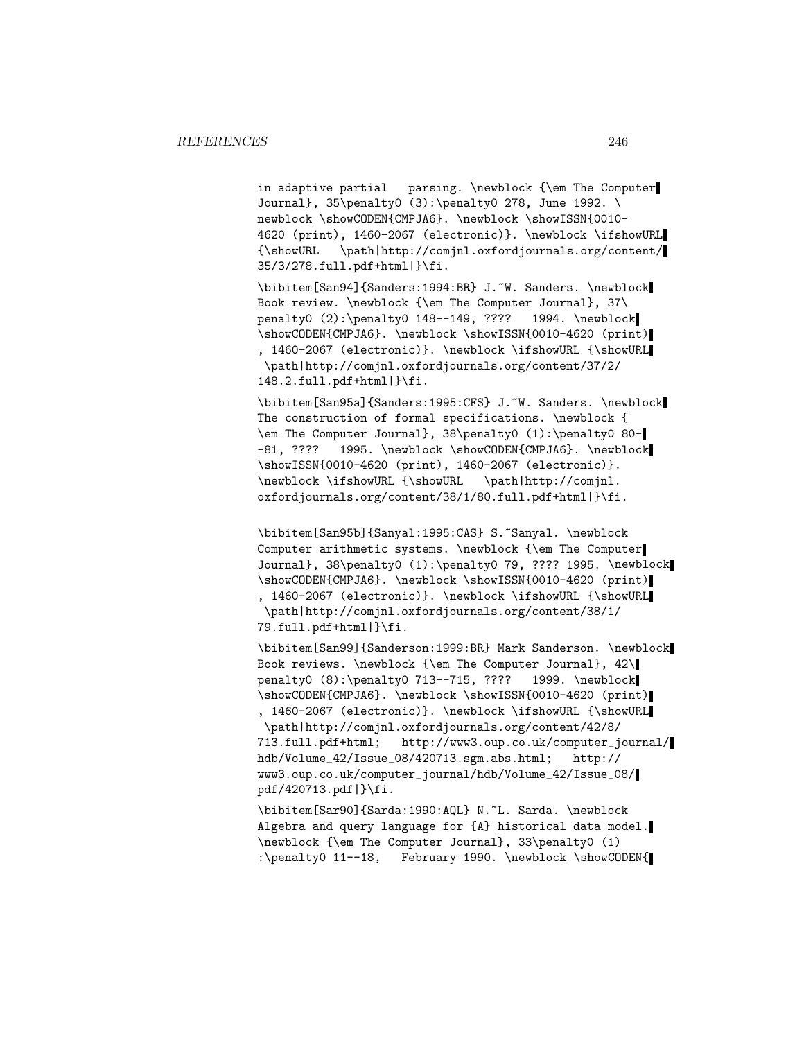in adaptive partial parsing. \newblock {\em The Computer Journal}, 35\penalty0 (3):\penalty0 278, June 1992. \newblock \showCODEN{CMPJA6}. \newblock \showISSN{0010-4620 (print), 1460-2067 (electronic)}. \newblock \ifshowURL {\showURL \path|http://comjnl.oxfordjournals.org/content/35/3/278.full.pdf+html|}\fi.

\bibitem[San94]{Sanders:1994:BR} J.~W. Sanders. \newblock Book review. \newblock {\em The Computer Journal}, 37\penalty0 (2):\penalty0 148--149, ???? 1994. \newblock \showCODEN{CMPJA6}. \newblock \showISSN{0010-4620 (print), 1460-2067 (electronic)}. \newblock \ifshowURL {\showURL \path|http://comjnl.oxfordjournals.org/content/37/2/148.2.full.pdf+html|}\fi.

\bibitem[San95a]{Sanders:1995:CFS} J.~W. Sanders. \newblock The construction of formal specifications. \newblock {\em The Computer Journal}, 38\penalty0 (1):\penalty0 80--81, ???? 1995. \newblock \showCODEN{CMPJA6}. \newblock \showISSN{0010-4620 (print), 1460-2067 (electronic)}. \newblock \ifshowURL {\showURL \path|http://comjnl.oxfordjournals.org/content/38/1/80.full.pdf+html|}\fi.

\bibitem[San95b]{Sanyal:1995:CAS} S.~Sanyal. \newblock Computer arithmetic systems. \newblock {\em The Computer Journal}, 38\penalty0 (1):\penalty0 79, ???? 1995. \newblock \showCODEN{CMPJA6}. \newblock \showISSN{0010-4620 (print), 1460-2067 (electronic)}. \newblock \ifshowURL {\showURL \path|http://comjnl.oxfordjournals.org/content/38/1/79.full.pdf+html|}\fi.

\bibitem[San99]{Sanderson:1999:BR} Mark Sanderson. \newblock Book reviews. \newblock {\em The Computer Journal}, 42\penalty0 (8):\penalty0 713--715, ???? 1999. \newblock \showCODEN{CMPJA6}. \newblock \showISSN{0010-4620 (print), 1460-2067 (electronic)}. \newblock \ifshowURL {\showURL \path|http://comjnl.oxfordjournals.org/content/42/8/713.full.pdf+html; http://www3.oup.co.uk/computer_journal/hdb/Volume_42/Issue_08/420713.sgm.abs.html; http://www3.oup.co.uk/computer_journal/hdb/Volume_42/Issue_08/pdf/420713.pdf|}\fi.

\bibitem[Sar90]{Sarda:1990:AQL} N.~L. Sarda. \newblock Algebra and query language for {A} historical data model. \newblock {\em The Computer Journal}, 33\penalty0 (1):\penalty0 11--18, February 1990. \newblock \showCODEN{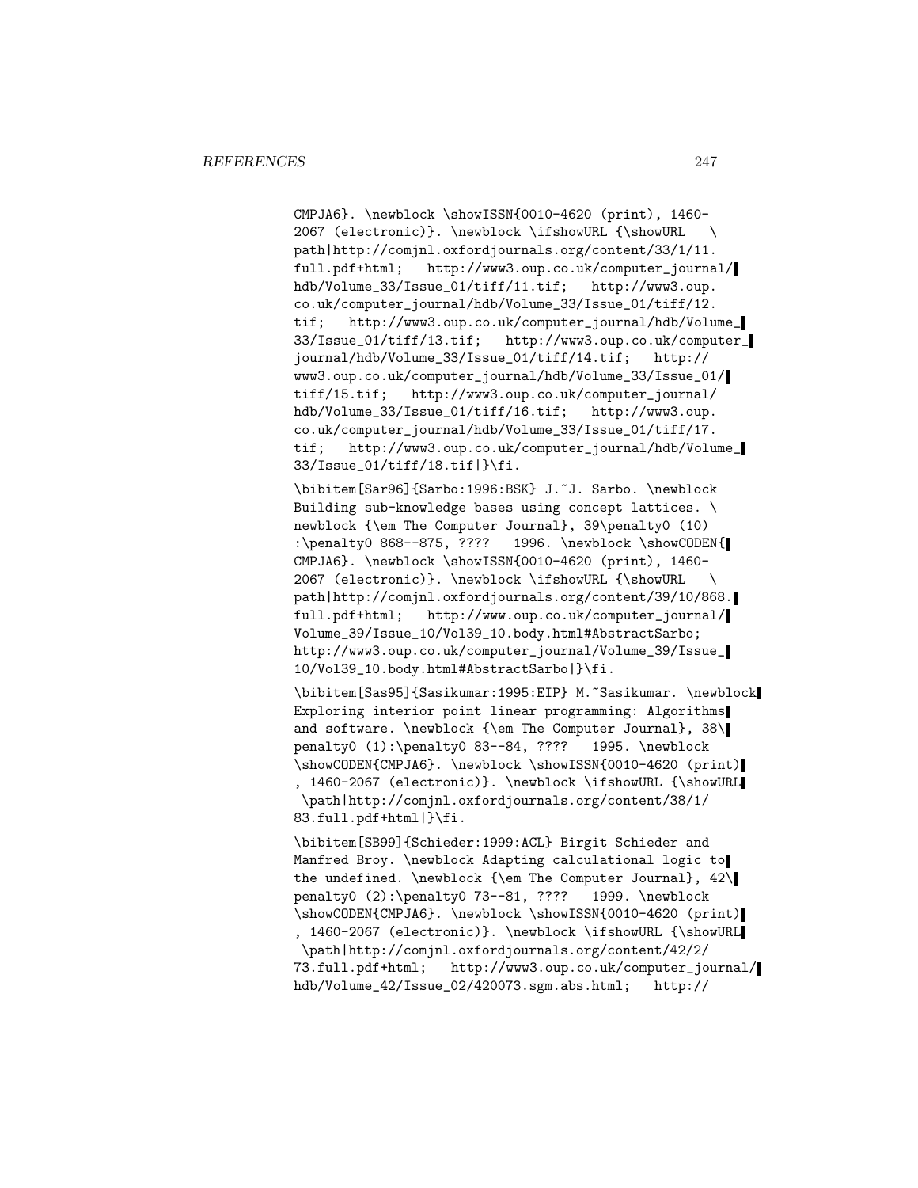CMPJA6}. \newblock \showISSN{0010-4620 (print), 1460-2067 (electronic)}. \newblock \ifshowURL {\showURL \path|http://comjnl.oxfordjournals.org/content/33/1/11.full.pdf+html; http://www3.oup.co.uk/computer_journal/hdb/Volume_33/Issue_01/tiff/11.tif; http://www3.oup.co.uk/computer_journal/hdb/Volume_33/Issue_01/tiff/12.tif; http://www3.oup.co.uk/computer_journal/hdb/Volume_33/Issue_01/tiff/13.tif; http://www3.oup.co.uk/computer_journal/hdb/Volume_33/Issue_01/tiff/14.tif; http://www3.oup.co.uk/computer_journal/hdb/Volume_33/Issue_01/tiff/15.tif; http://www3.oup.co.uk/computer_journal/hdb/Volume_33/Issue_01/tiff/16.tif; http://www3.oup.co.uk/computer_journal/hdb/Volume_33/Issue_01/tiff/17.tif; http://www3.oup.co.uk/computer_journal/hdb/Volume_33/Issue_01/tiff/18.tif|}\fi.

\bibitem[Sar96]{Sarbo:1996:BSK} J.~J. Sarbo. \newblock Building sub-knowledge bases using concept lattices. \newblock {\em The Computer Journal}, 39\penalty0 (10):\penalty0 868--875, ???? 1996. \newblock \showCODEN{CMPJA6}. \newblock \showISSN{0010-4620 (print), 1460-2067 (electronic)}. \newblock \ifshowURL {\showURL \path|http://comjnl.oxfordjournals.org/content/39/10/868.full.pdf+html; http://www.oup.co.uk/computer_journal/Volume_39/Issue_10/Vol39_10.body.html#AbstractSarbo; http://www3.oup.co.uk/computer_journal/Volume_39/Issue_10/Vol39_10.body.html#AbstractSarbo|}\fi.

\bibitem[Sas95]{Sasikumar:1995:EIP} M.~Sasikumar. \newblock Exploring interior point linear programming: Algorithms and software. \newblock {\em The Computer Journal}, 38\penalty0 (1):\penalty0 83--84, ???? 1995. \newblock \showCODEN{CMPJA6}. \newblock \showISSN{0010-4620 (print), 1460-2067 (electronic)}. \newblock \ifshowURL {\showURL \path|http://comjnl.oxfordjournals.org/content/38/1/83.full.pdf+html|}\fi.

\bibitem[SB99]{Schieder:1999:ACL} Birgit Schieder and Manfred Broy. \newblock Adapting calculational logic to the undefined. \newblock {\em The Computer Journal}, 42\penalty0 (2):\penalty0 73--81, ???? 1999. \newblock \showCODEN{CMPJA6}. \newblock \showISSN{0010-4620 (print), 1460-2067 (electronic)}. \newblock \ifshowURL {\showURL \path|http://comjnl.oxfordjournals.org/content/42/2/73.full.pdf+html; http://www3.oup.co.uk/computer_journal/hdb/Volume_42/Issue_02/420073.sgm.abs.html; http://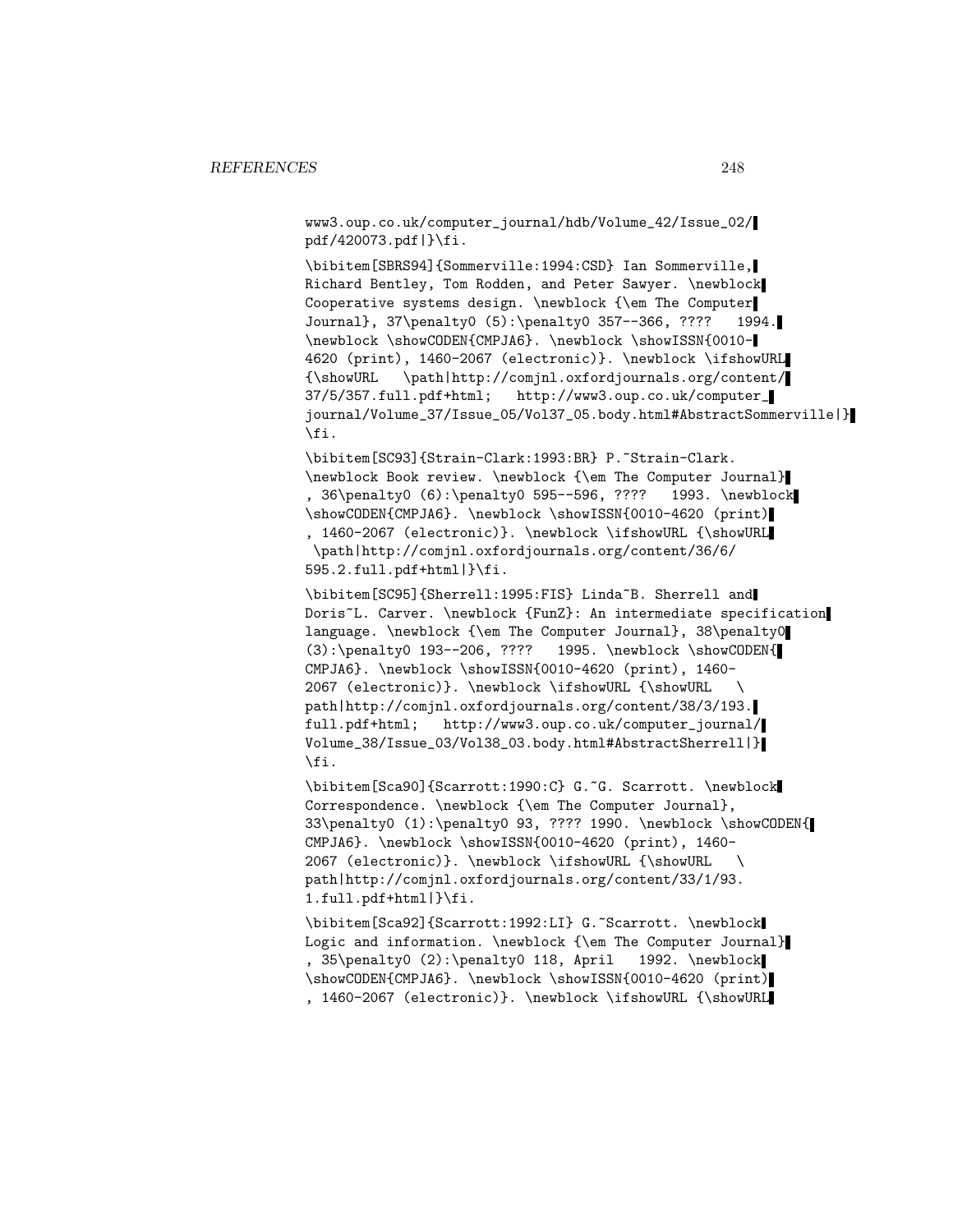```
www3.oup.co.uk/computer_journal/hdb/Volume_42/Issue_02/
pdf/420073.pdf|}\fi.

\bibitem[SBRS94]{Sommerville:1994:CSD} Ian Sommerville,
Richard Bentley, Tom Rodden, and Peter Sawyer. \newblock
Cooperative systems design. \newblock {\em The Computer
Journal}, 37\penalty0 (5):\penalty0 357--366, ????   1994.
\newblock \showCODEN{CMPJA6}. \newblock \showISSN{0010-
4620 (print), 1460-2067 (electronic)}. \newblock \ifshowURL
{\showURL   \path|http://comjnl.oxfordjournals.org/content/
37/5/357.full.pdf+html;   http://www3.oup.co.uk/computer_
journal/Volume_37/Issue_05/Vol37_05.body.html#AbstractSommerville|}
\fi.

\bibitem[SC93]{Strain-Clark:1993:BR} P.~Strain-Clark.
\newblock Book review. \newblock {\em The Computer Journal}
, 36\penalty0 (6):\penalty0 595--596, ????   1993. \newblock
\showCODEN{CMPJA6}. \newblock \showISSN{0010-4620 (print)
, 1460-2067 (electronic)}. \newblock \ifshowURL {\showURL
 \path|http://comjnl.oxfordjournals.org/content/36/6/
595.2.full.pdf+html|}\fi.

\bibitem[SC95]{Sherrell:1995:FIS} Linda~B. Sherrell and
Doris~L. Carver. \newblock {FunZ}: An intermediate specification
language. \newblock {\em The Computer Journal}, 38\penalty0
(3):\penalty0 193--206, ????   1995. \newblock \showCODEN{
CMPJA6}. \newblock \showISSN{0010-4620 (print), 1460-
2067 (electronic)}. \newblock \ifshowURL {\showURL   \
path|http://comjnl.oxfordjournals.org/content/38/3/193.
full.pdf+html;   http://www3.oup.co.uk/computer_journal/
Volume_38/Issue_03/Vol38_03.body.html#AbstractSherrell|}
\fi.

\bibitem[Sca90]{Scarrott:1990:C} G.~G. Scarrott. \newblock
Correspondence. \newblock {\em The Computer Journal},
33\penalty0 (1):\penalty0 93, ???? 1990. \newblock \showCODEN{
CMPJA6}. \newblock \showISSN{0010-4620 (print), 1460-
2067 (electronic)}. \newblock \ifshowURL {\showURL   \
path|http://comjnl.oxfordjournals.org/content/33/1/93.
1.full.pdf+html|}\fi.

\bibitem[Sca92]{Scarrott:1992:LI} G.~Scarrott. \newblock
Logic and information. \newblock {\em The Computer Journal}
, 35\penalty0 (2):\penalty0 118, April   1992. \newblock
\showCODEN{CMPJA6}. \newblock \showISSN{0010-4620 (print)
, 1460-2067 (electronic)}. \newblock \ifshowURL {\showURL
```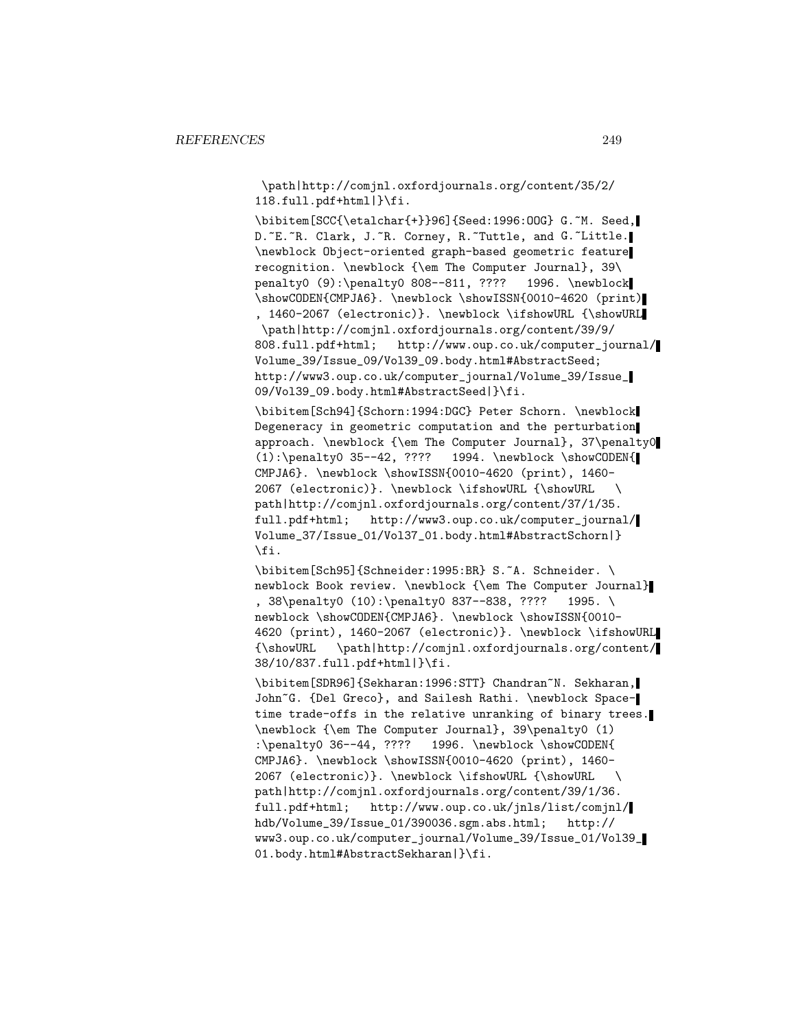\path|http://comjnl.oxfordjournals.org/content/35/2/
118.full.pdf+html|}\fi.

\bibitem[SCC{\etalchar{+}}96]{Seed:1996:OOG} G.~M. Seed, D.~E.~R. Clark, J.~R. Corney, R.~Tuttle, and G.~Little. \newblock Object-oriented graph-based geometric feature recognition. \newblock {\em The Computer Journal}, 39\penalty0 (9):\penalty0 808--811, ???? 1996. \newblock \showCODEN{CMPJA6}. \newblock \showISSN{0010-4620 (print), 1460-2067 (electronic)}. \newblock \ifshowURL {\showURL \path|http://comjnl.oxfordjournals.org/content/39/9/808.full.pdf+html; http://www.oup.co.uk/computer_journal/Volume_39/Issue_09/Vol39_09.body.html#AbstractSeed; http://www3.oup.co.uk/computer_journal/Volume_39/Issue_09/Vol39_09.body.html#AbstractSeed|}\fi.

\bibitem[Sch94]{Schorn:1994:DGC} Peter Schorn. \newblock Degeneracy in geometric computation and the perturbation approach. \newblock {\em The Computer Journal}, 37\penalty0 (1):\penalty0 35--42, ???? 1994. \newblock \showCODEN{CMPJA6}. \newblock \showISSN{0010-4620 (print), 1460-2067 (electronic)}. \newblock \ifshowURL {\showURL \path|http://comjnl.oxfordjournals.org/content/37/1/35.full.pdf+html; http://www3.oup.co.uk/computer_journal/Volume_37/Issue_01/Vol37_01.body.html#AbstractSchorn|}\fi.

\bibitem[Sch95]{Schneider:1995:BR} S.~A. Schneider. \newblock Book review. \newblock {\em The Computer Journal}, 38\penalty0 (10):\penalty0 837--838, ???? 1995. \newblock \showCODEN{CMPJA6}. \newblock \showISSN{0010-4620 (print), 1460-2067 (electronic)}. \newblock \ifshowURL {\showURL \path|http://comjnl.oxfordjournals.org/content/38/10/837.full.pdf+html|}\fi.

\bibitem[SDR96]{Sekharan:1996:STT} Chandran~N. Sekharan, John~G. {Del Greco}, and Sailesh Rathi. \newblock Space-time trade-offs in the relative unranking of binary trees. \newblock {\em The Computer Journal}, 39\penalty0 (1):\penalty0 36--44, ???? 1996. \newblock \showCODEN{CMPJA6}. \newblock \showISSN{0010-4620 (print), 1460-2067 (electronic)}. \newblock \ifshowURL {\showURL \path|http://comjnl.oxfordjournals.org/content/39/1/36.full.pdf+html; http://www.oup.co.uk/jnls/list/comjnl/hdb/Volume_39/Issue_01/390036.sgm.abs.html; http://www3.oup.co.uk/computer_journal/Volume_39/Issue_01/Vol39_01.body.html#AbstractSekharan|}\fi.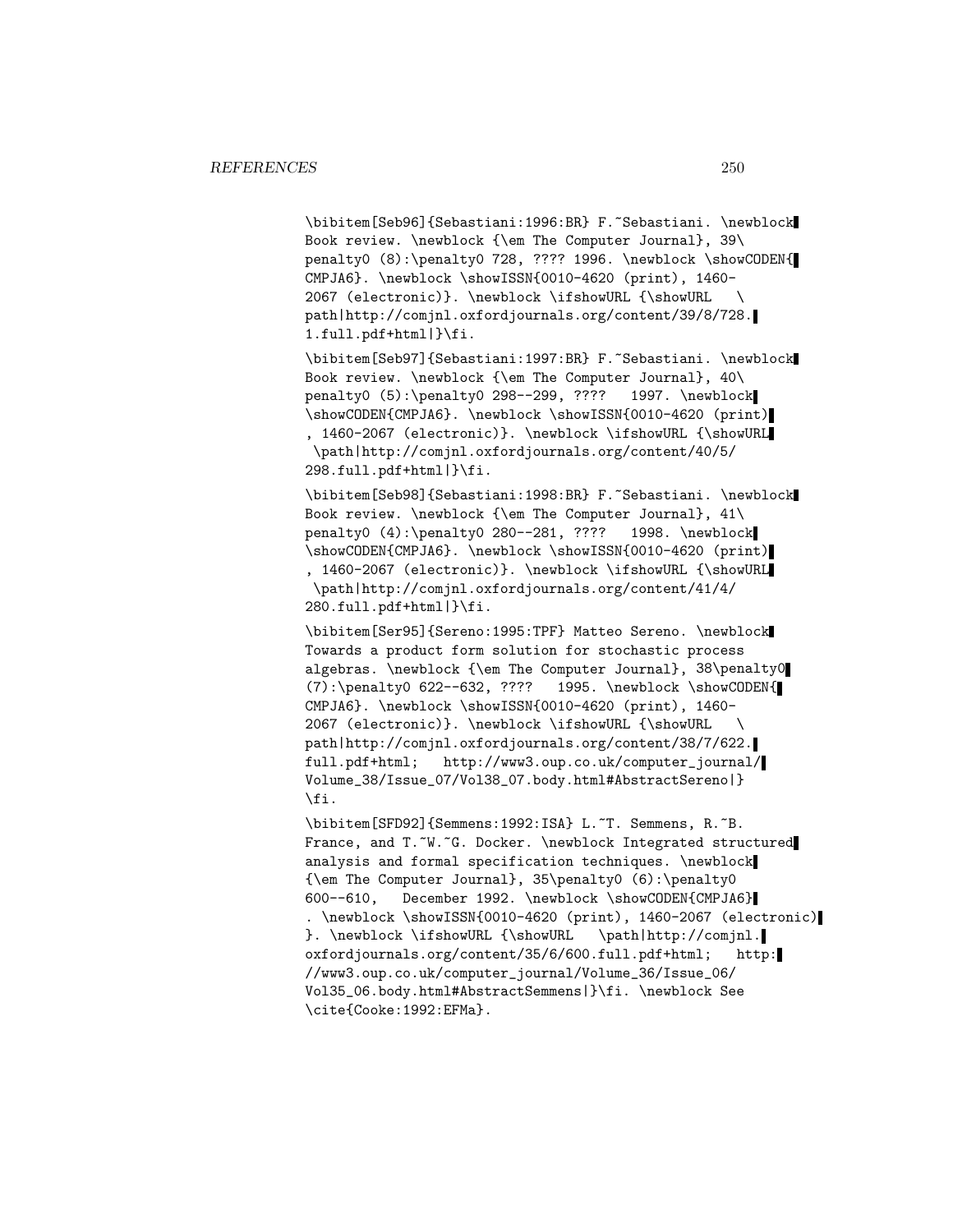```
\bibitem[Seb96]{Sebastiani:1996:BR} F.~Sebastiani. \newblock
Book review. \newblock {\em The Computer Journal}, 39\
penalty0 (8):\penalty0 728, ???? 1996. \newblock \showCODEN{
CMPJA6}. \newblock \showISSN{0010-4620 (print), 1460-
2067 (electronic)}. \newblock \ifshowURL {\showURL   \
path|http://comjnl.oxfordjournals.org/content/39/8/728.
1.full.pdf+html|}\fi.

\bibitem[Seb97]{Sebastiani:1997:BR} F.~Sebastiani. \newblock
Book review. \newblock {\em The Computer Journal}, 40\
penalty0 (5):\penalty0 298--299, ????   1997. \newblock
\showCODEN{CMPJA6}. \newblock \showISSN{0010-4620 (print)
, 1460-2067 (electronic)}. \newblock \ifshowURL {\showURL
 \path|http://comjnl.oxfordjournals.org/content/40/5/
298.full.pdf+html|}\fi.

\bibitem[Seb98]{Sebastiani:1998:BR} F.~Sebastiani. \newblock
Book review. \newblock {\em The Computer Journal}, 41\
penalty0 (4):\penalty0 280--281, ????   1998. \newblock
\showCODEN{CMPJA6}. \newblock \showISSN{0010-4620 (print)
, 1460-2067 (electronic)}. \newblock \ifshowURL {\showURL
 \path|http://comjnl.oxfordjournals.org/content/41/4/
280.full.pdf+html|}\fi.

\bibitem[Ser95]{Sereno:1995:TPF} Matteo Sereno. \newblock
Towards a product form solution for stochastic process
algebras. \newblock {\em The Computer Journal}, 38\penalty0
(7):\penalty0 622--632, ????   1995. \newblock \showCODEN{
CMPJA6}. \newblock \showISSN{0010-4620 (print), 1460-
2067 (electronic)}. \newblock \ifshowURL {\showURL   \
path|http://comjnl.oxfordjournals.org/content/38/7/622.
full.pdf+html;   http://www3.oup.co.uk/computer_journal/
Volume_38/Issue_07/Vol38_07.body.html#AbstractSereno|}
\fi.

\bibitem[SFD92]{Semmens:1992:ISA} L.~T. Semmens, R.~B.
France, and T.~W.~G. Docker. \newblock Integrated structured
analysis and formal specification techniques. \newblock
{\em The Computer Journal}, 35\penalty0 (6):\penalty0
600--610,   December 1992. \newblock \showCODEN{CMPJA6}
. \newblock \showISSN{0010-4620 (print), 1460-2067 (electronic)
}. \newblock \ifshowURL {\showURL   \path|http://comjnl.
oxfordjournals.org/content/35/6/600.full.pdf+html;   http:
//www3.oup.co.uk/computer_journal/Volume_36/Issue_06/
Vol35_06.body.html#AbstractSemmens|}\fi. \newblock See
\cite{Cooke:1992:EFMa}.
```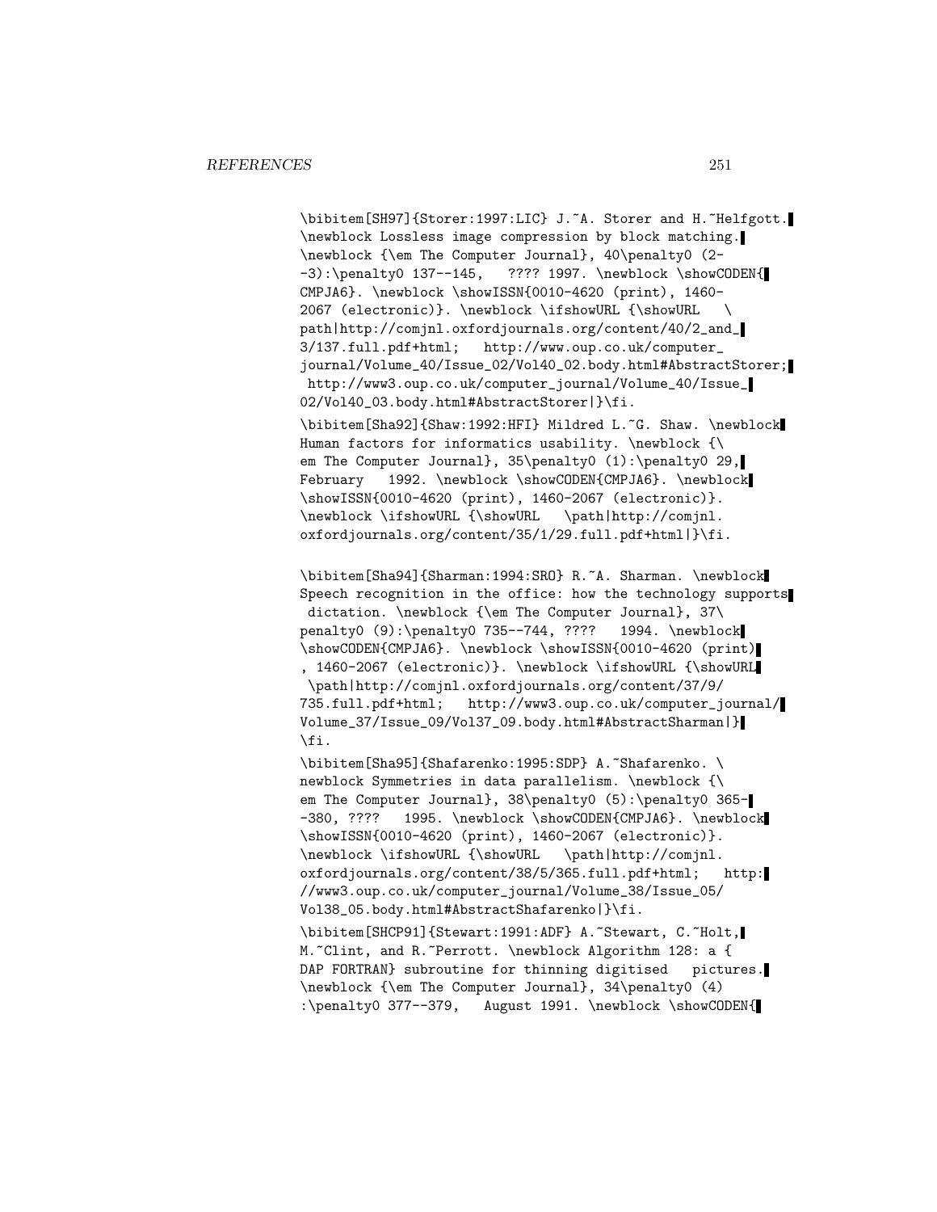```
\bibitem[SH97]{Storer:1997:LIC} J.~A. Storer and H.~Helfgott.
\newblock Lossless image compression by block matching.
\newblock {\em The Computer Journal}, 40\penalty0 (2-
-3):\penalty0 137--145,   ???? 1997. \newblock \showCODEN{
CMPJA6}. \newblock \showISSN{0010-4620 (print), 1460-
2067 (electronic)}. \newblock \ifshowURL {\showURL   \
path|http://comjnl.oxfordjournals.org/content/40/2_and_
3/137.full.pdf+html;   http://www.oup.co.uk/computer_
journal/Volume_40/Issue_02/Vol40_02.body.html#AbstractStorer;
 http://www3.oup.co.uk/computer_journal/Volume_40/Issue_
02/Vol40_03.body.html#AbstractStorer|}\fi.

\bibitem[Sha92]{Shaw:1992:HFI} Mildred L.~G. Shaw. \newblock
Human factors for informatics usability. \newblock {\
em The Computer Journal}, 35\penalty0 (1):\penalty0 29,
February   1992. \newblock \showCODEN{CMPJA6}. \newblock
\showISSN{0010-4620 (print), 1460-2067 (electronic)}.
\newblock \ifshowURL {\showURL   \path|http://comjnl.
oxfordjournals.org/content/35/1/29.full.pdf+html|}\fi.

\bibitem[Sha94]{Sharman:1994:SRO} R.~A. Sharman. \newblock
Speech recognition in the office: how the technology supports
 dictation. \newblock {\em The Computer Journal}, 37\
penalty0 (9):\penalty0 735--744, ????   1994. \newblock
\showCODEN{CMPJA6}. \newblock \showISSN{0010-4620 (print)
, 1460-2067 (electronic)}. \newblock \ifshowURL {\showURL
 \path|http://comjnl.oxfordjournals.org/content/37/9/
735.full.pdf+html;   http://www3.oup.co.uk/computer_journal/
Volume_37/Issue_09/Vol37_09.body.html#AbstractSharman|}
\fi.

\bibitem[Sha95]{Shafarenko:1995:SDP} A.~Shafarenko. \
newblock Symmetries in data parallelism. \newblock {\
em The Computer Journal}, 38\penalty0 (5):\penalty0 365-
-380, ????   1995. \newblock \showCODEN{CMPJA6}. \newblock
\showISSN{0010-4620 (print), 1460-2067 (electronic)}.
\newblock \ifshowURL {\showURL   \path|http://comjnl.
oxfordjournals.org/content/38/5/365.full.pdf+html;   http:
//www3.oup.co.uk/computer_journal/Volume_38/Issue_05/
Vol38_05.body.html#AbstractShafarenko|}\fi.

\bibitem[SHCP91]{Stewart:1991:ADF} A.~Stewart, C.~Holt,
M.~Clint, and R.~Perrott. \newblock Algorithm 128: a {
DAP FORTRAN} subroutine for thinning digitised   pictures.
\newblock {\em The Computer Journal}, 34\penalty0 (4)
:\penalty0 377--379,   August 1991. \newblock \showCODEN{
```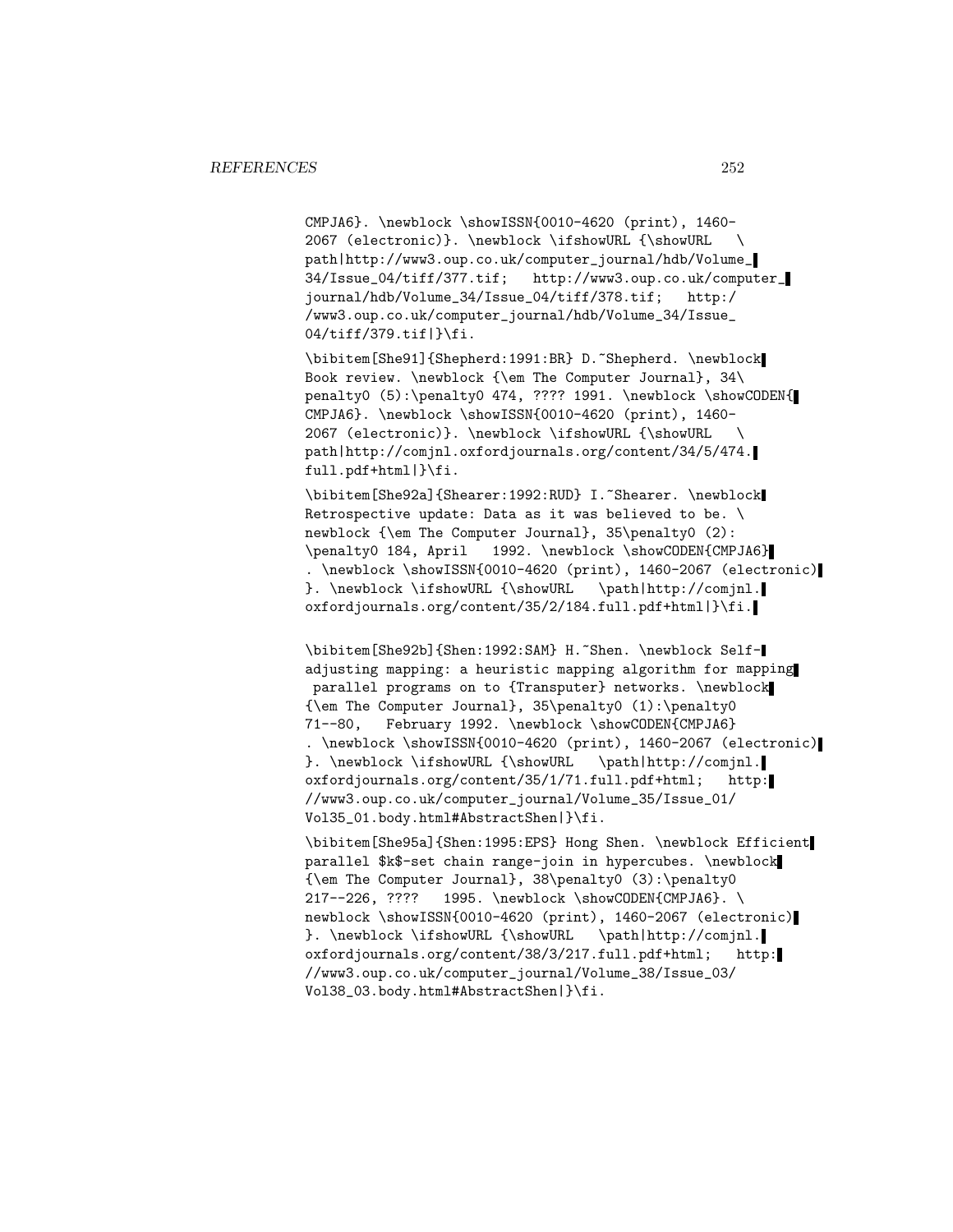CMPJA6}. \newblock \showISSN{0010-4620 (print), 1460-2067 (electronic)}. \newblock \ifshowURL {\showURL \path|http://www3.oup.co.uk/computer_journal/hdb/Volume_34/Issue_04/tiff/377.tif; http://www3.oup.co.uk/computer_journal/hdb/Volume_34/Issue_04/tiff/378.tif; http://www3.oup.co.uk/computer_journal/hdb/Volume_34/Issue_04/tiff/379.tif|}\fi.

\bibitem[She91]{Shepherd:1991:BR} D.~Shepherd. \newblock Book review. \newblock {\em The Computer Journal}, 34\penalty0 (5):\penalty0 474, ???? 1991. \newblock \showCODEN{CMPJA6}. \newblock \showISSN{0010-4620 (print), 1460-2067 (electronic)}. \newblock \ifshowURL {\showURL \path|http://comjnl.oxfordjournals.org/content/34/5/474.full.pdf+html|}\fi.

\bibitem[She92a]{Shearer:1992:RUD} I.~Shearer. \newblock Retrospective update: Data as it was believed to be. \newblock {\em The Computer Journal}, 35\penalty0 (2):\penalty0 184, April 1992. \newblock \showCODEN{CMPJA6}. \newblock \showISSN{0010-4620 (print), 1460-2067 (electronic)}. \newblock \ifshowURL {\showURL \path|http://comjnl.oxfordjournals.org/content/35/2/184.full.pdf+html|}\fi.

\bibitem[She92b]{Shen:1992:SAM} H.~Shen. \newblock Self-adjusting mapping: a heuristic mapping algorithm for mapping parallel programs on to {Transputer} networks. \newblock {\em The Computer Journal}, 35\penalty0 (1):\penalty0 71--80, February 1992. \newblock \showCODEN{CMPJA6}. \newblock \showISSN{0010-4620 (print), 1460-2067 (electronic)}. \newblock \ifshowURL {\showURL \path|http://comjnl.oxfordjournals.org/content/35/1/71.full.pdf+html; http://www3.oup.co.uk/computer_journal/Volume_35/Issue_01/Vol35_01.body.html#AbstractShen|}\fi.

\bibitem[She95a]{Shen:1995:EPS} Hong Shen. \newblock Efficient parallel $k$-set chain range-join in hypercubes. \newblock {\em The Computer Journal}, 38\penalty0 (3):\penalty0 217--226, ???? 1995. \newblock \showCODEN{CMPJA6}. \newblock \showISSN{0010-4620 (print), 1460-2067 (electronic)}. \newblock \ifshowURL {\showURL \path|http://comjnl.oxfordjournals.org/content/38/3/217.full.pdf+html; http://www3.oup.co.uk/computer_journal/Volume_38/Issue_03/Vol38_03.body.html#AbstractShen|}\fi.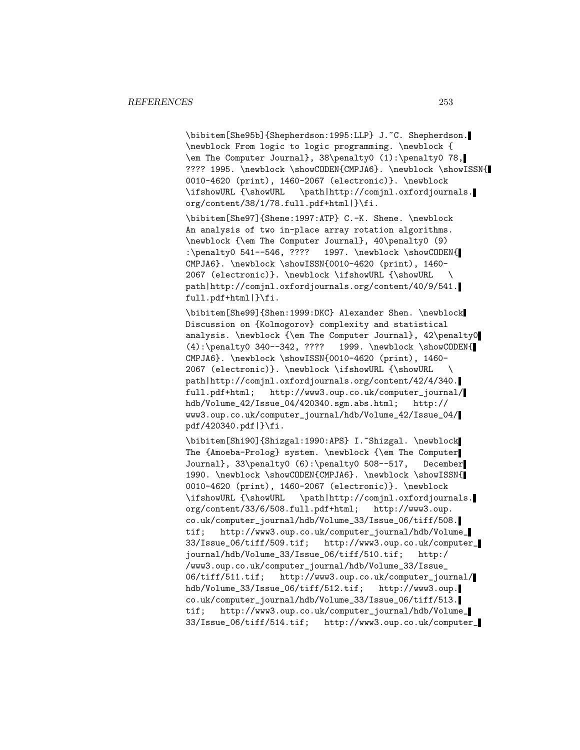```
\bibitem[She95b]{Shepherdson:1995:LLP} J.~C. Shepherdson.
\newblock From logic to logic programming. \newblock {
\em The Computer Journal}, 38\penalty0 (1):\penalty0 78,
???? 1995. \newblock \showCODEN{CMPJA6}. \newblock \showISSN{
0010-4620 (print), 1460-2067 (electronic)}. \newblock
\ifshowURL {\showURL   \path|http://comjnl.oxfordjournals.
org/content/38/1/78.full.pdf+html|}\fi.

\bibitem[She97]{Shene:1997:ATP} C.-K. Shene. \newblock
An analysis of two in-place array rotation algorithms.
\newblock {\em The Computer Journal}, 40\penalty0 (9)
:\penalty0 541--546, ????   1997. \newblock \showCODEN{
CMPJA6}. \newblock \showISSN{0010-4620 (print), 1460-
2067 (electronic)}. \newblock \ifshowURL {\showURL   \
path|http://comjnl.oxfordjournals.org/content/40/9/541.
full.pdf+html|}\fi.

\bibitem[She99]{Shen:1999:DKC} Alexander Shen. \newblock
Discussion on {Kolmogorov} complexity and statistical
analysis. \newblock {\em The Computer Journal}, 42\penalty0
(4):\penalty0 340--342, ????   1999. \newblock \showCODEN{
CMPJA6}. \newblock \showISSN{0010-4620 (print), 1460-
2067 (electronic)}. \newblock \ifshowURL {\showURL   \
path|http://comjnl.oxfordjournals.org/content/42/4/340.
full.pdf+html;   http://www3.oup.co.uk/computer_journal/
hdb/Volume_42/Issue_04/420340.sgm.abs.html;   http://
www3.oup.co.uk/computer_journal/hdb/Volume_42/Issue_04/
pdf/420340.pdf|}\fi.

\bibitem[Shi90]{Shizgal:1990:APS} I.~Shizgal. \newblock
The {Amoeba-Prolog} system. \newblock {\em The Computer
Journal}, 33\penalty0 (6):\penalty0 508--517,   December
1990. \newblock \showCODEN{CMPJA6}. \newblock \showISSN{
0010-4620 (print), 1460-2067 (electronic)}. \newblock
\ifshowURL {\showURL   \path|http://comjnl.oxfordjournals.
org/content/33/6/508.full.pdf+html;   http://www3.oup.
co.uk/computer_journal/hdb/Volume_33/Issue_06/tiff/508.
tif;   http://www3.oup.co.uk/computer_journal/hdb/Volume_
33/Issue_06/tiff/509.tif;   http://www3.oup.co.uk/computer_
journal/hdb/Volume_33/Issue_06/tiff/510.tif;   http:/
/www3.oup.co.uk/computer_journal/hdb/Volume_33/Issue_
06/tiff/511.tif;   http://www3.oup.co.uk/computer_journal/
hdb/Volume_33/Issue_06/tiff/512.tif;   http://www3.oup.
co.uk/computer_journal/hdb/Volume_33/Issue_06/tiff/513.
tif;   http://www3.oup.co.uk/computer_journal/hdb/Volume_
33/Issue_06/tiff/514.tif;   http://www3.oup.co.uk/computer_
```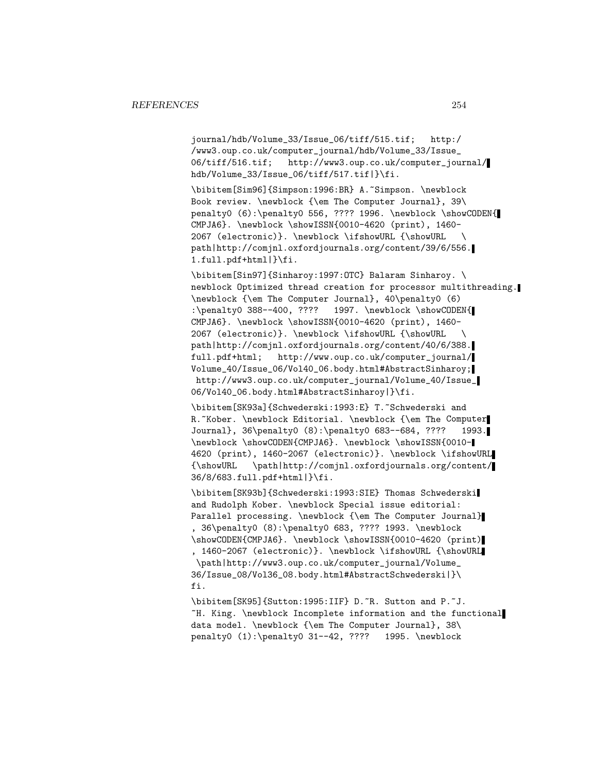```
journal/hdb/Volume_33/Issue_06/tiff/515.tif;   http:/
/www3.oup.co.uk/computer_journal/hdb/Volume_33/Issue_
06/tiff/516.tif;   http://www3.oup.co.uk/computer_journal/
hdb/Volume_33/Issue_06/tiff/517.tif|}\fi.

\bibitem[Sim96]{Simpson:1996:BR} A.~Simpson. \newblock
Book review. \newblock {\em The Computer Journal}, 39\
penalty0 (6):\penalty0 556, ???? 1996. \newblock \showCODEN{
CMPJA6}. \newblock \showISSN{0010-4620 (print), 1460-
2067 (electronic)}. \newblock \ifshowURL {\showURL   \
path|http://comjnl.oxfordjournals.org/content/39/6/556.
1.full.pdf+html|}\fi.

\bibitem[Sin97]{Sinharoy:1997:OTC} Balaram Sinharoy. \
newblock Optimized thread creation for processor multithreading.
\newblock {\em The Computer Journal}, 40\penalty0 (6)
:\penalty0 388--400, ????   1997. \newblock \showCODEN{
CMPJA6}. \newblock \showISSN{0010-4620 (print), 1460-
2067 (electronic)}. \newblock \ifshowURL {\showURL   \
path|http://comjnl.oxfordjournals.org/content/40/6/388.
full.pdf+html;   http://www.oup.co.uk/computer_journal/
Volume_40/Issue_06/Vol40_06.body.html#AbstractSinharoy;
 http://www3.oup.co.uk/computer_journal/Volume_40/Issue_
06/Vol40_06.body.html#AbstractSinharoy|}\fi.

\bibitem[SK93a]{Schwederski:1993:E} T.~Schwederski and
R.~Kober. \newblock Editorial. \newblock {\em The Computer
Journal}, 36\penalty0 (8):\penalty0 683--684, ????   1993.
\newblock \showCODEN{CMPJA6}. \newblock \showISSN{0010-
4620 (print), 1460-2067 (electronic)}. \newblock \ifshowURL
{\showURL   \path|http://comjnl.oxfordjournals.org/content/
36/8/683.full.pdf+html|}\fi.

\bibitem[SK93b]{Schwederski:1993:SIE} Thomas Schwederski
and Rudolph Kober. \newblock Special issue editorial:
Parallel processing. \newblock {\em The Computer Journal}
, 36\penalty0 (8):\penalty0 683, ???? 1993. \newblock
\showCODEN{CMPJA6}. \newblock \showISSN{0010-4620 (print)
, 1460-2067 (electronic)}. \newblock \ifshowURL {\showURL
 \path|http://www3.oup.co.uk/computer_journal/Volume_
36/Issue_08/Vol36_08.body.html#AbstractSchwederski|}\
fi.

\bibitem[SK95]{Sutton:1995:IIF} D.~R. Sutton and P.~J.
~H. King. \newblock Incomplete information and the functional
data model. \newblock {\em The Computer Journal}, 38\
penalty0 (1):\penalty0 31--42, ????   1995. \newblock
```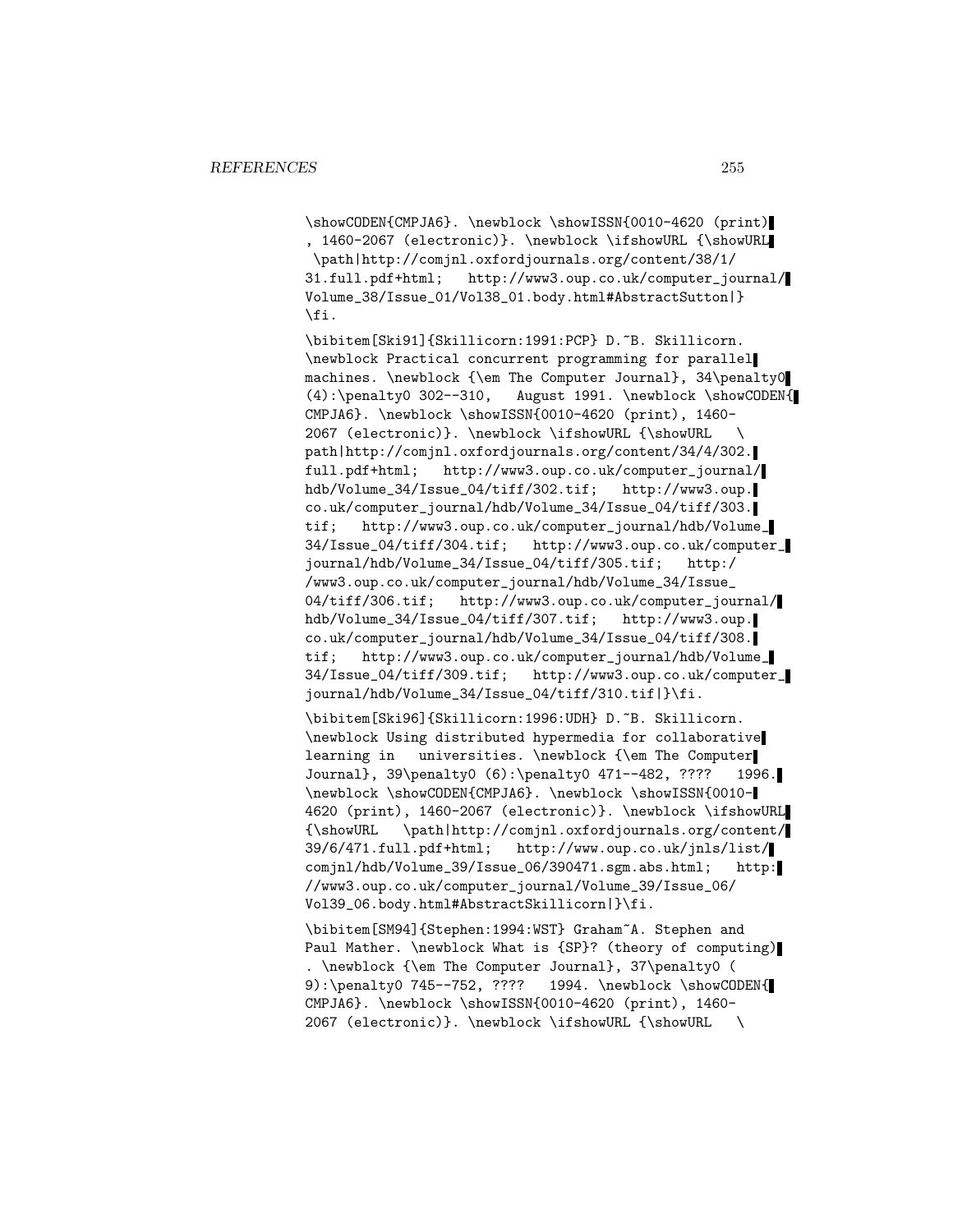```
\showCODEN{CMPJA6}. \newblock \showISSN{0010-4620 (print)
, 1460-2067 (electronic)}. \newblock \ifshowURL {\showURL
 \path|http://comjnl.oxfordjournals.org/content/38/1/
31.full.pdf+html;   http://www3.oup.co.uk/computer_journal/
Volume_38/Issue_01/Vol38_01.body.html#AbstractSutton|}
\fi.

\bibitem[Ski91]{Skillicorn:1991:PCP} D.~B. Skillicorn.
\newblock Practical concurrent programming for parallel
machines. \newblock {\em The Computer Journal}, 34\penalty0
(4):\penalty0 302--310,   August 1991. \newblock \showCODEN{
CMPJA6}. \newblock \showISSN{0010-4620 (print), 1460-
2067 (electronic)}. \newblock \ifshowURL {\showURL   \
path|http://comjnl.oxfordjournals.org/content/34/4/302.
full.pdf+html;   http://www3.oup.co.uk/computer_journal/
hdb/Volume_34/Issue_04/tiff/302.tif;   http://www3.oup.
co.uk/computer_journal/hdb/Volume_34/Issue_04/tiff/303.
tif;   http://www3.oup.co.uk/computer_journal/hdb/Volume_
34/Issue_04/tiff/304.tif;   http://www3.oup.co.uk/computer_
journal/hdb/Volume_34/Issue_04/tiff/305.tif;   http:/
/www3.oup.co.uk/computer_journal/hdb/Volume_34/Issue_
04/tiff/306.tif;   http://www3.oup.co.uk/computer_journal/
hdb/Volume_34/Issue_04/tiff/307.tif;   http://www3.oup.
co.uk/computer_journal/hdb/Volume_34/Issue_04/tiff/308.
tif;   http://www3.oup.co.uk/computer_journal/hdb/Volume_
34/Issue_04/tiff/309.tif;   http://www3.oup.co.uk/computer_
journal/hdb/Volume_34/Issue_04/tiff/310.tif|}\fi.

\bibitem[Ski96]{Skillicorn:1996:UDH} D.~B. Skillicorn.
\newblock Using distributed hypermedia for collaborative
learning in   universities. \newblock {\em The Computer
Journal}, 39\penalty0 (6):\penalty0 471--482, ????   1996.
\newblock \showCODEN{CMPJA6}. \newblock \showISSN{0010-
4620 (print), 1460-2067 (electronic)}. \newblock \ifshowURL
{\showURL   \path|http://comjnl.oxfordjournals.org/content/
39/6/471.full.pdf+html;   http://www.oup.co.uk/jnls/list/
comjnl/hdb/Volume_39/Issue_06/390471.sgm.abs.html;   http:
//www3.oup.co.uk/computer_journal/Volume_39/Issue_06/
Vol39_06.body.html#AbstractSkillicorn|}\fi.

\bibitem[SM94]{Stephen:1994:WST} Graham~A. Stephen and
Paul Mather. \newblock What is {SP}? (theory of computing)
. \newblock {\em The Computer Journal}, 37\penalty0 (
9):\penalty0 745--752, ????   1994. \newblock \showCODEN{
CMPJA6}. \newblock \showISSN{0010-4620 (print), 1460-
2067 (electronic)}. \newblock \ifshowURL {\showURL   \
```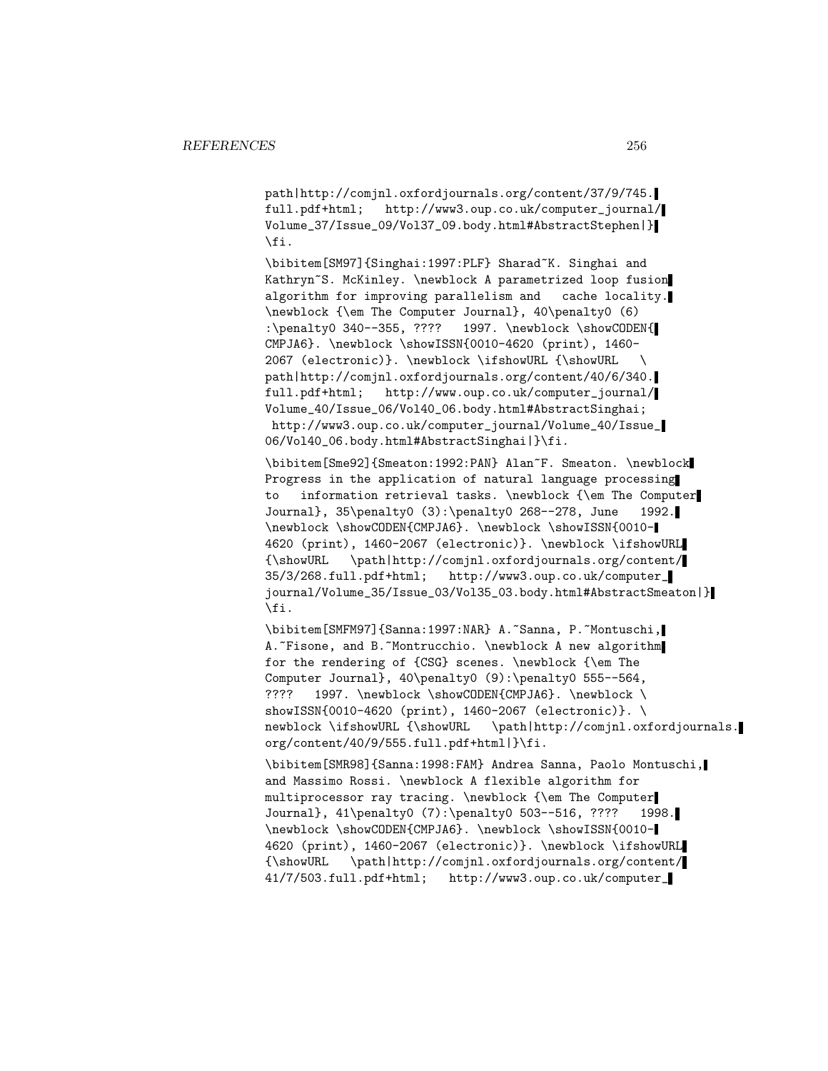```
path|http://comjnl.oxfordjournals.org/content/37/9/745.
full.pdf+html;   http://www3.oup.co.uk/computer_journal/
Volume_37/Issue_09/Vol37_09.body.html#AbstractStephen|}
\fi.

\bibitem[SM97]{Singhai:1997:PLF} Sharad~K. Singhai and
Kathryn~S. McKinley. \newblock A parametrized loop fusion
algorithm for improving parallelism and   cache locality.
\newblock {\em The Computer Journal}, 40\penalty0 (6)
:\penalty0 340--355, ????   1997. \newblock \showCODEN{
CMPJA6}. \newblock \showISSN{0010-4620 (print), 1460-
2067 (electronic)}. \newblock \ifshowURL {\showURL   \
path|http://comjnl.oxfordjournals.org/content/40/6/340.
full.pdf+html;   http://www.oup.co.uk/computer_journal/
Volume_40/Issue_06/Vol40_06.body.html#AbstractSinghai;
 http://www3.oup.co.uk/computer_journal/Volume_40/Issue_
06/Vol40_06.body.html#AbstractSinghai|}\fi.

\bibitem[Sme92]{Smeaton:1992:PAN} Alan~F. Smeaton. \newblock
Progress in the application of natural language processing
to   information retrieval tasks. \newblock {\em The Computer
Journal}, 35\penalty0 (3):\penalty0 268--278, June   1992.
\newblock \showCODEN{CMPJA6}. \newblock \showISSN{0010-
4620 (print), 1460-2067 (electronic)}. \newblock \ifshowURL
{\showURL   \path|http://comjnl.oxfordjournals.org/content/
35/3/268.full.pdf+html;   http://www3.oup.co.uk/computer_
journal/Volume_35/Issue_03/Vol35_03.body.html#AbstractSmeaton|}
\fi.

\bibitem[SMFM97]{Sanna:1997:NAR} A.~Sanna, P.~Montuschi,
A.~Fisone, and B.~Montrucchio. \newblock A new algorithm
for the rendering of {CSG} scenes. \newblock {\em The
Computer Journal}, 40\penalty0 (9):\penalty0 555--564,
????   1997. \newblock \showCODEN{CMPJA6}. \newblock \
showISSN{0010-4620 (print), 1460-2067 (electronic)}. \
newblock \ifshowURL {\showURL   \path|http://comjnl.oxfordjournals.
org/content/40/9/555.full.pdf+html|}\fi.

\bibitem[SMR98]{Sanna:1998:FAM} Andrea Sanna, Paolo Montuschi,
and Massimo Rossi. \newblock A flexible algorithm for
multiprocessor ray tracing. \newblock {\em The Computer
Journal}, 41\penalty0 (7):\penalty0 503--516, ????   1998.
\newblock \showCODEN{CMPJA6}. \newblock \showISSN{0010-
4620 (print), 1460-2067 (electronic)}. \newblock \ifshowURL
{\showURL   \path|http://comjnl.oxfordjournals.org/content/
41/7/503.full.pdf+html;   http://www3.oup.co.uk/computer_
```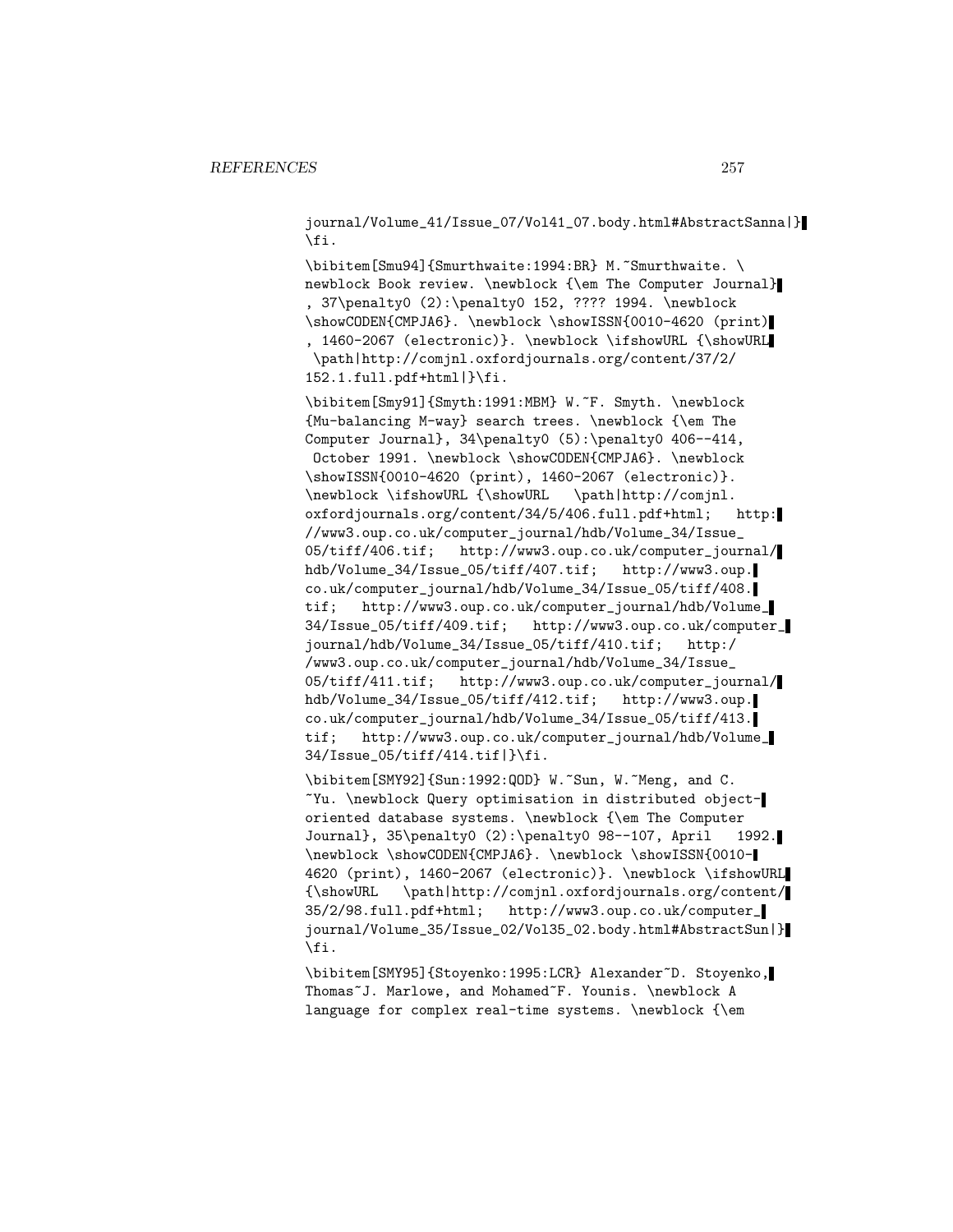```
journal/Volume_41/Issue_07/Vol41_07.body.html#AbstractSanna|}
\fi.

\bibitem[Smu94]{Smurthwaite:1994:BR} M.~Smurthwaite. \
newblock Book review. \newblock {\em The Computer Journal}
, 37\penalty0 (2):\penalty0 152, ???? 1994. \newblock
\showCODEN{CMPJA6}. \newblock \showISSN{0010-4620 (print)
, 1460-2067 (electronic)}. \newblock \ifshowURL {\showURL
 \path|http://comjnl.oxfordjournals.org/content/37/2/
152.1.full.pdf+html|}\fi.

\bibitem[Smy91]{Smyth:1991:MBM} W.~F. Smyth. \newblock
{Mu-balancing M-way} search trees. \newblock {\em The
Computer Journal}, 34\penalty0 (5):\penalty0 406--414,
 October 1991. \newblock \showCODEN{CMPJA6}. \newblock
\showISSN{0010-4620 (print), 1460-2067 (electronic)}.
\newblock \ifshowURL {\showURL   \path|http://comjnl.
oxfordjournals.org/content/34/5/406.full.pdf+html;   http:
//www3.oup.co.uk/computer_journal/hdb/Volume_34/Issue_
05/tiff/406.tif;   http://www3.oup.co.uk/computer_journal/
hdb/Volume_34/Issue_05/tiff/407.tif;   http://www3.oup.
co.uk/computer_journal/hdb/Volume_34/Issue_05/tiff/408.
tif;   http://www3.oup.co.uk/computer_journal/hdb/Volume_
34/Issue_05/tiff/409.tif;   http://www3.oup.co.uk/computer_
journal/hdb/Volume_34/Issue_05/tiff/410.tif;   http:/
/www3.oup.co.uk/computer_journal/hdb/Volume_34/Issue_
05/tiff/411.tif;   http://www3.oup.co.uk/computer_journal/
hdb/Volume_34/Issue_05/tiff/412.tif;   http://www3.oup.
co.uk/computer_journal/hdb/Volume_34/Issue_05/tiff/413.
tif;   http://www3.oup.co.uk/computer_journal/hdb/Volume_
34/Issue_05/tiff/414.tif|}\fi.

\bibitem[SMY92]{Sun:1992:QOD} W.~Sun, W.~Meng, and C.
~Yu. \newblock Query optimisation in distributed object-
oriented database systems. \newblock {\em The Computer
Journal}, 35\penalty0 (2):\penalty0 98--107, April   1992.
\newblock \showCODEN{CMPJA6}. \newblock \showISSN{0010-
4620 (print), 1460-2067 (electronic)}. \newblock \ifshowURL
{\showURL   \path|http://comjnl.oxfordjournals.org/content/
35/2/98.full.pdf+html;   http://www3.oup.co.uk/computer_
journal/Volume_35/Issue_02/Vol35_02.body.html#AbstractSun|}
\fi.

\bibitem[SMY95]{Stoyenko:1995:LCR} Alexander~D. Stoyenko,
Thomas~J. Marlowe, and Mohamed~F. Younis. \newblock A
language for complex real-time systems. \newblock {\em
```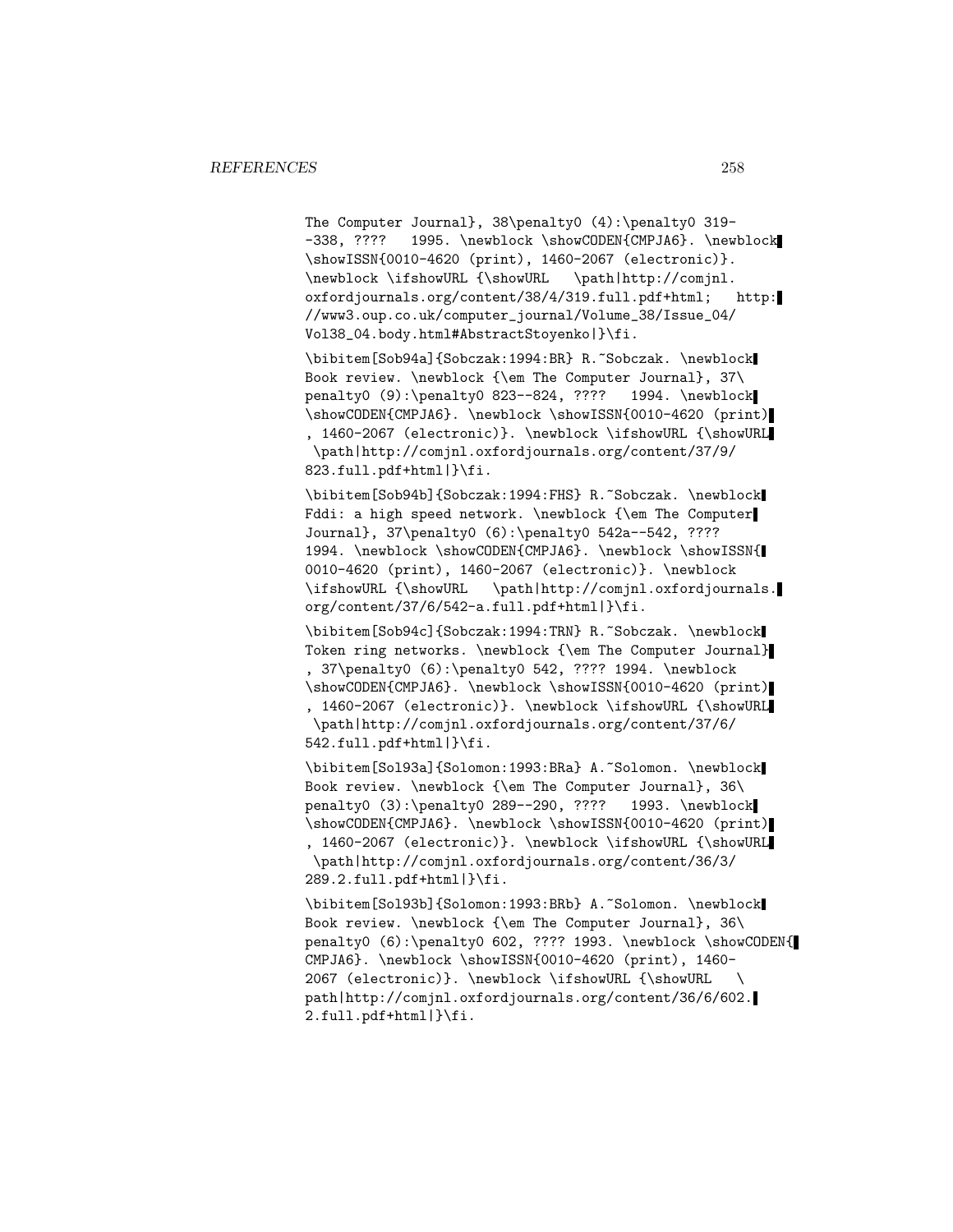```
The Computer Journal}, 38\penalty0 (4):\penalty0 319-
-338, ????   1995. \newblock \showCODEN{CMPJA6}. \newblock
\showISSN{0010-4620 (print), 1460-2067 (electronic)}.
\newblock \ifshowURL {\showURL   \path|http://comjnl.
oxfordjournals.org/content/38/4/319.full.pdf+html;   http:
//www3.oup.co.uk/computer_journal/Volume_38/Issue_04/
Vol38_04.body.html#AbstractStoyenko|}\fi.

\bibitem[Sob94a]{Sobczak:1994:BR} R.~Sobczak. \newblock
Book review. \newblock {\em The Computer Journal}, 37\
penalty0 (9):\penalty0 823--824, ????   1994. \newblock
\showCODEN{CMPJA6}. \newblock \showISSN{0010-4620 (print)
, 1460-2067 (electronic)}. \newblock \ifshowURL {\showURL
 \path|http://comjnl.oxfordjournals.org/content/37/9/
823.full.pdf+html|}\fi.

\bibitem[Sob94b]{Sobczak:1994:FHS} R.~Sobczak. \newblock
Fddi: a high speed network. \newblock {\em The Computer
Journal}, 37\penalty0 (6):\penalty0 542a--542, ????
1994. \newblock \showCODEN{CMPJA6}. \newblock \showISSN{
0010-4620 (print), 1460-2067 (electronic)}. \newblock
\ifshowURL {\showURL   \path|http://comjnl.oxfordjournals.
org/content/37/6/542-a.full.pdf+html|}\fi.

\bibitem[Sob94c]{Sobczak:1994:TRN} R.~Sobczak. \newblock
Token ring networks. \newblock {\em The Computer Journal}
, 37\penalty0 (6):\penalty0 542, ???? 1994. \newblock
\showCODEN{CMPJA6}. \newblock \showISSN{0010-4620 (print)
, 1460-2067 (electronic)}. \newblock \ifshowURL {\showURL
 \path|http://comjnl.oxfordjournals.org/content/37/6/
542.full.pdf+html|}\fi.

\bibitem[Sol93a]{Solomon:1993:BRa} A.~Solomon. \newblock
Book review. \newblock {\em The Computer Journal}, 36\
penalty0 (3):\penalty0 289--290, ????   1993. \newblock
\showCODEN{CMPJA6}. \newblock \showISSN{0010-4620 (print)
, 1460-2067 (electronic)}. \newblock \ifshowURL {\showURL
 \path|http://comjnl.oxfordjournals.org/content/36/3/
289.2.full.pdf+html|}\fi.

\bibitem[Sol93b]{Solomon:1993:BRb} A.~Solomon. \newblock
Book review. \newblock {\em The Computer Journal}, 36\
penalty0 (6):\penalty0 602, ???? 1993. \newblock \showCODEN{
CMPJA6}. \newblock \showISSN{0010-4620 (print), 1460-
2067 (electronic)}. \newblock \ifshowURL {\showURL   \
path|http://comjnl.oxfordjournals.org/content/36/6/602.
2.full.pdf+html|}\fi.
```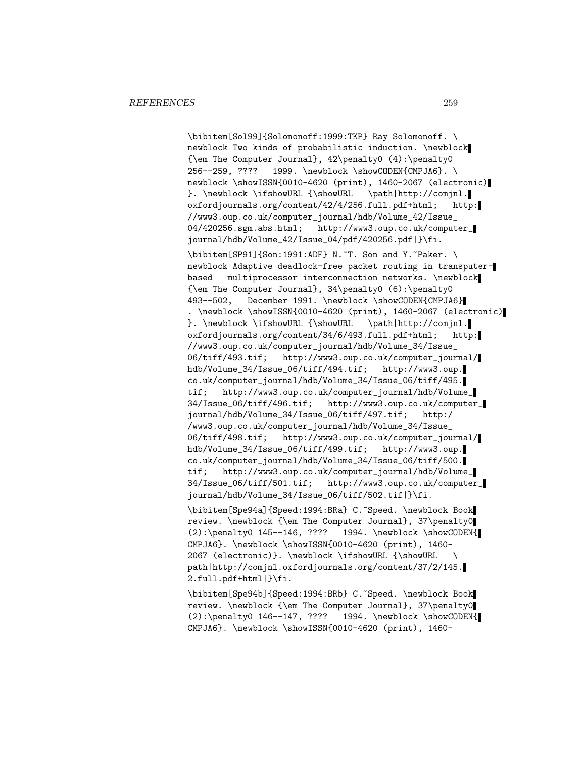```
\bibitem[Sol99]{Solomonoff:1999:TKP} Ray Solomonoff. \
newblock Two kinds of probabilistic induction. \newblock
{\em The Computer Journal}, 42\penalty0 (4):\penalty0
256--259, ???? 1999. \newblock \showCODEN{CMPJA6}. \
newblock \showISSN{0010-4620 (print), 1460-2067 (electronic)
}. \newblock \ifshowURL {\showURL \path|http://comjnl.
oxfordjournals.org/content/42/4/256.full.pdf+html; http:
//www3.oup.co.uk/computer_journal/hdb/Volume_42/Issue_
04/420256.sgm.abs.html; http://www3.oup.co.uk/computer_
journal/hdb/Volume_42/Issue_04/pdf/420256.pdf|}\fi.

\bibitem[SP91]{Son:1991:ADF} N.~T. Son and Y.~Paker. \
newblock Adaptive deadlock-free packet routing in transputer-
based multiprocessor interconnection networks. \newblock
{\em The Computer Journal}, 34\penalty0 (6):\penalty0
493--502, December 1991. \newblock \showCODEN{CMPJA6}
. \newblock \showISSN{0010-4620 (print), 1460-2067 (electronic)
}. \newblock \ifshowURL {\showURL \path|http://comjnl.
oxfordjournals.org/content/34/6/493.full.pdf+html; http:
//www3.oup.co.uk/computer_journal/hdb/Volume_34/Issue_
06/tiff/493.tif; http://www3.oup.co.uk/computer_journal/
hdb/Volume_34/Issue_06/tiff/494.tif; http://www3.oup.
co.uk/computer_journal/hdb/Volume_34/Issue_06/tiff/495.
tif; http://www3.oup.co.uk/computer_journal/hdb/Volume_
34/Issue_06/tiff/496.tif; http://www3.oup.co.uk/computer_
journal/hdb/Volume_34/Issue_06/tiff/497.tif; http:/
/www3.oup.co.uk/computer_journal/hdb/Volume_34/Issue_
06/tiff/498.tif; http://www3.oup.co.uk/computer_journal/
hdb/Volume_34/Issue_06/tiff/499.tif; http://www3.oup.
co.uk/computer_journal/hdb/Volume_34/Issue_06/tiff/500.
tif; http://www3.oup.co.uk/computer_journal/hdb/Volume_
34/Issue_06/tiff/501.tif; http://www3.oup.co.uk/computer_
journal/hdb/Volume_34/Issue_06/tiff/502.tif|}\fi.

\bibitem[Spe94a]{Speed:1994:BRa} C.~Speed. \newblock Book
review. \newblock {\em The Computer Journal}, 37\penalty0
(2):\penalty0 145--146, ???? 1994. \newblock \showCODEN{
CMPJA6}. \newblock \showISSN{0010-4620 (print), 1460-
2067 (electronic)}. \newblock \ifshowURL {\showURL \
path|http://comjnl.oxfordjournals.org/content/37/2/145.
2.full.pdf+html|}\fi.

\bibitem[Spe94b]{Speed:1994:BRb} C.~Speed. \newblock Book
review. \newblock {\em The Computer Journal}, 37\penalty0
(2):\penalty0 146--147, ???? 1994. \newblock \showCODEN{
CMPJA6}. \newblock \showISSN{0010-4620 (print), 1460-
```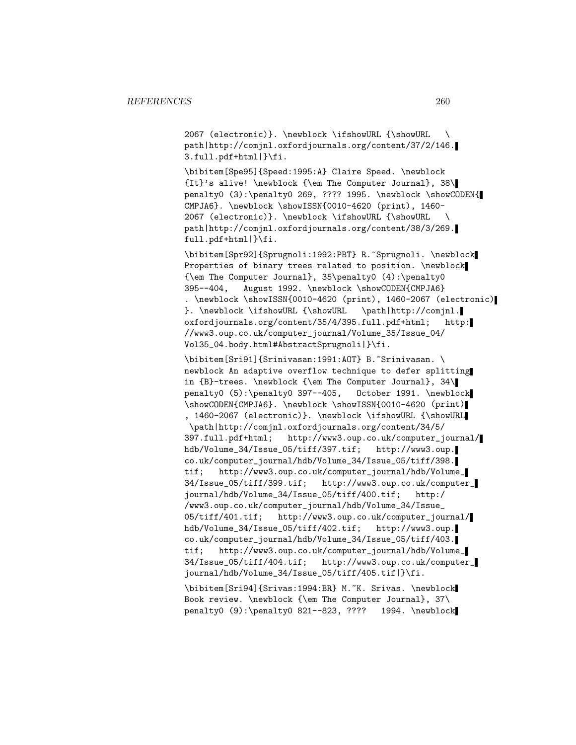```
2067 (electronic)}. \newblock \ifshowURL {\showURL   \
path|http://comjnl.oxfordjournals.org/content/37/2/146.
3.full.pdf+html|}\fi.

\bibitem[Spe95]{Speed:1995:A} Claire Speed. \newblock
{It}'s alive! \newblock {\em The Computer Journal}, 38\
penalty0 (3):\penalty0 269, ???? 1995. \newblock \showCODEN{
CMPJA6}. \newblock \showISSN{0010-4620 (print), 1460-
2067 (electronic)}. \newblock \ifshowURL {\showURL   \
path|http://comjnl.oxfordjournals.org/content/38/3/269.
full.pdf+html|}\fi.

\bibitem[Spr92]{Sprugnoli:1992:PBT} R.~Sprugnoli. \newblock
Properties of binary trees related to position. \newblock
{\em The Computer Journal}, 35\penalty0 (4):\penalty0
395--404,   August 1992. \newblock \showCODEN{CMPJA6}
. \newblock \showISSN{0010-4620 (print), 1460-2067 (electronic)
}. \newblock \ifshowURL {\showURL   \path|http://comjnl.
oxfordjournals.org/content/35/4/395.full.pdf+html;   http:
//www3.oup.co.uk/computer_journal/Volume_35/Issue_04/
Vol35_04.body.html#AbstractSprugnoli|}\fi.

\bibitem[Sri91]{Srinivasan:1991:AOT} B.~Srinivasan. \
newblock An adaptive overflow technique to defer splitting
in {B}-trees. \newblock {\em The Computer Journal}, 34\
penalty0 (5):\penalty0 397--405,   October 1991. \newblock
\showCODEN{CMPJA6}. \newblock \showISSN{0010-4620 (print)
, 1460-2067 (electronic)}. \newblock \ifshowURL {\showURL
 \path|http://comjnl.oxfordjournals.org/content/34/5/
397.full.pdf+html;   http://www3.oup.co.uk/computer_journal/
hdb/Volume_34/Issue_05/tiff/397.tif;   http://www3.oup.
co.uk/computer_journal/hdb/Volume_34/Issue_05/tiff/398.
tif;   http://www3.oup.co.uk/computer_journal/hdb/Volume_
34/Issue_05/tiff/399.tif;   http://www3.oup.co.uk/computer_
journal/hdb/Volume_34/Issue_05/tiff/400.tif;   http:/
/www3.oup.co.uk/computer_journal/hdb/Volume_34/Issue_
05/tiff/401.tif;   http://www3.oup.co.uk/computer_journal/
hdb/Volume_34/Issue_05/tiff/402.tif;   http://www3.oup.
co.uk/computer_journal/hdb/Volume_34/Issue_05/tiff/403.
tif;   http://www3.oup.co.uk/computer_journal/hdb/Volume_
34/Issue_05/tiff/404.tif;   http://www3.oup.co.uk/computer_
journal/hdb/Volume_34/Issue_05/tiff/405.tif|}\fi.

\bibitem[Sri94]{Srivas:1994:BR} M.~K. Srivas. \newblock
Book review. \newblock {\em The Computer Journal}, 37\
penalty0 (9):\penalty0 821--823, ????   1994. \newblock
```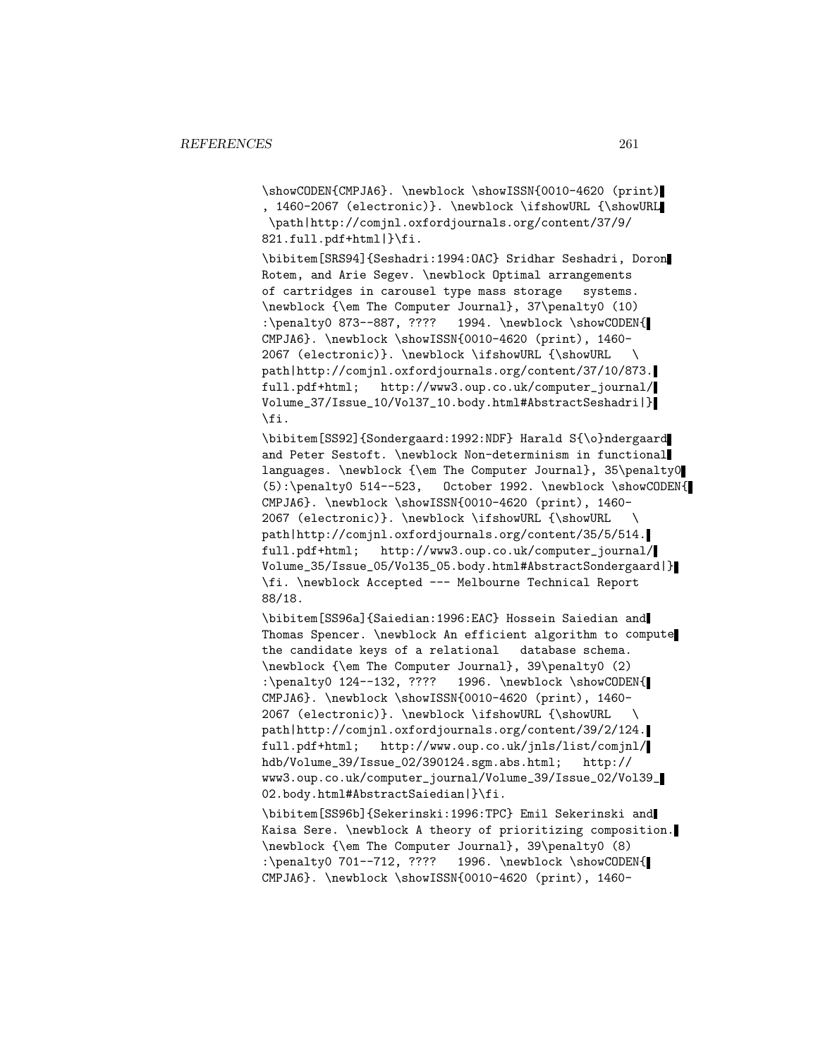```
\showCODEN{CMPJA6}. \newblock \showISSN{0010-4620 (print)
, 1460-2067 (electronic)}. \newblock \ifshowURL {\showURL
 \path|http://comjnl.oxfordjournals.org/content/37/9/
821.full.pdf+html|}\fi.

\bibitem[SRS94]{Seshadri:1994:OAC} Sridhar Seshadri, Doron
Rotem, and Arie Segev. \newblock Optimal arrangements
of cartridges in carousel type mass storage   systems.
\newblock {\em The Computer Journal}, 37\penalty0 (10)
:\penalty0 873--887, ????   1994. \newblock \showCODEN{
CMPJA6}. \newblock \showISSN{0010-4620 (print), 1460-
2067 (electronic)}. \newblock \ifshowURL {\showURL   \
path|http://comjnl.oxfordjournals.org/content/37/10/873.
full.pdf+html;   http://www3.oup.co.uk/computer_journal/
Volume_37/Issue_10/Vol37_10.body.html#AbstractSeshadri|}
\fi.

\bibitem[SS92]{Sondergaard:1992:NDF} Harald S{\o}ndergaard
and Peter Sestoft. \newblock Non-determinism in functional
languages. \newblock {\em The Computer Journal}, 35\penalty0
(5):\penalty0 514--523,   October 1992. \newblock \showCODEN{
CMPJA6}. \newblock \showISSN{0010-4620 (print), 1460-
2067 (electronic)}. \newblock \ifshowURL {\showURL   \
path|http://comjnl.oxfordjournals.org/content/35/5/514.
full.pdf+html;   http://www3.oup.co.uk/computer_journal/
Volume_35/Issue_05/Vol35_05.body.html#AbstractSondergaard|}
\fi. \newblock Accepted --- Melbourne Technical Report
88/18.

\bibitem[SS96a]{Saiedian:1996:EAC} Hossein Saiedian and
Thomas Spencer. \newblock An efficient algorithm to compute
the candidate keys of a relational   database schema.
\newblock {\em The Computer Journal}, 39\penalty0 (2)
:\penalty0 124--132, ????   1996. \newblock \showCODEN{
CMPJA6}. \newblock \showISSN{0010-4620 (print), 1460-
2067 (electronic)}. \newblock \ifshowURL {\showURL   \
path|http://comjnl.oxfordjournals.org/content/39/2/124.
full.pdf+html;   http://www.oup.co.uk/jnls/list/comjnl/
hdb/Volume_39/Issue_02/390124.sgm.abs.html;   http://
www3.oup.co.uk/computer_journal/Volume_39/Issue_02/Vol39_
02.body.html#AbstractSaiedian|}\fi.

\bibitem[SS96b]{Sekerinski:1996:TPC} Emil Sekerinski and
Kaisa Sere. \newblock A theory of prioritizing composition.
\newblock {\em The Computer Journal}, 39\penalty0 (8)
:\penalty0 701--712, ????   1996. \newblock \showCODEN{
CMPJA6}. \newblock \showISSN{0010-4620 (print), 1460-
```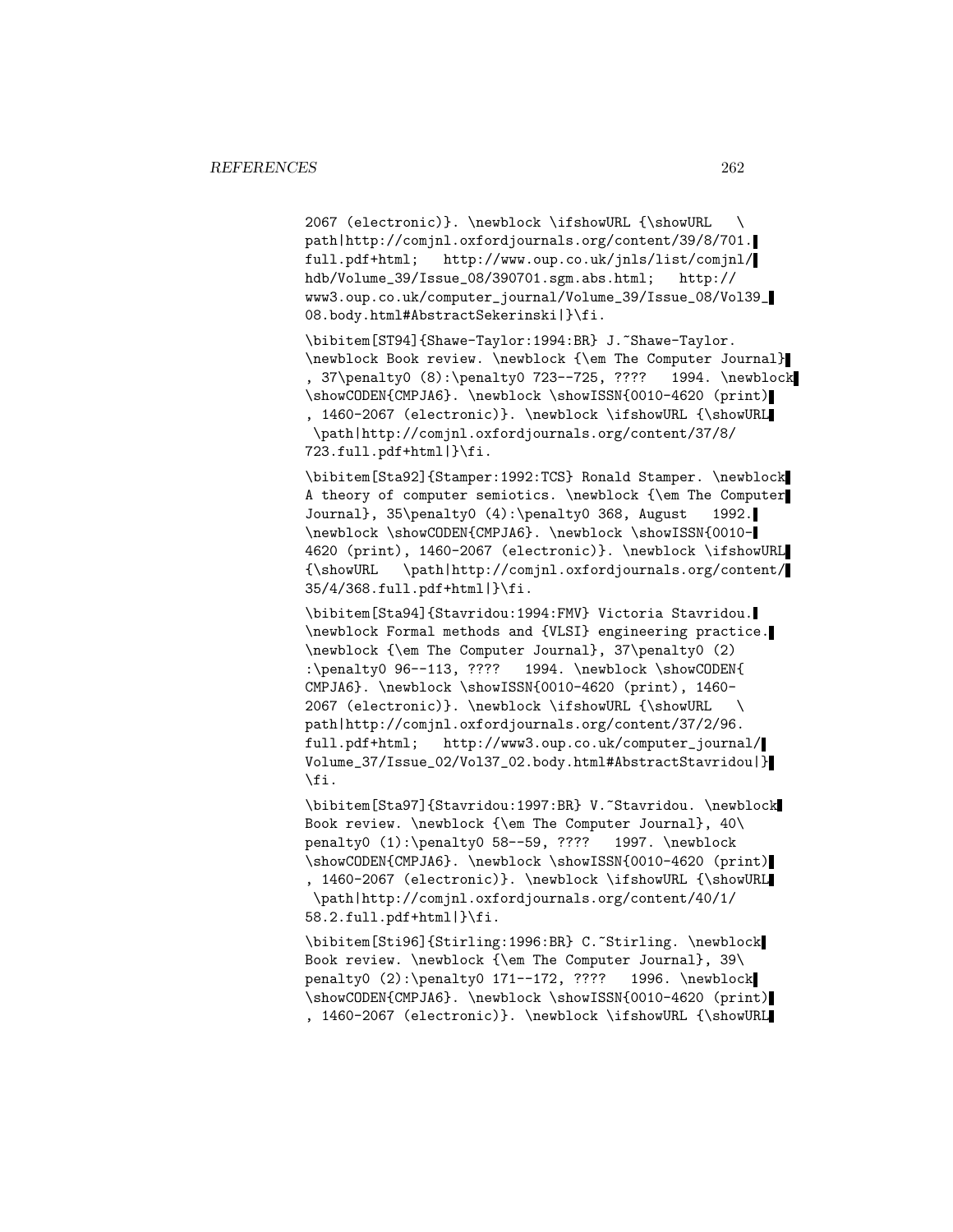2067 (electronic)}. \newblock \ifshowURL {\showURL \
path|http://comjnl.oxfordjournals.org/content/39/8/701.
full.pdf+html; http://www.oup.co.uk/jnls/list/comjnl/
hdb/Volume_39/Issue_08/390701.sgm.abs.html; http://
www3.oup.co.uk/computer_journal/Volume_39/Issue_08/Vol39_
08.body.html#AbstractSekerinski|}\fi.

\bibitem[ST94]{Shawe-Taylor:1994:BR} J.~Shawe-Taylor.
\newblock Book review. \newblock {\em The Computer Journal}
, 37\penalty0 (8):\penalty0 723--725, ???? 1994. \newblock
\showCODEN{CMPJA6}. \newblock \showISSN{0010-4620 (print)
, 1460-2067 (electronic)}. \newblock \ifshowURL {\showURL
\path|http://comjnl.oxfordjournals.org/content/37/8/
723.full.pdf+html|}\fi.

\bibitem[Sta92]{Stamper:1992:TCS} Ronald Stamper. \newblock
A theory of computer semiotics. \newblock {\em The Computer
Journal}, 35\penalty0 (4):\penalty0 368, August 1992.
\newblock \showCODEN{CMPJA6}. \newblock \showISSN{0010-
4620 (print), 1460-2067 (electronic)}. \newblock \ifshowURL
{\showURL \path|http://comjnl.oxfordjournals.org/content/
35/4/368.full.pdf+html|}\fi.

\bibitem[Sta94]{Stavridou:1994:FMV} Victoria Stavridou.
\newblock Formal methods and {VLSI} engineering practice.
\newblock {\em The Computer Journal}, 37\penalty0 (2)
:\penalty0 96--113, ???? 1994. \newblock \showCODEN{
CMPJA6}. \newblock \showISSN{0010-4620 (print), 1460-
2067 (electronic)}. \newblock \ifshowURL {\showURL \
path|http://comjnl.oxfordjournals.org/content/37/2/96.
full.pdf+html; http://www3.oup.co.uk/computer_journal/
Volume_37/Issue_02/Vol37_02.body.html#AbstractStavridou|}
\fi.

\bibitem[Sta97]{Stavridou:1997:BR} V.~Stavridou. \newblock
Book review. \newblock {\em The Computer Journal}, 40\
penalty0 (1):\penalty0 58--59, ???? 1997. \newblock
\showCODEN{CMPJA6}. \newblock \showISSN{0010-4620 (print)
, 1460-2067 (electronic)}. \newblock \ifshowURL {\showURL
\path|http://comjnl.oxfordjournals.org/content/40/1/
58.2.full.pdf+html|}\fi.

\bibitem[Sti96]{Stirling:1996:BR} C.~Stirling. \newblock
Book review. \newblock {\em The Computer Journal}, 39\
penalty0 (2):\penalty0 171--172, ???? 1996. \newblock
\showCODEN{CMPJA6}. \newblock \showISSN{0010-4620 (print)
, 1460-2067 (electronic)}. \newblock \ifshowURL {\showURL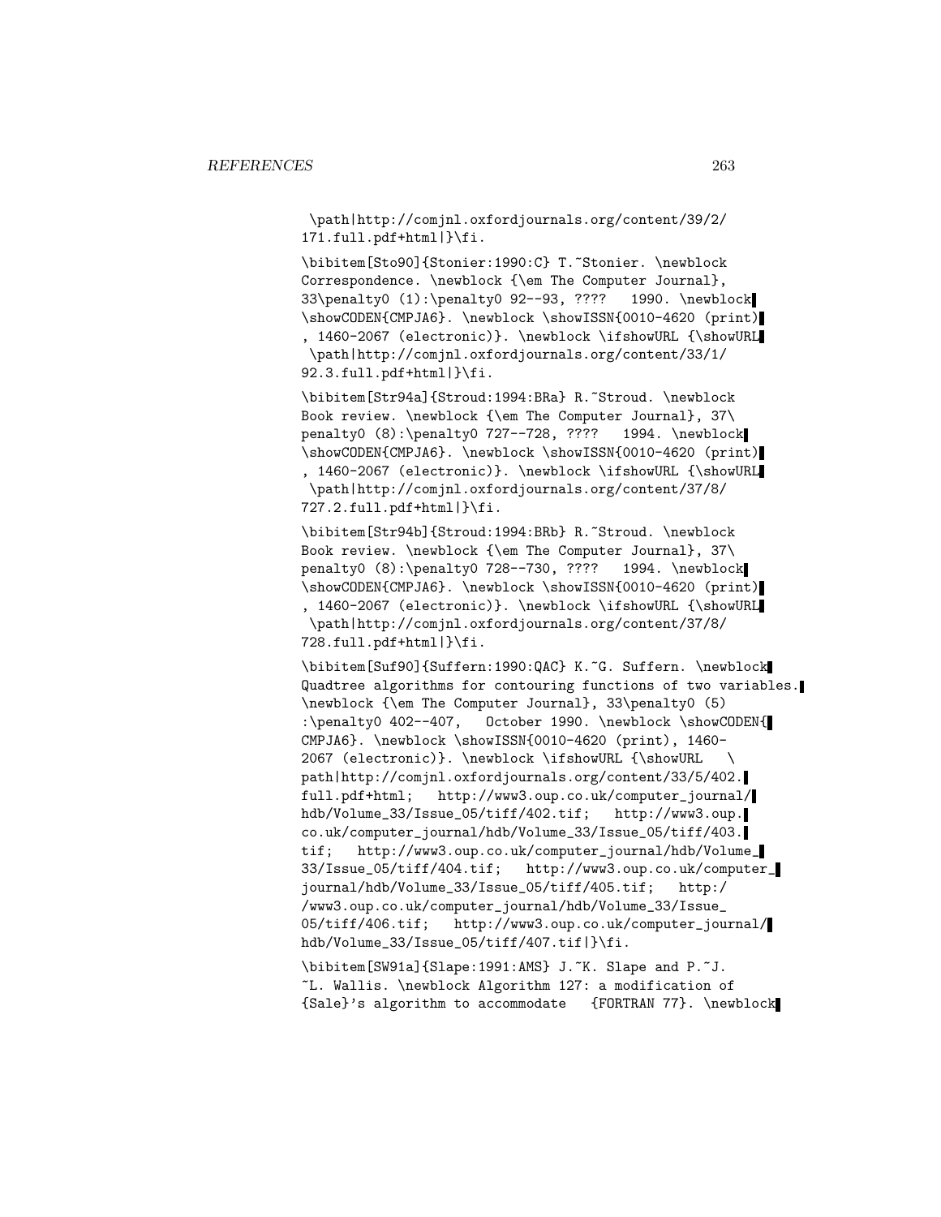```
\path|http://comjnl.oxfordjournals.org/content/39/2/
171.full.pdf+html|}\fi.

\bibitem[Sto90]{Stonier:1990:C} T.~Stonier. \newblock
Correspondence. \newblock {\em The Computer Journal},
33\penalty0 (1):\penalty0 92--93, ????   1990. \newblock
\showCODEN{CMPJA6}. \newblock \showISSN{0010-4620 (print)
, 1460-2067 (electronic)}. \newblock \ifshowURL {\showURL
 \path|http://comjnl.oxfordjournals.org/content/33/1/
92.3.full.pdf+html|}\fi.

\bibitem[Str94a]{Stroud:1994:BRa} R.~Stroud. \newblock
Book review. \newblock {\em The Computer Journal}, 37\
penalty0 (8):\penalty0 727--728, ????   1994. \newblock
\showCODEN{CMPJA6}. \newblock \showISSN{0010-4620 (print)
, 1460-2067 (electronic)}. \newblock \ifshowURL {\showURL
 \path|http://comjnl.oxfordjournals.org/content/37/8/
727.2.full.pdf+html|}\fi.

\bibitem[Str94b]{Stroud:1994:BRb} R.~Stroud. \newblock
Book review. \newblock {\em The Computer Journal}, 37\
penalty0 (8):\penalty0 728--730, ????   1994. \newblock
\showCODEN{CMPJA6}. \newblock \showISSN{0010-4620 (print)
, 1460-2067 (electronic)}. \newblock \ifshowURL {\showURL
 \path|http://comjnl.oxfordjournals.org/content/37/8/
728.full.pdf+html|}\fi.

\bibitem[Suf90]{Suffern:1990:QAC} K.~G. Suffern. \newblock
Quadtree algorithms for contouring functions of two variables.
\newblock {\em The Computer Journal}, 33\penalty0 (5)
:\penalty0 402--407,   October 1990. \newblock \showCODEN{
CMPJA6}. \newblock \showISSN{0010-4620 (print), 1460-
2067 (electronic)}. \newblock \ifshowURL {\showURL   \
path|http://comjnl.oxfordjournals.org/content/33/5/402.
full.pdf+html;   http://www3.oup.co.uk/computer_journal/
hdb/Volume_33/Issue_05/tiff/402.tif;   http://www3.oup.
co.uk/computer_journal/hdb/Volume_33/Issue_05/tiff/403.
tif;   http://www3.oup.co.uk/computer_journal/hdb/Volume_
33/Issue_05/tiff/404.tif;   http://www3.oup.co.uk/computer_
journal/hdb/Volume_33/Issue_05/tiff/405.tif;   http:/
/www3.oup.co.uk/computer_journal/hdb/Volume_33/Issue_
05/tiff/406.tif;   http://www3.oup.co.uk/computer_journal/
hdb/Volume_33/Issue_05/tiff/407.tif|}\fi.

\bibitem[SW91a]{Slape:1991:AMS} J.~K. Slape and P.~J.
~L. Wallis. \newblock Algorithm 127: a modification of
{Sale}'s algorithm to accommodate   {FORTRAN 77}. \newblock
```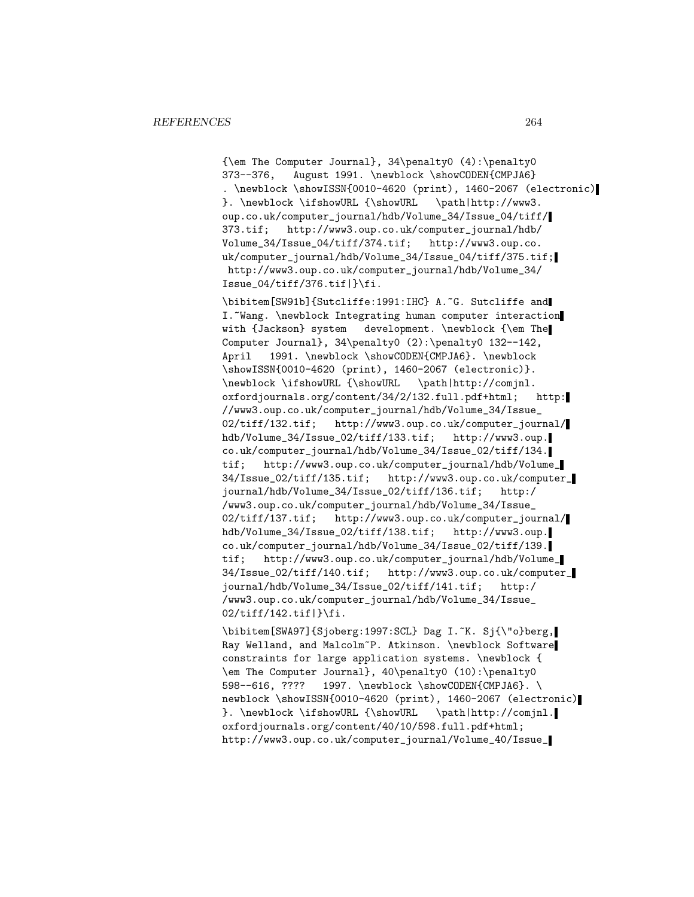```
{\em The Computer Journal}, 34\penalty0 (4):\penalty0
373--376,   August 1991. \newblock \showCODEN{CMPJA6}
. \newblock \showISSN{0010-4620 (print), 1460-2067 (electronic)
}. \newblock \ifshowURL {\showURL   \path|http://www3.
oup.co.uk/computer_journal/hdb/Volume_34/Issue_04/tiff/
373.tif;   http://www3.oup.co.uk/computer_journal/hdb/
Volume_34/Issue_04/tiff/374.tif;   http://www3.oup.co.
uk/computer_journal/hdb/Volume_34/Issue_04/tiff/375.tif;
 http://www3.oup.co.uk/computer_journal/hdb/Volume_34/
Issue_04/tiff/376.tif|}\fi.

\bibitem[SW91b]{Sutcliffe:1991:IHC} A.~G. Sutcliffe and
I.~Wang. \newblock Integrating human computer interaction
with {Jackson} system   development. \newblock {\em The
Computer Journal}, 34\penalty0 (2):\penalty0 132--142,
April   1991. \newblock \showCODEN{CMPJA6}. \newblock
\showISSN{0010-4620 (print), 1460-2067 (electronic)}.
\newblock \ifshowURL {\showURL   \path|http://comjnl.
oxfordjournals.org/content/34/2/132.full.pdf+html;   http:
//www3.oup.co.uk/computer_journal/hdb/Volume_34/Issue_
02/tiff/132.tif;   http://www3.oup.co.uk/computer_journal/
hdb/Volume_34/Issue_02/tiff/133.tif;   http://www3.oup.
co.uk/computer_journal/hdb/Volume_34/Issue_02/tiff/134.
tif;   http://www3.oup.co.uk/computer_journal/hdb/Volume_
34/Issue_02/tiff/135.tif;   http://www3.oup.co.uk/computer_
journal/hdb/Volume_34/Issue_02/tiff/136.tif;   http:/
/www3.oup.co.uk/computer_journal/hdb/Volume_34/Issue_
02/tiff/137.tif;   http://www3.oup.co.uk/computer_journal/
hdb/Volume_34/Issue_02/tiff/138.tif;   http://www3.oup.
co.uk/computer_journal/hdb/Volume_34/Issue_02/tiff/139.
tif;   http://www3.oup.co.uk/computer_journal/hdb/Volume_
34/Issue_02/tiff/140.tif;   http://www3.oup.co.uk/computer_
journal/hdb/Volume_34/Issue_02/tiff/141.tif;   http:/
/www3.oup.co.uk/computer_journal/hdb/Volume_34/Issue_
02/tiff/142.tif|}\fi.

\bibitem[SWA97]{Sjoberg:1997:SCL} Dag I.~K. Sj{\"o}berg,
Ray Welland, and Malcolm~P. Atkinson. \newblock Software
constraints for large application systems. \newblock {
\em The Computer Journal}, 40\penalty0 (10):\penalty0
598--616, ????   1997. \newblock \showCODEN{CMPJA6}. \
newblock \showISSN{0010-4620 (print), 1460-2067 (electronic)
}. \newblock \ifshowURL {\showURL   \path|http://comjnl.
oxfordjournals.org/content/40/10/598.full.pdf+html;
http://www3.oup.co.uk/computer_journal/Volume_40/Issue_
```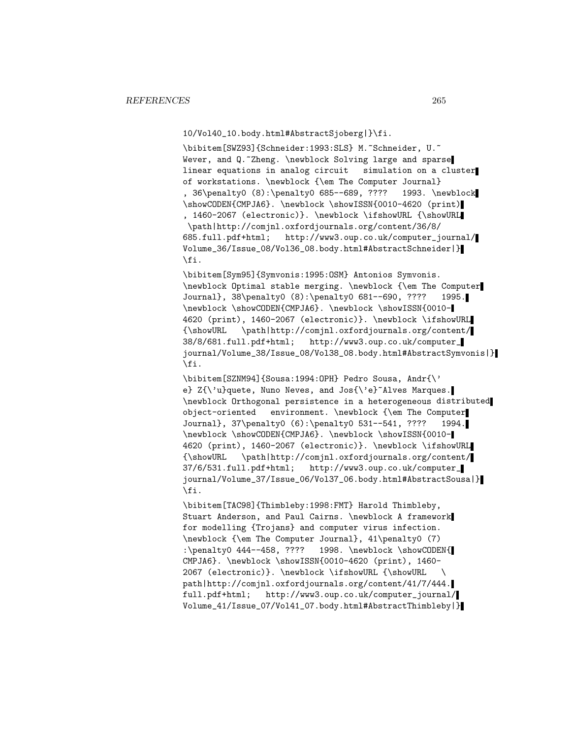```
10/Vol40_10.body.html#AbstractSjoberg|}\fi.

\bibitem[SWZ93]{Schneider:1993:SLS} M.~Schneider, U.~
Wever, and Q.~Zheng. \newblock Solving large and sparse
linear equations in analog circuit   simulation on a cluster
of workstations. \newblock {\em The Computer Journal}
, 36\penalty0 (8):\penalty0 685--689, ????   1993. \newblock
\showCODEN{CMPJA6}. \newblock \showISSN{0010-4620 (print)
, 1460-2067 (electronic)}. \newblock \ifshowURL {\showURL
 \path|http://comjnl.oxfordjournals.org/content/36/8/
685.full.pdf+html;   http://www3.oup.co.uk/computer_journal/
Volume_36/Issue_08/Vol36_08.body.html#AbstractSchneider|}
\fi.

\bibitem[Sym95]{Symvonis:1995:OSM} Antonios Symvonis.
\newblock Optimal stable merging. \newblock {\em The Computer
Journal}, 38\penalty0 (8):\penalty0 681--690, ????   1995.
\newblock \showCODEN{CMPJA6}. \newblock \showISSN{0010-
4620 (print), 1460-2067 (electronic)}. \newblock \ifshowURL
{\showURL   \path|http://comjnl.oxfordjournals.org/content/
38/8/681.full.pdf+html;   http://www3.oup.co.uk/computer_
journal/Volume_38/Issue_08/Vol38_08.body.html#AbstractSymvonis|}
\fi.

\bibitem[SZNM94]{Sousa:1994:OPH} Pedro Sousa, Andr{\'
e} Z{\'u}quete, Nuno Neves, and Jos{\'e}~Alves Marques.
\newblock Orthogonal persistence in a heterogeneous distributed
object-oriented   environment. \newblock {\em The Computer
Journal}, 37\penalty0 (6):\penalty0 531--541, ????   1994.
\newblock \showCODEN{CMPJA6}. \newblock \showISSN{0010-
4620 (print), 1460-2067 (electronic)}. \newblock \ifshowURL
{\showURL   \path|http://comjnl.oxfordjournals.org/content/
37/6/531.full.pdf+html;   http://www3.oup.co.uk/computer_
journal/Volume_37/Issue_06/Vol37_06.body.html#AbstractSousa|}
\fi.

\bibitem[TAC98]{Thimbleby:1998:FMT} Harold Thimbleby,
Stuart Anderson, and Paul Cairns. \newblock A framework
for modelling {Trojans} and computer virus infection.
\newblock {\em The Computer Journal}, 41\penalty0 (7)
:\penalty0 444--458, ????   1998. \newblock \showCODEN{
CMPJA6}. \newblock \showISSN{0010-4620 (print), 1460-
2067 (electronic)}. \newblock \ifshowURL {\showURL   \
path|http://comjnl.oxfordjournals.org/content/41/7/444.
full.pdf+html;   http://www3.oup.co.uk/computer_journal/
Volume_41/Issue_07/Vol41_07.body.html#AbstractThimbleby|}
```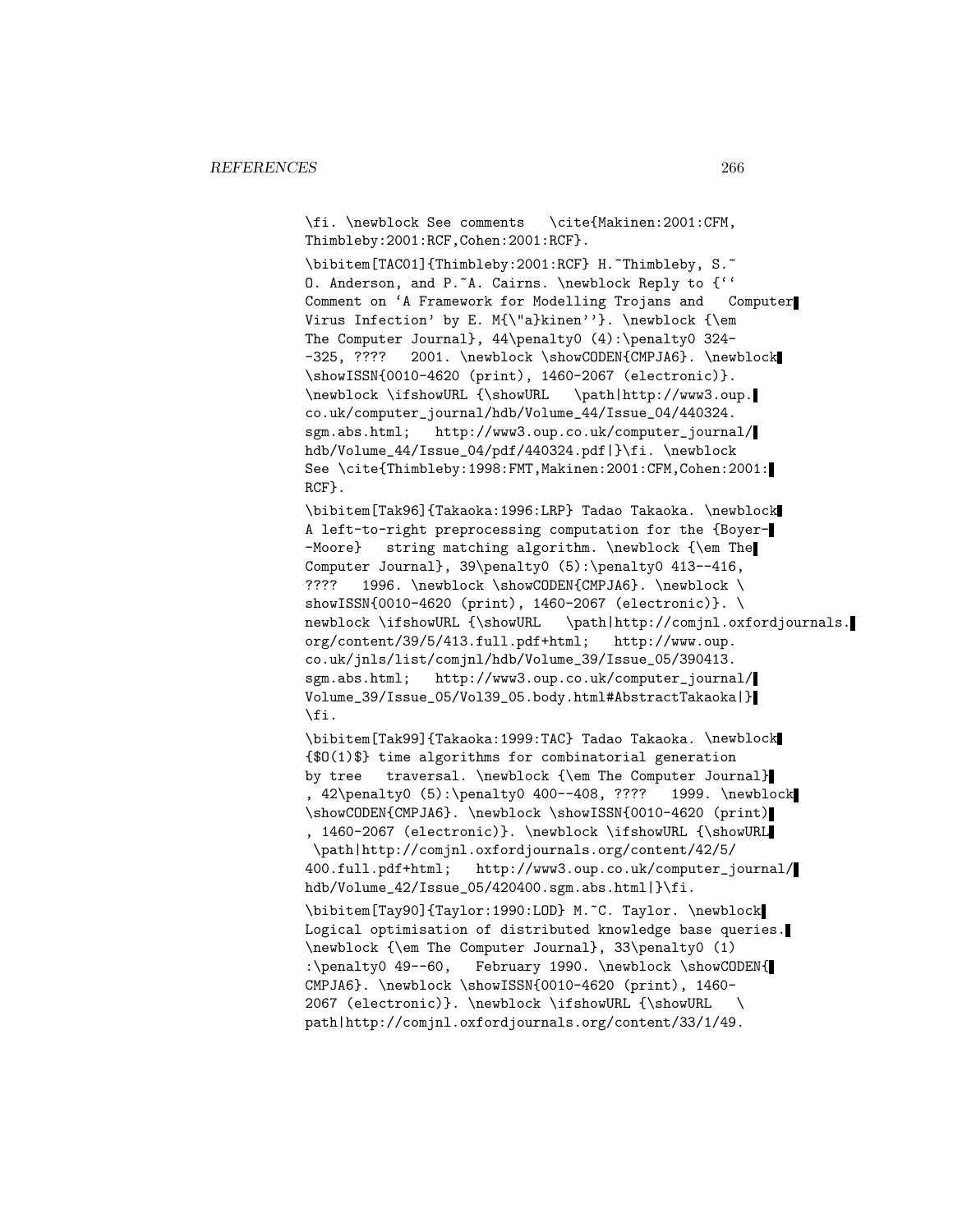```
\fi. \newblock See comments   \cite{Makinen:2001:CFM,
Thimbleby:2001:RCF,Cohen:2001:RCF}.

\bibitem[TAC01]{Thimbleby:2001:RCF} H.~Thimbleby, S.~
O. Anderson, and P.~A. Cairns. \newblock Reply to {``
Comment on `A Framework for Modelling Trojans and   Computer
Virus Infection' by E. M{\"a}kinen''}. \newblock {\em
The Computer Journal}, 44\penalty0 (4):\penalty0 324-
-325, ????   2001. \newblock \showCODEN{CMPJA6}. \newblock
\showISSN{0010-4620 (print), 1460-2067 (electronic)}.
\newblock \ifshowURL {\showURL   \path|http://www3.oup.
co.uk/computer_journal/hdb/Volume_44/Issue_04/440324.
sgm.abs.html;   http://www3.oup.co.uk/computer_journal/
hdb/Volume_44/Issue_04/pdf/440324.pdf|}\fi. \newblock
See \cite{Thimbleby:1998:FMT,Makinen:2001:CFM,Cohen:2001:
RCF}.

\bibitem[Tak96]{Takaoka:1996:LRP} Tadao Takaoka. \newblock
A left-to-right preprocessing computation for the {Boyer-
-Moore}   string matching algorithm. \newblock {\em The
Computer Journal}, 39\penalty0 (5):\penalty0 413--416,
????   1996. \newblock \showCODEN{CMPJA6}. \newblock \
showISSN{0010-4620 (print), 1460-2067 (electronic)}. \
newblock \ifshowURL {\showURL   \path|http://comjnl.oxfordjournals.
org/content/39/5/413.full.pdf+html;   http://www.oup.
co.uk/jnls/list/comjnl/hdb/Volume_39/Issue_05/390413.
sgm.abs.html;   http://www3.oup.co.uk/computer_journal/
Volume_39/Issue_05/Vol39_05.body.html#AbstractTakaoka|}
\fi.

\bibitem[Tak99]{Takaoka:1999:TAC} Tadao Takaoka. \newblock
{$O(1)$} time algorithms for combinatorial generation
by tree   traversal. \newblock {\em The Computer Journal}
, 42\penalty0 (5):\penalty0 400--408, ????   1999. \newblock
\showCODEN{CMPJA6}. \newblock \showISSN{0010-4620 (print)
, 1460-2067 (electronic)}. \newblock \ifshowURL {\showURL
 \path|http://comjnl.oxfordjournals.org/content/42/5/
400.full.pdf+html;   http://www3.oup.co.uk/computer_journal/
hdb/Volume_42/Issue_05/420400.sgm.abs.html|}\fi.

\bibitem[Tay90]{Taylor:1990:LOD} M.~C. Taylor. \newblock
Logical optimisation of distributed knowledge base queries.
\newblock {\em The Computer Journal}, 33\penalty0 (1)
:\penalty0 49--60,   February 1990. \newblock \showCODEN{
CMPJA6}. \newblock \showISSN{0010-4620 (print), 1460-
2067 (electronic)}. \newblock \ifshowURL {\showURL   \
path|http://comjnl.oxfordjournals.org/content/33/1/49.
```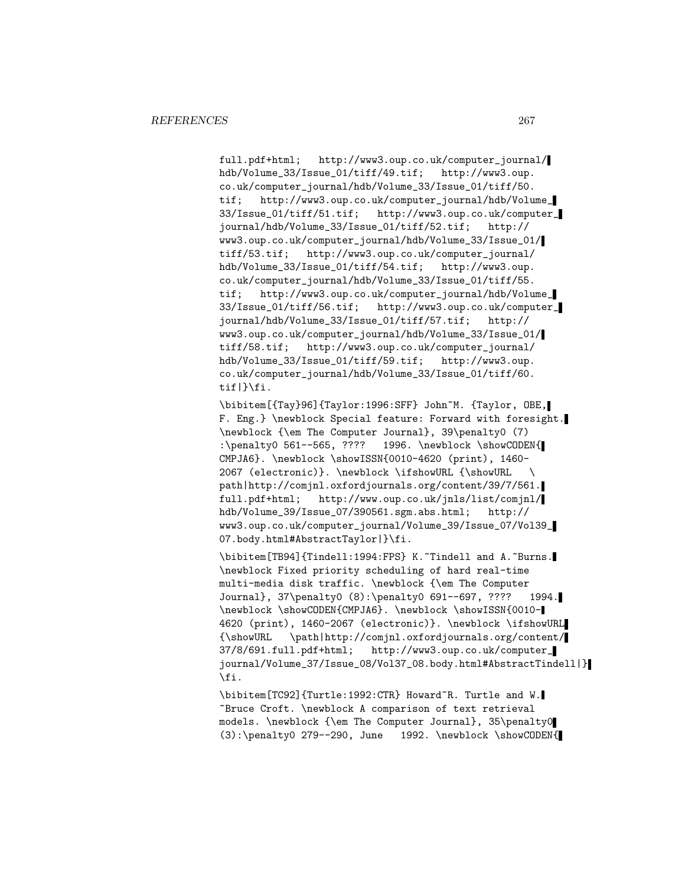full.pdf+html; http://www3.oup.co.uk/computer_journal/hdb/Volume_33/Issue_01/tiff/49.tif; http://www3.oup.co.uk/computer_journal/hdb/Volume_33/Issue_01/tiff/50.tif; http://www3.oup.co.uk/computer_journal/hdb/Volume_33/Issue_01/tiff/51.tif; http://www3.oup.co.uk/computer_journal/hdb/Volume_33/Issue_01/tiff/52.tif; http://www3.oup.co.uk/computer_journal/hdb/Volume_33/Issue_01/tiff/53.tif; http://www3.oup.co.uk/computer_journal/hdb/Volume_33/Issue_01/tiff/54.tif; http://www3.oup.co.uk/computer_journal/hdb/Volume_33/Issue_01/tiff/55.tif; http://www3.oup.co.uk/computer_journal/hdb/Volume_33/Issue_01/tiff/56.tif; http://www3.oup.co.uk/computer_journal/hdb/Volume_33/Issue_01/tiff/57.tif; http://www3.oup.co.uk/computer_journal/hdb/Volume_33/Issue_01/tiff/58.tif; http://www3.oup.co.uk/computer_journal/hdb/Volume_33/Issue_01/tiff/59.tif; http://www3.oup.co.uk/computer_journal/hdb/Volume_33/Issue_01/tiff/60.tif|}\fi.

\bibitem[{Tay}96]{Taylor:1996:SFF} John~M. {Taylor, OBE, F. Eng.} \newblock Special feature: Forward with foresight. \newblock {\em The Computer Journal}, 39\penalty0 (7) :\penalty0 561--565, ???? 1996. \newblock \showCODEN{CMPJA6}. \newblock \showISSN{0010-4620 (print), 1460-2067 (electronic)}. \newblock \ifshowURL {\showURL \path|http://comjnl.oxfordjournals.org/content/39/7/561.full.pdf+html; http://www.oup.co.uk/jnls/list/comjnl/hdb/Volume_39/Issue_07/390561.sgm.abs.html; http://www3.oup.co.uk/computer_journal/Volume_39/Issue_07/Vol39_07.body.html#AbstractTaylor|}\fi.

\bibitem[TB94]{Tindell:1994:FPS} K.~Tindell and A.~Burns. \newblock Fixed priority scheduling of hard real-time multi-media disk traffic. \newblock {\em The Computer Journal}, 37\penalty0 (8):\penalty0 691--697, ???? 1994. \newblock \showCODEN{CMPJA6}. \newblock \showISSN{0010-4620 (print), 1460-2067 (electronic)}. \newblock \ifshowURL {\showURL \path|http://comjnl.oxfordjournals.org/content/37/8/691.full.pdf+html; http://www3.oup.co.uk/computer_journal/Volume_37/Issue_08/Vol37_08.body.html#AbstractTindell|} \fi.

\bibitem[TC92]{Turtle:1992:CTR} Howard~R. Turtle and W.~Bruce Croft. \newblock A comparison of text retrieval models. \newblock {\em The Computer Journal}, 35\penalty0 (3):\penalty0 279--290, June 1992. \newblock \showCODEN{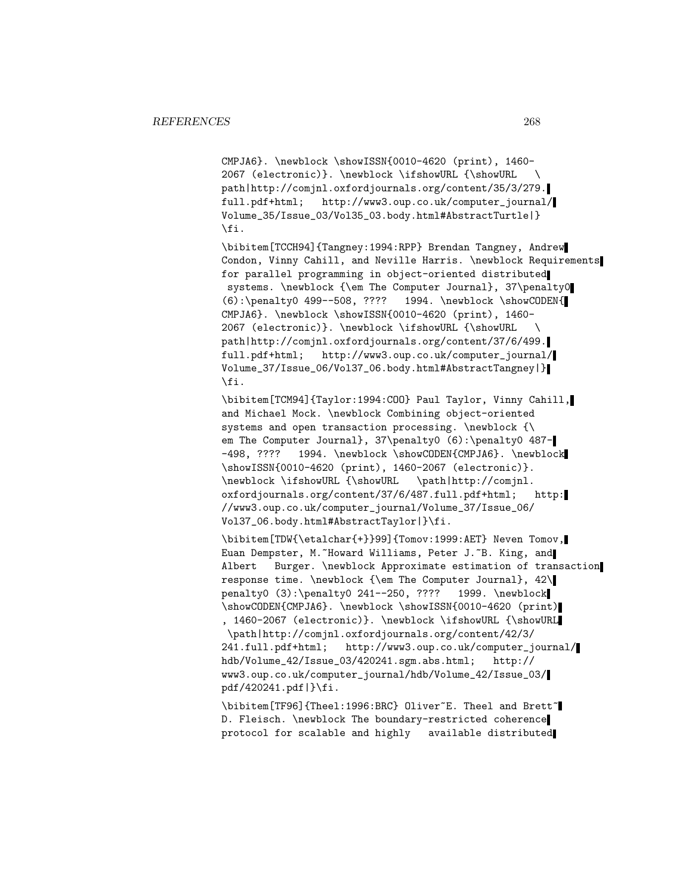```
CMPJA6}. \newblock \showISSN{0010-4620 (print), 1460-
2067 (electronic)}. \newblock \ifshowURL {\showURL   \
path|http://comjnl.oxfordjournals.org/content/35/3/279.
full.pdf+html;   http://www3.oup.co.uk/computer_journal/
Volume_35/Issue_03/Vol35_03.body.html#AbstractTurtle|}
\fi.

\bibitem[TCCH94]{Tangney:1994:RPP} Brendan Tangney, Andrew
Condon, Vinny Cahill, and Neville Harris. \newblock Requirements
for parallel programming in object-oriented distributed
 systems. \newblock {\em The Computer Journal}, 37\penalty0
(6):\penalty0 499--508, ????   1994. \newblock \showCODEN{
CMPJA6}. \newblock \showISSN{0010-4620 (print), 1460-
2067 (electronic)}. \newblock \ifshowURL {\showURL   \
path|http://comjnl.oxfordjournals.org/content/37/6/499.
full.pdf+html;   http://www3.oup.co.uk/computer_journal/
Volume_37/Issue_06/Vol37_06.body.html#AbstractTangney|}
\fi.

\bibitem[TCM94]{Taylor:1994:COO} Paul Taylor, Vinny Cahill,
and Michael Mock. \newblock Combining object-oriented
systems and open transaction processing. \newblock {\
em The Computer Journal}, 37\penalty0 (6):\penalty0 487-
-498, ????   1994. \newblock \showCODEN{CMPJA6}. \newblock
\showISSN{0010-4620 (print), 1460-2067 (electronic)}.
\newblock \ifshowURL {\showURL   \path|http://comjnl.
oxfordjournals.org/content/37/6/487.full.pdf+html;   http:
//www3.oup.co.uk/computer_journal/Volume_37/Issue_06/
Vol37_06.body.html#AbstractTaylor|}\fi.

\bibitem[TDW{\etalchar{+}}99]{Tomov:1999:AET} Neven Tomov,
Euan Dempster, M.~Howard Williams, Peter J.~B. King, and
Albert   Burger. \newblock Approximate estimation of transaction
response time. \newblock {\em The Computer Journal}, 42\
penalty0 (3):\penalty0 241--250, ????   1999. \newblock
\showCODEN{CMPJA6}. \newblock \showISSN{0010-4620 (print)
, 1460-2067 (electronic)}. \newblock \ifshowURL {\showURL
 \path|http://comjnl.oxfordjournals.org/content/42/3/
241.full.pdf+html;   http://www3.oup.co.uk/computer_journal/
hdb/Volume_42/Issue_03/420241.sgm.abs.html;   http://
www3.oup.co.uk/computer_journal/hdb/Volume_42/Issue_03/
pdf/420241.pdf|}\fi.

\bibitem[TF96]{Theel:1996:BRC} Oliver~E. Theel and Brett~
D. Fleisch. \newblock The boundary-restricted coherence
protocol for scalable and highly   available distributed
```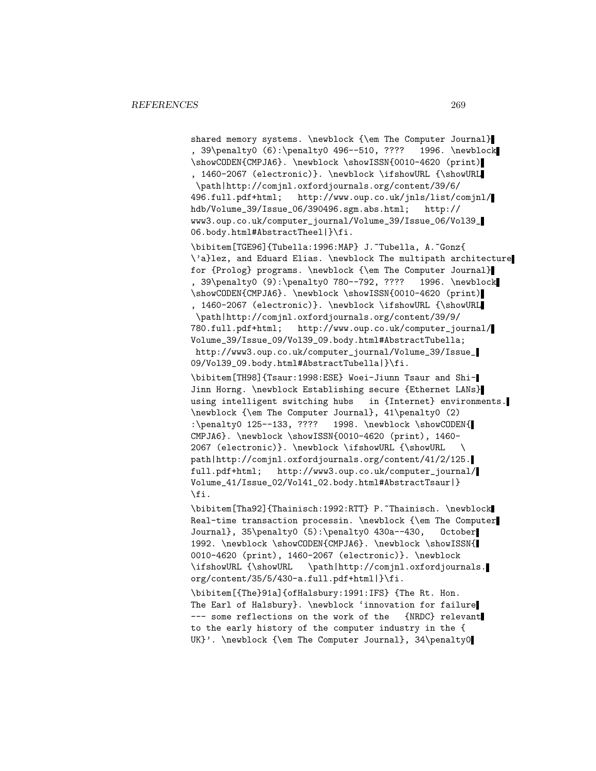```
shared memory systems. \newblock {\em The Computer Journal}
, 39\penalty0 (6):\penalty0 496--510, ????   1996. \newblock
\showCODEN{CMPJA6}. \newblock \showISSN{0010-4620 (print)
, 1460-2067 (electronic)}. \newblock \ifshowURL {\showURL
 \path|http://comjnl.oxfordjournals.org/content/39/6/
496.full.pdf+html;   http://www.oup.co.uk/jnls/list/comjnl/
hdb/Volume_39/Issue_06/390496.sgm.abs.html;   http://
www3.oup.co.uk/computer_journal/Volume_39/Issue_06/Vol39_
06.body.html#AbstractTheel|}\fi.

\bibitem[TGE96]{Tubella:1996:MAP} J.~Tubella, A.~Gonz{
\'a}lez, and Eduard Elias. \newblock The multipath architecture
for {Prolog} programs. \newblock {\em The Computer Journal}
, 39\penalty0 (9):\penalty0 780--792, ????   1996. \newblock
\showCODEN{CMPJA6}. \newblock \showISSN{0010-4620 (print)
, 1460-2067 (electronic)}. \newblock \ifshowURL {\showURL
 \path|http://comjnl.oxfordjournals.org/content/39/9/
780.full.pdf+html;   http://www.oup.co.uk/computer_journal/
Volume_39/Issue_09/Vol39_09.body.html#AbstractTubella;
 http://www3.oup.co.uk/computer_journal/Volume_39/Issue_
09/Vol39_09.body.html#AbstractTubella|}\fi.

\bibitem[TH98]{Tsaur:1998:ESE} Woei-Jiunn Tsaur and Shi-
Jinn Horng. \newblock Establishing secure {Ethernet LANs}
using intelligent switching hubs   in {Internet} environments.
\newblock {\em The Computer Journal}, 41\penalty0 (2)
:\penalty0 125--133, ????   1998. \newblock \showCODEN{
CMPJA6}. \newblock \showISSN{0010-4620 (print), 1460-
2067 (electronic)}. \newblock \ifshowURL {\showURL   \
path|http://comjnl.oxfordjournals.org/content/41/2/125.
full.pdf+html;   http://www3.oup.co.uk/computer_journal/
Volume_41/Issue_02/Vol41_02.body.html#AbstractTsaur|}
\fi.

\bibitem[Tha92]{Thainisch:1992:RTT} P.~Thainisch. \newblock
Real-time transaction processin. \newblock {\em The Computer
Journal}, 35\penalty0 (5):\penalty0 430a--430,   October
1992. \newblock \showCODEN{CMPJA6}. \newblock \showISSN{
0010-4620 (print), 1460-2067 (electronic)}. \newblock
\ifshowURL {\showURL   \path|http://comjnl.oxfordjournals.
org/content/35/5/430-a.full.pdf+html|}\fi.

\bibitem[{The}91a]{ofHalsbury:1991:IFS} {The Rt. Hon.
The Earl of Halsbury}. \newblock `innovation for failure
--- some reflections on the work of the   {NRDC} relevant
to the early history of the computer industry in the {
UK}'. \newblock {\em The Computer Journal}, 34\penalty0
```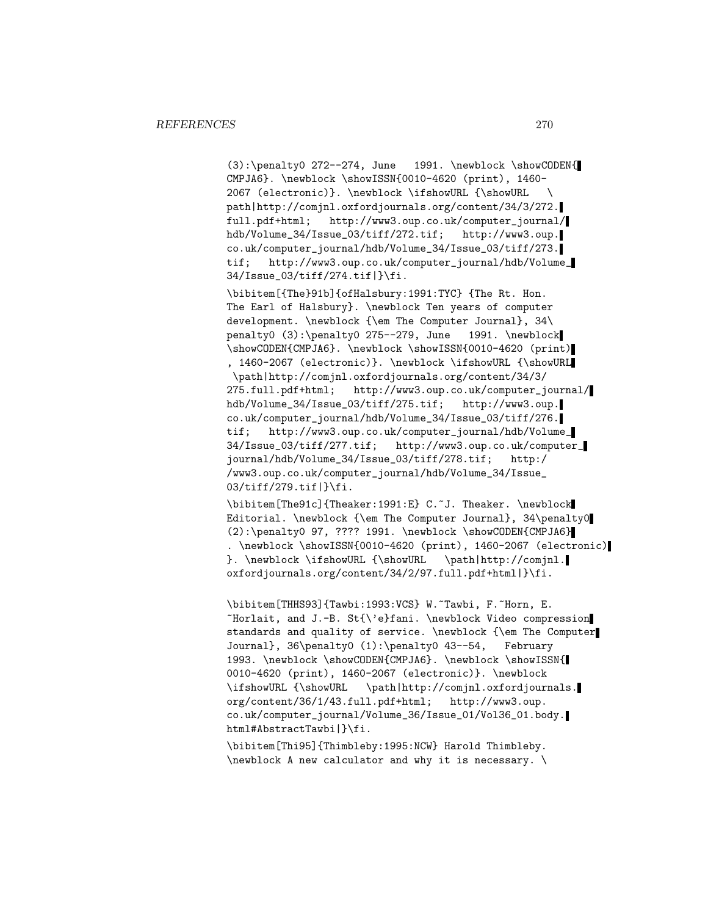(3):\penalty0 272--274, June 1991. \newblock \showCODEN{CMPJA6}. \newblock \showISSN{0010-4620 (print), 1460-2067 (electronic)}. \newblock \ifshowURL {\showURL \path|http://comjnl.oxfordjournals.org/content/34/3/272.full.pdf+html; http://www3.oup.co.uk/computer_journal/hdb/Volume_34/Issue_03/tiff/272.tif; http://www3.oup.co.uk/computer_journal/hdb/Volume_34/Issue_03/tiff/273.tif; http://www3.oup.co.uk/computer_journal/hdb/Volume_34/Issue_03/tiff/274.tif|}\fi.

\bibitem[{The}91b]{ofHalsbury:1991:TYC} {The Rt. Hon. The Earl of Halsbury}. \newblock Ten years of computer development. \newblock {\em The Computer Journal}, 34\penalty0 (3):\penalty0 275--279, June 1991. \newblock \showCODEN{CMPJA6}. \newblock \showISSN{0010-4620 (print), 1460-2067 (electronic)}. \newblock \ifshowURL {\showURL \path|http://comjnl.oxfordjournals.org/content/34/3/275.full.pdf+html; http://www3.oup.co.uk/computer_journal/hdb/Volume_34/Issue_03/tiff/275.tif; http://www3.oup.co.uk/computer_journal/hdb/Volume_34/Issue_03/tiff/276.tif; http://www3.oup.co.uk/computer_journal/hdb/Volume_34/Issue_03/tiff/277.tif; http://www3.oup.co.uk/computer_journal/hdb/Volume_34/Issue_03/tiff/278.tif; http://www3.oup.co.uk/computer_journal/hdb/Volume_34/Issue_03/tiff/279.tif|}\fi.

\bibitem[The91c]{Theaker:1991:E} C.~J. Theaker. \newblock Editorial. \newblock {\em The Computer Journal}, 34\penalty0 (2):\penalty0 97, ???? 1991. \newblock \showCODEN{CMPJA6}. \newblock \showISSN{0010-4620 (print), 1460-2067 (electronic)}. \newblock \ifshowURL {\showURL \path|http://comjnl.oxfordjournals.org/content/34/2/97.full.pdf+html|}\fi.

\bibitem[THHS93]{Tawbi:1993:VCS} W.~Tawbi, F.~Horn, E.~Horlait, and J.-B. St{\'e}fani. \newblock Video compression standards and quality of service. \newblock {\em The Computer Journal}, 36\penalty0 (1):\penalty0 43--54, February 1993. \newblock \showCODEN{CMPJA6}. \newblock \showISSN{0010-4620 (print), 1460-2067 (electronic)}. \newblock \ifshowURL {\showURL \path|http://comjnl.oxfordjournals.org/content/36/1/43.full.pdf+html; http://www3.oup.co.uk/computer_journal/Volume_36/Issue_01/Vol36_01.body.html#AbstractTawbi|}\fi.

\bibitem[Thi95]{Thimbleby:1995:NCW} Harold Thimbleby. \newblock A new calculator and why it is necessary. \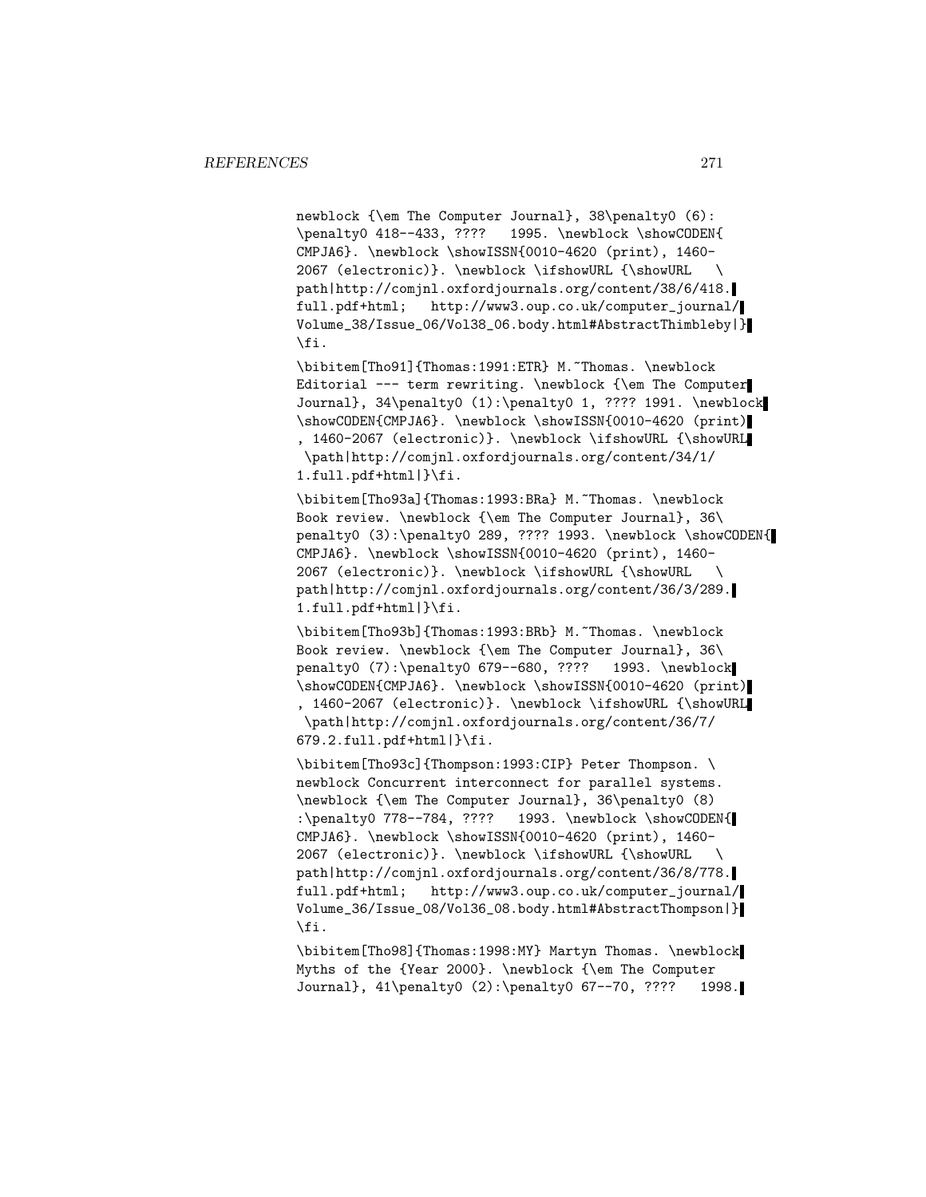```
newblock {\em The Computer Journal}, 38\penalty0 (6):
\penalty0 418--433, ????   1995. \newblock \showCODEN{
CMPJA6}. \newblock \showISSN{0010-4620 (print), 1460-
2067 (electronic)}. \newblock \ifshowURL {\showURL   \
path|http://comjnl.oxfordjournals.org/content/38/6/418.
full.pdf+html;   http://www3.oup.co.uk/computer_journal/
Volume_38/Issue_06/Vol38_06.body.html#AbstractThimbleby|}
\fi.

\bibitem[Tho91]{Thomas:1991:ETR} M.~Thomas. \newblock
Editorial --- term rewriting. \newblock {\em The Computer
Journal}, 34\penalty0 (1):\penalty0 1, ???? 1991. \newblock
\showCODEN{CMPJA6}. \newblock \showISSN{0010-4620 (print)
, 1460-2067 (electronic)}. \newblock \ifshowURL {\showURL
 \path|http://comjnl.oxfordjournals.org/content/34/1/
1.full.pdf+html|}\fi.

\bibitem[Tho93a]{Thomas:1993:BRa} M.~Thomas. \newblock
Book review. \newblock {\em The Computer Journal}, 36\
penalty0 (3):\penalty0 289, ???? 1993. \newblock \showCODEN{
CMPJA6}. \newblock \showISSN{0010-4620 (print), 1460-
2067 (electronic)}. \newblock \ifshowURL {\showURL   \
path|http://comjnl.oxfordjournals.org/content/36/3/289.
1.full.pdf+html|}\fi.

\bibitem[Tho93b]{Thomas:1993:BRb} M.~Thomas. \newblock
Book review. \newblock {\em The Computer Journal}, 36\
penalty0 (7):\penalty0 679--680, ????   1993. \newblock
\showCODEN{CMPJA6}. \newblock \showISSN{0010-4620 (print)
, 1460-2067 (electronic)}. \newblock \ifshowURL {\showURL
 \path|http://comjnl.oxfordjournals.org/content/36/7/
679.2.full.pdf+html|}\fi.

\bibitem[Tho93c]{Thompson:1993:CIP} Peter Thompson. \
newblock Concurrent interconnect for parallel systems.
\newblock {\em The Computer Journal}, 36\penalty0 (8)
:\penalty0 778--784, ????   1993. \newblock \showCODEN{
CMPJA6}. \newblock \showISSN{0010-4620 (print), 1460-
2067 (electronic)}. \newblock \ifshowURL {\showURL   \
path|http://comjnl.oxfordjournals.org/content/36/8/778.
full.pdf+html;   http://www3.oup.co.uk/computer_journal/
Volume_36/Issue_08/Vol36_08.body.html#AbstractThompson|}
\fi.

\bibitem[Tho98]{Thomas:1998:MY} Martyn Thomas. \newblock
Myths of the {Year 2000}. \newblock {\em The Computer
Journal}, 41\penalty0 (2):\penalty0 67--70, ????   1998.
```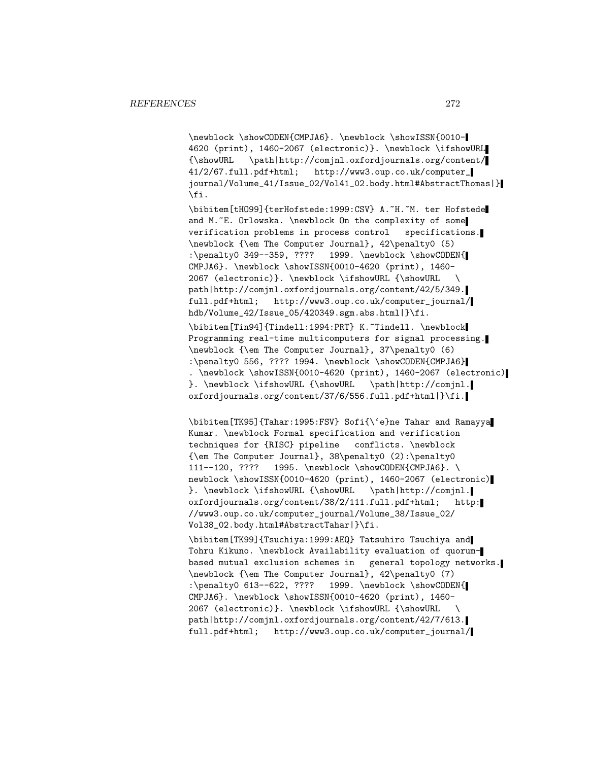\newblock \showCODEN{CMPJA6}. \newblock \showISSN{0010-4620 (print), 1460-2067 (electronic)}. \newblock \ifshowURL {\showURL \path|http://comjnl.oxfordjournals.org/content/41/2/67.full.pdf+html; http://www3.oup.co.uk/computer_journal/Volume_41/Issue_02/Vol41_02.body.html#AbstractThomas|}\fi.

\bibitem[tHO99]{terHofstede:1999:CSV} A.~H.~M. ter Hofstede and M.~E. Orlowska. \newblock On the complexity of some verification problems in process control specifications. \newblock {\em The Computer Journal}, 42\penalty0 (5) :\penalty0 349--359, ???? 1999. \newblock \showCODEN{CMPJA6}. \newblock \showISSN{0010-4620 (print), 1460-2067 (electronic)}. \newblock \ifshowURL {\showURL \path|http://comjnl.oxfordjournals.org/content/42/5/349.full.pdf+html; http://www3.oup.co.uk/computer_journal/hdb/Volume_42/Issue_05/420349.sgm.abs.html|}\fi.

\bibitem[Tin94]{Tindell:1994:PRT} K.~Tindell. \newblock Programming real-time multicomputers for signal processing. \newblock {\em The Computer Journal}, 37\penalty0 (6) :\penalty0 556, ???? 1994. \newblock \showCODEN{CMPJA6}. \newblock \showISSN{0010-4620 (print), 1460-2067 (electronic)}. \newblock \ifshowURL {\showURL \path|http://comjnl.oxfordjournals.org/content/37/6/556.full.pdf+html|}\fi.

\bibitem[TK95]{Tahar:1995:FSV} Sofi{\'e}ne Tahar and Ramayya Kumar. \newblock Formal specification and verification techniques for {RISC} pipeline conflicts. \newblock {\em The Computer Journal}, 38\penalty0 (2):\penalty0 111--120, ???? 1995. \newblock \showCODEN{CMPJA6}. \newblock \showISSN{0010-4620 (print), 1460-2067 (electronic)}. \newblock \ifshowURL {\showURL \path|http://comjnl.oxfordjournals.org/content/38/2/111.full.pdf+html; http://www3.oup.co.uk/computer_journal/Volume_38/Issue_02/Vol38_02.body.html#AbstractTahar|}\fi.

\bibitem[TK99]{Tsuchiya:1999:AEQ} Tatsuhiro Tsuchiya and Tohru Kikuno. \newblock Availability evaluation of quorum-based mutual exclusion schemes in general topology networks. \newblock {\em The Computer Journal}, 42\penalty0 (7) :\penalty0 613--622, ???? 1999. \newblock \showCODEN{CMPJA6}. \newblock \showISSN{0010-4620 (print), 1460-2067 (electronic)}. \newblock \ifshowURL {\showURL \path|http://comjnl.oxfordjournals.org/content/42/7/613.full.pdf+html; http://www3.oup.co.uk/computer_journal/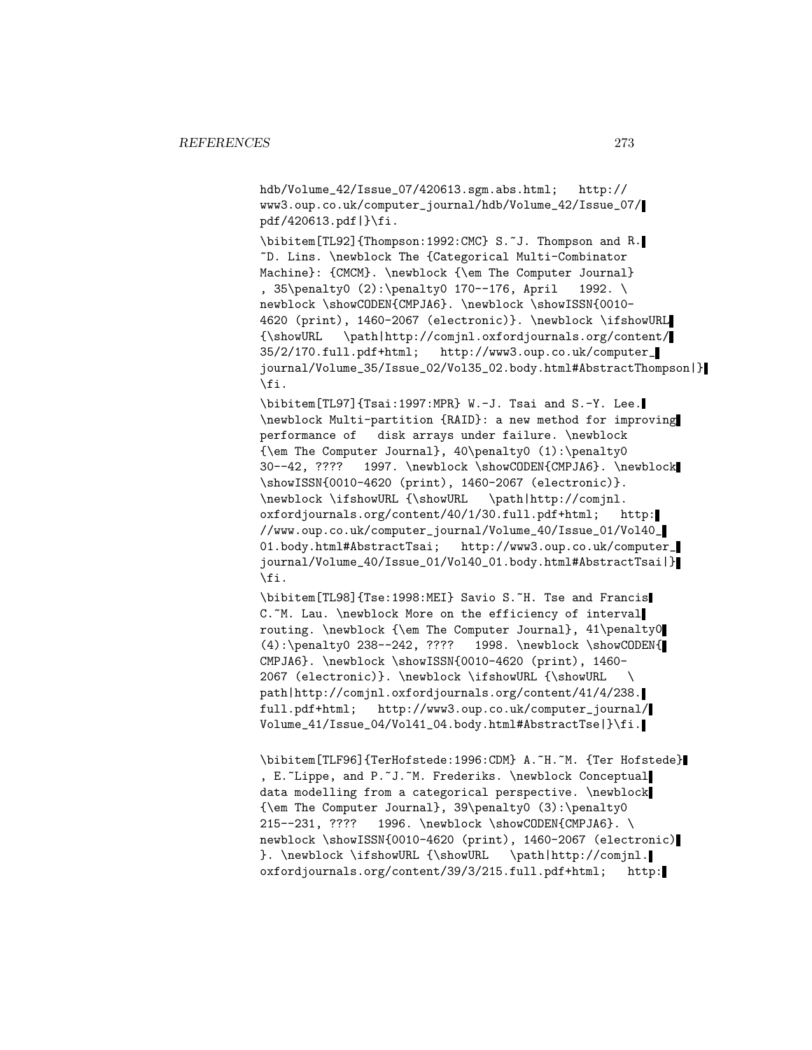```
hdb/Volume_42/Issue_07/420613.sgm.abs.html;   http://
www3.oup.co.uk/computer_journal/hdb/Volume_42/Issue_07/
pdf/420613.pdf|}\fi.

\bibitem[TL92]{Thompson:1992:CMC} S.~J. Thompson and R.
~D. Lins. \newblock The {Categorical Multi-Combinator
Machine}: {CMCM}. \newblock {\em The Computer Journal}
, 35\penalty0 (2):\penalty0 170--176, April   1992. \
newblock \showCODEN{CMPJA6}. \newblock \showISSN{0010-
4620 (print), 1460-2067 (electronic)}. \newblock \ifshowURL
{\showURL   \path|http://comjnl.oxfordjournals.org/content/
35/2/170.full.pdf+html;   http://www3.oup.co.uk/computer_
journal/Volume_35/Issue_02/Vol35_02.body.html#AbstractThompson|}
\fi.

\bibitem[TL97]{Tsai:1997:MPR} W.-J. Tsai and S.-Y. Lee.
\newblock Multi-partition {RAID}: a new method for improving
performance of   disk arrays under failure. \newblock
{\em The Computer Journal}, 40\penalty0 (1):\penalty0
30--42, ????   1997. \newblock \showCODEN{CMPJA6}. \newblock
\showISSN{0010-4620 (print), 1460-2067 (electronic)}.
\newblock \ifshowURL {\showURL   \path|http://comjnl.
oxfordjournals.org/content/40/1/30.full.pdf+html;   http:
//www.oup.co.uk/computer_journal/Volume_40/Issue_01/Vol40_
01.body.html#AbstractTsai;   http://www3.oup.co.uk/computer_
journal/Volume_40/Issue_01/Vol40_01.body.html#AbstractTsai|}
\fi.

\bibitem[TL98]{Tse:1998:MEI} Savio S.~H. Tse and Francis
C.~M. Lau. \newblock More on the efficiency of interval
routing. \newblock {\em The Computer Journal}, 41\penalty0
(4):\penalty0 238--242, ????   1998. \newblock \showCODEN{
CMPJA6}. \newblock \showISSN{0010-4620 (print), 1460-
2067 (electronic)}. \newblock \ifshowURL {\showURL   \
path|http://comjnl.oxfordjournals.org/content/41/4/238.
full.pdf+html;   http://www3.oup.co.uk/computer_journal/
Volume_41/Issue_04/Vol41_04.body.html#AbstractTse|}\fi.

\bibitem[TLF96]{TerHofstede:1996:CDM} A.~H.~M. {Ter Hofstede}
, E.~Lippe, and P.~J.~M. Frederiks. \newblock Conceptual
data modelling from a categorical perspective. \newblock
{\em The Computer Journal}, 39\penalty0 (3):\penalty0
215--231, ????   1996. \newblock \showCODEN{CMPJA6}. \
newblock \showISSN{0010-4620 (print), 1460-2067 (electronic)
}. \newblock \ifshowURL {\showURL   \path|http://comjnl.
oxfordjournals.org/content/39/3/215.full.pdf+html;   http:
```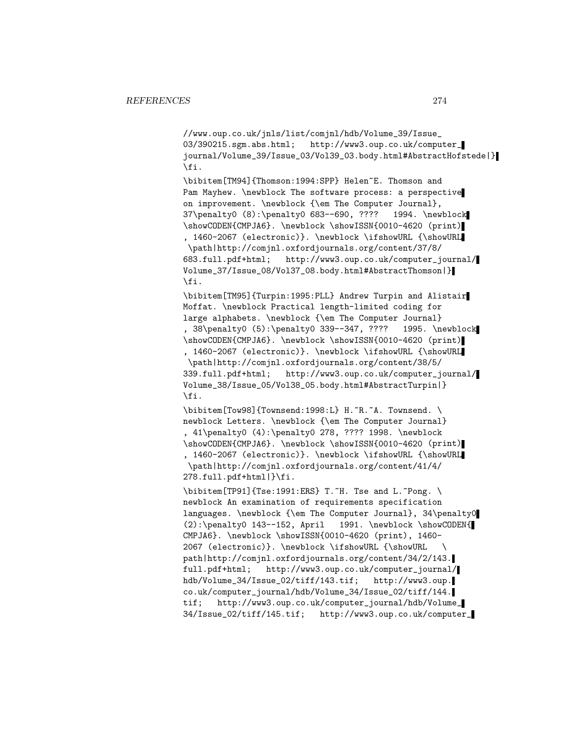//www.oup.co.uk/jnls/list/comjnl/hdb/Volume_39/Issue_03/390215.sgm.abs.html; http://www3.oup.co.uk/computer_journal/Volume_39/Issue_03/Vol39_03.body.html#AbstractHofstede|}\fi.

\bibitem[TM94]{Thomson:1994:SPP} Helen~E. Thomson and Pam Mayhew. \newblock The software process: a perspective on improvement. \newblock {\em The Computer Journal}, 37\penalty0 (8):\penalty0 683--690, ???? 1994. \newblock \showCODEN{CMPJA6}. \newblock \showISSN{0010-4620 (print), 1460-2067 (electronic)}. \newblock \ifshowURL {\showURL \path|http://comjnl.oxfordjournals.org/content/37/8/683.full.pdf+html; http://www3.oup.co.uk/computer_journal/Volume_37/Issue_08/Vol37_08.body.html#AbstractThomson|}\fi.

\bibitem[TM95]{Turpin:1995:PLL} Andrew Turpin and Alistair Moffat. \newblock Practical length-limited coding for large alphabets. \newblock {\em The Computer Journal}, 38\penalty0 (5):\penalty0 339--347, ???? 1995. \newblock \showCODEN{CMPJA6}. \newblock \showISSN{0010-4620 (print), 1460-2067 (electronic)}. \newblock \ifshowURL {\showURL \path|http://comjnl.oxfordjournals.org/content/38/5/339.full.pdf+html; http://www3.oup.co.uk/computer_journal/Volume_38/Issue_05/Vol38_05.body.html#AbstractTurpin|}\fi.

\bibitem[Tow98]{Townsend:1998:L} H.~R.~A. Townsend. \newblock Letters. \newblock {\em The Computer Journal}, 41\penalty0 (4):\penalty0 278, ???? 1998. \newblock \showCODEN{CMPJA6}. \newblock \showISSN{0010-4620 (print), 1460-2067 (electronic)}. \newblock \ifshowURL {\showURL \path|http://comjnl.oxfordjournals.org/content/41/4/278.full.pdf+html|}\fi.

\bibitem[TP91]{Tse:1991:ERS} T.~H. Tse and L.~Pong. \newblock An examination of requirements specification languages. \newblock {\em The Computer Journal}, 34\penalty0 (2):\penalty0 143--152, April 1991. \newblock \showCODEN{CMPJA6}. \newblock \showISSN{0010-4620 (print), 1460-2067 (electronic)}. \newblock \ifshowURL {\showURL \path|http://comjnl.oxfordjournals.org/content/34/2/143.full.pdf+html; http://www3.oup.co.uk/computer_journal/hdb/Volume_34/Issue_02/tiff/143.tif; http://www3.oup.co.uk/computer_journal/hdb/Volume_34/Issue_02/tiff/144.tif; http://www3.oup.co.uk/computer_journal/hdb/Volume_34/Issue_02/tiff/145.tif; http://www3.oup.co.uk/computer_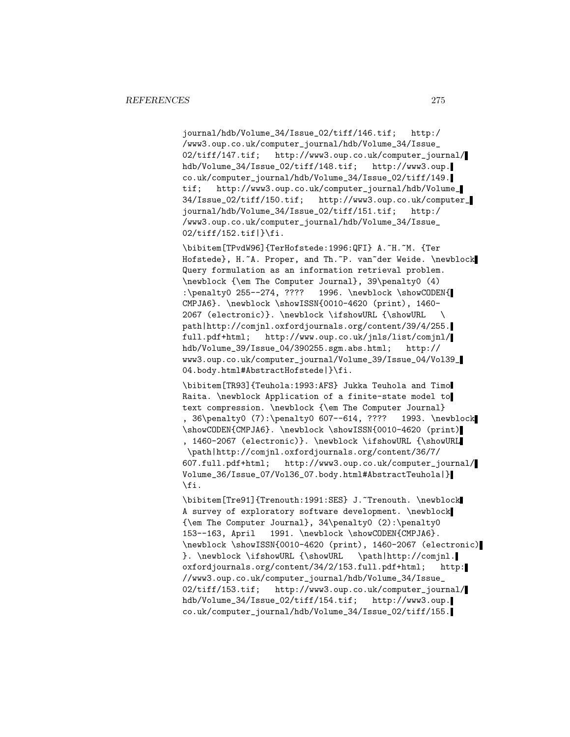```
journal/hdb/Volume_34/Issue_02/tiff/146.tif;   http:/
/www3.oup.co.uk/computer_journal/hdb/Volume_34/Issue_
02/tiff/147.tif;   http://www3.oup.co.uk/computer_journal/
hdb/Volume_34/Issue_02/tiff/148.tif;   http://www3.oup.
co.uk/computer_journal/hdb/Volume_34/Issue_02/tiff/149.
tif;   http://www3.oup.co.uk/computer_journal/hdb/Volume_
34/Issue_02/tiff/150.tif;   http://www3.oup.co.uk/computer_
journal/hdb/Volume_34/Issue_02/tiff/151.tif;   http:/
/www3.oup.co.uk/computer_journal/hdb/Volume_34/Issue_
02/tiff/152.tif|}\fi.

\bibitem[TPvdW96]{TerHofstede:1996:QFI} A.~H.~M. {Ter
Hofstede}, H.~A. Proper, and Th.~P. van~der Weide. \newblock
Query formulation as an information retrieval problem.
\newblock {\em The Computer Journal}, 39\penalty0 (4)
:\penalty0 255--274, ????   1996. \newblock \showCODEN{
CMPJA6}. \newblock \showISSN{0010-4620 (print), 1460-
2067 (electronic)}. \newblock \ifshowURL {\showURL   \
path|http://comjnl.oxfordjournals.org/content/39/4/255.
full.pdf+html;   http://www.oup.co.uk/jnls/list/comjnl/
hdb/Volume_39/Issue_04/390255.sgm.abs.html;   http://
www3.oup.co.uk/computer_journal/Volume_39/Issue_04/Vol39_
04.body.html#AbstractHofstede|}\fi.

\bibitem[TR93]{Teuhola:1993:AFS} Jukka Teuhola and Timo
Raita. \newblock Application of a finite-state model to
text compression. \newblock {\em The Computer Journal}
, 36\penalty0 (7):\penalty0 607--614, ????   1993. \newblock
\showCODEN{CMPJA6}. \newblock \showISSN{0010-4620 (print)
, 1460-2067 (electronic)}. \newblock \ifshowURL {\showURL
 \path|http://comjnl.oxfordjournals.org/content/36/7/
607.full.pdf+html;   http://www3.oup.co.uk/computer_journal/
Volume_36/Issue_07/Vol36_07.body.html#AbstractTeuhola|}
\fi.

\bibitem[Tre91]{Trenouth:1991:SES} J.~Trenouth. \newblock
A survey of exploratory software development. \newblock
{\em The Computer Journal}, 34\penalty0 (2):\penalty0
153--163, April   1991. \newblock \showCODEN{CMPJA6}.
\newblock \showISSN{0010-4620 (print), 1460-2067 (electronic)
}. \newblock \ifshowURL {\showURL   \path|http://comjnl.
oxfordjournals.org/content/34/2/153.full.pdf+html;   http:
//www3.oup.co.uk/computer_journal/hdb/Volume_34/Issue_
02/tiff/153.tif;   http://www3.oup.co.uk/computer_journal/
hdb/Volume_34/Issue_02/tiff/154.tif;   http://www3.oup.
co.uk/computer_journal/hdb/Volume_34/Issue_02/tiff/155.
```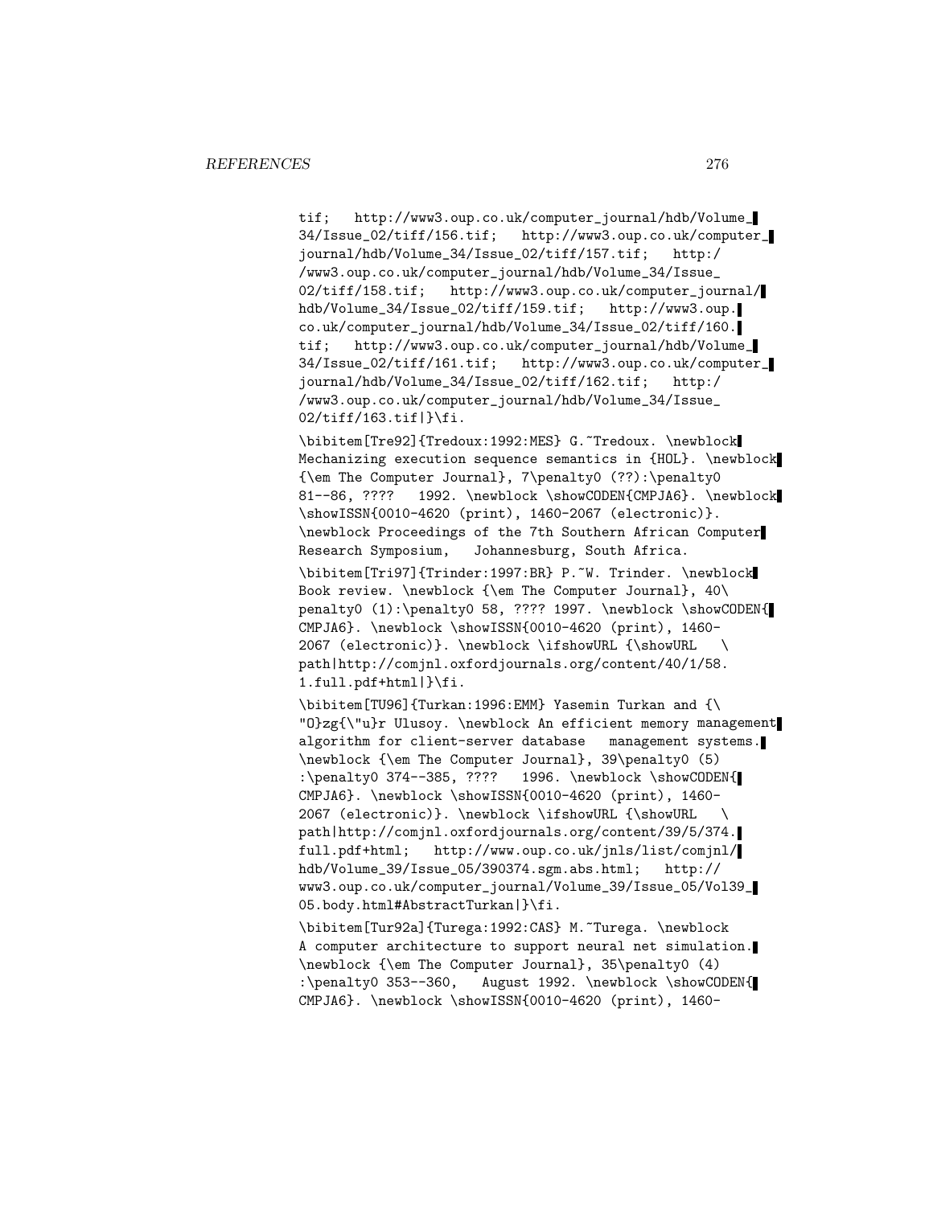tif; http://www3.oup.co.uk/computer_journal/hdb/Volume_34/Issue_02/tiff/156.tif; http://www3.oup.co.uk/computer_journal/hdb/Volume_34/Issue_02/tiff/157.tif; http://www3.oup.co.uk/computer_journal/hdb/Volume_34/Issue_02/tiff/158.tif; http://www3.oup.co.uk/computer_journal/hdb/Volume_34/Issue_02/tiff/159.tif; http://www3.oup.co.uk/computer_journal/hdb/Volume_34/Issue_02/tiff/160.tif; http://www3.oup.co.uk/computer_journal/hdb/Volume_34/Issue_02/tiff/161.tif; http://www3.oup.co.uk/computer_journal/hdb/Volume_34/Issue_02/tiff/162.tif; http://www3.oup.co.uk/computer_journal/hdb/Volume_34/Issue_02/tiff/163.tif|}\fi.

```
\bibitem[Tre92]{Tredoux:1992:MES} G.~Tredoux. \newblock
Mechanizing execution sequence semantics in {HOL}. \newblock
{\em The Computer Journal}, 7\penalty0 (??):\penalty0
81--86, ????   1992. \newblock \showCODEN{CMPJA6}. \newblock
\showISSN{0010-4620 (print), 1460-2067 (electronic)}.
\newblock Proceedings of the 7th Southern African Computer
Research Symposium,   Johannesburg, South Africa.
```

```
\bibitem[Tri97]{Trinder:1997:BR} P.~W. Trinder. \newblock
Book review. \newblock {\em The Computer Journal}, 40\
penalty0 (1):\penalty0 58, ???? 1997. \newblock \showCODEN{
CMPJA6}. \newblock \showISSN{0010-4620 (print), 1460-
2067 (electronic)}. \newblock \ifshowURL {\showURL   \
path|http://comjnl.oxfordjournals.org/content/40/1/58.
1.full.pdf+html|}\fi.
```

```
\bibitem[TU96]{Turkan:1996:EMM} Yasemin Turkan and {\
"O}zg{\"u}r Ulusoy. \newblock An efficient memory management
algorithm for client-server database   management systems.
\newblock {\em The Computer Journal}, 39\penalty0 (5)
:\penalty0 374--385, ????   1996. \newblock \showCODEN{
CMPJA6}. \newblock \showISSN{0010-4620 (print), 1460-
2067 (electronic)}. \newblock \ifshowURL {\showURL   \
path|http://comjnl.oxfordjournals.org/content/39/5/374.
full.pdf+html;   http://www.oup.co.uk/jnls/list/comjnl/
hdb/Volume_39/Issue_05/390374.sgm.abs.html;   http://
www3.oup.co.uk/computer_journal/Volume_39/Issue_05/Vol39_
05.body.html#AbstractTurkan|}\fi.
```

```
\bibitem[Tur92a]{Turega:1992:CAS} M.~Turega. \newblock
A computer architecture to support neural net simulation.
\newblock {\em The Computer Journal}, 35\penalty0 (4)
:\penalty0 353--360,   August 1992. \newblock \showCODEN{
CMPJA6}. \newblock \showISSN{0010-4620 (print), 1460-
```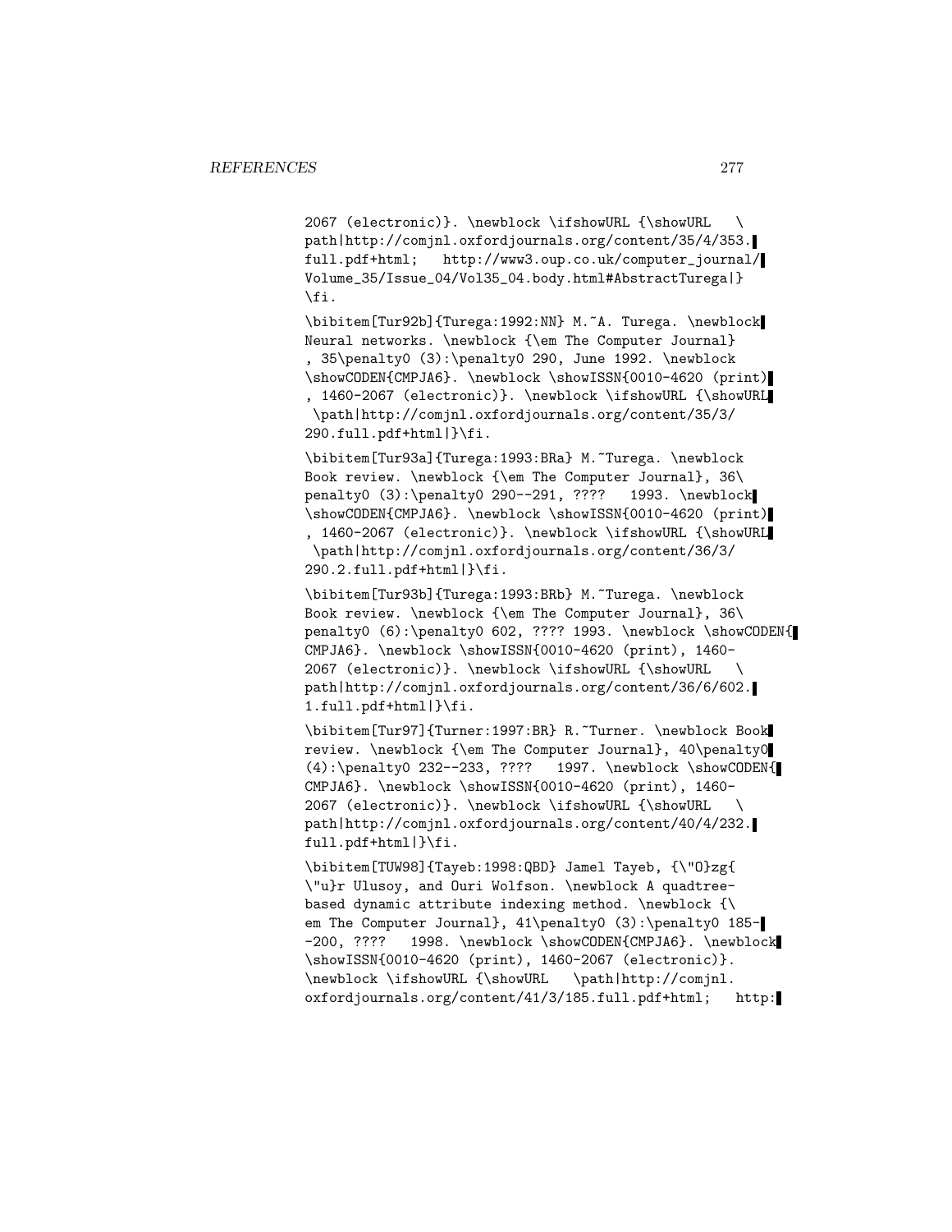```
2067 (electronic)}. \newblock \ifshowURL {\showURL   \
path|http://comjnl.oxfordjournals.org/content/35/4/353.
full.pdf+html;   http://www3.oup.co.uk/computer_journal/
Volume_35/Issue_04/Vol35_04.body.html#AbstractTurega|}
\fi.

\bibitem[Tur92b]{Turega:1992:NN} M.~A. Turega. \newblock
Neural networks. \newblock {\em The Computer Journal}
, 35\penalty0 (3):\penalty0 290, June 1992. \newblock
\showCODEN{CMPJA6}. \newblock \showISSN{0010-4620 (print)
, 1460-2067 (electronic)}. \newblock \ifshowURL {\showURL
 \path|http://comjnl.oxfordjournals.org/content/35/3/
290.full.pdf+html|}\fi.

\bibitem[Tur93a]{Turega:1993:BRa} M.~Turega. \newblock
Book review. \newblock {\em The Computer Journal}, 36\
penalty0 (3):\penalty0 290--291, ????   1993. \newblock
\showCODEN{CMPJA6}. \newblock \showISSN{0010-4620 (print)
, 1460-2067 (electronic)}. \newblock \ifshowURL {\showURL
 \path|http://comjnl.oxfordjournals.org/content/36/3/
290.2.full.pdf+html|}\fi.

\bibitem[Tur93b]{Turega:1993:BRb} M.~Turega. \newblock
Book review. \newblock {\em The Computer Journal}, 36\
penalty0 (6):\penalty0 602, ???? 1993. \newblock \showCODEN{
CMPJA6}. \newblock \showISSN{0010-4620 (print), 1460-
2067 (electronic)}. \newblock \ifshowURL {\showURL   \
path|http://comjnl.oxfordjournals.org/content/36/6/602.
1.full.pdf+html|}\fi.

\bibitem[Tur97]{Turner:1997:BR} R.~Turner. \newblock Book
review. \newblock {\em The Computer Journal}, 40\penalty0
(4):\penalty0 232--233, ????   1997. \newblock \showCODEN{
CMPJA6}. \newblock \showISSN{0010-4620 (print), 1460-
2067 (electronic)}. \newblock \ifshowURL {\showURL   \
path|http://comjnl.oxfordjournals.org/content/40/4/232.
full.pdf+html|}\fi.

\bibitem[TUW98]{Tayeb:1998:QBD} Jamel Tayeb, {\"O}zg{
\"u}r Ulusoy, and Ouri Wolfson. \newblock A quadtree-
based dynamic attribute indexing method. \newblock {\
em The Computer Journal}, 41\penalty0 (3):\penalty0 185-
-200, ????   1998. \newblock \showCODEN{CMPJA6}. \newblock
\showISSN{0010-4620 (print), 1460-2067 (electronic)}.
\newblock \ifshowURL {\showURL   \path|http://comjnl.
oxfordjournals.org/content/41/3/185.full.pdf+html;   http:
```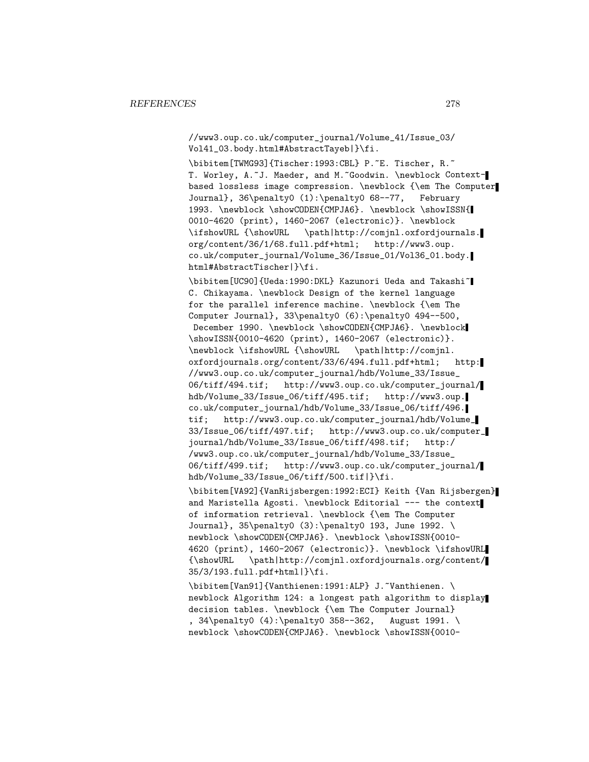```
//www3.oup.co.uk/computer_journal/Volume_41/Issue_03/
Vol41_03.body.html#AbstractTayeb|}\fi.

\bibitem[TWMG93]{Tischer:1993:CBL} P.~E. Tischer, R.~
T. Worley, A.~J. Maeder, and M.~Goodwin. \newblock Context-
based lossless image compression. \newblock {\em The Computer
Journal}, 36\penalty0 (1):\penalty0 68--77,   February
1993. \newblock \showCODEN{CMPJA6}. \newblock \showISSN{
0010-4620 (print), 1460-2067 (electronic)}. \newblock
\ifshowURL {\showURL   \path|http://comjnl.oxfordjournals.
org/content/36/1/68.full.pdf+html;   http://www3.oup.
co.uk/computer_journal/Volume_36/Issue_01/Vol36_01.body.
html#AbstractTischer|}\fi.

\bibitem[UC90]{Ueda:1990:DKL} Kazunori Ueda and Takashi~
C. Chikayama. \newblock Design of the kernel language
for the parallel inference machine. \newblock {\em The
Computer Journal}, 33\penalty0 (6):\penalty0 494--500,
 December 1990. \newblock \showCODEN{CMPJA6}. \newblock
\showISSN{0010-4620 (print), 1460-2067 (electronic)}.
\newblock \ifshowURL {\showURL   \path|http://comjnl.
oxfordjournals.org/content/33/6/494.full.pdf+html;   http:
//www3.oup.co.uk/computer_journal/hdb/Volume_33/Issue_
06/tiff/494.tif;   http://www3.oup.co.uk/computer_journal/
hdb/Volume_33/Issue_06/tiff/495.tif;   http://www3.oup.
co.uk/computer_journal/hdb/Volume_33/Issue_06/tiff/496.
tif;   http://www3.oup.co.uk/computer_journal/hdb/Volume_
33/Issue_06/tiff/497.tif;   http://www3.oup.co.uk/computer_
journal/hdb/Volume_33/Issue_06/tiff/498.tif;   http:/
/www3.oup.co.uk/computer_journal/hdb/Volume_33/Issue_
06/tiff/499.tif;   http://www3.oup.co.uk/computer_journal/
hdb/Volume_33/Issue_06/tiff/500.tif|}\fi.

\bibitem[VA92]{VanRijsbergen:1992:ECI} Keith {Van Rijsbergen}
and Maristella Agosti. \newblock Editorial --- the context
of information retrieval. \newblock {\em The Computer
Journal}, 35\penalty0 (3):\penalty0 193, June 1992. \
newblock \showCODEN{CMPJA6}. \newblock \showISSN{0010-
4620 (print), 1460-2067 (electronic)}. \newblock \ifshowURL
{\showURL   \path|http://comjnl.oxfordjournals.org/content/
35/3/193.full.pdf+html|}\fi.

\bibitem[Van91]{Vanthienen:1991:ALP} J.~Vanthienen. \
newblock Algorithm 124: a longest path algorithm to display
decision tables. \newblock {\em The Computer Journal}
, 34\penalty0 (4):\penalty0 358--362,   August 1991. \
newblock \showCODEN{CMPJA6}. \newblock \showISSN{0010-
```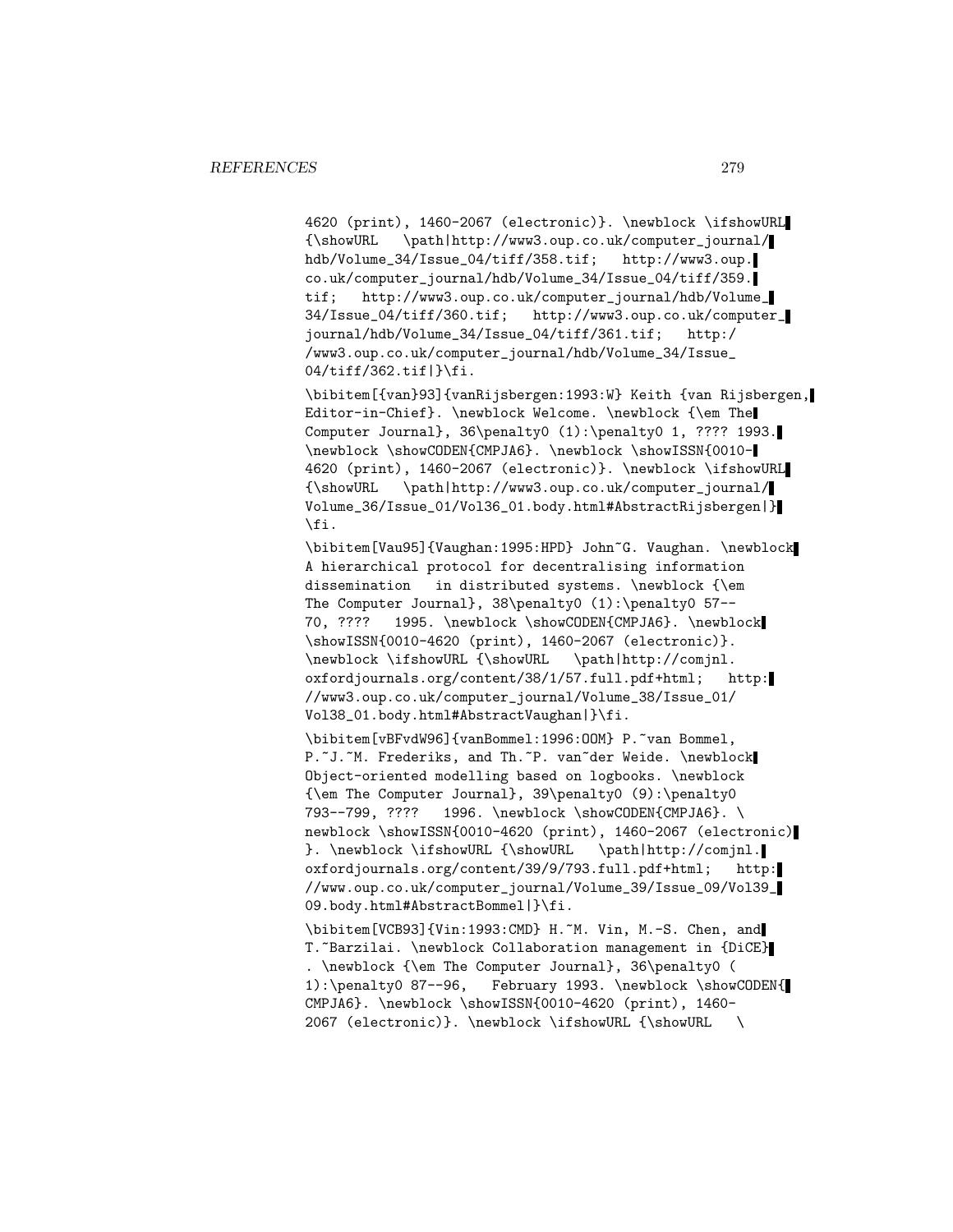4620 (print), 1460-2067 (electronic)}. \newblock \ifshowURL {\showURL \path|http://www3.oup.co.uk/computer_journal/hdb/Volume_34/Issue_04/tiff/358.tif; http://www3.oup.co.uk/computer_journal/hdb/Volume_34/Issue_04/tiff/359.tif; http://www3.oup.co.uk/computer_journal/hdb/Volume_34/Issue_04/tiff/360.tif; http://www3.oup.co.uk/computer_journal/hdb/Volume_34/Issue_04/tiff/361.tif; http://www3.oup.co.uk/computer_journal/hdb/Volume_34/Issue_04/tiff/362.tif|}\fi.

\bibitem[{van}93]{vanRijsbergen:1993:W} Keith {van Rijsbergen, Editor-in-Chief}. \newblock Welcome. \newblock {\em The Computer Journal}, 36\penalty0 (1):\penalty0 1, ???? 1993. \newblock \showCODEN{CMPJA6}. \newblock \showISSN{0010-4620 (print), 1460-2067 (electronic)}. \newblock \ifshowURL {\showURL \path|http://www3.oup.co.uk/computer_journal/Volume_36/Issue_01/Vol36_01.body.html#AbstractRijsbergen|}\fi.

\bibitem[Vau95]{Vaughan:1995:HPD} John~G. Vaughan. \newblock A hierarchical protocol for decentralising information dissemination in distributed systems. \newblock {\em The Computer Journal}, 38\penalty0 (1):\penalty0 57--70, ???? 1995. \newblock \showCODEN{CMPJA6}. \newblock \showISSN{0010-4620 (print), 1460-2067 (electronic)}. \newblock \ifshowURL {\showURL \path|http://comjnl.oxfordjournals.org/content/38/1/57.full.pdf+html; http://www3.oup.co.uk/computer_journal/Volume_38/Issue_01/Vol38_01.body.html#AbstractVaughan|}\fi.

\bibitem[vBFvdW96]{vanBommel:1996:OOM} P.~van Bommel, P.~J.~M. Frederiks, and Th.~P. van~der Weide. \newblock Object-oriented modelling based on logbooks. \newblock {\em The Computer Journal}, 39\penalty0 (9):\penalty0 793--799, ???? 1996. \newblock \showCODEN{CMPJA6}. \newblock \showISSN{0010-4620 (print), 1460-2067 (electronic)}. \newblock \ifshowURL {\showURL \path|http://comjnl.oxfordjournals.org/content/39/9/793.full.pdf+html; http://www.oup.co.uk/computer_journal/Volume_39/Issue_09/Vol39_09.body.html#AbstractBommel|}\fi.

\bibitem[VCB93]{Vin:1993:CMD} H.~M. Vin, M.-S. Chen, and T.~Barzilai. \newblock Collaboration management in {DiCE}. \newblock {\em The Computer Journal}, 36\penalty0 (1):\penalty0 87--96, February 1993. \newblock \showCODEN{CMPJA6}. \newblock \showISSN{0010-4620 (print), 1460-2067 (electronic)}. \newblock \ifshowURL {\showURL \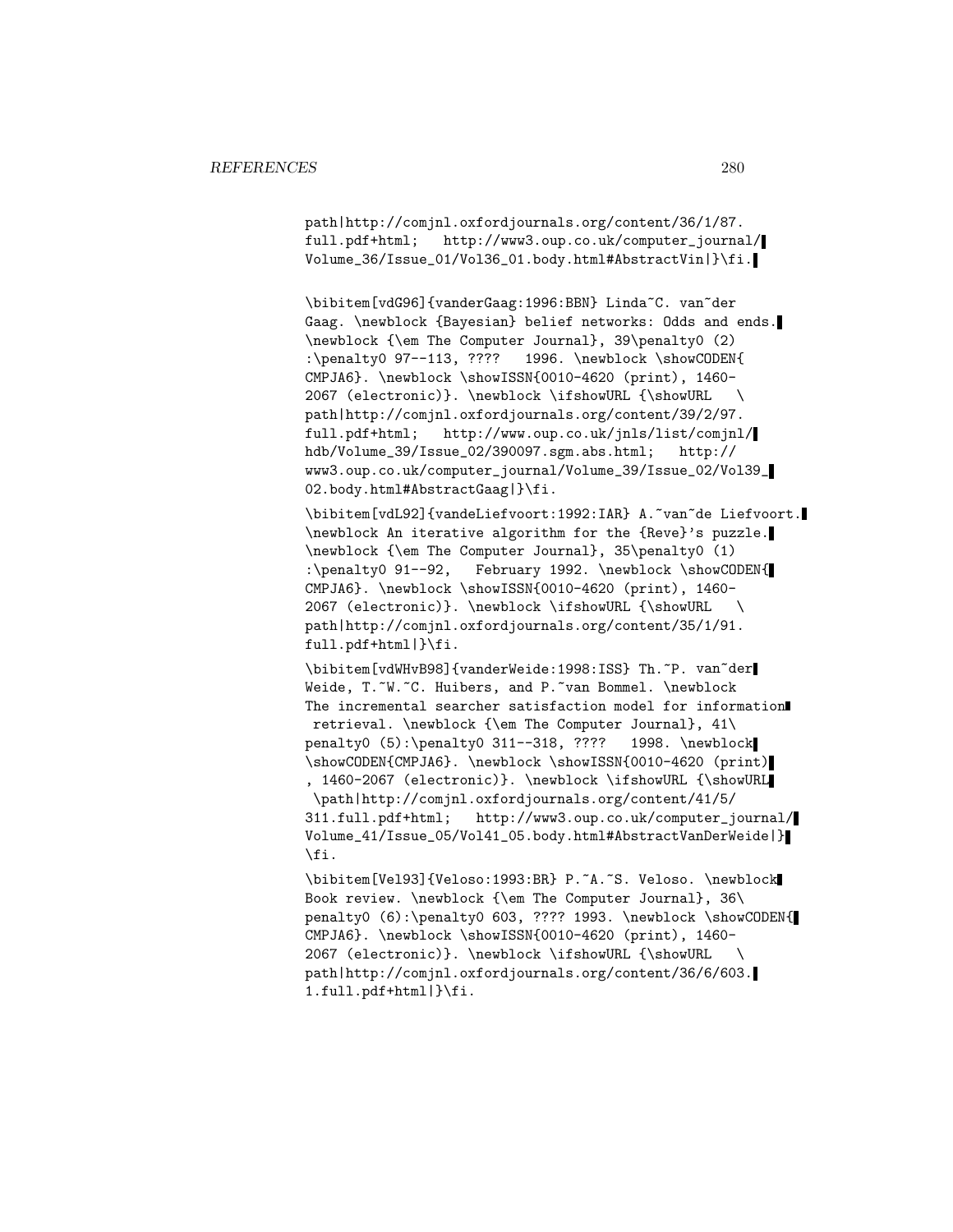```
path|http://comjnl.oxfordjournals.org/content/36/1/87.
full.pdf+html;   http://www3.oup.co.uk/computer_journal/
Volume_36/Issue_01/Vol36_01.body.html#AbstractVin|}\fi.

\bibitem[vdG96]{vanderGaag:1996:BBN} Linda~C. van~der
Gaag. \newblock {Bayesian} belief networks: Odds and ends.
\newblock {\em The Computer Journal}, 39\penalty0 (2)
:\penalty0 97--113, ????   1996. \newblock \showCODEN{
CMPJA6}. \newblock \showISSN{0010-4620 (print), 1460-
2067 (electronic)}. \newblock \ifshowURL {\showURL   \
path|http://comjnl.oxfordjournals.org/content/39/2/97.
full.pdf+html;   http://www.oup.co.uk/jnls/list/comjnl/
hdb/Volume_39/Issue_02/390097.sgm.abs.html;   http://
www3.oup.co.uk/computer_journal/Volume_39/Issue_02/Vol39_
02.body.html#AbstractGaag|}\fi.

\bibitem[vdL92]{vandeLiefvoort:1992:IAR} A.~van~de Liefvoort.
\newblock An iterative algorithm for the {Reve}'s puzzle.
\newblock {\em The Computer Journal}, 35\penalty0 (1)
:\penalty0 91--92,   February 1992. \newblock \showCODEN{
CMPJA6}. \newblock \showISSN{0010-4620 (print), 1460-
2067 (electronic)}. \newblock \ifshowURL {\showURL   \
path|http://comjnl.oxfordjournals.org/content/35/1/91.
full.pdf+html|}\fi.

\bibitem[vdWHvB98]{vanderWeide:1998:ISS} Th.~P. van~der
Weide, T.~W.~C. Huibers, and P.~van Bommel. \newblock
The incremental searcher satisfaction model for information
 retrieval. \newblock {\em The Computer Journal}, 41\
penalty0 (5):\penalty0 311--318, ????   1998. \newblock
\showCODEN{CMPJA6}. \newblock \showISSN{0010-4620 (print)
, 1460-2067 (electronic)}. \newblock \ifshowURL {\showURL
 \path|http://comjnl.oxfordjournals.org/content/41/5/
311.full.pdf+html;   http://www3.oup.co.uk/computer_journal/
Volume_41/Issue_05/Vol41_05.body.html#AbstractVanDerWeide|}
\fi.

\bibitem[Vel93]{Veloso:1993:BR} P.~A.~S. Veloso. \newblock
Book review. \newblock {\em The Computer Journal}, 36\
penalty0 (6):\penalty0 603, ???? 1993. \newblock \showCODEN{
CMPJA6}. \newblock \showISSN{0010-4620 (print), 1460-
2067 (electronic)}. \newblock \ifshowURL {\showURL   \
path|http://comjnl.oxfordjournals.org/content/36/6/603.
1.full.pdf+html|}\fi.
```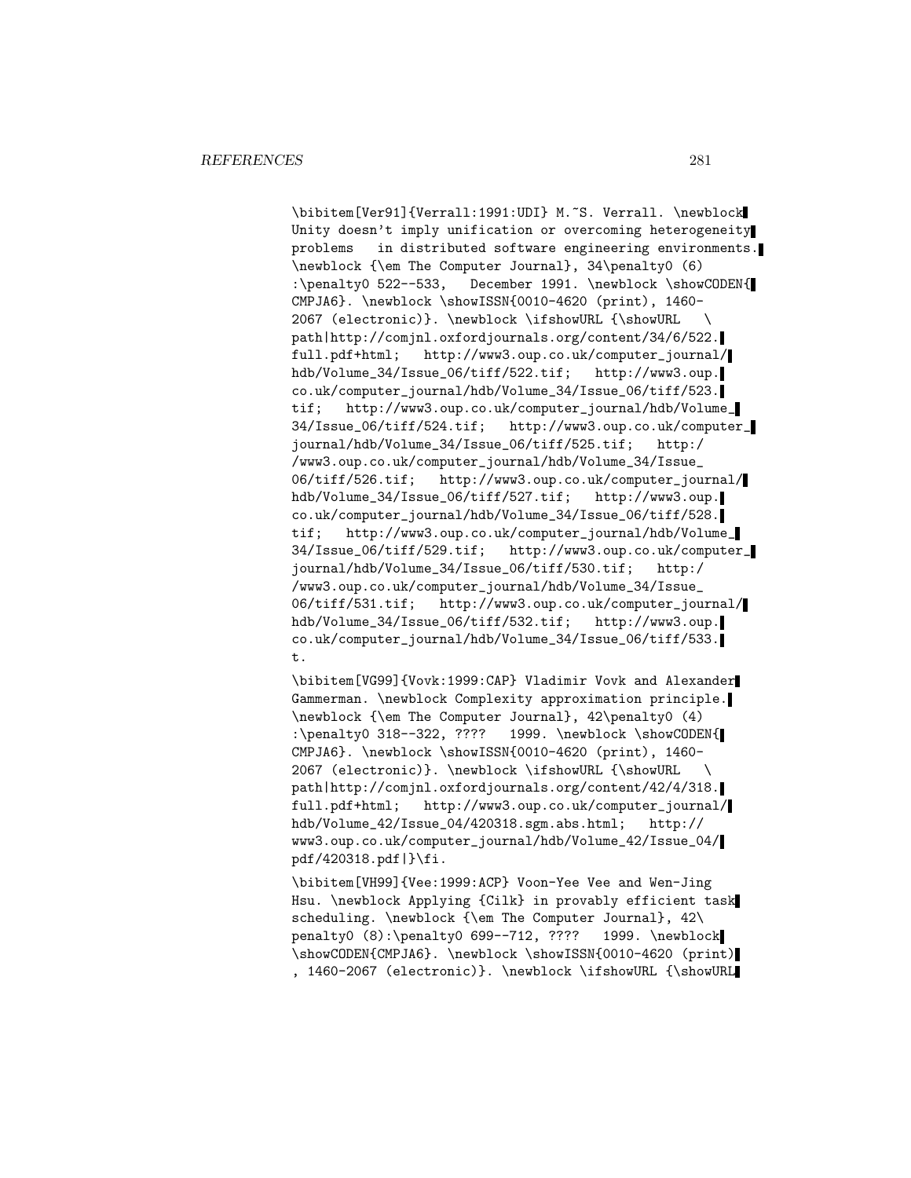```
\bibitem[Ver91]{Verrall:1991:UDI} M.~S. Verrall. \newblock
Unity doesn't imply unification or overcoming heterogeneity
problems   in distributed software engineering environments.
\newblock {\em The Computer Journal}, 34\penalty0 (6)
:\penalty0 522--533,   December 1991. \newblock \showCODEN{
CMPJA6}. \newblock \showISSN{0010-4620 (print), 1460-
2067 (electronic)}. \newblock \ifshowURL {\showURL   \
path|http://comjnl.oxfordjournals.org/content/34/6/522.
full.pdf+html;   http://www3.oup.co.uk/computer_journal/
hdb/Volume_34/Issue_06/tiff/522.tif;   http://www3.oup.
co.uk/computer_journal/hdb/Volume_34/Issue_06/tiff/523.
tif;   http://www3.oup.co.uk/computer_journal/hdb/Volume_
34/Issue_06/tiff/524.tif;   http://www3.oup.co.uk/computer_
journal/hdb/Volume_34/Issue_06/tiff/525.tif;   http:/
/www3.oup.co.uk/computer_journal/hdb/Volume_34/Issue_
06/tiff/526.tif;   http://www3.oup.co.uk/computer_journal/
hdb/Volume_34/Issue_06/tiff/527.tif;   http://www3.oup.
co.uk/computer_journal/hdb/Volume_34/Issue_06/tiff/528.
tif;   http://www3.oup.co.uk/computer_journal/hdb/Volume_
34/Issue_06/tiff/529.tif;   http://www3.oup.co.uk/computer_
journal/hdb/Volume_34/Issue_06/tiff/530.tif;   http:/
/www3.oup.co.uk/computer_journal/hdb/Volume_34/Issue_
06/tiff/531.tif;   http://www3.oup.co.uk/computer_journal/
hdb/Volume_34/Issue_06/tiff/532.tif;   http://www3.oup.
co.uk/computer_journal/hdb/Volume_34/Issue_06/tiff/533.
t.

\bibitem[VG99]{Vovk:1999:CAP} Vladimir Vovk and Alexander
Gammerman. \newblock Complexity approximation principle.
\newblock {\em The Computer Journal}, 42\penalty0 (4)
:\penalty0 318--322, ????   1999. \newblock \showCODEN{
CMPJA6}. \newblock \showISSN{0010-4620 (print), 1460-
2067 (electronic)}. \newblock \ifshowURL {\showURL   \
path|http://comjnl.oxfordjournals.org/content/42/4/318.
full.pdf+html;   http://www3.oup.co.uk/computer_journal/
hdb/Volume_42/Issue_04/420318.sgm.abs.html;   http://
www3.oup.co.uk/computer_journal/hdb/Volume_42/Issue_04/
pdf/420318.pdf|}\fi.

\bibitem[VH99]{Vee:1999:ACP} Voon-Yee Vee and Wen-Jing
Hsu. \newblock Applying {Cilk} in provably efficient task
scheduling. \newblock {\em The Computer Journal}, 42\
penalty0 (8):\penalty0 699--712, ????   1999. \newblock
\showCODEN{CMPJA6}. \newblock \showISSN{0010-4620 (print)
, 1460-2067 (electronic)}. \newblock \ifshowURL {\showURL
```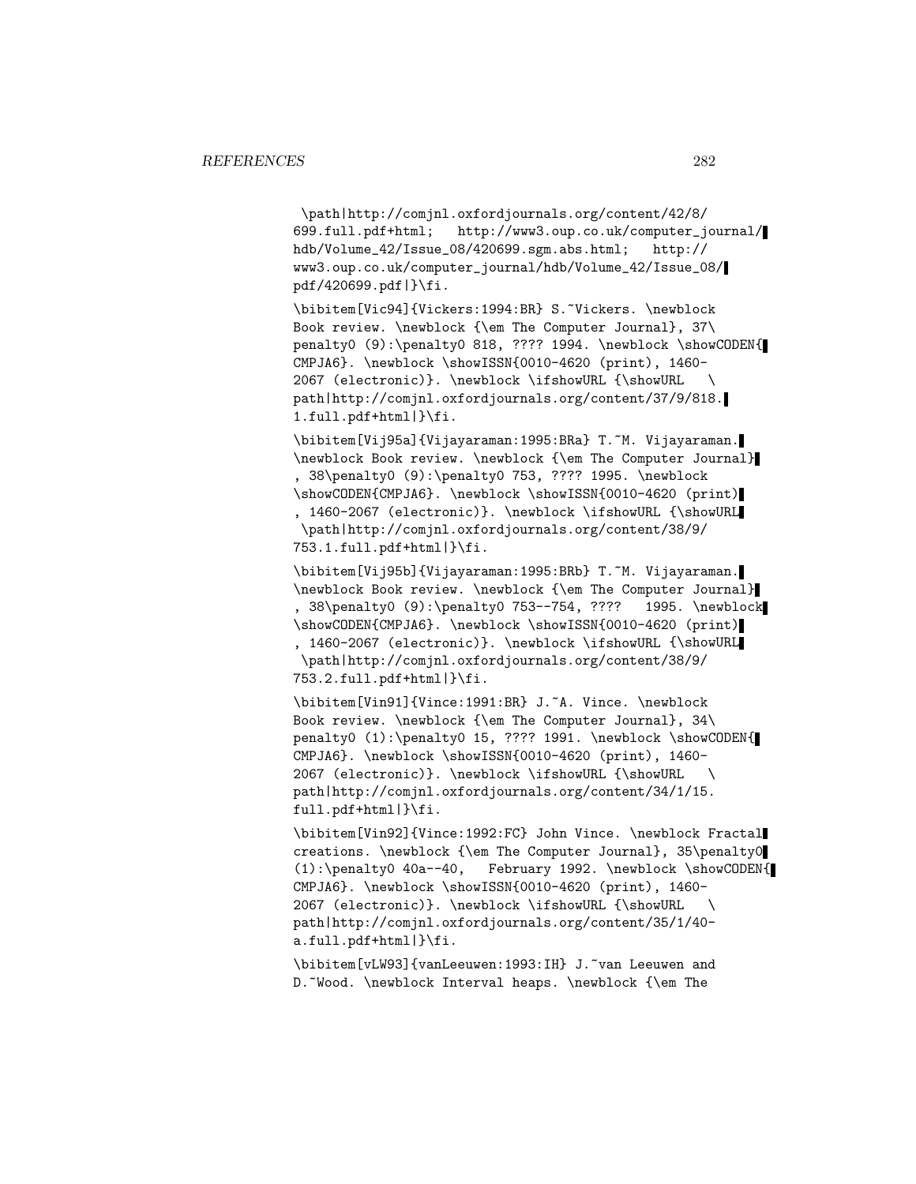```
\path|http://comjnl.oxfordjournals.org/content/42/8/
699.full.pdf+html;   http://www3.oup.co.uk/computer_journal/
hdb/Volume_42/Issue_08/420699.sgm.abs.html;   http://
www3.oup.co.uk/computer_journal/hdb/Volume_42/Issue_08/
pdf/420699.pdf|}\fi.

\bibitem[Vic94]{Vickers:1994:BR} S.~Vickers. \newblock
Book review. \newblock {\em The Computer Journal}, 37\
penalty0 (9):\penalty0 818, ???? 1994. \newblock \showCODEN{
CMPJA6}. \newblock \showISSN{0010-4620 (print), 1460-
2067 (electronic)}. \newblock \ifshowURL {\showURL   \
path|http://comjnl.oxfordjournals.org/content/37/9/818.
1.full.pdf+html|}\fi.

\bibitem[Vij95a]{Vijayaraman:1995:BRa} T.~M. Vijayaraman.
\newblock Book review. \newblock {\em The Computer Journal}
, 38\penalty0 (9):\penalty0 753, ???? 1995. \newblock
\showCODEN{CMPJA6}. \newblock \showISSN{0010-4620 (print)
, 1460-2067 (electronic)}. \newblock \ifshowURL {\showURL
 \path|http://comjnl.oxfordjournals.org/content/38/9/
753.1.full.pdf+html|}\fi.

\bibitem[Vij95b]{Vijayaraman:1995:BRb} T.~M. Vijayaraman.
\newblock Book review. \newblock {\em The Computer Journal}
, 38\penalty0 (9):\penalty0 753--754, ????   1995. \newblock
\showCODEN{CMPJA6}. \newblock \showISSN{0010-4620 (print)
, 1460-2067 (electronic)}. \newblock \ifshowURL {\showURL
 \path|http://comjnl.oxfordjournals.org/content/38/9/
753.2.full.pdf+html|}\fi.

\bibitem[Vin91]{Vince:1991:BR} J.~A. Vince. \newblock
Book review. \newblock {\em The Computer Journal}, 34\
penalty0 (1):\penalty0 15, ???? 1991. \newblock \showCODEN{
CMPJA6}. \newblock \showISSN{0010-4620 (print), 1460-
2067 (electronic)}. \newblock \ifshowURL {\showURL   \
path|http://comjnl.oxfordjournals.org/content/34/1/15.
full.pdf+html|}\fi.

\bibitem[Vin92]{Vince:1992:FC} John Vince. \newblock Fractal
creations. \newblock {\em The Computer Journal}, 35\penalty0
(1):\penalty0 40a--40,   February 1992. \newblock \showCODEN{
CMPJA6}. \newblock \showISSN{0010-4620 (print), 1460-
2067 (electronic)}. \newblock \ifshowURL {\showURL   \
path|http://comjnl.oxfordjournals.org/content/35/1/40-
a.full.pdf+html|}\fi.

\bibitem[vLW93]{vanLeeuwen:1993:IH} J.~van Leeuwen and
D.~Wood. \newblock Interval heaps. \newblock {\em The
```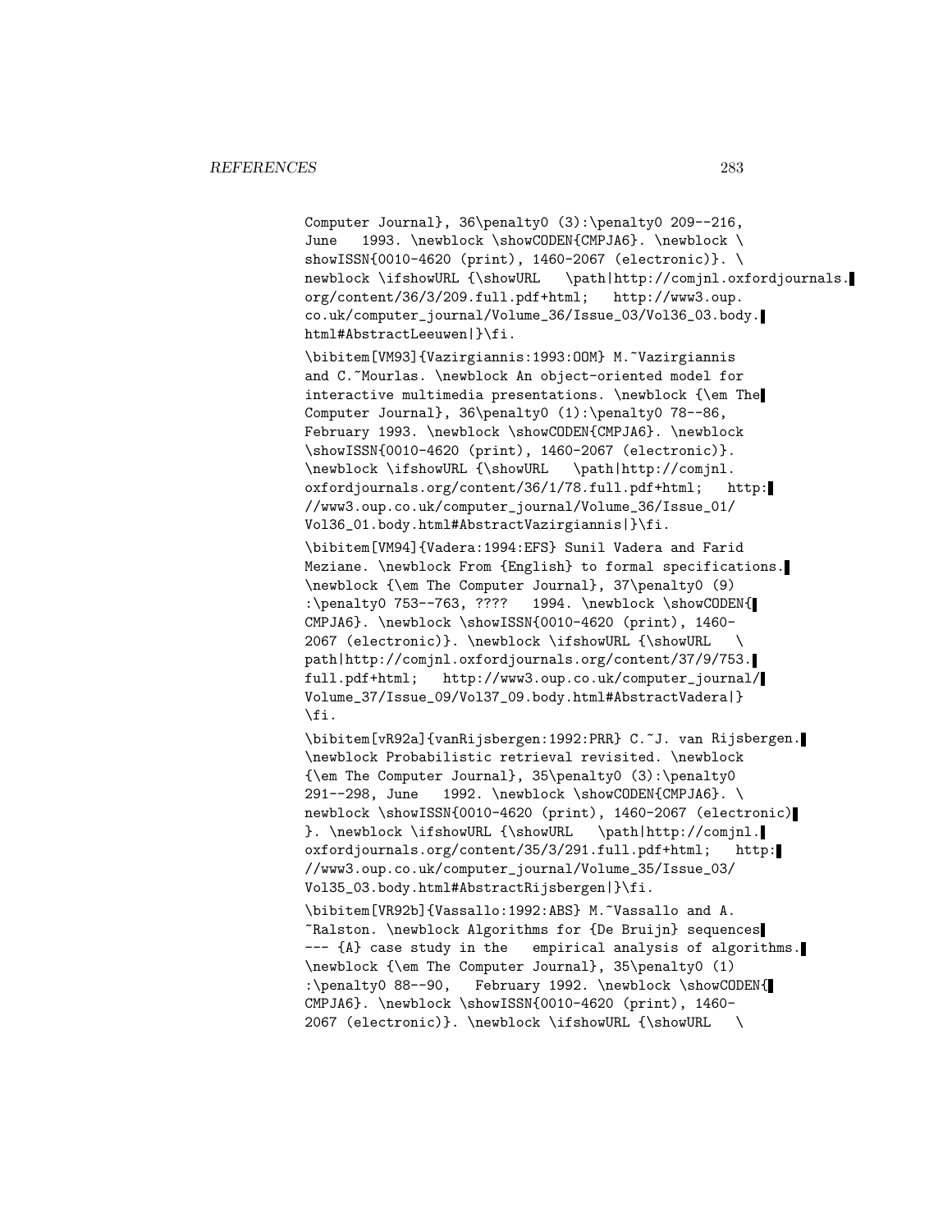```
Computer Journal}, 36\penalty0 (3):\penalty0 209--216,
June   1993. \newblock \showCODEN{CMPJA6}. \newblock \
showISSN{0010-4620 (print), 1460-2067 (electronic)}. \
newblock \ifshowURL {\showURL   \path|http://comjnl.oxfordjournals.
org/content/36/3/209.full.pdf+html;   http://www3.oup.
co.uk/computer_journal/Volume_36/Issue_03/Vol36_03.body.
html#AbstractLeeuwen|}\fi.

\bibitem[VM93]{Vazirgiannis:1993:OOM} M.~Vazirgiannis
and C.~Mourlas. \newblock An object-oriented model for
interactive multimedia presentations. \newblock {\em The
Computer Journal}, 36\penalty0 (1):\penalty0 78--86,
February 1993. \newblock \showCODEN{CMPJA6}. \newblock
\showISSN{0010-4620 (print), 1460-2067 (electronic)}.
\newblock \ifshowURL {\showURL   \path|http://comjnl.
oxfordjournals.org/content/36/1/78.full.pdf+html;   http:
//www3.oup.co.uk/computer_journal/Volume_36/Issue_01/
Vol36_01.body.html#AbstractVazirgiannis|}\fi.

\bibitem[VM94]{Vadera:1994:EFS} Sunil Vadera and Farid
Meziane. \newblock From {English} to formal specifications.
\newblock {\em The Computer Journal}, 37\penalty0 (9)
:\penalty0 753--763, ????   1994. \newblock \showCODEN{
CMPJA6}. \newblock \showISSN{0010-4620 (print), 1460-
2067 (electronic)}. \newblock \ifshowURL {\showURL   \
path|http://comjnl.oxfordjournals.org/content/37/9/753.
full.pdf+html;   http://www3.oup.co.uk/computer_journal/
Volume_37/Issue_09/Vol37_09.body.html#AbstractVadera|}
\fi.

\bibitem[vR92a]{vanRijsbergen:1992:PRR} C.~J. van Rijsbergen.
\newblock Probabilistic retrieval revisited. \newblock
{\em The Computer Journal}, 35\penalty0 (3):\penalty0
291--298, June   1992. \newblock \showCODEN{CMPJA6}. \
newblock \showISSN{0010-4620 (print), 1460-2067 (electronic)
}. \newblock \ifshowURL {\showURL   \path|http://comjnl.
oxfordjournals.org/content/35/3/291.full.pdf+html;   http:
//www3.oup.co.uk/computer_journal/Volume_35/Issue_03/
Vol35_03.body.html#AbstractRijsbergen|}\fi.

\bibitem[VR92b]{Vassallo:1992:ABS} M.~Vassallo and A.
~Ralston. \newblock Algorithms for {De Bruijn} sequences
--- {A} case study in the   empirical analysis of algorithms.
\newblock {\em The Computer Journal}, 35\penalty0 (1)
:\penalty0 88--90,   February 1992. \newblock \showCODEN{
CMPJA6}. \newblock \showISSN{0010-4620 (print), 1460-
2067 (electronic)}. \newblock \ifshowURL {\showURL   \
```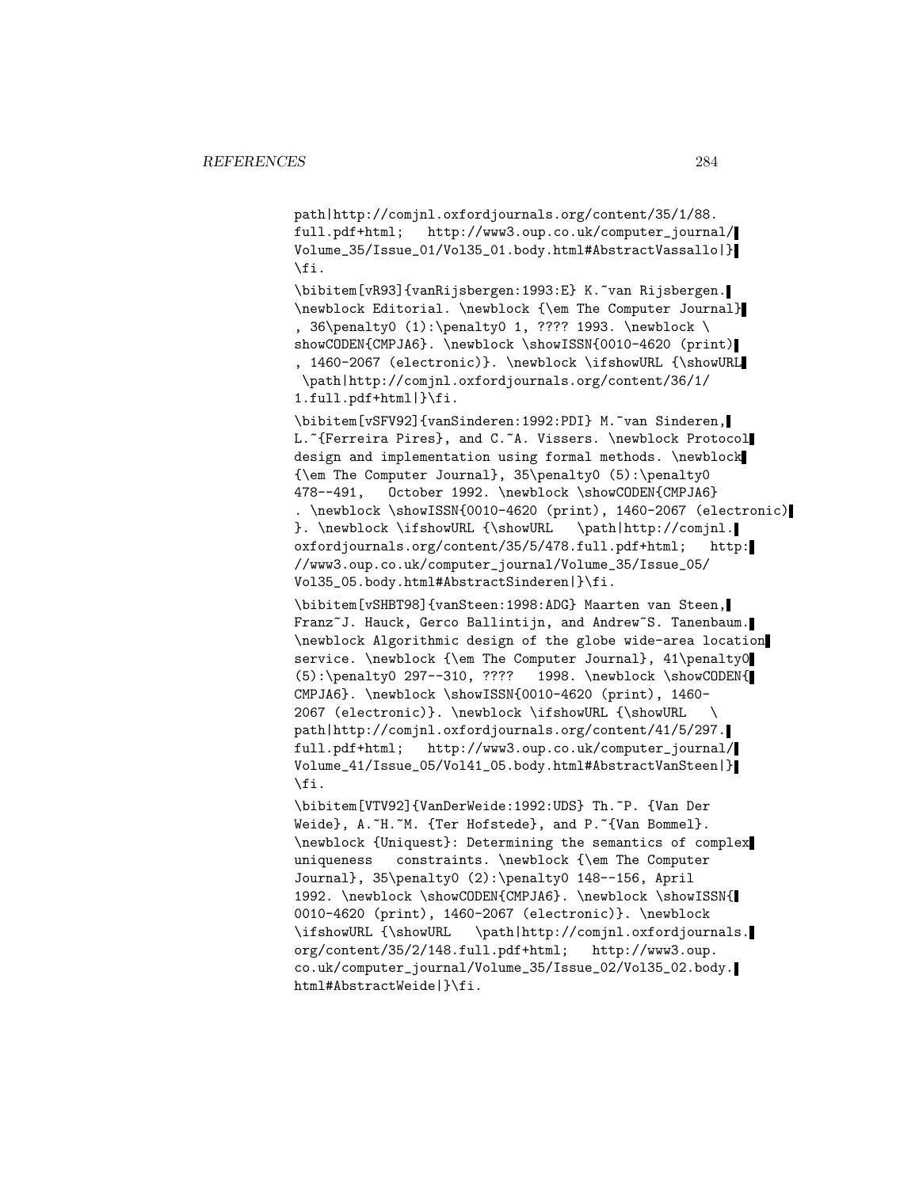```
path|http://comjnl.oxfordjournals.org/content/35/1/88.
full.pdf+html;   http://www3.oup.co.uk/computer_journal/
Volume_35/Issue_01/Vol35_01.body.html#AbstractVassallo|}
\fi.

\bibitem[vR93]{vanRijsbergen:1993:E} K.~van Rijsbergen.
\newblock Editorial. \newblock {\em The Computer Journal}
, 36\penalty0 (1):\penalty0 1, ???? 1993. \newblock \
showCODEN{CMPJA6}. \newblock \showISSN{0010-4620 (print)
, 1460-2067 (electronic)}. \newblock \ifshowURL {\showURL
 \path|http://comjnl.oxfordjournals.org/content/36/1/
1.full.pdf+html|}\fi.

\bibitem[vSFV92]{vanSinderen:1992:PDI} M.~van Sinderen,
L.~{Ferreira Pires}, and C.~A. Vissers. \newblock Protocol
design and implementation using formal methods. \newblock
{\em The Computer Journal}, 35\penalty0 (5):\penalty0
478--491,   October 1992. \newblock \showCODEN{CMPJA6}
. \newblock \showISSN{0010-4620 (print), 1460-2067 (electronic)
}. \newblock \ifshowURL {\showURL   \path|http://comjnl.
oxfordjournals.org/content/35/5/478.full.pdf+html;   http:
//www3.oup.co.uk/computer_journal/Volume_35/Issue_05/
Vol35_05.body.html#AbstractSinderen|}\fi.

\bibitem[vSHBT98]{vanSteen:1998:ADG} Maarten van Steen,
Franz~J. Hauck, Gerco Ballintijn, and Andrew~S. Tanenbaum.
\newblock Algorithmic design of the globe wide-area location
service. \newblock {\em The Computer Journal}, 41\penalty0
(5):\penalty0 297--310, ????   1998. \newblock \showCODEN{
CMPJA6}. \newblock \showISSN{0010-4620 (print), 1460-
2067 (electronic)}. \newblock \ifshowURL {\showURL   \
path|http://comjnl.oxfordjournals.org/content/41/5/297.
full.pdf+html;   http://www3.oup.co.uk/computer_journal/
Volume_41/Issue_05/Vol41_05.body.html#AbstractVanSteen|}
\fi.

\bibitem[VTV92]{VanDerWeide:1992:UDS} Th.~P. {Van Der
Weide}, A.~H.~M. {Ter Hofstede}, and P.~{Van Bommel}.
\newblock {Uniquest}: Determining the semantics of complex
uniqueness   constraints. \newblock {\em The Computer
Journal}, 35\penalty0 (2):\penalty0 148--156, April
1992. \newblock \showCODEN{CMPJA6}. \newblock \showISSN{
0010-4620 (print), 1460-2067 (electronic)}. \newblock
\ifshowURL {\showURL   \path|http://comjnl.oxfordjournals.
org/content/35/2/148.full.pdf+html;   http://www3.oup.
co.uk/computer_journal/Volume_35/Issue_02/Vol35_02.body.
html#AbstractWeide|}\fi.
```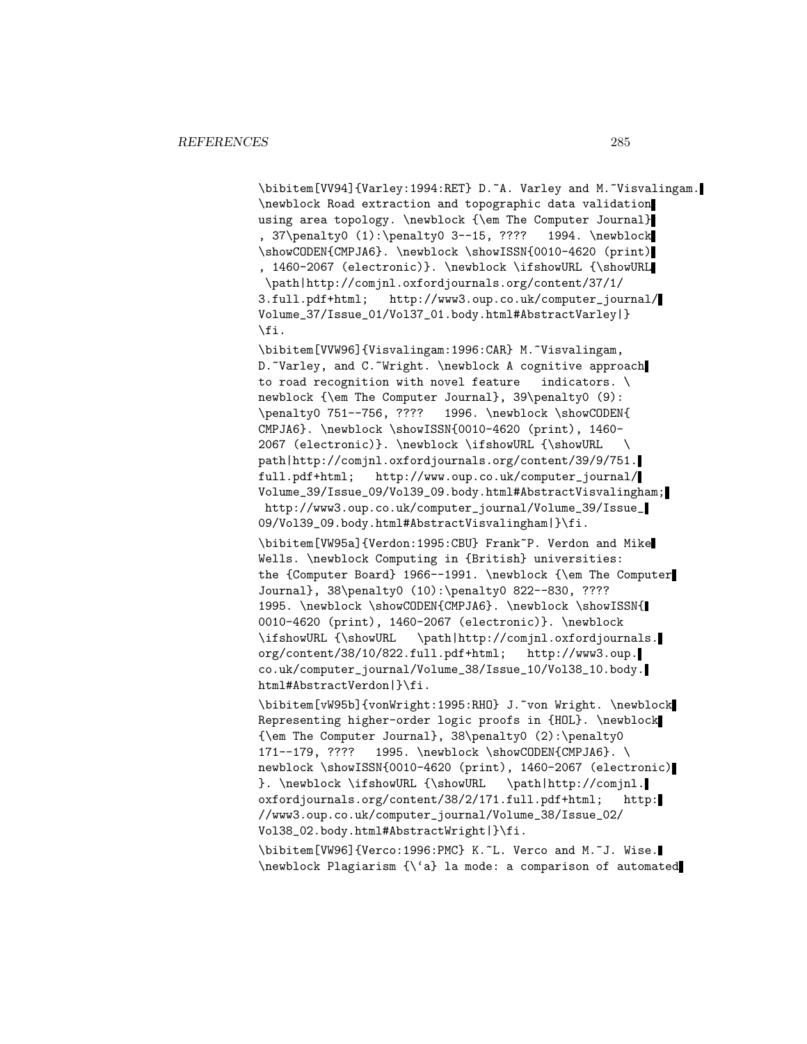```
\bibitem[VV94]{Varley:1994:RET} D.~A. Varley and M.~Visvalingam.
\newblock Road extraction and topographic data validation
using area topology. \newblock {\em The Computer Journal}
, 37\penalty0 (1):\penalty0 3--15, ????   1994. \newblock
\showCODEN{CMPJA6}. \newblock \showISSN{0010-4620 (print)
, 1460-2067 (electronic)}. \newblock \ifshowURL {\showURL
 \path|http://comjnl.oxfordjournals.org/content/37/1/
3.full.pdf+html;   http://www3.oup.co.uk/computer_journal/
Volume_37/Issue_01/Vol37_01.body.html#AbstractVarley|}
\fi.

\bibitem[VVW96]{Visvalingam:1996:CAR} M.~Visvalingam,
D.~Varley, and C.~Wright. \newblock A cognitive approach
to road recognition with novel feature   indicators. \
newblock {\em The Computer Journal}, 39\penalty0 (9):
\penalty0 751--756, ????   1996. \newblock \showCODEN{
CMPJA6}. \newblock \showISSN{0010-4620 (print), 1460-
2067 (electronic)}. \newblock \ifshowURL {\showURL   \
path|http://comjnl.oxfordjournals.org/content/39/9/751.
full.pdf+html;   http://www.oup.co.uk/computer_journal/
Volume_39/Issue_09/Vol39_09.body.html#AbstractVisvalingham;
 http://www3.oup.co.uk/computer_journal/Volume_39/Issue_
09/Vol39_09.body.html#AbstractVisvalingham|}\fi.

\bibitem[VW95a]{Verdon:1995:CBU} Frank~P. Verdon and Mike
Wells. \newblock Computing in {British} universities:
the {Computer Board} 1966--1991. \newblock {\em The Computer
Journal}, 38\penalty0 (10):\penalty0 822--830, ????
1995. \newblock \showCODEN{CMPJA6}. \newblock \showISSN{
0010-4620 (print), 1460-2067 (electronic)}. \newblock
\ifshowURL {\showURL   \path|http://comjnl.oxfordjournals.
org/content/38/10/822.full.pdf+html;   http://www3.oup.
co.uk/computer_journal/Volume_38/Issue_10/Vol38_10.body.
html#AbstractVerdon|}\fi.

\bibitem[vW95b]{vonWright:1995:RHO} J.~von Wright. \newblock
Representing higher-order logic proofs in {HOL}. \newblock
{\em The Computer Journal}, 38\penalty0 (2):\penalty0
171--179, ????   1995. \newblock \showCODEN{CMPJA6}. \
newblock \showISSN{0010-4620 (print), 1460-2067 (electronic)
}. \newblock \ifshowURL {\showURL   \path|http://comjnl.
oxfordjournals.org/content/38/2/171.full.pdf+html;   http:
//www3.oup.co.uk/computer_journal/Volume_38/Issue_02/
Vol38_02.body.html#AbstractWright|}\fi.

\bibitem[VW96]{Verco:1996:PMC} K.~L. Verco and M.~J. Wise.
\newblock Plagiarism {\`a} la mode: a comparison of automated
```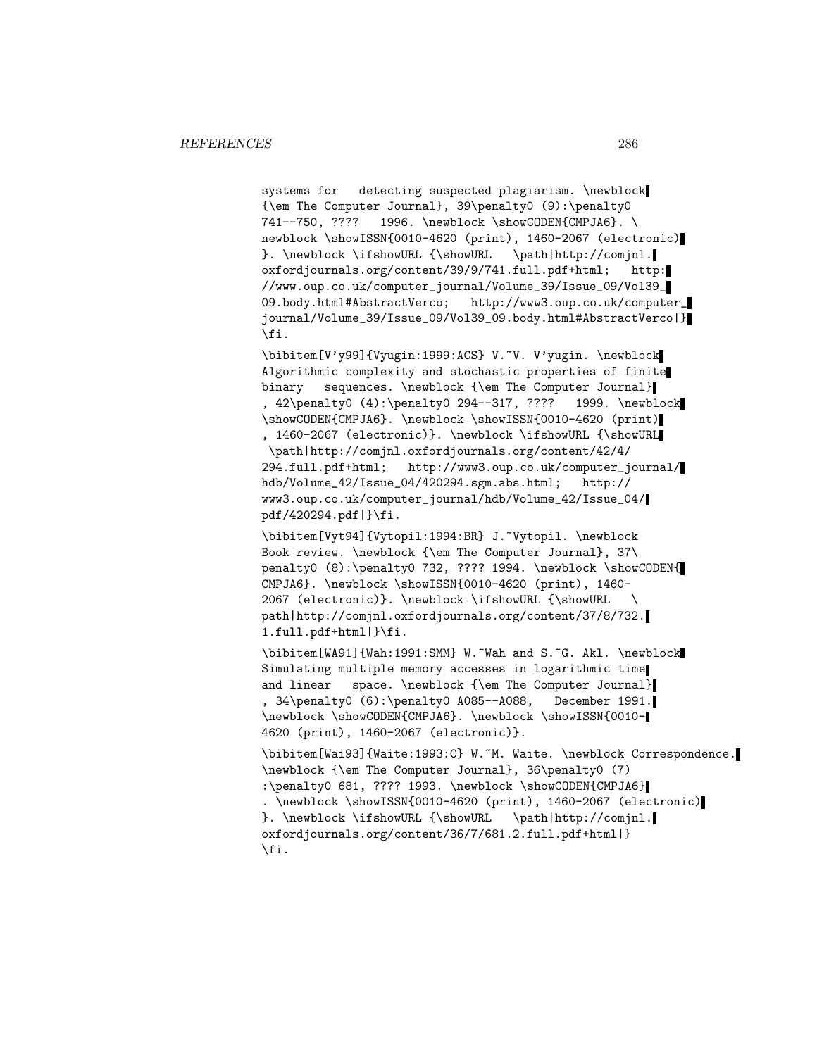systems for detecting suspected plagiarism. \newblock {\em The Computer Journal}, 39\penalty0 (9):\penalty0 741--750, ???? 1996. \newblock \showCODEN{CMPJA6}. \newblock \showISSN{0010-4620 (print), 1460-2067 (electronic)}. \newblock \ifshowURL {\showURL \path|http://comjnl.oxfordjournals.org/content/39/9/741.full.pdf+html; http://www.oup.co.uk/computer_journal/Volume_39/Issue_09/Vol39_09.body.html#AbstractVerco; http://www3.oup.co.uk/computer_journal/Volume_39/Issue_09/Vol39_09.body.html#AbstractVerco|}\fi.

\bibitem[V'y99]{Vyugin:1999:ACS} V.~V. V'yugin. \newblock Algorithmic complexity and stochastic properties of finite binary sequences. \newblock {\em The Computer Journal}, 42\penalty0 (4):\penalty0 294--317, ???? 1999. \newblock \showCODEN{CMPJA6}. \newblock \showISSN{0010-4620 (print), 1460-2067 (electronic)}. \newblock \ifshowURL {\showURL \path|http://comjnl.oxfordjournals.org/content/42/4/294.full.pdf+html; http://www3.oup.co.uk/computer_journal/hdb/Volume_42/Issue_04/420294.sgm.abs.html; http://www3.oup.co.uk/computer_journal/hdb/Volume_42/Issue_04/pdf/420294.pdf|}\fi.

\bibitem[Vyt94]{Vytopil:1994:BR} J.~Vytopil. \newblock Book review. \newblock {\em The Computer Journal}, 37\penalty0 (8):\penalty0 732, ???? 1994. \newblock \showCODEN{CMPJA6}. \newblock \showISSN{0010-4620 (print), 1460-2067 (electronic)}. \newblock \ifshowURL {\showURL \path|http://comjnl.oxfordjournals.org/content/37/8/732.1.full.pdf+html|}\fi.

\bibitem[WA91]{Wah:1991:SMM} W.~Wah and S.~G. Akl. \newblock Simulating multiple memory accesses in logarithmic time and linear space. \newblock {\em The Computer Journal}, 34\penalty0 (6):\penalty0 A085--A088, December 1991. \newblock \showCODEN{CMPJA6}. \newblock \showISSN{0010-4620 (print), 1460-2067 (electronic)}.

\bibitem[Wai93]{Waite:1993:C} W.~M. Waite. \newblock Correspondence. \newblock {\em The Computer Journal}, 36\penalty0 (7):\penalty0 681, ???? 1993. \newblock \showCODEN{CMPJA6}. \newblock \showISSN{0010-4620 (print), 1460-2067 (electronic)}. \newblock \ifshowURL {\showURL \path|http://comjnl.oxfordjournals.org/content/36/7/681.2.full.pdf+html|}\fi.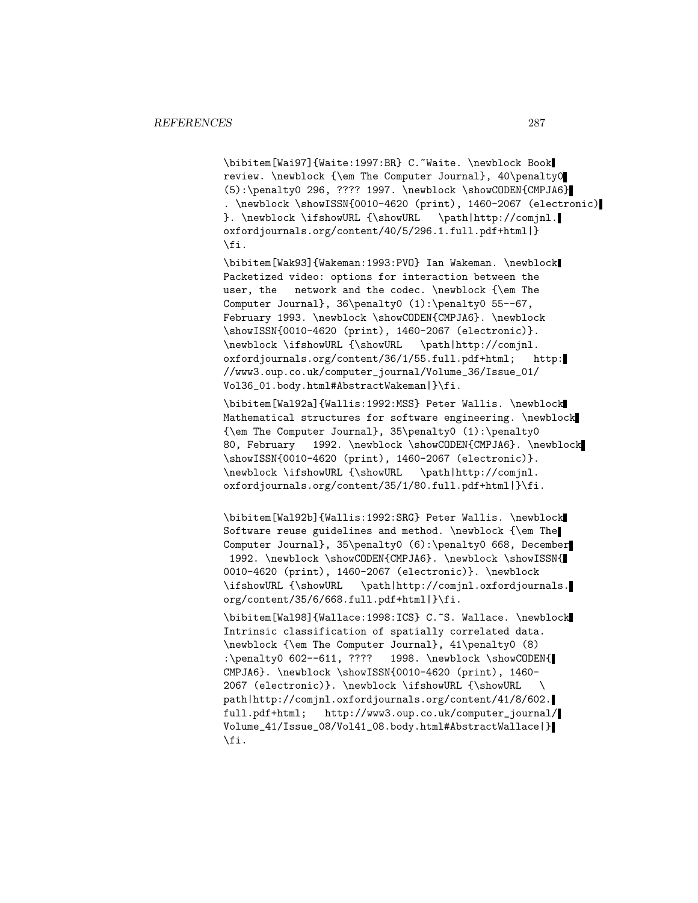```
\bibitem[Wai97]{Waite:1997:BR} C.~Waite. \newblock Book
review. \newblock {\em The Computer Journal}, 40\penalty0
(5):\penalty0 296, ???? 1997. \newblock \showCODEN{CMPJA6}
. \newblock \showISSN{0010-4620 (print), 1460-2067 (electronic)
}. \newblock \ifshowURL {\showURL   \path|http://comjnl.
oxfordjournals.org/content/40/5/296.1.full.pdf+html|}
\fi.

\bibitem[Wak93]{Wakeman:1993:PVO} Ian Wakeman. \newblock
Packetized video: options for interaction between the
user, the   network and the codec. \newblock {\em The
Computer Journal}, 36\penalty0 (1):\penalty0 55--67,
February 1993. \newblock \showCODEN{CMPJA6}. \newblock
\showISSN{0010-4620 (print), 1460-2067 (electronic)}.
\newblock \ifshowURL {\showURL   \path|http://comjnl.
oxfordjournals.org/content/36/1/55.full.pdf+html;   http:
//www3.oup.co.uk/computer_journal/Volume_36/Issue_01/
Vol36_01.body.html#AbstractWakeman|}\fi.

\bibitem[Wal92a]{Wallis:1992:MSS} Peter Wallis. \newblock
Mathematical structures for software engineering. \newblock
{\em The Computer Journal}, 35\penalty0 (1):\penalty0
80, February   1992. \newblock \showCODEN{CMPJA6}. \newblock
\showISSN{0010-4620 (print), 1460-2067 (electronic)}.
\newblock \ifshowURL {\showURL   \path|http://comjnl.
oxfordjournals.org/content/35/1/80.full.pdf+html|}\fi.

\bibitem[Wal92b]{Wallis:1992:SRG} Peter Wallis. \newblock
Software reuse guidelines and method. \newblock {\em The
Computer Journal}, 35\penalty0 (6):\penalty0 668, December
 1992. \newblock \showCODEN{CMPJA6}. \newblock \showISSN{
0010-4620 (print), 1460-2067 (electronic)}. \newblock
\ifshowURL {\showURL   \path|http://comjnl.oxfordjournals.
org/content/35/6/668.full.pdf+html|}\fi.

\bibitem[Wal98]{Wallace:1998:ICS} C.~S. Wallace. \newblock
Intrinsic classification of spatially correlated data.
\newblock {\em The Computer Journal}, 41\penalty0 (8)
:\penalty0 602--611, ????   1998. \newblock \showCODEN{
CMPJA6}. \newblock \showISSN{0010-4620 (print), 1460-
2067 (electronic)}. \newblock \ifshowURL {\showURL   \
path|http://comjnl.oxfordjournals.org/content/41/8/602.
full.pdf+html;   http://www3.oup.co.uk/computer_journal/
Volume_41/Issue_08/Vol41_08.body.html#AbstractWallace|}
\fi.
```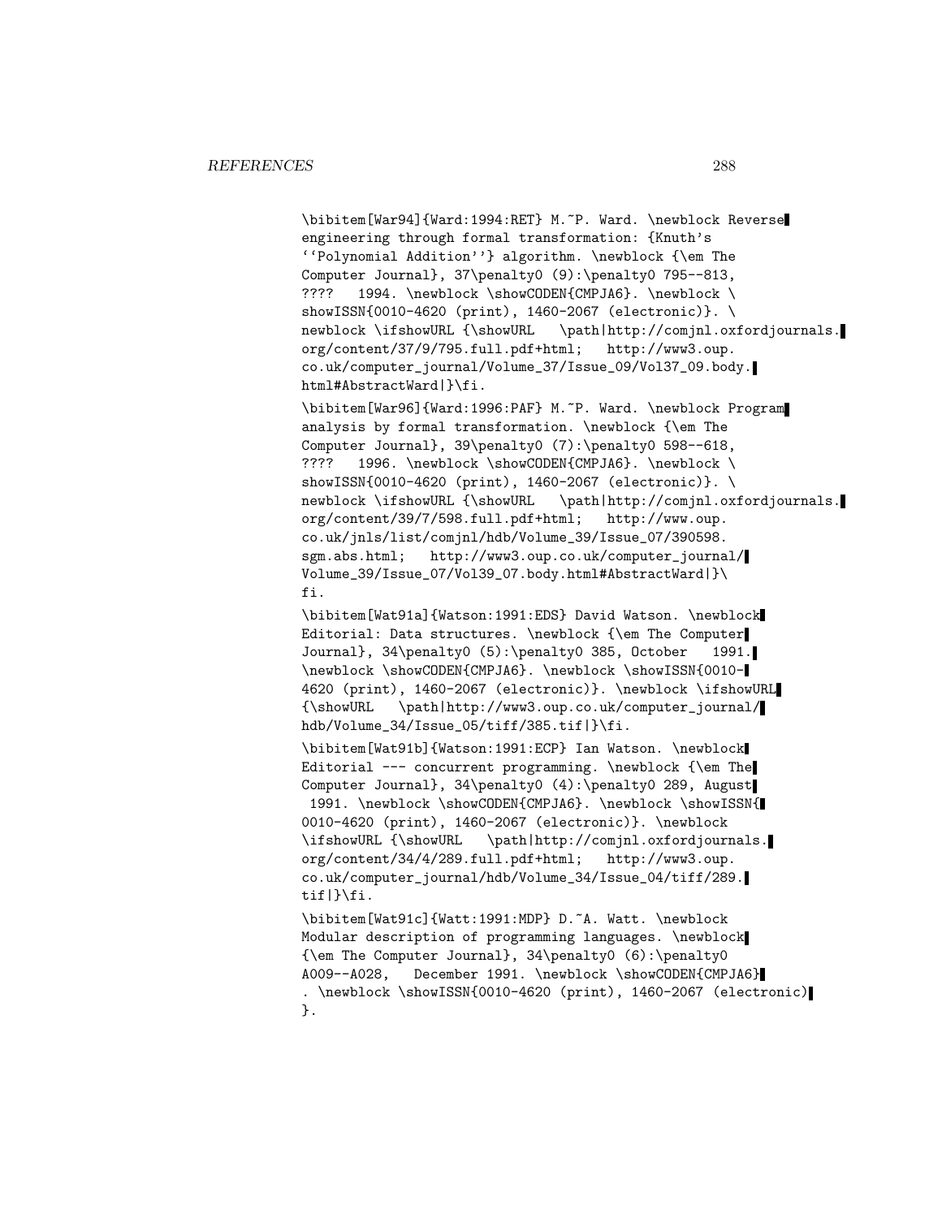```
\bibitem[War94]{Ward:1994:RET} M.~P. Ward. \newblock Reverse
engineering through formal transformation: {Knuth's
``Polynomial Addition''} algorithm. \newblock {\em The
Computer Journal}, 37\penalty0 (9):\penalty0 795--813,
????   1994. \newblock \showCODEN{CMPJA6}. \newblock \
showISSN{0010-4620 (print), 1460-2067 (electronic)}. \
newblock \ifshowURL {\showURL   \path|http://comjnl.oxfordjournals.
org/content/37/9/795.full.pdf+html;   http://www3.oup.
co.uk/computer_journal/Volume_37/Issue_09/Vol37_09.body.
html#AbstractWard|}\fi.

\bibitem[War96]{Ward:1996:PAF} M.~P. Ward. \newblock Program
analysis by formal transformation. \newblock {\em The
Computer Journal}, 39\penalty0 (7):\penalty0 598--618,
????   1996. \newblock \showCODEN{CMPJA6}. \newblock \
showISSN{0010-4620 (print), 1460-2067 (electronic)}. \
newblock \ifshowURL {\showURL   \path|http://comjnl.oxfordjournals.
org/content/39/7/598.full.pdf+html;   http://www.oup.
co.uk/jnls/list/comjnl/hdb/Volume_39/Issue_07/390598.
sgm.abs.html;   http://www3.oup.co.uk/computer_journal/
Volume_39/Issue_07/Vol39_07.body.html#AbstractWard|}\
fi.

\bibitem[Wat91a]{Watson:1991:EDS} David Watson. \newblock
Editorial: Data structures. \newblock {\em The Computer
Journal}, 34\penalty0 (5):\penalty0 385, October   1991.
\newblock \showCODEN{CMPJA6}. \newblock \showISSN{0010-
4620 (print), 1460-2067 (electronic)}. \newblock \ifshowURL
{\showURL   \path|http://www3.oup.co.uk/computer_journal/
hdb/Volume_34/Issue_05/tiff/385.tif|}\fi.

\bibitem[Wat91b]{Watson:1991:ECP} Ian Watson. \newblock
Editorial --- concurrent programming. \newblock {\em The
Computer Journal}, 34\penalty0 (4):\penalty0 289, August
 1991. \newblock \showCODEN{CMPJA6}. \newblock \showISSN{
0010-4620 (print), 1460-2067 (electronic)}. \newblock
\ifshowURL {\showURL   \path|http://comjnl.oxfordjournals.
org/content/34/4/289.full.pdf+html;   http://www3.oup.
co.uk/computer_journal/hdb/Volume_34/Issue_04/tiff/289.
tif|}\fi.

\bibitem[Wat91c]{Watt:1991:MDP} D.~A. Watt. \newblock
Modular description of programming languages. \newblock
{\em The Computer Journal}, 34\penalty0 (6):\penalty0
A009--A028,   December 1991. \newblock \showCODEN{CMPJA6}
. \newblock \showISSN{0010-4620 (print), 1460-2067 (electronic)
}.
```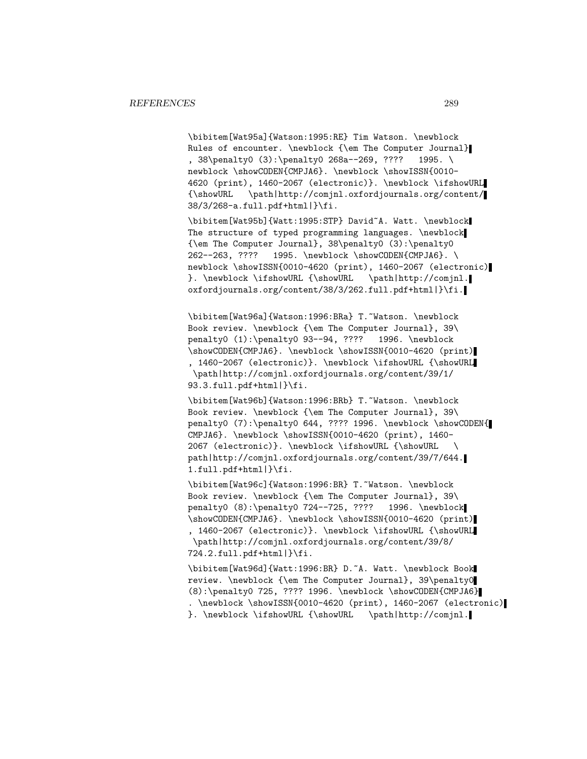\bibitem[Wat95a]{Watson:1995:RE} Tim Watson. \newblock Rules of encounter. \newblock {\em The Computer Journal}, 38\penalty0 (3):\penalty0 268a--269, ???? 1995. \newblock \showCODEN{CMPJA6}. \newblock \showISSN{0010-4620 (print), 1460-2067 (electronic)}. \newblock \ifshowURL {\showURL \path|http://comjnl.oxfordjournals.org/content/38/3/268-a.full.pdf+html|}\fi.

\bibitem[Wat95b]{Watt:1995:STP} David~A. Watt. \newblock The structure of typed programming languages. \newblock {\em The Computer Journal}, 38\penalty0 (3):\penalty0 262--263, ???? 1995. \newblock \showCODEN{CMPJA6}. \newblock \showISSN{0010-4620 (print), 1460-2067 (electronic)}. \newblock \ifshowURL {\showURL \path|http://comjnl.oxfordjournals.org/content/38/3/262.full.pdf+html|}\fi.

\bibitem[Wat96a]{Watson:1996:BRa} T.~Watson. \newblock Book review. \newblock {\em The Computer Journal}, 39\penalty0 (1):\penalty0 93--94, ???? 1996. \newblock \showCODEN{CMPJA6}. \newblock \showISSN{0010-4620 (print), 1460-2067 (electronic)}. \newblock \ifshowURL {\showURL \path|http://comjnl.oxfordjournals.org/content/39/1/93.3.full.pdf+html|}\fi.

\bibitem[Wat96b]{Watson:1996:BRb} T.~Watson. \newblock Book review. \newblock {\em The Computer Journal}, 39\penalty0 (7):\penalty0 644, ???? 1996. \newblock \showCODEN{CMPJA6}. \newblock \showISSN{0010-4620 (print), 1460-2067 (electronic)}. \newblock \ifshowURL {\showURL \path|http://comjnl.oxfordjournals.org/content/39/7/644.1.full.pdf+html|}\fi.

\bibitem[Wat96c]{Watson:1996:BR} T.~Watson. \newblock Book review. \newblock {\em The Computer Journal}, 39\penalty0 (8):\penalty0 724--725, ???? 1996. \newblock \showCODEN{CMPJA6}. \newblock \showISSN{0010-4620 (print), 1460-2067 (electronic)}. \newblock \ifshowURL {\showURL \path|http://comjnl.oxfordjournals.org/content/39/8/724.2.full.pdf+html|}\fi.

\bibitem[Wat96d]{Watt:1996:BR} D.~A. Watt. \newblock Book review. \newblock {\em The Computer Journal}, 39\penalty0 (8):\penalty0 725, ???? 1996. \newblock \showCODEN{CMPJA6}. \newblock \showISSN{0010-4620 (print), 1460-2067 (electronic)}. \newblock \ifshowURL {\showURL \path|http://comjnl.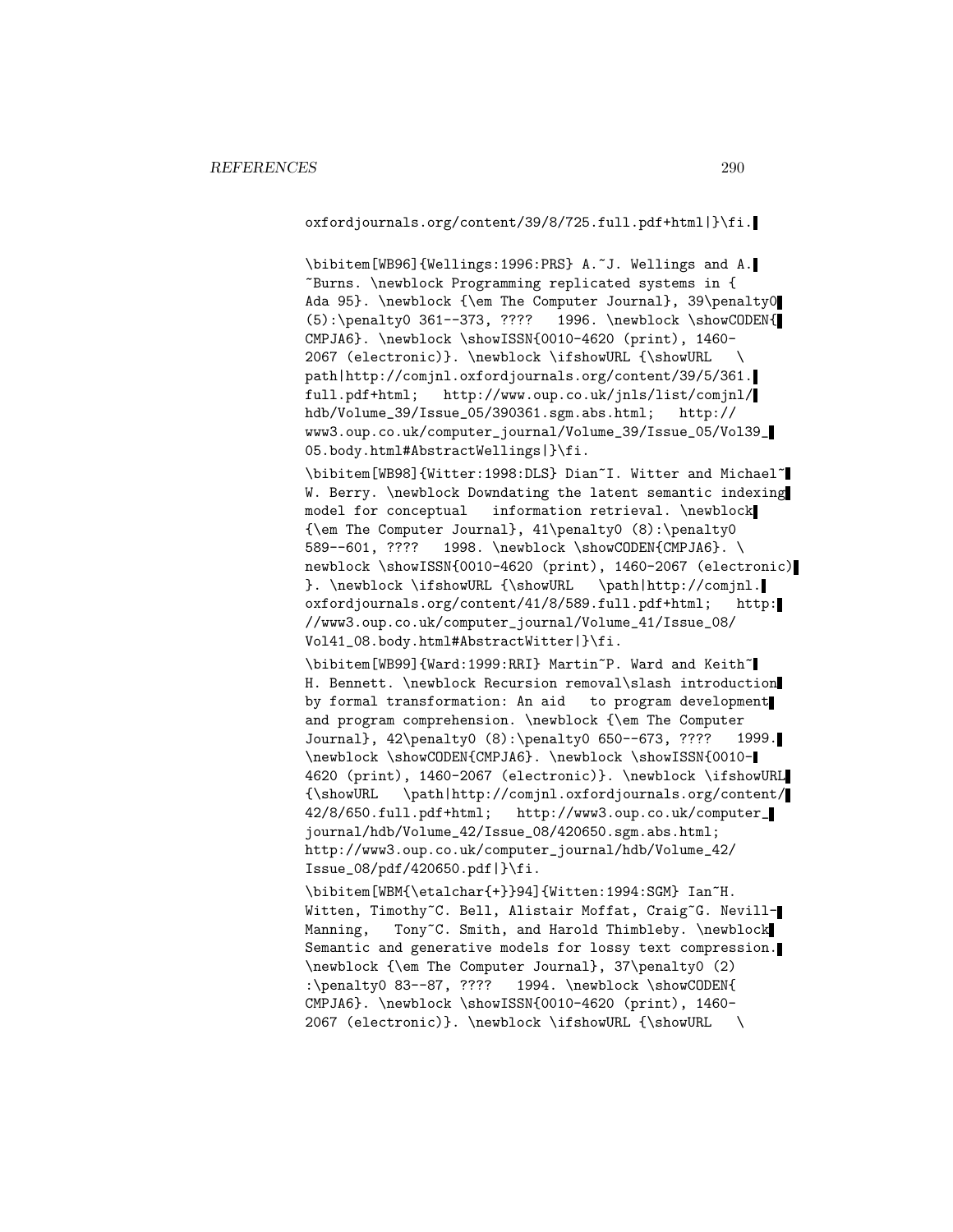```
oxfordjournals.org/content/39/8/725.full.pdf+html|}\fi.

\bibitem[WB96]{Wellings:1996:PRS} A.~J. Wellings and A.
~Burns. \newblock Programming replicated systems in {
Ada 95}. \newblock {\em The Computer Journal}, 39\penalty0
(5):\penalty0 361--373, ????   1996. \newblock \showCODEN{
CMPJA6}. \newblock \showISSN{0010-4620 (print), 1460-
2067 (electronic)}. \newblock \ifshowURL {\showURL   \
path|http://comjnl.oxfordjournals.org/content/39/5/361.
full.pdf+html;   http://www.oup.co.uk/jnls/list/comjnl/
hdb/Volume_39/Issue_05/390361.sgm.abs.html;   http://
www3.oup.co.uk/computer_journal/Volume_39/Issue_05/Vol39_
05.body.html#AbstractWellings|}\fi.

\bibitem[WB98]{Witter:1998:DLS} Dian~I. Witter and Michael~
W. Berry. \newblock Downdating the latent semantic indexing
model for conceptual   information retrieval. \newblock
{\em The Computer Journal}, 41\penalty0 (8):\penalty0
589--601, ????   1998. \newblock \showCODEN{CMPJA6}. \
newblock \showISSN{0010-4620 (print), 1460-2067 (electronic)
}. \newblock \ifshowURL {\showURL   \path|http://comjnl.
oxfordjournals.org/content/41/8/589.full.pdf+html;   http:
//www3.oup.co.uk/computer_journal/Volume_41/Issue_08/
Vol41_08.body.html#AbstractWitter|}\fi.

\bibitem[WB99]{Ward:1999:RRI} Martin~P. Ward and Keith~
H. Bennett. \newblock Recursion removal\slash introduction
by formal transformation: An aid   to program development
and program comprehension. \newblock {\em The Computer
Journal}, 42\penalty0 (8):\penalty0 650--673, ????   1999.
\newblock \showCODEN{CMPJA6}. \newblock \showISSN{0010-
4620 (print), 1460-2067 (electronic)}. \newblock \ifshowURL
{\showURL   \path|http://comjnl.oxfordjournals.org/content/
42/8/650.full.pdf+html;   http://www3.oup.co.uk/computer_
journal/hdb/Volume_42/Issue_08/420650.sgm.abs.html;
http://www3.oup.co.uk/computer_journal/hdb/Volume_42/
Issue_08/pdf/420650.pdf|}\fi.

\bibitem[WBM{\etalchar{+}}94]{Witten:1994:SGM} Ian~H.
Witten, Timothy~C. Bell, Alistair Moffat, Craig~G. Nevill-
Manning,   Tony~C. Smith, and Harold Thimbleby. \newblock
Semantic and generative models for lossy text compression.
\newblock {\em The Computer Journal}, 37\penalty0 (2)
:\penalty0 83--87, ????   1994. \newblock \showCODEN{
CMPJA6}. \newblock \showISSN{0010-4620 (print), 1460-
2067 (electronic)}. \newblock \ifshowURL {\showURL   \
```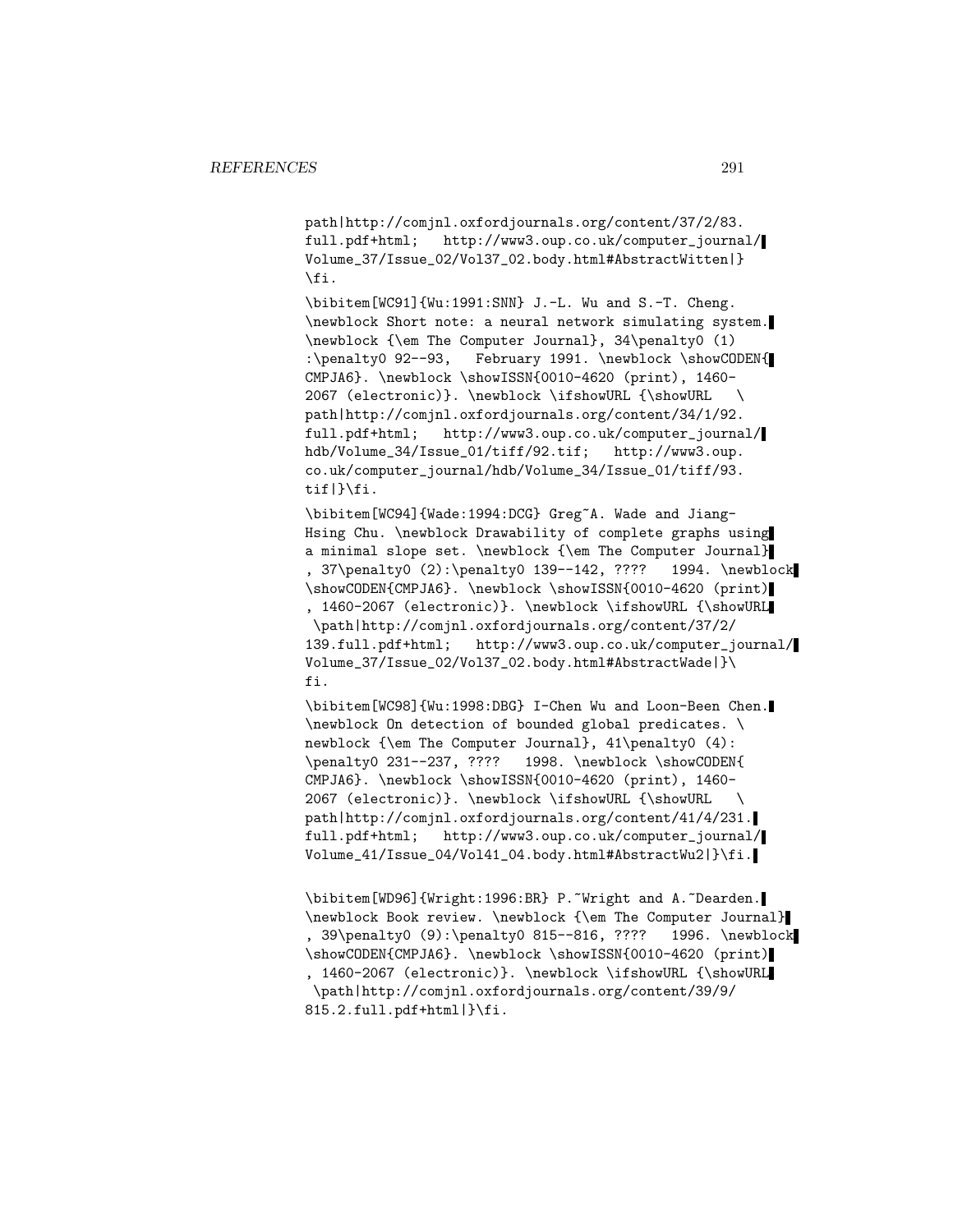path|http://comjnl.oxfordjournals.org/content/37/2/83.
full.pdf+html; http://www3.oup.co.uk/computer_journal/
Volume_37/Issue_02/Vol37_02.body.html#AbstractWitten|}
\fi.

\bibitem[WC91]{Wu:1991:SNN} J.-L. Wu and S.-T. Cheng.
\newblock Short note: a neural network simulating system.
\newblock {\em The Computer Journal}, 34\penalty0 (1)
:\penalty0 92--93, February 1991. \newblock \showCODEN{
CMPJA6}. \newblock \showISSN{0010-4620 (print), 1460-
2067 (electronic)}. \newblock \ifshowURL {\showURL \
path|http://comjnl.oxfordjournals.org/content/34/1/92.
full.pdf+html; http://www3.oup.co.uk/computer_journal/
hdb/Volume_34/Issue_01/tiff/92.tif; http://www3.oup.
co.uk/computer_journal/hdb/Volume_34/Issue_01/tiff/93.
tif|}\fi.

\bibitem[WC94]{Wade:1994:DCG} Greg~A. Wade and Jiang-
Hsing Chu. \newblock Drawability of complete graphs using
a minimal slope set. \newblock {\em The Computer Journal}
, 37\penalty0 (2):\penalty0 139--142, ???? 1994. \newblock
\showCODEN{CMPJA6}. \newblock \showISSN{0010-4620 (print)
, 1460-2067 (electronic)}. \newblock \ifshowURL {\showURL
\path|http://comjnl.oxfordjournals.org/content/37/2/
139.full.pdf+html; http://www3.oup.co.uk/computer_journal/
Volume_37/Issue_02/Vol37_02.body.html#AbstractWade|}\
fi.

\bibitem[WC98]{Wu:1998:DBG} I-Chen Wu and Loon-Been Chen.
\newblock On detection of bounded global predicates. \
newblock {\em The Computer Journal}, 41\penalty0 (4):
\penalty0 231--237, ???? 1998. \newblock \showCODEN{
CMPJA6}. \newblock \showISSN{0010-4620 (print), 1460-
2067 (electronic)}. \newblock \ifshowURL {\showURL \
path|http://comjnl.oxfordjournals.org/content/41/4/231.
full.pdf+html; http://www3.oup.co.uk/computer_journal/
Volume_41/Issue_04/Vol41_04.body.html#AbstractWu2|}\fi.

\bibitem[WD96]{Wright:1996:BR} P.~Wright and A.~Dearden.
\newblock Book review. \newblock {\em The Computer Journal}
, 39\penalty0 (9):\penalty0 815--816, ???? 1996. \newblock
\showCODEN{CMPJA6}. \newblock \showISSN{0010-4620 (print)
, 1460-2067 (electronic)}. \newblock \ifshowURL {\showURL
\path|http://comjnl.oxfordjournals.org/content/39/9/
815.2.full.pdf+html|}\fi.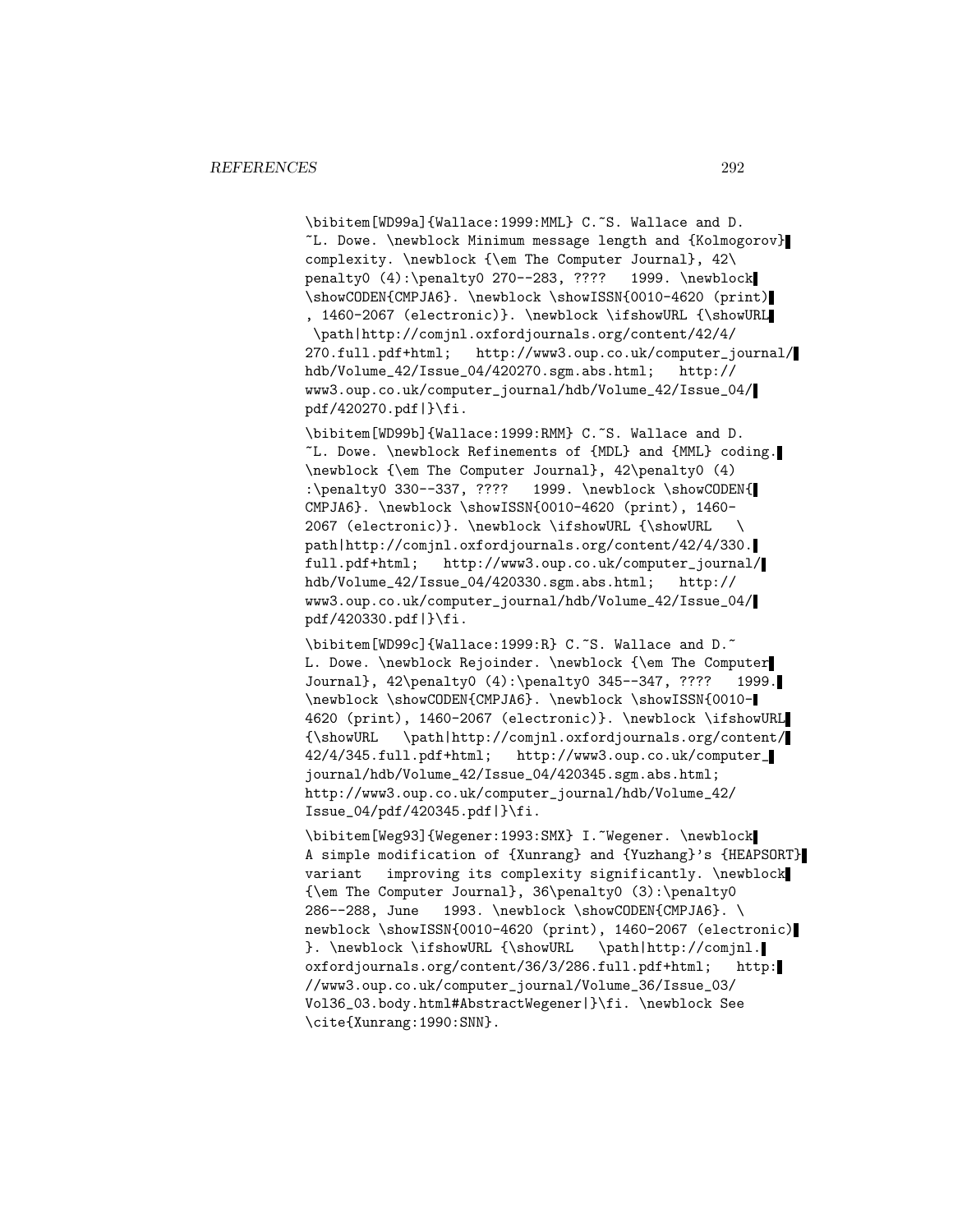\bibitem[WD99a]{Wallace:1999:MML} C.~S. Wallace and D. ~L. Dowe. \newblock Minimum message length and {Kolmogorov} complexity. \newblock {\em The Computer Journal}, 42\penalty0 (4):\penalty0 270--283, ???? 1999. \newblock \showCODEN{CMPJA6}. \newblock \showISSN{0010-4620 (print), 1460-2067 (electronic)}. \newblock \ifshowURL {\showURL \path|http://comjnl.oxfordjournals.org/content/42/4/270.full.pdf+html; http://www3.oup.co.uk/computer_journal/hdb/Volume_42/Issue_04/420270.sgm.abs.html; http://www3.oup.co.uk/computer_journal/hdb/Volume_42/Issue_04/pdf/420270.pdf|}\fi.

\bibitem[WD99b]{Wallace:1999:RMM} C.~S. Wallace and D. ~L. Dowe. \newblock Refinements of {MDL} and {MML} coding. \newblock {\em The Computer Journal}, 42\penalty0 (4) :\penalty0 330--337, ???? 1999. \newblock \showCODEN{CMPJA6}. \newblock \showISSN{0010-4620 (print), 1460-2067 (electronic)}. \newblock \ifshowURL {\showURL \path|http://comjnl.oxfordjournals.org/content/42/4/330.full.pdf+html; http://www3.oup.co.uk/computer_journal/hdb/Volume_42/Issue_04/420330.sgm.abs.html; http://www3.oup.co.uk/computer_journal/hdb/Volume_42/Issue_04/pdf/420330.pdf|}\fi.

\bibitem[WD99c]{Wallace:1999:R} C.~S. Wallace and D.~L. Dowe. \newblock Rejoinder. \newblock {\em The Computer Journal}, 42\penalty0 (4):\penalty0 345--347, ???? 1999. \newblock \showCODEN{CMPJA6}. \newblock \showISSN{0010-4620 (print), 1460-2067 (electronic)}. \newblock \ifshowURL {\showURL \path|http://comjnl.oxfordjournals.org/content/42/4/345.full.pdf+html; http://www3.oup.co.uk/computer_journal/hdb/Volume_42/Issue_04/420345.sgm.abs.html; http://www3.oup.co.uk/computer_journal/hdb/Volume_42/Issue_04/pdf/420345.pdf|}\fi.

\bibitem[Weg93]{Wegener:1993:SMX} I.~Wegener. \newblock A simple modification of {Xunrang} and {Yuzhang}'s {HEAPSORT} variant improving its complexity significantly. \newblock {\em The Computer Journal}, 36\penalty0 (3):\penalty0 286--288, June 1993. \newblock \showCODEN{CMPJA6}. \newblock \showISSN{0010-4620 (print), 1460-2067 (electronic)}. \newblock \ifshowURL {\showURL \path|http://comjnl.oxfordjournals.org/content/36/3/286.full.pdf+html; http://www3.oup.co.uk/computer_journal/Volume_36/Issue_03/Vol36_03.body.html#AbstractWegener|}\fi. \newblock See \cite{Xunrang:1990:SNN}.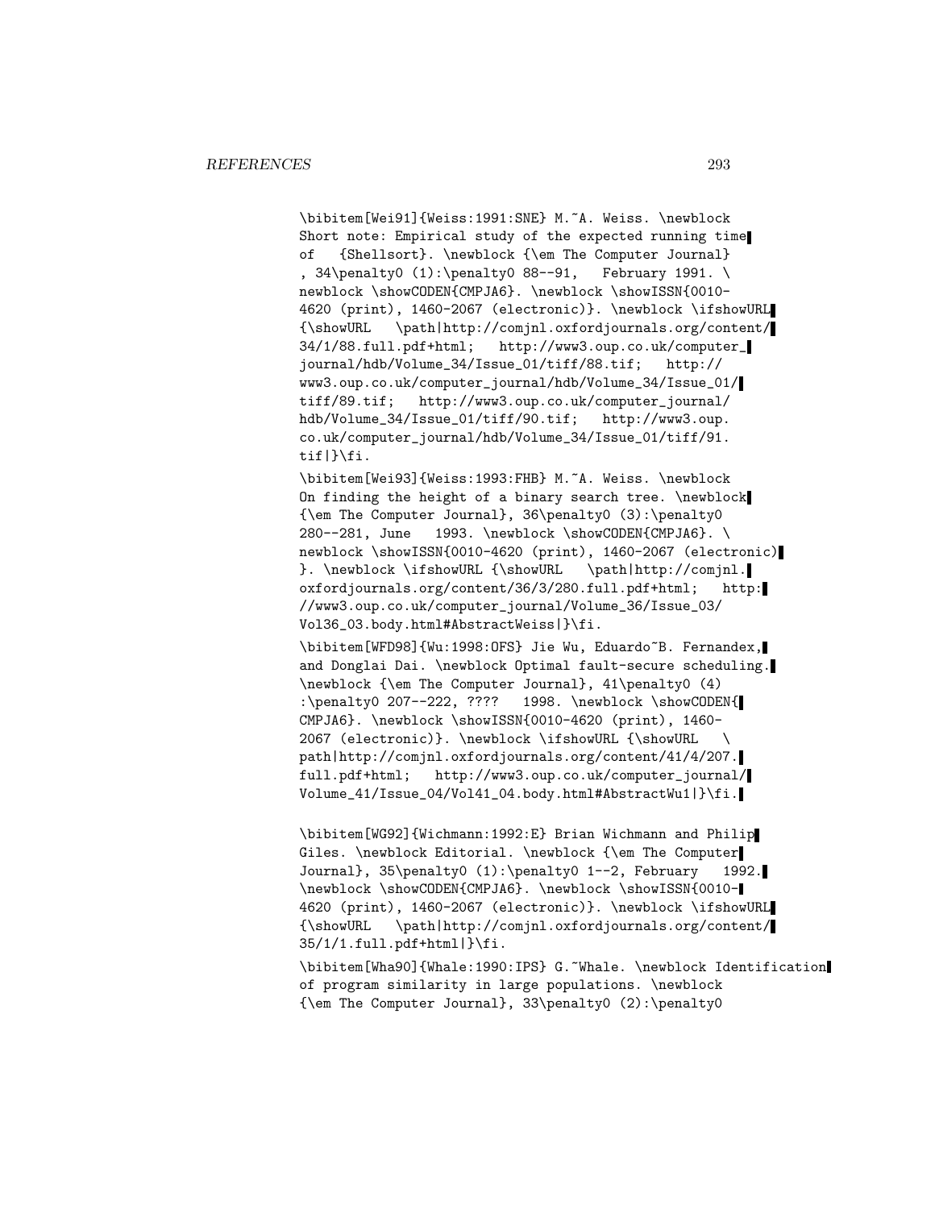```
\bibitem[Wei91]{Weiss:1991:SNE} M.~A. Weiss. \newblock
Short note: Empirical study of the expected running time
of   {Shellsort}. \newblock {\em The Computer Journal}
, 34\penalty0 (1):\penalty0 88--91,   February 1991. \
newblock \showCODEN{CMPJA6}. \newblock \showISSN{0010-
4620 (print), 1460-2067 (electronic)}. \newblock \ifshowURL
{\showURL   \path|http://comjnl.oxfordjournals.org/content/
34/1/88.full.pdf+html;   http://www3.oup.co.uk/computer_
journal/hdb/Volume_34/Issue_01/tiff/88.tif;   http://
www3.oup.co.uk/computer_journal/hdb/Volume_34/Issue_01/
tiff/89.tif;   http://www3.oup.co.uk/computer_journal/
hdb/Volume_34/Issue_01/tiff/90.tif;   http://www3.oup.
co.uk/computer_journal/hdb/Volume_34/Issue_01/tiff/91.
tif|}\fi.

\bibitem[Wei93]{Weiss:1993:FHB} M.~A. Weiss. \newblock
On finding the height of a binary search tree. \newblock
{\em The Computer Journal}, 36\penalty0 (3):\penalty0
280--281, June   1993. \newblock \showCODEN{CMPJA6}. \
newblock \showISSN{0010-4620 (print), 1460-2067 (electronic)
}. \newblock \ifshowURL {\showURL   \path|http://comjnl.
oxfordjournals.org/content/36/3/280.full.pdf+html;   http:
//www3.oup.co.uk/computer_journal/Volume_36/Issue_03/
Vol36_03.body.html#AbstractWeiss|}\fi.

\bibitem[WFD98]{Wu:1998:OFS} Jie Wu, Eduardo~B. Fernandex,
and Donglai Dai. \newblock Optimal fault-secure scheduling.
\newblock {\em The Computer Journal}, 41\penalty0 (4)
:\penalty0 207--222, ????   1998. \newblock \showCODEN{
CMPJA6}. \newblock \showISSN{0010-4620 (print), 1460-
2067 (electronic)}. \newblock \ifshowURL {\showURL   \
path|http://comjnl.oxfordjournals.org/content/41/4/207.
full.pdf+html;   http://www3.oup.co.uk/computer_journal/
Volume_41/Issue_04/Vol41_04.body.html#AbstractWu1|}\fi.

\bibitem[WG92]{Wichmann:1992:E} Brian Wichmann and Philip
Giles. \newblock Editorial. \newblock {\em The Computer
Journal}, 35\penalty0 (1):\penalty0 1--2, February   1992.
\newblock \showCODEN{CMPJA6}. \newblock \showISSN{0010-
4620 (print), 1460-2067 (electronic)}. \newblock \ifshowURL
{\showURL   \path|http://comjnl.oxfordjournals.org/content/
35/1/1.full.pdf+html|}\fi.

\bibitem[Wha90]{Whale:1990:IPS} G.~Whale. \newblock Identification
of program similarity in large populations. \newblock
{\em The Computer Journal}, 33\penalty0 (2):\penalty0
```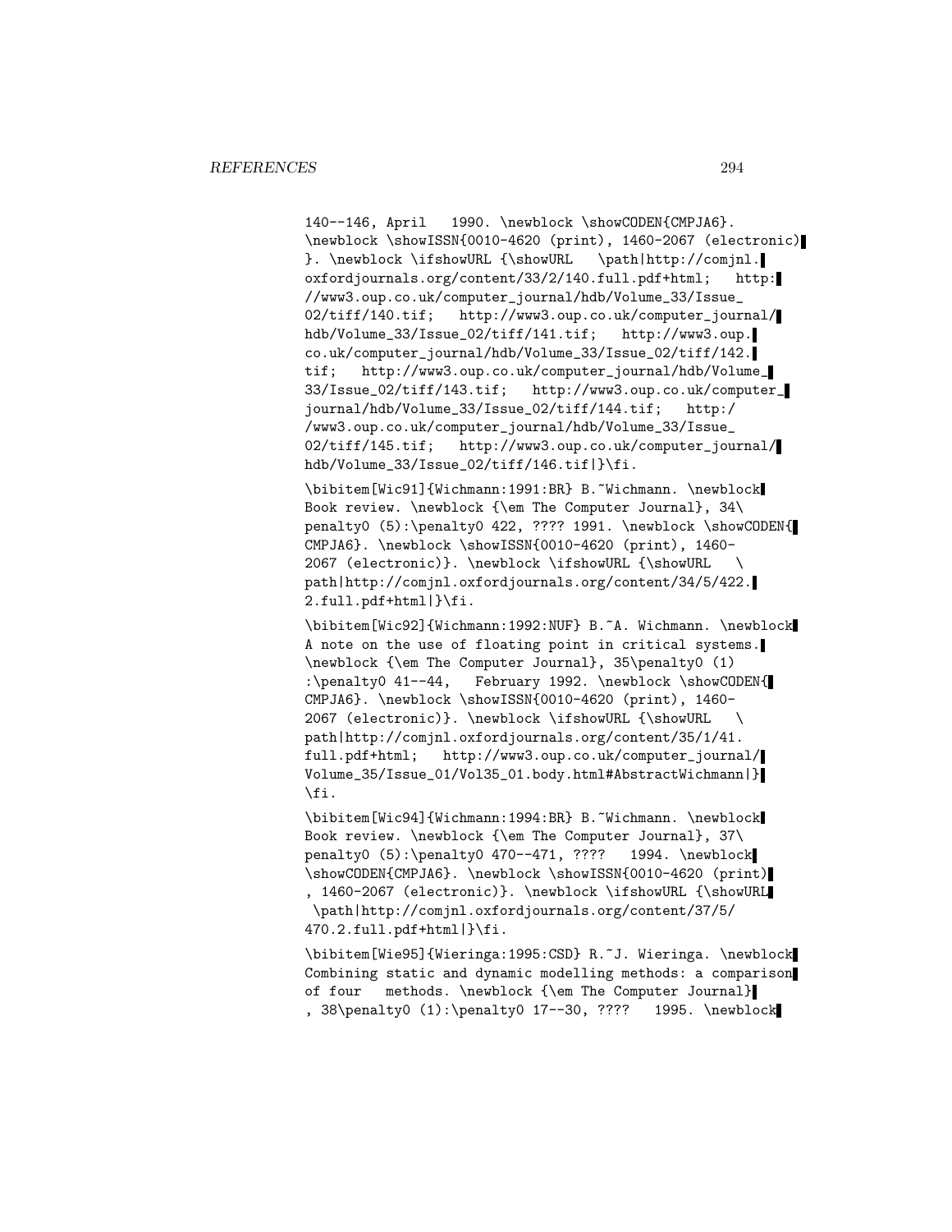140--146, April 1990. \newblock \showCODEN{CMPJA6}. \newblock \showISSN{0010-4620 (print), 1460-2067 (electronic) }. \newblock \ifshowURL {\showURL \path|http://comjnl.oxfordjournals.org/content/33/2/140.full.pdf+html; http://www3.oup.co.uk/computer_journal/hdb/Volume_33/Issue_02/tiff/140.tif; http://www3.oup.co.uk/computer_journal/hdb/Volume_33/Issue_02/tiff/141.tif; http://www3.oup.co.uk/computer_journal/hdb/Volume_33/Issue_02/tiff/142.tif; http://www3.oup.co.uk/computer_journal/hdb/Volume_33/Issue_02/tiff/143.tif; http://www3.oup.co.uk/computer_journal/hdb/Volume_33/Issue_02/tiff/144.tif; http://www3.oup.co.uk/computer_journal/hdb/Volume_33/Issue_02/tiff/145.tif; http://www3.oup.co.uk/computer_journal/hdb/Volume_33/Issue_02/tiff/146.tif|}\fi.

\bibitem[Wic91]{Wichmann:1991:BR} B.~Wichmann. \newblock Book review. \newblock {\em The Computer Journal}, 34\penalty0 (5):\penalty0 422, ???? 1991. \newblock \showCODEN{CMPJA6}. \newblock \showISSN{0010-4620 (print), 1460-2067 (electronic)}. \newblock \ifshowURL {\showURL \path|http://comjnl.oxfordjournals.org/content/34/5/422.2.full.pdf+html|}\fi.

\bibitem[Wic92]{Wichmann:1992:NUF} B.~A. Wichmann. \newblock A note on the use of floating point in critical systems. \newblock {\em The Computer Journal}, 35\penalty0 (1):\penalty0 41--44, February 1992. \newblock \showCODEN{CMPJA6}. \newblock \showISSN{0010-4620 (print), 1460-2067 (electronic)}. \newblock \ifshowURL {\showURL \path|http://comjnl.oxfordjournals.org/content/35/1/41.full.pdf+html; http://www3.oup.co.uk/computer_journal/Volume_35/Issue_01/Vol35_01.body.html#AbstractWichmann|}\fi.

\bibitem[Wic94]{Wichmann:1994:BR} B.~Wichmann. \newblock Book review. \newblock {\em The Computer Journal}, 37\penalty0 (5):\penalty0 470--471, ???? 1994. \newblock \showCODEN{CMPJA6}. \newblock \showISSN{0010-4620 (print), 1460-2067 (electronic)}. \newblock \ifshowURL {\showURL \path|http://comjnl.oxfordjournals.org/content/37/5/470.2.full.pdf+html|}\fi.

\bibitem[Wie95]{Wieringa:1995:CSD} R.~J. Wieringa. \newblock Combining static and dynamic modelling methods: a comparison of four methods. \newblock {\em The Computer Journal}, 38\penalty0 (1):\penalty0 17--30, ???? 1995. \newblock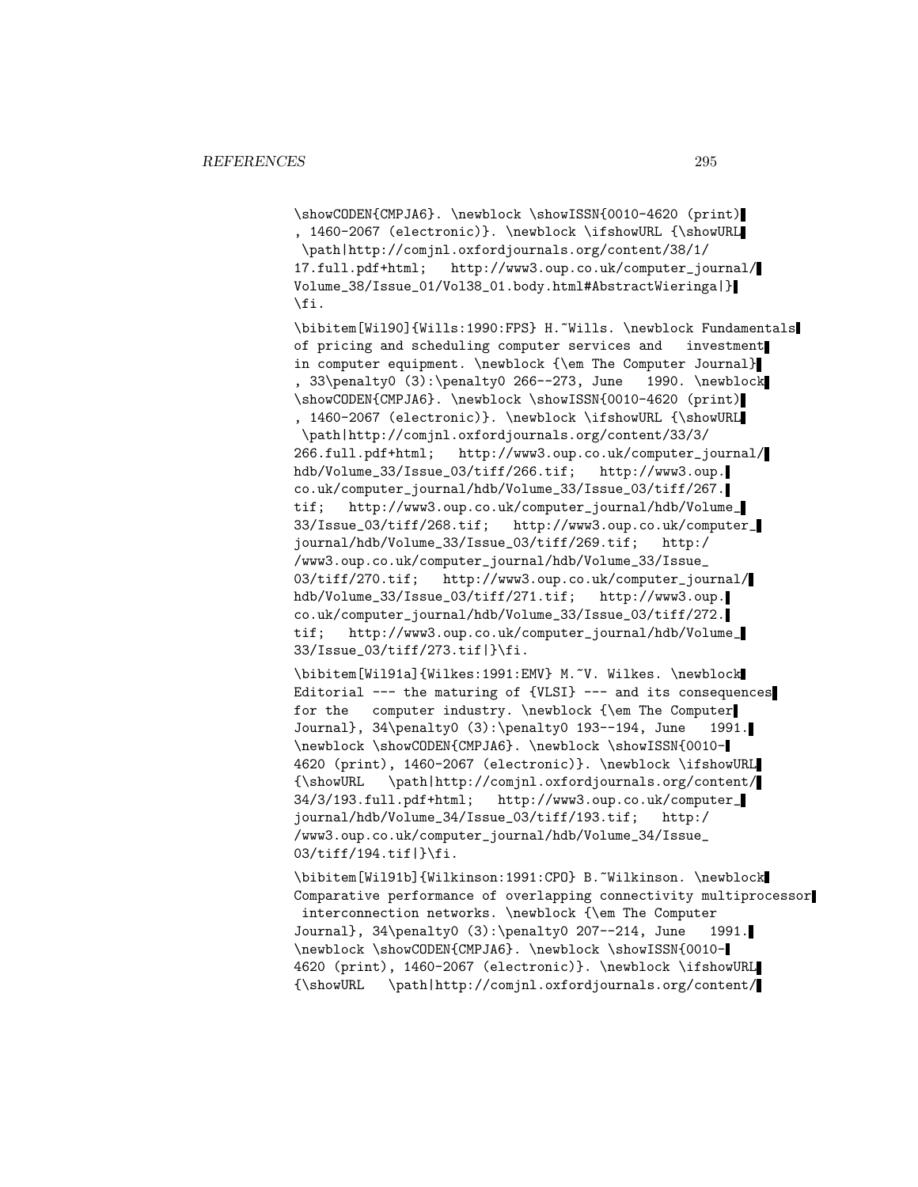```
\showCODEN{CMPJA6}. \newblock \showISSN{0010-4620 (print)
, 1460-2067 (electronic)}. \newblock \ifshowURL {\showURL
 \path|http://comjnl.oxfordjournals.org/content/38/1/
17.full.pdf+html;   http://www3.oup.co.uk/computer_journal/
Volume_38/Issue_01/Vol38_01.body.html#AbstractWieringa|}
\fi.

\bibitem[Wil90]{Wills:1990:FPS} H.~Wills. \newblock Fundamentals
of pricing and scheduling computer services and   investment
in computer equipment. \newblock {\em The Computer Journal}
, 33\penalty0 (3):\penalty0 266--273, June   1990. \newblock
\showCODEN{CMPJA6}. \newblock \showISSN{0010-4620 (print)
, 1460-2067 (electronic)}. \newblock \ifshowURL {\showURL
 \path|http://comjnl.oxfordjournals.org/content/33/3/
266.full.pdf+html;   http://www3.oup.co.uk/computer_journal/
hdb/Volume_33/Issue_03/tiff/266.tif;   http://www3.oup.
co.uk/computer_journal/hdb/Volume_33/Issue_03/tiff/267.
tif;   http://www3.oup.co.uk/computer_journal/hdb/Volume_
33/Issue_03/tiff/268.tif;   http://www3.oup.co.uk/computer_
journal/hdb/Volume_33/Issue_03/tiff/269.tif;   http:/
/www3.oup.co.uk/computer_journal/hdb/Volume_33/Issue_
03/tiff/270.tif;   http://www3.oup.co.uk/computer_journal/
hdb/Volume_33/Issue_03/tiff/271.tif;   http://www3.oup.
co.uk/computer_journal/hdb/Volume_33/Issue_03/tiff/272.
tif;   http://www3.oup.co.uk/computer_journal/hdb/Volume_
33/Issue_03/tiff/273.tif|}\fi.

\bibitem[Wil91a]{Wilkes:1991:EMV} M.~V. Wilkes. \newblock
Editorial --- the maturing of {VLSI} --- and its consequences
for the   computer industry. \newblock {\em The Computer
Journal}, 34\penalty0 (3):\penalty0 193--194, June   1991.
\newblock \showCODEN{CMPJA6}. \newblock \showISSN{0010-
4620 (print), 1460-2067 (electronic)}. \newblock \ifshowURL
{\showURL   \path|http://comjnl.oxfordjournals.org/content/
34/3/193.full.pdf+html;   http://www3.oup.co.uk/computer_
journal/hdb/Volume_34/Issue_03/tiff/193.tif;   http:/
/www3.oup.co.uk/computer_journal/hdb/Volume_34/Issue_
03/tiff/194.tif|}\fi.

\bibitem[Wil91b]{Wilkinson:1991:CPO} B.~Wilkinson. \newblock
Comparative performance of overlapping connectivity multiprocessor
 interconnection networks. \newblock {\em The Computer
Journal}, 34\penalty0 (3):\penalty0 207--214, June   1991.
\newblock \showCODEN{CMPJA6}. \newblock \showISSN{0010-
4620 (print), 1460-2067 (electronic)}. \newblock \ifshowURL
{\showURL   \path|http://comjnl.oxfordjournals.org/content/
```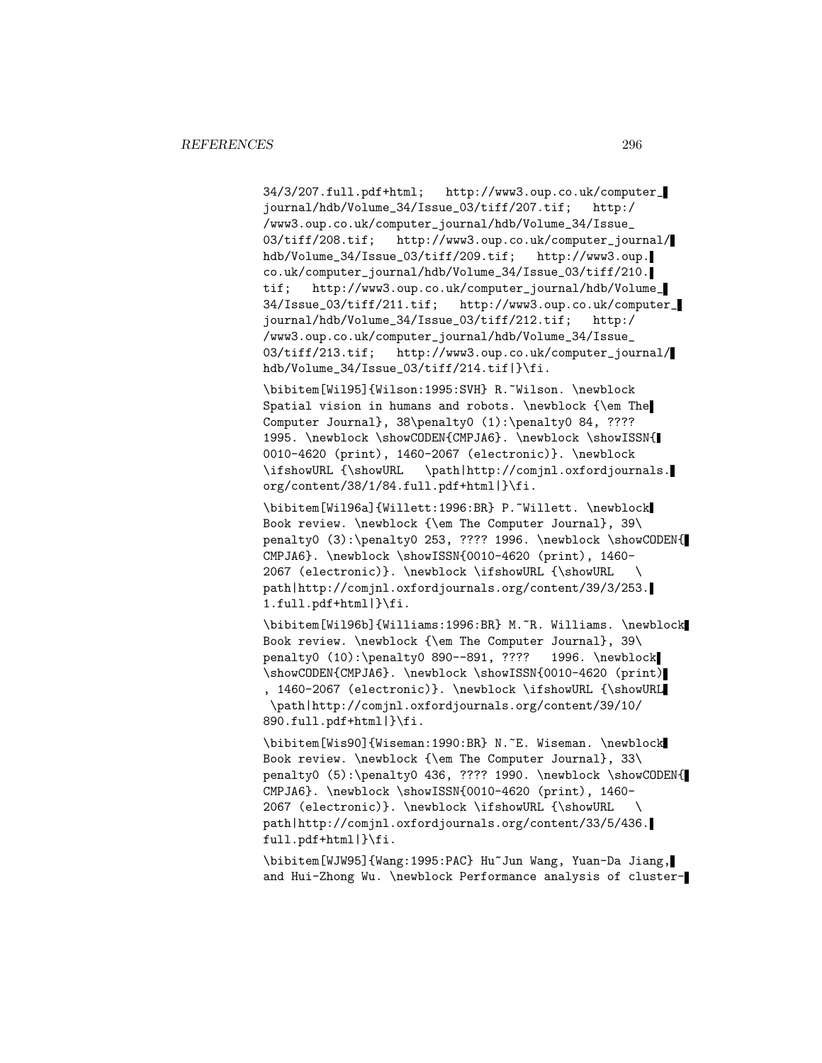34/3/207.full.pdf+html; http://www3.oup.co.uk/computer_journal/hdb/Volume_34/Issue_03/tiff/207.tif; http://www3.oup.co.uk/computer_journal/hdb/Volume_34/Issue_03/tiff/208.tif; http://www3.oup.co.uk/computer_journal/hdb/Volume_34/Issue_03/tiff/209.tif; http://www3.oup.co.uk/computer_journal/hdb/Volume_34/Issue_03/tiff/210.tif; http://www3.oup.co.uk/computer_journal/hdb/Volume_34/Issue_03/tiff/211.tif; http://www3.oup.co.uk/computer_journal/hdb/Volume_34/Issue_03/tiff/212.tif; http://www3.oup.co.uk/computer_journal/hdb/Volume_34/Issue_03/tiff/213.tif; http://www3.oup.co.uk/computer_journal/hdb/Volume_34/Issue_03/tiff/214.tif|}\fi.

\bibitem[Wil95]{Wilson:1995:SVH} R.~Wilson. \newblock Spatial vision in humans and robots. \newblock {\em The Computer Journal}, 38\penalty0 (1):\penalty0 84, ???? 1995. \newblock \showCODEN{CMPJA6}. \newblock \showISSN{0010-4620 (print), 1460-2067 (electronic)}. \newblock \ifshowURL {\showURL \path|http://comjnl.oxfordjournals.org/content/38/1/84.full.pdf+html|}\fi.

\bibitem[Wil96a]{Willett:1996:BR} P.~Willett. \newblock Book review. \newblock {\em The Computer Journal}, 39\penalty0 (3):\penalty0 253, ???? 1996. \newblock \showCODEN{CMPJA6}. \newblock \showISSN{0010-4620 (print), 1460-2067 (electronic)}. \newblock \ifshowURL {\showURL \path|http://comjnl.oxfordjournals.org/content/39/3/253.1.full.pdf+html|}\fi.

\bibitem[Wil96b]{Williams:1996:BR} M.~R. Williams. \newblock Book review. \newblock {\em The Computer Journal}, 39\penalty0 (10):\penalty0 890--891, ???? 1996. \newblock \showCODEN{CMPJA6}. \newblock \showISSN{0010-4620 (print), 1460-2067 (electronic)}. \newblock \ifshowURL {\showURL \path|http://comjnl.oxfordjournals.org/content/39/10/890.full.pdf+html|}\fi.

\bibitem[Wis90]{Wiseman:1990:BR} N.~E. Wiseman. \newblock Book review. \newblock {\em The Computer Journal}, 33\penalty0 (5):\penalty0 436, ???? 1990. \newblock \showCODEN{CMPJA6}. \newblock \showISSN{0010-4620 (print), 1460-2067 (electronic)}. \newblock \ifshowURL {\showURL \path|http://comjnl.oxfordjournals.org/content/33/5/436.full.pdf+html|}\fi.

\bibitem[WJW95]{Wang:1995:PAC} Hu~Jun Wang, Yuan-Da Jiang, and Hui-Zhong Wu. \newblock Performance analysis of cluster-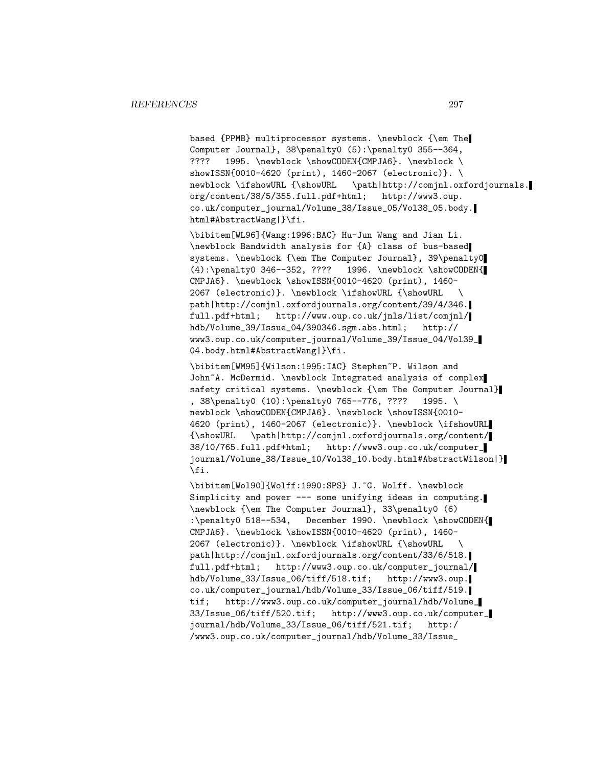```
based {PPMB} multiprocessor systems. \newblock {\em The
Computer Journal}, 38\penalty0 (5):\penalty0 355--364,
????   1995. \newblock \showCODEN{CMPJA6}. \newblock \
showISSN{0010-4620 (print), 1460-2067 (electronic)}. \
newblock \ifshowURL {\showURL   \path|http://comjnl.oxfordjournals.
org/content/38/5/355.full.pdf+html;   http://www3.oup.
co.uk/computer_journal/Volume_38/Issue_05/Vol38_05.body.
html#AbstractWang|}\fi.

\bibitem[WL96]{Wang:1996:BAC} Hu-Jun Wang and Jian Li.
\newblock Bandwidth analysis for {A} class of bus-based
systems. \newblock {\em The Computer Journal}, 39\penalty0
(4):\penalty0 346--352, ????   1996. \newblock \showCODEN{
CMPJA6}. \newblock \showISSN{0010-4620 (print), 1460-
2067 (electronic)}. \newblock \ifshowURL {\showURL   \
path|http://comjnl.oxfordjournals.org/content/39/4/346.
full.pdf+html;   http://www.oup.co.uk/jnls/list/comjnl/
hdb/Volume_39/Issue_04/390346.sgm.abs.html;   http://
www3.oup.co.uk/computer_journal/Volume_39/Issue_04/Vol39_
04.body.html#AbstractWang|}\fi.

\bibitem[WM95]{Wilson:1995:IAC} Stephen~P. Wilson and
John~A. McDermid. \newblock Integrated analysis of complex
safety critical systems. \newblock {\em The Computer Journal}
, 38\penalty0 (10):\penalty0 765--776, ????   1995. \
newblock \showCODEN{CMPJA6}. \newblock \showISSN{0010-
4620 (print), 1460-2067 (electronic)}. \newblock \ifshowURL
{\showURL   \path|http://comjnl.oxfordjournals.org/content/
38/10/765.full.pdf+html;   http://www3.oup.co.uk/computer_
journal/Volume_38/Issue_10/Vol38_10.body.html#AbstractWilson|}
\fi.

\bibitem[Wol90]{Wolff:1990:SPS} J.~G. Wolff. \newblock
Simplicity and power --- some unifying ideas in computing.
\newblock {\em The Computer Journal}, 33\penalty0 (6)
:\penalty0 518--534,   December 1990. \newblock \showCODEN{
CMPJA6}. \newblock \showISSN{0010-4620 (print), 1460-
2067 (electronic)}. \newblock \ifshowURL {\showURL   \
path|http://comjnl.oxfordjournals.org/content/33/6/518.
full.pdf+html;   http://www3.oup.co.uk/computer_journal/
hdb/Volume_33/Issue_06/tiff/518.tif;   http://www3.oup.
co.uk/computer_journal/hdb/Volume_33/Issue_06/tiff/519.
tif;   http://www3.oup.co.uk/computer_journal/hdb/Volume_
33/Issue_06/tiff/520.tif;   http://www3.oup.co.uk/computer_
journal/hdb/Volume_33/Issue_06/tiff/521.tif;   http:/
/www3.oup.co.uk/computer_journal/hdb/Volume_33/Issue_
```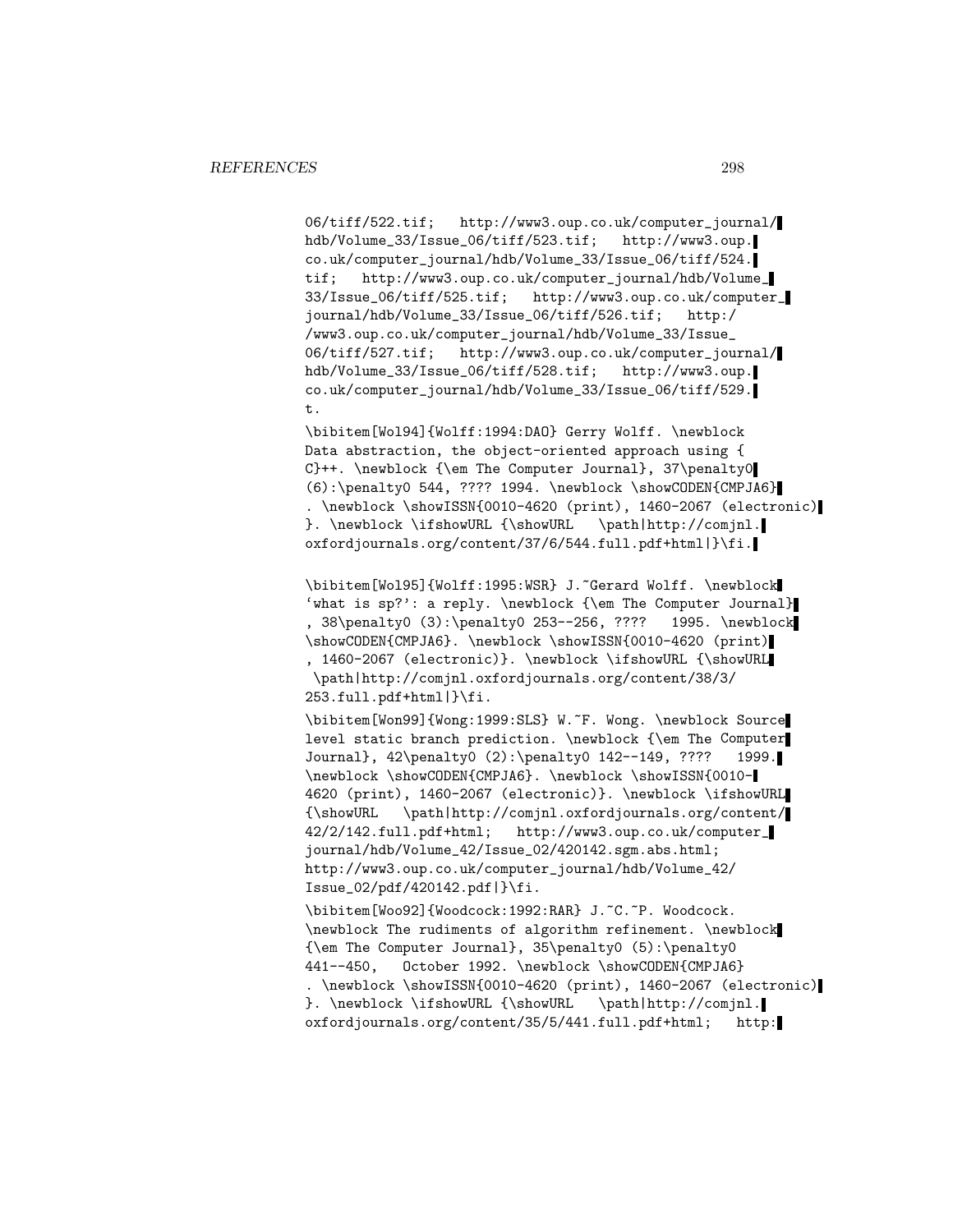```
06/tiff/522.tif;   http://www3.oup.co.uk/computer_journal/
hdb/Volume_33/Issue_06/tiff/523.tif;   http://www3.oup.
co.uk/computer_journal/hdb/Volume_33/Issue_06/tiff/524.
tif;   http://www3.oup.co.uk/computer_journal/hdb/Volume_
33/Issue_06/tiff/525.tif;   http://www3.oup.co.uk/computer_
journal/hdb/Volume_33/Issue_06/tiff/526.tif;   http:/
/www3.oup.co.uk/computer_journal/hdb/Volume_33/Issue_
06/tiff/527.tif;   http://www3.oup.co.uk/computer_journal/
hdb/Volume_33/Issue_06/tiff/528.tif;   http://www3.oup.
co.uk/computer_journal/hdb/Volume_33/Issue_06/tiff/529.
t.

\bibitem[Wol94]{Wolff:1994:DAO} Gerry Wolff. \newblock
Data abstraction, the object-oriented approach using {
C}++. \newblock {\em The Computer Journal}, 37\penalty0
(6):\penalty0 544, ???? 1994. \newblock \showCODEN{CMPJA6}
. \newblock \showISSN{0010-4620 (print), 1460-2067 (electronic)
}. \newblock \ifshowURL {\showURL   \path|http://comjnl.
oxfordjournals.org/content/37/6/544.full.pdf+html|}\fi.

\bibitem[Wol95]{Wolff:1995:WSR} J.~Gerard Wolff. \newblock
`what is sp?': a reply. \newblock {\em The Computer Journal}
, 38\penalty0 (3):\penalty0 253--256, ????   1995. \newblock
\showCODEN{CMPJA6}. \newblock \showISSN{0010-4620 (print)
, 1460-2067 (electronic)}. \newblock \ifshowURL {\showURL
 \path|http://comjnl.oxfordjournals.org/content/38/3/
253.full.pdf+html|}\fi.

\bibitem[Won99]{Wong:1999:SLS} W.~F. Wong. \newblock Source
level static branch prediction. \newblock {\em The Computer
Journal}, 42\penalty0 (2):\penalty0 142--149, ????   1999.
\newblock \showCODEN{CMPJA6}. \newblock \showISSN{0010-
4620 (print), 1460-2067 (electronic)}. \newblock \ifshowURL
{\showURL   \path|http://comjnl.oxfordjournals.org/content/
42/2/142.full.pdf+html;   http://www3.oup.co.uk/computer_
journal/hdb/Volume_42/Issue_02/420142.sgm.abs.html;
http://www3.oup.co.uk/computer_journal/hdb/Volume_42/
Issue_02/pdf/420142.pdf|}\fi.

\bibitem[Woo92]{Woodcock:1992:RAR} J.~C.~P. Woodcock.
\newblock The rudiments of algorithm refinement. \newblock
{\em The Computer Journal}, 35\penalty0 (5):\penalty0
441--450,   October 1992. \newblock \showCODEN{CMPJA6}
. \newblock \showISSN{0010-4620 (print), 1460-2067 (electronic)
}. \newblock \ifshowURL {\showURL   \path|http://comjnl.
oxfordjournals.org/content/35/5/441.full.pdf+html;   http:
```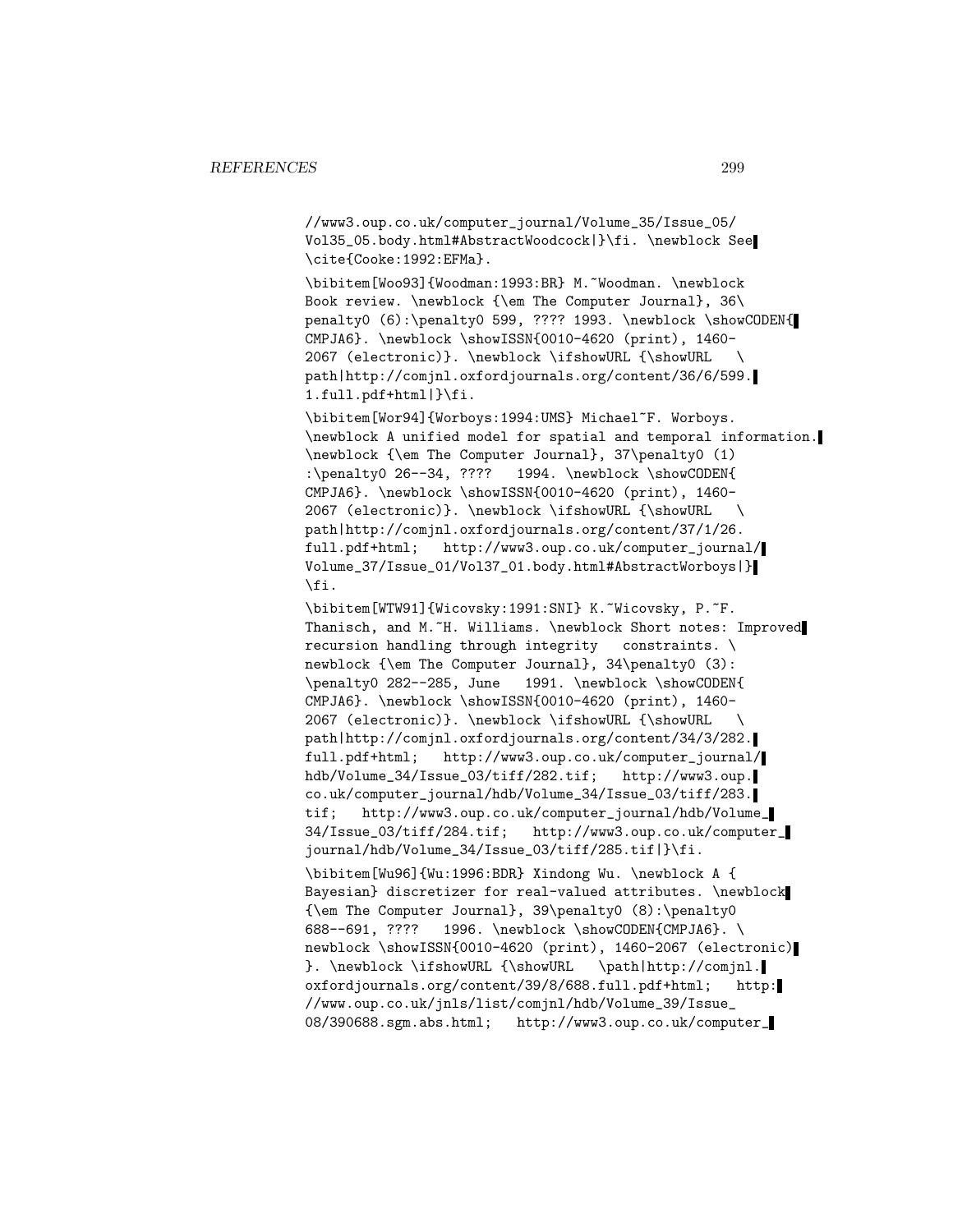```
//www3.oup.co.uk/computer_journal/Volume_35/Issue_05/
Vol35_05.body.html#AbstractWoodcock|}\fi. \newblock See
\cite{Cooke:1992:EFMa}.

\bibitem[Woo93]{Woodman:1993:BR} M.~Woodman. \newblock
Book review. \newblock {\em The Computer Journal}, 36\
penalty0 (6):\penalty0 599, ???? 1993. \newblock \showCODEN{
CMPJA6}. \newblock \showISSN{0010-4620 (print), 1460-
2067 (electronic)}. \newblock \ifshowURL {\showURL   \
path|http://comjnl.oxfordjournals.org/content/36/6/599.
1.full.pdf+html|}\fi.

\bibitem[Wor94]{Worboys:1994:UMS} Michael~F. Worboys.
\newblock A unified model for spatial and temporal information.
\newblock {\em The Computer Journal}, 37\penalty0 (1)
:\penalty0 26--34, ????   1994. \newblock \showCODEN{
CMPJA6}. \newblock \showISSN{0010-4620 (print), 1460-
2067 (electronic)}. \newblock \ifshowURL {\showURL   \
path|http://comjnl.oxfordjournals.org/content/37/1/26.
full.pdf+html;   http://www3.oup.co.uk/computer_journal/
Volume_37/Issue_01/Vol37_01.body.html#AbstractWorboys|}
\fi.

\bibitem[WTW91]{Wicovsky:1991:SNI} K.~Wicovsky, P.~F.
Thanisch, and M.~H. Williams. \newblock Short notes: Improved
recursion handling through integrity   constraints. \
newblock {\em The Computer Journal}, 34\penalty0 (3):
\penalty0 282--285, June   1991. \newblock \showCODEN{
CMPJA6}. \newblock \showISSN{0010-4620 (print), 1460-
2067 (electronic)}. \newblock \ifshowURL {\showURL   \
path|http://comjnl.oxfordjournals.org/content/34/3/282.
full.pdf+html;   http://www3.oup.co.uk/computer_journal/
hdb/Volume_34/Issue_03/tiff/282.tif;   http://www3.oup.
co.uk/computer_journal/hdb/Volume_34/Issue_03/tiff/283.
tif;   http://www3.oup.co.uk/computer_journal/hdb/Volume_
34/Issue_03/tiff/284.tif;   http://www3.oup.co.uk/computer_
journal/hdb/Volume_34/Issue_03/tiff/285.tif|}\fi.

\bibitem[Wu96]{Wu:1996:BDR} Xindong Wu. \newblock A {
Bayesian} discretizer for real-valued attributes. \newblock
{\em The Computer Journal}, 39\penalty0 (8):\penalty0
688--691, ????   1996. \newblock \showCODEN{CMPJA6}. \
newblock \showISSN{0010-4620 (print), 1460-2067 (electronic)
}. \newblock \ifshowURL {\showURL   \path|http://comjnl.
oxfordjournals.org/content/39/8/688.full.pdf+html;   http:
//www.oup.co.uk/jnls/list/comjnl/hdb/Volume_39/Issue_
08/390688.sgm.abs.html;   http://www3.oup.co.uk/computer_
```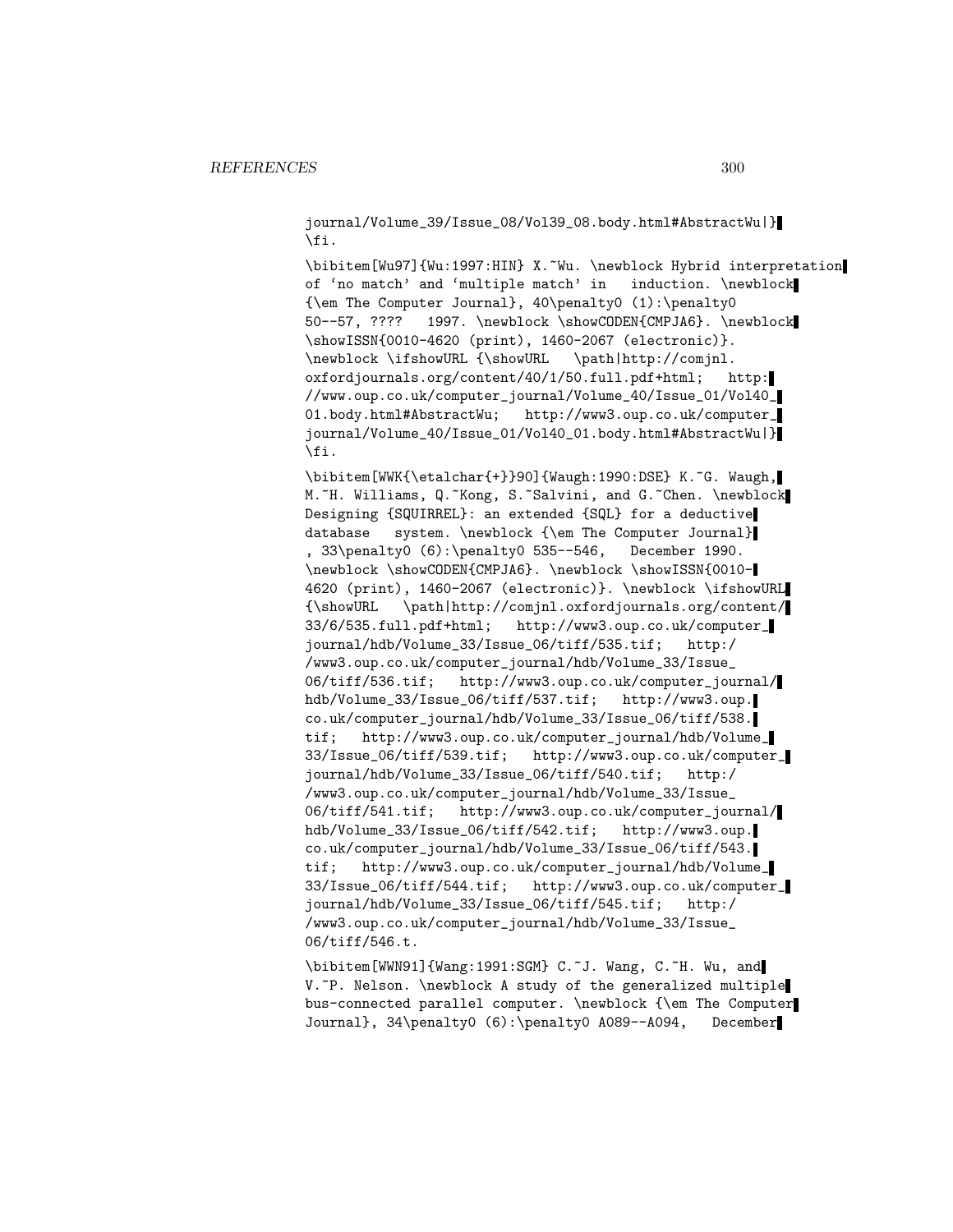```
journal/Volume_39/Issue_08/Vol39_08.body.html#AbstractWu|}
\fi.

\bibitem[Wu97]{Wu:1997:HIN} X.~Wu. \newblock Hybrid interpretation
of ‘no match’ and ‘multiple match’ in   induction. \newblock
{\em The Computer Journal}, 40\penalty0 (1):\penalty0
50--57, ????   1997. \newblock \showCODEN{CMPJA6}. \newblock
\showISSN{0010-4620 (print), 1460-2067 (electronic)}.
\newblock \ifshowURL {\showURL   \path|http://comjnl.
oxfordjournals.org/content/40/1/50.full.pdf+html;   http:
//www.oup.co.uk/computer_journal/Volume_40/Issue_01/Vol40_
01.body.html#AbstractWu;   http://www3.oup.co.uk/computer_
journal/Volume_40/Issue_01/Vol40_01.body.html#AbstractWu|}
\fi.

\bibitem[WWK{\etalchar{+}}90]{Waugh:1990:DSE} K.~G. Waugh,
M.~H. Williams, Q.~Kong, S.~Salvini, and G.~Chen. \newblock
Designing {SQUIRREL}: an extended {SQL} for a deductive
database   system. \newblock {\em The Computer Journal}
, 33\penalty0 (6):\penalty0 535--546,   December 1990.
\newblock \showCODEN{CMPJA6}. \newblock \showISSN{0010-
4620 (print), 1460-2067 (electronic)}. \newblock \ifshowURL
{\showURL   \path|http://comjnl.oxfordjournals.org/content/
33/6/535.full.pdf+html;   http://www3.oup.co.uk/computer_
journal/hdb/Volume_33/Issue_06/tiff/535.tif;   http:/
/www3.oup.co.uk/computer_journal/hdb/Volume_33/Issue_
06/tiff/536.tif;   http://www3.oup.co.uk/computer_journal/
hdb/Volume_33/Issue_06/tiff/537.tif;   http://www3.oup.
co.uk/computer_journal/hdb/Volume_33/Issue_06/tiff/538.
tif;   http://www3.oup.co.uk/computer_journal/hdb/Volume_
33/Issue_06/tiff/539.tif;   http://www3.oup.co.uk/computer_
journal/hdb/Volume_33/Issue_06/tiff/540.tif;   http:/
/www3.oup.co.uk/computer_journal/hdb/Volume_33/Issue_
06/tiff/541.tif;   http://www3.oup.co.uk/computer_journal/
hdb/Volume_33/Issue_06/tiff/542.tif;   http://www3.oup.
co.uk/computer_journal/hdb/Volume_33/Issue_06/tiff/543.
tif;   http://www3.oup.co.uk/computer_journal/hdb/Volume_
33/Issue_06/tiff/544.tif;   http://www3.oup.co.uk/computer_
journal/hdb/Volume_33/Issue_06/tiff/545.tif;   http:/
/www3.oup.co.uk/computer_journal/hdb/Volume_33/Issue_
06/tiff/546.t.

\bibitem[WWN91]{Wang:1991:SGM} C.~J. Wang, C.~H. Wu, and
V.~P. Nelson. \newblock A study of the generalized multiple
bus-connected parallel computer. \newblock {\em The Computer
Journal}, 34\penalty0 (6):\penalty0 A089--A094,   December
```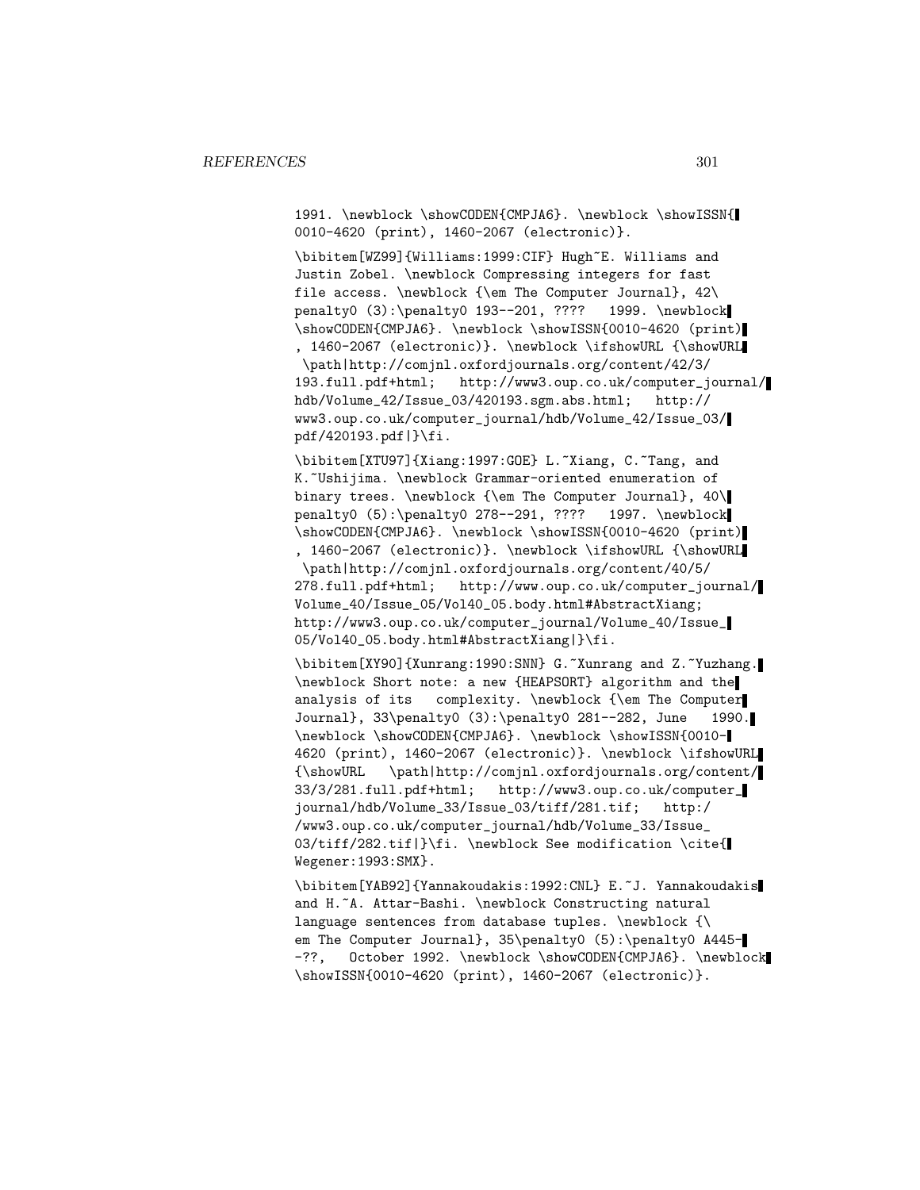```
1991. \newblock \showCODEN{CMPJA6}. \newblock \showISSN{
0010-4620 (print), 1460-2067 (electronic)}.

\bibitem[WZ99]{Williams:1999:CIF} Hugh~E. Williams and
Justin Zobel. \newblock Compressing integers for fast
file access. \newblock {\em The Computer Journal}, 42\
penalty0 (3):\penalty0 193--201, ????   1999. \newblock
\showCODEN{CMPJA6}. \newblock \showISSN{0010-4620 (print)
, 1460-2067 (electronic)}. \newblock \ifshowURL {\showURL
 \path|http://comjnl.oxfordjournals.org/content/42/3/
193.full.pdf+html;   http://www3.oup.co.uk/computer_journal/
hdb/Volume_42/Issue_03/420193.sgm.abs.html;   http://
www3.oup.co.uk/computer_journal/hdb/Volume_42/Issue_03/
pdf/420193.pdf|}\fi.

\bibitem[XTU97]{Xiang:1997:GOE} L.~Xiang, C.~Tang, and
K.~Ushijima. \newblock Grammar-oriented enumeration of
binary trees. \newblock {\em The Computer Journal}, 40\
penalty0 (5):\penalty0 278--291, ????   1997. \newblock
\showCODEN{CMPJA6}. \newblock \showISSN{0010-4620 (print)
, 1460-2067 (electronic)}. \newblock \ifshowURL {\showURL
 \path|http://comjnl.oxfordjournals.org/content/40/5/
278.full.pdf+html;   http://www.oup.co.uk/computer_journal/
Volume_40/Issue_05/Vol40_05.body.html#AbstractXiang;
http://www3.oup.co.uk/computer_journal/Volume_40/Issue_
05/Vol40_05.body.html#AbstractXiang|}\fi.

\bibitem[XY90]{Xunrang:1990:SNN} G.~Xunrang and Z.~Yuzhang.
\newblock Short note: a new {HEAPSORT} algorithm and the
analysis of its   complexity. \newblock {\em The Computer
Journal}, 33\penalty0 (3):\penalty0 281--282, June   1990.
\newblock \showCODEN{CMPJA6}. \newblock \showISSN{0010-
4620 (print), 1460-2067 (electronic)}. \newblock \ifshowURL
{\showURL   \path|http://comjnl.oxfordjournals.org/content/
33/3/281.full.pdf+html;   http://www3.oup.co.uk/computer_
journal/hdb/Volume_33/Issue_03/tiff/281.tif;   http:/
/www3.oup.co.uk/computer_journal/hdb/Volume_33/Issue_
03/tiff/282.tif|}\fi. \newblock See modification \cite{
Wegener:1993:SMX}.

\bibitem[YAB92]{Yannakoudakis:1992:CNL} E.~J. Yannakoudakis
and H.~A. Attar-Bashi. \newblock Constructing natural
language sentences from database tuples. \newblock {\
em The Computer Journal}, 35\penalty0 (5):\penalty0 A445-
-??,   October 1992. \newblock \showCODEN{CMPJA6}. \newblock
\showISSN{0010-4620 (print), 1460-2067 (electronic)}.
```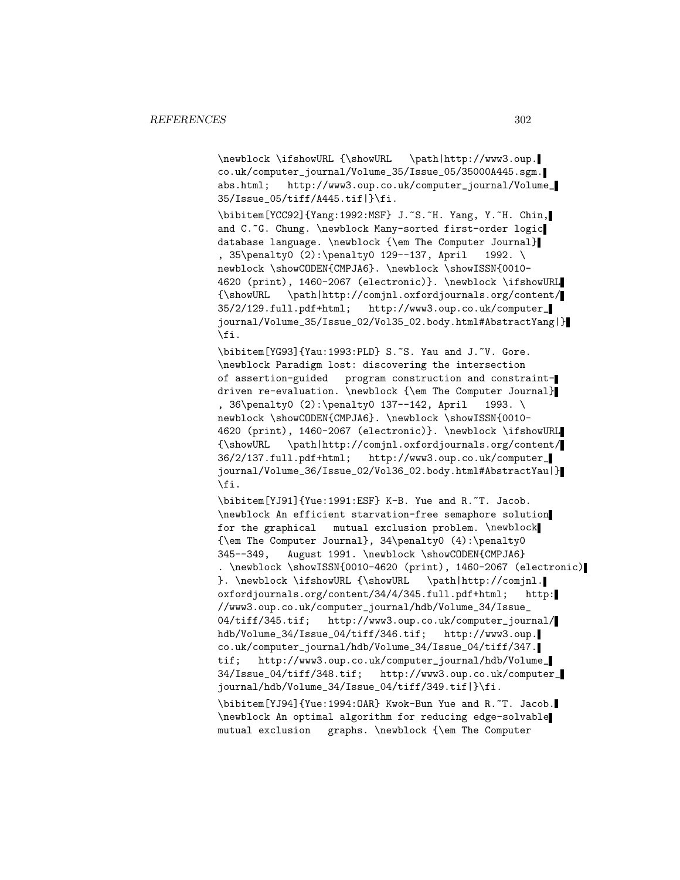```
\newblock \ifshowURL {\showURL   \path|http://www3.oup.
co.uk/computer_journal/Volume_35/Issue_05/35000A445.sgm.
abs.html;   http://www3.oup.co.uk/computer_journal/Volume_
35/Issue_05/tiff/A445.tif|}\fi.

\bibitem[YCC92]{Yang:1992:MSF} J.~S.~H. Yang, Y.~H. Chin,
and C.~G. Chung. \newblock Many-sorted first-order logic
database language. \newblock {\em The Computer Journal}
, 35\penalty0 (2):\penalty0 129--137, April   1992. \
newblock \showCODEN{CMPJA6}. \newblock \showISSN{0010-
4620 (print), 1460-2067 (electronic)}. \newblock \ifshowURL
{\showURL   \path|http://comjnl.oxfordjournals.org/content/
35/2/129.full.pdf+html;   http://www3.oup.co.uk/computer_
journal/Volume_35/Issue_02/Vol35_02.body.html#AbstractYang|}
\fi.

\bibitem[YG93]{Yau:1993:PLD} S.~S. Yau and J.~V. Gore.
\newblock Paradigm lost: discovering the intersection
of assertion-guided   program construction and constraint-
driven re-evaluation. \newblock {\em The Computer Journal}
, 36\penalty0 (2):\penalty0 137--142, April   1993. \
newblock \showCODEN{CMPJA6}. \newblock \showISSN{0010-
4620 (print), 1460-2067 (electronic)}. \newblock \ifshowURL
{\showURL   \path|http://comjnl.oxfordjournals.org/content/
36/2/137.full.pdf+html;   http://www3.oup.co.uk/computer_
journal/Volume_36/Issue_02/Vol36_02.body.html#AbstractYau|}
\fi.

\bibitem[YJ91]{Yue:1991:ESF} K-B. Yue and R.~T. Jacob.
\newblock An efficient starvation-free semaphore solution
for the graphical   mutual exclusion problem. \newblock
{\em The Computer Journal}, 34\penalty0 (4):\penalty0
345--349,   August 1991. \newblock \showCODEN{CMPJA6}
. \newblock \showISSN{0010-4620 (print), 1460-2067 (electronic)
}. \newblock \ifshowURL {\showURL   \path|http://comjnl.
oxfordjournals.org/content/34/4/345.full.pdf+html;   http:
//www3.oup.co.uk/computer_journal/hdb/Volume_34/Issue_
04/tiff/345.tif;   http://www3.oup.co.uk/computer_journal/
hdb/Volume_34/Issue_04/tiff/346.tif;   http://www3.oup.
co.uk/computer_journal/hdb/Volume_34/Issue_04/tiff/347.
tif;   http://www3.oup.co.uk/computer_journal/hdb/Volume_
34/Issue_04/tiff/348.tif;   http://www3.oup.co.uk/computer_
journal/hdb/Volume_34/Issue_04/tiff/349.tif|}\fi.

\bibitem[YJ94]{Yue:1994:OAR} Kwok-Bun Yue and R.~T. Jacob.
\newblock An optimal algorithm for reducing edge-solvable
mutual exclusion   graphs. \newblock {\em The Computer
```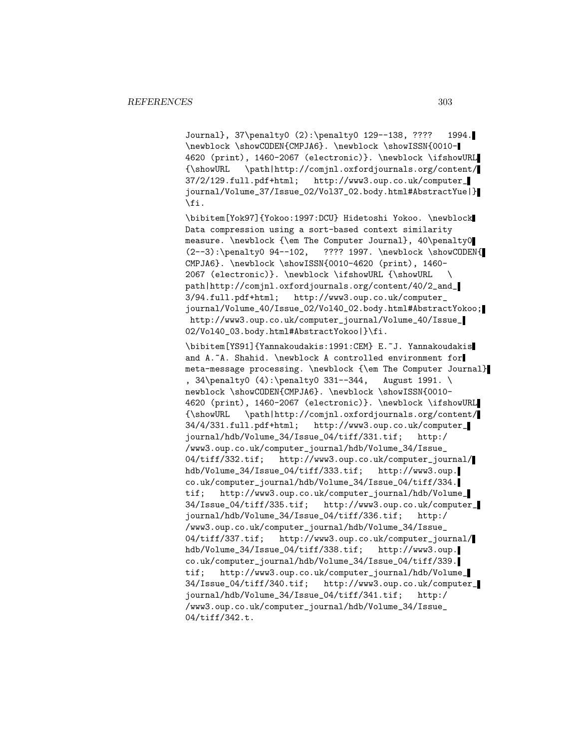```
Journal}, 37\penalty0 (2):\penalty0 129--138, ????   1994.
\newblock \showCODEN{CMPJA6}. \newblock \showISSN{0010-
4620 (print), 1460-2067 (electronic)}. \newblock \ifshowURL
{\showURL   \path|http://comjnl.oxfordjournals.org/content/
37/2/129.full.pdf+html;   http://www3.oup.co.uk/computer_
journal/Volume_37/Issue_02/Vol37_02.body.html#AbstractYue|}
\fi.

\bibitem[Yok97]{Yokoo:1997:DCU} Hidetoshi Yokoo. \newblock
Data compression using a sort-based context similarity
measure. \newblock {\em The Computer Journal}, 40\penalty0
(2--3):\penalty0 94--102,   ???? 1997. \newblock \showCODEN{
CMPJA6}. \newblock \showISSN{0010-4620 (print), 1460-
2067 (electronic)}. \newblock \ifshowURL {\showURL   \
path|http://comjnl.oxfordjournals.org/content/40/2_and_
3/94.full.pdf+html;   http://www3.oup.co.uk/computer_
journal/Volume_40/Issue_02/Vol40_02.body.html#AbstractYokoo;
 http://www3.oup.co.uk/computer_journal/Volume_40/Issue_
02/Vol40_03.body.html#AbstractYokoo|}\fi.

\bibitem[YS91]{Yannakoudakis:1991:CEM} E.~J. Yannakoudakis
and A.~A. Shahid. \newblock A controlled environment for
meta-message processing. \newblock {\em The Computer Journal}
, 34\penalty0 (4):\penalty0 331--344,   August 1991. \
newblock \showCODEN{CMPJA6}. \newblock \showISSN{0010-
4620 (print), 1460-2067 (electronic)}. \newblock \ifshowURL
{\showURL   \path|http://comjnl.oxfordjournals.org/content/
34/4/331.full.pdf+html;   http://www3.oup.co.uk/computer_
journal/hdb/Volume_34/Issue_04/tiff/331.tif;   http:/
/www3.oup.co.uk/computer_journal/hdb/Volume_34/Issue_
04/tiff/332.tif;   http://www3.oup.co.uk/computer_journal/
hdb/Volume_34/Issue_04/tiff/333.tif;   http://www3.oup.
co.uk/computer_journal/hdb/Volume_34/Issue_04/tiff/334.
tif;   http://www3.oup.co.uk/computer_journal/hdb/Volume_
34/Issue_04/tiff/335.tif;   http://www3.oup.co.uk/computer_
journal/hdb/Volume_34/Issue_04/tiff/336.tif;   http:/
/www3.oup.co.uk/computer_journal/hdb/Volume_34/Issue_
04/tiff/337.tif;   http://www3.oup.co.uk/computer_journal/
hdb/Volume_34/Issue_04/tiff/338.tif;   http://www3.oup.
co.uk/computer_journal/hdb/Volume_34/Issue_04/tiff/339.
tif;   http://www3.oup.co.uk/computer_journal/hdb/Volume_
34/Issue_04/tiff/340.tif;   http://www3.oup.co.uk/computer_
journal/hdb/Volume_34/Issue_04/tiff/341.tif;   http:/
/www3.oup.co.uk/computer_journal/hdb/Volume_34/Issue_
04/tiff/342.t.
```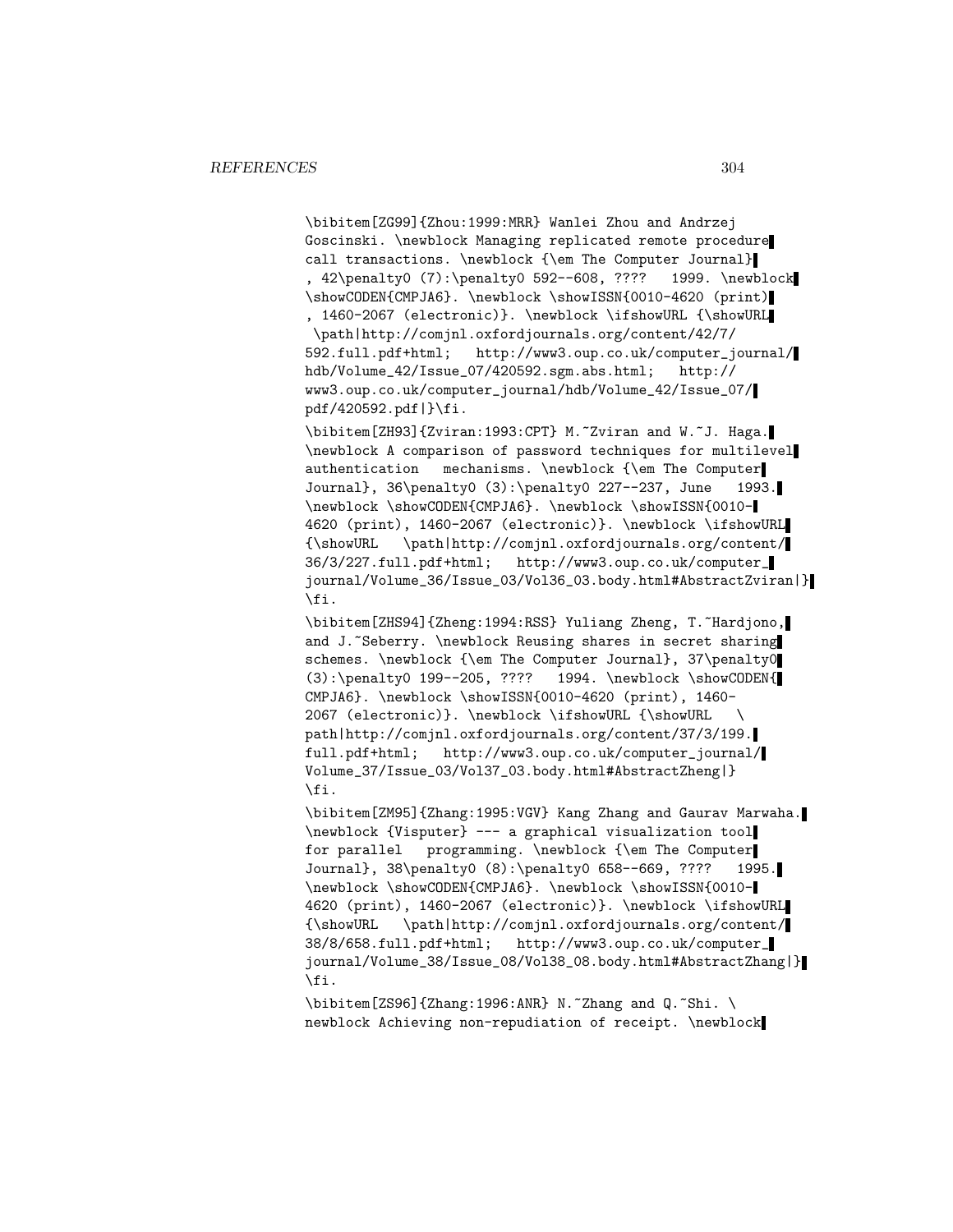```
\bibitem[ZG99]{Zhou:1999:MRR} Wanlei Zhou and Andrzej
Goscinski. \newblock Managing replicated remote procedure
call transactions. \newblock {\em The Computer Journal}
, 42\penalty0 (7):\penalty0 592--608, ????   1999. \newblock
\showCODEN{CMPJA6}. \newblock \showISSN{0010-4620 (print)
, 1460-2067 (electronic)}. \newblock \ifshowURL {\showURL
 \path|http://comjnl.oxfordjournals.org/content/42/7/
592.full.pdf+html;   http://www3.oup.co.uk/computer_journal/
hdb/Volume_42/Issue_07/420592.sgm.abs.html;   http://
www3.oup.co.uk/computer_journal/hdb/Volume_42/Issue_07/
pdf/420592.pdf|}\fi.

\bibitem[ZH93]{Zviran:1993:CPT} M.~Zviran and W.~J. Haga.
\newblock A comparison of password techniques for multilevel
authentication   mechanisms. \newblock {\em The Computer
Journal}, 36\penalty0 (3):\penalty0 227--237, June   1993.
\newblock \showCODEN{CMPJA6}. \newblock \showISSN{0010-
4620 (print), 1460-2067 (electronic)}. \newblock \ifshowURL
{\showURL   \path|http://comjnl.oxfordjournals.org/content/
36/3/227.full.pdf+html;   http://www3.oup.co.uk/computer_
journal/Volume_36/Issue_03/Vol36_03.body.html#AbstractZviran|}
\fi.

\bibitem[ZHS94]{Zheng:1994:RSS} Yuliang Zheng, T.~Hardjono,
and J.~Seberry. \newblock Reusing shares in secret sharing
schemes. \newblock {\em The Computer Journal}, 37\penalty0
(3):\penalty0 199--205, ????   1994. \newblock \showCODEN{
CMPJA6}. \newblock \showISSN{0010-4620 (print), 1460-
2067 (electronic)}. \newblock \ifshowURL {\showURL   \
path|http://comjnl.oxfordjournals.org/content/37/3/199.
full.pdf+html;   http://www3.oup.co.uk/computer_journal/
Volume_37/Issue_03/Vol37_03.body.html#AbstractZheng|}
\fi.

\bibitem[ZM95]{Zhang:1995:VGV} Kang Zhang and Gaurav Marwaha.
\newblock {Visputer} --- a graphical visualization tool
for parallel   programming. \newblock {\em The Computer
Journal}, 38\penalty0 (8):\penalty0 658--669, ????   1995.
\newblock \showCODEN{CMPJA6}. \newblock \showISSN{0010-
4620 (print), 1460-2067 (electronic)}. \newblock \ifshowURL
{\showURL   \path|http://comjnl.oxfordjournals.org/content/
38/8/658.full.pdf+html;   http://www3.oup.co.uk/computer_
journal/Volume_38/Issue_08/Vol38_08.body.html#AbstractZhang|}
\fi.

\bibitem[ZS96]{Zhang:1996:ANR} N.~Zhang and Q.~Shi. \
newblock Achieving non-repudiation of receipt. \newblock
```